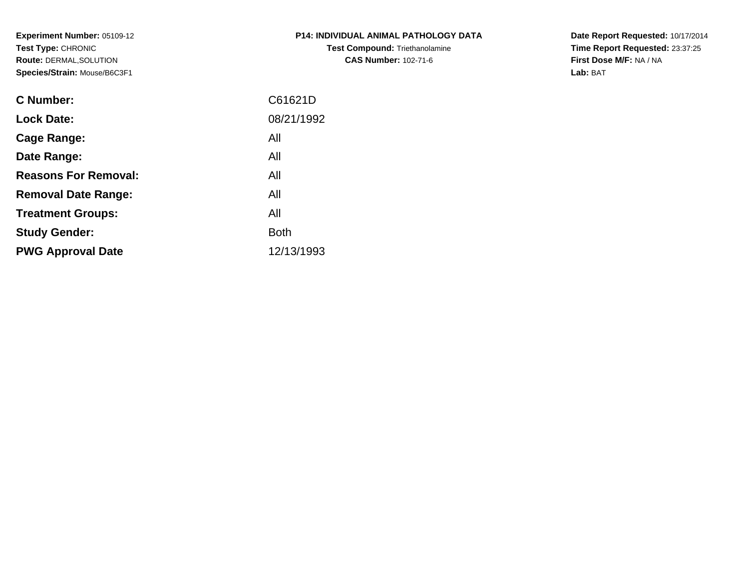**Experiment Number:** 05109-12
**Test Type:** CHRONIC
**Route:** DERMAL,SOLUTION
**Species/Strain:** Mouse/B6C3F1

**P14: INDIVIDUAL ANIMAL PATHOLOGY DATA**
**Test Compound:** Triethanolamine
**CAS Number:** 102-71-6

**Date Report Requested:** 10/17/2014
**Time Report Requested:** 23:37:25
**First Dose M/F:** NA / NA
**Lab:** BAT

| | |
|---|---|
| **C Number:** | C61621D |
| **Lock Date:** | 08/21/1992 |
| **Cage Range:** | All |
| **Date Range:** | All |
| **Reasons For Removal:** | All |
| **Removal Date Range:** | All |
| **Treatment Groups:** | All |
| **Study Gender:** | Both |
| **PWG Approval Date** | 12/13/1993 |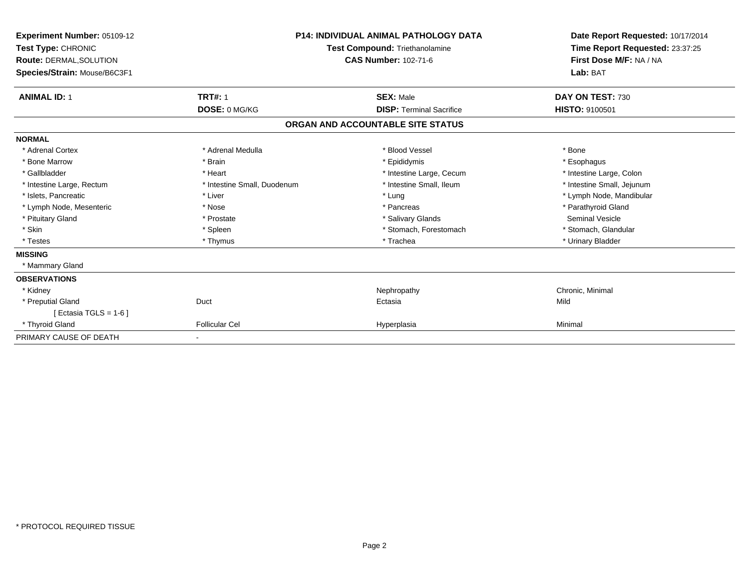**Experiment Number:** 05109-12
**Test Type:** CHRONIC
**Route:** DERMAL,SOLUTION
**Species/Strain:** Mouse/B6C3F1

**P14: INDIVIDUAL ANIMAL PATHOLOGY DATA**
**Test Compound:** Triethanolamine
**CAS Number:** 102-71-6

**Date Report Requested:** 10/17/2014
**Time Report Requested:** 23:37:25
**First Dose M/F:** NA / NA
**Lab:** BAT

| **ANIMAL ID:** 1 | **TRT#:** 1 | **SEX:** Male | **DAY ON TEST:** 730 |
|---|---|---|---|
| | **DOSE:** 0 MG/KG | **DISP:** Terminal Sacrifice | **HISTO:** 9100501 |

## ORGAN AND ACCOUNTABLE SITE STATUS

| | | | |
|---|---|---|---|
| **NORMAL** | | | |
| * Adrenal Cortex | * Adrenal Medulla | * Blood Vessel | * Bone |
| * Bone Marrow | * Brain | * Epididymis | * Esophagus |
| * Gallbladder | * Heart | * Intestine Large, Cecum | * Intestine Large, Colon |
| * Intestine Large, Rectum | * Intestine Small, Duodenum | * Intestine Small, Ileum | * Intestine Small, Jejunum |
| * Islets, Pancreatic | * Liver | * Lung | * Lymph Node, Mandibular |
| * Lymph Node, Mesenteric | * Nose | * Pancreas | * Parathyroid Gland |
| * Pituitary Gland | * Prostate | * Salivary Glands | Seminal Vesicle |
| * Skin | * Spleen | * Stomach, Forestomach | * Stomach, Glandular |
| * Testes | * Thymus | * Trachea | * Urinary Bladder |
| **MISSING** | | | |
| * Mammary Gland | | | |
| **OBSERVATIONS** | | | |
| * Kidney | | Nephropathy | Chronic, Minimal |
| * Preputial Gland | Duct | Ectasia | Mild |
| [ Ectasia TGLS = 1-6 ] | | | |
| * Thyroid Gland | Follicular Cel | Hyperplasia | Minimal |
| PRIMARY CAUSE OF DEATH | - | | |

* PROTOCOL REQUIRED TISSUE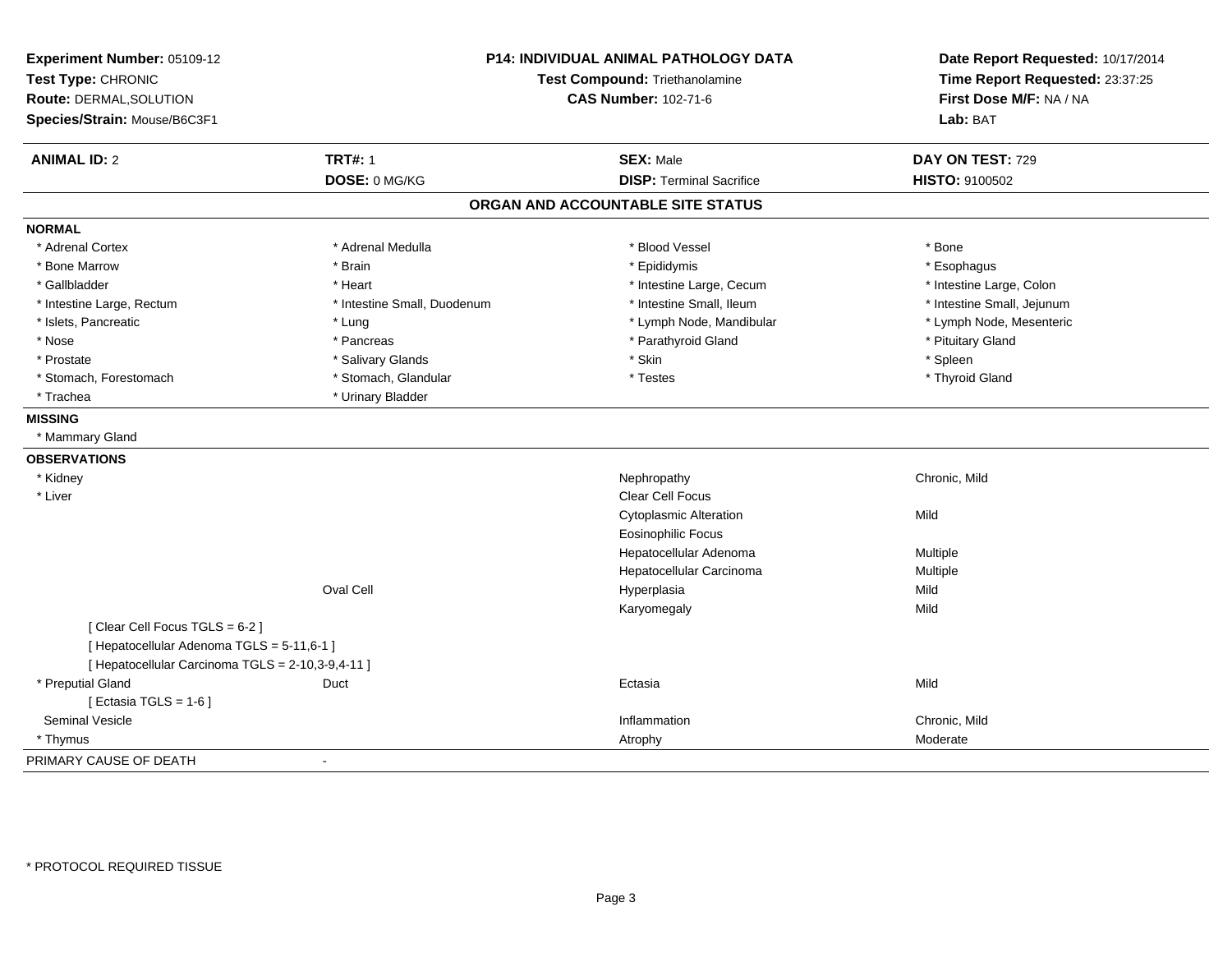**Experiment Number:** 05109-12
**Test Type:** CHRONIC
**Route:** DERMAL,SOLUTION
**Species/Strain:** Mouse/B6C3F1

**P14: INDIVIDUAL ANIMAL PATHOLOGY DATA**
**Test Compound:** Triethanolamine
**CAS Number:** 102-71-6

**Date Report Requested:** 10/17/2014
**Time Report Requested:** 23:37:25
**First Dose M/F:** NA / NA
**Lab:** BAT

| **ANIMAL ID:** 2 | **TRT#:** 1 | **SEX:** Male | **DAY ON TEST:** 729 |
|---|---|---|---|
| | **DOSE:** 0 MG/KG | **DISP:** Terminal Sacrifice | **HISTO:** 9100502 |

## ORGAN AND ACCOUNTABLE SITE STATUS

**NORMAL**

| | | | |
|---|---|---|---|
| * Adrenal Cortex | * Adrenal Medulla | * Blood Vessel | * Bone |
| * Bone Marrow | * Brain | * Epididymis | * Esophagus |
| * Gallbladder | * Heart | * Intestine Large, Cecum | * Intestine Large, Colon |
| * Intestine Large, Rectum | * Intestine Small, Duodenum | * Intestine Small, Ileum | * Intestine Small, Jejunum |
| * Islets, Pancreatic | * Lung | * Lymph Node, Mandibular | * Lymph Node, Mesenteric |
| * Nose | * Pancreas | * Parathyroid Gland | * Pituitary Gland |
| * Prostate | * Salivary Glands | * Skin | * Spleen |
| * Stomach, Forestomach | * Stomach, Glandular | * Testes | * Thyroid Gland |
| * Trachea | * Urinary Bladder | | |

**MISSING**

* Mammary Gland

**OBSERVATIONS**

| Organ | Site | Observation | Severity |
|---|---|---|---|
| * Kidney | | Nephropathy | Chronic, Mild |
| * Liver | | Clear Cell Focus | |
| | | Cytoplasmic Alteration | Mild |
| | | Eosinophilic Focus | |
| | | Hepatocellular Adenoma | Multiple |
| | | Hepatocellular Carcinoma | Multiple |
| | Oval Cell | Hyperplasia | Mild |
| | | Karyomegaly | Mild |
| [ Clear Cell Focus TGLS = 6-2 ] | | | |
| [ Hepatocellular Adenoma TGLS = 5-11,6-1 ] | | | |
| [ Hepatocellular Carcinoma TGLS = 2-10,3-9,4-11 ] | | | |
| * Preputial Gland | Duct | Ectasia | Mild |
| [ Ectasia TGLS = 1-6 ] | | | |
| Seminal Vesicle | | Inflammation | Chronic, Mild |
| * Thymus | | Atrophy | Moderate |

PRIMARY CAUSE OF DEATH -

* PROTOCOL REQUIRED TISSUE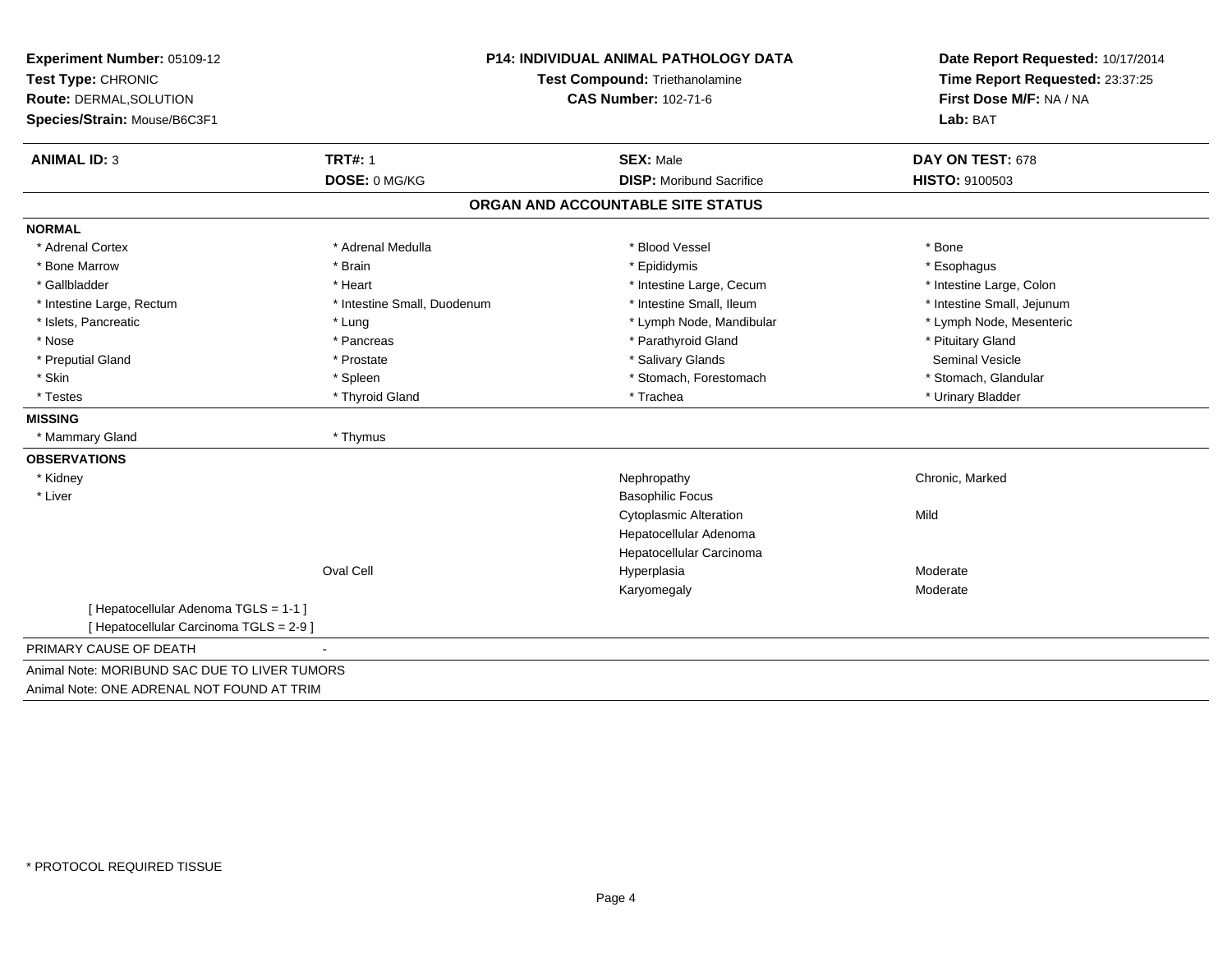**Experiment Number:** 05109-12
**Test Type:** CHRONIC
**Route:** DERMAL,SOLUTION
**Species/Strain:** Mouse/B6C3F1

**P14: INDIVIDUAL ANIMAL PATHOLOGY DATA**
**Test Compound:** Triethanolamine
**CAS Number:** 102-71-6

**Date Report Requested:** 10/17/2014
**Time Report Requested:** 23:37:25
**First Dose M/F:** NA / NA
**Lab:** BAT

| **ANIMAL ID:** 3 | **TRT#:** 1 | **SEX:** Male | **DAY ON TEST:** 678 |
|---|---|---|---|
| | **DOSE:** 0 MG/KG | **DISP:** Moribund Sacrifice | **HISTO:** 9100503 |

## ORGAN AND ACCOUNTABLE SITE STATUS

**NORMAL**

| | | | |
|---|---|---|---|
| * Adrenal Cortex | * Adrenal Medulla | * Blood Vessel | * Bone |
| * Bone Marrow | * Brain | * Epididymis | * Esophagus |
| * Gallbladder | * Heart | * Intestine Large, Cecum | * Intestine Large, Colon |
| * Intestine Large, Rectum | * Intestine Small, Duodenum | * Intestine Small, Ileum | * Intestine Small, Jejunum |
| * Islets, Pancreatic | * Lung | * Lymph Node, Mandibular | * Lymph Node, Mesenteric |
| * Nose | * Pancreas | * Parathyroid Gland | * Pituitary Gland |
| * Preputial Gland | * Prostate | * Salivary Glands | Seminal Vesicle |
| * Skin | * Spleen | * Stomach, Forestomach | * Stomach, Glandular |
| * Testes | * Thyroid Gland | * Trachea | * Urinary Bladder |

**MISSING**

| | |
|---|---|
| * Mammary Gland | * Thymus |

**OBSERVATIONS**

| | | | |
|---|---|---|---|
| * Kidney | | Nephropathy | Chronic, Marked |
| * Liver | | Basophilic Focus | |
| | | Cytoplasmic Alteration | Mild |
| | | Hepatocellular Adenoma | |
| | | Hepatocellular Carcinoma | |
| | Oval Cell | Hyperplasia | Moderate |
| | | Karyomegaly | Moderate |

[ Hepatocellular Adenoma TGLS = 1-1 ]
[ Hepatocellular Carcinoma TGLS = 2-9 ]

PRIMARY CAUSE OF DEATH -

Animal Note: MORIBUND SAC DUE TO LIVER TUMORS
Animal Note: ONE ADRENAL NOT FOUND AT TRIM

* PROTOCOL REQUIRED TISSUE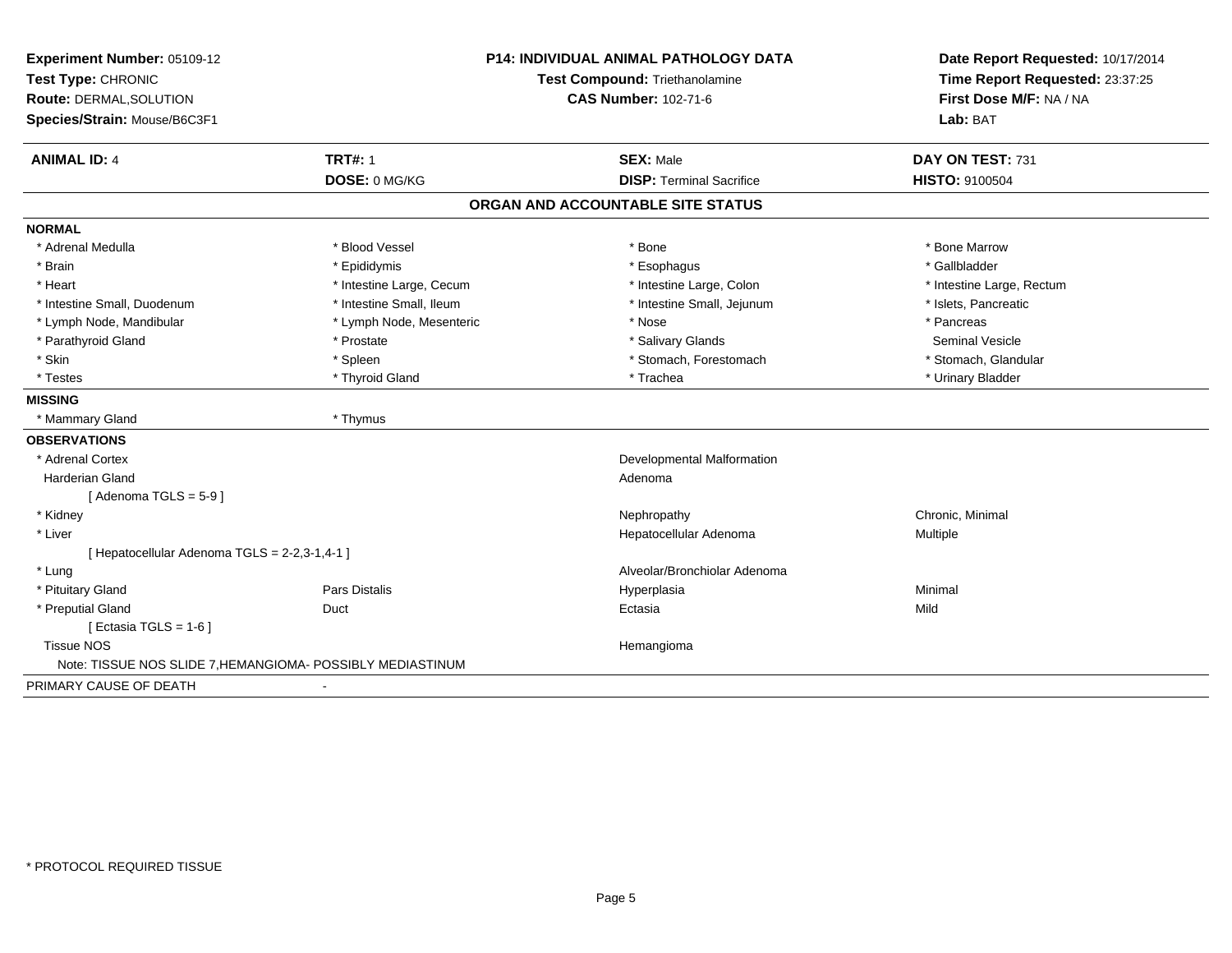**Experiment Number:** 05109-12
**Test Type:** CHRONIC
**Route:** DERMAL,SOLUTION
**Species/Strain:** Mouse/B6C3F1

**P14: INDIVIDUAL ANIMAL PATHOLOGY DATA**
**Test Compound:** Triethanolamine
**CAS Number:** 102-71-6

**Date Report Requested:** 10/17/2014
**Time Report Requested:** 23:37:25
**First Dose M/F:** NA / NA
**Lab:** BAT

| **ANIMAL ID:** 4 | **TRT#:** 1 | **SEX:** Male | **DAY ON TEST:** 731 |
|---|---|---|---|
| | **DOSE:** 0 MG/KG | **DISP:** Terminal Sacrifice | **HISTO:** 9100504 |

## ORGAN AND ACCOUNTABLE SITE STATUS

**NORMAL**

| | | | |
|---|---|---|---|
| * Adrenal Medulla | * Blood Vessel | * Bone | * Bone Marrow |
| * Brain | * Epididymis | * Esophagus | * Gallbladder |
| * Heart | * Intestine Large, Cecum | * Intestine Large, Colon | * Intestine Large, Rectum |
| * Intestine Small, Duodenum | * Intestine Small, Ileum | * Intestine Small, Jejunum | * Islets, Pancreatic |
| * Lymph Node, Mandibular | * Lymph Node, Mesenteric | * Nose | * Pancreas |
| * Parathyroid Gland | * Prostate | * Salivary Glands | Seminal Vesicle |
| * Skin | * Spleen | * Stomach, Forestomach | * Stomach, Glandular |
| * Testes | * Thyroid Gland | * Trachea | * Urinary Bladder |

**MISSING**

| | |
|---|---|
| * Mammary Gland | * Thymus |

**OBSERVATIONS**

| | | | |
|---|---|---|---|
| * Adrenal Cortex | | Developmental Malformation | |
| Harderian Gland | | Adenoma | |
| [ Adenoma TGLS = 5-9 ] | | | |
| * Kidney | | Nephropathy | Chronic, Minimal |
| * Liver | | Hepatocellular Adenoma | Multiple |
| [ Hepatocellular Adenoma TGLS = 2-2,3-1,4-1 ] | | | |
| * Lung | | Alveolar/Bronchiolar Adenoma | |
| * Pituitary Gland | Pars Distalis | Hyperplasia | Minimal |
| * Preputial Gland | Duct | Ectasia | Mild |
| [ Ectasia TGLS = 1-6 ] | | | |
| Tissue NOS | | Hemangioma | |

Note: TISSUE NOS SLIDE 7,HEMANGIOMA- POSSIBLY MEDIASTINUM

PRIMARY CAUSE OF DEATH -

* PROTOCOL REQUIRED TISSUE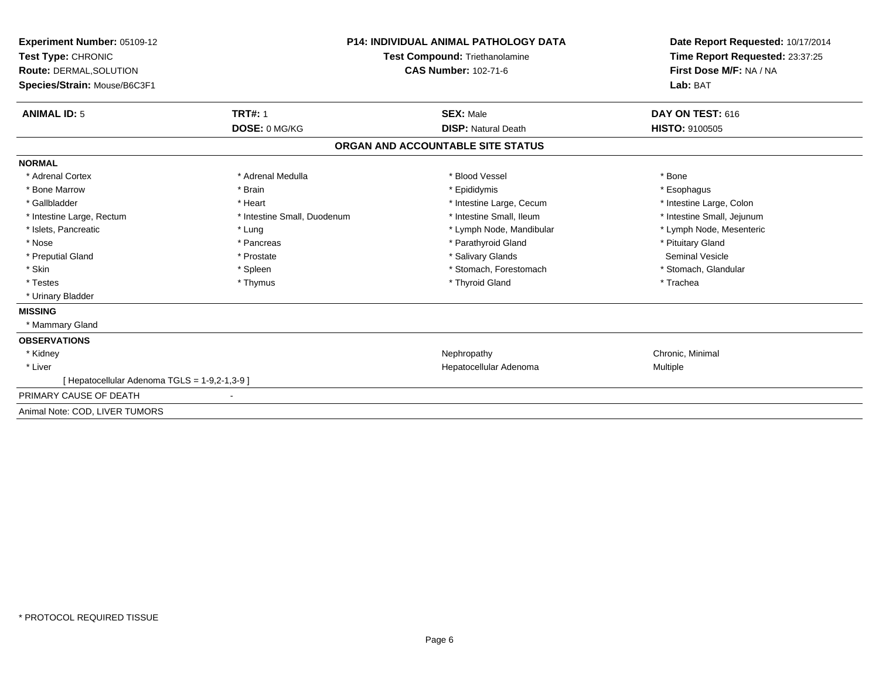**Experiment Number:** 05109-12
**Test Type:** CHRONIC
**Route:** DERMAL,SOLUTION
**Species/Strain:** Mouse/B6C3F1

**P14: INDIVIDUAL ANIMAL PATHOLOGY DATA**
**Test Compound:** Triethanolamine
**CAS Number:** 102-71-6

**Date Report Requested:** 10/17/2014
**Time Report Requested:** 23:37:25
**First Dose M/F:** NA / NA
**Lab:** BAT

| **ANIMAL ID:** 5 | **TRT#:** 1 | **SEX:** Male | **DAY ON TEST:** 616 |
|---|---|---|---|
| | **DOSE:** 0 MG/KG | **DISP:** Natural Death | **HISTO:** 9100505 |

## ORGAN AND ACCOUNTABLE SITE STATUS

**NORMAL**

| | | | |
|---|---|---|---|
| * Adrenal Cortex | * Adrenal Medulla | * Blood Vessel | * Bone |
| * Bone Marrow | * Brain | * Epididymis | * Esophagus |
| * Gallbladder | * Heart | * Intestine Large, Cecum | * Intestine Large, Colon |
| * Intestine Large, Rectum | * Intestine Small, Duodenum | * Intestine Small, Ileum | * Intestine Small, Jejunum |
| * Islets, Pancreatic | * Lung | * Lymph Node, Mandibular | * Lymph Node, Mesenteric |
| * Nose | * Pancreas | * Parathyroid Gland | * Pituitary Gland |
| * Preputial Gland | * Prostate | * Salivary Glands | Seminal Vesicle |
| * Skin | * Spleen | * Stomach, Forestomach | * Stomach, Glandular |
| * Testes | * Thymus | * Thyroid Gland | * Trachea |
| * Urinary Bladder | | | |

**MISSING**

* Mammary Gland

**OBSERVATIONS**

| | | |
|---|---|---|
| * Kidney | Nephropathy | Chronic, Minimal |
| * Liver | Hepatocellular Adenoma | Multiple |
| [ Hepatocellular Adenoma TGLS = 1-9,2-1,3-9 ] | | |

PRIMARY CAUSE OF DEATH -

Animal Note: COD, LIVER TUMORS

* PROTOCOL REQUIRED TISSUE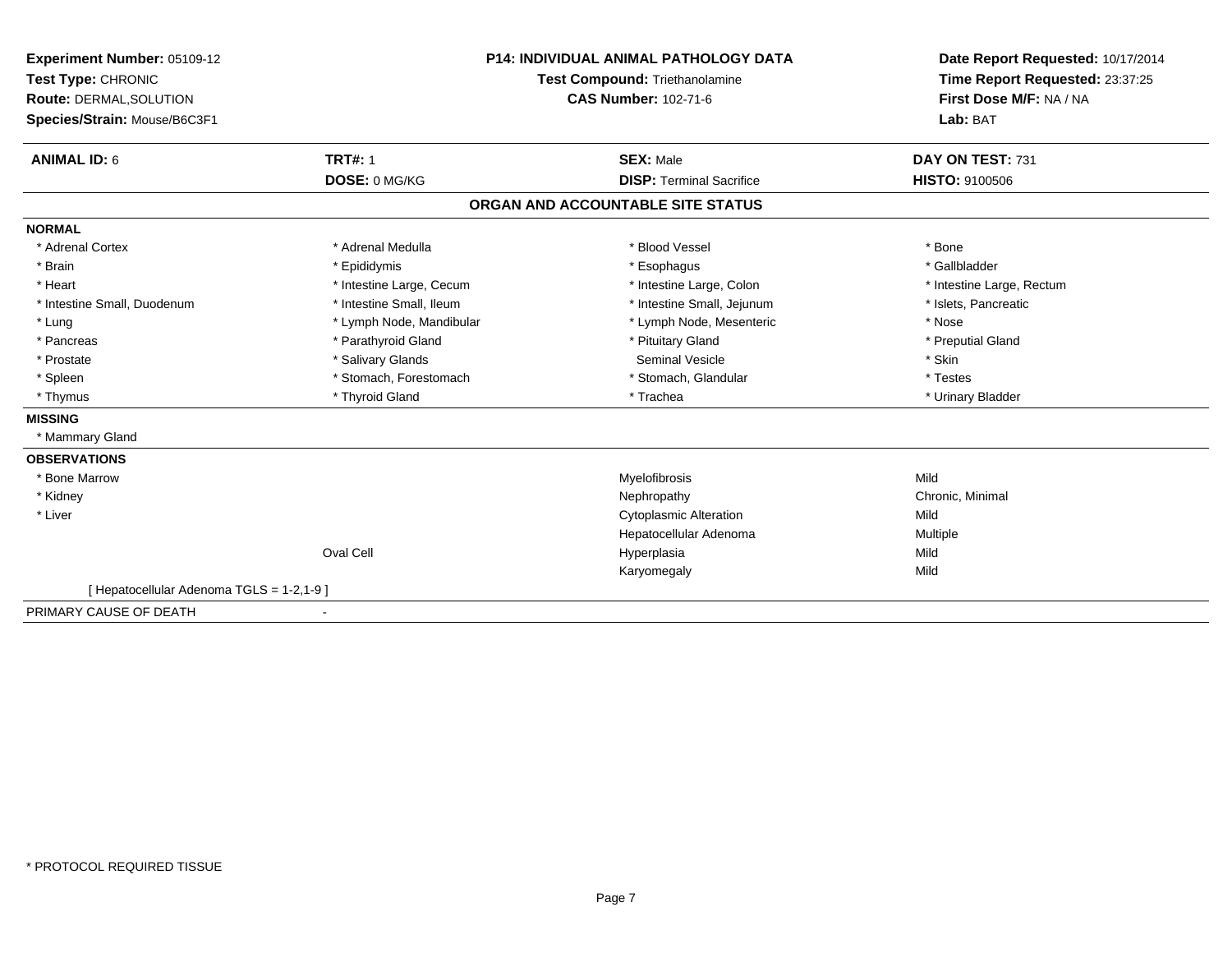**Experiment Number:** 05109-12
**Test Type:** CHRONIC
**Route:** DERMAL,SOLUTION
**Species/Strain:** Mouse/B6C3F1

**P14: INDIVIDUAL ANIMAL PATHOLOGY DATA**
**Test Compound:** Triethanolamine
**CAS Number:** 102-71-6

**Date Report Requested:** 10/17/2014
**Time Report Requested:** 23:37:25
**First Dose M/F:** NA / NA
**Lab:** BAT

| | | | |
|---|---|---|---|
| **ANIMAL ID:** 6 | **TRT#:** 1 | **SEX:** Male | **DAY ON TEST:** 731 |
| | **DOSE:** 0 MG/KG | **DISP:** Terminal Sacrifice | **HISTO:** 9100506 |

## ORGAN AND ACCOUNTABLE SITE STATUS

**NORMAL**

| | | | |
|---|---|---|---|
| * Adrenal Cortex | * Adrenal Medulla | * Blood Vessel | * Bone |
| * Brain | * Epididymis | * Esophagus | * Gallbladder |
| * Heart | * Intestine Large, Cecum | * Intestine Large, Colon | * Intestine Large, Rectum |
| * Intestine Small, Duodenum | * Intestine Small, Ileum | * Intestine Small, Jejunum | * Islets, Pancreatic |
| * Lung | * Lymph Node, Mandibular | * Lymph Node, Mesenteric | * Nose |
| * Pancreas | * Parathyroid Gland | * Pituitary Gland | * Preputial Gland |
| * Prostate | * Salivary Glands | Seminal Vesicle | * Skin |
| * Spleen | * Stomach, Forestomach | * Stomach, Glandular | * Testes |
| * Thymus | * Thyroid Gland | * Trachea | * Urinary Bladder |

**MISSING**

* Mammary Gland

**OBSERVATIONS**

| | | | |
|---|---|---|---|
| * Bone Marrow | | Myelofibrosis | Mild |
| * Kidney | | Nephropathy | Chronic, Minimal |
| * Liver | | Cytoplasmic Alteration | Mild |
| | | Hepatocellular Adenoma | Multiple |
| | Oval Cell | Hyperplasia | Mild |
| | | Karyomegaly | Mild |

[ Hepatocellular Adenoma TGLS = 1-2,1-9 ]

PRIMARY CAUSE OF DEATH -

* PROTOCOL REQUIRED TISSUE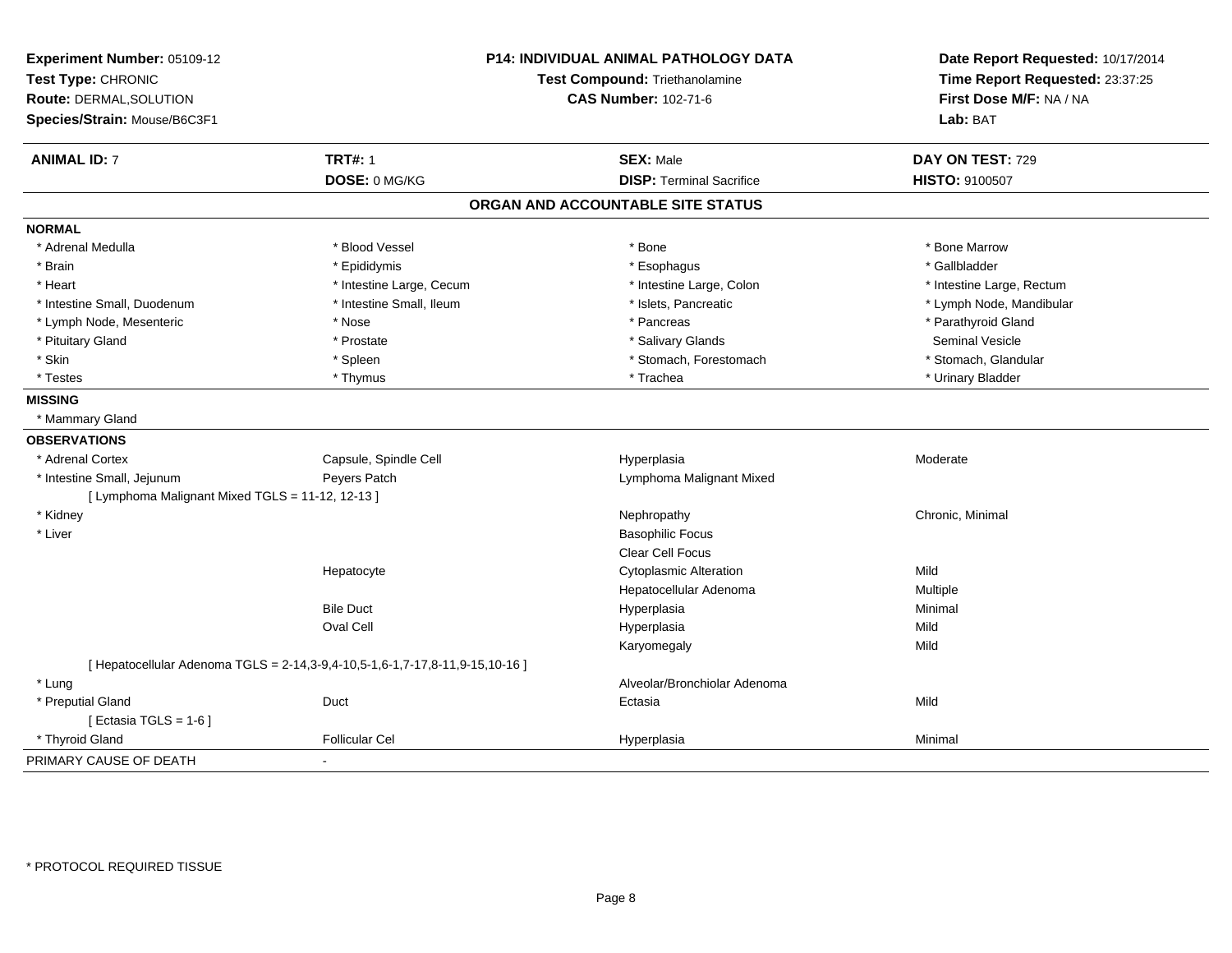**Experiment Number:** 05109-12
**Test Type:** CHRONIC
**Route:** DERMAL,SOLUTION
**Species/Strain:** Mouse/B6C3F1

**P14: INDIVIDUAL ANIMAL PATHOLOGY DATA**
**Test Compound:** Triethanolamine
**CAS Number:** 102-71-6

**Date Report Requested:** 10/17/2014
**Time Report Requested:** 23:37:25
**First Dose M/F:** NA / NA
**Lab:** BAT

| **ANIMAL ID:** 7 | **TRT#:** 1 | **SEX:** Male | **DAY ON TEST:** 729 |
|---|---|---|---|
| | **DOSE:** 0 MG/KG | **DISP:** Terminal Sacrifice | **HISTO:** 9100507 |

## ORGAN AND ACCOUNTABLE SITE STATUS

**NORMAL**

| | | | |
|---|---|---|---|
| * Adrenal Medulla | * Blood Vessel | * Bone | * Bone Marrow |
| * Brain | * Epididymis | * Esophagus | * Gallbladder |
| * Heart | * Intestine Large, Cecum | * Intestine Large, Colon | * Intestine Large, Rectum |
| * Intestine Small, Duodenum | * Intestine Small, Ileum | * Islets, Pancreatic | * Lymph Node, Mandibular |
| * Lymph Node, Mesenteric | * Nose | * Pancreas | * Parathyroid Gland |
| * Pituitary Gland | * Prostate | * Salivary Glands | Seminal Vesicle |
| * Skin | * Spleen | * Stomach, Forestomach | * Stomach, Glandular |
| * Testes | * Thymus | * Trachea | * Urinary Bladder |

**MISSING**

* Mammary Gland

**OBSERVATIONS**

| | | | |
|---|---|---|---|
| * Adrenal Cortex | Capsule, Spindle Cell | Hyperplasia | Moderate |
| * Intestine Small, Jejunum | Peyers Patch | Lymphoma Malignant Mixed | |
| [ Lymphoma Malignant Mixed TGLS = 11-12, 12-13 ] | | | |
| * Kidney | | Nephropathy | Chronic, Minimal |
| * Liver | | Basophilic Focus | |
| | | Clear Cell Focus | |
| | Hepatocyte | Cytoplasmic Alteration | Mild |
| | | Hepatocellular Adenoma | Multiple |
| | Bile Duct | Hyperplasia | Minimal |
| | Oval Cell | Hyperplasia | Mild |
| | | Karyomegaly | Mild |
| [ Hepatocellular Adenoma TGLS = 2-14,3-9,4-10,5-1,6-1,7-17,8-11,9-15,10-16 ] | | | |
| * Lung | | Alveolar/Bronchiolar Adenoma | |
| * Preputial Gland | Duct | Ectasia | Mild |
| [ Ectasia TGLS = 1-6 ] | | | |
| * Thyroid Gland | Follicular Cel | Hyperplasia | Minimal |

PRIMARY CAUSE OF DEATH -

\* PROTOCOL REQUIRED TISSUE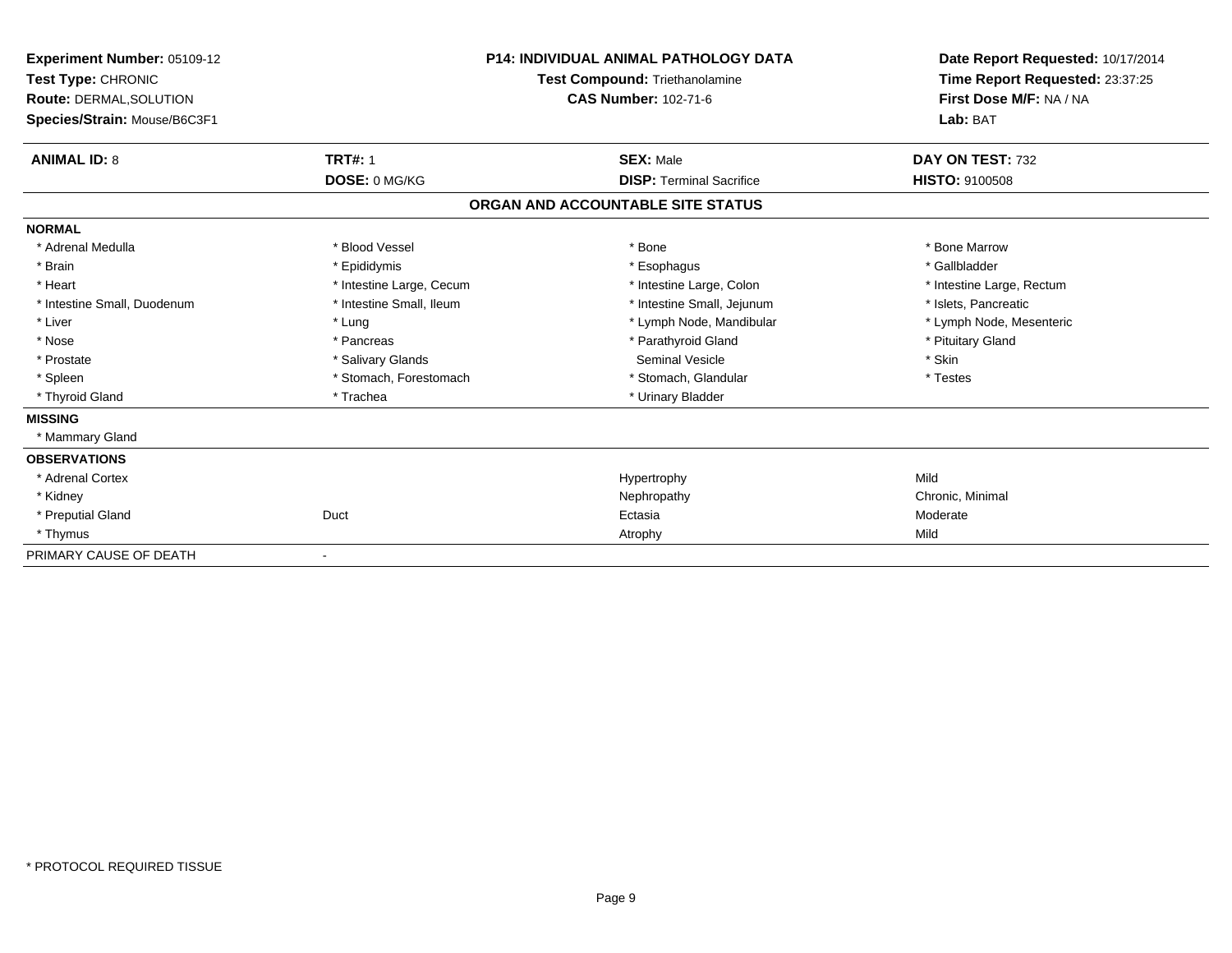**Experiment Number:** 05109-12
**Test Type:** CHRONIC
**Route:** DERMAL,SOLUTION
**Species/Strain:** Mouse/B6C3F1

**P14: INDIVIDUAL ANIMAL PATHOLOGY DATA**
**Test Compound:** Triethanolamine
**CAS Number:** 102-71-6

**Date Report Requested:** 10/17/2014
**Time Report Requested:** 23:37:25
**First Dose M/F:** NA / NA
**Lab:** BAT

| **ANIMAL ID:** 8 | **TRT#:** 1 | **SEX:** Male | **DAY ON TEST:** 732 |
|---|---|---|---|
| | **DOSE:** 0 MG/KG | **DISP:** Terminal Sacrifice | **HISTO:** 9100508 |

## ORGAN AND ACCOUNTABLE SITE STATUS

| | | | |
|---|---|---|---|
| **NORMAL** | | | |
| * Adrenal Medulla | * Blood Vessel | * Bone | * Bone Marrow |
| * Brain | * Epididymis | * Esophagus | * Gallbladder |
| * Heart | * Intestine Large, Cecum | * Intestine Large, Colon | * Intestine Large, Rectum |
| * Intestine Small, Duodenum | * Intestine Small, Ileum | * Intestine Small, Jejunum | * Islets, Pancreatic |
| * Liver | * Lung | * Lymph Node, Mandibular | * Lymph Node, Mesenteric |
| * Nose | * Pancreas | * Parathyroid Gland | * Pituitary Gland |
| * Prostate | * Salivary Glands | Seminal Vesicle | * Skin |
| * Spleen | * Stomach, Forestomach | * Stomach, Glandular | * Testes |
| * Thyroid Gland | * Trachea | * Urinary Bladder | |
| **MISSING** | | | |
| * Mammary Gland | | | |
| **OBSERVATIONS** | | | |
| * Adrenal Cortex | | Hypertrophy | Mild |
| * Kidney | | Nephropathy | Chronic, Minimal |
| * Preputial Gland | Duct | Ectasia | Moderate |
| * Thymus | | Atrophy | Mild |
| PRIMARY CAUSE OF DEATH | - | | |

* PROTOCOL REQUIRED TISSUE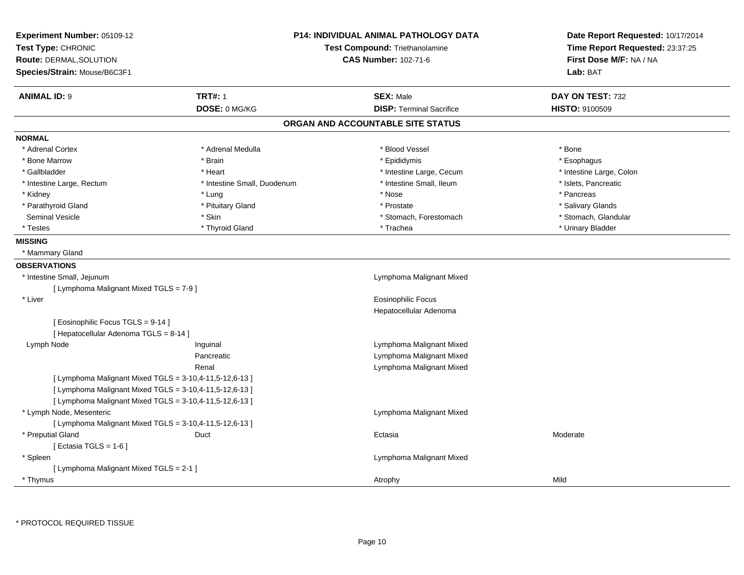**Experiment Number:** 05109-12
**Test Type:** CHRONIC
**Route:** DERMAL,SOLUTION
**Species/Strain:** Mouse/B6C3F1

**P14: INDIVIDUAL ANIMAL PATHOLOGY DATA**
**Test Compound:** Triethanolamine
**CAS Number:** 102-71-6

**Date Report Requested:** 10/17/2014
**Time Report Requested:** 23:37:25
**First Dose M/F:** NA / NA
**Lab:** BAT

| | | | |
|---|---|---|---|
| **ANIMAL ID:** 9 | **TRT#:** 1 | **SEX:** Male | **DAY ON TEST:** 732 |
| | **DOSE:** 0 MG/KG | **DISP:** Terminal Sacrifice | **HISTO:** 9100509 |

## ORGAN AND ACCOUNTABLE SITE STATUS

**NORMAL**

| | | | |
|---|---|---|---|
| * Adrenal Cortex | * Adrenal Medulla | * Blood Vessel | * Bone |
| * Bone Marrow | * Brain | * Epididymis | * Esophagus |
| * Gallbladder | * Heart | * Intestine Large, Cecum | * Intestine Large, Colon |
| * Intestine Large, Rectum | * Intestine Small, Duodenum | * Intestine Small, Ileum | * Islets, Pancreatic |
| * Kidney | * Lung | * Nose | * Pancreas |
| * Parathyroid Gland | * Pituitary Gland | * Prostate | * Salivary Glands |
| Seminal Vesicle | * Skin | * Stomach, Forestomach | * Stomach, Glandular |
| * Testes | * Thyroid Gland | * Trachea | * Urinary Bladder |

**MISSING**

* Mammary Gland

**OBSERVATIONS**

| | | | |
|---|---|---|---|
| * Intestine Small, Jejunum | | Lymphoma Malignant Mixed | |
| [ Lymphoma Malignant Mixed TGLS = 7-9 ] | | | |
| * Liver | | Eosinophilic Focus | |
| | | Hepatocellular Adenoma | |
| [ Eosinophilic Focus TGLS = 9-14 ] | | | |
| [ Hepatocellular Adenoma TGLS = 8-14 ] | | | |
| Lymph Node | Inguinal | Lymphoma Malignant Mixed | |
| | Pancreatic | Lymphoma Malignant Mixed | |
| | Renal | Lymphoma Malignant Mixed | |
| [ Lymphoma Malignant Mixed TGLS = 3-10,4-11,5-12,6-13 ] | | | |
| [ Lymphoma Malignant Mixed TGLS = 3-10,4-11,5-12,6-13 ] | | | |
| [ Lymphoma Malignant Mixed TGLS = 3-10,4-11,5-12,6-13 ] | | | |
| * Lymph Node, Mesenteric | | Lymphoma Malignant Mixed | |
| [ Lymphoma Malignant Mixed TGLS = 3-10,4-11,5-12,6-13 ] | | | |
| * Preputial Gland | Duct | Ectasia | Moderate |
| [ Ectasia TGLS = 1-6 ] | | | |
| * Spleen | | Lymphoma Malignant Mixed | |
| [ Lymphoma Malignant Mixed TGLS = 2-1 ] | | | |
| * Thymus | | Atrophy | Mild |

* PROTOCOL REQUIRED TISSUE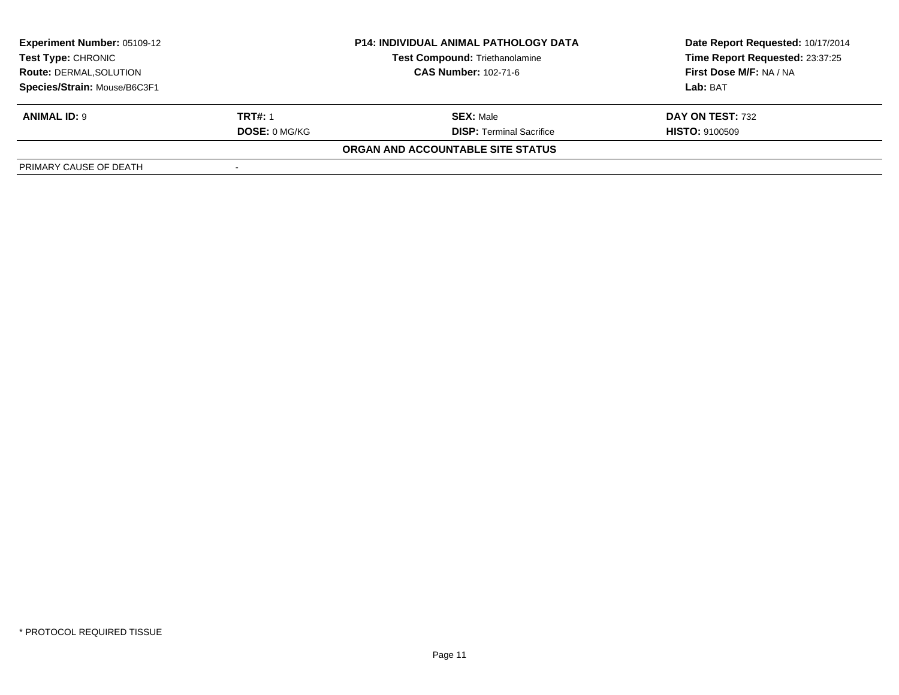**Experiment Number:** 05109-12
**Test Type:** CHRONIC
**Route:** DERMAL,SOLUTION
**Species/Strain:** Mouse/B6C3F1

**P14: INDIVIDUAL ANIMAL PATHOLOGY DATA**
**Test Compound:** Triethanolamine
**CAS Number:** 102-71-6

**Date Report Requested:** 10/17/2014
**Time Report Requested:** 23:37:25
**First Dose M/F:** NA / NA
**Lab:** BAT

| | | | |
|---|---|---|---|
| **ANIMAL ID:** 9 | **TRT#:** 1 | **SEX:** Male | **DAY ON TEST:** 732 |
| | **DOSE:** 0 MG/KG | **DISP:** Terminal Sacrifice | **HISTO:** 9100509 |

**ORGAN AND ACCOUNTABLE SITE STATUS**

| | |
|---|---|
| PRIMARY CAUSE OF DEATH | - |

* PROTOCOL REQUIRED TISSUE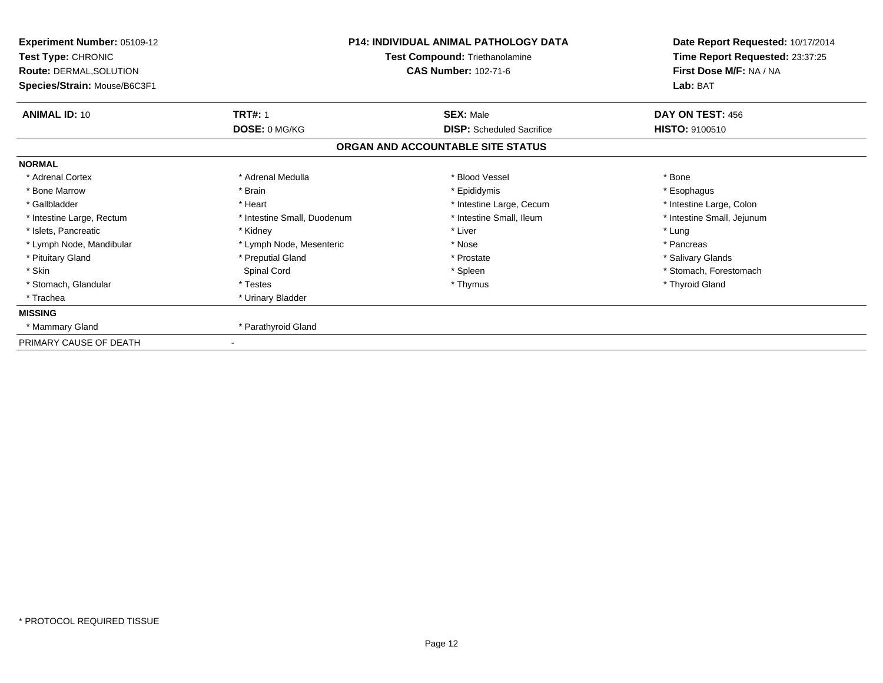**Experiment Number:** 05109-12
**Test Type:** CHRONIC
**Route:** DERMAL,SOLUTION
**Species/Strain:** Mouse/B6C3F1

**P14: INDIVIDUAL ANIMAL PATHOLOGY DATA**
**Test Compound:** Triethanolamine
**CAS Number:** 102-71-6

**Date Report Requested:** 10/17/2014
**Time Report Requested:** 23:37:25
**First Dose M/F:** NA / NA
**Lab:** BAT

| | | | |
|---|---|---|---|
| **ANIMAL ID:** 10 | **TRT#:** 1 | **SEX:** Male | **DAY ON TEST:** 456 |
| | **DOSE:** 0 MG/KG | **DISP:** Scheduled Sacrifice | **HISTO:** 9100510 |

## ORGAN AND ACCOUNTABLE SITE STATUS

**NORMAL**

| | | | |
|---|---|---|---|
| * Adrenal Cortex | * Adrenal Medulla | * Blood Vessel | * Bone |
| * Bone Marrow | * Brain | * Epididymis | * Esophagus |
| * Gallbladder | * Heart | * Intestine Large, Cecum | * Intestine Large, Colon |
| * Intestine Large, Rectum | * Intestine Small, Duodenum | * Intestine Small, Ileum | * Intestine Small, Jejunum |
| * Islets, Pancreatic | * Kidney | * Liver | * Lung |
| * Lymph Node, Mandibular | * Lymph Node, Mesenteric | * Nose | * Pancreas |
| * Pituitary Gland | * Preputial Gland | * Prostate | * Salivary Glands |
| * Skin | Spinal Cord | * Spleen | * Stomach, Forestomach |
| * Stomach, Glandular | * Testes | * Thymus | * Thyroid Gland |
| * Trachea | * Urinary Bladder | | |

**MISSING**

| | | | |
|---|---|---|---|
| * Mammary Gland | * Parathyroid Gland | | |

PRIMARY CAUSE OF DEATH -

* PROTOCOL REQUIRED TISSUE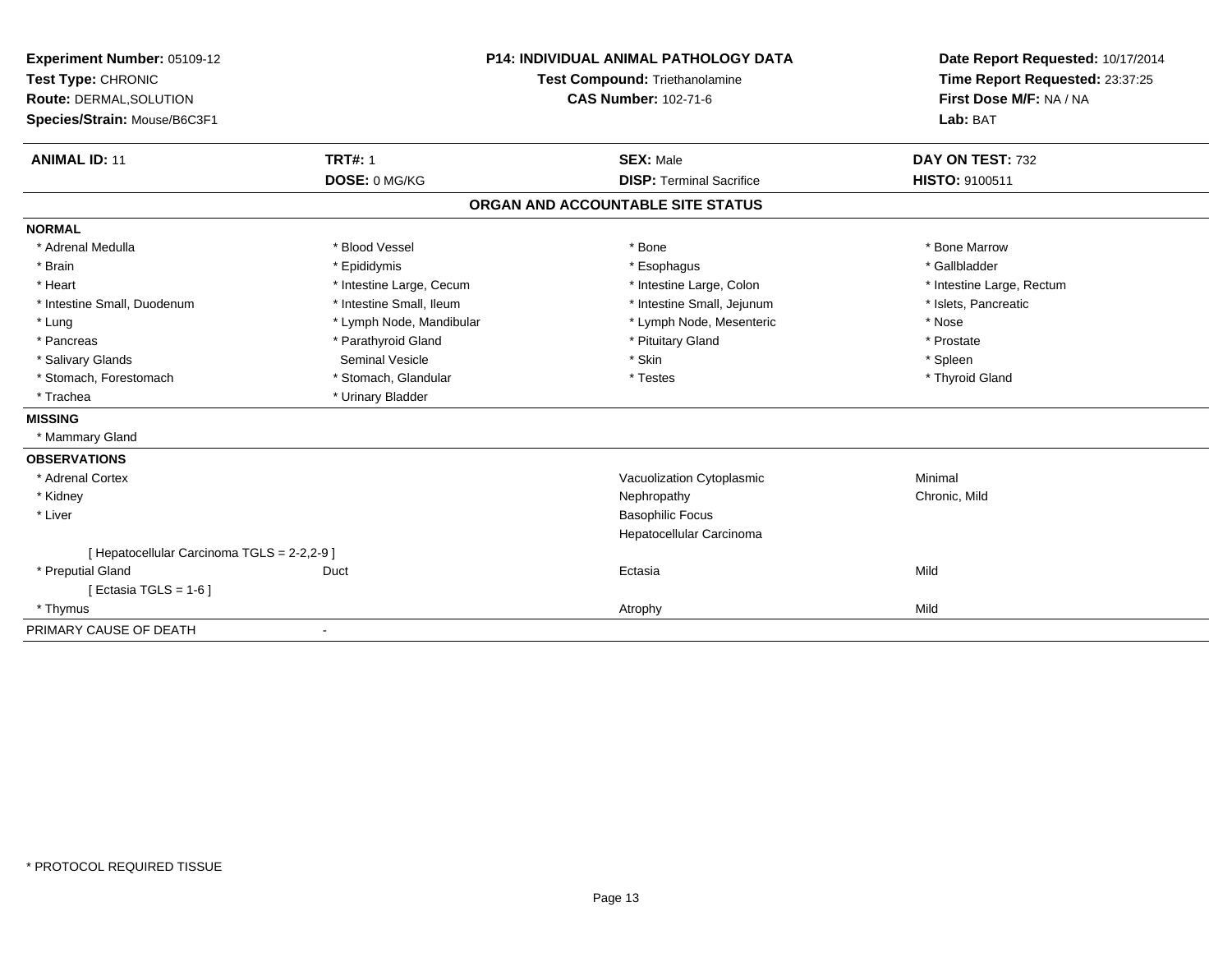**Experiment Number:** 05109-12
**Test Type:** CHRONIC
**Route:** DERMAL,SOLUTION
**Species/Strain:** Mouse/B6C3F1

**P14: INDIVIDUAL ANIMAL PATHOLOGY DATA**
**Test Compound:** Triethanolamine
**CAS Number:** 102-71-6

**Date Report Requested:** 10/17/2014
**Time Report Requested:** 23:37:25
**First Dose M/F:** NA / NA
**Lab:** BAT

| **ANIMAL ID:** 11 | **TRT#:** 1 | **SEX:** Male | **DAY ON TEST:** 732 |
|---|---|---|---|
| | **DOSE:** 0 MG/KG | **DISP:** Terminal Sacrifice | **HISTO:** 9100511 |

## ORGAN AND ACCOUNTABLE SITE STATUS

**NORMAL**

| | | | |
|---|---|---|---|
| * Adrenal Medulla | * Blood Vessel | * Bone | * Bone Marrow |
| * Brain | * Epididymis | * Esophagus | * Gallbladder |
| * Heart | * Intestine Large, Cecum | * Intestine Large, Colon | * Intestine Large, Rectum |
| * Intestine Small, Duodenum | * Intestine Small, Ileum | * Intestine Small, Jejunum | * Islets, Pancreatic |
| * Lung | * Lymph Node, Mandibular | * Lymph Node, Mesenteric | * Nose |
| * Pancreas | * Parathyroid Gland | * Pituitary Gland | * Prostate |
| * Salivary Glands | Seminal Vesicle | * Skin | * Spleen |
| * Stomach, Forestomach | * Stomach, Glandular | * Testes | * Thyroid Gland |
| * Trachea | * Urinary Bladder | | |

**MISSING**

* Mammary Gland

**OBSERVATIONS**

| | | | |
|---|---|---|---|
| * Adrenal Cortex | | Vacuolization Cytoplasmic | Minimal |
| * Kidney | | Nephropathy | Chronic, Mild |
| * Liver | | Basophilic Focus | |
| | | Hepatocellular Carcinoma | |
| [ Hepatocellular Carcinoma TGLS = 2-2,2-9 ] | | | |
| * Preputial Gland | Duct | Ectasia | Mild |
| [ Ectasia TGLS = 1-6 ] | | | |
| * Thymus | | Atrophy | Mild |

PRIMARY CAUSE OF DEATH -

\* PROTOCOL REQUIRED TISSUE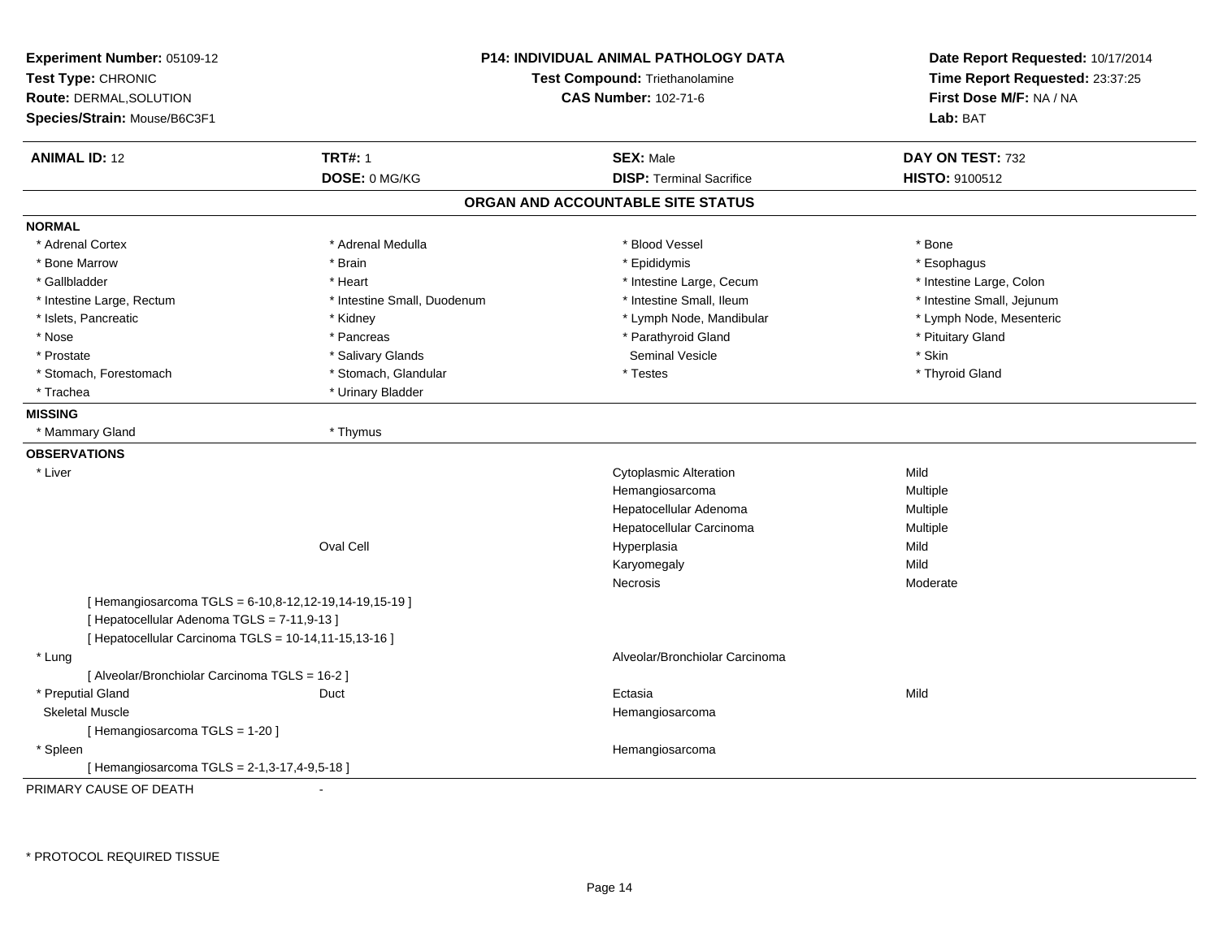**Experiment Number:** 05109-12
**Test Type:** CHRONIC
**Route:** DERMAL,SOLUTION
**Species/Strain:** Mouse/B6C3F1

**P14: INDIVIDUAL ANIMAL PATHOLOGY DATA**
**Test Compound:** Triethanolamine
**CAS Number:** 102-71-6

**Date Report Requested:** 10/17/2014
**Time Report Requested:** 23:37:25
**First Dose M/F:** NA / NA
**Lab:** BAT

| **ANIMAL ID:** 12 | **TRT#:** 1 | **SEX:** Male | **DAY ON TEST:** 732 |
|---|---|---|---|
| | **DOSE:** 0 MG/KG | **DISP:** Terminal Sacrifice | **HISTO:** 9100512 |

## ORGAN AND ACCOUNTABLE SITE STATUS

**NORMAL**

| | | | |
|---|---|---|---|
| * Adrenal Cortex | * Adrenal Medulla | * Blood Vessel | * Bone |
| * Bone Marrow | * Brain | * Epididymis | * Esophagus |
| * Gallbladder | * Heart | * Intestine Large, Cecum | * Intestine Large, Colon |
| * Intestine Large, Rectum | * Intestine Small, Duodenum | * Intestine Small, Ileum | * Intestine Small, Jejunum |
| * Islets, Pancreatic | * Kidney | * Lymph Node, Mandibular | * Lymph Node, Mesenteric |
| * Nose | * Pancreas | * Parathyroid Gland | * Pituitary Gland |
| * Prostate | * Salivary Glands | Seminal Vesicle | * Skin |
| * Stomach, Forestomach | * Stomach, Glandular | * Testes | * Thyroid Gland |
| * Trachea | * Urinary Bladder | | |

**MISSING**

| | |
|---|---|
| * Mammary Gland | * Thymus |

**OBSERVATIONS**

| | | | |
|---|---|---|---|
| * Liver | | Cytoplasmic Alteration | Mild |
| | | Hemangiosarcoma | Multiple |
| | | Hepatocellular Adenoma | Multiple |
| | | Hepatocellular Carcinoma | Multiple |
| | Oval Cell | Hyperplasia | Mild |
| | | Karyomegaly | Mild |
| | | Necrosis | Moderate |
| [ Hemangiosarcoma TGLS = 6-10,8-12,12-19,14-19,15-19 ] | | | |
| [ Hepatocellular Adenoma TGLS = 7-11,9-13 ] | | | |
| [ Hepatocellular Carcinoma TGLS = 10-14,11-15,13-16 ] | | | |
| * Lung | | Alveolar/Bronchiolar Carcinoma | |
| [ Alveolar/Bronchiolar Carcinoma TGLS = 16-2 ] | | | |
| * Preputial Gland | Duct | Ectasia | Mild |
| Skeletal Muscle | | Hemangiosarcoma | |
| [ Hemangiosarcoma TGLS = 1-20 ] | | | |
| * Spleen | | Hemangiosarcoma | |
| [ Hemangiosarcoma TGLS = 2-1,3-17,4-9,5-18 ] | | | |

PRIMARY CAUSE OF DEATH -

* PROTOCOL REQUIRED TISSUE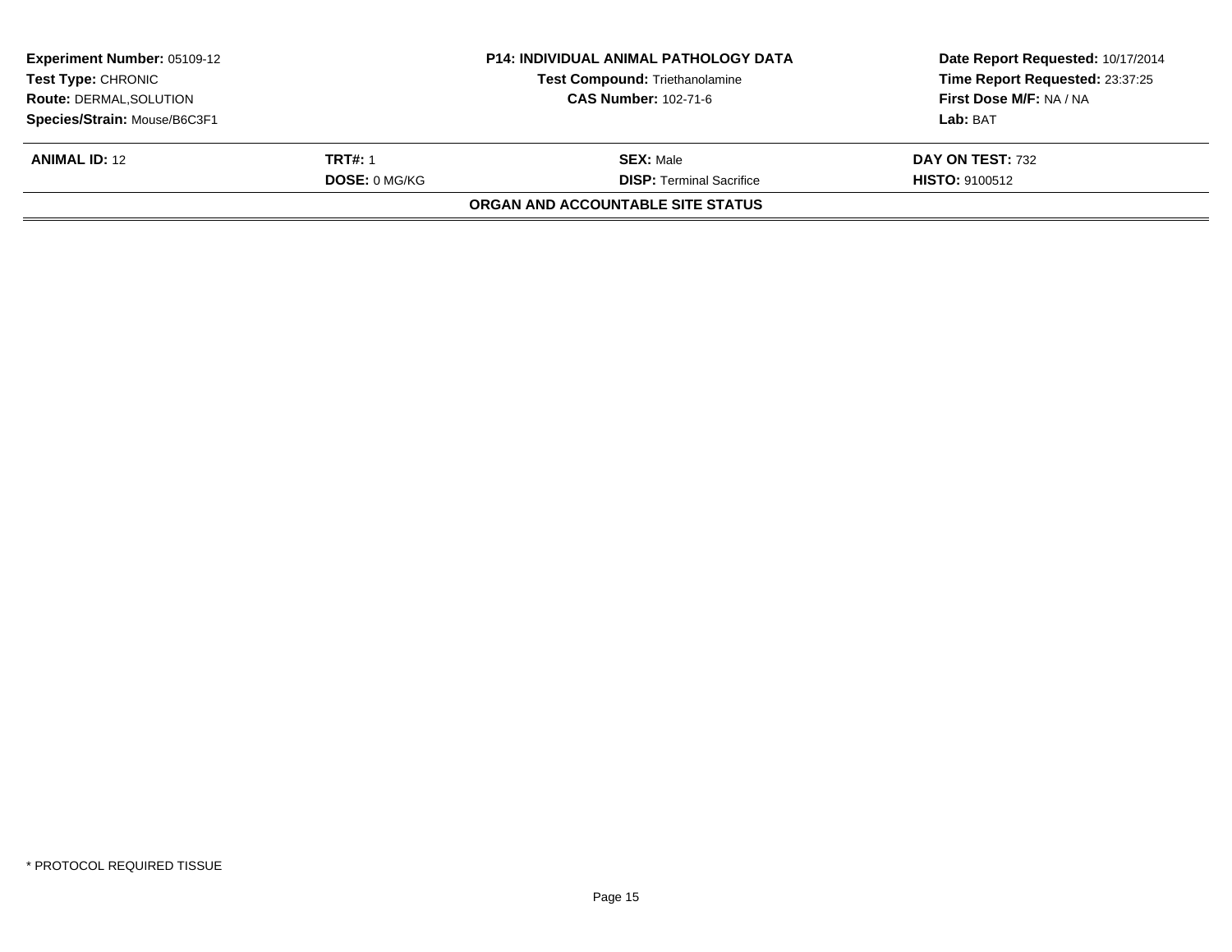| | | | |
|---|---|---|---|
| **Experiment Number:** 05109-12 | **P14: INDIVIDUAL ANIMAL PATHOLOGY DATA** | | **Date Report Requested:** 10/17/2014 |
| **Test Type:** CHRONIC | **Test Compound:** Triethanolamine | | **Time Report Requested:** 23:37:25 |
| **Route:** DERMAL,SOLUTION | **CAS Number:** 102-71-6 | | **First Dose M/F:** NA / NA |
| **Species/Strain:** Mouse/B6C3F1 | | | **Lab:** BAT |

| | | | |
|---|---|---|---|
| **ANIMAL ID:** 12 | **TRT#:** 1 | **SEX:** Male | **DAY ON TEST:** 732 |
| | **DOSE:** 0 MG/KG | **DISP:** Terminal Sacrifice | **HISTO:** 9100512 |

**ORGAN AND ACCOUNTABLE SITE STATUS**

* PROTOCOL REQUIRED TISSUE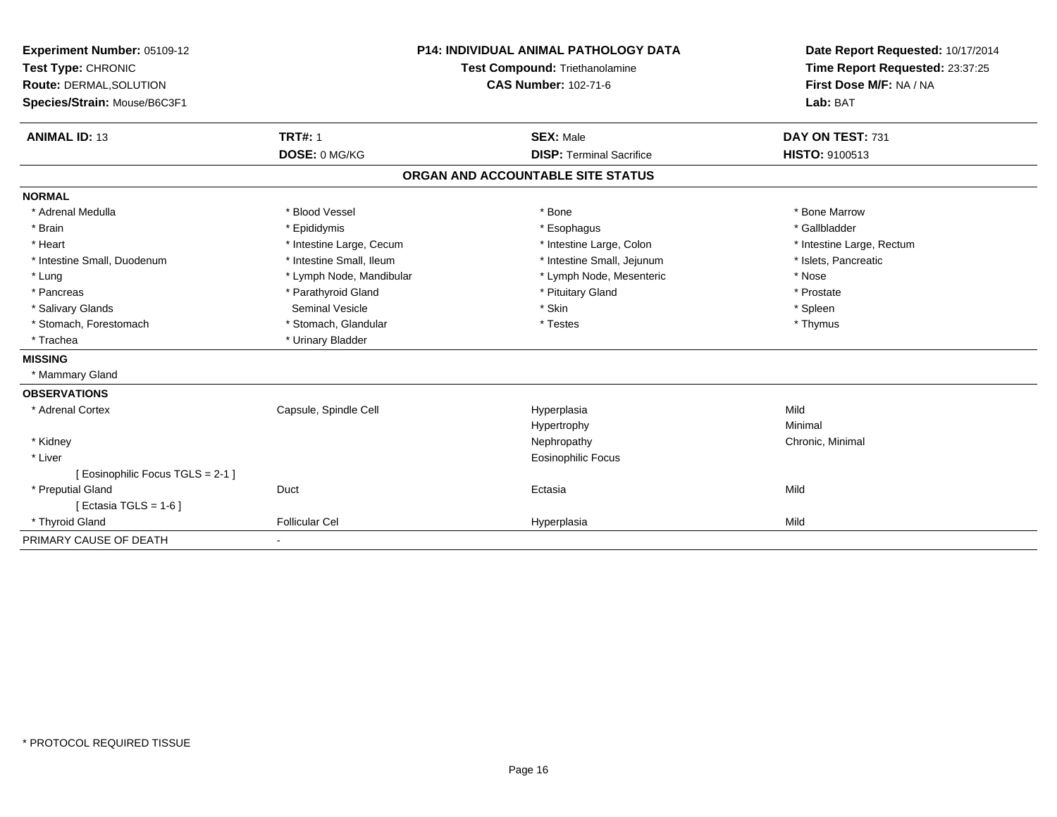**Experiment Number:** 05109-12
**Test Type:** CHRONIC
**Route:** DERMAL,SOLUTION
**Species/Strain:** Mouse/B6C3F1

**P14: INDIVIDUAL ANIMAL PATHOLOGY DATA**
**Test Compound:** Triethanolamine
**CAS Number:** 102-71-6

**Date Report Requested:** 10/17/2014
**Time Report Requested:** 23:37:25
**First Dose M/F:** NA / NA
**Lab:** BAT

| **ANIMAL ID:** 13 | **TRT#:** 1 | **SEX:** Male | **DAY ON TEST:** 731 |
|---|---|---|---|
| | **DOSE:** 0 MG/KG | **DISP:** Terminal Sacrifice | **HISTO:** 9100513 |

## ORGAN AND ACCOUNTABLE SITE STATUS

**NORMAL**

| | | | |
|---|---|---|---|
| * Adrenal Medulla | * Blood Vessel | * Bone | * Bone Marrow |
| * Brain | * Epididymis | * Esophagus | * Gallbladder |
| * Heart | * Intestine Large, Cecum | * Intestine Large, Colon | * Intestine Large, Rectum |
| * Intestine Small, Duodenum | * Intestine Small, Ileum | * Intestine Small, Jejunum | * Islets, Pancreatic |
| * Lung | * Lymph Node, Mandibular | * Lymph Node, Mesenteric | * Nose |
| * Pancreas | * Parathyroid Gland | * Pituitary Gland | * Prostate |
| * Salivary Glands | Seminal Vesicle | * Skin | * Spleen |
| * Stomach, Forestomach | * Stomach, Glandular | * Testes | * Thymus |
| * Trachea | * Urinary Bladder | | |

**MISSING**

* Mammary Gland

**OBSERVATIONS**

| | | | |
|---|---|---|---|
| * Adrenal Cortex | Capsule, Spindle Cell | Hyperplasia | Mild |
| | | Hypertrophy | Minimal |
| * Kidney | | Nephropathy | Chronic, Minimal |
| * Liver | | Eosinophilic Focus | |
| [ Eosinophilic Focus TGLS = 2-1 ] | | | |
| * Preputial Gland | Duct | Ectasia | Mild |
| [ Ectasia TGLS = 1-6 ] | | | |
| * Thyroid Gland | Follicular Cel | Hyperplasia | Mild |

PRIMARY CAUSE OF DEATH -

* PROTOCOL REQUIRED TISSUE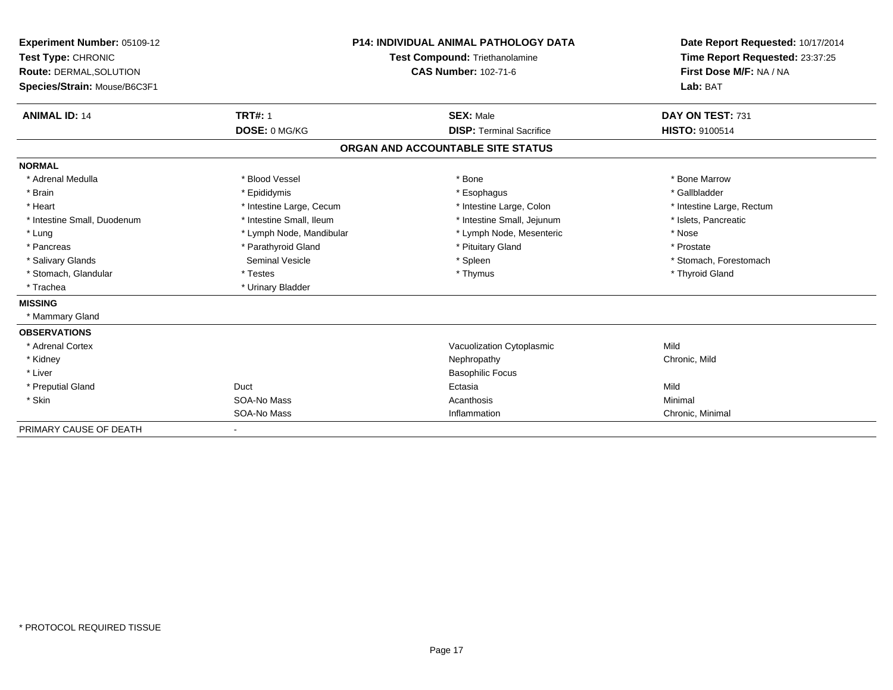**Experiment Number:** 05109-12
**Test Type:** CHRONIC
**Route:** DERMAL,SOLUTION
**Species/Strain:** Mouse/B6C3F1

**P14: INDIVIDUAL ANIMAL PATHOLOGY DATA**
**Test Compound:** Triethanolamine
**CAS Number:** 102-71-6

**Date Report Requested:** 10/17/2014
**Time Report Requested:** 23:37:25
**First Dose M/F:** NA / NA
**Lab:** BAT

| **ANIMAL ID:** 14 | **TRT#:** 1 | **SEX:** Male | **DAY ON TEST:** 731 |
|---|---|---|---|
| | **DOSE:** 0 MG/KG | **DISP:** Terminal Sacrifice | **HISTO:** 9100514 |

## ORGAN AND ACCOUNTABLE SITE STATUS

| | | | |
|---|---|---|---|
| **NORMAL** | | | |
| * Adrenal Medulla | * Blood Vessel | * Bone | * Bone Marrow |
| * Brain | * Epididymis | * Esophagus | * Gallbladder |
| * Heart | * Intestine Large, Cecum | * Intestine Large, Colon | * Intestine Large, Rectum |
| * Intestine Small, Duodenum | * Intestine Small, Ileum | * Intestine Small, Jejunum | * Islets, Pancreatic |
| * Lung | * Lymph Node, Mandibular | * Lymph Node, Mesenteric | * Nose |
| * Pancreas | * Parathyroid Gland | * Pituitary Gland | * Prostate |
| * Salivary Glands | Seminal Vesicle | * Spleen | * Stomach, Forestomach |
| * Stomach, Glandular | * Testes | * Thymus | * Thyroid Gland |
| * Trachea | * Urinary Bladder | | |
| **MISSING** | | | |
| * Mammary Gland | | | |
| **OBSERVATIONS** | | | |
| * Adrenal Cortex | | Vacuolization Cytoplasmic | Mild |
| * Kidney | | Nephropathy | Chronic, Mild |
| * Liver | | Basophilic Focus | |
| * Preputial Gland | Duct | Ectasia | Mild |
| * Skin | SOA-No Mass | Acanthosis | Minimal |
| | SOA-No Mass | Inflammation | Chronic, Minimal |
| PRIMARY CAUSE OF DEATH | - | | |

* PROTOCOL REQUIRED TISSUE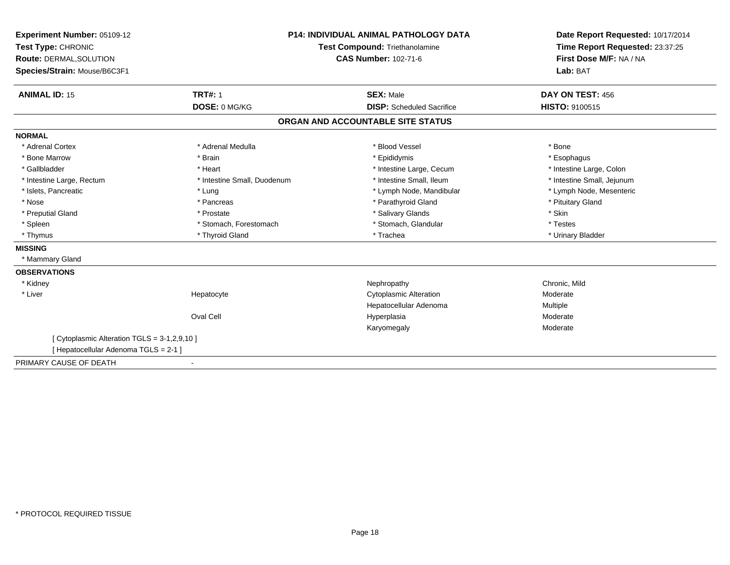**Experiment Number:** 05109-12
**Test Type:** CHRONIC
**Route:** DERMAL,SOLUTION
**Species/Strain:** Mouse/B6C3F1

**P14: INDIVIDUAL ANIMAL PATHOLOGY DATA**
**Test Compound:** Triethanolamine
**CAS Number:** 102-71-6

**Date Report Requested:** 10/17/2014
**Time Report Requested:** 23:37:25
**First Dose M/F:** NA / NA
**Lab:** BAT

| **ANIMAL ID:** 15 | **TRT#:** 1 | **SEX:** Male | **DAY ON TEST:** 456 |
|---|---|---|---|
| | **DOSE:** 0 MG/KG | **DISP:** Scheduled Sacrifice | **HISTO:** 9100515 |

## ORGAN AND ACCOUNTABLE SITE STATUS

**NORMAL**

| | | | |
|---|---|---|---|
| * Adrenal Cortex | * Adrenal Medulla | * Blood Vessel | * Bone |
| * Bone Marrow | * Brain | * Epididymis | * Esophagus |
| * Gallbladder | * Heart | * Intestine Large, Cecum | * Intestine Large, Colon |
| * Intestine Large, Rectum | * Intestine Small, Duodenum | * Intestine Small, Ileum | * Intestine Small, Jejunum |
| * Islets, Pancreatic | * Lung | * Lymph Node, Mandibular | * Lymph Node, Mesenteric |
| * Nose | * Pancreas | * Parathyroid Gland | * Pituitary Gland |
| * Preputial Gland | * Prostate | * Salivary Glands | * Skin |
| * Spleen | * Stomach, Forestomach | * Stomach, Glandular | * Testes |
| * Thymus | * Thyroid Gland | * Trachea | * Urinary Bladder |

**MISSING**

* Mammary Gland

**OBSERVATIONS**

| | | | |
|---|---|---|---|
| * Kidney | | Nephropathy | Chronic, Mild |
| * Liver | Hepatocyte | Cytoplasmic Alteration | Moderate |
| | | Hepatocellular Adenoma | Multiple |
| | Oval Cell | Hyperplasia | Moderate |
| | | Karyomegaly | Moderate |

[ Cytoplasmic Alteration TGLS = 3-1,2,9,10 ]
[ Hepatocellular Adenoma TGLS = 2-1 ]

PRIMARY CAUSE OF DEATH -

* PROTOCOL REQUIRED TISSUE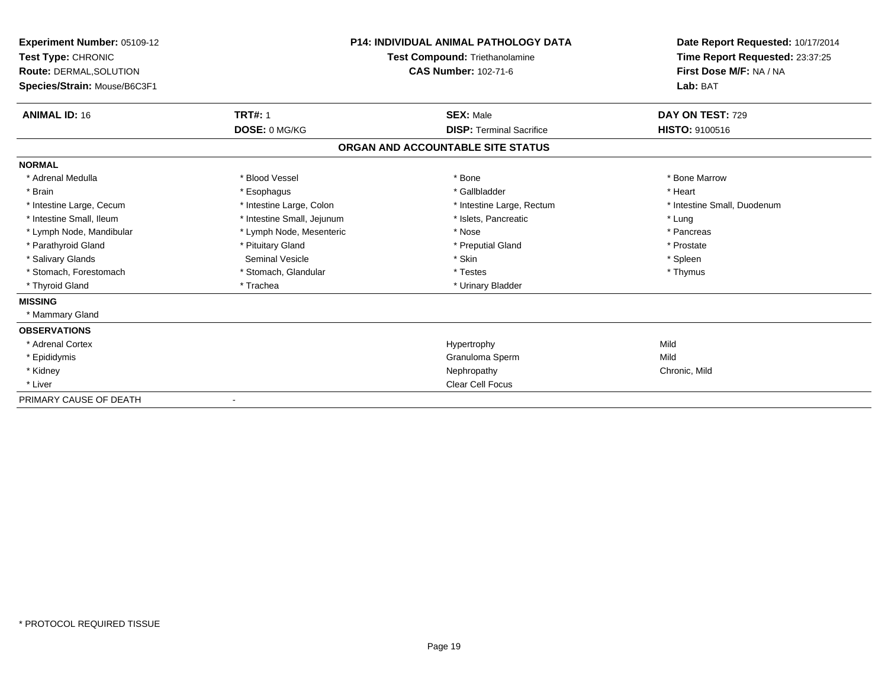**Experiment Number:** 05109-12
**Test Type:** CHRONIC
**Route:** DERMAL,SOLUTION
**Species/Strain:** Mouse/B6C3F1

**P14: INDIVIDUAL ANIMAL PATHOLOGY DATA**
**Test Compound:** Triethanolamine
**CAS Number:** 102-71-6

**Date Report Requested:** 10/17/2014
**Time Report Requested:** 23:37:25
**First Dose M/F:** NA / NA
**Lab:** BAT

| **ANIMAL ID:** 16 | **TRT#:** 1 | **SEX:** Male | **DAY ON TEST:** 729 |
|---|---|---|---|
| | **DOSE:** 0 MG/KG | **DISP:** Terminal Sacrifice | **HISTO:** 9100516 |

## ORGAN AND ACCOUNTABLE SITE STATUS

**NORMAL**

| | | | |
|---|---|---|---|
| * Adrenal Medulla | * Blood Vessel | * Bone | * Bone Marrow |
| * Brain | * Esophagus | * Gallbladder | * Heart |
| * Intestine Large, Cecum | * Intestine Large, Colon | * Intestine Large, Rectum | * Intestine Small, Duodenum |
| * Intestine Small, Ileum | * Intestine Small, Jejunum | * Islets, Pancreatic | * Lung |
| * Lymph Node, Mandibular | * Lymph Node, Mesenteric | * Nose | * Pancreas |
| * Parathyroid Gland | * Pituitary Gland | * Preputial Gland | * Prostate |
| * Salivary Glands | Seminal Vesicle | * Skin | * Spleen |
| * Stomach, Forestomach | * Stomach, Glandular | * Testes | * Thymus |
| * Thyroid Gland | * Trachea | * Urinary Bladder | |

**MISSING**

* Mammary Gland

**OBSERVATIONS**

| | | |
|---|---|---|
| * Adrenal Cortex | Hypertrophy | Mild |
| * Epididymis | Granuloma Sperm | Mild |
| * Kidney | Nephropathy | Chronic, Mild |
| * Liver | Clear Cell Focus | |

PRIMARY CAUSE OF DEATH -

* PROTOCOL REQUIRED TISSUE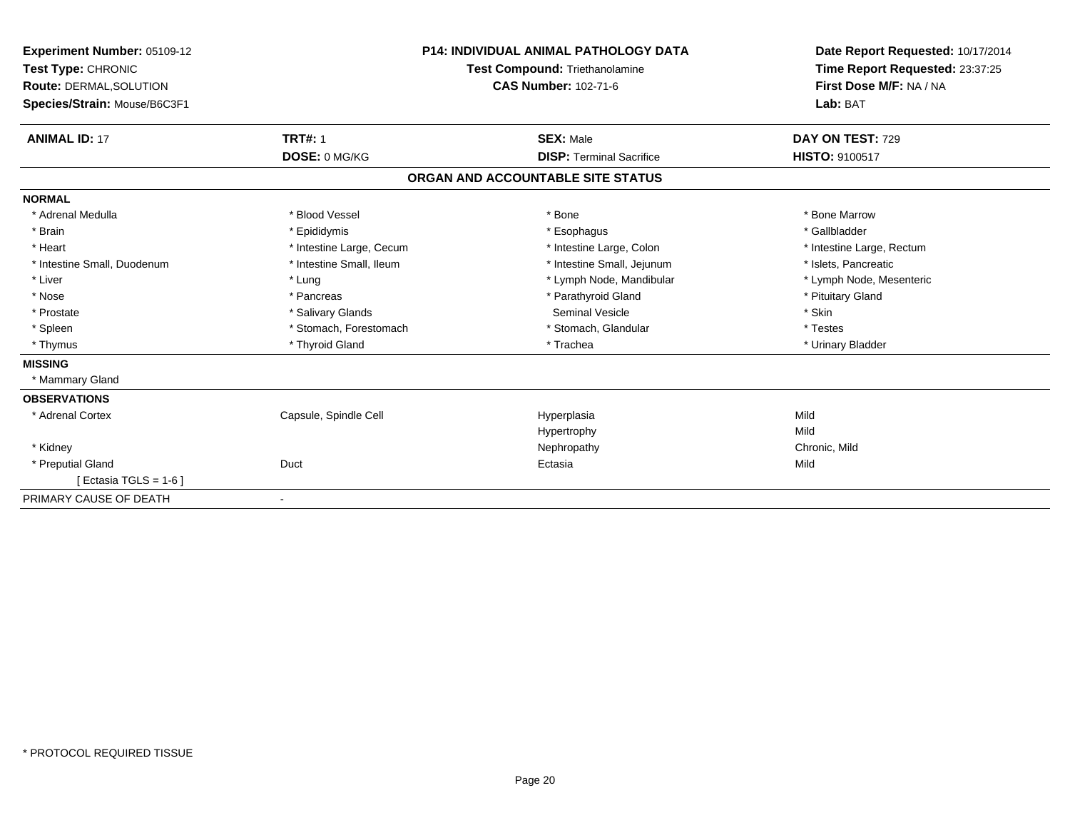**Experiment Number:** 05109-12
**Test Type:** CHRONIC
**Route:** DERMAL,SOLUTION
**Species/Strain:** Mouse/B6C3F1

**P14: INDIVIDUAL ANIMAL PATHOLOGY DATA**
**Test Compound:** Triethanolamine
**CAS Number:** 102-71-6

**Date Report Requested:** 10/17/2014
**Time Report Requested:** 23:37:25
**First Dose M/F:** NA / NA
**Lab:** BAT

| **ANIMAL ID:** 17 | **TRT#:** 1 | **SEX:** Male | **DAY ON TEST:** 729 |
|---|---|---|---|
| | **DOSE:** 0 MG/KG | **DISP:** Terminal Sacrifice | **HISTO:** 9100517 |

**ORGAN AND ACCOUNTABLE SITE STATUS**

**NORMAL**

| | | | |
|---|---|---|---|
| * Adrenal Medulla | * Blood Vessel | * Bone | * Bone Marrow |
| * Brain | * Epididymis | * Esophagus | * Gallbladder |
| * Heart | * Intestine Large, Cecum | * Intestine Large, Colon | * Intestine Large, Rectum |
| * Intestine Small, Duodenum | * Intestine Small, Ileum | * Intestine Small, Jejunum | * Islets, Pancreatic |
| * Liver | * Lung | * Lymph Node, Mandibular | * Lymph Node, Mesenteric |
| * Nose | * Pancreas | * Parathyroid Gland | * Pituitary Gland |
| * Prostate | * Salivary Glands | Seminal Vesicle | * Skin |
| * Spleen | * Stomach, Forestomach | * Stomach, Glandular | * Testes |
| * Thymus | * Thyroid Gland | * Trachea | * Urinary Bladder |

**MISSING**

* Mammary Gland

**OBSERVATIONS**

| | | | |
|---|---|---|---|
| * Adrenal Cortex | Capsule, Spindle Cell | Hyperplasia | Mild |
| | | Hypertrophy | Mild |
| * Kidney | | Nephropathy | Chronic, Mild |
| * Preputial Gland | Duct | Ectasia | Mild |
| [ Ectasia TGLS = 1-6 ] | | | |

PRIMARY CAUSE OF DEATH -

* PROTOCOL REQUIRED TISSUE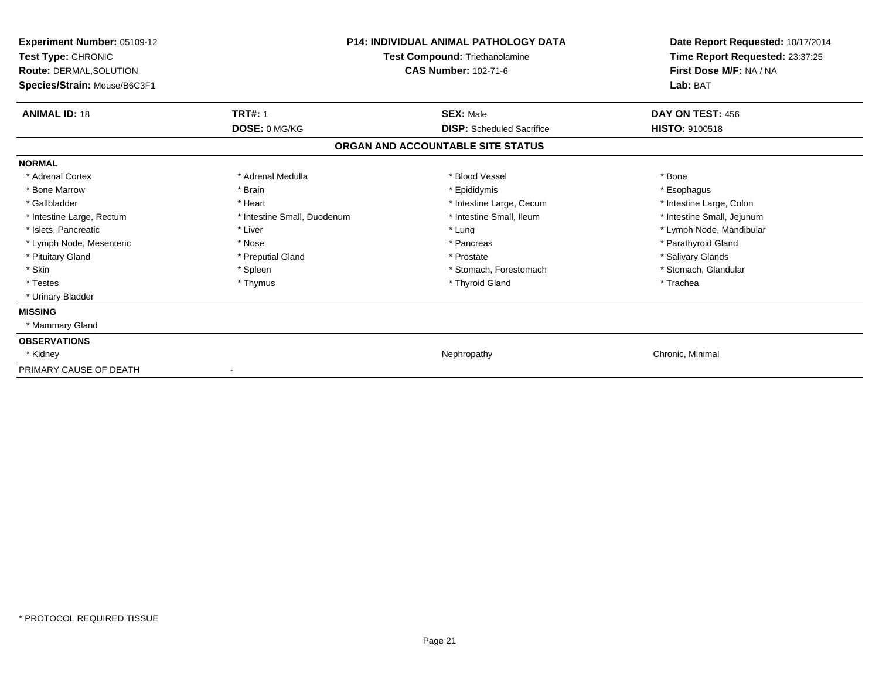**Experiment Number:** 05109-12
**Test Type:** CHRONIC
**Route:** DERMAL,SOLUTION
**Species/Strain:** Mouse/B6C3F1

**P14: INDIVIDUAL ANIMAL PATHOLOGY DATA**
**Test Compound:** Triethanolamine
**CAS Number:** 102-71-6

**Date Report Requested:** 10/17/2014
**Time Report Requested:** 23:37:25
**First Dose M/F:** NA / NA
**Lab:** BAT

| | | | |
|---|---|---|---|
| **ANIMAL ID:** 18 | **TRT#:** 1 | **SEX:** Male | **DAY ON TEST:** 456 |
| | **DOSE:** 0 MG/KG | **DISP:** Scheduled Sacrifice | **HISTO:** 9100518 |

## ORGAN AND ACCOUNTABLE SITE STATUS

**NORMAL**

| | | | |
|---|---|---|---|
| * Adrenal Cortex | * Adrenal Medulla | * Blood Vessel | * Bone |
| * Bone Marrow | * Brain | * Epididymis | * Esophagus |
| * Gallbladder | * Heart | * Intestine Large, Cecum | * Intestine Large, Colon |
| * Intestine Large, Rectum | * Intestine Small, Duodenum | * Intestine Small, Ileum | * Intestine Small, Jejunum |
| * Islets, Pancreatic | * Liver | * Lung | * Lymph Node, Mandibular |
| * Lymph Node, Mesenteric | * Nose | * Pancreas | * Parathyroid Gland |
| * Pituitary Gland | * Preputial Gland | * Prostate | * Salivary Glands |
| * Skin | * Spleen | * Stomach, Forestomach | * Stomach, Glandular |
| * Testes | * Thymus | * Thyroid Gland | * Trachea |
| * Urinary Bladder | | | |

**MISSING**

* Mammary Gland

**OBSERVATIONS**

| | | | |
|---|---|---|---|
| * Kidney | | Nephropathy | Chronic, Minimal |

PRIMARY CAUSE OF DEATH -

* PROTOCOL REQUIRED TISSUE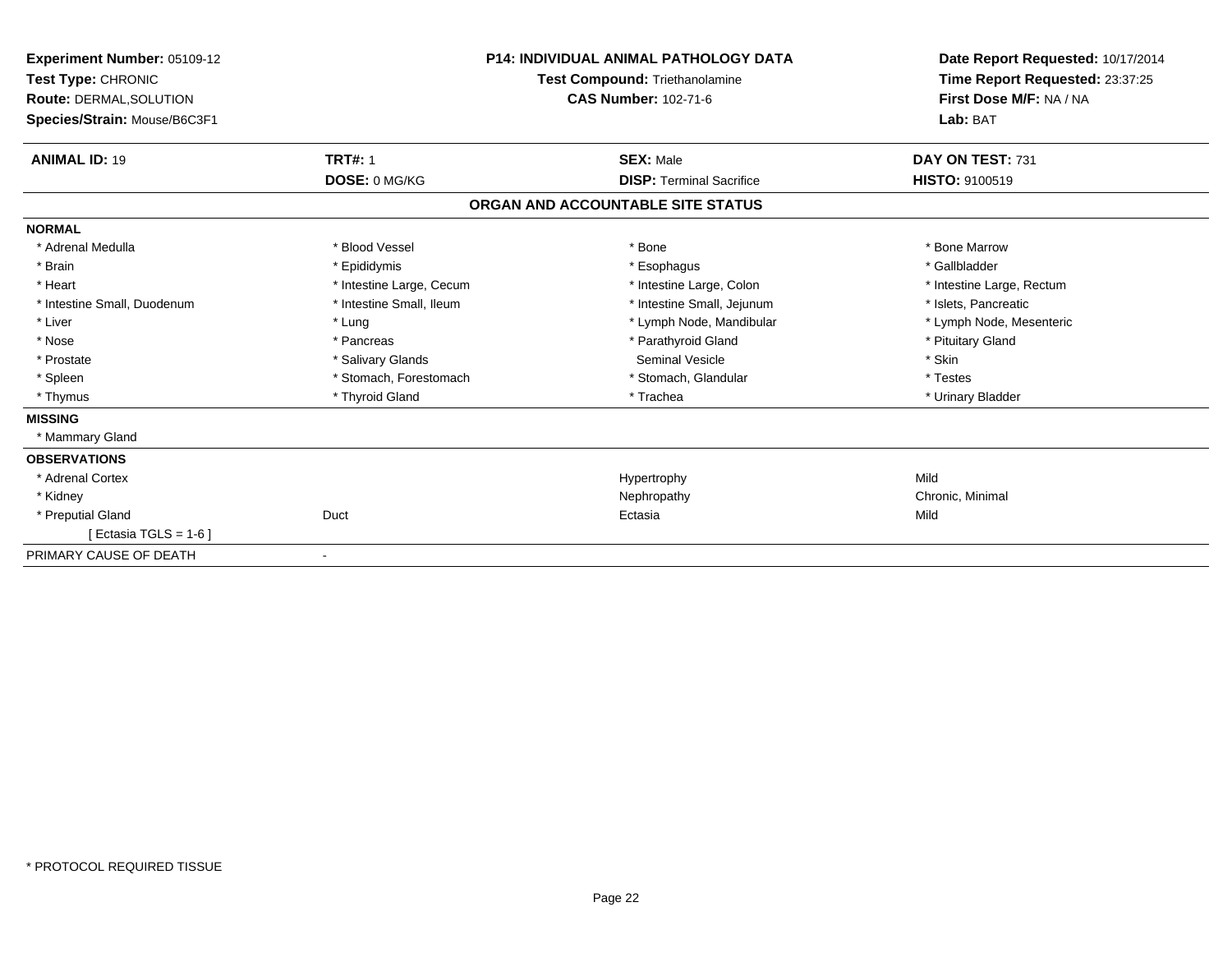**Experiment Number:** 05109-12
**Test Type:** CHRONIC
**Route:** DERMAL,SOLUTION
**Species/Strain:** Mouse/B6C3F1

**P14: INDIVIDUAL ANIMAL PATHOLOGY DATA**
**Test Compound:** Triethanolamine
**CAS Number:** 102-71-6

**Date Report Requested:** 10/17/2014
**Time Report Requested:** 23:37:25
**First Dose M/F:** NA / NA
**Lab:** BAT

| **ANIMAL ID:** 19 | **TRT#:** 1 | **SEX:** Male | **DAY ON TEST:** 731 |
|---|---|---|---|
| | **DOSE:** 0 MG/KG | **DISP:** Terminal Sacrifice | **HISTO:** 9100519 |

## ORGAN AND ACCOUNTABLE SITE STATUS

| | | | |
|---|---|---|---|
| **NORMAL** | | | |
| * Adrenal Medulla | * Blood Vessel | * Bone | * Bone Marrow |
| * Brain | * Epididymis | * Esophagus | * Gallbladder |
| * Heart | * Intestine Large, Cecum | * Intestine Large, Colon | * Intestine Large, Rectum |
| * Intestine Small, Duodenum | * Intestine Small, Ileum | * Intestine Small, Jejunum | * Islets, Pancreatic |
| * Liver | * Lung | * Lymph Node, Mandibular | * Lymph Node, Mesenteric |
| * Nose | * Pancreas | * Parathyroid Gland | * Pituitary Gland |
| * Prostate | * Salivary Glands | Seminal Vesicle | * Skin |
| * Spleen | * Stomach, Forestomach | * Stomach, Glandular | * Testes |
| * Thymus | * Thyroid Gland | * Trachea | * Urinary Bladder |
| **MISSING** | | | |
| * Mammary Gland | | | |
| **OBSERVATIONS** | | | |
| * Adrenal Cortex | | Hypertrophy | Mild |
| * Kidney | | Nephropathy | Chronic, Minimal |
| * Preputial Gland | Duct | Ectasia | Mild |
| [ Ectasia TGLS = 1-6 ] | | | |
| PRIMARY CAUSE OF DEATH | - | | |

* PROTOCOL REQUIRED TISSUE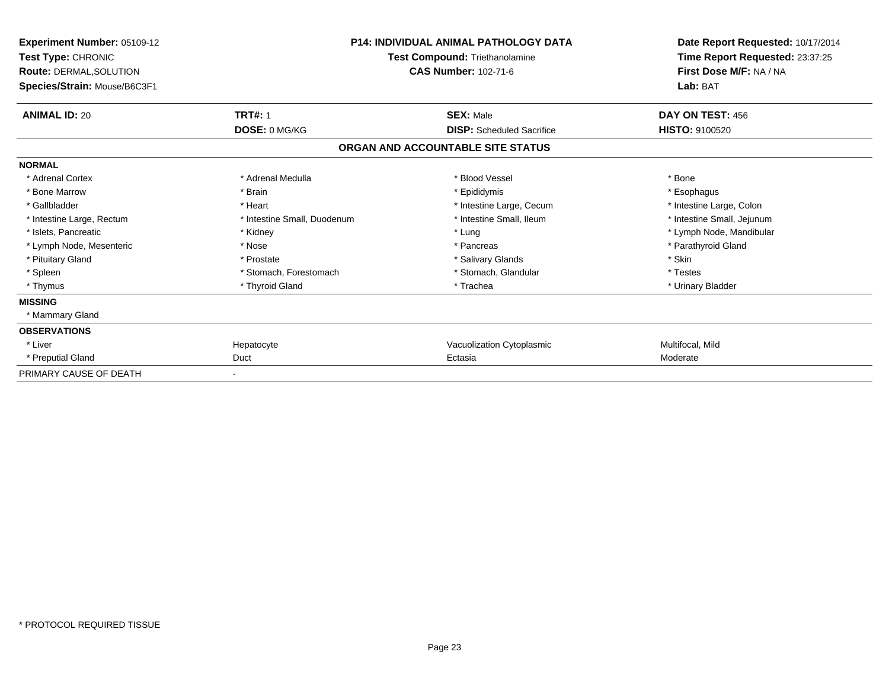**Experiment Number:** 05109-12
**Test Type:** CHRONIC
**Route:** DERMAL,SOLUTION
**Species/Strain:** Mouse/B6C3F1

**P14: INDIVIDUAL ANIMAL PATHOLOGY DATA**
**Test Compound:** Triethanolamine
**CAS Number:** 102-71-6

**Date Report Requested:** 10/17/2014
**Time Report Requested:** 23:37:25
**First Dose M/F:** NA / NA
**Lab:** BAT

| **ANIMAL ID:** 20 | **TRT#:** 1 | **SEX:** Male | **DAY ON TEST:** 456 |
|---|---|---|---|
| | **DOSE:** 0 MG/KG | **DISP:** Scheduled Sacrifice | **HISTO:** 9100520 |

## ORGAN AND ACCOUNTABLE SITE STATUS

| | | | |
|---|---|---|---|
| **NORMAL** | | | |
| * Adrenal Cortex | * Adrenal Medulla | * Blood Vessel | * Bone |
| * Bone Marrow | * Brain | * Epididymis | * Esophagus |
| * Gallbladder | * Heart | * Intestine Large, Cecum | * Intestine Large, Colon |
| * Intestine Large, Rectum | * Intestine Small, Duodenum | * Intestine Small, Ileum | * Intestine Small, Jejunum |
| * Islets, Pancreatic | * Kidney | * Lung | * Lymph Node, Mandibular |
| * Lymph Node, Mesenteric | * Nose | * Pancreas | * Parathyroid Gland |
| * Pituitary Gland | * Prostate | * Salivary Glands | * Skin |
| * Spleen | * Stomach, Forestomach | * Stomach, Glandular | * Testes |
| * Thymus | * Thyroid Gland | * Trachea | * Urinary Bladder |
| **MISSING** | | | |
| * Mammary Gland | | | |
| **OBSERVATIONS** | | | |
| * Liver | Hepatocyte | Vacuolization Cytoplasmic | Multifocal, Mild |
| * Preputial Gland | Duct | Ectasia | Moderate |
| PRIMARY CAUSE OF DEATH | - | | |

* PROTOCOL REQUIRED TISSUE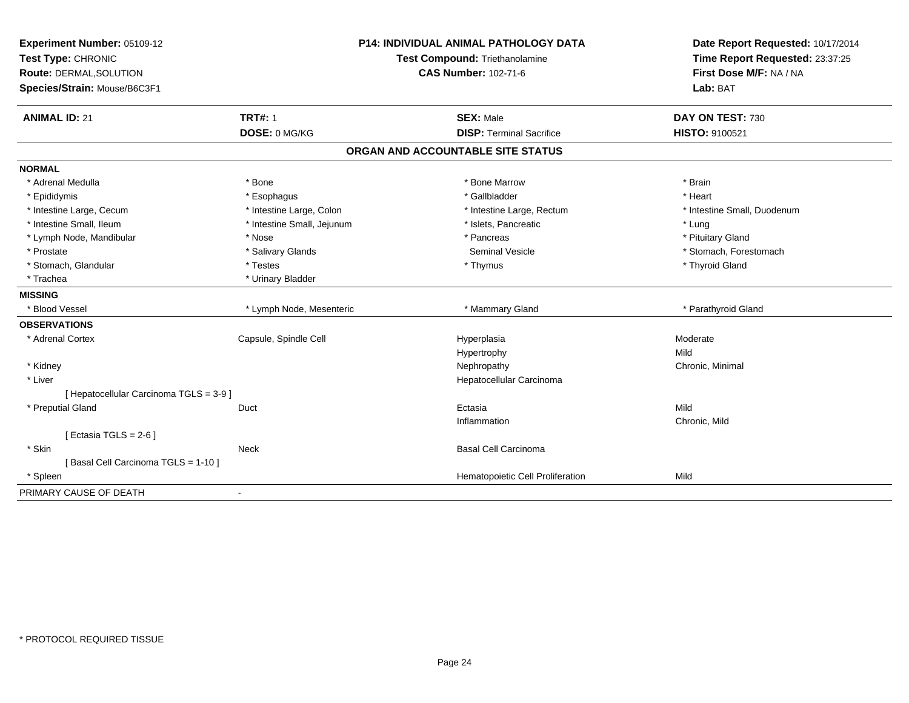**Experiment Number:** 05109-12
**Test Type:** CHRONIC
**Route:** DERMAL,SOLUTION
**Species/Strain:** Mouse/B6C3F1

**P14: INDIVIDUAL ANIMAL PATHOLOGY DATA**
**Test Compound:** Triethanolamine
**CAS Number:** 102-71-6

**Date Report Requested:** 10/17/2014
**Time Report Requested:** 23:37:25
**First Dose M/F:** NA / NA
**Lab:** BAT

| **ANIMAL ID:** 21 | **TRT#:** 1 | **SEX:** Male | **DAY ON TEST:** 730 |
|---|---|---|---|
| | **DOSE:** 0 MG/KG | **DISP:** Terminal Sacrifice | **HISTO:** 9100521 |

## ORGAN AND ACCOUNTABLE SITE STATUS

### NORMAL

| | | | |
|---|---|---|---|
| * Adrenal Medulla | * Bone | * Bone Marrow | * Brain |
| * Epididymis | * Esophagus | * Gallbladder | * Heart |
| * Intestine Large, Cecum | * Intestine Large, Colon | * Intestine Large, Rectum | * Intestine Small, Duodenum |
| * Intestine Small, Ileum | * Intestine Small, Jejunum | * Islets, Pancreatic | * Lung |
| * Lymph Node, Mandibular | * Nose | * Pancreas | * Pituitary Gland |
| * Prostate | * Salivary Glands | Seminal Vesicle | * Stomach, Forestomach |
| * Stomach, Glandular | * Testes | * Thymus | * Thyroid Gland |
| * Trachea | * Urinary Bladder | | |

### MISSING

| | | | |
|---|---|---|---|
| * Blood Vessel | * Lymph Node, Mesenteric | * Mammary Gland | * Parathyroid Gland |

### OBSERVATIONS

| | | | |
|---|---|---|---|
| * Adrenal Cortex | Capsule, Spindle Cell | Hyperplasia | Moderate |
| | | Hypertrophy | Mild |
| * Kidney | | Nephropathy | Chronic, Minimal |
| * Liver | | Hepatocellular Carcinoma | |
| [ Hepatocellular Carcinoma TGLS = 3-9 ] | | | |
| * Preputial Gland | Duct | Ectasia | Mild |
| | | Inflammation | Chronic, Mild |
| [ Ectasia TGLS = 2-6 ] | | | |
| * Skin | Neck | Basal Cell Carcinoma | |
| [ Basal Cell Carcinoma TGLS = 1-10 ] | | | |
| * Spleen | | Hematopoietic Cell Proliferation | Mild |

PRIMARY CAUSE OF DEATH -

\* PROTOCOL REQUIRED TISSUE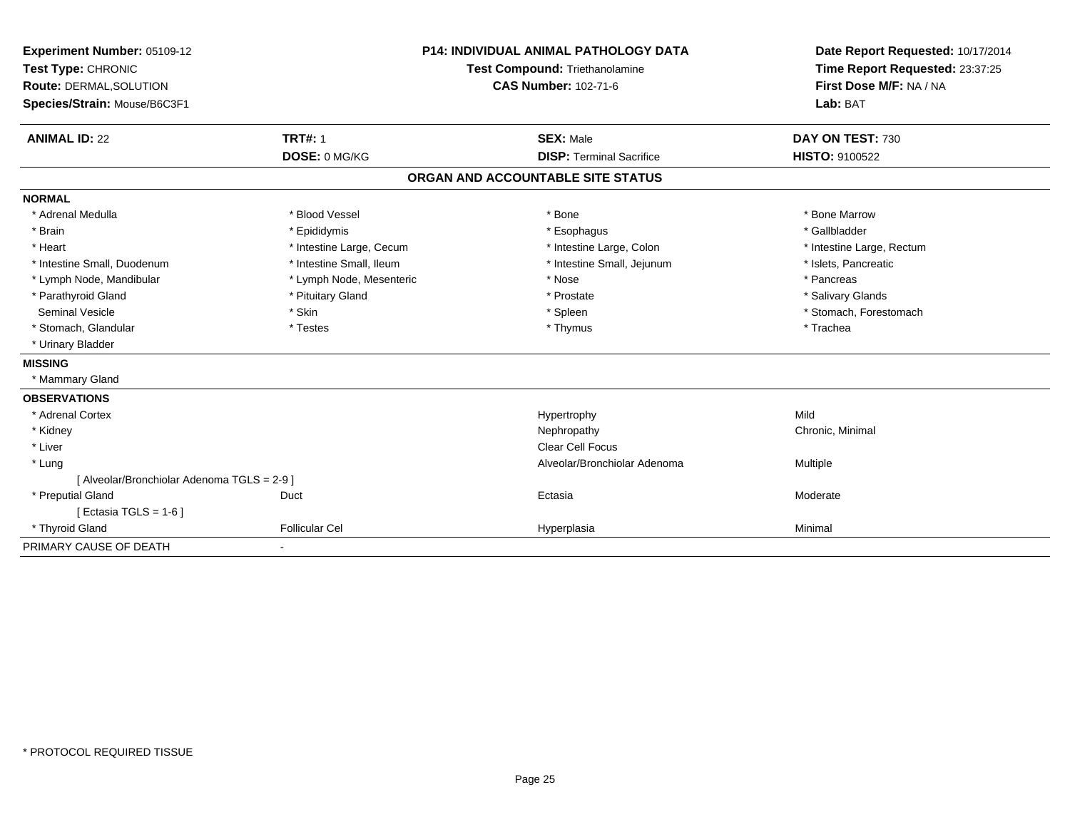**Experiment Number:** 05109-12
**Test Type:** CHRONIC
**Route:** DERMAL,SOLUTION
**Species/Strain:** Mouse/B6C3F1

**P14: INDIVIDUAL ANIMAL PATHOLOGY DATA**
**Test Compound:** Triethanolamine
**CAS Number:** 102-71-6

**Date Report Requested:** 10/17/2014
**Time Report Requested:** 23:37:25
**First Dose M/F:** NA / NA
**Lab:** BAT

| **ANIMAL ID:** 22 | **TRT#:** 1 | **SEX:** Male | **DAY ON TEST:** 730 |
|---|---|---|---|
| | **DOSE:** 0 MG/KG | **DISP:** Terminal Sacrifice | **HISTO:** 9100522 |

## ORGAN AND ACCOUNTABLE SITE STATUS

**NORMAL**

| | | | |
|---|---|---|---|
| * Adrenal Medulla | * Blood Vessel | * Bone | * Bone Marrow |
| * Brain | * Epididymis | * Esophagus | * Gallbladder |
| * Heart | * Intestine Large, Cecum | * Intestine Large, Colon | * Intestine Large, Rectum |
| * Intestine Small, Duodenum | * Intestine Small, Ileum | * Intestine Small, Jejunum | * Islets, Pancreatic |
| * Lymph Node, Mandibular | * Lymph Node, Mesenteric | * Nose | * Pancreas |
| * Parathyroid Gland | * Pituitary Gland | * Prostate | * Salivary Glands |
| Seminal Vesicle | * Skin | * Spleen | * Stomach, Forestomach |
| * Stomach, Glandular | * Testes | * Thymus | * Trachea |
| * Urinary Bladder | | | |

**MISSING**

* Mammary Gland

**OBSERVATIONS**

| | | | |
|---|---|---|---|
| * Adrenal Cortex | | Hypertrophy | Mild |
| * Kidney | | Nephropathy | Chronic, Minimal |
| * Liver | | Clear Cell Focus | |
| * Lung | | Alveolar/Bronchiolar Adenoma | Multiple |
| [ Alveolar/Bronchiolar Adenoma TGLS = 2-9 ] | | | |
| * Preputial Gland | Duct | Ectasia | Moderate |
| [ Ectasia TGLS = 1-6 ] | | | |
| * Thyroid Gland | Follicular Cel | Hyperplasia | Minimal |

PRIMARY CAUSE OF DEATH -

* PROTOCOL REQUIRED TISSUE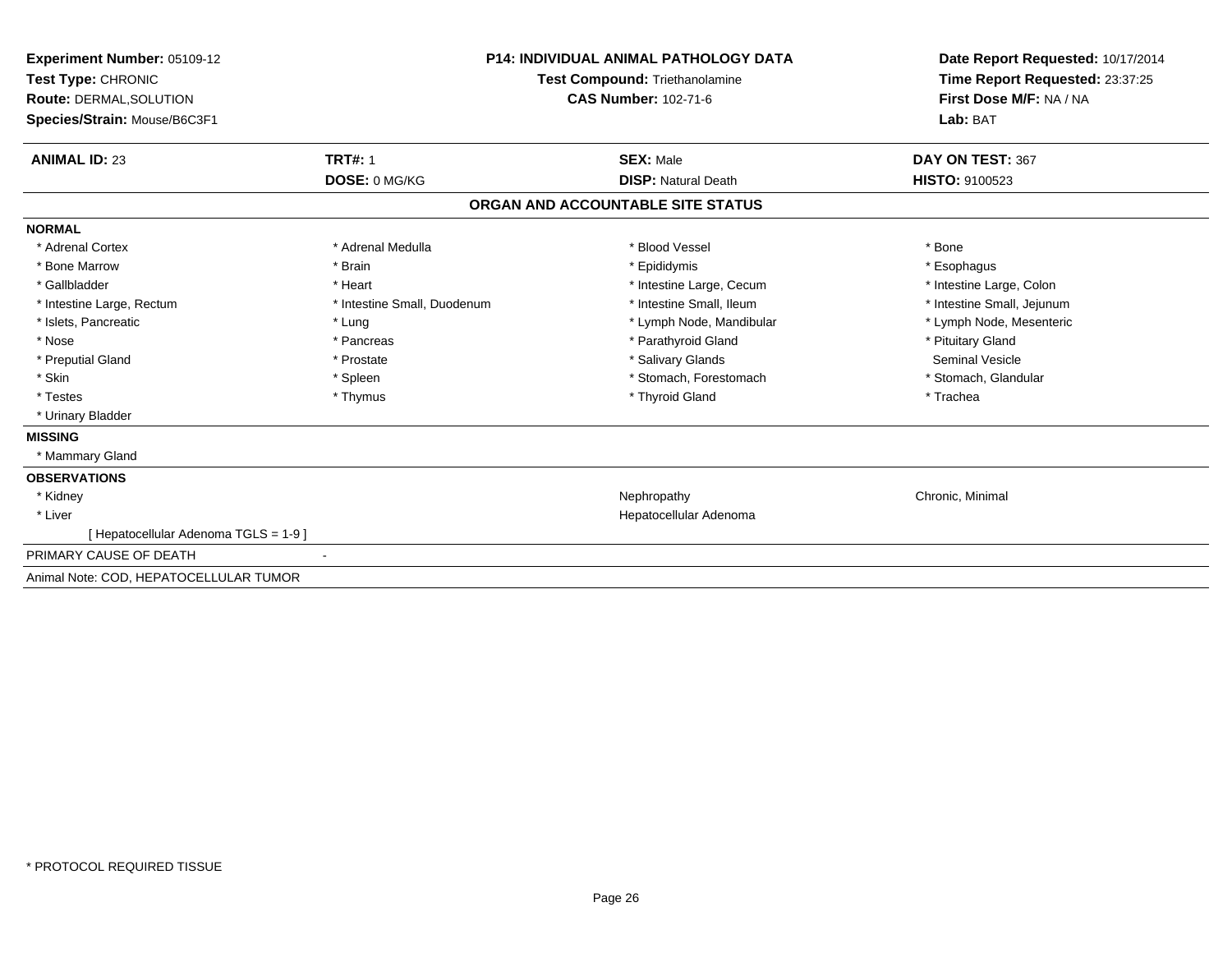**Experiment Number:** 05109-12
**Test Type:** CHRONIC
**Route:** DERMAL,SOLUTION
**Species/Strain:** Mouse/B6C3F1

**P14: INDIVIDUAL ANIMAL PATHOLOGY DATA**
**Test Compound:** Triethanolamine
**CAS Number:** 102-71-6

**Date Report Requested:** 10/17/2014
**Time Report Requested:** 23:37:25
**First Dose M/F:** NA / NA
**Lab:** BAT

| | | | |
|---|---|---|---|
| **ANIMAL ID:** 23 | **TRT#:** 1 | **SEX:** Male | **DAY ON TEST:** 367 |
| | **DOSE:** 0 MG/KG | **DISP:** Natural Death | **HISTO:** 9100523 |

## ORGAN AND ACCOUNTABLE SITE STATUS

**NORMAL**

| | | | |
|---|---|---|---|
| * Adrenal Cortex | * Adrenal Medulla | * Blood Vessel | * Bone |
| * Bone Marrow | * Brain | * Epididymis | * Esophagus |
| * Gallbladder | * Heart | * Intestine Large, Cecum | * Intestine Large, Colon |
| * Intestine Large, Rectum | * Intestine Small, Duodenum | * Intestine Small, Ileum | * Intestine Small, Jejunum |
| * Islets, Pancreatic | * Lung | * Lymph Node, Mandibular | * Lymph Node, Mesenteric |
| * Nose | * Pancreas | * Parathyroid Gland | * Pituitary Gland |
| * Preputial Gland | * Prostate | * Salivary Glands | Seminal Vesicle |
| * Skin | * Spleen | * Stomach, Forestomach | * Stomach, Glandular |
| * Testes | * Thymus | * Thyroid Gland | * Trachea |
| * Urinary Bladder | | | |

**MISSING**

* Mammary Gland

**OBSERVATIONS**

| | | |
|---|---|---|
| * Kidney | Nephropathy | Chronic, Minimal |
| * Liver | Hepatocellular Adenoma | |
| [ Hepatocellular Adenoma TGLS = 1-9 ] | | |

PRIMARY CAUSE OF DEATH -

Animal Note: COD, HEPATOCELLULAR TUMOR

* PROTOCOL REQUIRED TISSUE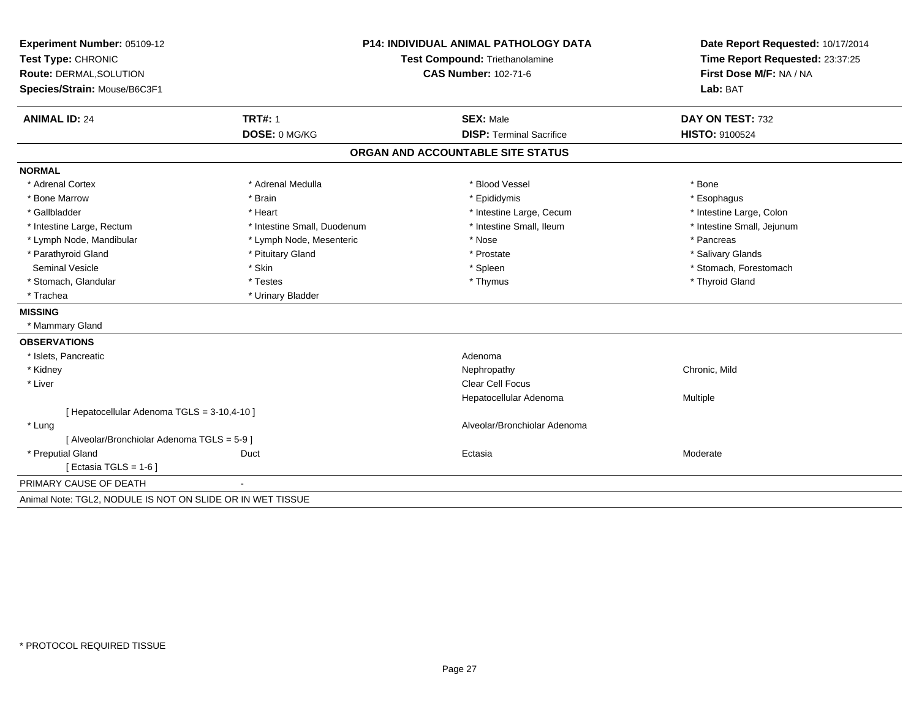**Experiment Number:** 05109-12
**Test Type:** CHRONIC
**Route:** DERMAL,SOLUTION
**Species/Strain:** Mouse/B6C3F1

**P14: INDIVIDUAL ANIMAL PATHOLOGY DATA**
**Test Compound:** Triethanolamine
**CAS Number:** 102-71-6

**Date Report Requested:** 10/17/2014
**Time Report Requested:** 23:37:25
**First Dose M/F:** NA / NA
**Lab:** BAT

| **ANIMAL ID:** 24 | **TRT#:** 1 | **SEX:** Male | **DAY ON TEST:** 732 |
|---|---|---|---|
| | **DOSE:** 0 MG/KG | **DISP:** Terminal Sacrifice | **HISTO:** 9100524 |

## ORGAN AND ACCOUNTABLE SITE STATUS

**NORMAL**

| | | | |
|---|---|---|---|
| * Adrenal Cortex | * Adrenal Medulla | * Blood Vessel | * Bone |
| * Bone Marrow | * Brain | * Epididymis | * Esophagus |
| * Gallbladder | * Heart | * Intestine Large, Cecum | * Intestine Large, Colon |
| * Intestine Large, Rectum | * Intestine Small, Duodenum | * Intestine Small, Ileum | * Intestine Small, Jejunum |
| * Lymph Node, Mandibular | * Lymph Node, Mesenteric | * Nose | * Pancreas |
| * Parathyroid Gland | * Pituitary Gland | * Prostate | * Salivary Glands |
| Seminal Vesicle | * Skin | * Spleen | * Stomach, Forestomach |
| * Stomach, Glandular | * Testes | * Thymus | * Thyroid Gland |
| * Trachea | * Urinary Bladder | | |

**MISSING**

* Mammary Gland

**OBSERVATIONS**

| | | | |
|---|---|---|---|
| * Islets, Pancreatic | | Adenoma | |
| * Kidney | | Nephropathy | Chronic, Mild |
| * Liver | | Clear Cell Focus | |
| | | Hepatocellular Adenoma | Multiple |
| [ Hepatocellular Adenoma TGLS = 3-10,4-10 ] | | | |
| * Lung | | Alveolar/Bronchiolar Adenoma | |
| [ Alveolar/Bronchiolar Adenoma TGLS = 5-9 ] | | | |
| * Preputial Gland | Duct | Ectasia | Moderate |
| [ Ectasia TGLS = 1-6 ] | | | |

PRIMARY CAUSE OF DEATH -

Animal Note: TGL2, NODULE IS NOT ON SLIDE OR IN WET TISSUE

* PROTOCOL REQUIRED TISSUE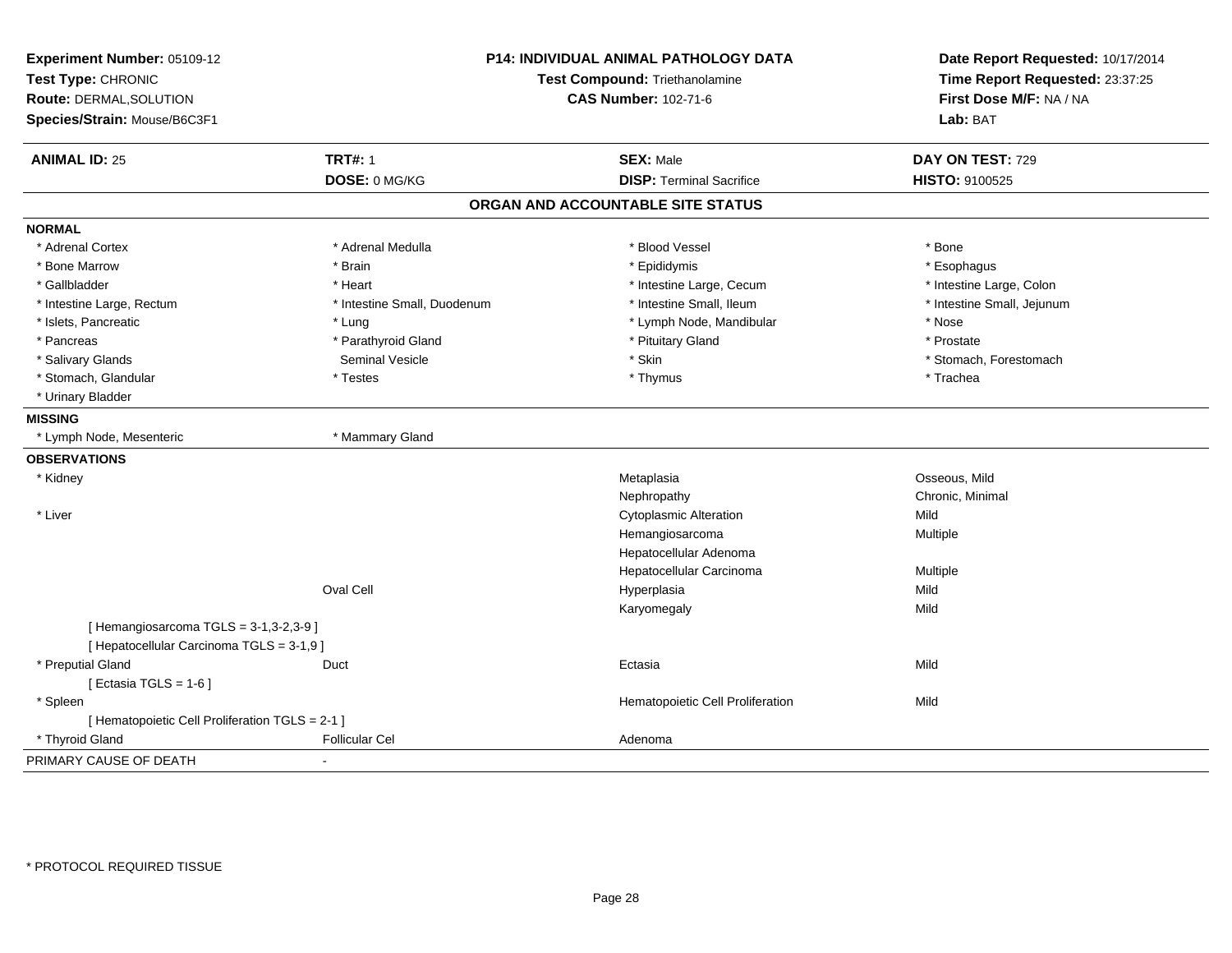**Experiment Number:** 05109-12
**Test Type:** CHRONIC
**Route:** DERMAL,SOLUTION
**Species/Strain:** Mouse/B6C3F1

**P14: INDIVIDUAL ANIMAL PATHOLOGY DATA**
**Test Compound:** Triethanolamine
**CAS Number:** 102-71-6

**Date Report Requested:** 10/17/2014
**Time Report Requested:** 23:37:25
**First Dose M/F:** NA / NA
**Lab:** BAT

| **ANIMAL ID:** 25 | **TRT#:** 1 | **SEX:** Male | **DAY ON TEST:** 729 |
|---|---|---|---|
| | **DOSE:** 0 MG/KG | **DISP:** Terminal Sacrifice | **HISTO:** 9100525 |

## ORGAN AND ACCOUNTABLE SITE STATUS

**NORMAL**

| | | | |
|---|---|---|---|
| * Adrenal Cortex | * Adrenal Medulla | * Blood Vessel | * Bone |
| * Bone Marrow | * Brain | * Epididymis | * Esophagus |
| * Gallbladder | * Heart | * Intestine Large, Cecum | * Intestine Large, Colon |
| * Intestine Large, Rectum | * Intestine Small, Duodenum | * Intestine Small, Ileum | * Intestine Small, Jejunum |
| * Islets, Pancreatic | * Lung | * Lymph Node, Mandibular | * Nose |
| * Pancreas | * Parathyroid Gland | * Pituitary Gland | * Prostate |
| * Salivary Glands | Seminal Vesicle | * Skin | * Stomach, Forestomach |
| * Stomach, Glandular | * Testes | * Thymus | * Trachea |
| * Urinary Bladder | | | |

**MISSING**

| | |
|---|---|
| * Lymph Node, Mesenteric | * Mammary Gland |

**OBSERVATIONS**

| | | | |
|---|---|---|---|
| * Kidney | | Metaplasia | Osseous, Mild |
| | | Nephropathy | Chronic, Minimal |
| * Liver | | Cytoplasmic Alteration | Mild |
| | | Hemangiosarcoma | Multiple |
| | | Hepatocellular Adenoma | |
| | | Hepatocellular Carcinoma | Multiple |
| | Oval Cell | Hyperplasia | Mild |
| | | Karyomegaly | Mild |
| [ Hemangiosarcoma TGLS = 3-1,3-2,3-9 ] | | | |
| [ Hepatocellular Carcinoma TGLS = 3-1,9 ] | | | |
| * Preputial Gland | Duct | Ectasia | Mild |
| [ Ectasia TGLS = 1-6 ] | | | |
| * Spleen | | Hematopoietic Cell Proliferation | Mild |
| [ Hematopoietic Cell Proliferation TGLS = 2-1 ] | | | |
| * Thyroid Gland | Follicular Cel | Adenoma | |

PRIMARY CAUSE OF DEATH -

\* PROTOCOL REQUIRED TISSUE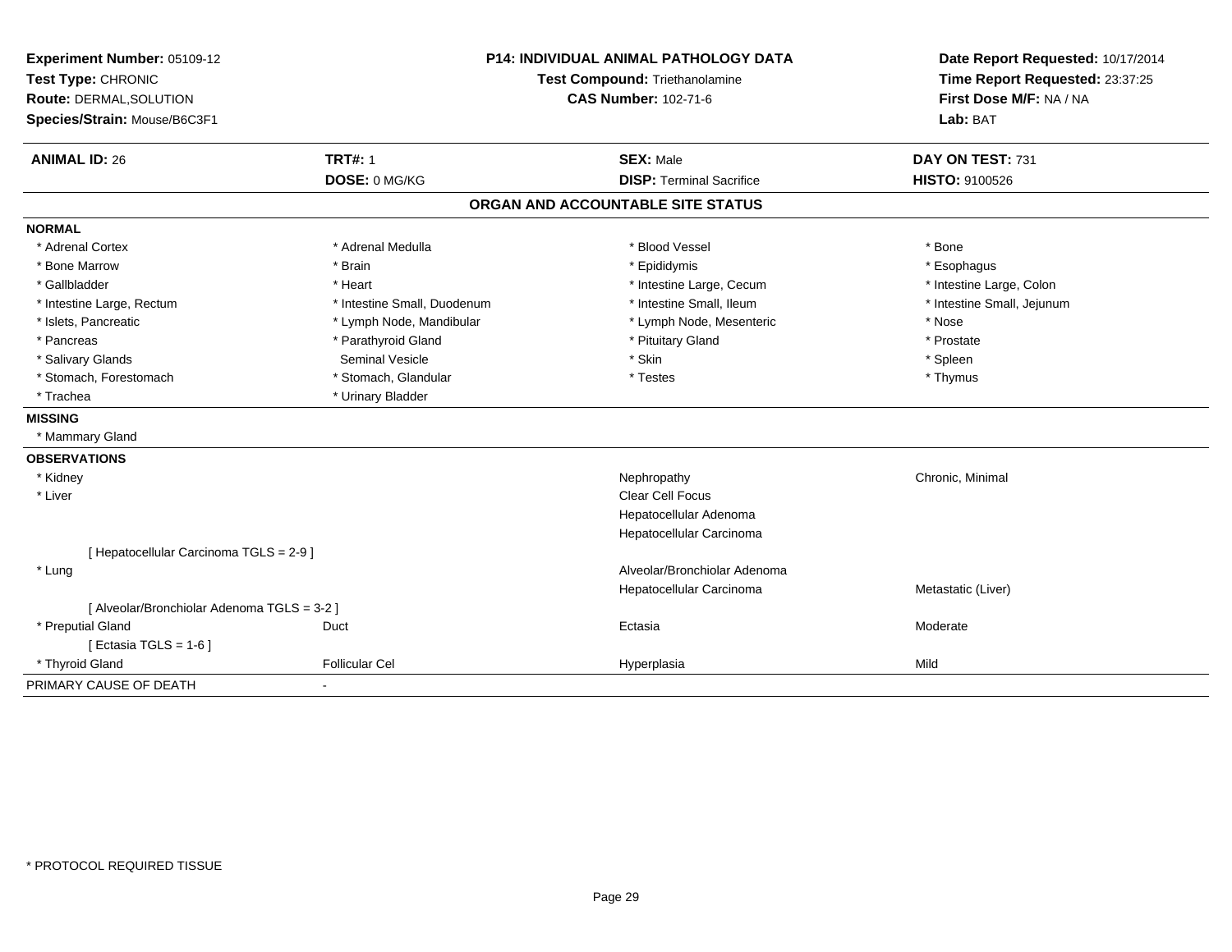**Experiment Number:** 05109-12
**Test Type:** CHRONIC
**Route:** DERMAL,SOLUTION
**Species/Strain:** Mouse/B6C3F1

**P14: INDIVIDUAL ANIMAL PATHOLOGY DATA**
**Test Compound:** Triethanolamine
**CAS Number:** 102-71-6

**Date Report Requested:** 10/17/2014
**Time Report Requested:** 23:37:25
**First Dose M/F:** NA / NA
**Lab:** BAT

| **ANIMAL ID:** 26 | **TRT#:** 1 | **SEX:** Male | **DAY ON TEST:** 731 |
|---|---|---|---|
| | **DOSE:** 0 MG/KG | **DISP:** Terminal Sacrifice | **HISTO:** 9100526 |

## ORGAN AND ACCOUNTABLE SITE STATUS

**NORMAL**

| | | | |
|---|---|---|---|
| * Adrenal Cortex | * Adrenal Medulla | * Blood Vessel | * Bone |
| * Bone Marrow | * Brain | * Epididymis | * Esophagus |
| * Gallbladder | * Heart | * Intestine Large, Cecum | * Intestine Large, Colon |
| * Intestine Large, Rectum | * Intestine Small, Duodenum | * Intestine Small, Ileum | * Intestine Small, Jejunum |
| * Islets, Pancreatic | * Lymph Node, Mandibular | * Lymph Node, Mesenteric | * Nose |
| * Pancreas | * Parathyroid Gland | * Pituitary Gland | * Prostate |
| * Salivary Glands | Seminal Vesicle | * Skin | * Spleen |
| * Stomach, Forestomach | * Stomach, Glandular | * Testes | * Thymus |
| * Trachea | * Urinary Bladder | | |

**MISSING**

* Mammary Gland

**OBSERVATIONS**

| | | | |
|---|---|---|---|
| * Kidney | | Nephropathy | Chronic, Minimal |
| * Liver | | Clear Cell Focus | |
| | | Hepatocellular Adenoma | |
| | | Hepatocellular Carcinoma | |
| [ Hepatocellular Carcinoma TGLS = 2-9 ] | | | |
| * Lung | | Alveolar/Bronchiolar Adenoma | |
| | | Hepatocellular Carcinoma | Metastatic (Liver) |
| [ Alveolar/Bronchiolar Adenoma TGLS = 3-2 ] | | | |
| * Preputial Gland | Duct | Ectasia | Moderate |
| [ Ectasia TGLS = 1-6 ] | | | |
| * Thyroid Gland | Follicular Cel | Hyperplasia | Mild |

PRIMARY CAUSE OF DEATH -

* PROTOCOL REQUIRED TISSUE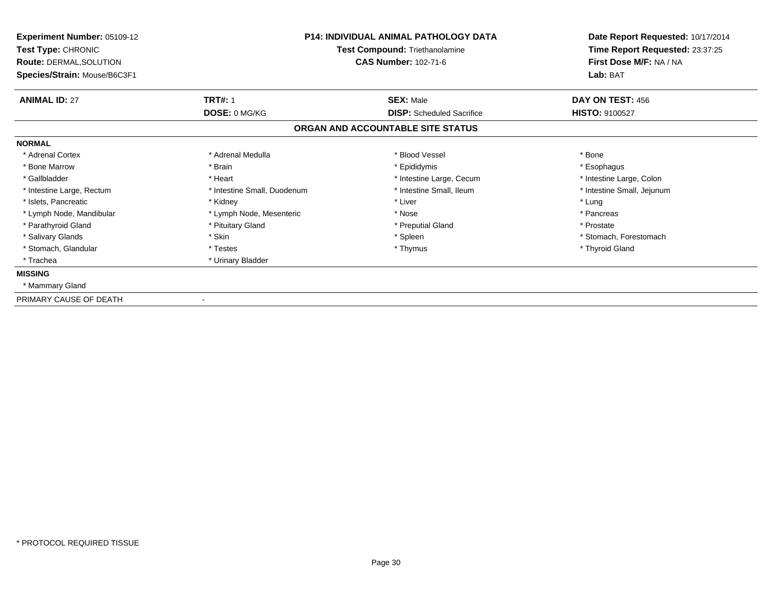**Experiment Number:** 05109-12
**Test Type:** CHRONIC
**Route:** DERMAL,SOLUTION
**Species/Strain:** Mouse/B6C3F1

**P14: INDIVIDUAL ANIMAL PATHOLOGY DATA**
**Test Compound:** Triethanolamine
**CAS Number:** 102-71-6

**Date Report Requested:** 10/17/2014
**Time Report Requested:** 23:37:25
**First Dose M/F:** NA / NA
**Lab:** BAT

| **ANIMAL ID:** 27 | **TRT#:** 1 | **SEX:** Male | **DAY ON TEST:** 456 |
|---|---|---|---|
| | **DOSE:** 0 MG/KG | **DISP:** Scheduled Sacrifice | **HISTO:** 9100527 |

## ORGAN AND ACCOUNTABLE SITE STATUS

**NORMAL**

| | | | |
|---|---|---|---|
| * Adrenal Cortex | * Adrenal Medulla | * Blood Vessel | * Bone |
| * Bone Marrow | * Brain | * Epididymis | * Esophagus |
| * Gallbladder | * Heart | * Intestine Large, Cecum | * Intestine Large, Colon |
| * Intestine Large, Rectum | * Intestine Small, Duodenum | * Intestine Small, Ileum | * Intestine Small, Jejunum |
| * Islets, Pancreatic | * Kidney | * Liver | * Lung |
| * Lymph Node, Mandibular | * Lymph Node, Mesenteric | * Nose | * Pancreas |
| * Parathyroid Gland | * Pituitary Gland | * Preputial Gland | * Prostate |
| * Salivary Glands | * Skin | * Spleen | * Stomach, Forestomach |
| * Stomach, Glandular | * Testes | * Thymus | * Thyroid Gland |
| * Trachea | * Urinary Bladder | | |

**MISSING**

* Mammary Gland

PRIMARY CAUSE OF DEATH -

* PROTOCOL REQUIRED TISSUE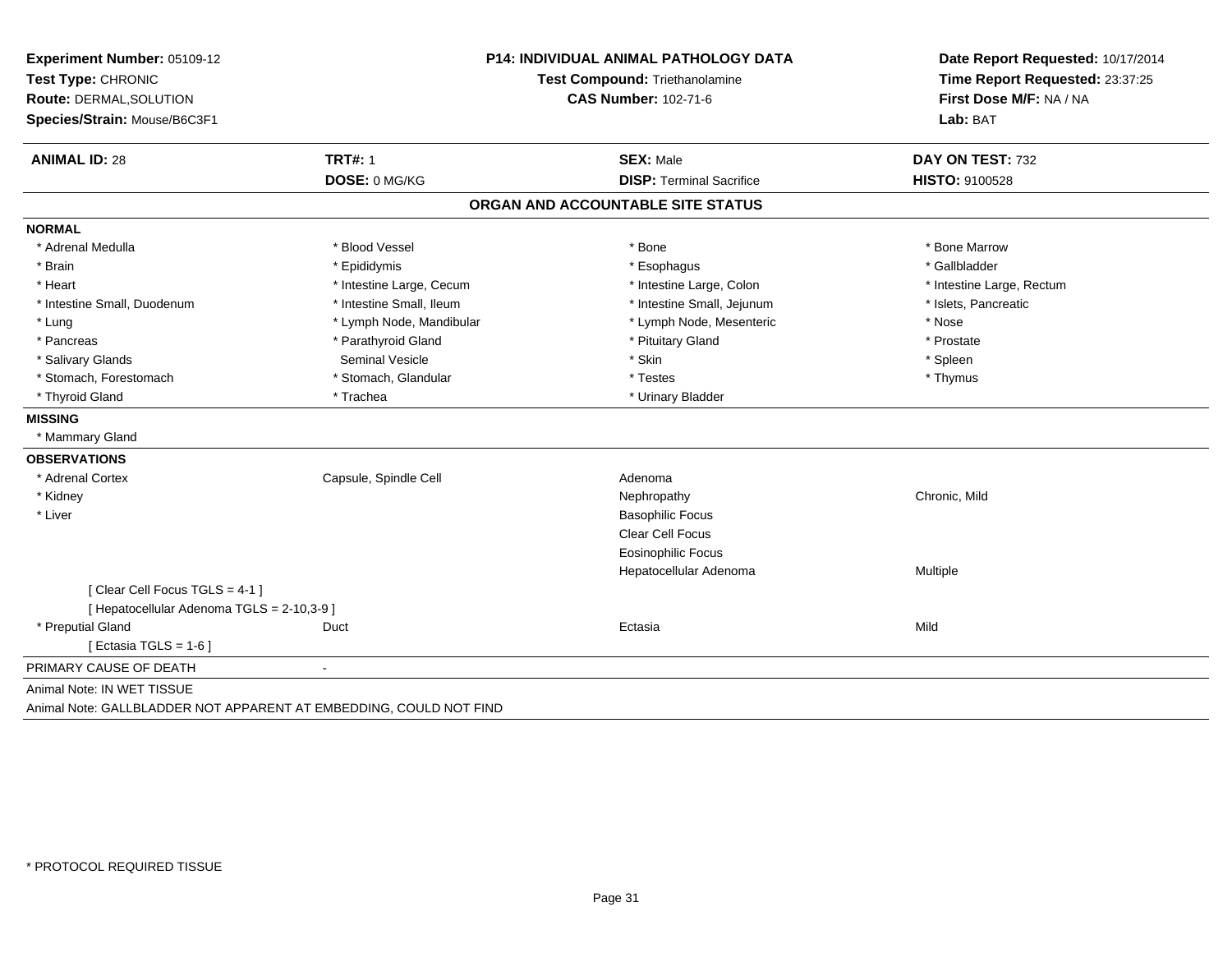**Experiment Number:** 05109-12
**Test Type:** CHRONIC
**Route:** DERMAL,SOLUTION
**Species/Strain:** Mouse/B6C3F1

**P14: INDIVIDUAL ANIMAL PATHOLOGY DATA**
**Test Compound:** Triethanolamine
**CAS Number:** 102-71-6

**Date Report Requested:** 10/17/2014
**Time Report Requested:** 23:37:25
**First Dose M/F:** NA / NA
**Lab:** BAT

| **ANIMAL ID:** 28 | **TRT#:** 1 | **SEX:** Male | **DAY ON TEST:** 732 |
|---|---|---|---|
| | **DOSE:** 0 MG/KG | **DISP:** Terminal Sacrifice | **HISTO:** 9100528 |

## ORGAN AND ACCOUNTABLE SITE STATUS

**NORMAL**

| | | | |
|---|---|---|---|
| * Adrenal Medulla | * Blood Vessel | * Bone | * Bone Marrow |
| * Brain | * Epididymis | * Esophagus | * Gallbladder |
| * Heart | * Intestine Large, Cecum | * Intestine Large, Colon | * Intestine Large, Rectum |
| * Intestine Small, Duodenum | * Intestine Small, Ileum | * Intestine Small, Jejunum | * Islets, Pancreatic |
| * Lung | * Lymph Node, Mandibular | * Lymph Node, Mesenteric | * Nose |
| * Pancreas | * Parathyroid Gland | * Pituitary Gland | * Prostate |
| * Salivary Glands | Seminal Vesicle | * Skin | * Spleen |
| * Stomach, Forestomach | * Stomach, Glandular | * Testes | * Thymus |
| * Thyroid Gland | * Trachea | * Urinary Bladder | |

**MISSING**

* Mammary Gland

**OBSERVATIONS**

| | | | |
|---|---|---|---|
| * Adrenal Cortex | Capsule, Spindle Cell | Adenoma | |
| * Kidney | | Nephropathy | Chronic, Mild |
| * Liver | | Basophilic Focus | |
| | | Clear Cell Focus | |
| | | Eosinophilic Focus | |
| | | Hepatocellular Adenoma | Multiple |
| [ Clear Cell Focus TGLS = 4-1 ] | | | |
| [ Hepatocellular Adenoma TGLS = 2-10,3-9 ] | | | |
| * Preputial Gland | Duct | Ectasia | Mild |
| [ Ectasia TGLS = 1-6 ] | | | |

PRIMARY CAUSE OF DEATH -

Animal Note: IN WET TISSUE

Animal Note: GALLBLADDER NOT APPARENT AT EMBEDDING, COULD NOT FIND

* PROTOCOL REQUIRED TISSUE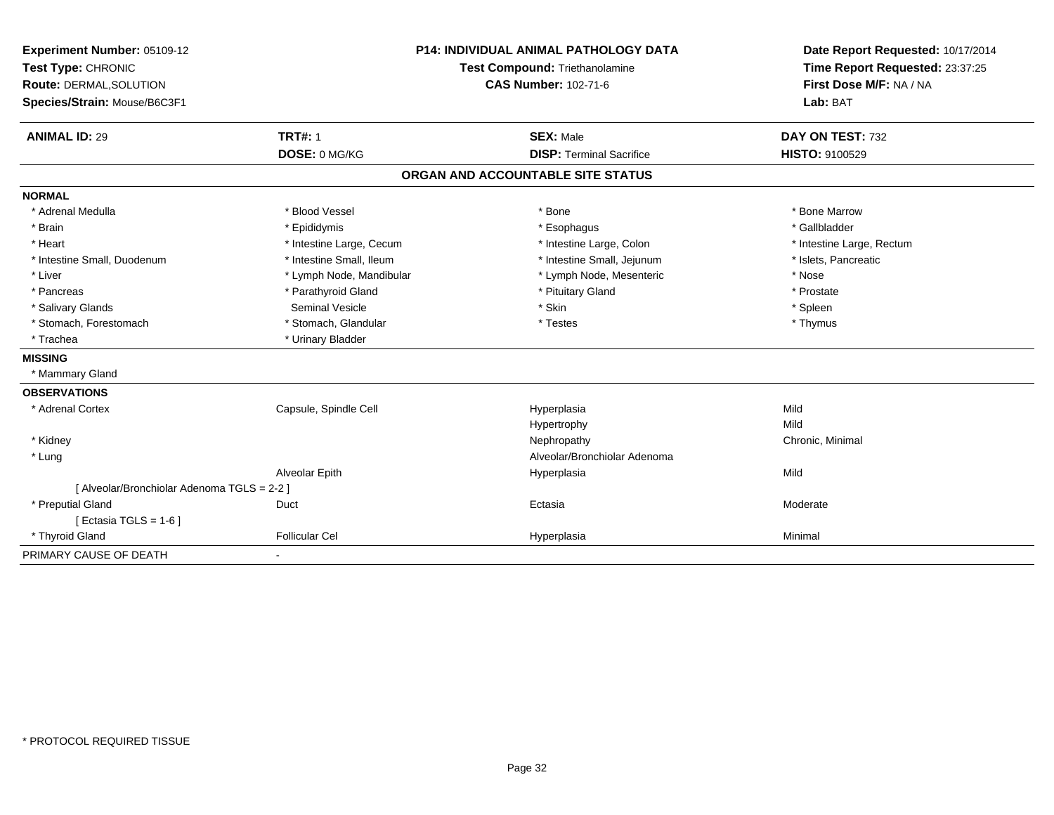**Experiment Number:** 05109-12
**Test Type:** CHRONIC
**Route:** DERMAL,SOLUTION
**Species/Strain:** Mouse/B6C3F1

**P14: INDIVIDUAL ANIMAL PATHOLOGY DATA**
**Test Compound:** Triethanolamine
**CAS Number:** 102-71-6

**Date Report Requested:** 10/17/2014
**Time Report Requested:** 23:37:25
**First Dose M/F:** NA / NA
**Lab:** BAT

| **ANIMAL ID:** 29 | **TRT#:** 1 | **SEX:** Male | **DAY ON TEST:** 732 |
|---|---|---|---|
| | **DOSE:** 0 MG/KG | **DISP:** Terminal Sacrifice | **HISTO:** 9100529 |

## ORGAN AND ACCOUNTABLE SITE STATUS

**NORMAL**

| | | | |
|---|---|---|---|
| * Adrenal Medulla | * Blood Vessel | * Bone | * Bone Marrow |
| * Brain | * Epididymis | * Esophagus | * Gallbladder |
| * Heart | * Intestine Large, Cecum | * Intestine Large, Colon | * Intestine Large, Rectum |
| * Intestine Small, Duodenum | * Intestine Small, Ileum | * Intestine Small, Jejunum | * Islets, Pancreatic |
| * Liver | * Lymph Node, Mandibular | * Lymph Node, Mesenteric | * Nose |
| * Pancreas | * Parathyroid Gland | * Pituitary Gland | * Prostate |
| * Salivary Glands | Seminal Vesicle | * Skin | * Spleen |
| * Stomach, Forestomach | * Stomach, Glandular | * Testes | * Thymus |
| * Trachea | * Urinary Bladder | | |

**MISSING**

* Mammary Gland

**OBSERVATIONS**

| | | | |
|---|---|---|---|
| * Adrenal Cortex | Capsule, Spindle Cell | Hyperplasia | Mild |
| | | Hypertrophy | Mild |
| * Kidney | | Nephropathy | Chronic, Minimal |
| * Lung | | Alveolar/Bronchiolar Adenoma | |
| | Alveolar Epith | Hyperplasia | Mild |
| [ Alveolar/Bronchiolar Adenoma TGLS = 2-2 ] | | | |
| * Preputial Gland | Duct | Ectasia | Moderate |
| [ Ectasia TGLS = 1-6 ] | | | |
| * Thyroid Gland | Follicular Cel | Hyperplasia | Minimal |

PRIMARY CAUSE OF DEATH -

* PROTOCOL REQUIRED TISSUE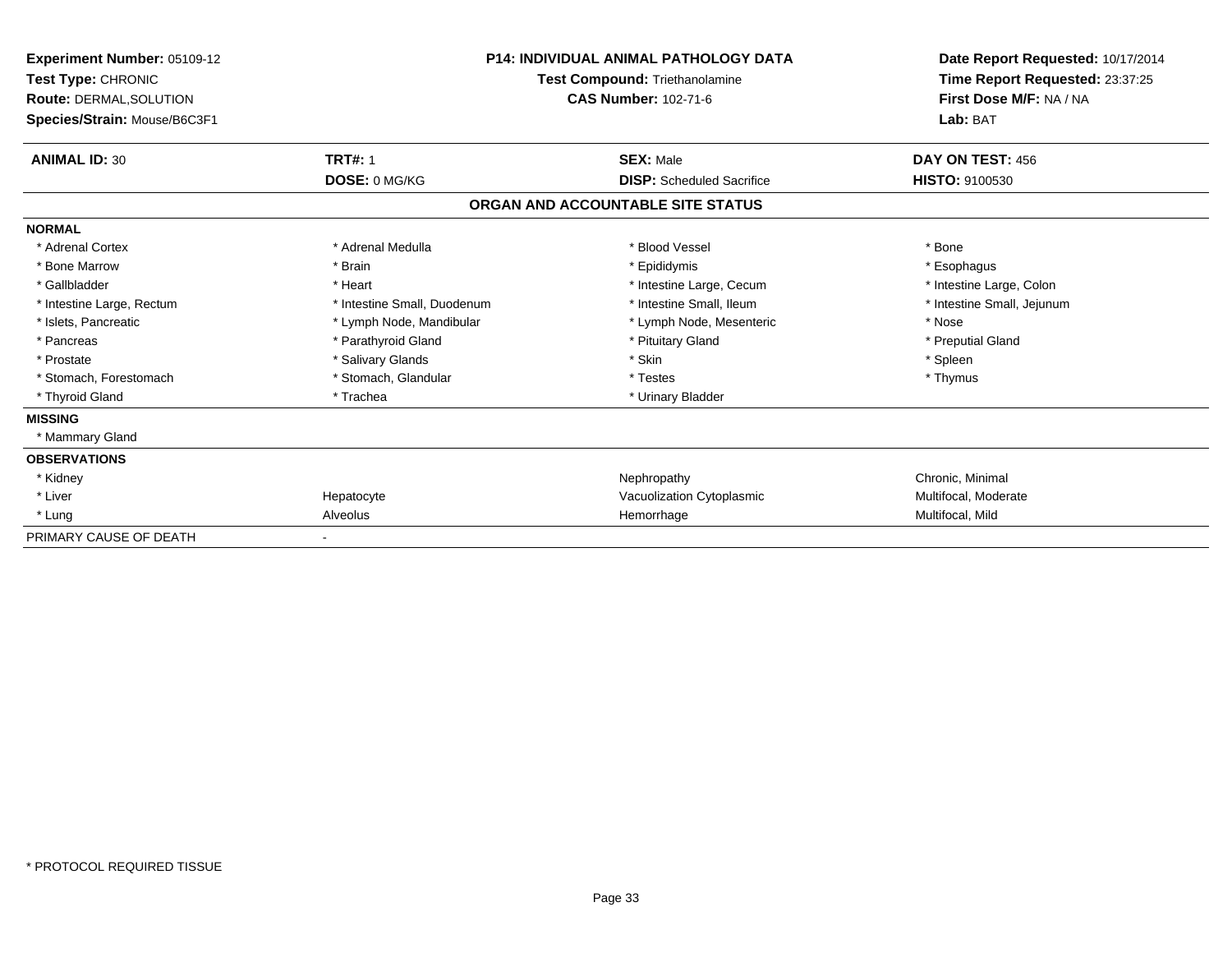**Experiment Number:** 05109-12
**Test Type:** CHRONIC
**Route:** DERMAL,SOLUTION
**Species/Strain:** Mouse/B6C3F1

**P14: INDIVIDUAL ANIMAL PATHOLOGY DATA**
**Test Compound:** Triethanolamine
**CAS Number:** 102-71-6

**Date Report Requested:** 10/17/2014
**Time Report Requested:** 23:37:25
**First Dose M/F:** NA / NA
**Lab:** BAT

| **ANIMAL ID:** 30 | **TRT#:** 1 | **SEX:** Male | **DAY ON TEST:** 456 |
|---|---|---|---|
| | **DOSE:** 0 MG/KG | **DISP:** Scheduled Sacrifice | **HISTO:** 9100530 |

**ORGAN AND ACCOUNTABLE SITE STATUS**

| | | | |
|---|---|---|---|
| **NORMAL** | | | |
| * Adrenal Cortex | * Adrenal Medulla | * Blood Vessel | * Bone |
| * Bone Marrow | * Brain | * Epididymis | * Esophagus |
| * Gallbladder | * Heart | * Intestine Large, Cecum | * Intestine Large, Colon |
| * Intestine Large, Rectum | * Intestine Small, Duodenum | * Intestine Small, Ileum | * Intestine Small, Jejunum |
| * Islets, Pancreatic | * Lymph Node, Mandibular | * Lymph Node, Mesenteric | * Nose |
| * Pancreas | * Parathyroid Gland | * Pituitary Gland | * Preputial Gland |
| * Prostate | * Salivary Glands | * Skin | * Spleen |
| * Stomach, Forestomach | * Stomach, Glandular | * Testes | * Thymus |
| * Thyroid Gland | * Trachea | * Urinary Bladder | |
| **MISSING** | | | |
| * Mammary Gland | | | |
| **OBSERVATIONS** | | | |
| * Kidney | | Nephropathy | Chronic, Minimal |
| * Liver | Hepatocyte | Vacuolization Cytoplasmic | Multifocal, Moderate |
| * Lung | Alveolus | Hemorrhage | Multifocal, Mild |
| PRIMARY CAUSE OF DEATH | - | | |

* PROTOCOL REQUIRED TISSUE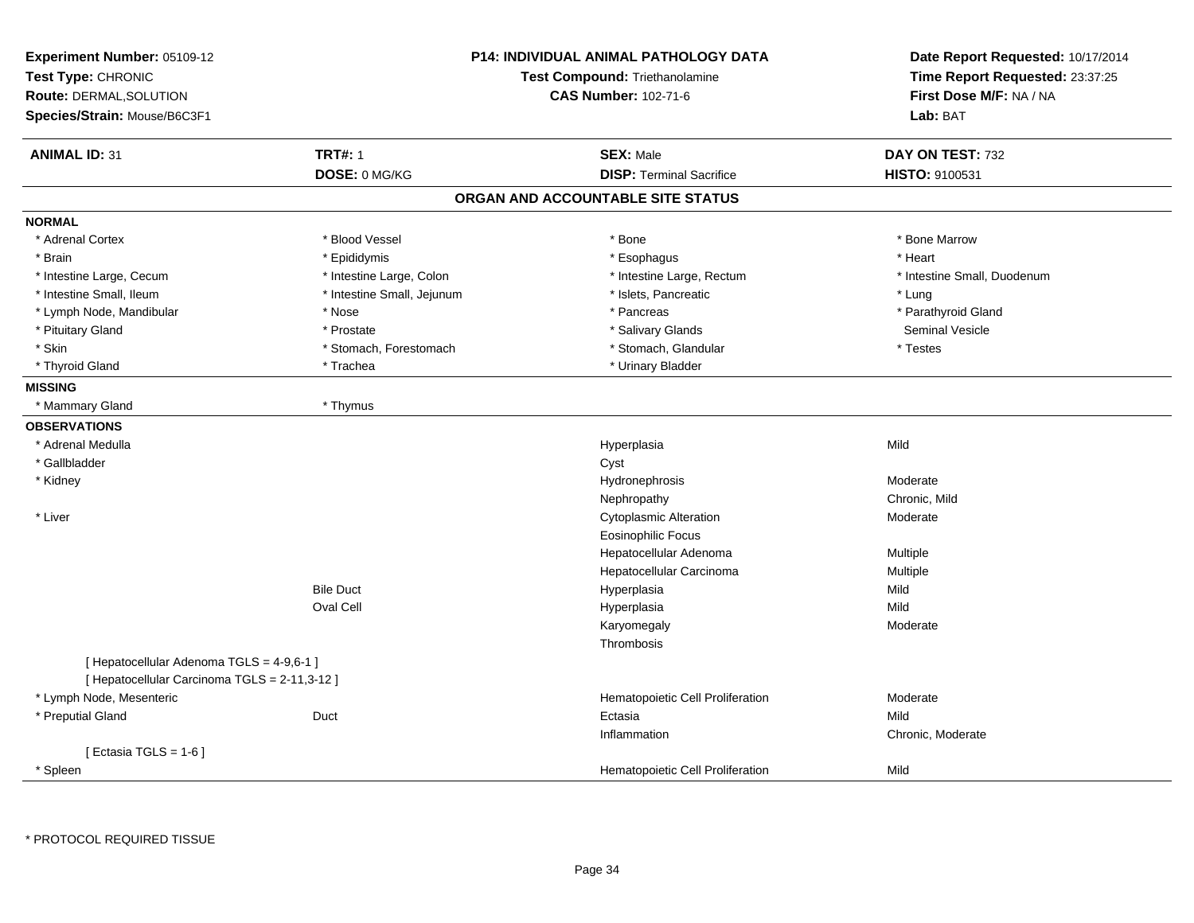**Experiment Number:** 05109-12
**Test Type:** CHRONIC
**Route:** DERMAL,SOLUTION
**Species/Strain:** Mouse/B6C3F1

**P14: INDIVIDUAL ANIMAL PATHOLOGY DATA**
**Test Compound:** Triethanolamine
**CAS Number:** 102-71-6

**Date Report Requested:** 10/17/2014
**Time Report Requested:** 23:37:25
**First Dose M/F:** NA / NA
**Lab:** BAT

| **ANIMAL ID:** 31 | **TRT#:** 1 | **SEX:** Male | **DAY ON TEST:** 732 |
|---|---|---|---|
| | **DOSE:** 0 MG/KG | **DISP:** Terminal Sacrifice | **HISTO:** 9100531 |

## ORGAN AND ACCOUNTABLE SITE STATUS

**NORMAL**

| | | | |
|---|---|---|---|
| * Adrenal Cortex | * Blood Vessel | * Bone | * Bone Marrow |
| * Brain | * Epididymis | * Esophagus | * Heart |
| * Intestine Large, Cecum | * Intestine Large, Colon | * Intestine Large, Rectum | * Intestine Small, Duodenum |
| * Intestine Small, Ileum | * Intestine Small, Jejunum | * Islets, Pancreatic | * Lung |
| * Lymph Node, Mandibular | * Nose | * Pancreas | * Parathyroid Gland |
| * Pituitary Gland | * Prostate | * Salivary Glands | Seminal Vesicle |
| * Skin | * Stomach, Forestomach | * Stomach, Glandular | * Testes |
| * Thyroid Gland | * Trachea | * Urinary Bladder | |

**MISSING**

| | |
|---|---|
| * Mammary Gland | * Thymus |

**OBSERVATIONS**

| | | | |
|---|---|---|---|
| * Adrenal Medulla | | Hyperplasia | Mild |
| * Gallbladder | | Cyst | |
| * Kidney | | Hydronephrosis | Moderate |
| | | Nephropathy | Chronic, Mild |
| * Liver | | Cytoplasmic Alteration | Moderate |
| | | Eosinophilic Focus | |
| | | Hepatocellular Adenoma | Multiple |
| | | Hepatocellular Carcinoma | Multiple |
| | Bile Duct | Hyperplasia | Mild |
| | Oval Cell | Hyperplasia | Mild |
| | | Karyomegaly | Moderate |
| | | Thrombosis | |
| [ Hepatocellular Adenoma TGLS = 4-9,6-1 ] | | | |
| [ Hepatocellular Carcinoma TGLS = 2-11,3-12 ] | | | |
| * Lymph Node, Mesenteric | | Hematopoietic Cell Proliferation | Moderate |
| * Preputial Gland | Duct | Ectasia | Mild |
| | | Inflammation | Chronic, Moderate |
| [ Ectasia TGLS = 1-6 ] | | | |
| * Spleen | | Hematopoietic Cell Proliferation | Mild |

* PROTOCOL REQUIRED TISSUE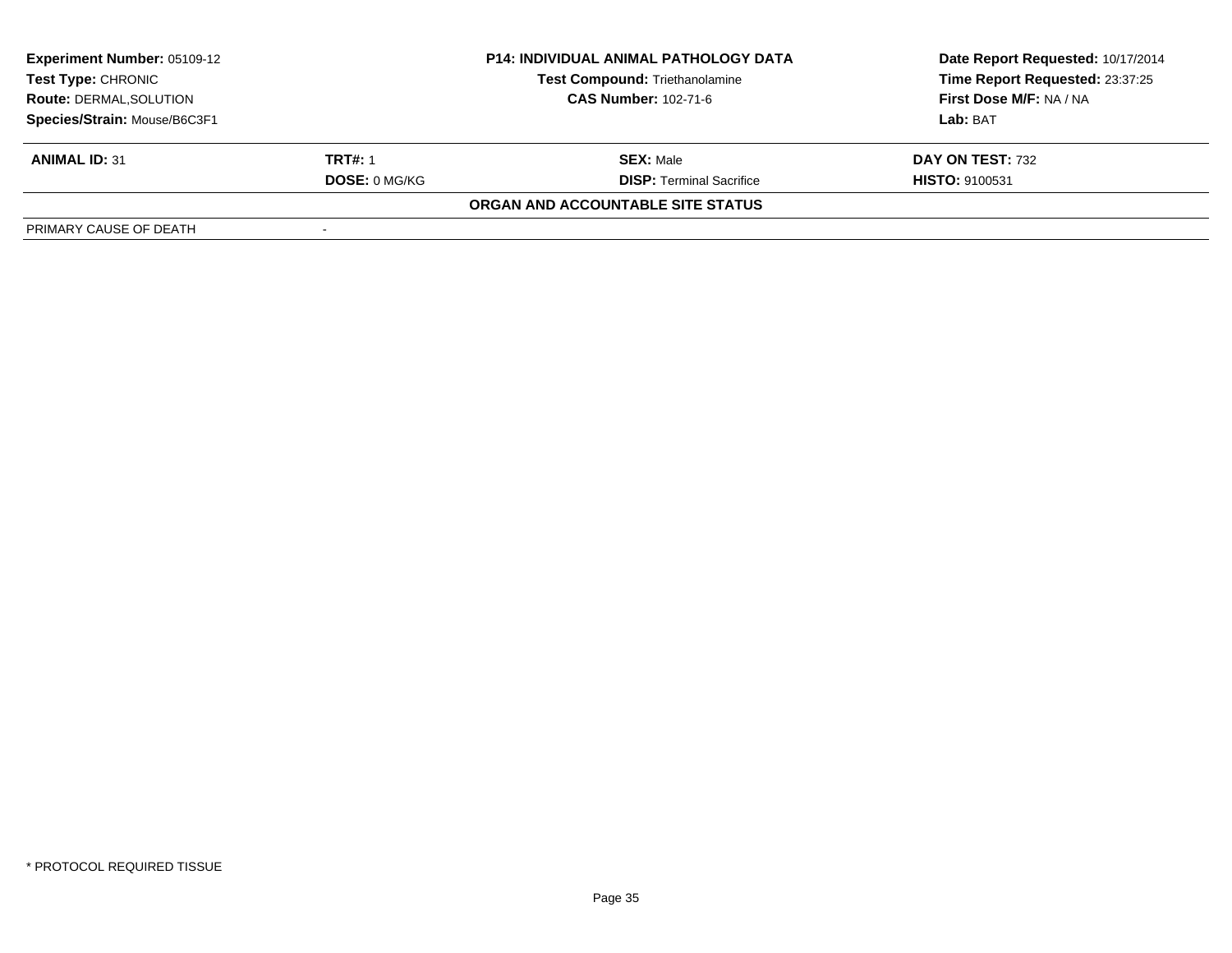| | | | |
|---|---|---|---|
| **Experiment Number:** 05109-12 | **P14: INDIVIDUAL ANIMAL PATHOLOGY DATA** | | **Date Report Requested:** 10/17/2014 |
| **Test Type:** CHRONIC | **Test Compound:** Triethanolamine | | **Time Report Requested:** 23:37:25 |
| **Route:** DERMAL,SOLUTION | **CAS Number:** 102-71-6 | | **First Dose M/F:** NA / NA |
| **Species/Strain:** Mouse/B6C3F1 | | | **Lab:** BAT |

| | | | |
|---|---|---|---|
| **ANIMAL ID:** 31 | **TRT#:** 1 | **SEX:** Male | **DAY ON TEST:** 732 |
| | **DOSE:** 0 MG/KG | **DISP:** Terminal Sacrifice | **HISTO:** 9100531 |

**ORGAN AND ACCOUNTABLE SITE STATUS**

| | |
|---|---|
| PRIMARY CAUSE OF DEATH | - |

* PROTOCOL REQUIRED TISSUE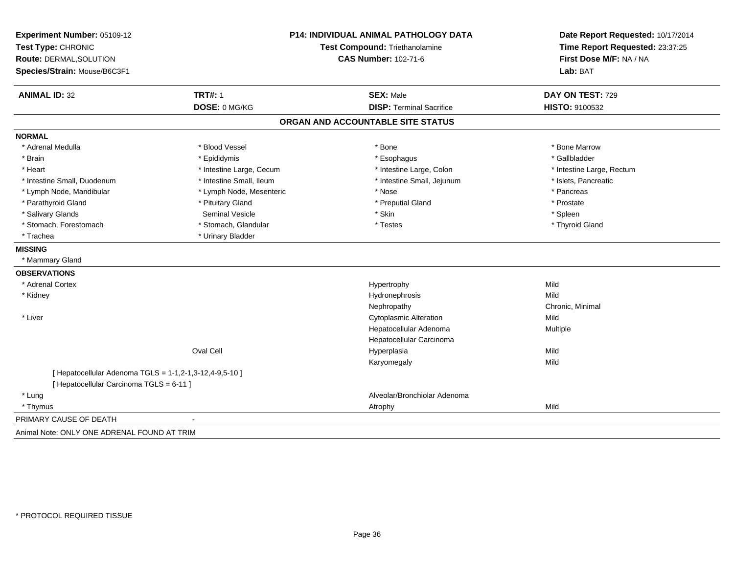**Experiment Number:** 05109-12
**Test Type:** CHRONIC
**Route:** DERMAL,SOLUTION
**Species/Strain:** Mouse/B6C3F1

**P14: INDIVIDUAL ANIMAL PATHOLOGY DATA**
**Test Compound:** Triethanolamine
**CAS Number:** 102-71-6

**Date Report Requested:** 10/17/2014
**Time Report Requested:** 23:37:25
**First Dose M/F:** NA / NA
**Lab:** BAT

| **ANIMAL ID:** 32 | **TRT#:** 1 | **SEX:** Male | **DAY ON TEST:** 729 |
|---|---|---|---|
| | **DOSE:** 0 MG/KG | **DISP:** Terminal Sacrifice | **HISTO:** 9100532 |

## ORGAN AND ACCOUNTABLE SITE STATUS

**NORMAL**

| | | | |
|---|---|---|---|
| * Adrenal Medulla | * Blood Vessel | * Bone | * Bone Marrow |
| * Brain | * Epididymis | * Esophagus | * Gallbladder |
| * Heart | * Intestine Large, Cecum | * Intestine Large, Colon | * Intestine Large, Rectum |
| * Intestine Small, Duodenum | * Intestine Small, Ileum | * Intestine Small, Jejunum | * Islets, Pancreatic |
| * Lymph Node, Mandibular | * Lymph Node, Mesenteric | * Nose | * Pancreas |
| * Parathyroid Gland | * Pituitary Gland | * Preputial Gland | * Prostate |
| * Salivary Glands | Seminal Vesicle | * Skin | * Spleen |
| * Stomach, Forestomach | * Stomach, Glandular | * Testes | * Thyroid Gland |
| * Trachea | * Urinary Bladder | | |

**MISSING**

* Mammary Gland

**OBSERVATIONS**

| | | | |
|---|---|---|---|
| * Adrenal Cortex | | Hypertrophy | Mild |
| * Kidney | | Hydronephrosis | Mild |
| | | Nephropathy | Chronic, Minimal |
| * Liver | | Cytoplasmic Alteration | Mild |
| | | Hepatocellular Adenoma | Multiple |
| | | Hepatocellular Carcinoma | |
| | Oval Cell | Hyperplasia | Mild |
| | | Karyomegaly | Mild |
| [ Hepatocellular Adenoma TGLS = 1-1,2-1,3-12,4-9,5-10 ] | | | |
| [ Hepatocellular Carcinoma TGLS = 6-11 ] | | | |
| * Lung | | Alveolar/Bronchiolar Adenoma | |
| * Thymus | | Atrophy | Mild |

PRIMARY CAUSE OF DEATH -

Animal Note: ONLY ONE ADRENAL FOUND AT TRIM

* PROTOCOL REQUIRED TISSUE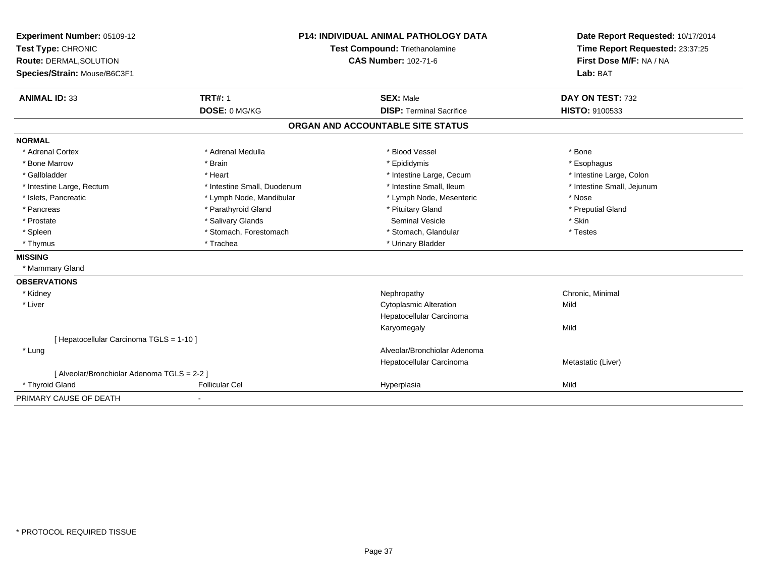**Experiment Number:** 05109-12
**Test Type:** CHRONIC
**Route:** DERMAL,SOLUTION
**Species/Strain:** Mouse/B6C3F1

**P14: INDIVIDUAL ANIMAL PATHOLOGY DATA**
**Test Compound:** Triethanolamine
**CAS Number:** 102-71-6

**Date Report Requested:** 10/17/2014
**Time Report Requested:** 23:37:25
**First Dose M/F:** NA / NA
**Lab:** BAT

| **ANIMAL ID:** 33 | **TRT#:** 1 | **SEX:** Male | **DAY ON TEST:** 732 |
|---|---|---|---|
| | **DOSE:** 0 MG/KG | **DISP:** Terminal Sacrifice | **HISTO:** 9100533 |

## ORGAN AND ACCOUNTABLE SITE STATUS

**NORMAL**

| | | | |
|---|---|---|---|
| * Adrenal Cortex | * Adrenal Medulla | * Blood Vessel | * Bone |
| * Bone Marrow | * Brain | * Epididymis | * Esophagus |
| * Gallbladder | * Heart | * Intestine Large, Cecum | * Intestine Large, Colon |
| * Intestine Large, Rectum | * Intestine Small, Duodenum | * Intestine Small, Ileum | * Intestine Small, Jejunum |
| * Islets, Pancreatic | * Lymph Node, Mandibular | * Lymph Node, Mesenteric | * Nose |
| * Pancreas | * Parathyroid Gland | * Pituitary Gland | * Preputial Gland |
| * Prostate | * Salivary Glands | Seminal Vesicle | * Skin |
| * Spleen | * Stomach, Forestomach | * Stomach, Glandular | * Testes |
| * Thymus | * Trachea | * Urinary Bladder | |

**MISSING**

* Mammary Gland

**OBSERVATIONS**

| | | | |
|---|---|---|---|
| * Kidney | | Nephropathy | Chronic, Minimal |
| * Liver | | Cytoplasmic Alteration | Mild |
| | | Hepatocellular Carcinoma | |
| | | Karyomegaly | Mild |
| [ Hepatocellular Carcinoma TGLS = 1-10 ] | | | |
| * Lung | | Alveolar/Bronchiolar Adenoma | |
| | | Hepatocellular Carcinoma | Metastatic (Liver) |
| [ Alveolar/Bronchiolar Adenoma TGLS = 2-2 ] | | | |
| * Thyroid Gland | Follicular Cel | Hyperplasia | Mild |

PRIMARY CAUSE OF DEATH -

\* PROTOCOL REQUIRED TISSUE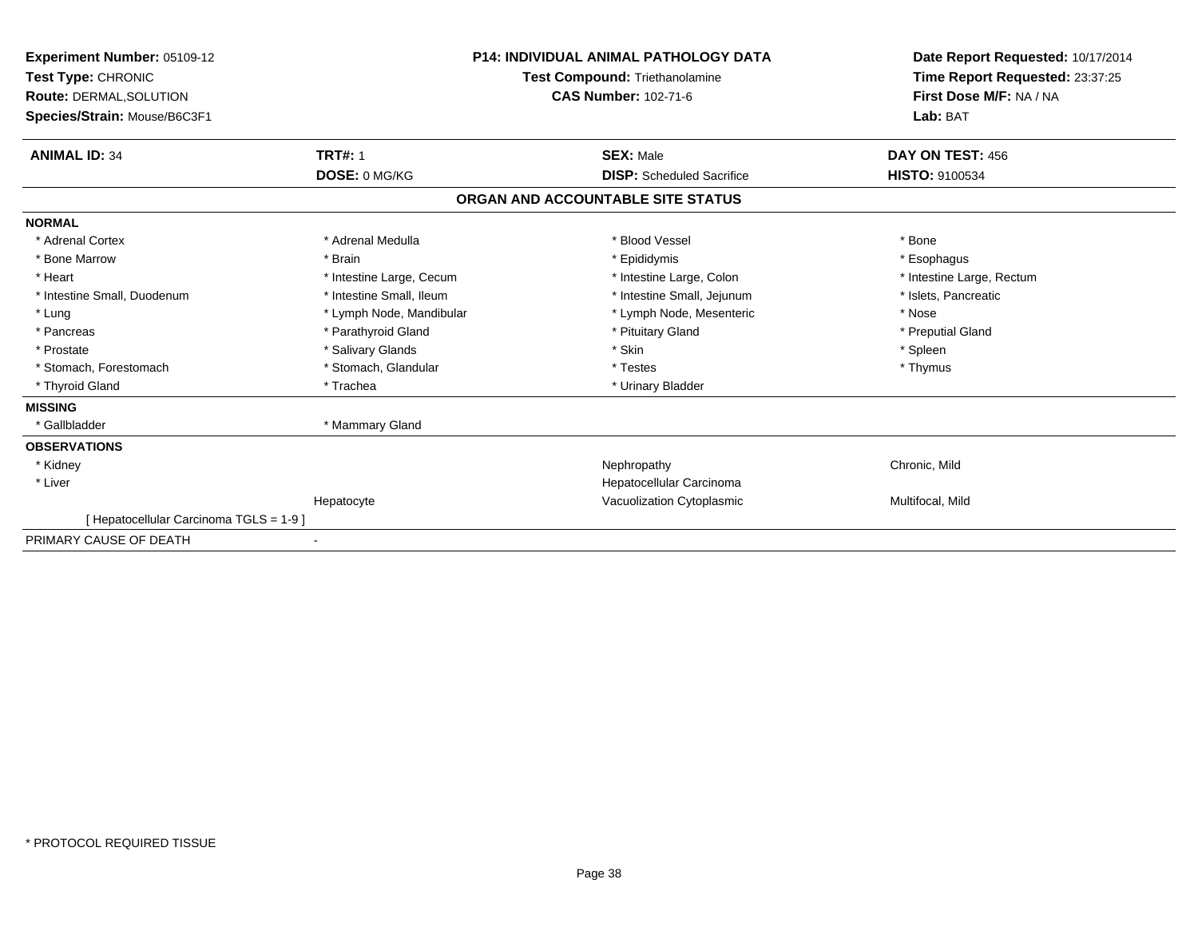**Experiment Number:** 05109-12
**Test Type:** CHRONIC
**Route:** DERMAL,SOLUTION
**Species/Strain:** Mouse/B6C3F1

**P14: INDIVIDUAL ANIMAL PATHOLOGY DATA**
**Test Compound:** Triethanolamine
**CAS Number:** 102-71-6

**Date Report Requested:** 10/17/2014
**Time Report Requested:** 23:37:25
**First Dose M/F:** NA / NA
**Lab:** BAT

| **ANIMAL ID:** 34 | **TRT#:** 1 | **SEX:** Male | **DAY ON TEST:** 456 |
|---|---|---|---|
| | **DOSE:** 0 MG/KG | **DISP:** Scheduled Sacrifice | **HISTO:** 9100534 |

## ORGAN AND ACCOUNTABLE SITE STATUS

| | | | |
|---|---|---|---|
| **NORMAL** | | | |
| * Adrenal Cortex | * Adrenal Medulla | * Blood Vessel | * Bone |
| * Bone Marrow | * Brain | * Epididymis | * Esophagus |
| * Heart | * Intestine Large, Cecum | * Intestine Large, Colon | * Intestine Large, Rectum |
| * Intestine Small, Duodenum | * Intestine Small, Ileum | * Intestine Small, Jejunum | * Islets, Pancreatic |
| * Lung | * Lymph Node, Mandibular | * Lymph Node, Mesenteric | * Nose |
| * Pancreas | * Parathyroid Gland | * Pituitary Gland | * Preputial Gland |
| * Prostate | * Salivary Glands | * Skin | * Spleen |
| * Stomach, Forestomach | * Stomach, Glandular | * Testes | * Thymus |
| * Thyroid Gland | * Trachea | * Urinary Bladder | |
| **MISSING** | | | |
| * Gallbladder | * Mammary Gland | | |
| **OBSERVATIONS** | | | |
| * Kidney | | Nephropathy | Chronic, Mild |
| * Liver | | Hepatocellular Carcinoma | |
| | Hepatocyte | Vacuolization Cytoplasmic | Multifocal, Mild |
| [ Hepatocellular Carcinoma TGLS = 1-9 ] | | | |
| PRIMARY CAUSE OF DEATH | - | | |

* PROTOCOL REQUIRED TISSUE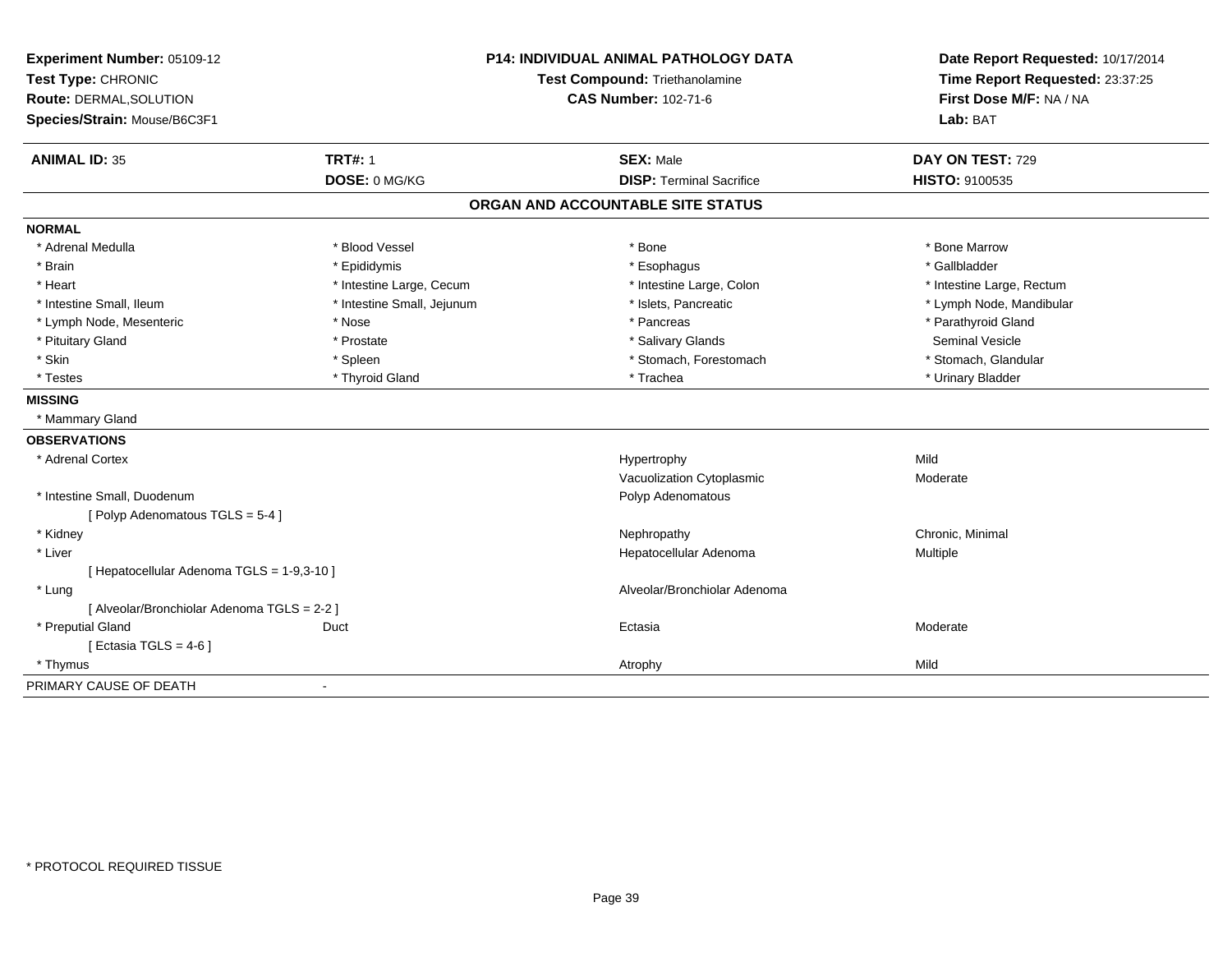**Experiment Number:** 05109-12
**Test Type:** CHRONIC
**Route:** DERMAL,SOLUTION
**Species/Strain:** Mouse/B6C3F1

**P14: INDIVIDUAL ANIMAL PATHOLOGY DATA**
**Test Compound:** Triethanolamine
**CAS Number:** 102-71-6

**Date Report Requested:** 10/17/2014
**Time Report Requested:** 23:37:25
**First Dose M/F:** NA / NA
**Lab:** BAT

| **ANIMAL ID:** 35 | **TRT#:** 1 | **SEX:** Male | **DAY ON TEST:** 729 |
|---|---|---|---|
| | **DOSE:** 0 MG/KG | **DISP:** Terminal Sacrifice | **HISTO:** 9100535 |

## ORGAN AND ACCOUNTABLE SITE STATUS

**NORMAL**

| | | | |
|---|---|---|---|
| * Adrenal Medulla | * Blood Vessel | * Bone | * Bone Marrow |
| * Brain | * Epididymis | * Esophagus | * Gallbladder |
| * Heart | * Intestine Large, Cecum | * Intestine Large, Colon | * Intestine Large, Rectum |
| * Intestine Small, Ileum | * Intestine Small, Jejunum | * Islets, Pancreatic | * Lymph Node, Mandibular |
| * Lymph Node, Mesenteric | * Nose | * Pancreas | * Parathyroid Gland |
| * Pituitary Gland | * Prostate | * Salivary Glands | Seminal Vesicle |
| * Skin | * Spleen | * Stomach, Forestomach | * Stomach, Glandular |
| * Testes | * Thyroid Gland | * Trachea | * Urinary Bladder |

**MISSING**

* Mammary Gland

**OBSERVATIONS**

| | | | |
|---|---|---|---|
| * Adrenal Cortex | | Hypertrophy | Mild |
| | | Vacuolization Cytoplasmic | Moderate |
| * Intestine Small, Duodenum | | Polyp Adenomatous | |
| [ Polyp Adenomatous TGLS = 5-4 ] | | | |
| * Kidney | | Nephropathy | Chronic, Minimal |
| * Liver | | Hepatocellular Adenoma | Multiple |
| [ Hepatocellular Adenoma TGLS = 1-9,3-10 ] | | | |
| * Lung | | Alveolar/Bronchiolar Adenoma | |
| [ Alveolar/Bronchiolar Adenoma TGLS = 2-2 ] | | | |
| * Preputial Gland | Duct | Ectasia | Moderate |
| [ Ectasia TGLS = 4-6 ] | | | |
| * Thymus | | Atrophy | Mild |

PRIMARY CAUSE OF DEATH -

* PROTOCOL REQUIRED TISSUE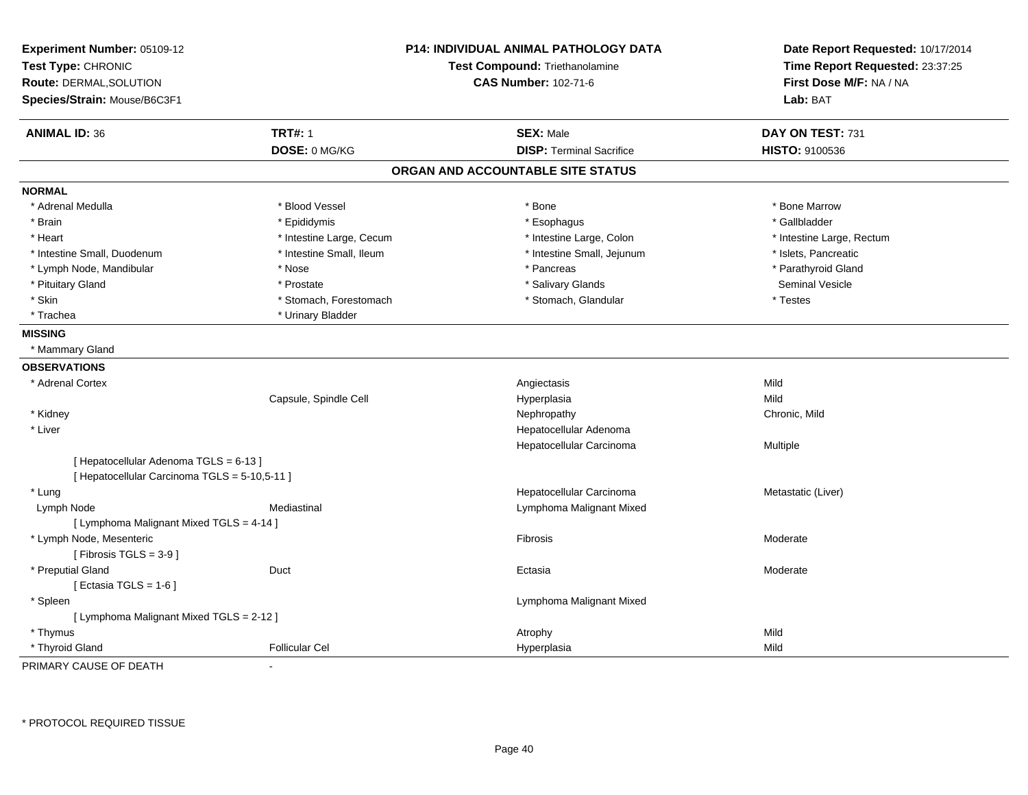**Experiment Number:** 05109-12
**Test Type:** CHRONIC
**Route:** DERMAL,SOLUTION
**Species/Strain:** Mouse/B6C3F1

**P14: INDIVIDUAL ANIMAL PATHOLOGY DATA**
**Test Compound:** Triethanolamine
**CAS Number:** 102-71-6

**Date Report Requested:** 10/17/2014
**Time Report Requested:** 23:37:25
**First Dose M/F:** NA / NA
**Lab:** BAT

| **ANIMAL ID:** 36 | **TRT#:** 1 | **SEX:** Male | **DAY ON TEST:** 731 |
|---|---|---|---|
| | **DOSE:** 0 MG/KG | **DISP:** Terminal Sacrifice | **HISTO:** 9100536 |

## ORGAN AND ACCOUNTABLE SITE STATUS

**NORMAL**

| | | | |
|---|---|---|---|
| * Adrenal Medulla | * Blood Vessel | * Bone | * Bone Marrow |
| * Brain | * Epididymis | * Esophagus | * Gallbladder |
| * Heart | * Intestine Large, Cecum | * Intestine Large, Colon | * Intestine Large, Rectum |
| * Intestine Small, Duodenum | * Intestine Small, Ileum | * Intestine Small, Jejunum | * Islets, Pancreatic |
| * Lymph Node, Mandibular | * Nose | * Pancreas | * Parathyroid Gland |
| * Pituitary Gland | * Prostate | * Salivary Glands | Seminal Vesicle |
| * Skin | * Stomach, Forestomach | * Stomach, Glandular | * Testes |
| * Trachea | * Urinary Bladder | | |

**MISSING**

* Mammary Gland

**OBSERVATIONS**

| | | | |
|---|---|---|---|
| * Adrenal Cortex | | Angiectasis | Mild |
| | Capsule, Spindle Cell | Hyperplasia | Mild |
| * Kidney | | Nephropathy | Chronic, Mild |
| * Liver | | Hepatocellular Adenoma | |
| | | Hepatocellular Carcinoma | Multiple |
| [ Hepatocellular Adenoma TGLS = 6-13 ] | | | |
| [ Hepatocellular Carcinoma TGLS = 5-10,5-11 ] | | | |
| * Lung | | Hepatocellular Carcinoma | Metastatic (Liver) |
| Lymph Node | Mediastinal | Lymphoma Malignant Mixed | |
| [ Lymphoma Malignant Mixed TGLS = 4-14 ] | | | |
| * Lymph Node, Mesenteric | | Fibrosis | Moderate |
| [ Fibrosis TGLS = 3-9 ] | | | |
| * Preputial Gland | Duct | Ectasia | Moderate |
| [ Ectasia TGLS = 1-6 ] | | | |
| * Spleen | | Lymphoma Malignant Mixed | |
| [ Lymphoma Malignant Mixed TGLS = 2-12 ] | | | |
| * Thymus | | Atrophy | Mild |
| * Thyroid Gland | Follicular Cel | Hyperplasia | Mild |

PRIMARY CAUSE OF DEATH -

* PROTOCOL REQUIRED TISSUE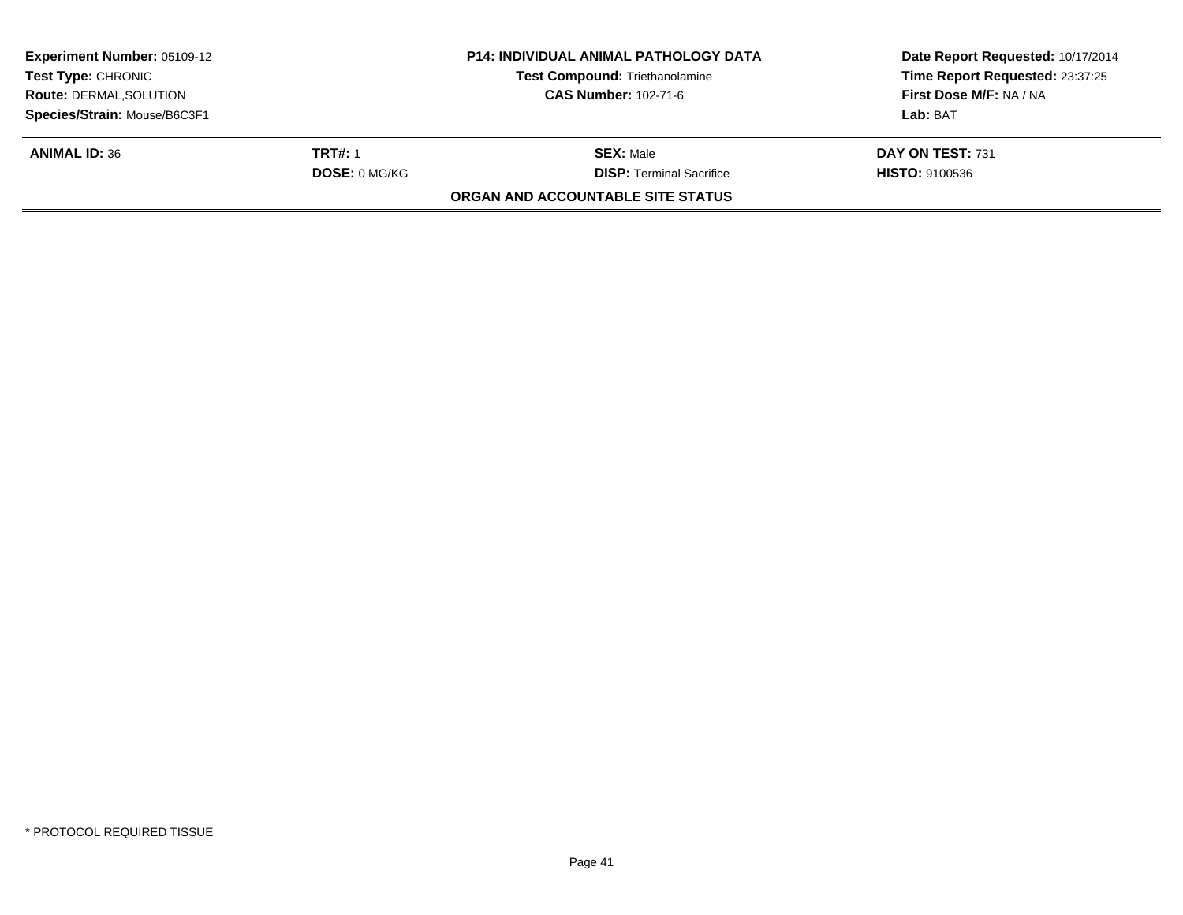| | | | |
|---|---|---|---|
| **Experiment Number:** 05109-12 | **P14: INDIVIDUAL ANIMAL PATHOLOGY DATA** | | **Date Report Requested:** 10/17/2014 |
| **Test Type:** CHRONIC | **Test Compound:** Triethanolamine | | **Time Report Requested:** 23:37:25 |
| **Route:** DERMAL,SOLUTION | **CAS Number:** 102-71-6 | | **First Dose M/F:** NA / NA |
| **Species/Strain:** Mouse/B6C3F1 | | | **Lab:** BAT |

| | | | |
|---|---|---|---|
| **ANIMAL ID:** 36 | **TRT#:** 1 | **SEX:** Male | **DAY ON TEST:** 731 |
| | **DOSE:** 0 MG/KG | **DISP:** Terminal Sacrifice | **HISTO:** 9100536 |

**ORGAN AND ACCOUNTABLE SITE STATUS**

* PROTOCOL REQUIRED TISSUE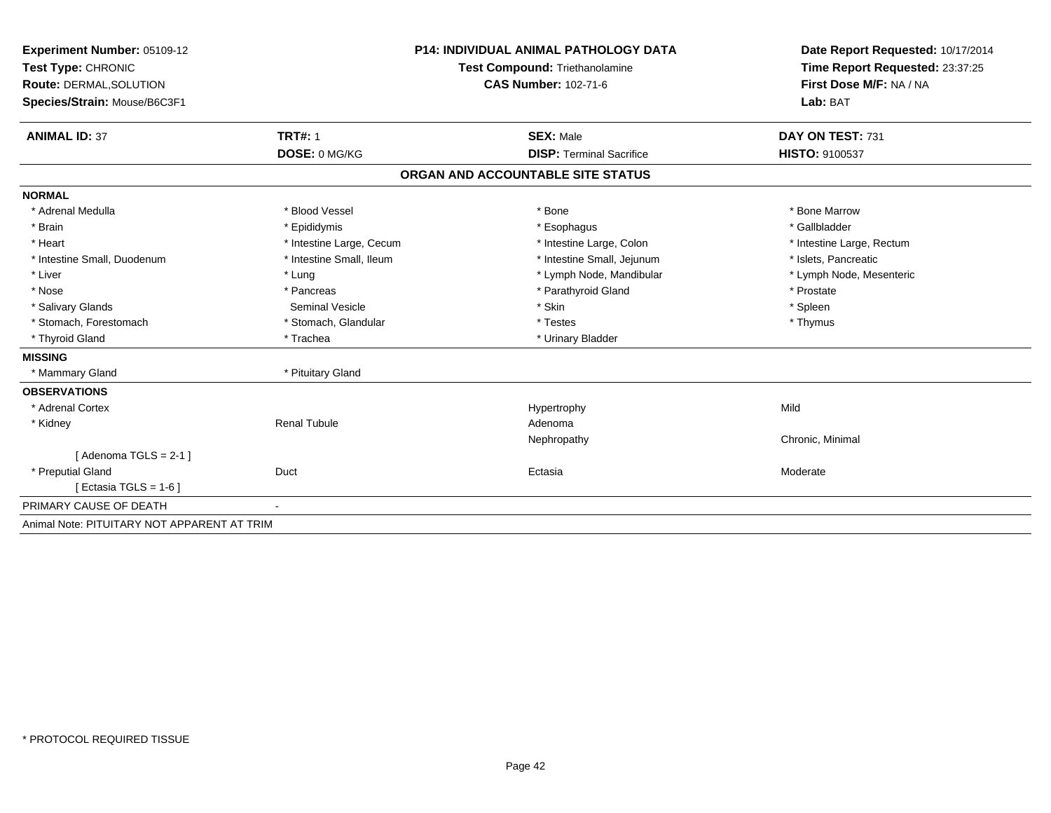**Experiment Number:** 05109-12
**Test Type:** CHRONIC
**Route:** DERMAL,SOLUTION
**Species/Strain:** Mouse/B6C3F1

**P14: INDIVIDUAL ANIMAL PATHOLOGY DATA**
**Test Compound:** Triethanolamine
**CAS Number:** 102-71-6

**Date Report Requested:** 10/17/2014
**Time Report Requested:** 23:37:25
**First Dose M/F:** NA / NA
**Lab:** BAT

| **ANIMAL ID:** 37 | **TRT#:** 1 | **SEX:** Male | **DAY ON TEST:** 731 |
|---|---|---|---|
| | **DOSE:** 0 MG/KG | **DISP:** Terminal Sacrifice | **HISTO:** 9100537 |

## ORGAN AND ACCOUNTABLE SITE STATUS

| | | | |
|---|---|---|---|
| **NORMAL** | | | |
| * Adrenal Medulla | * Blood Vessel | * Bone | * Bone Marrow |
| * Brain | * Epididymis | * Esophagus | * Gallbladder |
| * Heart | * Intestine Large, Cecum | * Intestine Large, Colon | * Intestine Large, Rectum |
| * Intestine Small, Duodenum | * Intestine Small, Ileum | * Intestine Small, Jejunum | * Islets, Pancreatic |
| * Liver | * Lung | * Lymph Node, Mandibular | * Lymph Node, Mesenteric |
| * Nose | * Pancreas | * Parathyroid Gland | * Prostate |
| * Salivary Glands | Seminal Vesicle | * Skin | * Spleen |
| * Stomach, Forestomach | * Stomach, Glandular | * Testes | * Thymus |
| * Thyroid Gland | * Trachea | * Urinary Bladder | |
| **MISSING** | | | |
| * Mammary Gland | * Pituitary Gland | | |
| **OBSERVATIONS** | | | |
| * Adrenal Cortex | | Hypertrophy | Mild |
| * Kidney | Renal Tubule | Adenoma | |
| | | Nephropathy | Chronic, Minimal |
| [ Adenoma TGLS = 2-1 ] | | | |
| * Preputial Gland | Duct | Ectasia | Moderate |
| [ Ectasia TGLS = 1-6 ] | | | |
| PRIMARY CAUSE OF DEATH | - | | |
| Animal Note: PITUITARY NOT APPARENT AT TRIM | | | |

* PROTOCOL REQUIRED TISSUE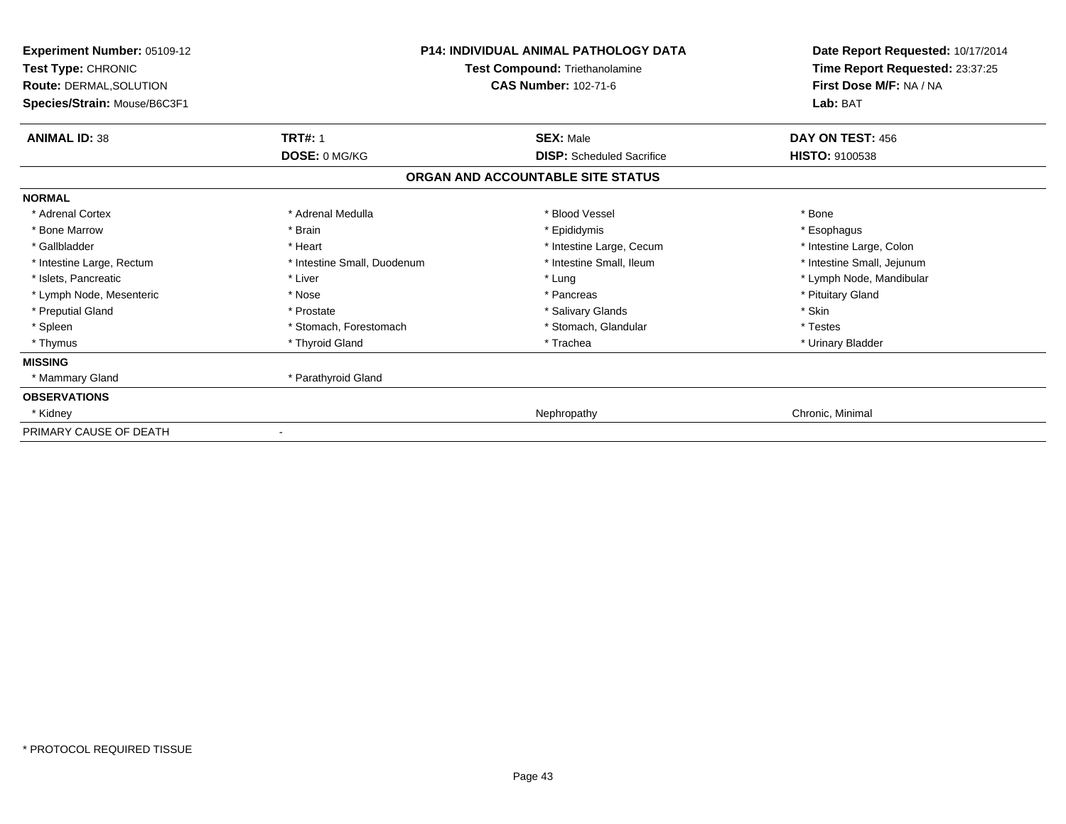**Experiment Number:** 05109-12
**Test Type:** CHRONIC
**Route:** DERMAL,SOLUTION
**Species/Strain:** Mouse/B6C3F1

**P14: INDIVIDUAL ANIMAL PATHOLOGY DATA**
**Test Compound:** Triethanolamine
**CAS Number:** 102-71-6

**Date Report Requested:** 10/17/2014
**Time Report Requested:** 23:37:25
**First Dose M/F:** NA / NA
**Lab:** BAT

| | | | |
|---|---|---|---|
| **ANIMAL ID:** 38 | **TRT#:** 1 | **SEX:** Male | **DAY ON TEST:** 456 |
| | **DOSE:** 0 MG/KG | **DISP:** Scheduled Sacrifice | **HISTO:** 9100538 |

## ORGAN AND ACCOUNTABLE SITE STATUS

| | | | |
|---|---|---|---|
| **NORMAL** | | | |
| * Adrenal Cortex | * Adrenal Medulla | * Blood Vessel | * Bone |
| * Bone Marrow | * Brain | * Epididymis | * Esophagus |
| * Gallbladder | * Heart | * Intestine Large, Cecum | * Intestine Large, Colon |
| * Intestine Large, Rectum | * Intestine Small, Duodenum | * Intestine Small, Ileum | * Intestine Small, Jejunum |
| * Islets, Pancreatic | * Liver | * Lung | * Lymph Node, Mandibular |
| * Lymph Node, Mesenteric | * Nose | * Pancreas | * Pituitary Gland |
| * Preputial Gland | * Prostate | * Salivary Glands | * Skin |
| * Spleen | * Stomach, Forestomach | * Stomach, Glandular | * Testes |
| * Thymus | * Thyroid Gland | * Trachea | * Urinary Bladder |
| **MISSING** | | | |
| * Mammary Gland | * Parathyroid Gland | | |
| **OBSERVATIONS** | | | |
| * Kidney | | Nephropathy | Chronic, Minimal |
| PRIMARY CAUSE OF DEATH | - | | |

\* PROTOCOL REQUIRED TISSUE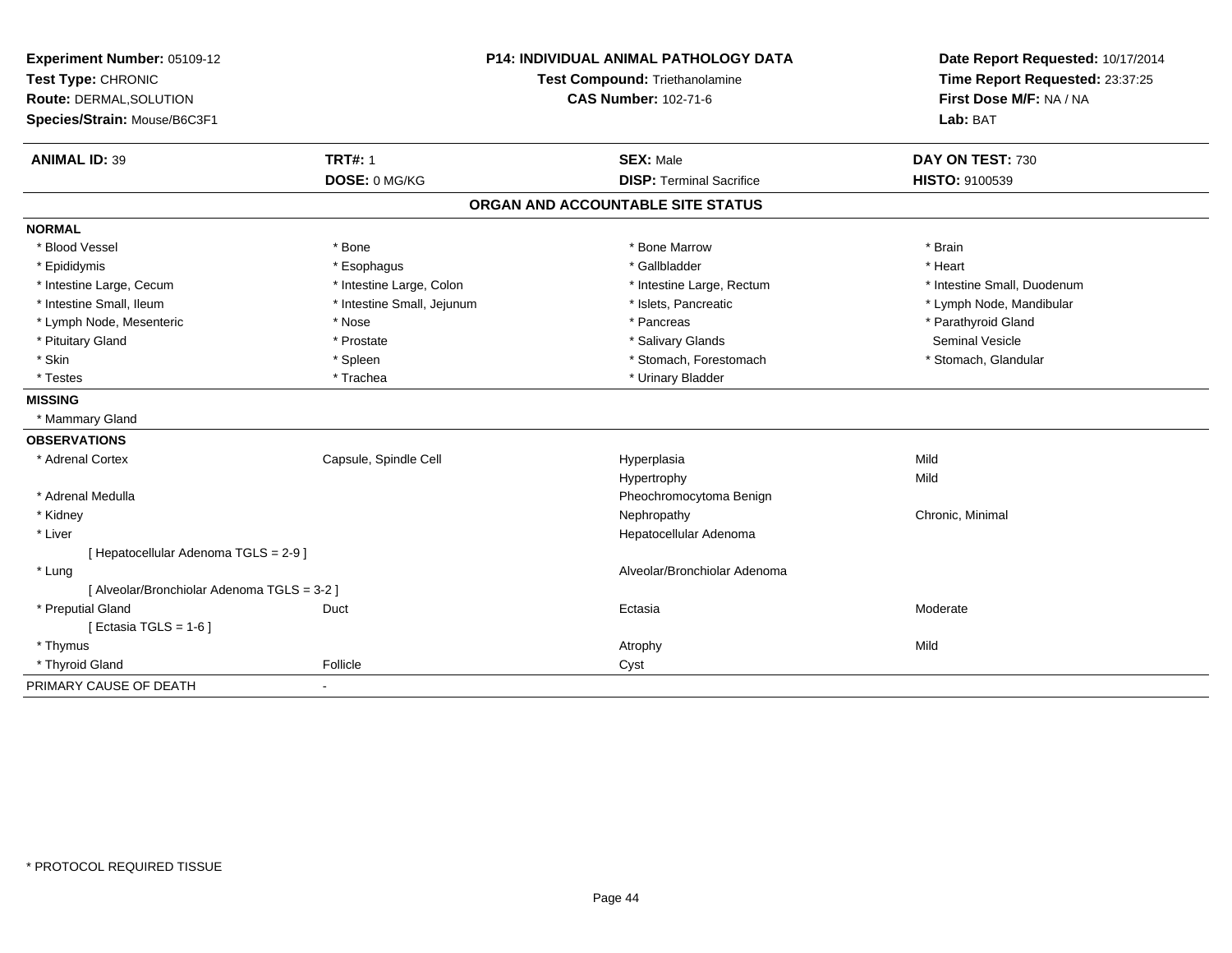**Experiment Number:** 05109-12
**Test Type:** CHRONIC
**Route:** DERMAL,SOLUTION
**Species/Strain:** Mouse/B6C3F1

**P14: INDIVIDUAL ANIMAL PATHOLOGY DATA**
**Test Compound:** Triethanolamine
**CAS Number:** 102-71-6

**Date Report Requested:** 10/17/2014
**Time Report Requested:** 23:37:25
**First Dose M/F:** NA / NA
**Lab:** BAT

| | | | |
|---|---|---|---|
| **ANIMAL ID:** 39 | **TRT#:** 1 | **SEX:** Male | **DAY ON TEST:** 730 |
| | **DOSE:** 0 MG/KG | **DISP:** Terminal Sacrifice | **HISTO:** 9100539 |

## ORGAN AND ACCOUNTABLE SITE STATUS

**NORMAL**

| | | | |
|---|---|---|---|
| * Blood Vessel | * Bone | * Bone Marrow | * Brain |
| * Epididymis | * Esophagus | * Gallbladder | * Heart |
| * Intestine Large, Cecum | * Intestine Large, Colon | * Intestine Large, Rectum | * Intestine Small, Duodenum |
| * Intestine Small, Ileum | * Intestine Small, Jejunum | * Islets, Pancreatic | * Lymph Node, Mandibular |
| * Lymph Node, Mesenteric | * Nose | * Pancreas | * Parathyroid Gland |
| * Pituitary Gland | * Prostate | * Salivary Glands | Seminal Vesicle |
| * Skin | * Spleen | * Stomach, Forestomach | * Stomach, Glandular |
| * Testes | * Trachea | * Urinary Bladder | |

**MISSING**

* Mammary Gland

**OBSERVATIONS**

| | | | |
|---|---|---|---|
| * Adrenal Cortex | Capsule, Spindle Cell | Hyperplasia | Mild |
| | | Hypertrophy | Mild |
| * Adrenal Medulla | | Pheochromocytoma Benign | |
| * Kidney | | Nephropathy | Chronic, Minimal |
| * Liver | | Hepatocellular Adenoma | |
| [ Hepatocellular Adenoma TGLS = 2-9 ] | | | |
| * Lung | | Alveolar/Bronchiolar Adenoma | |
| [ Alveolar/Bronchiolar Adenoma TGLS = 3-2 ] | | | |
| * Preputial Gland | Duct | Ectasia | Moderate |
| [ Ectasia TGLS = 1-6 ] | | | |
| * Thymus | | Atrophy | Mild |
| * Thyroid Gland | Follicle | Cyst | |

PRIMARY CAUSE OF DEATH -

* PROTOCOL REQUIRED TISSUE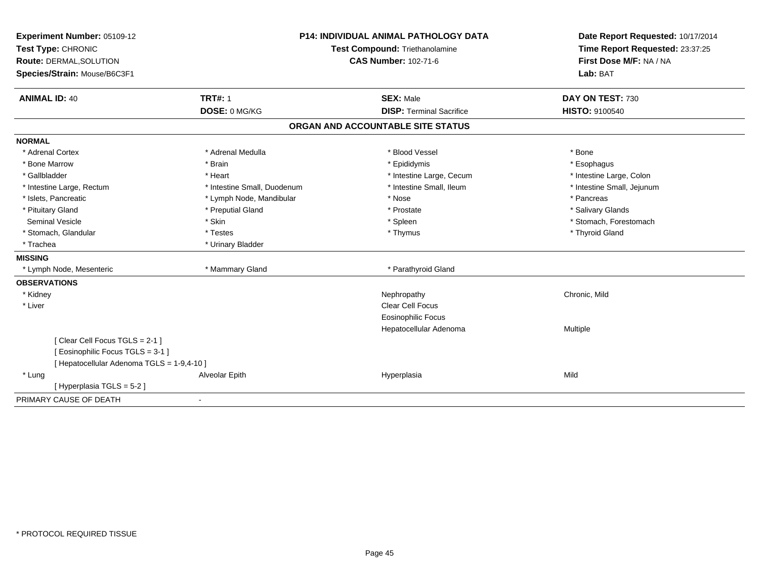**Experiment Number:** 05109-12
**Test Type:** CHRONIC
**Route:** DERMAL,SOLUTION
**Species/Strain:** Mouse/B6C3F1

**P14: INDIVIDUAL ANIMAL PATHOLOGY DATA**
**Test Compound:** Triethanolamine
**CAS Number:** 102-71-6

**Date Report Requested:** 10/17/2014
**Time Report Requested:** 23:37:25
**First Dose M/F:** NA / NA
**Lab:** BAT

| **ANIMAL ID:** 40 | **TRT#:** 1 | **SEX:** Male | **DAY ON TEST:** 730 |
|---|---|---|---|
| | **DOSE:** 0 MG/KG | **DISP:** Terminal Sacrifice | **HISTO:** 9100540 |

## ORGAN AND ACCOUNTABLE SITE STATUS

**NORMAL**

| | | | |
|---|---|---|---|
| * Adrenal Cortex | * Adrenal Medulla | * Blood Vessel | * Bone |
| * Bone Marrow | * Brain | * Epididymis | * Esophagus |
| * Gallbladder | * Heart | * Intestine Large, Cecum | * Intestine Large, Colon |
| * Intestine Large, Rectum | * Intestine Small, Duodenum | * Intestine Small, Ileum | * Intestine Small, Jejunum |
| * Islets, Pancreatic | * Lymph Node, Mandibular | * Nose | * Pancreas |
| * Pituitary Gland | * Preputial Gland | * Prostate | * Salivary Glands |
| Seminal Vesicle | * Skin | * Spleen | * Stomach, Forestomach |
| * Stomach, Glandular | * Testes | * Thymus | * Thyroid Gland |
| * Trachea | * Urinary Bladder | | |

**MISSING**

| | | | |
|---|---|---|---|
| * Lymph Node, Mesenteric | * Mammary Gland | * Parathyroid Gland | |

**OBSERVATIONS**

| | | | |
|---|---|---|---|
| * Kidney | | Nephropathy | Chronic, Mild |
| * Liver | | Clear Cell Focus | |
| | | Eosinophilic Focus | |
| | | Hepatocellular Adenoma | Multiple |
| [ Clear Cell Focus TGLS = 2-1 ] | | | |
| [ Eosinophilic Focus TGLS = 3-1 ] | | | |
| [ Hepatocellular Adenoma TGLS = 1-9,4-10 ] | | | |
| * Lung | Alveolar Epith | Hyperplasia | Mild |
| [ Hyperplasia TGLS = 5-2 ] | | | |

PRIMARY CAUSE OF DEATH -

\* PROTOCOL REQUIRED TISSUE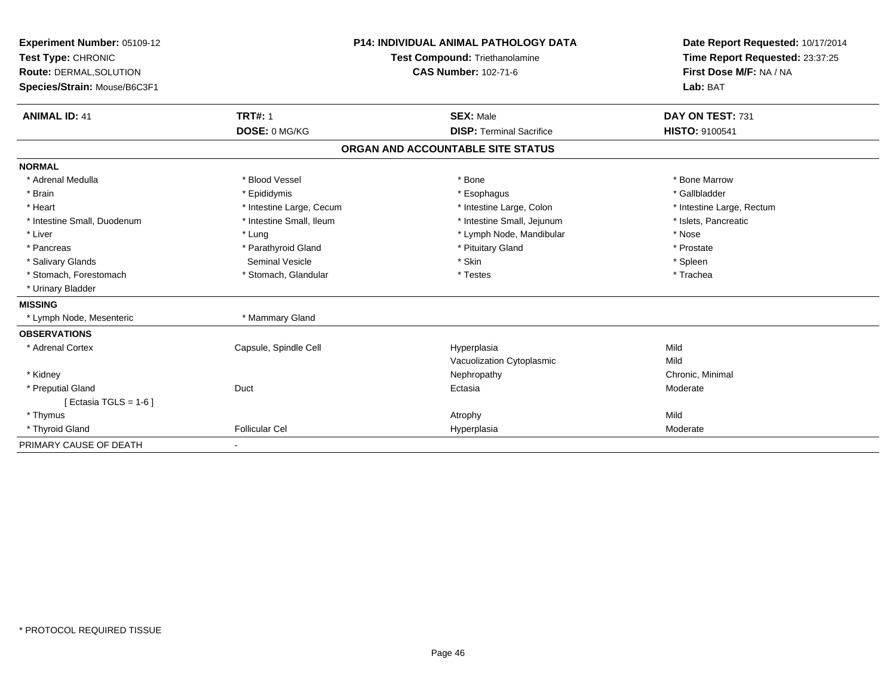**Experiment Number:** 05109-12
**Test Type:** CHRONIC
**Route:** DERMAL,SOLUTION
**Species/Strain:** Mouse/B6C3F1

**P14: INDIVIDUAL ANIMAL PATHOLOGY DATA**
**Test Compound:** Triethanolamine
**CAS Number:** 102-71-6

**Date Report Requested:** 10/17/2014
**Time Report Requested:** 23:37:25
**First Dose M/F:** NA / NA
**Lab:** BAT

| **ANIMAL ID:** 41 | **TRT#:** 1 | **SEX:** Male | **DAY ON TEST:** 731 |
|---|---|---|---|
| | **DOSE:** 0 MG/KG | **DISP:** Terminal Sacrifice | **HISTO:** 9100541 |

## ORGAN AND ACCOUNTABLE SITE STATUS

**NORMAL**

| | | | |
|---|---|---|---|
| * Adrenal Medulla | * Blood Vessel | * Bone | * Bone Marrow |
| * Brain | * Epididymis | * Esophagus | * Gallbladder |
| * Heart | * Intestine Large, Cecum | * Intestine Large, Colon | * Intestine Large, Rectum |
| * Intestine Small, Duodenum | * Intestine Small, Ileum | * Intestine Small, Jejunum | * Islets, Pancreatic |
| * Liver | * Lung | * Lymph Node, Mandibular | * Nose |
| * Pancreas | * Parathyroid Gland | * Pituitary Gland | * Prostate |
| * Salivary Glands | Seminal Vesicle | * Skin | * Spleen |
| * Stomach, Forestomach | * Stomach, Glandular | * Testes | * Trachea |
| * Urinary Bladder | | | |

**MISSING**

| | |
|---|---|
| * Lymph Node, Mesenteric | * Mammary Gland |

**OBSERVATIONS**

| | | | |
|---|---|---|---|
| * Adrenal Cortex | Capsule, Spindle Cell | Hyperplasia | Mild |
| | | Vacuolization Cytoplasmic | Mild |
| * Kidney | | Nephropathy | Chronic, Minimal |
| * Preputial Gland | Duct | Ectasia | Moderate |
| [ Ectasia TGLS = 1-6 ] | | | |
| * Thymus | | Atrophy | Mild |
| * Thyroid Gland | Follicular Cel | Hyperplasia | Moderate |

PRIMARY CAUSE OF DEATH -

\* PROTOCOL REQUIRED TISSUE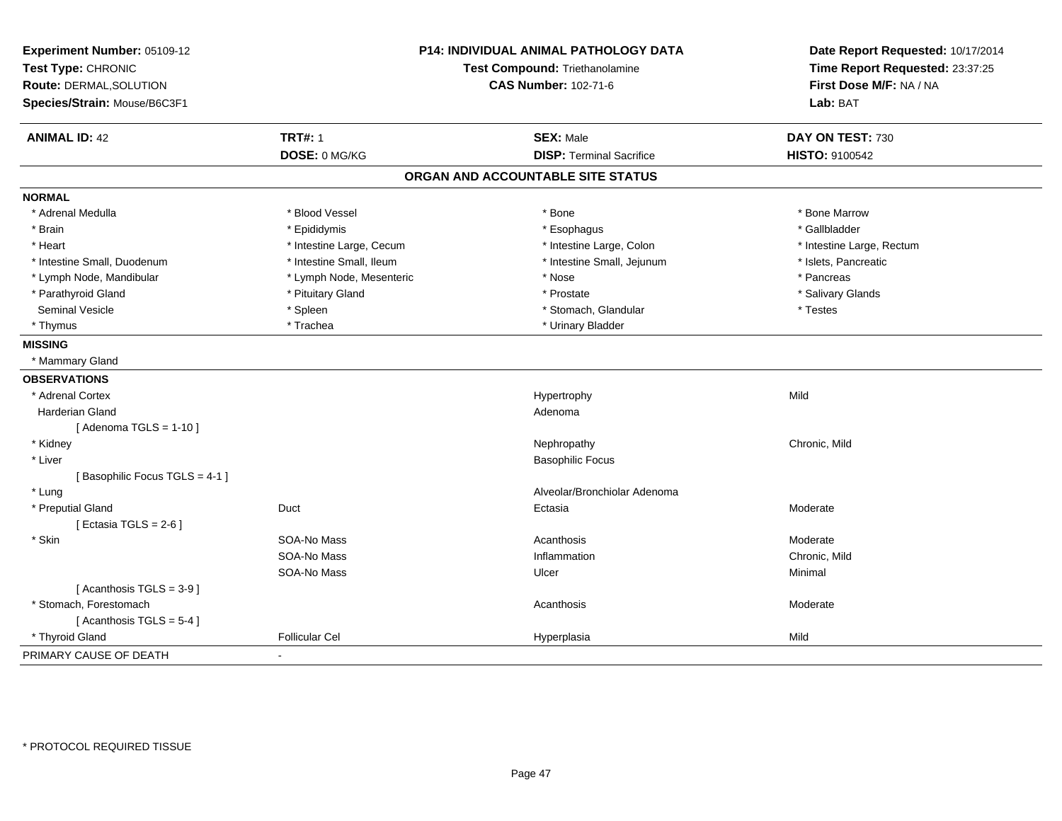**Experiment Number:** 05109-12
**Test Type:** CHRONIC
**Route:** DERMAL,SOLUTION
**Species/Strain:** Mouse/B6C3F1

**P14: INDIVIDUAL ANIMAL PATHOLOGY DATA**
**Test Compound:** Triethanolamine
**CAS Number:** 102-71-6

**Date Report Requested:** 10/17/2014
**Time Report Requested:** 23:37:25
**First Dose M/F:** NA / NA
**Lab:** BAT

| **ANIMAL ID:** 42 | **TRT#:** 1 | **SEX:** Male | **DAY ON TEST:** 730 |
|---|---|---|---|
| | **DOSE:** 0 MG/KG | **DISP:** Terminal Sacrifice | **HISTO:** 9100542 |

## ORGAN AND ACCOUNTABLE SITE STATUS

**NORMAL**

| | | | |
|---|---|---|---|
| * Adrenal Medulla | * Blood Vessel | * Bone | * Bone Marrow |
| * Brain | * Epididymis | * Esophagus | * Gallbladder |
| * Heart | * Intestine Large, Cecum | * Intestine Large, Colon | * Intestine Large, Rectum |
| * Intestine Small, Duodenum | * Intestine Small, Ileum | * Intestine Small, Jejunum | * Islets, Pancreatic |
| * Lymph Node, Mandibular | * Lymph Node, Mesenteric | * Nose | * Pancreas |
| * Parathyroid Gland | * Pituitary Gland | * Prostate | * Salivary Glands |
| Seminal Vesicle | * Spleen | * Stomach, Glandular | * Testes |
| * Thymus | * Trachea | * Urinary Bladder | |

**MISSING**

* Mammary Gland

**OBSERVATIONS**

| | | | |
|---|---|---|---|
| * Adrenal Cortex | | Hypertrophy | Mild |
| Harderian Gland | | Adenoma | |
| [ Adenoma TGLS = 1-10 ] | | | |
| * Kidney | | Nephropathy | Chronic, Mild |
| * Liver | | Basophilic Focus | |
| [ Basophilic Focus TGLS = 4-1 ] | | | |
| * Lung | | Alveolar/Bronchiolar Adenoma | |
| * Preputial Gland | Duct | Ectasia | Moderate |
| [ Ectasia TGLS = 2-6 ] | | | |
| * Skin | SOA-No Mass | Acanthosis | Moderate |
| | SOA-No Mass | Inflammation | Chronic, Mild |
| | SOA-No Mass | Ulcer | Minimal |
| [ Acanthosis TGLS = 3-9 ] | | | |
| * Stomach, Forestomach | | Acanthosis | Moderate |
| [ Acanthosis TGLS = 5-4 ] | | | |
| * Thyroid Gland | Follicular Cel | Hyperplasia | Mild |

PRIMARY CAUSE OF DEATH -

* PROTOCOL REQUIRED TISSUE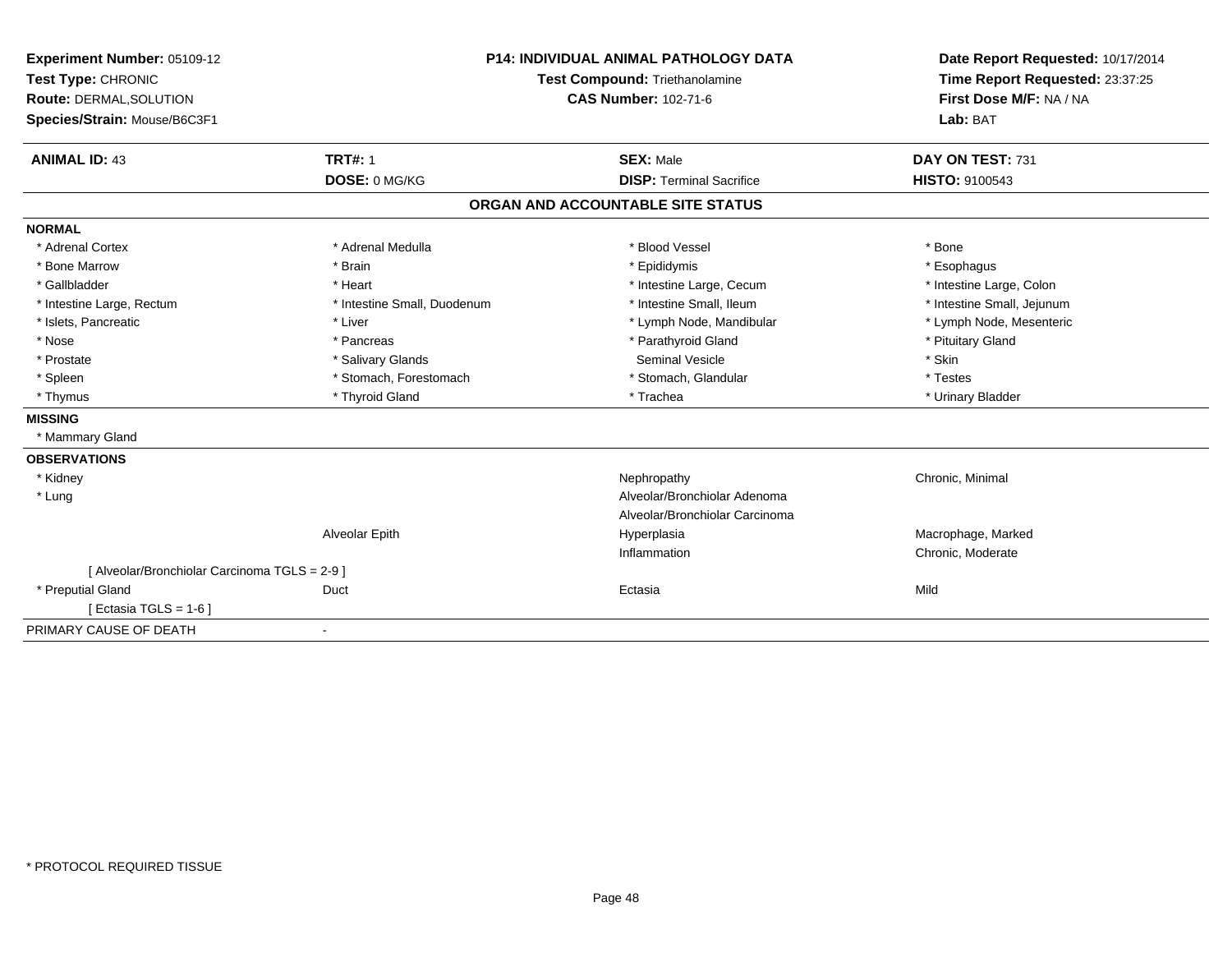**Experiment Number:** 05109-12
**Test Type:** CHRONIC
**Route:** DERMAL,SOLUTION
**Species/Strain:** Mouse/B6C3F1

**P14: INDIVIDUAL ANIMAL PATHOLOGY DATA**
**Test Compound:** Triethanolamine
**CAS Number:** 102-71-6

**Date Report Requested:** 10/17/2014
**Time Report Requested:** 23:37:25
**First Dose M/F:** NA / NA
**Lab:** BAT

| **ANIMAL ID:** 43 | **TRT#:** 1 | **SEX:** Male | **DAY ON TEST:** 731 |
|---|---|---|---|
| | **DOSE:** 0 MG/KG | **DISP:** Terminal Sacrifice | **HISTO:** 9100543 |

## ORGAN AND ACCOUNTABLE SITE STATUS

**NORMAL**

| | | | |
|---|---|---|---|
| * Adrenal Cortex | * Adrenal Medulla | * Blood Vessel | * Bone |
| * Bone Marrow | * Brain | * Epididymis | * Esophagus |
| * Gallbladder | * Heart | * Intestine Large, Cecum | * Intestine Large, Colon |
| * Intestine Large, Rectum | * Intestine Small, Duodenum | * Intestine Small, Ileum | * Intestine Small, Jejunum |
| * Islets, Pancreatic | * Liver | * Lymph Node, Mandibular | * Lymph Node, Mesenteric |
| * Nose | * Pancreas | * Parathyroid Gland | * Pituitary Gland |
| * Prostate | * Salivary Glands | Seminal Vesicle | * Skin |
| * Spleen | * Stomach, Forestomach | * Stomach, Glandular | * Testes |
| * Thymus | * Thyroid Gland | * Trachea | * Urinary Bladder |

**MISSING**

* Mammary Gland

**OBSERVATIONS**

| | | | |
|---|---|---|---|
| * Kidney | | Nephropathy | Chronic, Minimal |
| * Lung | | Alveolar/Bronchiolar Adenoma | |
| | | Alveolar/Bronchiolar Carcinoma | |
| | Alveolar Epith | Hyperplasia | Macrophage, Marked |
| | | Inflammation | Chronic, Moderate |
| [ Alveolar/Bronchiolar Carcinoma TGLS = 2-9 ] | | | |
| * Preputial Gland | Duct | Ectasia | Mild |
| [ Ectasia TGLS = 1-6 ] | | | |

PRIMARY CAUSE OF DEATH -

* PROTOCOL REQUIRED TISSUE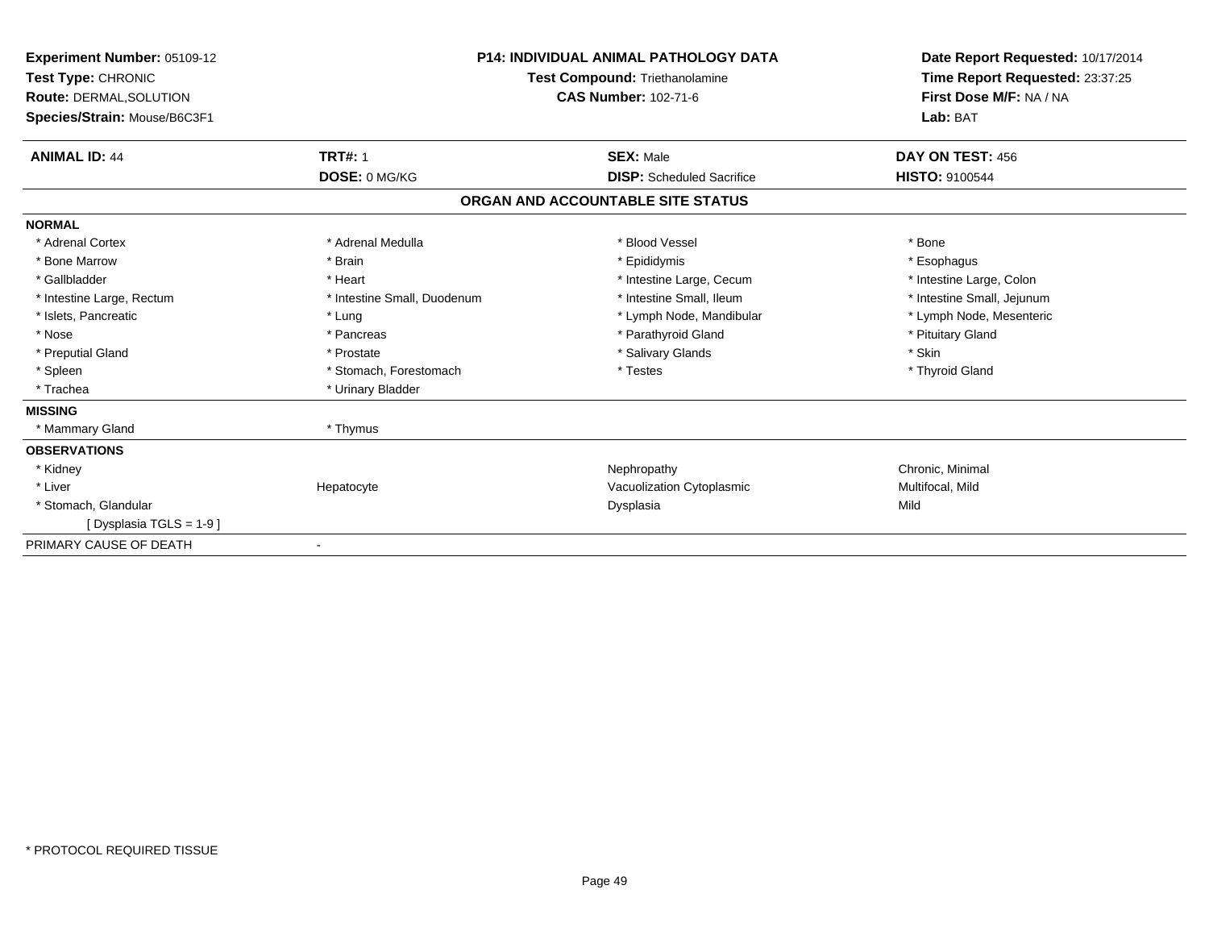**Experiment Number:** 05109-12
**Test Type:** CHRONIC
**Route:** DERMAL,SOLUTION
**Species/Strain:** Mouse/B6C3F1

**P14: INDIVIDUAL ANIMAL PATHOLOGY DATA**
**Test Compound:** Triethanolamine
**CAS Number:** 102-71-6

**Date Report Requested:** 10/17/2014
**Time Report Requested:** 23:37:25
**First Dose M/F:** NA / NA
**Lab:** BAT

| **ANIMAL ID:** 44 | **TRT#:** 1 | **SEX:** Male | **DAY ON TEST:** 456 |
|---|---|---|---|
| | **DOSE:** 0 MG/KG | **DISP:** Scheduled Sacrifice | **HISTO:** 9100544 |

**ORGAN AND ACCOUNTABLE SITE STATUS**

| | | | |
|---|---|---|---|
| **NORMAL** | | | |
| * Adrenal Cortex | * Adrenal Medulla | * Blood Vessel | * Bone |
| * Bone Marrow | * Brain | * Epididymis | * Esophagus |
| * Gallbladder | * Heart | * Intestine Large, Cecum | * Intestine Large, Colon |
| * Intestine Large, Rectum | * Intestine Small, Duodenum | * Intestine Small, Ileum | * Intestine Small, Jejunum |
| * Islets, Pancreatic | * Lung | * Lymph Node, Mandibular | * Lymph Node, Mesenteric |
| * Nose | * Pancreas | * Parathyroid Gland | * Pituitary Gland |
| * Preputial Gland | * Prostate | * Salivary Glands | * Skin |
| * Spleen | * Stomach, Forestomach | * Testes | * Thyroid Gland |
| * Trachea | * Urinary Bladder | | |
| **MISSING** | | | |
| * Mammary Gland | * Thymus | | |
| **OBSERVATIONS** | | | |
| * Kidney | | Nephropathy | Chronic, Minimal |
| * Liver | Hepatocyte | Vacuolization Cytoplasmic | Multifocal, Mild |
| * Stomach, Glandular | | Dysplasia | Mild |
| [ Dysplasia TGLS = 1-9 ] | | | |
| PRIMARY CAUSE OF DEATH | - | | |

* PROTOCOL REQUIRED TISSUE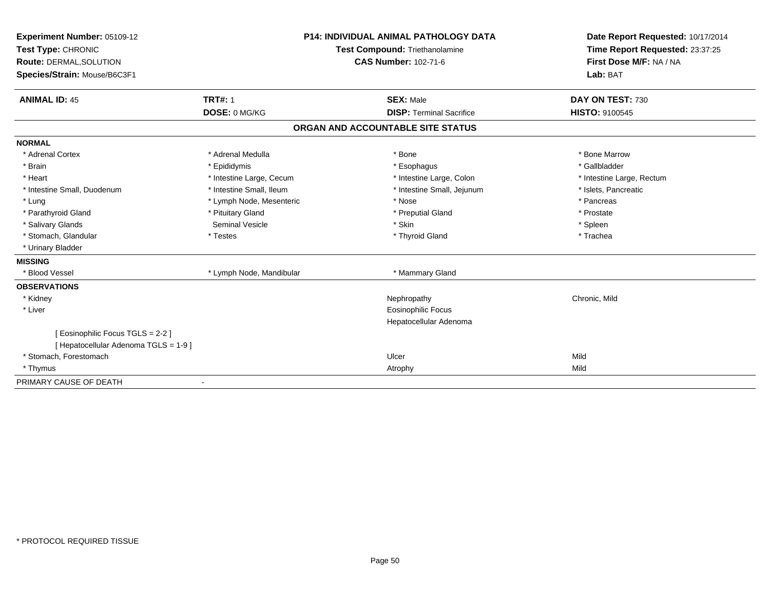**Experiment Number:** 05109-12
**Test Type:** CHRONIC
**Route:** DERMAL,SOLUTION
**Species/Strain:** Mouse/B6C3F1

**P14: INDIVIDUAL ANIMAL PATHOLOGY DATA**
**Test Compound:** Triethanolamine
**CAS Number:** 102-71-6

**Date Report Requested:** 10/17/2014
**Time Report Requested:** 23:37:25
**First Dose M/F:** NA / NA
**Lab:** BAT

| **ANIMAL ID:** 45 | **TRT#:** 1 | **SEX:** Male | **DAY ON TEST:** 730 |
|---|---|---|---|
| | **DOSE:** 0 MG/KG | **DISP:** Terminal Sacrifice | **HISTO:** 9100545 |

**ORGAN AND ACCOUNTABLE SITE STATUS**

| | | | |
|---|---|---|---|
| **NORMAL** | | | |
| * Adrenal Cortex | * Adrenal Medulla | * Bone | * Bone Marrow |
| * Brain | * Epididymis | * Esophagus | * Gallbladder |
| * Heart | * Intestine Large, Cecum | * Intestine Large, Colon | * Intestine Large, Rectum |
| * Intestine Small, Duodenum | * Intestine Small, Ileum | * Intestine Small, Jejunum | * Islets, Pancreatic |
| * Lung | * Lymph Node, Mesenteric | * Nose | * Pancreas |
| * Parathyroid Gland | * Pituitary Gland | * Preputial Gland | * Prostate |
| * Salivary Glands | Seminal Vesicle | * Skin | * Spleen |
| * Stomach, Glandular | * Testes | * Thyroid Gland | * Trachea |
| * Urinary Bladder | | | |
| **MISSING** | | | |
| * Blood Vessel | * Lymph Node, Mandibular | * Mammary Gland | |
| **OBSERVATIONS** | | | |
| * Kidney | | Nephropathy | Chronic, Mild |
| * Liver | | Eosinophilic Focus | |
| | | Hepatocellular Adenoma | |
| [ Eosinophilic Focus TGLS = 2-2 ] | | | |
| [ Hepatocellular Adenoma TGLS = 1-9 ] | | | |
| * Stomach, Forestomach | | Ulcer | Mild |
| * Thymus | | Atrophy | Mild |
| PRIMARY CAUSE OF DEATH | - | | |

* PROTOCOL REQUIRED TISSUE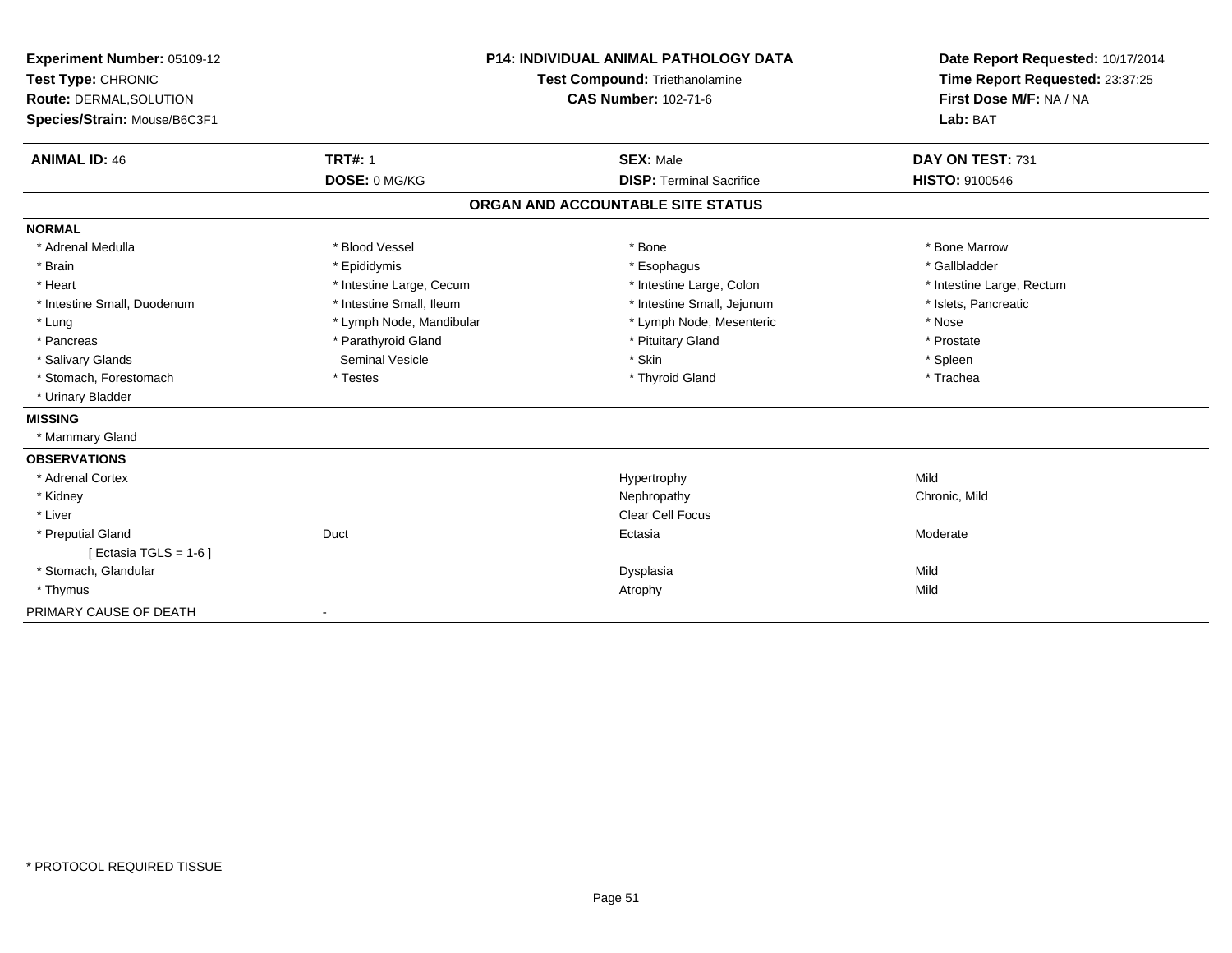**Experiment Number:** 05109-12
**Test Type:** CHRONIC
**Route:** DERMAL,SOLUTION
**Species/Strain:** Mouse/B6C3F1

**P14: INDIVIDUAL ANIMAL PATHOLOGY DATA**
**Test Compound:** Triethanolamine
**CAS Number:** 102-71-6

**Date Report Requested:** 10/17/2014
**Time Report Requested:** 23:37:25
**First Dose M/F:** NA / NA
**Lab:** BAT

| **ANIMAL ID:** 46 | **TRT#:** 1 | **SEX:** Male | **DAY ON TEST:** 731 |
|---|---|---|---|
| | **DOSE:** 0 MG/KG | **DISP:** Terminal Sacrifice | **HISTO:** 9100546 |

## ORGAN AND ACCOUNTABLE SITE STATUS

**NORMAL**

| | | | |
|---|---|---|---|
| * Adrenal Medulla | * Blood Vessel | * Bone | * Bone Marrow |
| * Brain | * Epididymis | * Esophagus | * Gallbladder |
| * Heart | * Intestine Large, Cecum | * Intestine Large, Colon | * Intestine Large, Rectum |
| * Intestine Small, Duodenum | * Intestine Small, Ileum | * Intestine Small, Jejunum | * Islets, Pancreatic |
| * Lung | * Lymph Node, Mandibular | * Lymph Node, Mesenteric | * Nose |
| * Pancreas | * Parathyroid Gland | * Pituitary Gland | * Prostate |
| * Salivary Glands | Seminal Vesicle | * Skin | * Spleen |
| * Stomach, Forestomach | * Testes | * Thyroid Gland | * Trachea |
| * Urinary Bladder | | | |

**MISSING**

* Mammary Gland

**OBSERVATIONS**

| | | | |
|---|---|---|---|
| * Adrenal Cortex | | Hypertrophy | Mild |
| * Kidney | | Nephropathy | Chronic, Mild |
| * Liver | | Clear Cell Focus | |
| * Preputial Gland | Duct | Ectasia | Moderate |
| [ Ectasia TGLS = 1-6 ] | | | |
| * Stomach, Glandular | | Dysplasia | Mild |
| * Thymus | | Atrophy | Mild |

PRIMARY CAUSE OF DEATH -

* PROTOCOL REQUIRED TISSUE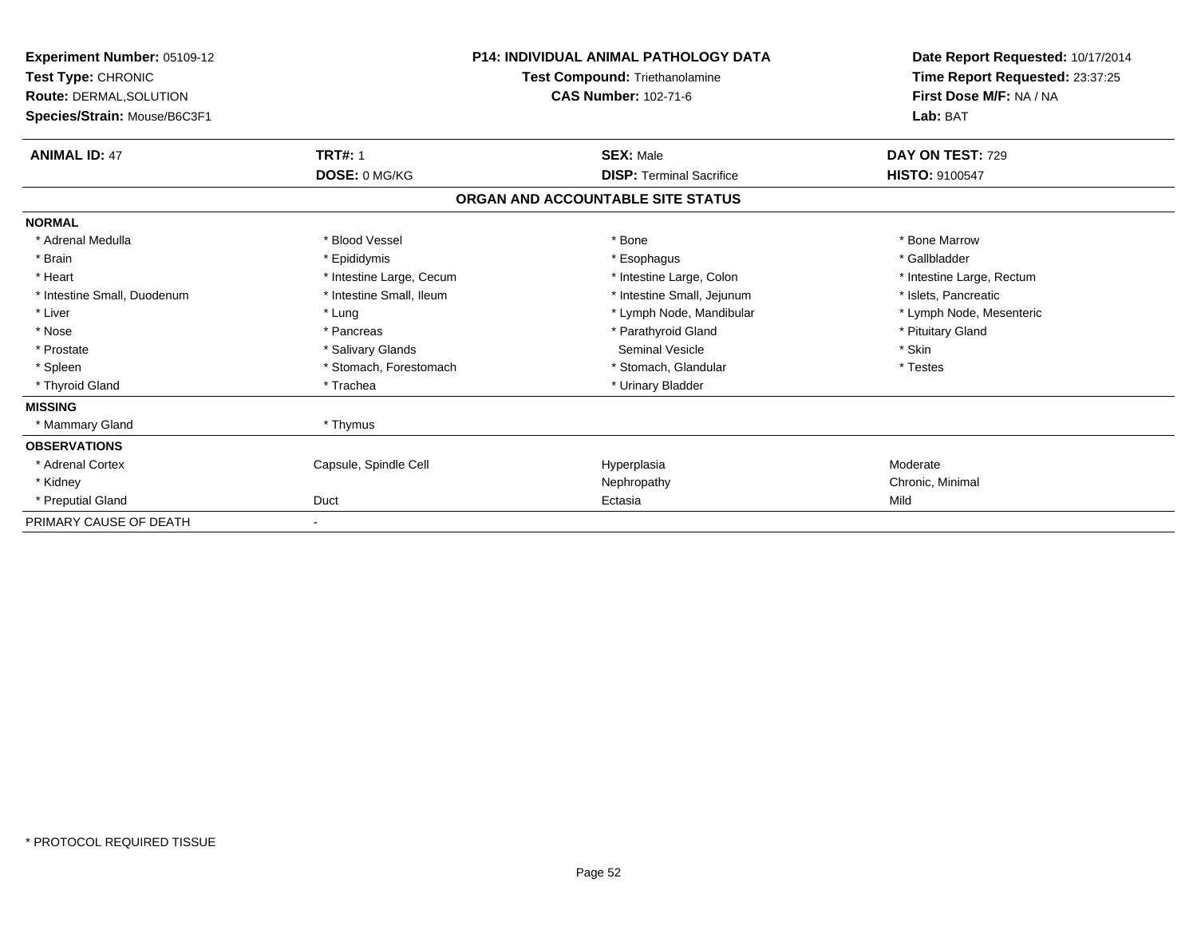**Experiment Number:** 05109-12
**Test Type:** CHRONIC
**Route:** DERMAL,SOLUTION
**Species/Strain:** Mouse/B6C3F1

**P14: INDIVIDUAL ANIMAL PATHOLOGY DATA**
**Test Compound:** Triethanolamine
**CAS Number:** 102-71-6

**Date Report Requested:** 10/17/2014
**Time Report Requested:** 23:37:25
**First Dose M/F:** NA / NA
**Lab:** BAT

| **ANIMAL ID:** 47 | **TRT#:** 1 | **SEX:** Male | **DAY ON TEST:** 729 |
|---|---|---|---|
| | **DOSE:** 0 MG/KG | **DISP:** Terminal Sacrifice | **HISTO:** 9100547 |

## ORGAN AND ACCOUNTABLE SITE STATUS

| | | | |
|---|---|---|---|
| **NORMAL** | | | |
| * Adrenal Medulla | * Blood Vessel | * Bone | * Bone Marrow |
| * Brain | * Epididymis | * Esophagus | * Gallbladder |
| * Heart | * Intestine Large, Cecum | * Intestine Large, Colon | * Intestine Large, Rectum |
| * Intestine Small, Duodenum | * Intestine Small, Ileum | * Intestine Small, Jejunum | * Islets, Pancreatic |
| * Liver | * Lung | * Lymph Node, Mandibular | * Lymph Node, Mesenteric |
| * Nose | * Pancreas | * Parathyroid Gland | * Pituitary Gland |
| * Prostate | * Salivary Glands | Seminal Vesicle | * Skin |
| * Spleen | * Stomach, Forestomach | * Stomach, Glandular | * Testes |
| * Thyroid Gland | * Trachea | * Urinary Bladder | |
| **MISSING** | | | |
| * Mammary Gland | * Thymus | | |
| **OBSERVATIONS** | | | |
| * Adrenal Cortex | Capsule, Spindle Cell | Hyperplasia | Moderate |
| * Kidney | | Nephropathy | Chronic, Minimal |
| * Preputial Gland | Duct | Ectasia | Mild |
| PRIMARY CAUSE OF DEATH | - | | |

* PROTOCOL REQUIRED TISSUE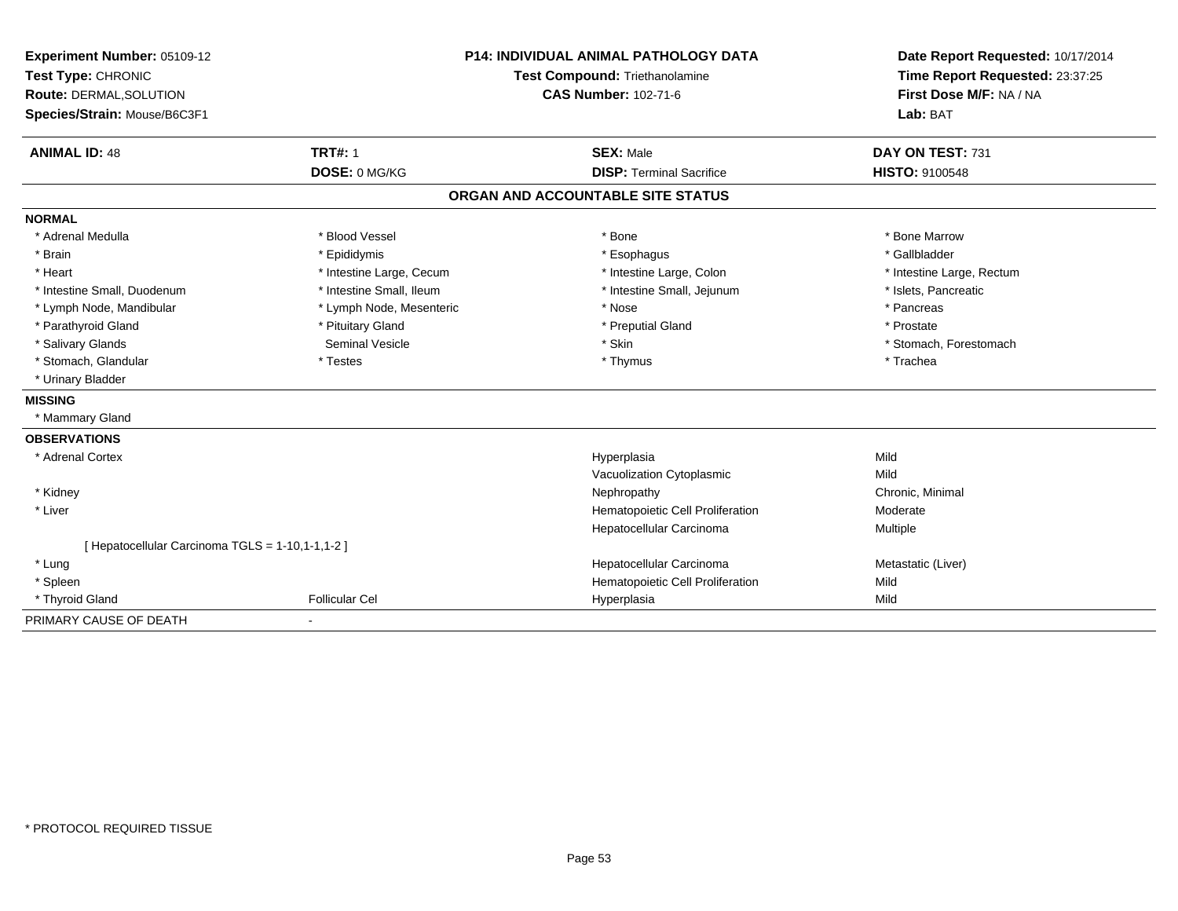**Experiment Number:** 05109-12
**Test Type:** CHRONIC
**Route:** DERMAL,SOLUTION
**Species/Strain:** Mouse/B6C3F1

**P14: INDIVIDUAL ANIMAL PATHOLOGY DATA**
**Test Compound:** Triethanolamine
**CAS Number:** 102-71-6

**Date Report Requested:** 10/17/2014
**Time Report Requested:** 23:37:25
**First Dose M/F:** NA / NA
**Lab:** BAT

| **ANIMAL ID:** 48 | **TRT#:** 1 | **SEX:** Male | **DAY ON TEST:** 731 |
|---|---|---|---|
| | **DOSE:** 0 MG/KG | **DISP:** Terminal Sacrifice | **HISTO:** 9100548 |

## ORGAN AND ACCOUNTABLE SITE STATUS

**NORMAL**

| | | | |
|---|---|---|---|
| * Adrenal Medulla | * Blood Vessel | * Bone | * Bone Marrow |
| * Brain | * Epididymis | * Esophagus | * Gallbladder |
| * Heart | * Intestine Large, Cecum | * Intestine Large, Colon | * Intestine Large, Rectum |
| * Intestine Small, Duodenum | * Intestine Small, Ileum | * Intestine Small, Jejunum | * Islets, Pancreatic |
| * Lymph Node, Mandibular | * Lymph Node, Mesenteric | * Nose | * Pancreas |
| * Parathyroid Gland | * Pituitary Gland | * Preputial Gland | * Prostate |
| * Salivary Glands | Seminal Vesicle | * Skin | * Stomach, Forestomach |
| * Stomach, Glandular | * Testes | * Thymus | * Trachea |
| * Urinary Bladder | | | |

**MISSING**

* Mammary Gland

**OBSERVATIONS**

| | | | |
|---|---|---|---|
| * Adrenal Cortex | | Hyperplasia | Mild |
| | | Vacuolization Cytoplasmic | Mild |
| * Kidney | | Nephropathy | Chronic, Minimal |
| * Liver | | Hematopoietic Cell Proliferation | Moderate |
| | | Hepatocellular Carcinoma | Multiple |
| [ Hepatocellular Carcinoma TGLS = 1-10,1-1,1-2 ] | | | |
| * Lung | | Hepatocellular Carcinoma | Metastatic (Liver) |
| * Spleen | | Hematopoietic Cell Proliferation | Mild |
| * Thyroid Gland | Follicular Cel | Hyperplasia | Mild |

PRIMARY CAUSE OF DEATH -

* PROTOCOL REQUIRED TISSUE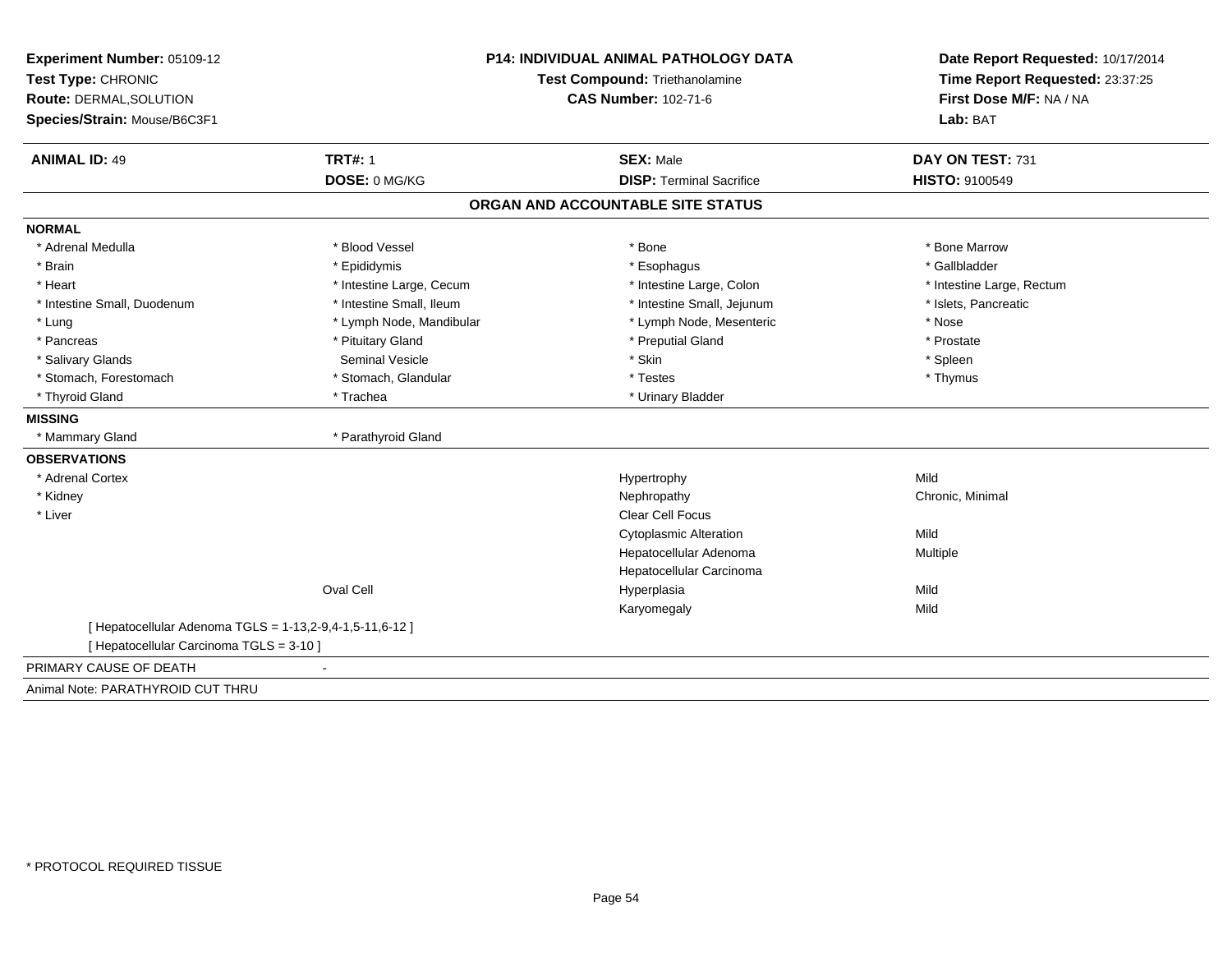**Experiment Number:** 05109-12
**Test Type:** CHRONIC
**Route:** DERMAL,SOLUTION
**Species/Strain:** Mouse/B6C3F1

**P14: INDIVIDUAL ANIMAL PATHOLOGY DATA**
**Test Compound:** Triethanolamine
**CAS Number:** 102-71-6

**Date Report Requested:** 10/17/2014
**Time Report Requested:** 23:37:25
**First Dose M/F:** NA / NA
**Lab:** BAT

| **ANIMAL ID:** 49 | **TRT#:** 1 | **SEX:** Male | **DAY ON TEST:** 731 |
|---|---|---|---|
| | **DOSE:** 0 MG/KG | **DISP:** Terminal Sacrifice | **HISTO:** 9100549 |

## ORGAN AND ACCOUNTABLE SITE STATUS

**NORMAL**

| | | | |
|---|---|---|---|
| * Adrenal Medulla | * Blood Vessel | * Bone | * Bone Marrow |
| * Brain | * Epididymis | * Esophagus | * Gallbladder |
| * Heart | * Intestine Large, Cecum | * Intestine Large, Colon | * Intestine Large, Rectum |
| * Intestine Small, Duodenum | * Intestine Small, Ileum | * Intestine Small, Jejunum | * Islets, Pancreatic |
| * Lung | * Lymph Node, Mandibular | * Lymph Node, Mesenteric | * Nose |
| * Pancreas | * Pituitary Gland | * Preputial Gland | * Prostate |
| * Salivary Glands | Seminal Vesicle | * Skin | * Spleen |
| * Stomach, Forestomach | * Stomach, Glandular | * Testes | * Thymus |
| * Thyroid Gland | * Trachea | * Urinary Bladder | |

**MISSING**

| | |
|---|---|
| * Mammary Gland | * Parathyroid Gland |

**OBSERVATIONS**

| | | | |
|---|---|---|---|
| * Adrenal Cortex | | Hypertrophy | Mild |
| * Kidney | | Nephropathy | Chronic, Minimal |
| * Liver | | Clear Cell Focus | |
| | | Cytoplasmic Alteration | Mild |
| | | Hepatocellular Adenoma | Multiple |
| | | Hepatocellular Carcinoma | |
| | Oval Cell | Hyperplasia | Mild |
| | | Karyomegaly | Mild |

[ Hepatocellular Adenoma TGLS = 1-13,2-9,4-1,5-11,6-12 ]
[ Hepatocellular Carcinoma TGLS = 3-10 ]

PRIMARY CAUSE OF DEATH -

Animal Note: PARATHYROID CUT THRU

* PROTOCOL REQUIRED TISSUE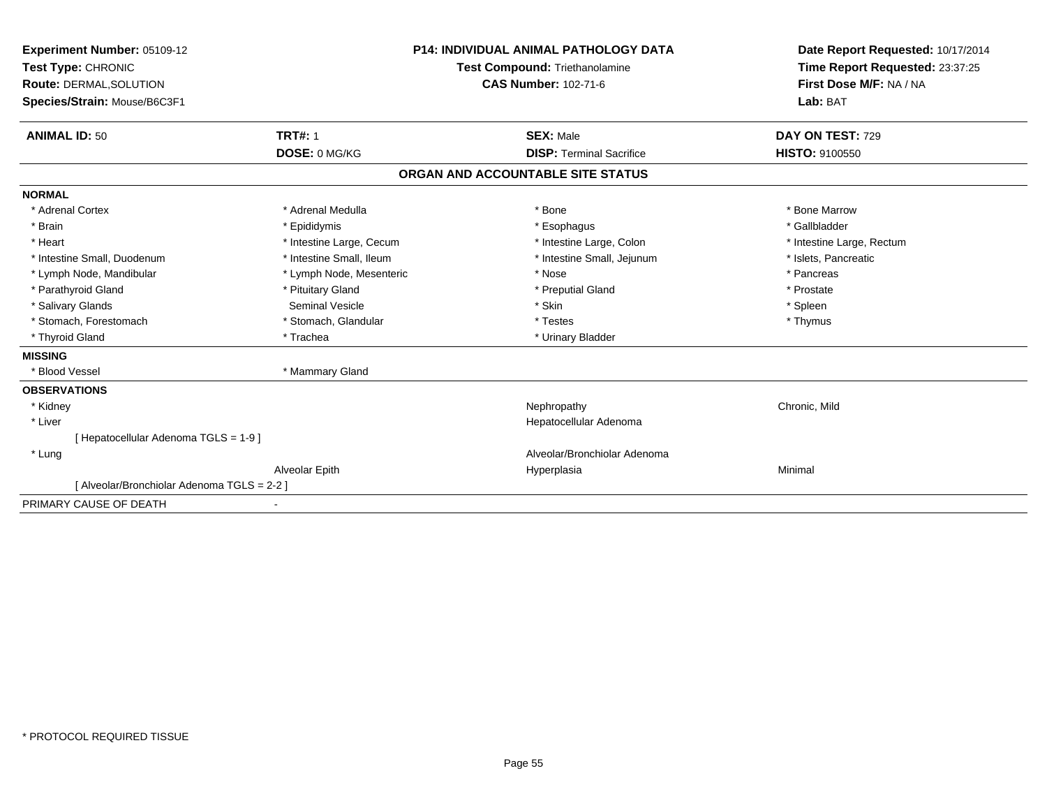**Experiment Number:** 05109-12
**Test Type:** CHRONIC
**Route:** DERMAL,SOLUTION
**Species/Strain:** Mouse/B6C3F1

**P14: INDIVIDUAL ANIMAL PATHOLOGY DATA**
**Test Compound:** Triethanolamine
**CAS Number:** 102-71-6

**Date Report Requested:** 10/17/2014
**Time Report Requested:** 23:37:25
**First Dose M/F:** NA / NA
**Lab:** BAT

| **ANIMAL ID:** 50 | **TRT#:** 1 | **SEX:** Male | **DAY ON TEST:** 729 |
|---|---|---|---|
| | **DOSE:** 0 MG/KG | **DISP:** Terminal Sacrifice | **HISTO:** 9100550 |

## ORGAN AND ACCOUNTABLE SITE STATUS

| | | | |
|---|---|---|---|
| **NORMAL** | | | |
| * Adrenal Cortex | * Adrenal Medulla | * Bone | * Bone Marrow |
| * Brain | * Epididymis | * Esophagus | * Gallbladder |
| * Heart | * Intestine Large, Cecum | * Intestine Large, Colon | * Intestine Large, Rectum |
| * Intestine Small, Duodenum | * Intestine Small, Ileum | * Intestine Small, Jejunum | * Islets, Pancreatic |
| * Lymph Node, Mandibular | * Lymph Node, Mesenteric | * Nose | * Pancreas |
| * Parathyroid Gland | * Pituitary Gland | * Preputial Gland | * Prostate |
| * Salivary Glands | Seminal Vesicle | * Skin | * Spleen |
| * Stomach, Forestomach | * Stomach, Glandular | * Testes | * Thymus |
| * Thyroid Gland | * Trachea | * Urinary Bladder | |
| **MISSING** | | | |
| * Blood Vessel | * Mammary Gland | | |
| **OBSERVATIONS** | | | |
| * Kidney | | Nephropathy | Chronic, Mild |
| * Liver | | Hepatocellular Adenoma | |
| [ Hepatocellular Adenoma TGLS = 1-9 ] | | | |
| * Lung | | Alveolar/Bronchiolar Adenoma | |
| | Alveolar Epith | Hyperplasia | Minimal |
| [ Alveolar/Bronchiolar Adenoma TGLS = 2-2 ] | | | |
| PRIMARY CAUSE OF DEATH | - | | |

* PROTOCOL REQUIRED TISSUE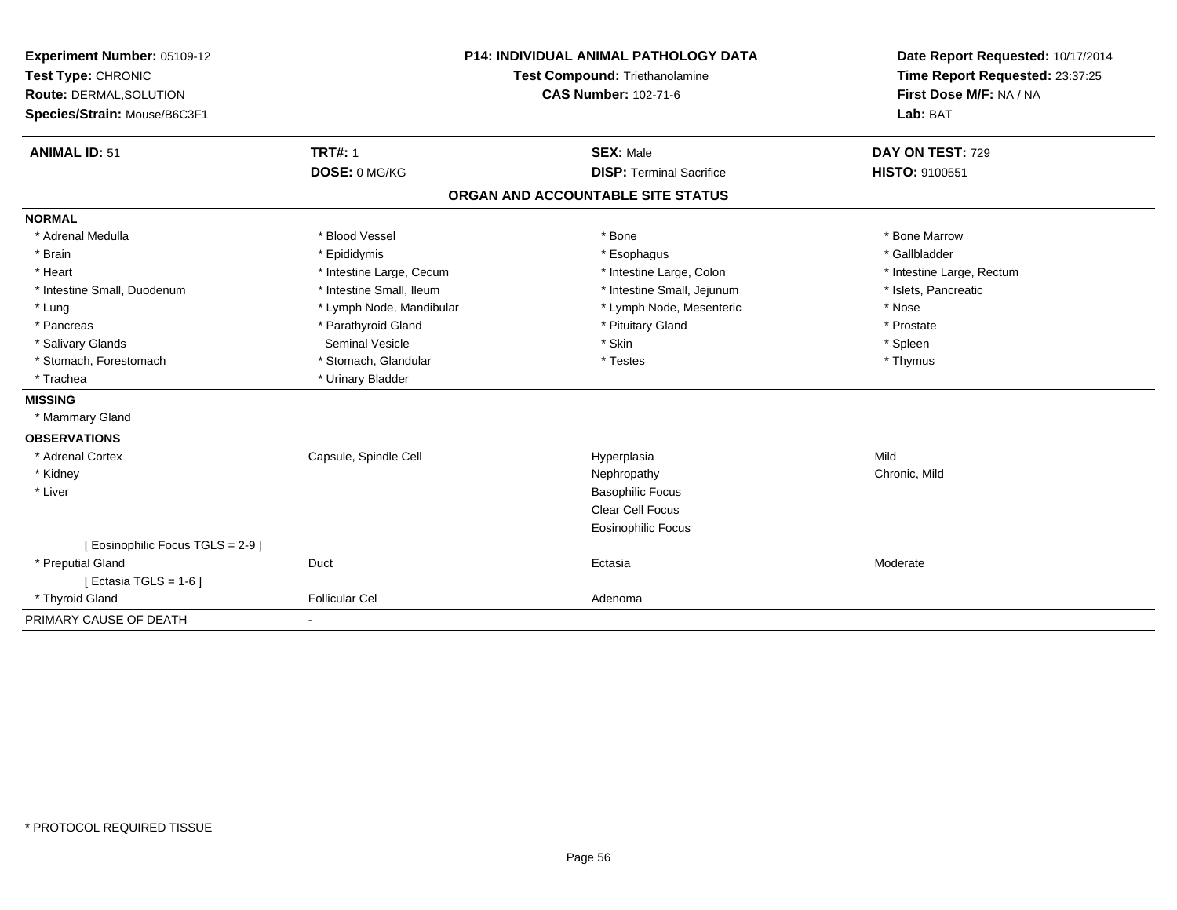**Experiment Number:** 05109-12
**Test Type:** CHRONIC
**Route:** DERMAL,SOLUTION
**Species/Strain:** Mouse/B6C3F1

**P14: INDIVIDUAL ANIMAL PATHOLOGY DATA**
**Test Compound:** Triethanolamine
**CAS Number:** 102-71-6

**Date Report Requested:** 10/17/2014
**Time Report Requested:** 23:37:25
**First Dose M/F:** NA / NA
**Lab:** BAT

| **ANIMAL ID:** 51 | **TRT#:** 1 | **SEX:** Male | **DAY ON TEST:** 729 |
|---|---|---|---|
| | **DOSE:** 0 MG/KG | **DISP:** Terminal Sacrifice | **HISTO:** 9100551 |

## ORGAN AND ACCOUNTABLE SITE STATUS

**NORMAL**

| | | | |
|---|---|---|---|
| * Adrenal Medulla | * Blood Vessel | * Bone | * Bone Marrow |
| * Brain | * Epididymis | * Esophagus | * Gallbladder |
| * Heart | * Intestine Large, Cecum | * Intestine Large, Colon | * Intestine Large, Rectum |
| * Intestine Small, Duodenum | * Intestine Small, Ileum | * Intestine Small, Jejunum | * Islets, Pancreatic |
| * Lung | * Lymph Node, Mandibular | * Lymph Node, Mesenteric | * Nose |
| * Pancreas | * Parathyroid Gland | * Pituitary Gland | * Prostate |
| * Salivary Glands | Seminal Vesicle | * Skin | * Spleen |
| * Stomach, Forestomach | * Stomach, Glandular | * Testes | * Thymus |
| * Trachea | * Urinary Bladder | | |

**MISSING**

* Mammary Gland

**OBSERVATIONS**

| | | | |
|---|---|---|---|
| * Adrenal Cortex | Capsule, Spindle Cell | Hyperplasia | Mild |
| * Kidney | | Nephropathy | Chronic, Mild |
| * Liver | | Basophilic Focus | |
| | | Clear Cell Focus | |
| | | Eosinophilic Focus | |
| [ Eosinophilic Focus TGLS = 2-9 ] | | | |
| * Preputial Gland | Duct | Ectasia | Moderate |
| [ Ectasia TGLS = 1-6 ] | | | |
| * Thyroid Gland | Follicular Cel | Adenoma | |

PRIMARY CAUSE OF DEATH -

\* PROTOCOL REQUIRED TISSUE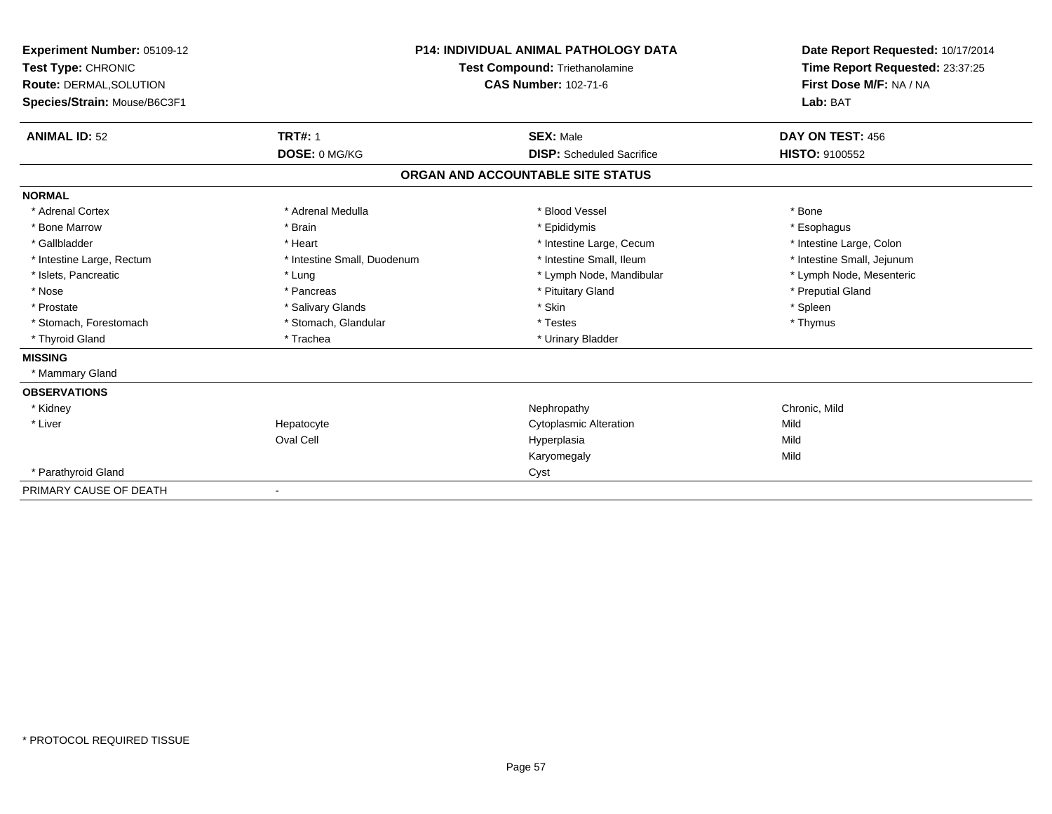**Experiment Number:** 05109-12
**Test Type:** CHRONIC
**Route:** DERMAL,SOLUTION
**Species/Strain:** Mouse/B6C3F1

**P14: INDIVIDUAL ANIMAL PATHOLOGY DATA**
**Test Compound:** Triethanolamine
**CAS Number:** 102-71-6

**Date Report Requested:** 10/17/2014
**Time Report Requested:** 23:37:25
**First Dose M/F:** NA / NA
**Lab:** BAT

| **ANIMAL ID:** 52 | **TRT#:** 1 | **SEX:** Male | **DAY ON TEST:** 456 |
|---|---|---|---|
| | **DOSE:** 0 MG/KG | **DISP:** Scheduled Sacrifice | **HISTO:** 9100552 |

## ORGAN AND ACCOUNTABLE SITE STATUS

| | | | |
|---|---|---|---|
| **NORMAL** | | | |
| * Adrenal Cortex | * Adrenal Medulla | * Blood Vessel | * Bone |
| * Bone Marrow | * Brain | * Epididymis | * Esophagus |
| * Gallbladder | * Heart | * Intestine Large, Cecum | * Intestine Large, Colon |
| * Intestine Large, Rectum | * Intestine Small, Duodenum | * Intestine Small, Ileum | * Intestine Small, Jejunum |
| * Islets, Pancreatic | * Lung | * Lymph Node, Mandibular | * Lymph Node, Mesenteric |
| * Nose | * Pancreas | * Pituitary Gland | * Preputial Gland |
| * Prostate | * Salivary Glands | * Skin | * Spleen |
| * Stomach, Forestomach | * Stomach, Glandular | * Testes | * Thymus |
| * Thyroid Gland | * Trachea | * Urinary Bladder | |
| **MISSING** | | | |
| * Mammary Gland | | | |
| **OBSERVATIONS** | | | |
| * Kidney | | Nephropathy | Chronic, Mild |
| * Liver | Hepatocyte | Cytoplasmic Alteration | Mild |
| | Oval Cell | Hyperplasia | Mild |
| | | Karyomegaly | Mild |
| * Parathyroid Gland | | Cyst | |
| PRIMARY CAUSE OF DEATH | - | | |

* PROTOCOL REQUIRED TISSUE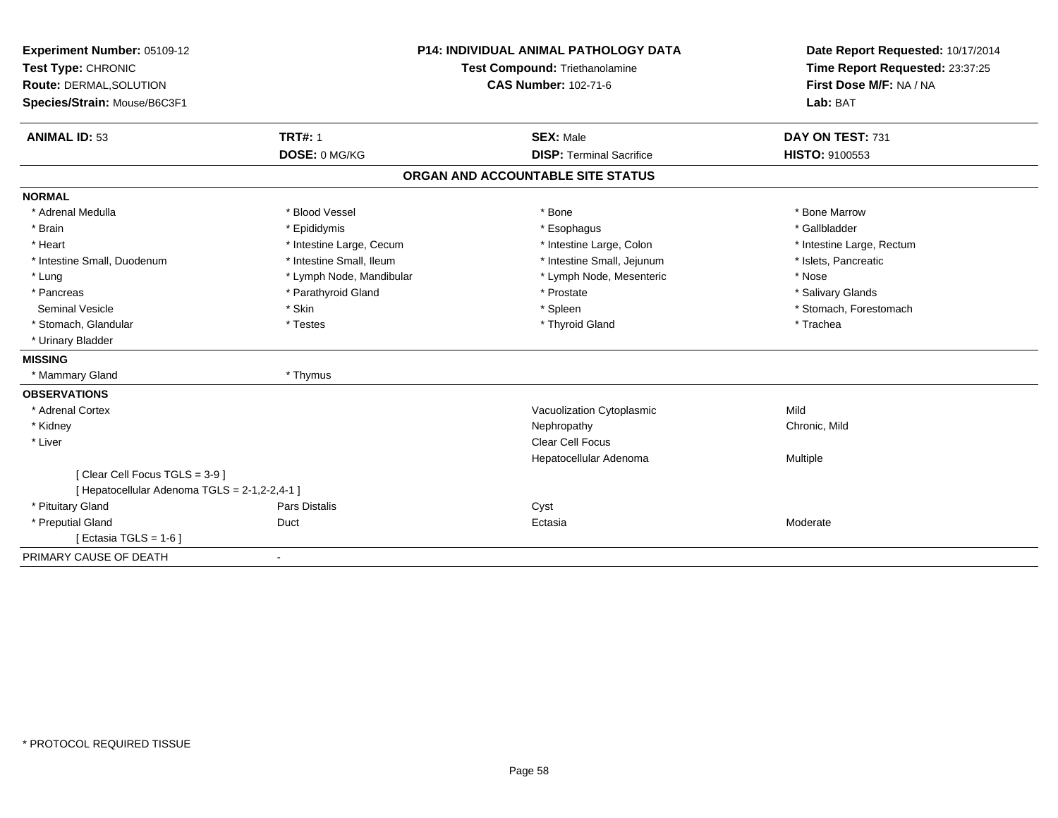**Experiment Number:** 05109-12
**Test Type:** CHRONIC
**Route:** DERMAL,SOLUTION
**Species/Strain:** Mouse/B6C3F1

**P14: INDIVIDUAL ANIMAL PATHOLOGY DATA**
**Test Compound:** Triethanolamine
**CAS Number:** 102-71-6

**Date Report Requested:** 10/17/2014
**Time Report Requested:** 23:37:25
**First Dose M/F:** NA / NA
**Lab:** BAT

| | | | |
|---|---|---|---|
| **ANIMAL ID:** 53 | **TRT#:** 1 | **SEX:** Male | **DAY ON TEST:** 731 |
| | **DOSE:** 0 MG/KG | **DISP:** Terminal Sacrifice | **HISTO:** 9100553 |

## ORGAN AND ACCOUNTABLE SITE STATUS

**NORMAL**

| | | | |
|---|---|---|---|
| * Adrenal Medulla | * Blood Vessel | * Bone | * Bone Marrow |
| * Brain | * Epididymis | * Esophagus | * Gallbladder |
| * Heart | * Intestine Large, Cecum | * Intestine Large, Colon | * Intestine Large, Rectum |
| * Intestine Small, Duodenum | * Intestine Small, Ileum | * Intestine Small, Jejunum | * Islets, Pancreatic |
| * Lung | * Lymph Node, Mandibular | * Lymph Node, Mesenteric | * Nose |
| * Pancreas | * Parathyroid Gland | * Prostate | * Salivary Glands |
| Seminal Vesicle | * Skin | * Spleen | * Stomach, Forestomach |
| * Stomach, Glandular | * Testes | * Thyroid Gland | * Trachea |
| * Urinary Bladder | | | |

**MISSING**

| | | | |
|---|---|---|---|
| * Mammary Gland | * Thymus | | |

**OBSERVATIONS**

| | | | |
|---|---|---|---|
| * Adrenal Cortex | | Vacuolization Cytoplasmic | Mild |
| * Kidney | | Nephropathy | Chronic, Mild |
| * Liver | | Clear Cell Focus | |
| | | Hepatocellular Adenoma | Multiple |
| [ Clear Cell Focus TGLS = 3-9 ] | | | |
| [ Hepatocellular Adenoma TGLS = 2-1,2-2,4-1 ] | | | |
| * Pituitary Gland | Pars Distalis | Cyst | |
| * Preputial Gland | Duct | Ectasia | Moderate |
| [ Ectasia TGLS = 1-6 ] | | | |

PRIMARY CAUSE OF DEATH -

* PROTOCOL REQUIRED TISSUE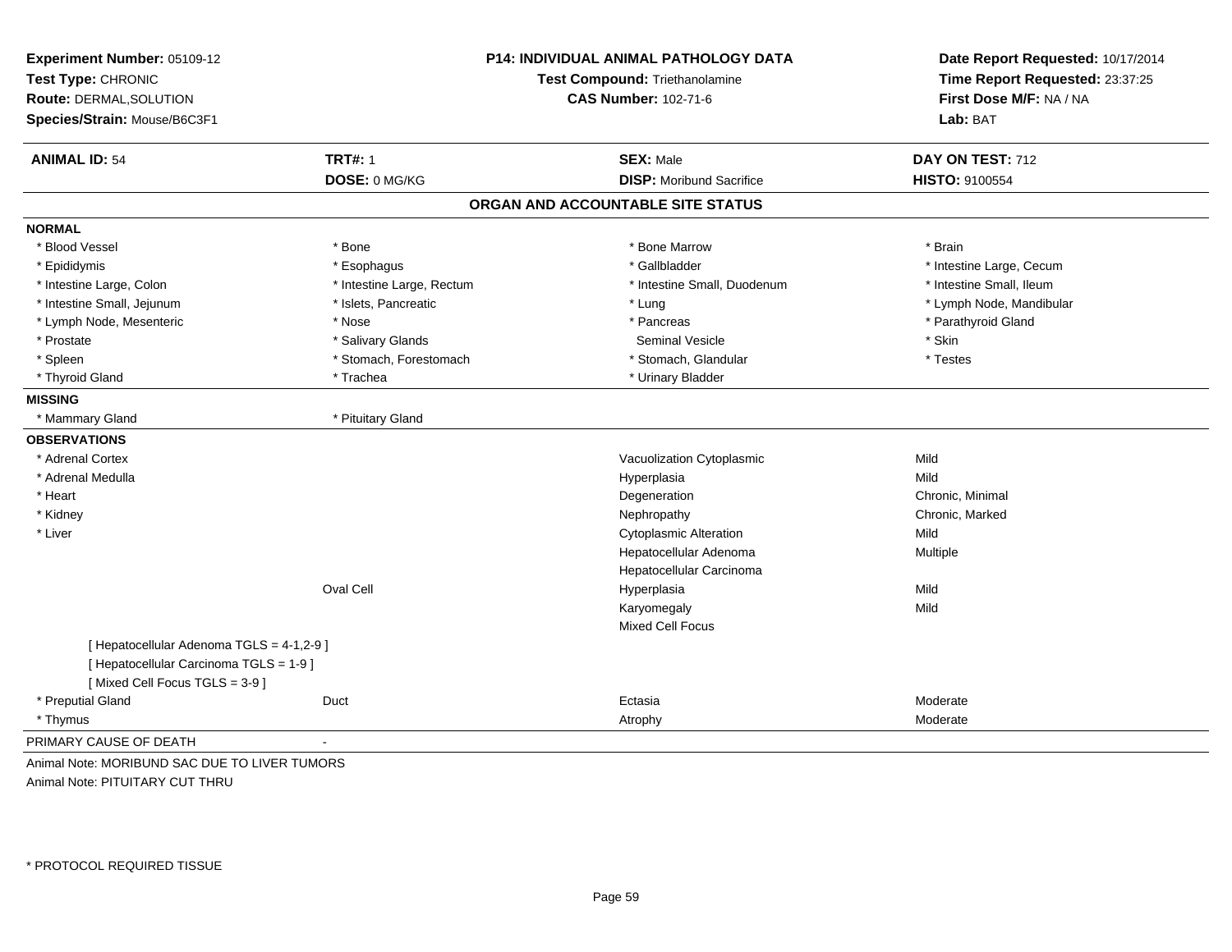**Experiment Number:** 05109-12
**Test Type:** CHRONIC
**Route:** DERMAL,SOLUTION
**Species/Strain:** Mouse/B6C3F1

**P14: INDIVIDUAL ANIMAL PATHOLOGY DATA**
**Test Compound:** Triethanolamine
**CAS Number:** 102-71-6

**Date Report Requested:** 10/17/2014
**Time Report Requested:** 23:37:25
**First Dose M/F:** NA / NA
**Lab:** BAT

| **ANIMAL ID:** 54 | **TRT#:** 1 | **SEX:** Male | **DAY ON TEST:** 712 |
|---|---|---|---|
| | **DOSE:** 0 MG/KG | **DISP:** Moribund Sacrifice | **HISTO:** 9100554 |

## ORGAN AND ACCOUNTABLE SITE STATUS

**NORMAL**

| | | | |
|---|---|---|---|
| * Blood Vessel | * Bone | * Bone Marrow | * Brain |
| * Epididymis | * Esophagus | * Gallbladder | * Intestine Large, Cecum |
| * Intestine Large, Colon | * Intestine Large, Rectum | * Intestine Small, Duodenum | * Intestine Small, Ileum |
| * Intestine Small, Jejunum | * Islets, Pancreatic | * Lung | * Lymph Node, Mandibular |
| * Lymph Node, Mesenteric | * Nose | * Pancreas | * Parathyroid Gland |
| * Prostate | * Salivary Glands | Seminal Vesicle | * Skin |
| * Spleen | * Stomach, Forestomach | * Stomach, Glandular | * Testes |
| * Thyroid Gland | * Trachea | * Urinary Bladder | |

**MISSING**

| | |
|---|---|
| * Mammary Gland | * Pituitary Gland |

**OBSERVATIONS**

| | | | |
|---|---|---|---|
| * Adrenal Cortex | | Vacuolization Cytoplasmic | Mild |
| * Adrenal Medulla | | Hyperplasia | Mild |
| * Heart | | Degeneration | Chronic, Minimal |
| * Kidney | | Nephropathy | Chronic, Marked |
| * Liver | | Cytoplasmic Alteration | Mild |
| | | Hepatocellular Adenoma | Multiple |
| | | Hepatocellular Carcinoma | |
| | Oval Cell | Hyperplasia | Mild |
| | | Karyomegaly | Mild |
| | | Mixed Cell Focus | |
| [ Hepatocellular Adenoma TGLS = 4-1,2-9 ] | | | |
| [ Hepatocellular Carcinoma TGLS = 1-9 ] | | | |
| [ Mixed Cell Focus TGLS = 3-9 ] | | | |
| * Preputial Gland | Duct | Ectasia | Moderate |
| * Thymus | | Atrophy | Moderate |

PRIMARY CAUSE OF DEATH -

Animal Note: MORIBUND SAC DUE TO LIVER TUMORS
Animal Note: PITUITARY CUT THRU

* PROTOCOL REQUIRED TISSUE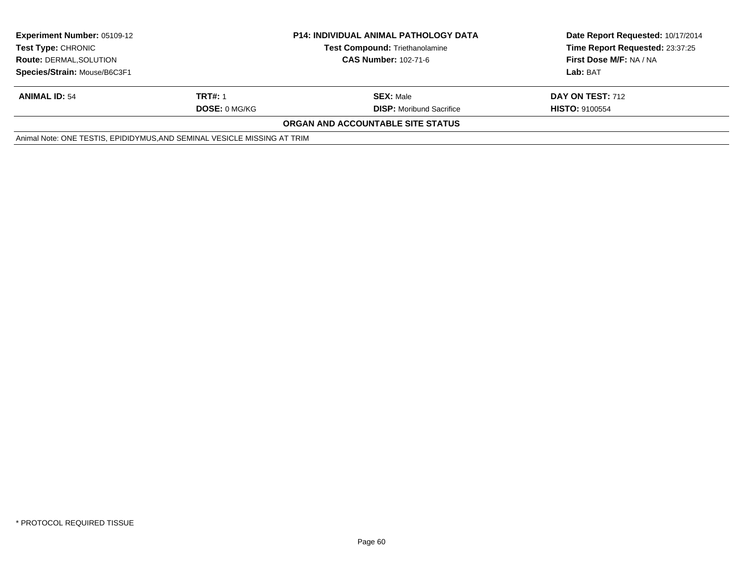| **Experiment Number:** 05109-12 | **P14: INDIVIDUAL ANIMAL PATHOLOGY DATA** | **Date Report Requested:** 10/17/2014 |
|---|---|---|
| **Test Type:** CHRONIC | **Test Compound:** Triethanolamine | **Time Report Requested:** 23:37:25 |
| **Route:** DERMAL,SOLUTION | **CAS Number:** 102-71-6 | **First Dose M/F:** NA / NA |
| **Species/Strain:** Mouse/B6C3F1 | | **Lab:** BAT |

| **ANIMAL ID:** 54 | **TRT#:** 1 | **SEX:** Male | **DAY ON TEST:** 712 |
|---|---|---|---|
| | **DOSE:** 0 MG/KG | **DISP:** Moribund Sacrifice | **HISTO:** 9100554 |

**ORGAN AND ACCOUNTABLE SITE STATUS**

Animal Note: ONE TESTIS, EPIDIDYMUS,AND SEMINAL VESICLE MISSING AT TRIM

* PROTOCOL REQUIRED TISSUE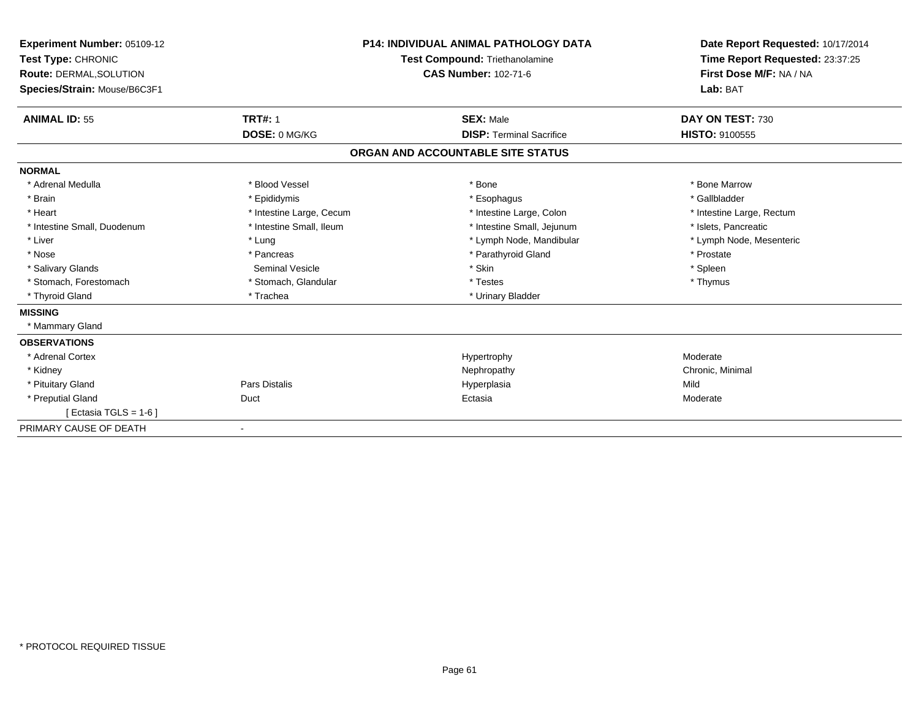**Experiment Number:** 05109-12
**Test Type:** CHRONIC
**Route:** DERMAL,SOLUTION
**Species/Strain:** Mouse/B6C3F1

**P14: INDIVIDUAL ANIMAL PATHOLOGY DATA**
**Test Compound:** Triethanolamine
**CAS Number:** 102-71-6

**Date Report Requested:** 10/17/2014
**Time Report Requested:** 23:37:25
**First Dose M/F:** NA / NA
**Lab:** BAT

| **ANIMAL ID:** 55 | **TRT#:** 1 | **SEX:** Male | **DAY ON TEST:** 730 |
|---|---|---|---|
| | **DOSE:** 0 MG/KG | **DISP:** Terminal Sacrifice | **HISTO:** 9100555 |

## ORGAN AND ACCOUNTABLE SITE STATUS

| | | | |
|---|---|---|---|
| **NORMAL** | | | |
| * Adrenal Medulla | * Blood Vessel | * Bone | * Bone Marrow |
| * Brain | * Epididymis | * Esophagus | * Gallbladder |
| * Heart | * Intestine Large, Cecum | * Intestine Large, Colon | * Intestine Large, Rectum |
| * Intestine Small, Duodenum | * Intestine Small, Ileum | * Intestine Small, Jejunum | * Islets, Pancreatic |
| * Liver | * Lung | * Lymph Node, Mandibular | * Lymph Node, Mesenteric |
| * Nose | * Pancreas | * Parathyroid Gland | * Prostate |
| * Salivary Glands | Seminal Vesicle | * Skin | * Spleen |
| * Stomach, Forestomach | * Stomach, Glandular | * Testes | * Thymus |
| * Thyroid Gland | * Trachea | * Urinary Bladder | |
| **MISSING** | | | |
| * Mammary Gland | | | |
| **OBSERVATIONS** | | | |
| * Adrenal Cortex | | Hypertrophy | Moderate |
| * Kidney | | Nephropathy | Chronic, Minimal |
| * Pituitary Gland | Pars Distalis | Hyperplasia | Mild |
| * Preputial Gland | Duct | Ectasia | Moderate |
| [ Ectasia TGLS = 1-6 ] | | | |
| PRIMARY CAUSE OF DEATH | - | | |

* PROTOCOL REQUIRED TISSUE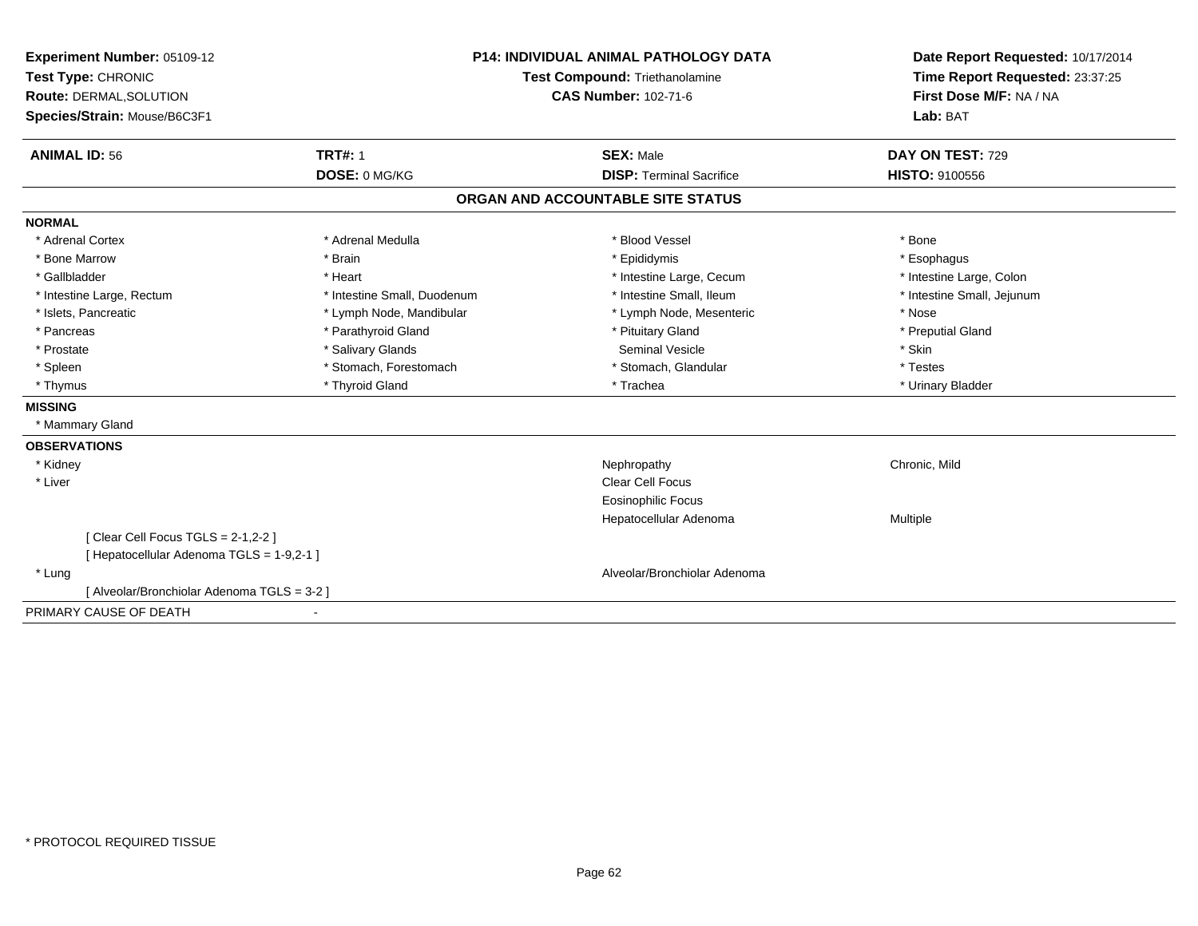**Experiment Number:** 05109-12
**Test Type:** CHRONIC
**Route:** DERMAL,SOLUTION
**Species/Strain:** Mouse/B6C3F1

**P14: INDIVIDUAL ANIMAL PATHOLOGY DATA**
**Test Compound:** Triethanolamine
**CAS Number:** 102-71-6

**Date Report Requested:** 10/17/2014
**Time Report Requested:** 23:37:25
**First Dose M/F:** NA / NA
**Lab:** BAT

| **ANIMAL ID:** 56 | **TRT#:** 1 | **SEX:** Male | **DAY ON TEST:** 729 |
|---|---|---|---|
| | **DOSE:** 0 MG/KG | **DISP:** Terminal Sacrifice | **HISTO:** 9100556 |

## ORGAN AND ACCOUNTABLE SITE STATUS

**NORMAL**

| | | | |
|---|---|---|---|
| * Adrenal Cortex | * Adrenal Medulla | * Blood Vessel | * Bone |
| * Bone Marrow | * Brain | * Epididymis | * Esophagus |
| * Gallbladder | * Heart | * Intestine Large, Cecum | * Intestine Large, Colon |
| * Intestine Large, Rectum | * Intestine Small, Duodenum | * Intestine Small, Ileum | * Intestine Small, Jejunum |
| * Islets, Pancreatic | * Lymph Node, Mandibular | * Lymph Node, Mesenteric | * Nose |
| * Pancreas | * Parathyroid Gland | * Pituitary Gland | * Preputial Gland |
| * Prostate | * Salivary Glands | Seminal Vesicle | * Skin |
| * Spleen | * Stomach, Forestomach | * Stomach, Glandular | * Testes |
| * Thymus | * Thyroid Gland | * Trachea | * Urinary Bladder |

**MISSING**

* Mammary Gland

**OBSERVATIONS**

| | | |
|---|---|---|
| * Kidney | Nephropathy | Chronic, Mild |
| * Liver | Clear Cell Focus | |
| | Eosinophilic Focus | |
| | Hepatocellular Adenoma | Multiple |
| [ Clear Cell Focus TGLS = 2-1,2-2 ] | | |
| [ Hepatocellular Adenoma TGLS = 1-9,2-1 ] | | |
| * Lung | Alveolar/Bronchiolar Adenoma | |
| [ Alveolar/Bronchiolar Adenoma TGLS = 3-2 ] | | |

PRIMARY CAUSE OF DEATH -

* PROTOCOL REQUIRED TISSUE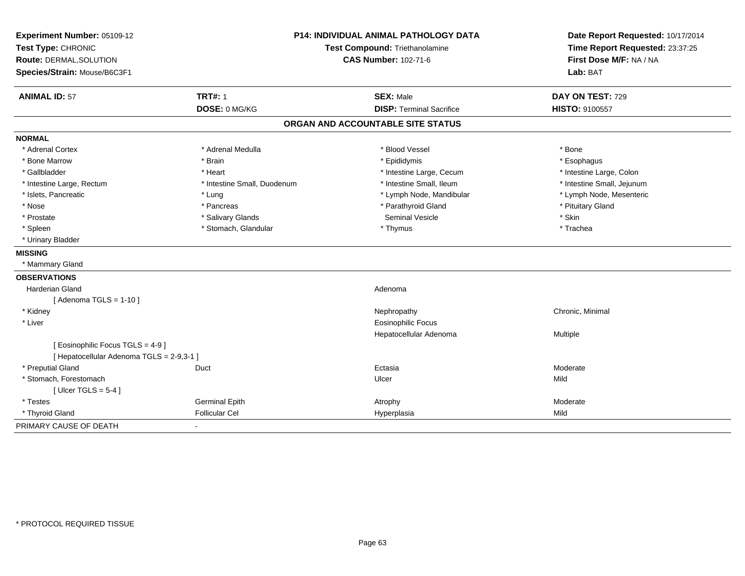**Experiment Number:** 05109-12
**Test Type:** CHRONIC
**Route:** DERMAL,SOLUTION
**Species/Strain:** Mouse/B6C3F1

**P14: INDIVIDUAL ANIMAL PATHOLOGY DATA**
**Test Compound:** Triethanolamine
**CAS Number:** 102-71-6

**Date Report Requested:** 10/17/2014
**Time Report Requested:** 23:37:25
**First Dose M/F:** NA / NA
**Lab:** BAT

| **ANIMAL ID:** 57 | **TRT#:** 1 | **SEX:** Male | **DAY ON TEST:** 729 |
|---|---|---|---|
| | **DOSE:** 0 MG/KG | **DISP:** Terminal Sacrifice | **HISTO:** 9100557 |

## ORGAN AND ACCOUNTABLE SITE STATUS

**NORMAL**

| | | | |
|---|---|---|---|
| * Adrenal Cortex | * Adrenal Medulla | * Blood Vessel | * Bone |
| * Bone Marrow | * Brain | * Epididymis | * Esophagus |
| * Gallbladder | * Heart | * Intestine Large, Cecum | * Intestine Large, Colon |
| * Intestine Large, Rectum | * Intestine Small, Duodenum | * Intestine Small, Ileum | * Intestine Small, Jejunum |
| * Islets, Pancreatic | * Lung | * Lymph Node, Mandibular | * Lymph Node, Mesenteric |
| * Nose | * Pancreas | * Parathyroid Gland | * Pituitary Gland |
| * Prostate | * Salivary Glands | Seminal Vesicle | * Skin |
| * Spleen | * Stomach, Glandular | * Thymus | * Trachea |
| * Urinary Bladder | | | |

**MISSING**

* Mammary Gland

**OBSERVATIONS**

| | | | |
|---|---|---|---|
| Harderian Gland | | Adenoma | |
| [ Adenoma TGLS = 1-10 ] | | | |
| * Kidney | | Nephropathy | Chronic, Minimal |
| * Liver | | Eosinophilic Focus | |
| | | Hepatocellular Adenoma | Multiple |
| [ Eosinophilic Focus TGLS = 4-9 ] | | | |
| [ Hepatocellular Adenoma TGLS = 2-9,3-1 ] | | | |
| * Preputial Gland | Duct | Ectasia | Moderate |
| * Stomach, Forestomach | | Ulcer | Mild |
| [ Ulcer TGLS = 5-4 ] | | | |
| * Testes | Germinal Epith | Atrophy | Moderate |
| * Thyroid Gland | Follicular Cel | Hyperplasia | Mild |

PRIMARY CAUSE OF DEATH -

* PROTOCOL REQUIRED TISSUE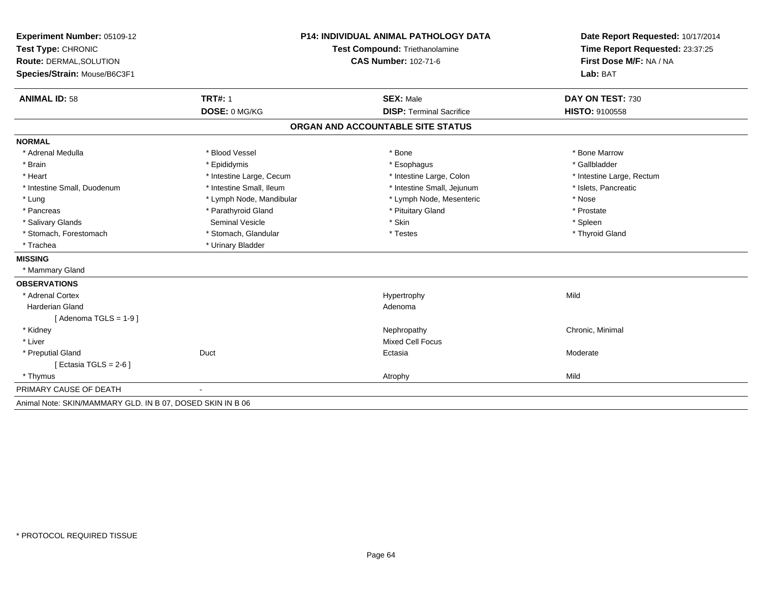**Experiment Number:** 05109-12
**Test Type:** CHRONIC
**Route:** DERMAL,SOLUTION
**Species/Strain:** Mouse/B6C3F1

**P14: INDIVIDUAL ANIMAL PATHOLOGY DATA**
**Test Compound:** Triethanolamine
**CAS Number:** 102-71-6

**Date Report Requested:** 10/17/2014
**Time Report Requested:** 23:37:25
**First Dose M/F:** NA / NA
**Lab:** BAT

| **ANIMAL ID:** 58 | **TRT#:** 1 | **SEX:** Male | **DAY ON TEST:** 730 |
|---|---|---|---|
| | **DOSE:** 0 MG/KG | **DISP:** Terminal Sacrifice | **HISTO:** 9100558 |

## ORGAN AND ACCOUNTABLE SITE STATUS

**NORMAL**

| | | | |
|---|---|---|---|
| * Adrenal Medulla | * Blood Vessel | * Bone | * Bone Marrow |
| * Brain | * Epididymis | * Esophagus | * Gallbladder |
| * Heart | * Intestine Large, Cecum | * Intestine Large, Colon | * Intestine Large, Rectum |
| * Intestine Small, Duodenum | * Intestine Small, Ileum | * Intestine Small, Jejunum | * Islets, Pancreatic |
| * Lung | * Lymph Node, Mandibular | * Lymph Node, Mesenteric | * Nose |
| * Pancreas | * Parathyroid Gland | * Pituitary Gland | * Prostate |
| * Salivary Glands | Seminal Vesicle | * Skin | * Spleen |
| * Stomach, Forestomach | * Stomach, Glandular | * Testes | * Thyroid Gland |
| * Trachea | * Urinary Bladder | | |

**MISSING**

* Mammary Gland

**OBSERVATIONS**

| | | | |
|---|---|---|---|
| * Adrenal Cortex | | Hypertrophy | Mild |
| Harderian Gland | | Adenoma | |
| [ Adenoma TGLS = 1-9 ] | | | |
| * Kidney | | Nephropathy | Chronic, Minimal |
| * Liver | | Mixed Cell Focus | |
| * Preputial Gland | Duct | Ectasia | Moderate |
| [ Ectasia TGLS = 2-6 ] | | | |
| * Thymus | | Atrophy | Mild |

PRIMARY CAUSE OF DEATH -

Animal Note: SKIN/MAMMARY GLD. IN B 07, DOSED SKIN IN B 06

* PROTOCOL REQUIRED TISSUE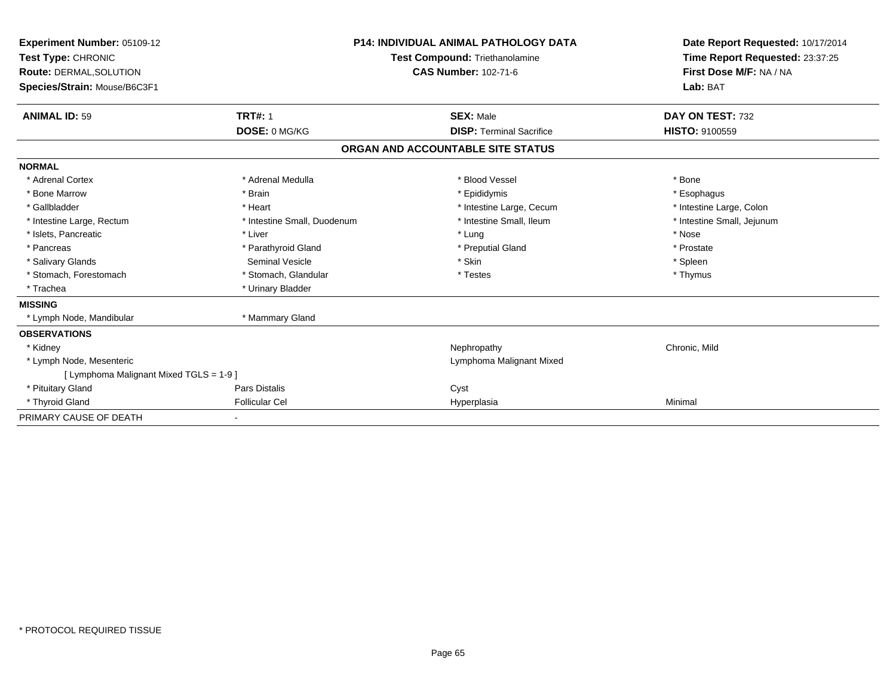**Experiment Number:** 05109-12
**Test Type:** CHRONIC
**Route:** DERMAL,SOLUTION
**Species/Strain:** Mouse/B6C3F1

**P14: INDIVIDUAL ANIMAL PATHOLOGY DATA**
**Test Compound:** Triethanolamine
**CAS Number:** 102-71-6

**Date Report Requested:** 10/17/2014
**Time Report Requested:** 23:37:25
**First Dose M/F:** NA / NA
**Lab:** BAT

| **ANIMAL ID:** 59 | **TRT#:** 1 | **SEX:** Male | **DAY ON TEST:** 732 |
|---|---|---|---|
| | **DOSE:** 0 MG/KG | **DISP:** Terminal Sacrifice | **HISTO:** 9100559 |

## ORGAN AND ACCOUNTABLE SITE STATUS

| | | | |
|---|---|---|---|
| **NORMAL** | | | |
| * Adrenal Cortex | * Adrenal Medulla | * Blood Vessel | * Bone |
| * Bone Marrow | * Brain | * Epididymis | * Esophagus |
| * Gallbladder | * Heart | * Intestine Large, Cecum | * Intestine Large, Colon |
| * Intestine Large, Rectum | * Intestine Small, Duodenum | * Intestine Small, Ileum | * Intestine Small, Jejunum |
| * Islets, Pancreatic | * Liver | * Lung | * Nose |
| * Pancreas | * Parathyroid Gland | * Preputial Gland | * Prostate |
| * Salivary Glands | Seminal Vesicle | * Skin | * Spleen |
| * Stomach, Forestomach | * Stomach, Glandular | * Testes | * Thymus |
| * Trachea | * Urinary Bladder | | |
| **MISSING** | | | |
| * Lymph Node, Mandibular | * Mammary Gland | | |
| **OBSERVATIONS** | | | |
| * Kidney | | Nephropathy | Chronic, Mild |
| * Lymph Node, Mesenteric | | Lymphoma Malignant Mixed | |
| [ Lymphoma Malignant Mixed TGLS = 1-9 ] | | | |
| * Pituitary Gland | Pars Distalis | Cyst | |
| * Thyroid Gland | Follicular Cel | Hyperplasia | Minimal |
| PRIMARY CAUSE OF DEATH | - | | |

* PROTOCOL REQUIRED TISSUE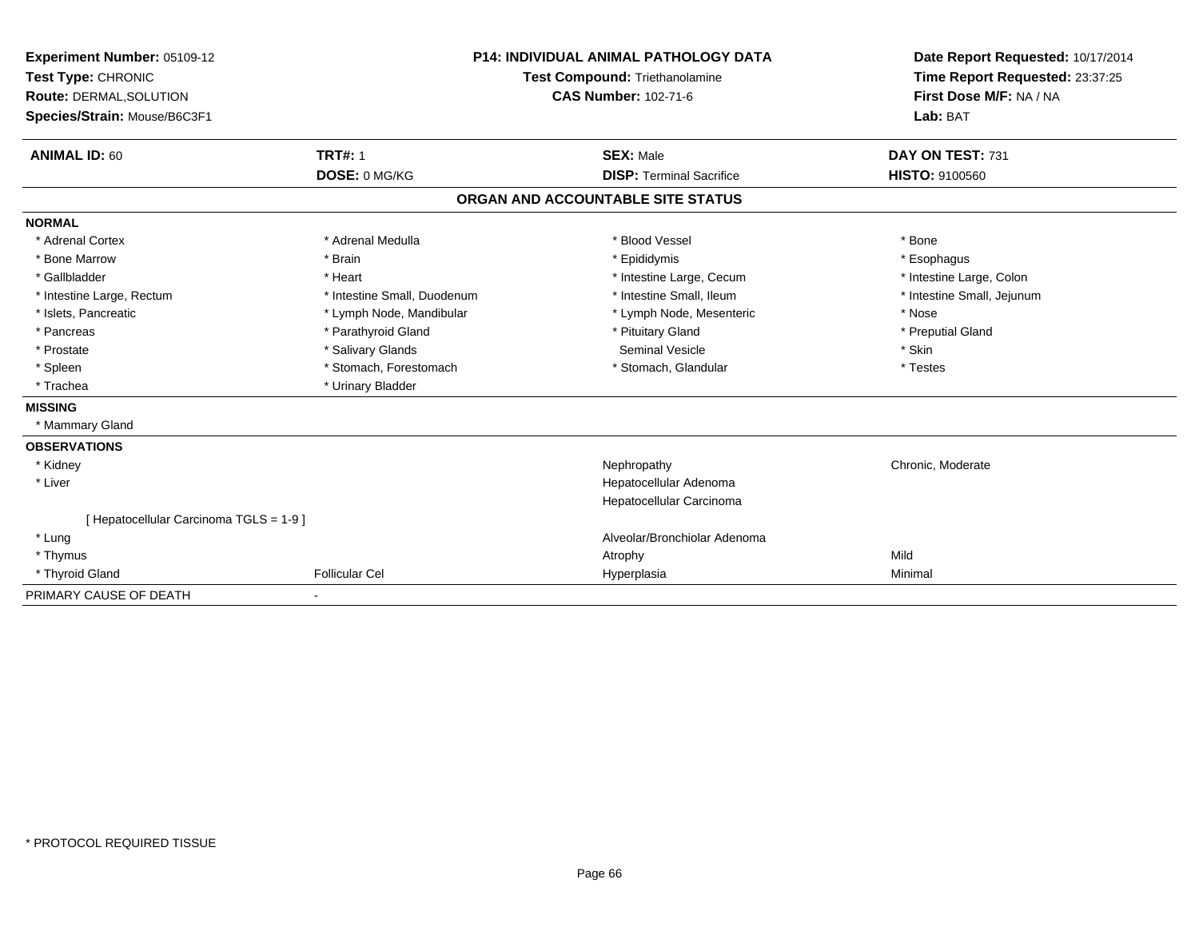**Experiment Number:** 05109-12
**Test Type:** CHRONIC
**Route:** DERMAL,SOLUTION
**Species/Strain:** Mouse/B6C3F1

**P14: INDIVIDUAL ANIMAL PATHOLOGY DATA**
**Test Compound:** Triethanolamine
**CAS Number:** 102-71-6

**Date Report Requested:** 10/17/2014
**Time Report Requested:** 23:37:25
**First Dose M/F:** NA / NA
**Lab:** BAT

| **ANIMAL ID:** 60 | **TRT#:** 1 | **SEX:** Male | **DAY ON TEST:** 731 |
|---|---|---|---|
| | **DOSE:** 0 MG/KG | **DISP:** Terminal Sacrifice | **HISTO:** 9100560 |

## ORGAN AND ACCOUNTABLE SITE STATUS

**NORMAL**

| | | | |
|---|---|---|---|
| * Adrenal Cortex | * Adrenal Medulla | * Blood Vessel | * Bone |
| * Bone Marrow | * Brain | * Epididymis | * Esophagus |
| * Gallbladder | * Heart | * Intestine Large, Cecum | * Intestine Large, Colon |
| * Intestine Large, Rectum | * Intestine Small, Duodenum | * Intestine Small, Ileum | * Intestine Small, Jejunum |
| * Islets, Pancreatic | * Lymph Node, Mandibular | * Lymph Node, Mesenteric | * Nose |
| * Pancreas | * Parathyroid Gland | * Pituitary Gland | * Preputial Gland |
| * Prostate | * Salivary Glands | Seminal Vesicle | * Skin |
| * Spleen | * Stomach, Forestomach | * Stomach, Glandular | * Testes |
| * Trachea | * Urinary Bladder | | |

**MISSING**

* Mammary Gland

**OBSERVATIONS**

| | | | |
|---|---|---|---|
| * Kidney | | Nephropathy | Chronic, Moderate |
| * Liver | | Hepatocellular Adenoma | |
| | | Hepatocellular Carcinoma | |
| [ Hepatocellular Carcinoma TGLS = 1-9 ] | | | |
| * Lung | | Alveolar/Bronchiolar Adenoma | |
| * Thymus | | Atrophy | Mild |
| * Thyroid Gland | Follicular Cel | Hyperplasia | Minimal |

PRIMARY CAUSE OF DEATH -

* PROTOCOL REQUIRED TISSUE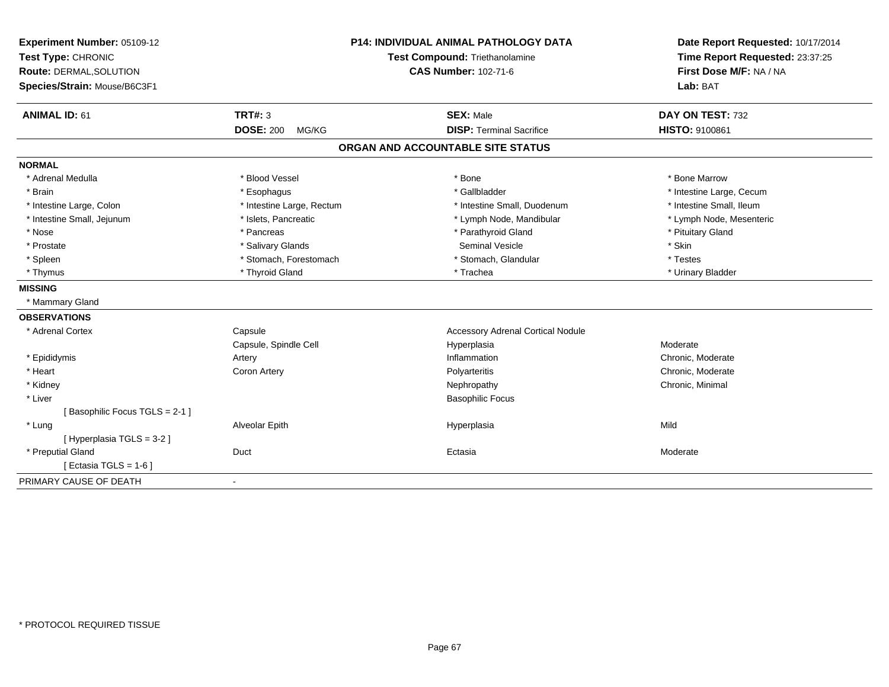**Experiment Number:** 05109-12
**Test Type:** CHRONIC
**Route:** DERMAL,SOLUTION
**Species/Strain:** Mouse/B6C3F1

**P14: INDIVIDUAL ANIMAL PATHOLOGY DATA**
**Test Compound:** Triethanolamine
**CAS Number:** 102-71-6

**Date Report Requested:** 10/17/2014
**Time Report Requested:** 23:37:25
**First Dose M/F:** NA / NA
**Lab:** BAT

| | | | |
|---|---|---|---|
| **ANIMAL ID:** 61 | **TRT#:** 3 | **SEX:** Male | **DAY ON TEST:** 732 |
| | **DOSE:** 200 MG/KG | **DISP:** Terminal Sacrifice | **HISTO:** 9100861 |

## ORGAN AND ACCOUNTABLE SITE STATUS

**NORMAL**

| | | | |
|---|---|---|---|
| * Adrenal Medulla | * Blood Vessel | * Bone | * Bone Marrow |
| * Brain | * Esophagus | * Gallbladder | * Intestine Large, Cecum |
| * Intestine Large, Colon | * Intestine Large, Rectum | * Intestine Small, Duodenum | * Intestine Small, Ileum |
| * Intestine Small, Jejunum | * Islets, Pancreatic | * Lymph Node, Mandibular | * Lymph Node, Mesenteric |
| * Nose | * Pancreas | * Parathyroid Gland | * Pituitary Gland |
| * Prostate | * Salivary Glands | Seminal Vesicle | * Skin |
| * Spleen | * Stomach, Forestomach | * Stomach, Glandular | * Testes |
| * Thymus | * Thyroid Gland | * Trachea | * Urinary Bladder |

**MISSING**

* Mammary Gland

**OBSERVATIONS**

| | | | |
|---|---|---|---|
| * Adrenal Cortex | Capsule | Accessory Adrenal Cortical Nodule | |
| | Capsule, Spindle Cell | Hyperplasia | Moderate |
| * Epididymis | Artery | Inflammation | Chronic, Moderate |
| * Heart | Coron Artery | Polyarteritis | Chronic, Moderate |
| * Kidney | | Nephropathy | Chronic, Minimal |
| * Liver | | Basophilic Focus | |
| [ Basophilic Focus TGLS = 2-1 ] | | | |
| * Lung | Alveolar Epith | Hyperplasia | Mild |
| [ Hyperplasia TGLS = 3-2 ] | | | |
| * Preputial Gland | Duct | Ectasia | Moderate |
| [ Ectasia TGLS = 1-6 ] | | | |

PRIMARY CAUSE OF DEATH -

* PROTOCOL REQUIRED TISSUE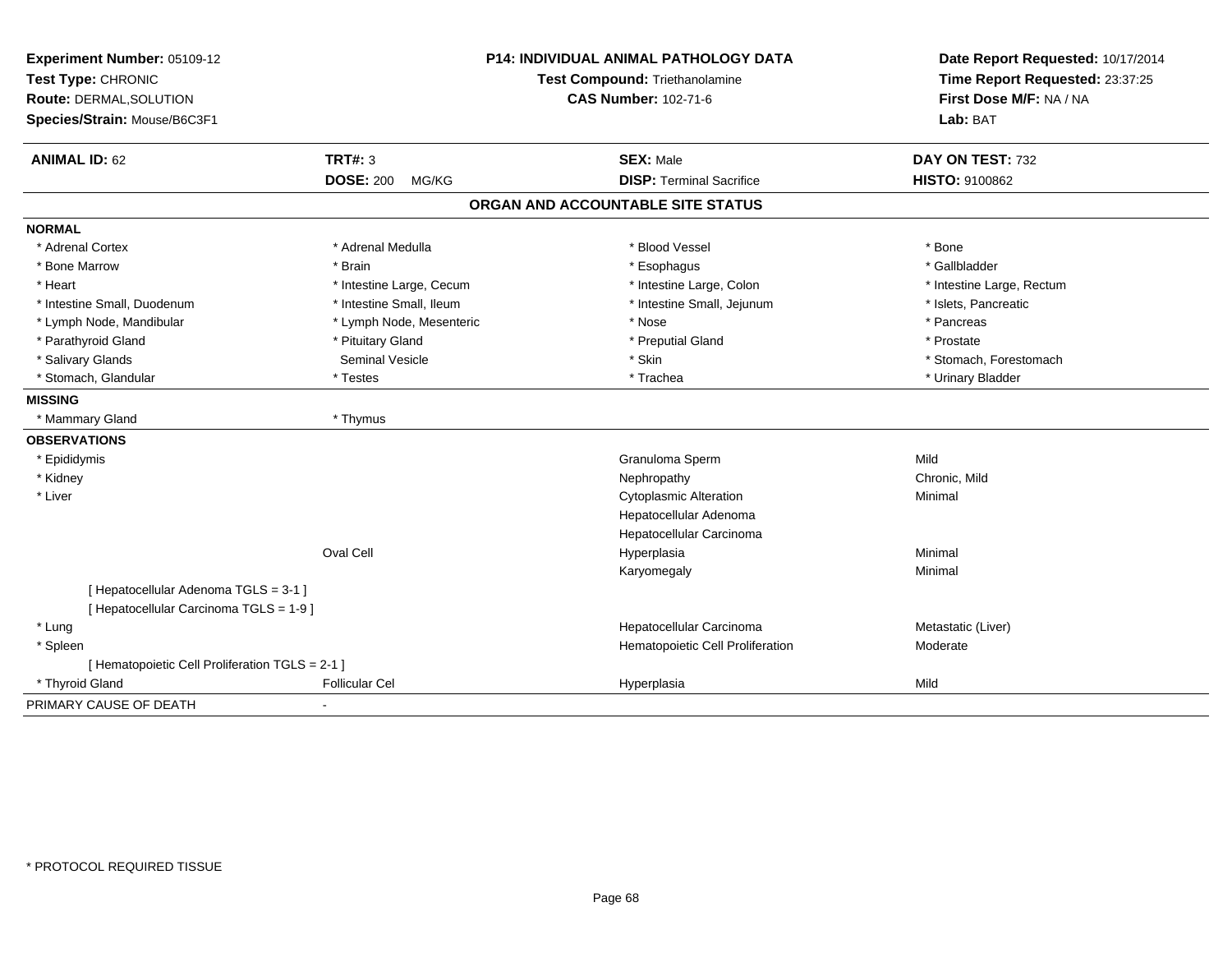**Experiment Number:** 05109-12
**Test Type:** CHRONIC
**Route:** DERMAL,SOLUTION
**Species/Strain:** Mouse/B6C3F1

**P14: INDIVIDUAL ANIMAL PATHOLOGY DATA**
**Test Compound:** Triethanolamine
**CAS Number:** 102-71-6

**Date Report Requested:** 10/17/2014
**Time Report Requested:** 23:37:25
**First Dose M/F:** NA / NA
**Lab:** BAT

| **ANIMAL ID:** 62 | **TRT#:** 3 | **SEX:** Male | **DAY ON TEST:** 732 |
|---|---|---|---|
| | **DOSE:** 200 MG/KG | **DISP:** Terminal Sacrifice | **HISTO:** 9100862 |

## ORGAN AND ACCOUNTABLE SITE STATUS

| | | | |
|---|---|---|---|
| **NORMAL** | | | |
| * Adrenal Cortex | * Adrenal Medulla | * Blood Vessel | * Bone |
| * Bone Marrow | * Brain | * Esophagus | * Gallbladder |
| * Heart | * Intestine Large, Cecum | * Intestine Large, Colon | * Intestine Large, Rectum |
| * Intestine Small, Duodenum | * Intestine Small, Ileum | * Intestine Small, Jejunum | * Islets, Pancreatic |
| * Lymph Node, Mandibular | * Lymph Node, Mesenteric | * Nose | * Pancreas |
| * Parathyroid Gland | * Pituitary Gland | * Preputial Gland | * Prostate |
| * Salivary Glands | Seminal Vesicle | * Skin | * Stomach, Forestomach |
| * Stomach, Glandular | * Testes | * Trachea | * Urinary Bladder |
| **MISSING** | | | |
| * Mammary Gland | * Thymus | | |
| **OBSERVATIONS** | | | |
| * Epididymis | | Granuloma Sperm | Mild |
| * Kidney | | Nephropathy | Chronic, Mild |
| * Liver | | Cytoplasmic Alteration | Minimal |
| | | Hepatocellular Adenoma | |
| | | Hepatocellular Carcinoma | |
| | Oval Cell | Hyperplasia | Minimal |
| | | Karyomegaly | Minimal |
| [ Hepatocellular Adenoma TGLS = 3-1 ] | | | |
| [ Hepatocellular Carcinoma TGLS = 1-9 ] | | | |
| * Lung | | Hepatocellular Carcinoma | Metastatic (Liver) |
| * Spleen | | Hematopoietic Cell Proliferation | Moderate |
| [ Hematopoietic Cell Proliferation TGLS = 2-1 ] | | | |
| * Thyroid Gland | Follicular Cel | Hyperplasia | Mild |
| PRIMARY CAUSE OF DEATH | - | | |

* PROTOCOL REQUIRED TISSUE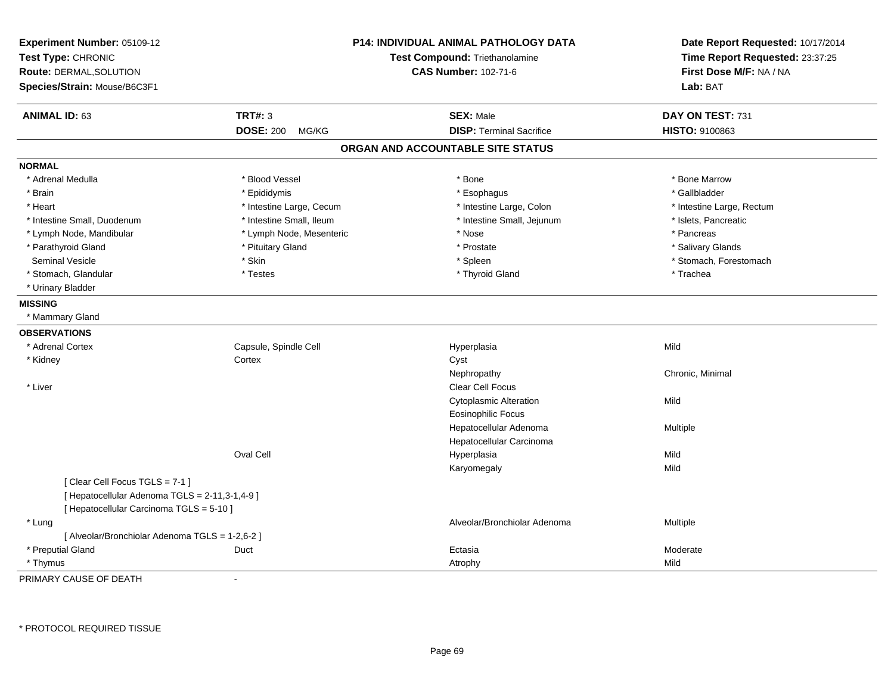**Experiment Number:** 05109-12
**Test Type:** CHRONIC
**Route:** DERMAL,SOLUTION
**Species/Strain:** Mouse/B6C3F1

**P14: INDIVIDUAL ANIMAL PATHOLOGY DATA**
**Test Compound:** Triethanolamine
**CAS Number:** 102-71-6

**Date Report Requested:** 10/17/2014
**Time Report Requested:** 23:37:25
**First Dose M/F:** NA / NA
**Lab:** BAT

| | | | |
|---|---|---|---|
| **ANIMAL ID:** 63 | **TRT#:** 3 | **SEX:** Male | **DAY ON TEST:** 731 |
| | **DOSE:** 200 MG/KG | **DISP:** Terminal Sacrifice | **HISTO:** 9100863 |

## ORGAN AND ACCOUNTABLE SITE STATUS

**NORMAL**

| | | | |
|---|---|---|---|
| * Adrenal Medulla | * Blood Vessel | * Bone | * Bone Marrow |
| * Brain | * Epididymis | * Esophagus | * Gallbladder |
| * Heart | * Intestine Large, Cecum | * Intestine Large, Colon | * Intestine Large, Rectum |
| * Intestine Small, Duodenum | * Intestine Small, Ileum | * Intestine Small, Jejunum | * Islets, Pancreatic |
| * Lymph Node, Mandibular | * Lymph Node, Mesenteric | * Nose | * Pancreas |
| * Parathyroid Gland | * Pituitary Gland | * Prostate | * Salivary Glands |
| Seminal Vesicle | * Skin | * Spleen | * Stomach, Forestomach |
| * Stomach, Glandular | * Testes | * Thyroid Gland | * Trachea |
| * Urinary Bladder | | | |

**MISSING**

* Mammary Gland

**OBSERVATIONS**

| | | | |
|---|---|---|---|
| * Adrenal Cortex | Capsule, Spindle Cell | Hyperplasia | Mild |
| * Kidney | Cortex | Cyst | |
| | | Nephropathy | Chronic, Minimal |
| * Liver | | Clear Cell Focus | |
| | | Cytoplasmic Alteration | Mild |
| | | Eosinophilic Focus | |
| | | Hepatocellular Adenoma | Multiple |
| | | Hepatocellular Carcinoma | |
| | Oval Cell | Hyperplasia | Mild |
| | | Karyomegaly | Mild |
| [ Clear Cell Focus TGLS = 7-1 ] | | | |
| [ Hepatocellular Adenoma TGLS = 2-11,3-1,4-9 ] | | | |
| [ Hepatocellular Carcinoma TGLS = 5-10 ] | | | |
| * Lung | | Alveolar/Bronchiolar Adenoma | Multiple |
| [ Alveolar/Bronchiolar Adenoma TGLS = 1-2,6-2 ] | | | |
| * Preputial Gland | Duct | Ectasia | Moderate |
| * Thymus | | Atrophy | Mild |

PRIMARY CAUSE OF DEATH -

* PROTOCOL REQUIRED TISSUE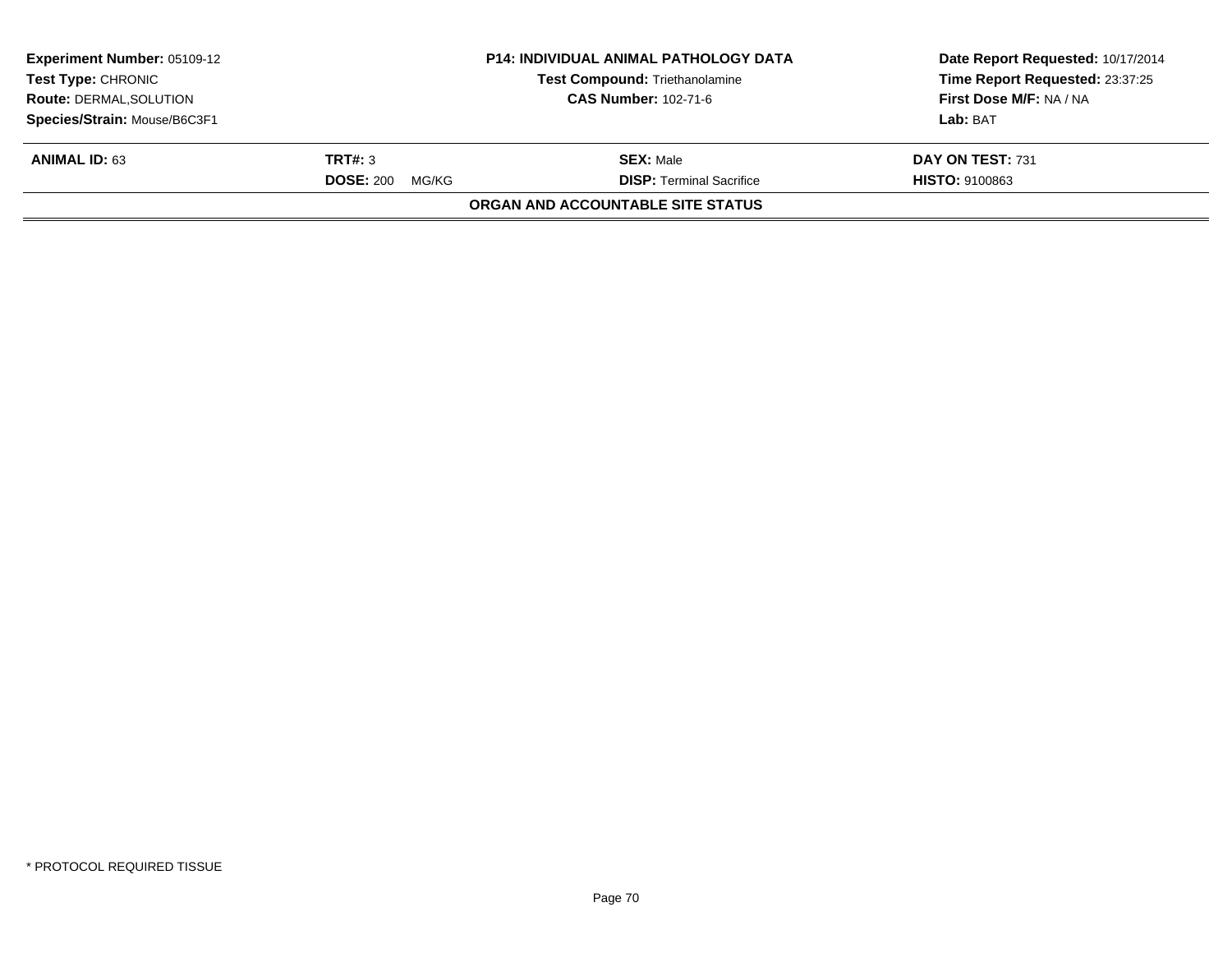| | | | |
|---|---|---|---|
| **Experiment Number:** 05109-12 | **P14: INDIVIDUAL ANIMAL PATHOLOGY DATA** | | **Date Report Requested:** 10/17/2014 |
| **Test Type:** CHRONIC | **Test Compound:** Triethanolamine | | **Time Report Requested:** 23:37:25 |
| **Route:** DERMAL,SOLUTION | **CAS Number:** 102-71-6 | | **First Dose M/F:** NA / NA |
| **Species/Strain:** Mouse/B6C3F1 | | | **Lab:** BAT |

| | | | |
|---|---|---|---|
| **ANIMAL ID:** 63 | **TRT#:** 3 | **SEX:** Male | **DAY ON TEST:** 731 |
| | **DOSE:** 200 MG/KG | **DISP:** Terminal Sacrifice | **HISTO:** 9100863 |

**ORGAN AND ACCOUNTABLE SITE STATUS**

\* PROTOCOL REQUIRED TISSUE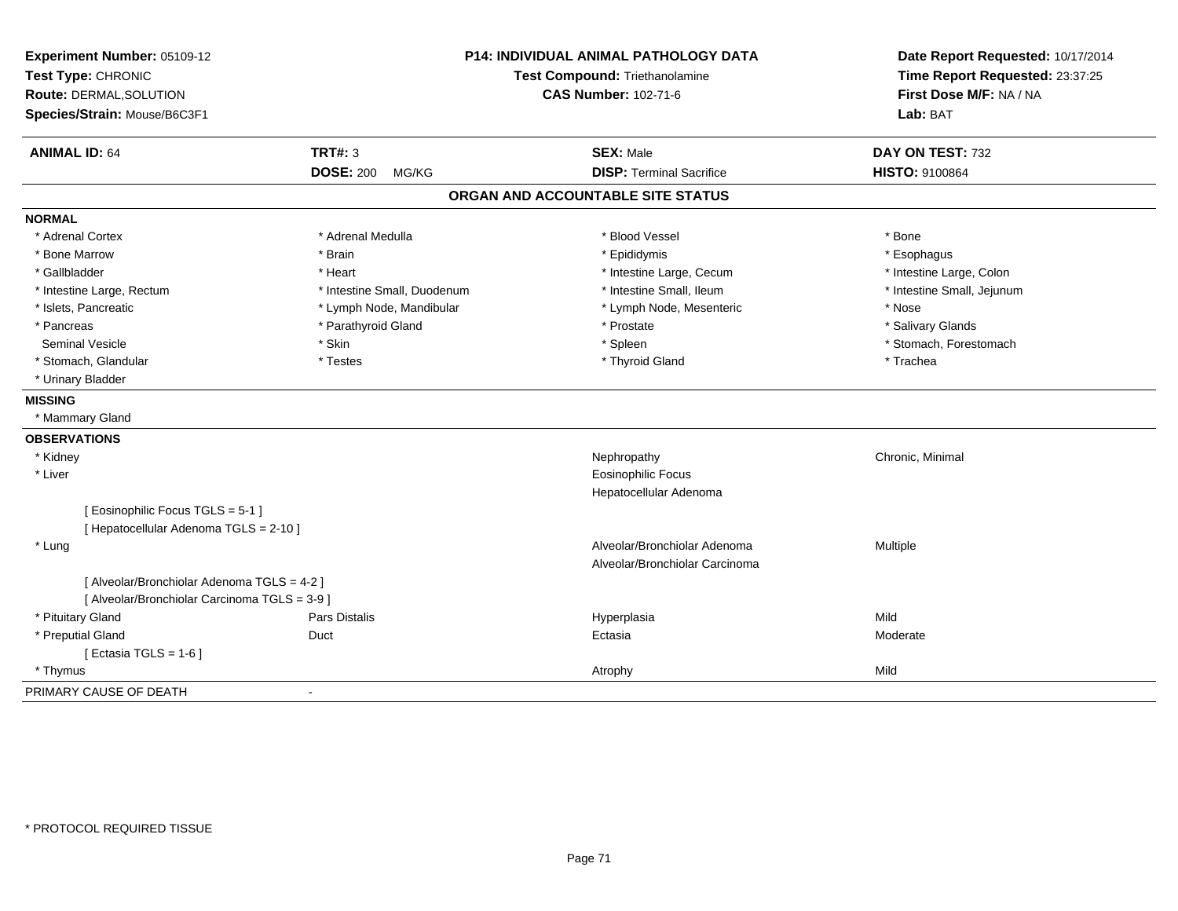**Experiment Number:** 05109-12
**Test Type:** CHRONIC
**Route:** DERMAL,SOLUTION
**Species/Strain:** Mouse/B6C3F1

**P14: INDIVIDUAL ANIMAL PATHOLOGY DATA**
**Test Compound:** Triethanolamine
**CAS Number:** 102-71-6

**Date Report Requested:** 10/17/2014
**Time Report Requested:** 23:37:25
**First Dose M/F:** NA / NA
**Lab:** BAT

| **ANIMAL ID:** 64 | **TRT#:** 3 | **SEX:** Male | **DAY ON TEST:** 732 |
|---|---|---|---|
| | **DOSE:** 200 MG/KG | **DISP:** Terminal Sacrifice | **HISTO:** 9100864 |

## ORGAN AND ACCOUNTABLE SITE STATUS

**NORMAL**

| | | | |
|---|---|---|---|
| * Adrenal Cortex | * Adrenal Medulla | * Blood Vessel | * Bone |
| * Bone Marrow | * Brain | * Epididymis | * Esophagus |
| * Gallbladder | * Heart | * Intestine Large, Cecum | * Intestine Large, Colon |
| * Intestine Large, Rectum | * Intestine Small, Duodenum | * Intestine Small, Ileum | * Intestine Small, Jejunum |
| * Islets, Pancreatic | * Lymph Node, Mandibular | * Lymph Node, Mesenteric | * Nose |
| * Pancreas | * Parathyroid Gland | * Prostate | * Salivary Glands |
| Seminal Vesicle | * Skin | * Spleen | * Stomach, Forestomach |
| * Stomach, Glandular | * Testes | * Thyroid Gland | * Trachea |
| * Urinary Bladder | | | |

**MISSING**

* Mammary Gland

**OBSERVATIONS**

| | | | |
|---|---|---|---|
| * Kidney | | Nephropathy | Chronic, Minimal |
| * Liver | | Eosinophilic Focus | |
| | | Hepatocellular Adenoma | |
| [ Eosinophilic Focus TGLS = 5-1 ] | | | |
| [ Hepatocellular Adenoma TGLS = 2-10 ] | | | |
| * Lung | | Alveolar/Bronchiolar Adenoma | Multiple |
| | | Alveolar/Bronchiolar Carcinoma | |
| [ Alveolar/Bronchiolar Adenoma TGLS = 4-2 ] | | | |
| [ Alveolar/Bronchiolar Carcinoma TGLS = 3-9 ] | | | |
| * Pituitary Gland | Pars Distalis | Hyperplasia | Mild |
| * Preputial Gland | Duct | Ectasia | Moderate |
| [ Ectasia TGLS = 1-6 ] | | | |
| * Thymus | | Atrophy | Mild |

PRIMARY CAUSE OF DEATH -

* PROTOCOL REQUIRED TISSUE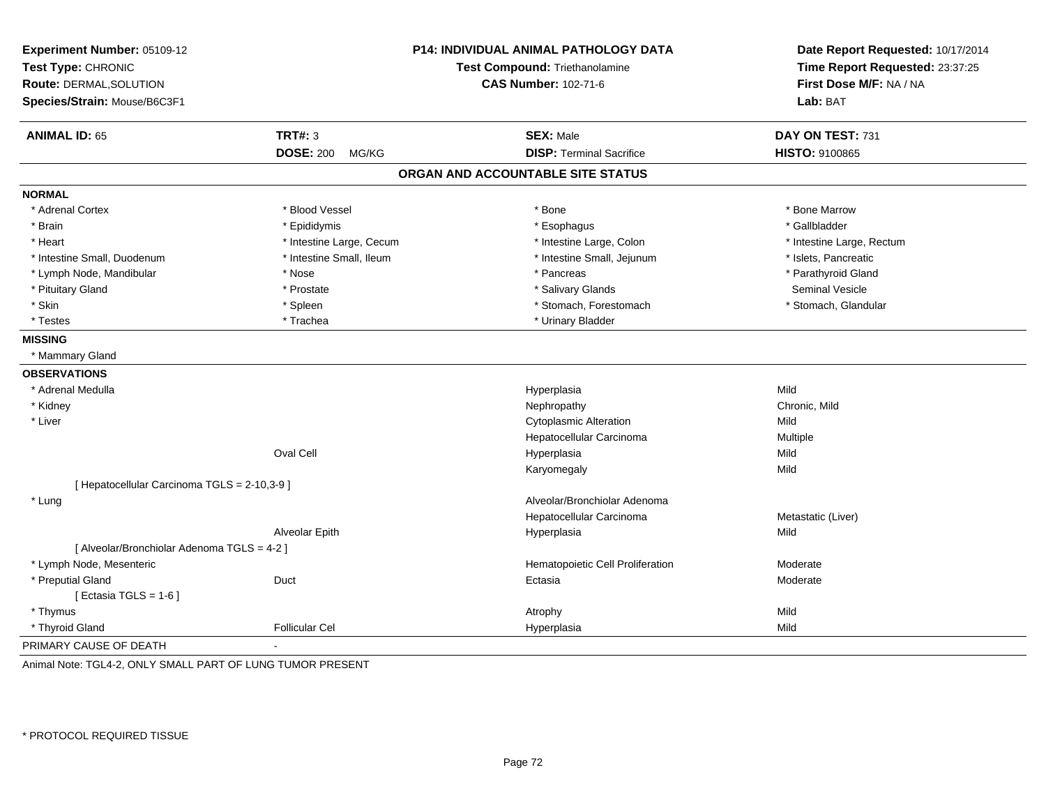**Experiment Number:** 05109-12
**Test Type:** CHRONIC
**Route:** DERMAL,SOLUTION
**Species/Strain:** Mouse/B6C3F1

**P14: INDIVIDUAL ANIMAL PATHOLOGY DATA**
**Test Compound:** Triethanolamine
**CAS Number:** 102-71-6

**Date Report Requested:** 10/17/2014
**Time Report Requested:** 23:37:25
**First Dose M/F:** NA / NA
**Lab:** BAT

| **ANIMAL ID:** 65 | **TRT#:** 3 | **SEX:** Male | **DAY ON TEST:** 731 |
|---|---|---|---|
| | **DOSE:** 200 MG/KG | **DISP:** Terminal Sacrifice | **HISTO:** 9100865 |

## ORGAN AND ACCOUNTABLE SITE STATUS

**NORMAL**

| | | | |
|---|---|---|---|
| * Adrenal Cortex | * Blood Vessel | * Bone | * Bone Marrow |
| * Brain | * Epididymis | * Esophagus | * Gallbladder |
| * Heart | * Intestine Large, Cecum | * Intestine Large, Colon | * Intestine Large, Rectum |
| * Intestine Small, Duodenum | * Intestine Small, Ileum | * Intestine Small, Jejunum | * Islets, Pancreatic |
| * Lymph Node, Mandibular | * Nose | * Pancreas | * Parathyroid Gland |
| * Pituitary Gland | * Prostate | * Salivary Glands | Seminal Vesicle |
| * Skin | * Spleen | * Stomach, Forestomach | * Stomach, Glandular |
| * Testes | * Trachea | * Urinary Bladder | |

**MISSING**

* Mammary Gland

**OBSERVATIONS**

| | | | |
|---|---|---|---|
| * Adrenal Medulla | | Hyperplasia | Mild |
| * Kidney | | Nephropathy | Chronic, Mild |
| * Liver | | Cytoplasmic Alteration | Mild |
| | | Hepatocellular Carcinoma | Multiple |
| | Oval Cell | Hyperplasia | Mild |
| | | Karyomegaly | Mild |
| [ Hepatocellular Carcinoma TGLS = 2-10,3-9 ] | | | |
| * Lung | | Alveolar/Bronchiolar Adenoma | |
| | | Hepatocellular Carcinoma | Metastatic (Liver) |
| | Alveolar Epith | Hyperplasia | Mild |
| [ Alveolar/Bronchiolar Adenoma TGLS = 4-2 ] | | | |
| * Lymph Node, Mesenteric | | Hematopoietic Cell Proliferation | Moderate |
| * Preputial Gland | Duct | Ectasia | Moderate |
| [ Ectasia TGLS = 1-6 ] | | | |
| * Thymus | | Atrophy | Mild |
| * Thyroid Gland | Follicular Cel | Hyperplasia | Mild |

PRIMARY CAUSE OF DEATH -

Animal Note: TGL4-2, ONLY SMALL PART OF LUNG TUMOR PRESENT

* PROTOCOL REQUIRED TISSUE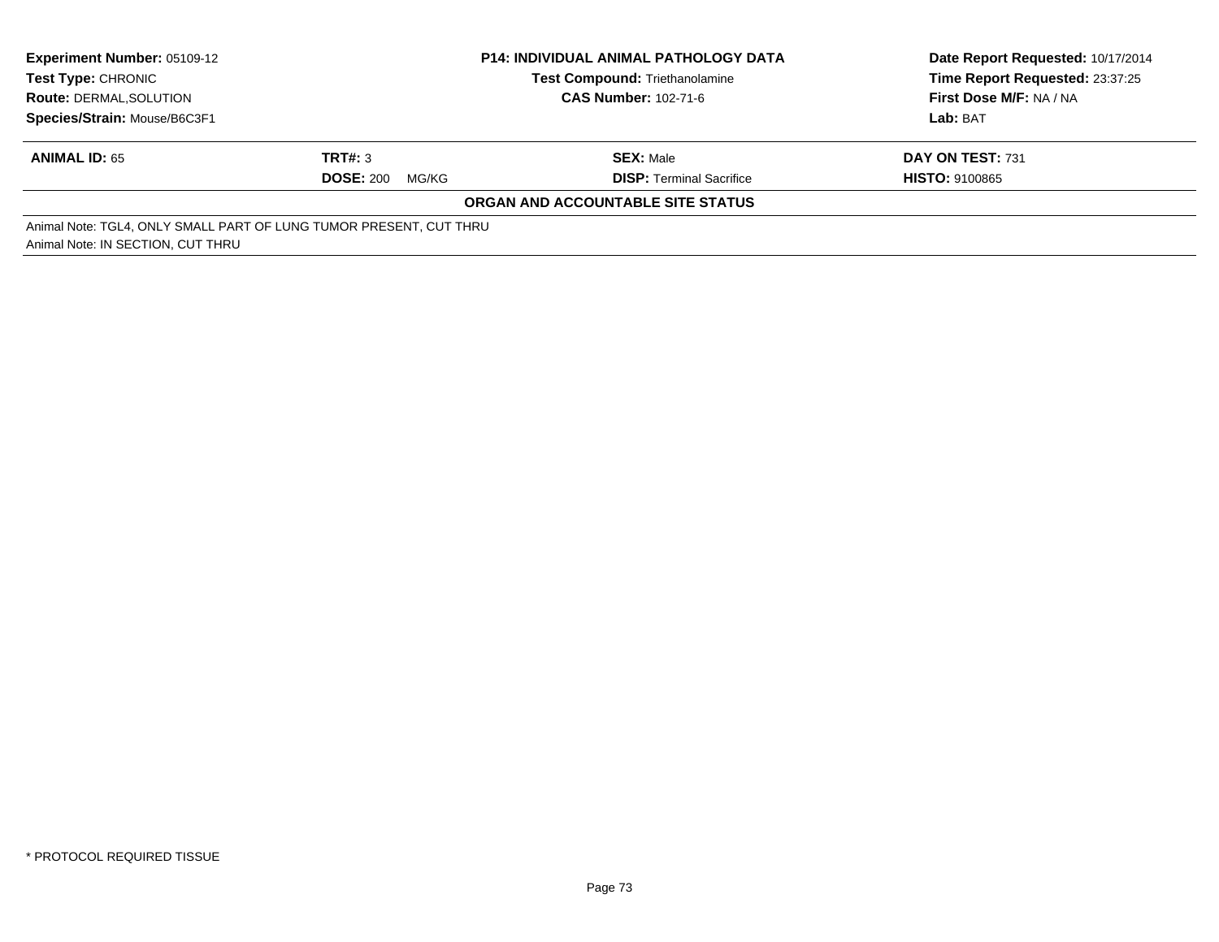**Experiment Number:** 05109-12
**Test Type:** CHRONIC
**Route:** DERMAL,SOLUTION
**Species/Strain:** Mouse/B6C3F1

**P14: INDIVIDUAL ANIMAL PATHOLOGY DATA**
**Test Compound:** Triethanolamine
**CAS Number:** 102-71-6

**Date Report Requested:** 10/17/2014
**Time Report Requested:** 23:37:25
**First Dose M/F:** NA / NA
**Lab:** BAT

| | | | |
|---|---|---|---|
| **ANIMAL ID:** 65 | **TRT#:** 3 | **SEX:** Male | **DAY ON TEST:** 731 |
| | **DOSE:** 200 MG/KG | **DISP:** Terminal Sacrifice | **HISTO:** 9100865 |

**ORGAN AND ACCOUNTABLE SITE STATUS**

Animal Note: TGL4, ONLY SMALL PART OF LUNG TUMOR PRESENT, CUT THRU
Animal Note: IN SECTION, CUT THRU

* PROTOCOL REQUIRED TISSUE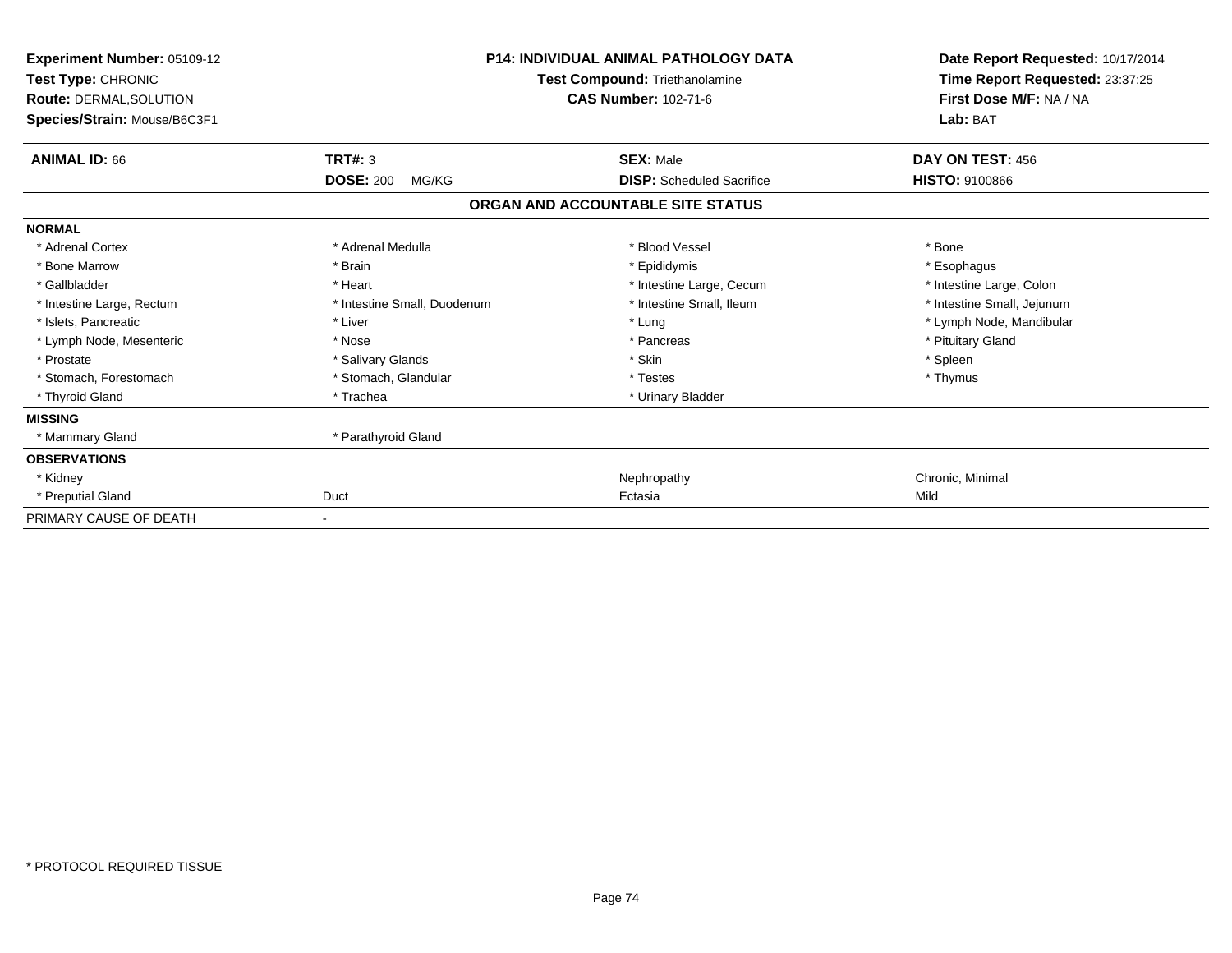**Experiment Number:** 05109-12
**Test Type:** CHRONIC
**Route:** DERMAL,SOLUTION
**Species/Strain:** Mouse/B6C3F1

**P14: INDIVIDUAL ANIMAL PATHOLOGY DATA**
**Test Compound:** Triethanolamine
**CAS Number:** 102-71-6

**Date Report Requested:** 10/17/2014
**Time Report Requested:** 23:37:25
**First Dose M/F:** NA / NA
**Lab:** BAT

| ANIMAL ID: 66 | TRT#: 3 | SEX: Male | DAY ON TEST: 456 |
|---|---|---|---|
| | DOSE: 200 MG/KG | DISP: Scheduled Sacrifice | HISTO: 9100866 |

## ORGAN AND ACCOUNTABLE SITE STATUS

| | | | |
|---|---|---|---|
| **NORMAL** | | | |
| * Adrenal Cortex | * Adrenal Medulla | * Blood Vessel | * Bone |
| * Bone Marrow | * Brain | * Epididymis | * Esophagus |
| * Gallbladder | * Heart | * Intestine Large, Cecum | * Intestine Large, Colon |
| * Intestine Large, Rectum | * Intestine Small, Duodenum | * Intestine Small, Ileum | * Intestine Small, Jejunum |
| * Islets, Pancreatic | * Liver | * Lung | * Lymph Node, Mandibular |
| * Lymph Node, Mesenteric | * Nose | * Pancreas | * Pituitary Gland |
| * Prostate | * Salivary Glands | * Skin | * Spleen |
| * Stomach, Forestomach | * Stomach, Glandular | * Testes | * Thymus |
| * Thyroid Gland | * Trachea | * Urinary Bladder | |
| **MISSING** | | | |
| * Mammary Gland | * Parathyroid Gland | | |
| **OBSERVATIONS** | | | |
| * Kidney | | Nephropathy | Chronic, Minimal |
| * Preputial Gland | Duct | Ectasia | Mild |
| PRIMARY CAUSE OF DEATH | - | | |

* PROTOCOL REQUIRED TISSUE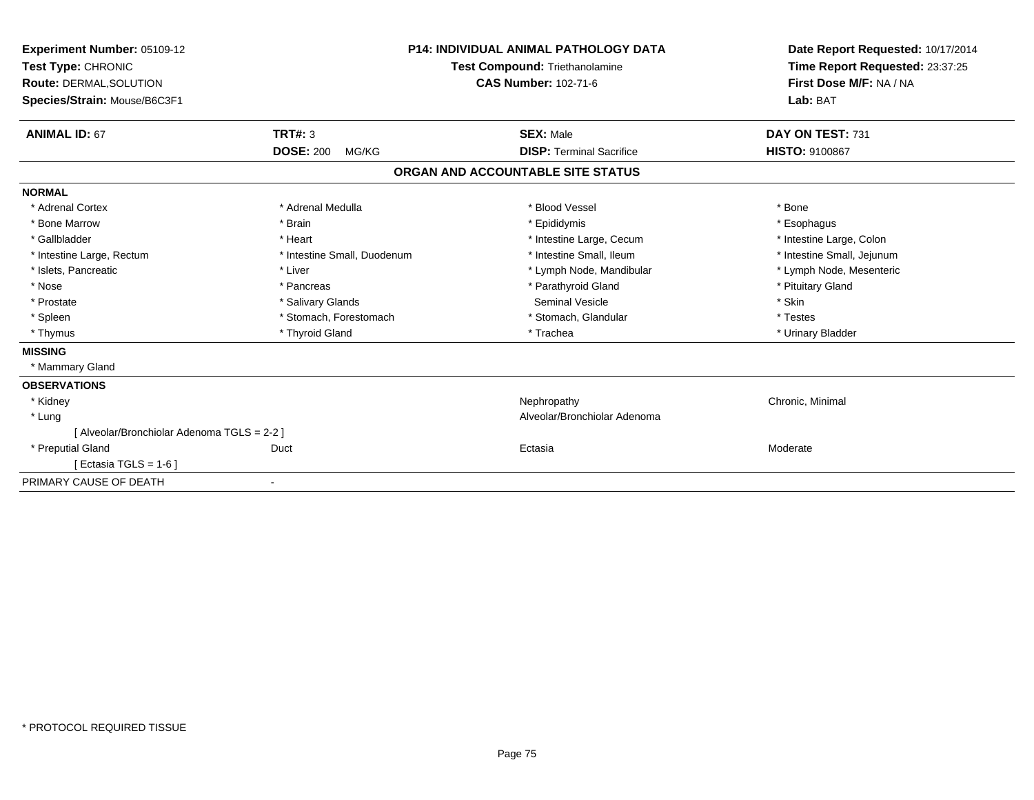**Experiment Number:** 05109-12
**Test Type:** CHRONIC
**Route:** DERMAL,SOLUTION
**Species/Strain:** Mouse/B6C3F1

**P14: INDIVIDUAL ANIMAL PATHOLOGY DATA**
**Test Compound:** Triethanolamine
**CAS Number:** 102-71-6

**Date Report Requested:** 10/17/2014
**Time Report Requested:** 23:37:25
**First Dose M/F:** NA / NA
**Lab:** BAT

| | | | |
|---|---|---|---|
| **ANIMAL ID:** 67 | **TRT#:** 3 | **SEX:** Male | **DAY ON TEST:** 731 |
| | **DOSE:** 200 MG/KG | **DISP:** Terminal Sacrifice | **HISTO:** 9100867 |

## ORGAN AND ACCOUNTABLE SITE STATUS

**NORMAL**

| | | | |
|---|---|---|---|
| * Adrenal Cortex | * Adrenal Medulla | * Blood Vessel | * Bone |
| * Bone Marrow | * Brain | * Epididymis | * Esophagus |
| * Gallbladder | * Heart | * Intestine Large, Cecum | * Intestine Large, Colon |
| * Intestine Large, Rectum | * Intestine Small, Duodenum | * Intestine Small, Ileum | * Intestine Small, Jejunum |
| * Islets, Pancreatic | * Liver | * Lymph Node, Mandibular | * Lymph Node, Mesenteric |
| * Nose | * Pancreas | * Parathyroid Gland | * Pituitary Gland |
| * Prostate | * Salivary Glands | Seminal Vesicle | * Skin |
| * Spleen | * Stomach, Forestomach | * Stomach, Glandular | * Testes |
| * Thymus | * Thyroid Gland | * Trachea | * Urinary Bladder |

**MISSING**

* Mammary Gland

**OBSERVATIONS**

| | | | |
|---|---|---|---|
| * Kidney | | Nephropathy | Chronic, Minimal |
| * Lung | | Alveolar/Bronchiolar Adenoma | |
| [ Alveolar/Bronchiolar Adenoma TGLS = 2-2 ] | | | |
| * Preputial Gland | Duct | Ectasia | Moderate |
| [ Ectasia TGLS = 1-6 ] | | | |

PRIMARY CAUSE OF DEATH -

* PROTOCOL REQUIRED TISSUE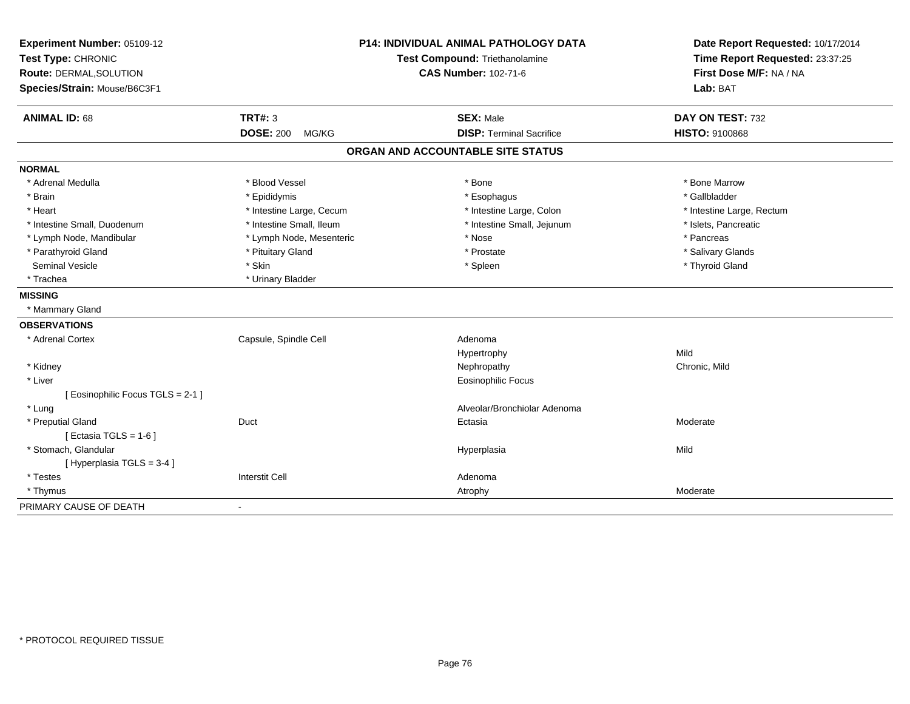| | | | |
|---|---|---|---|
| **Experiment Number:** 05109-12 | **P14: INDIVIDUAL ANIMAL PATHOLOGY DATA** | | **Date Report Requested:** 10/17/2014 |
| **Test Type:** CHRONIC | **Test Compound:** Triethanolamine | | **Time Report Requested:** 23:37:25 |
| **Route:** DERMAL,SOLUTION | **CAS Number:** 102-71-6 | | **First Dose M/F:** NA / NA |
| **Species/Strain:** Mouse/B6C3F1 | | | **Lab:** BAT |

| | | | |
|---|---|---|---|
| **ANIMAL ID:** 68 | **TRT#:** 3 | **SEX:** Male | **DAY ON TEST:** 732 |
| | **DOSE:** 200 MG/KG | **DISP:** Terminal Sacrifice | **HISTO:** 9100868 |

## ORGAN AND ACCOUNTABLE SITE STATUS

**NORMAL**

| | | | |
|---|---|---|---|
| * Adrenal Medulla | * Blood Vessel | * Bone | * Bone Marrow |
| * Brain | * Epididymis | * Esophagus | * Gallbladder |
| * Heart | * Intestine Large, Cecum | * Intestine Large, Colon | * Intestine Large, Rectum |
| * Intestine Small, Duodenum | * Intestine Small, Ileum | * Intestine Small, Jejunum | * Islets, Pancreatic |
| * Lymph Node, Mandibular | * Lymph Node, Mesenteric | * Nose | * Pancreas |
| * Parathyroid Gland | * Pituitary Gland | * Prostate | * Salivary Glands |
| Seminal Vesicle | * Skin | * Spleen | * Thyroid Gland |
| * Trachea | * Urinary Bladder | | |

**MISSING**

* Mammary Gland

**OBSERVATIONS**

| | | | |
|---|---|---|---|
| * Adrenal Cortex | Capsule, Spindle Cell | Adenoma | |
| | | Hypertrophy | Mild |
| * Kidney | | Nephropathy | Chronic, Mild |
| * Liver | | Eosinophilic Focus | |
| [ Eosinophilic Focus TGLS = 2-1 ] | | | |
| * Lung | | Alveolar/Bronchiolar Adenoma | |
| * Preputial Gland | Duct | Ectasia | Moderate |
| [ Ectasia TGLS = 1-6 ] | | | |
| * Stomach, Glandular | | Hyperplasia | Mild |
| [ Hyperplasia TGLS = 3-4 ] | | | |
| * Testes | Interstit Cell | Adenoma | |
| * Thymus | | Atrophy | Moderate |

PRIMARY CAUSE OF DEATH -

* PROTOCOL REQUIRED TISSUE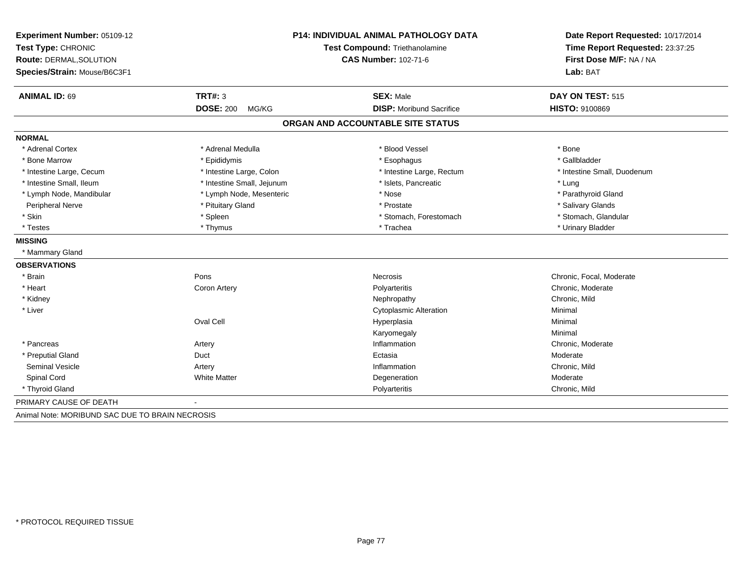**Experiment Number:** 05109-12
**Test Type:** CHRONIC
**Route:** DERMAL,SOLUTION
**Species/Strain:** Mouse/B6C3F1

**P14: INDIVIDUAL ANIMAL PATHOLOGY DATA**
**Test Compound:** Triethanolamine
**CAS Number:** 102-71-6

**Date Report Requested:** 10/17/2014
**Time Report Requested:** 23:37:25
**First Dose M/F:** NA / NA
**Lab:** BAT

| **ANIMAL ID:** 69 | **TRT#:** 3 | **SEX:** Male | **DAY ON TEST:** 515 |
|---|---|---|---|
| | **DOSE:** 200 MG/KG | **DISP:** Moribund Sacrifice | **HISTO:** 9100869 |

## ORGAN AND ACCOUNTABLE SITE STATUS

**NORMAL**

| | | | |
|---|---|---|---|
| * Adrenal Cortex | * Adrenal Medulla | * Blood Vessel | * Bone |
| * Bone Marrow | * Epididymis | * Esophagus | * Gallbladder |
| * Intestine Large, Cecum | * Intestine Large, Colon | * Intestine Large, Rectum | * Intestine Small, Duodenum |
| * Intestine Small, Ileum | * Intestine Small, Jejunum | * Islets, Pancreatic | * Lung |
| * Lymph Node, Mandibular | * Lymph Node, Mesenteric | * Nose | * Parathyroid Gland |
| Peripheral Nerve | * Pituitary Gland | * Prostate | * Salivary Glands |
| * Skin | * Spleen | * Stomach, Forestomach | * Stomach, Glandular |
| * Testes | * Thymus | * Trachea | * Urinary Bladder |

**MISSING**

* Mammary Gland

**OBSERVATIONS**

| | | | |
|---|---|---|---|
| * Brain | Pons | Necrosis | Chronic, Focal, Moderate |
| * Heart | Coron Artery | Polyarteritis | Chronic, Moderate |
| * Kidney | | Nephropathy | Chronic, Mild |
| * Liver | | Cytoplasmic Alteration | Minimal |
| | Oval Cell | Hyperplasia | Minimal |
| | | Karyomegaly | Minimal |
| * Pancreas | Artery | Inflammation | Chronic, Moderate |
| * Preputial Gland | Duct | Ectasia | Moderate |
| Seminal Vesicle | Artery | Inflammation | Chronic, Mild |
| Spinal Cord | White Matter | Degeneration | Moderate |
| * Thyroid Gland | | Polyarteritis | Chronic, Mild |

PRIMARY CAUSE OF DEATH -

Animal Note: MORIBUND SAC DUE TO BRAIN NECROSIS

* PROTOCOL REQUIRED TISSUE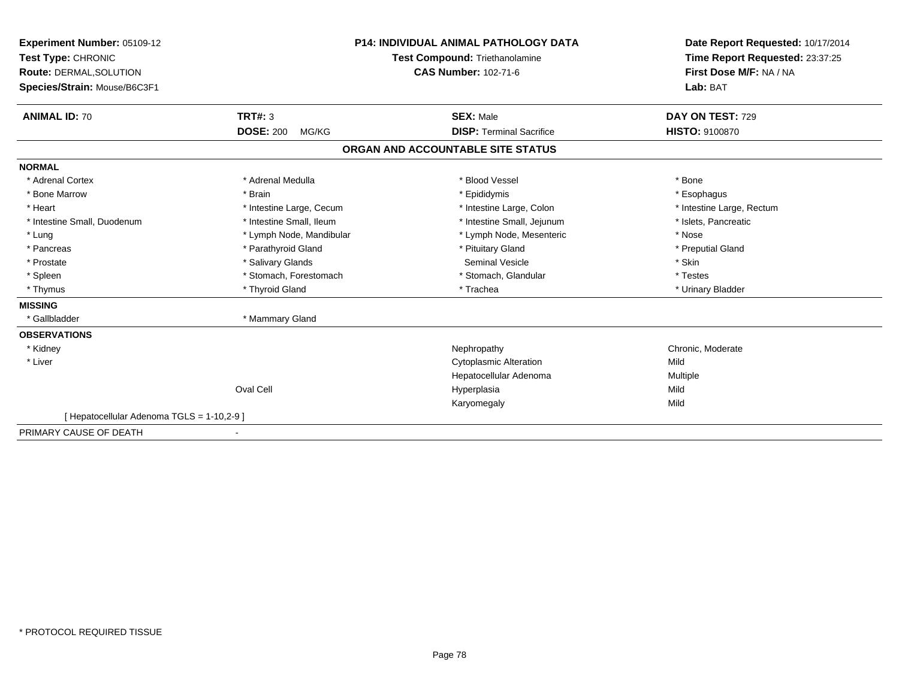**Experiment Number:** 05109-12
**Test Type:** CHRONIC
**Route:** DERMAL,SOLUTION
**Species/Strain:** Mouse/B6C3F1

**P14: INDIVIDUAL ANIMAL PATHOLOGY DATA**
**Test Compound:** Triethanolamine
**CAS Number:** 102-71-6

**Date Report Requested:** 10/17/2014
**Time Report Requested:** 23:37:25
**First Dose M/F:** NA / NA
**Lab:** BAT

| **ANIMAL ID:** 70 | **TRT#:** 3 | **SEX:** Male | **DAY ON TEST:** 729 |
|---|---|---|---|
| | **DOSE:** 200 MG/KG | **DISP:** Terminal Sacrifice | **HISTO:** 9100870 |

## ORGAN AND ACCOUNTABLE SITE STATUS

| | | | |
|---|---|---|---|
| **NORMAL** | | | |
| * Adrenal Cortex | * Adrenal Medulla | * Blood Vessel | * Bone |
| * Bone Marrow | * Brain | * Epididymis | * Esophagus |
| * Heart | * Intestine Large, Cecum | * Intestine Large, Colon | * Intestine Large, Rectum |
| * Intestine Small, Duodenum | * Intestine Small, Ileum | * Intestine Small, Jejunum | * Islets, Pancreatic |
| * Lung | * Lymph Node, Mandibular | * Lymph Node, Mesenteric | * Nose |
| * Pancreas | * Parathyroid Gland | * Pituitary Gland | * Preputial Gland |
| * Prostate | * Salivary Glands | Seminal Vesicle | * Skin |
| * Spleen | * Stomach, Forestomach | * Stomach, Glandular | * Testes |
| * Thymus | * Thyroid Gland | * Trachea | * Urinary Bladder |
| **MISSING** | | | |
| * Gallbladder | * Mammary Gland | | |
| **OBSERVATIONS** | | | |
| * Kidney | | Nephropathy | Chronic, Moderate |
| * Liver | | Cytoplasmic Alteration | Mild |
| | | Hepatocellular Adenoma | Multiple |
| | Oval Cell | Hyperplasia | Mild |
| | | Karyomegaly | Mild |
| [ Hepatocellular Adenoma TGLS = 1-10,2-9 ] | | | |
| PRIMARY CAUSE OF DEATH | - | | |

* PROTOCOL REQUIRED TISSUE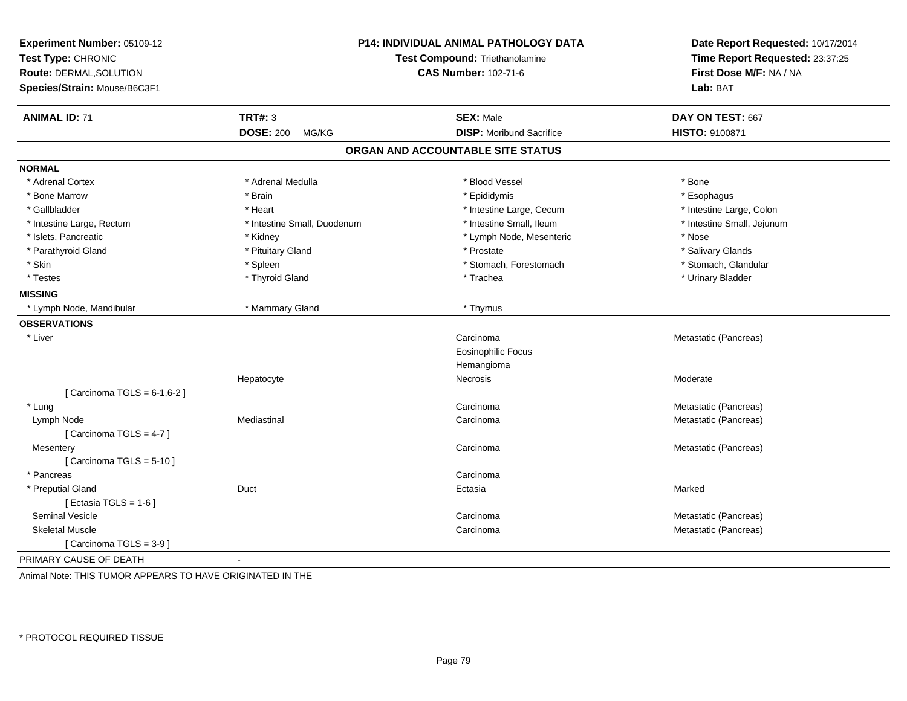**Experiment Number:** 05109-12
**Test Type:** CHRONIC
**Route:** DERMAL,SOLUTION
**Species/Strain:** Mouse/B6C3F1

**P14: INDIVIDUAL ANIMAL PATHOLOGY DATA**
**Test Compound:** Triethanolamine
**CAS Number:** 102-71-6

**Date Report Requested:** 10/17/2014
**Time Report Requested:** 23:37:25
**First Dose M/F:** NA / NA
**Lab:** BAT

| **ANIMAL ID:** 71 | **TRT#:** 3 | **SEX:** Male | **DAY ON TEST:** 667 |
|---|---|---|---|
| | **DOSE:** 200 MG/KG | **DISP:** Moribund Sacrifice | **HISTO:** 9100871 |

## ORGAN AND ACCOUNTABLE SITE STATUS

**NORMAL**

| | | | |
|---|---|---|---|
| * Adrenal Cortex | * Adrenal Medulla | * Blood Vessel | * Bone |
| * Bone Marrow | * Brain | * Epididymis | * Esophagus |
| * Gallbladder | * Heart | * Intestine Large, Cecum | * Intestine Large, Colon |
| * Intestine Large, Rectum | * Intestine Small, Duodenum | * Intestine Small, Ileum | * Intestine Small, Jejunum |
| * Islets, Pancreatic | * Kidney | * Lymph Node, Mesenteric | * Nose |
| * Parathyroid Gland | * Pituitary Gland | * Prostate | * Salivary Glands |
| * Skin | * Spleen | * Stomach, Forestomach | * Stomach, Glandular |
| * Testes | * Thyroid Gland | * Trachea | * Urinary Bladder |

**MISSING**

| | | | |
|---|---|---|---|
| * Lymph Node, Mandibular | * Mammary Gland | * Thymus | |

**OBSERVATIONS**

| | | | |
|---|---|---|---|
| * Liver | | Carcinoma | Metastatic (Pancreas) |
| | | Eosinophilic Focus | |
| | | Hemangioma | |
| | Hepatocyte | Necrosis | Moderate |
| [ Carcinoma TGLS = 6-1,6-2 ] | | | |
| * Lung | | Carcinoma | Metastatic (Pancreas) |
| Lymph Node | Mediastinal | Carcinoma | Metastatic (Pancreas) |
| [ Carcinoma TGLS = 4-7 ] | | | |
| Mesentery | | Carcinoma | Metastatic (Pancreas) |
| [ Carcinoma TGLS = 5-10 ] | | | |
| * Pancreas | | Carcinoma | |
| * Preputial Gland | Duct | Ectasia | Marked |
| [ Ectasia TGLS = 1-6 ] | | | |
| Seminal Vesicle | | Carcinoma | Metastatic (Pancreas) |
| Skeletal Muscle | | Carcinoma | Metastatic (Pancreas) |
| [ Carcinoma TGLS = 3-9 ] | | | |

PRIMARY CAUSE OF DEATH -

Animal Note: THIS TUMOR APPEARS TO HAVE ORIGINATED IN THE

* PROTOCOL REQUIRED TISSUE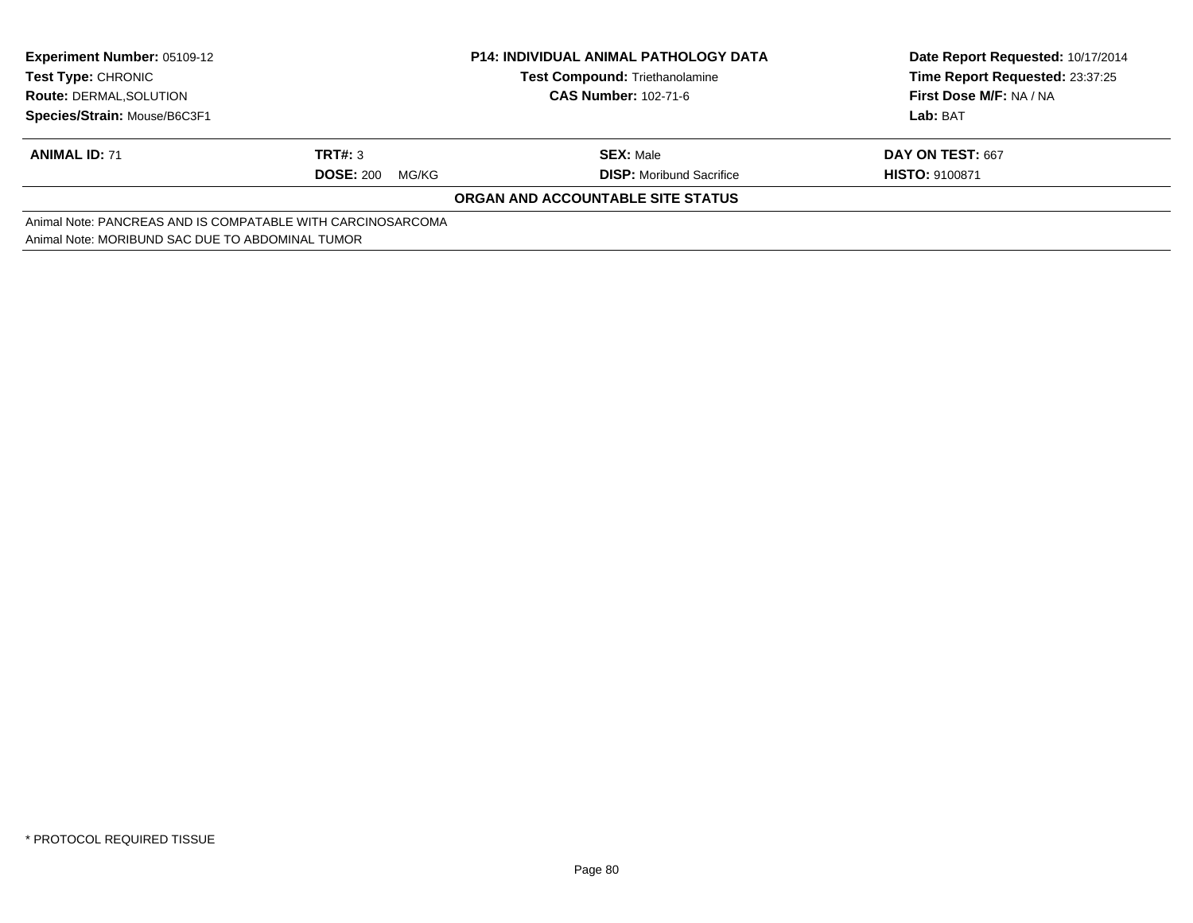| | | | |
|---|---|---|---|
| **Experiment Number:** 05109-12 | **P14: INDIVIDUAL ANIMAL PATHOLOGY DATA** | | **Date Report Requested:** 10/17/2014 |
| **Test Type:** CHRONIC | **Test Compound:** Triethanolamine | | **Time Report Requested:** 23:37:25 |
| **Route:** DERMAL,SOLUTION | **CAS Number:** 102-71-6 | | **First Dose M/F:** NA / NA |
| **Species/Strain:** Mouse/B6C3F1 | | | **Lab:** BAT |

| | | | |
|---|---|---|---|
| **ANIMAL ID:** 71 | **TRT#:** 3 | **SEX:** Male | **DAY ON TEST:** 667 |
| | **DOSE:** 200 MG/KG | **DISP:** Moribund Sacrifice | **HISTO:** 9100871 |

**ORGAN AND ACCOUNTABLE SITE STATUS**

Animal Note: PANCREAS AND IS COMPATABLE WITH CARCINOSARCOMA

Animal Note: MORIBUND SAC DUE TO ABDOMINAL TUMOR

* PROTOCOL REQUIRED TISSUE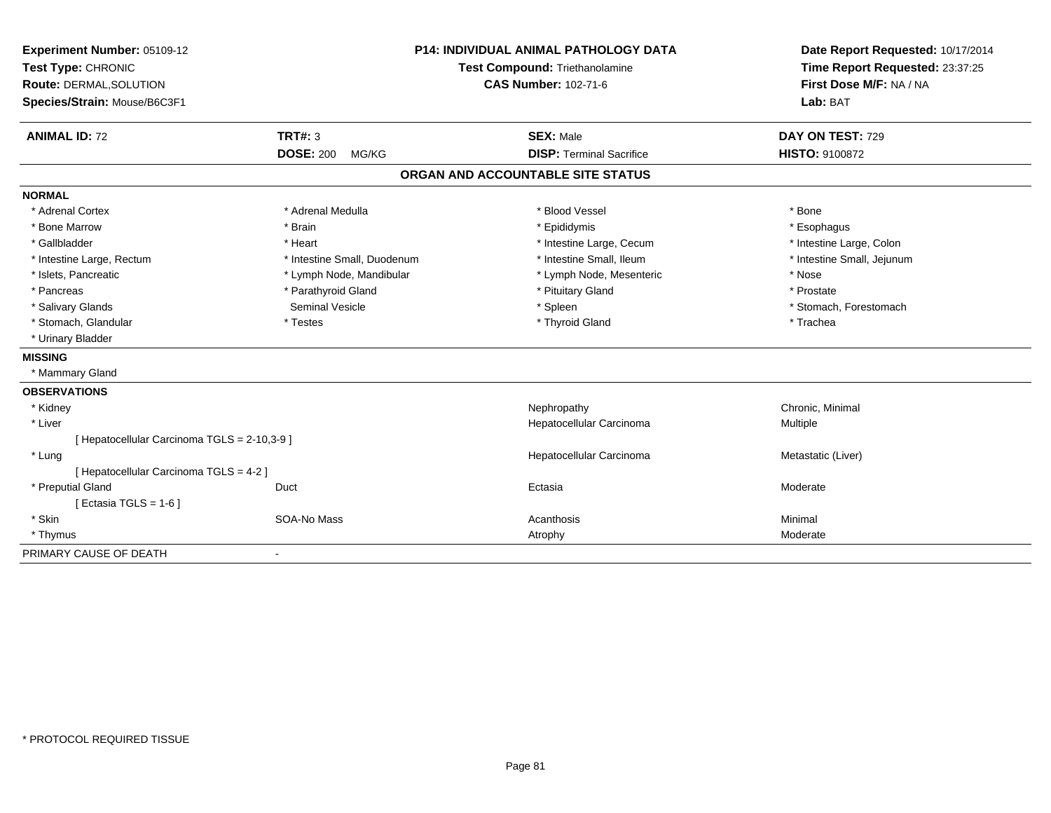**Experiment Number:** 05109-12
**Test Type:** CHRONIC
**Route:** DERMAL,SOLUTION
**Species/Strain:** Mouse/B6C3F1

**P14: INDIVIDUAL ANIMAL PATHOLOGY DATA**
**Test Compound:** Triethanolamine
**CAS Number:** 102-71-6

**Date Report Requested:** 10/17/2014
**Time Report Requested:** 23:37:25
**First Dose M/F:** NA / NA
**Lab:** BAT

| **ANIMAL ID:** 72 | **TRT#:** 3 | **SEX:** Male | **DAY ON TEST:** 729 |
|---|---|---|---|
| | **DOSE:** 200 MG/KG | **DISP:** Terminal Sacrifice | **HISTO:** 9100872 |

## ORGAN AND ACCOUNTABLE SITE STATUS

**NORMAL**

| | | | |
|---|---|---|---|
| * Adrenal Cortex | * Adrenal Medulla | * Blood Vessel | * Bone |
| * Bone Marrow | * Brain | * Epididymis | * Esophagus |
| * Gallbladder | * Heart | * Intestine Large, Cecum | * Intestine Large, Colon |
| * Intestine Large, Rectum | * Intestine Small, Duodenum | * Intestine Small, Ileum | * Intestine Small, Jejunum |
| * Islets, Pancreatic | * Lymph Node, Mandibular | * Lymph Node, Mesenteric | * Nose |
| * Pancreas | * Parathyroid Gland | * Pituitary Gland | * Prostate |
| * Salivary Glands | Seminal Vesicle | * Spleen | * Stomach, Forestomach |
| * Stomach, Glandular | * Testes | * Thyroid Gland | * Trachea |
| * Urinary Bladder | | | |

**MISSING**

* Mammary Gland

**OBSERVATIONS**

| | | | |
|---|---|---|---|
| * Kidney | | Nephropathy | Chronic, Minimal |
| * Liver | | Hepatocellular Carcinoma | Multiple |
| [ Hepatocellular Carcinoma TGLS = 2-10,3-9 ] | | | |
| * Lung | | Hepatocellular Carcinoma | Metastatic (Liver) |
| [ Hepatocellular Carcinoma TGLS = 4-2 ] | | | |
| * Preputial Gland | Duct | Ectasia | Moderate |
| [ Ectasia TGLS = 1-6 ] | | | |
| * Skin | SOA-No Mass | Acanthosis | Minimal |
| * Thymus | | Atrophy | Moderate |

PRIMARY CAUSE OF DEATH -

* PROTOCOL REQUIRED TISSUE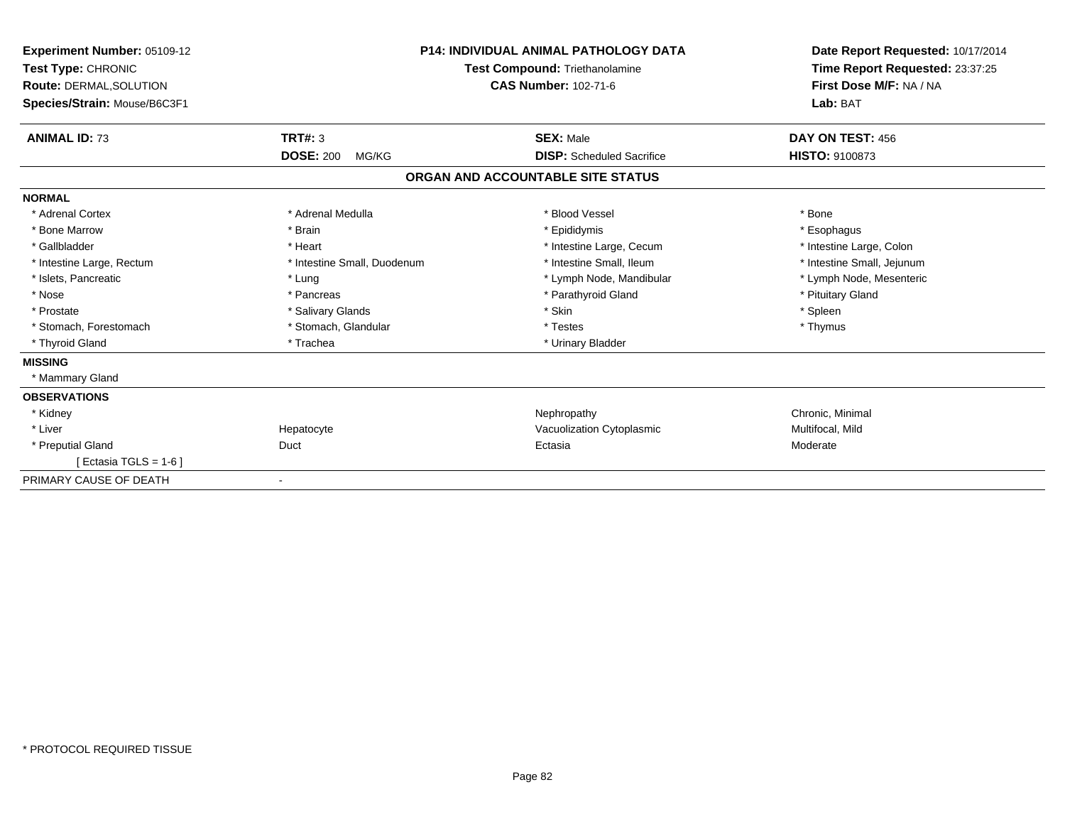**Experiment Number:** 05109-12
**Test Type:** CHRONIC
**Route:** DERMAL,SOLUTION
**Species/Strain:** Mouse/B6C3F1

**P14: INDIVIDUAL ANIMAL PATHOLOGY DATA**
**Test Compound:** Triethanolamine
**CAS Number:** 102-71-6

**Date Report Requested:** 10/17/2014
**Time Report Requested:** 23:37:25
**First Dose M/F:** NA / NA
**Lab:** BAT

| | | | |
|---|---|---|---|
| **ANIMAL ID:** 73 | **TRT#:** 3 | **SEX:** Male | **DAY ON TEST:** 456 |
| | **DOSE:** 200 MG/KG | **DISP:** Scheduled Sacrifice | **HISTO:** 9100873 |

**ORGAN AND ACCOUNTABLE SITE STATUS**

**NORMAL**

| | | | |
|---|---|---|---|
| * Adrenal Cortex | * Adrenal Medulla | * Blood Vessel | * Bone |
| * Bone Marrow | * Brain | * Epididymis | * Esophagus |
| * Gallbladder | * Heart | * Intestine Large, Cecum | * Intestine Large, Colon |
| * Intestine Large, Rectum | * Intestine Small, Duodenum | * Intestine Small, Ileum | * Intestine Small, Jejunum |
| * Islets, Pancreatic | * Lung | * Lymph Node, Mandibular | * Lymph Node, Mesenteric |
| * Nose | * Pancreas | * Parathyroid Gland | * Pituitary Gland |
| * Prostate | * Salivary Glands | * Skin | * Spleen |
| * Stomach, Forestomach | * Stomach, Glandular | * Testes | * Thymus |
| * Thyroid Gland | * Trachea | * Urinary Bladder | |

**MISSING**

* Mammary Gland

**OBSERVATIONS**

| | | | |
|---|---|---|---|
| * Kidney | | Nephropathy | Chronic, Minimal |
| * Liver | Hepatocyte | Vacuolization Cytoplasmic | Multifocal, Mild |
| * Preputial Gland | Duct | Ectasia | Moderate |
| [ Ectasia TGLS = 1-6 ] | | | |

PRIMARY CAUSE OF DEATH -

* PROTOCOL REQUIRED TISSUE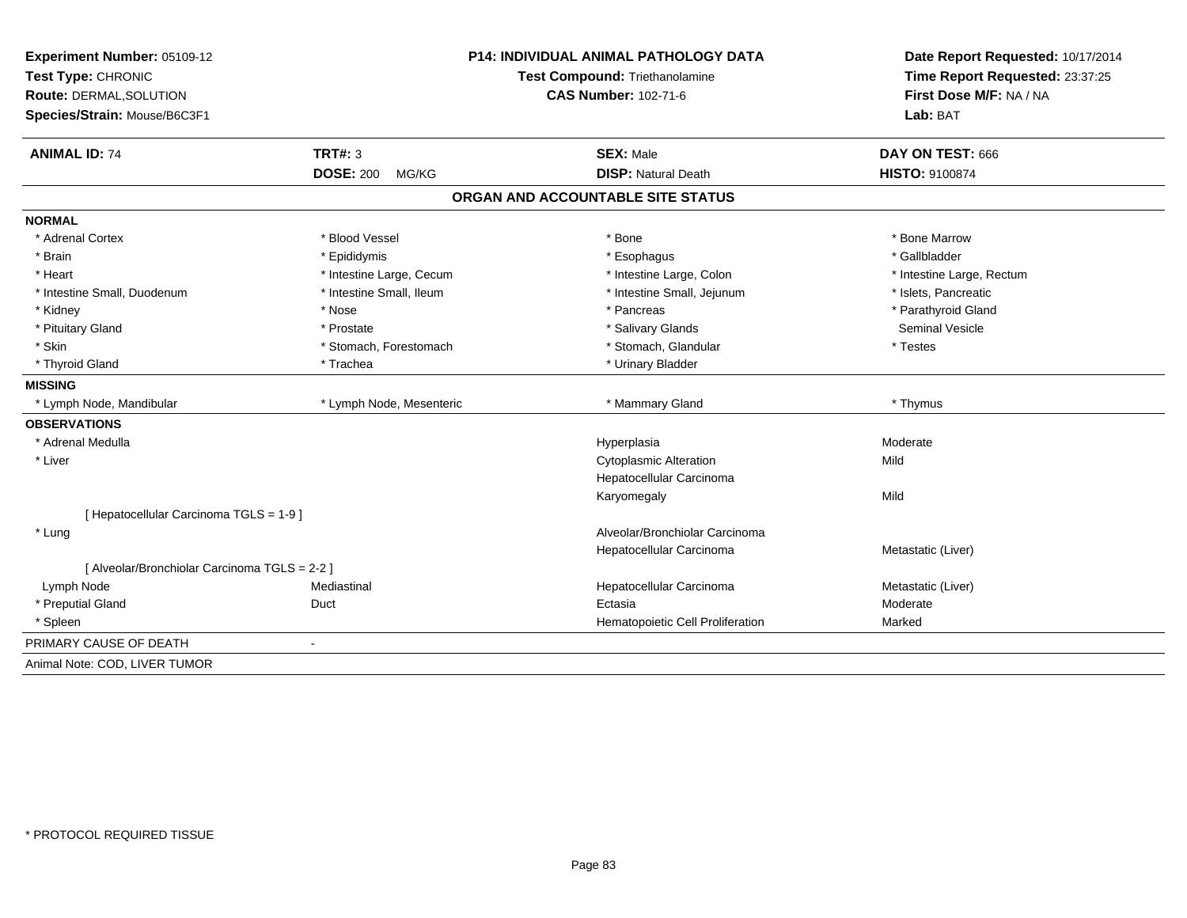**Experiment Number:** 05109-12
**Test Type:** CHRONIC
**Route:** DERMAL,SOLUTION
**Species/Strain:** Mouse/B6C3F1

**P14: INDIVIDUAL ANIMAL PATHOLOGY DATA**
**Test Compound:** Triethanolamine
**CAS Number:** 102-71-6

**Date Report Requested:** 10/17/2014
**Time Report Requested:** 23:37:25
**First Dose M/F:** NA / NA
**Lab:** BAT

| **ANIMAL ID:** 74 | **TRT#:** 3 | **SEX:** Male | **DAY ON TEST:** 666 |
|---|---|---|---|
| | **DOSE:** 200 MG/KG | **DISP:** Natural Death | **HISTO:** 9100874 |

## ORGAN AND ACCOUNTABLE SITE STATUS

| | | | |
|---|---|---|---|
| **NORMAL** | | | |
| * Adrenal Cortex | * Blood Vessel | * Bone | * Bone Marrow |
| * Brain | * Epididymis | * Esophagus | * Gallbladder |
| * Heart | * Intestine Large, Cecum | * Intestine Large, Colon | * Intestine Large, Rectum |
| * Intestine Small, Duodenum | * Intestine Small, Ileum | * Intestine Small, Jejunum | * Islets, Pancreatic |
| * Kidney | * Nose | * Pancreas | * Parathyroid Gland |
| * Pituitary Gland | * Prostate | * Salivary Glands | Seminal Vesicle |
| * Skin | * Stomach, Forestomach | * Stomach, Glandular | * Testes |
| * Thyroid Gland | * Trachea | * Urinary Bladder | |
| **MISSING** | | | |
| * Lymph Node, Mandibular | * Lymph Node, Mesenteric | * Mammary Gland | * Thymus |
| **OBSERVATIONS** | | | |
| * Adrenal Medulla | | Hyperplasia | Moderate |
| * Liver | | Cytoplasmic Alteration | Mild |
| | | Hepatocellular Carcinoma | |
| | | Karyomegaly | Mild |
| [ Hepatocellular Carcinoma TGLS = 1-9 ] | | | |
| * Lung | | Alveolar/Bronchiolar Carcinoma | |
| | | Hepatocellular Carcinoma | Metastatic (Liver) |
| [ Alveolar/Bronchiolar Carcinoma TGLS = 2-2 ] | | | |
| Lymph Node | Mediastinal | Hepatocellular Carcinoma | Metastatic (Liver) |
| * Preputial Gland | Duct | Ectasia | Moderate |
| * Spleen | | Hematopoietic Cell Proliferation | Marked |
| PRIMARY CAUSE OF DEATH | - | | |

Animal Note: COD, LIVER TUMOR

* PROTOCOL REQUIRED TISSUE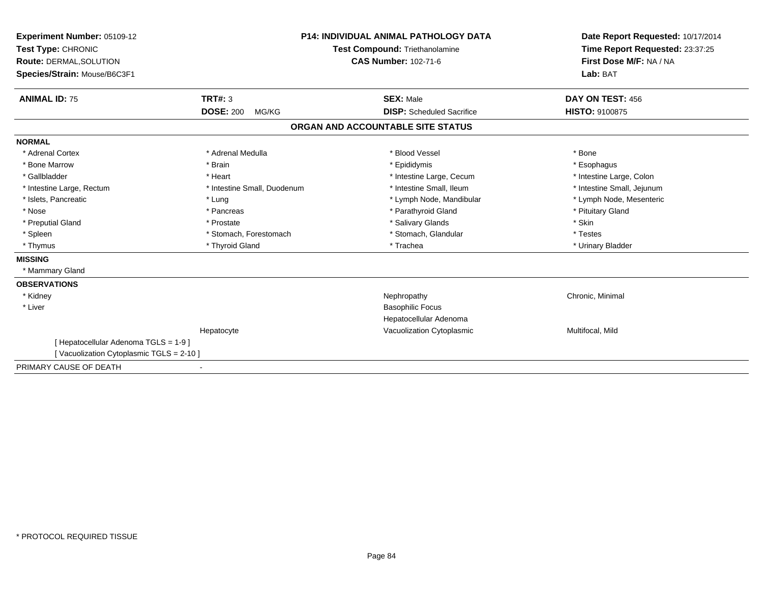**Experiment Number:** 05109-12
**Test Type:** CHRONIC
**Route:** DERMAL,SOLUTION
**Species/Strain:** Mouse/B6C3F1

**P14: INDIVIDUAL ANIMAL PATHOLOGY DATA**
**Test Compound:** Triethanolamine
**CAS Number:** 102-71-6

**Date Report Requested:** 10/17/2014
**Time Report Requested:** 23:37:25
**First Dose M/F:** NA / NA
**Lab:** BAT

| **ANIMAL ID:** 75 | **TRT#:** 3 | **SEX:** Male | **DAY ON TEST:** 456 |
|---|---|---|---|
| | **DOSE:** 200 MG/KG | **DISP:** Scheduled Sacrifice | **HISTO:** 9100875 |

## ORGAN AND ACCOUNTABLE SITE STATUS

**NORMAL**

| | | | |
|---|---|---|---|
| * Adrenal Cortex | * Adrenal Medulla | * Blood Vessel | * Bone |
| * Bone Marrow | * Brain | * Epididymis | * Esophagus |
| * Gallbladder | * Heart | * Intestine Large, Cecum | * Intestine Large, Colon |
| * Intestine Large, Rectum | * Intestine Small, Duodenum | * Intestine Small, Ileum | * Intestine Small, Jejunum |
| * Islets, Pancreatic | * Lung | * Lymph Node, Mandibular | * Lymph Node, Mesenteric |
| * Nose | * Pancreas | * Parathyroid Gland | * Pituitary Gland |
| * Preputial Gland | * Prostate | * Salivary Glands | * Skin |
| * Spleen | * Stomach, Forestomach | * Stomach, Glandular | * Testes |
| * Thymus | * Thyroid Gland | * Trachea | * Urinary Bladder |

**MISSING**

* Mammary Gland

**OBSERVATIONS**

| | | | |
|---|---|---|---|
| * Kidney | | Nephropathy | Chronic, Minimal |
| * Liver | | Basophilic Focus | |
| | | Hepatocellular Adenoma | |
| | Hepatocyte | Vacuolization Cytoplasmic | Multifocal, Mild |

[ Hepatocellular Adenoma TGLS = 1-9 ]
[ Vacuolization Cytoplasmic TGLS = 2-10 ]

PRIMARY CAUSE OF DEATH -

* PROTOCOL REQUIRED TISSUE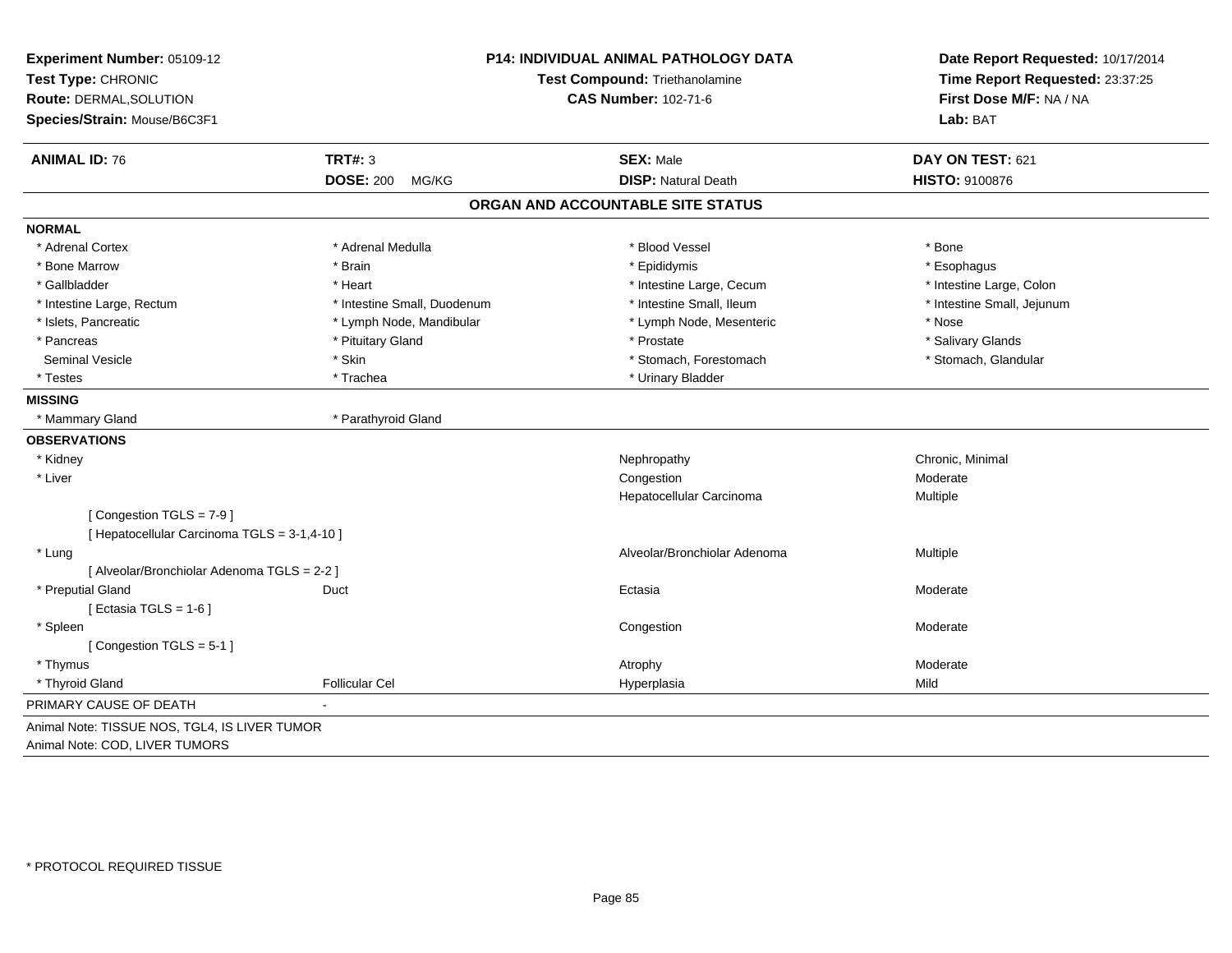**Experiment Number:** 05109-12
**Test Type:** CHRONIC
**Route:** DERMAL,SOLUTION
**Species/Strain:** Mouse/B6C3F1

**P14: INDIVIDUAL ANIMAL PATHOLOGY DATA**
**Test Compound:** Triethanolamine
**CAS Number:** 102-71-6

**Date Report Requested:** 10/17/2014
**Time Report Requested:** 23:37:25
**First Dose M/F:** NA / NA
**Lab:** BAT

| **ANIMAL ID:** 76 | **TRT#:** 3 | **SEX:** Male | **DAY ON TEST:** 621 |
|---|---|---|---|
| | **DOSE:** 200 MG/KG | **DISP:** Natural Death | **HISTO:** 9100876 |

## ORGAN AND ACCOUNTABLE SITE STATUS

**NORMAL**

| | | | |
|---|---|---|---|
| * Adrenal Cortex | * Adrenal Medulla | * Blood Vessel | * Bone |
| * Bone Marrow | * Brain | * Epididymis | * Esophagus |
| * Gallbladder | * Heart | * Intestine Large, Cecum | * Intestine Large, Colon |
| * Intestine Large, Rectum | * Intestine Small, Duodenum | * Intestine Small, Ileum | * Intestine Small, Jejunum |
| * Islets, Pancreatic | * Lymph Node, Mandibular | * Lymph Node, Mesenteric | * Nose |
| * Pancreas | * Pituitary Gland | * Prostate | * Salivary Glands |
| Seminal Vesicle | * Skin | * Stomach, Forestomach | * Stomach, Glandular |
| * Testes | * Trachea | * Urinary Bladder | |

**MISSING**

| | |
|---|---|
| * Mammary Gland | * Parathyroid Gland |

**OBSERVATIONS**

| | | | |
|---|---|---|---|
| * Kidney | | Nephropathy | Chronic, Minimal |
| * Liver | | Congestion | Moderate |
| | | Hepatocellular Carcinoma | Multiple |
| [ Congestion TGLS = 7-9 ] | | | |
| [ Hepatocellular Carcinoma TGLS = 3-1,4-10 ] | | | |
| * Lung | | Alveolar/Bronchiolar Adenoma | Multiple |
| [ Alveolar/Bronchiolar Adenoma TGLS = 2-2 ] | | | |
| * Preputial Gland | Duct | Ectasia | Moderate |
| [ Ectasia TGLS = 1-6 ] | | | |
| * Spleen | | Congestion | Moderate |
| [ Congestion TGLS = 5-1 ] | | | |
| * Thymus | | Atrophy | Moderate |
| * Thyroid Gland | Follicular Cel | Hyperplasia | Mild |

PRIMARY CAUSE OF DEATH -

Animal Note: TISSUE NOS, TGL4, IS LIVER TUMOR
Animal Note: COD, LIVER TUMORS

* PROTOCOL REQUIRED TISSUE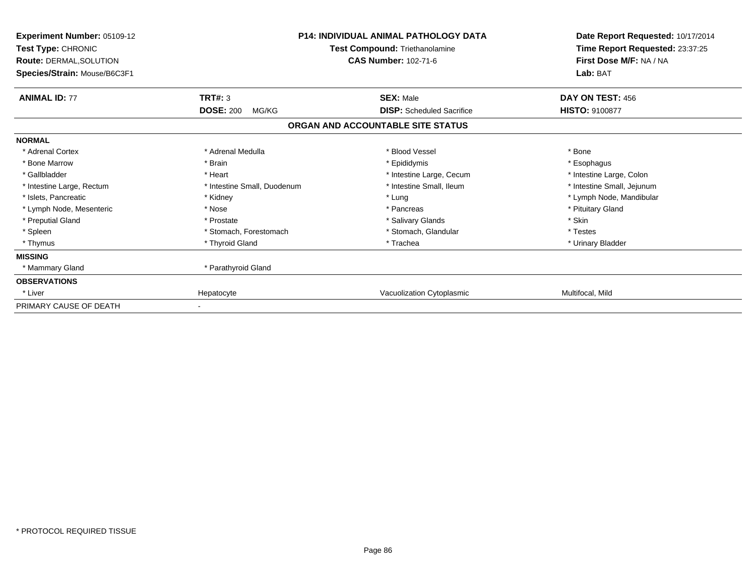**Experiment Number:** 05109-12
**Test Type:** CHRONIC
**Route:** DERMAL,SOLUTION
**Species/Strain:** Mouse/B6C3F1

**P14: INDIVIDUAL ANIMAL PATHOLOGY DATA**
**Test Compound:** Triethanolamine
**CAS Number:** 102-71-6

**Date Report Requested:** 10/17/2014
**Time Report Requested:** 23:37:25
**First Dose M/F:** NA / NA
**Lab:** BAT

| | | | |
|---|---|---|---|
| **ANIMAL ID:** 77 | **TRT#:** 3 | **SEX:** Male | **DAY ON TEST:** 456 |
| | **DOSE:** 200 MG/KG | **DISP:** Scheduled Sacrifice | **HISTO:** 9100877 |

## ORGAN AND ACCOUNTABLE SITE STATUS

| | | | |
|---|---|---|---|
| **NORMAL** | | | |
| * Adrenal Cortex | * Adrenal Medulla | * Blood Vessel | * Bone |
| * Bone Marrow | * Brain | * Epididymis | * Esophagus |
| * Gallbladder | * Heart | * Intestine Large, Cecum | * Intestine Large, Colon |
| * Intestine Large, Rectum | * Intestine Small, Duodenum | * Intestine Small, Ileum | * Intestine Small, Jejunum |
| * Islets, Pancreatic | * Kidney | * Lung | * Lymph Node, Mandibular |
| * Lymph Node, Mesenteric | * Nose | * Pancreas | * Pituitary Gland |
| * Preputial Gland | * Prostate | * Salivary Glands | * Skin |
| * Spleen | * Stomach, Forestomach | * Stomach, Glandular | * Testes |
| * Thymus | * Thyroid Gland | * Trachea | * Urinary Bladder |
| **MISSING** | | | |
| * Mammary Gland | * Parathyroid Gland | | |
| **OBSERVATIONS** | | | |
| * Liver | Hepatocyte | Vacuolization Cytoplasmic | Multifocal, Mild |
| PRIMARY CAUSE OF DEATH | - | | |

\* PROTOCOL REQUIRED TISSUE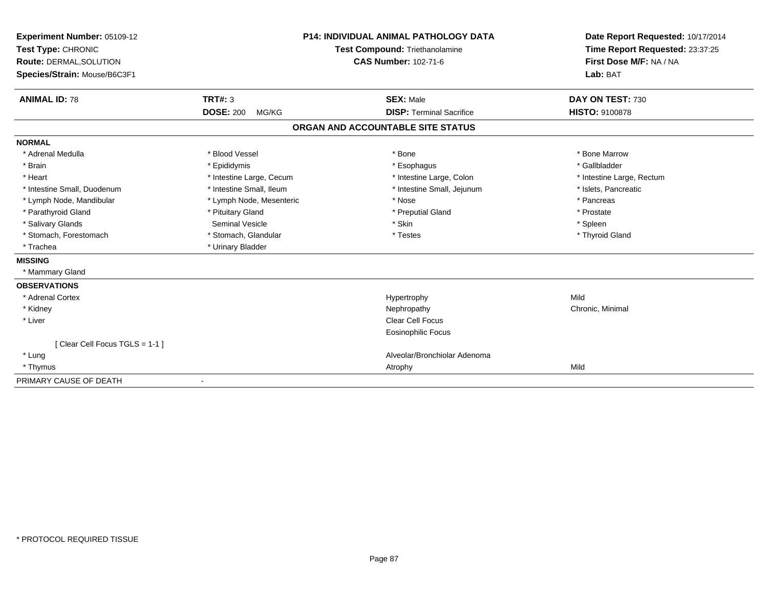**Experiment Number:** 05109-12
**Test Type:** CHRONIC
**Route:** DERMAL,SOLUTION
**Species/Strain:** Mouse/B6C3F1

**P14: INDIVIDUAL ANIMAL PATHOLOGY DATA**
**Test Compound:** Triethanolamine
**CAS Number:** 102-71-6

**Date Report Requested:** 10/17/2014
**Time Report Requested:** 23:37:25
**First Dose M/F:** NA / NA
**Lab:** BAT

| **ANIMAL ID:** 78 | **TRT#:** 3 | **SEX:** Male | **DAY ON TEST:** 730 |
|---|---|---|---|
| | **DOSE:** 200 MG/KG | **DISP:** Terminal Sacrifice | **HISTO:** 9100878 |

## ORGAN AND ACCOUNTABLE SITE STATUS

**NORMAL**

| | | | |
|---|---|---|---|
| * Adrenal Medulla | * Blood Vessel | * Bone | * Bone Marrow |
| * Brain | * Epididymis | * Esophagus | * Gallbladder |
| * Heart | * Intestine Large, Cecum | * Intestine Large, Colon | * Intestine Large, Rectum |
| * Intestine Small, Duodenum | * Intestine Small, Ileum | * Intestine Small, Jejunum | * Islets, Pancreatic |
| * Lymph Node, Mandibular | * Lymph Node, Mesenteric | * Nose | * Pancreas |
| * Parathyroid Gland | * Pituitary Gland | * Preputial Gland | * Prostate |
| * Salivary Glands | Seminal Vesicle | * Skin | * Spleen |
| * Stomach, Forestomach | * Stomach, Glandular | * Testes | * Thyroid Gland |
| * Trachea | * Urinary Bladder | | |

**MISSING**

* Mammary Gland

**OBSERVATIONS**

| | | |
|---|---|---|
| * Adrenal Cortex | Hypertrophy | Mild |
| * Kidney | Nephropathy | Chronic, Minimal |
| * Liver | Clear Cell Focus | |
| | Eosinophilic Focus | |
| [ Clear Cell Focus TGLS = 1-1 ] | | |
| * Lung | Alveolar/Bronchiolar Adenoma | |
| * Thymus | Atrophy | Mild |

PRIMARY CAUSE OF DEATH -

* PROTOCOL REQUIRED TISSUE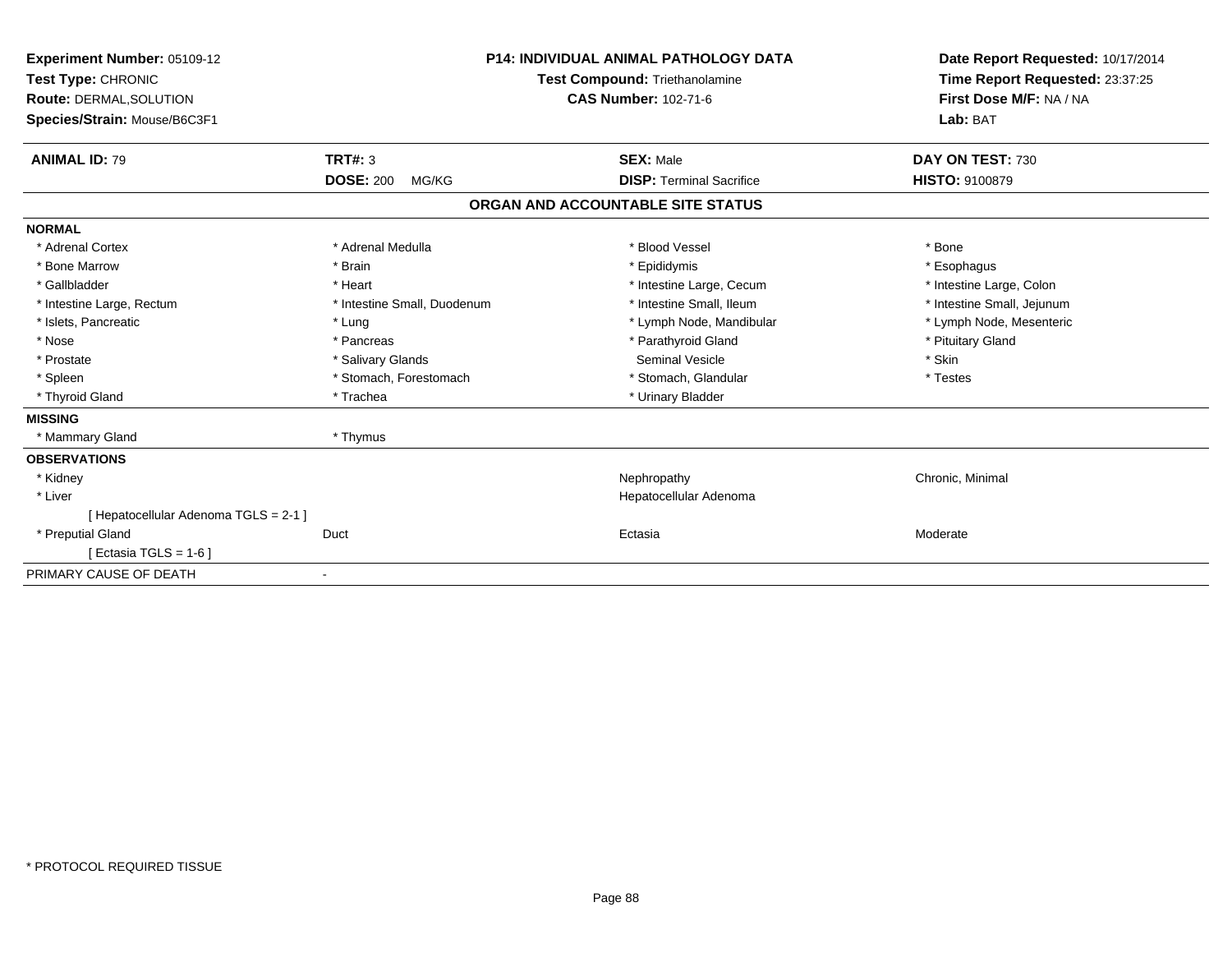**Experiment Number:** 05109-12
**Test Type:** CHRONIC
**Route:** DERMAL,SOLUTION
**Species/Strain:** Mouse/B6C3F1

**P14: INDIVIDUAL ANIMAL PATHOLOGY DATA**
**Test Compound:** Triethanolamine
**CAS Number:** 102-71-6

**Date Report Requested:** 10/17/2014
**Time Report Requested:** 23:37:25
**First Dose M/F:** NA / NA
**Lab:** BAT

| **ANIMAL ID:** 79 | **TRT#:** 3 | **SEX:** Male | **DAY ON TEST:** 730 |
|---|---|---|---|
| | **DOSE:** 200 MG/KG | **DISP:** Terminal Sacrifice | **HISTO:** 9100879 |

## ORGAN AND ACCOUNTABLE SITE STATUS

| | | | |
|---|---|---|---|
| **NORMAL** | | | |
| * Adrenal Cortex | * Adrenal Medulla | * Blood Vessel | * Bone |
| * Bone Marrow | * Brain | * Epididymis | * Esophagus |
| * Gallbladder | * Heart | * Intestine Large, Cecum | * Intestine Large, Colon |
| * Intestine Large, Rectum | * Intestine Small, Duodenum | * Intestine Small, Ileum | * Intestine Small, Jejunum |
| * Islets, Pancreatic | * Lung | * Lymph Node, Mandibular | * Lymph Node, Mesenteric |
| * Nose | * Pancreas | * Parathyroid Gland | * Pituitary Gland |
| * Prostate | * Salivary Glands | Seminal Vesicle | * Skin |
| * Spleen | * Stomach, Forestomach | * Stomach, Glandular | * Testes |
| * Thyroid Gland | * Trachea | * Urinary Bladder | |
| **MISSING** | | | |
| * Mammary Gland | * Thymus | | |
| **OBSERVATIONS** | | | |
| * Kidney | | Nephropathy | Chronic, Minimal |
| * Liver | | Hepatocellular Adenoma | |
| [ Hepatocellular Adenoma TGLS = 2-1 ] | | | |
| * Preputial Gland | Duct | Ectasia | Moderate |
| [ Ectasia TGLS = 1-6 ] | | | |
| PRIMARY CAUSE OF DEATH | - | | |

* PROTOCOL REQUIRED TISSUE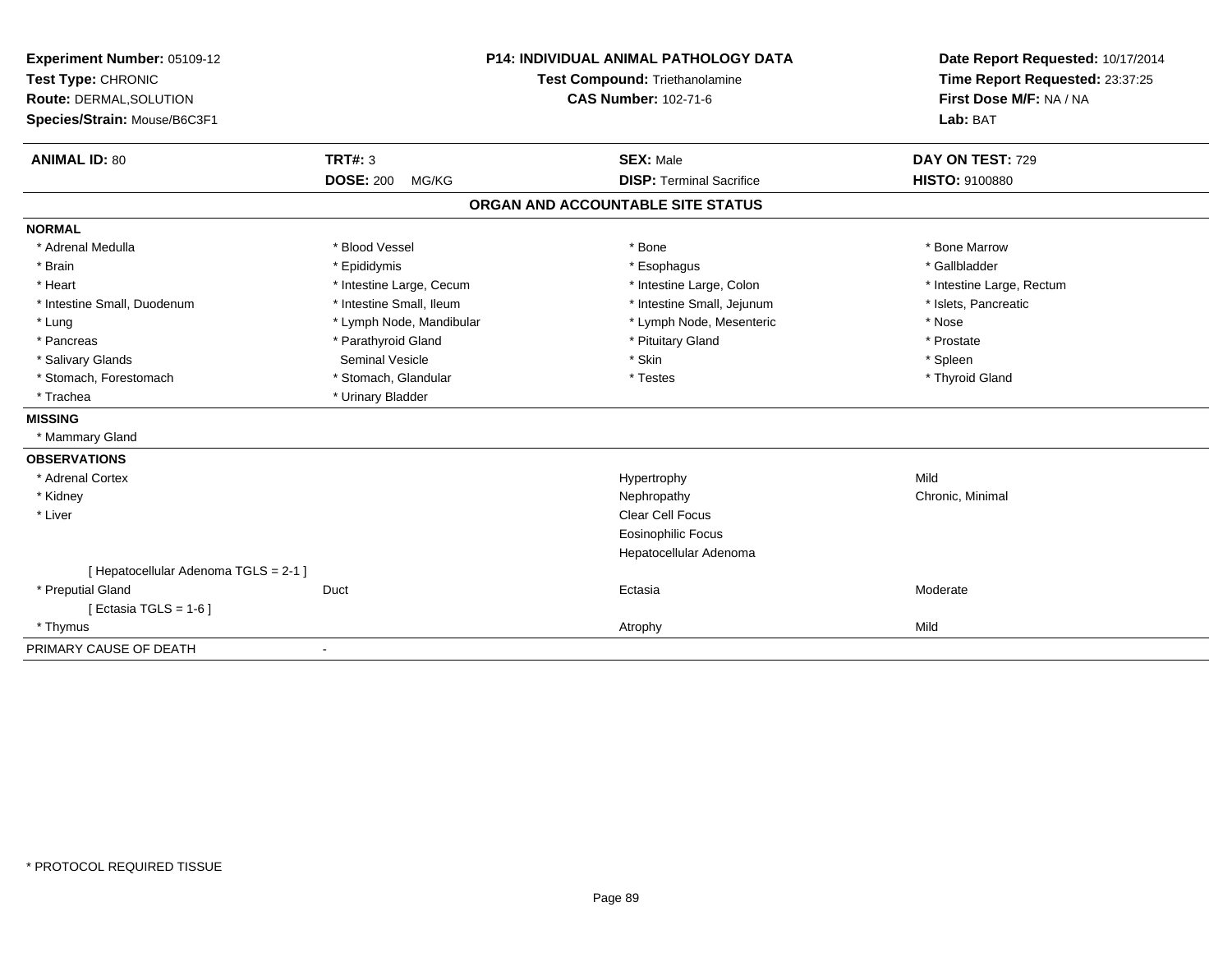**Experiment Number:** 05109-12
**Test Type:** CHRONIC
**Route:** DERMAL,SOLUTION
**Species/Strain:** Mouse/B6C3F1

**P14: INDIVIDUAL ANIMAL PATHOLOGY DATA**
**Test Compound:** Triethanolamine
**CAS Number:** 102-71-6

**Date Report Requested:** 10/17/2014
**Time Report Requested:** 23:37:25
**First Dose M/F:** NA / NA
**Lab:** BAT

| **ANIMAL ID:** 80 | **TRT#:** 3 | **SEX:** Male | **DAY ON TEST:** 729 |
|---|---|---|---|
| | **DOSE:** 200 MG/KG | **DISP:** Terminal Sacrifice | **HISTO:** 9100880 |

## ORGAN AND ACCOUNTABLE SITE STATUS

**NORMAL**

| | | | |
|---|---|---|---|
| * Adrenal Medulla | * Blood Vessel | * Bone | * Bone Marrow |
| * Brain | * Epididymis | * Esophagus | * Gallbladder |
| * Heart | * Intestine Large, Cecum | * Intestine Large, Colon | * Intestine Large, Rectum |
| * Intestine Small, Duodenum | * Intestine Small, Ileum | * Intestine Small, Jejunum | * Islets, Pancreatic |
| * Lung | * Lymph Node, Mandibular | * Lymph Node, Mesenteric | * Nose |
| * Pancreas | * Parathyroid Gland | * Pituitary Gland | * Prostate |
| * Salivary Glands | Seminal Vesicle | * Skin | * Spleen |
| * Stomach, Forestomach | * Stomach, Glandular | * Testes | * Thyroid Gland |
| * Trachea | * Urinary Bladder | | |

**MISSING**

* Mammary Gland

**OBSERVATIONS**

| | | | |
|---|---|---|---|
| * Adrenal Cortex | | Hypertrophy | Mild |
| * Kidney | | Nephropathy | Chronic, Minimal |
| * Liver | | Clear Cell Focus | |
| | | Eosinophilic Focus | |
| | | Hepatocellular Adenoma | |
| [ Hepatocellular Adenoma TGLS = 2-1 ] | | | |
| * Preputial Gland | Duct | Ectasia | Moderate |
| [ Ectasia TGLS = 1-6 ] | | | |
| * Thymus | | Atrophy | Mild |

PRIMARY CAUSE OF DEATH -

* PROTOCOL REQUIRED TISSUE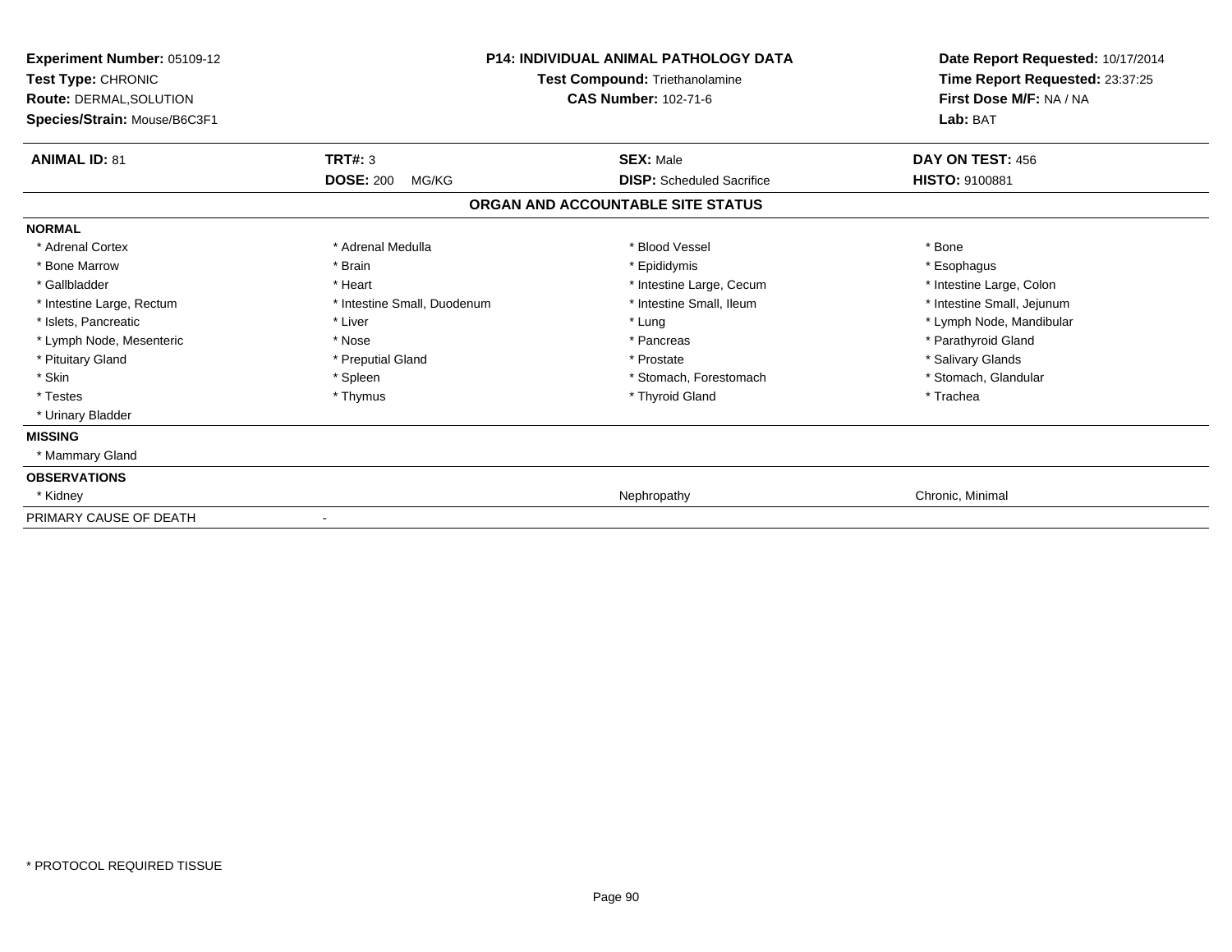**Experiment Number:** 05109-12
**Test Type:** CHRONIC
**Route:** DERMAL,SOLUTION
**Species/Strain:** Mouse/B6C3F1

**P14: INDIVIDUAL ANIMAL PATHOLOGY DATA**
**Test Compound:** Triethanolamine
**CAS Number:** 102-71-6

**Date Report Requested:** 10/17/2014
**Time Report Requested:** 23:37:25
**First Dose M/F:** NA / NA
**Lab:** BAT

| **ANIMAL ID:** 81 | **TRT#:** 3 | **SEX:** Male | **DAY ON TEST:** 456 |
|---|---|---|---|
| | **DOSE:** 200 MG/KG | **DISP:** Scheduled Sacrifice | **HISTO:** 9100881 |

## ORGAN AND ACCOUNTABLE SITE STATUS

| | | | |
|---|---|---|---|
| **NORMAL** | | | |
| * Adrenal Cortex | * Adrenal Medulla | * Blood Vessel | * Bone |
| * Bone Marrow | * Brain | * Epididymis | * Esophagus |
| * Gallbladder | * Heart | * Intestine Large, Cecum | * Intestine Large, Colon |
| * Intestine Large, Rectum | * Intestine Small, Duodenum | * Intestine Small, Ileum | * Intestine Small, Jejunum |
| * Islets, Pancreatic | * Liver | * Lung | * Lymph Node, Mandibular |
| * Lymph Node, Mesenteric | * Nose | * Pancreas | * Parathyroid Gland |
| * Pituitary Gland | * Preputial Gland | * Prostate | * Salivary Glands |
| * Skin | * Spleen | * Stomach, Forestomach | * Stomach, Glandular |
| * Testes | * Thymus | * Thyroid Gland | * Trachea |
| * Urinary Bladder | | | |
| **MISSING** | | | |
| * Mammary Gland | | | |
| **OBSERVATIONS** | | | |
| * Kidney | | Nephropathy | Chronic, Minimal |
| PRIMARY CAUSE OF DEATH | - | | |

\* PROTOCOL REQUIRED TISSUE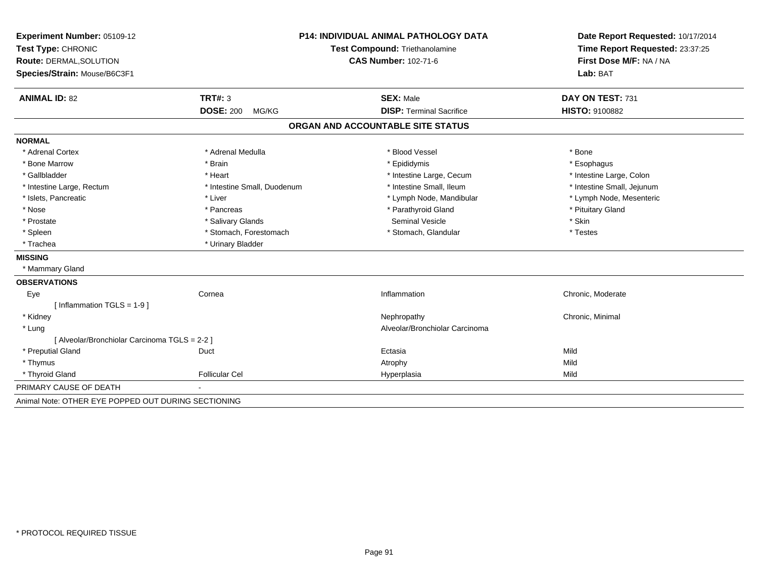**Experiment Number:** 05109-12
**Test Type:** CHRONIC
**Route:** DERMAL,SOLUTION
**Species/Strain:** Mouse/B6C3F1

**P14: INDIVIDUAL ANIMAL PATHOLOGY DATA**
**Test Compound:** Triethanolamine
**CAS Number:** 102-71-6

**Date Report Requested:** 10/17/2014
**Time Report Requested:** 23:37:25
**First Dose M/F:** NA / NA
**Lab:** BAT

| | | | |
|---|---|---|---|
| **ANIMAL ID:** 82 | **TRT#:** 3 | **SEX:** Male | **DAY ON TEST:** 731 |
| | **DOSE:** 200 MG/KG | **DISP:** Terminal Sacrifice | **HISTO:** 9100882 |

## ORGAN AND ACCOUNTABLE SITE STATUS

**NORMAL**

| | | | |
|---|---|---|---|
| * Adrenal Cortex | * Adrenal Medulla | * Blood Vessel | * Bone |
| * Bone Marrow | * Brain | * Epididymis | * Esophagus |
| * Gallbladder | * Heart | * Intestine Large, Cecum | * Intestine Large, Colon |
| * Intestine Large, Rectum | * Intestine Small, Duodenum | * Intestine Small, Ileum | * Intestine Small, Jejunum |
| * Islets, Pancreatic | * Liver | * Lymph Node, Mandibular | * Lymph Node, Mesenteric |
| * Nose | * Pancreas | * Parathyroid Gland | * Pituitary Gland |
| * Prostate | * Salivary Glands | Seminal Vesicle | * Skin |
| * Spleen | * Stomach, Forestomach | * Stomach, Glandular | * Testes |
| * Trachea | * Urinary Bladder | | |

**MISSING**

* Mammary Gland

**OBSERVATIONS**

| | | | |
|---|---|---|---|
| Eye | Cornea | Inflammation | Chronic, Moderate |
| [ Inflammation TGLS = 1-9 ] | | | |
| * Kidney | | Nephropathy | Chronic, Minimal |
| * Lung | | Alveolar/Bronchiolar Carcinoma | |
| [ Alveolar/Bronchiolar Carcinoma TGLS = 2-2 ] | | | |
| * Preputial Gland | Duct | Ectasia | Mild |
| * Thymus | | Atrophy | Mild |
| * Thyroid Gland | Follicular Cel | Hyperplasia | Mild |

PRIMARY CAUSE OF DEATH -

Animal Note: OTHER EYE POPPED OUT DURING SECTIONING

* PROTOCOL REQUIRED TISSUE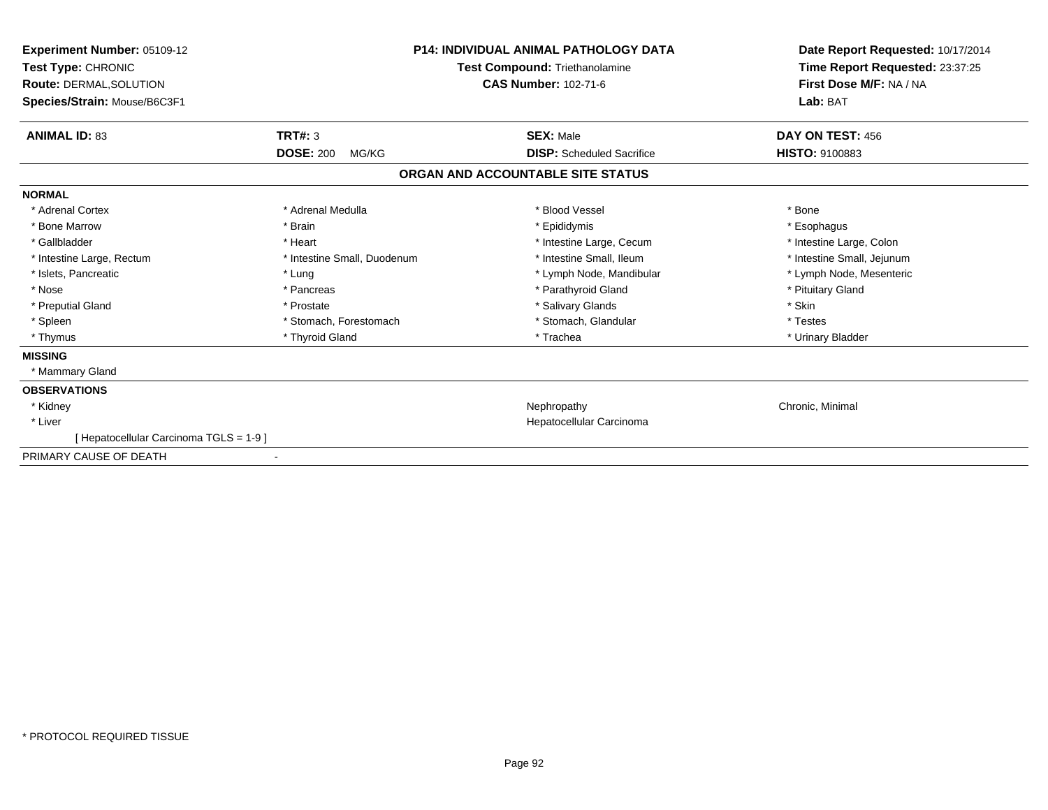**Experiment Number:** 05109-12
**Test Type:** CHRONIC
**Route:** DERMAL,SOLUTION
**Species/Strain:** Mouse/B6C3F1

**P14: INDIVIDUAL ANIMAL PATHOLOGY DATA**
**Test Compound:** Triethanolamine
**CAS Number:** 102-71-6

**Date Report Requested:** 10/17/2014
**Time Report Requested:** 23:37:25
**First Dose M/F:** NA / NA
**Lab:** BAT

| **ANIMAL ID:** 83 | **TRT#:** 3 | **SEX:** Male | **DAY ON TEST:** 456 |
|---|---|---|---|
| | **DOSE:** 200 MG/KG | **DISP:** Scheduled Sacrifice | **HISTO:** 9100883 |

## ORGAN AND ACCOUNTABLE SITE STATUS

**NORMAL**

| | | | |
|---|---|---|---|
| * Adrenal Cortex | * Adrenal Medulla | * Blood Vessel | * Bone |
| * Bone Marrow | * Brain | * Epididymis | * Esophagus |
| * Gallbladder | * Heart | * Intestine Large, Cecum | * Intestine Large, Colon |
| * Intestine Large, Rectum | * Intestine Small, Duodenum | * Intestine Small, Ileum | * Intestine Small, Jejunum |
| * Islets, Pancreatic | * Lung | * Lymph Node, Mandibular | * Lymph Node, Mesenteric |
| * Nose | * Pancreas | * Parathyroid Gland | * Pituitary Gland |
| * Preputial Gland | * Prostate | * Salivary Glands | * Skin |
| * Spleen | * Stomach, Forestomach | * Stomach, Glandular | * Testes |
| * Thymus | * Thyroid Gland | * Trachea | * Urinary Bladder |

**MISSING**

* Mammary Gland

**OBSERVATIONS**

| | | |
|---|---|---|
| * Kidney | Nephropathy | Chronic, Minimal |
| * Liver | Hepatocellular Carcinoma | |
| [ Hepatocellular Carcinoma TGLS = 1-9 ] | | |

PRIMARY CAUSE OF DEATH -

* PROTOCOL REQUIRED TISSUE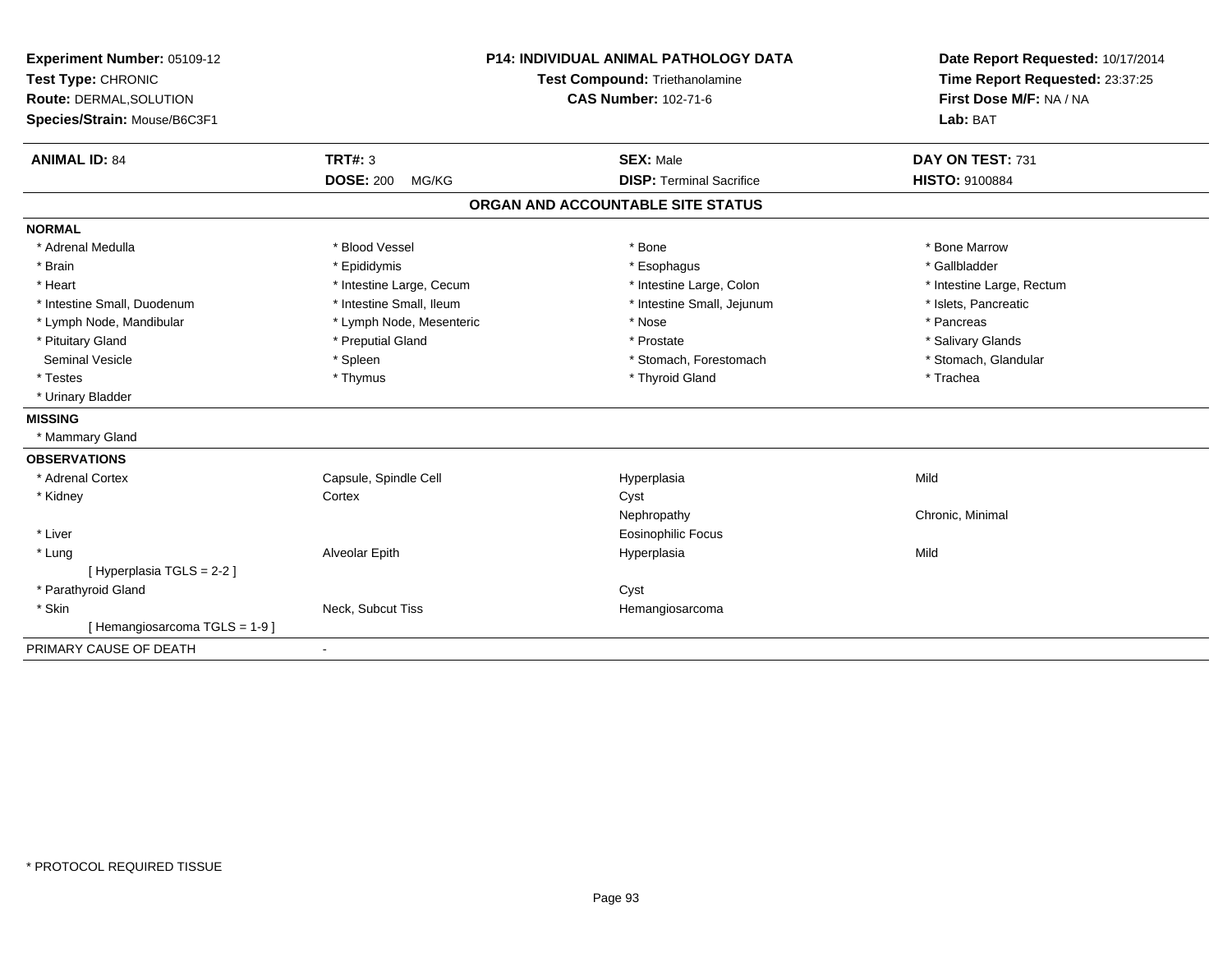**Experiment Number:** 05109-12
**Test Type:** CHRONIC
**Route:** DERMAL,SOLUTION
**Species/Strain:** Mouse/B6C3F1

**P14: INDIVIDUAL ANIMAL PATHOLOGY DATA**
**Test Compound:** Triethanolamine
**CAS Number:** 102-71-6

**Date Report Requested:** 10/17/2014
**Time Report Requested:** 23:37:25
**First Dose M/F:** NA / NA
**Lab:** BAT

| **ANIMAL ID:** 84 | **TRT#:** 3 | **SEX:** Male | **DAY ON TEST:** 731 |
|---|---|---|---|
| | **DOSE:** 200 MG/KG | **DISP:** Terminal Sacrifice | **HISTO:** 9100884 |

## ORGAN AND ACCOUNTABLE SITE STATUS

**NORMAL**

| | | | |
|---|---|---|---|
| * Adrenal Medulla | * Blood Vessel | * Bone | * Bone Marrow |
| * Brain | * Epididymis | * Esophagus | * Gallbladder |
| * Heart | * Intestine Large, Cecum | * Intestine Large, Colon | * Intestine Large, Rectum |
| * Intestine Small, Duodenum | * Intestine Small, Ileum | * Intestine Small, Jejunum | * Islets, Pancreatic |
| * Lymph Node, Mandibular | * Lymph Node, Mesenteric | * Nose | * Pancreas |
| * Pituitary Gland | * Preputial Gland | * Prostate | * Salivary Glands |
| Seminal Vesicle | * Spleen | * Stomach, Forestomach | * Stomach, Glandular |
| * Testes | * Thymus | * Thyroid Gland | * Trachea |
| * Urinary Bladder | | | |

**MISSING**

* Mammary Gland

**OBSERVATIONS**

| | | | |
|---|---|---|---|
| * Adrenal Cortex | Capsule, Spindle Cell | Hyperplasia | Mild |
| * Kidney | Cortex | Cyst | |
| | | Nephropathy | Chronic, Minimal |
| * Liver | | Eosinophilic Focus | |
| * Lung | Alveolar Epith | Hyperplasia | Mild |
| [ Hyperplasia TGLS = 2-2 ] | | | |
| * Parathyroid Gland | | Cyst | |
| * Skin | Neck, Subcut Tiss | Hemangiosarcoma | |
| [ Hemangiosarcoma TGLS = 1-9 ] | | | |

PRIMARY CAUSE OF DEATH -

* PROTOCOL REQUIRED TISSUE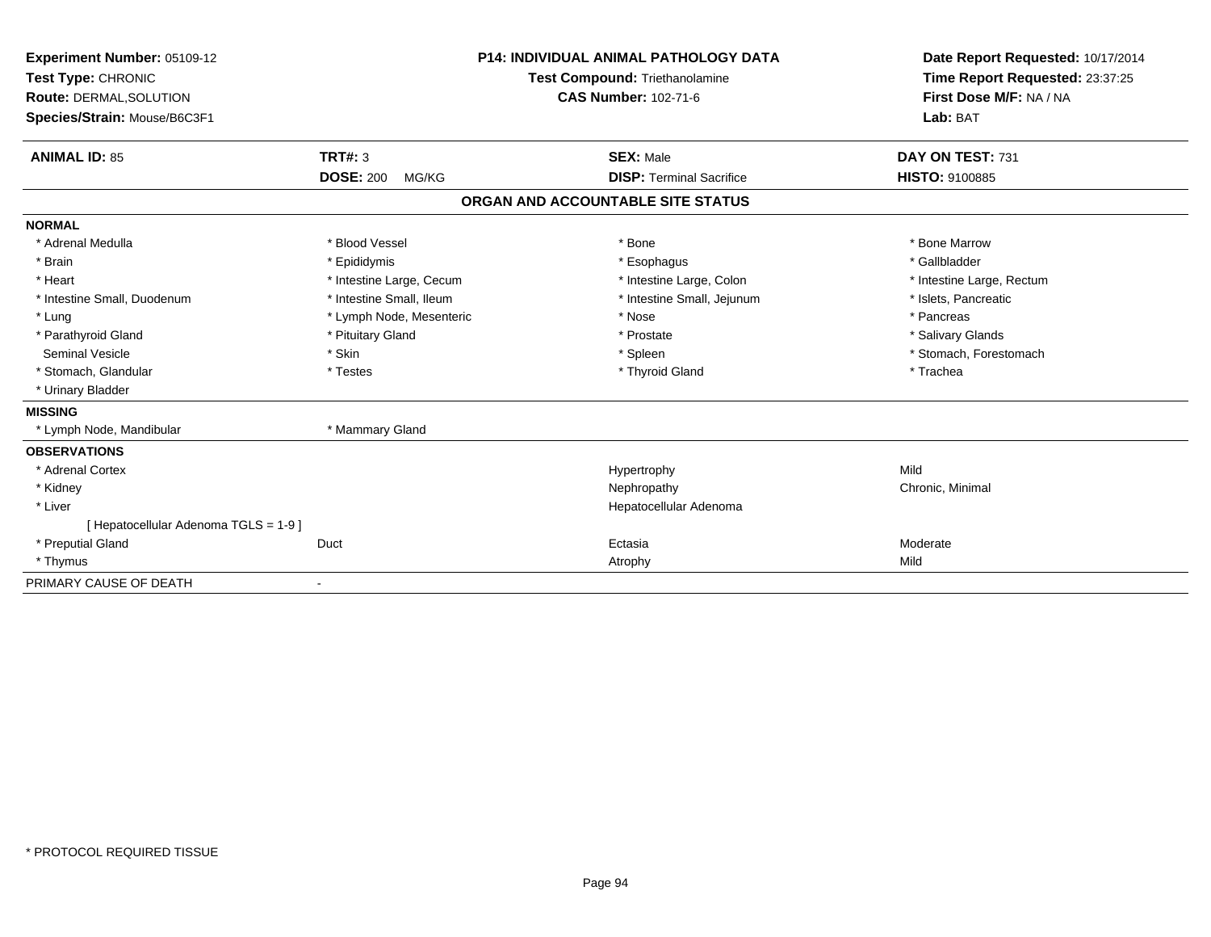**Experiment Number:** 05109-12
**Test Type:** CHRONIC
**Route:** DERMAL,SOLUTION
**Species/Strain:** Mouse/B6C3F1

**P14: INDIVIDUAL ANIMAL PATHOLOGY DATA**
**Test Compound:** Triethanolamine
**CAS Number:** 102-71-6

**Date Report Requested:** 10/17/2014
**Time Report Requested:** 23:37:25
**First Dose M/F:** NA / NA
**Lab:** BAT

| | | | |
|---|---|---|---|
| **ANIMAL ID:** 85 | **TRT#:** 3 | **SEX:** Male | **DAY ON TEST:** 731 |
| | **DOSE:** 200 MG/KG | **DISP:** Terminal Sacrifice | **HISTO:** 9100885 |

**ORGAN AND ACCOUNTABLE SITE STATUS**

**NORMAL**

| | | | |
|---|---|---|---|
| * Adrenal Medulla | * Blood Vessel | * Bone | * Bone Marrow |
| * Brain | * Epididymis | * Esophagus | * Gallbladder |
| * Heart | * Intestine Large, Cecum | * Intestine Large, Colon | * Intestine Large, Rectum |
| * Intestine Small, Duodenum | * Intestine Small, Ileum | * Intestine Small, Jejunum | * Islets, Pancreatic |
| * Lung | * Lymph Node, Mesenteric | * Nose | * Pancreas |
| * Parathyroid Gland | * Pituitary Gland | * Prostate | * Salivary Glands |
| Seminal Vesicle | * Skin | * Spleen | * Stomach, Forestomach |
| * Stomach, Glandular | * Testes | * Thyroid Gland | * Trachea |
| * Urinary Bladder | | | |

**MISSING**

| | |
|---|---|
| * Lymph Node, Mandibular | * Mammary Gland |

**OBSERVATIONS**

| | | | |
|---|---|---|---|
| * Adrenal Cortex | | Hypertrophy | Mild |
| * Kidney | | Nephropathy | Chronic, Minimal |
| * Liver | | Hepatocellular Adenoma | |
| [ Hepatocellular Adenoma TGLS = 1-9 ] | | | |
| * Preputial Gland | Duct | Ectasia | Moderate |
| * Thymus | | Atrophy | Mild |

PRIMARY CAUSE OF DEATH -

* PROTOCOL REQUIRED TISSUE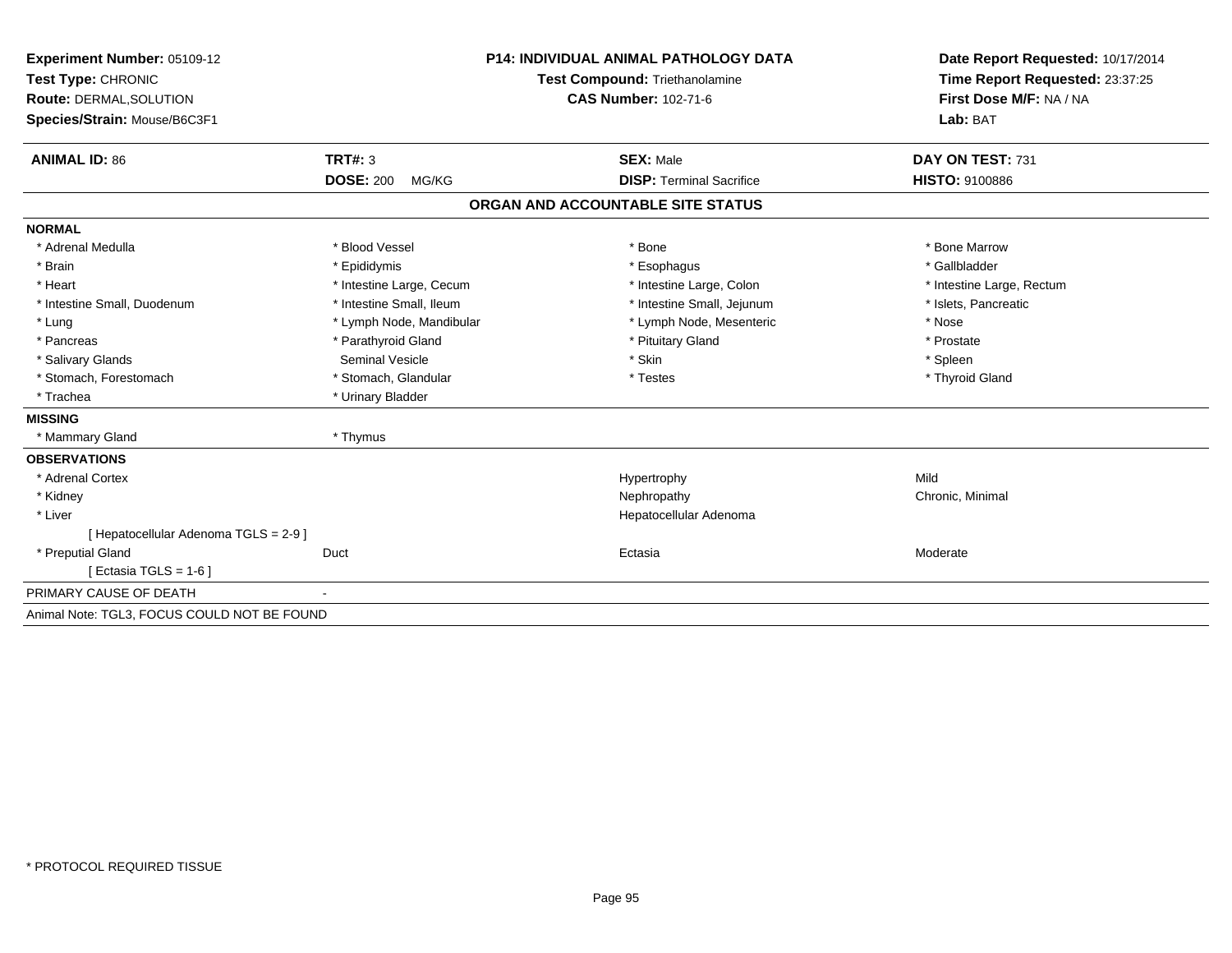**Experiment Number:** 05109-12
**Test Type:** CHRONIC
**Route:** DERMAL,SOLUTION
**Species/Strain:** Mouse/B6C3F1

**P14: INDIVIDUAL ANIMAL PATHOLOGY DATA**
**Test Compound:** Triethanolamine
**CAS Number:** 102-71-6

**Date Report Requested:** 10/17/2014
**Time Report Requested:** 23:37:25
**First Dose M/F:** NA / NA
**Lab:** BAT

| **ANIMAL ID:** 86 | **TRT#:** 3 | **SEX:** Male | **DAY ON TEST:** 731 |
|---|---|---|---|
| | **DOSE:** 200 MG/KG | **DISP:** Terminal Sacrifice | **HISTO:** 9100886 |

## ORGAN AND ACCOUNTABLE SITE STATUS

**NORMAL**

| | | | |
|---|---|---|---|
| * Adrenal Medulla | * Blood Vessel | * Bone | * Bone Marrow |
| * Brain | * Epididymis | * Esophagus | * Gallbladder |
| * Heart | * Intestine Large, Cecum | * Intestine Large, Colon | * Intestine Large, Rectum |
| * Intestine Small, Duodenum | * Intestine Small, Ileum | * Intestine Small, Jejunum | * Islets, Pancreatic |
| * Lung | * Lymph Node, Mandibular | * Lymph Node, Mesenteric | * Nose |
| * Pancreas | * Parathyroid Gland | * Pituitary Gland | * Prostate |
| * Salivary Glands | Seminal Vesicle | * Skin | * Spleen |
| * Stomach, Forestomach | * Stomach, Glandular | * Testes | * Thyroid Gland |
| * Trachea | * Urinary Bladder | | |

**MISSING**

| | |
|---|---|
| * Mammary Gland | * Thymus |

**OBSERVATIONS**

| | | | |
|---|---|---|---|
| * Adrenal Cortex | | Hypertrophy | Mild |
| * Kidney | | Nephropathy | Chronic, Minimal |
| * Liver | | Hepatocellular Adenoma | |
| [ Hepatocellular Adenoma TGLS = 2-9 ] | | | |
| * Preputial Gland | Duct | Ectasia | Moderate |
| [ Ectasia TGLS = 1-6 ] | | | |

PRIMARY CAUSE OF DEATH -

Animal Note: TGL3, FOCUS COULD NOT BE FOUND

* PROTOCOL REQUIRED TISSUE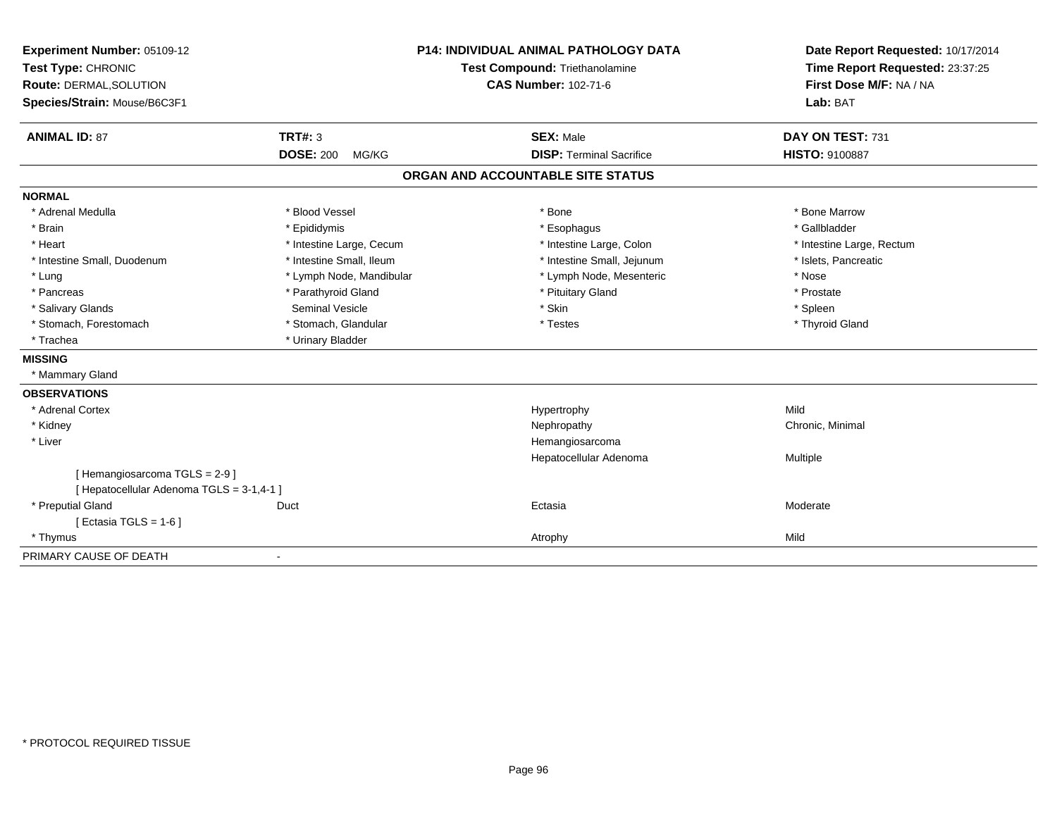**Experiment Number:** 05109-12
**Test Type:** CHRONIC
**Route:** DERMAL,SOLUTION
**Species/Strain:** Mouse/B6C3F1

**P14: INDIVIDUAL ANIMAL PATHOLOGY DATA**
**Test Compound:** Triethanolamine
**CAS Number:** 102-71-6

**Date Report Requested:** 10/17/2014
**Time Report Requested:** 23:37:25
**First Dose M/F:** NA / NA
**Lab:** BAT

| **ANIMAL ID:** 87 | **TRT#:** 3 | **SEX:** Male | **DAY ON TEST:** 731 |
|---|---|---|---|
| | **DOSE:** 200 MG/KG | **DISP:** Terminal Sacrifice | **HISTO:** 9100887 |

## ORGAN AND ACCOUNTABLE SITE STATUS

**NORMAL**

| | | | |
|---|---|---|---|
| * Adrenal Medulla | * Blood Vessel | * Bone | * Bone Marrow |
| * Brain | * Epididymis | * Esophagus | * Gallbladder |
| * Heart | * Intestine Large, Cecum | * Intestine Large, Colon | * Intestine Large, Rectum |
| * Intestine Small, Duodenum | * Intestine Small, Ileum | * Intestine Small, Jejunum | * Islets, Pancreatic |
| * Lung | * Lymph Node, Mandibular | * Lymph Node, Mesenteric | * Nose |
| * Pancreas | * Parathyroid Gland | * Pituitary Gland | * Prostate |
| * Salivary Glands | Seminal Vesicle | * Skin | * Spleen |
| * Stomach, Forestomach | * Stomach, Glandular | * Testes | * Thyroid Gland |
| * Trachea | * Urinary Bladder | | |

**MISSING**

* Mammary Gland

**OBSERVATIONS**

| | | | |
|---|---|---|---|
| * Adrenal Cortex | | Hypertrophy | Mild |
| * Kidney | | Nephropathy | Chronic, Minimal |
| * Liver | | Hemangiosarcoma | |
| | | Hepatocellular Adenoma | Multiple |
| [ Hemangiosarcoma TGLS = 2-9 ] | | | |
| [ Hepatocellular Adenoma TGLS = 3-1,4-1 ] | | | |
| * Preputial Gland | Duct | Ectasia | Moderate |
| [ Ectasia TGLS = 1-6 ] | | | |
| * Thymus | | Atrophy | Mild |

PRIMARY CAUSE OF DEATH -

* PROTOCOL REQUIRED TISSUE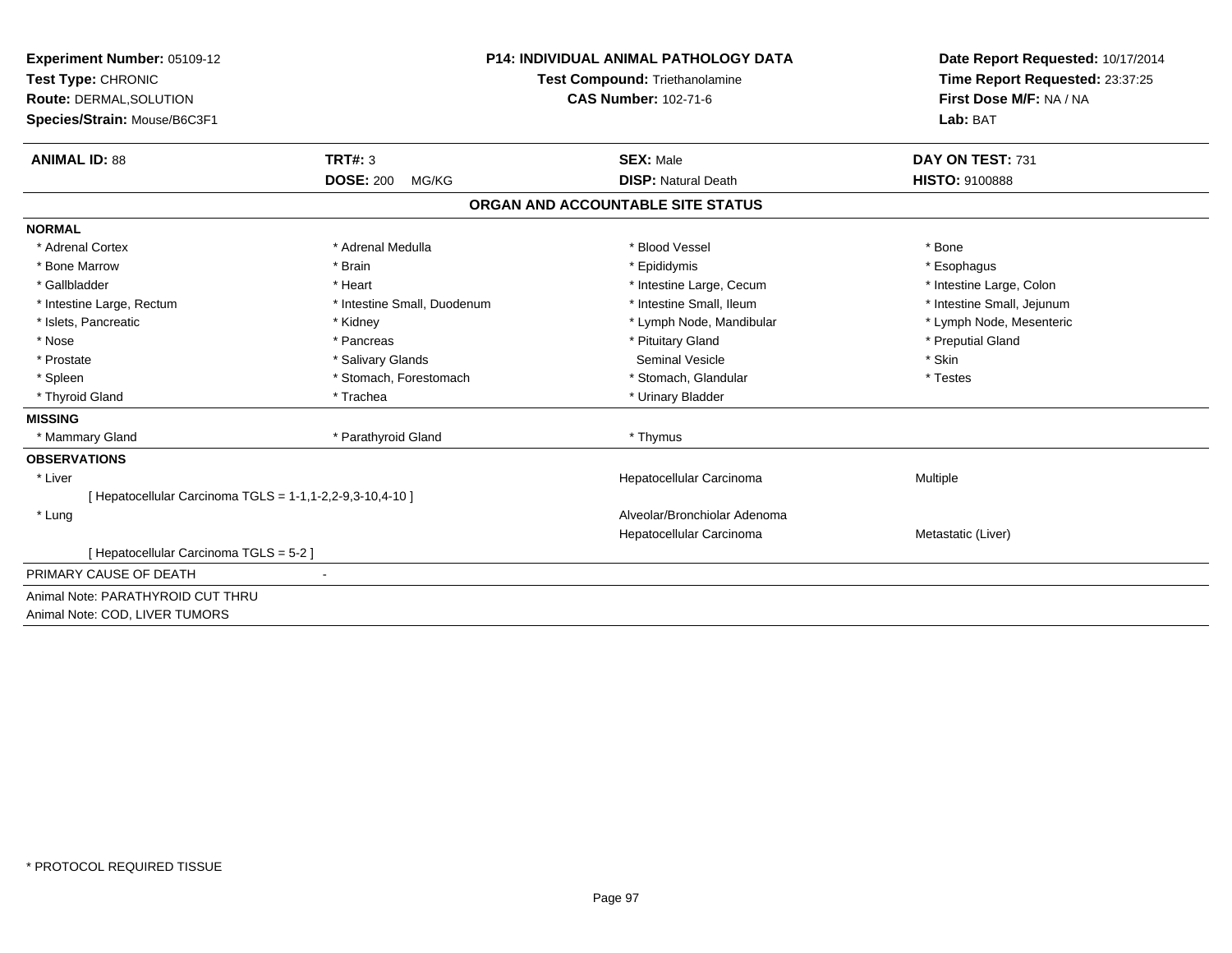**Experiment Number:** 05109-12
**Test Type:** CHRONIC
**Route:** DERMAL,SOLUTION
**Species/Strain:** Mouse/B6C3F1

**P14: INDIVIDUAL ANIMAL PATHOLOGY DATA**
**Test Compound:** Triethanolamine
**CAS Number:** 102-71-6

**Date Report Requested:** 10/17/2014
**Time Report Requested:** 23:37:25
**First Dose M/F:** NA / NA
**Lab:** BAT

| | | | |
|---|---|---|---|
| **ANIMAL ID:** 88 | **TRT#:** 3 | **SEX:** Male | **DAY ON TEST:** 731 |
| | **DOSE:** 200 MG/KG | **DISP:** Natural Death | **HISTO:** 9100888 |

## ORGAN AND ACCOUNTABLE SITE STATUS

**NORMAL**

| | | | |
|---|---|---|---|
| * Adrenal Cortex | * Adrenal Medulla | * Blood Vessel | * Bone |
| * Bone Marrow | * Brain | * Epididymis | * Esophagus |
| * Gallbladder | * Heart | * Intestine Large, Cecum | * Intestine Large, Colon |
| * Intestine Large, Rectum | * Intestine Small, Duodenum | * Intestine Small, Ileum | * Intestine Small, Jejunum |
| * Islets, Pancreatic | * Kidney | * Lymph Node, Mandibular | * Lymph Node, Mesenteric |
| * Nose | * Pancreas | * Pituitary Gland | * Preputial Gland |
| * Prostate | * Salivary Glands | Seminal Vesicle | * Skin |
| * Spleen | * Stomach, Forestomach | * Stomach, Glandular | * Testes |
| * Thyroid Gland | * Trachea | * Urinary Bladder | |

**MISSING**

| | | |
|---|---|---|
| * Mammary Gland | * Parathyroid Gland | * Thymus |

**OBSERVATIONS**

| | | |
|---|---|---|
| * Liver | Hepatocellular Carcinoma | Multiple |
| [ Hepatocellular Carcinoma TGLS = 1-1,1-2,2-9,3-10,4-10 ] | | |
| * Lung | Alveolar/Bronchiolar Adenoma | |
| | Hepatocellular Carcinoma | Metastatic (Liver) |
| [ Hepatocellular Carcinoma TGLS = 5-2 ] | | |

PRIMARY CAUSE OF DEATH -

Animal Note: PARATHYROID CUT THRU
Animal Note: COD, LIVER TUMORS

* PROTOCOL REQUIRED TISSUE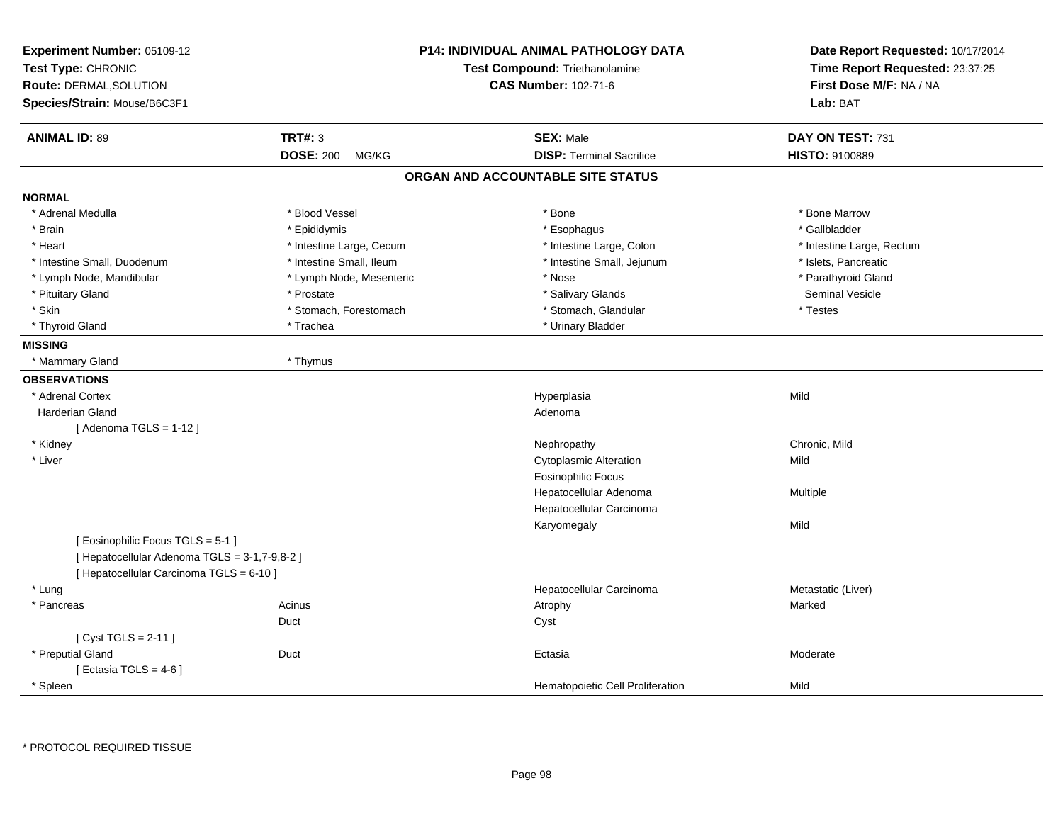**Experiment Number:** 05109-12
**Test Type:** CHRONIC
**Route:** DERMAL,SOLUTION
**Species/Strain:** Mouse/B6C3F1

**P14: INDIVIDUAL ANIMAL PATHOLOGY DATA**
**Test Compound:** Triethanolamine
**CAS Number:** 102-71-6

**Date Report Requested:** 10/17/2014
**Time Report Requested:** 23:37:25
**First Dose M/F:** NA / NA
**Lab:** BAT

| **ANIMAL ID:** 89 | **TRT#:** 3 | **SEX:** Male | **DAY ON TEST:** 731 |
|---|---|---|---|
| | **DOSE:** 200 MG/KG | **DISP:** Terminal Sacrifice | **HISTO:** 9100889 |

## ORGAN AND ACCOUNTABLE SITE STATUS

**NORMAL**

| | | | |
|---|---|---|---|
| * Adrenal Medulla | * Blood Vessel | * Bone | * Bone Marrow |
| * Brain | * Epididymis | * Esophagus | * Gallbladder |
| * Heart | * Intestine Large, Cecum | * Intestine Large, Colon | * Intestine Large, Rectum |
| * Intestine Small, Duodenum | * Intestine Small, Ileum | * Intestine Small, Jejunum | * Islets, Pancreatic |
| * Lymph Node, Mandibular | * Lymph Node, Mesenteric | * Nose | * Parathyroid Gland |
| * Pituitary Gland | * Prostate | * Salivary Glands | Seminal Vesicle |
| * Skin | * Stomach, Forestomach | * Stomach, Glandular | * Testes |
| * Thyroid Gland | * Trachea | * Urinary Bladder | |

**MISSING**

| | |
|---|---|
| * Mammary Gland | * Thymus |

**OBSERVATIONS**

| | | | |
|---|---|---|---|
| * Adrenal Cortex | | Hyperplasia | Mild |
| Harderian Gland | | Adenoma | |
| [ Adenoma TGLS = 1-12 ] | | | |
| * Kidney | | Nephropathy | Chronic, Mild |
| * Liver | | Cytoplasmic Alteration | Mild |
| | | Eosinophilic Focus | |
| | | Hepatocellular Adenoma | Multiple |
| | | Hepatocellular Carcinoma | |
| | | Karyomegaly | Mild |
| [ Eosinophilic Focus TGLS = 5-1 ] | | | |
| [ Hepatocellular Adenoma TGLS = 3-1,7-9,8-2 ] | | | |
| [ Hepatocellular Carcinoma TGLS = 6-10 ] | | | |
| * Lung | | Hepatocellular Carcinoma | Metastatic (Liver) |
| * Pancreas | Acinus | Atrophy | Marked |
| | Duct | Cyst | |
| [ Cyst TGLS = 2-11 ] | | | |
| * Preputial Gland | Duct | Ectasia | Moderate |
| [ Ectasia TGLS = 4-6 ] | | | |
| * Spleen | | Hematopoietic Cell Proliferation | Mild |

* PROTOCOL REQUIRED TISSUE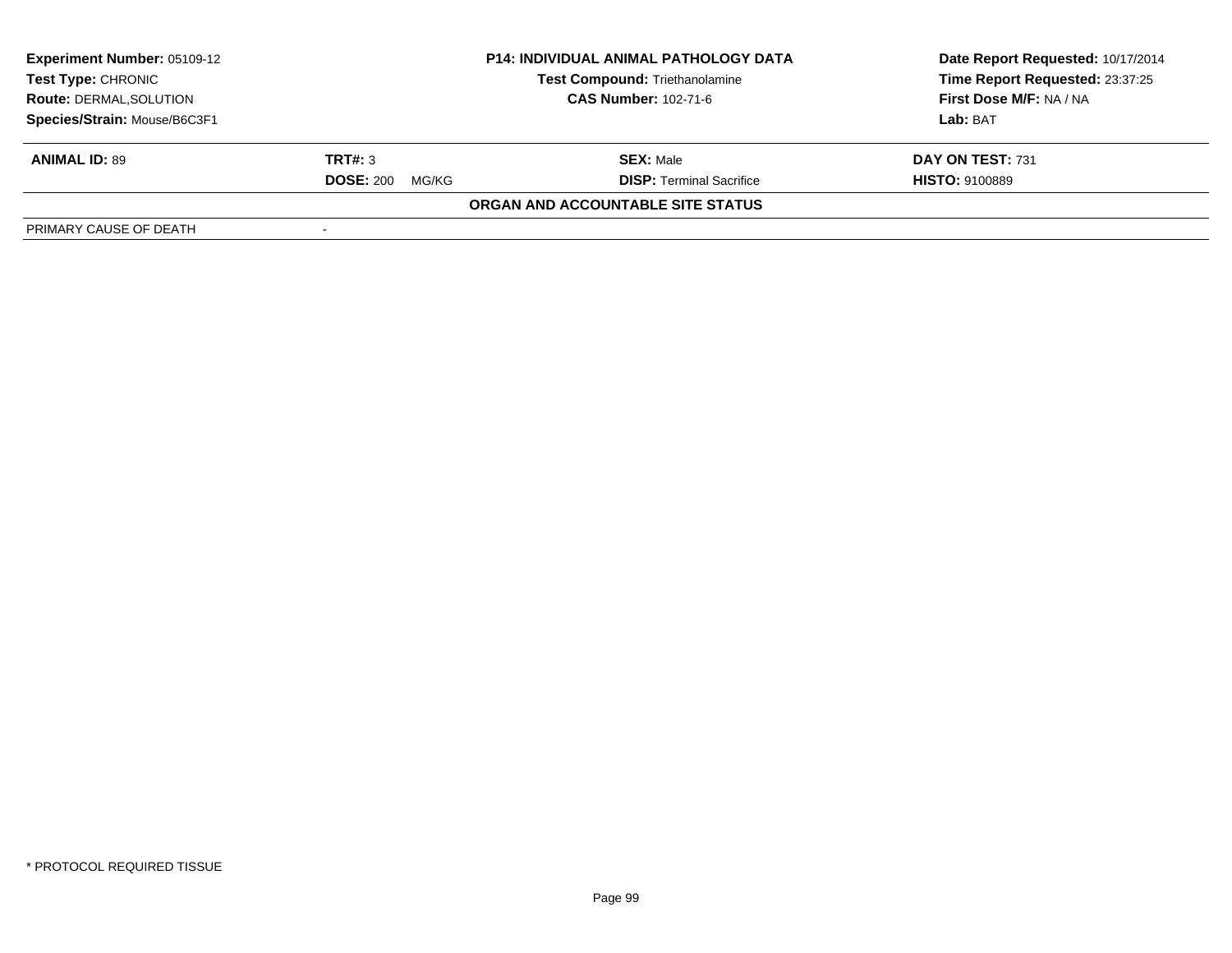| | | | |
|---|---|---|---|
| **Experiment Number:** 05109-12 | **P14: INDIVIDUAL ANIMAL PATHOLOGY DATA** | | **Date Report Requested:** 10/17/2014 |
| **Test Type:** CHRONIC | **Test Compound:** Triethanolamine | | **Time Report Requested:** 23:37:25 |
| **Route:** DERMAL,SOLUTION | **CAS Number:** 102-71-6 | | **First Dose M/F:** NA / NA |
| **Species/Strain:** Mouse/B6C3F1 | | | **Lab:** BAT |

| | | | |
|---|---|---|---|
| **ANIMAL ID:** 89 | **TRT#:** 3 | **SEX:** Male | **DAY ON TEST:** 731 |
| | **DOSE:** 200 MG/KG | **DISP:** Terminal Sacrifice | **HISTO:** 9100889 |

**ORGAN AND ACCOUNTABLE SITE STATUS**

| | |
|---|---|
| PRIMARY CAUSE OF DEATH | - |

\* PROTOCOL REQUIRED TISSUE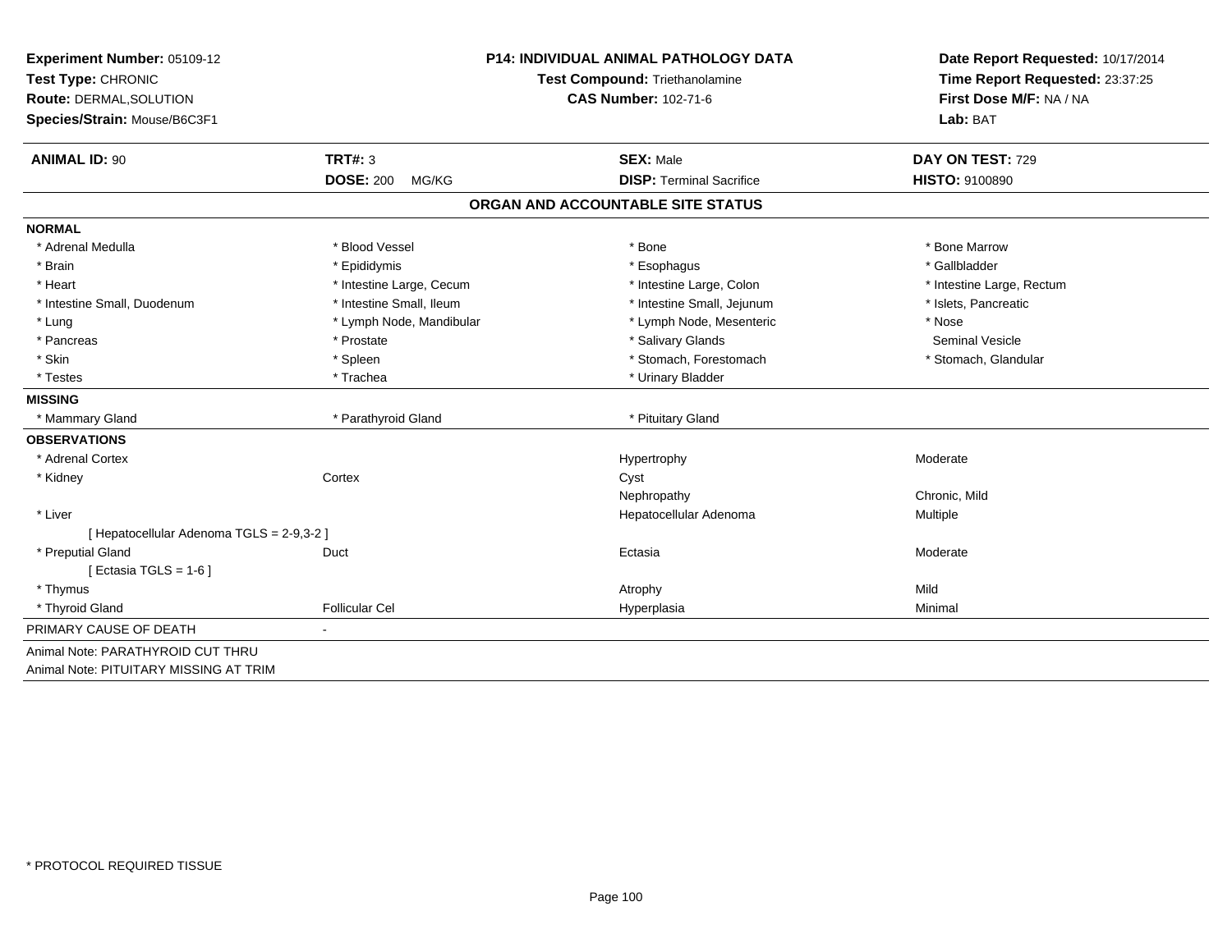**Experiment Number:** 05109-12
**Test Type:** CHRONIC
**Route:** DERMAL,SOLUTION
**Species/Strain:** Mouse/B6C3F1

**P14: INDIVIDUAL ANIMAL PATHOLOGY DATA**
**Test Compound:** Triethanolamine
**CAS Number:** 102-71-6

**Date Report Requested:** 10/17/2014
**Time Report Requested:** 23:37:25
**First Dose M/F:** NA / NA
**Lab:** BAT

| | | | |
|---|---|---|---|
| **ANIMAL ID:** 90 | **TRT#:** 3 | **SEX:** Male | **DAY ON TEST:** 729 |
| | **DOSE:** 200 MG/KG | **DISP:** Terminal Sacrifice | **HISTO:** 9100890 |

## ORGAN AND ACCOUNTABLE SITE STATUS

**NORMAL**

| | | | |
|---|---|---|---|
| * Adrenal Medulla | * Blood Vessel | * Bone | * Bone Marrow |
| * Brain | * Epididymis | * Esophagus | * Gallbladder |
| * Heart | * Intestine Large, Cecum | * Intestine Large, Colon | * Intestine Large, Rectum |
| * Intestine Small, Duodenum | * Intestine Small, Ileum | * Intestine Small, Jejunum | * Islets, Pancreatic |
| * Lung | * Lymph Node, Mandibular | * Lymph Node, Mesenteric | * Nose |
| * Pancreas | * Prostate | * Salivary Glands | Seminal Vesicle |
| * Skin | * Spleen | * Stomach, Forestomach | * Stomach, Glandular |
| * Testes | * Trachea | * Urinary Bladder | |

**MISSING**

| | | |
|---|---|---|
| * Mammary Gland | * Parathyroid Gland | * Pituitary Gland |

**OBSERVATIONS**

| | | | |
|---|---|---|---|
| * Adrenal Cortex | | Hypertrophy | Moderate |
| * Kidney | Cortex | Cyst | |
| | | Nephropathy | Chronic, Mild |
| * Liver | | Hepatocellular Adenoma | Multiple |
| [ Hepatocellular Adenoma TGLS = 2-9,3-2 ] | | | |
| * Preputial Gland | Duct | Ectasia | Moderate |
| [ Ectasia TGLS = 1-6 ] | | | |
| * Thymus | | Atrophy | Mild |
| * Thyroid Gland | Follicular Cel | Hyperplasia | Minimal |

PRIMARY CAUSE OF DEATH -

Animal Note: PARATHYROID CUT THRU
Animal Note: PITUITARY MISSING AT TRIM

* PROTOCOL REQUIRED TISSUE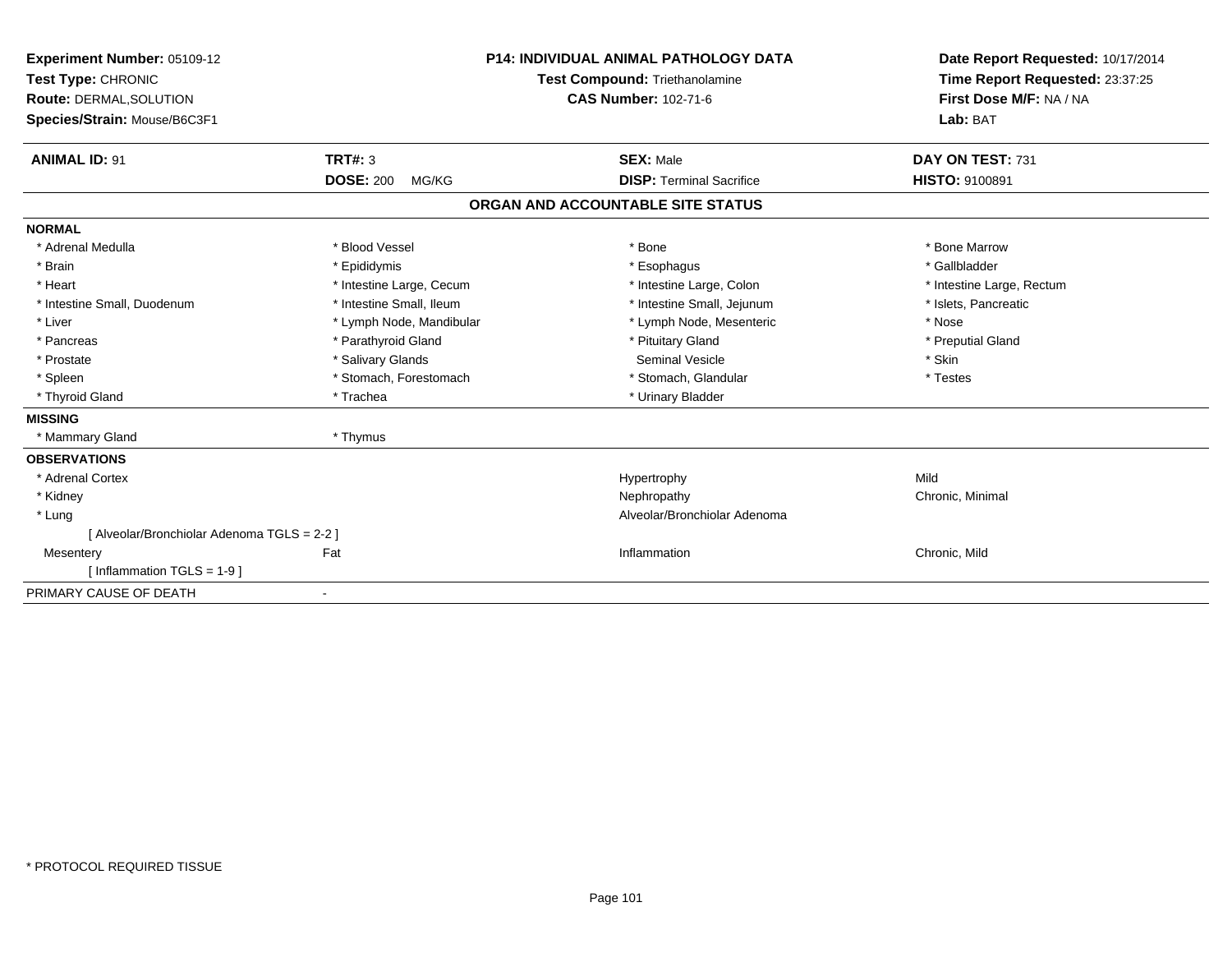**Experiment Number:** 05109-12
**Test Type:** CHRONIC
**Route:** DERMAL,SOLUTION
**Species/Strain:** Mouse/B6C3F1

**P14: INDIVIDUAL ANIMAL PATHOLOGY DATA**
**Test Compound:** Triethanolamine
**CAS Number:** 102-71-6

**Date Report Requested:** 10/17/2014
**Time Report Requested:** 23:37:25
**First Dose M/F:** NA / NA
**Lab:** BAT

| | | | |
|---|---|---|---|
| **ANIMAL ID:** 91 | **TRT#:** 3 | **SEX:** Male | **DAY ON TEST:** 731 |
| | **DOSE:** 200 MG/KG | **DISP:** Terminal Sacrifice | **HISTO:** 9100891 |

## ORGAN AND ACCOUNTABLE SITE STATUS

**NORMAL**

| | | | |
|---|---|---|---|
| * Adrenal Medulla | * Blood Vessel | * Bone | * Bone Marrow |
| * Brain | * Epididymis | * Esophagus | * Gallbladder |
| * Heart | * Intestine Large, Cecum | * Intestine Large, Colon | * Intestine Large, Rectum |
| * Intestine Small, Duodenum | * Intestine Small, Ileum | * Intestine Small, Jejunum | * Islets, Pancreatic |
| * Liver | * Lymph Node, Mandibular | * Lymph Node, Mesenteric | * Nose |
| * Pancreas | * Parathyroid Gland | * Pituitary Gland | * Preputial Gland |
| * Prostate | * Salivary Glands | Seminal Vesicle | * Skin |
| * Spleen | * Stomach, Forestomach | * Stomach, Glandular | * Testes |
| * Thyroid Gland | * Trachea | * Urinary Bladder | |

**MISSING**

| | |
|---|---|
| * Mammary Gland | * Thymus |

**OBSERVATIONS**

| | | | |
|---|---|---|---|
| * Adrenal Cortex | | Hypertrophy | Mild |
| * Kidney | | Nephropathy | Chronic, Minimal |
| * Lung | | Alveolar/Bronchiolar Adenoma | |
| [ Alveolar/Bronchiolar Adenoma TGLS = 2-2 ] | | | |
| Mesentery | Fat | Inflammation | Chronic, Mild |
| [ Inflammation TGLS = 1-9 ] | | | |

PRIMARY CAUSE OF DEATH -

* PROTOCOL REQUIRED TISSUE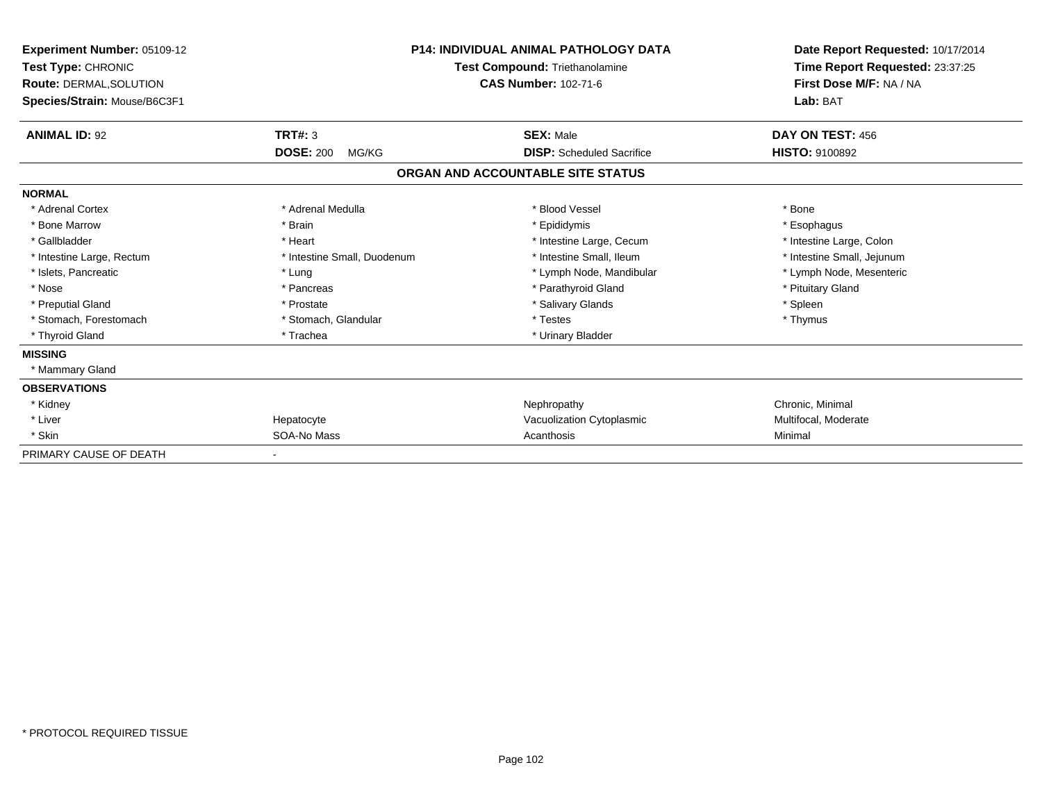**Experiment Number:** 05109-12
**Test Type:** CHRONIC
**Route:** DERMAL,SOLUTION
**Species/Strain:** Mouse/B6C3F1

**P14: INDIVIDUAL ANIMAL PATHOLOGY DATA**
**Test Compound:** Triethanolamine
**CAS Number:** 102-71-6

**Date Report Requested:** 10/17/2014
**Time Report Requested:** 23:37:25
**First Dose M/F:** NA / NA
**Lab:** BAT

| **ANIMAL ID:** 92 | **TRT#:** 3 | **SEX:** Male | **DAY ON TEST:** 456 |
|---|---|---|---|
| | **DOSE:** 200 MG/KG | **DISP:** Scheduled Sacrifice | **HISTO:** 9100892 |

## ORGAN AND ACCOUNTABLE SITE STATUS

| | | | |
|---|---|---|---|
| **NORMAL** | | | |
| * Adrenal Cortex | * Adrenal Medulla | * Blood Vessel | * Bone |
| * Bone Marrow | * Brain | * Epididymis | * Esophagus |
| * Gallbladder | * Heart | * Intestine Large, Cecum | * Intestine Large, Colon |
| * Intestine Large, Rectum | * Intestine Small, Duodenum | * Intestine Small, Ileum | * Intestine Small, Jejunum |
| * Islets, Pancreatic | * Lung | * Lymph Node, Mandibular | * Lymph Node, Mesenteric |
| * Nose | * Pancreas | * Parathyroid Gland | * Pituitary Gland |
| * Preputial Gland | * Prostate | * Salivary Glands | * Spleen |
| * Stomach, Forestomach | * Stomach, Glandular | * Testes | * Thymus |
| * Thyroid Gland | * Trachea | * Urinary Bladder | |
| **MISSING** | | | |
| * Mammary Gland | | | |
| **OBSERVATIONS** | | | |
| * Kidney | | Nephropathy | Chronic, Minimal |
| * Liver | Hepatocyte | Vacuolization Cytoplasmic | Multifocal, Moderate |
| * Skin | SOA-No Mass | Acanthosis | Minimal |
| PRIMARY CAUSE OF DEATH | - | | |

* PROTOCOL REQUIRED TISSUE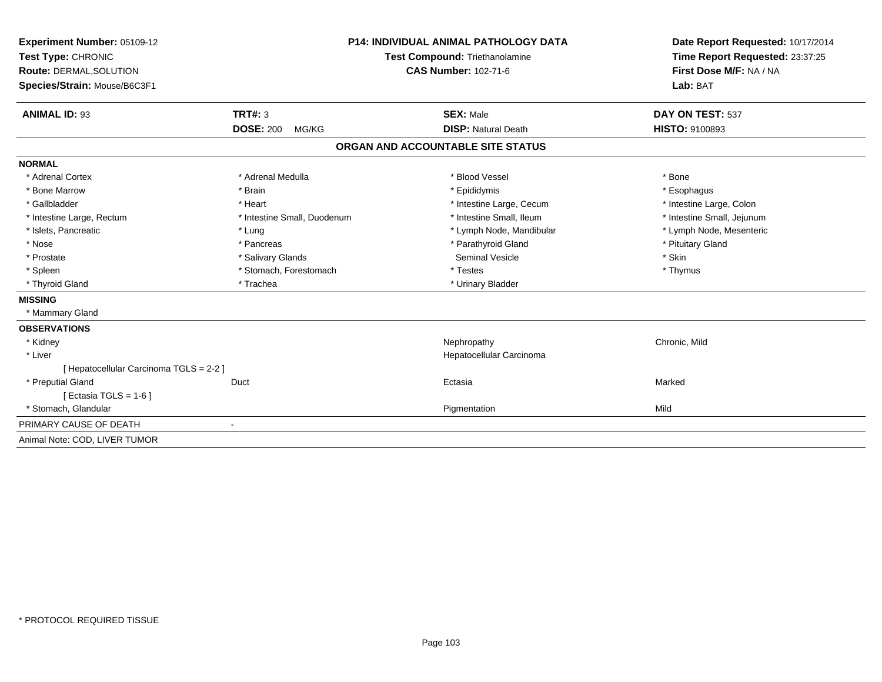**Experiment Number:** 05109-12
**Test Type:** CHRONIC
**Route:** DERMAL,SOLUTION
**Species/Strain:** Mouse/B6C3F1

**P14: INDIVIDUAL ANIMAL PATHOLOGY DATA**
**Test Compound:** Triethanolamine
**CAS Number:** 102-71-6

**Date Report Requested:** 10/17/2014
**Time Report Requested:** 23:37:25
**First Dose M/F:** NA / NA
**Lab:** BAT

| **ANIMAL ID:** 93 | **TRT#:** 3 | **SEX:** Male | **DAY ON TEST:** 537 |
|---|---|---|---|
| | **DOSE:** 200 MG/KG | **DISP:** Natural Death | **HISTO:** 9100893 |

## ORGAN AND ACCOUNTABLE SITE STATUS

**NORMAL**

| | | | |
|---|---|---|---|
| * Adrenal Cortex | * Adrenal Medulla | * Blood Vessel | * Bone |
| * Bone Marrow | * Brain | * Epididymis | * Esophagus |
| * Gallbladder | * Heart | * Intestine Large, Cecum | * Intestine Large, Colon |
| * Intestine Large, Rectum | * Intestine Small, Duodenum | * Intestine Small, Ileum | * Intestine Small, Jejunum |
| * Islets, Pancreatic | * Lung | * Lymph Node, Mandibular | * Lymph Node, Mesenteric |
| * Nose | * Pancreas | * Parathyroid Gland | * Pituitary Gland |
| * Prostate | * Salivary Glands | Seminal Vesicle | * Skin |
| * Spleen | * Stomach, Forestomach | * Testes | * Thymus |
| * Thyroid Gland | * Trachea | * Urinary Bladder | |

**MISSING**

* Mammary Gland

**OBSERVATIONS**

| | | | |
|---|---|---|---|
| * Kidney | | Nephropathy | Chronic, Mild |
| * Liver | | Hepatocellular Carcinoma | |
| [ Hepatocellular Carcinoma TGLS = 2-2 ] | | | |
| * Preputial Gland | Duct | Ectasia | Marked |
| [ Ectasia TGLS = 1-6 ] | | | |
| * Stomach, Glandular | | Pigmentation | Mild |

PRIMARY CAUSE OF DEATH -

Animal Note: COD, LIVER TUMOR

* PROTOCOL REQUIRED TISSUE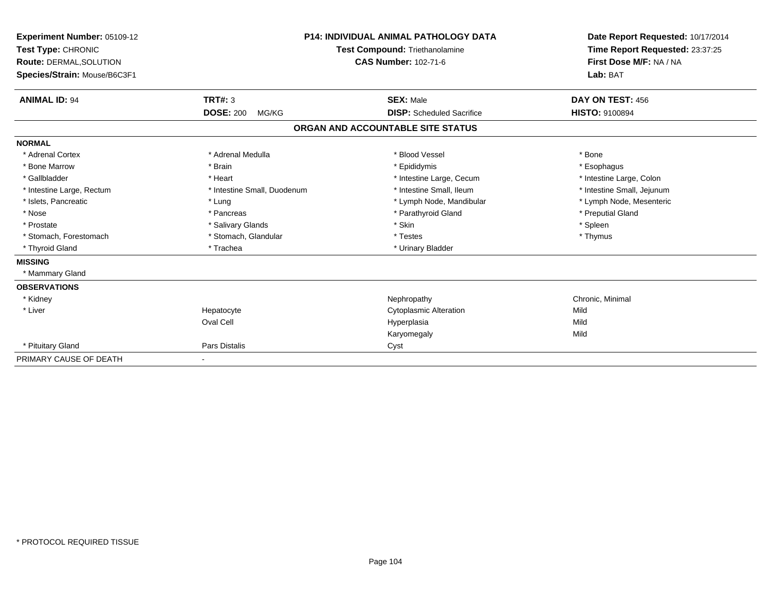**Experiment Number:** 05109-12
**Test Type:** CHRONIC
**Route:** DERMAL,SOLUTION
**Species/Strain:** Mouse/B6C3F1

**P14: INDIVIDUAL ANIMAL PATHOLOGY DATA**
**Test Compound:** Triethanolamine
**CAS Number:** 102-71-6

**Date Report Requested:** 10/17/2014
**Time Report Requested:** 23:37:25
**First Dose M/F:** NA / NA
**Lab:** BAT

| | | | |
|---|---|---|---|
| **ANIMAL ID:** 94 | **TRT#:** 3 | **SEX:** Male | **DAY ON TEST:** 456 |
| | **DOSE:** 200 MG/KG | **DISP:** Scheduled Sacrifice | **HISTO:** 9100894 |

## ORGAN AND ACCOUNTABLE SITE STATUS

**NORMAL**

| | | | |
|---|---|---|---|
| * Adrenal Cortex | * Adrenal Medulla | * Blood Vessel | * Bone |
| * Bone Marrow | * Brain | * Epididymis | * Esophagus |
| * Gallbladder | * Heart | * Intestine Large, Cecum | * Intestine Large, Colon |
| * Intestine Large, Rectum | * Intestine Small, Duodenum | * Intestine Small, Ileum | * Intestine Small, Jejunum |
| * Islets, Pancreatic | * Lung | * Lymph Node, Mandibular | * Lymph Node, Mesenteric |
| * Nose | * Pancreas | * Parathyroid Gland | * Preputial Gland |
| * Prostate | * Salivary Glands | * Skin | * Spleen |
| * Stomach, Forestomach | * Stomach, Glandular | * Testes | * Thymus |
| * Thyroid Gland | * Trachea | * Urinary Bladder | |

**MISSING**

* Mammary Gland

**OBSERVATIONS**

| | | | |
|---|---|---|---|
| * Kidney | | Nephropathy | Chronic, Minimal |
| * Liver | Hepatocyte | Cytoplasmic Alteration | Mild |
| | Oval Cell | Hyperplasia | Mild |
| | | Karyomegaly | Mild |
| * Pituitary Gland | Pars Distalis | Cyst | |

PRIMARY CAUSE OF DEATH -

* PROTOCOL REQUIRED TISSUE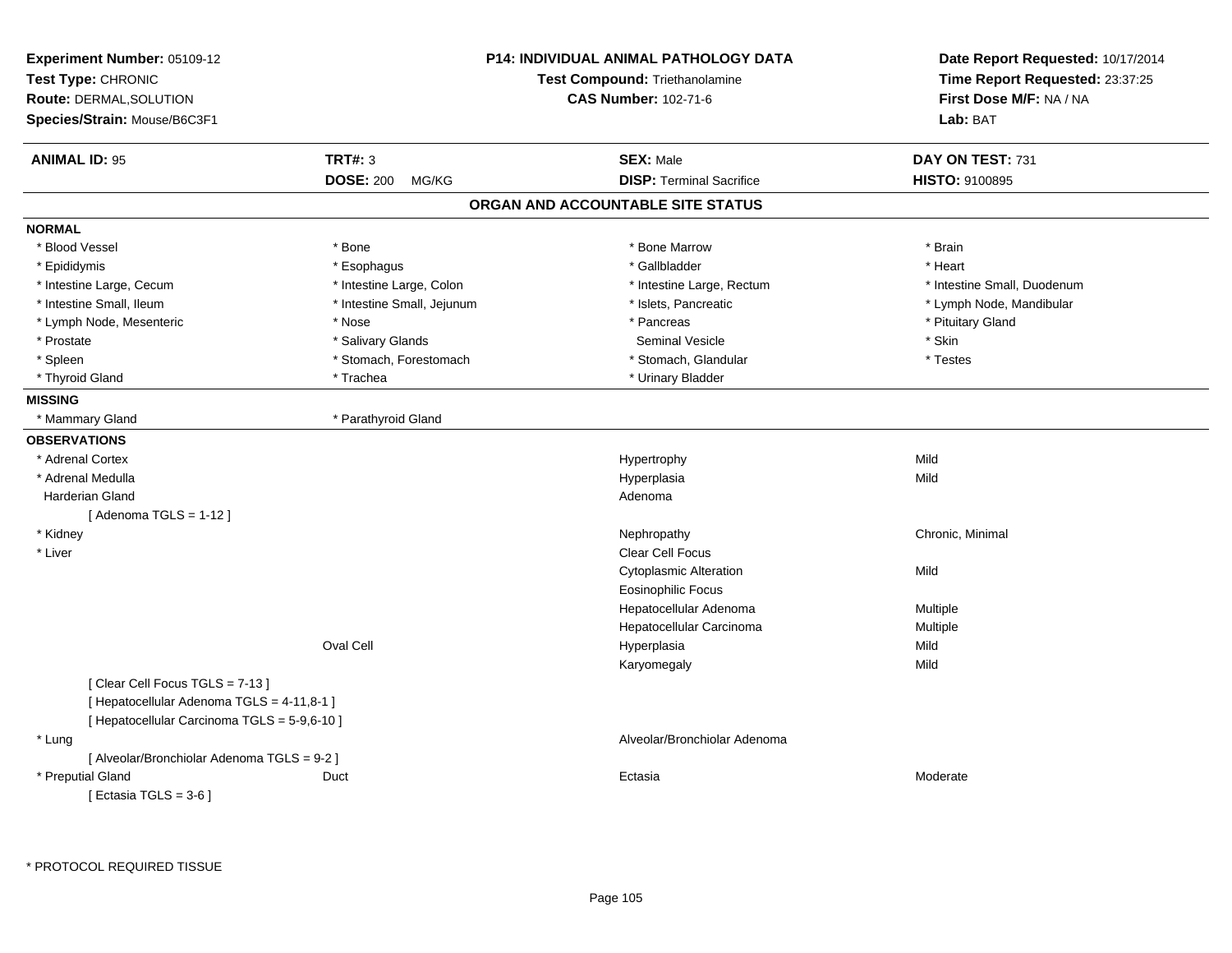**Experiment Number:** 05109-12
**Test Type:** CHRONIC
**Route:** DERMAL,SOLUTION
**Species/Strain:** Mouse/B6C3F1

**P14: INDIVIDUAL ANIMAL PATHOLOGY DATA**
**Test Compound:** Triethanolamine
**CAS Number:** 102-71-6

**Date Report Requested:** 10/17/2014
**Time Report Requested:** 23:37:25
**First Dose M/F:** NA / NA
**Lab:** BAT

| **ANIMAL ID:** 95 | **TRT#:** 3 | **SEX:** Male | **DAY ON TEST:** 731 |
|---|---|---|---|
| | **DOSE:** 200 MG/KG | **DISP:** Terminal Sacrifice | **HISTO:** 9100895 |

## ORGAN AND ACCOUNTABLE SITE STATUS

**NORMAL**

| | | | |
|---|---|---|---|
| * Blood Vessel | * Bone | * Bone Marrow | * Brain |
| * Epididymis | * Esophagus | * Gallbladder | * Heart |
| * Intestine Large, Cecum | * Intestine Large, Colon | * Intestine Large, Rectum | * Intestine Small, Duodenum |
| * Intestine Small, Ileum | * Intestine Small, Jejunum | * Islets, Pancreatic | * Lymph Node, Mandibular |
| * Lymph Node, Mesenteric | * Nose | * Pancreas | * Pituitary Gland |
| * Prostate | * Salivary Glands | Seminal Vesicle | * Skin |
| * Spleen | * Stomach, Forestomach | * Stomach, Glandular | * Testes |
| * Thyroid Gland | * Trachea | * Urinary Bladder | |

**MISSING**

* Mammary Gland
* Parathyroid Gland

**OBSERVATIONS**

| | | | |
|---|---|---|---|
| * Adrenal Cortex | | Hypertrophy | Mild |
| * Adrenal Medulla | | Hyperplasia | Mild |
| Harderian Gland | | Adenoma | |
| [ Adenoma TGLS = 1-12 ] | | | |
| * Kidney | | Nephropathy | Chronic, Minimal |
| * Liver | | Clear Cell Focus | |
| | | Cytoplasmic Alteration | Mild |
| | | Eosinophilic Focus | |
| | | Hepatocellular Adenoma | Multiple |
| | | Hepatocellular Carcinoma | Multiple |
| | Oval Cell | Hyperplasia | Mild |
| | | Karyomegaly | Mild |
| [ Clear Cell Focus TGLS = 7-13 ] | | | |
| [ Hepatocellular Adenoma TGLS = 4-11,8-1 ] | | | |
| [ Hepatocellular Carcinoma TGLS = 5-9,6-10 ] | | | |
| * Lung | | Alveolar/Bronchiolar Adenoma | |
| [ Alveolar/Bronchiolar Adenoma TGLS = 9-2 ] | | | |
| * Preputial Gland | Duct | Ectasia | Moderate |
| [ Ectasia TGLS = 3-6 ] | | | |

* PROTOCOL REQUIRED TISSUE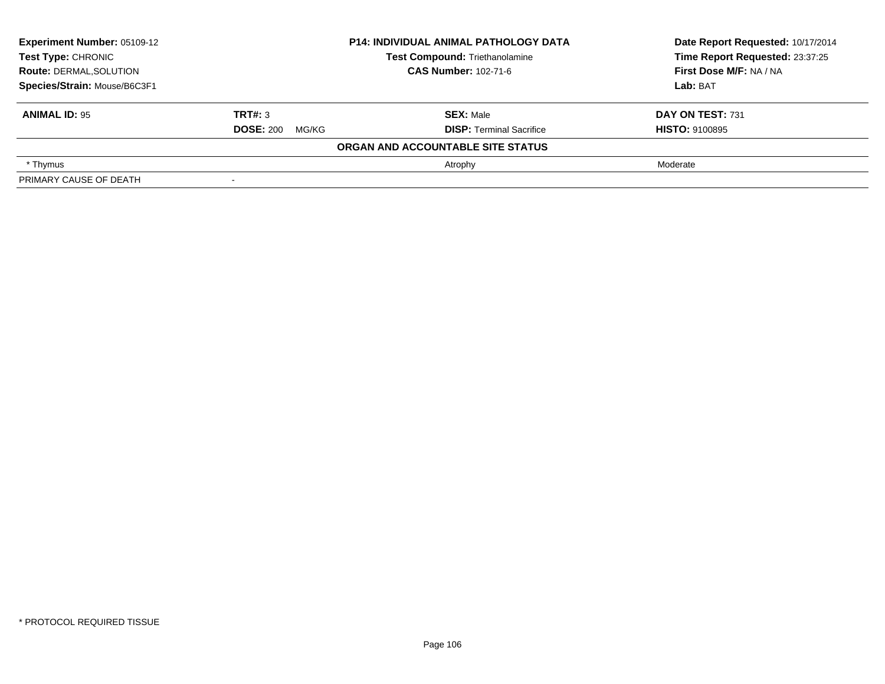| | | | |
|---|---|---|---|
| **Experiment Number:** 05109-12 | **P14: INDIVIDUAL ANIMAL PATHOLOGY DATA** | | **Date Report Requested:** 10/17/2014 |
| **Test Type:** CHRONIC | **Test Compound:** Triethanolamine | | **Time Report Requested:** 23:37:25 |
| **Route:** DERMAL,SOLUTION | **CAS Number:** 102-71-6 | | **First Dose M/F:** NA / NA |
| **Species/Strain:** Mouse/B6C3F1 | | | **Lab:** BAT |

| | | | |
|---|---|---|---|
| **ANIMAL ID:** 95 | **TRT#:** 3 | **SEX:** Male | **DAY ON TEST:** 731 |
| | **DOSE:** 200 MG/KG | **DISP:** Terminal Sacrifice | **HISTO:** 9100895 |

**ORGAN AND ACCOUNTABLE SITE STATUS**

| | | | |
|---|---|---|---|
| * Thymus | | Atrophy | Moderate |
| PRIMARY CAUSE OF DEATH | - | | |

* PROTOCOL REQUIRED TISSUE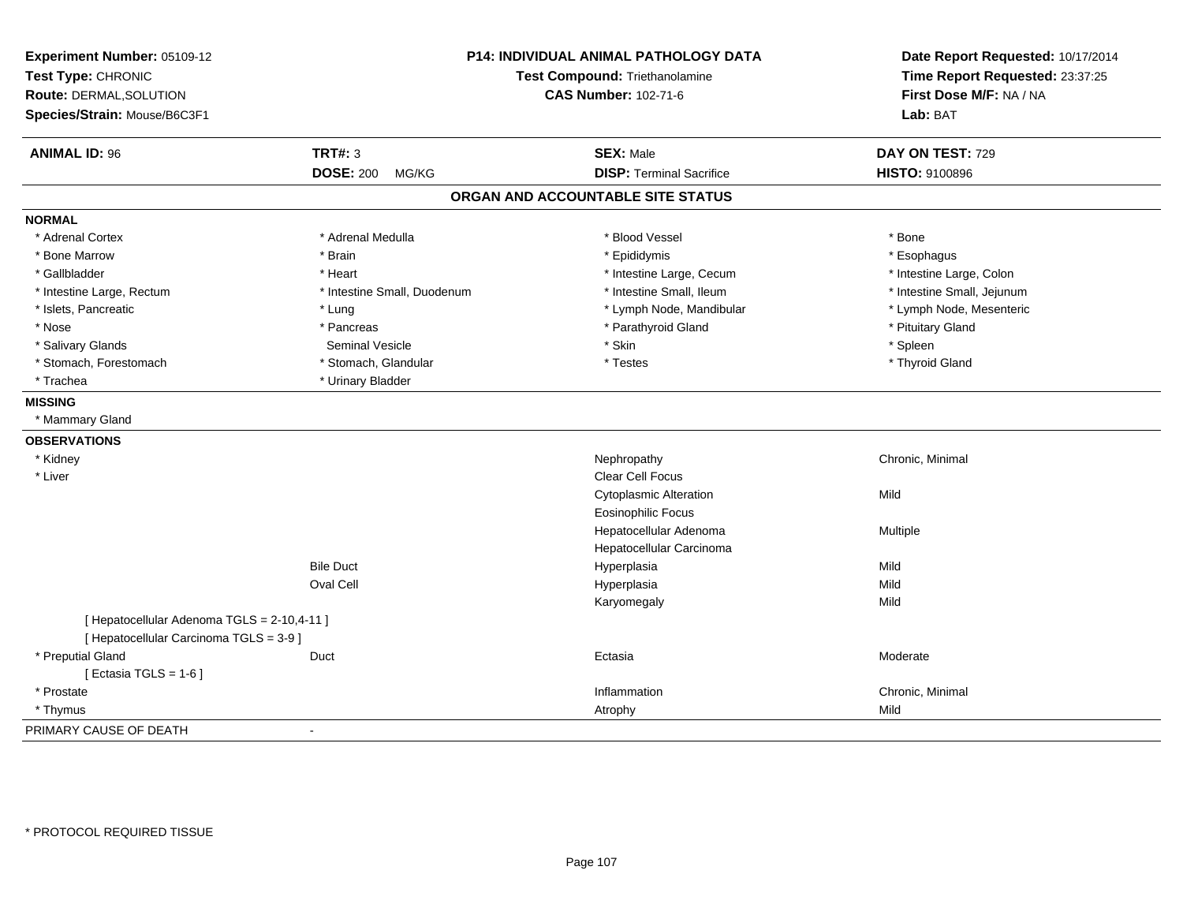**Experiment Number:** 05109-12
**Test Type:** CHRONIC
**Route:** DERMAL,SOLUTION
**Species/Strain:** Mouse/B6C3F1

**P14: INDIVIDUAL ANIMAL PATHOLOGY DATA**
**Test Compound:** Triethanolamine
**CAS Number:** 102-71-6

**Date Report Requested:** 10/17/2014
**Time Report Requested:** 23:37:25
**First Dose M/F:** NA / NA
**Lab:** BAT

| **ANIMAL ID:** 96 | **TRT#:** 3 | **SEX:** Male | **DAY ON TEST:** 729 |
|---|---|---|---|
| | **DOSE:** 200 MG/KG | **DISP:** Terminal Sacrifice | **HISTO:** 9100896 |

## ORGAN AND ACCOUNTABLE SITE STATUS

**NORMAL**

| | | | |
|---|---|---|---|
| * Adrenal Cortex | * Adrenal Medulla | * Blood Vessel | * Bone |
| * Bone Marrow | * Brain | * Epididymis | * Esophagus |
| * Gallbladder | * Heart | * Intestine Large, Cecum | * Intestine Large, Colon |
| * Intestine Large, Rectum | * Intestine Small, Duodenum | * Intestine Small, Ileum | * Intestine Small, Jejunum |
| * Islets, Pancreatic | * Lung | * Lymph Node, Mandibular | * Lymph Node, Mesenteric |
| * Nose | * Pancreas | * Parathyroid Gland | * Pituitary Gland |
| * Salivary Glands | Seminal Vesicle | * Skin | * Spleen |
| * Stomach, Forestomach | * Stomach, Glandular | * Testes | * Thyroid Gland |
| * Trachea | * Urinary Bladder | | |

**MISSING**

* Mammary Gland

**OBSERVATIONS**

| | | | |
|---|---|---|---|
| * Kidney | | Nephropathy | Chronic, Minimal |
| * Liver | | Clear Cell Focus | |
| | | Cytoplasmic Alteration | Mild |
| | | Eosinophilic Focus | |
| | | Hepatocellular Adenoma | Multiple |
| | | Hepatocellular Carcinoma | |
| | Bile Duct | Hyperplasia | Mild |
| | Oval Cell | Hyperplasia | Mild |
| | | Karyomegaly | Mild |
| [ Hepatocellular Adenoma TGLS = 2-10,4-11 ] | | | |
| [ Hepatocellular Carcinoma TGLS = 3-9 ] | | | |
| * Preputial Gland | Duct | Ectasia | Moderate |
| [ Ectasia TGLS = 1-6 ] | | | |
| * Prostate | | Inflammation | Chronic, Minimal |
| * Thymus | | Atrophy | Mild |

PRIMARY CAUSE OF DEATH -

* PROTOCOL REQUIRED TISSUE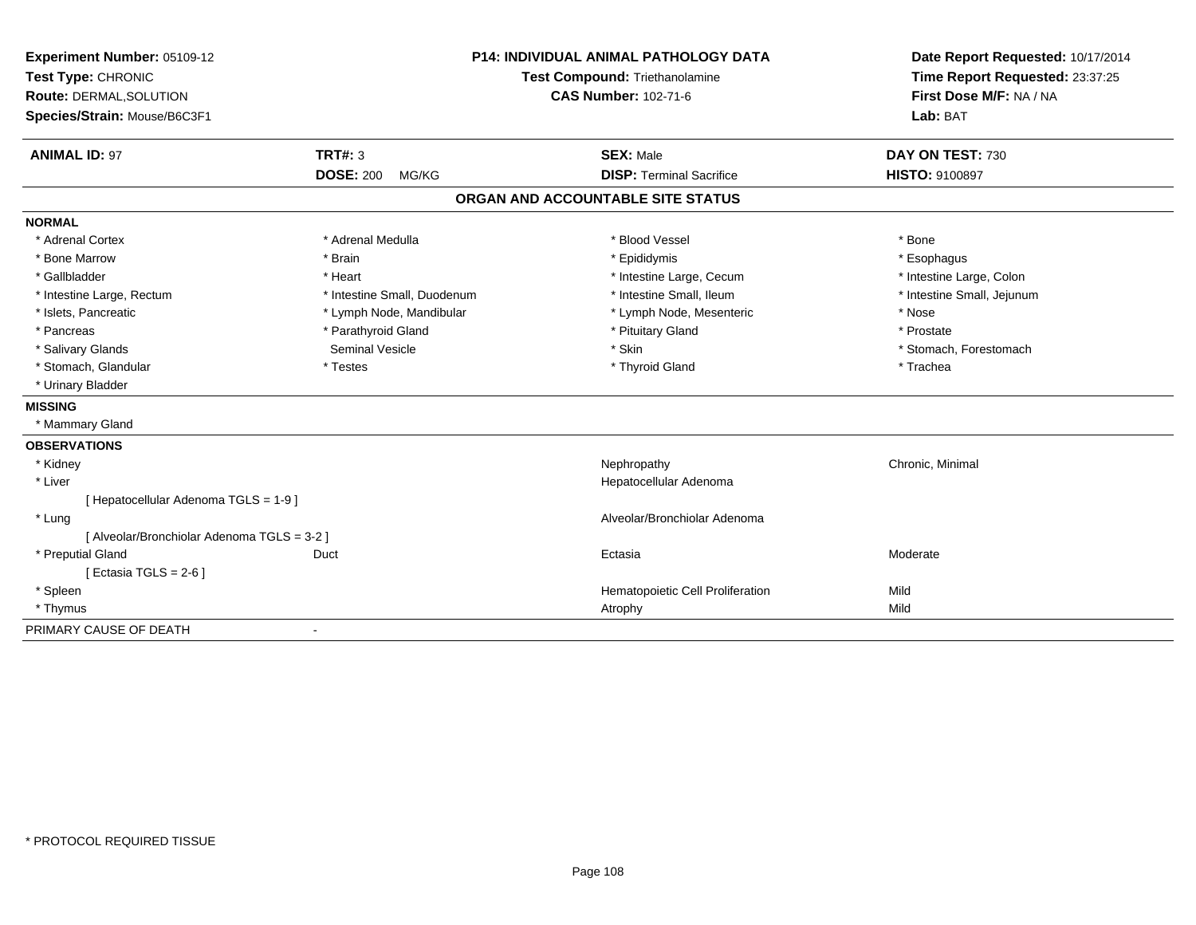**Experiment Number:** 05109-12
**Test Type:** CHRONIC
**Route:** DERMAL,SOLUTION
**Species/Strain:** Mouse/B6C3F1

**P14: INDIVIDUAL ANIMAL PATHOLOGY DATA**
**Test Compound:** Triethanolamine
**CAS Number:** 102-71-6

**Date Report Requested:** 10/17/2014
**Time Report Requested:** 23:37:25
**First Dose M/F:** NA / NA
**Lab:** BAT

| | | | |
|---|---|---|---|
| **ANIMAL ID:** 97 | **TRT#:** 3 | **SEX:** Male | **DAY ON TEST:** 730 |
| | **DOSE:** 200 MG/KG | **DISP:** Terminal Sacrifice | **HISTO:** 9100897 |

## ORGAN AND ACCOUNTABLE SITE STATUS

**NORMAL**

| | | | |
|---|---|---|---|
| * Adrenal Cortex | * Adrenal Medulla | * Blood Vessel | * Bone |
| * Bone Marrow | * Brain | * Epididymis | * Esophagus |
| * Gallbladder | * Heart | * Intestine Large, Cecum | * Intestine Large, Colon |
| * Intestine Large, Rectum | * Intestine Small, Duodenum | * Intestine Small, Ileum | * Intestine Small, Jejunum |
| * Islets, Pancreatic | * Lymph Node, Mandibular | * Lymph Node, Mesenteric | * Nose |
| * Pancreas | * Parathyroid Gland | * Pituitary Gland | * Prostate |
| * Salivary Glands | Seminal Vesicle | * Skin | * Stomach, Forestomach |
| * Stomach, Glandular | * Testes | * Thyroid Gland | * Trachea |
| * Urinary Bladder | | | |

**MISSING**

* Mammary Gland

**OBSERVATIONS**

| | | | |
|---|---|---|---|
| * Kidney | | Nephropathy | Chronic, Minimal |
| * Liver | | Hepatocellular Adenoma | |
| [ Hepatocellular Adenoma TGLS = 1-9 ] | | | |
| * Lung | | Alveolar/Bronchiolar Adenoma | |
| [ Alveolar/Bronchiolar Adenoma TGLS = 3-2 ] | | | |
| * Preputial Gland | Duct | Ectasia | Moderate |
| [ Ectasia TGLS = 2-6 ] | | | |
| * Spleen | | Hematopoietic Cell Proliferation | Mild |
| * Thymus | | Atrophy | Mild |

PRIMARY CAUSE OF DEATH -

* PROTOCOL REQUIRED TISSUE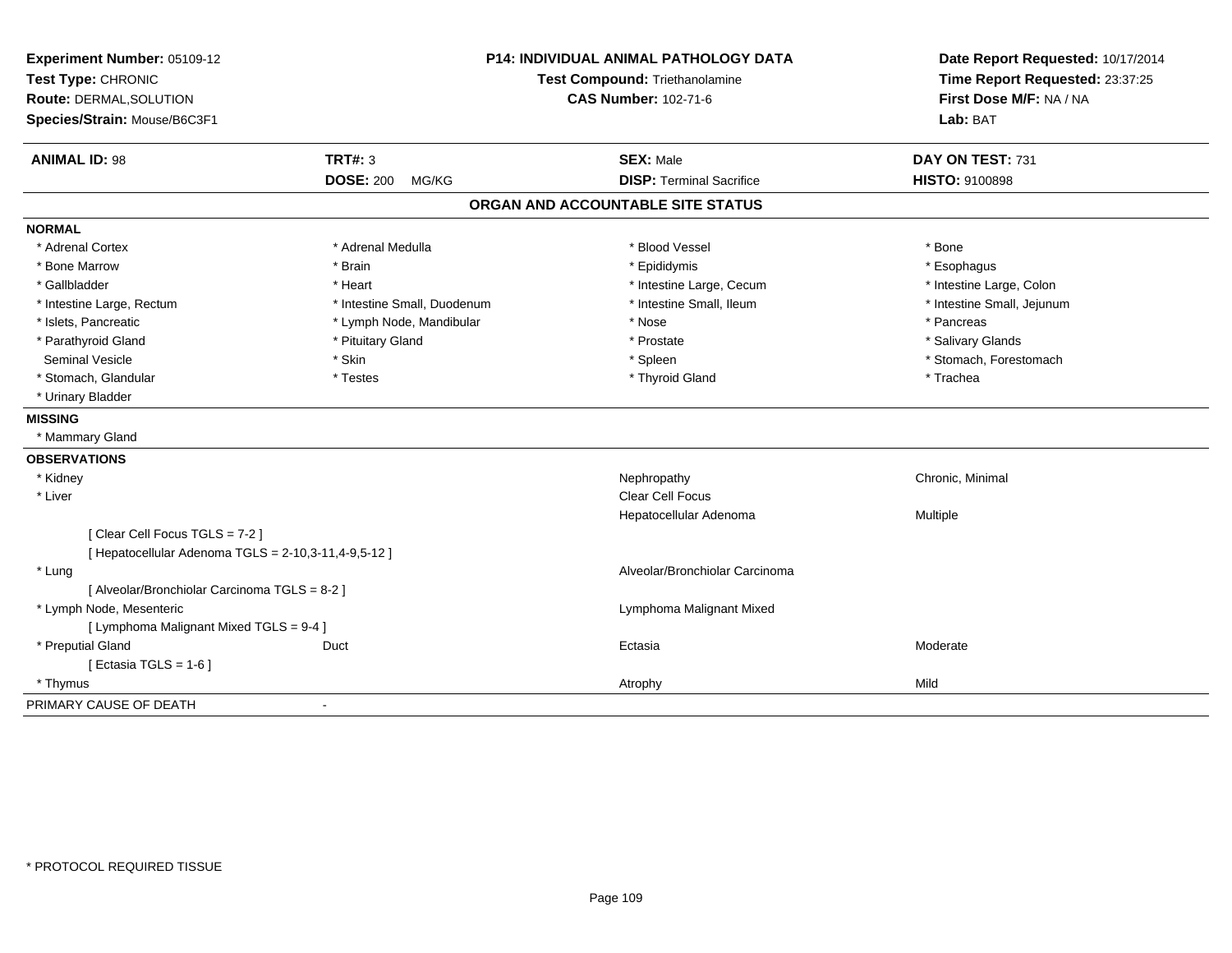**Experiment Number:** 05109-12
**Test Type:** CHRONIC
**Route:** DERMAL,SOLUTION
**Species/Strain:** Mouse/B6C3F1

**P14: INDIVIDUAL ANIMAL PATHOLOGY DATA**
**Test Compound:** Triethanolamine
**CAS Number:** 102-71-6

**Date Report Requested:** 10/17/2014
**Time Report Requested:** 23:37:25
**First Dose M/F:** NA / NA
**Lab:** BAT

| **ANIMAL ID:** 98 | **TRT#:** 3 | **SEX:** Male | **DAY ON TEST:** 731 |
|---|---|---|---|
| | **DOSE:** 200 MG/KG | **DISP:** Terminal Sacrifice | **HISTO:** 9100898 |

## ORGAN AND ACCOUNTABLE SITE STATUS

**NORMAL**

| | | | |
|---|---|---|---|
| * Adrenal Cortex | * Adrenal Medulla | * Blood Vessel | * Bone |
| * Bone Marrow | * Brain | * Epididymis | * Esophagus |
| * Gallbladder | * Heart | * Intestine Large, Cecum | * Intestine Large, Colon |
| * Intestine Large, Rectum | * Intestine Small, Duodenum | * Intestine Small, Ileum | * Intestine Small, Jejunum |
| * Islets, Pancreatic | * Lymph Node, Mandibular | * Nose | * Pancreas |
| * Parathyroid Gland | * Pituitary Gland | * Prostate | * Salivary Glands |
| Seminal Vesicle | * Skin | * Spleen | * Stomach, Forestomach |
| * Stomach, Glandular | * Testes | * Thyroid Gland | * Trachea |
| * Urinary Bladder | | | |

**MISSING**

* Mammary Gland

**OBSERVATIONS**

| | | | |
|---|---|---|---|
| * Kidney | | Nephropathy | Chronic, Minimal |
| * Liver | | Clear Cell Focus | |
| | | Hepatocellular Adenoma | Multiple |
| [ Clear Cell Focus TGLS = 7-2 ] | | | |
| [ Hepatocellular Adenoma TGLS = 2-10,3-11,4-9,5-12 ] | | | |
| * Lung | | Alveolar/Bronchiolar Carcinoma | |
| [ Alveolar/Bronchiolar Carcinoma TGLS = 8-2 ] | | | |
| * Lymph Node, Mesenteric | | Lymphoma Malignant Mixed | |
| [ Lymphoma Malignant Mixed TGLS = 9-4 ] | | | |
| * Preputial Gland | Duct | Ectasia | Moderate |
| [ Ectasia TGLS = 1-6 ] | | | |
| * Thymus | | Atrophy | Mild |

PRIMARY CAUSE OF DEATH -

* PROTOCOL REQUIRED TISSUE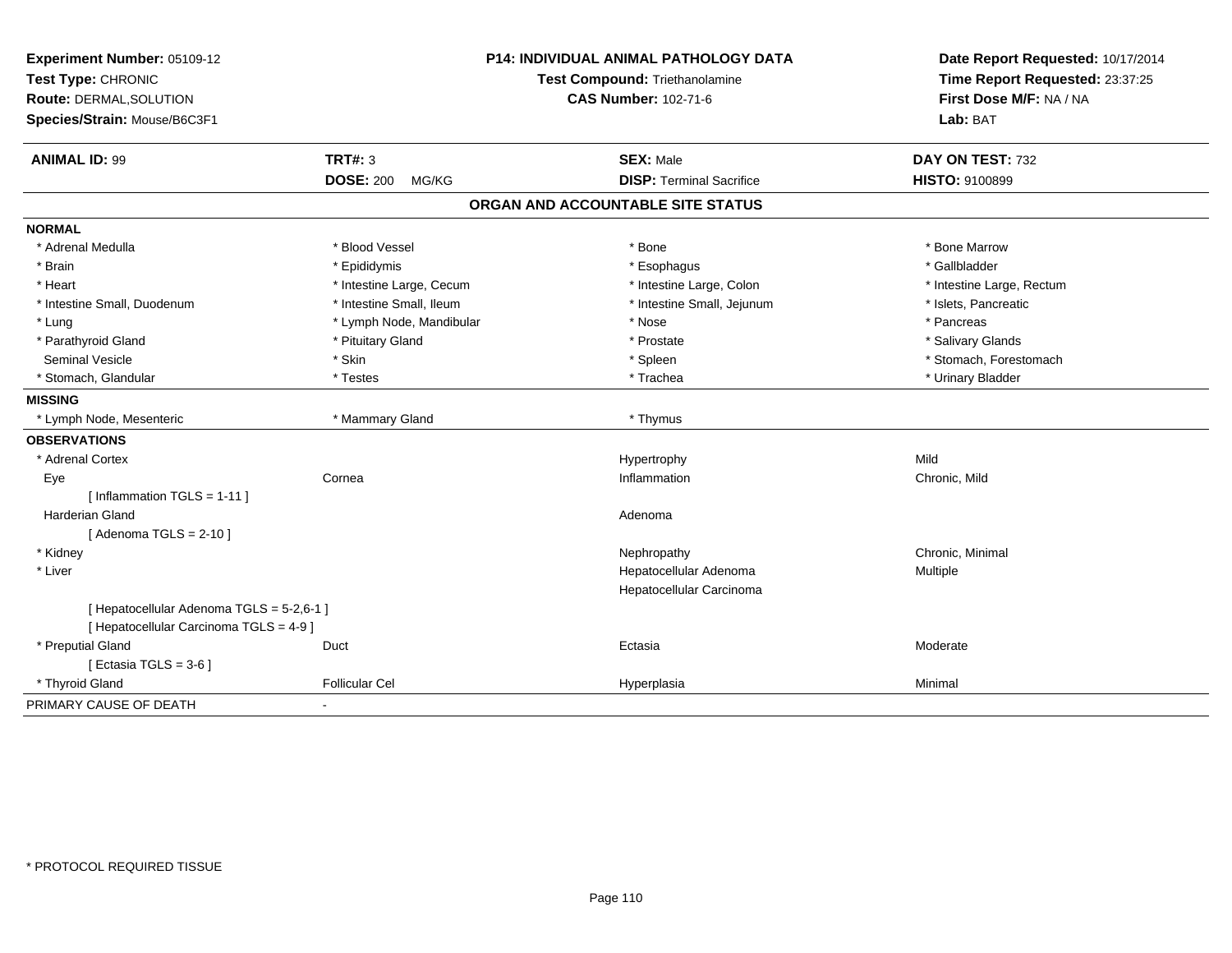| | | | |
|---|---|---|---|
| **Experiment Number:** 05109-12 | **P14: INDIVIDUAL ANIMAL PATHOLOGY DATA** | | **Date Report Requested:** 10/17/2014 |
| **Test Type:** CHRONIC | **Test Compound:** Triethanolamine | | **Time Report Requested:** 23:37:25 |
| **Route:** DERMAL,SOLUTION | **CAS Number:** 102-71-6 | | **First Dose M/F:** NA / NA |
| **Species/Strain:** Mouse/B6C3F1 | | | **Lab:** BAT |

| | | | |
|---|---|---|---|
| **ANIMAL ID:** 99 | **TRT#:** 3 | **SEX:** Male | **DAY ON TEST:** 732 |
| | **DOSE:** 200 MG/KG | **DISP:** Terminal Sacrifice | **HISTO:** 9100899 |

## ORGAN AND ACCOUNTABLE SITE STATUS

**NORMAL**

| | | | |
|---|---|---|---|
| * Adrenal Medulla | * Blood Vessel | * Bone | * Bone Marrow |
| * Brain | * Epididymis | * Esophagus | * Gallbladder |
| * Heart | * Intestine Large, Cecum | * Intestine Large, Colon | * Intestine Large, Rectum |
| * Intestine Small, Duodenum | * Intestine Small, Ileum | * Intestine Small, Jejunum | * Islets, Pancreatic |
| * Lung | * Lymph Node, Mandibular | * Nose | * Pancreas |
| * Parathyroid Gland | * Pituitary Gland | * Prostate | * Salivary Glands |
| Seminal Vesicle | * Skin | * Spleen | * Stomach, Forestomach |
| * Stomach, Glandular | * Testes | * Trachea | * Urinary Bladder |

**MISSING**

| | | |
|---|---|---|
| * Lymph Node, Mesenteric | * Mammary Gland | * Thymus |

**OBSERVATIONS**

| | | | |
|---|---|---|---|
| * Adrenal Cortex | | Hypertrophy | Mild |
| Eye | Cornea | Inflammation | Chronic, Mild |
| [ Inflammation TGLS = 1-11 ] | | | |
| Harderian Gland | | Adenoma | |
| [ Adenoma TGLS = 2-10 ] | | | |
| * Kidney | | Nephropathy | Chronic, Minimal |
| * Liver | | Hepatocellular Adenoma | Multiple |
| | | Hepatocellular Carcinoma | |
| [ Hepatocellular Adenoma TGLS = 5-2,6-1 ] | | | |
| [ Hepatocellular Carcinoma TGLS = 4-9 ] | | | |
| * Preputial Gland | Duct | Ectasia | Moderate |
| [ Ectasia TGLS = 3-6 ] | | | |
| * Thyroid Gland | Follicular Cel | Hyperplasia | Minimal |

PRIMARY CAUSE OF DEATH -

* PROTOCOL REQUIRED TISSUE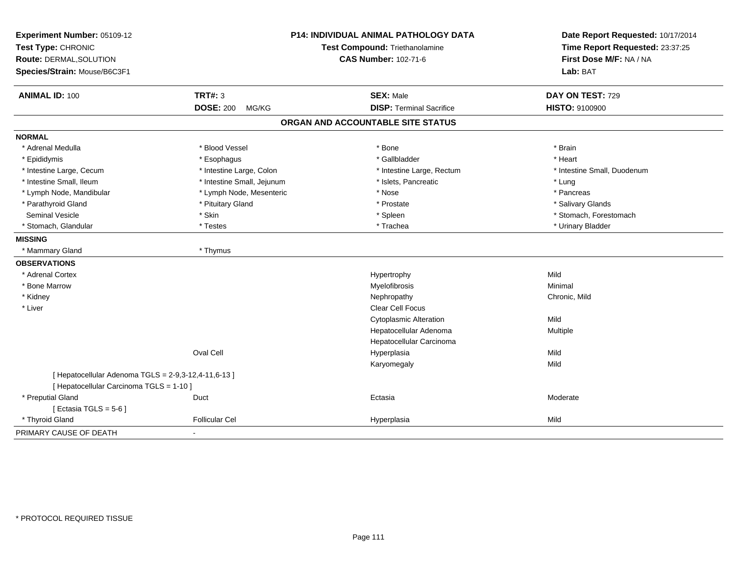**Experiment Number:** 05109-12
**Test Type:** CHRONIC
**Route:** DERMAL,SOLUTION
**Species/Strain:** Mouse/B6C3F1

**P14: INDIVIDUAL ANIMAL PATHOLOGY DATA**
**Test Compound:** Triethanolamine
**CAS Number:** 102-71-6

**Date Report Requested:** 10/17/2014
**Time Report Requested:** 23:37:25
**First Dose M/F:** NA / NA
**Lab:** BAT

| **ANIMAL ID:** 100 | **TRT#:** 3 | **SEX:** Male | **DAY ON TEST:** 729 |
|---|---|---|---|
| | **DOSE:** 200 MG/KG | **DISP:** Terminal Sacrifice | **HISTO:** 9100900 |

## ORGAN AND ACCOUNTABLE SITE STATUS

**NORMAL**

| | | | |
|---|---|---|---|
| * Adrenal Medulla | * Blood Vessel | * Bone | * Brain |
| * Epididymis | * Esophagus | * Gallbladder | * Heart |
| * Intestine Large, Cecum | * Intestine Large, Colon | * Intestine Large, Rectum | * Intestine Small, Duodenum |
| * Intestine Small, Ileum | * Intestine Small, Jejunum | * Islets, Pancreatic | * Lung |
| * Lymph Node, Mandibular | * Lymph Node, Mesenteric | * Nose | * Pancreas |
| * Parathyroid Gland | * Pituitary Gland | * Prostate | * Salivary Glands |
| Seminal Vesicle | * Skin | * Spleen | * Stomach, Forestomach |
| * Stomach, Glandular | * Testes | * Trachea | * Urinary Bladder |

**MISSING**

| | |
|---|---|
| * Mammary Gland | * Thymus |

**OBSERVATIONS**

| | | | |
|---|---|---|---|
| * Adrenal Cortex | | Hypertrophy | Mild |
| * Bone Marrow | | Myelofibrosis | Minimal |
| * Kidney | | Nephropathy | Chronic, Mild |
| * Liver | | Clear Cell Focus | |
| | | Cytoplasmic Alteration | Mild |
| | | Hepatocellular Adenoma | Multiple |
| | | Hepatocellular Carcinoma | |
| | Oval Cell | Hyperplasia | Mild |
| | | Karyomegaly | Mild |
| [ Hepatocellular Adenoma TGLS = 2-9,3-12,4-11,6-13 ] | | | |
| [ Hepatocellular Carcinoma TGLS = 1-10 ] | | | |
| * Preputial Gland | Duct | Ectasia | Moderate |
| [ Ectasia TGLS = 5-6 ] | | | |
| * Thyroid Gland | Follicular Cel | Hyperplasia | Mild |

PRIMARY CAUSE OF DEATH -

\* PROTOCOL REQUIRED TISSUE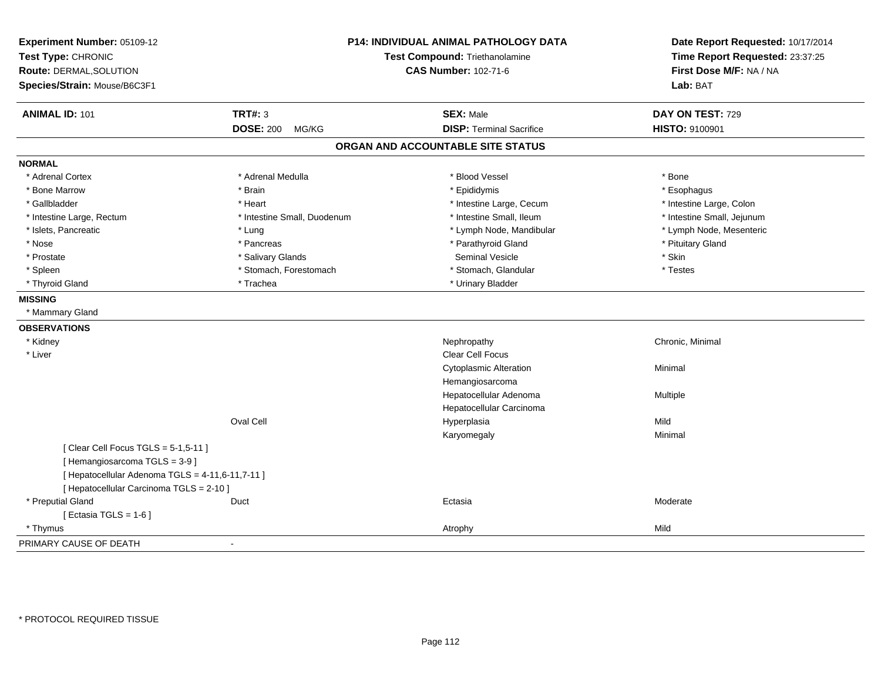**Experiment Number:** 05109-12
**Test Type:** CHRONIC
**Route:** DERMAL,SOLUTION
**Species/Strain:** Mouse/B6C3F1

**P14: INDIVIDUAL ANIMAL PATHOLOGY DATA**
**Test Compound:** Triethanolamine
**CAS Number:** 102-71-6

**Date Report Requested:** 10/17/2014
**Time Report Requested:** 23:37:25
**First Dose M/F:** NA / NA
**Lab:** BAT

| **ANIMAL ID:** 101 | **TRT#:** 3 | **SEX:** Male | **DAY ON TEST:** 729 |
|---|---|---|---|
| | **DOSE:** 200 MG/KG | **DISP:** Terminal Sacrifice | **HISTO:** 9100901 |

## ORGAN AND ACCOUNTABLE SITE STATUS

**NORMAL**

| | | | |
|---|---|---|---|
| * Adrenal Cortex | * Adrenal Medulla | * Blood Vessel | * Bone |
| * Bone Marrow | * Brain | * Epididymis | * Esophagus |
| * Gallbladder | * Heart | * Intestine Large, Cecum | * Intestine Large, Colon |
| * Intestine Large, Rectum | * Intestine Small, Duodenum | * Intestine Small, Ileum | * Intestine Small, Jejunum |
| * Islets, Pancreatic | * Lung | * Lymph Node, Mandibular | * Lymph Node, Mesenteric |
| * Nose | * Pancreas | * Parathyroid Gland | * Pituitary Gland |
| * Prostate | * Salivary Glands | Seminal Vesicle | * Skin |
| * Spleen | * Stomach, Forestomach | * Stomach, Glandular | * Testes |
| * Thyroid Gland | * Trachea | * Urinary Bladder | |

**MISSING**

* Mammary Gland

**OBSERVATIONS**

| | | | |
|---|---|---|---|
| * Kidney | | Nephropathy | Chronic, Minimal |
| * Liver | | Clear Cell Focus | |
| | | Cytoplasmic Alteration | Minimal |
| | | Hemangiosarcoma | |
| | | Hepatocellular Adenoma | Multiple |
| | | Hepatocellular Carcinoma | |
| | Oval Cell | Hyperplasia | Mild |
| | | Karyomegaly | Minimal |
| [ Clear Cell Focus TGLS = 5-1,5-11 ] | | | |
| [ Hemangiosarcoma TGLS = 3-9 ] | | | |
| [ Hepatocellular Adenoma TGLS = 4-11,6-11,7-11 ] | | | |
| [ Hepatocellular Carcinoma TGLS = 2-10 ] | | | |
| * Preputial Gland | Duct | Ectasia | Moderate |
| [ Ectasia TGLS = 1-6 ] | | | |
| * Thymus | | Atrophy | Mild |

PRIMARY CAUSE OF DEATH -

* PROTOCOL REQUIRED TISSUE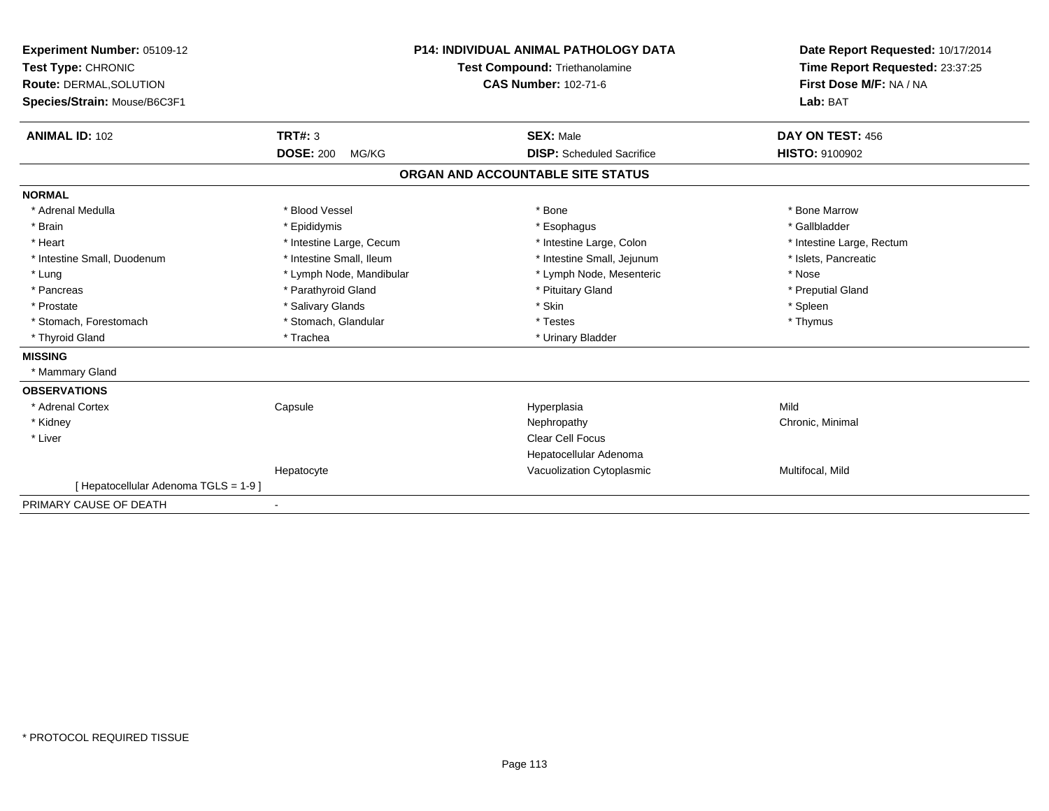**Experiment Number:** 05109-12
**Test Type:** CHRONIC
**Route:** DERMAL,SOLUTION
**Species/Strain:** Mouse/B6C3F1

**P14: INDIVIDUAL ANIMAL PATHOLOGY DATA**
**Test Compound:** Triethanolamine
**CAS Number:** 102-71-6

**Date Report Requested:** 10/17/2014
**Time Report Requested:** 23:37:25
**First Dose M/F:** NA / NA
**Lab:** BAT

| **ANIMAL ID:** 102 | **TRT#:** 3 | **SEX:** Male | **DAY ON TEST:** 456 |
|---|---|---|---|
| | **DOSE:** 200 MG/KG | **DISP:** Scheduled Sacrifice | **HISTO:** 9100902 |

## ORGAN AND ACCOUNTABLE SITE STATUS

| | | | |
|---|---|---|---|
| **NORMAL** | | | |
| * Adrenal Medulla | * Blood Vessel | * Bone | * Bone Marrow |
| * Brain | * Epididymis | * Esophagus | * Gallbladder |
| * Heart | * Intestine Large, Cecum | * Intestine Large, Colon | * Intestine Large, Rectum |
| * Intestine Small, Duodenum | * Intestine Small, Ileum | * Intestine Small, Jejunum | * Islets, Pancreatic |
| * Lung | * Lymph Node, Mandibular | * Lymph Node, Mesenteric | * Nose |
| * Pancreas | * Parathyroid Gland | * Pituitary Gland | * Preputial Gland |
| * Prostate | * Salivary Glands | * Skin | * Spleen |
| * Stomach, Forestomach | * Stomach, Glandular | * Testes | * Thymus |
| * Thyroid Gland | * Trachea | * Urinary Bladder | |
| **MISSING** | | | |
| * Mammary Gland | | | |
| **OBSERVATIONS** | | | |
| * Adrenal Cortex | Capsule | Hyperplasia | Mild |
| * Kidney | | Nephropathy | Chronic, Minimal |
| * Liver | | Clear Cell Focus | |
| | | Hepatocellular Adenoma | |
| | Hepatocyte | Vacuolization Cytoplasmic | Multifocal, Mild |
| [ Hepatocellular Adenoma TGLS = 1-9 ] | | | |
| PRIMARY CAUSE OF DEATH | - | | |

* PROTOCOL REQUIRED TISSUE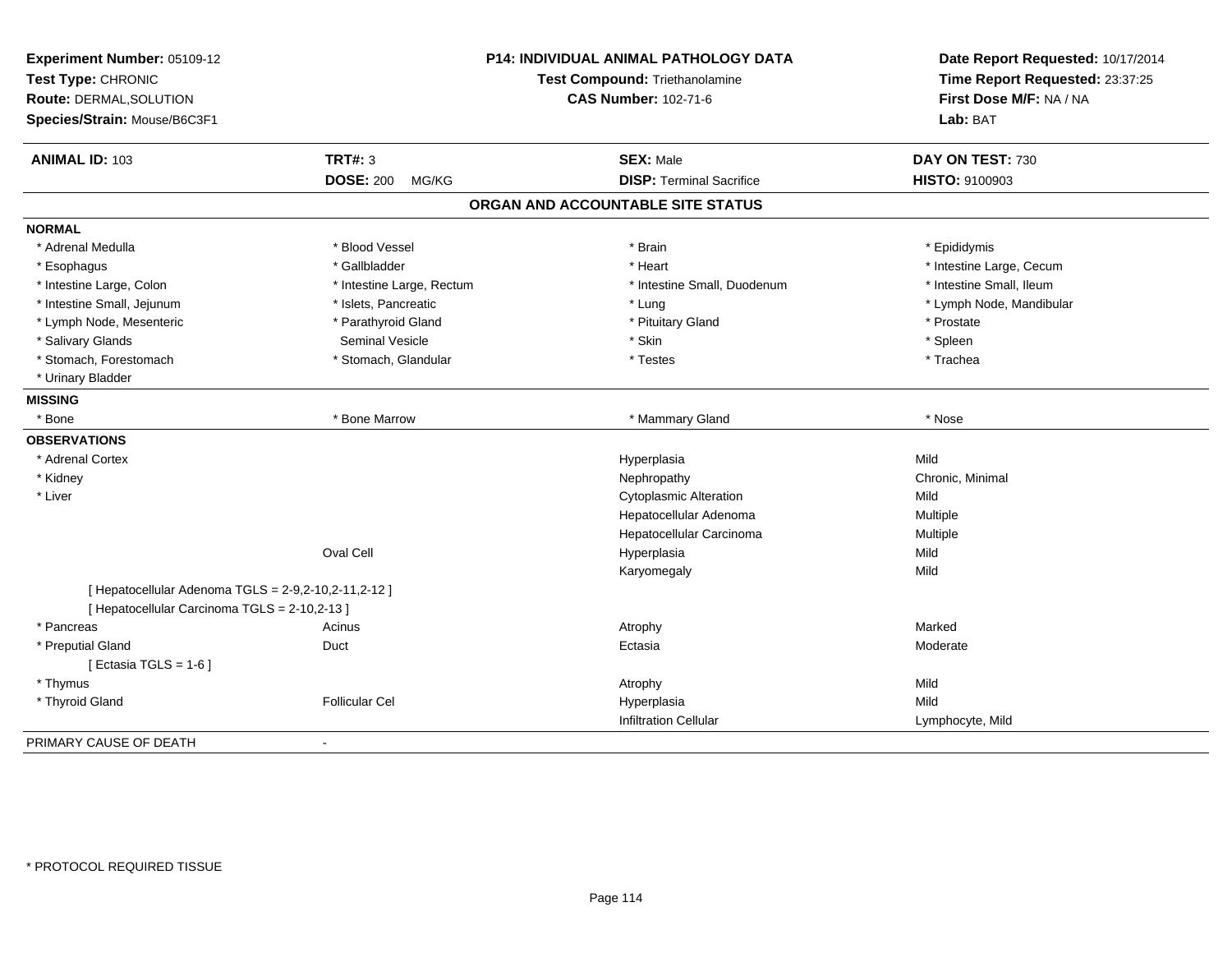**Experiment Number:** 05109-12
**Test Type:** CHRONIC
**Route:** DERMAL,SOLUTION
**Species/Strain:** Mouse/B6C3F1

**P14: INDIVIDUAL ANIMAL PATHOLOGY DATA**
**Test Compound:** Triethanolamine
**CAS Number:** 102-71-6

**Date Report Requested:** 10/17/2014
**Time Report Requested:** 23:37:25
**First Dose M/F:** NA / NA
**Lab:** BAT

| | | | |
|---|---|---|---|
| **ANIMAL ID:** 103 | **TRT#:** 3 | **SEX:** Male | **DAY ON TEST:** 730 |
| | **DOSE:** 200 MG/KG | **DISP:** Terminal Sacrifice | **HISTO:** 9100903 |

## ORGAN AND ACCOUNTABLE SITE STATUS

**NORMAL**

| | | | |
|---|---|---|---|
| * Adrenal Medulla | * Blood Vessel | * Brain | * Epididymis |
| * Esophagus | * Gallbladder | * Heart | * Intestine Large, Cecum |
| * Intestine Large, Colon | * Intestine Large, Rectum | * Intestine Small, Duodenum | * Intestine Small, Ileum |
| * Intestine Small, Jejunum | * Islets, Pancreatic | * Lung | * Lymph Node, Mandibular |
| * Lymph Node, Mesenteric | * Parathyroid Gland | * Pituitary Gland | * Prostate |
| * Salivary Glands | Seminal Vesicle | * Skin | * Spleen |
| * Stomach, Forestomach | * Stomach, Glandular | * Testes | * Trachea |
| * Urinary Bladder | | | |

**MISSING**

| | | | |
|---|---|---|---|
| * Bone | * Bone Marrow | * Mammary Gland | * Nose |

**OBSERVATIONS**

| | | | |
|---|---|---|---|
| * Adrenal Cortex | | Hyperplasia | Mild |
| * Kidney | | Nephropathy | Chronic, Minimal |
| * Liver | | Cytoplasmic Alteration | Mild |
| | | Hepatocellular Adenoma | Multiple |
| | | Hepatocellular Carcinoma | Multiple |
| | Oval Cell | Hyperplasia | Mild |
| | | Karyomegaly | Mild |
| [ Hepatocellular Adenoma TGLS = 2-9,2-10,2-11,2-12 ] | | | |
| [ Hepatocellular Carcinoma TGLS = 2-10,2-13 ] | | | |
| * Pancreas | Acinus | Atrophy | Marked |
| * Preputial Gland | Duct | Ectasia | Moderate |
| [ Ectasia TGLS = 1-6 ] | | | |
| * Thymus | | Atrophy | Mild |
| * Thyroid Gland | Follicular Cel | Hyperplasia | Mild |
| | | Infiltration Cellular | Lymphocyte, Mild |

PRIMARY CAUSE OF DEATH -

* PROTOCOL REQUIRED TISSUE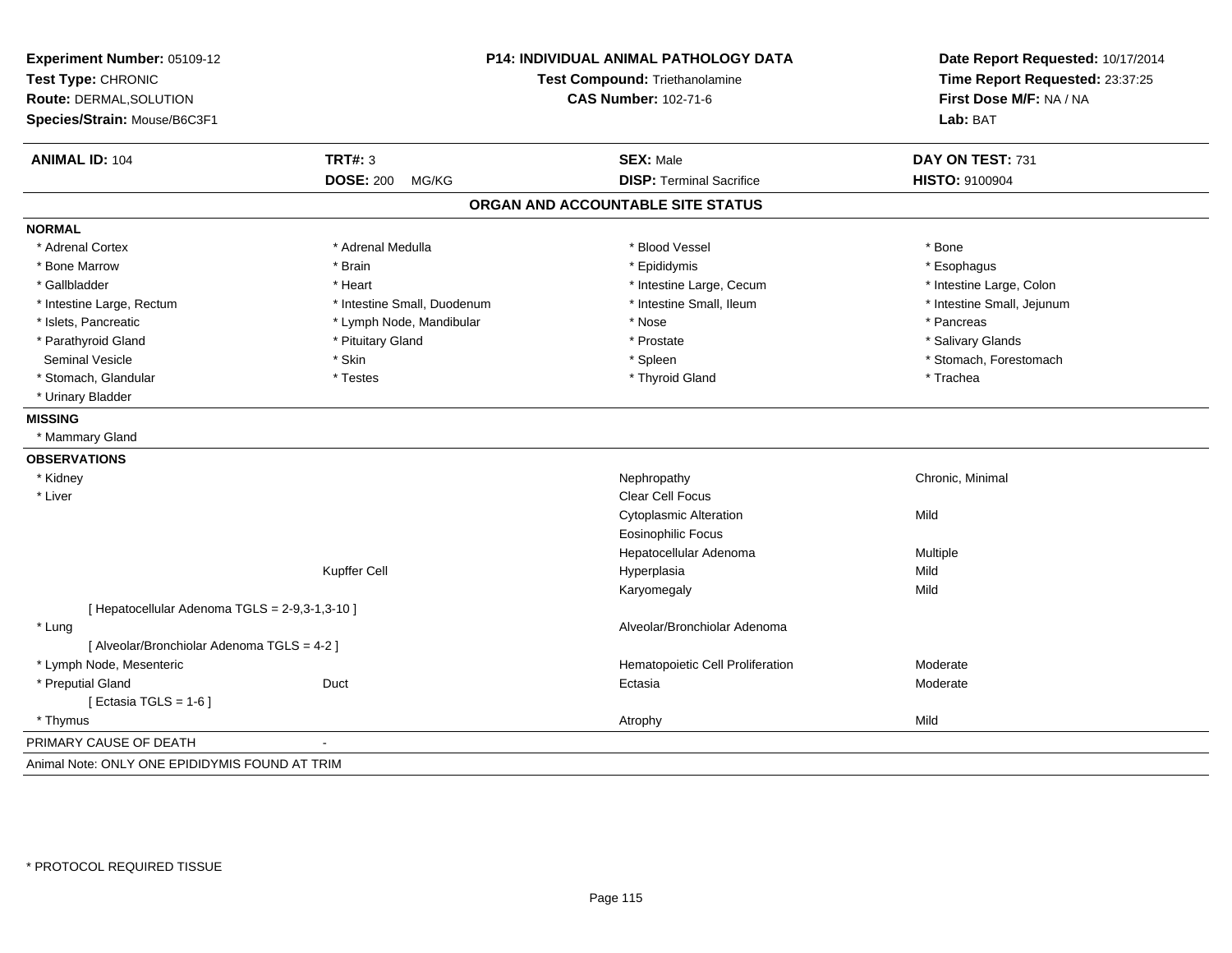**Experiment Number:** 05109-12
**Test Type:** CHRONIC
**Route:** DERMAL,SOLUTION
**Species/Strain:** Mouse/B6C3F1

**P14: INDIVIDUAL ANIMAL PATHOLOGY DATA**
**Test Compound:** Triethanolamine
**CAS Number:** 102-71-6

**Date Report Requested:** 10/17/2014
**Time Report Requested:** 23:37:25
**First Dose M/F:** NA / NA
**Lab:** BAT

| **ANIMAL ID:** 104 | **TRT#:** 3 | **SEX:** Male | **DAY ON TEST:** 731 |
|---|---|---|---|
| | **DOSE:** 200 MG/KG | **DISP:** Terminal Sacrifice | **HISTO:** 9100904 |

## ORGAN AND ACCOUNTABLE SITE STATUS

**NORMAL**

| | | | |
|---|---|---|---|
| * Adrenal Cortex | * Adrenal Medulla | * Blood Vessel | * Bone |
| * Bone Marrow | * Brain | * Epididymis | * Esophagus |
| * Gallbladder | * Heart | * Intestine Large, Cecum | * Intestine Large, Colon |
| * Intestine Large, Rectum | * Intestine Small, Duodenum | * Intestine Small, Ileum | * Intestine Small, Jejunum |
| * Islets, Pancreatic | * Lymph Node, Mandibular | * Nose | * Pancreas |
| * Parathyroid Gland | * Pituitary Gland | * Prostate | * Salivary Glands |
| Seminal Vesicle | * Skin | * Spleen | * Stomach, Forestomach |
| * Stomach, Glandular | * Testes | * Thyroid Gland | * Trachea |
| * Urinary Bladder | | | |

**MISSING**

* Mammary Gland

**OBSERVATIONS**

| | | | |
|---|---|---|---|
| * Kidney | | Nephropathy | Chronic, Minimal |
| * Liver | | Clear Cell Focus | |
| | | Cytoplasmic Alteration | Mild |
| | | Eosinophilic Focus | |
| | | Hepatocellular Adenoma | Multiple |
| | Kupffer Cell | Hyperplasia | Mild |
| | | Karyomegaly | Mild |
| [ Hepatocellular Adenoma TGLS = 2-9,3-1,3-10 ] | | | |
| * Lung | | Alveolar/Bronchiolar Adenoma | |
| [ Alveolar/Bronchiolar Adenoma TGLS = 4-2 ] | | | |
| * Lymph Node, Mesenteric | | Hematopoietic Cell Proliferation | Moderate |
| * Preputial Gland | Duct | Ectasia | Moderate |
| [ Ectasia TGLS = 1-6 ] | | | |
| * Thymus | | Atrophy | Mild |

PRIMARY CAUSE OF DEATH -

Animal Note: ONLY ONE EPIDIDYMIS FOUND AT TRIM

* PROTOCOL REQUIRED TISSUE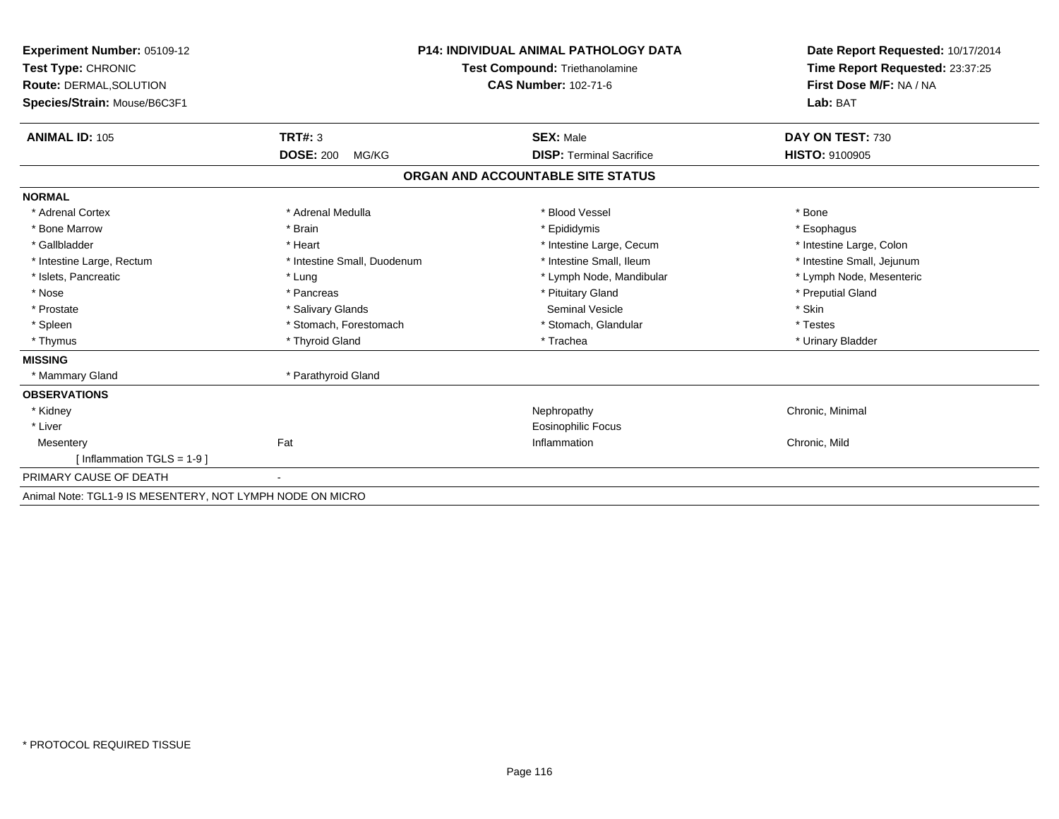**Experiment Number:** 05109-12
**Test Type:** CHRONIC
**Route:** DERMAL,SOLUTION
**Species/Strain:** Mouse/B6C3F1

**P14: INDIVIDUAL ANIMAL PATHOLOGY DATA**
**Test Compound:** Triethanolamine
**CAS Number:** 102-71-6

**Date Report Requested:** 10/17/2014
**Time Report Requested:** 23:37:25
**First Dose M/F:** NA / NA
**Lab:** BAT

| **ANIMAL ID:** 105 | **TRT#:** 3 | **SEX:** Male | **DAY ON TEST:** 730 |
|---|---|---|---|
| | **DOSE:** 200 MG/KG | **DISP:** Terminal Sacrifice | **HISTO:** 9100905 |

## ORGAN AND ACCOUNTABLE SITE STATUS

| | | | |
|---|---|---|---|
| **NORMAL** | | | |
| * Adrenal Cortex | * Adrenal Medulla | * Blood Vessel | * Bone |
| * Bone Marrow | * Brain | * Epididymis | * Esophagus |
| * Gallbladder | * Heart | * Intestine Large, Cecum | * Intestine Large, Colon |
| * Intestine Large, Rectum | * Intestine Small, Duodenum | * Intestine Small, Ileum | * Intestine Small, Jejunum |
| * Islets, Pancreatic | * Lung | * Lymph Node, Mandibular | * Lymph Node, Mesenteric |
| * Nose | * Pancreas | * Pituitary Gland | * Preputial Gland |
| * Prostate | * Salivary Glands | Seminal Vesicle | * Skin |
| * Spleen | * Stomach, Forestomach | * Stomach, Glandular | * Testes |
| * Thymus | * Thyroid Gland | * Trachea | * Urinary Bladder |
| **MISSING** | | | |
| * Mammary Gland | * Parathyroid Gland | | |
| **OBSERVATIONS** | | | |
| * Kidney | | Nephropathy | Chronic, Minimal |
| * Liver | | Eosinophilic Focus | |
| Mesentery | Fat | Inflammation | Chronic, Mild |
| [ Inflammation TGLS = 1-9 ] | | | |
| PRIMARY CAUSE OF DEATH | - | | |

Animal Note: TGL1-9 IS MESENTERY, NOT LYMPH NODE ON MICRO

* PROTOCOL REQUIRED TISSUE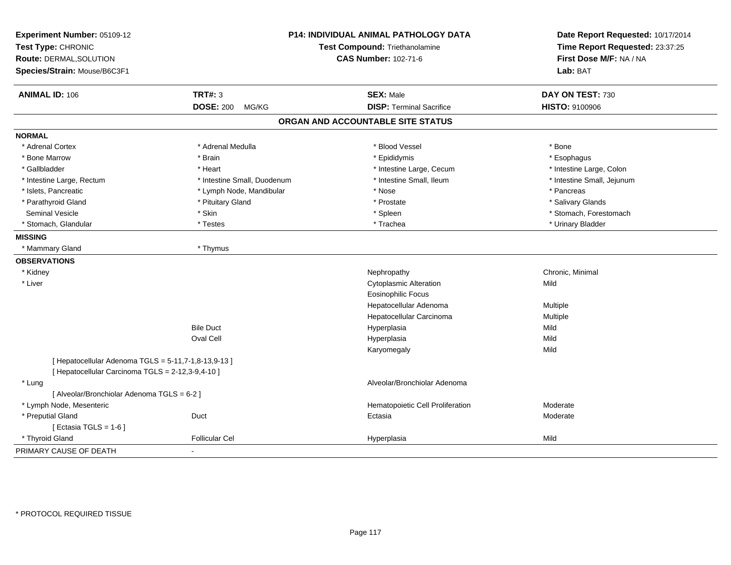**Experiment Number:** 05109-12
**Test Type:** CHRONIC
**Route:** DERMAL,SOLUTION
**Species/Strain:** Mouse/B6C3F1

**P14: INDIVIDUAL ANIMAL PATHOLOGY DATA**
**Test Compound:** Triethanolamine
**CAS Number:** 102-71-6

**Date Report Requested:** 10/17/2014
**Time Report Requested:** 23:37:25
**First Dose M/F:** NA / NA
**Lab:** BAT

| **ANIMAL ID:** 106 | **TRT#:** 3 | **SEX:** Male | **DAY ON TEST:** 730 |
|---|---|---|---|
| | **DOSE:** 200 MG/KG | **DISP:** Terminal Sacrifice | **HISTO:** 9100906 |

## ORGAN AND ACCOUNTABLE SITE STATUS

| | | | |
|---|---|---|---|
| **NORMAL** | | | |
| * Adrenal Cortex | * Adrenal Medulla | * Blood Vessel | * Bone |
| * Bone Marrow | * Brain | * Epididymis | * Esophagus |
| * Gallbladder | * Heart | * Intestine Large, Cecum | * Intestine Large, Colon |
| * Intestine Large, Rectum | * Intestine Small, Duodenum | * Intestine Small, Ileum | * Intestine Small, Jejunum |
| * Islets, Pancreatic | * Lymph Node, Mandibular | * Nose | * Pancreas |
| * Parathyroid Gland | * Pituitary Gland | * Prostate | * Salivary Glands |
| Seminal Vesicle | * Skin | * Spleen | * Stomach, Forestomach |
| * Stomach, Glandular | * Testes | * Trachea | * Urinary Bladder |
| **MISSING** | | | |
| * Mammary Gland | * Thymus | | |
| **OBSERVATIONS** | | | |
| * Kidney | | Nephropathy | Chronic, Minimal |
| * Liver | | Cytoplasmic Alteration | Mild |
| | | Eosinophilic Focus | |
| | | Hepatocellular Adenoma | Multiple |
| | | Hepatocellular Carcinoma | Multiple |
| | Bile Duct | Hyperplasia | Mild |
| | Oval Cell | Hyperplasia | Mild |
| | | Karyomegaly | Mild |
| [ Hepatocellular Adenoma TGLS = 5-11,7-1,8-13,9-13 ] | | | |
| [ Hepatocellular Carcinoma TGLS = 2-12,3-9,4-10 ] | | | |
| * Lung | | Alveolar/Bronchiolar Adenoma | |
| [ Alveolar/Bronchiolar Adenoma TGLS = 6-2 ] | | | |
| * Lymph Node, Mesenteric | | Hematopoietic Cell Proliferation | Moderate |
| * Preputial Gland | Duct | Ectasia | Moderate |
| [ Ectasia TGLS = 1-6 ] | | | |
| * Thyroid Gland | Follicular Cel | Hyperplasia | Mild |
| PRIMARY CAUSE OF DEATH | - | | |

* PROTOCOL REQUIRED TISSUE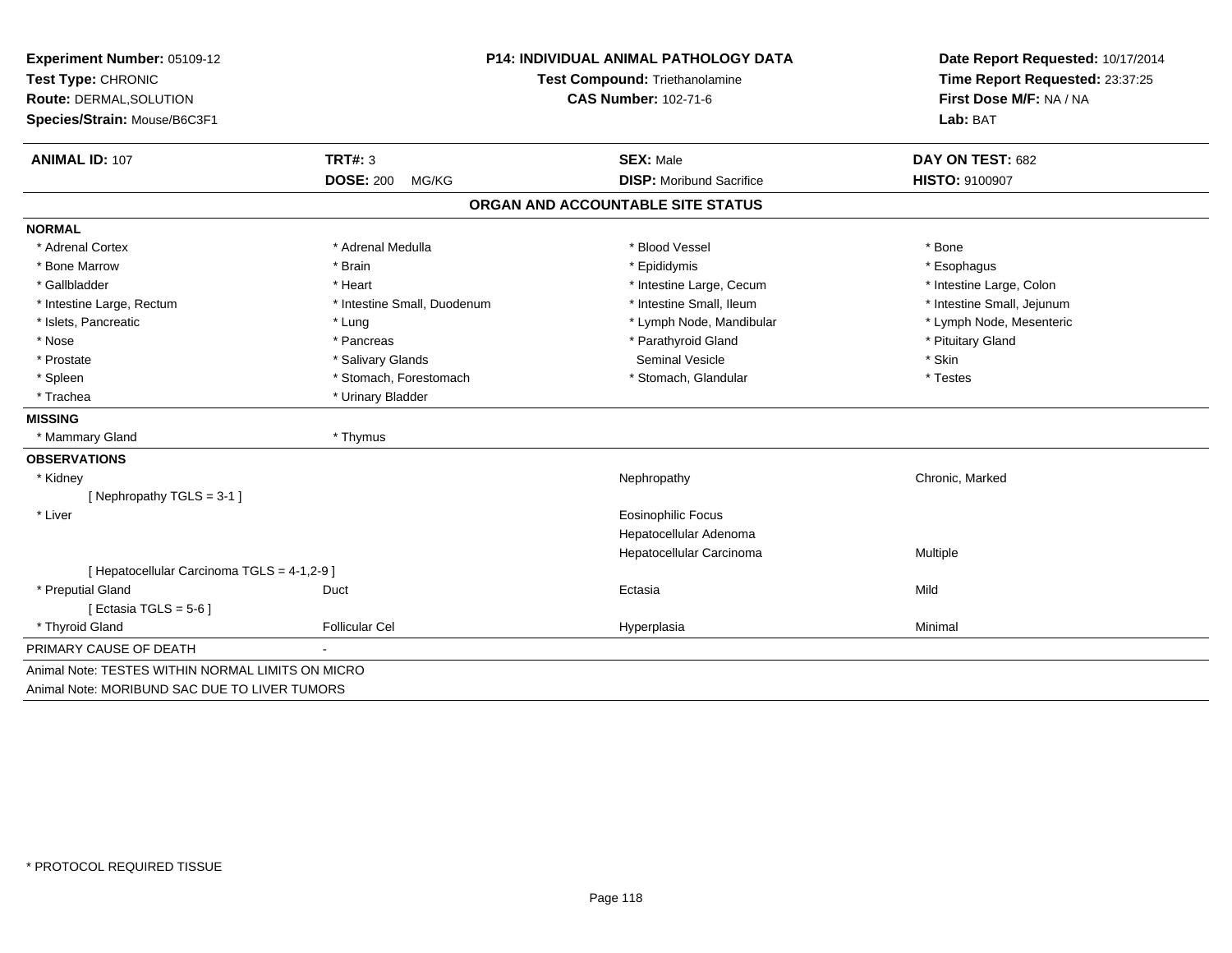**Experiment Number:** 05109-12
**Test Type:** CHRONIC
**Route:** DERMAL,SOLUTION
**Species/Strain:** Mouse/B6C3F1

**P14: INDIVIDUAL ANIMAL PATHOLOGY DATA**
**Test Compound:** Triethanolamine
**CAS Number:** 102-71-6

**Date Report Requested:** 10/17/2014
**Time Report Requested:** 23:37:25
**First Dose M/F:** NA / NA
**Lab:** BAT

| | | | |
|---|---|---|---|
| **ANIMAL ID:** 107 | **TRT#:** 3 | **SEX:** Male | **DAY ON TEST:** 682 |
| | **DOSE:** 200 MG/KG | **DISP:** Moribund Sacrifice | **HISTO:** 9100907 |

## ORGAN AND ACCOUNTABLE SITE STATUS

**NORMAL**

| | | | |
|---|---|---|---|
| * Adrenal Cortex | * Adrenal Medulla | * Blood Vessel | * Bone |
| * Bone Marrow | * Brain | * Epididymis | * Esophagus |
| * Gallbladder | * Heart | * Intestine Large, Cecum | * Intestine Large, Colon |
| * Intestine Large, Rectum | * Intestine Small, Duodenum | * Intestine Small, Ileum | * Intestine Small, Jejunum |
| * Islets, Pancreatic | * Lung | * Lymph Node, Mandibular | * Lymph Node, Mesenteric |
| * Nose | * Pancreas | * Parathyroid Gland | * Pituitary Gland |
| * Prostate | * Salivary Glands | Seminal Vesicle | * Skin |
| * Spleen | * Stomach, Forestomach | * Stomach, Glandular | * Testes |
| * Trachea | * Urinary Bladder | | |

**MISSING**

| | |
|---|---|
| * Mammary Gland | * Thymus |

**OBSERVATIONS**

| | | | |
|---|---|---|---|
| * Kidney | | Nephropathy | Chronic, Marked |
| [ Nephropathy TGLS = 3-1 ] | | | |
| * Liver | | Eosinophilic Focus | |
| | | Hepatocellular Adenoma | |
| | | Hepatocellular Carcinoma | Multiple |
| [ Hepatocellular Carcinoma TGLS = 4-1,2-9 ] | | | |
| * Preputial Gland | Duct | Ectasia | Mild |
| [ Ectasia TGLS = 5-6 ] | | | |
| * Thyroid Gland | Follicular Cel | Hyperplasia | Minimal |

PRIMARY CAUSE OF DEATH -

Animal Note: TESTES WITHIN NORMAL LIMITS ON MICRO

Animal Note: MORIBUND SAC DUE TO LIVER TUMORS

* PROTOCOL REQUIRED TISSUE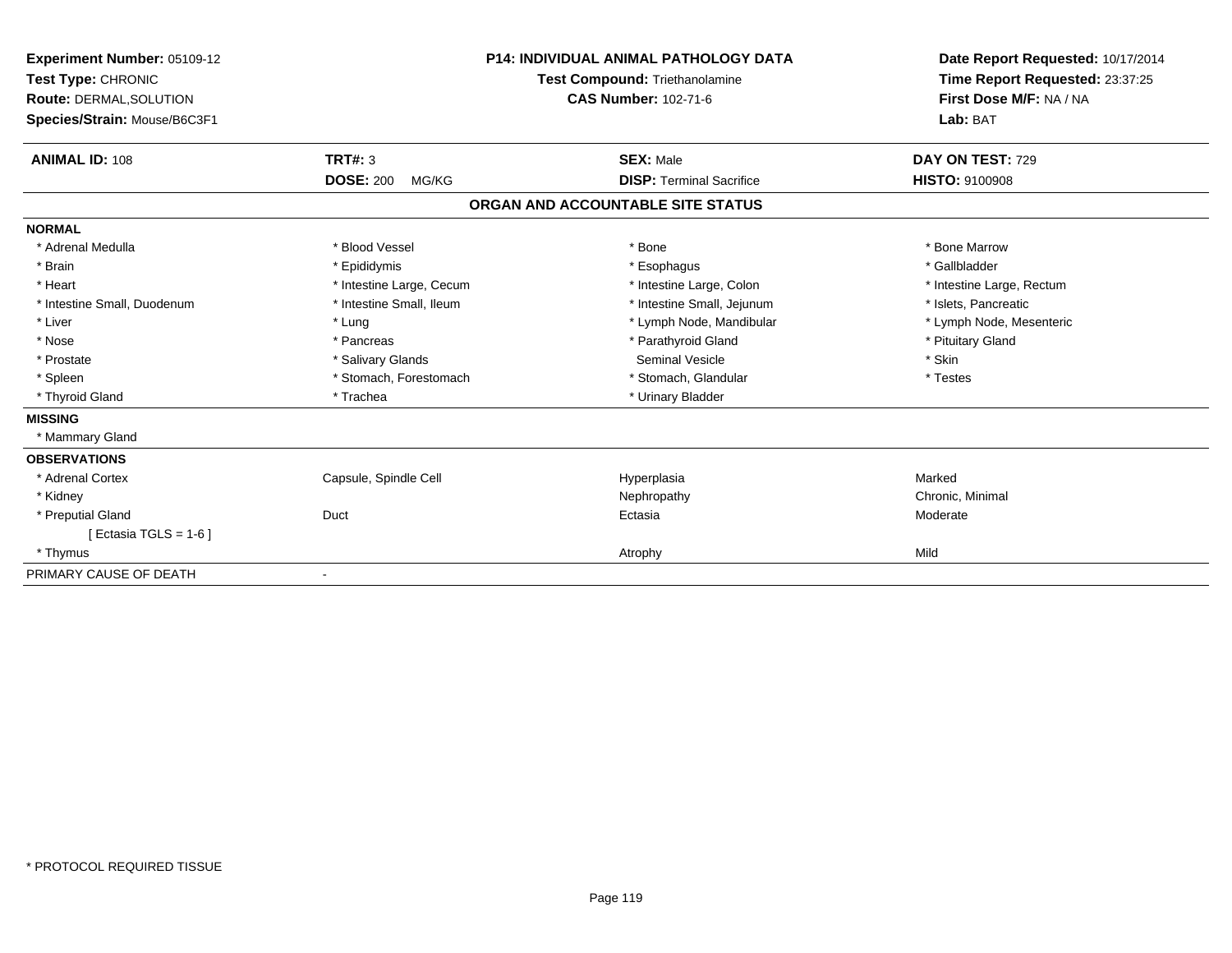**Experiment Number:** 05109-12
**Test Type:** CHRONIC
**Route:** DERMAL,SOLUTION
**Species/Strain:** Mouse/B6C3F1

**P14: INDIVIDUAL ANIMAL PATHOLOGY DATA**
**Test Compound:** Triethanolamine
**CAS Number:** 102-71-6

**Date Report Requested:** 10/17/2014
**Time Report Requested:** 23:37:25
**First Dose M/F:** NA / NA
**Lab:** BAT

| **ANIMAL ID:** 108 | **TRT#:** 3 | **SEX:** Male | **DAY ON TEST:** 729 |
|---|---|---|---|
| | **DOSE:** 200 MG/KG | **DISP:** Terminal Sacrifice | **HISTO:** 9100908 |

## ORGAN AND ACCOUNTABLE SITE STATUS

**NORMAL**

| | | | |
|---|---|---|---|
| * Adrenal Medulla | * Blood Vessel | * Bone | * Bone Marrow |
| * Brain | * Epididymis | * Esophagus | * Gallbladder |
| * Heart | * Intestine Large, Cecum | * Intestine Large, Colon | * Intestine Large, Rectum |
| * Intestine Small, Duodenum | * Intestine Small, Ileum | * Intestine Small, Jejunum | * Islets, Pancreatic |
| * Liver | * Lung | * Lymph Node, Mandibular | * Lymph Node, Mesenteric |
| * Nose | * Pancreas | * Parathyroid Gland | * Pituitary Gland |
| * Prostate | * Salivary Glands | Seminal Vesicle | * Skin |
| * Spleen | * Stomach, Forestomach | * Stomach, Glandular | * Testes |
| * Thyroid Gland | * Trachea | * Urinary Bladder | |

**MISSING**

* Mammary Gland

**OBSERVATIONS**

| | | | |
|---|---|---|---|
| * Adrenal Cortex | Capsule, Spindle Cell | Hyperplasia | Marked |
| * Kidney | | Nephropathy | Chronic, Minimal |
| * Preputial Gland | Duct | Ectasia | Moderate |
| [ Ectasia TGLS = 1-6 ] | | | |
| * Thymus | | Atrophy | Mild |

PRIMARY CAUSE OF DEATH -

* PROTOCOL REQUIRED TISSUE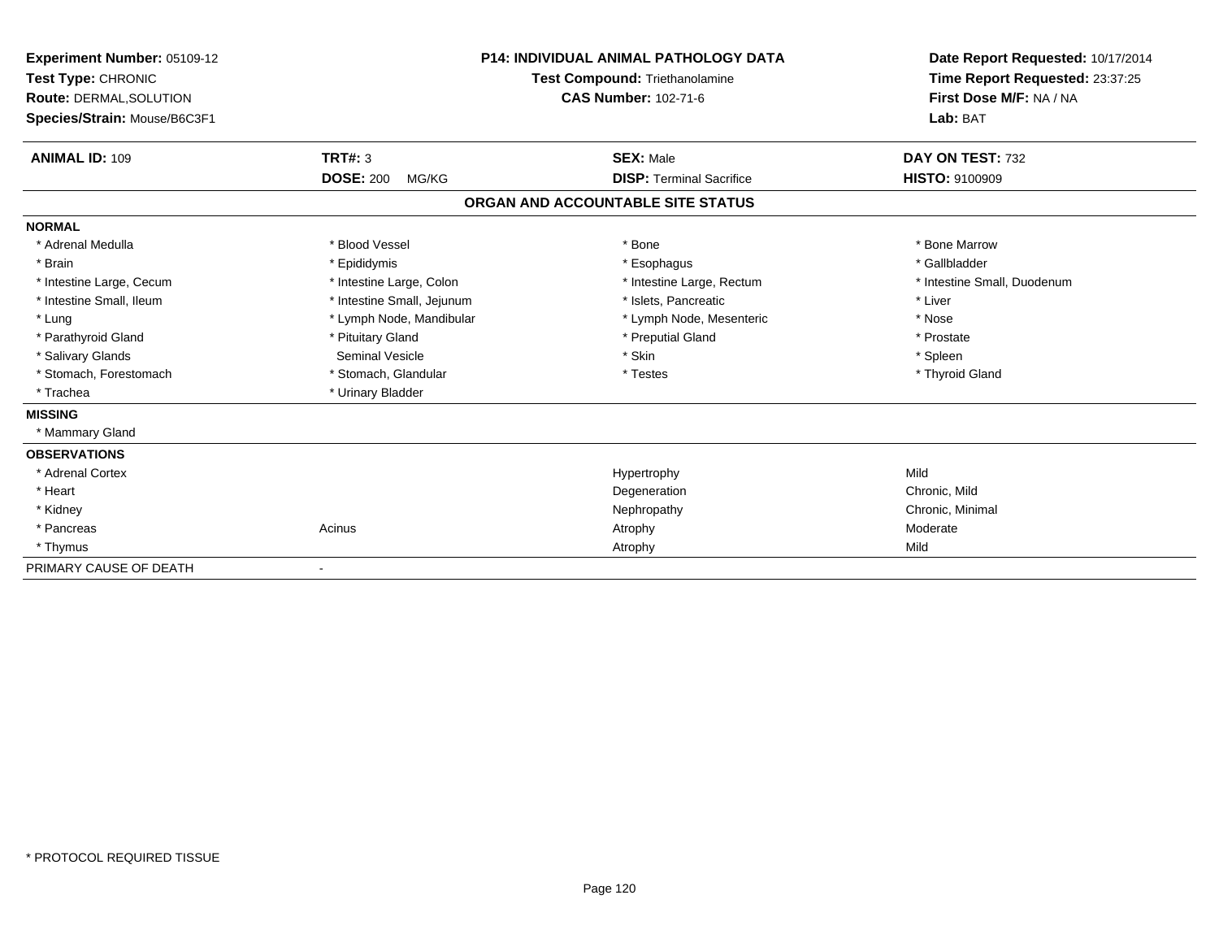**Experiment Number:** 05109-12
**Test Type:** CHRONIC
**Route:** DERMAL,SOLUTION
**Species/Strain:** Mouse/B6C3F1

**P14: INDIVIDUAL ANIMAL PATHOLOGY DATA**
**Test Compound:** Triethanolamine
**CAS Number:** 102-71-6

**Date Report Requested:** 10/17/2014
**Time Report Requested:** 23:37:25
**First Dose M/F:** NA / NA
**Lab:** BAT

| **ANIMAL ID:** 109 | **TRT#:** 3 | **SEX:** Male | **DAY ON TEST:** 732 |
|---|---|---|---|
| | **DOSE:** 200 MG/KG | **DISP:** Terminal Sacrifice | **HISTO:** 9100909 |

## ORGAN AND ACCOUNTABLE SITE STATUS

| | | | |
|---|---|---|---|
| **NORMAL** | | | |
| * Adrenal Medulla | * Blood Vessel | * Bone | * Bone Marrow |
| * Brain | * Epididymis | * Esophagus | * Gallbladder |
| * Intestine Large, Cecum | * Intestine Large, Colon | * Intestine Large, Rectum | * Intestine Small, Duodenum |
| * Intestine Small, Ileum | * Intestine Small, Jejunum | * Islets, Pancreatic | * Liver |
| * Lung | * Lymph Node, Mandibular | * Lymph Node, Mesenteric | * Nose |
| * Parathyroid Gland | * Pituitary Gland | * Preputial Gland | * Prostate |
| * Salivary Glands | Seminal Vesicle | * Skin | * Spleen |
| * Stomach, Forestomach | * Stomach, Glandular | * Testes | * Thyroid Gland |
| * Trachea | * Urinary Bladder | | |
| **MISSING** | | | |
| * Mammary Gland | | | |
| **OBSERVATIONS** | | | |
| * Adrenal Cortex | | Hypertrophy | Mild |
| * Heart | | Degeneration | Chronic, Mild |
| * Kidney | | Nephropathy | Chronic, Minimal |
| * Pancreas | Acinus | Atrophy | Moderate |
| * Thymus | | Atrophy | Mild |
| PRIMARY CAUSE OF DEATH | - | | |

* PROTOCOL REQUIRED TISSUE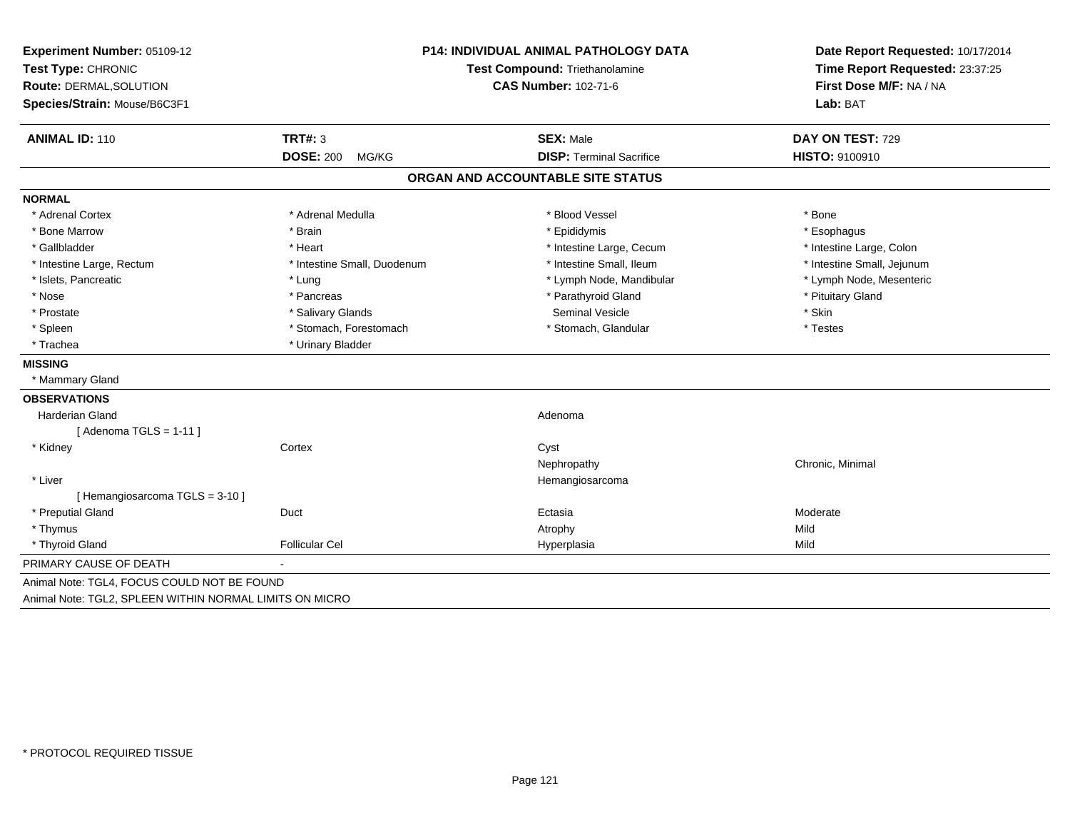**Experiment Number:** 05109-12
**Test Type:** CHRONIC
**Route:** DERMAL,SOLUTION
**Species/Strain:** Mouse/B6C3F1

**P14: INDIVIDUAL ANIMAL PATHOLOGY DATA**
**Test Compound:** Triethanolamine
**CAS Number:** 102-71-6

**Date Report Requested:** 10/17/2014
**Time Report Requested:** 23:37:25
**First Dose M/F:** NA / NA
**Lab:** BAT

| | | | |
|---|---|---|---|
| **ANIMAL ID:** 110 | **TRT#:** 3 | **SEX:** Male | **DAY ON TEST:** 729 |
| | **DOSE:** 200 MG/KG | **DISP:** Terminal Sacrifice | **HISTO:** 9100910 |

## ORGAN AND ACCOUNTABLE SITE STATUS

**NORMAL**

| | | | |
|---|---|---|---|
| * Adrenal Cortex | * Adrenal Medulla | * Blood Vessel | * Bone |
| * Bone Marrow | * Brain | * Epididymis | * Esophagus |
| * Gallbladder | * Heart | * Intestine Large, Cecum | * Intestine Large, Colon |
| * Intestine Large, Rectum | * Intestine Small, Duodenum | * Intestine Small, Ileum | * Intestine Small, Jejunum |
| * Islets, Pancreatic | * Lung | * Lymph Node, Mandibular | * Lymph Node, Mesenteric |
| * Nose | * Pancreas | * Parathyroid Gland | * Pituitary Gland |
| * Prostate | * Salivary Glands | Seminal Vesicle | * Skin |
| * Spleen | * Stomach, Forestomach | * Stomach, Glandular | * Testes |
| * Trachea | * Urinary Bladder | | |

**MISSING**

* Mammary Gland

**OBSERVATIONS**

| | | | |
|---|---|---|---|
| Harderian Gland | | Adenoma | |
| [ Adenoma TGLS = 1-11 ] | | | |
| * Kidney | Cortex | Cyst | |
| | | Nephropathy | Chronic, Minimal |
| * Liver | | Hemangiosarcoma | |
| [ Hemangiosarcoma TGLS = 3-10 ] | | | |
| * Preputial Gland | Duct | Ectasia | Moderate |
| * Thymus | | Atrophy | Mild |
| * Thyroid Gland | Follicular Cel | Hyperplasia | Mild |

PRIMARY CAUSE OF DEATH -

Animal Note: TGL4, FOCUS COULD NOT BE FOUND

Animal Note: TGL2, SPLEEN WITHIN NORMAL LIMITS ON MICRO

* PROTOCOL REQUIRED TISSUE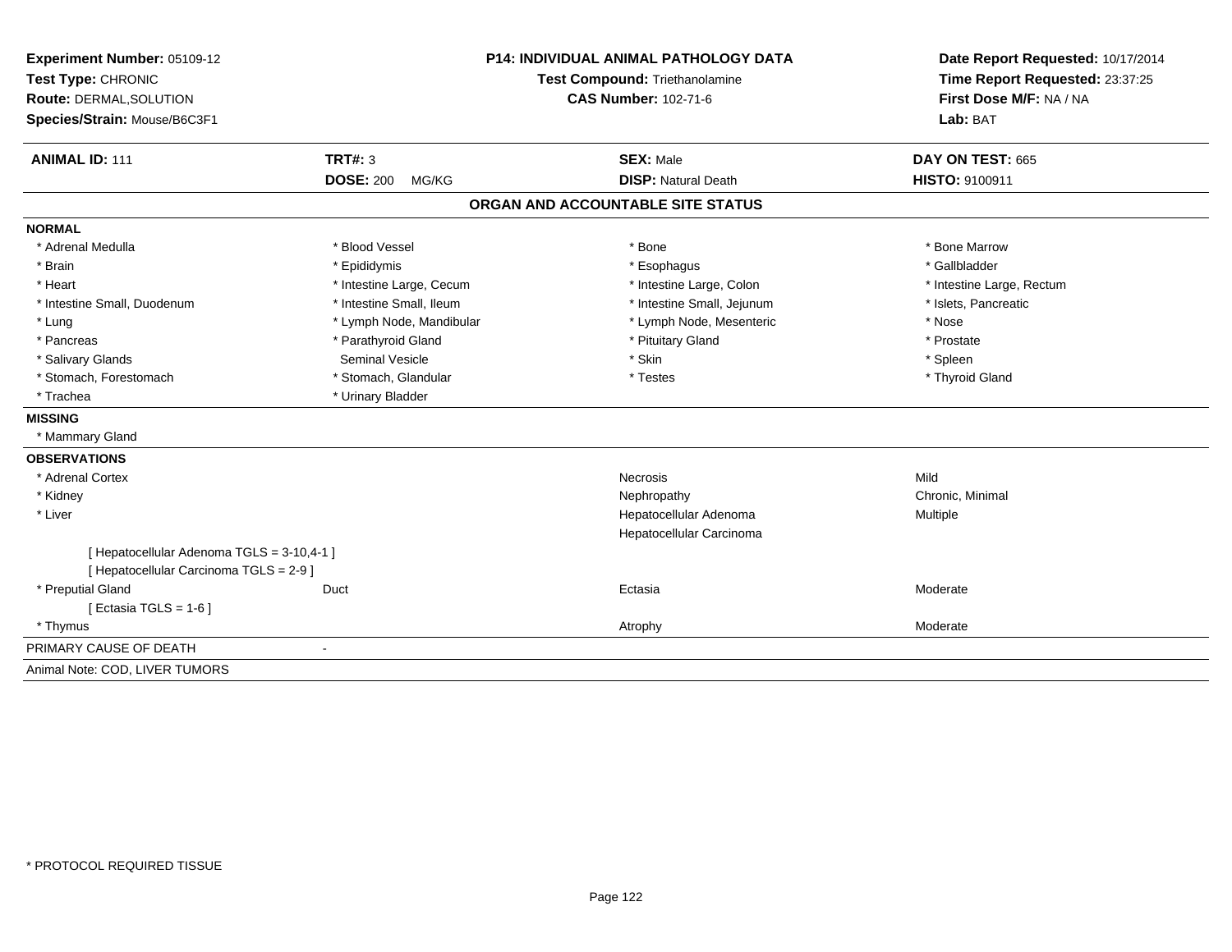**Experiment Number:** 05109-12
**Test Type:** CHRONIC
**Route:** DERMAL,SOLUTION
**Species/Strain:** Mouse/B6C3F1

**P14: INDIVIDUAL ANIMAL PATHOLOGY DATA**
**Test Compound:** Triethanolamine
**CAS Number:** 102-71-6

**Date Report Requested:** 10/17/2014
**Time Report Requested:** 23:37:25
**First Dose M/F:** NA / NA
**Lab:** BAT

| **ANIMAL ID:** 111 | **TRT#:** 3 | **SEX:** Male | **DAY ON TEST:** 665 |
|---|---|---|---|
| | **DOSE:** 200 MG/KG | **DISP:** Natural Death | **HISTO:** 9100911 |

## ORGAN AND ACCOUNTABLE SITE STATUS

**NORMAL**

| | | | |
|---|---|---|---|
| * Adrenal Medulla | * Blood Vessel | * Bone | * Bone Marrow |
| * Brain | * Epididymis | * Esophagus | * Gallbladder |
| * Heart | * Intestine Large, Cecum | * Intestine Large, Colon | * Intestine Large, Rectum |
| * Intestine Small, Duodenum | * Intestine Small, Ileum | * Intestine Small, Jejunum | * Islets, Pancreatic |
| * Lung | * Lymph Node, Mandibular | * Lymph Node, Mesenteric | * Nose |
| * Pancreas | * Parathyroid Gland | * Pituitary Gland | * Prostate |
| * Salivary Glands | Seminal Vesicle | * Skin | * Spleen |
| * Stomach, Forestomach | * Stomach, Glandular | * Testes | * Thyroid Gland |
| * Trachea | * Urinary Bladder | | |

**MISSING**

* Mammary Gland

**OBSERVATIONS**

| | | | |
|---|---|---|---|
| * Adrenal Cortex | | Necrosis | Mild |
| * Kidney | | Nephropathy | Chronic, Minimal |
| * Liver | | Hepatocellular Adenoma | Multiple |
| | | Hepatocellular Carcinoma | |
| [ Hepatocellular Adenoma TGLS = 3-10,4-1 ] | | | |
| [ Hepatocellular Carcinoma TGLS = 2-9 ] | | | |
| * Preputial Gland | Duct | Ectasia | Moderate |
| [ Ectasia TGLS = 1-6 ] | | | |
| * Thymus | | Atrophy | Moderate |

PRIMARY CAUSE OF DEATH -

Animal Note: COD, LIVER TUMORS

* PROTOCOL REQUIRED TISSUE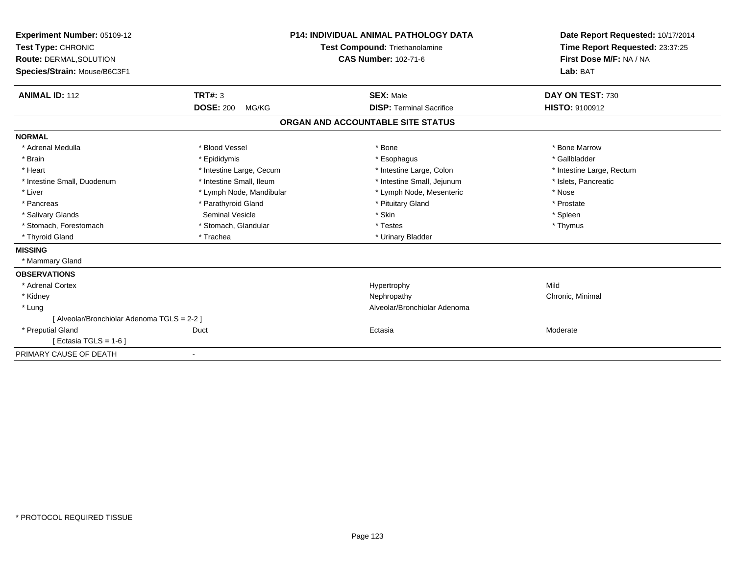**Experiment Number:** 05109-12
**Test Type:** CHRONIC
**Route:** DERMAL,SOLUTION
**Species/Strain:** Mouse/B6C3F1

**P14: INDIVIDUAL ANIMAL PATHOLOGY DATA**
**Test Compound:** Triethanolamine
**CAS Number:** 102-71-6

**Date Report Requested:** 10/17/2014
**Time Report Requested:** 23:37:25
**First Dose M/F:** NA / NA
**Lab:** BAT

| **ANIMAL ID:** 112 | **TRT#:** 3 | **SEX:** Male | **DAY ON TEST:** 730 |
|---|---|---|---|
| | **DOSE:** 200 MG/KG | **DISP:** Terminal Sacrifice | **HISTO:** 9100912 |

## ORGAN AND ACCOUNTABLE SITE STATUS

**NORMAL**

| | | | |
|---|---|---|---|
| * Adrenal Medulla | * Blood Vessel | * Bone | * Bone Marrow |
| * Brain | * Epididymis | * Esophagus | * Gallbladder |
| * Heart | * Intestine Large, Cecum | * Intestine Large, Colon | * Intestine Large, Rectum |
| * Intestine Small, Duodenum | * Intestine Small, Ileum | * Intestine Small, Jejunum | * Islets, Pancreatic |
| * Liver | * Lymph Node, Mandibular | * Lymph Node, Mesenteric | * Nose |
| * Pancreas | * Parathyroid Gland | * Pituitary Gland | * Prostate |
| * Salivary Glands | Seminal Vesicle | * Skin | * Spleen |
| * Stomach, Forestomach | * Stomach, Glandular | * Testes | * Thymus |
| * Thyroid Gland | * Trachea | * Urinary Bladder | |

**MISSING**

* Mammary Gland

**OBSERVATIONS**

| | | | |
|---|---|---|---|
| * Adrenal Cortex | | Hypertrophy | Mild |
| * Kidney | | Nephropathy | Chronic, Minimal |
| * Lung | | Alveolar/Bronchiolar Adenoma | |
| [ Alveolar/Bronchiolar Adenoma TGLS = 2-2 ] | | | |
| * Preputial Gland | Duct | Ectasia | Moderate |
| [ Ectasia TGLS = 1-6 ] | | | |

PRIMARY CAUSE OF DEATH -

* PROTOCOL REQUIRED TISSUE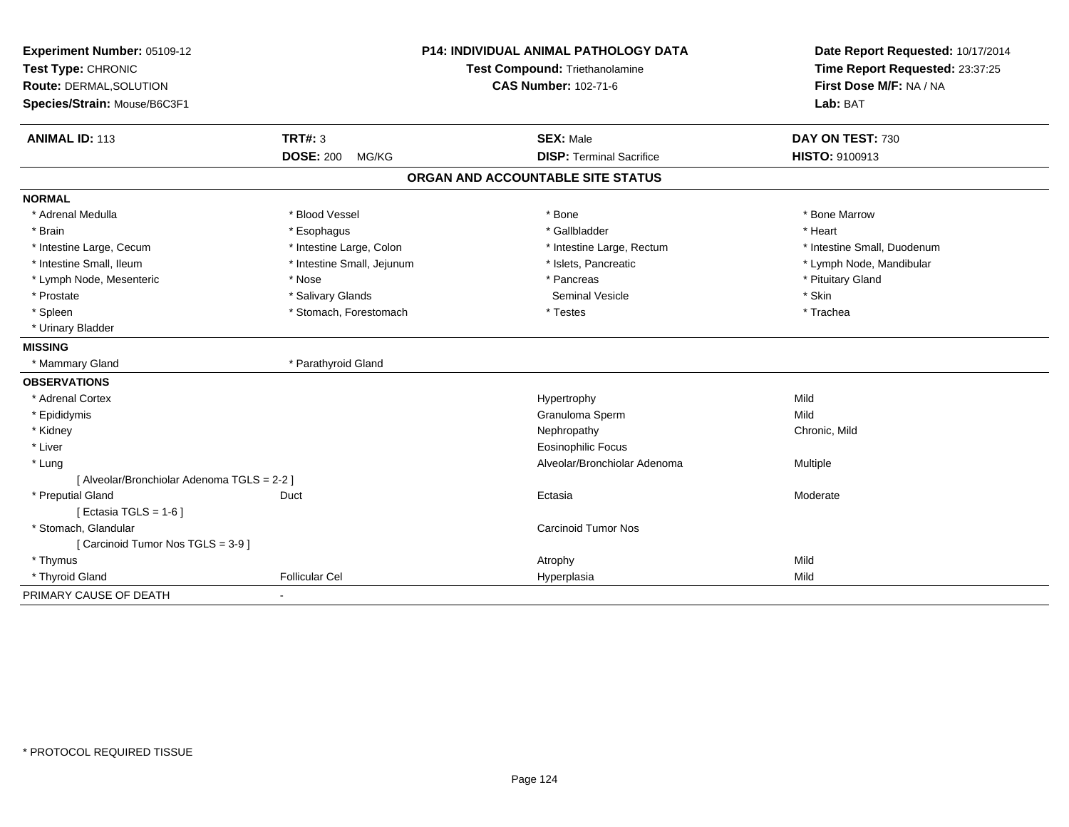**Experiment Number:** 05109-12
**Test Type:** CHRONIC
**Route:** DERMAL,SOLUTION
**Species/Strain:** Mouse/B6C3F1

**P14: INDIVIDUAL ANIMAL PATHOLOGY DATA**
**Test Compound:** Triethanolamine
**CAS Number:** 102-71-6

**Date Report Requested:** 10/17/2014
**Time Report Requested:** 23:37:25
**First Dose M/F:** NA / NA
**Lab:** BAT

| | | | |
|---|---|---|---|
| **ANIMAL ID:** 113 | **TRT#:** 3 | **SEX:** Male | **DAY ON TEST:** 730 |
| | **DOSE:** 200 MG/KG | **DISP:** Terminal Sacrifice | **HISTO:** 9100913 |

## ORGAN AND ACCOUNTABLE SITE STATUS

**NORMAL**

| | | | |
|---|---|---|---|
| * Adrenal Medulla | * Blood Vessel | * Bone | * Bone Marrow |
| * Brain | * Esophagus | * Gallbladder | * Heart |
| * Intestine Large, Cecum | * Intestine Large, Colon | * Intestine Large, Rectum | * Intestine Small, Duodenum |
| * Intestine Small, Ileum | * Intestine Small, Jejunum | * Islets, Pancreatic | * Lymph Node, Mandibular |
| * Lymph Node, Mesenteric | * Nose | * Pancreas | * Pituitary Gland |
| * Prostate | * Salivary Glands | Seminal Vesicle | * Skin |
| * Spleen | * Stomach, Forestomach | * Testes | * Trachea |
| * Urinary Bladder | | | |

**MISSING**

| | |
|---|---|
| * Mammary Gland | * Parathyroid Gland |

**OBSERVATIONS**

| | | | |
|---|---|---|---|
| * Adrenal Cortex | | Hypertrophy | Mild |
| * Epididymis | | Granuloma Sperm | Mild |
| * Kidney | | Nephropathy | Chronic, Mild |
| * Liver | | Eosinophilic Focus | |
| * Lung | | Alveolar/Bronchiolar Adenoma | Multiple |
| [ Alveolar/Bronchiolar Adenoma TGLS = 2-2 ] | | | |
| * Preputial Gland | Duct | Ectasia | Moderate |
| [ Ectasia TGLS = 1-6 ] | | | |
| * Stomach, Glandular | | Carcinoid Tumor Nos | |
| [ Carcinoid Tumor Nos TGLS = 3-9 ] | | | |
| * Thymus | | Atrophy | Mild |
| * Thyroid Gland | Follicular Cel | Hyperplasia | Mild |

PRIMARY CAUSE OF DEATH -

* PROTOCOL REQUIRED TISSUE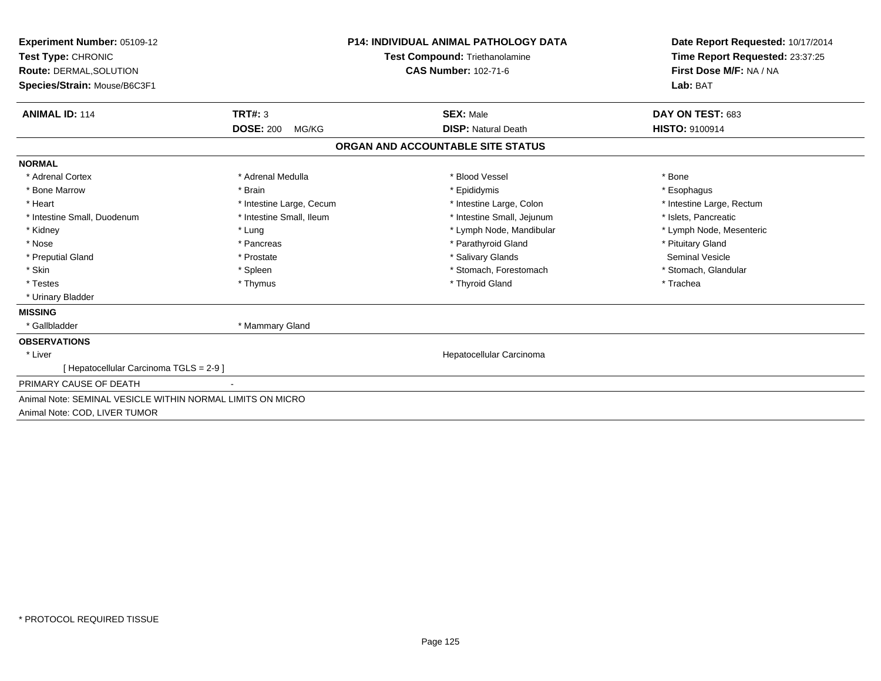**Experiment Number:** 05109-12
**Test Type:** CHRONIC
**Route:** DERMAL,SOLUTION
**Species/Strain:** Mouse/B6C3F1

**P14: INDIVIDUAL ANIMAL PATHOLOGY DATA**
**Test Compound:** Triethanolamine
**CAS Number:** 102-71-6

**Date Report Requested:** 10/17/2014
**Time Report Requested:** 23:37:25
**First Dose M/F:** NA / NA
**Lab:** BAT

| **ANIMAL ID:** 114 | **TRT#:** 3 | **SEX:** Male | **DAY ON TEST:** 683 |
|---|---|---|---|
| | **DOSE:** 200 MG/KG | **DISP:** Natural Death | **HISTO:** 9100914 |

## ORGAN AND ACCOUNTABLE SITE STATUS

**NORMAL**

| | | | |
|---|---|---|---|
| * Adrenal Cortex | * Adrenal Medulla | * Blood Vessel | * Bone |
| * Bone Marrow | * Brain | * Epididymis | * Esophagus |
| * Heart | * Intestine Large, Cecum | * Intestine Large, Colon | * Intestine Large, Rectum |
| * Intestine Small, Duodenum | * Intestine Small, Ileum | * Intestine Small, Jejunum | * Islets, Pancreatic |
| * Kidney | * Lung | * Lymph Node, Mandibular | * Lymph Node, Mesenteric |
| * Nose | * Pancreas | * Parathyroid Gland | * Pituitary Gland |
| * Preputial Gland | * Prostate | * Salivary Glands | Seminal Vesicle |
| * Skin | * Spleen | * Stomach, Forestomach | * Stomach, Glandular |
| * Testes | * Thymus | * Thyroid Gland | * Trachea |
| * Urinary Bladder | | | |

**MISSING**

* Gallbladder
* Mammary Gland

**OBSERVATIONS**

* Liver — Hepatocellular Carcinoma
  [ Hepatocellular Carcinoma TGLS = 2-9 ]

PRIMARY CAUSE OF DEATH -

Animal Note: SEMINAL VESICLE WITHIN NORMAL LIMITS ON MICRO

Animal Note: COD, LIVER TUMOR

* PROTOCOL REQUIRED TISSUE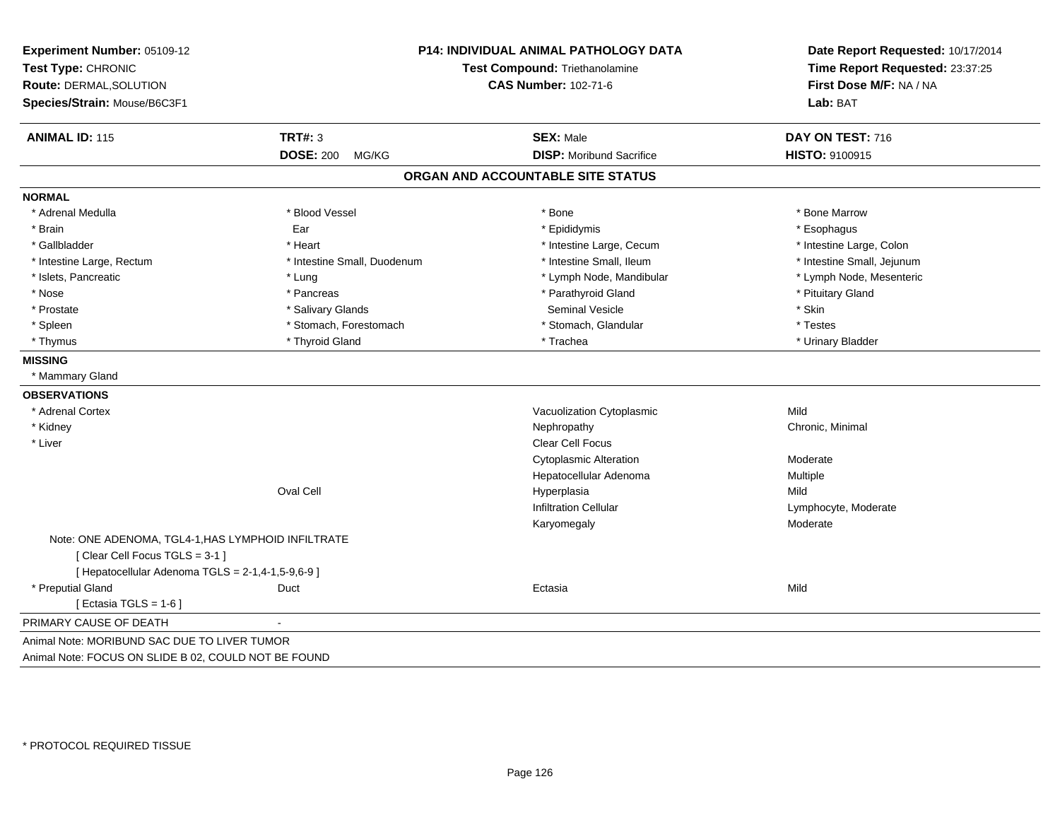**Experiment Number:** 05109-12
**Test Type:** CHRONIC
**Route:** DERMAL,SOLUTION
**Species/Strain:** Mouse/B6C3F1

**P14: INDIVIDUAL ANIMAL PATHOLOGY DATA**
**Test Compound:** Triethanolamine
**CAS Number:** 102-71-6

**Date Report Requested:** 10/17/2014
**Time Report Requested:** 23:37:25
**First Dose M/F:** NA / NA
**Lab:** BAT

| **ANIMAL ID:** 115 | **TRT#:** 3 | **SEX:** Male | **DAY ON TEST:** 716 |
|---|---|---|---|
| | **DOSE:** 200 MG/KG | **DISP:** Moribund Sacrifice | **HISTO:** 9100915 |

## ORGAN AND ACCOUNTABLE SITE STATUS

**NORMAL**

| | | | |
|---|---|---|---|
| * Adrenal Medulla | * Blood Vessel | * Bone | * Bone Marrow |
| * Brain | Ear | * Epididymis | * Esophagus |
| * Gallbladder | * Heart | * Intestine Large, Cecum | * Intestine Large, Colon |
| * Intestine Large, Rectum | * Intestine Small, Duodenum | * Intestine Small, Ileum | * Intestine Small, Jejunum |
| * Islets, Pancreatic | * Lung | * Lymph Node, Mandibular | * Lymph Node, Mesenteric |
| * Nose | * Pancreas | * Parathyroid Gland | * Pituitary Gland |
| * Prostate | * Salivary Glands | Seminal Vesicle | * Skin |
| * Spleen | * Stomach, Forestomach | * Stomach, Glandular | * Testes |
| * Thymus | * Thyroid Gland | * Trachea | * Urinary Bladder |

**MISSING**

* Mammary Gland

**OBSERVATIONS**

| | | | |
|---|---|---|---|
| * Adrenal Cortex | | Vacuolization Cytoplasmic | Mild |
| * Kidney | | Nephropathy | Chronic, Minimal |
| * Liver | | Clear Cell Focus | |
| | | Cytoplasmic Alteration | Moderate |
| | | Hepatocellular Adenoma | Multiple |
| | Oval Cell | Hyperplasia | Mild |
| | | Infiltration Cellular | Lymphocyte, Moderate |
| | | Karyomegaly | Moderate |

Note: ONE ADENOMA, TGL4-1,HAS LYMPHOID INFILTRATE
[ Clear Cell Focus TGLS = 3-1 ]
[ Hepatocellular Adenoma TGLS = 2-1,4-1,5-9,6-9 ]

| | | | |
|---|---|---|---|
| * Preputial Gland | Duct | Ectasia | Mild |

[ Ectasia TGLS = 1-6 ]

PRIMARY CAUSE OF DEATH -

Animal Note: MORIBUND SAC DUE TO LIVER TUMOR
Animal Note: FOCUS ON SLIDE B 02, COULD NOT BE FOUND

* PROTOCOL REQUIRED TISSUE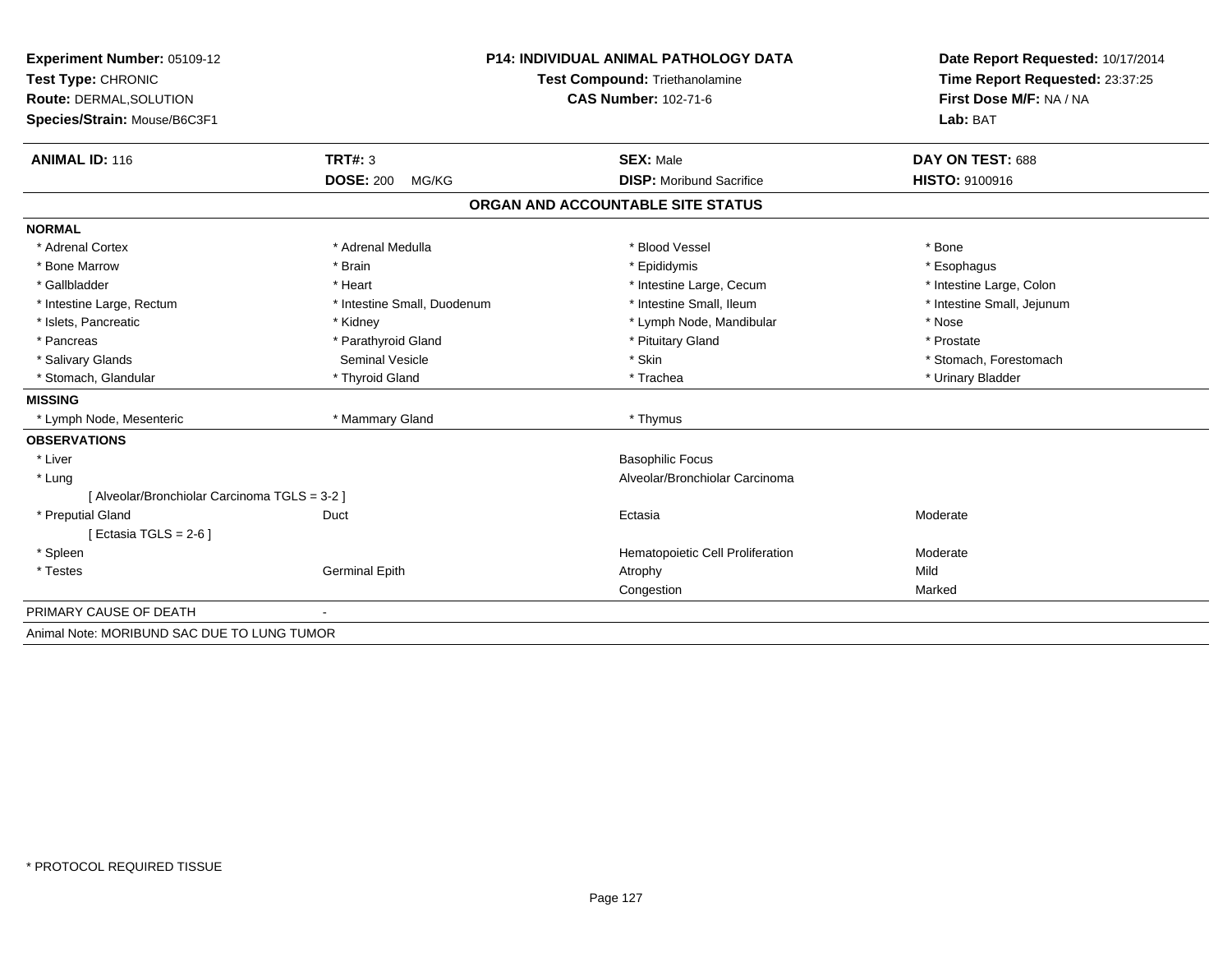**Experiment Number:** 05109-12
**Test Type:** CHRONIC
**Route:** DERMAL,SOLUTION
**Species/Strain:** Mouse/B6C3F1

**P14: INDIVIDUAL ANIMAL PATHOLOGY DATA**
**Test Compound:** Triethanolamine
**CAS Number:** 102-71-6

**Date Report Requested:** 10/17/2014
**Time Report Requested:** 23:37:25
**First Dose M/F:** NA / NA
**Lab:** BAT

| | | | |
|---|---|---|---|
| **ANIMAL ID:** 116 | **TRT#:** 3 | **SEX:** Male | **DAY ON TEST:** 688 |
| | **DOSE:** 200 MG/KG | **DISP:** Moribund Sacrifice | **HISTO:** 9100916 |

## ORGAN AND ACCOUNTABLE SITE STATUS

**NORMAL**

| | | | |
|---|---|---|---|
| * Adrenal Cortex | * Adrenal Medulla | * Blood Vessel | * Bone |
| * Bone Marrow | * Brain | * Epididymis | * Esophagus |
| * Gallbladder | * Heart | * Intestine Large, Cecum | * Intestine Large, Colon |
| * Intestine Large, Rectum | * Intestine Small, Duodenum | * Intestine Small, Ileum | * Intestine Small, Jejunum |
| * Islets, Pancreatic | * Kidney | * Lymph Node, Mandibular | * Nose |
| * Pancreas | * Parathyroid Gland | * Pituitary Gland | * Prostate |
| * Salivary Glands | Seminal Vesicle | * Skin | * Stomach, Forestomach |
| * Stomach, Glandular | * Thyroid Gland | * Trachea | * Urinary Bladder |

**MISSING**

| | | |
|---|---|---|
| * Lymph Node, Mesenteric | * Mammary Gland | * Thymus |

**OBSERVATIONS**

| | | | |
|---|---|---|---|
| * Liver | | Basophilic Focus | |
| * Lung | | Alveolar/Bronchiolar Carcinoma | |
| [ Alveolar/Bronchiolar Carcinoma TGLS = 3-2 ] | | | |
| * Preputial Gland | Duct | Ectasia | Moderate |
| [ Ectasia TGLS = 2-6 ] | | | |
| * Spleen | | Hematopoietic Cell Proliferation | Moderate |
| * Testes | Germinal Epith | Atrophy | Mild |
| | | Congestion | Marked |

PRIMARY CAUSE OF DEATH -

Animal Note: MORIBUND SAC DUE TO LUNG TUMOR

* PROTOCOL REQUIRED TISSUE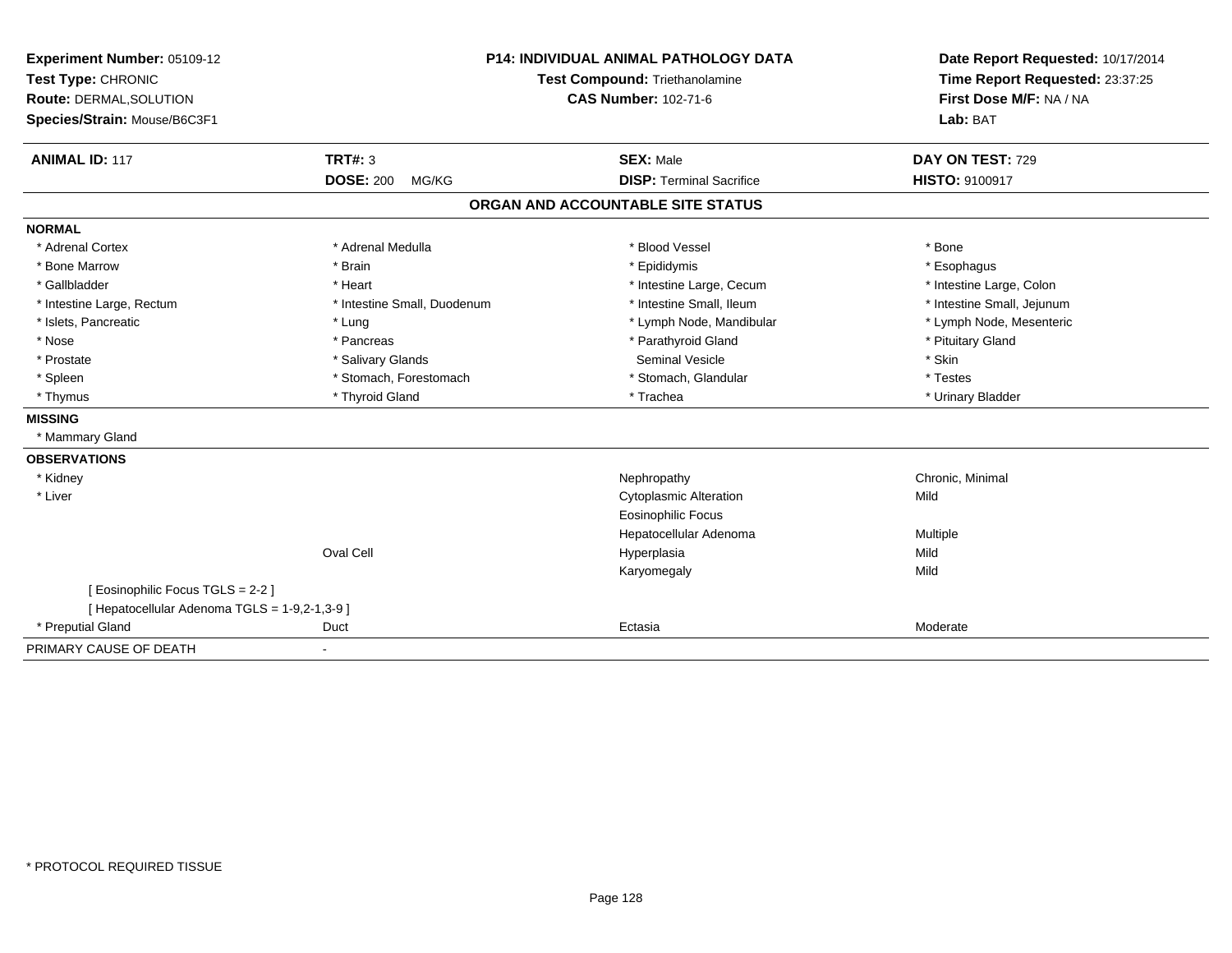**Experiment Number:** 05109-12
**Test Type:** CHRONIC
**Route:** DERMAL,SOLUTION
**Species/Strain:** Mouse/B6C3F1

**P14: INDIVIDUAL ANIMAL PATHOLOGY DATA**
**Test Compound:** Triethanolamine
**CAS Number:** 102-71-6

**Date Report Requested:** 10/17/2014
**Time Report Requested:** 23:37:25
**First Dose M/F:** NA / NA
**Lab:** BAT

| **ANIMAL ID:** 117 | **TRT#:** 3 | **SEX:** Male | **DAY ON TEST:** 729 |
|---|---|---|---|
| | **DOSE:** 200 MG/KG | **DISP:** Terminal Sacrifice | **HISTO:** 9100917 |

## ORGAN AND ACCOUNTABLE SITE STATUS

| | | | |
|---|---|---|---|
| **NORMAL** | | | |
| * Adrenal Cortex | * Adrenal Medulla | * Blood Vessel | * Bone |
| * Bone Marrow | * Brain | * Epididymis | * Esophagus |
| * Gallbladder | * Heart | * Intestine Large, Cecum | * Intestine Large, Colon |
| * Intestine Large, Rectum | * Intestine Small, Duodenum | * Intestine Small, Ileum | * Intestine Small, Jejunum |
| * Islets, Pancreatic | * Lung | * Lymph Node, Mandibular | * Lymph Node, Mesenteric |
| * Nose | * Pancreas | * Parathyroid Gland | * Pituitary Gland |
| * Prostate | * Salivary Glands | Seminal Vesicle | * Skin |
| * Spleen | * Stomach, Forestomach | * Stomach, Glandular | * Testes |
| * Thymus | * Thyroid Gland | * Trachea | * Urinary Bladder |
| **MISSING** | | | |
| * Mammary Gland | | | |
| **OBSERVATIONS** | | | |
| * Kidney | | Nephropathy | Chronic, Minimal |
| * Liver | | Cytoplasmic Alteration | Mild |
| | | Eosinophilic Focus | |
| | | Hepatocellular Adenoma | Multiple |
| | Oval Cell | Hyperplasia | Mild |
| | | Karyomegaly | Mild |
| [ Eosinophilic Focus TGLS = 2-2 ] | | | |
| [ Hepatocellular Adenoma TGLS = 1-9,2-1,3-9 ] | | | |
| * Preputial Gland | Duct | Ectasia | Moderate |
| PRIMARY CAUSE OF DEATH | - | | |

* PROTOCOL REQUIRED TISSUE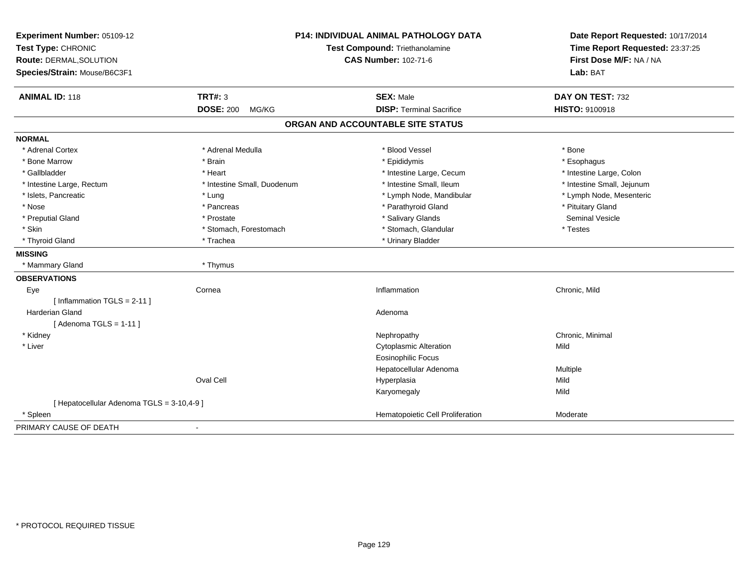**Experiment Number:** 05109-12
**Test Type:** CHRONIC
**Route:** DERMAL,SOLUTION
**Species/Strain:** Mouse/B6C3F1

**P14: INDIVIDUAL ANIMAL PATHOLOGY DATA**
**Test Compound:** Triethanolamine
**CAS Number:** 102-71-6

**Date Report Requested:** 10/17/2014
**Time Report Requested:** 23:37:25
**First Dose M/F:** NA / NA
**Lab:** BAT

| **ANIMAL ID:** 118 | **TRT#:** 3 | **SEX:** Male | **DAY ON TEST:** 732 |
|---|---|---|---|
| | **DOSE:** 200 MG/KG | **DISP:** Terminal Sacrifice | **HISTO:** 9100918 |

## ORGAN AND ACCOUNTABLE SITE STATUS

| | | | |
|---|---|---|---|
| **NORMAL** | | | |
| * Adrenal Cortex | * Adrenal Medulla | * Blood Vessel | * Bone |
| * Bone Marrow | * Brain | * Epididymis | * Esophagus |
| * Gallbladder | * Heart | * Intestine Large, Cecum | * Intestine Large, Colon |
| * Intestine Large, Rectum | * Intestine Small, Duodenum | * Intestine Small, Ileum | * Intestine Small, Jejunum |
| * Islets, Pancreatic | * Lung | * Lymph Node, Mandibular | * Lymph Node, Mesenteric |
| * Nose | * Pancreas | * Parathyroid Gland | * Pituitary Gland |
| * Preputial Gland | * Prostate | * Salivary Glands | Seminal Vesicle |
| * Skin | * Stomach, Forestomach | * Stomach, Glandular | * Testes |
| * Thyroid Gland | * Trachea | * Urinary Bladder | |
| **MISSING** | | | |
| * Mammary Gland | * Thymus | | |
| **OBSERVATIONS** | | | |
| Eye | Cornea | Inflammation | Chronic, Mild |
| [ Inflammation TGLS = 2-11 ] | | | |
| Harderian Gland | | Adenoma | |
| [ Adenoma TGLS = 1-11 ] | | | |
| * Kidney | | Nephropathy | Chronic, Minimal |
| * Liver | | Cytoplasmic Alteration | Mild |
| | | Eosinophilic Focus | |
| | | Hepatocellular Adenoma | Multiple |
| | Oval Cell | Hyperplasia | Mild |
| | | Karyomegaly | Mild |
| [ Hepatocellular Adenoma TGLS = 3-10,4-9 ] | | | |
| * Spleen | | Hematopoietic Cell Proliferation | Moderate |
| PRIMARY CAUSE OF DEATH | - | | |

* PROTOCOL REQUIRED TISSUE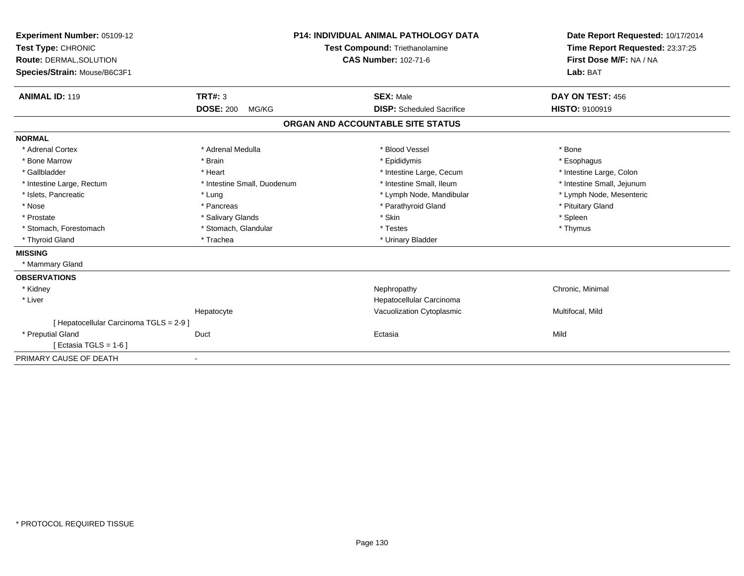**Experiment Number:** 05109-12
**Test Type:** CHRONIC
**Route:** DERMAL,SOLUTION
**Species/Strain:** Mouse/B6C3F1

**P14: INDIVIDUAL ANIMAL PATHOLOGY DATA**
**Test Compound:** Triethanolamine
**CAS Number:** 102-71-6

**Date Report Requested:** 10/17/2014
**Time Report Requested:** 23:37:25
**First Dose M/F:** NA / NA
**Lab:** BAT

| | | | |
|---|---|---|---|
| **ANIMAL ID:** 119 | **TRT#:** 3 | **SEX:** Male | **DAY ON TEST:** 456 |
| | **DOSE:** 200 MG/KG | **DISP:** Scheduled Sacrifice | **HISTO:** 9100919 |

## ORGAN AND ACCOUNTABLE SITE STATUS

**NORMAL**

| | | | |
|---|---|---|---|
| * Adrenal Cortex | * Adrenal Medulla | * Blood Vessel | * Bone |
| * Bone Marrow | * Brain | * Epididymis | * Esophagus |
| * Gallbladder | * Heart | * Intestine Large, Cecum | * Intestine Large, Colon |
| * Intestine Large, Rectum | * Intestine Small, Duodenum | * Intestine Small, Ileum | * Intestine Small, Jejunum |
| * Islets, Pancreatic | * Lung | * Lymph Node, Mandibular | * Lymph Node, Mesenteric |
| * Nose | * Pancreas | * Parathyroid Gland | * Pituitary Gland |
| * Prostate | * Salivary Glands | * Skin | * Spleen |
| * Stomach, Forestomach | * Stomach, Glandular | * Testes | * Thymus |
| * Thyroid Gland | * Trachea | * Urinary Bladder | |

**MISSING**

* Mammary Gland

**OBSERVATIONS**

| | | | |
|---|---|---|---|
| * Kidney | | Nephropathy | Chronic, Minimal |
| * Liver | | Hepatocellular Carcinoma | |
| | Hepatocyte | Vacuolization Cytoplasmic | Multifocal, Mild |
| [ Hepatocellular Carcinoma TGLS = 2-9 ] | | | |
| * Preputial Gland | Duct | Ectasia | Mild |
| [ Ectasia TGLS = 1-6 ] | | | |

PRIMARY CAUSE OF DEATH -

* PROTOCOL REQUIRED TISSUE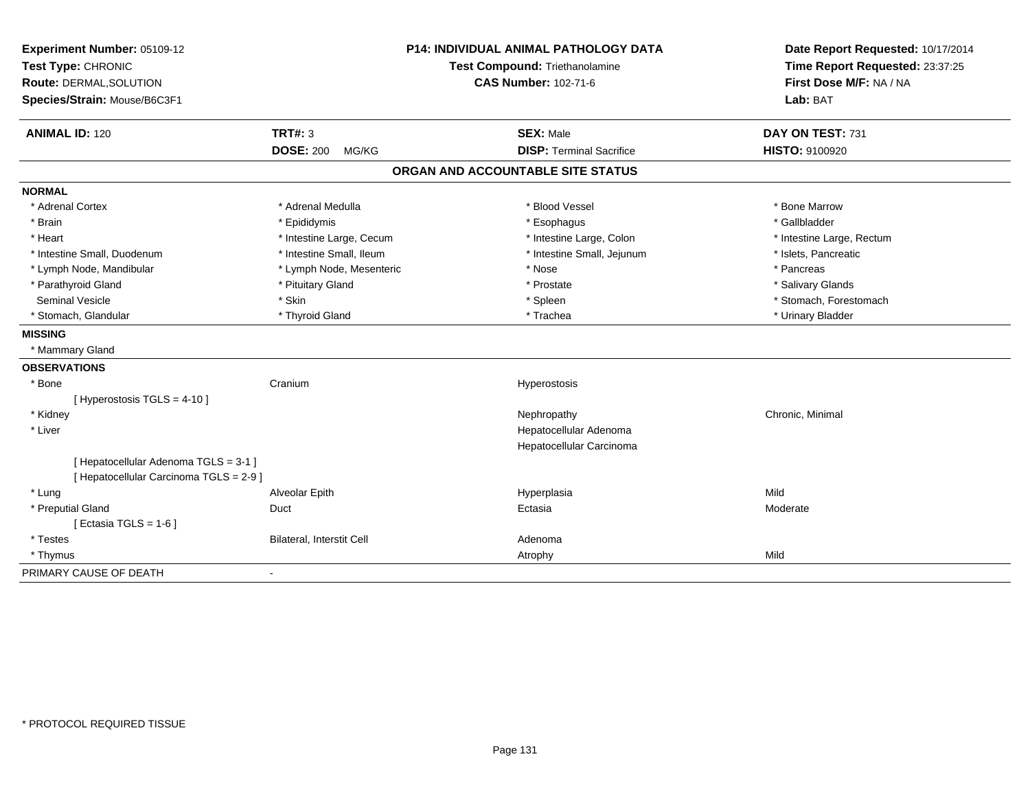**Experiment Number:** 05109-12
**Test Type:** CHRONIC
**Route:** DERMAL,SOLUTION
**Species/Strain:** Mouse/B6C3F1

**P14: INDIVIDUAL ANIMAL PATHOLOGY DATA**
**Test Compound:** Triethanolamine
**CAS Number:** 102-71-6

**Date Report Requested:** 10/17/2014
**Time Report Requested:** 23:37:25
**First Dose M/F:** NA / NA
**Lab:** BAT

| | | | |
|---|---|---|---|
| **ANIMAL ID:** 120 | **TRT#:** 3 | **SEX:** Male | **DAY ON TEST:** 731 |
| | **DOSE:** 200 MG/KG | **DISP:** Terminal Sacrifice | **HISTO:** 9100920 |

## ORGAN AND ACCOUNTABLE SITE STATUS

**NORMAL**

| | | | |
|---|---|---|---|
| * Adrenal Cortex | * Adrenal Medulla | * Blood Vessel | * Bone Marrow |
| * Brain | * Epididymis | * Esophagus | * Gallbladder |
| * Heart | * Intestine Large, Cecum | * Intestine Large, Colon | * Intestine Large, Rectum |
| * Intestine Small, Duodenum | * Intestine Small, Ileum | * Intestine Small, Jejunum | * Islets, Pancreatic |
| * Lymph Node, Mandibular | * Lymph Node, Mesenteric | * Nose | * Pancreas |
| * Parathyroid Gland | * Pituitary Gland | * Prostate | * Salivary Glands |
| Seminal Vesicle | * Skin | * Spleen | * Stomach, Forestomach |
| * Stomach, Glandular | * Thyroid Gland | * Trachea | * Urinary Bladder |

**MISSING**

* Mammary Gland

**OBSERVATIONS**

| | | | |
|---|---|---|---|
| * Bone | Cranium | Hyperostosis | |
| [ Hyperostosis TGLS = 4-10 ] | | | |
| * Kidney | | Nephropathy | Chronic, Minimal |
| * Liver | | Hepatocellular Adenoma | |
| | | Hepatocellular Carcinoma | |
| [ Hepatocellular Adenoma TGLS = 3-1 ] | | | |
| [ Hepatocellular Carcinoma TGLS = 2-9 ] | | | |
| * Lung | Alveolar Epith | Hyperplasia | Mild |
| * Preputial Gland | Duct | Ectasia | Moderate |
| [ Ectasia TGLS = 1-6 ] | | | |
| * Testes | Bilateral, Interstit Cell | Adenoma | |
| * Thymus | | Atrophy | Mild |

PRIMARY CAUSE OF DEATH -

\* PROTOCOL REQUIRED TISSUE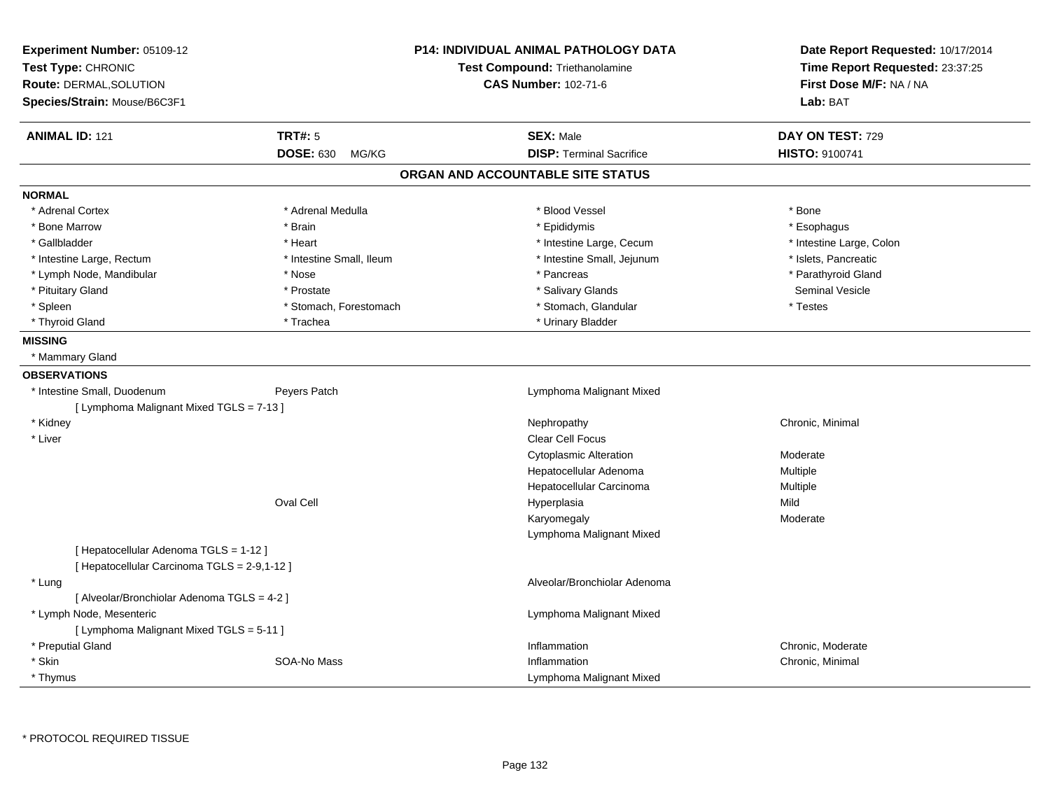**Experiment Number:** 05109-12
**Test Type:** CHRONIC
**Route:** DERMAL,SOLUTION
**Species/Strain:** Mouse/B6C3F1

**P14: INDIVIDUAL ANIMAL PATHOLOGY DATA**
**Test Compound:** Triethanolamine
**CAS Number:** 102-71-6

**Date Report Requested:** 10/17/2014
**Time Report Requested:** 23:37:25
**First Dose M/F:** NA / NA
**Lab:** BAT

| **ANIMAL ID:** 121 | **TRT#:** 5 | **SEX:** Male | **DAY ON TEST:** 729 |
|---|---|---|---|
| | **DOSE:** 630 MG/KG | **DISP:** Terminal Sacrifice | **HISTO:** 9100741 |

## ORGAN AND ACCOUNTABLE SITE STATUS

**NORMAL**

| | | | |
|---|---|---|---|
| * Adrenal Cortex | * Adrenal Medulla | * Blood Vessel | * Bone |
| * Bone Marrow | * Brain | * Epididymis | * Esophagus |
| * Gallbladder | * Heart | * Intestine Large, Cecum | * Intestine Large, Colon |
| * Intestine Large, Rectum | * Intestine Small, Ileum | * Intestine Small, Jejunum | * Islets, Pancreatic |
| * Lymph Node, Mandibular | * Nose | * Pancreas | * Parathyroid Gland |
| * Pituitary Gland | * Prostate | * Salivary Glands | Seminal Vesicle |
| * Spleen | * Stomach, Forestomach | * Stomach, Glandular | * Testes |
| * Thyroid Gland | * Trachea | * Urinary Bladder | |

**MISSING**

* Mammary Gland

**OBSERVATIONS**

| | | | |
|---|---|---|---|
| * Intestine Small, Duodenum | Peyers Patch | Lymphoma Malignant Mixed | |
| [ Lymphoma Malignant Mixed TGLS = 7-13 ] | | | |
| * Kidney | | Nephropathy | Chronic, Minimal |
| * Liver | | Clear Cell Focus | |
| | | Cytoplasmic Alteration | Moderate |
| | | Hepatocellular Adenoma | Multiple |
| | | Hepatocellular Carcinoma | Multiple |
| | Oval Cell | Hyperplasia | Mild |
| | | Karyomegaly | Moderate |
| | | Lymphoma Malignant Mixed | |
| [ Hepatocellular Adenoma TGLS = 1-12 ] | | | |
| [ Hepatocellular Carcinoma TGLS = 2-9,1-12 ] | | | |
| * Lung | | Alveolar/Bronchiolar Adenoma | |
| [ Alveolar/Bronchiolar Adenoma TGLS = 4-2 ] | | | |
| * Lymph Node, Mesenteric | | Lymphoma Malignant Mixed | |
| [ Lymphoma Malignant Mixed TGLS = 5-11 ] | | | |
| * Preputial Gland | | Inflammation | Chronic, Moderate |
| * Skin | SOA-No Mass | Inflammation | Chronic, Minimal |
| * Thymus | | Lymphoma Malignant Mixed | |

* PROTOCOL REQUIRED TISSUE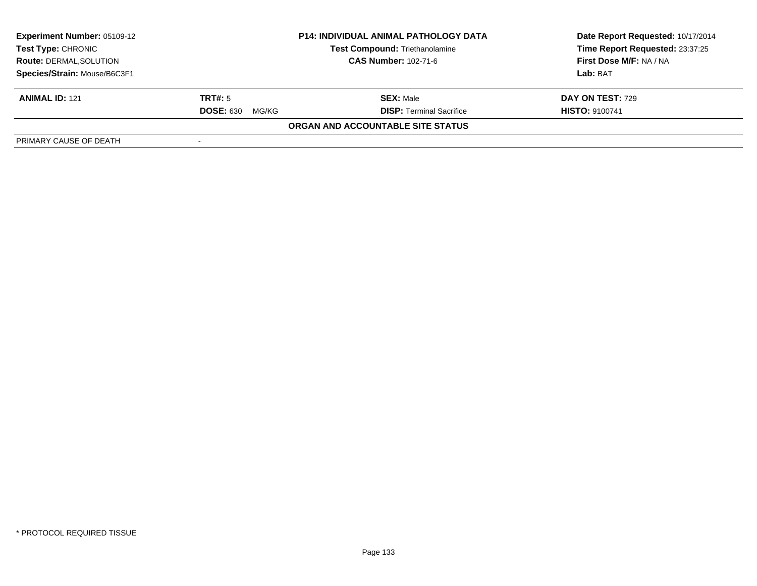**Experiment Number:** 05109-12
**Test Type:** CHRONIC
**Route:** DERMAL,SOLUTION
**Species/Strain:** Mouse/B6C3F1

**P14: INDIVIDUAL ANIMAL PATHOLOGY DATA**
**Test Compound:** Triethanolamine
**CAS Number:** 102-71-6

**Date Report Requested:** 10/17/2014
**Time Report Requested:** 23:37:25
**First Dose M/F:** NA / NA
**Lab:** BAT

| | | | |
|---|---|---|---|
| **ANIMAL ID:** 121 | **TRT#:** 5 | **SEX:** Male | **DAY ON TEST:** 729 |
| | **DOSE:** 630 MG/KG | **DISP:** Terminal Sacrifice | **HISTO:** 9100741 |

**ORGAN AND ACCOUNTABLE SITE STATUS**

| | |
|---|---|
| PRIMARY CAUSE OF DEATH | - |

* PROTOCOL REQUIRED TISSUE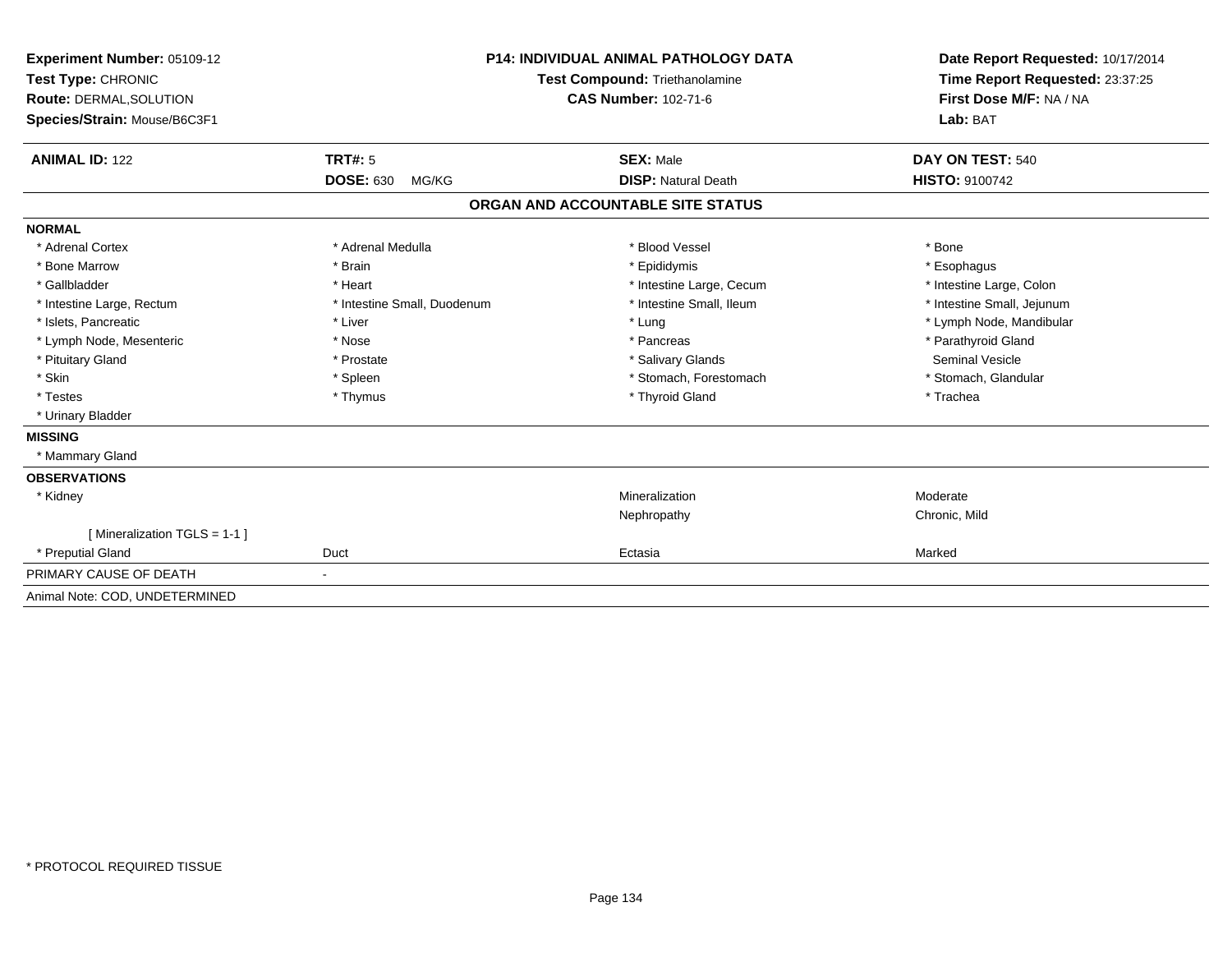**Experiment Number:** 05109-12
**Test Type:** CHRONIC
**Route:** DERMAL,SOLUTION
**Species/Strain:** Mouse/B6C3F1

**P14: INDIVIDUAL ANIMAL PATHOLOGY DATA**
**Test Compound:** Triethanolamine
**CAS Number:** 102-71-6

**Date Report Requested:** 10/17/2014
**Time Report Requested:** 23:37:25
**First Dose M/F:** NA / NA
**Lab:** BAT

| **ANIMAL ID:** 122 | **TRT#:** 5 | **SEX:** Male | **DAY ON TEST:** 540 |
|---|---|---|---|
| | **DOSE:** 630 MG/KG | **DISP:** Natural Death | **HISTO:** 9100742 |

## ORGAN AND ACCOUNTABLE SITE STATUS

| | | | |
|---|---|---|---|
| **NORMAL** | | | |
| * Adrenal Cortex | * Adrenal Medulla | * Blood Vessel | * Bone |
| * Bone Marrow | * Brain | * Epididymis | * Esophagus |
| * Gallbladder | * Heart | * Intestine Large, Cecum | * Intestine Large, Colon |
| * Intestine Large, Rectum | * Intestine Small, Duodenum | * Intestine Small, Ileum | * Intestine Small, Jejunum |
| * Islets, Pancreatic | * Liver | * Lung | * Lymph Node, Mandibular |
| * Lymph Node, Mesenteric | * Nose | * Pancreas | * Parathyroid Gland |
| * Pituitary Gland | * Prostate | * Salivary Glands | Seminal Vesicle |
| * Skin | * Spleen | * Stomach, Forestomach | * Stomach, Glandular |
| * Testes | * Thymus | * Thyroid Gland | * Trachea |
| * Urinary Bladder | | | |
| **MISSING** | | | |
| * Mammary Gland | | | |
| **OBSERVATIONS** | | | |
| * Kidney | | Mineralization | Moderate |
| | | Nephropathy | Chronic, Mild |
| [ Mineralization TGLS = 1-1 ] | | | |
| * Preputial Gland | Duct | Ectasia | Marked |
| PRIMARY CAUSE OF DEATH | - | | |
| Animal Note: COD, UNDETERMINED | | | |

* PROTOCOL REQUIRED TISSUE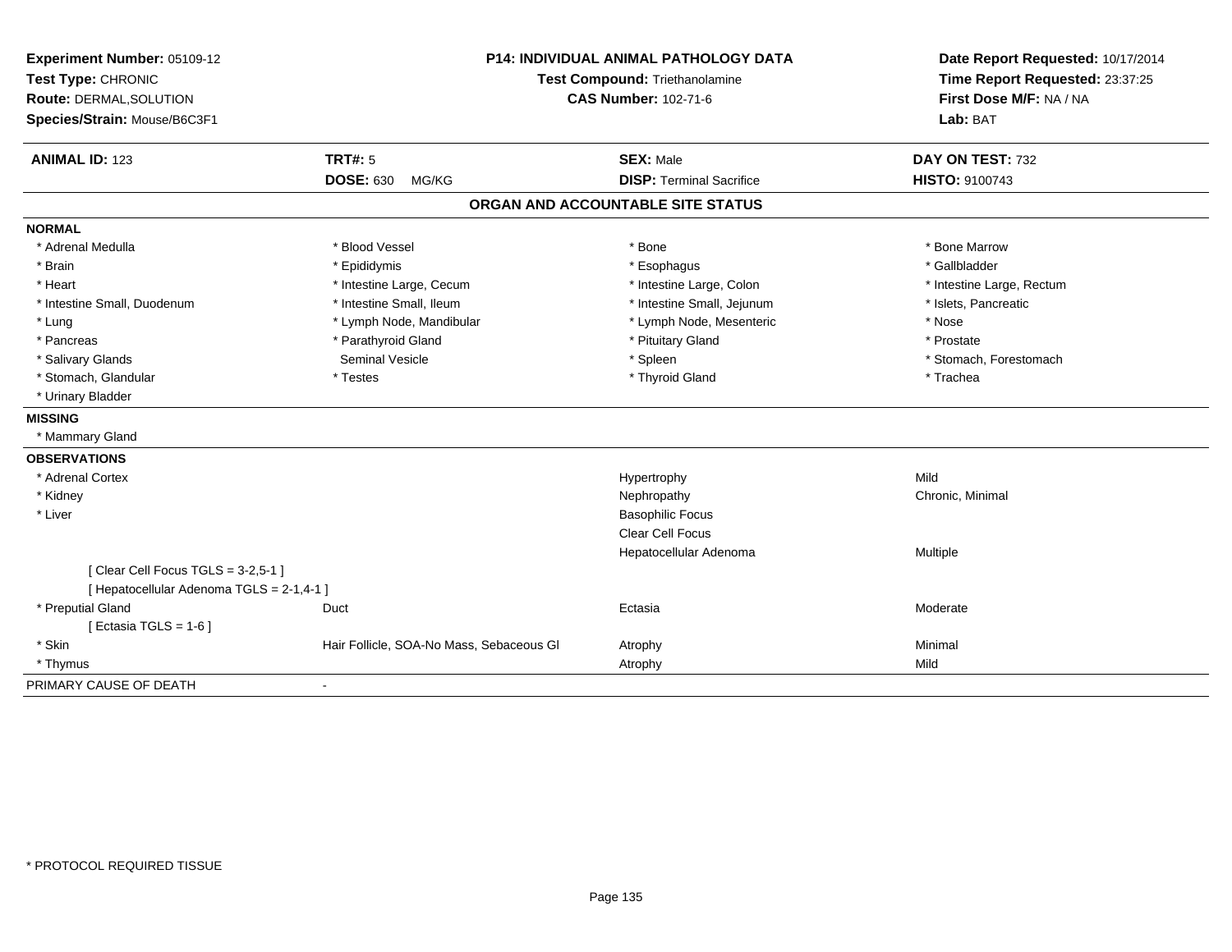**Experiment Number:** 05109-12
**Test Type:** CHRONIC
**Route:** DERMAL,SOLUTION
**Species/Strain:** Mouse/B6C3F1

**P14: INDIVIDUAL ANIMAL PATHOLOGY DATA**
**Test Compound:** Triethanolamine
**CAS Number:** 102-71-6

**Date Report Requested:** 10/17/2014
**Time Report Requested:** 23:37:25
**First Dose M/F:** NA / NA
**Lab:** BAT

| **ANIMAL ID:** 123 | **TRT#:** 5 | **SEX:** Male | **DAY ON TEST:** 732 |
|---|---|---|---|
| | **DOSE:** 630 MG/KG | **DISP:** Terminal Sacrifice | **HISTO:** 9100743 |

## ORGAN AND ACCOUNTABLE SITE STATUS

**NORMAL**

| | | | |
|---|---|---|---|
| * Adrenal Medulla | * Blood Vessel | * Bone | * Bone Marrow |
| * Brain | * Epididymis | * Esophagus | * Gallbladder |
| * Heart | * Intestine Large, Cecum | * Intestine Large, Colon | * Intestine Large, Rectum |
| * Intestine Small, Duodenum | * Intestine Small, Ileum | * Intestine Small, Jejunum | * Islets, Pancreatic |
| * Lung | * Lymph Node, Mandibular | * Lymph Node, Mesenteric | * Nose |
| * Pancreas | * Parathyroid Gland | * Pituitary Gland | * Prostate |
| * Salivary Glands | Seminal Vesicle | * Spleen | * Stomach, Forestomach |
| * Stomach, Glandular | * Testes | * Thyroid Gland | * Trachea |
| * Urinary Bladder | | | |

**MISSING**

* Mammary Gland

**OBSERVATIONS**

| | | | |
|---|---|---|---|
| * Adrenal Cortex | | Hypertrophy | Mild |
| * Kidney | | Nephropathy | Chronic, Minimal |
| * Liver | | Basophilic Focus | |
| | | Clear Cell Focus | |
| | | Hepatocellular Adenoma | Multiple |
| [ Clear Cell Focus TGLS = 3-2,5-1 ] | | | |
| [ Hepatocellular Adenoma TGLS = 2-1,4-1 ] | | | |
| * Preputial Gland | Duct | Ectasia | Moderate |
| [ Ectasia TGLS = 1-6 ] | | | |
| * Skin | Hair Follicle, SOA-No Mass, Sebaceous Gl | Atrophy | Minimal |
| * Thymus | | Atrophy | Mild |

PRIMARY CAUSE OF DEATH -

* PROTOCOL REQUIRED TISSUE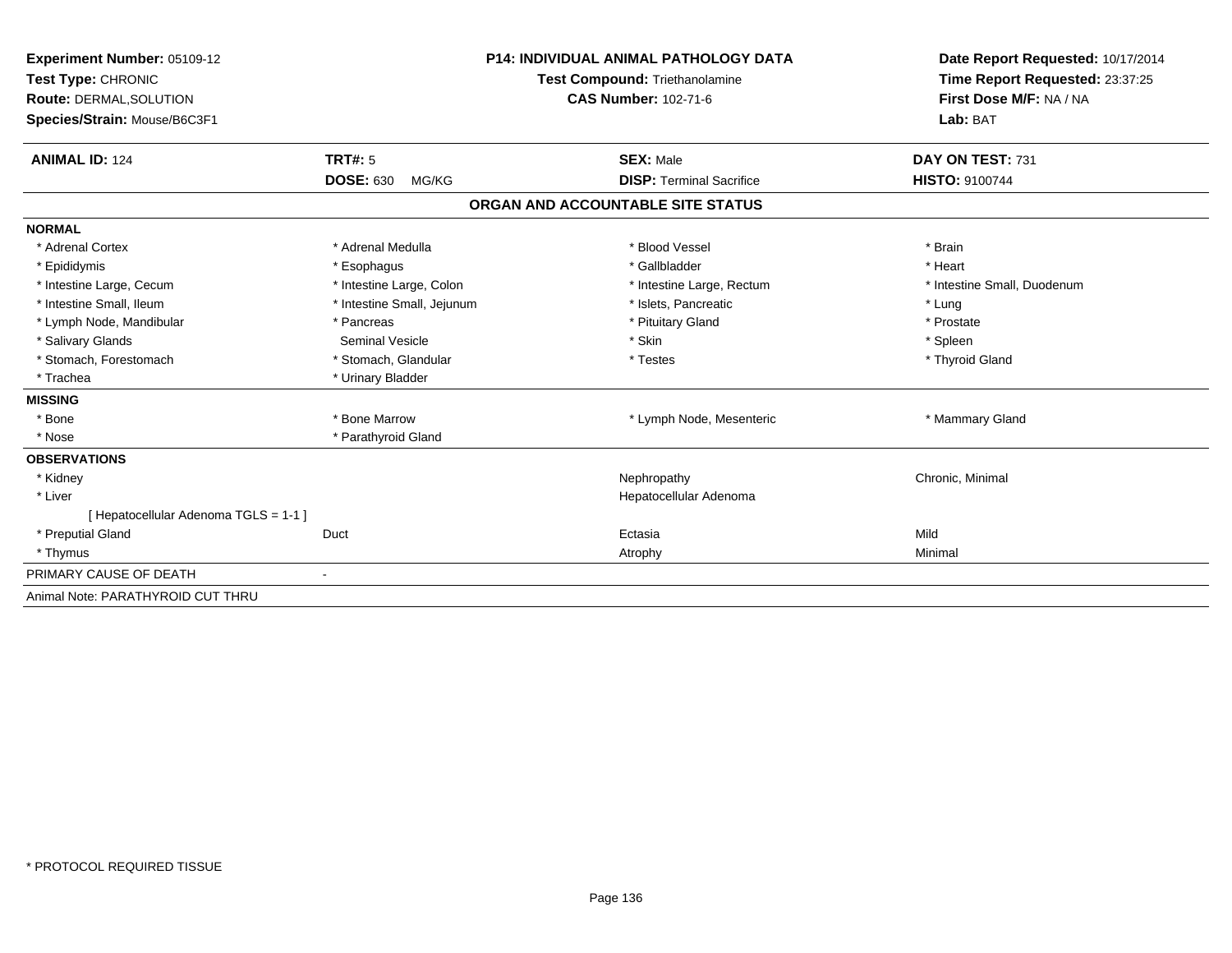**Experiment Number:** 05109-12
**Test Type:** CHRONIC
**Route:** DERMAL,SOLUTION
**Species/Strain:** Mouse/B6C3F1

**P14: INDIVIDUAL ANIMAL PATHOLOGY DATA**
**Test Compound:** Triethanolamine
**CAS Number:** 102-71-6

**Date Report Requested:** 10/17/2014
**Time Report Requested:** 23:37:25
**First Dose M/F:** NA / NA
**Lab:** BAT

| **ANIMAL ID:** 124 | **TRT#:** 5 | **SEX:** Male | **DAY ON TEST:** 731 |
|---|---|---|---|
| | **DOSE:** 630 MG/KG | **DISP:** Terminal Sacrifice | **HISTO:** 9100744 |

## ORGAN AND ACCOUNTABLE SITE STATUS

| | | | |
|---|---|---|---|
| **NORMAL** | | | |
| * Adrenal Cortex | * Adrenal Medulla | * Blood Vessel | * Brain |
| * Epididymis | * Esophagus | * Gallbladder | * Heart |
| * Intestine Large, Cecum | * Intestine Large, Colon | * Intestine Large, Rectum | * Intestine Small, Duodenum |
| * Intestine Small, Ileum | * Intestine Small, Jejunum | * Islets, Pancreatic | * Lung |
| * Lymph Node, Mandibular | * Pancreas | * Pituitary Gland | * Prostate |
| * Salivary Glands | Seminal Vesicle | * Skin | * Spleen |
| * Stomach, Forestomach | * Stomach, Glandular | * Testes | * Thyroid Gland |
| * Trachea | * Urinary Bladder | | |
| **MISSING** | | | |
| * Bone | * Bone Marrow | * Lymph Node, Mesenteric | * Mammary Gland |
| * Nose | * Parathyroid Gland | | |
| **OBSERVATIONS** | | | |
| * Kidney | | Nephropathy | Chronic, Minimal |
| * Liver | | Hepatocellular Adenoma | |
| [ Hepatocellular Adenoma TGLS = 1-1 ] | | | |
| * Preputial Gland | Duct | Ectasia | Mild |
| * Thymus | | Atrophy | Minimal |
| PRIMARY CAUSE OF DEATH | - | | |

Animal Note: PARATHYROID CUT THRU

* PROTOCOL REQUIRED TISSUE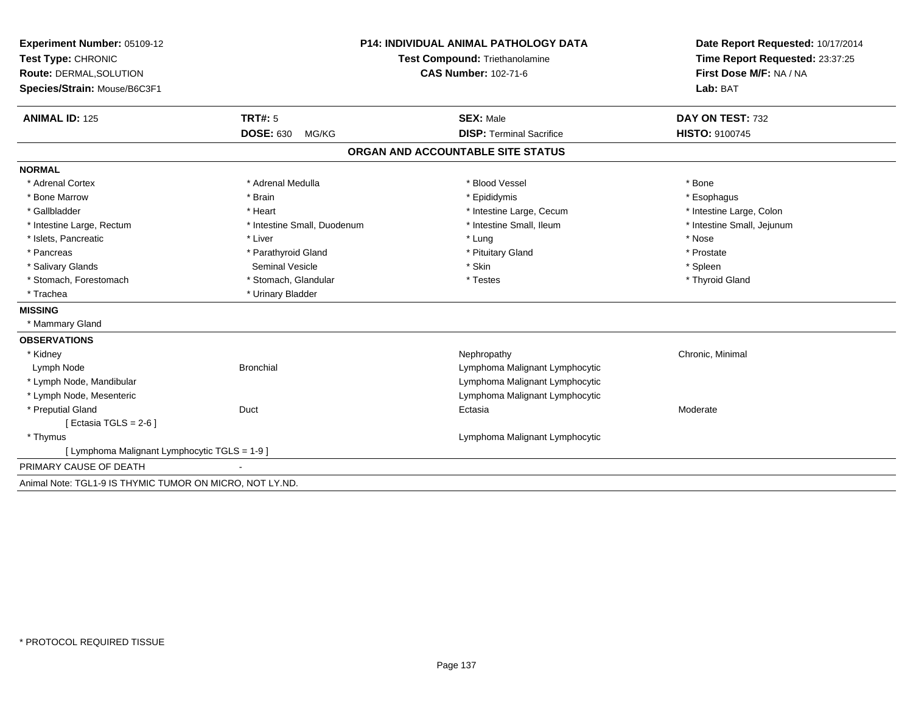**Experiment Number:** 05109-12
**Test Type:** CHRONIC
**Route:** DERMAL,SOLUTION
**Species/Strain:** Mouse/B6C3F1

**P14: INDIVIDUAL ANIMAL PATHOLOGY DATA**
**Test Compound:** Triethanolamine
**CAS Number:** 102-71-6

**Date Report Requested:** 10/17/2014
**Time Report Requested:** 23:37:25
**First Dose M/F:** NA / NA
**Lab:** BAT

| **ANIMAL ID:** 125 | **TRT#:** 5 | **SEX:** Male | **DAY ON TEST:** 732 |
|---|---|---|---|
| | **DOSE:** 630 MG/KG | **DISP:** Terminal Sacrifice | **HISTO:** 9100745 |

## ORGAN AND ACCOUNTABLE SITE STATUS

**NORMAL**

| | | | |
|---|---|---|---|
| * Adrenal Cortex | * Adrenal Medulla | * Blood Vessel | * Bone |
| * Bone Marrow | * Brain | * Epididymis | * Esophagus |
| * Gallbladder | * Heart | * Intestine Large, Cecum | * Intestine Large, Colon |
| * Intestine Large, Rectum | * Intestine Small, Duodenum | * Intestine Small, Ileum | * Intestine Small, Jejunum |
| * Islets, Pancreatic | * Liver | * Lung | * Nose |
| * Pancreas | * Parathyroid Gland | * Pituitary Gland | * Prostate |
| * Salivary Glands | Seminal Vesicle | * Skin | * Spleen |
| * Stomach, Forestomach | * Stomach, Glandular | * Testes | * Thyroid Gland |
| * Trachea | * Urinary Bladder | | |

**MISSING**

* Mammary Gland

**OBSERVATIONS**

| | | | |
|---|---|---|---|
| * Kidney | | Nephropathy | Chronic, Minimal |
| Lymph Node | Bronchial | Lymphoma Malignant Lymphocytic | |
| * Lymph Node, Mandibular | | Lymphoma Malignant Lymphocytic | |
| * Lymph Node, Mesenteric | | Lymphoma Malignant Lymphocytic | |
| * Preputial Gland | Duct | Ectasia | Moderate |
| [ Ectasia TGLS = 2-6 ] | | | |
| * Thymus | | Lymphoma Malignant Lymphocytic | |
| [ Lymphoma Malignant Lymphocytic TGLS = 1-9 ] | | | |

PRIMARY CAUSE OF DEATH -

Animal Note: TGL1-9 IS THYMIC TUMOR ON MICRO, NOT LY.ND.

* PROTOCOL REQUIRED TISSUE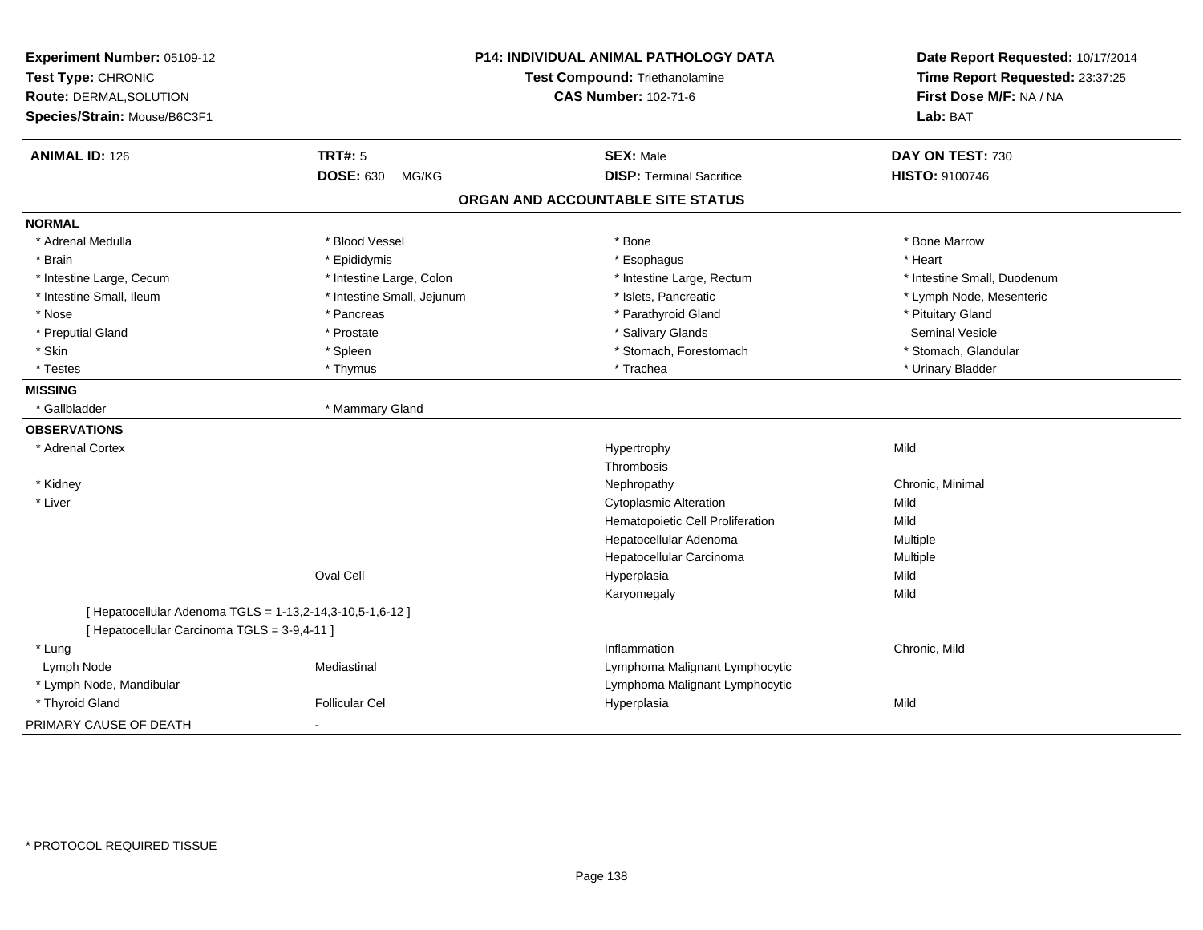**Experiment Number:** 05109-12
**Test Type:** CHRONIC
**Route:** DERMAL,SOLUTION
**Species/Strain:** Mouse/B6C3F1

**P14: INDIVIDUAL ANIMAL PATHOLOGY DATA**
**Test Compound:** Triethanolamine
**CAS Number:** 102-71-6

**Date Report Requested:** 10/17/2014
**Time Report Requested:** 23:37:25
**First Dose M/F:** NA / NA
**Lab:** BAT

| **ANIMAL ID:** 126 | **TRT#:** 5 | **SEX:** Male | **DAY ON TEST:** 730 |
|---|---|---|---|
| | **DOSE:** 630 MG/KG | **DISP:** Terminal Sacrifice | **HISTO:** 9100746 |

## ORGAN AND ACCOUNTABLE SITE STATUS

**NORMAL**

| | | | |
|---|---|---|---|
| * Adrenal Medulla | * Blood Vessel | * Bone | * Bone Marrow |
| * Brain | * Epididymis | * Esophagus | * Heart |
| * Intestine Large, Cecum | * Intestine Large, Colon | * Intestine Large, Rectum | * Intestine Small, Duodenum |
| * Intestine Small, Ileum | * Intestine Small, Jejunum | * Islets, Pancreatic | * Lymph Node, Mesenteric |
| * Nose | * Pancreas | * Parathyroid Gland | * Pituitary Gland |
| * Preputial Gland | * Prostate | * Salivary Glands | Seminal Vesicle |
| * Skin | * Spleen | * Stomach, Forestomach | * Stomach, Glandular |
| * Testes | * Thymus | * Trachea | * Urinary Bladder |

**MISSING**

| | |
|---|---|
| * Gallbladder | * Mammary Gland |

**OBSERVATIONS**

| | | | |
|---|---|---|---|
| * Adrenal Cortex | | Hypertrophy | Mild |
| | | Thrombosis | |
| * Kidney | | Nephropathy | Chronic, Minimal |
| * Liver | | Cytoplasmic Alteration | Mild |
| | | Hematopoietic Cell Proliferation | Mild |
| | | Hepatocellular Adenoma | Multiple |
| | | Hepatocellular Carcinoma | Multiple |
| | Oval Cell | Hyperplasia | Mild |
| | | Karyomegaly | Mild |
| [ Hepatocellular Adenoma TGLS = 1-13,2-14,3-10,5-1,6-12 ] | | | |
| [ Hepatocellular Carcinoma TGLS = 3-9,4-11 ] | | | |
| * Lung | | Inflammation | Chronic, Mild |
| Lymph Node | Mediastinal | Lymphoma Malignant Lymphocytic | |
| * Lymph Node, Mandibular | | Lymphoma Malignant Lymphocytic | |
| * Thyroid Gland | Follicular Cel | Hyperplasia | Mild |

PRIMARY CAUSE OF DEATH -

* PROTOCOL REQUIRED TISSUE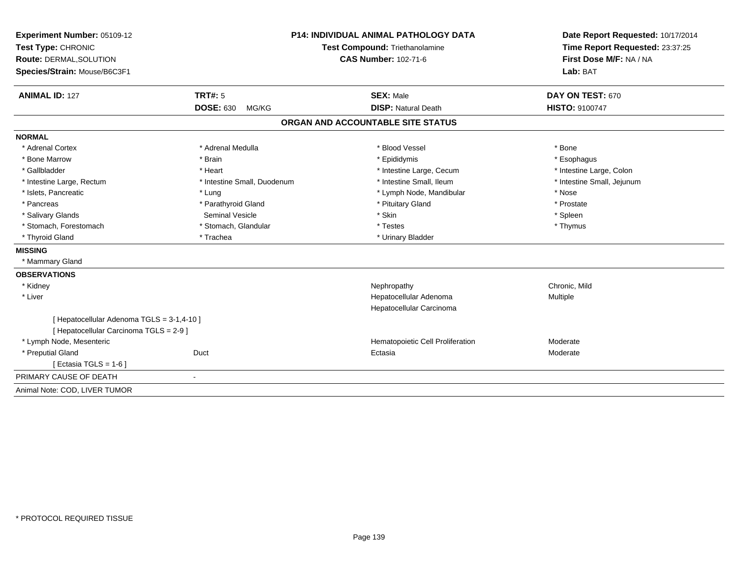**Experiment Number:** 05109-12
**Test Type:** CHRONIC
**Route:** DERMAL,SOLUTION
**Species/Strain:** Mouse/B6C3F1

**P14: INDIVIDUAL ANIMAL PATHOLOGY DATA**
**Test Compound:** Triethanolamine
**CAS Number:** 102-71-6

**Date Report Requested:** 10/17/2014
**Time Report Requested:** 23:37:25
**First Dose M/F:** NA / NA
**Lab:** BAT

| | | | |
|---|---|---|---|
| **ANIMAL ID:** 127 | **TRT#:** 5 | **SEX:** Male | **DAY ON TEST:** 670 |
| | **DOSE:** 630 MG/KG | **DISP:** Natural Death | **HISTO:** 9100747 |

## ORGAN AND ACCOUNTABLE SITE STATUS

**NORMAL**

| | | | |
|---|---|---|---|
| * Adrenal Cortex | * Adrenal Medulla | * Blood Vessel | * Bone |
| * Bone Marrow | * Brain | * Epididymis | * Esophagus |
| * Gallbladder | * Heart | * Intestine Large, Cecum | * Intestine Large, Colon |
| * Intestine Large, Rectum | * Intestine Small, Duodenum | * Intestine Small, Ileum | * Intestine Small, Jejunum |
| * Islets, Pancreatic | * Lung | * Lymph Node, Mandibular | * Nose |
| * Pancreas | * Parathyroid Gland | * Pituitary Gland | * Prostate |
| * Salivary Glands | Seminal Vesicle | * Skin | * Spleen |
| * Stomach, Forestomach | * Stomach, Glandular | * Testes | * Thymus |
| * Thyroid Gland | * Trachea | * Urinary Bladder | |

**MISSING**

* Mammary Gland

**OBSERVATIONS**

| | | | |
|---|---|---|---|
| * Kidney | | Nephropathy | Chronic, Mild |
| * Liver | | Hepatocellular Adenoma | Multiple |
| | | Hepatocellular Carcinoma | |
| [ Hepatocellular Adenoma TGLS = 3-1,4-10 ] | | | |
| [ Hepatocellular Carcinoma TGLS = 2-9 ] | | | |
| * Lymph Node, Mesenteric | | Hematopoietic Cell Proliferation | Moderate |
| * Preputial Gland | Duct | Ectasia | Moderate |
| [ Ectasia TGLS = 1-6 ] | | | |

PRIMARY CAUSE OF DEATH -

Animal Note: COD, LIVER TUMOR

* PROTOCOL REQUIRED TISSUE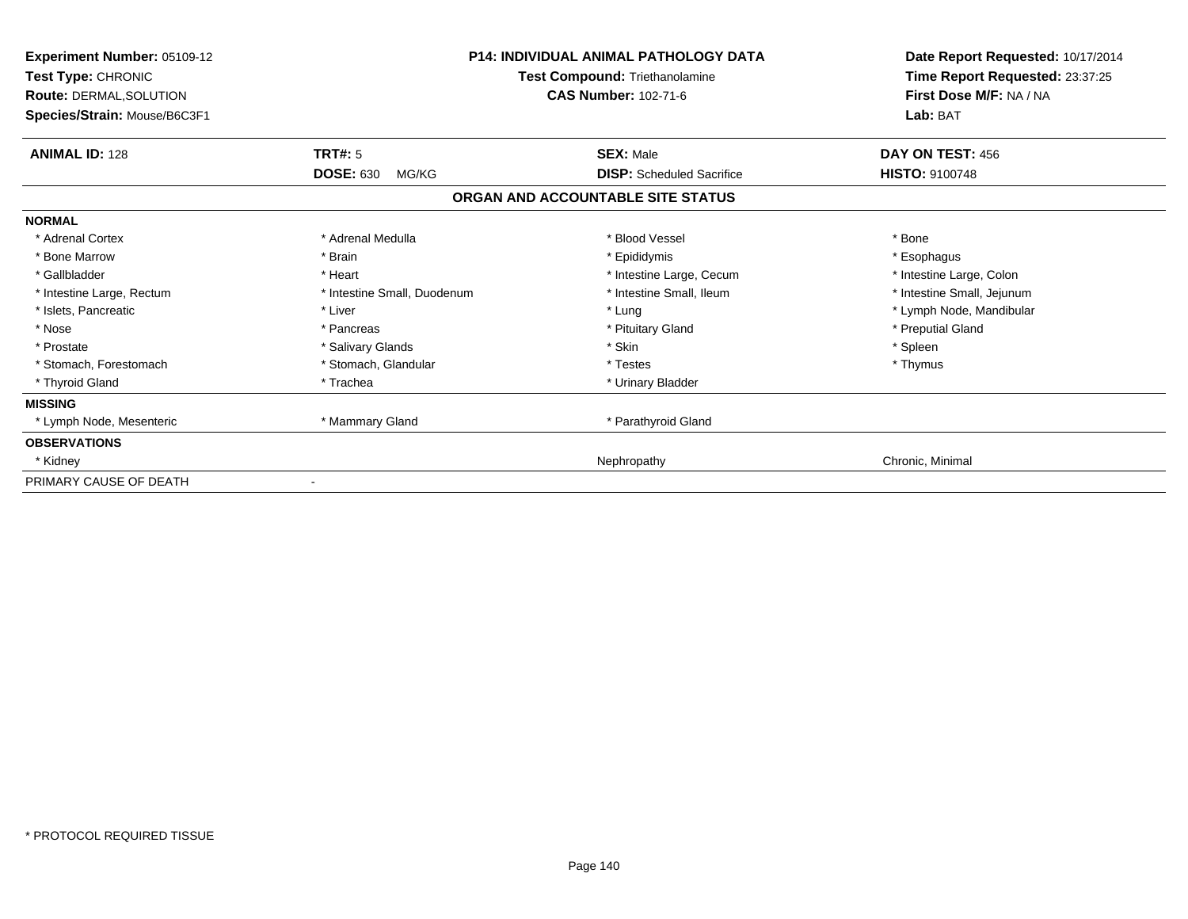**Experiment Number:** 05109-12
**Test Type:** CHRONIC
**Route:** DERMAL,SOLUTION
**Species/Strain:** Mouse/B6C3F1

**P14: INDIVIDUAL ANIMAL PATHOLOGY DATA**
**Test Compound:** Triethanolamine
**CAS Number:** 102-71-6

**Date Report Requested:** 10/17/2014
**Time Report Requested:** 23:37:25
**First Dose M/F:** NA / NA
**Lab:** BAT

| **ANIMAL ID:** 128 | **TRT#:** 5 | **SEX:** Male | **DAY ON TEST:** 456 |
|---|---|---|---|
| | **DOSE:** 630 MG/KG | **DISP:** Scheduled Sacrifice | **HISTO:** 9100748 |

## ORGAN AND ACCOUNTABLE SITE STATUS

| | | | |
|---|---|---|---|
| **NORMAL** | | | |
| * Adrenal Cortex | * Adrenal Medulla | * Blood Vessel | * Bone |
| * Bone Marrow | * Brain | * Epididymis | * Esophagus |
| * Gallbladder | * Heart | * Intestine Large, Cecum | * Intestine Large, Colon |
| * Intestine Large, Rectum | * Intestine Small, Duodenum | * Intestine Small, Ileum | * Intestine Small, Jejunum |
| * Islets, Pancreatic | * Liver | * Lung | * Lymph Node, Mandibular |
| * Nose | * Pancreas | * Pituitary Gland | * Preputial Gland |
| * Prostate | * Salivary Glands | * Skin | * Spleen |
| * Stomach, Forestomach | * Stomach, Glandular | * Testes | * Thymus |
| * Thyroid Gland | * Trachea | * Urinary Bladder | |
| **MISSING** | | | |
| * Lymph Node, Mesenteric | * Mammary Gland | * Parathyroid Gland | |
| **OBSERVATIONS** | | | |
| * Kidney | | Nephropathy | Chronic, Minimal |
| PRIMARY CAUSE OF DEATH | - | | |

* PROTOCOL REQUIRED TISSUE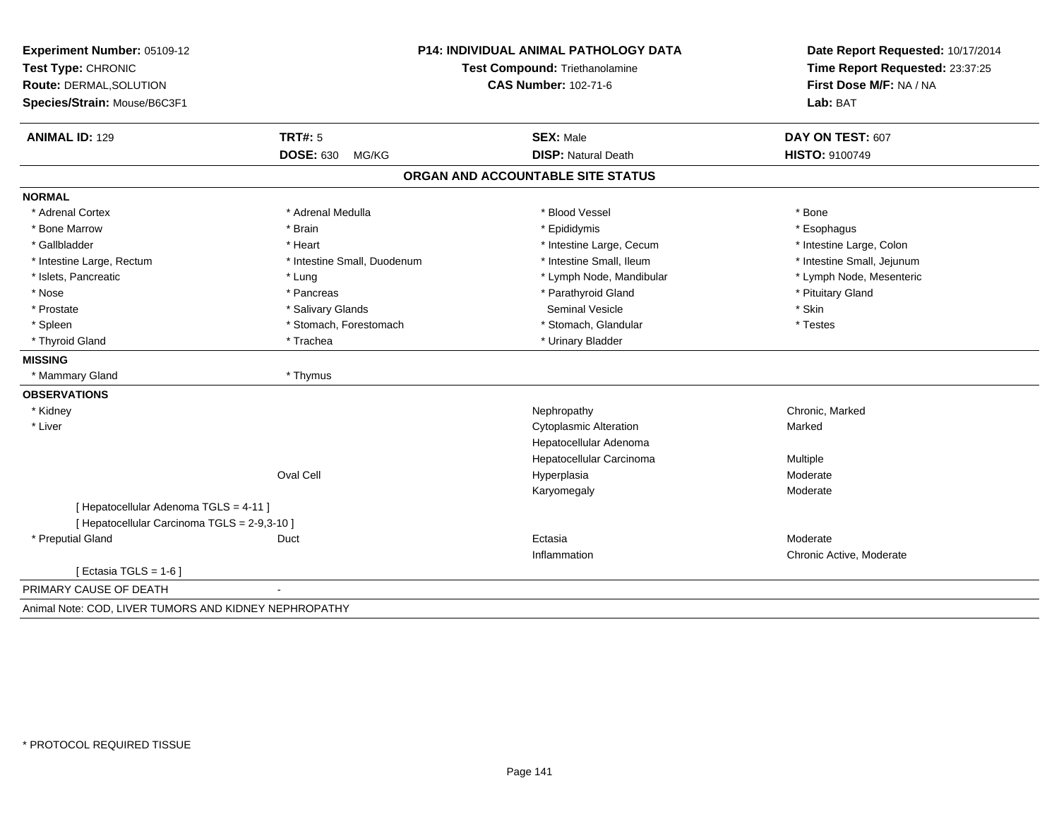**Experiment Number:** 05109-12
**Test Type:** CHRONIC
**Route:** DERMAL,SOLUTION
**Species/Strain:** Mouse/B6C3F1

**P14: INDIVIDUAL ANIMAL PATHOLOGY DATA**
**Test Compound:** Triethanolamine
**CAS Number:** 102-71-6

**Date Report Requested:** 10/17/2014
**Time Report Requested:** 23:37:25
**First Dose M/F:** NA / NA
**Lab:** BAT

| | | | |
|---|---|---|---|
| **ANIMAL ID:** 129 | **TRT#:** 5 | **SEX:** Male | **DAY ON TEST:** 607 |
| | **DOSE:** 630 MG/KG | **DISP:** Natural Death | **HISTO:** 9100749 |

## ORGAN AND ACCOUNTABLE SITE STATUS

**NORMAL**

| | | | |
|---|---|---|---|
| * Adrenal Cortex | * Adrenal Medulla | * Blood Vessel | * Bone |
| * Bone Marrow | * Brain | * Epididymis | * Esophagus |
| * Gallbladder | * Heart | * Intestine Large, Cecum | * Intestine Large, Colon |
| * Intestine Large, Rectum | * Intestine Small, Duodenum | * Intestine Small, Ileum | * Intestine Small, Jejunum |
| * Islets, Pancreatic | * Lung | * Lymph Node, Mandibular | * Lymph Node, Mesenteric |
| * Nose | * Pancreas | * Parathyroid Gland | * Pituitary Gland |
| * Prostate | * Salivary Glands | Seminal Vesicle | * Skin |
| * Spleen | * Stomach, Forestomach | * Stomach, Glandular | * Testes |
| * Thyroid Gland | * Trachea | * Urinary Bladder | |

**MISSING**

| | |
|---|---|
| * Mammary Gland | * Thymus |

**OBSERVATIONS**

| | | | |
|---|---|---|---|
| * Kidney | | Nephropathy | Chronic, Marked |
| * Liver | | Cytoplasmic Alteration | Marked |
| | | Hepatocellular Adenoma | |
| | | Hepatocellular Carcinoma | Multiple |
| | Oval Cell | Hyperplasia | Moderate |
| | | Karyomegaly | Moderate |
| [ Hepatocellular Adenoma TGLS = 4-11 ] | | | |
| [ Hepatocellular Carcinoma TGLS = 2-9,3-10 ] | | | |
| * Preputial Gland | Duct | Ectasia | Moderate |
| | | Inflammation | Chronic Active, Moderate |
| [ Ectasia TGLS = 1-6 ] | | | |

PRIMARY CAUSE OF DEATH -

Animal Note: COD, LIVER TUMORS AND KIDNEY NEPHROPATHY

* PROTOCOL REQUIRED TISSUE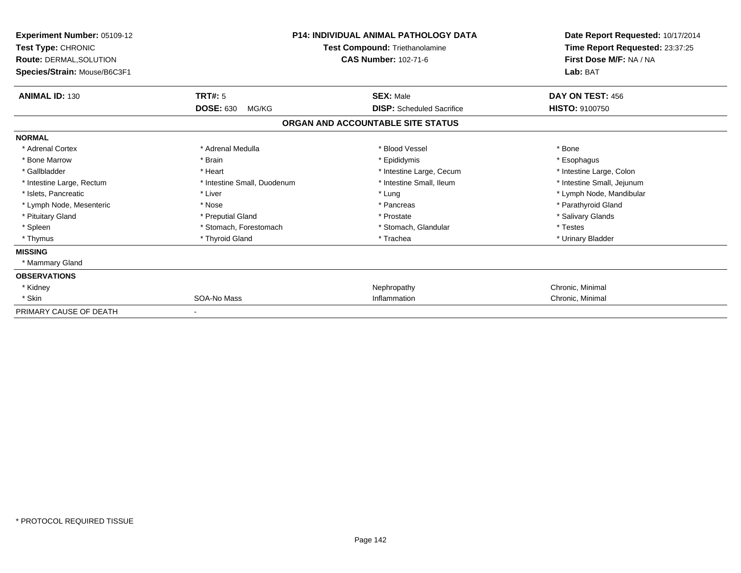**Experiment Number:** 05109-12
**Test Type:** CHRONIC
**Route:** DERMAL,SOLUTION
**Species/Strain:** Mouse/B6C3F1

**P14: INDIVIDUAL ANIMAL PATHOLOGY DATA**
**Test Compound:** Triethanolamine
**CAS Number:** 102-71-6

**Date Report Requested:** 10/17/2014
**Time Report Requested:** 23:37:25
**First Dose M/F:** NA / NA
**Lab:** BAT

| | | | |
|---|---|---|---|
| **ANIMAL ID:** 130 | **TRT#:** 5 | **SEX:** Male | **DAY ON TEST:** 456 |
| | **DOSE:** 630 MG/KG | **DISP:** Scheduled Sacrifice | **HISTO:** 9100750 |

## ORGAN AND ACCOUNTABLE SITE STATUS

| | | | |
|---|---|---|---|
| **NORMAL** | | | |
| * Adrenal Cortex | * Adrenal Medulla | * Blood Vessel | * Bone |
| * Bone Marrow | * Brain | * Epididymis | * Esophagus |
| * Gallbladder | * Heart | * Intestine Large, Cecum | * Intestine Large, Colon |
| * Intestine Large, Rectum | * Intestine Small, Duodenum | * Intestine Small, Ileum | * Intestine Small, Jejunum |
| * Islets, Pancreatic | * Liver | * Lung | * Lymph Node, Mandibular |
| * Lymph Node, Mesenteric | * Nose | * Pancreas | * Parathyroid Gland |
| * Pituitary Gland | * Preputial Gland | * Prostate | * Salivary Glands |
| * Spleen | * Stomach, Forestomach | * Stomach, Glandular | * Testes |
| * Thymus | * Thyroid Gland | * Trachea | * Urinary Bladder |
| **MISSING** | | | |
| * Mammary Gland | | | |
| **OBSERVATIONS** | | | |
| * Kidney | | Nephropathy | Chronic, Minimal |
| * Skin | SOA-No Mass | Inflammation | Chronic, Minimal |
| PRIMARY CAUSE OF DEATH | - | | |

* PROTOCOL REQUIRED TISSUE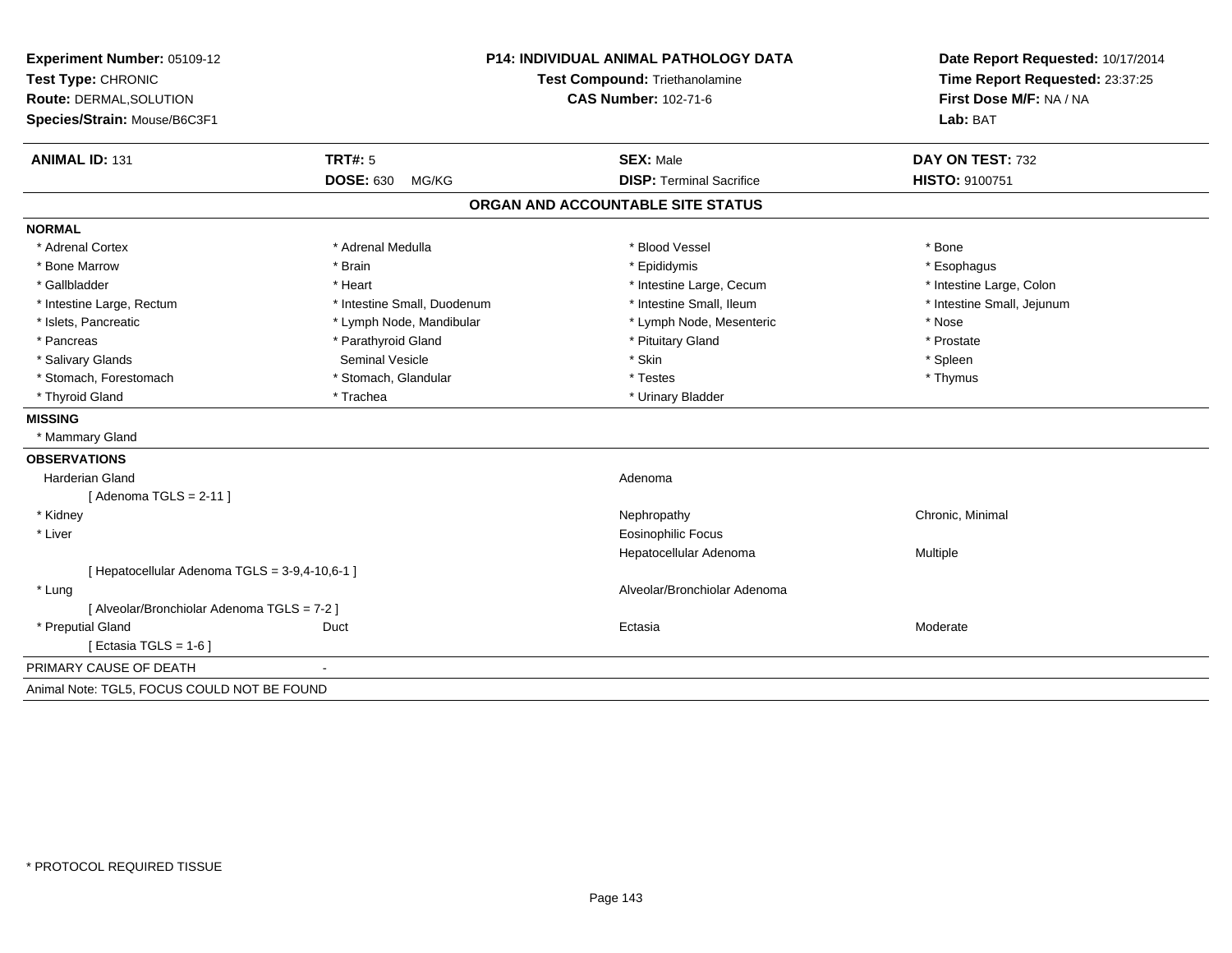**Experiment Number:** 05109-12
**Test Type:** CHRONIC
**Route:** DERMAL,SOLUTION
**Species/Strain:** Mouse/B6C3F1

**P14: INDIVIDUAL ANIMAL PATHOLOGY DATA**
**Test Compound:** Triethanolamine
**CAS Number:** 102-71-6

**Date Report Requested:** 10/17/2014
**Time Report Requested:** 23:37:25
**First Dose M/F:** NA / NA
**Lab:** BAT

| **ANIMAL ID:** 131 | **TRT#:** 5 | **SEX:** Male | **DAY ON TEST:** 732 |
|---|---|---|---|
| | **DOSE:** 630 MG/KG | **DISP:** Terminal Sacrifice | **HISTO:** 9100751 |

## ORGAN AND ACCOUNTABLE SITE STATUS

**NORMAL**

| | | | |
|---|---|---|---|
| * Adrenal Cortex | * Adrenal Medulla | * Blood Vessel | * Bone |
| * Bone Marrow | * Brain | * Epididymis | * Esophagus |
| * Gallbladder | * Heart | * Intestine Large, Cecum | * Intestine Large, Colon |
| * Intestine Large, Rectum | * Intestine Small, Duodenum | * Intestine Small, Ileum | * Intestine Small, Jejunum |
| * Islets, Pancreatic | * Lymph Node, Mandibular | * Lymph Node, Mesenteric | * Nose |
| * Pancreas | * Parathyroid Gland | * Pituitary Gland | * Prostate |
| * Salivary Glands | Seminal Vesicle | * Skin | * Spleen |
| * Stomach, Forestomach | * Stomach, Glandular | * Testes | * Thymus |
| * Thyroid Gland | * Trachea | * Urinary Bladder | |

**MISSING**

* Mammary Gland

**OBSERVATIONS**

| | | | |
|---|---|---|---|
| Harderian Gland | | Adenoma | |
| [ Adenoma TGLS = 2-11 ] | | | |
| * Kidney | | Nephropathy | Chronic, Minimal |
| * Liver | | Eosinophilic Focus | |
| | | Hepatocellular Adenoma | Multiple |
| [ Hepatocellular Adenoma TGLS = 3-9,4-10,6-1 ] | | | |
| * Lung | | Alveolar/Bronchiolar Adenoma | |
| [ Alveolar/Bronchiolar Adenoma TGLS = 7-2 ] | | | |
| * Preputial Gland | Duct | Ectasia | Moderate |
| [ Ectasia TGLS = 1-6 ] | | | |

PRIMARY CAUSE OF DEATH -

Animal Note: TGL5, FOCUS COULD NOT BE FOUND

* PROTOCOL REQUIRED TISSUE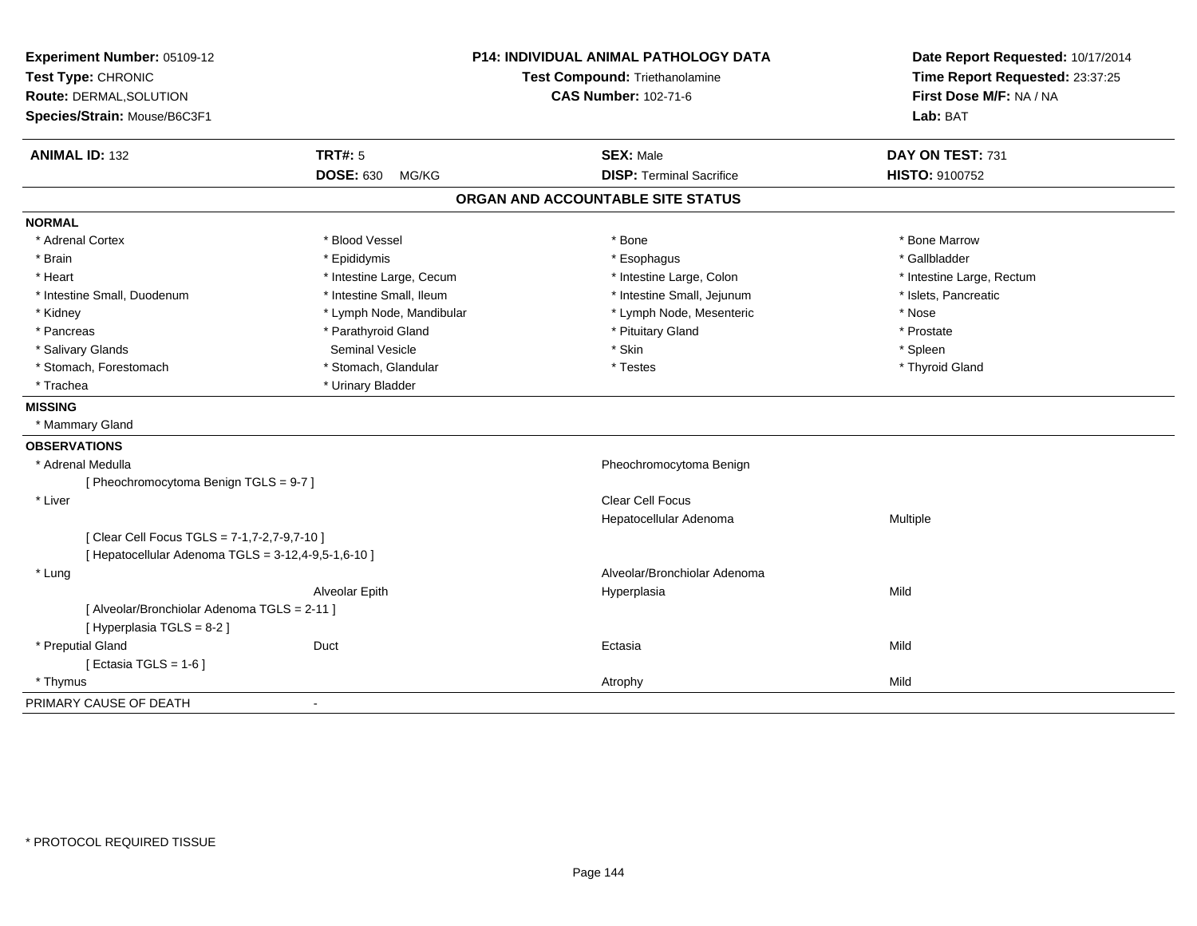**Experiment Number:** 05109-12
**Test Type:** CHRONIC
**Route:** DERMAL,SOLUTION
**Species/Strain:** Mouse/B6C3F1

**P14: INDIVIDUAL ANIMAL PATHOLOGY DATA**
**Test Compound:** Triethanolamine
**CAS Number:** 102-71-6

**Date Report Requested:** 10/17/2014
**Time Report Requested:** 23:37:25
**First Dose M/F:** NA / NA
**Lab:** BAT

| **ANIMAL ID:** 132 | **TRT#:** 5 | **SEX:** Male | **DAY ON TEST:** 731 |
|---|---|---|---|
| | **DOSE:** 630 MG/KG | **DISP:** Terminal Sacrifice | **HISTO:** 9100752 |

## ORGAN AND ACCOUNTABLE SITE STATUS

**NORMAL**

| | | | |
|---|---|---|---|
| * Adrenal Cortex | * Blood Vessel | * Bone | * Bone Marrow |
| * Brain | * Epididymis | * Esophagus | * Gallbladder |
| * Heart | * Intestine Large, Cecum | * Intestine Large, Colon | * Intestine Large, Rectum |
| * Intestine Small, Duodenum | * Intestine Small, Ileum | * Intestine Small, Jejunum | * Islets, Pancreatic |
| * Kidney | * Lymph Node, Mandibular | * Lymph Node, Mesenteric | * Nose |
| * Pancreas | * Parathyroid Gland | * Pituitary Gland | * Prostate |
| * Salivary Glands | Seminal Vesicle | * Skin | * Spleen |
| * Stomach, Forestomach | * Stomach, Glandular | * Testes | * Thyroid Gland |
| * Trachea | * Urinary Bladder | | |

**MISSING**

* Mammary Gland

**OBSERVATIONS**

| | | | |
|---|---|---|---|
| * Adrenal Medulla | | Pheochromocytoma Benign | |
| [ Pheochromocytoma Benign TGLS = 9-7 ] | | | |
| * Liver | | Clear Cell Focus | |
| | | Hepatocellular Adenoma | Multiple |
| [ Clear Cell Focus TGLS = 7-1,7-2,7-9,7-10 ] | | | |
| [ Hepatocellular Adenoma TGLS = 3-12,4-9,5-1,6-10 ] | | | |
| * Lung | | Alveolar/Bronchiolar Adenoma | |
| | Alveolar Epith | Hyperplasia | Mild |
| [ Alveolar/Bronchiolar Adenoma TGLS = 2-11 ] | | | |
| [ Hyperplasia TGLS = 8-2 ] | | | |
| * Preputial Gland | Duct | Ectasia | Mild |
| [ Ectasia TGLS = 1-6 ] | | | |
| * Thymus | | Atrophy | Mild |

PRIMARY CAUSE OF DEATH -

* PROTOCOL REQUIRED TISSUE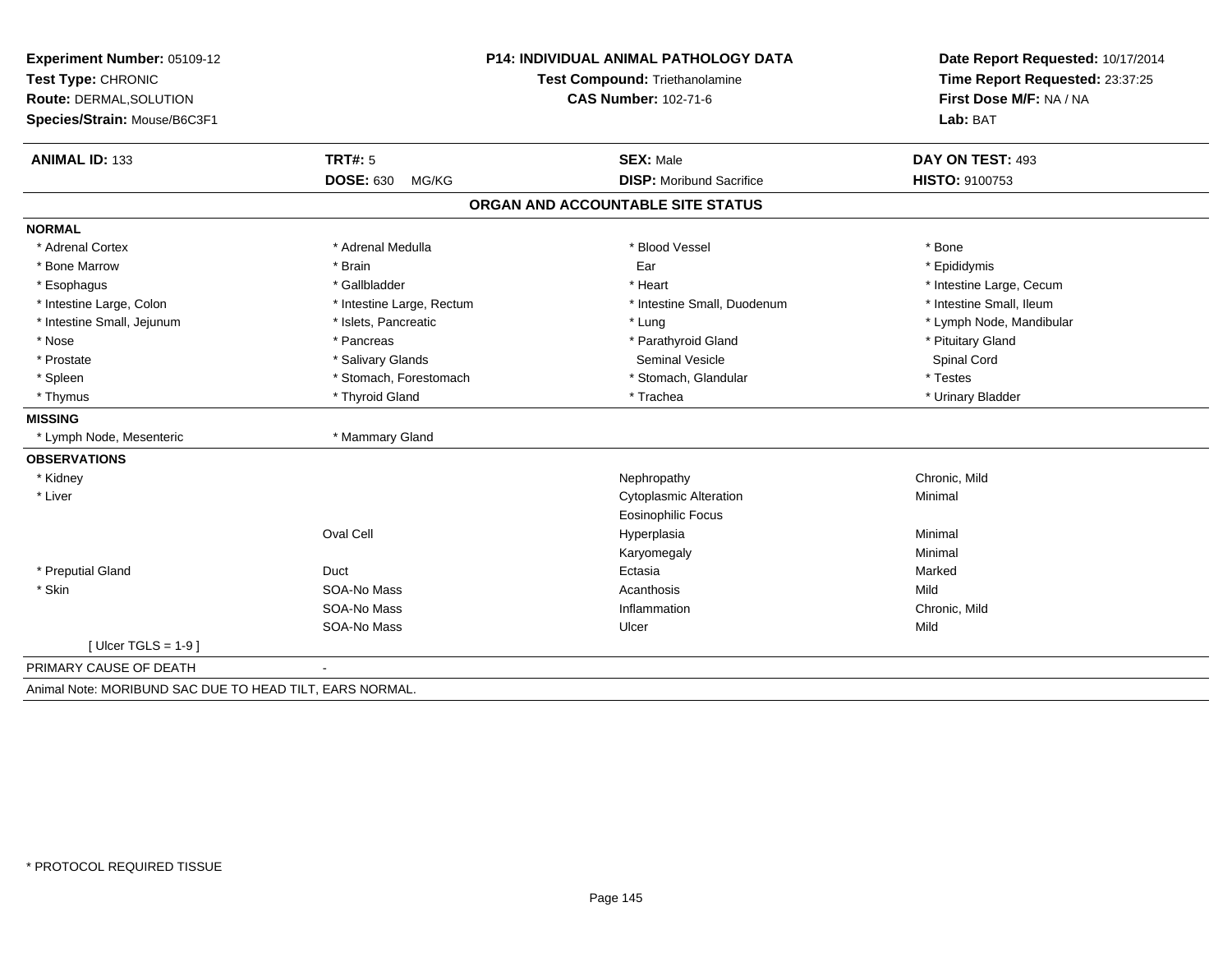**Experiment Number:** 05109-12
**Test Type:** CHRONIC
**Route:** DERMAL,SOLUTION
**Species/Strain:** Mouse/B6C3F1

**P14: INDIVIDUAL ANIMAL PATHOLOGY DATA**
**Test Compound:** Triethanolamine
**CAS Number:** 102-71-6

**Date Report Requested:** 10/17/2014
**Time Report Requested:** 23:37:25
**First Dose M/F:** NA / NA
**Lab:** BAT

| | | | |
|---|---|---|---|
| **ANIMAL ID:** 133 | **TRT#:** 5 | **SEX:** Male | **DAY ON TEST:** 493 |
| | **DOSE:** 630 MG/KG | **DISP:** Moribund Sacrifice | **HISTO:** 9100753 |

## ORGAN AND ACCOUNTABLE SITE STATUS

**NORMAL**

| | | | |
|---|---|---|---|
| * Adrenal Cortex | * Adrenal Medulla | * Blood Vessel | * Bone |
| * Bone Marrow | * Brain | Ear | * Epididymis |
| * Esophagus | * Gallbladder | * Heart | * Intestine Large, Cecum |
| * Intestine Large, Colon | * Intestine Large, Rectum | * Intestine Small, Duodenum | * Intestine Small, Ileum |
| * Intestine Small, Jejunum | * Islets, Pancreatic | * Lung | * Lymph Node, Mandibular |
| * Nose | * Pancreas | * Parathyroid Gland | * Pituitary Gland |
| * Prostate | * Salivary Glands | Seminal Vesicle | Spinal Cord |
| * Spleen | * Stomach, Forestomach | * Stomach, Glandular | * Testes |
| * Thymus | * Thyroid Gland | * Trachea | * Urinary Bladder |

**MISSING**

| | |
|---|---|
| * Lymph Node, Mesenteric | * Mammary Gland |

**OBSERVATIONS**

| | | | |
|---|---|---|---|
| * Kidney | | Nephropathy | Chronic, Mild |
| * Liver | | Cytoplasmic Alteration | Minimal |
| | | Eosinophilic Focus | |
| | Oval Cell | Hyperplasia | Minimal |
| | | Karyomegaly | Minimal |
| * Preputial Gland | Duct | Ectasia | Marked |
| * Skin | SOA-No Mass | Acanthosis | Mild |
| | SOA-No Mass | Inflammation | Chronic, Mild |
| | SOA-No Mass | Ulcer | Mild |
| [ Ulcer TGLS = 1-9 ] | | | |

PRIMARY CAUSE OF DEATH -

Animal Note: MORIBUND SAC DUE TO HEAD TILT, EARS NORMAL.

* PROTOCOL REQUIRED TISSUE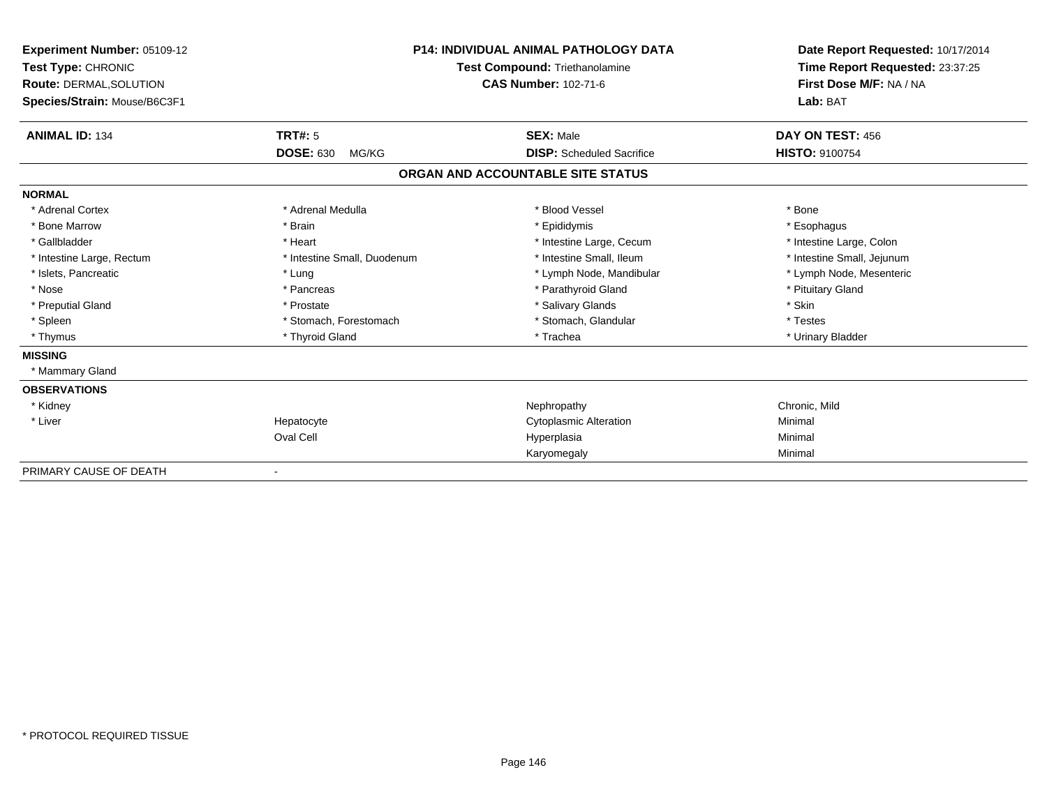**Experiment Number:** 05109-12
**Test Type:** CHRONIC
**Route:** DERMAL,SOLUTION
**Species/Strain:** Mouse/B6C3F1

**P14: INDIVIDUAL ANIMAL PATHOLOGY DATA**
**Test Compound:** Triethanolamine
**CAS Number:** 102-71-6

**Date Report Requested:** 10/17/2014
**Time Report Requested:** 23:37:25
**First Dose M/F:** NA / NA
**Lab:** BAT

| | | | |
|---|---|---|---|
| **ANIMAL ID:** 134 | **TRT#:** 5 | **SEX:** Male | **DAY ON TEST:** 456 |
| | **DOSE:** 630 MG/KG | **DISP:** Scheduled Sacrifice | **HISTO:** 9100754 |

## ORGAN AND ACCOUNTABLE SITE STATUS

**NORMAL**

| | | | |
|---|---|---|---|
| * Adrenal Cortex | * Adrenal Medulla | * Blood Vessel | * Bone |
| * Bone Marrow | * Brain | * Epididymis | * Esophagus |
| * Gallbladder | * Heart | * Intestine Large, Cecum | * Intestine Large, Colon |
| * Intestine Large, Rectum | * Intestine Small, Duodenum | * Intestine Small, Ileum | * Intestine Small, Jejunum |
| * Islets, Pancreatic | * Lung | * Lymph Node, Mandibular | * Lymph Node, Mesenteric |
| * Nose | * Pancreas | * Parathyroid Gland | * Pituitary Gland |
| * Preputial Gland | * Prostate | * Salivary Glands | * Skin |
| * Spleen | * Stomach, Forestomach | * Stomach, Glandular | * Testes |
| * Thymus | * Thyroid Gland | * Trachea | * Urinary Bladder |

**MISSING**

* Mammary Gland

**OBSERVATIONS**

| | | | |
|---|---|---|---|
| * Kidney | | Nephropathy | Chronic, Mild |
| * Liver | Hepatocyte | Cytoplasmic Alteration | Minimal |
| | Oval Cell | Hyperplasia | Minimal |
| | | Karyomegaly | Minimal |

PRIMARY CAUSE OF DEATH -

* PROTOCOL REQUIRED TISSUE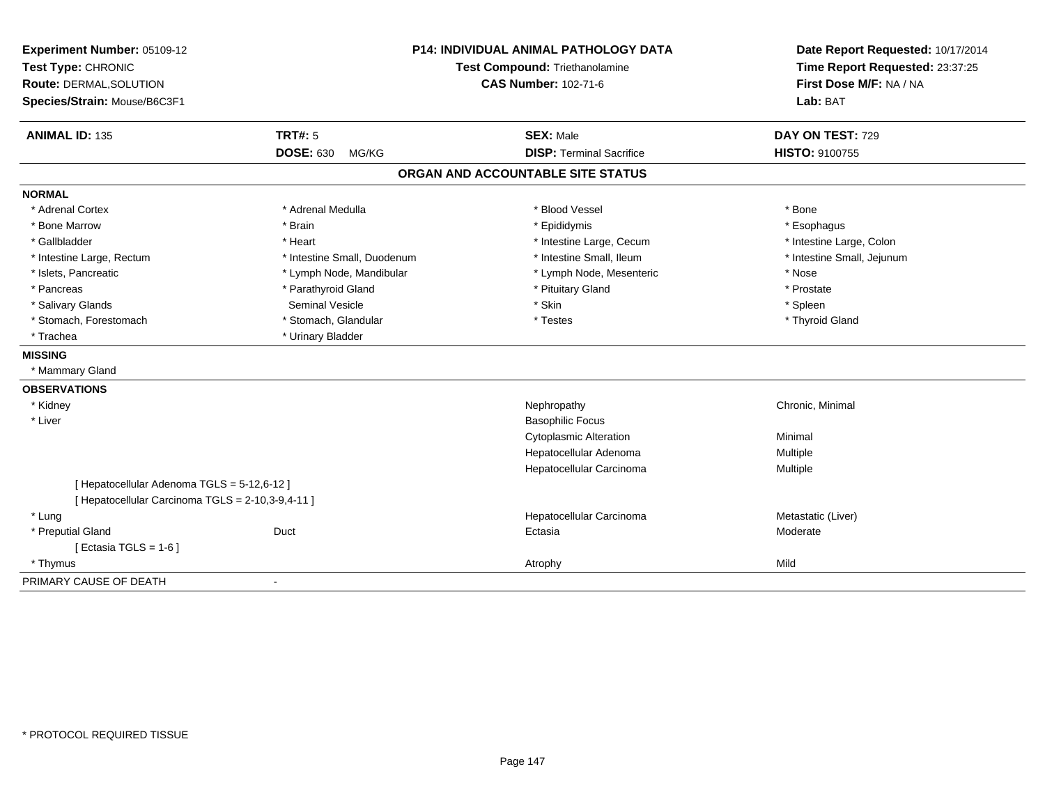**Experiment Number:** 05109-12
**Test Type:** CHRONIC
**Route:** DERMAL,SOLUTION
**Species/Strain:** Mouse/B6C3F1

**P14: INDIVIDUAL ANIMAL PATHOLOGY DATA**
**Test Compound:** Triethanolamine
**CAS Number:** 102-71-6

**Date Report Requested:** 10/17/2014
**Time Report Requested:** 23:37:25
**First Dose M/F:** NA / NA
**Lab:** BAT

| **ANIMAL ID:** 135 | **TRT#:** 5 | **SEX:** Male | **DAY ON TEST:** 729 |
|---|---|---|---|
| | **DOSE:** 630 MG/KG | **DISP:** Terminal Sacrifice | **HISTO:** 9100755 |

## ORGAN AND ACCOUNTABLE SITE STATUS

**NORMAL**

| | | | |
|---|---|---|---|
| * Adrenal Cortex | * Adrenal Medulla | * Blood Vessel | * Bone |
| * Bone Marrow | * Brain | * Epididymis | * Esophagus |
| * Gallbladder | * Heart | * Intestine Large, Cecum | * Intestine Large, Colon |
| * Intestine Large, Rectum | * Intestine Small, Duodenum | * Intestine Small, Ileum | * Intestine Small, Jejunum |
| * Islets, Pancreatic | * Lymph Node, Mandibular | * Lymph Node, Mesenteric | * Nose |
| * Pancreas | * Parathyroid Gland | * Pituitary Gland | * Prostate |
| * Salivary Glands | Seminal Vesicle | * Skin | * Spleen |
| * Stomach, Forestomach | * Stomach, Glandular | * Testes | * Thyroid Gland |
| * Trachea | * Urinary Bladder | | |

**MISSING**

* Mammary Gland

**OBSERVATIONS**

| | | | |
|---|---|---|---|
| * Kidney | | Nephropathy | Chronic, Minimal |
| * Liver | | Basophilic Focus | |
| | | Cytoplasmic Alteration | Minimal |
| | | Hepatocellular Adenoma | Multiple |
| | | Hepatocellular Carcinoma | Multiple |
| [ Hepatocellular Adenoma TGLS = 5-12,6-12 ] | | | |
| [ Hepatocellular Carcinoma TGLS = 2-10,3-9,4-11 ] | | | |
| * Lung | | Hepatocellular Carcinoma | Metastatic (Liver) |
| * Preputial Gland | Duct | Ectasia | Moderate |
| [ Ectasia TGLS = 1-6 ] | | | |
| * Thymus | | Atrophy | Mild |

PRIMARY CAUSE OF DEATH -

\* PROTOCOL REQUIRED TISSUE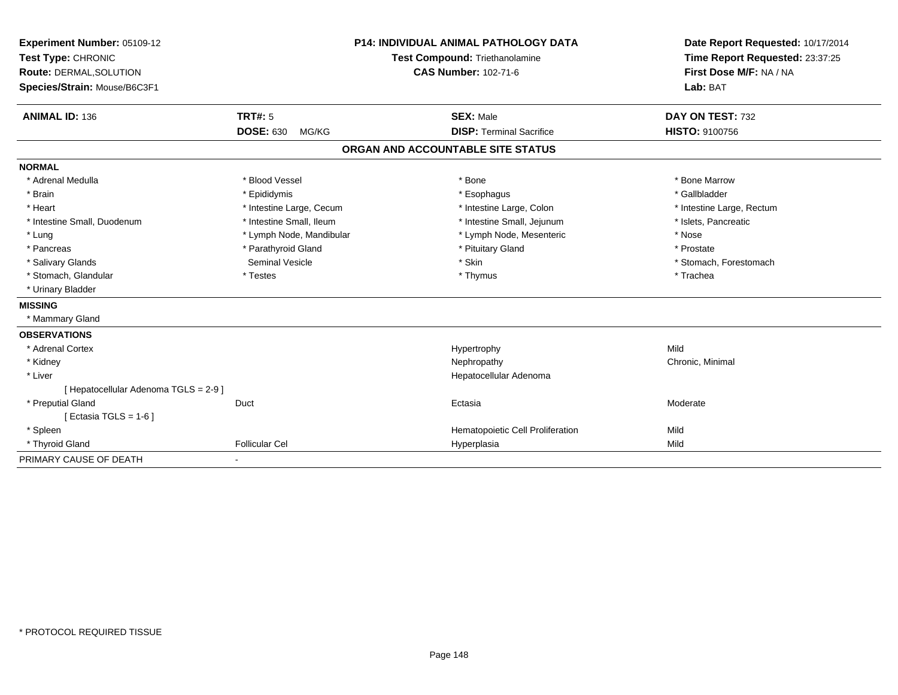**Experiment Number:** 05109-12
**Test Type:** CHRONIC
**Route:** DERMAL,SOLUTION
**Species/Strain:** Mouse/B6C3F1

**P14: INDIVIDUAL ANIMAL PATHOLOGY DATA**
**Test Compound:** Triethanolamine
**CAS Number:** 102-71-6

**Date Report Requested:** 10/17/2014
**Time Report Requested:** 23:37:25
**First Dose M/F:** NA / NA
**Lab:** BAT

| **ANIMAL ID:** 136 | **TRT#:** 5 | **SEX:** Male | **DAY ON TEST:** 732 |
|---|---|---|---|
| | **DOSE:** 630 MG/KG | **DISP:** Terminal Sacrifice | **HISTO:** 9100756 |

## ORGAN AND ACCOUNTABLE SITE STATUS

**NORMAL**

| | | | |
|---|---|---|---|
| * Adrenal Medulla | * Blood Vessel | * Bone | * Bone Marrow |
| * Brain | * Epididymis | * Esophagus | * Gallbladder |
| * Heart | * Intestine Large, Cecum | * Intestine Large, Colon | * Intestine Large, Rectum |
| * Intestine Small, Duodenum | * Intestine Small, Ileum | * Intestine Small, Jejunum | * Islets, Pancreatic |
| * Lung | * Lymph Node, Mandibular | * Lymph Node, Mesenteric | * Nose |
| * Pancreas | * Parathyroid Gland | * Pituitary Gland | * Prostate |
| * Salivary Glands | Seminal Vesicle | * Skin | * Stomach, Forestomach |
| * Stomach, Glandular | * Testes | * Thymus | * Trachea |
| * Urinary Bladder | | | |

**MISSING**

* Mammary Gland

**OBSERVATIONS**

| | | | |
|---|---|---|---|
| * Adrenal Cortex | | Hypertrophy | Mild |
| * Kidney | | Nephropathy | Chronic, Minimal |
| * Liver | | Hepatocellular Adenoma | |
| [ Hepatocellular Adenoma TGLS = 2-9 ] | | | |
| * Preputial Gland | Duct | Ectasia | Moderate |
| [ Ectasia TGLS = 1-6 ] | | | |
| * Spleen | | Hematopoietic Cell Proliferation | Mild |
| * Thyroid Gland | Follicular Cel | Hyperplasia | Mild |

PRIMARY CAUSE OF DEATH -

* PROTOCOL REQUIRED TISSUE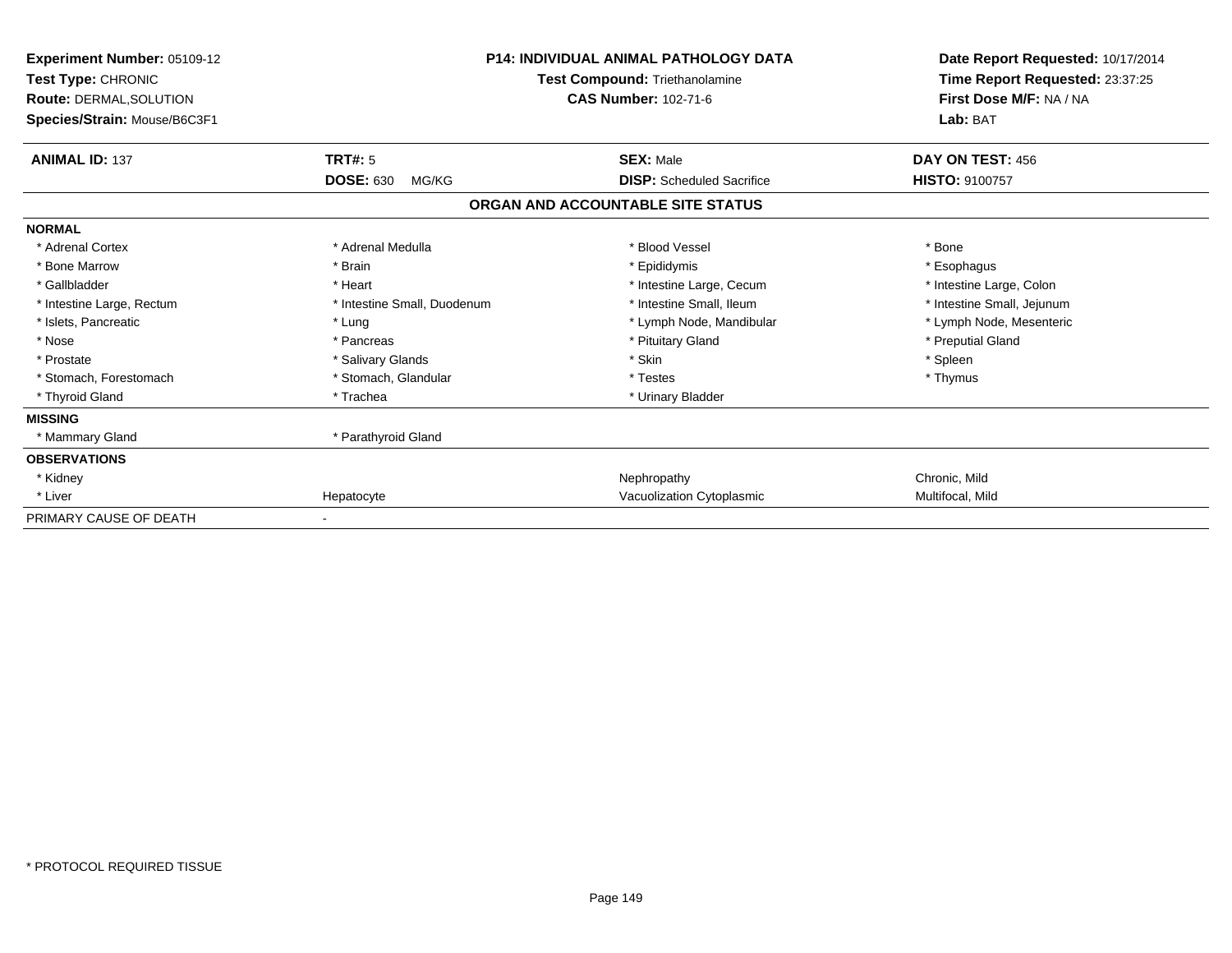**Experiment Number:** 05109-12
**Test Type:** CHRONIC
**Route:** DERMAL,SOLUTION
**Species/Strain:** Mouse/B6C3F1

**P14: INDIVIDUAL ANIMAL PATHOLOGY DATA**
**Test Compound:** Triethanolamine
**CAS Number:** 102-71-6

**Date Report Requested:** 10/17/2014
**Time Report Requested:** 23:37:25
**First Dose M/F:** NA / NA
**Lab:** BAT

| | | | |
|---|---|---|---|
| **ANIMAL ID:** 137 | **TRT#:** 5 | **SEX:** Male | **DAY ON TEST:** 456 |
| | **DOSE:** 630 MG/KG | **DISP:** Scheduled Sacrifice | **HISTO:** 9100757 |

**ORGAN AND ACCOUNTABLE SITE STATUS**

| | | | |
|---|---|---|---|
| **NORMAL** | | | |
| * Adrenal Cortex | * Adrenal Medulla | * Blood Vessel | * Bone |
| * Bone Marrow | * Brain | * Epididymis | * Esophagus |
| * Gallbladder | * Heart | * Intestine Large, Cecum | * Intestine Large, Colon |
| * Intestine Large, Rectum | * Intestine Small, Duodenum | * Intestine Small, Ileum | * Intestine Small, Jejunum |
| * Islets, Pancreatic | * Lung | * Lymph Node, Mandibular | * Lymph Node, Mesenteric |
| * Nose | * Pancreas | * Pituitary Gland | * Preputial Gland |
| * Prostate | * Salivary Glands | * Skin | * Spleen |
| * Stomach, Forestomach | * Stomach, Glandular | * Testes | * Thymus |
| * Thyroid Gland | * Trachea | * Urinary Bladder | |
| **MISSING** | | | |
| * Mammary Gland | * Parathyroid Gland | | |
| **OBSERVATIONS** | | | |
| * Kidney | | Nephropathy | Chronic, Mild |
| * Liver | Hepatocyte | Vacuolization Cytoplasmic | Multifocal, Mild |
| PRIMARY CAUSE OF DEATH | - | | |

* PROTOCOL REQUIRED TISSUE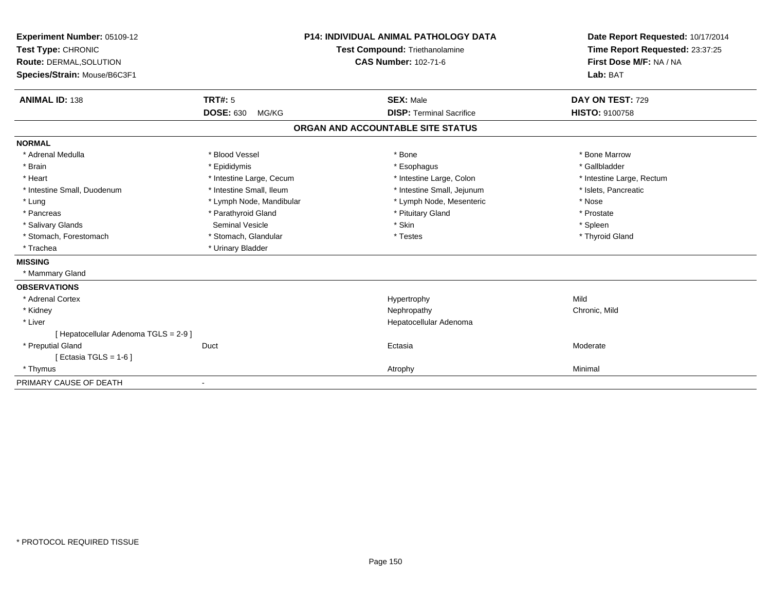**Experiment Number:** 05109-12
**Test Type:** CHRONIC
**Route:** DERMAL,SOLUTION
**Species/Strain:** Mouse/B6C3F1

**P14: INDIVIDUAL ANIMAL PATHOLOGY DATA**
**Test Compound:** Triethanolamine
**CAS Number:** 102-71-6

**Date Report Requested:** 10/17/2014
**Time Report Requested:** 23:37:25
**First Dose M/F:** NA / NA
**Lab:** BAT

| **ANIMAL ID:** 138 | **TRT#:** 5 | **SEX:** Male | **DAY ON TEST:** 729 |
|---|---|---|---|
| | **DOSE:** 630 MG/KG | **DISP:** Terminal Sacrifice | **HISTO:** 9100758 |

## ORGAN AND ACCOUNTABLE SITE STATUS

**NORMAL**

| | | | |
|---|---|---|---|
| * Adrenal Medulla | * Blood Vessel | * Bone | * Bone Marrow |
| * Brain | * Epididymis | * Esophagus | * Gallbladder |
| * Heart | * Intestine Large, Cecum | * Intestine Large, Colon | * Intestine Large, Rectum |
| * Intestine Small, Duodenum | * Intestine Small, Ileum | * Intestine Small, Jejunum | * Islets, Pancreatic |
| * Lung | * Lymph Node, Mandibular | * Lymph Node, Mesenteric | * Nose |
| * Pancreas | * Parathyroid Gland | * Pituitary Gland | * Prostate |
| * Salivary Glands | Seminal Vesicle | * Skin | * Spleen |
| * Stomach, Forestomach | * Stomach, Glandular | * Testes | * Thyroid Gland |
| * Trachea | * Urinary Bladder | | |

**MISSING**

* Mammary Gland

**OBSERVATIONS**

| | | | |
|---|---|---|---|
| * Adrenal Cortex | | Hypertrophy | Mild |
| * Kidney | | Nephropathy | Chronic, Mild |
| * Liver | | Hepatocellular Adenoma | |
| [ Hepatocellular Adenoma TGLS = 2-9 ] | | | |
| * Preputial Gland | Duct | Ectasia | Moderate |
| [ Ectasia TGLS = 1-6 ] | | | |
| * Thymus | | Atrophy | Minimal |

PRIMARY CAUSE OF DEATH -

* PROTOCOL REQUIRED TISSUE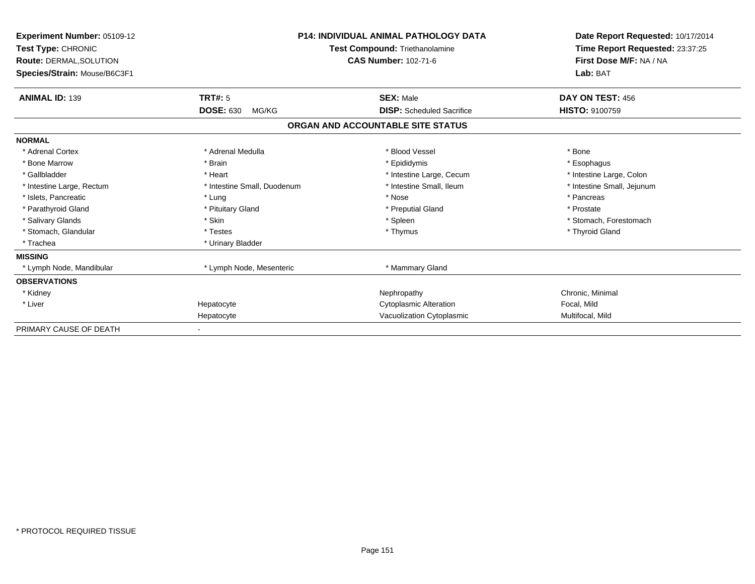**Experiment Number:** 05109-12
**Test Type:** CHRONIC
**Route:** DERMAL,SOLUTION
**Species/Strain:** Mouse/B6C3F1

**P14: INDIVIDUAL ANIMAL PATHOLOGY DATA**
**Test Compound:** Triethanolamine
**CAS Number:** 102-71-6

**Date Report Requested:** 10/17/2014
**Time Report Requested:** 23:37:25
**First Dose M/F:** NA / NA
**Lab:** BAT

| **ANIMAL ID:** 139 | **TRT#:** 5 | **SEX:** Male | **DAY ON TEST:** 456 |
|---|---|---|---|
| | **DOSE:** 630 MG/KG | **DISP:** Scheduled Sacrifice | **HISTO:** 9100759 |

## ORGAN AND ACCOUNTABLE SITE STATUS

| | | | |
|---|---|---|---|
| **NORMAL** | | | |
| * Adrenal Cortex | * Adrenal Medulla | * Blood Vessel | * Bone |
| * Bone Marrow | * Brain | * Epididymis | * Esophagus |
| * Gallbladder | * Heart | * Intestine Large, Cecum | * Intestine Large, Colon |
| * Intestine Large, Rectum | * Intestine Small, Duodenum | * Intestine Small, Ileum | * Intestine Small, Jejunum |
| * Islets, Pancreatic | * Lung | * Nose | * Pancreas |
| * Parathyroid Gland | * Pituitary Gland | * Preputial Gland | * Prostate |
| * Salivary Glands | * Skin | * Spleen | * Stomach, Forestomach |
| * Stomach, Glandular | * Testes | * Thymus | * Thyroid Gland |
| * Trachea | * Urinary Bladder | | |
| **MISSING** | | | |
| * Lymph Node, Mandibular | * Lymph Node, Mesenteric | * Mammary Gland | |
| **OBSERVATIONS** | | | |
| * Kidney | | Nephropathy | Chronic, Minimal |
| * Liver | Hepatocyte | Cytoplasmic Alteration | Focal, Mild |
| | Hepatocyte | Vacuolization Cytoplasmic | Multifocal, Mild |
| PRIMARY CAUSE OF DEATH | - | | |

* PROTOCOL REQUIRED TISSUE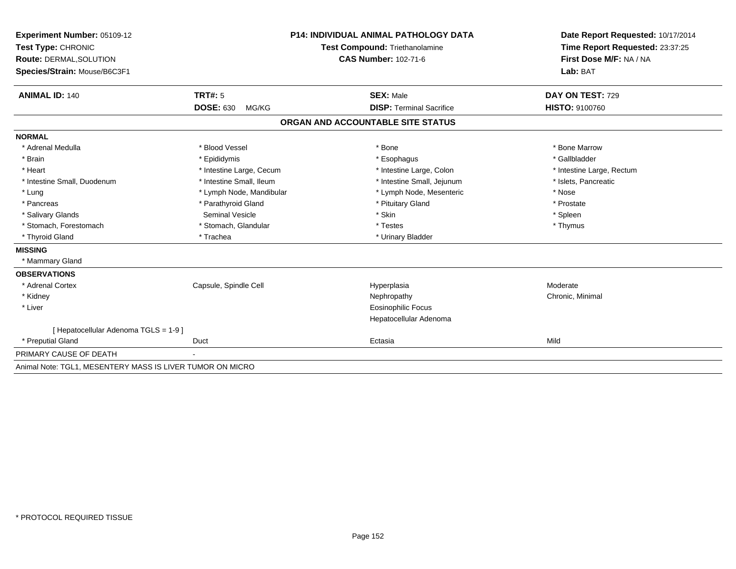**Experiment Number:** 05109-12
**Test Type:** CHRONIC
**Route:** DERMAL,SOLUTION
**Species/Strain:** Mouse/B6C3F1

**P14: INDIVIDUAL ANIMAL PATHOLOGY DATA**
**Test Compound:** Triethanolamine
**CAS Number:** 102-71-6

**Date Report Requested:** 10/17/2014
**Time Report Requested:** 23:37:25
**First Dose M/F:** NA / NA
**Lab:** BAT

| **ANIMAL ID:** 140 | **TRT#:** 5 | **SEX:** Male | **DAY ON TEST:** 729 |
|---|---|---|---|
| | **DOSE:** 630 MG/KG | **DISP:** Terminal Sacrifice | **HISTO:** 9100760 |

## ORGAN AND ACCOUNTABLE SITE STATUS

**NORMAL**

| | | | |
|---|---|---|---|
| * Adrenal Medulla | * Blood Vessel | * Bone | * Bone Marrow |
| * Brain | * Epididymis | * Esophagus | * Gallbladder |
| * Heart | * Intestine Large, Cecum | * Intestine Large, Colon | * Intestine Large, Rectum |
| * Intestine Small, Duodenum | * Intestine Small, Ileum | * Intestine Small, Jejunum | * Islets, Pancreatic |
| * Lung | * Lymph Node, Mandibular | * Lymph Node, Mesenteric | * Nose |
| * Pancreas | * Parathyroid Gland | * Pituitary Gland | * Prostate |
| * Salivary Glands | Seminal Vesicle | * Skin | * Spleen |
| * Stomach, Forestomach | * Stomach, Glandular | * Testes | * Thymus |
| * Thyroid Gland | * Trachea | * Urinary Bladder | |

**MISSING**

* Mammary Gland

**OBSERVATIONS**

| | | | |
|---|---|---|---|
| * Adrenal Cortex | Capsule, Spindle Cell | Hyperplasia | Moderate |
| * Kidney | | Nephropathy | Chronic, Minimal |
| * Liver | | Eosinophilic Focus | |
| | | Hepatocellular Adenoma | |
| [ Hepatocellular Adenoma TGLS = 1-9 ] | | | |
| * Preputial Gland | Duct | Ectasia | Mild |

PRIMARY CAUSE OF DEATH -

Animal Note: TGL1, MESENTERY MASS IS LIVER TUMOR ON MICRO

* PROTOCOL REQUIRED TISSUE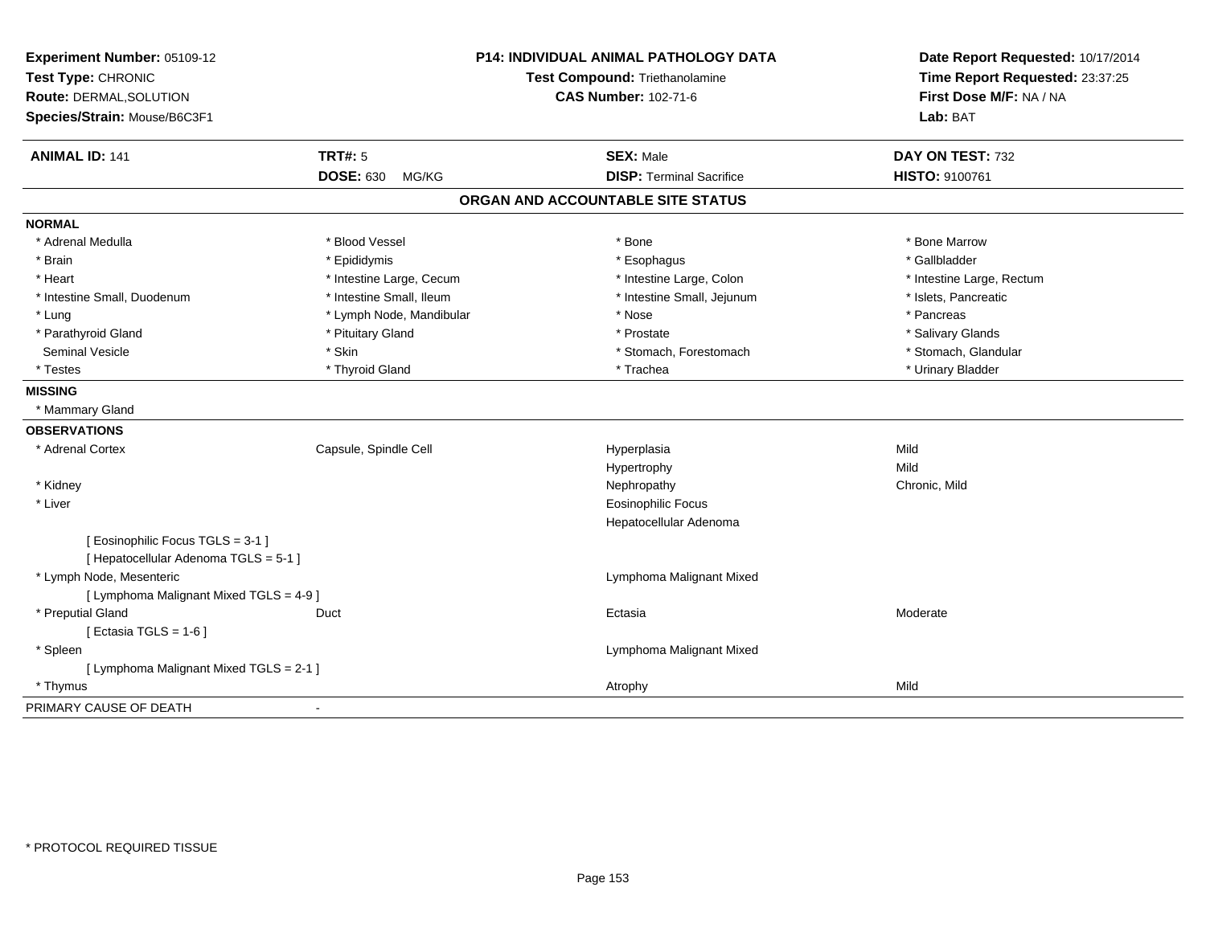**Experiment Number:** 05109-12
**Test Type:** CHRONIC
**Route:** DERMAL,SOLUTION
**Species/Strain:** Mouse/B6C3F1

**P14: INDIVIDUAL ANIMAL PATHOLOGY DATA**
**Test Compound:** Triethanolamine
**CAS Number:** 102-71-6

**Date Report Requested:** 10/17/2014
**Time Report Requested:** 23:37:25
**First Dose M/F:** NA / NA
**Lab:** BAT

| **ANIMAL ID:** 141 | **TRT#:** 5 | **SEX:** Male | **DAY ON TEST:** 732 |
|---|---|---|---|
| | **DOSE:** 630 MG/KG | **DISP:** Terminal Sacrifice | **HISTO:** 9100761 |

## ORGAN AND ACCOUNTABLE SITE STATUS

**NORMAL**

| | | | |
|---|---|---|---|
| * Adrenal Medulla | * Blood Vessel | * Bone | * Bone Marrow |
| * Brain | * Epididymis | * Esophagus | * Gallbladder |
| * Heart | * Intestine Large, Cecum | * Intestine Large, Colon | * Intestine Large, Rectum |
| * Intestine Small, Duodenum | * Intestine Small, Ileum | * Intestine Small, Jejunum | * Islets, Pancreatic |
| * Lung | * Lymph Node, Mandibular | * Nose | * Pancreas |
| * Parathyroid Gland | * Pituitary Gland | * Prostate | * Salivary Glands |
| Seminal Vesicle | * Skin | * Stomach, Forestomach | * Stomach, Glandular |
| * Testes | * Thyroid Gland | * Trachea | * Urinary Bladder |

**MISSING**

* Mammary Gland

**OBSERVATIONS**

| | | | |
|---|---|---|---|
| * Adrenal Cortex | Capsule, Spindle Cell | Hyperplasia | Mild |
| | | Hypertrophy | Mild |
| * Kidney | | Nephropathy | Chronic, Mild |
| * Liver | | Eosinophilic Focus | |
| | | Hepatocellular Adenoma | |
| [ Eosinophilic Focus TGLS = 3-1 ] | | | |
| [ Hepatocellular Adenoma TGLS = 5-1 ] | | | |
| * Lymph Node, Mesenteric | | Lymphoma Malignant Mixed | |
| [ Lymphoma Malignant Mixed TGLS = 4-9 ] | | | |
| * Preputial Gland | Duct | Ectasia | Moderate |
| [ Ectasia TGLS = 1-6 ] | | | |
| * Spleen | | Lymphoma Malignant Mixed | |
| [ Lymphoma Malignant Mixed TGLS = 2-1 ] | | | |
| * Thymus | | Atrophy | Mild |

PRIMARY CAUSE OF DEATH -

* PROTOCOL REQUIRED TISSUE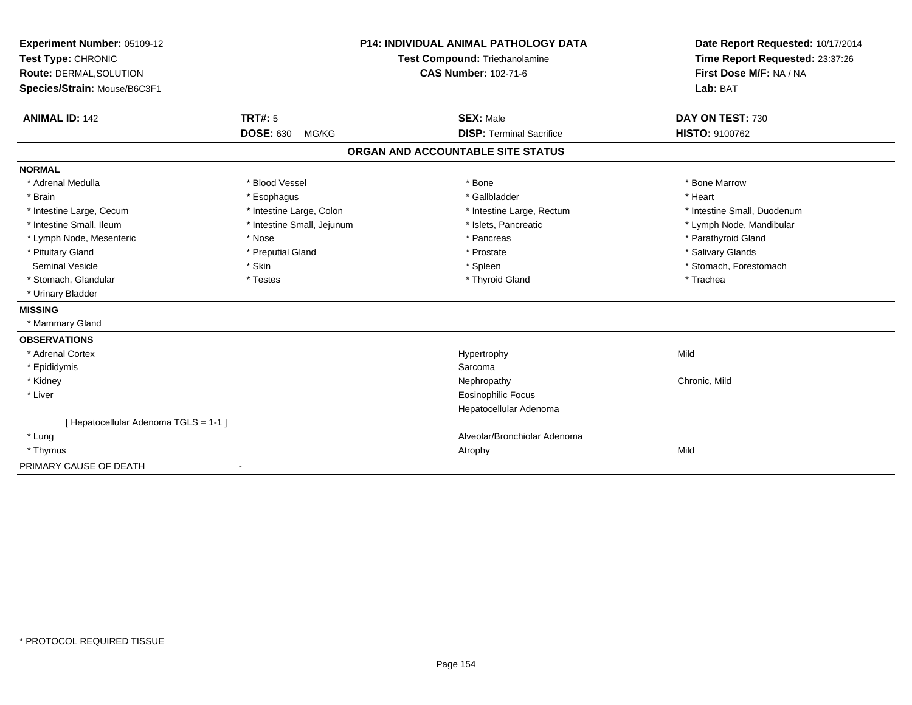**Experiment Number:** 05109-12
**Test Type:** CHRONIC
**Route:** DERMAL,SOLUTION
**Species/Strain:** Mouse/B6C3F1

**P14: INDIVIDUAL ANIMAL PATHOLOGY DATA**
**Test Compound:** Triethanolamine
**CAS Number:** 102-71-6

**Date Report Requested:** 10/17/2014
**Time Report Requested:** 23:37:26
**First Dose M/F:** NA / NA
**Lab:** BAT

| **ANIMAL ID:** 142 | **TRT#:** 5 | **SEX:** Male | **DAY ON TEST:** 730 |
|---|---|---|---|
| | **DOSE:** 630 MG/KG | **DISP:** Terminal Sacrifice | **HISTO:** 9100762 |

## ORGAN AND ACCOUNTABLE SITE STATUS

**NORMAL**

| | | | |
|---|---|---|---|
| * Adrenal Medulla | * Blood Vessel | * Bone | * Bone Marrow |
| * Brain | * Esophagus | * Gallbladder | * Heart |
| * Intestine Large, Cecum | * Intestine Large, Colon | * Intestine Large, Rectum | * Intestine Small, Duodenum |
| * Intestine Small, Ileum | * Intestine Small, Jejunum | * Islets, Pancreatic | * Lymph Node, Mandibular |
| * Lymph Node, Mesenteric | * Nose | * Pancreas | * Parathyroid Gland |
| * Pituitary Gland | * Preputial Gland | * Prostate | * Salivary Glands |
| Seminal Vesicle | * Skin | * Spleen | * Stomach, Forestomach |
| * Stomach, Glandular | * Testes | * Thyroid Gland | * Trachea |
| * Urinary Bladder | | | |

**MISSING**

* Mammary Gland

**OBSERVATIONS**

| | | |
|---|---|---|
| * Adrenal Cortex | Hypertrophy | Mild |
| * Epididymis | Sarcoma | |
| * Kidney | Nephropathy | Chronic, Mild |
| * Liver | Eosinophilic Focus | |
| | Hepatocellular Adenoma | |
| [ Hepatocellular Adenoma TGLS = 1-1 ] | | |
| * Lung | Alveolar/Bronchiolar Adenoma | |
| * Thymus | Atrophy | Mild |

PRIMARY CAUSE OF DEATH -

* PROTOCOL REQUIRED TISSUE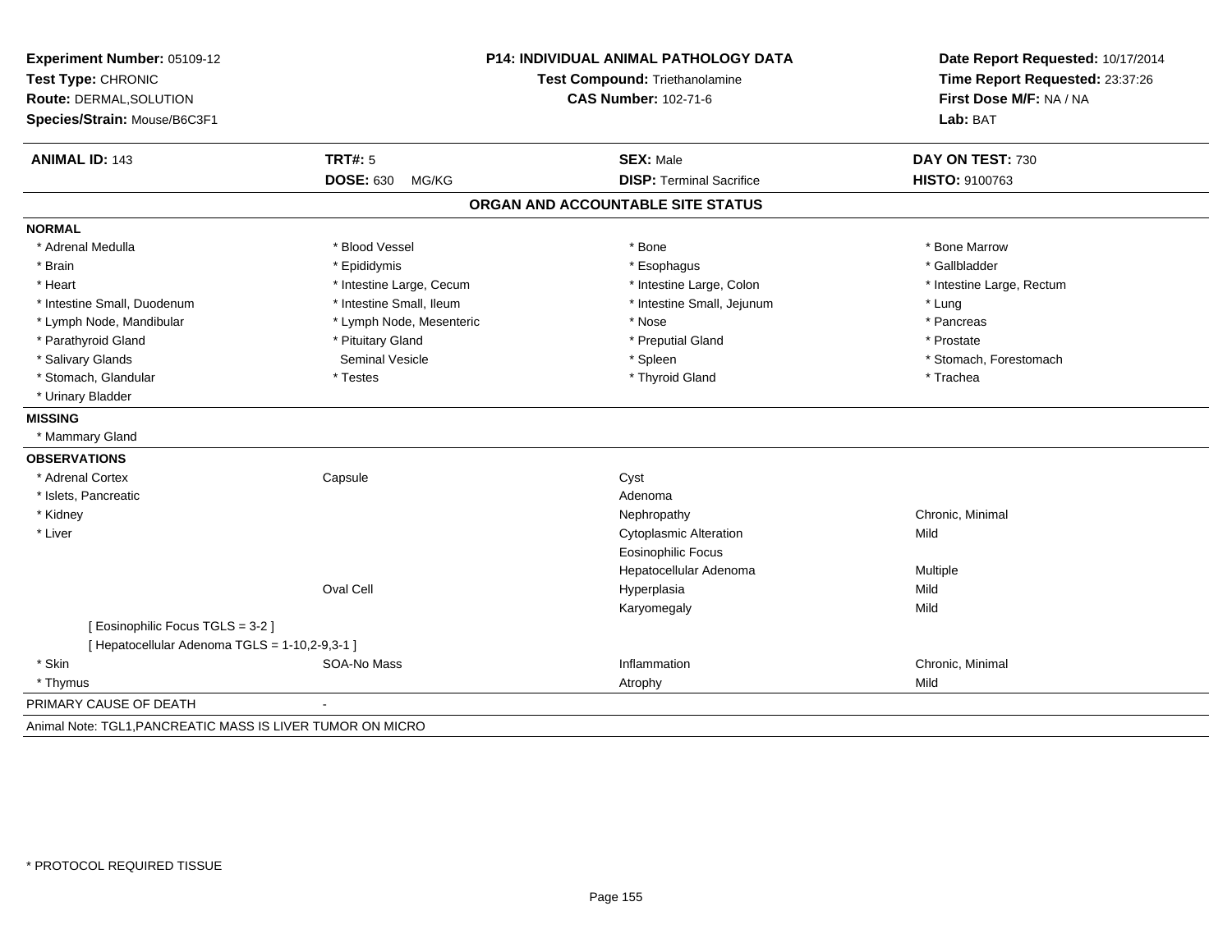**Experiment Number:** 05109-12
**Test Type:** CHRONIC
**Route:** DERMAL,SOLUTION
**Species/Strain:** Mouse/B6C3F1

**P14: INDIVIDUAL ANIMAL PATHOLOGY DATA**
**Test Compound:** Triethanolamine
**CAS Number:** 102-71-6

**Date Report Requested:** 10/17/2014
**Time Report Requested:** 23:37:26
**First Dose M/F:** NA / NA
**Lab:** BAT

| | | | |
|---|---|---|---|
| **ANIMAL ID:** 143 | **TRT#:** 5 | **SEX:** Male | **DAY ON TEST:** 730 |
| | **DOSE:** 630 MG/KG | **DISP:** Terminal Sacrifice | **HISTO:** 9100763 |

## ORGAN AND ACCOUNTABLE SITE STATUS

**NORMAL**

| | | | |
|---|---|---|---|
| * Adrenal Medulla | * Blood Vessel | * Bone | * Bone Marrow |
| * Brain | * Epididymis | * Esophagus | * Gallbladder |
| * Heart | * Intestine Large, Cecum | * Intestine Large, Colon | * Intestine Large, Rectum |
| * Intestine Small, Duodenum | * Intestine Small, Ileum | * Intestine Small, Jejunum | * Lung |
| * Lymph Node, Mandibular | * Lymph Node, Mesenteric | * Nose | * Pancreas |
| * Parathyroid Gland | * Pituitary Gland | * Preputial Gland | * Prostate |
| * Salivary Glands | Seminal Vesicle | * Spleen | * Stomach, Forestomach |
| * Stomach, Glandular | * Testes | * Thyroid Gland | * Trachea |
| * Urinary Bladder | | | |

**MISSING**

* Mammary Gland

**OBSERVATIONS**

| | | | |
|---|---|---|---|
| * Adrenal Cortex | Capsule | Cyst | |
| * Islets, Pancreatic | | Adenoma | |
| * Kidney | | Nephropathy | Chronic, Minimal |
| * Liver | | Cytoplasmic Alteration | Mild |
| | | Eosinophilic Focus | |
| | | Hepatocellular Adenoma | Multiple |
| | Oval Cell | Hyperplasia | Mild |
| | | Karyomegaly | Mild |
| [ Eosinophilic Focus TGLS = 3-2 ] | | | |
| [ Hepatocellular Adenoma TGLS = 1-10,2-9,3-1 ] | | | |
| * Skin | SOA-No Mass | Inflammation | Chronic, Minimal |
| * Thymus | | Atrophy | Mild |

PRIMARY CAUSE OF DEATH -

Animal Note: TGL1,PANCREATIC MASS IS LIVER TUMOR ON MICRO

* PROTOCOL REQUIRED TISSUE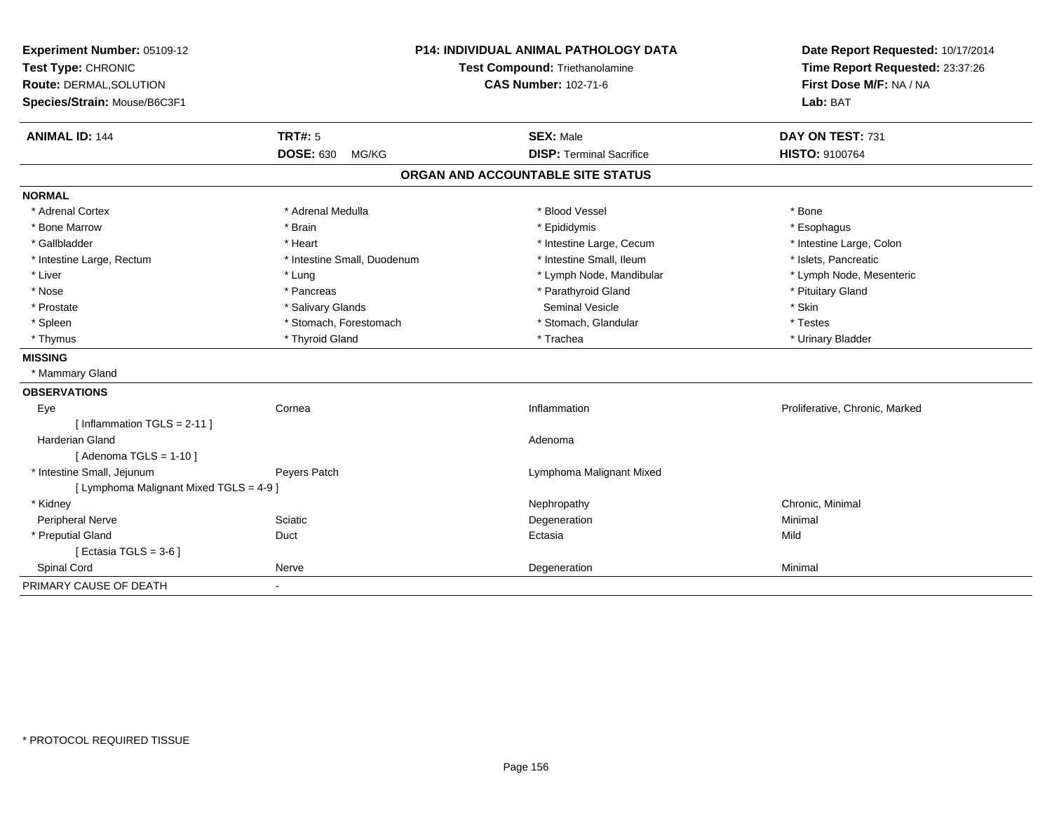**Experiment Number:** 05109-12
**Test Type:** CHRONIC
**Route:** DERMAL,SOLUTION
**Species/Strain:** Mouse/B6C3F1

**P14: INDIVIDUAL ANIMAL PATHOLOGY DATA**
**Test Compound:** Triethanolamine
**CAS Number:** 102-71-6

**Date Report Requested:** 10/17/2014
**Time Report Requested:** 23:37:26
**First Dose M/F:** NA / NA
**Lab:** BAT

| **ANIMAL ID:** 144 | **TRT#:** 5 | **SEX:** Male | **DAY ON TEST:** 731 |
|---|---|---|---|
| | **DOSE:** 630 MG/KG | **DISP:** Terminal Sacrifice | **HISTO:** 9100764 |

## ORGAN AND ACCOUNTABLE SITE STATUS

**NORMAL**

| | | | |
|---|---|---|---|
| * Adrenal Cortex | * Adrenal Medulla | * Blood Vessel | * Bone |
| * Bone Marrow | * Brain | * Epididymis | * Esophagus |
| * Gallbladder | * Heart | * Intestine Large, Cecum | * Intestine Large, Colon |
| * Intestine Large, Rectum | * Intestine Small, Duodenum | * Intestine Small, Ileum | * Islets, Pancreatic |
| * Liver | * Lung | * Lymph Node, Mandibular | * Lymph Node, Mesenteric |
| * Nose | * Pancreas | * Parathyroid Gland | * Pituitary Gland |
| * Prostate | * Salivary Glands | Seminal Vesicle | * Skin |
| * Spleen | * Stomach, Forestomach | * Stomach, Glandular | * Testes |
| * Thymus | * Thyroid Gland | * Trachea | * Urinary Bladder |

**MISSING**

* Mammary Gland

**OBSERVATIONS**

| | | | |
|---|---|---|---|
| Eye | Cornea | Inflammation | Proliferative, Chronic, Marked |
| [ Inflammation TGLS = 2-11 ] | | | |
| Harderian Gland | | Adenoma | |
| [ Adenoma TGLS = 1-10 ] | | | |
| * Intestine Small, Jejunum | Peyers Patch | Lymphoma Malignant Mixed | |
| [ Lymphoma Malignant Mixed TGLS = 4-9 ] | | | |
| * Kidney | | Nephropathy | Chronic, Minimal |
| Peripheral Nerve | Sciatic | Degeneration | Minimal |
| * Preputial Gland | Duct | Ectasia | Mild |
| [ Ectasia TGLS = 3-6 ] | | | |
| Spinal Cord | Nerve | Degeneration | Minimal |

PRIMARY CAUSE OF DEATH -

* PROTOCOL REQUIRED TISSUE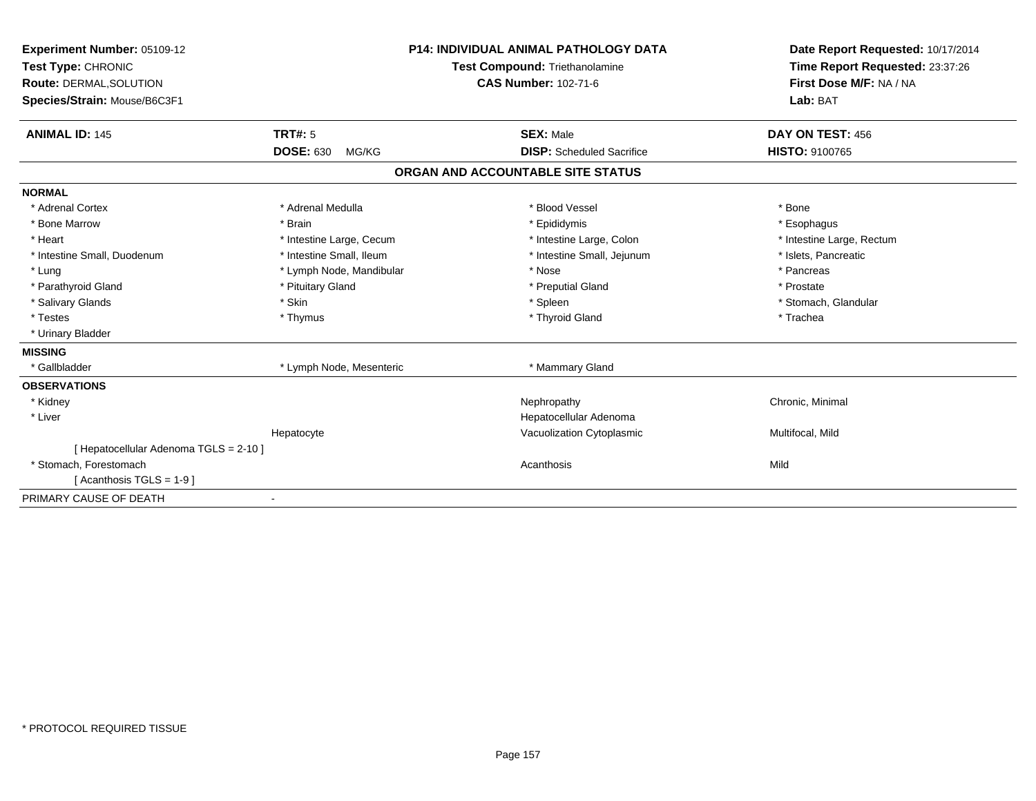**Experiment Number:** 05109-12
**Test Type:** CHRONIC
**Route:** DERMAL,SOLUTION
**Species/Strain:** Mouse/B6C3F1

**P14: INDIVIDUAL ANIMAL PATHOLOGY DATA**
**Test Compound:** Triethanolamine
**CAS Number:** 102-71-6

**Date Report Requested:** 10/17/2014
**Time Report Requested:** 23:37:26
**First Dose M/F:** NA / NA
**Lab:** BAT

| | | | |
|---|---|---|---|
| **ANIMAL ID:** 145 | **TRT#:** 5 | **SEX:** Male | **DAY ON TEST:** 456 |
| | **DOSE:** 630 MG/KG | **DISP:** Scheduled Sacrifice | **HISTO:** 9100765 |

## ORGAN AND ACCOUNTABLE SITE STATUS

**NORMAL**

| | | | |
|---|---|---|---|
| * Adrenal Cortex | * Adrenal Medulla | * Blood Vessel | * Bone |
| * Bone Marrow | * Brain | * Epididymis | * Esophagus |
| * Heart | * Intestine Large, Cecum | * Intestine Large, Colon | * Intestine Large, Rectum |
| * Intestine Small, Duodenum | * Intestine Small, Ileum | * Intestine Small, Jejunum | * Islets, Pancreatic |
| * Lung | * Lymph Node, Mandibular | * Nose | * Pancreas |
| * Parathyroid Gland | * Pituitary Gland | * Preputial Gland | * Prostate |
| * Salivary Glands | * Skin | * Spleen | * Stomach, Glandular |
| * Testes | * Thymus | * Thyroid Gland | * Trachea |
| * Urinary Bladder | | | |

**MISSING**

| | | | |
|---|---|---|---|
| * Gallbladder | * Lymph Node, Mesenteric | * Mammary Gland | |

**OBSERVATIONS**

| | | | |
|---|---|---|---|
| * Kidney | | Nephropathy | Chronic, Minimal |
| * Liver | | Hepatocellular Adenoma | |
| | Hepatocyte | Vacuolization Cytoplasmic | Multifocal, Mild |
| [ Hepatocellular Adenoma TGLS = 2-10 ] | | | |
| * Stomach, Forestomach | | Acanthosis | Mild |
| [ Acanthosis TGLS = 1-9 ] | | | |

PRIMARY CAUSE OF DEATH -

* PROTOCOL REQUIRED TISSUE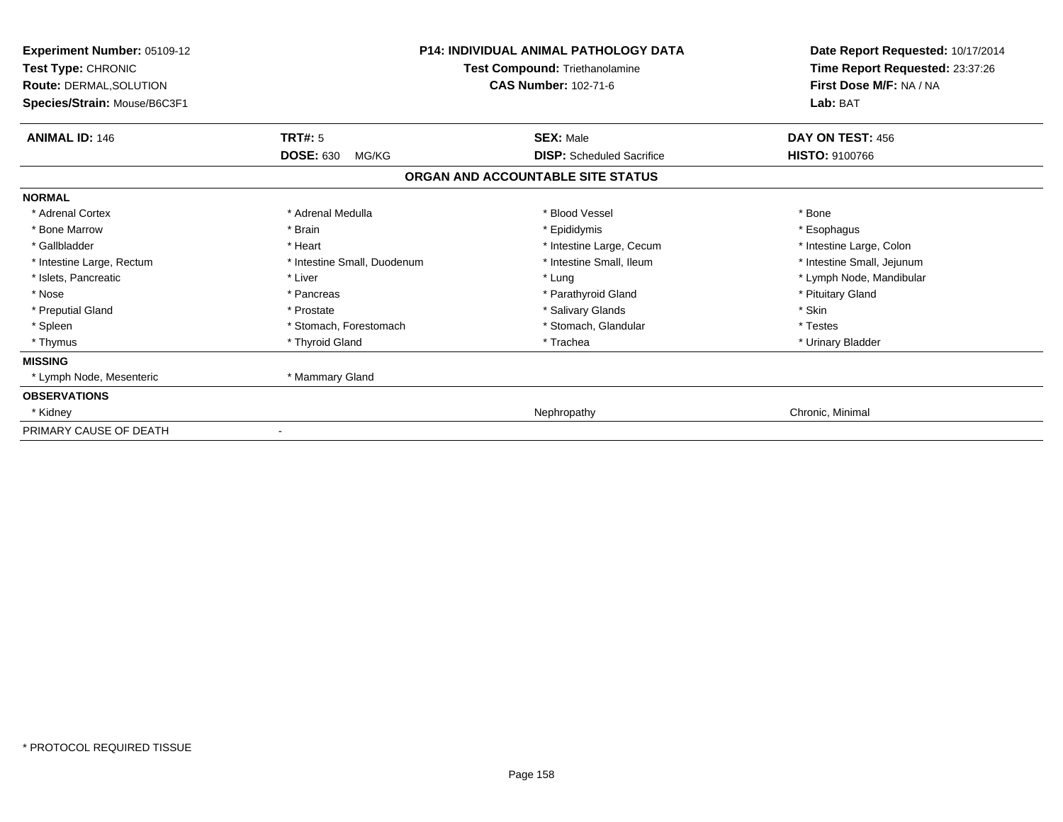**Experiment Number:** 05109-12
**Test Type:** CHRONIC
**Route:** DERMAL,SOLUTION
**Species/Strain:** Mouse/B6C3F1

**P14: INDIVIDUAL ANIMAL PATHOLOGY DATA**
**Test Compound:** Triethanolamine
**CAS Number:** 102-71-6

**Date Report Requested:** 10/17/2014
**Time Report Requested:** 23:37:26
**First Dose M/F:** NA / NA
**Lab:** BAT

| | | | |
|---|---|---|---|
| **ANIMAL ID:** 146 | **TRT#:** 5 | **SEX:** Male | **DAY ON TEST:** 456 |
| | **DOSE:** 630 MG/KG | **DISP:** Scheduled Sacrifice | **HISTO:** 9100766 |

## ORGAN AND ACCOUNTABLE SITE STATUS

| | | | |
|---|---|---|---|
| **NORMAL** | | | |
| * Adrenal Cortex | * Adrenal Medulla | * Blood Vessel | * Bone |
| * Bone Marrow | * Brain | * Epididymis | * Esophagus |
| * Gallbladder | * Heart | * Intestine Large, Cecum | * Intestine Large, Colon |
| * Intestine Large, Rectum | * Intestine Small, Duodenum | * Intestine Small, Ileum | * Intestine Small, Jejunum |
| * Islets, Pancreatic | * Liver | * Lung | * Lymph Node, Mandibular |
| * Nose | * Pancreas | * Parathyroid Gland | * Pituitary Gland |
| * Preputial Gland | * Prostate | * Salivary Glands | * Skin |
| * Spleen | * Stomach, Forestomach | * Stomach, Glandular | * Testes |
| * Thymus | * Thyroid Gland | * Trachea | * Urinary Bladder |
| **MISSING** | | | |
| * Lymph Node, Mesenteric | * Mammary Gland | | |
| **OBSERVATIONS** | | | |
| * Kidney | | Nephropathy | Chronic, Minimal |
| PRIMARY CAUSE OF DEATH | - | | |

* PROTOCOL REQUIRED TISSUE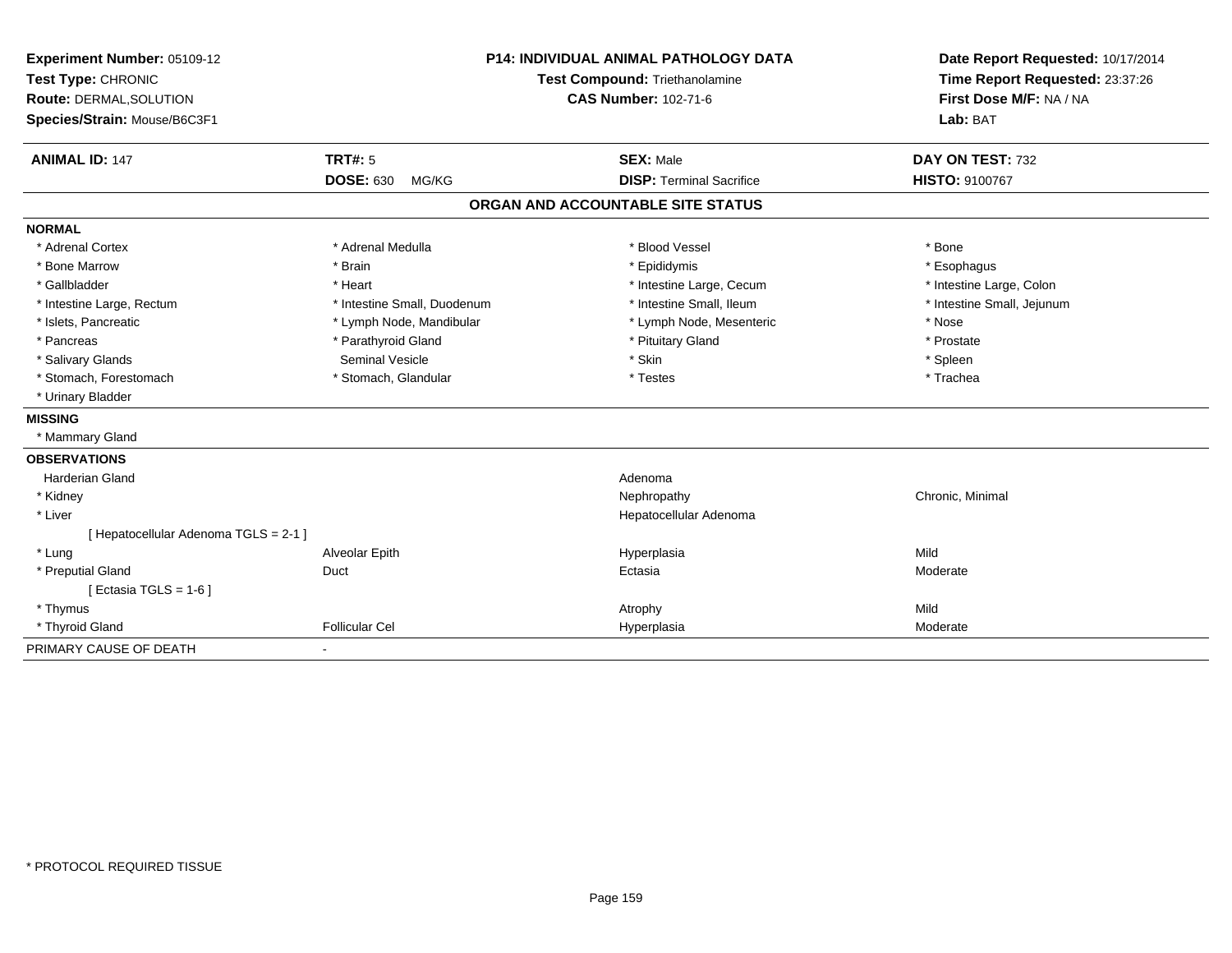**Experiment Number:** 05109-12
**Test Type:** CHRONIC
**Route:** DERMAL,SOLUTION
**Species/Strain:** Mouse/B6C3F1

**P14: INDIVIDUAL ANIMAL PATHOLOGY DATA**
**Test Compound:** Triethanolamine
**CAS Number:** 102-71-6

**Date Report Requested:** 10/17/2014
**Time Report Requested:** 23:37:26
**First Dose M/F:** NA / NA
**Lab:** BAT

| **ANIMAL ID:** 147 | **TRT#:** 5 | **SEX:** Male | **DAY ON TEST:** 732 |
|---|---|---|---|
| | **DOSE:** 630 MG/KG | **DISP:** Terminal Sacrifice | **HISTO:** 9100767 |

## ORGAN AND ACCOUNTABLE SITE STATUS

**NORMAL**

| | | | |
|---|---|---|---|
| * Adrenal Cortex | * Adrenal Medulla | * Blood Vessel | * Bone |
| * Bone Marrow | * Brain | * Epididymis | * Esophagus |
| * Gallbladder | * Heart | * Intestine Large, Cecum | * Intestine Large, Colon |
| * Intestine Large, Rectum | * Intestine Small, Duodenum | * Intestine Small, Ileum | * Intestine Small, Jejunum |
| * Islets, Pancreatic | * Lymph Node, Mandibular | * Lymph Node, Mesenteric | * Nose |
| * Pancreas | * Parathyroid Gland | * Pituitary Gland | * Prostate |
| * Salivary Glands | Seminal Vesicle | * Skin | * Spleen |
| * Stomach, Forestomach | * Stomach, Glandular | * Testes | * Trachea |
| * Urinary Bladder | | | |

**MISSING**

* Mammary Gland

**OBSERVATIONS**

| | | | |
|---|---|---|---|
| Harderian Gland | | Adenoma | |
| * Kidney | | Nephropathy | Chronic, Minimal |
| * Liver | | Hepatocellular Adenoma | |
| [ Hepatocellular Adenoma TGLS = 2-1 ] | | | |
| * Lung | Alveolar Epith | Hyperplasia | Mild |
| * Preputial Gland | Duct | Ectasia | Moderate |
| [ Ectasia TGLS = 1-6 ] | | | |
| * Thymus | | Atrophy | Mild |
| * Thyroid Gland | Follicular Cel | Hyperplasia | Moderate |

PRIMARY CAUSE OF DEATH -

* PROTOCOL REQUIRED TISSUE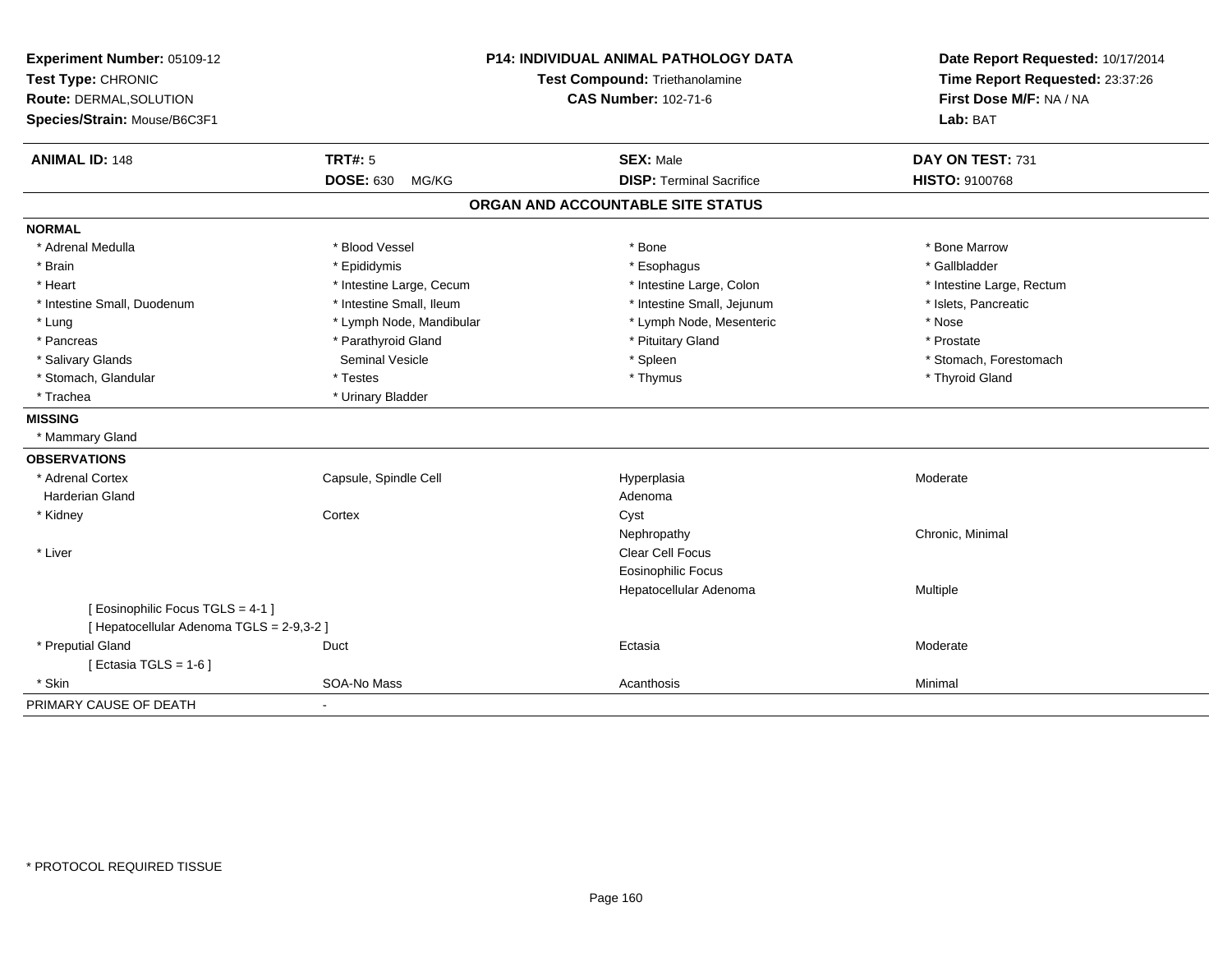**Experiment Number:** 05109-12
**Test Type:** CHRONIC
**Route:** DERMAL,SOLUTION
**Species/Strain:** Mouse/B6C3F1

**P14: INDIVIDUAL ANIMAL PATHOLOGY DATA**
**Test Compound:** Triethanolamine
**CAS Number:** 102-71-6

**Date Report Requested:** 10/17/2014
**Time Report Requested:** 23:37:26
**First Dose M/F:** NA / NA
**Lab:** BAT

| **ANIMAL ID:** 148 | **TRT#:** 5 | **SEX:** Male | **DAY ON TEST:** 731 |
|---|---|---|---|
| | **DOSE:** 630 MG/KG | **DISP:** Terminal Sacrifice | **HISTO:** 9100768 |

## ORGAN AND ACCOUNTABLE SITE STATUS

**NORMAL**

| | | | |
|---|---|---|---|
| * Adrenal Medulla | * Blood Vessel | * Bone | * Bone Marrow |
| * Brain | * Epididymis | * Esophagus | * Gallbladder |
| * Heart | * Intestine Large, Cecum | * Intestine Large, Colon | * Intestine Large, Rectum |
| * Intestine Small, Duodenum | * Intestine Small, Ileum | * Intestine Small, Jejunum | * Islets, Pancreatic |
| * Lung | * Lymph Node, Mandibular | * Lymph Node, Mesenteric | * Nose |
| * Pancreas | * Parathyroid Gland | * Pituitary Gland | * Prostate |
| * Salivary Glands | Seminal Vesicle | * Spleen | * Stomach, Forestomach |
| * Stomach, Glandular | * Testes | * Thymus | * Thyroid Gland |
| * Trachea | * Urinary Bladder | | |

**MISSING**

* Mammary Gland

**OBSERVATIONS**

| | | | |
|---|---|---|---|
| * Adrenal Cortex | Capsule, Spindle Cell | Hyperplasia | Moderate |
| Harderian Gland | | Adenoma | |
| * Kidney | Cortex | Cyst | |
| | | Nephropathy | Chronic, Minimal |
| * Liver | | Clear Cell Focus | |
| | | Eosinophilic Focus | |
| | | Hepatocellular Adenoma | Multiple |
| [ Eosinophilic Focus TGLS = 4-1 ] | | | |
| [ Hepatocellular Adenoma TGLS = 2-9,3-2 ] | | | |
| * Preputial Gland | Duct | Ectasia | Moderate |
| [ Ectasia TGLS = 1-6 ] | | | |
| * Skin | SOA-No Mass | Acanthosis | Minimal |

PRIMARY CAUSE OF DEATH -

* PROTOCOL REQUIRED TISSUE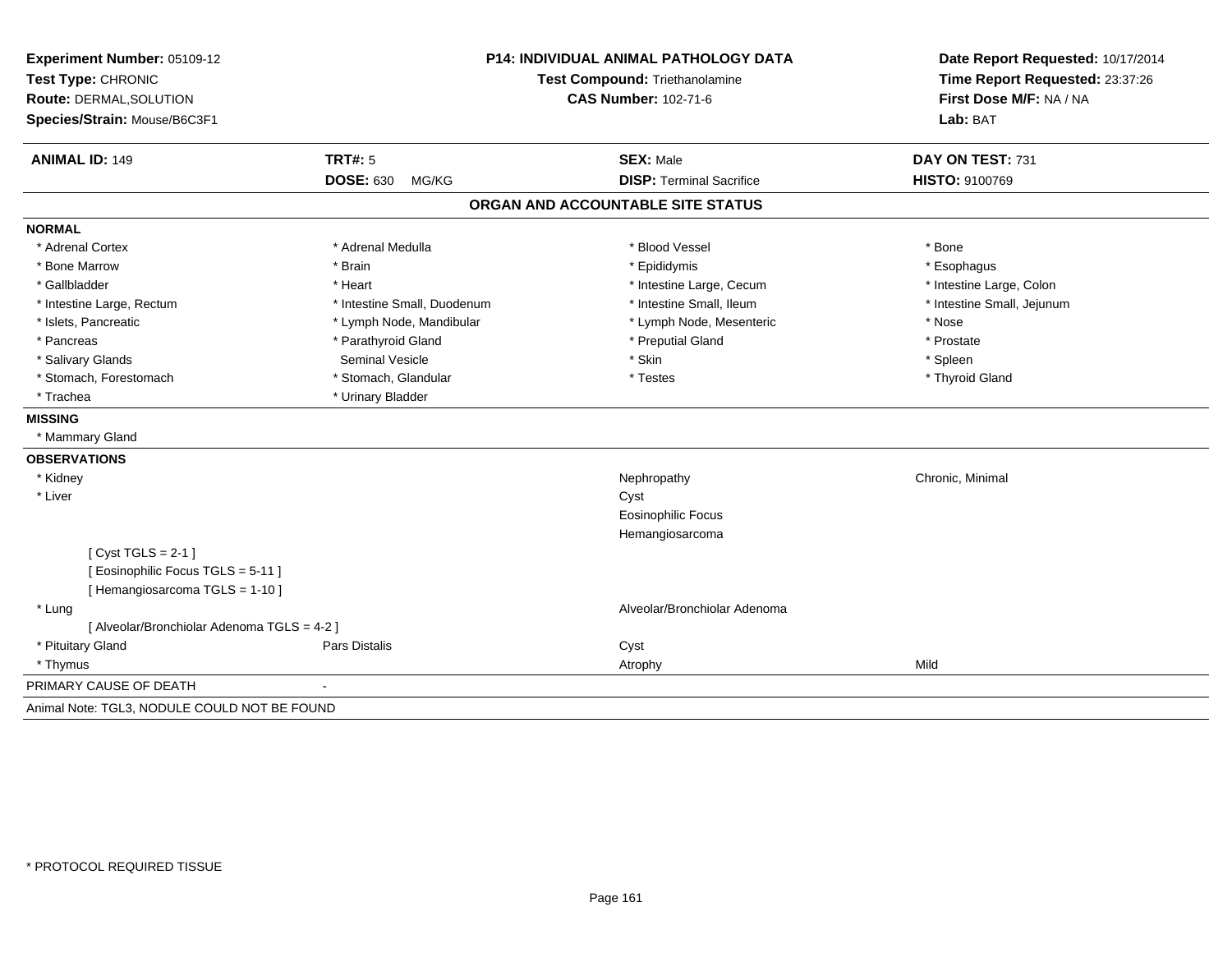**Experiment Number:** 05109-12
**Test Type:** CHRONIC
**Route:** DERMAL,SOLUTION
**Species/Strain:** Mouse/B6C3F1

**P14: INDIVIDUAL ANIMAL PATHOLOGY DATA**
**Test Compound:** Triethanolamine
**CAS Number:** 102-71-6

**Date Report Requested:** 10/17/2014
**Time Report Requested:** 23:37:26
**First Dose M/F:** NA / NA
**Lab:** BAT

| **ANIMAL ID:** 149 | **TRT#:** 5 | **SEX:** Male | **DAY ON TEST:** 731 |
|---|---|---|---|
| | **DOSE:** 630 MG/KG | **DISP:** Terminal Sacrifice | **HISTO:** 9100769 |

## ORGAN AND ACCOUNTABLE SITE STATUS

**NORMAL**

| | | | |
|---|---|---|---|
| * Adrenal Cortex | * Adrenal Medulla | * Blood Vessel | * Bone |
| * Bone Marrow | * Brain | * Epididymis | * Esophagus |
| * Gallbladder | * Heart | * Intestine Large, Cecum | * Intestine Large, Colon |
| * Intestine Large, Rectum | * Intestine Small, Duodenum | * Intestine Small, Ileum | * Intestine Small, Jejunum |
| * Islets, Pancreatic | * Lymph Node, Mandibular | * Lymph Node, Mesenteric | * Nose |
| * Pancreas | * Parathyroid Gland | * Preputial Gland | * Prostate |
| * Salivary Glands | Seminal Vesicle | * Skin | * Spleen |
| * Stomach, Forestomach | * Stomach, Glandular | * Testes | * Thyroid Gland |
| * Trachea | * Urinary Bladder | | |

**MISSING**

* Mammary Gland

**OBSERVATIONS**

| | | | |
|---|---|---|---|
| * Kidney | | Nephropathy | Chronic, Minimal |
| * Liver | | Cyst | |
| | | Eosinophilic Focus | |
| | | Hemangiosarcoma | |
| [ Cyst TGLS = 2-1 ] | | | |
| [ Eosinophilic Focus TGLS = 5-11 ] | | | |
| [ Hemangiosarcoma TGLS = 1-10 ] | | | |
| * Lung | | Alveolar/Bronchiolar Adenoma | |
| [ Alveolar/Bronchiolar Adenoma TGLS = 4-2 ] | | | |
| * Pituitary Gland | Pars Distalis | Cyst | |
| * Thymus | | Atrophy | Mild |

PRIMARY CAUSE OF DEATH -

Animal Note: TGL3, NODULE COULD NOT BE FOUND

* PROTOCOL REQUIRED TISSUE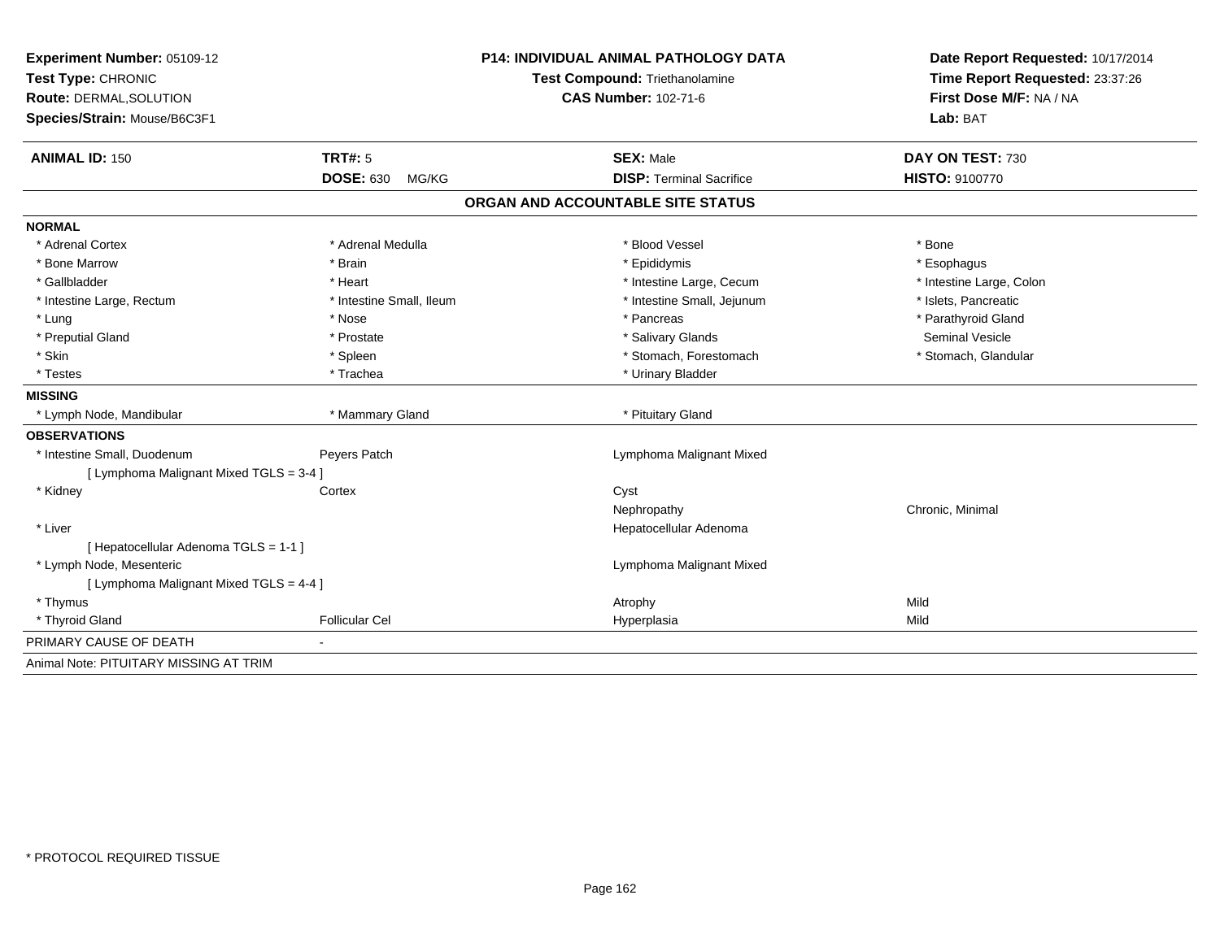**Experiment Number:** 05109-12
**Test Type:** CHRONIC
**Route:** DERMAL,SOLUTION
**Species/Strain:** Mouse/B6C3F1

**P14: INDIVIDUAL ANIMAL PATHOLOGY DATA**
**Test Compound:** Triethanolamine
**CAS Number:** 102-71-6

**Date Report Requested:** 10/17/2014
**Time Report Requested:** 23:37:26
**First Dose M/F:** NA / NA
**Lab:** BAT

| **ANIMAL ID:** 150 | **TRT#:** 5 | **SEX:** Male | **DAY ON TEST:** 730 |
|---|---|---|---|
| | **DOSE:** 630 MG/KG | **DISP:** Terminal Sacrifice | **HISTO:** 9100770 |

## ORGAN AND ACCOUNTABLE SITE STATUS

**NORMAL**

| | | | |
|---|---|---|---|
| * Adrenal Cortex | * Adrenal Medulla | * Blood Vessel | * Bone |
| * Bone Marrow | * Brain | * Epididymis | * Esophagus |
| * Gallbladder | * Heart | * Intestine Large, Cecum | * Intestine Large, Colon |
| * Intestine Large, Rectum | * Intestine Small, Ileum | * Intestine Small, Jejunum | * Islets, Pancreatic |
| * Lung | * Nose | * Pancreas | * Parathyroid Gland |
| * Preputial Gland | * Prostate | * Salivary Glands | Seminal Vesicle |
| * Skin | * Spleen | * Stomach, Forestomach | * Stomach, Glandular |
| * Testes | * Trachea | * Urinary Bladder | |

**MISSING**

| | | |
|---|---|---|
| * Lymph Node, Mandibular | * Mammary Gland | * Pituitary Gland |

**OBSERVATIONS**

| | | | |
|---|---|---|---|
| * Intestine Small, Duodenum | Peyers Patch | Lymphoma Malignant Mixed | |
| [ Lymphoma Malignant Mixed TGLS = 3-4 ] | | | |
| * Kidney | Cortex | Cyst | |
| | | Nephropathy | Chronic, Minimal |
| * Liver | | Hepatocellular Adenoma | |
| [ Hepatocellular Adenoma TGLS = 1-1 ] | | | |
| * Lymph Node, Mesenteric | | Lymphoma Malignant Mixed | |
| [ Lymphoma Malignant Mixed TGLS = 4-4 ] | | | |
| * Thymus | | Atrophy | Mild |
| * Thyroid Gland | Follicular Cel | Hyperplasia | Mild |

PRIMARY CAUSE OF DEATH -

Animal Note: PITUITARY MISSING AT TRIM

* PROTOCOL REQUIRED TISSUE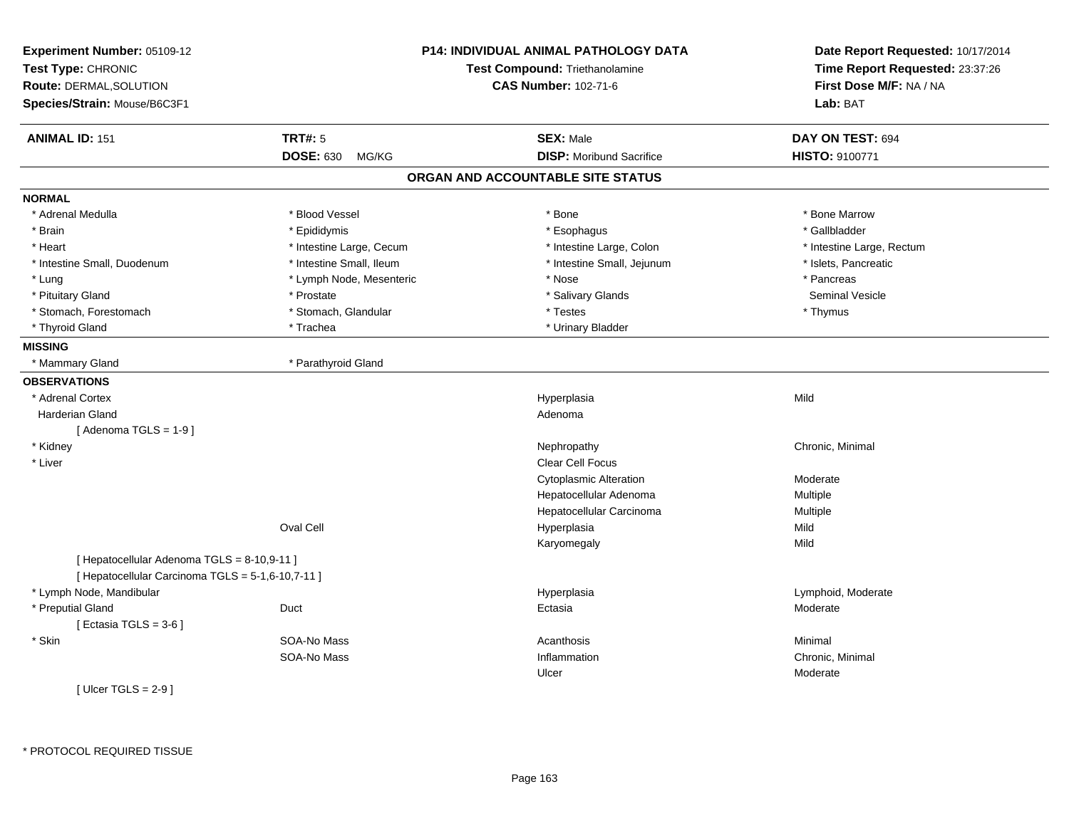**Experiment Number:** 05109-12
**Test Type:** CHRONIC
**Route:** DERMAL,SOLUTION
**Species/Strain:** Mouse/B6C3F1

**P14: INDIVIDUAL ANIMAL PATHOLOGY DATA**
**Test Compound:** Triethanolamine
**CAS Number:** 102-71-6

**Date Report Requested:** 10/17/2014
**Time Report Requested:** 23:37:26
**First Dose M/F:** NA / NA
**Lab:** BAT

| | | | |
|---|---|---|---|
| **ANIMAL ID:** 151 | **TRT#:** 5 | **SEX:** Male | **DAY ON TEST:** 694 |
| | **DOSE:** 630 MG/KG | **DISP:** Moribund Sacrifice | **HISTO:** 9100771 |

## ORGAN AND ACCOUNTABLE SITE STATUS

**NORMAL**

| | | | |
|---|---|---|---|
| * Adrenal Medulla | * Blood Vessel | * Bone | * Bone Marrow |
| * Brain | * Epididymis | * Esophagus | * Gallbladder |
| * Heart | * Intestine Large, Cecum | * Intestine Large, Colon | * Intestine Large, Rectum |
| * Intestine Small, Duodenum | * Intestine Small, Ileum | * Intestine Small, Jejunum | * Islets, Pancreatic |
| * Lung | * Lymph Node, Mesenteric | * Nose | * Pancreas |
| * Pituitary Gland | * Prostate | * Salivary Glands | Seminal Vesicle |
| * Stomach, Forestomach | * Stomach, Glandular | * Testes | * Thymus |
| * Thyroid Gland | * Trachea | * Urinary Bladder | |

**MISSING**

| | |
|---|---|
| * Mammary Gland | * Parathyroid Gland |

**OBSERVATIONS**

| | | | |
|---|---|---|---|
| * Adrenal Cortex | | Hyperplasia | Mild |
| Harderian Gland | | Adenoma | |
| [ Adenoma TGLS = 1-9 ] | | | |
| * Kidney | | Nephropathy | Chronic, Minimal |
| * Liver | | Clear Cell Focus | |
| | | Cytoplasmic Alteration | Moderate |
| | | Hepatocellular Adenoma | Multiple |
| | | Hepatocellular Carcinoma | Multiple |
| | Oval Cell | Hyperplasia | Mild |
| | | Karyomegaly | Mild |
| [ Hepatocellular Adenoma TGLS = 8-10,9-11 ] | | | |
| [ Hepatocellular Carcinoma TGLS = 5-1,6-10,7-11 ] | | | |
| * Lymph Node, Mandibular | | Hyperplasia | Lymphoid, Moderate |
| * Preputial Gland | Duct | Ectasia | Moderate |
| [ Ectasia TGLS = 3-6 ] | | | |
| * Skin | SOA-No Mass | Acanthosis | Minimal |
| | SOA-No Mass | Inflammation | Chronic, Minimal |
| | | Ulcer | Moderate |
| [ Ulcer TGLS = 2-9 ] | | | |

* PROTOCOL REQUIRED TISSUE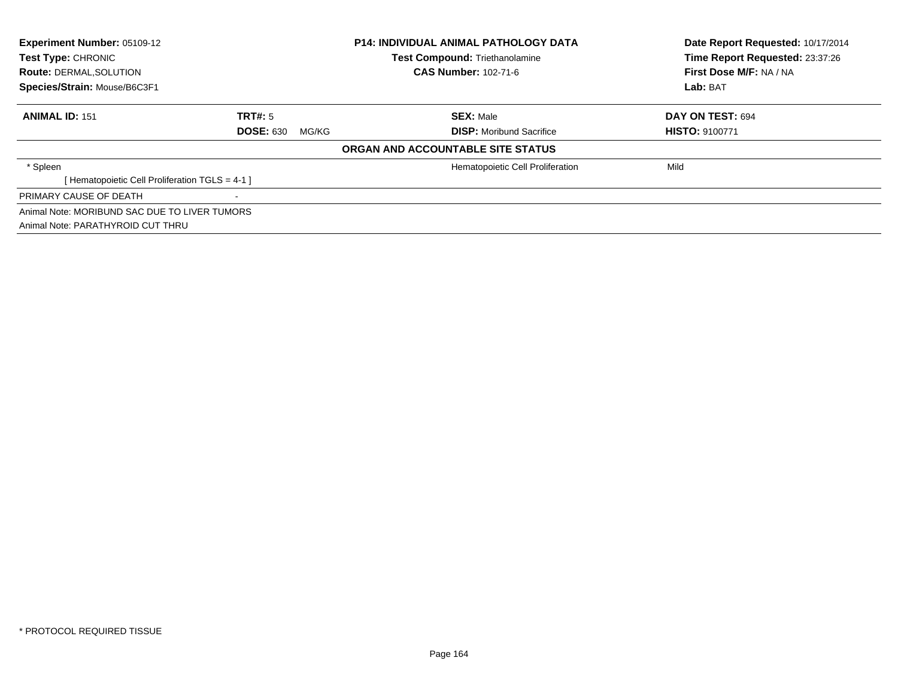**Experiment Number:** 05109-12
**Test Type:** CHRONIC
**Route:** DERMAL,SOLUTION
**Species/Strain:** Mouse/B6C3F1

**P14: INDIVIDUAL ANIMAL PATHOLOGY DATA**
**Test Compound:** Triethanolamine
**CAS Number:** 102-71-6

**Date Report Requested:** 10/17/2014
**Time Report Requested:** 23:37:26
**First Dose M/F:** NA / NA
**Lab:** BAT

| **ANIMAL ID:** 151 | **TRT#:** 5 | **SEX:** Male | **DAY ON TEST:** 694 |
|---|---|---|---|
| | **DOSE:** 630 MG/KG | **DISP:** Moribund Sacrifice | **HISTO:** 9100771 |

**ORGAN AND ACCOUNTABLE SITE STATUS**

| | | | |
|---|---|---|---|
| * Spleen | | Hematopoietic Cell Proliferation | Mild |
| [ Hematopoietic Cell Proliferation TGLS = 4-1 ] | | | |
| PRIMARY CAUSE OF DEATH | - | | |

Animal Note: MORIBUND SAC DUE TO LIVER TUMORS
Animal Note: PARATHYROID CUT THRU

* PROTOCOL REQUIRED TISSUE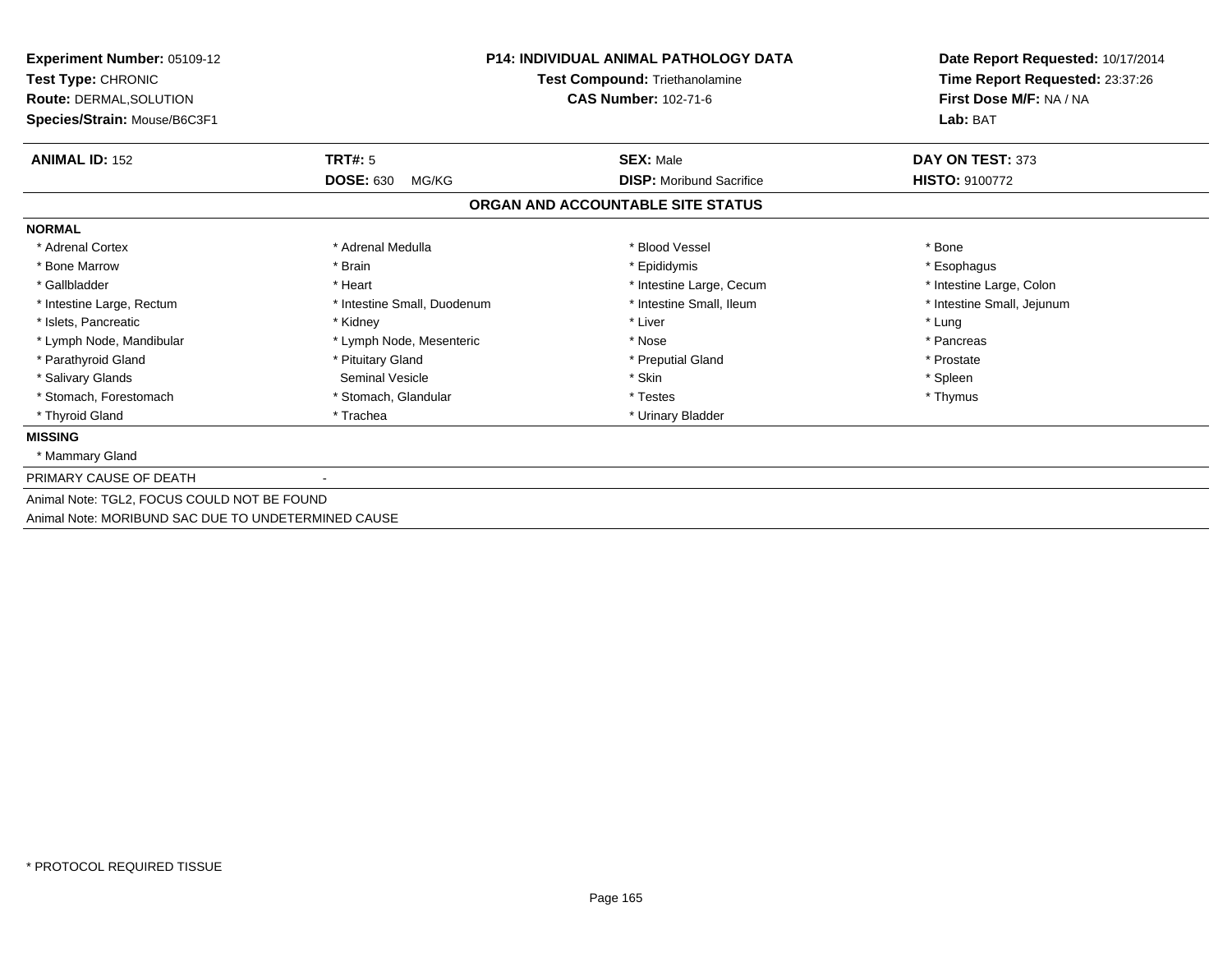**Experiment Number:** 05109-12
**Test Type:** CHRONIC
**Route:** DERMAL,SOLUTION
**Species/Strain:** Mouse/B6C3F1

**P14: INDIVIDUAL ANIMAL PATHOLOGY DATA**
**Test Compound:** Triethanolamine
**CAS Number:** 102-71-6

**Date Report Requested:** 10/17/2014
**Time Report Requested:** 23:37:26
**First Dose M/F:** NA / NA
**Lab:** BAT

| | | | |
|---|---|---|---|
| **ANIMAL ID:** 152 | **TRT#:** 5 | **SEX:** Male | **DAY ON TEST:** 373 |
| | **DOSE:** 630 MG/KG | **DISP:** Moribund Sacrifice | **HISTO:** 9100772 |

## ORGAN AND ACCOUNTABLE SITE STATUS

**NORMAL**

| | | | |
|---|---|---|---|
| * Adrenal Cortex | * Adrenal Medulla | * Blood Vessel | * Bone |
| * Bone Marrow | * Brain | * Epididymis | * Esophagus |
| * Gallbladder | * Heart | * Intestine Large, Cecum | * Intestine Large, Colon |
| * Intestine Large, Rectum | * Intestine Small, Duodenum | * Intestine Small, Ileum | * Intestine Small, Jejunum |
| * Islets, Pancreatic | * Kidney | * Liver | * Lung |
| * Lymph Node, Mandibular | * Lymph Node, Mesenteric | * Nose | * Pancreas |
| * Parathyroid Gland | * Pituitary Gland | * Preputial Gland | * Prostate |
| * Salivary Glands | Seminal Vesicle | * Skin | * Spleen |
| * Stomach, Forestomach | * Stomach, Glandular | * Testes | * Thymus |
| * Thyroid Gland | * Trachea | * Urinary Bladder | |

**MISSING**

* Mammary Gland

PRIMARY CAUSE OF DEATH -

Animal Note: TGL2, FOCUS COULD NOT BE FOUND

Animal Note: MORIBUND SAC DUE TO UNDETERMINED CAUSE

* PROTOCOL REQUIRED TISSUE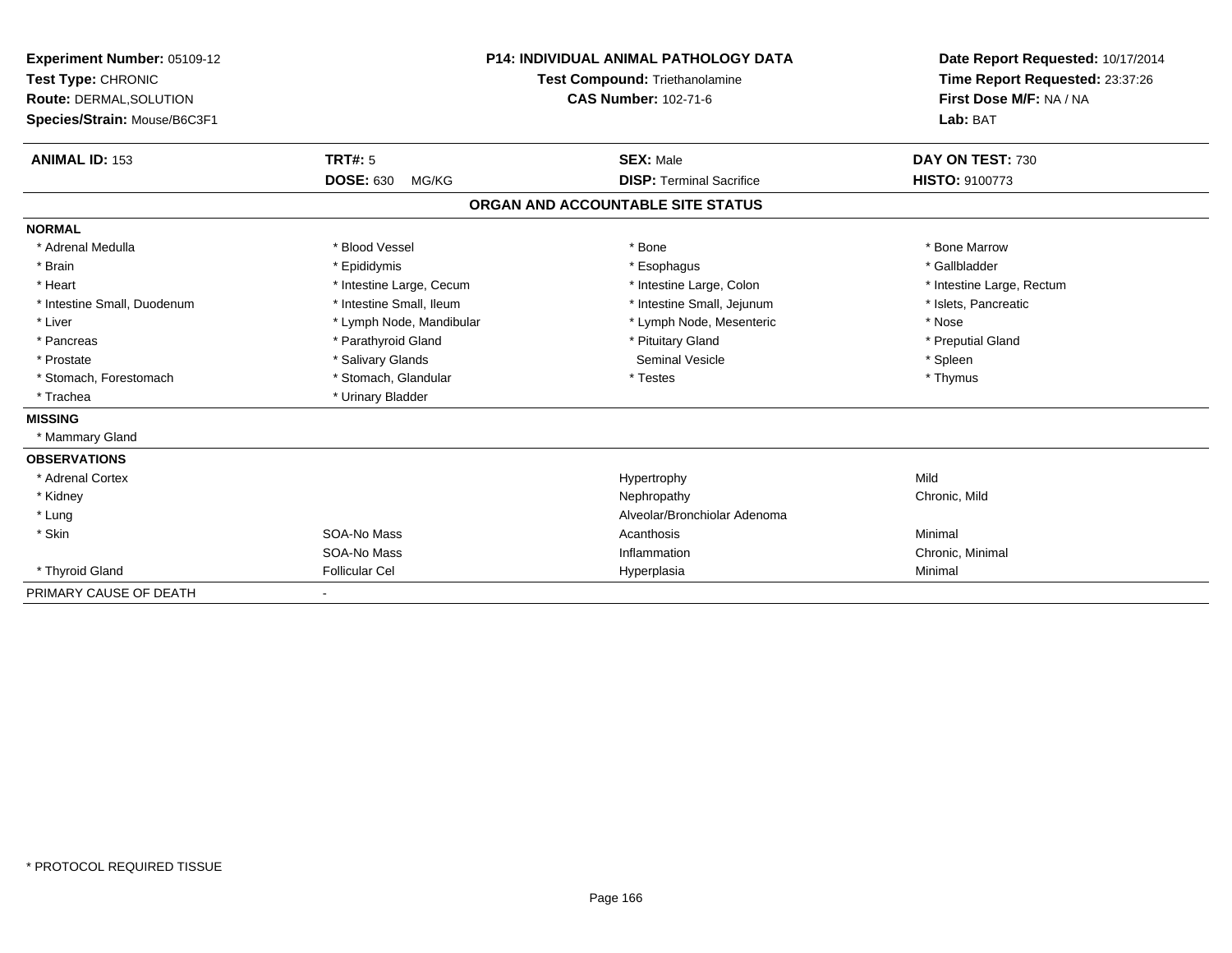**Experiment Number:** 05109-12
**Test Type:** CHRONIC
**Route:** DERMAL,SOLUTION
**Species/Strain:** Mouse/B6C3F1

**P14: INDIVIDUAL ANIMAL PATHOLOGY DATA**
**Test Compound:** Triethanolamine
**CAS Number:** 102-71-6

**Date Report Requested:** 10/17/2014
**Time Report Requested:** 23:37:26
**First Dose M/F:** NA / NA
**Lab:** BAT

| **ANIMAL ID:** 153 | **TRT#:** 5 | **SEX:** Male | **DAY ON TEST:** 730 |
|---|---|---|---|
| | **DOSE:** 630 MG/KG | **DISP:** Terminal Sacrifice | **HISTO:** 9100773 |

## ORGAN AND ACCOUNTABLE SITE STATUS

| | | | |
|---|---|---|---|
| **NORMAL** | | | |
| * Adrenal Medulla | * Blood Vessel | * Bone | * Bone Marrow |
| * Brain | * Epididymis | * Esophagus | * Gallbladder |
| * Heart | * Intestine Large, Cecum | * Intestine Large, Colon | * Intestine Large, Rectum |
| * Intestine Small, Duodenum | * Intestine Small, Ileum | * Intestine Small, Jejunum | * Islets, Pancreatic |
| * Liver | * Lymph Node, Mandibular | * Lymph Node, Mesenteric | * Nose |
| * Pancreas | * Parathyroid Gland | * Pituitary Gland | * Preputial Gland |
| * Prostate | * Salivary Glands | Seminal Vesicle | * Spleen |
| * Stomach, Forestomach | * Stomach, Glandular | * Testes | * Thymus |
| * Trachea | * Urinary Bladder | | |
| **MISSING** | | | |
| * Mammary Gland | | | |
| **OBSERVATIONS** | | | |
| * Adrenal Cortex | | Hypertrophy | Mild |
| * Kidney | | Nephropathy | Chronic, Mild |
| * Lung | | Alveolar/Bronchiolar Adenoma | |
| * Skin | SOA-No Mass | Acanthosis | Minimal |
| | SOA-No Mass | Inflammation | Chronic, Minimal |
| * Thyroid Gland | Follicular Cel | Hyperplasia | Minimal |
| PRIMARY CAUSE OF DEATH | - | | |

\* PROTOCOL REQUIRED TISSUE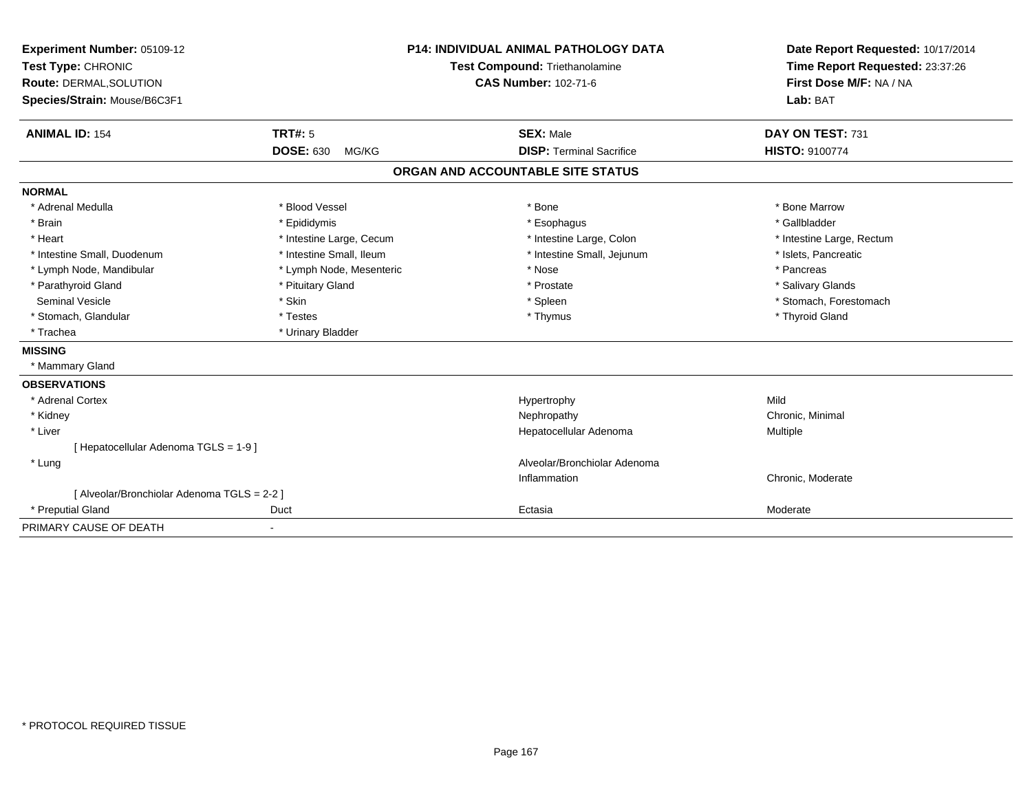**Experiment Number:** 05109-12
**Test Type:** CHRONIC
**Route:** DERMAL,SOLUTION
**Species/Strain:** Mouse/B6C3F1

**P14: INDIVIDUAL ANIMAL PATHOLOGY DATA**
**Test Compound:** Triethanolamine
**CAS Number:** 102-71-6

**Date Report Requested:** 10/17/2014
**Time Report Requested:** 23:37:26
**First Dose M/F:** NA / NA
**Lab:** BAT

| **ANIMAL ID:** 154 | **TRT#:** 5 | **SEX:** Male | **DAY ON TEST:** 731 |
|---|---|---|---|
| | **DOSE:** 630 MG/KG | **DISP:** Terminal Sacrifice | **HISTO:** 9100774 |

## ORGAN AND ACCOUNTABLE SITE STATUS

**NORMAL**

| | | | |
|---|---|---|---|
| * Adrenal Medulla | * Blood Vessel | * Bone | * Bone Marrow |
| * Brain | * Epididymis | * Esophagus | * Gallbladder |
| * Heart | * Intestine Large, Cecum | * Intestine Large, Colon | * Intestine Large, Rectum |
| * Intestine Small, Duodenum | * Intestine Small, Ileum | * Intestine Small, Jejunum | * Islets, Pancreatic |
| * Lymph Node, Mandibular | * Lymph Node, Mesenteric | * Nose | * Pancreas |
| * Parathyroid Gland | * Pituitary Gland | * Prostate | * Salivary Glands |
| Seminal Vesicle | * Skin | * Spleen | * Stomach, Forestomach |
| * Stomach, Glandular | * Testes | * Thymus | * Thyroid Gland |
| * Trachea | * Urinary Bladder | | |

**MISSING**

* Mammary Gland

**OBSERVATIONS**

| | | | |
|---|---|---|---|
| * Adrenal Cortex | | Hypertrophy | Mild |
| * Kidney | | Nephropathy | Chronic, Minimal |
| * Liver | | Hepatocellular Adenoma | Multiple |
| [ Hepatocellular Adenoma TGLS = 1-9 ] | | | |
| * Lung | | Alveolar/Bronchiolar Adenoma | |
| | | Inflammation | Chronic, Moderate |
| [ Alveolar/Bronchiolar Adenoma TGLS = 2-2 ] | | | |
| * Preputial Gland | Duct | Ectasia | Moderate |

PRIMARY CAUSE OF DEATH -

* PROTOCOL REQUIRED TISSUE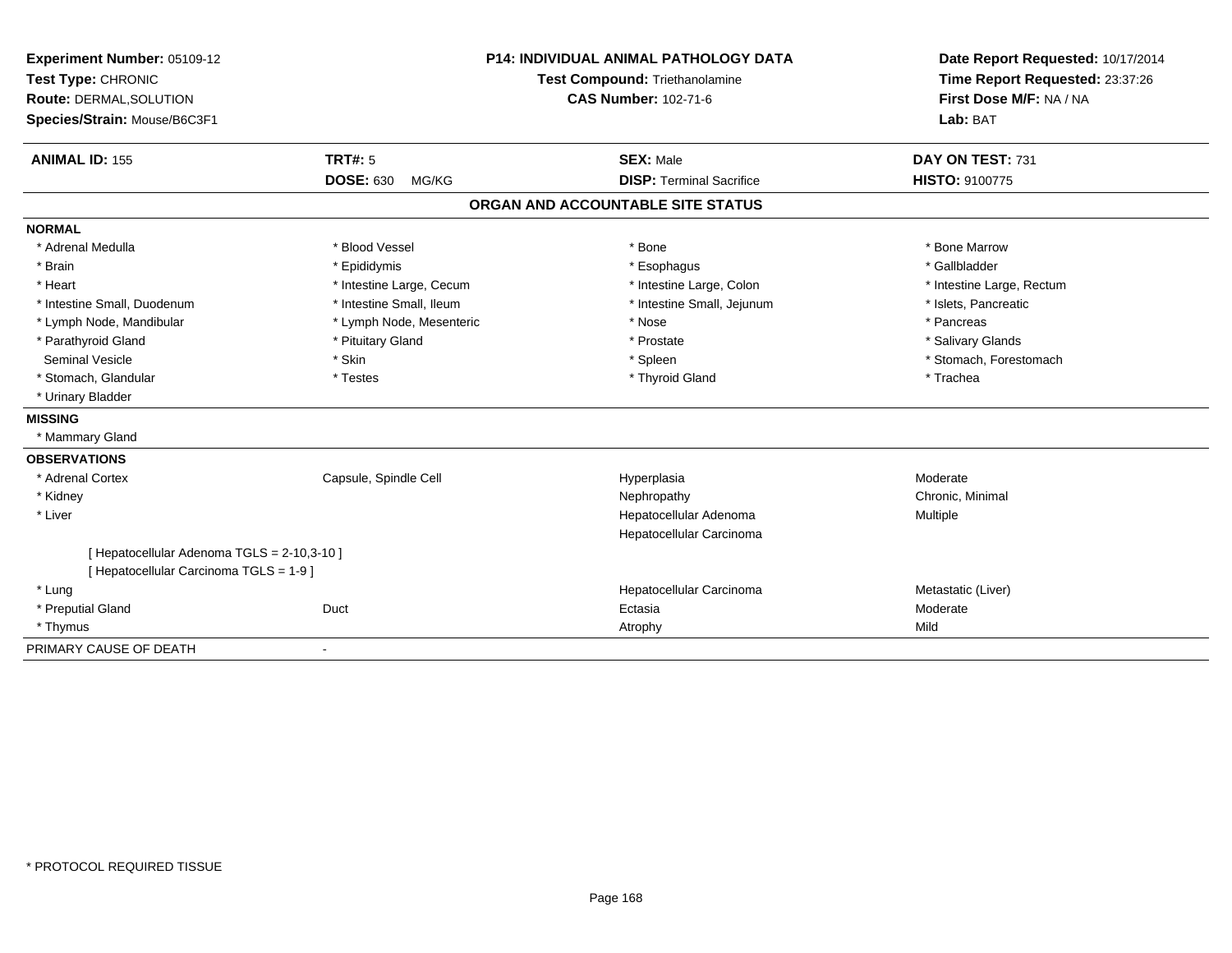**Experiment Number:** 05109-12
**Test Type:** CHRONIC
**Route:** DERMAL,SOLUTION
**Species/Strain:** Mouse/B6C3F1

**P14: INDIVIDUAL ANIMAL PATHOLOGY DATA**
**Test Compound:** Triethanolamine
**CAS Number:** 102-71-6

**Date Report Requested:** 10/17/2014
**Time Report Requested:** 23:37:26
**First Dose M/F:** NA / NA
**Lab:** BAT

| **ANIMAL ID:** 155 | **TRT#:** 5 | **SEX:** Male | **DAY ON TEST:** 731 |
|---|---|---|---|
| | **DOSE:** 630 MG/KG | **DISP:** Terminal Sacrifice | **HISTO:** 9100775 |

## ORGAN AND ACCOUNTABLE SITE STATUS

**NORMAL**

| | | | |
|---|---|---|---|
| * Adrenal Medulla | * Blood Vessel | * Bone | * Bone Marrow |
| * Brain | * Epididymis | * Esophagus | * Gallbladder |
| * Heart | * Intestine Large, Cecum | * Intestine Large, Colon | * Intestine Large, Rectum |
| * Intestine Small, Duodenum | * Intestine Small, Ileum | * Intestine Small, Jejunum | * Islets, Pancreatic |
| * Lymph Node, Mandibular | * Lymph Node, Mesenteric | * Nose | * Pancreas |
| * Parathyroid Gland | * Pituitary Gland | * Prostate | * Salivary Glands |
| Seminal Vesicle | * Skin | * Spleen | * Stomach, Forestomach |
| * Stomach, Glandular | * Testes | * Thyroid Gland | * Trachea |
| * Urinary Bladder | | | |

**MISSING**

* Mammary Gland

**OBSERVATIONS**

| | | | |
|---|---|---|---|
| * Adrenal Cortex | Capsule, Spindle Cell | Hyperplasia | Moderate |
| * Kidney | | Nephropathy | Chronic, Minimal |
| * Liver | | Hepatocellular Adenoma | Multiple |
| | | Hepatocellular Carcinoma | |
| [ Hepatocellular Adenoma TGLS = 2-10,3-10 ] | | | |
| [ Hepatocellular Carcinoma TGLS = 1-9 ] | | | |
| * Lung | | Hepatocellular Carcinoma | Metastatic (Liver) |
| * Preputial Gland | Duct | Ectasia | Moderate |
| * Thymus | | Atrophy | Mild |

PRIMARY CAUSE OF DEATH -

* PROTOCOL REQUIRED TISSUE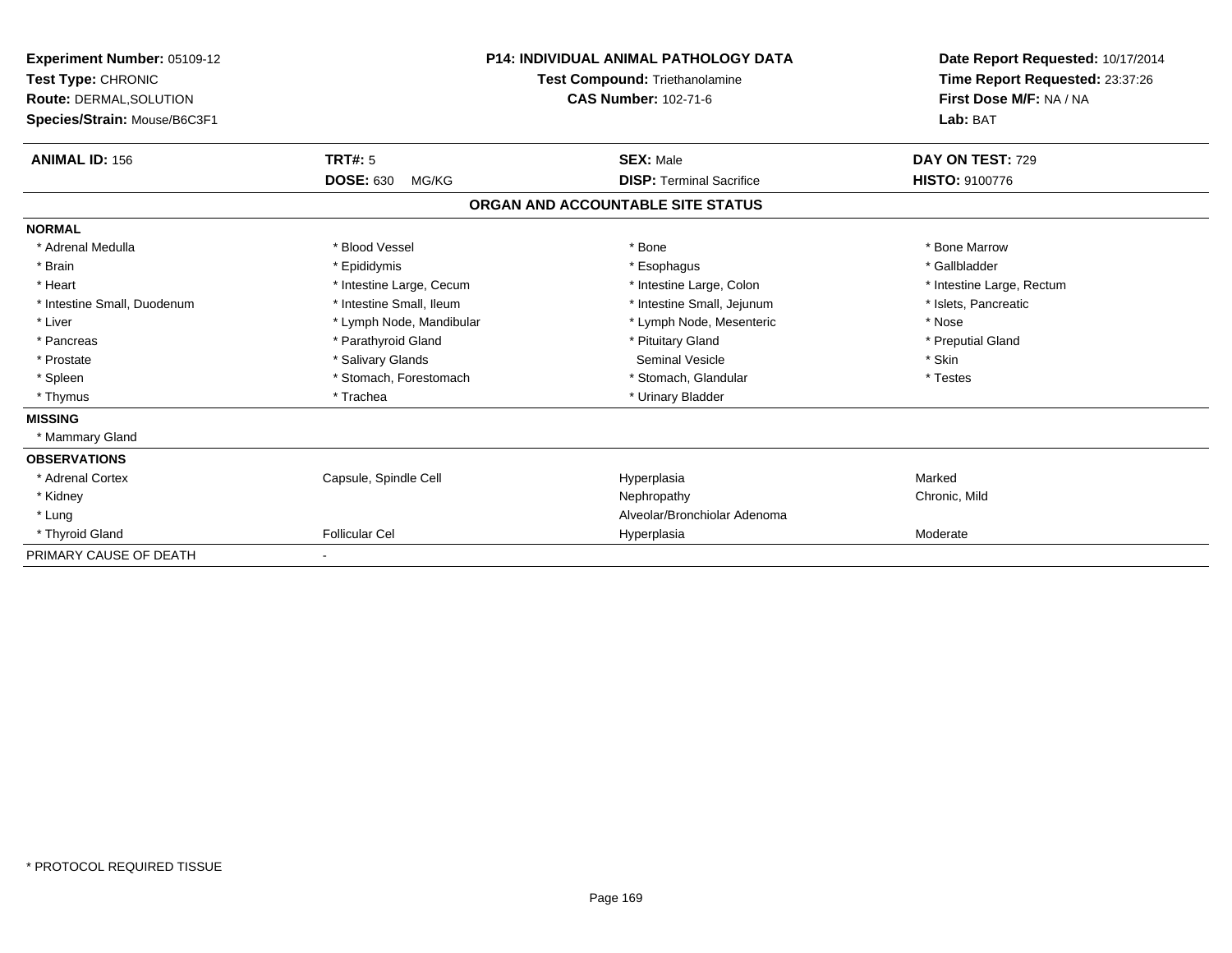**Experiment Number:** 05109-12
**Test Type:** CHRONIC
**Route:** DERMAL,SOLUTION
**Species/Strain:** Mouse/B6C3F1

**P14: INDIVIDUAL ANIMAL PATHOLOGY DATA**
**Test Compound:** Triethanolamine
**CAS Number:** 102-71-6

**Date Report Requested:** 10/17/2014
**Time Report Requested:** 23:37:26
**First Dose M/F:** NA / NA
**Lab:** BAT

| **ANIMAL ID:** 156 | **TRT#:** 5 | **SEX:** Male | **DAY ON TEST:** 729 |
|---|---|---|---|
| | **DOSE:** 630 MG/KG | **DISP:** Terminal Sacrifice | **HISTO:** 9100776 |

## ORGAN AND ACCOUNTABLE SITE STATUS

| | | | |
|---|---|---|---|
| **NORMAL** | | | |
| * Adrenal Medulla | * Blood Vessel | * Bone | * Bone Marrow |
| * Brain | * Epididymis | * Esophagus | * Gallbladder |
| * Heart | * Intestine Large, Cecum | * Intestine Large, Colon | * Intestine Large, Rectum |
| * Intestine Small, Duodenum | * Intestine Small, Ileum | * Intestine Small, Jejunum | * Islets, Pancreatic |
| * Liver | * Lymph Node, Mandibular | * Lymph Node, Mesenteric | * Nose |
| * Pancreas | * Parathyroid Gland | * Pituitary Gland | * Preputial Gland |
| * Prostate | * Salivary Glands | Seminal Vesicle | * Skin |
| * Spleen | * Stomach, Forestomach | * Stomach, Glandular | * Testes |
| * Thymus | * Trachea | * Urinary Bladder | |
| **MISSING** | | | |
| * Mammary Gland | | | |
| **OBSERVATIONS** | | | |
| * Adrenal Cortex | Capsule, Spindle Cell | Hyperplasia | Marked |
| * Kidney | | Nephropathy | Chronic, Mild |
| * Lung | | Alveolar/Bronchiolar Adenoma | |
| * Thyroid Gland | Follicular Cel | Hyperplasia | Moderate |
| PRIMARY CAUSE OF DEATH | - | | |

* PROTOCOL REQUIRED TISSUE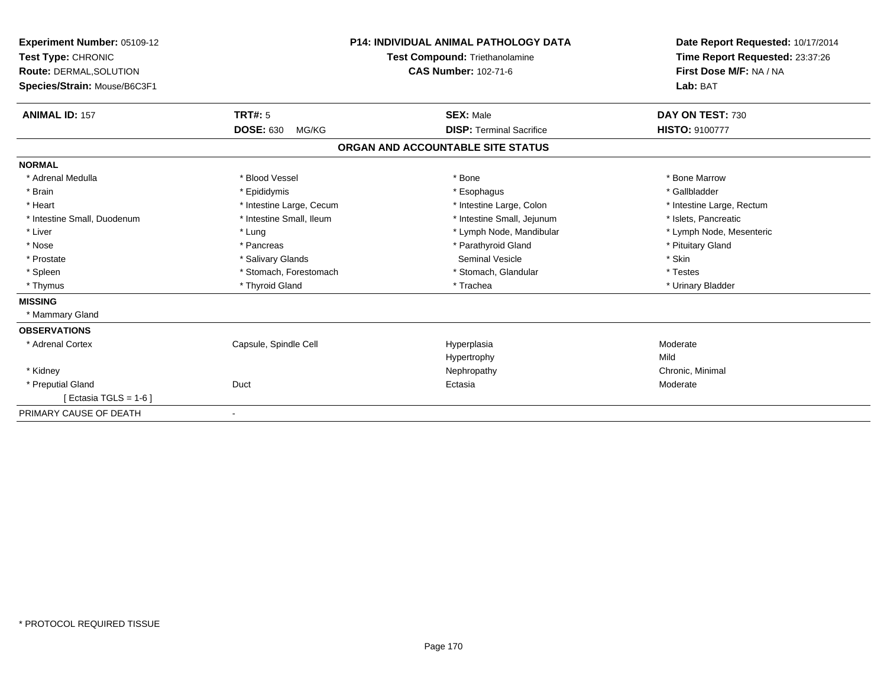**Experiment Number:** 05109-12
**Test Type:** CHRONIC
**Route:** DERMAL,SOLUTION
**Species/Strain:** Mouse/B6C3F1

**P14: INDIVIDUAL ANIMAL PATHOLOGY DATA**
**Test Compound:** Triethanolamine
**CAS Number:** 102-71-6

**Date Report Requested:** 10/17/2014
**Time Report Requested:** 23:37:26
**First Dose M/F:** NA / NA
**Lab:** BAT

| | | | |
|---|---|---|---|
| **ANIMAL ID:** 157 | **TRT#:** 5 | **SEX:** Male | **DAY ON TEST:** 730 |
| | **DOSE:** 630 MG/KG | **DISP:** Terminal Sacrifice | **HISTO:** 9100777 |

## ORGAN AND ACCOUNTABLE SITE STATUS

**NORMAL**

| | | | |
|---|---|---|---|
| * Adrenal Medulla | * Blood Vessel | * Bone | * Bone Marrow |
| * Brain | * Epididymis | * Esophagus | * Gallbladder |
| * Heart | * Intestine Large, Cecum | * Intestine Large, Colon | * Intestine Large, Rectum |
| * Intestine Small, Duodenum | * Intestine Small, Ileum | * Intestine Small, Jejunum | * Islets, Pancreatic |
| * Liver | * Lung | * Lymph Node, Mandibular | * Lymph Node, Mesenteric |
| * Nose | * Pancreas | * Parathyroid Gland | * Pituitary Gland |
| * Prostate | * Salivary Glands | Seminal Vesicle | * Skin |
| * Spleen | * Stomach, Forestomach | * Stomach, Glandular | * Testes |
| * Thymus | * Thyroid Gland | * Trachea | * Urinary Bladder |

**MISSING**

* Mammary Gland

**OBSERVATIONS**

| | | | |
|---|---|---|---|
| * Adrenal Cortex | Capsule, Spindle Cell | Hyperplasia | Moderate |
| | | Hypertrophy | Mild |
| * Kidney | | Nephropathy | Chronic, Minimal |
| * Preputial Gland | Duct | Ectasia | Moderate |
| [ Ectasia TGLS = 1-6 ] | | | |

PRIMARY CAUSE OF DEATH -

* PROTOCOL REQUIRED TISSUE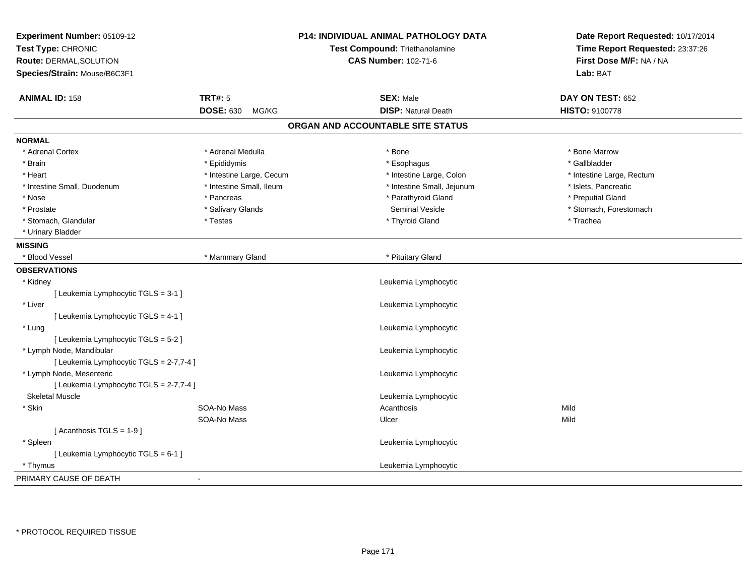**Experiment Number:** 05109-12
**Test Type:** CHRONIC
**Route:** DERMAL,SOLUTION
**Species/Strain:** Mouse/B6C3F1

**P14: INDIVIDUAL ANIMAL PATHOLOGY DATA**
**Test Compound:** Triethanolamine
**CAS Number:** 102-71-6

**Date Report Requested:** 10/17/2014
**Time Report Requested:** 23:37:26
**First Dose M/F:** NA / NA
**Lab:** BAT

| | | | |
|---|---|---|---|
| **ANIMAL ID:** 158 | **TRT#:** 5 | **SEX:** Male | **DAY ON TEST:** 652 |
| | **DOSE:** 630 MG/KG | **DISP:** Natural Death | **HISTO:** 9100778 |

## ORGAN AND ACCOUNTABLE SITE STATUS

**NORMAL**

| | | | |
|---|---|---|---|
| * Adrenal Cortex | * Adrenal Medulla | * Bone | * Bone Marrow |
| * Brain | * Epididymis | * Esophagus | * Gallbladder |
| * Heart | * Intestine Large, Cecum | * Intestine Large, Colon | * Intestine Large, Rectum |
| * Intestine Small, Duodenum | * Intestine Small, Ileum | * Intestine Small, Jejunum | * Islets, Pancreatic |
| * Nose | * Pancreas | * Parathyroid Gland | * Preputial Gland |
| * Prostate | * Salivary Glands | Seminal Vesicle | * Stomach, Forestomach |
| * Stomach, Glandular | * Testes | * Thyroid Gland | * Trachea |
| * Urinary Bladder | | | |

**MISSING**

| | | |
|---|---|---|
| * Blood Vessel | * Mammary Gland | * Pituitary Gland |

**OBSERVATIONS**

| | | | |
|---|---|---|---|
| * Kidney | | Leukemia Lymphocytic | |
| [ Leukemia Lymphocytic TGLS = 3-1 ] | | | |
| * Liver | | Leukemia Lymphocytic | |
| [ Leukemia Lymphocytic TGLS = 4-1 ] | | | |
| * Lung | | Leukemia Lymphocytic | |
| [ Leukemia Lymphocytic TGLS = 5-2 ] | | | |
| * Lymph Node, Mandibular | | Leukemia Lymphocytic | |
| [ Leukemia Lymphocytic TGLS = 2-7,7-4 ] | | | |
| * Lymph Node, Mesenteric | | Leukemia Lymphocytic | |
| [ Leukemia Lymphocytic TGLS = 2-7,7-4 ] | | | |
| Skeletal Muscle | | Leukemia Lymphocytic | |
| * Skin | SOA-No Mass | Acanthosis | Mild |
| | SOA-No Mass | Ulcer | Mild |
| [ Acanthosis TGLS = 1-9 ] | | | |
| * Spleen | | Leukemia Lymphocytic | |
| [ Leukemia Lymphocytic TGLS = 6-1 ] | | | |
| * Thymus | | Leukemia Lymphocytic | |

PRIMARY CAUSE OF DEATH -

* PROTOCOL REQUIRED TISSUE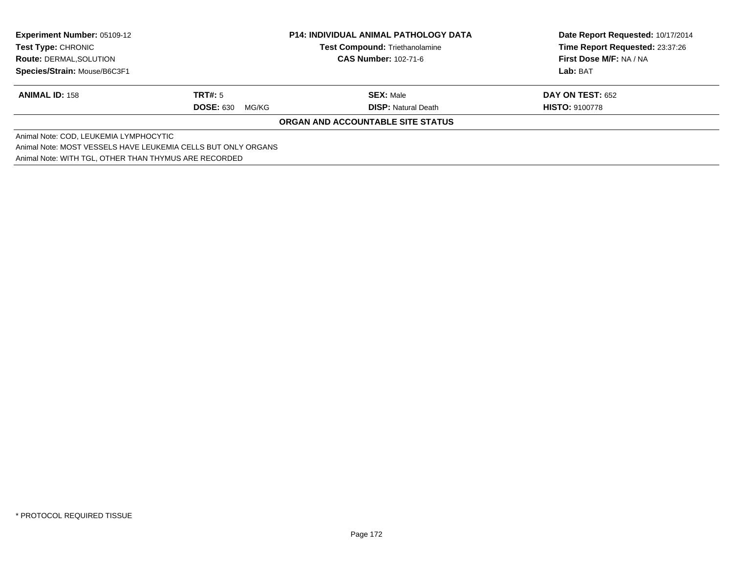| | | | |
|---|---|---|---|
| **Experiment Number:** 05109-12 | | **P14: INDIVIDUAL ANIMAL PATHOLOGY DATA** | **Date Report Requested:** 10/17/2014 |
| **Test Type:** CHRONIC | | **Test Compound:** Triethanolamine | **Time Report Requested:** 23:37:26 |
| **Route:** DERMAL,SOLUTION | | **CAS Number:** 102-71-6 | **First Dose M/F:** NA / NA |
| **Species/Strain:** Mouse/B6C3F1 | | | **Lab:** BAT |

| | | | |
|---|---|---|---|
| **ANIMAL ID:** 158 | **TRT#:** 5 | **SEX:** Male | **DAY ON TEST:** 652 |
| | **DOSE:** 630 MG/KG | **DISP:** Natural Death | **HISTO:** 9100778 |

**ORGAN AND ACCOUNTABLE SITE STATUS**

Animal Note: COD, LEUKEMIA LYMPHOCYTIC

Animal Note: MOST VESSELS HAVE LEUKEMIA CELLS BUT ONLY ORGANS

Animal Note: WITH TGL, OTHER THAN THYMUS ARE RECORDED

* PROTOCOL REQUIRED TISSUE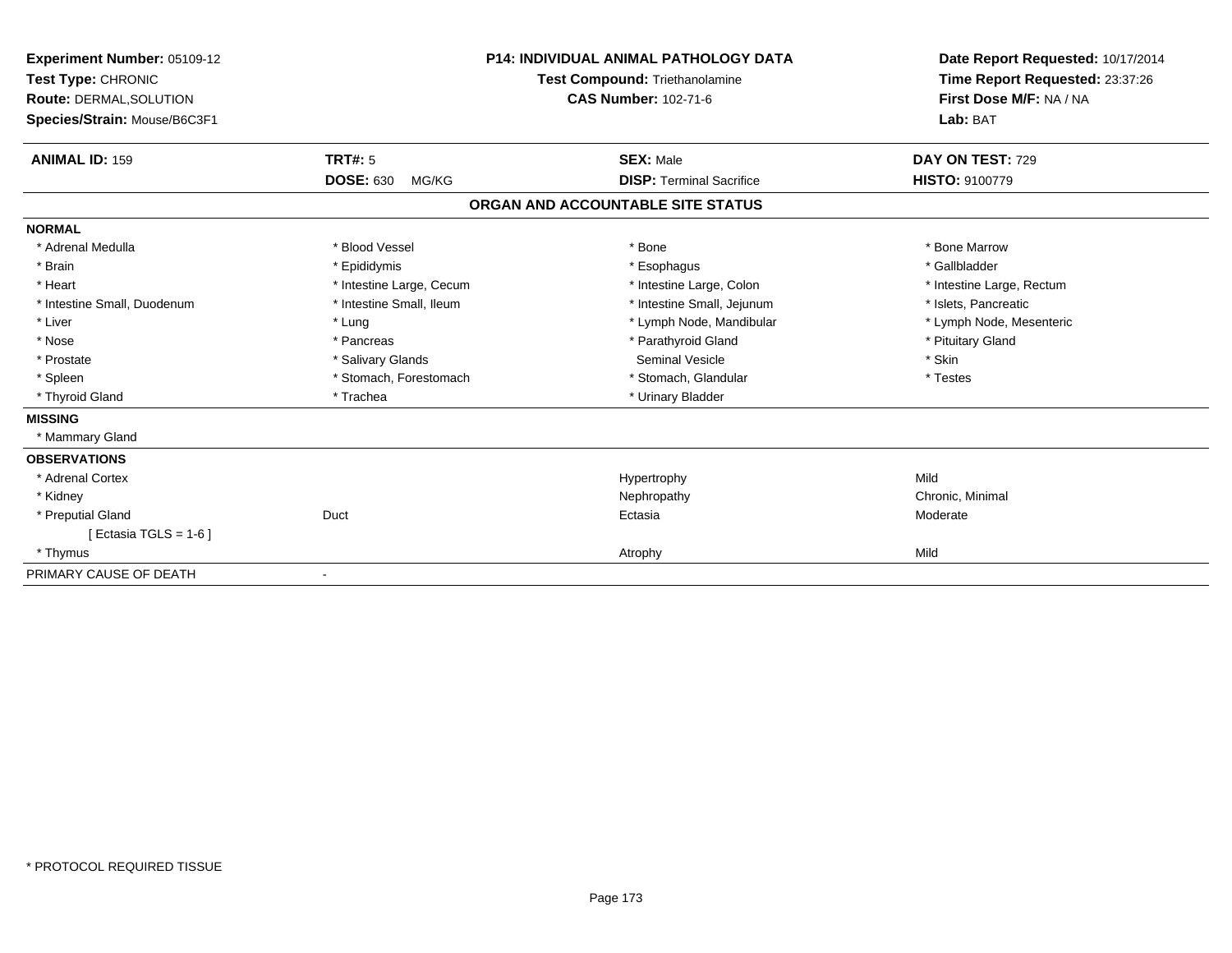**Experiment Number:** 05109-12
**Test Type:** CHRONIC
**Route:** DERMAL,SOLUTION
**Species/Strain:** Mouse/B6C3F1

**P14: INDIVIDUAL ANIMAL PATHOLOGY DATA**
**Test Compound:** Triethanolamine
**CAS Number:** 102-71-6

**Date Report Requested:** 10/17/2014
**Time Report Requested:** 23:37:26
**First Dose M/F:** NA / NA
**Lab:** BAT

| **ANIMAL ID:** 159 | **TRT#:** 5 | **SEX:** Male | **DAY ON TEST:** 729 |
|---|---|---|---|
| | **DOSE:** 630 MG/KG | **DISP:** Terminal Sacrifice | **HISTO:** 9100779 |

## ORGAN AND ACCOUNTABLE SITE STATUS

**NORMAL**

| | | | |
|---|---|---|---|
| * Adrenal Medulla | * Blood Vessel | * Bone | * Bone Marrow |
| * Brain | * Epididymis | * Esophagus | * Gallbladder |
| * Heart | * Intestine Large, Cecum | * Intestine Large, Colon | * Intestine Large, Rectum |
| * Intestine Small, Duodenum | * Intestine Small, Ileum | * Intestine Small, Jejunum | * Islets, Pancreatic |
| * Liver | * Lung | * Lymph Node, Mandibular | * Lymph Node, Mesenteric |
| * Nose | * Pancreas | * Parathyroid Gland | * Pituitary Gland |
| * Prostate | * Salivary Glands | Seminal Vesicle | * Skin |
| * Spleen | * Stomach, Forestomach | * Stomach, Glandular | * Testes |
| * Thyroid Gland | * Trachea | * Urinary Bladder | |

**MISSING**

* Mammary Gland

**OBSERVATIONS**

| | | | |
|---|---|---|---|
| * Adrenal Cortex | | Hypertrophy | Mild |
| * Kidney | | Nephropathy | Chronic, Minimal |
| * Preputial Gland | Duct | Ectasia | Moderate |
| [ Ectasia TGLS = 1-6 ] | | | |
| * Thymus | | Atrophy | Mild |

PRIMARY CAUSE OF DEATH -

* PROTOCOL REQUIRED TISSUE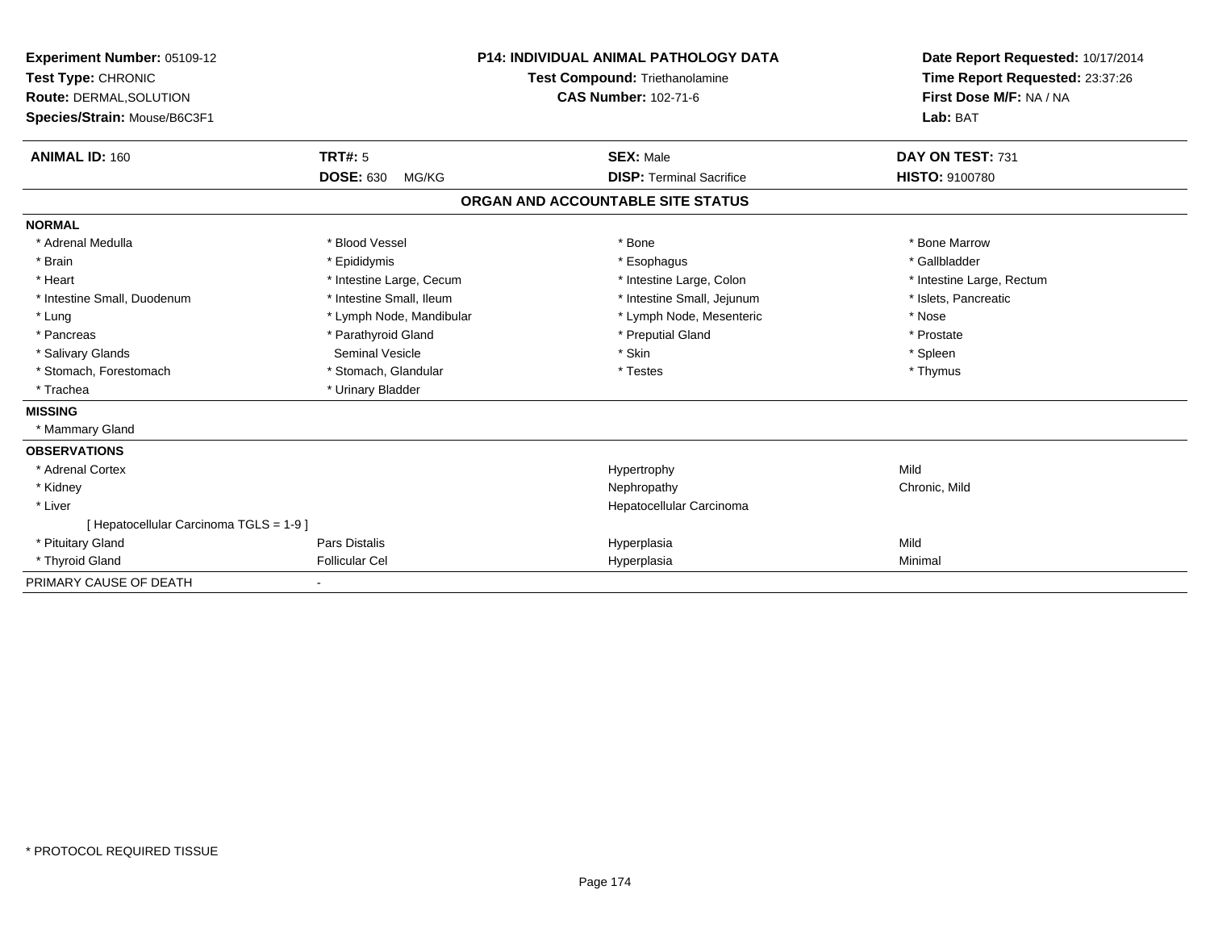**Experiment Number:** 05109-12
**Test Type:** CHRONIC
**Route:** DERMAL,SOLUTION
**Species/Strain:** Mouse/B6C3F1

**P14: INDIVIDUAL ANIMAL PATHOLOGY DATA**
**Test Compound:** Triethanolamine
**CAS Number:** 102-71-6

**Date Report Requested:** 10/17/2014
**Time Report Requested:** 23:37:26
**First Dose M/F:** NA / NA
**Lab:** BAT

| **ANIMAL ID:** 160 | **TRT#:** 5 | **SEX:** Male | **DAY ON TEST:** 731 |
|---|---|---|---|
| | **DOSE:** 630 MG/KG | **DISP:** Terminal Sacrifice | **HISTO:** 9100780 |

## ORGAN AND ACCOUNTABLE SITE STATUS

**NORMAL**

| | | | |
|---|---|---|---|
| * Adrenal Medulla | * Blood Vessel | * Bone | * Bone Marrow |
| * Brain | * Epididymis | * Esophagus | * Gallbladder |
| * Heart | * Intestine Large, Cecum | * Intestine Large, Colon | * Intestine Large, Rectum |
| * Intestine Small, Duodenum | * Intestine Small, Ileum | * Intestine Small, Jejunum | * Islets, Pancreatic |
| * Lung | * Lymph Node, Mandibular | * Lymph Node, Mesenteric | * Nose |
| * Pancreas | * Parathyroid Gland | * Preputial Gland | * Prostate |
| * Salivary Glands | Seminal Vesicle | * Skin | * Spleen |
| * Stomach, Forestomach | * Stomach, Glandular | * Testes | * Thymus |
| * Trachea | * Urinary Bladder | | |

**MISSING**

* Mammary Gland

**OBSERVATIONS**

| | | | |
|---|---|---|---|
| * Adrenal Cortex | | Hypertrophy | Mild |
| * Kidney | | Nephropathy | Chronic, Mild |
| * Liver | | Hepatocellular Carcinoma | |
| [ Hepatocellular Carcinoma TGLS = 1-9 ] | | | |
| * Pituitary Gland | Pars Distalis | Hyperplasia | Mild |
| * Thyroid Gland | Follicular Cel | Hyperplasia | Minimal |

PRIMARY CAUSE OF DEATH -

* PROTOCOL REQUIRED TISSUE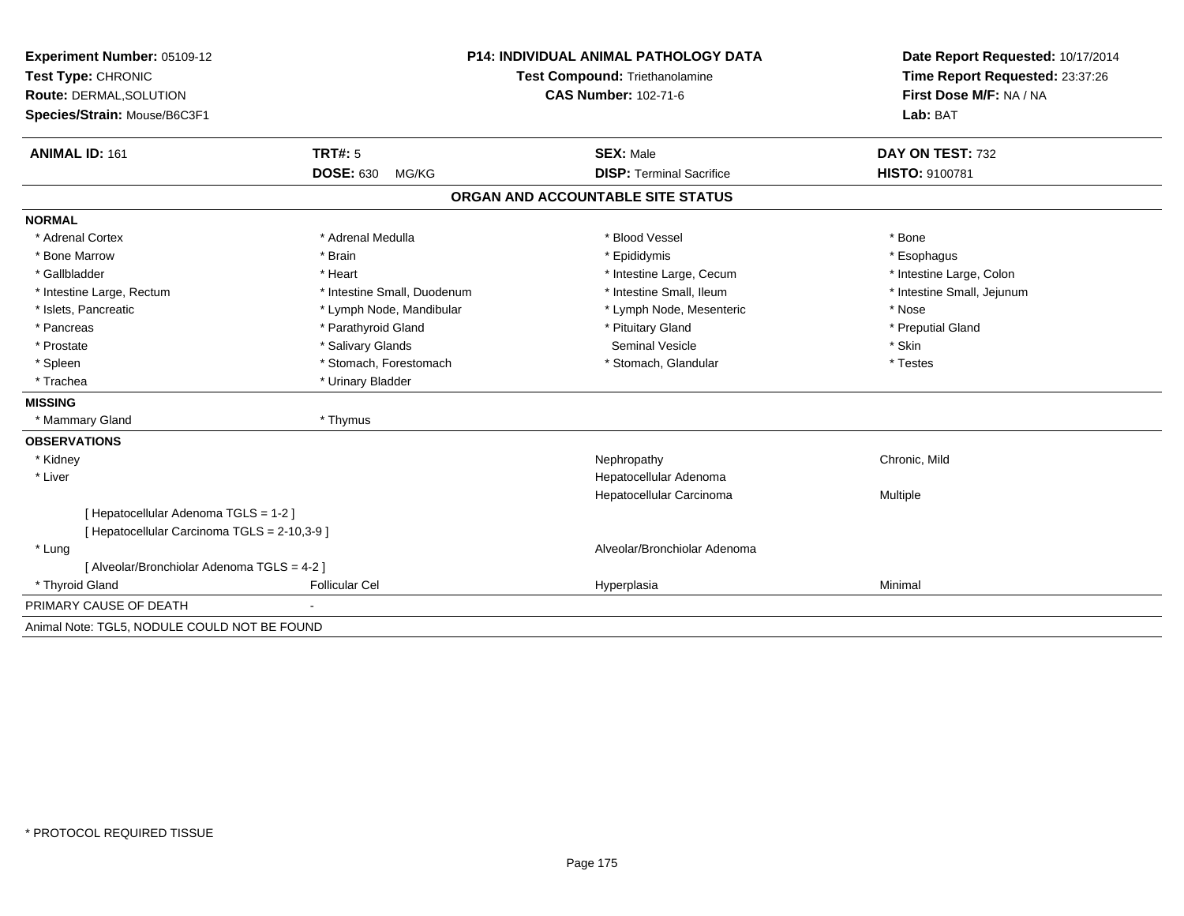**Experiment Number:** 05109-12
**Test Type:** CHRONIC
**Route:** DERMAL,SOLUTION
**Species/Strain:** Mouse/B6C3F1

**P14: INDIVIDUAL ANIMAL PATHOLOGY DATA**
**Test Compound:** Triethanolamine
**CAS Number:** 102-71-6

**Date Report Requested:** 10/17/2014
**Time Report Requested:** 23:37:26
**First Dose M/F:** NA / NA
**Lab:** BAT

| **ANIMAL ID:** 161 | **TRT#:** 5 | **SEX:** Male | **DAY ON TEST:** 732 |
|---|---|---|---|
| | **DOSE:** 630 MG/KG | **DISP:** Terminal Sacrifice | **HISTO:** 9100781 |

## ORGAN AND ACCOUNTABLE SITE STATUS

| | | | |
|---|---|---|---|
| **NORMAL** | | | |
| * Adrenal Cortex | * Adrenal Medulla | * Blood Vessel | * Bone |
| * Bone Marrow | * Brain | * Epididymis | * Esophagus |
| * Gallbladder | * Heart | * Intestine Large, Cecum | * Intestine Large, Colon |
| * Intestine Large, Rectum | * Intestine Small, Duodenum | * Intestine Small, Ileum | * Intestine Small, Jejunum |
| * Islets, Pancreatic | * Lymph Node, Mandibular | * Lymph Node, Mesenteric | * Nose |
| * Pancreas | * Parathyroid Gland | * Pituitary Gland | * Preputial Gland |
| * Prostate | * Salivary Glands | Seminal Vesicle | * Skin |
| * Spleen | * Stomach, Forestomach | * Stomach, Glandular | * Testes |
| * Trachea | * Urinary Bladder | | |
| **MISSING** | | | |
| * Mammary Gland | * Thymus | | |
| **OBSERVATIONS** | | | |
| * Kidney | | Nephropathy | Chronic, Mild |
| * Liver | | Hepatocellular Adenoma | |
| | | Hepatocellular Carcinoma | Multiple |
| [ Hepatocellular Adenoma TGLS = 1-2 ] | | | |
| [ Hepatocellular Carcinoma TGLS = 2-10,3-9 ] | | | |
| * Lung | | Alveolar/Bronchiolar Adenoma | |
| [ Alveolar/Bronchiolar Adenoma TGLS = 4-2 ] | | | |
| * Thyroid Gland | Follicular Cel | Hyperplasia | Minimal |
| PRIMARY CAUSE OF DEATH | - | | |

Animal Note: TGL5, NODULE COULD NOT BE FOUND

* PROTOCOL REQUIRED TISSUE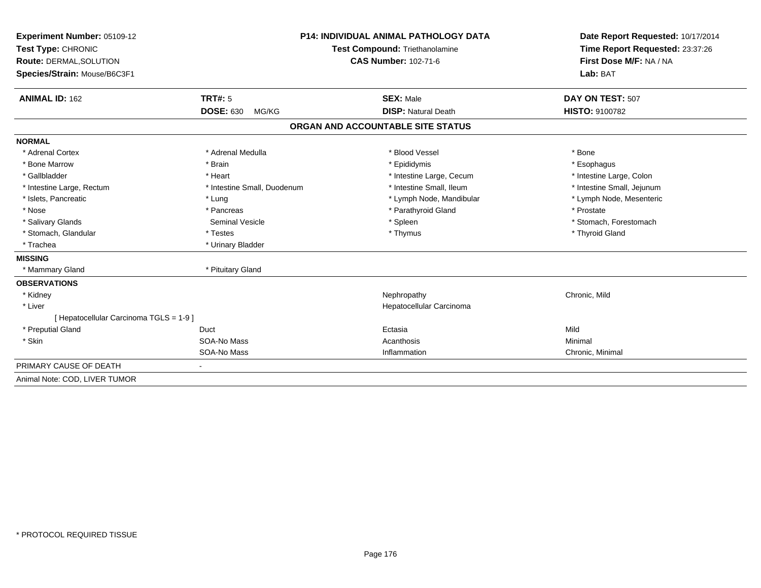**Experiment Number:** 05109-12
**Test Type:** CHRONIC
**Route:** DERMAL,SOLUTION
**Species/Strain:** Mouse/B6C3F1

**P14: INDIVIDUAL ANIMAL PATHOLOGY DATA**
**Test Compound:** Triethanolamine
**CAS Number:** 102-71-6

**Date Report Requested:** 10/17/2014
**Time Report Requested:** 23:37:26
**First Dose M/F:** NA / NA
**Lab:** BAT

| ANIMAL ID: 162 | TRT#: 5 | SEX: Male | DAY ON TEST: 507 |
|---|---|---|---|
| | DOSE: 630 MG/KG | DISP: Natural Death | HISTO: 9100782 |

## ORGAN AND ACCOUNTABLE SITE STATUS

| | | | |
|---|---|---|---|
| **NORMAL** | | | |
| * Adrenal Cortex | * Adrenal Medulla | * Blood Vessel | * Bone |
| * Bone Marrow | * Brain | * Epididymis | * Esophagus |
| * Gallbladder | * Heart | * Intestine Large, Cecum | * Intestine Large, Colon |
| * Intestine Large, Rectum | * Intestine Small, Duodenum | * Intestine Small, Ileum | * Intestine Small, Jejunum |
| * Islets, Pancreatic | * Lung | * Lymph Node, Mandibular | * Lymph Node, Mesenteric |
| * Nose | * Pancreas | * Parathyroid Gland | * Prostate |
| * Salivary Glands | Seminal Vesicle | * Spleen | * Stomach, Forestomach |
| * Stomach, Glandular | * Testes | * Thymus | * Thyroid Gland |
| * Trachea | * Urinary Bladder | | |
| **MISSING** | | | |
| * Mammary Gland | * Pituitary Gland | | |
| **OBSERVATIONS** | | | |
| * Kidney | | Nephropathy | Chronic, Mild |
| * Liver | | Hepatocellular Carcinoma | |
| [ Hepatocellular Carcinoma TGLS = 1-9 ] | | | |
| * Preputial Gland | Duct | Ectasia | Mild |
| * Skin | SOA-No Mass | Acanthosis | Minimal |
| | SOA-No Mass | Inflammation | Chronic, Minimal |
| PRIMARY CAUSE OF DEATH | - | | |
| Animal Note: COD, LIVER TUMOR | | | |

* PROTOCOL REQUIRED TISSUE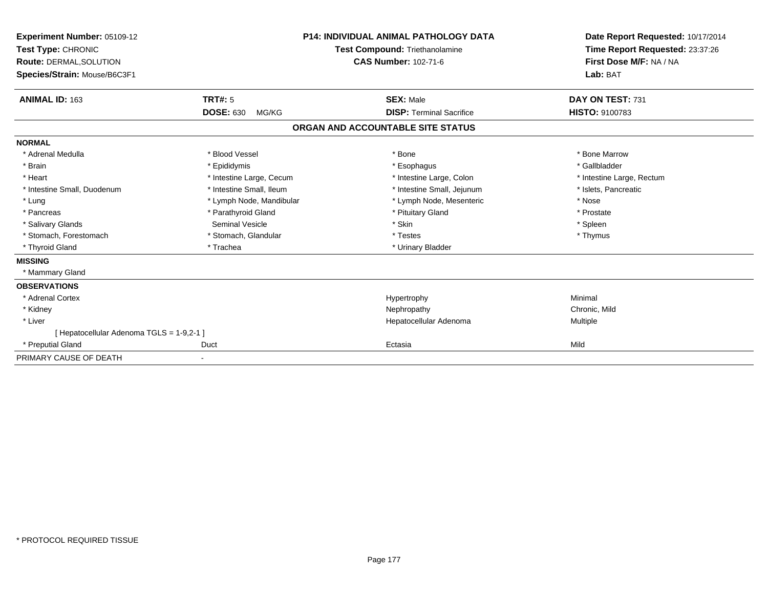**Experiment Number:** 05109-12
**Test Type:** CHRONIC
**Route:** DERMAL,SOLUTION
**Species/Strain:** Mouse/B6C3F1

**P14: INDIVIDUAL ANIMAL PATHOLOGY DATA**
**Test Compound:** Triethanolamine
**CAS Number:** 102-71-6

**Date Report Requested:** 10/17/2014
**Time Report Requested:** 23:37:26
**First Dose M/F:** NA / NA
**Lab:** BAT

| **ANIMAL ID:** 163 | **TRT#:** 5 | **SEX:** Male | **DAY ON TEST:** 731 |
|---|---|---|---|
| | **DOSE:** 630 MG/KG | **DISP:** Terminal Sacrifice | **HISTO:** 9100783 |

## ORGAN AND ACCOUNTABLE SITE STATUS

**NORMAL**

| | | | |
|---|---|---|---|
| * Adrenal Medulla | * Blood Vessel | * Bone | * Bone Marrow |
| * Brain | * Epididymis | * Esophagus | * Gallbladder |
| * Heart | * Intestine Large, Cecum | * Intestine Large, Colon | * Intestine Large, Rectum |
| * Intestine Small, Duodenum | * Intestine Small, Ileum | * Intestine Small, Jejunum | * Islets, Pancreatic |
| * Lung | * Lymph Node, Mandibular | * Lymph Node, Mesenteric | * Nose |
| * Pancreas | * Parathyroid Gland | * Pituitary Gland | * Prostate |
| * Salivary Glands | Seminal Vesicle | * Skin | * Spleen |
| * Stomach, Forestomach | * Stomach, Glandular | * Testes | * Thymus |
| * Thyroid Gland | * Trachea | * Urinary Bladder | |

**MISSING**

* Mammary Gland

**OBSERVATIONS**

| | | | |
|---|---|---|---|
| * Adrenal Cortex | | Hypertrophy | Minimal |
| * Kidney | | Nephropathy | Chronic, Mild |
| * Liver | | Hepatocellular Adenoma | Multiple |
| [ Hepatocellular Adenoma TGLS = 1-9,2-1 ] | | | |
| * Preputial Gland | Duct | Ectasia | Mild |

PRIMARY CAUSE OF DEATH -

* PROTOCOL REQUIRED TISSUE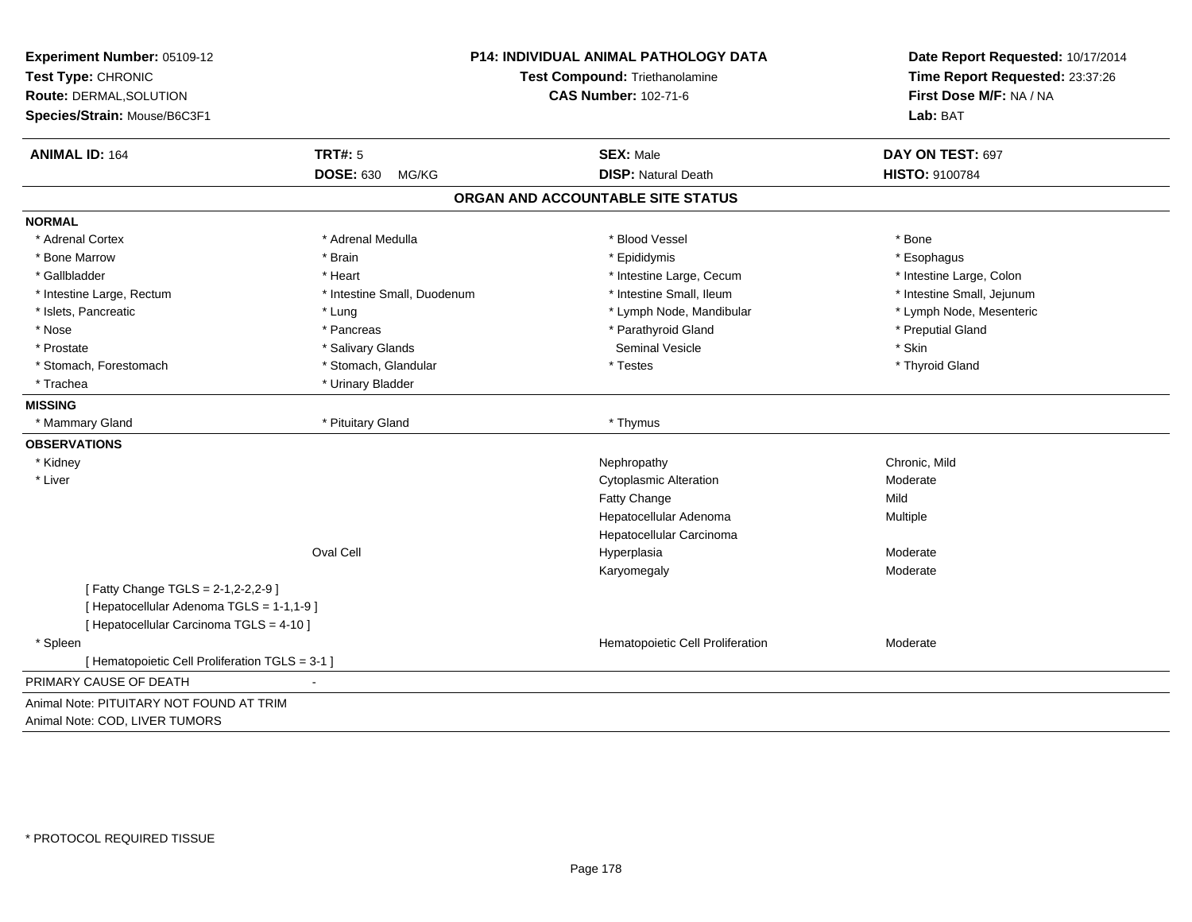**Experiment Number:** 05109-12
**Test Type:** CHRONIC
**Route:** DERMAL,SOLUTION
**Species/Strain:** Mouse/B6C3F1

**P14: INDIVIDUAL ANIMAL PATHOLOGY DATA**
**Test Compound:** Triethanolamine
**CAS Number:** 102-71-6

**Date Report Requested:** 10/17/2014
**Time Report Requested:** 23:37:26
**First Dose M/F:** NA / NA
**Lab:** BAT

| | | | |
|---|---|---|---|
| **ANIMAL ID:** 164 | **TRT#:** 5 | **SEX:** Male | **DAY ON TEST:** 697 |
| | **DOSE:** 630 MG/KG | **DISP:** Natural Death | **HISTO:** 9100784 |

## ORGAN AND ACCOUNTABLE SITE STATUS

**NORMAL**

| | | | |
|---|---|---|---|
| * Adrenal Cortex | * Adrenal Medulla | * Blood Vessel | * Bone |
| * Bone Marrow | * Brain | * Epididymis | * Esophagus |
| * Gallbladder | * Heart | * Intestine Large, Cecum | * Intestine Large, Colon |
| * Intestine Large, Rectum | * Intestine Small, Duodenum | * Intestine Small, Ileum | * Intestine Small, Jejunum |
| * Islets, Pancreatic | * Lung | * Lymph Node, Mandibular | * Lymph Node, Mesenteric |
| * Nose | * Pancreas | * Parathyroid Gland | * Preputial Gland |
| * Prostate | * Salivary Glands | Seminal Vesicle | * Skin |
| * Stomach, Forestomach | * Stomach, Glandular | * Testes | * Thyroid Gland |
| * Trachea | * Urinary Bladder | | |

**MISSING**

| | | |
|---|---|---|
| * Mammary Gland | * Pituitary Gland | * Thymus |

**OBSERVATIONS**

| | | | |
|---|---|---|---|
| * Kidney | | Nephropathy | Chronic, Mild |
| * Liver | | Cytoplasmic Alteration | Moderate |
| | | Fatty Change | Mild |
| | | Hepatocellular Adenoma | Multiple |
| | | Hepatocellular Carcinoma | |
| | Oval Cell | Hyperplasia | Moderate |
| | | Karyomegaly | Moderate |

[ Fatty Change TGLS = 2-1,2-2,2-9 ]
[ Hepatocellular Adenoma TGLS = 1-1,1-9 ]
[ Hepatocellular Carcinoma TGLS = 4-10 ]

| | | | |
|---|---|---|---|
| * Spleen | | Hematopoietic Cell Proliferation | Moderate |

[ Hematopoietic Cell Proliferation TGLS = 3-1 ]

PRIMARY CAUSE OF DEATH -

Animal Note: PITUITARY NOT FOUND AT TRIM
Animal Note: COD, LIVER TUMORS

* PROTOCOL REQUIRED TISSUE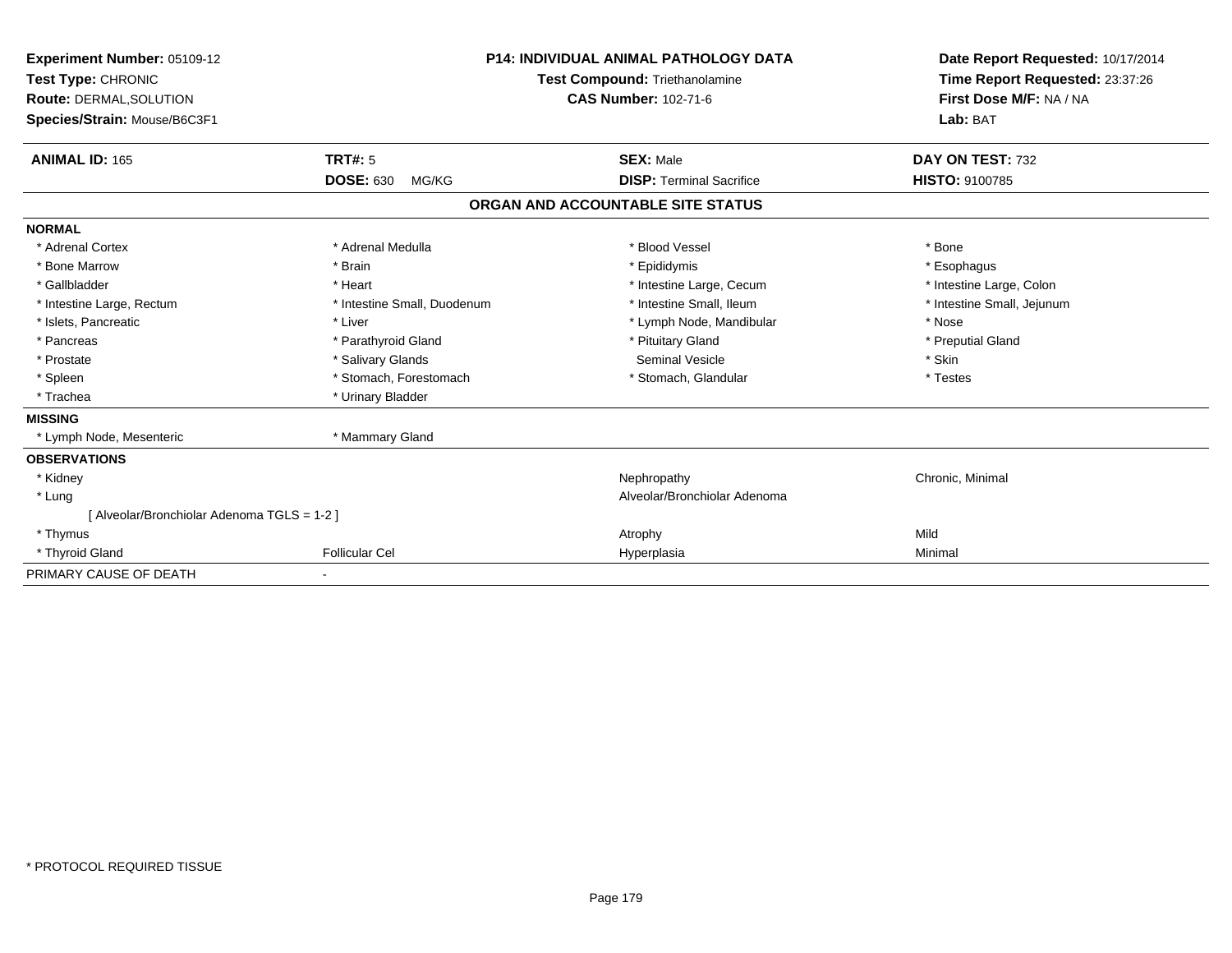**Experiment Number:** 05109-12
**Test Type:** CHRONIC
**Route:** DERMAL,SOLUTION
**Species/Strain:** Mouse/B6C3F1

**P14: INDIVIDUAL ANIMAL PATHOLOGY DATA**
**Test Compound:** Triethanolamine
**CAS Number:** 102-71-6

**Date Report Requested:** 10/17/2014
**Time Report Requested:** 23:37:26
**First Dose M/F:** NA / NA
**Lab:** BAT

| **ANIMAL ID:** 165 | **TRT#:** 5 | **SEX:** Male | **DAY ON TEST:** 732 |
|---|---|---|---|
| | **DOSE:** 630 MG/KG | **DISP:** Terminal Sacrifice | **HISTO:** 9100785 |

## ORGAN AND ACCOUNTABLE SITE STATUS

| | | | |
|---|---|---|---|
| **NORMAL** | | | |
| * Adrenal Cortex | * Adrenal Medulla | * Blood Vessel | * Bone |
| * Bone Marrow | * Brain | * Epididymis | * Esophagus |
| * Gallbladder | * Heart | * Intestine Large, Cecum | * Intestine Large, Colon |
| * Intestine Large, Rectum | * Intestine Small, Duodenum | * Intestine Small, Ileum | * Intestine Small, Jejunum |
| * Islets, Pancreatic | * Liver | * Lymph Node, Mandibular | * Nose |
| * Pancreas | * Parathyroid Gland | * Pituitary Gland | * Preputial Gland |
| * Prostate | * Salivary Glands | Seminal Vesicle | * Skin |
| * Spleen | * Stomach, Forestomach | * Stomach, Glandular | * Testes |
| * Trachea | * Urinary Bladder | | |
| **MISSING** | | | |
| * Lymph Node, Mesenteric | * Mammary Gland | | |
| **OBSERVATIONS** | | | |
| * Kidney | | Nephropathy | Chronic, Minimal |
| * Lung | | Alveolar/Bronchiolar Adenoma | |
| [ Alveolar/Bronchiolar Adenoma TGLS = 1-2 ] | | | |
| * Thymus | | Atrophy | Mild |
| * Thyroid Gland | Follicular Cel | Hyperplasia | Minimal |
| PRIMARY CAUSE OF DEATH | - | | |

* PROTOCOL REQUIRED TISSUE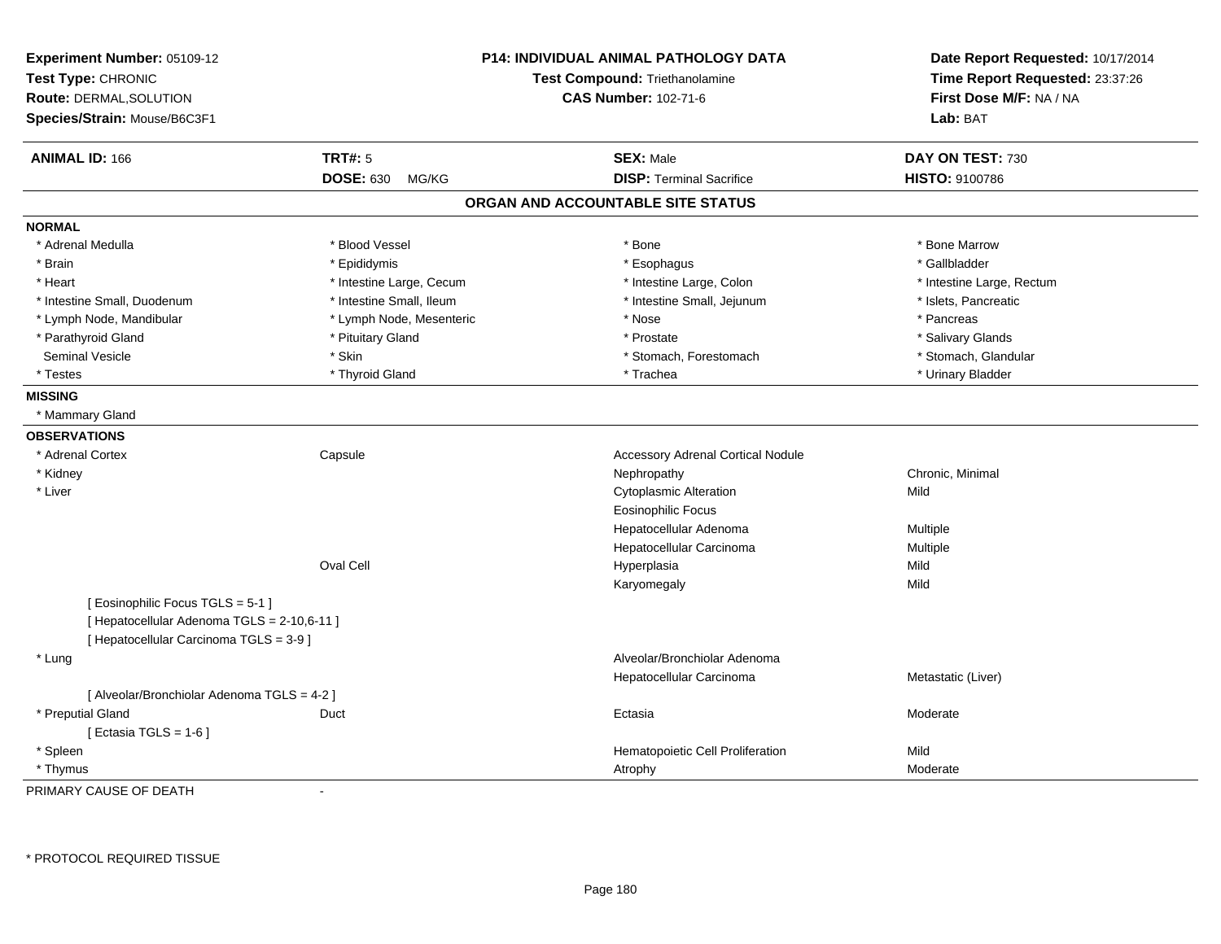**Experiment Number:** 05109-12
**Test Type:** CHRONIC
**Route:** DERMAL,SOLUTION
**Species/Strain:** Mouse/B6C3F1

**P14: INDIVIDUAL ANIMAL PATHOLOGY DATA**
**Test Compound:** Triethanolamine
**CAS Number:** 102-71-6

**Date Report Requested:** 10/17/2014
**Time Report Requested:** 23:37:26
**First Dose M/F:** NA / NA
**Lab:** BAT

| **ANIMAL ID:** 166 | **TRT#:** 5 | **SEX:** Male | **DAY ON TEST:** 730 |
|---|---|---|---|
| | **DOSE:** 630 MG/KG | **DISP:** Terminal Sacrifice | **HISTO:** 9100786 |

## ORGAN AND ACCOUNTABLE SITE STATUS

**NORMAL**

| | | | |
|---|---|---|---|
| * Adrenal Medulla | * Blood Vessel | * Bone | * Bone Marrow |
| * Brain | * Epididymis | * Esophagus | * Gallbladder |
| * Heart | * Intestine Large, Cecum | * Intestine Large, Colon | * Intestine Large, Rectum |
| * Intestine Small, Duodenum | * Intestine Small, Ileum | * Intestine Small, Jejunum | * Islets, Pancreatic |
| * Lymph Node, Mandibular | * Lymph Node, Mesenteric | * Nose | * Pancreas |
| * Parathyroid Gland | * Pituitary Gland | * Prostate | * Salivary Glands |
| Seminal Vesicle | * Skin | * Stomach, Forestomach | * Stomach, Glandular |
| * Testes | * Thyroid Gland | * Trachea | * Urinary Bladder |

**MISSING**

* Mammary Gland

**OBSERVATIONS**

| | | | |
|---|---|---|---|
| * Adrenal Cortex | Capsule | Accessory Adrenal Cortical Nodule | |
| * Kidney | | Nephropathy | Chronic, Minimal |
| * Liver | | Cytoplasmic Alteration | Mild |
| | | Eosinophilic Focus | |
| | | Hepatocellular Adenoma | Multiple |
| | | Hepatocellular Carcinoma | Multiple |
| | Oval Cell | Hyperplasia | Mild |
| | | Karyomegaly | Mild |
| [ Eosinophilic Focus TGLS = 5-1 ] | | | |
| [ Hepatocellular Adenoma TGLS = 2-10,6-11 ] | | | |
| [ Hepatocellular Carcinoma TGLS = 3-9 ] | | | |
| * Lung | | Alveolar/Bronchiolar Adenoma | |
| | | Hepatocellular Carcinoma | Metastatic (Liver) |
| [ Alveolar/Bronchiolar Adenoma TGLS = 4-2 ] | | | |
| * Preputial Gland | Duct | Ectasia | Moderate |
| [ Ectasia TGLS = 1-6 ] | | | |
| * Spleen | | Hematopoietic Cell Proliferation | Mild |
| * Thymus | | Atrophy | Moderate |

PRIMARY CAUSE OF DEATH -

* PROTOCOL REQUIRED TISSUE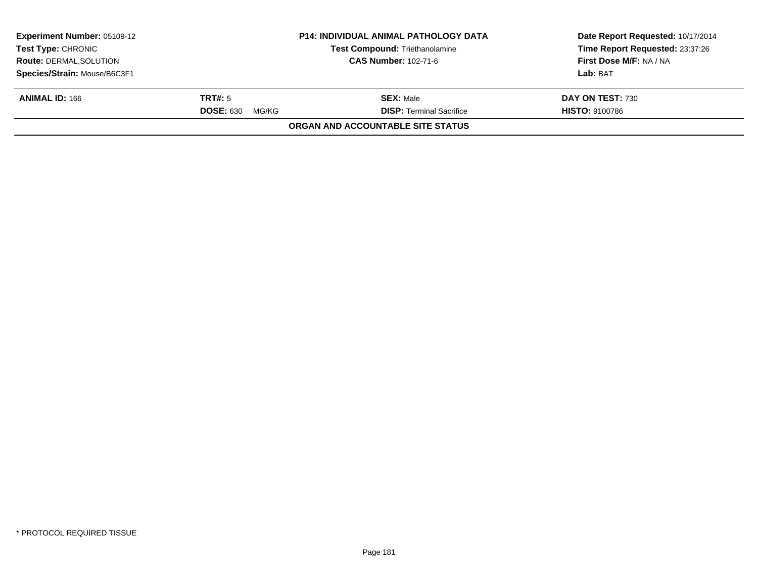**Experiment Number:** 05109-12
**Test Type:** CHRONIC
**Route:** DERMAL,SOLUTION
**Species/Strain:** Mouse/B6C3F1

**P14: INDIVIDUAL ANIMAL PATHOLOGY DATA**
**Test Compound:** Triethanolamine
**CAS Number:** 102-71-6

**Date Report Requested:** 10/17/2014
**Time Report Requested:** 23:37:26
**First Dose M/F:** NA / NA
**Lab:** BAT

| | | | |
|---|---|---|---|
| **ANIMAL ID:** 166 | **TRT#:** 5 | **SEX:** Male | **DAY ON TEST:** 730 |
| | **DOSE:** 630 MG/KG | **DISP:** Terminal Sacrifice | **HISTO:** 9100786 |

**ORGAN AND ACCOUNTABLE SITE STATUS**

* PROTOCOL REQUIRED TISSUE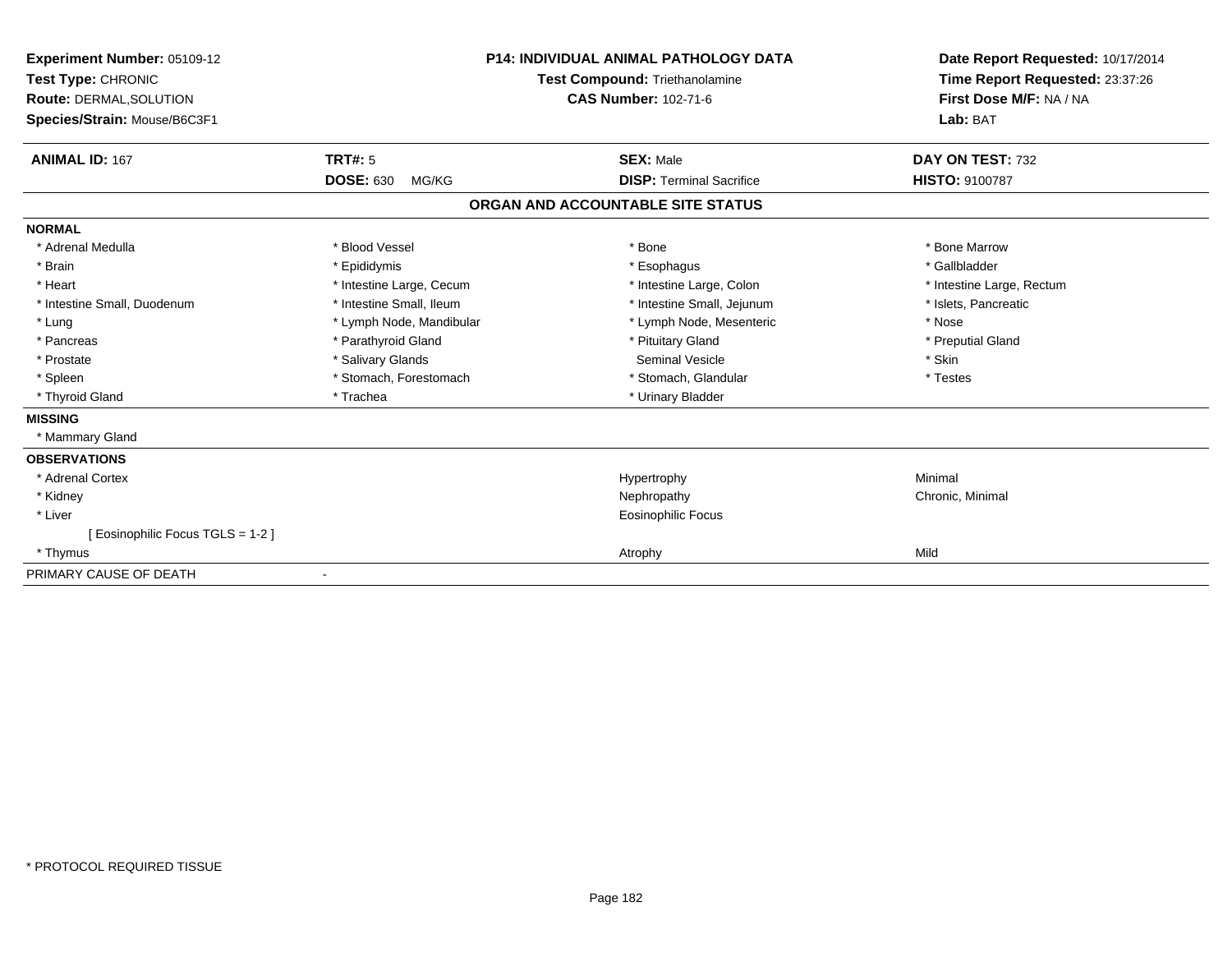**Experiment Number:** 05109-12
**Test Type:** CHRONIC
**Route:** DERMAL,SOLUTION
**Species/Strain:** Mouse/B6C3F1

**P14: INDIVIDUAL ANIMAL PATHOLOGY DATA**
**Test Compound:** Triethanolamine
**CAS Number:** 102-71-6

**Date Report Requested:** 10/17/2014
**Time Report Requested:** 23:37:26
**First Dose M/F:** NA / NA
**Lab:** BAT

| **ANIMAL ID:** 167 | **TRT#:** 5 | **SEX:** Male | **DAY ON TEST:** 732 |
|---|---|---|---|
| | **DOSE:** 630 MG/KG | **DISP:** Terminal Sacrifice | **HISTO:** 9100787 |

## ORGAN AND ACCOUNTABLE SITE STATUS

**NORMAL**

| | | | |
|---|---|---|---|
| * Adrenal Medulla | * Blood Vessel | * Bone | * Bone Marrow |
| * Brain | * Epididymis | * Esophagus | * Gallbladder |
| * Heart | * Intestine Large, Cecum | * Intestine Large, Colon | * Intestine Large, Rectum |
| * Intestine Small, Duodenum | * Intestine Small, Ileum | * Intestine Small, Jejunum | * Islets, Pancreatic |
| * Lung | * Lymph Node, Mandibular | * Lymph Node, Mesenteric | * Nose |
| * Pancreas | * Parathyroid Gland | * Pituitary Gland | * Preputial Gland |
| * Prostate | * Salivary Glands | Seminal Vesicle | * Skin |
| * Spleen | * Stomach, Forestomach | * Stomach, Glandular | * Testes |
| * Thyroid Gland | * Trachea | * Urinary Bladder | |

**MISSING**

* Mammary Gland

**OBSERVATIONS**

| | | |
|---|---|---|
| * Adrenal Cortex | Hypertrophy | Minimal |
| * Kidney | Nephropathy | Chronic, Minimal |
| * Liver | Eosinophilic Focus | |
| [ Eosinophilic Focus TGLS = 1-2 ] | | |
| * Thymus | Atrophy | Mild |

PRIMARY CAUSE OF DEATH -

\* PROTOCOL REQUIRED TISSUE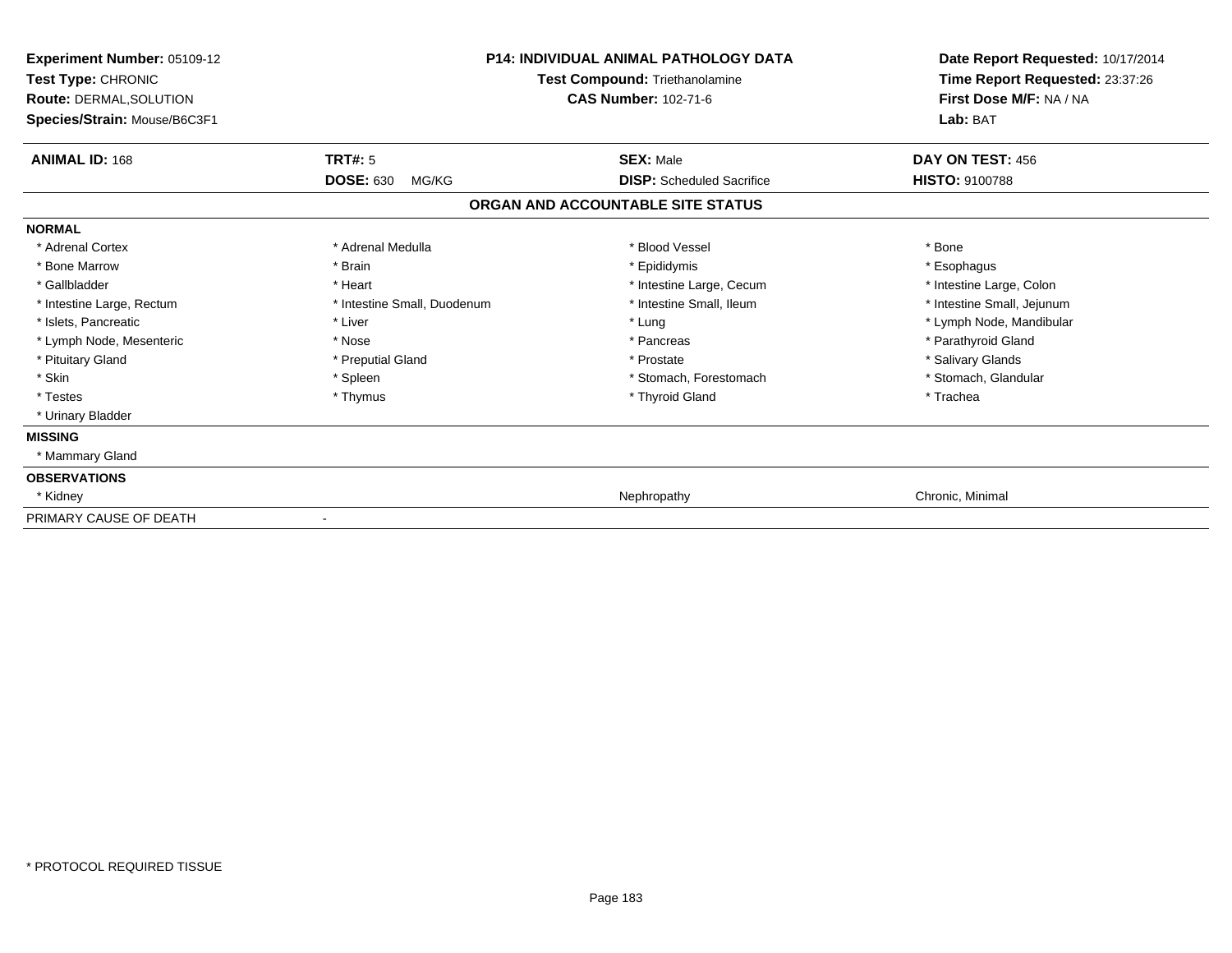**Experiment Number:** 05109-12
**Test Type:** CHRONIC
**Route:** DERMAL,SOLUTION
**Species/Strain:** Mouse/B6C3F1

**P14: INDIVIDUAL ANIMAL PATHOLOGY DATA**
**Test Compound:** Triethanolamine
**CAS Number:** 102-71-6

**Date Report Requested:** 10/17/2014
**Time Report Requested:** 23:37:26
**First Dose M/F:** NA / NA
**Lab:** BAT

| **ANIMAL ID:** 168 | **TRT#:** 5 | **SEX:** Male | **DAY ON TEST:** 456 |
|---|---|---|---|
| | **DOSE:** 630 MG/KG | **DISP:** Scheduled Sacrifice | **HISTO:** 9100788 |

## ORGAN AND ACCOUNTABLE SITE STATUS

| | | | |
|---|---|---|---|
| **NORMAL** | | | |
| * Adrenal Cortex | * Adrenal Medulla | * Blood Vessel | * Bone |
| * Bone Marrow | * Brain | * Epididymis | * Esophagus |
| * Gallbladder | * Heart | * Intestine Large, Cecum | * Intestine Large, Colon |
| * Intestine Large, Rectum | * Intestine Small, Duodenum | * Intestine Small, Ileum | * Intestine Small, Jejunum |
| * Islets, Pancreatic | * Liver | * Lung | * Lymph Node, Mandibular |
| * Lymph Node, Mesenteric | * Nose | * Pancreas | * Parathyroid Gland |
| * Pituitary Gland | * Preputial Gland | * Prostate | * Salivary Glands |
| * Skin | * Spleen | * Stomach, Forestomach | * Stomach, Glandular |
| * Testes | * Thymus | * Thyroid Gland | * Trachea |
| * Urinary Bladder | | | |
| **MISSING** | | | |
| * Mammary Gland | | | |
| **OBSERVATIONS** | | | |
| * Kidney | | Nephropathy | Chronic, Minimal |
| PRIMARY CAUSE OF DEATH | - | | |

\* PROTOCOL REQUIRED TISSUE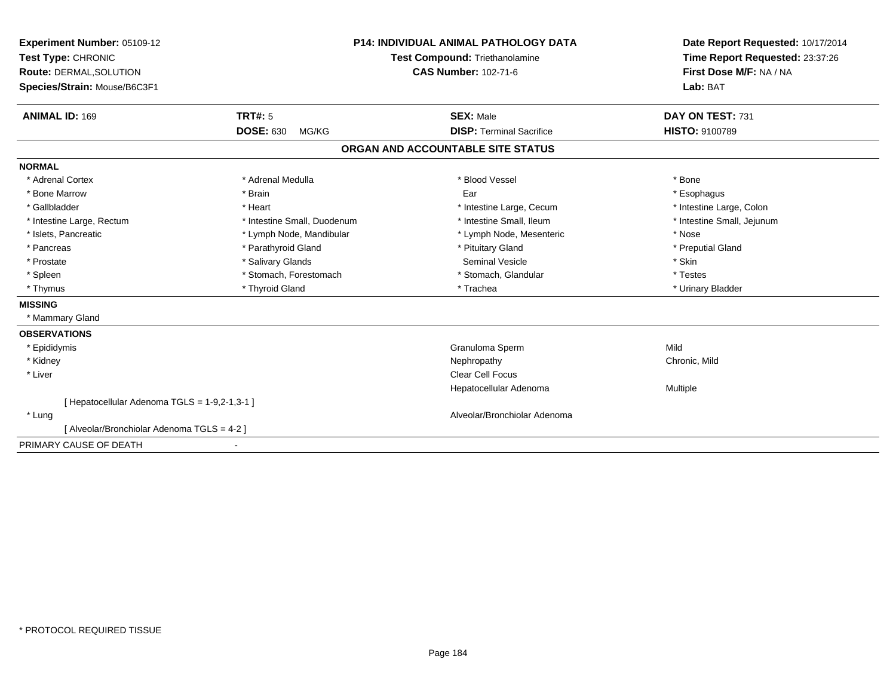**Experiment Number:** 05109-12
**Test Type:** CHRONIC
**Route:** DERMAL,SOLUTION
**Species/Strain:** Mouse/B6C3F1

**P14: INDIVIDUAL ANIMAL PATHOLOGY DATA**
**Test Compound:** Triethanolamine
**CAS Number:** 102-71-6

**Date Report Requested:** 10/17/2014
**Time Report Requested:** 23:37:26
**First Dose M/F:** NA / NA
**Lab:** BAT

| | | | |
|---|---|---|---|
| **ANIMAL ID:** 169 | **TRT#:** 5 | **SEX:** Male | **DAY ON TEST:** 731 |
| | **DOSE:** 630 MG/KG | **DISP:** Terminal Sacrifice | **HISTO:** 9100789 |

## ORGAN AND ACCOUNTABLE SITE STATUS

**NORMAL**

| | | | |
|---|---|---|---|
| * Adrenal Cortex | * Adrenal Medulla | * Blood Vessel | * Bone |
| * Bone Marrow | * Brain | Ear | * Esophagus |
| * Gallbladder | * Heart | * Intestine Large, Cecum | * Intestine Large, Colon |
| * Intestine Large, Rectum | * Intestine Small, Duodenum | * Intestine Small, Ileum | * Intestine Small, Jejunum |
| * Islets, Pancreatic | * Lymph Node, Mandibular | * Lymph Node, Mesenteric | * Nose |
| * Pancreas | * Parathyroid Gland | * Pituitary Gland | * Preputial Gland |
| * Prostate | * Salivary Glands | Seminal Vesicle | * Skin |
| * Spleen | * Stomach, Forestomach | * Stomach, Glandular | * Testes |
| * Thymus | * Thyroid Gland | * Trachea | * Urinary Bladder |

**MISSING**

* Mammary Gland

**OBSERVATIONS**

| | | |
|---|---|---|
| * Epididymis | Granuloma Sperm | Mild |
| * Kidney | Nephropathy | Chronic, Mild |
| * Liver | Clear Cell Focus | |
| | Hepatocellular Adenoma | Multiple |
| [ Hepatocellular Adenoma TGLS = 1-9,2-1,3-1 ] | | |
| * Lung | Alveolar/Bronchiolar Adenoma | |
| [ Alveolar/Bronchiolar Adenoma TGLS = 4-2 ] | | |

PRIMARY CAUSE OF DEATH -

* PROTOCOL REQUIRED TISSUE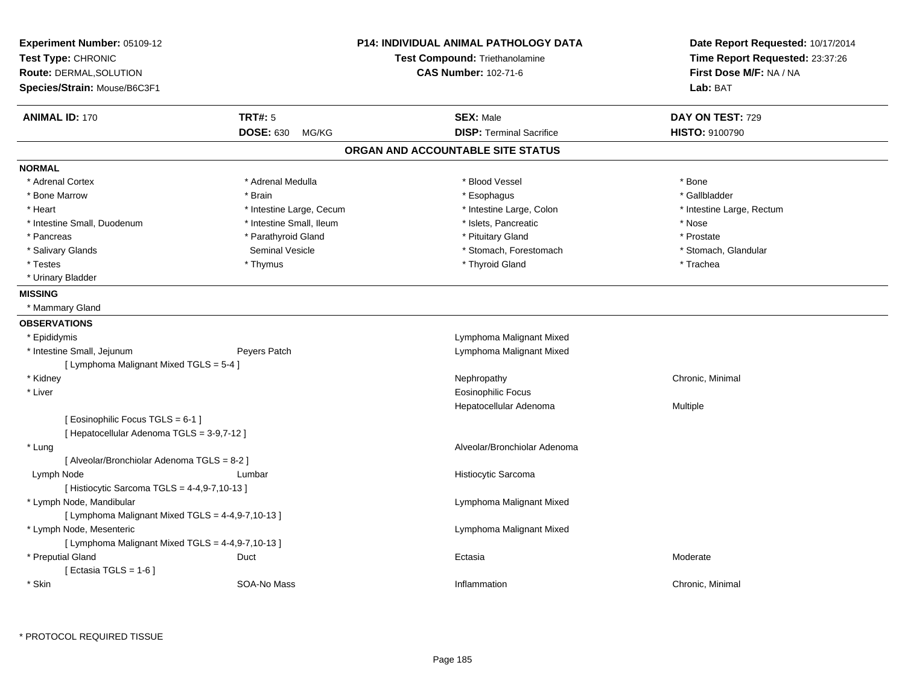**Experiment Number:** 05109-12
**Test Type:** CHRONIC
**Route:** DERMAL,SOLUTION
**Species/Strain:** Mouse/B6C3F1

**P14: INDIVIDUAL ANIMAL PATHOLOGY DATA**
**Test Compound:** Triethanolamine
**CAS Number:** 102-71-6

**Date Report Requested:** 10/17/2014
**Time Report Requested:** 23:37:26
**First Dose M/F:** NA / NA
**Lab:** BAT

| **ANIMAL ID:** 170 | **TRT#:** 5 | **SEX:** Male | **DAY ON TEST:** 729 |
|---|---|---|---|
| | **DOSE:** 630 MG/KG | **DISP:** Terminal Sacrifice | **HISTO:** 9100790 |

## ORGAN AND ACCOUNTABLE SITE STATUS

**NORMAL**

| | | | |
|---|---|---|---|
| * Adrenal Cortex | * Adrenal Medulla | * Blood Vessel | * Bone |
| * Bone Marrow | * Brain | * Esophagus | * Gallbladder |
| * Heart | * Intestine Large, Cecum | * Intestine Large, Colon | * Intestine Large, Rectum |
| * Intestine Small, Duodenum | * Intestine Small, Ileum | * Islets, Pancreatic | * Nose |
| * Pancreas | * Parathyroid Gland | * Pituitary Gland | * Prostate |
| * Salivary Glands | Seminal Vesicle | * Stomach, Forestomach | * Stomach, Glandular |
| * Testes | * Thymus | * Thyroid Gland | * Trachea |
| * Urinary Bladder | | | |

**MISSING**

* Mammary Gland

**OBSERVATIONS**

| | | | |
|---|---|---|---|
| * Epididymis | | Lymphoma Malignant Mixed | |
| * Intestine Small, Jejunum | Peyers Patch | Lymphoma Malignant Mixed | |
| [ Lymphoma Malignant Mixed TGLS = 5-4 ] | | | |
| * Kidney | | Nephropathy | Chronic, Minimal |
| * Liver | | Eosinophilic Focus | |
| | | Hepatocellular Adenoma | Multiple |
| [ Eosinophilic Focus TGLS = 6-1 ] | | | |
| [ Hepatocellular Adenoma TGLS = 3-9,7-12 ] | | | |
| * Lung | | Alveolar/Bronchiolar Adenoma | |
| [ Alveolar/Bronchiolar Adenoma TGLS = 8-2 ] | | | |
| Lymph Node | Lumbar | Histiocytic Sarcoma | |
| [ Histiocytic Sarcoma TGLS = 4-4,9-7,10-13 ] | | | |
| * Lymph Node, Mandibular | | Lymphoma Malignant Mixed | |
| [ Lymphoma Malignant Mixed TGLS = 4-4,9-7,10-13 ] | | | |
| * Lymph Node, Mesenteric | | Lymphoma Malignant Mixed | |
| [ Lymphoma Malignant Mixed TGLS = 4-4,9-7,10-13 ] | | | |
| * Preputial Gland | Duct | Ectasia | Moderate |
| [ Ectasia TGLS = 1-6 ] | | | |
| * Skin | SOA-No Mass | Inflammation | Chronic, Minimal |

* PROTOCOL REQUIRED TISSUE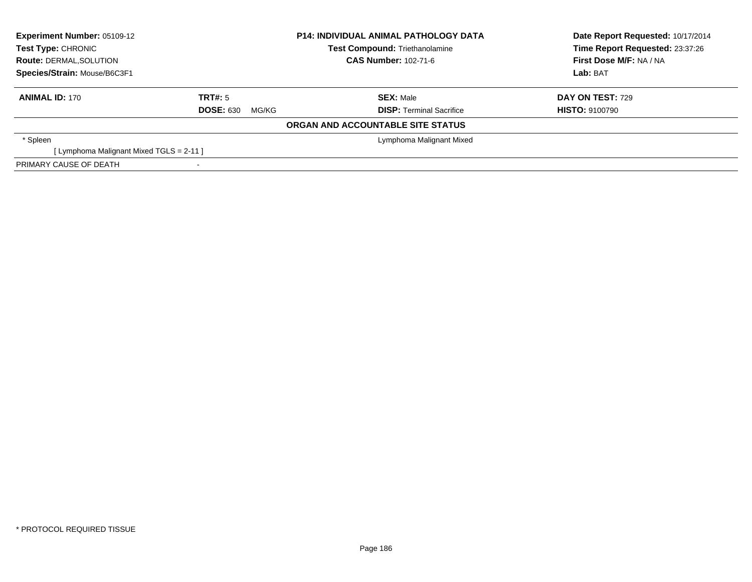**Experiment Number:** 05109-12
**Test Type:** CHRONIC
**Route:** DERMAL,SOLUTION
**Species/Strain:** Mouse/B6C3F1

**P14: INDIVIDUAL ANIMAL PATHOLOGY DATA**
**Test Compound:** Triethanolamine
**CAS Number:** 102-71-6

**Date Report Requested:** 10/17/2014
**Time Report Requested:** 23:37:26
**First Dose M/F:** NA / NA
**Lab:** BAT

| | | | |
|---|---|---|---|
| **ANIMAL ID:** 170 | **TRT#:** 5 | **SEX:** Male | **DAY ON TEST:** 729 |
| | **DOSE:** 630 MG/KG | **DISP:** Terminal Sacrifice | **HISTO:** 9100790 |

**ORGAN AND ACCOUNTABLE SITE STATUS**

| | |
|---|---|
| * Spleen | Lymphoma Malignant Mixed |
| [ Lymphoma Malignant Mixed TGLS = 2-11 ] | |
| PRIMARY CAUSE OF DEATH | - |

* PROTOCOL REQUIRED TISSUE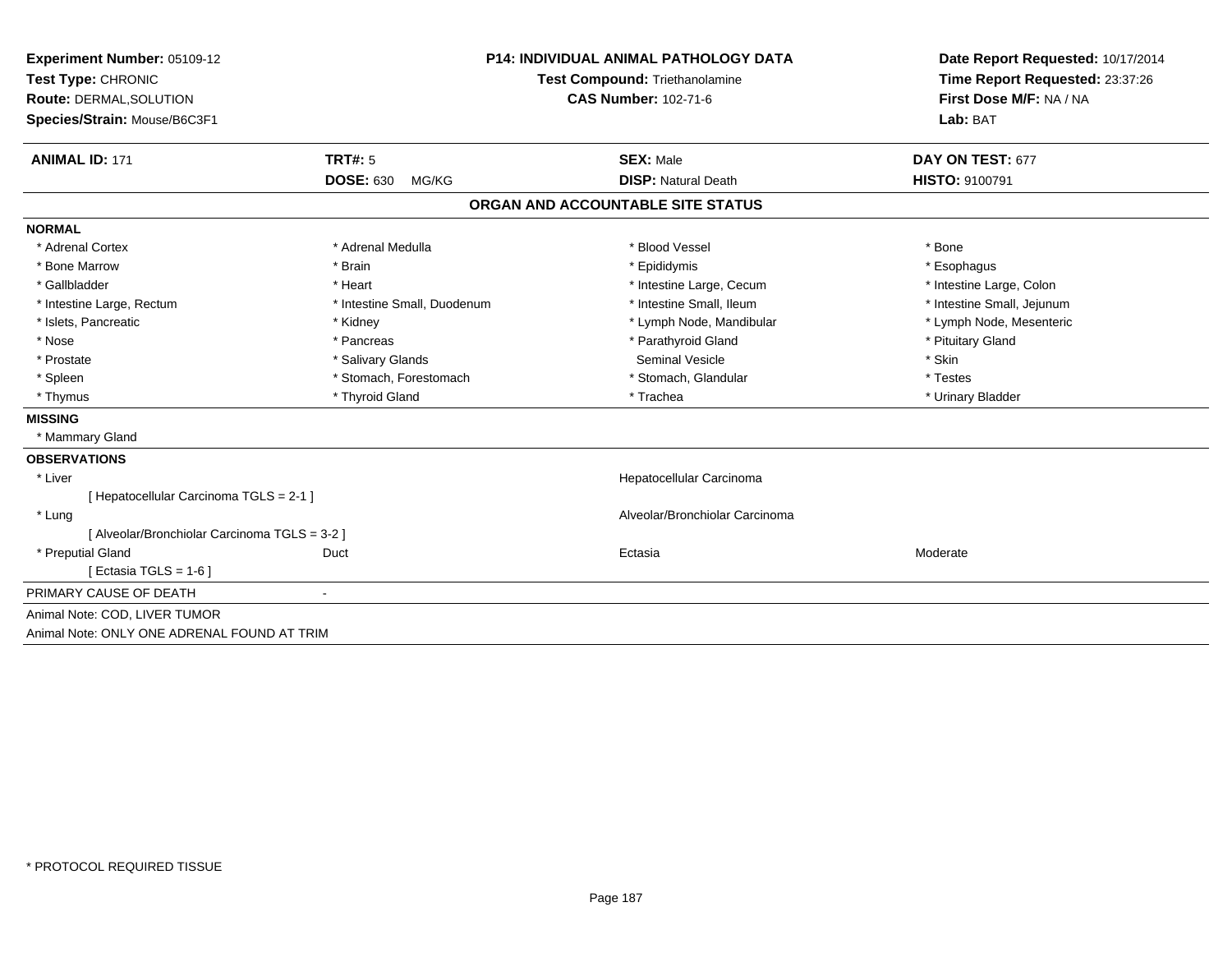**Experiment Number:** 05109-12
**Test Type:** CHRONIC
**Route:** DERMAL,SOLUTION
**Species/Strain:** Mouse/B6C3F1

**P14: INDIVIDUAL ANIMAL PATHOLOGY DATA**
**Test Compound:** Triethanolamine
**CAS Number:** 102-71-6

**Date Report Requested:** 10/17/2014
**Time Report Requested:** 23:37:26
**First Dose M/F:** NA / NA
**Lab:** BAT

| **ANIMAL ID:** 171 | **TRT#:** 5 | **SEX:** Male | **DAY ON TEST:** 677 |
|---|---|---|---|
| | **DOSE:** 630 MG/KG | **DISP:** Natural Death | **HISTO:** 9100791 |

## ORGAN AND ACCOUNTABLE SITE STATUS

**NORMAL**

| | | | |
|---|---|---|---|
| * Adrenal Cortex | * Adrenal Medulla | * Blood Vessel | * Bone |
| * Bone Marrow | * Brain | * Epididymis | * Esophagus |
| * Gallbladder | * Heart | * Intestine Large, Cecum | * Intestine Large, Colon |
| * Intestine Large, Rectum | * Intestine Small, Duodenum | * Intestine Small, Ileum | * Intestine Small, Jejunum |
| * Islets, Pancreatic | * Kidney | * Lymph Node, Mandibular | * Lymph Node, Mesenteric |
| * Nose | * Pancreas | * Parathyroid Gland | * Pituitary Gland |
| * Prostate | * Salivary Glands | Seminal Vesicle | * Skin |
| * Spleen | * Stomach, Forestomach | * Stomach, Glandular | * Testes |
| * Thymus | * Thyroid Gland | * Trachea | * Urinary Bladder |

**MISSING**

* Mammary Gland

**OBSERVATIONS**

| | | | |
|---|---|---|---|
| * Liver | | Hepatocellular Carcinoma | |
| [ Hepatocellular Carcinoma TGLS = 2-1 ] | | | |
| * Lung | | Alveolar/Bronchiolar Carcinoma | |
| [ Alveolar/Bronchiolar Carcinoma TGLS = 3-2 ] | | | |
| * Preputial Gland | Duct | Ectasia | Moderate |
| [ Ectasia TGLS = 1-6 ] | | | |

PRIMARY CAUSE OF DEATH -

Animal Note: COD, LIVER TUMOR

Animal Note: ONLY ONE ADRENAL FOUND AT TRIM

* PROTOCOL REQUIRED TISSUE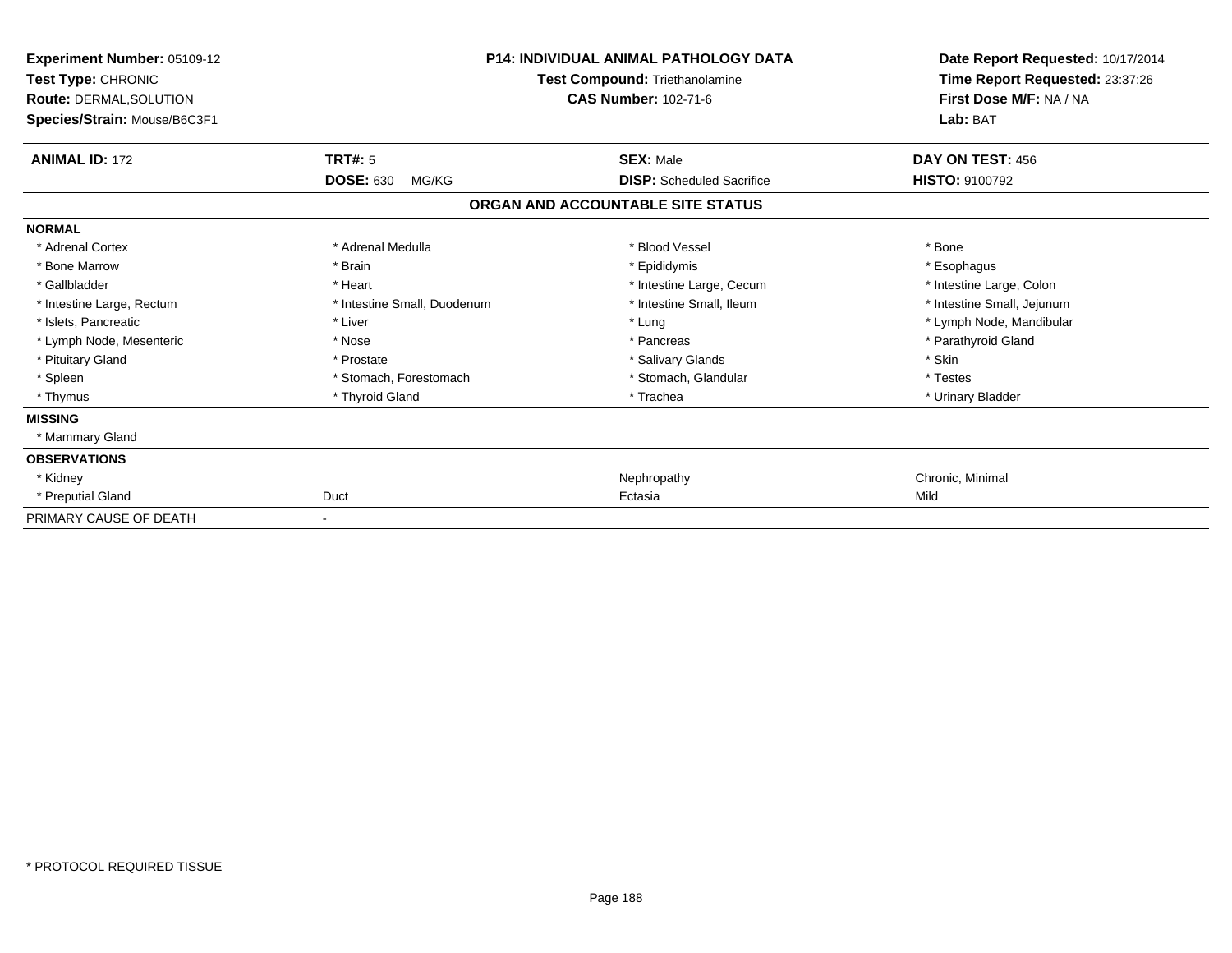**Experiment Number:** 05109-12
**Test Type:** CHRONIC
**Route:** DERMAL,SOLUTION
**Species/Strain:** Mouse/B6C3F1

**P14: INDIVIDUAL ANIMAL PATHOLOGY DATA**
**Test Compound:** Triethanolamine
**CAS Number:** 102-71-6

**Date Report Requested:** 10/17/2014
**Time Report Requested:** 23:37:26
**First Dose M/F:** NA / NA
**Lab:** BAT

| | | | |
|---|---|---|---|
| **ANIMAL ID:** 172 | **TRT#:** 5 | **SEX:** Male | **DAY ON TEST:** 456 |
| | **DOSE:** 630 MG/KG | **DISP:** Scheduled Sacrifice | **HISTO:** 9100792 |

## ORGAN AND ACCOUNTABLE SITE STATUS

| | | | |
|---|---|---|---|
| **NORMAL** | | | |
| * Adrenal Cortex | * Adrenal Medulla | * Blood Vessel | * Bone |
| * Bone Marrow | * Brain | * Epididymis | * Esophagus |
| * Gallbladder | * Heart | * Intestine Large, Cecum | * Intestine Large, Colon |
| * Intestine Large, Rectum | * Intestine Small, Duodenum | * Intestine Small, Ileum | * Intestine Small, Jejunum |
| * Islets, Pancreatic | * Liver | * Lung | * Lymph Node, Mandibular |
| * Lymph Node, Mesenteric | * Nose | * Pancreas | * Parathyroid Gland |
| * Pituitary Gland | * Prostate | * Salivary Glands | * Skin |
| * Spleen | * Stomach, Forestomach | * Stomach, Glandular | * Testes |
| * Thymus | * Thyroid Gland | * Trachea | * Urinary Bladder |
| **MISSING** | | | |
| * Mammary Gland | | | |
| **OBSERVATIONS** | | | |
| * Kidney | | Nephropathy | Chronic, Minimal |
| * Preputial Gland | Duct | Ectasia | Mild |
| PRIMARY CAUSE OF DEATH | - | | |

* PROTOCOL REQUIRED TISSUE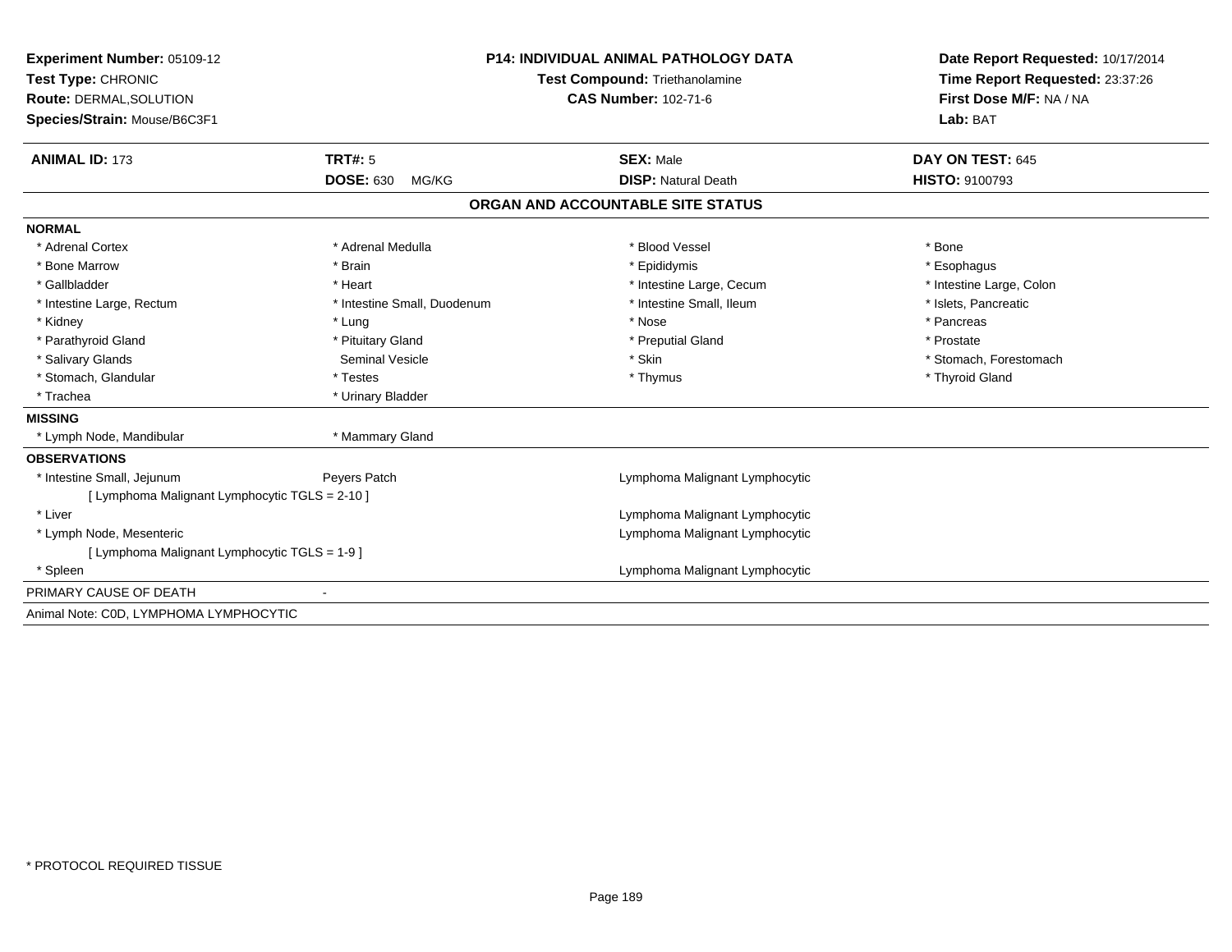**Experiment Number:** 05109-12
**Test Type:** CHRONIC
**Route:** DERMAL,SOLUTION
**Species/Strain:** Mouse/B6C3F1

**P14: INDIVIDUAL ANIMAL PATHOLOGY DATA**
**Test Compound:** Triethanolamine
**CAS Number:** 102-71-6

**Date Report Requested:** 10/17/2014
**Time Report Requested:** 23:37:26
**First Dose M/F:** NA / NA
**Lab:** BAT

| **ANIMAL ID:** 173 | **TRT#:** 5 | **SEX:** Male | **DAY ON TEST:** 645 |
|---|---|---|---|
| | **DOSE:** 630 MG/KG | **DISP:** Natural Death | **HISTO:** 9100793 |

## ORGAN AND ACCOUNTABLE SITE STATUS

**NORMAL**

| | | | |
|---|---|---|---|
| * Adrenal Cortex | * Adrenal Medulla | * Blood Vessel | * Bone |
| * Bone Marrow | * Brain | * Epididymis | * Esophagus |
| * Gallbladder | * Heart | * Intestine Large, Cecum | * Intestine Large, Colon |
| * Intestine Large, Rectum | * Intestine Small, Duodenum | * Intestine Small, Ileum | * Islets, Pancreatic |
| * Kidney | * Lung | * Nose | * Pancreas |
| * Parathyroid Gland | * Pituitary Gland | * Preputial Gland | * Prostate |
| * Salivary Glands | Seminal Vesicle | * Skin | * Stomach, Forestomach |
| * Stomach, Glandular | * Testes | * Thymus | * Thyroid Gland |
| * Trachea | * Urinary Bladder | | |

**MISSING**

| | |
|---|---|
| * Lymph Node, Mandibular | * Mammary Gland |

**OBSERVATIONS**

| | | |
|---|---|---|
| * Intestine Small, Jejunum | Peyers Patch | Lymphoma Malignant Lymphocytic |
| [ Lymphoma Malignant Lymphocytic TGLS = 2-10 ] | | |
| * Liver | | Lymphoma Malignant Lymphocytic |
| * Lymph Node, Mesenteric | | Lymphoma Malignant Lymphocytic |
| [ Lymphoma Malignant Lymphocytic TGLS = 1-9 ] | | |
| * Spleen | | Lymphoma Malignant Lymphocytic |

PRIMARY CAUSE OF DEATH -

Animal Note: C0D, LYMPHOMA LYMPHOCYTIC

* PROTOCOL REQUIRED TISSUE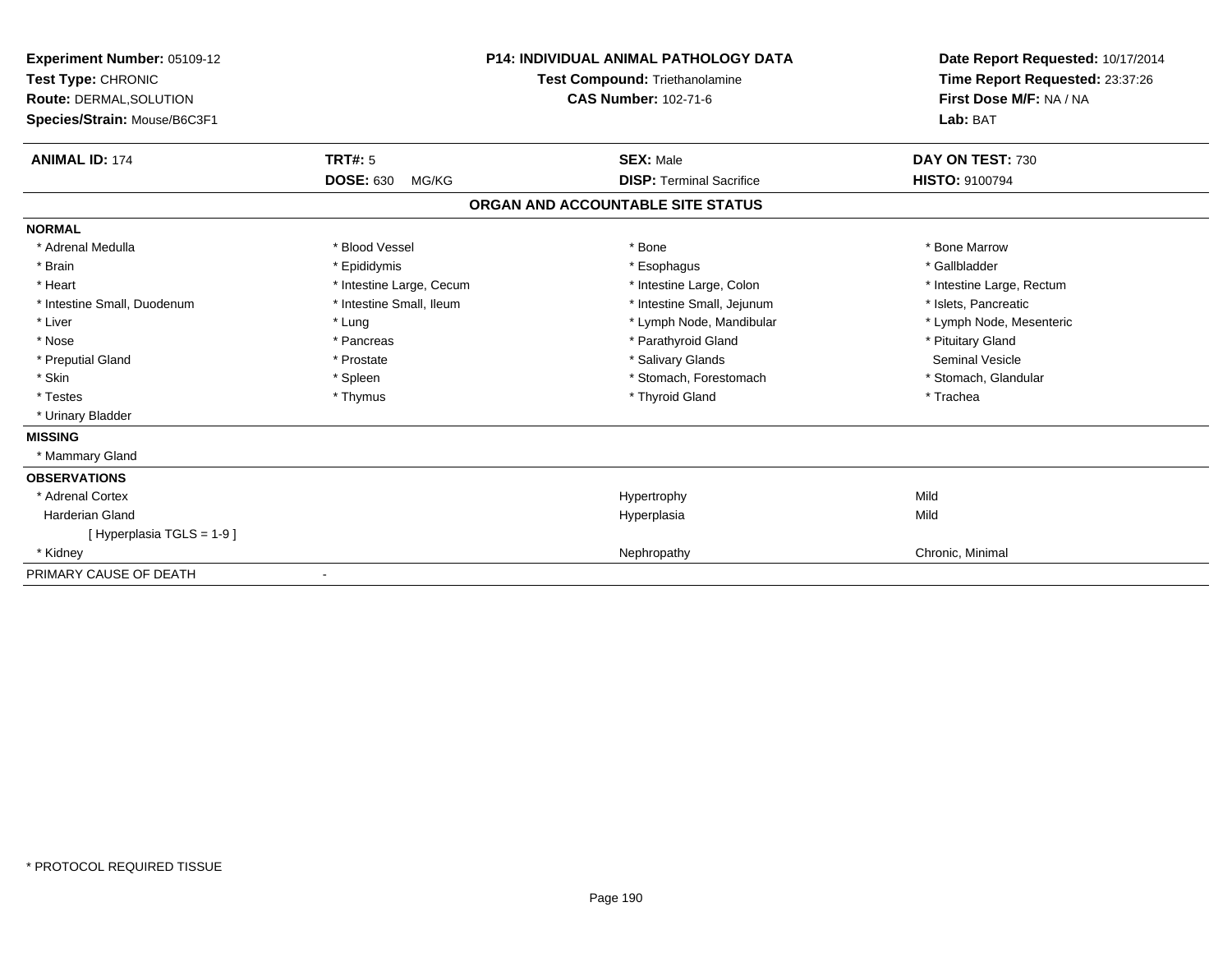**Experiment Number:** 05109-12
**Test Type:** CHRONIC
**Route:** DERMAL,SOLUTION
**Species/Strain:** Mouse/B6C3F1

**P14: INDIVIDUAL ANIMAL PATHOLOGY DATA**
**Test Compound:** Triethanolamine
**CAS Number:** 102-71-6

**Date Report Requested:** 10/17/2014
**Time Report Requested:** 23:37:26
**First Dose M/F:** NA / NA
**Lab:** BAT

| | | | |
|---|---|---|---|
| **ANIMAL ID:** 174 | **TRT#:** 5 | **SEX:** Male | **DAY ON TEST:** 730 |
| | **DOSE:** 630 MG/KG | **DISP:** Terminal Sacrifice | **HISTO:** 9100794 |

## ORGAN AND ACCOUNTABLE SITE STATUS

**NORMAL**

| | | | |
|---|---|---|---|
| * Adrenal Medulla | * Blood Vessel | * Bone | * Bone Marrow |
| * Brain | * Epididymis | * Esophagus | * Gallbladder |
| * Heart | * Intestine Large, Cecum | * Intestine Large, Colon | * Intestine Large, Rectum |
| * Intestine Small, Duodenum | * Intestine Small, Ileum | * Intestine Small, Jejunum | * Islets, Pancreatic |
| * Liver | * Lung | * Lymph Node, Mandibular | * Lymph Node, Mesenteric |
| * Nose | * Pancreas | * Parathyroid Gland | * Pituitary Gland |
| * Preputial Gland | * Prostate | * Salivary Glands | Seminal Vesicle |
| * Skin | * Spleen | * Stomach, Forestomach | * Stomach, Glandular |
| * Testes | * Thymus | * Thyroid Gland | * Trachea |
| * Urinary Bladder | | | |

**MISSING**

* Mammary Gland

**OBSERVATIONS**

| | | |
|---|---|---|
| * Adrenal Cortex | Hypertrophy | Mild |
| Harderian Gland | Hyperplasia | Mild |
| [ Hyperplasia TGLS = 1-9 ] | | |
| * Kidney | Nephropathy | Chronic, Minimal |

PRIMARY CAUSE OF DEATH -

* PROTOCOL REQUIRED TISSUE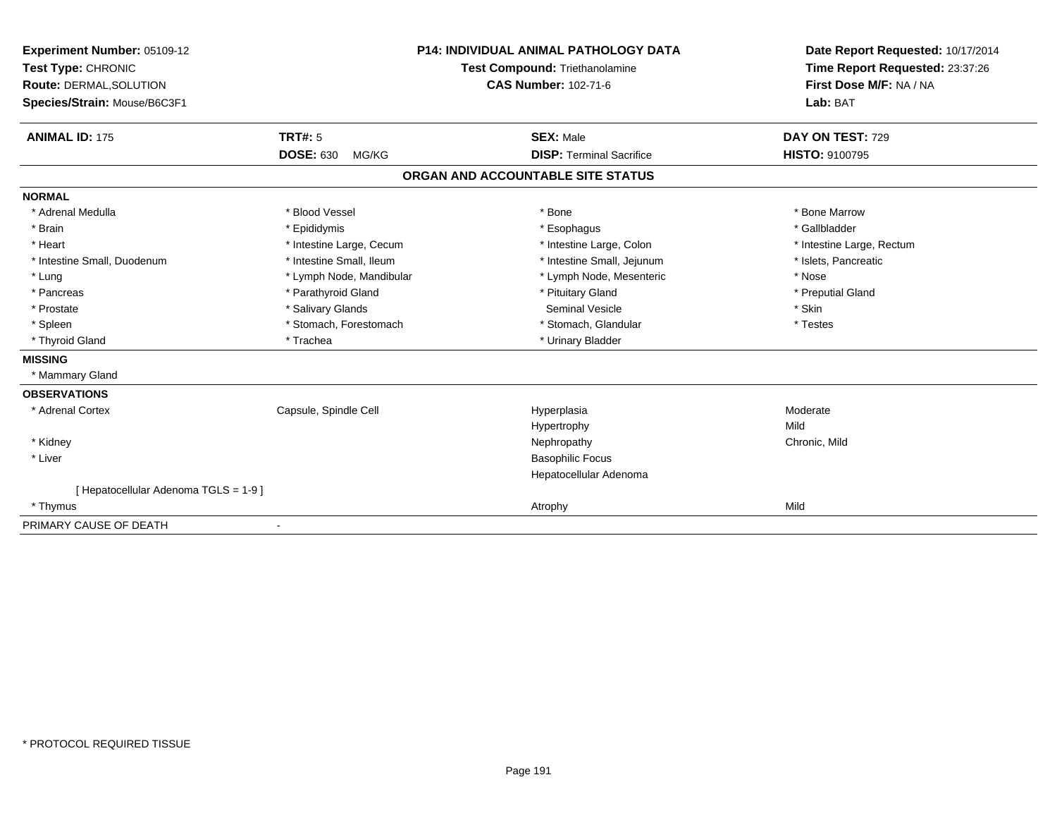**Experiment Number:** 05109-12
**Test Type:** CHRONIC
**Route:** DERMAL,SOLUTION
**Species/Strain:** Mouse/B6C3F1

**P14: INDIVIDUAL ANIMAL PATHOLOGY DATA**
**Test Compound:** Triethanolamine
**CAS Number:** 102-71-6

**Date Report Requested:** 10/17/2014
**Time Report Requested:** 23:37:26
**First Dose M/F:** NA / NA
**Lab:** BAT

| **ANIMAL ID:** 175 | **TRT#:** 5 | **SEX:** Male | **DAY ON TEST:** 729 |
|---|---|---|---|
| | **DOSE:** 630 MG/KG | **DISP:** Terminal Sacrifice | **HISTO:** 9100795 |

## ORGAN AND ACCOUNTABLE SITE STATUS

| | | | |
|---|---|---|---|
| **NORMAL** | | | |
| * Adrenal Medulla | * Blood Vessel | * Bone | * Bone Marrow |
| * Brain | * Epididymis | * Esophagus | * Gallbladder |
| * Heart | * Intestine Large, Cecum | * Intestine Large, Colon | * Intestine Large, Rectum |
| * Intestine Small, Duodenum | * Intestine Small, Ileum | * Intestine Small, Jejunum | * Islets, Pancreatic |
| * Lung | * Lymph Node, Mandibular | * Lymph Node, Mesenteric | * Nose |
| * Pancreas | * Parathyroid Gland | * Pituitary Gland | * Preputial Gland |
| * Prostate | * Salivary Glands | Seminal Vesicle | * Skin |
| * Spleen | * Stomach, Forestomach | * Stomach, Glandular | * Testes |
| * Thyroid Gland | * Trachea | * Urinary Bladder | |
| **MISSING** | | | |
| * Mammary Gland | | | |
| **OBSERVATIONS** | | | |
| * Adrenal Cortex | Capsule, Spindle Cell | Hyperplasia | Moderate |
| | | Hypertrophy | Mild |
| * Kidney | | Nephropathy | Chronic, Mild |
| * Liver | | Basophilic Focus | |
| | | Hepatocellular Adenoma | |
| [ Hepatocellular Adenoma TGLS = 1-9 ] | | | |
| * Thymus | | Atrophy | Mild |
| PRIMARY CAUSE OF DEATH | - | | |

* PROTOCOL REQUIRED TISSUE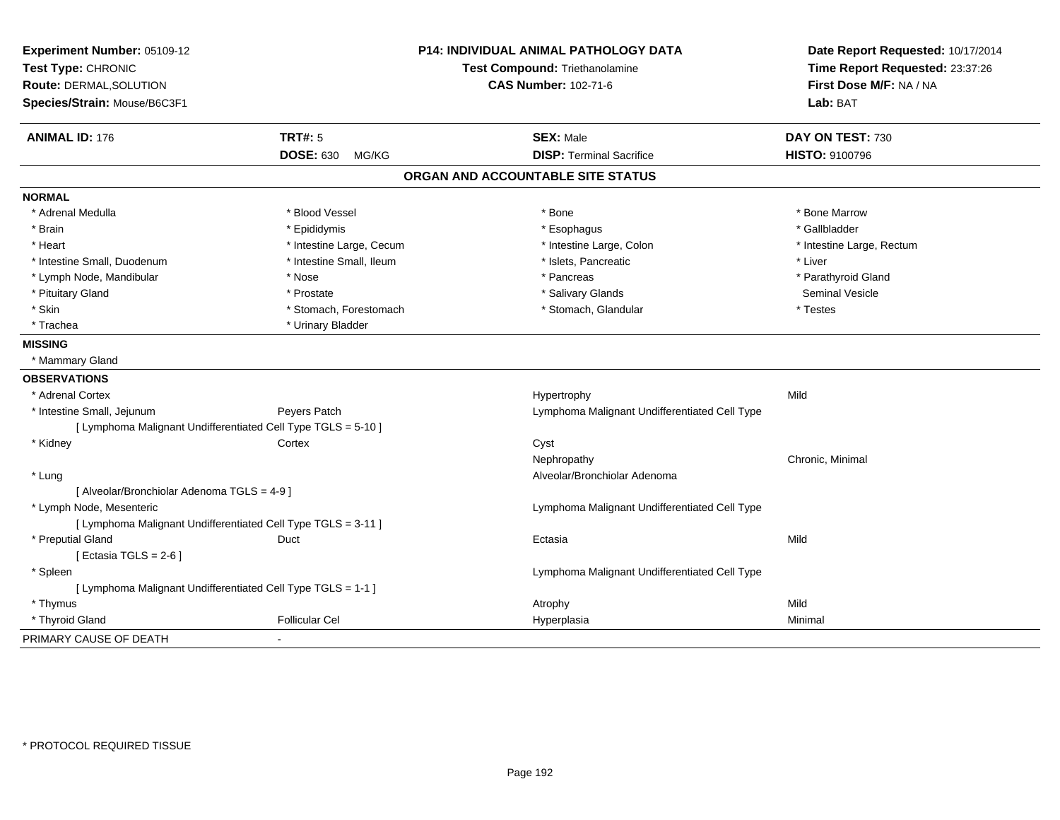**Experiment Number:** 05109-12
**Test Type:** CHRONIC
**Route:** DERMAL,SOLUTION
**Species/Strain:** Mouse/B6C3F1

**P14: INDIVIDUAL ANIMAL PATHOLOGY DATA**
**Test Compound:** Triethanolamine
**CAS Number:** 102-71-6

**Date Report Requested:** 10/17/2014
**Time Report Requested:** 23:37:26
**First Dose M/F:** NA / NA
**Lab:** BAT

| **ANIMAL ID:** 176 | **TRT#:** 5 | **SEX:** Male | **DAY ON TEST:** 730 |
|---|---|---|---|
| | **DOSE:** 630 MG/KG | **DISP:** Terminal Sacrifice | **HISTO:** 9100796 |

## ORGAN AND ACCOUNTABLE SITE STATUS

**NORMAL**

| | | | |
|---|---|---|---|
| * Adrenal Medulla | * Blood Vessel | * Bone | * Bone Marrow |
| * Brain | * Epididymis | * Esophagus | * Gallbladder |
| * Heart | * Intestine Large, Cecum | * Intestine Large, Colon | * Intestine Large, Rectum |
| * Intestine Small, Duodenum | * Intestine Small, Ileum | * Islets, Pancreatic | * Liver |
| * Lymph Node, Mandibular | * Nose | * Pancreas | * Parathyroid Gland |
| * Pituitary Gland | * Prostate | * Salivary Glands | Seminal Vesicle |
| * Skin | * Stomach, Forestomach | * Stomach, Glandular | * Testes |
| * Trachea | * Urinary Bladder | | |

**MISSING**

* Mammary Gland

**OBSERVATIONS**

| | | | |
|---|---|---|---|
| * Adrenal Cortex | | Hypertrophy | Mild |
| * Intestine Small, Jejunum | Peyers Patch | Lymphoma Malignant Undifferentiated Cell Type | |
| [ Lymphoma Malignant Undifferentiated Cell Type TGLS = 5-10 ] | | | |
| * Kidney | Cortex | Cyst | |
| | | Nephropathy | Chronic, Minimal |
| * Lung | | Alveolar/Bronchiolar Adenoma | |
| [ Alveolar/Bronchiolar Adenoma TGLS = 4-9 ] | | | |
| * Lymph Node, Mesenteric | | Lymphoma Malignant Undifferentiated Cell Type | |
| [ Lymphoma Malignant Undifferentiated Cell Type TGLS = 3-11 ] | | | |
| * Preputial Gland | Duct | Ectasia | Mild |
| [ Ectasia TGLS = 2-6 ] | | | |
| * Spleen | | Lymphoma Malignant Undifferentiated Cell Type | |
| [ Lymphoma Malignant Undifferentiated Cell Type TGLS = 1-1 ] | | | |
| * Thymus | | Atrophy | Mild |
| * Thyroid Gland | Follicular Cel | Hyperplasia | Minimal |

PRIMARY CAUSE OF DEATH -

* PROTOCOL REQUIRED TISSUE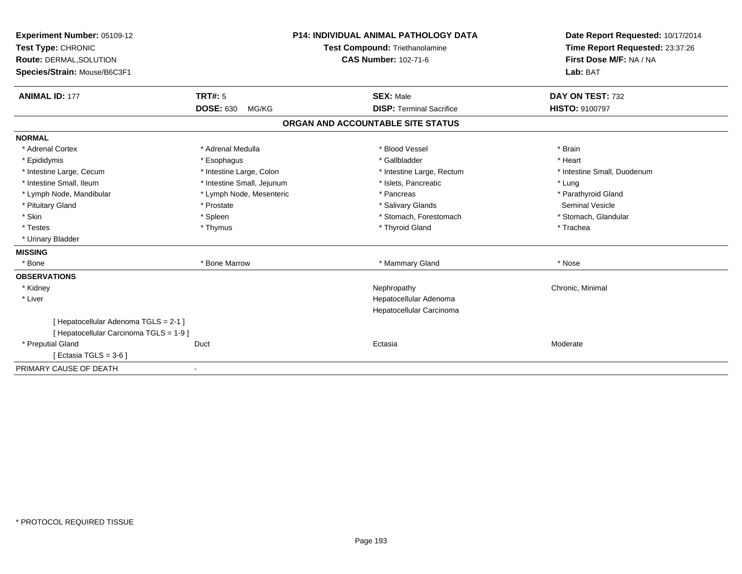**Experiment Number:** 05109-12
**Test Type:** CHRONIC
**Route:** DERMAL,SOLUTION
**Species/Strain:** Mouse/B6C3F1

**P14: INDIVIDUAL ANIMAL PATHOLOGY DATA**
**Test Compound:** Triethanolamine
**CAS Number:** 102-71-6

**Date Report Requested:** 10/17/2014
**Time Report Requested:** 23:37:26
**First Dose M/F:** NA / NA
**Lab:** BAT

| | | | |
|---|---|---|---|
| **ANIMAL ID:** 177 | **TRT#:** 5 | **SEX:** Male | **DAY ON TEST:** 732 |
| | **DOSE:** 630 MG/KG | **DISP:** Terminal Sacrifice | **HISTO:** 9100797 |

## ORGAN AND ACCOUNTABLE SITE STATUS

**NORMAL**

| | | | |
|---|---|---|---|
| * Adrenal Cortex | * Adrenal Medulla | * Blood Vessel | * Brain |
| * Epididymis | * Esophagus | * Gallbladder | * Heart |
| * Intestine Large, Cecum | * Intestine Large, Colon | * Intestine Large, Rectum | * Intestine Small, Duodenum |
| * Intestine Small, Ileum | * Intestine Small, Jejunum | * Islets, Pancreatic | * Lung |
| * Lymph Node, Mandibular | * Lymph Node, Mesenteric | * Pancreas | * Parathyroid Gland |
| * Pituitary Gland | * Prostate | * Salivary Glands | Seminal Vesicle |
| * Skin | * Spleen | * Stomach, Forestomach | * Stomach, Glandular |
| * Testes | * Thymus | * Thyroid Gland | * Trachea |
| * Urinary Bladder | | | |

**MISSING**

| | | | |
|---|---|---|---|
| * Bone | * Bone Marrow | * Mammary Gland | * Nose |

**OBSERVATIONS**

| | | | |
|---|---|---|---|
| * Kidney | | Nephropathy | Chronic, Minimal |
| * Liver | | Hepatocellular Adenoma | |
| | | Hepatocellular Carcinoma | |
| [ Hepatocellular Adenoma TGLS = 2-1 ] | | | |
| [ Hepatocellular Carcinoma TGLS = 1-9 ] | | | |
| * Preputial Gland | Duct | Ectasia | Moderate |
| [ Ectasia TGLS = 3-6 ] | | | |

PRIMARY CAUSE OF DEATH -

* PROTOCOL REQUIRED TISSUE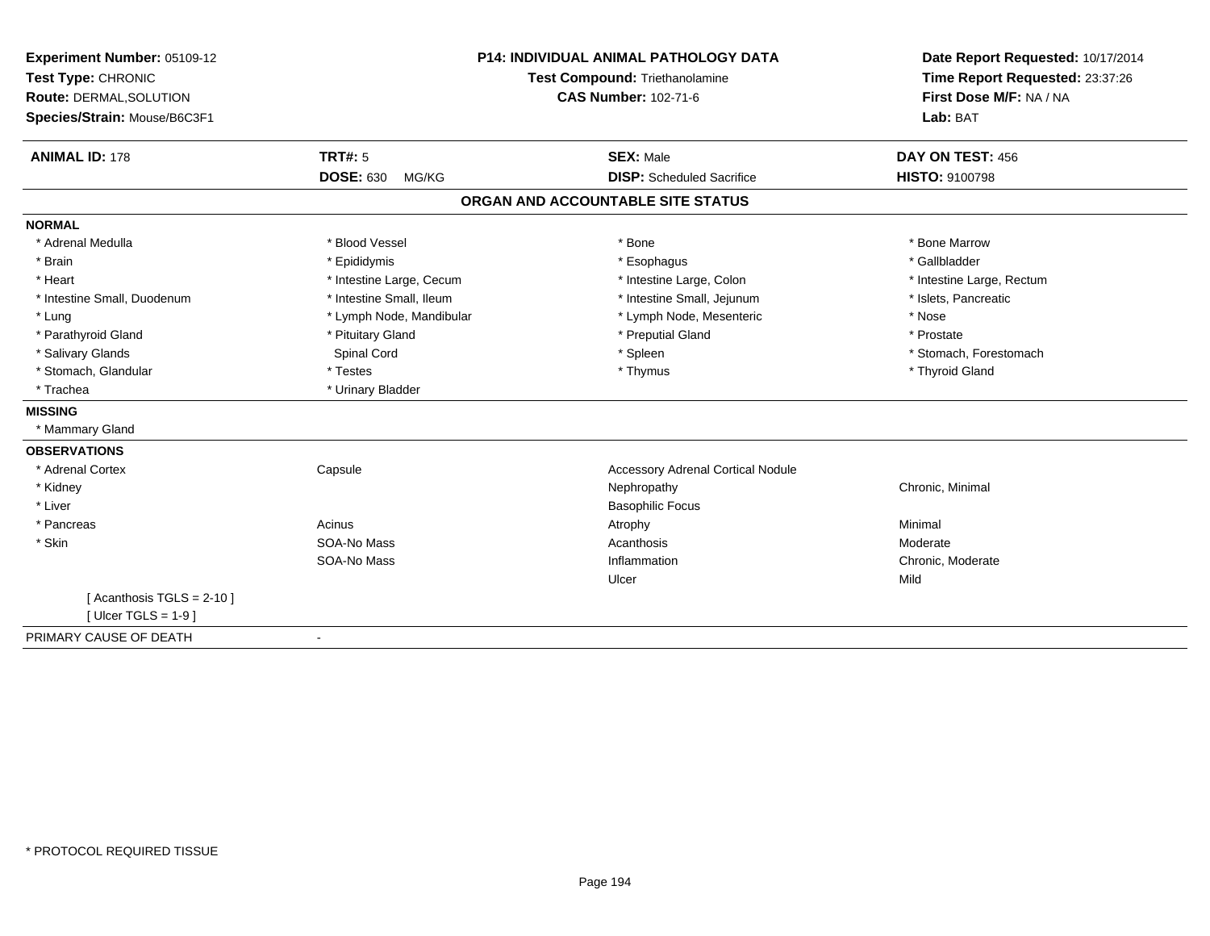**Experiment Number:** 05109-12
**Test Type:** CHRONIC
**Route:** DERMAL,SOLUTION
**Species/Strain:** Mouse/B6C3F1

**P14: INDIVIDUAL ANIMAL PATHOLOGY DATA**
**Test Compound:** Triethanolamine
**CAS Number:** 102-71-6

**Date Report Requested:** 10/17/2014
**Time Report Requested:** 23:37:26
**First Dose M/F:** NA / NA
**Lab:** BAT

| **ANIMAL ID:** 178 | **TRT#:** 5 | **SEX:** Male | **DAY ON TEST:** 456 |
|---|---|---|---|
| | **DOSE:** 630 MG/KG | **DISP:** Scheduled Sacrifice | **HISTO:** 9100798 |

## ORGAN AND ACCOUNTABLE SITE STATUS

**NORMAL**

| | | | |
|---|---|---|---|
| * Adrenal Medulla | * Blood Vessel | * Bone | * Bone Marrow |
| * Brain | * Epididymis | * Esophagus | * Gallbladder |
| * Heart | * Intestine Large, Cecum | * Intestine Large, Colon | * Intestine Large, Rectum |
| * Intestine Small, Duodenum | * Intestine Small, Ileum | * Intestine Small, Jejunum | * Islets, Pancreatic |
| * Lung | * Lymph Node, Mandibular | * Lymph Node, Mesenteric | * Nose |
| * Parathyroid Gland | * Pituitary Gland | * Preputial Gland | * Prostate |
| * Salivary Glands | Spinal Cord | * Spleen | * Stomach, Forestomach |
| * Stomach, Glandular | * Testes | * Thymus | * Thyroid Gland |
| * Trachea | * Urinary Bladder | | |

**MISSING**

* Mammary Gland

**OBSERVATIONS**

| | | | |
|---|---|---|---|
| * Adrenal Cortex | Capsule | Accessory Adrenal Cortical Nodule | |
| * Kidney | | Nephropathy | Chronic, Minimal |
| * Liver | | Basophilic Focus | |
| * Pancreas | Acinus | Atrophy | Minimal |
| * Skin | SOA-No Mass | Acanthosis | Moderate |
| | SOA-No Mass | Inflammation | Chronic, Moderate |
| | | Ulcer | Mild |

[ Acanthosis TGLS = 2-10 ]
[ Ulcer TGLS = 1-9 ]

PRIMARY CAUSE OF DEATH -

* PROTOCOL REQUIRED TISSUE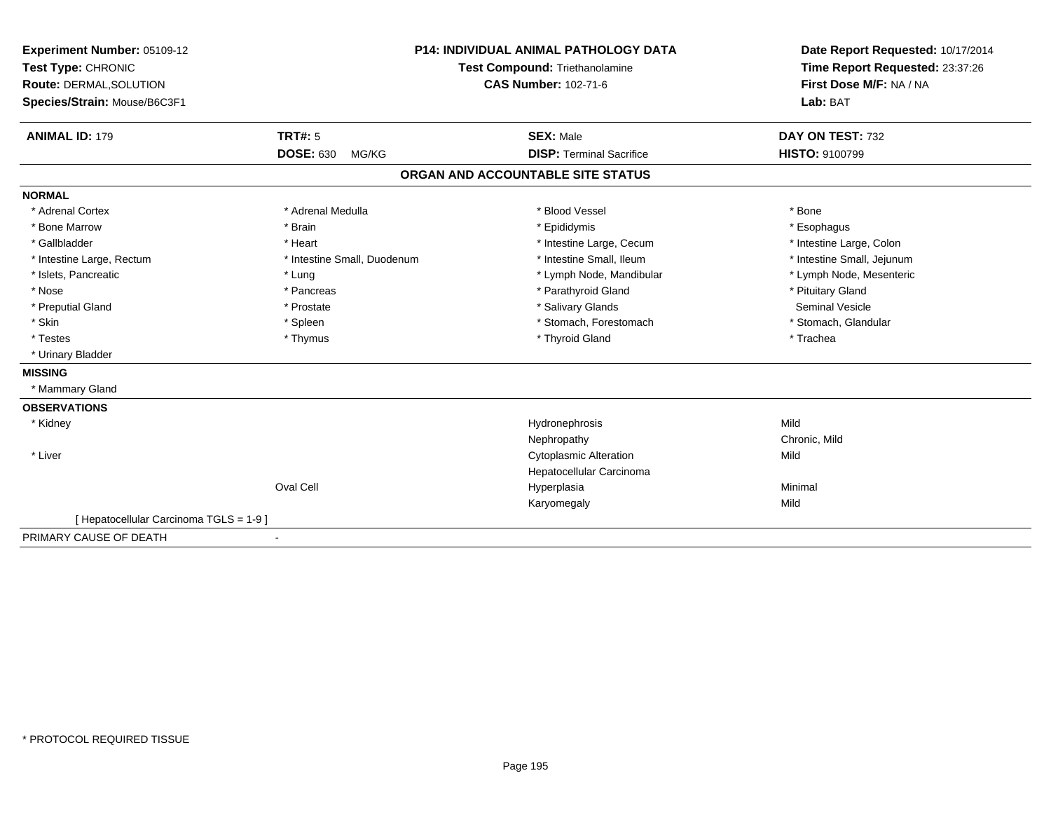**Experiment Number:** 05109-12
**Test Type:** CHRONIC
**Route:** DERMAL,SOLUTION
**Species/Strain:** Mouse/B6C3F1

**P14: INDIVIDUAL ANIMAL PATHOLOGY DATA**
**Test Compound:** Triethanolamine
**CAS Number:** 102-71-6

**Date Report Requested:** 10/17/2014
**Time Report Requested:** 23:37:26
**First Dose M/F:** NA / NA
**Lab:** BAT

| | | | |
|---|---|---|---|
| **ANIMAL ID:** 179 | **TRT#:** 5 | **SEX:** Male | **DAY ON TEST:** 732 |
| | **DOSE:** 630 MG/KG | **DISP:** Terminal Sacrifice | **HISTO:** 9100799 |

## ORGAN AND ACCOUNTABLE SITE STATUS

**NORMAL**

| | | | |
|---|---|---|---|
| * Adrenal Cortex | * Adrenal Medulla | * Blood Vessel | * Bone |
| * Bone Marrow | * Brain | * Epididymis | * Esophagus |
| * Gallbladder | * Heart | * Intestine Large, Cecum | * Intestine Large, Colon |
| * Intestine Large, Rectum | * Intestine Small, Duodenum | * Intestine Small, Ileum | * Intestine Small, Jejunum |
| * Islets, Pancreatic | * Lung | * Lymph Node, Mandibular | * Lymph Node, Mesenteric |
| * Nose | * Pancreas | * Parathyroid Gland | * Pituitary Gland |
| * Preputial Gland | * Prostate | * Salivary Glands | Seminal Vesicle |
| * Skin | * Spleen | * Stomach, Forestomach | * Stomach, Glandular |
| * Testes | * Thymus | * Thyroid Gland | * Trachea |
| * Urinary Bladder | | | |

**MISSING**

* Mammary Gland

**OBSERVATIONS**

| | | | |
|---|---|---|---|
| * Kidney | | Hydronephrosis | Mild |
| | | Nephropathy | Chronic, Mild |
| * Liver | | Cytoplasmic Alteration | Mild |
| | | Hepatocellular Carcinoma | |
| | Oval Cell | Hyperplasia | Minimal |
| | | Karyomegaly | Mild |

[ Hepatocellular Carcinoma TGLS = 1-9 ]

PRIMARY CAUSE OF DEATH -

* PROTOCOL REQUIRED TISSUE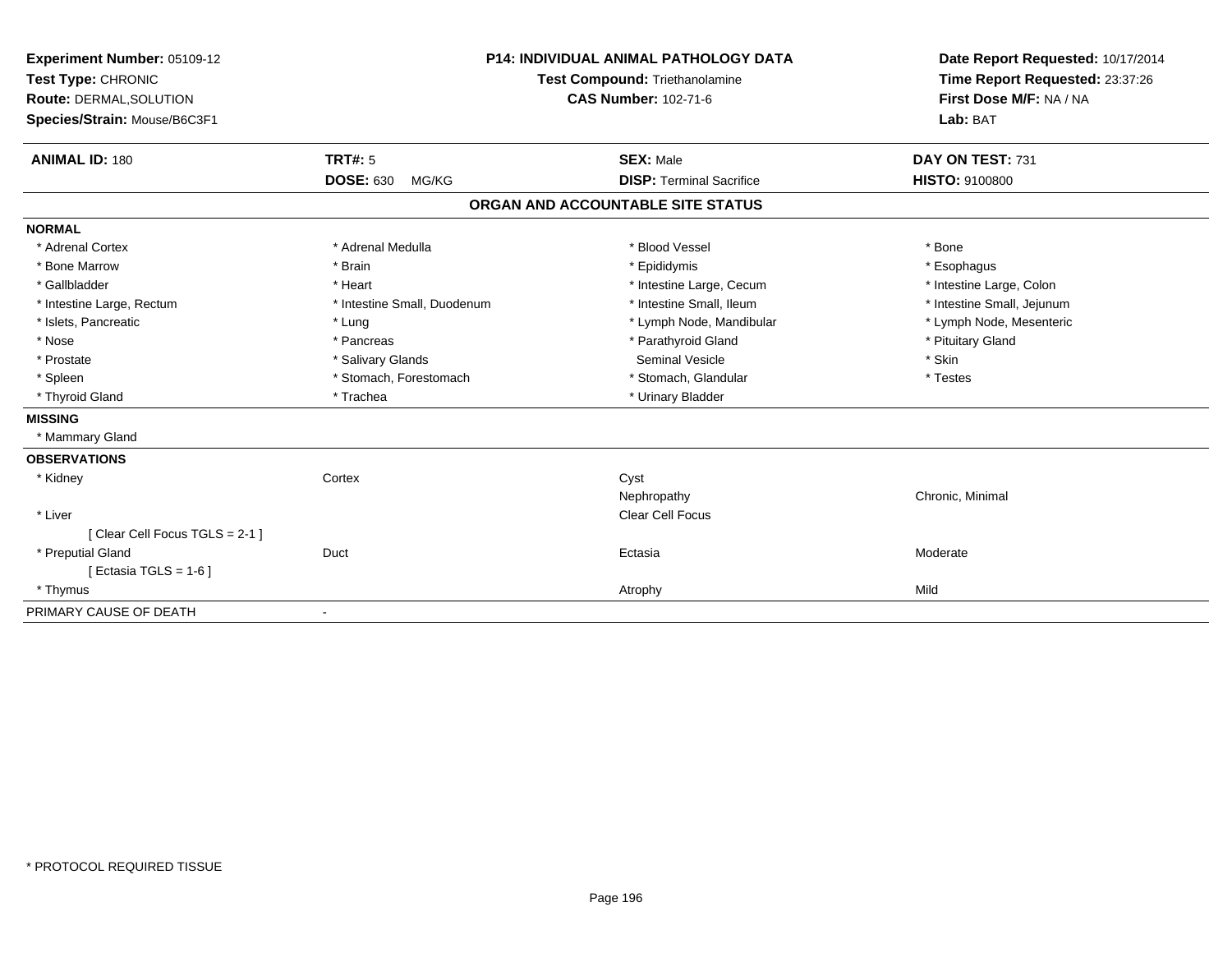**Experiment Number:** 05109-12
**Test Type:** CHRONIC
**Route:** DERMAL,SOLUTION
**Species/Strain:** Mouse/B6C3F1

**P14: INDIVIDUAL ANIMAL PATHOLOGY DATA**
**Test Compound:** Triethanolamine
**CAS Number:** 102-71-6

**Date Report Requested:** 10/17/2014
**Time Report Requested:** 23:37:26
**First Dose M/F:** NA / NA
**Lab:** BAT

| **ANIMAL ID:** 180 | **TRT#:** 5 | **SEX:** Male | **DAY ON TEST:** 731 |
|---|---|---|---|
| | **DOSE:** 630 MG/KG | **DISP:** Terminal Sacrifice | **HISTO:** 9100800 |

## ORGAN AND ACCOUNTABLE SITE STATUS

**NORMAL**

| | | | |
|---|---|---|---|
| * Adrenal Cortex | * Adrenal Medulla | * Blood Vessel | * Bone |
| * Bone Marrow | * Brain | * Epididymis | * Esophagus |
| * Gallbladder | * Heart | * Intestine Large, Cecum | * Intestine Large, Colon |
| * Intestine Large, Rectum | * Intestine Small, Duodenum | * Intestine Small, Ileum | * Intestine Small, Jejunum |
| * Islets, Pancreatic | * Lung | * Lymph Node, Mandibular | * Lymph Node, Mesenteric |
| * Nose | * Pancreas | * Parathyroid Gland | * Pituitary Gland |
| * Prostate | * Salivary Glands | Seminal Vesicle | * Skin |
| * Spleen | * Stomach, Forestomach | * Stomach, Glandular | * Testes |
| * Thyroid Gland | * Trachea | * Urinary Bladder | |

**MISSING**

* Mammary Gland

**OBSERVATIONS**

| | | | |
|---|---|---|---|
| * Kidney | Cortex | Cyst | |
| | | Nephropathy | Chronic, Minimal |
| * Liver | | Clear Cell Focus | |
| [ Clear Cell Focus TGLS = 2-1 ] | | | |
| * Preputial Gland | Duct | Ectasia | Moderate |
| [ Ectasia TGLS = 1-6 ] | | | |
| * Thymus | | Atrophy | Mild |

PRIMARY CAUSE OF DEATH -

* PROTOCOL REQUIRED TISSUE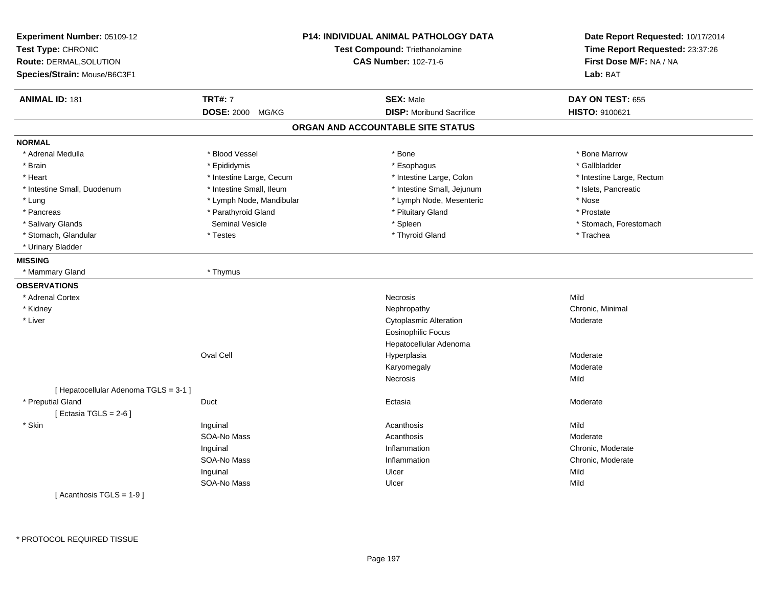**Experiment Number:** 05109-12
**Test Type:** CHRONIC
**Route:** DERMAL,SOLUTION
**Species/Strain:** Mouse/B6C3F1

**P14: INDIVIDUAL ANIMAL PATHOLOGY DATA**
**Test Compound:** Triethanolamine
**CAS Number:** 102-71-6

**Date Report Requested:** 10/17/2014
**Time Report Requested:** 23:37:26
**First Dose M/F:** NA / NA
**Lab:** BAT

| **ANIMAL ID:** 181 | **TRT#:** 7 | **SEX:** Male | **DAY ON TEST:** 655 |
|---|---|---|---|
| | **DOSE:** 2000 MG/KG | **DISP:** Moribund Sacrifice | **HISTO:** 9100621 |

## ORGAN AND ACCOUNTABLE SITE STATUS

**NORMAL**

| | | | |
|---|---|---|---|
| * Adrenal Medulla | * Blood Vessel | * Bone | * Bone Marrow |
| * Brain | * Epididymis | * Esophagus | * Gallbladder |
| * Heart | * Intestine Large, Cecum | * Intestine Large, Colon | * Intestine Large, Rectum |
| * Intestine Small, Duodenum | * Intestine Small, Ileum | * Intestine Small, Jejunum | * Islets, Pancreatic |
| * Lung | * Lymph Node, Mandibular | * Lymph Node, Mesenteric | * Nose |
| * Pancreas | * Parathyroid Gland | * Pituitary Gland | * Prostate |
| * Salivary Glands | Seminal Vesicle | * Spleen | * Stomach, Forestomach |
| * Stomach, Glandular | * Testes | * Thyroid Gland | * Trachea |
| * Urinary Bladder | | | |

**MISSING**

| | |
|---|---|
| * Mammary Gland | * Thymus |

**OBSERVATIONS**

| | | | |
|---|---|---|---|
| * Adrenal Cortex | | Necrosis | Mild |
| * Kidney | | Nephropathy | Chronic, Minimal |
| * Liver | | Cytoplasmic Alteration | Moderate |
| | | Eosinophilic Focus | |
| | | Hepatocellular Adenoma | |
| | Oval Cell | Hyperplasia | Moderate |
| | | Karyomegaly | Moderate |
| | | Necrosis | Mild |
| [ Hepatocellular Adenoma TGLS = 3-1 ] | | | |
| * Preputial Gland | Duct | Ectasia | Moderate |
| [ Ectasia TGLS = 2-6 ] | | | |
| * Skin | Inguinal | Acanthosis | Mild |
| | SOA-No Mass | Acanthosis | Moderate |
| | Inguinal | Inflammation | Chronic, Moderate |
| | SOA-No Mass | Inflammation | Chronic, Moderate |
| | Inguinal | Ulcer | Mild |
| | SOA-No Mass | Ulcer | Mild |
| [ Acanthosis TGLS = 1-9 ] | | | |

* PROTOCOL REQUIRED TISSUE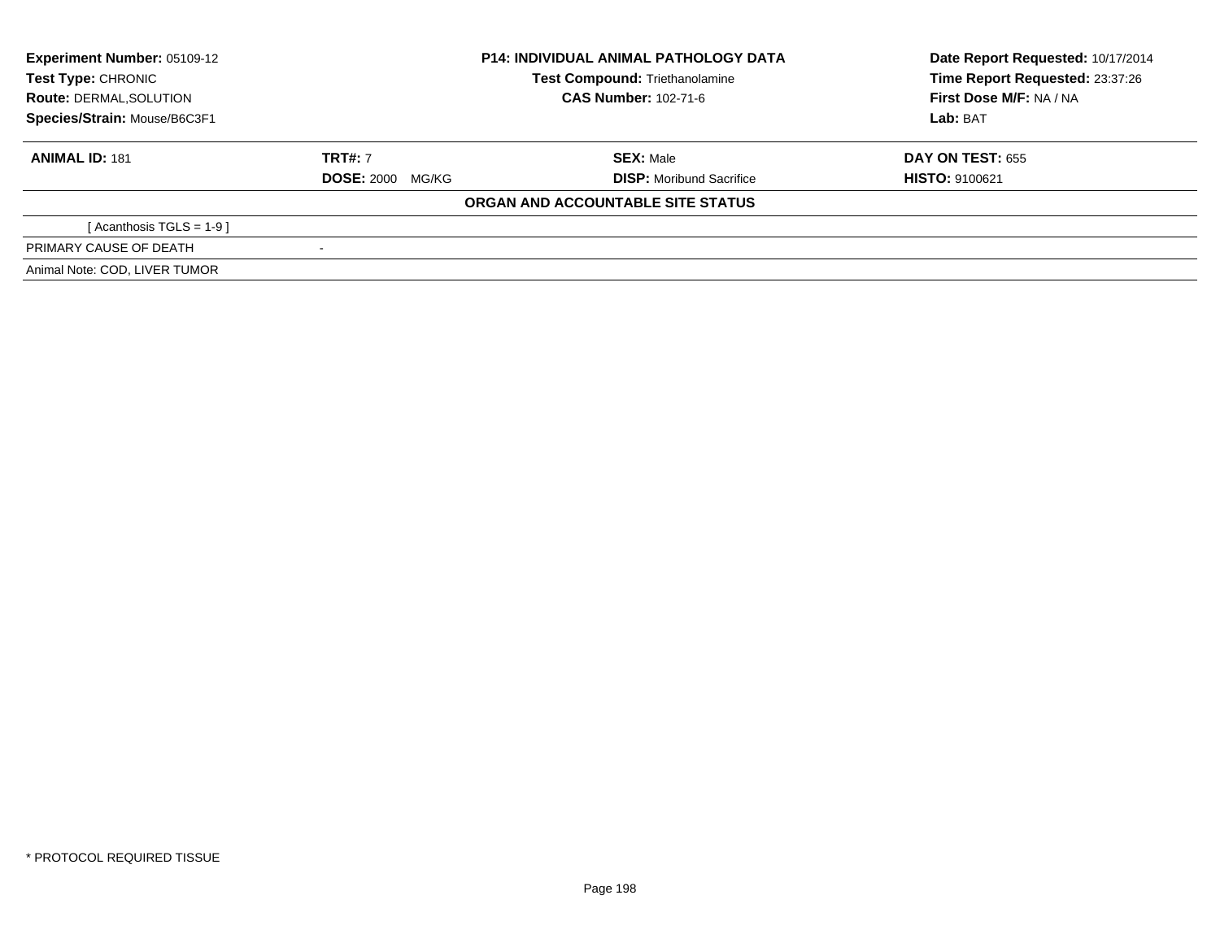**Experiment Number:** 05109-12
**Test Type:** CHRONIC
**Route:** DERMAL,SOLUTION
**Species/Strain:** Mouse/B6C3F1

**P14: INDIVIDUAL ANIMAL PATHOLOGY DATA**
**Test Compound:** Triethanolamine
**CAS Number:** 102-71-6

**Date Report Requested:** 10/17/2014
**Time Report Requested:** 23:37:26
**First Dose M/F:** NA / NA
**Lab:** BAT

| | | | |
|---|---|---|---|
| **ANIMAL ID:** 181 | **TRT#:** 7 | **SEX:** Male | **DAY ON TEST:** 655 |
| | **DOSE:** 2000 MG/KG | **DISP:** Moribund Sacrifice | **HISTO:** 9100621 |

**ORGAN AND ACCOUNTABLE SITE STATUS**

| | |
|---|---|
| [ Acanthosis TGLS = 1-9 ] | |
| PRIMARY CAUSE OF DEATH | - |
| Animal Note: COD, LIVER TUMOR | |

* PROTOCOL REQUIRED TISSUE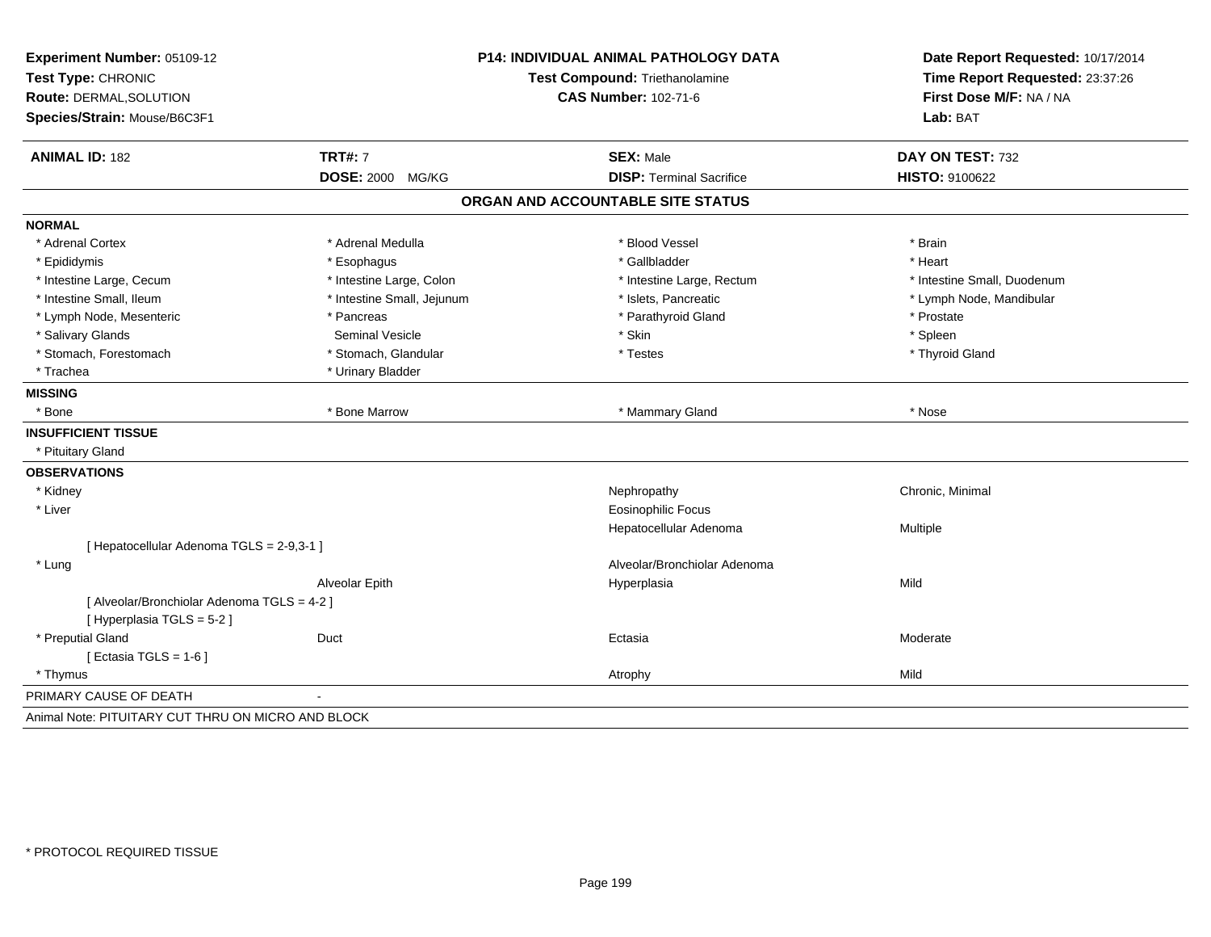**Experiment Number:** 05109-12
**Test Type:** CHRONIC
**Route:** DERMAL,SOLUTION
**Species/Strain:** Mouse/B6C3F1

**P14: INDIVIDUAL ANIMAL PATHOLOGY DATA**
**Test Compound:** Triethanolamine
**CAS Number:** 102-71-6

**Date Report Requested:** 10/17/2014
**Time Report Requested:** 23:37:26
**First Dose M/F:** NA / NA
**Lab:** BAT

| **ANIMAL ID:** 182 | **TRT#:** 7 | **SEX:** Male | **DAY ON TEST:** 732 |
|---|---|---|---|
| | **DOSE:** 2000 MG/KG | **DISP:** Terminal Sacrifice | **HISTO:** 9100622 |

## ORGAN AND ACCOUNTABLE SITE STATUS

**NORMAL**

| | | | |
|---|---|---|---|
| * Adrenal Cortex | * Adrenal Medulla | * Blood Vessel | * Brain |
| * Epididymis | * Esophagus | * Gallbladder | * Heart |
| * Intestine Large, Cecum | * Intestine Large, Colon | * Intestine Large, Rectum | * Intestine Small, Duodenum |
| * Intestine Small, Ileum | * Intestine Small, Jejunum | * Islets, Pancreatic | * Lymph Node, Mandibular |
| * Lymph Node, Mesenteric | * Pancreas | * Parathyroid Gland | * Prostate |
| * Salivary Glands | Seminal Vesicle | * Skin | * Spleen |
| * Stomach, Forestomach | * Stomach, Glandular | * Testes | * Thyroid Gland |
| * Trachea | * Urinary Bladder | | |

**MISSING**

| | | | |
|---|---|---|---|
| * Bone | * Bone Marrow | * Mammary Gland | * Nose |

**INSUFFICIENT TISSUE**

* Pituitary Gland

**OBSERVATIONS**

| | | | |
|---|---|---|---|
| * Kidney | | Nephropathy | Chronic, Minimal |
| * Liver | | Eosinophilic Focus | |
| | | Hepatocellular Adenoma | Multiple |
| [ Hepatocellular Adenoma TGLS = 2-9,3-1 ] | | | |
| * Lung | | Alveolar/Bronchiolar Adenoma | |
| | Alveolar Epith | Hyperplasia | Mild |
| [ Alveolar/Bronchiolar Adenoma TGLS = 4-2 ] | | | |
| [ Hyperplasia TGLS = 5-2 ] | | | |
| * Preputial Gland | Duct | Ectasia | Moderate |
| [ Ectasia TGLS = 1-6 ] | | | |
| * Thymus | | Atrophy | Mild |

PRIMARY CAUSE OF DEATH -

Animal Note: PITUITARY CUT THRU ON MICRO AND BLOCK

\* PROTOCOL REQUIRED TISSUE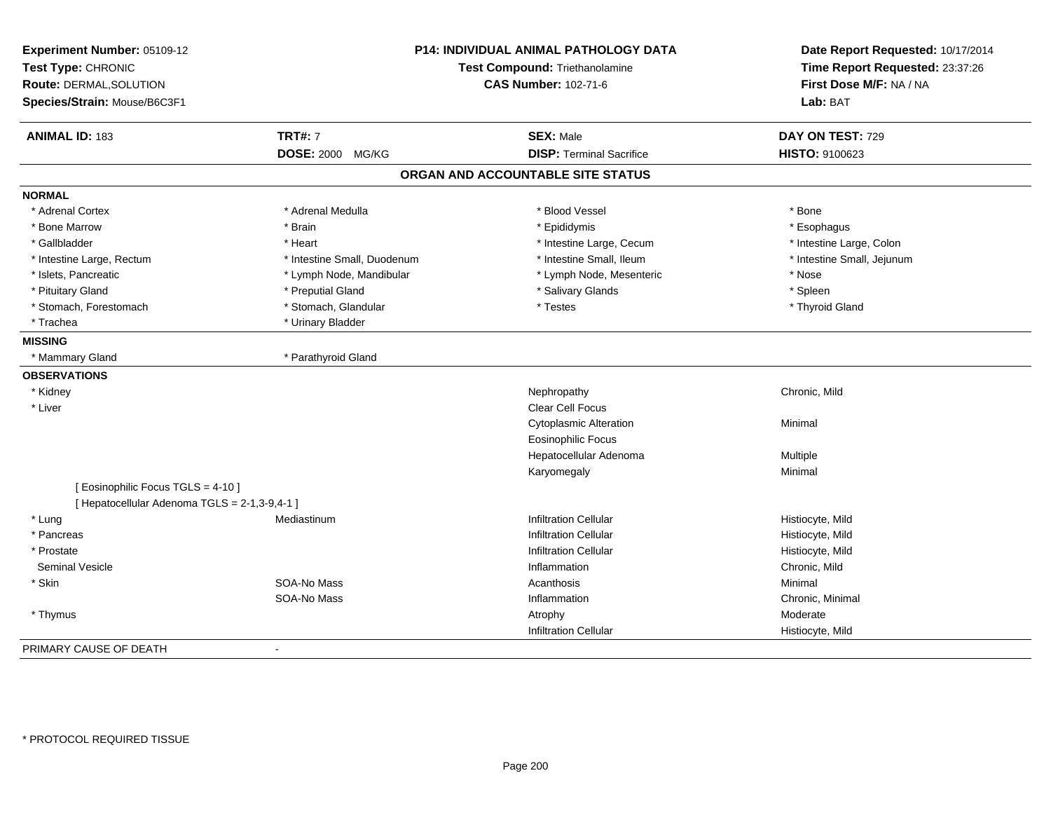**Experiment Number:** 05109-12
**Test Type:** CHRONIC
**Route:** DERMAL,SOLUTION
**Species/Strain:** Mouse/B6C3F1

**P14: INDIVIDUAL ANIMAL PATHOLOGY DATA**
**Test Compound:** Triethanolamine
**CAS Number:** 102-71-6

**Date Report Requested:** 10/17/2014
**Time Report Requested:** 23:37:26
**First Dose M/F:** NA / NA
**Lab:** BAT

| **ANIMAL ID:** 183 | **TRT#:** 7 | **SEX:** Male | **DAY ON TEST:** 729 |
|---|---|---|---|
| | **DOSE:** 2000 MG/KG | **DISP:** Terminal Sacrifice | **HISTO:** 9100623 |

## ORGAN AND ACCOUNTABLE SITE STATUS

| | | | |
|---|---|---|---|
| **NORMAL** | | | |
| * Adrenal Cortex | * Adrenal Medulla | * Blood Vessel | * Bone |
| * Bone Marrow | * Brain | * Epididymis | * Esophagus |
| * Gallbladder | * Heart | * Intestine Large, Cecum | * Intestine Large, Colon |
| * Intestine Large, Rectum | * Intestine Small, Duodenum | * Intestine Small, Ileum | * Intestine Small, Jejunum |
| * Islets, Pancreatic | * Lymph Node, Mandibular | * Lymph Node, Mesenteric | * Nose |
| * Pituitary Gland | * Preputial Gland | * Salivary Glands | * Spleen |
| * Stomach, Forestomach | * Stomach, Glandular | * Testes | * Thyroid Gland |
| * Trachea | * Urinary Bladder | | |
| **MISSING** | | | |
| * Mammary Gland | * Parathyroid Gland | | |
| **OBSERVATIONS** | | | |
| * Kidney | | Nephropathy | Chronic, Mild |
| * Liver | | Clear Cell Focus | |
| | | Cytoplasmic Alteration | Minimal |
| | | Eosinophilic Focus | |
| | | Hepatocellular Adenoma | Multiple |
| | | Karyomegaly | Minimal |
| [ Eosinophilic Focus TGLS = 4-10 ] | | | |
| [ Hepatocellular Adenoma TGLS = 2-1,3-9,4-1 ] | | | |
| * Lung | Mediastinum | Infiltration Cellular | Histiocyte, Mild |
| * Pancreas | | Infiltration Cellular | Histiocyte, Mild |
| * Prostate | | Infiltration Cellular | Histiocyte, Mild |
| Seminal Vesicle | | Inflammation | Chronic, Mild |
| * Skin | SOA-No Mass | Acanthosis | Minimal |
| | SOA-No Mass | Inflammation | Chronic, Minimal |
| * Thymus | | Atrophy | Moderate |
| | | Infiltration Cellular | Histiocyte, Mild |
| PRIMARY CAUSE OF DEATH | - | | |

* PROTOCOL REQUIRED TISSUE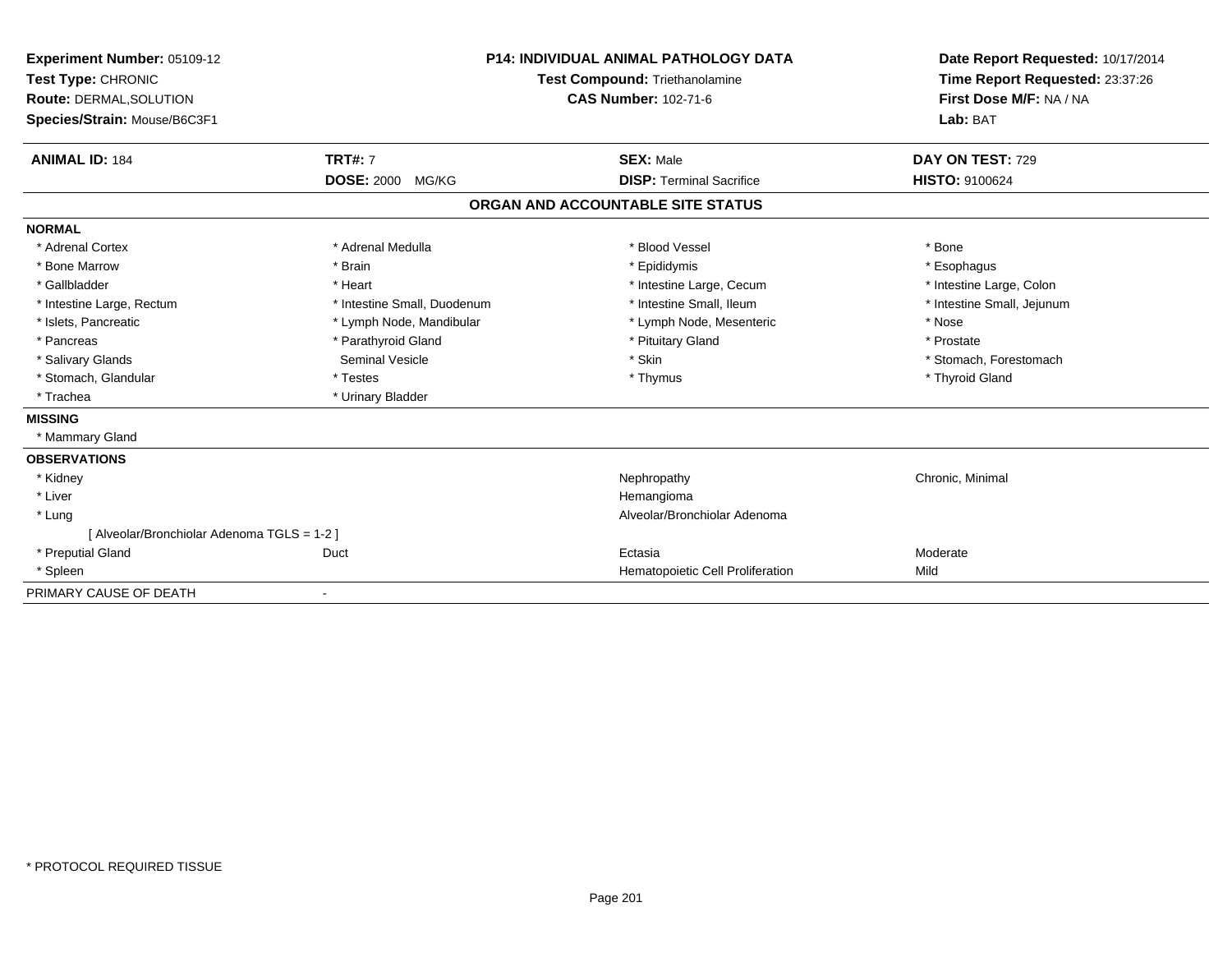**Experiment Number:** 05109-12
**Test Type:** CHRONIC
**Route:** DERMAL,SOLUTION
**Species/Strain:** Mouse/B6C3F1

**P14: INDIVIDUAL ANIMAL PATHOLOGY DATA**
**Test Compound:** Triethanolamine
**CAS Number:** 102-71-6

**Date Report Requested:** 10/17/2014
**Time Report Requested:** 23:37:26
**First Dose M/F:** NA / NA
**Lab:** BAT

| **ANIMAL ID:** 184 | **TRT#:** 7 | **SEX:** Male | **DAY ON TEST:** 729 |
|---|---|---|---|
| | **DOSE:** 2000 MG/KG | **DISP:** Terminal Sacrifice | **HISTO:** 9100624 |

**ORGAN AND ACCOUNTABLE SITE STATUS**

**NORMAL**

| | | | |
|---|---|---|---|
| * Adrenal Cortex | * Adrenal Medulla | * Blood Vessel | * Bone |
| * Bone Marrow | * Brain | * Epididymis | * Esophagus |
| * Gallbladder | * Heart | * Intestine Large, Cecum | * Intestine Large, Colon |
| * Intestine Large, Rectum | * Intestine Small, Duodenum | * Intestine Small, Ileum | * Intestine Small, Jejunum |
| * Islets, Pancreatic | * Lymph Node, Mandibular | * Lymph Node, Mesenteric | * Nose |
| * Pancreas | * Parathyroid Gland | * Pituitary Gland | * Prostate |
| * Salivary Glands | Seminal Vesicle | * Skin | * Stomach, Forestomach |
| * Stomach, Glandular | * Testes | * Thymus | * Thyroid Gland |
| * Trachea | * Urinary Bladder | | |

**MISSING**

* Mammary Gland

**OBSERVATIONS**

| | | | |
|---|---|---|---|
| * Kidney | | Nephropathy | Chronic, Minimal |
| * Liver | | Hemangioma | |
| * Lung | | Alveolar/Bronchiolar Adenoma | |
| [ Alveolar/Bronchiolar Adenoma TGLS = 1-2 ] | | | |
| * Preputial Gland | Duct | Ectasia | Moderate |
| * Spleen | | Hematopoietic Cell Proliferation | Mild |

PRIMARY CAUSE OF DEATH -

* PROTOCOL REQUIRED TISSUE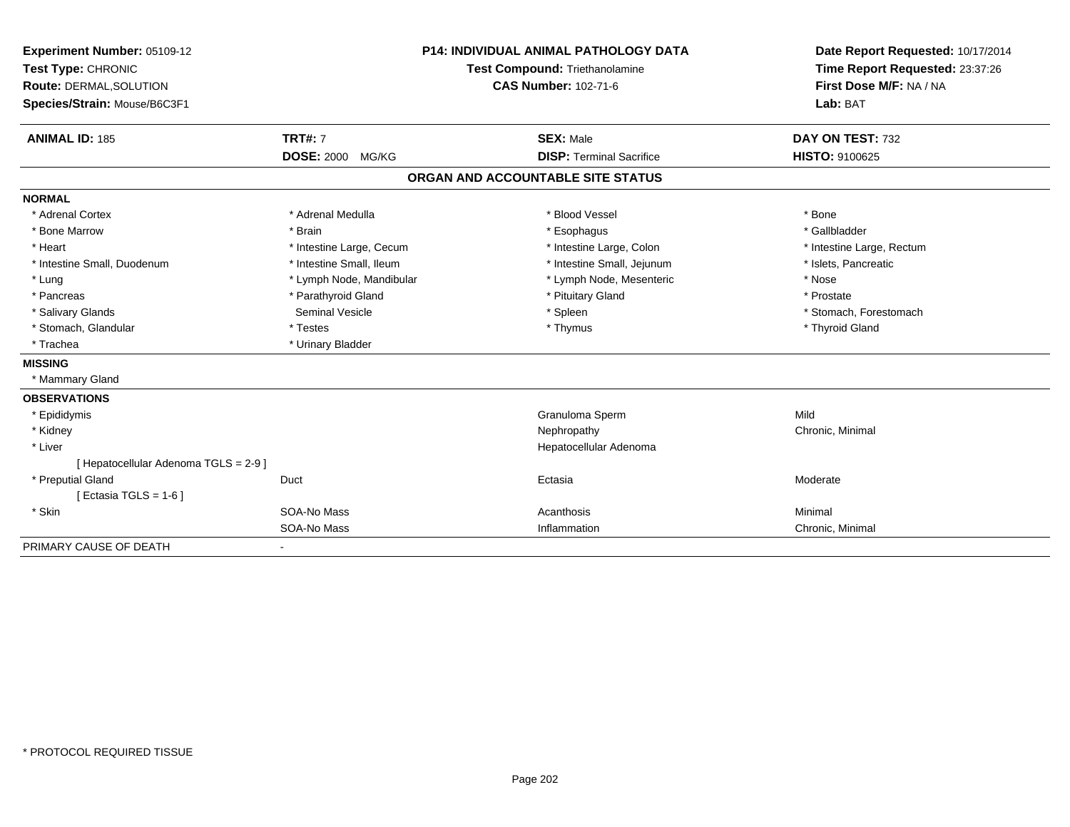**Experiment Number:** 05109-12
**Test Type:** CHRONIC
**Route:** DERMAL,SOLUTION
**Species/Strain:** Mouse/B6C3F1

**P14: INDIVIDUAL ANIMAL PATHOLOGY DATA**
**Test Compound:** Triethanolamine
**CAS Number:** 102-71-6

**Date Report Requested:** 10/17/2014
**Time Report Requested:** 23:37:26
**First Dose M/F:** NA / NA
**Lab:** BAT

| **ANIMAL ID:** 185 | **TRT#:** 7 | **SEX:** Male | **DAY ON TEST:** 732 |
|---|---|---|---|
| | **DOSE:** 2000 MG/KG | **DISP:** Terminal Sacrifice | **HISTO:** 9100625 |

## ORGAN AND ACCOUNTABLE SITE STATUS

**NORMAL**

| | | | |
|---|---|---|---|
| * Adrenal Cortex | * Adrenal Medulla | * Blood Vessel | * Bone |
| * Bone Marrow | * Brain | * Esophagus | * Gallbladder |
| * Heart | * Intestine Large, Cecum | * Intestine Large, Colon | * Intestine Large, Rectum |
| * Intestine Small, Duodenum | * Intestine Small, Ileum | * Intestine Small, Jejunum | * Islets, Pancreatic |
| * Lung | * Lymph Node, Mandibular | * Lymph Node, Mesenteric | * Nose |
| * Pancreas | * Parathyroid Gland | * Pituitary Gland | * Prostate |
| * Salivary Glands | Seminal Vesicle | * Spleen | * Stomach, Forestomach |
| * Stomach, Glandular | * Testes | * Thymus | * Thyroid Gland |
| * Trachea | * Urinary Bladder | | |

**MISSING**

* Mammary Gland

**OBSERVATIONS**

| | | | |
|---|---|---|---|
| * Epididymis | | Granuloma Sperm | Mild |
| * Kidney | | Nephropathy | Chronic, Minimal |
| * Liver | | Hepatocellular Adenoma | |
| [ Hepatocellular Adenoma TGLS = 2-9 ] | | | |
| * Preputial Gland | Duct | Ectasia | Moderate |
| [ Ectasia TGLS = 1-6 ] | | | |
| * Skin | SOA-No Mass | Acanthosis | Minimal |
| | SOA-No Mass | Inflammation | Chronic, Minimal |

PRIMARY CAUSE OF DEATH -

* PROTOCOL REQUIRED TISSUE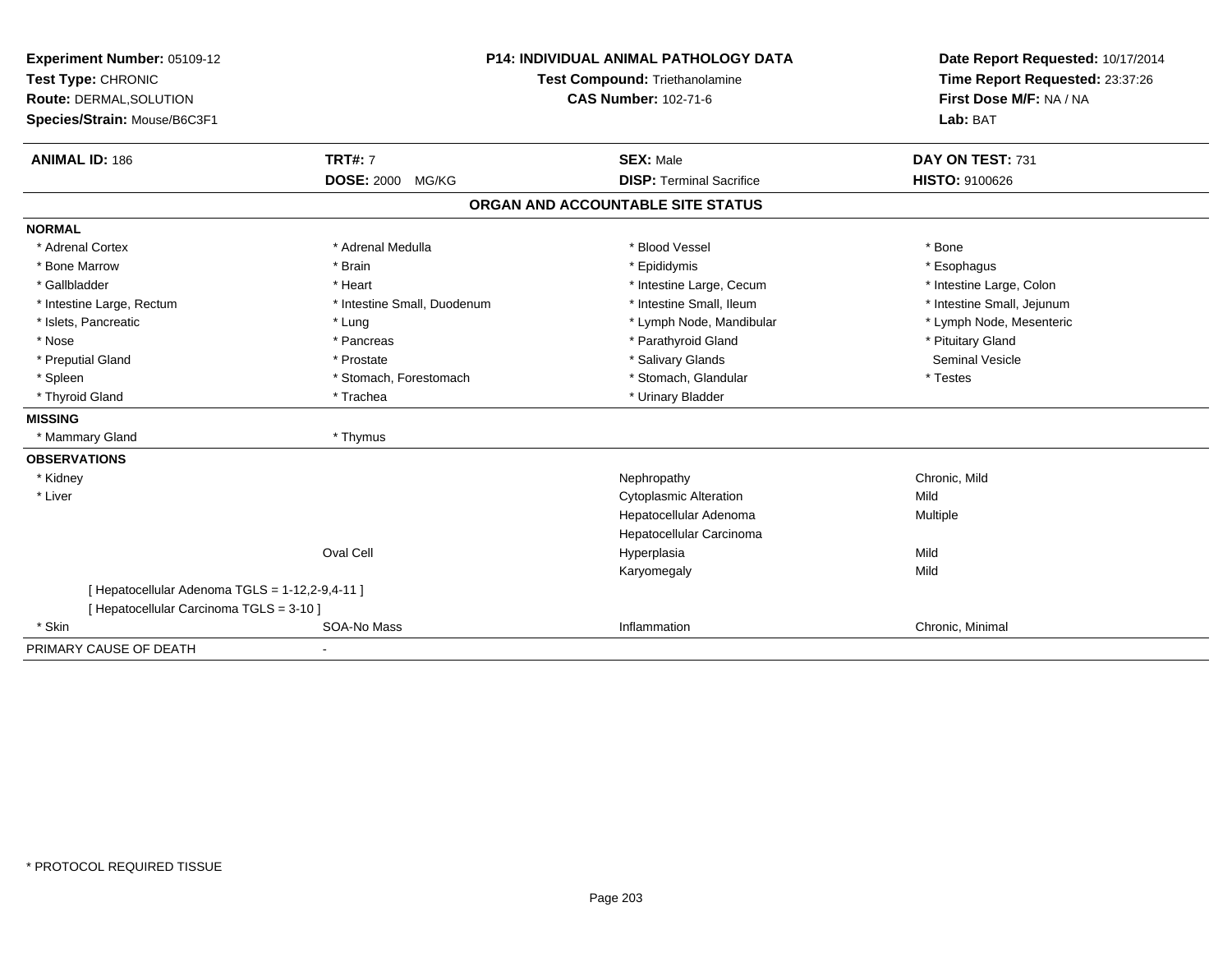**Experiment Number:** 05109-12
**Test Type:** CHRONIC
**Route:** DERMAL,SOLUTION
**Species/Strain:** Mouse/B6C3F1

**P14: INDIVIDUAL ANIMAL PATHOLOGY DATA**
**Test Compound:** Triethanolamine
**CAS Number:** 102-71-6

**Date Report Requested:** 10/17/2014
**Time Report Requested:** 23:37:26
**First Dose M/F:** NA / NA
**Lab:** BAT

| **ANIMAL ID:** 186 | **TRT#:** 7 | **SEX:** Male | **DAY ON TEST:** 731 |
|---|---|---|---|
| | **DOSE:** 2000 MG/KG | **DISP:** Terminal Sacrifice | **HISTO:** 9100626 |

## ORGAN AND ACCOUNTABLE SITE STATUS

| | | | |
|---|---|---|---|
| **NORMAL** | | | |
| * Adrenal Cortex | * Adrenal Medulla | * Blood Vessel | * Bone |
| * Bone Marrow | * Brain | * Epididymis | * Esophagus |
| * Gallbladder | * Heart | * Intestine Large, Cecum | * Intestine Large, Colon |
| * Intestine Large, Rectum | * Intestine Small, Duodenum | * Intestine Small, Ileum | * Intestine Small, Jejunum |
| * Islets, Pancreatic | * Lung | * Lymph Node, Mandibular | * Lymph Node, Mesenteric |
| * Nose | * Pancreas | * Parathyroid Gland | * Pituitary Gland |
| * Preputial Gland | * Prostate | * Salivary Glands | Seminal Vesicle |
| * Spleen | * Stomach, Forestomach | * Stomach, Glandular | * Testes |
| * Thyroid Gland | * Trachea | * Urinary Bladder | |
| **MISSING** | | | |
| * Mammary Gland | * Thymus | | |
| **OBSERVATIONS** | | | |
| * Kidney | | Nephropathy | Chronic, Mild |
| * Liver | | Cytoplasmic Alteration | Mild |
| | | Hepatocellular Adenoma | Multiple |
| | | Hepatocellular Carcinoma | |
| | Oval Cell | Hyperplasia | Mild |
| | | Karyomegaly | Mild |
| [ Hepatocellular Adenoma TGLS = 1-12,2-9,4-11 ] | | | |
| [ Hepatocellular Carcinoma TGLS = 3-10 ] | | | |
| * Skin | SOA-No Mass | Inflammation | Chronic, Minimal |
| PRIMARY CAUSE OF DEATH | - | | |

* PROTOCOL REQUIRED TISSUE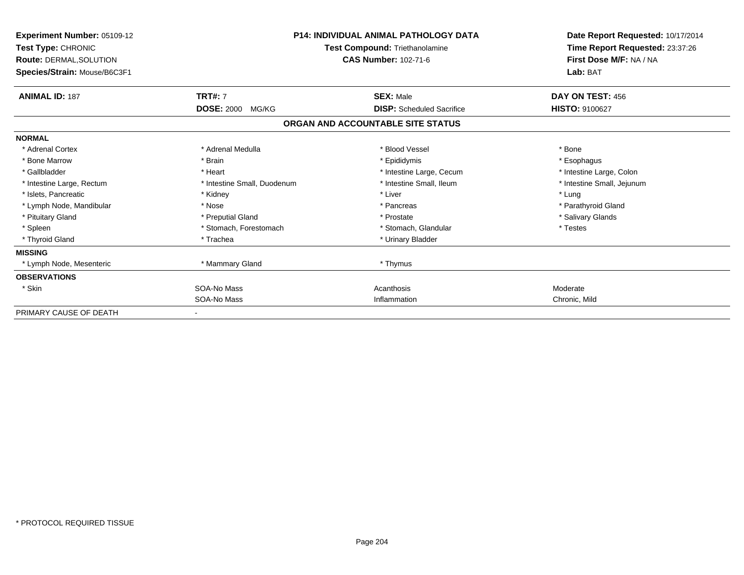**Experiment Number:** 05109-12
**Test Type:** CHRONIC
**Route:** DERMAL,SOLUTION
**Species/Strain:** Mouse/B6C3F1

**P14: INDIVIDUAL ANIMAL PATHOLOGY DATA**
**Test Compound:** Triethanolamine
**CAS Number:** 102-71-6

**Date Report Requested:** 10/17/2014
**Time Report Requested:** 23:37:26
**First Dose M/F:** NA / NA
**Lab:** BAT

| **ANIMAL ID:** 187 | **TRT#:** 7 | **SEX:** Male | **DAY ON TEST:** 456 |
|---|---|---|---|
| | **DOSE:** 2000 MG/KG | **DISP:** Scheduled Sacrifice | **HISTO:** 9100627 |

## ORGAN AND ACCOUNTABLE SITE STATUS

| | | | |
|---|---|---|---|
| **NORMAL** | | | |
| * Adrenal Cortex | * Adrenal Medulla | * Blood Vessel | * Bone |
| * Bone Marrow | * Brain | * Epididymis | * Esophagus |
| * Gallbladder | * Heart | * Intestine Large, Cecum | * Intestine Large, Colon |
| * Intestine Large, Rectum | * Intestine Small, Duodenum | * Intestine Small, Ileum | * Intestine Small, Jejunum |
| * Islets, Pancreatic | * Kidney | * Liver | * Lung |
| * Lymph Node, Mandibular | * Nose | * Pancreas | * Parathyroid Gland |
| * Pituitary Gland | * Preputial Gland | * Prostate | * Salivary Glands |
| * Spleen | * Stomach, Forestomach | * Stomach, Glandular | * Testes |
| * Thyroid Gland | * Trachea | * Urinary Bladder | |
| **MISSING** | | | |
| * Lymph Node, Mesenteric | * Mammary Gland | * Thymus | |
| **OBSERVATIONS** | | | |
| * Skin | SOA-No Mass | Acanthosis | Moderate |
| | SOA-No Mass | Inflammation | Chronic, Mild |
| PRIMARY CAUSE OF DEATH | - | | |

\* PROTOCOL REQUIRED TISSUE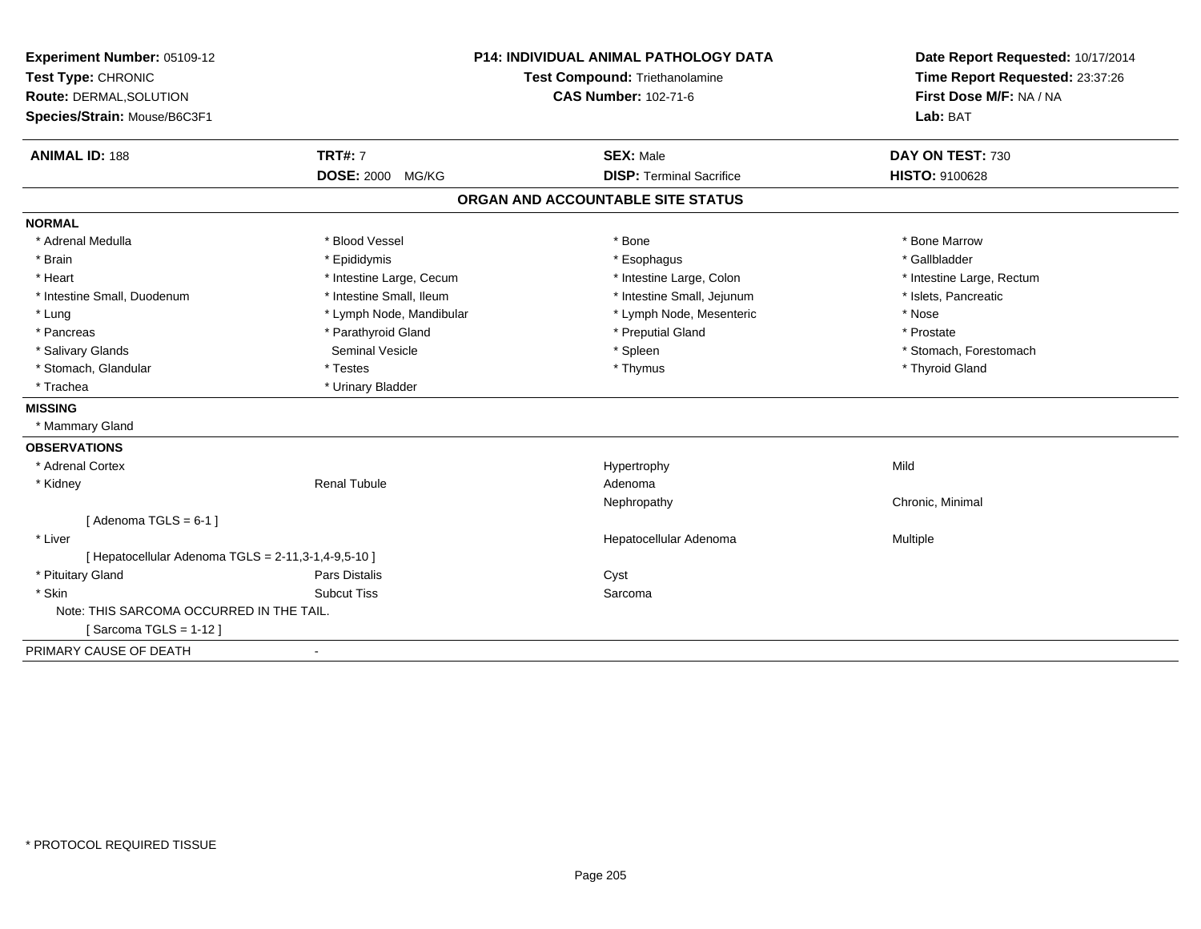**Experiment Number:** 05109-12
**Test Type:** CHRONIC
**Route:** DERMAL,SOLUTION
**Species/Strain:** Mouse/B6C3F1

**P14: INDIVIDUAL ANIMAL PATHOLOGY DATA**
**Test Compound:** Triethanolamine
**CAS Number:** 102-71-6

**Date Report Requested:** 10/17/2014
**Time Report Requested:** 23:37:26
**First Dose M/F:** NA / NA
**Lab:** BAT

| | | | |
|---|---|---|---|
| **ANIMAL ID:** 188 | **TRT#:** 7 | **SEX:** Male | **DAY ON TEST:** 730 |
| | **DOSE:** 2000 MG/KG | **DISP:** Terminal Sacrifice | **HISTO:** 9100628 |

**ORGAN AND ACCOUNTABLE SITE STATUS**

**NORMAL**

| | | | |
|---|---|---|---|
| * Adrenal Medulla | * Blood Vessel | * Bone | * Bone Marrow |
| * Brain | * Epididymis | * Esophagus | * Gallbladder |
| * Heart | * Intestine Large, Cecum | * Intestine Large, Colon | * Intestine Large, Rectum |
| * Intestine Small, Duodenum | * Intestine Small, Ileum | * Intestine Small, Jejunum | * Islets, Pancreatic |
| * Lung | * Lymph Node, Mandibular | * Lymph Node, Mesenteric | * Nose |
| * Pancreas | * Parathyroid Gland | * Preputial Gland | * Prostate |
| * Salivary Glands | Seminal Vesicle | * Spleen | * Stomach, Forestomach |
| * Stomach, Glandular | * Testes | * Thymus | * Thyroid Gland |
| * Trachea | * Urinary Bladder | | |

**MISSING**

* Mammary Gland

**OBSERVATIONS**

| | | | |
|---|---|---|---|
| * Adrenal Cortex | | Hypertrophy | Mild |
| * Kidney | Renal Tubule | Adenoma | |
| | | Nephropathy | Chronic, Minimal |
| [ Adenoma TGLS = 6-1 ] | | | |
| * Liver | | Hepatocellular Adenoma | Multiple |
| [ Hepatocellular Adenoma TGLS = 2-11,3-1,4-9,5-10 ] | | | |
| * Pituitary Gland | Pars Distalis | Cyst | |
| * Skin | Subcut Tiss | Sarcoma | |
| Note: THIS SARCOMA OCCURRED IN THE TAIL. | | | |
| [ Sarcoma TGLS = 1-12 ] | | | |

PRIMARY CAUSE OF DEATH -

* PROTOCOL REQUIRED TISSUE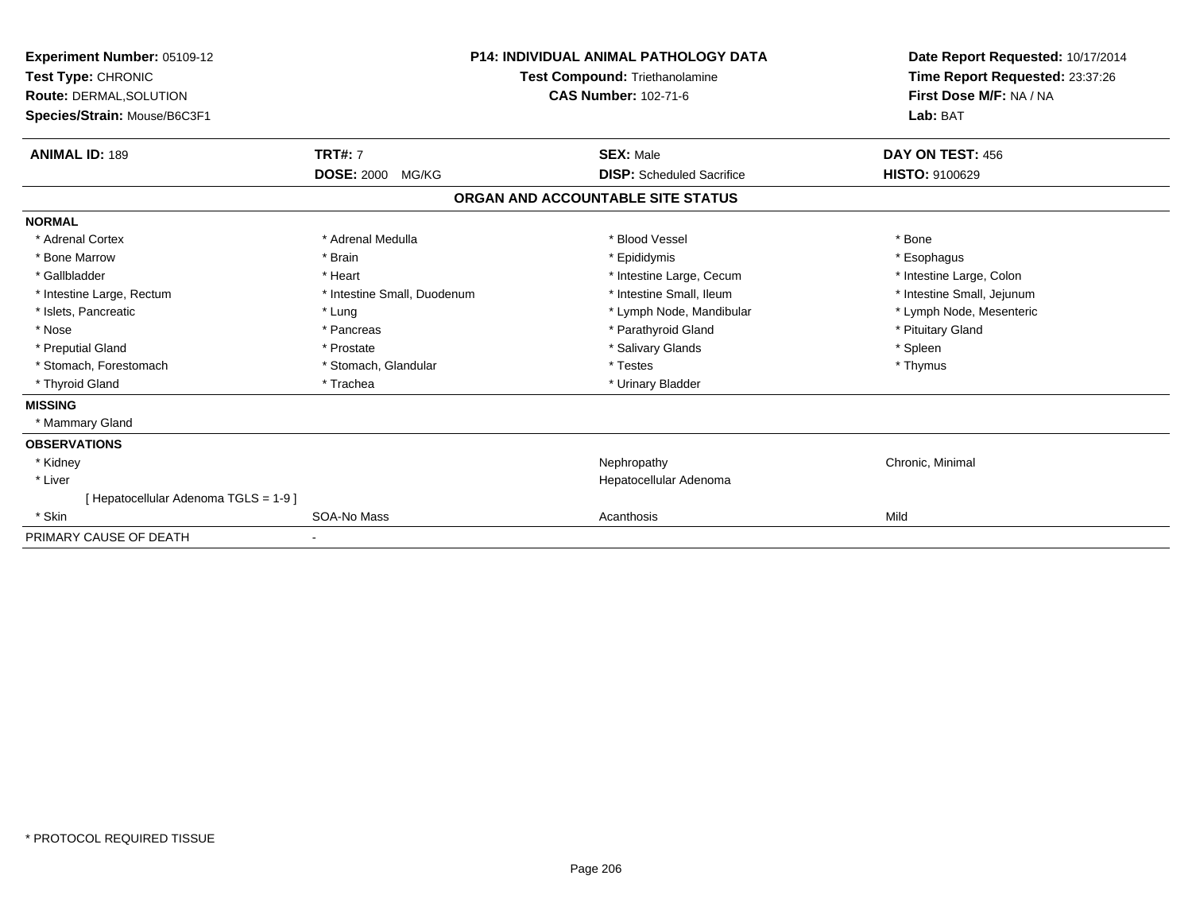**Experiment Number:** 05109-12
**Test Type:** CHRONIC
**Route:** DERMAL,SOLUTION
**Species/Strain:** Mouse/B6C3F1

**P14: INDIVIDUAL ANIMAL PATHOLOGY DATA**
**Test Compound:** Triethanolamine
**CAS Number:** 102-71-6

**Date Report Requested:** 10/17/2014
**Time Report Requested:** 23:37:26
**First Dose M/F:** NA / NA
**Lab:** BAT

| **ANIMAL ID:** 189 | **TRT#:** 7 | **SEX:** Male | **DAY ON TEST:** 456 |
|---|---|---|---|
| | **DOSE:** 2000 MG/KG | **DISP:** Scheduled Sacrifice | **HISTO:** 9100629 |

## ORGAN AND ACCOUNTABLE SITE STATUS

| | | | |
|---|---|---|---|
| **NORMAL** | | | |
| * Adrenal Cortex | * Adrenal Medulla | * Blood Vessel | * Bone |
| * Bone Marrow | * Brain | * Epididymis | * Esophagus |
| * Gallbladder | * Heart | * Intestine Large, Cecum | * Intestine Large, Colon |
| * Intestine Large, Rectum | * Intestine Small, Duodenum | * Intestine Small, Ileum | * Intestine Small, Jejunum |
| * Islets, Pancreatic | * Lung | * Lymph Node, Mandibular | * Lymph Node, Mesenteric |
| * Nose | * Pancreas | * Parathyroid Gland | * Pituitary Gland |
| * Preputial Gland | * Prostate | * Salivary Glands | * Spleen |
| * Stomach, Forestomach | * Stomach, Glandular | * Testes | * Thymus |
| * Thyroid Gland | * Trachea | * Urinary Bladder | |
| **MISSING** | | | |
| * Mammary Gland | | | |
| **OBSERVATIONS** | | | |
| * Kidney | | Nephropathy | Chronic, Minimal |
| * Liver | | Hepatocellular Adenoma | |
| [ Hepatocellular Adenoma TGLS = 1-9 ] | | | |
| * Skin | SOA-No Mass | Acanthosis | Mild |
| PRIMARY CAUSE OF DEATH | - | | |

* PROTOCOL REQUIRED TISSUE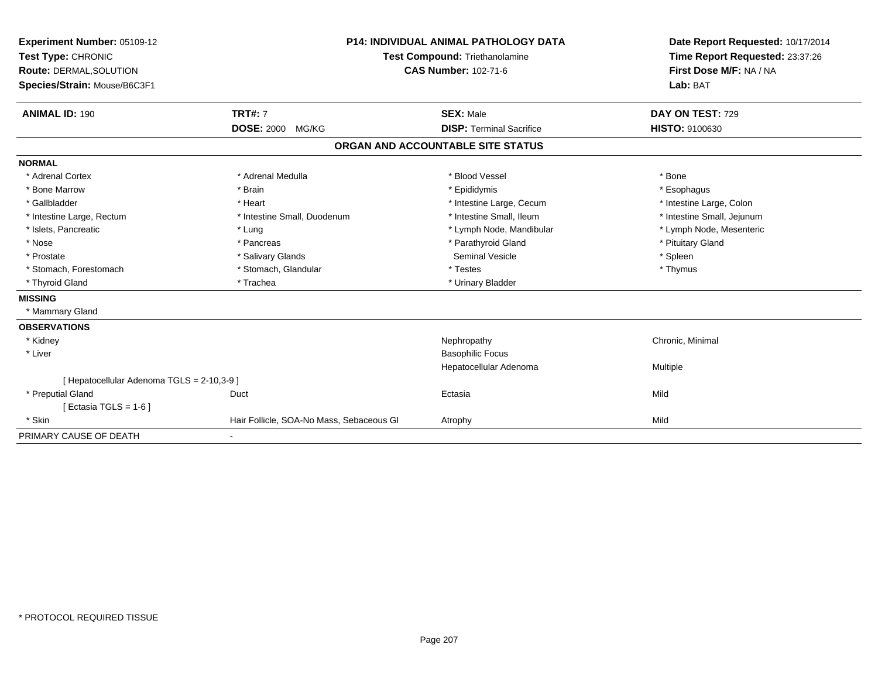**Experiment Number:** 05109-12
**Test Type:** CHRONIC
**Route:** DERMAL,SOLUTION
**Species/Strain:** Mouse/B6C3F1

**P14: INDIVIDUAL ANIMAL PATHOLOGY DATA**
**Test Compound:** Triethanolamine
**CAS Number:** 102-71-6

**Date Report Requested:** 10/17/2014
**Time Report Requested:** 23:37:26
**First Dose M/F:** NA / NA
**Lab:** BAT

| **ANIMAL ID:** 190 | **TRT#:** 7 | **SEX:** Male | **DAY ON TEST:** 729 |
|---|---|---|---|
| | **DOSE:** 2000 MG/KG | **DISP:** Terminal Sacrifice | **HISTO:** 9100630 |

## ORGAN AND ACCOUNTABLE SITE STATUS

| | | | |
|---|---|---|---|
| **NORMAL** | | | |
| * Adrenal Cortex | * Adrenal Medulla | * Blood Vessel | * Bone |
| * Bone Marrow | * Brain | * Epididymis | * Esophagus |
| * Gallbladder | * Heart | * Intestine Large, Cecum | * Intestine Large, Colon |
| * Intestine Large, Rectum | * Intestine Small, Duodenum | * Intestine Small, Ileum | * Intestine Small, Jejunum |
| * Islets, Pancreatic | * Lung | * Lymph Node, Mandibular | * Lymph Node, Mesenteric |
| * Nose | * Pancreas | * Parathyroid Gland | * Pituitary Gland |
| * Prostate | * Salivary Glands | Seminal Vesicle | * Spleen |
| * Stomach, Forestomach | * Stomach, Glandular | * Testes | * Thymus |
| * Thyroid Gland | * Trachea | * Urinary Bladder | |
| **MISSING** | | | |
| * Mammary Gland | | | |
| **OBSERVATIONS** | | | |
| * Kidney | | Nephropathy | Chronic, Minimal |
| * Liver | | Basophilic Focus | |
| | | Hepatocellular Adenoma | Multiple |
| [ Hepatocellular Adenoma TGLS = 2-10,3-9 ] | | | |
| * Preputial Gland | Duct | Ectasia | Mild |
| [ Ectasia TGLS = 1-6 ] | | | |
| * Skin | Hair Follicle, SOA-No Mass, Sebaceous Gl | Atrophy | Mild |
| PRIMARY CAUSE OF DEATH | - | | |

* PROTOCOL REQUIRED TISSUE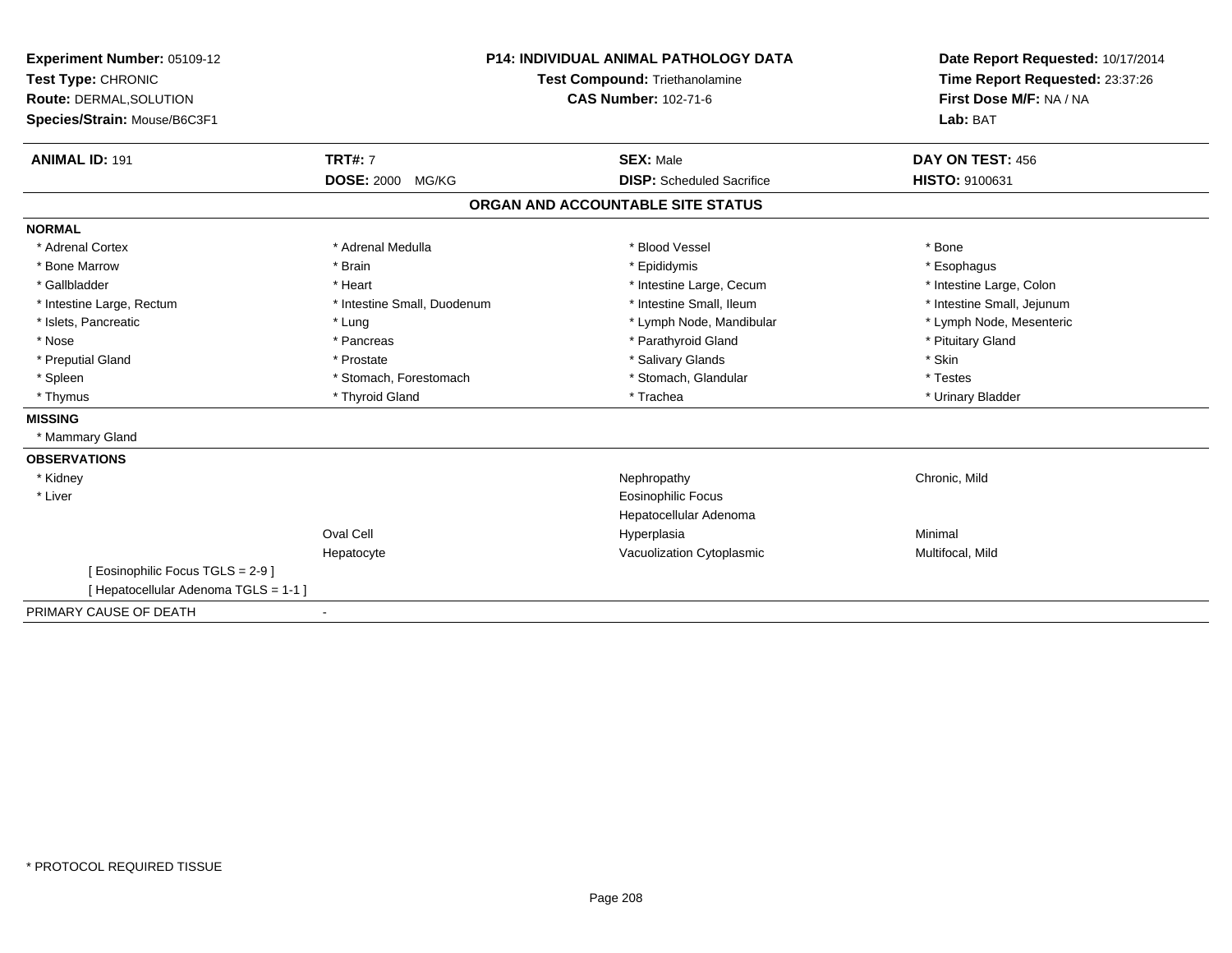**Experiment Number:** 05109-12
**Test Type:** CHRONIC
**Route:** DERMAL,SOLUTION
**Species/Strain:** Mouse/B6C3F1

**P14: INDIVIDUAL ANIMAL PATHOLOGY DATA**
**Test Compound:** Triethanolamine
**CAS Number:** 102-71-6

**Date Report Requested:** 10/17/2014
**Time Report Requested:** 23:37:26
**First Dose M/F:** NA / NA
**Lab:** BAT

| | | | |
|---|---|---|---|
| **ANIMAL ID:** 191 | **TRT#:** 7 | **SEX:** Male | **DAY ON TEST:** 456 |
| | **DOSE:** 2000 MG/KG | **DISP:** Scheduled Sacrifice | **HISTO:** 9100631 |

## ORGAN AND ACCOUNTABLE SITE STATUS

**NORMAL**

| | | | |
|---|---|---|---|
| * Adrenal Cortex | * Adrenal Medulla | * Blood Vessel | * Bone |
| * Bone Marrow | * Brain | * Epididymis | * Esophagus |
| * Gallbladder | * Heart | * Intestine Large, Cecum | * Intestine Large, Colon |
| * Intestine Large, Rectum | * Intestine Small, Duodenum | * Intestine Small, Ileum | * Intestine Small, Jejunum |
| * Islets, Pancreatic | * Lung | * Lymph Node, Mandibular | * Lymph Node, Mesenteric |
| * Nose | * Pancreas | * Parathyroid Gland | * Pituitary Gland |
| * Preputial Gland | * Prostate | * Salivary Glands | * Skin |
| * Spleen | * Stomach, Forestomach | * Stomach, Glandular | * Testes |
| * Thymus | * Thyroid Gland | * Trachea | * Urinary Bladder |

**MISSING**

* Mammary Gland

**OBSERVATIONS**

| | | | |
|---|---|---|---|
| * Kidney | | Nephropathy | Chronic, Mild |
| * Liver | | Eosinophilic Focus | |
| | | Hepatocellular Adenoma | |
| | Oval Cell | Hyperplasia | Minimal |
| | Hepatocyte | Vacuolization Cytoplasmic | Multifocal, Mild |

[ Eosinophilic Focus TGLS = 2-9 ]
[ Hepatocellular Adenoma TGLS = 1-1 ]

PRIMARY CAUSE OF DEATH -

* PROTOCOL REQUIRED TISSUE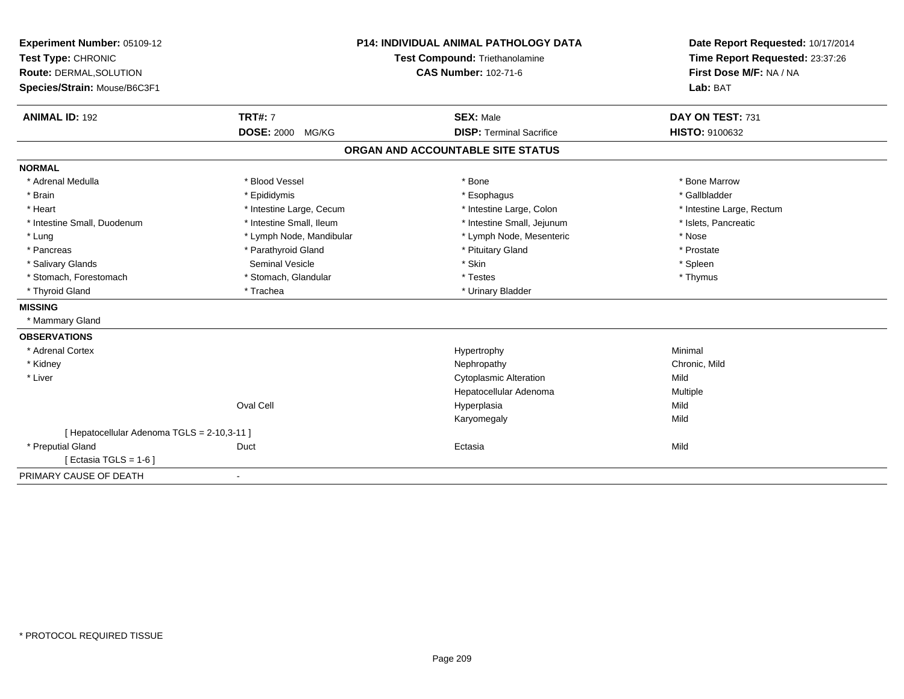**Experiment Number:** 05109-12
**Test Type:** CHRONIC
**Route:** DERMAL,SOLUTION
**Species/Strain:** Mouse/B6C3F1

**P14: INDIVIDUAL ANIMAL PATHOLOGY DATA**
**Test Compound:** Triethanolamine
**CAS Number:** 102-71-6

**Date Report Requested:** 10/17/2014
**Time Report Requested:** 23:37:26
**First Dose M/F:** NA / NA
**Lab:** BAT

| **ANIMAL ID:** 192 | **TRT#:** 7 | **SEX:** Male | **DAY ON TEST:** 731 |
|---|---|---|---|
| | **DOSE:** 2000 MG/KG | **DISP:** Terminal Sacrifice | **HISTO:** 9100632 |

## ORGAN AND ACCOUNTABLE SITE STATUS

**NORMAL**

| | | | |
|---|---|---|---|
| * Adrenal Medulla | * Blood Vessel | * Bone | * Bone Marrow |
| * Brain | * Epididymis | * Esophagus | * Gallbladder |
| * Heart | * Intestine Large, Cecum | * Intestine Large, Colon | * Intestine Large, Rectum |
| * Intestine Small, Duodenum | * Intestine Small, Ileum | * Intestine Small, Jejunum | * Islets, Pancreatic |
| * Lung | * Lymph Node, Mandibular | * Lymph Node, Mesenteric | * Nose |
| * Pancreas | * Parathyroid Gland | * Pituitary Gland | * Prostate |
| * Salivary Glands | Seminal Vesicle | * Skin | * Spleen |
| * Stomach, Forestomach | * Stomach, Glandular | * Testes | * Thymus |
| * Thyroid Gland | * Trachea | * Urinary Bladder | |

**MISSING**

* Mammary Gland

**OBSERVATIONS**

| | | | |
|---|---|---|---|
| * Adrenal Cortex | | Hypertrophy | Minimal |
| * Kidney | | Nephropathy | Chronic, Mild |
| * Liver | | Cytoplasmic Alteration | Mild |
| | | Hepatocellular Adenoma | Multiple |
| | Oval Cell | Hyperplasia | Mild |
| | | Karyomegaly | Mild |
| [ Hepatocellular Adenoma TGLS = 2-10,3-11 ] | | | |
| * Preputial Gland | Duct | Ectasia | Mild |
| [ Ectasia TGLS = 1-6 ] | | | |

PRIMARY CAUSE OF DEATH -

\* PROTOCOL REQUIRED TISSUE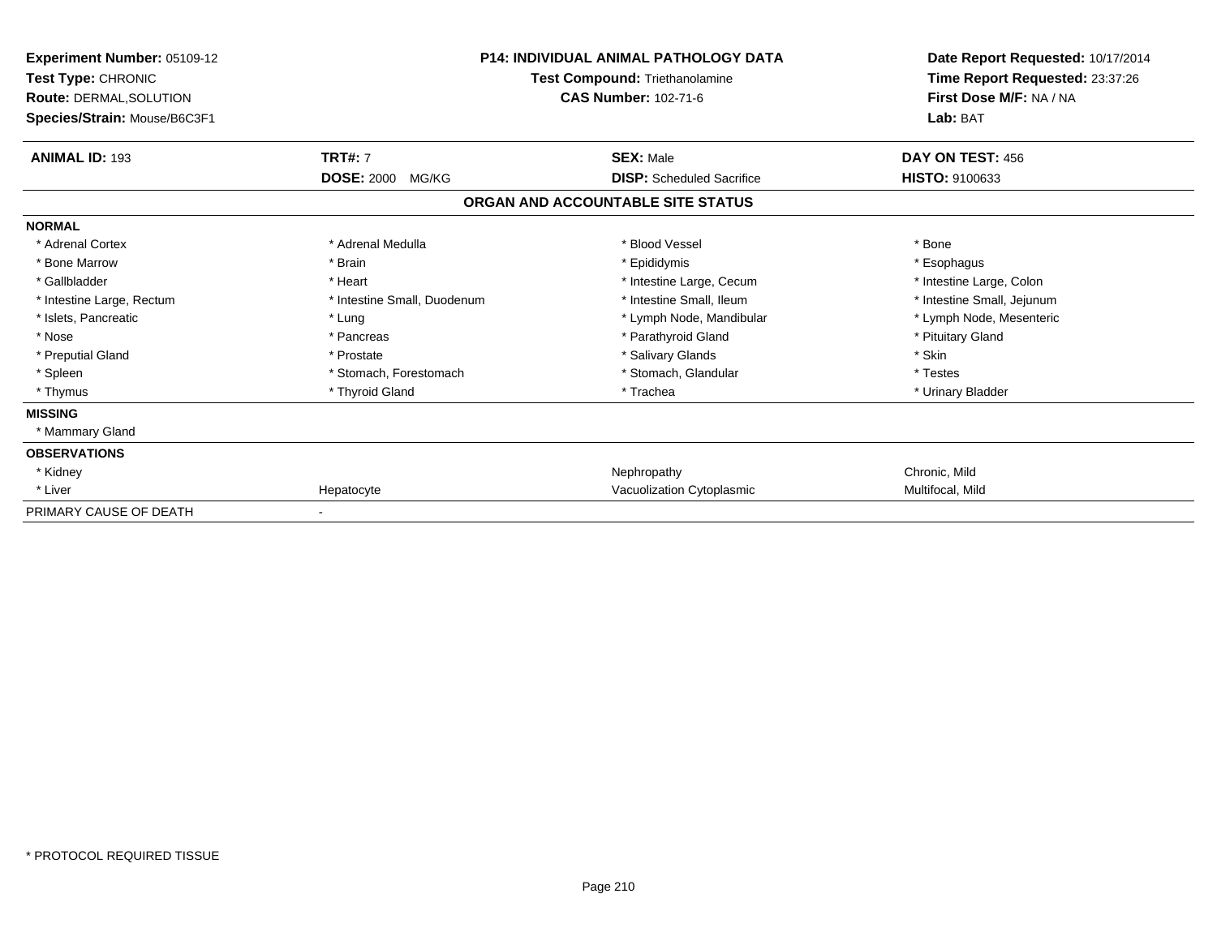**Experiment Number:** 05109-12
**Test Type:** CHRONIC
**Route:** DERMAL,SOLUTION
**Species/Strain:** Mouse/B6C3F1

**P14: INDIVIDUAL ANIMAL PATHOLOGY DATA**
**Test Compound:** Triethanolamine
**CAS Number:** 102-71-6

**Date Report Requested:** 10/17/2014
**Time Report Requested:** 23:37:26
**First Dose M/F:** NA / NA
**Lab:** BAT

| **ANIMAL ID:** 193 | **TRT#:** 7 | **SEX:** Male | **DAY ON TEST:** 456 |
|---|---|---|---|
| | **DOSE:** 2000 MG/KG | **DISP:** Scheduled Sacrifice | **HISTO:** 9100633 |

**ORGAN AND ACCOUNTABLE SITE STATUS**

| | | | |
|---|---|---|---|
| **NORMAL** | | | |
| * Adrenal Cortex | * Adrenal Medulla | * Blood Vessel | * Bone |
| * Bone Marrow | * Brain | * Epididymis | * Esophagus |
| * Gallbladder | * Heart | * Intestine Large, Cecum | * Intestine Large, Colon |
| * Intestine Large, Rectum | * Intestine Small, Duodenum | * Intestine Small, Ileum | * Intestine Small, Jejunum |
| * Islets, Pancreatic | * Lung | * Lymph Node, Mandibular | * Lymph Node, Mesenteric |
| * Nose | * Pancreas | * Parathyroid Gland | * Pituitary Gland |
| * Preputial Gland | * Prostate | * Salivary Glands | * Skin |
| * Spleen | * Stomach, Forestomach | * Stomach, Glandular | * Testes |
| * Thymus | * Thyroid Gland | * Trachea | * Urinary Bladder |
| **MISSING** | | | |
| * Mammary Gland | | | |
| **OBSERVATIONS** | | | |
| * Kidney | | Nephropathy | Chronic, Mild |
| * Liver | Hepatocyte | Vacuolization Cytoplasmic | Multifocal, Mild |
| PRIMARY CAUSE OF DEATH | - | | |

* PROTOCOL REQUIRED TISSUE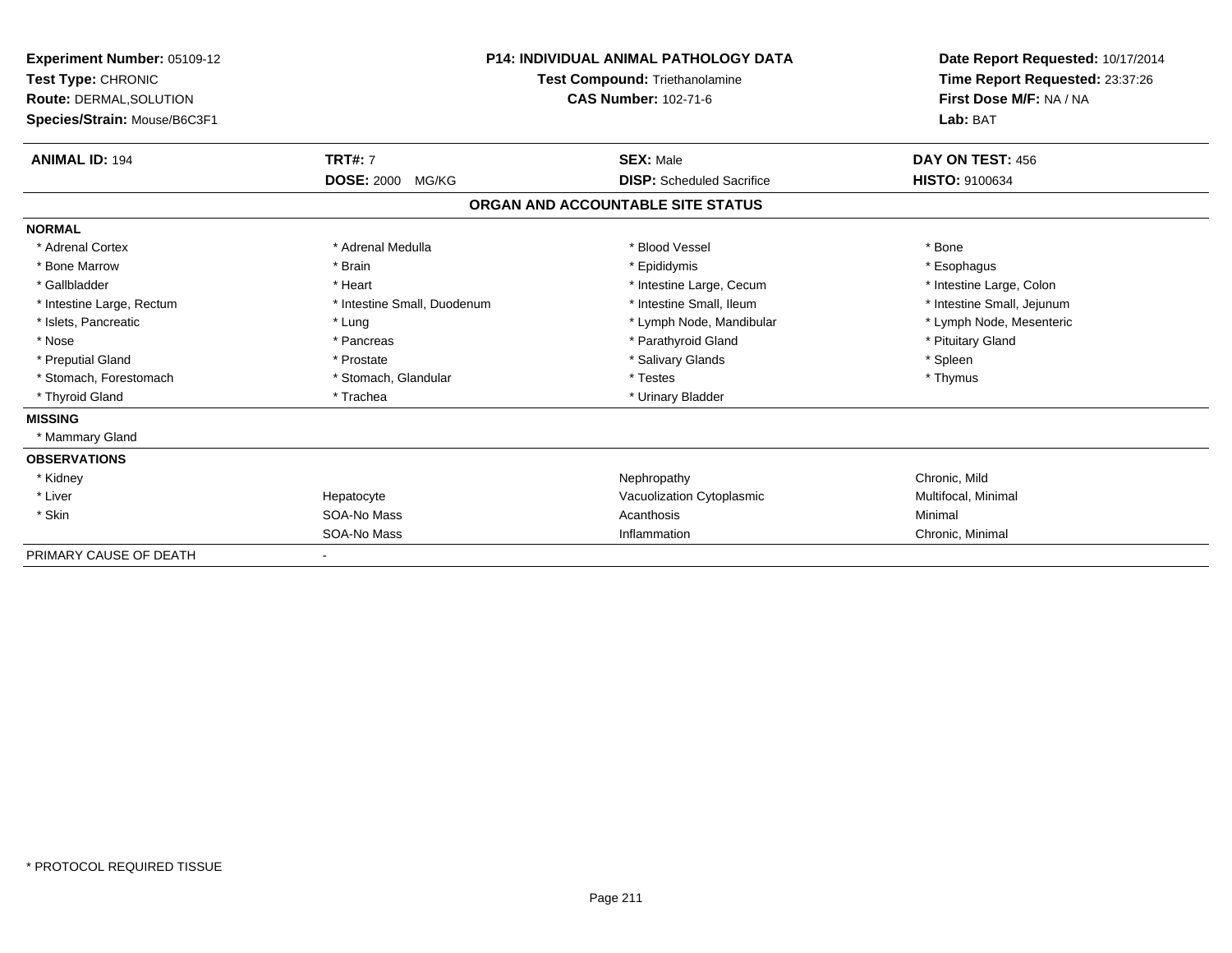**Experiment Number:** 05109-12
**Test Type:** CHRONIC
**Route:** DERMAL,SOLUTION
**Species/Strain:** Mouse/B6C3F1

**P14: INDIVIDUAL ANIMAL PATHOLOGY DATA**
**Test Compound:** Triethanolamine
**CAS Number:** 102-71-6

**Date Report Requested:** 10/17/2014
**Time Report Requested:** 23:37:26
**First Dose M/F:** NA / NA
**Lab:** BAT

| **ANIMAL ID:** 194 | **TRT#:** 7 | **SEX:** Male | **DAY ON TEST:** 456 |
|---|---|---|---|
| | **DOSE:** 2000 MG/KG | **DISP:** Scheduled Sacrifice | **HISTO:** 9100634 |

## ORGAN AND ACCOUNTABLE SITE STATUS

| | | | |
|---|---|---|---|
| **NORMAL** | | | |
| * Adrenal Cortex | * Adrenal Medulla | * Blood Vessel | * Bone |
| * Bone Marrow | * Brain | * Epididymis | * Esophagus |
| * Gallbladder | * Heart | * Intestine Large, Cecum | * Intestine Large, Colon |
| * Intestine Large, Rectum | * Intestine Small, Duodenum | * Intestine Small, Ileum | * Intestine Small, Jejunum |
| * Islets, Pancreatic | * Lung | * Lymph Node, Mandibular | * Lymph Node, Mesenteric |
| * Nose | * Pancreas | * Parathyroid Gland | * Pituitary Gland |
| * Preputial Gland | * Prostate | * Salivary Glands | * Spleen |
| * Stomach, Forestomach | * Stomach, Glandular | * Testes | * Thymus |
| * Thyroid Gland | * Trachea | * Urinary Bladder | |
| **MISSING** | | | |
| * Mammary Gland | | | |
| **OBSERVATIONS** | | | |
| * Kidney | | Nephropathy | Chronic, Mild |
| * Liver | Hepatocyte | Vacuolization Cytoplasmic | Multifocal, Minimal |
| * Skin | SOA-No Mass | Acanthosis | Minimal |
| | SOA-No Mass | Inflammation | Chronic, Minimal |
| PRIMARY CAUSE OF DEATH | - | | |

* PROTOCOL REQUIRED TISSUE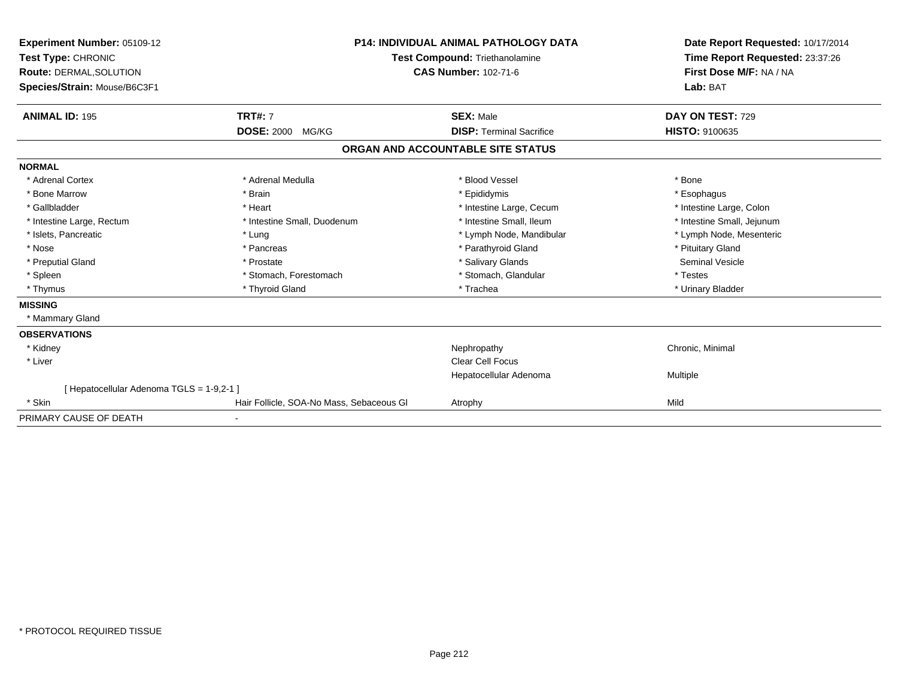**Experiment Number:** 05109-12
**Test Type:** CHRONIC
**Route:** DERMAL,SOLUTION
**Species/Strain:** Mouse/B6C3F1

**P14: INDIVIDUAL ANIMAL PATHOLOGY DATA**
**Test Compound:** Triethanolamine
**CAS Number:** 102-71-6

**Date Report Requested:** 10/17/2014
**Time Report Requested:** 23:37:26
**First Dose M/F:** NA / NA
**Lab:** BAT

| | | | |
|---|---|---|---|
| **ANIMAL ID:** 195 | **TRT#:** 7 | **SEX:** Male | **DAY ON TEST:** 729 |
| | **DOSE:** 2000 MG/KG | **DISP:** Terminal Sacrifice | **HISTO:** 9100635 |

## ORGAN AND ACCOUNTABLE SITE STATUS

| | | | |
|---|---|---|---|
| **NORMAL** | | | |
| * Adrenal Cortex | * Adrenal Medulla | * Blood Vessel | * Bone |
| * Bone Marrow | * Brain | * Epididymis | * Esophagus |
| * Gallbladder | * Heart | * Intestine Large, Cecum | * Intestine Large, Colon |
| * Intestine Large, Rectum | * Intestine Small, Duodenum | * Intestine Small, Ileum | * Intestine Small, Jejunum |
| * Islets, Pancreatic | * Lung | * Lymph Node, Mandibular | * Lymph Node, Mesenteric |
| * Nose | * Pancreas | * Parathyroid Gland | * Pituitary Gland |
| * Preputial Gland | * Prostate | * Salivary Glands | Seminal Vesicle |
| * Spleen | * Stomach, Forestomach | * Stomach, Glandular | * Testes |
| * Thymus | * Thyroid Gland | * Trachea | * Urinary Bladder |
| **MISSING** | | | |
| * Mammary Gland | | | |
| **OBSERVATIONS** | | | |
| * Kidney | | Nephropathy | Chronic, Minimal |
| * Liver | | Clear Cell Focus | |
| | | Hepatocellular Adenoma | Multiple |
| [ Hepatocellular Adenoma TGLS = 1-9,2-1 ] | | | |
| * Skin | Hair Follicle, SOA-No Mass, Sebaceous Gl | Atrophy | Mild |
| PRIMARY CAUSE OF DEATH | - | | |

* PROTOCOL REQUIRED TISSUE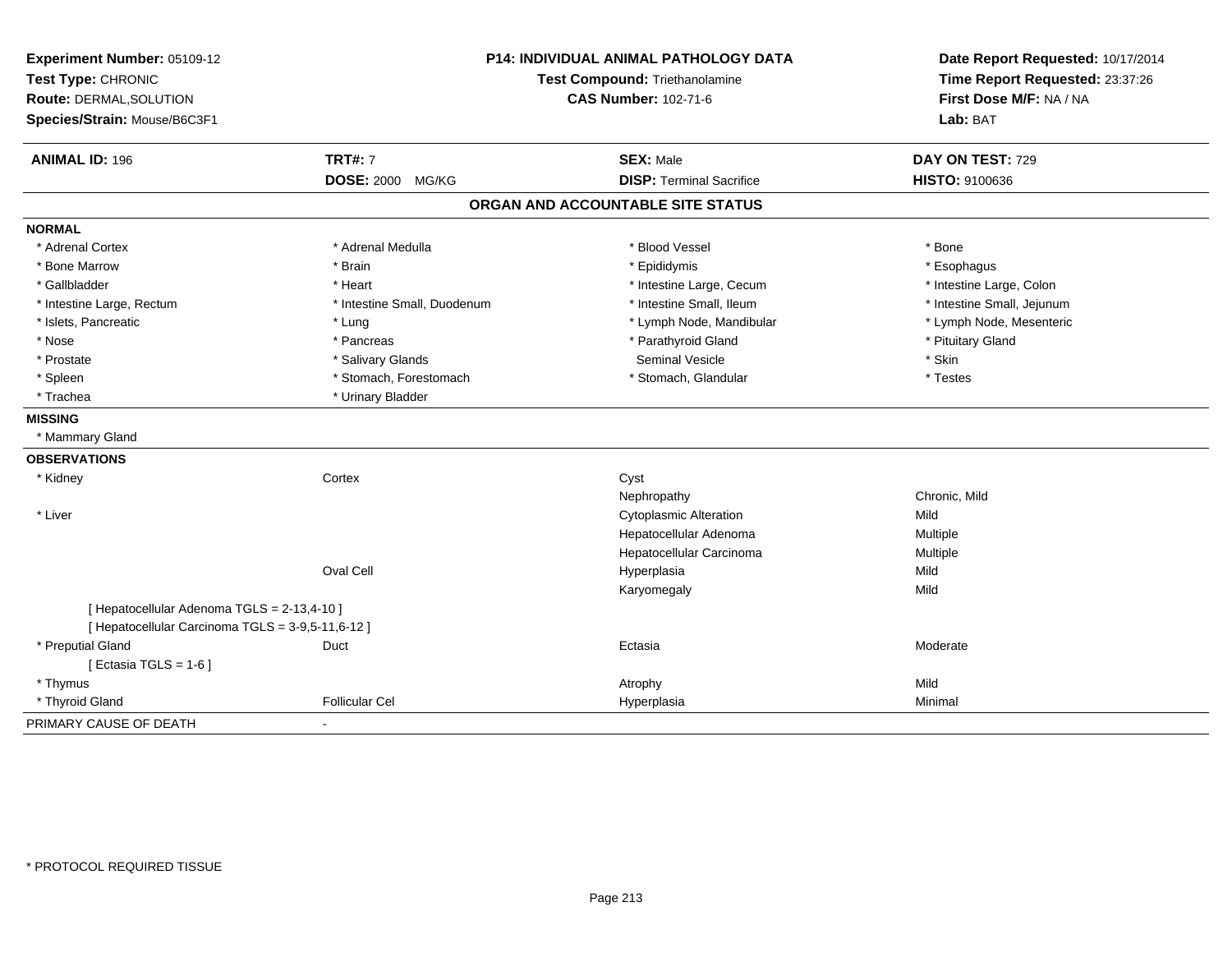**Experiment Number:** 05109-12
**Test Type:** CHRONIC
**Route:** DERMAL,SOLUTION
**Species/Strain:** Mouse/B6C3F1

**P14: INDIVIDUAL ANIMAL PATHOLOGY DATA**
**Test Compound:** Triethanolamine
**CAS Number:** 102-71-6

**Date Report Requested:** 10/17/2014
**Time Report Requested:** 23:37:26
**First Dose M/F:** NA / NA
**Lab:** BAT

| **ANIMAL ID:** 196 | **TRT#:** 7 | **SEX:** Male | **DAY ON TEST:** 729 |
|---|---|---|---|
| | **DOSE:** 2000 MG/KG | **DISP:** Terminal Sacrifice | **HISTO:** 9100636 |

## ORGAN AND ACCOUNTABLE SITE STATUS

**NORMAL**

| | | | |
|---|---|---|---|
| * Adrenal Cortex | * Adrenal Medulla | * Blood Vessel | * Bone |
| * Bone Marrow | * Brain | * Epididymis | * Esophagus |
| * Gallbladder | * Heart | * Intestine Large, Cecum | * Intestine Large, Colon |
| * Intestine Large, Rectum | * Intestine Small, Duodenum | * Intestine Small, Ileum | * Intestine Small, Jejunum |
| * Islets, Pancreatic | * Lung | * Lymph Node, Mandibular | * Lymph Node, Mesenteric |
| * Nose | * Pancreas | * Parathyroid Gland | * Pituitary Gland |
| * Prostate | * Salivary Glands | Seminal Vesicle | * Skin |
| * Spleen | * Stomach, Forestomach | * Stomach, Glandular | * Testes |
| * Trachea | * Urinary Bladder | | |

**MISSING**

* Mammary Gland

**OBSERVATIONS**

| | | | |
|---|---|---|---|
| * Kidney | Cortex | Cyst | |
| | | Nephropathy | Chronic, Mild |
| * Liver | | Cytoplasmic Alteration | Mild |
| | | Hepatocellular Adenoma | Multiple |
| | | Hepatocellular Carcinoma | Multiple |
| | Oval Cell | Hyperplasia | Mild |
| | | Karyomegaly | Mild |
| [ Hepatocellular Adenoma TGLS = 2-13,4-10 ] | | | |
| [ Hepatocellular Carcinoma TGLS = 3-9,5-11,6-12 ] | | | |
| * Preputial Gland | Duct | Ectasia | Moderate |
| [ Ectasia TGLS = 1-6 ] | | | |
| * Thymus | | Atrophy | Mild |
| * Thyroid Gland | Follicular Cel | Hyperplasia | Minimal |

PRIMARY CAUSE OF DEATH -

\* PROTOCOL REQUIRED TISSUE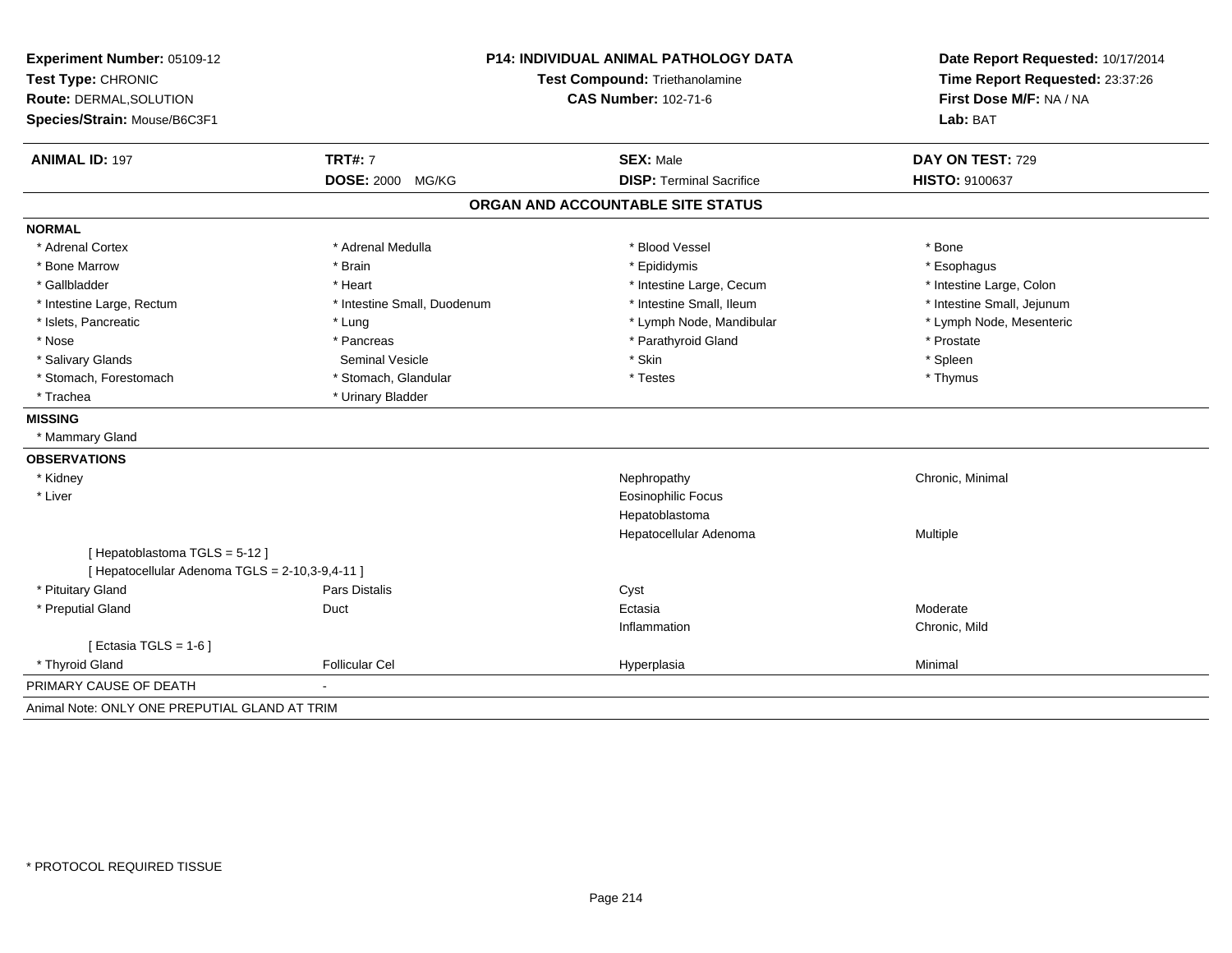**Experiment Number:** 05109-12
**Test Type:** CHRONIC
**Route:** DERMAL,SOLUTION
**Species/Strain:** Mouse/B6C3F1

**P14: INDIVIDUAL ANIMAL PATHOLOGY DATA**
**Test Compound:** Triethanolamine
**CAS Number:** 102-71-6

**Date Report Requested:** 10/17/2014
**Time Report Requested:** 23:37:26
**First Dose M/F:** NA / NA
**Lab:** BAT

| **ANIMAL ID:** 197 | **TRT#:** 7 | **SEX:** Male | **DAY ON TEST:** 729 |
|---|---|---|---|
| | **DOSE:** 2000 MG/KG | **DISP:** Terminal Sacrifice | **HISTO:** 9100637 |

## ORGAN AND ACCOUNTABLE SITE STATUS

**NORMAL**

| | | | |
|---|---|---|---|
| * Adrenal Cortex | * Adrenal Medulla | * Blood Vessel | * Bone |
| * Bone Marrow | * Brain | * Epididymis | * Esophagus |
| * Gallbladder | * Heart | * Intestine Large, Cecum | * Intestine Large, Colon |
| * Intestine Large, Rectum | * Intestine Small, Duodenum | * Intestine Small, Ileum | * Intestine Small, Jejunum |
| * Islets, Pancreatic | * Lung | * Lymph Node, Mandibular | * Lymph Node, Mesenteric |
| * Nose | * Pancreas | * Parathyroid Gland | * Prostate |
| * Salivary Glands | Seminal Vesicle | * Skin | * Spleen |
| * Stomach, Forestomach | * Stomach, Glandular | * Testes | * Thymus |
| * Trachea | * Urinary Bladder | | |

**MISSING**

* Mammary Gland

**OBSERVATIONS**

| | | | |
|---|---|---|---|
| * Kidney | | Nephropathy | Chronic, Minimal |
| * Liver | | Eosinophilic Focus | |
| | | Hepatoblastoma | |
| | | Hepatocellular Adenoma | Multiple |
| [ Hepatoblastoma TGLS = 5-12 ] | | | |
| [ Hepatocellular Adenoma TGLS = 2-10,3-9,4-11 ] | | | |
| * Pituitary Gland | Pars Distalis | Cyst | |
| * Preputial Gland | Duct | Ectasia | Moderate |
| | | Inflammation | Chronic, Mild |
| [ Ectasia TGLS = 1-6 ] | | | |
| * Thyroid Gland | Follicular Cel | Hyperplasia | Minimal |

PRIMARY CAUSE OF DEATH -

Animal Note: ONLY ONE PREPUTIAL GLAND AT TRIM

* PROTOCOL REQUIRED TISSUE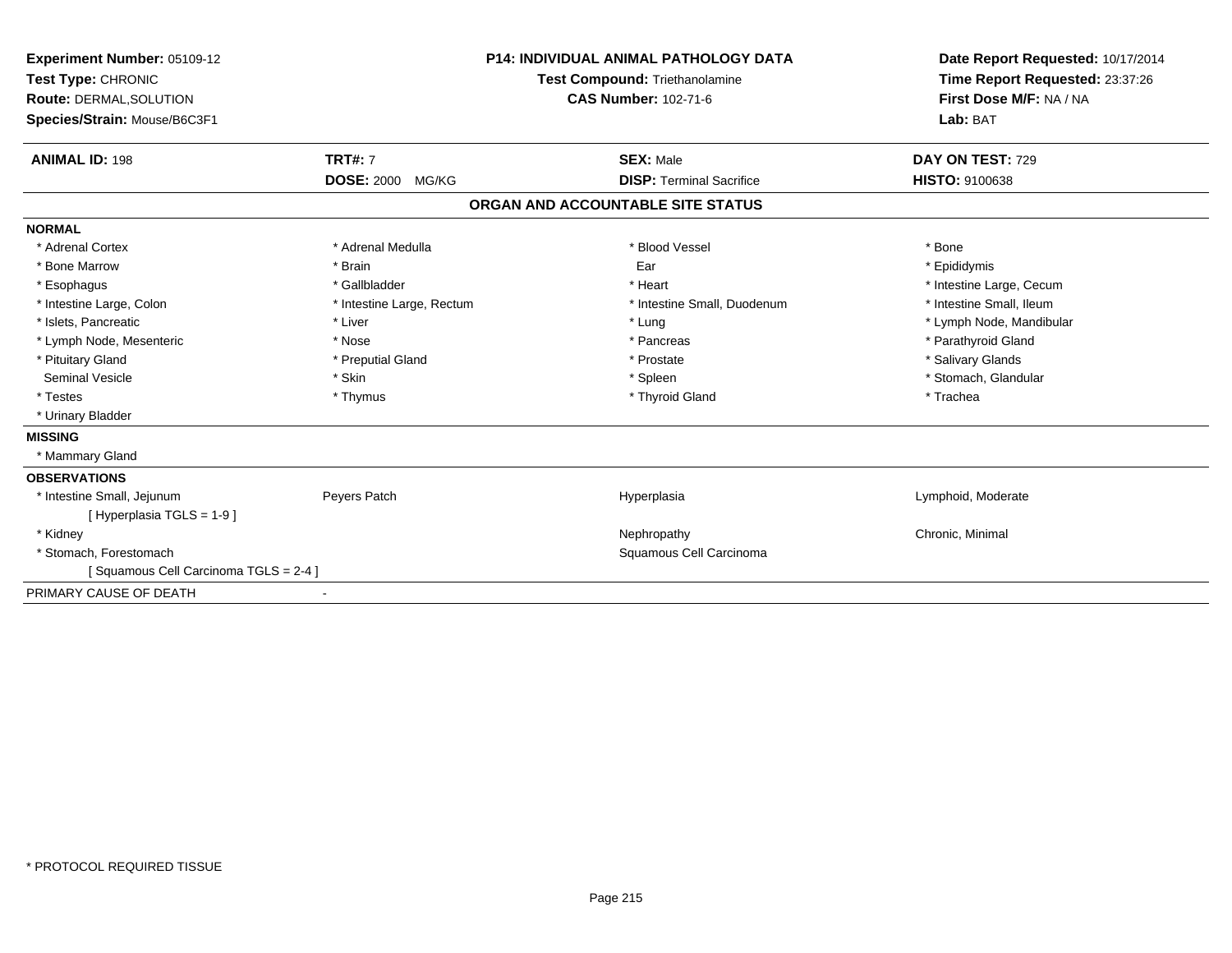**Experiment Number:** 05109-12
**Test Type:** CHRONIC
**Route:** DERMAL,SOLUTION
**Species/Strain:** Mouse/B6C3F1

**P14: INDIVIDUAL ANIMAL PATHOLOGY DATA**
**Test Compound:** Triethanolamine
**CAS Number:** 102-71-6

**Date Report Requested:** 10/17/2014
**Time Report Requested:** 23:37:26
**First Dose M/F:** NA / NA
**Lab:** BAT

| **ANIMAL ID:** 198 | **TRT#:** 7 | **SEX:** Male | **DAY ON TEST:** 729 |
|---|---|---|---|
| | **DOSE:** 2000 MG/KG | **DISP:** Terminal Sacrifice | **HISTO:** 9100638 |

## ORGAN AND ACCOUNTABLE SITE STATUS

| | | | |
|---|---|---|---|
| **NORMAL** | | | |
| * Adrenal Cortex | * Adrenal Medulla | * Blood Vessel | * Bone |
| * Bone Marrow | * Brain | Ear | * Epididymis |
| * Esophagus | * Gallbladder | * Heart | * Intestine Large, Cecum |
| * Intestine Large, Colon | * Intestine Large, Rectum | * Intestine Small, Duodenum | * Intestine Small, Ileum |
| * Islets, Pancreatic | * Liver | * Lung | * Lymph Node, Mandibular |
| * Lymph Node, Mesenteric | * Nose | * Pancreas | * Parathyroid Gland |
| * Pituitary Gland | * Preputial Gland | * Prostate | * Salivary Glands |
| Seminal Vesicle | * Skin | * Spleen | * Stomach, Glandular |
| * Testes | * Thymus | * Thyroid Gland | * Trachea |
| * Urinary Bladder | | | |
| **MISSING** | | | |
| * Mammary Gland | | | |
| **OBSERVATIONS** | | | |
| * Intestine Small, Jejunum | Peyers Patch | Hyperplasia | Lymphoid, Moderate |
| [ Hyperplasia TGLS = 1-9 ] | | | |
| * Kidney | | Nephropathy | Chronic, Minimal |
| * Stomach, Forestomach | | Squamous Cell Carcinoma | |
| [ Squamous Cell Carcinoma TGLS = 2-4 ] | | | |
| PRIMARY CAUSE OF DEATH | - | | |

\* PROTOCOL REQUIRED TISSUE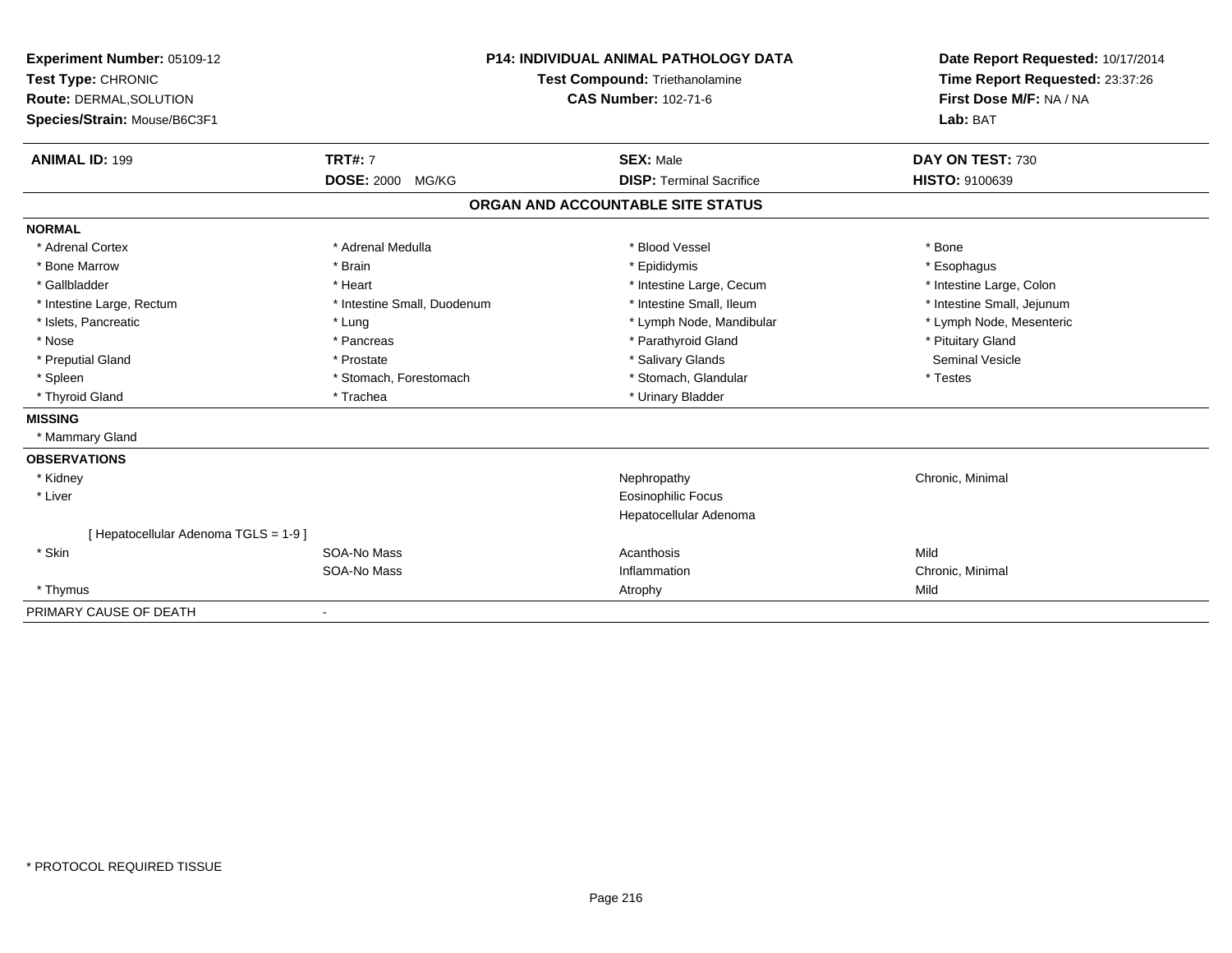**Experiment Number:** 05109-12
**Test Type:** CHRONIC
**Route:** DERMAL,SOLUTION
**Species/Strain:** Mouse/B6C3F1

**P14: INDIVIDUAL ANIMAL PATHOLOGY DATA**
**Test Compound:** Triethanolamine
**CAS Number:** 102-71-6

**Date Report Requested:** 10/17/2014
**Time Report Requested:** 23:37:26
**First Dose M/F:** NA / NA
**Lab:** BAT

| **ANIMAL ID:** 199 | **TRT#:** 7 | **SEX:** Male | **DAY ON TEST:** 730 |
|---|---|---|---|
| | **DOSE:** 2000 MG/KG | **DISP:** Terminal Sacrifice | **HISTO:** 9100639 |

## ORGAN AND ACCOUNTABLE SITE STATUS

| | | | |
|---|---|---|---|
| **NORMAL** | | | |
| * Adrenal Cortex | * Adrenal Medulla | * Blood Vessel | * Bone |
| * Bone Marrow | * Brain | * Epididymis | * Esophagus |
| * Gallbladder | * Heart | * Intestine Large, Cecum | * Intestine Large, Colon |
| * Intestine Large, Rectum | * Intestine Small, Duodenum | * Intestine Small, Ileum | * Intestine Small, Jejunum |
| * Islets, Pancreatic | * Lung | * Lymph Node, Mandibular | * Lymph Node, Mesenteric |
| * Nose | * Pancreas | * Parathyroid Gland | * Pituitary Gland |
| * Preputial Gland | * Prostate | * Salivary Glands | Seminal Vesicle |
| * Spleen | * Stomach, Forestomach | * Stomach, Glandular | * Testes |
| * Thyroid Gland | * Trachea | * Urinary Bladder | |
| **MISSING** | | | |
| * Mammary Gland | | | |
| **OBSERVATIONS** | | | |
| * Kidney | | Nephropathy | Chronic, Minimal |
| * Liver | | Eosinophilic Focus | |
| | | Hepatocellular Adenoma | |
| [ Hepatocellular Adenoma TGLS = 1-9 ] | | | |
| * Skin | SOA-No Mass | Acanthosis | Mild |
| | SOA-No Mass | Inflammation | Chronic, Minimal |
| * Thymus | | Atrophy | Mild |
| PRIMARY CAUSE OF DEATH | - | | |

* PROTOCOL REQUIRED TISSUE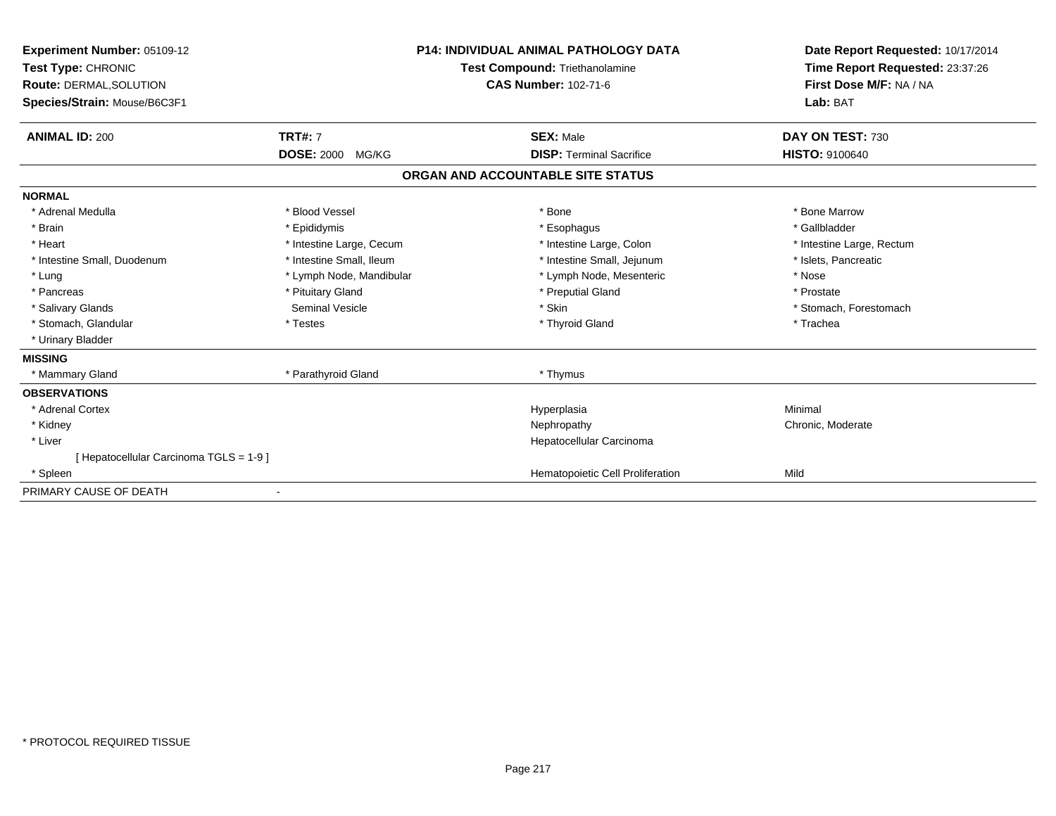**Experiment Number:** 05109-12
**Test Type:** CHRONIC
**Route:** DERMAL,SOLUTION
**Species/Strain:** Mouse/B6C3F1

**P14: INDIVIDUAL ANIMAL PATHOLOGY DATA**
**Test Compound:** Triethanolamine
**CAS Number:** 102-71-6

**Date Report Requested:** 10/17/2014
**Time Report Requested:** 23:37:26
**First Dose M/F:** NA / NA
**Lab:** BAT

| **ANIMAL ID:** 200 | **TRT#:** 7 | **SEX:** Male | **DAY ON TEST:** 730 |
|---|---|---|---|
| | **DOSE:** 2000 MG/KG | **DISP:** Terminal Sacrifice | **HISTO:** 9100640 |

## ORGAN AND ACCOUNTABLE SITE STATUS

| | | | |
|---|---|---|---|
| **NORMAL** | | | |
| * Adrenal Medulla | * Blood Vessel | * Bone | * Bone Marrow |
| * Brain | * Epididymis | * Esophagus | * Gallbladder |
| * Heart | * Intestine Large, Cecum | * Intestine Large, Colon | * Intestine Large, Rectum |
| * Intestine Small, Duodenum | * Intestine Small, Ileum | * Intestine Small, Jejunum | * Islets, Pancreatic |
| * Lung | * Lymph Node, Mandibular | * Lymph Node, Mesenteric | * Nose |
| * Pancreas | * Pituitary Gland | * Preputial Gland | * Prostate |
| * Salivary Glands | Seminal Vesicle | * Skin | * Stomach, Forestomach |
| * Stomach, Glandular | * Testes | * Thyroid Gland | * Trachea |
| * Urinary Bladder | | | |
| **MISSING** | | | |
| * Mammary Gland | * Parathyroid Gland | * Thymus | |
| **OBSERVATIONS** | | | |
| * Adrenal Cortex | | Hyperplasia | Minimal |
| * Kidney | | Nephropathy | Chronic, Moderate |
| * Liver | | Hepatocellular Carcinoma | |
| [ Hepatocellular Carcinoma TGLS = 1-9 ] | | | |
| * Spleen | | Hematopoietic Cell Proliferation | Mild |
| PRIMARY CAUSE OF DEATH | - | | |

* PROTOCOL REQUIRED TISSUE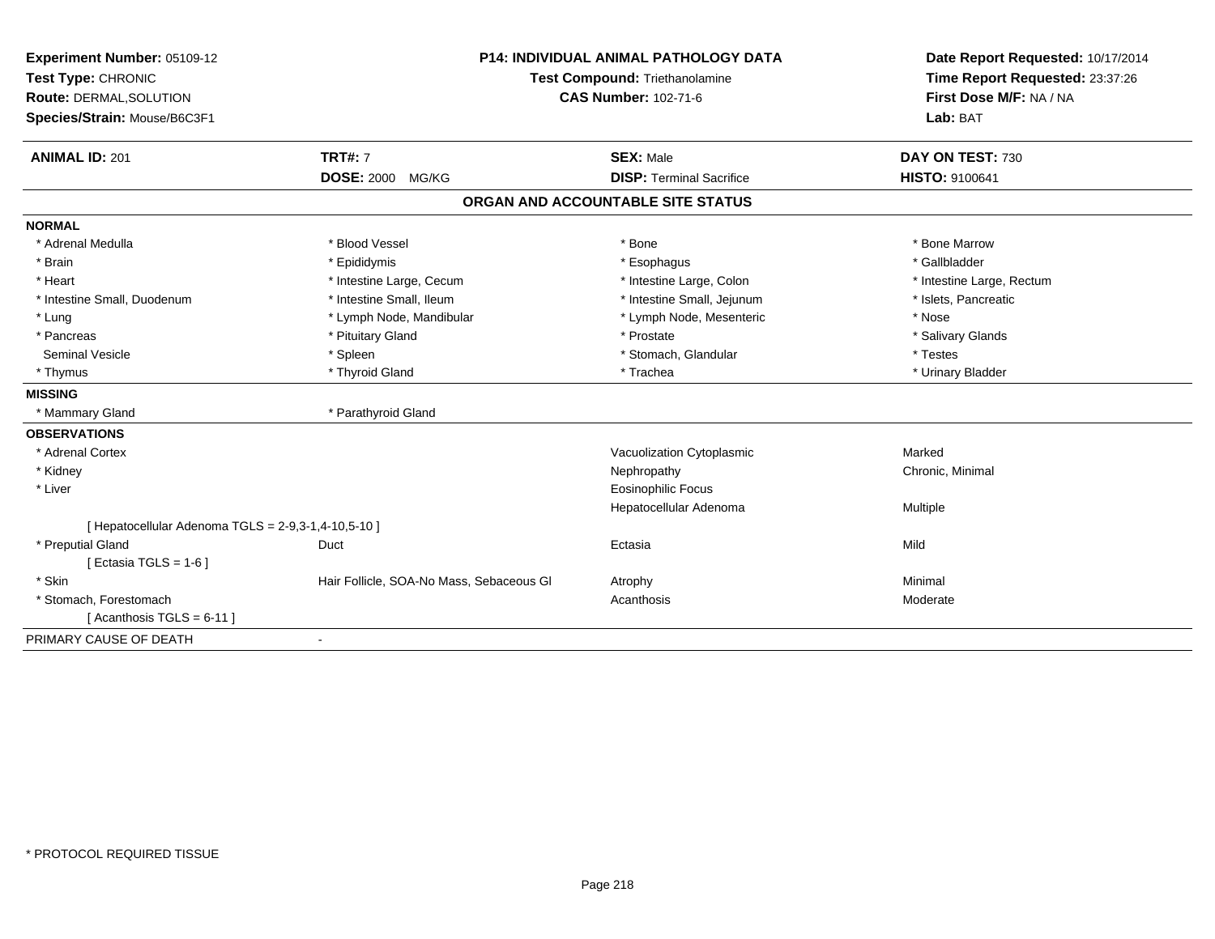**Experiment Number:** 05109-12
**Test Type:** CHRONIC
**Route:** DERMAL,SOLUTION
**Species/Strain:** Mouse/B6C3F1

**P14: INDIVIDUAL ANIMAL PATHOLOGY DATA**
**Test Compound:** Triethanolamine
**CAS Number:** 102-71-6

**Date Report Requested:** 10/17/2014
**Time Report Requested:** 23:37:26
**First Dose M/F:** NA / NA
**Lab:** BAT

| **ANIMAL ID:** 201 | **TRT#:** 7 | **SEX:** Male | **DAY ON TEST:** 730 |
|---|---|---|---|
| | **DOSE:** 2000 MG/KG | **DISP:** Terminal Sacrifice | **HISTO:** 9100641 |

## ORGAN AND ACCOUNTABLE SITE STATUS

| | | | |
|---|---|---|---|
| **NORMAL** | | | |
| * Adrenal Medulla | * Blood Vessel | * Bone | * Bone Marrow |
| * Brain | * Epididymis | * Esophagus | * Gallbladder |
| * Heart | * Intestine Large, Cecum | * Intestine Large, Colon | * Intestine Large, Rectum |
| * Intestine Small, Duodenum | * Intestine Small, Ileum | * Intestine Small, Jejunum | * Islets, Pancreatic |
| * Lung | * Lymph Node, Mandibular | * Lymph Node, Mesenteric | * Nose |
| * Pancreas | * Pituitary Gland | * Prostate | * Salivary Glands |
| Seminal Vesicle | * Spleen | * Stomach, Glandular | * Testes |
| * Thymus | * Thyroid Gland | * Trachea | * Urinary Bladder |
| **MISSING** | | | |
| * Mammary Gland | * Parathyroid Gland | | |
| **OBSERVATIONS** | | | |
| * Adrenal Cortex | | Vacuolization Cytoplasmic | Marked |
| * Kidney | | Nephropathy | Chronic, Minimal |
| * Liver | | Eosinophilic Focus | |
| | | Hepatocellular Adenoma | Multiple |
| [ Hepatocellular Adenoma TGLS = 2-9,3-1,4-10,5-10 ] | | | |
| * Preputial Gland | Duct | Ectasia | Mild |
| [ Ectasia TGLS = 1-6 ] | | | |
| * Skin | Hair Follicle, SOA-No Mass, Sebaceous Gl | Atrophy | Minimal |
| * Stomach, Forestomach | | Acanthosis | Moderate |
| [ Acanthosis TGLS = 6-11 ] | | | |
| PRIMARY CAUSE OF DEATH | - | | |

* PROTOCOL REQUIRED TISSUE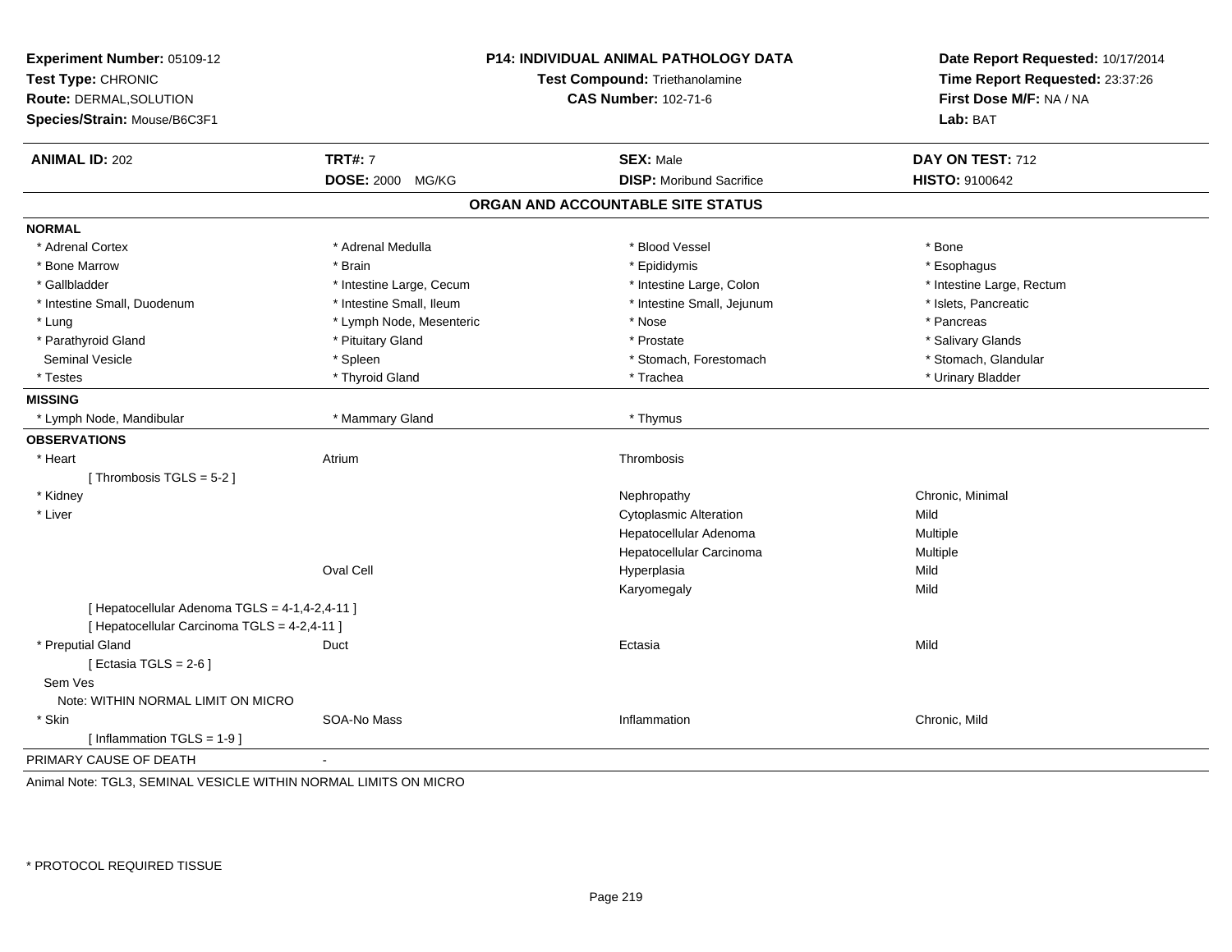**Experiment Number:** 05109-12
**Test Type:** CHRONIC
**Route:** DERMAL,SOLUTION
**Species/Strain:** Mouse/B6C3F1

**P14: INDIVIDUAL ANIMAL PATHOLOGY DATA**
**Test Compound:** Triethanolamine
**CAS Number:** 102-71-6

**Date Report Requested:** 10/17/2014
**Time Report Requested:** 23:37:26
**First Dose M/F:** NA / NA
**Lab:** BAT

| **ANIMAL ID:** 202 | **TRT#:** 7 | **SEX:** Male | **DAY ON TEST:** 712 |
|---|---|---|---|
| | **DOSE:** 2000 MG/KG | **DISP:** Moribund Sacrifice | **HISTO:** 9100642 |

## ORGAN AND ACCOUNTABLE SITE STATUS

| | | | |
|---|---|---|---|
| **NORMAL** | | | |
| * Adrenal Cortex | * Adrenal Medulla | * Blood Vessel | * Bone |
| * Bone Marrow | * Brain | * Epididymis | * Esophagus |
| * Gallbladder | * Intestine Large, Cecum | * Intestine Large, Colon | * Intestine Large, Rectum |
| * Intestine Small, Duodenum | * Intestine Small, Ileum | * Intestine Small, Jejunum | * Islets, Pancreatic |
| * Lung | * Lymph Node, Mesenteric | * Nose | * Pancreas |
| * Parathyroid Gland | * Pituitary Gland | * Prostate | * Salivary Glands |
| Seminal Vesicle | * Spleen | * Stomach, Forestomach | * Stomach, Glandular |
| * Testes | * Thyroid Gland | * Trachea | * Urinary Bladder |
| **MISSING** | | | |
| * Lymph Node, Mandibular | * Mammary Gland | * Thymus | |
| **OBSERVATIONS** | | | |
| * Heart | Atrium | Thrombosis | |
| [ Thrombosis TGLS = 5-2 ] | | | |
| * Kidney | | Nephropathy | Chronic, Minimal |
| * Liver | | Cytoplasmic Alteration | Mild |
| | | Hepatocellular Adenoma | Multiple |
| | | Hepatocellular Carcinoma | Multiple |
| | Oval Cell | Hyperplasia | Mild |
| | | Karyomegaly | Mild |
| [ Hepatocellular Adenoma TGLS = 4-1,4-2,4-11 ] | | | |
| [ Hepatocellular Carcinoma TGLS = 4-2,4-11 ] | | | |
| * Preputial Gland | Duct | Ectasia | Mild |
| [ Ectasia TGLS = 2-6 ] | | | |
| Sem Ves | | | |
| Note: WITHIN NORMAL LIMIT ON MICRO | | | |
| * Skin | SOA-No Mass | Inflammation | Chronic, Mild |
| [ Inflammation TGLS = 1-9 ] | | | |
| PRIMARY CAUSE OF DEATH | - | | |

Animal Note: TGL3, SEMINAL VESICLE WITHIN NORMAL LIMITS ON MICRO

* PROTOCOL REQUIRED TISSUE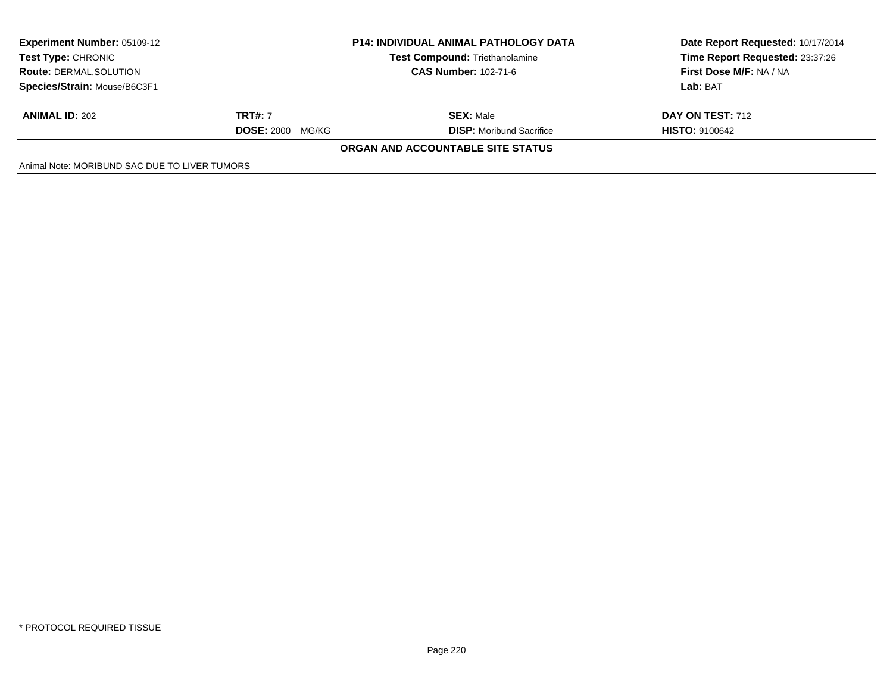| | | | |
|---|---|---|---|
| **Experiment Number:** 05109-12 | **P14: INDIVIDUAL ANIMAL PATHOLOGY DATA** | | **Date Report Requested:** 10/17/2014 |
| **Test Type:** CHRONIC | **Test Compound:** Triethanolamine | | **Time Report Requested:** 23:37:26 |
| **Route:** DERMAL,SOLUTION | **CAS Number:** 102-71-6 | | **First Dose M/F:** NA / NA |
| **Species/Strain:** Mouse/B6C3F1 | | | **Lab:** BAT |

| | | | |
|---|---|---|---|
| **ANIMAL ID:** 202 | **TRT#:** 7 | **SEX:** Male | **DAY ON TEST:** 712 |
| | **DOSE:** 2000 MG/KG | **DISP:** Moribund Sacrifice | **HISTO:** 9100642 |

**ORGAN AND ACCOUNTABLE SITE STATUS**

Animal Note: MORIBUND SAC DUE TO LIVER TUMORS

* PROTOCOL REQUIRED TISSUE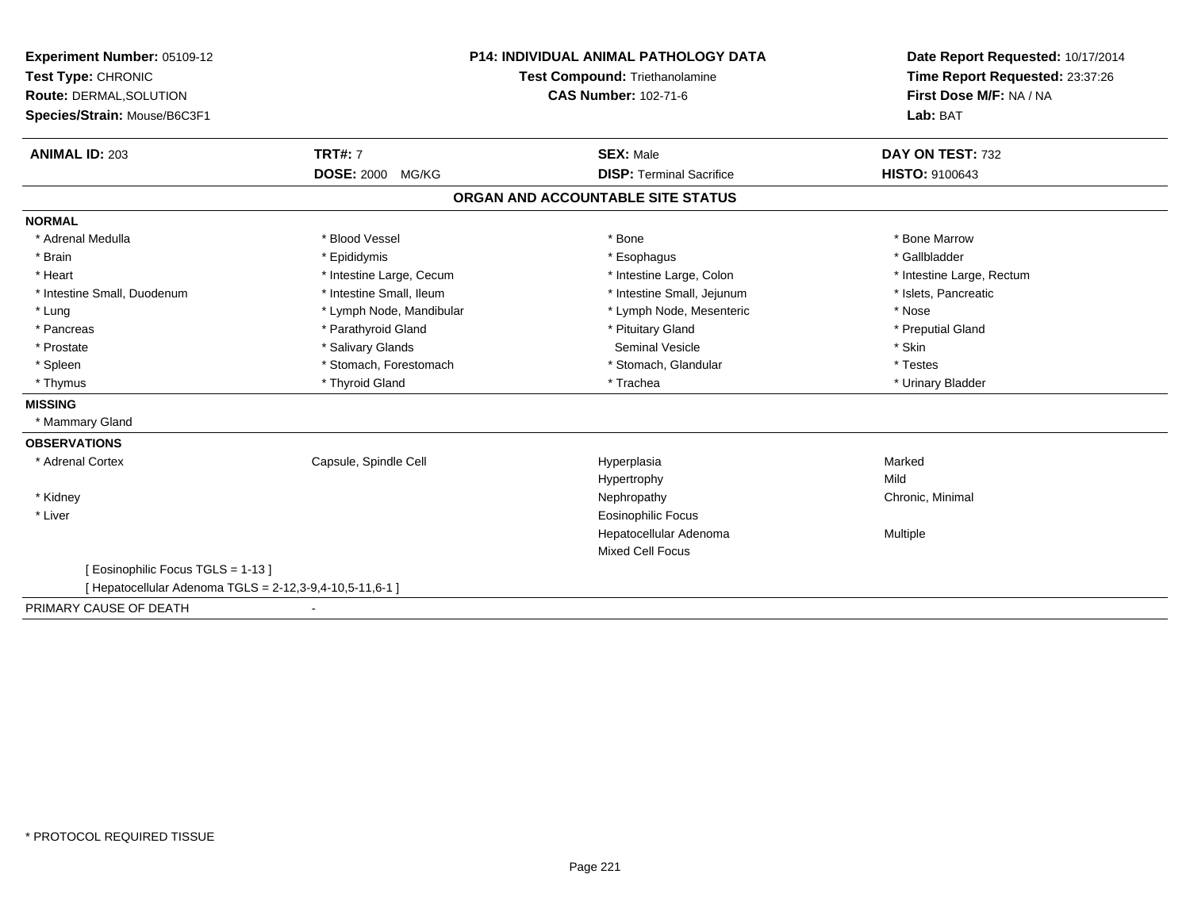**Experiment Number:** 05109-12
**Test Type:** CHRONIC
**Route:** DERMAL,SOLUTION
**Species/Strain:** Mouse/B6C3F1

**P14: INDIVIDUAL ANIMAL PATHOLOGY DATA**
**Test Compound:** Triethanolamine
**CAS Number:** 102-71-6

**Date Report Requested:** 10/17/2014
**Time Report Requested:** 23:37:26
**First Dose M/F:** NA / NA
**Lab:** BAT

| | | | |
|---|---|---|---|
| **ANIMAL ID:** 203 | **TRT#:** 7 | **SEX:** Male | **DAY ON TEST:** 732 |
| | **DOSE:** 2000 MG/KG | **DISP:** Terminal Sacrifice | **HISTO:** 9100643 |

## ORGAN AND ACCOUNTABLE SITE STATUS

**NORMAL**

| | | | |
|---|---|---|---|
| * Adrenal Medulla | * Blood Vessel | * Bone | * Bone Marrow |
| * Brain | * Epididymis | * Esophagus | * Gallbladder |
| * Heart | * Intestine Large, Cecum | * Intestine Large, Colon | * Intestine Large, Rectum |
| * Intestine Small, Duodenum | * Intestine Small, Ileum | * Intestine Small, Jejunum | * Islets, Pancreatic |
| * Lung | * Lymph Node, Mandibular | * Lymph Node, Mesenteric | * Nose |
| * Pancreas | * Parathyroid Gland | * Pituitary Gland | * Preputial Gland |
| * Prostate | * Salivary Glands | Seminal Vesicle | * Skin |
| * Spleen | * Stomach, Forestomach | * Stomach, Glandular | * Testes |
| * Thymus | * Thyroid Gland | * Trachea | * Urinary Bladder |

**MISSING**

* Mammary Gland

**OBSERVATIONS**

| | | | |
|---|---|---|---|
| * Adrenal Cortex | Capsule, Spindle Cell | Hyperplasia | Marked |
| | | Hypertrophy | Mild |
| * Kidney | | Nephropathy | Chronic, Minimal |
| * Liver | | Eosinophilic Focus | |
| | | Hepatocellular Adenoma | Multiple |
| | | Mixed Cell Focus | |

[ Eosinophilic Focus TGLS = 1-13 ]
[ Hepatocellular Adenoma TGLS = 2-12,3-9,4-10,5-11,6-1 ]

PRIMARY CAUSE OF DEATH -

* PROTOCOL REQUIRED TISSUE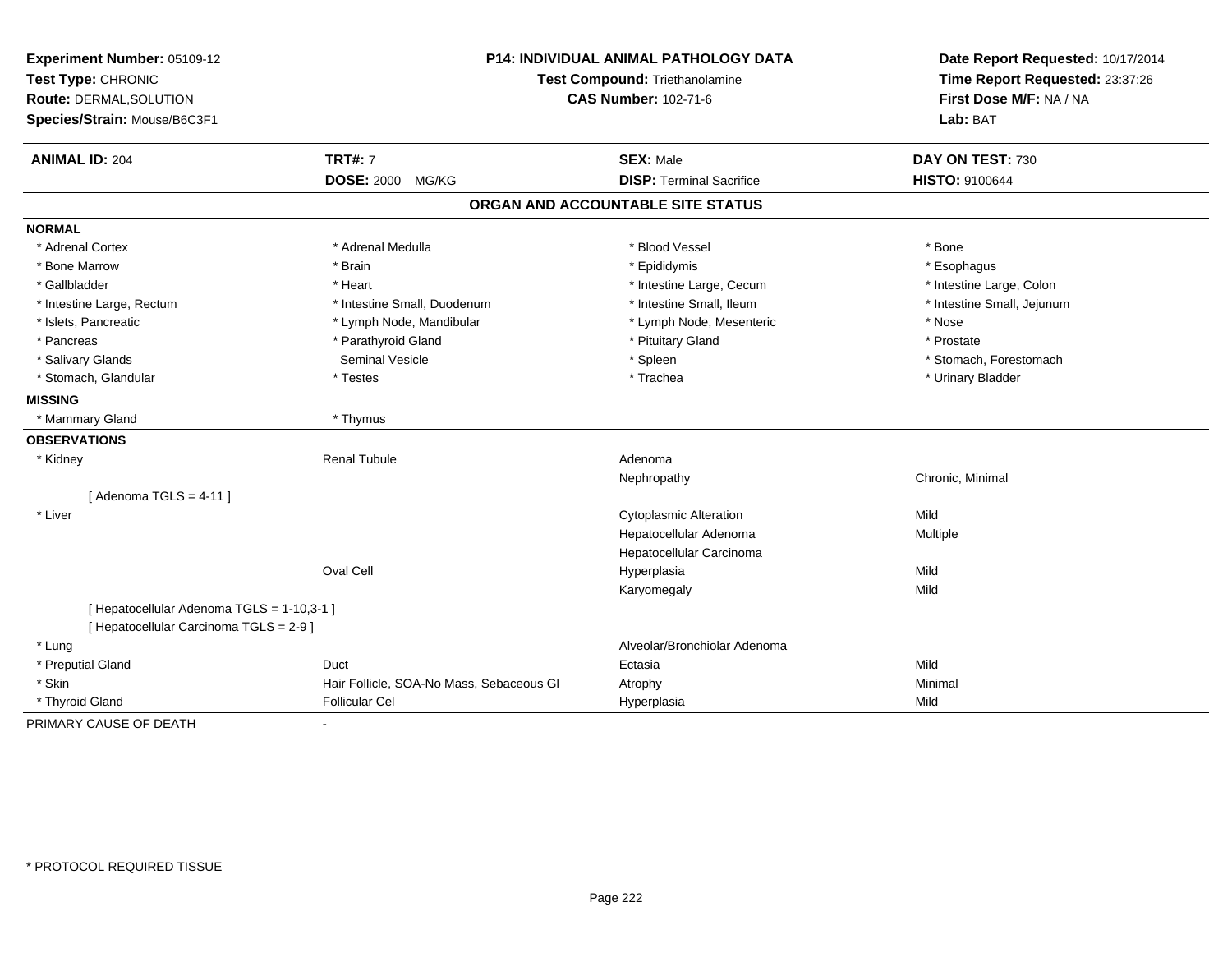**Experiment Number:** 05109-12
**Test Type:** CHRONIC
**Route:** DERMAL,SOLUTION
**Species/Strain:** Mouse/B6C3F1

**P14: INDIVIDUAL ANIMAL PATHOLOGY DATA**
**Test Compound:** Triethanolamine
**CAS Number:** 102-71-6

**Date Report Requested:** 10/17/2014
**Time Report Requested:** 23:37:26
**First Dose M/F:** NA / NA
**Lab:** BAT

| **ANIMAL ID:** 204 | **TRT#:** 7 | **SEX:** Male | **DAY ON TEST:** 730 |
|---|---|---|---|
| | **DOSE:** 2000 MG/KG | **DISP:** Terminal Sacrifice | **HISTO:** 9100644 |

## ORGAN AND ACCOUNTABLE SITE STATUS

| | | | |
|---|---|---|---|
| **NORMAL** | | | |
| * Adrenal Cortex | * Adrenal Medulla | * Blood Vessel | * Bone |
| * Bone Marrow | * Brain | * Epididymis | * Esophagus |
| * Gallbladder | * Heart | * Intestine Large, Cecum | * Intestine Large, Colon |
| * Intestine Large, Rectum | * Intestine Small, Duodenum | * Intestine Small, Ileum | * Intestine Small, Jejunum |
| * Islets, Pancreatic | * Lymph Node, Mandibular | * Lymph Node, Mesenteric | * Nose |
| * Pancreas | * Parathyroid Gland | * Pituitary Gland | * Prostate |
| * Salivary Glands | Seminal Vesicle | * Spleen | * Stomach, Forestomach |
| * Stomach, Glandular | * Testes | * Trachea | * Urinary Bladder |
| **MISSING** | | | |
| * Mammary Gland | * Thymus | | |
| **OBSERVATIONS** | | | |
| * Kidney | Renal Tubule | Adenoma | |
| | | Nephropathy | Chronic, Minimal |
| [ Adenoma TGLS = 4-11 ] | | | |
| * Liver | | Cytoplasmic Alteration | Mild |
| | | Hepatocellular Adenoma | Multiple |
| | | Hepatocellular Carcinoma | |
| | Oval Cell | Hyperplasia | Mild |
| | | Karyomegaly | Mild |
| [ Hepatocellular Adenoma TGLS = 1-10,3-1 ] | | | |
| [ Hepatocellular Carcinoma TGLS = 2-9 ] | | | |
| * Lung | | Alveolar/Bronchiolar Adenoma | |
| * Preputial Gland | Duct | Ectasia | Mild |
| * Skin | Hair Follicle, SOA-No Mass, Sebaceous Gl | Atrophy | Minimal |
| * Thyroid Gland | Follicular Cel | Hyperplasia | Mild |
| PRIMARY CAUSE OF DEATH | - | | |

* PROTOCOL REQUIRED TISSUE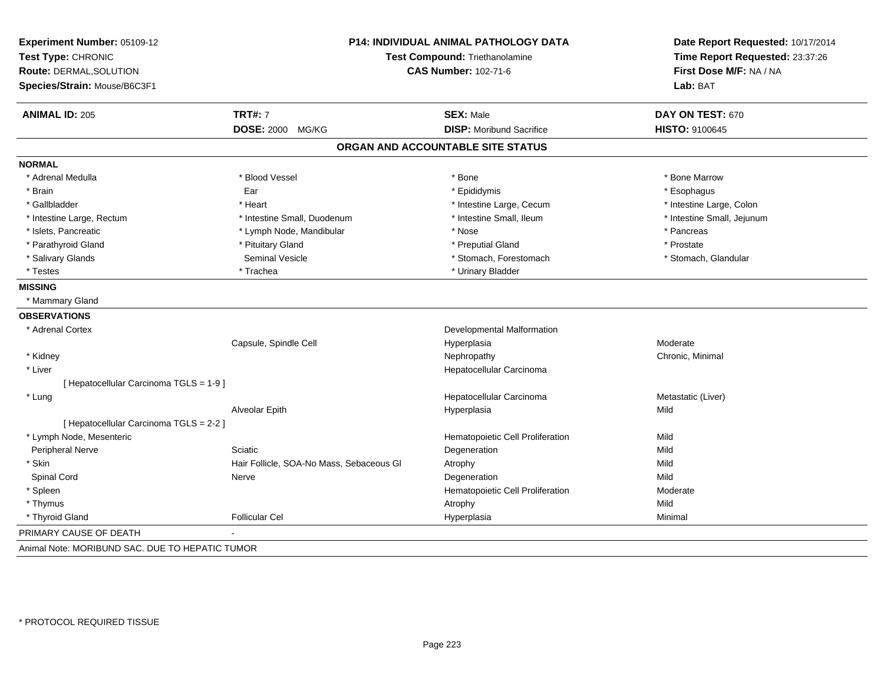**Experiment Number:** 05109-12
**Test Type:** CHRONIC
**Route:** DERMAL,SOLUTION
**Species/Strain:** Mouse/B6C3F1

**P14: INDIVIDUAL ANIMAL PATHOLOGY DATA**
**Test Compound:** Triethanolamine
**CAS Number:** 102-71-6

**Date Report Requested:** 10/17/2014
**Time Report Requested:** 23:37:26
**First Dose M/F:** NA / NA
**Lab:** BAT

| **ANIMAL ID:** 205 | **TRT#:** 7 | **SEX:** Male | **DAY ON TEST:** 670 |
|---|---|---|---|
| | **DOSE:** 2000 MG/KG | **DISP:** Moribund Sacrifice | **HISTO:** 9100645 |

## ORGAN AND ACCOUNTABLE SITE STATUS

**NORMAL**

| | | | |
|---|---|---|---|
| * Adrenal Medulla | * Blood Vessel | * Bone | * Bone Marrow |
| * Brain | Ear | * Epididymis | * Esophagus |
| * Gallbladder | * Heart | * Intestine Large, Cecum | * Intestine Large, Colon |
| * Intestine Large, Rectum | * Intestine Small, Duodenum | * Intestine Small, Ileum | * Intestine Small, Jejunum |
| * Islets, Pancreatic | * Lymph Node, Mandibular | * Nose | * Pancreas |
| * Parathyroid Gland | * Pituitary Gland | * Preputial Gland | * Prostate |
| * Salivary Glands | Seminal Vesicle | * Stomach, Forestomach | * Stomach, Glandular |
| * Testes | * Trachea | * Urinary Bladder | |

**MISSING**

* Mammary Gland

**OBSERVATIONS**

| | | | |
|---|---|---|---|
| * Adrenal Cortex | | Developmental Malformation | |
| | Capsule, Spindle Cell | Hyperplasia | Moderate |
| * Kidney | | Nephropathy | Chronic, Minimal |
| * Liver | | Hepatocellular Carcinoma | |
| [ Hepatocellular Carcinoma TGLS = 1-9 ] | | | |
| * Lung | | Hepatocellular Carcinoma | Metastatic (Liver) |
| | Alveolar Epith | Hyperplasia | Mild |
| [ Hepatocellular Carcinoma TGLS = 2-2 ] | | | |
| * Lymph Node, Mesenteric | | Hematopoietic Cell Proliferation | Mild |
| Peripheral Nerve | Sciatic | Degeneration | Mild |
| * Skin | Hair Follicle, SOA-No Mass, Sebaceous Gl | Atrophy | Mild |
| Spinal Cord | Nerve | Degeneration | Mild |
| * Spleen | | Hematopoietic Cell Proliferation | Moderate |
| * Thymus | | Atrophy | Mild |
| * Thyroid Gland | Follicular Cel | Hyperplasia | Minimal |

PRIMARY CAUSE OF DEATH -

Animal Note: MORIBUND SAC. DUE TO HEPATIC TUMOR

* PROTOCOL REQUIRED TISSUE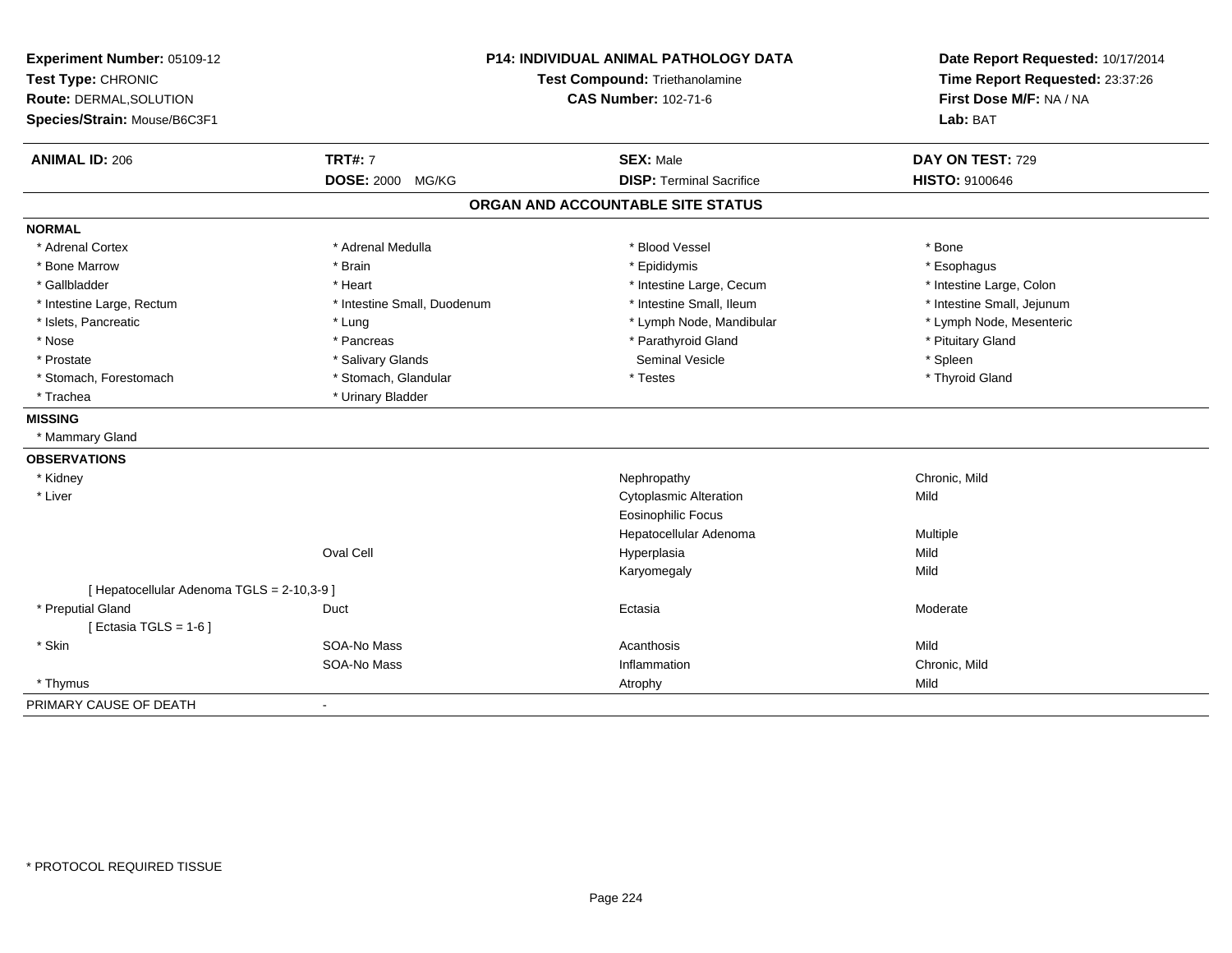**Experiment Number:** 05109-12
**Test Type:** CHRONIC
**Route:** DERMAL,SOLUTION
**Species/Strain:** Mouse/B6C3F1

**P14: INDIVIDUAL ANIMAL PATHOLOGY DATA**
**Test Compound:** Triethanolamine
**CAS Number:** 102-71-6

**Date Report Requested:** 10/17/2014
**Time Report Requested:** 23:37:26
**First Dose M/F:** NA / NA
**Lab:** BAT

| | | | |
|---|---|---|---|
| **ANIMAL ID:** 206 | **TRT#:** 7 | **SEX:** Male | **DAY ON TEST:** 729 |
| | **DOSE:** 2000 MG/KG | **DISP:** Terminal Sacrifice | **HISTO:** 9100646 |

## ORGAN AND ACCOUNTABLE SITE STATUS

**NORMAL**

| | | | |
|---|---|---|---|
| * Adrenal Cortex | * Adrenal Medulla | * Blood Vessel | * Bone |
| * Bone Marrow | * Brain | * Epididymis | * Esophagus |
| * Gallbladder | * Heart | * Intestine Large, Cecum | * Intestine Large, Colon |
| * Intestine Large, Rectum | * Intestine Small, Duodenum | * Intestine Small, Ileum | * Intestine Small, Jejunum |
| * Islets, Pancreatic | * Lung | * Lymph Node, Mandibular | * Lymph Node, Mesenteric |
| * Nose | * Pancreas | * Parathyroid Gland | * Pituitary Gland |
| * Prostate | * Salivary Glands | Seminal Vesicle | * Spleen |
| * Stomach, Forestomach | * Stomach, Glandular | * Testes | * Thyroid Gland |
| * Trachea | * Urinary Bladder | | |

**MISSING**

* Mammary Gland

**OBSERVATIONS**

| | | | |
|---|---|---|---|
| * Kidney | | Nephropathy | Chronic, Mild |
| * Liver | | Cytoplasmic Alteration | Mild |
| | | Eosinophilic Focus | |
| | | Hepatocellular Adenoma | Multiple |
| | Oval Cell | Hyperplasia | Mild |
| | | Karyomegaly | Mild |
| [ Hepatocellular Adenoma TGLS = 2-10,3-9 ] | | | |
| * Preputial Gland | Duct | Ectasia | Moderate |
| [ Ectasia TGLS = 1-6 ] | | | |
| * Skin | SOA-No Mass | Acanthosis | Mild |
| | SOA-No Mass | Inflammation | Chronic, Mild |
| * Thymus | | Atrophy | Mild |

PRIMARY CAUSE OF DEATH -

* PROTOCOL REQUIRED TISSUE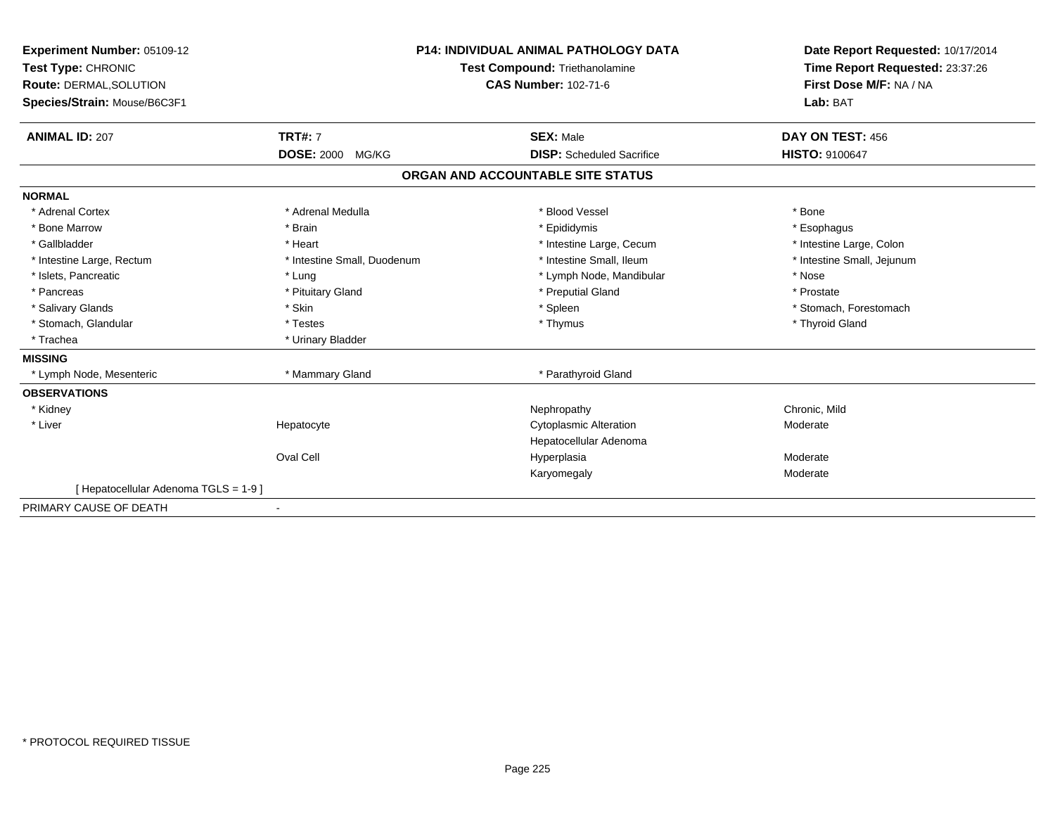**Experiment Number:** 05109-12
**Test Type:** CHRONIC
**Route:** DERMAL,SOLUTION
**Species/Strain:** Mouse/B6C3F1

**P14: INDIVIDUAL ANIMAL PATHOLOGY DATA**
**Test Compound:** Triethanolamine
**CAS Number:** 102-71-6

**Date Report Requested:** 10/17/2014
**Time Report Requested:** 23:37:26
**First Dose M/F:** NA / NA
**Lab:** BAT

| **ANIMAL ID:** 207 | **TRT#:** 7 | **SEX:** Male | **DAY ON TEST:** 456 |
|---|---|---|---|
| | **DOSE:** 2000 MG/KG | **DISP:** Scheduled Sacrifice | **HISTO:** 9100647 |

## ORGAN AND ACCOUNTABLE SITE STATUS

| | | | |
|---|---|---|---|
| **NORMAL** | | | |
| * Adrenal Cortex | * Adrenal Medulla | * Blood Vessel | * Bone |
| * Bone Marrow | * Brain | * Epididymis | * Esophagus |
| * Gallbladder | * Heart | * Intestine Large, Cecum | * Intestine Large, Colon |
| * Intestine Large, Rectum | * Intestine Small, Duodenum | * Intestine Small, Ileum | * Intestine Small, Jejunum |
| * Islets, Pancreatic | * Lung | * Lymph Node, Mandibular | * Nose |
| * Pancreas | * Pituitary Gland | * Preputial Gland | * Prostate |
| * Salivary Glands | * Skin | * Spleen | * Stomach, Forestomach |
| * Stomach, Glandular | * Testes | * Thymus | * Thyroid Gland |
| * Trachea | * Urinary Bladder | | |
| **MISSING** | | | |
| * Lymph Node, Mesenteric | * Mammary Gland | * Parathyroid Gland | |
| **OBSERVATIONS** | | | |
| * Kidney | | Nephropathy | Chronic, Mild |
| * Liver | Hepatocyte | Cytoplasmic Alteration | Moderate |
| | | Hepatocellular Adenoma | |
| | Oval Cell | Hyperplasia | Moderate |
| | | Karyomegaly | Moderate |
| [ Hepatocellular Adenoma TGLS = 1-9 ] | | | |
| PRIMARY CAUSE OF DEATH | - | | |

\* PROTOCOL REQUIRED TISSUE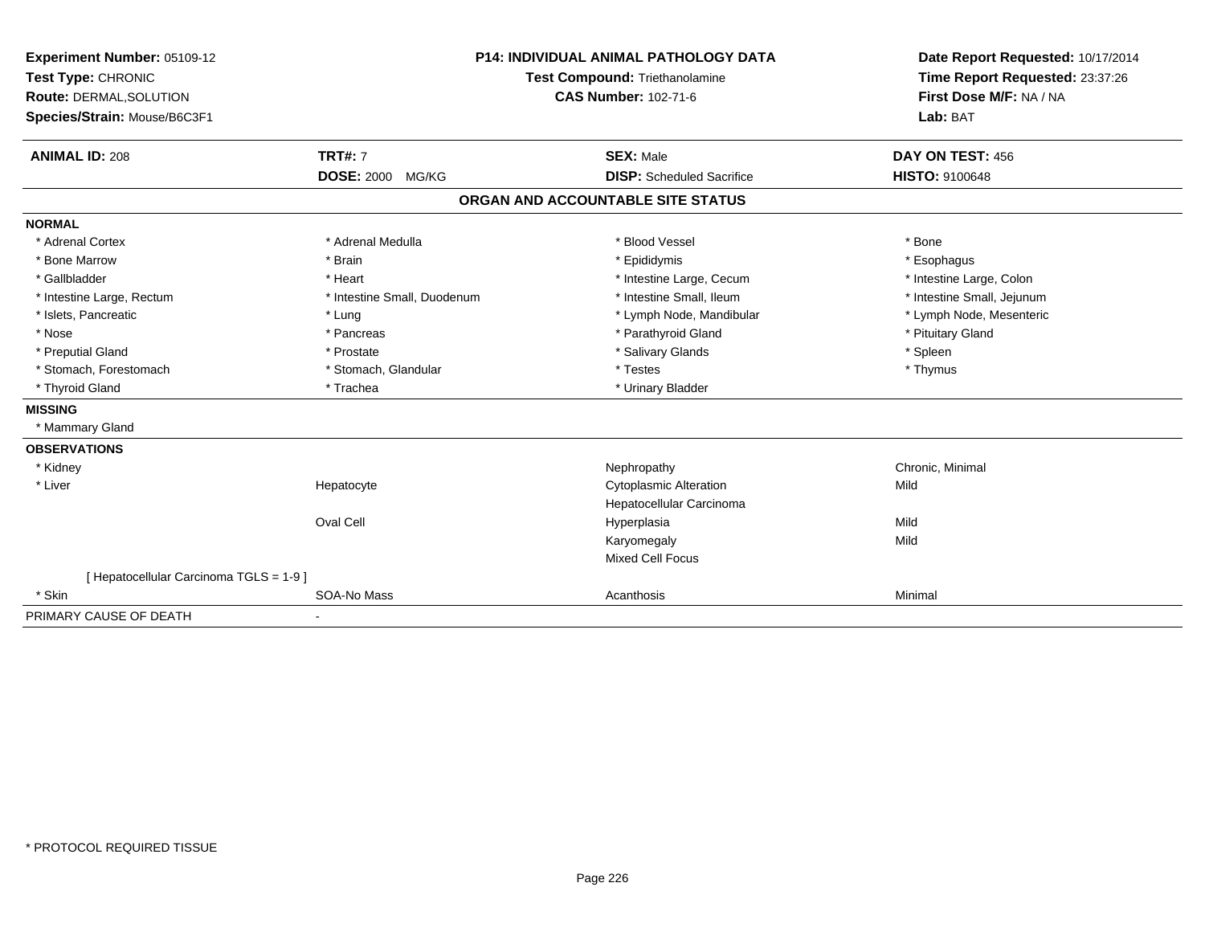**Experiment Number:** 05109-12
**Test Type:** CHRONIC
**Route:** DERMAL,SOLUTION
**Species/Strain:** Mouse/B6C3F1

**P14: INDIVIDUAL ANIMAL PATHOLOGY DATA**
**Test Compound:** Triethanolamine
**CAS Number:** 102-71-6

**Date Report Requested:** 10/17/2014
**Time Report Requested:** 23:37:26
**First Dose M/F:** NA / NA
**Lab:** BAT

| | | | |
|---|---|---|---|
| **ANIMAL ID:** 208 | **TRT#:** 7 | **SEX:** Male | **DAY ON TEST:** 456 |
| | **DOSE:** 2000 MG/KG | **DISP:** Scheduled Sacrifice | **HISTO:** 9100648 |

## ORGAN AND ACCOUNTABLE SITE STATUS

**NORMAL**

| | | | |
|---|---|---|---|
| * Adrenal Cortex | * Adrenal Medulla | * Blood Vessel | * Bone |
| * Bone Marrow | * Brain | * Epididymis | * Esophagus |
| * Gallbladder | * Heart | * Intestine Large, Cecum | * Intestine Large, Colon |
| * Intestine Large, Rectum | * Intestine Small, Duodenum | * Intestine Small, Ileum | * Intestine Small, Jejunum |
| * Islets, Pancreatic | * Lung | * Lymph Node, Mandibular | * Lymph Node, Mesenteric |
| * Nose | * Pancreas | * Parathyroid Gland | * Pituitary Gland |
| * Preputial Gland | * Prostate | * Salivary Glands | * Spleen |
| * Stomach, Forestomach | * Stomach, Glandular | * Testes | * Thymus |
| * Thyroid Gland | * Trachea | * Urinary Bladder | |

**MISSING**

* Mammary Gland

**OBSERVATIONS**

| | | | |
|---|---|---|---|
| * Kidney | | Nephropathy | Chronic, Minimal |
| * Liver | Hepatocyte | Cytoplasmic Alteration | Mild |
| | | Hepatocellular Carcinoma | |
| | Oval Cell | Hyperplasia | Mild |
| | | Karyomegaly | Mild |
| | | Mixed Cell Focus | |
| [ Hepatocellular Carcinoma TGLS = 1-9 ] | | | |
| * Skin | SOA-No Mass | Acanthosis | Minimal |

PRIMARY CAUSE OF DEATH -

* PROTOCOL REQUIRED TISSUE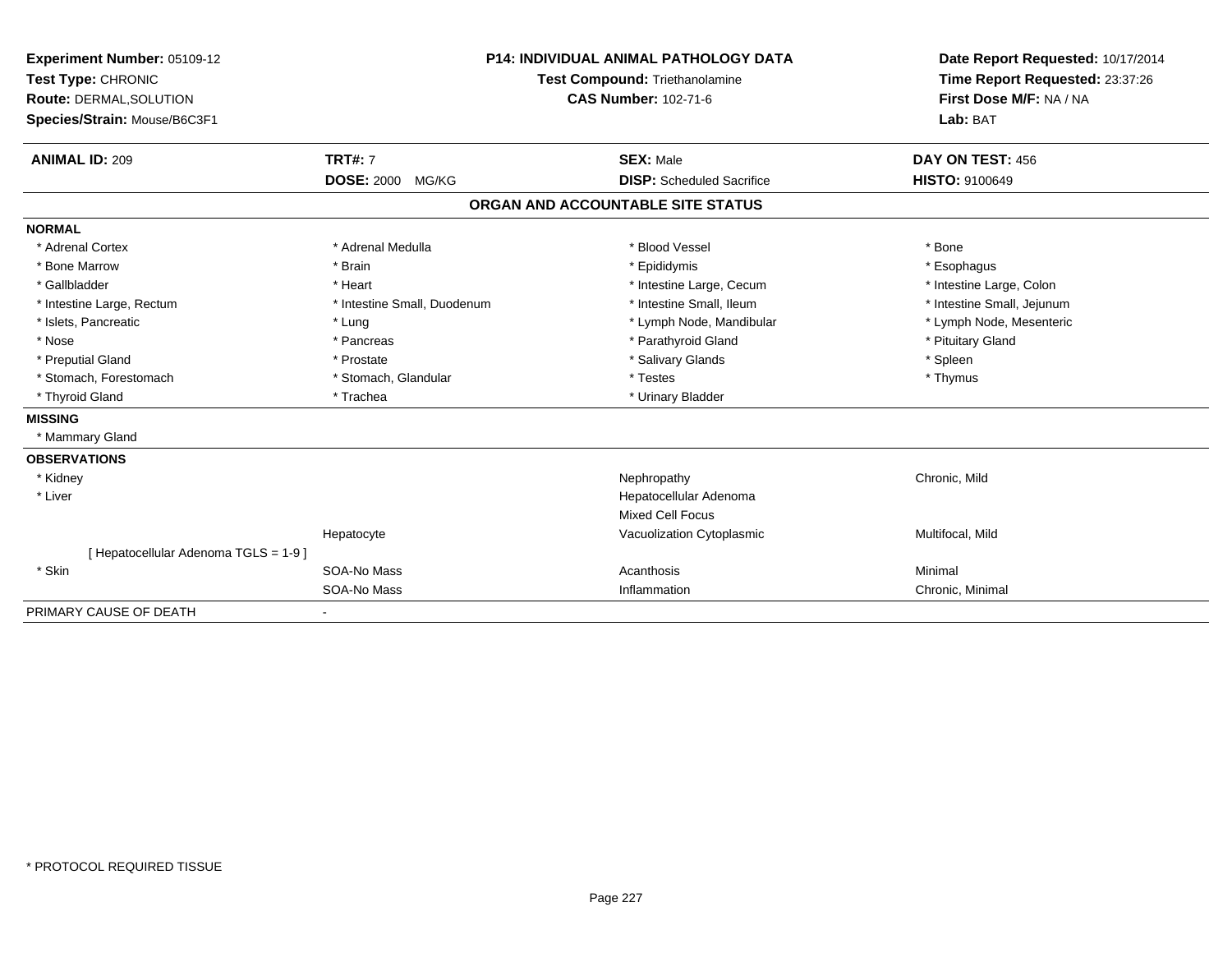**Experiment Number:** 05109-12
**Test Type:** CHRONIC
**Route:** DERMAL,SOLUTION
**Species/Strain:** Mouse/B6C3F1

**P14: INDIVIDUAL ANIMAL PATHOLOGY DATA**
**Test Compound:** Triethanolamine
**CAS Number:** 102-71-6

**Date Report Requested:** 10/17/2014
**Time Report Requested:** 23:37:26
**First Dose M/F:** NA / NA
**Lab:** BAT

| **ANIMAL ID:** 209 | **TRT#:** 7 | **SEX:** Male | **DAY ON TEST:** 456 |
|---|---|---|---|
| | **DOSE:** 2000 MG/KG | **DISP:** Scheduled Sacrifice | **HISTO:** 9100649 |

## ORGAN AND ACCOUNTABLE SITE STATUS

| | | | |
|---|---|---|---|
| **NORMAL** | | | |
| * Adrenal Cortex | * Adrenal Medulla | * Blood Vessel | * Bone |
| * Bone Marrow | * Brain | * Epididymis | * Esophagus |
| * Gallbladder | * Heart | * Intestine Large, Cecum | * Intestine Large, Colon |
| * Intestine Large, Rectum | * Intestine Small, Duodenum | * Intestine Small, Ileum | * Intestine Small, Jejunum |
| * Islets, Pancreatic | * Lung | * Lymph Node, Mandibular | * Lymph Node, Mesenteric |
| * Nose | * Pancreas | * Parathyroid Gland | * Pituitary Gland |
| * Preputial Gland | * Prostate | * Salivary Glands | * Spleen |
| * Stomach, Forestomach | * Stomach, Glandular | * Testes | * Thymus |
| * Thyroid Gland | * Trachea | * Urinary Bladder | |
| **MISSING** | | | |
| * Mammary Gland | | | |
| **OBSERVATIONS** | | | |
| * Kidney | | Nephropathy | Chronic, Mild |
| * Liver | | Hepatocellular Adenoma | |
| | | Mixed Cell Focus | |
| | Hepatocyte | Vacuolization Cytoplasmic | Multifocal, Mild |
| [ Hepatocellular Adenoma TGLS = 1-9 ] | | | |
| * Skin | SOA-No Mass | Acanthosis | Minimal |
| | SOA-No Mass | Inflammation | Chronic, Minimal |
| PRIMARY CAUSE OF DEATH | - | | |

\* PROTOCOL REQUIRED TISSUE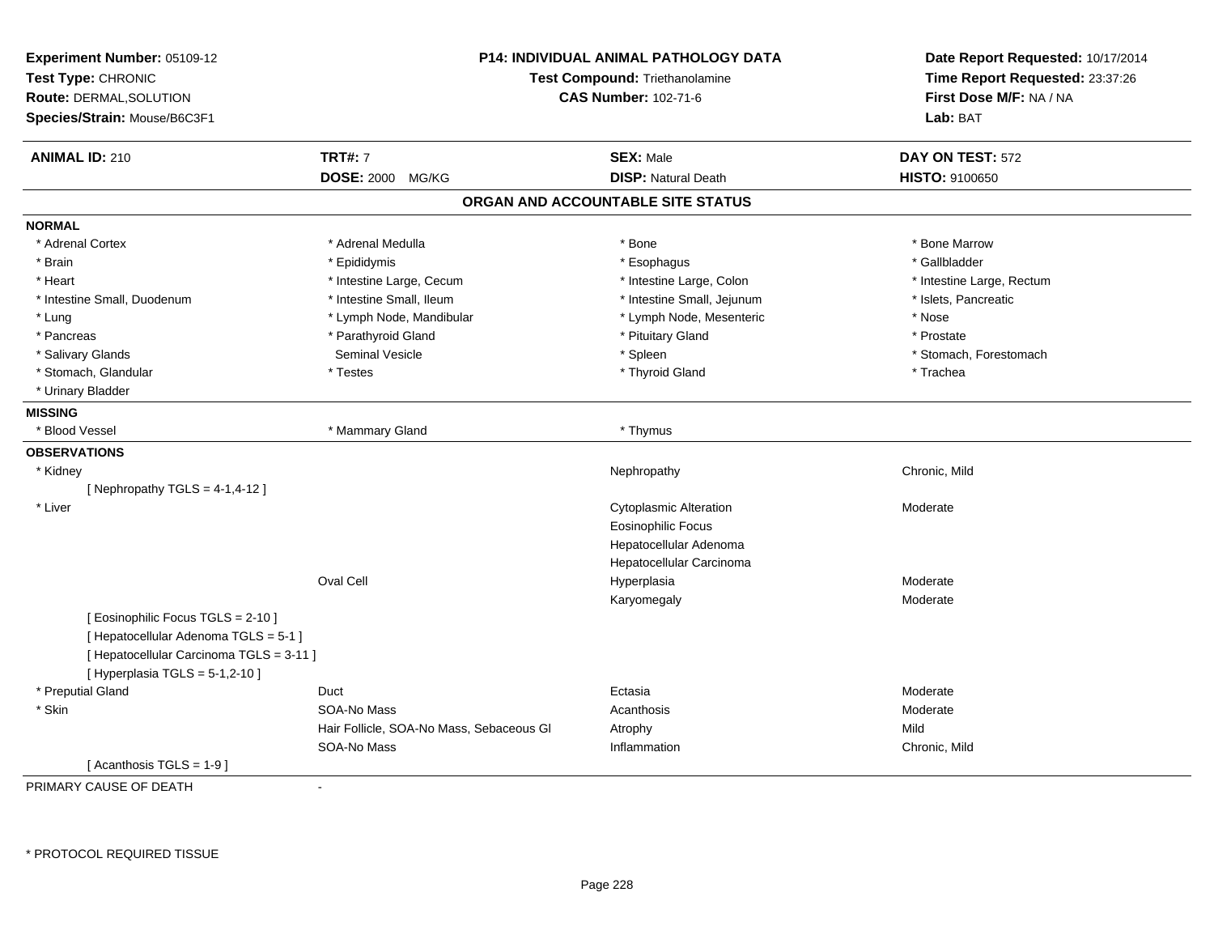**Experiment Number:** 05109-12
**Test Type:** CHRONIC
**Route:** DERMAL,SOLUTION
**Species/Strain:** Mouse/B6C3F1

**P14: INDIVIDUAL ANIMAL PATHOLOGY DATA**
**Test Compound:** Triethanolamine
**CAS Number:** 102-71-6

**Date Report Requested:** 10/17/2014
**Time Report Requested:** 23:37:26
**First Dose M/F:** NA / NA
**Lab:** BAT

| **ANIMAL ID:** 210 | **TRT#:** 7 | **SEX:** Male | **DAY ON TEST:** 572 |
|---|---|---|---|
| | **DOSE:** 2000 MG/KG | **DISP:** Natural Death | **HISTO:** 9100650 |

## ORGAN AND ACCOUNTABLE SITE STATUS

**NORMAL**

| | | | |
|---|---|---|---|
| * Adrenal Cortex | * Adrenal Medulla | * Bone | * Bone Marrow |
| * Brain | * Epididymis | * Esophagus | * Gallbladder |
| * Heart | * Intestine Large, Cecum | * Intestine Large, Colon | * Intestine Large, Rectum |
| * Intestine Small, Duodenum | * Intestine Small, Ileum | * Intestine Small, Jejunum | * Islets, Pancreatic |
| * Lung | * Lymph Node, Mandibular | * Lymph Node, Mesenteric | * Nose |
| * Pancreas | * Parathyroid Gland | * Pituitary Gland | * Prostate |
| * Salivary Glands | Seminal Vesicle | * Spleen | * Stomach, Forestomach |
| * Stomach, Glandular | * Testes | * Thyroid Gland | * Trachea |
| * Urinary Bladder | | | |

**MISSING**

| | | |
|---|---|---|
| * Blood Vessel | * Mammary Gland | * Thymus |

**OBSERVATIONS**

| | | | |
|---|---|---|---|
| * Kidney | | Nephropathy | Chronic, Mild |
| [ Nephropathy TGLS = 4-1,4-12 ] | | | |
| * Liver | | Cytoplasmic Alteration | Moderate |
| | | Eosinophilic Focus | |
| | | Hepatocellular Adenoma | |
| | | Hepatocellular Carcinoma | |
| | Oval Cell | Hyperplasia | Moderate |
| | | Karyomegaly | Moderate |
| [ Eosinophilic Focus TGLS = 2-10 ] | | | |
| [ Hepatocellular Adenoma TGLS = 5-1 ] | | | |
| [ Hepatocellular Carcinoma TGLS = 3-11 ] | | | |
| [ Hyperplasia TGLS = 5-1,2-10 ] | | | |
| * Preputial Gland | Duct | Ectasia | Moderate |
| * Skin | SOA-No Mass | Acanthosis | Moderate |
| | Hair Follicle, SOA-No Mass, Sebaceous Gl | Atrophy | Mild |
| | SOA-No Mass | Inflammation | Chronic, Mild |
| [ Acanthosis TGLS = 1-9 ] | | | |

PRIMARY CAUSE OF DEATH -

* PROTOCOL REQUIRED TISSUE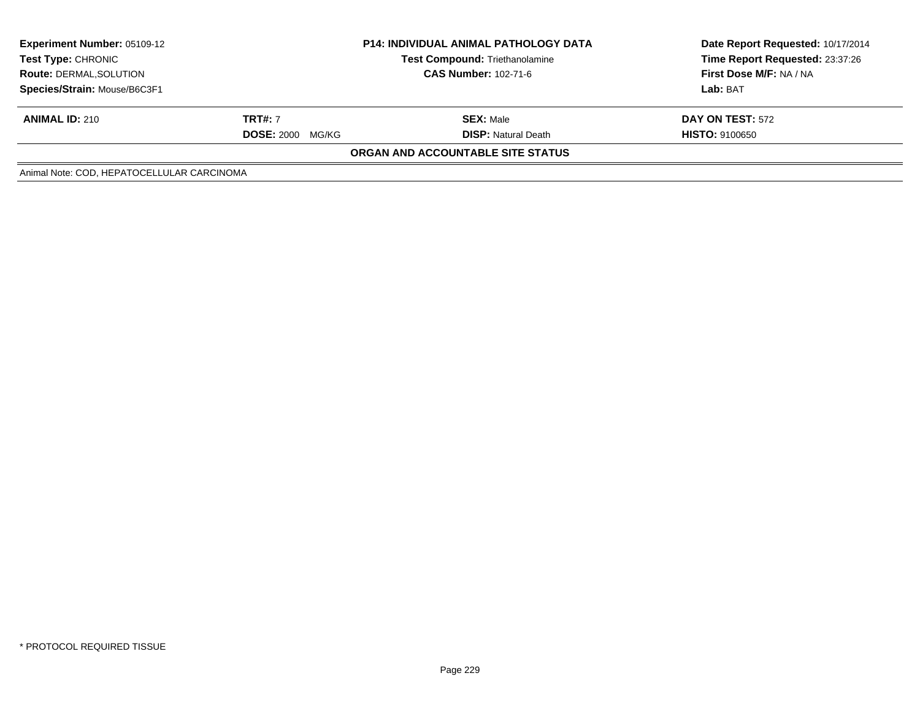**Experiment Number:** 05109-12
**Test Type:** CHRONIC
**Route:** DERMAL,SOLUTION
**Species/Strain:** Mouse/B6C3F1

**P14: INDIVIDUAL ANIMAL PATHOLOGY DATA**
**Test Compound:** Triethanolamine
**CAS Number:** 102-71-6

**Date Report Requested:** 10/17/2014
**Time Report Requested:** 23:37:26
**First Dose M/F:** NA / NA
**Lab:** BAT

| | | | |
|---|---|---|---|
| **ANIMAL ID:** 210 | **TRT#:** 7 | **SEX:** Male | **DAY ON TEST:** 572 |
| | **DOSE:** 2000 MG/KG | **DISP:** Natural Death | **HISTO:** 9100650 |

**ORGAN AND ACCOUNTABLE SITE STATUS**

Animal Note: COD, HEPATOCELLULAR CARCINOMA

* PROTOCOL REQUIRED TISSUE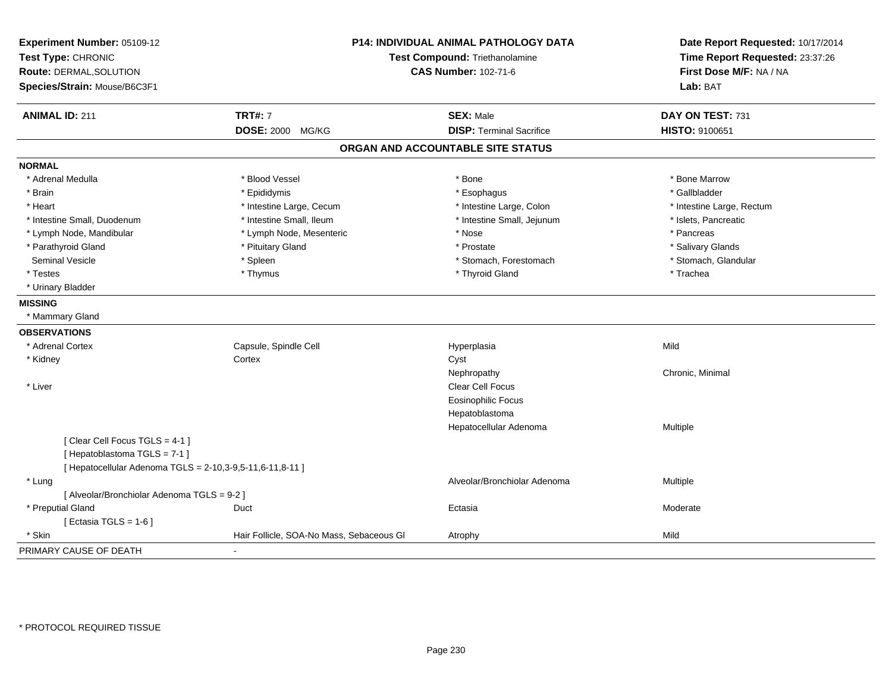**Experiment Number:** 05109-12
**Test Type:** CHRONIC
**Route:** DERMAL,SOLUTION
**Species/Strain:** Mouse/B6C3F1

**P14: INDIVIDUAL ANIMAL PATHOLOGY DATA**
**Test Compound:** Triethanolamine
**CAS Number:** 102-71-6

**Date Report Requested:** 10/17/2014
**Time Report Requested:** 23:37:26
**First Dose M/F:** NA / NA
**Lab:** BAT

| | | | |
|---|---|---|---|
| **ANIMAL ID:** 211 | **TRT#:** 7 | **SEX:** Male | **DAY ON TEST:** 731 |
| | **DOSE:** 2000 MG/KG | **DISP:** Terminal Sacrifice | **HISTO:** 9100651 |

## ORGAN AND ACCOUNTABLE SITE STATUS

**NORMAL**

| | | | |
|---|---|---|---|
| * Adrenal Medulla | * Blood Vessel | * Bone | * Bone Marrow |
| * Brain | * Epididymis | * Esophagus | * Gallbladder |
| * Heart | * Intestine Large, Cecum | * Intestine Large, Colon | * Intestine Large, Rectum |
| * Intestine Small, Duodenum | * Intestine Small, Ileum | * Intestine Small, Jejunum | * Islets, Pancreatic |
| * Lymph Node, Mandibular | * Lymph Node, Mesenteric | * Nose | * Pancreas |
| * Parathyroid Gland | * Pituitary Gland | * Prostate | * Salivary Glands |
| Seminal Vesicle | * Spleen | * Stomach, Forestomach | * Stomach, Glandular |
| * Testes | * Thymus | * Thyroid Gland | * Trachea |
| * Urinary Bladder | | | |

**MISSING**

* Mammary Gland

**OBSERVATIONS**

| | | | |
|---|---|---|---|
| * Adrenal Cortex | Capsule, Spindle Cell | Hyperplasia | Mild |
| * Kidney | Cortex | Cyst | |
| | | Nephropathy | Chronic, Minimal |
| * Liver | | Clear Cell Focus | |
| | | Eosinophilic Focus | |
| | | Hepatoblastoma | |
| | | Hepatocellular Adenoma | Multiple |
| [ Clear Cell Focus TGLS = 4-1 ] | | | |
| [ Hepatoblastoma TGLS = 7-1 ] | | | |
| [ Hepatocellular Adenoma TGLS = 2-10,3-9,5-11,6-11,8-11 ] | | | |
| * Lung | | Alveolar/Bronchiolar Adenoma | Multiple |
| [ Alveolar/Bronchiolar Adenoma TGLS = 9-2 ] | | | |
| * Preputial Gland | Duct | Ectasia | Moderate |
| [ Ectasia TGLS = 1-6 ] | | | |
| * Skin | Hair Follicle, SOA-No Mass, Sebaceous Gl | Atrophy | Mild |

PRIMARY CAUSE OF DEATH -

* PROTOCOL REQUIRED TISSUE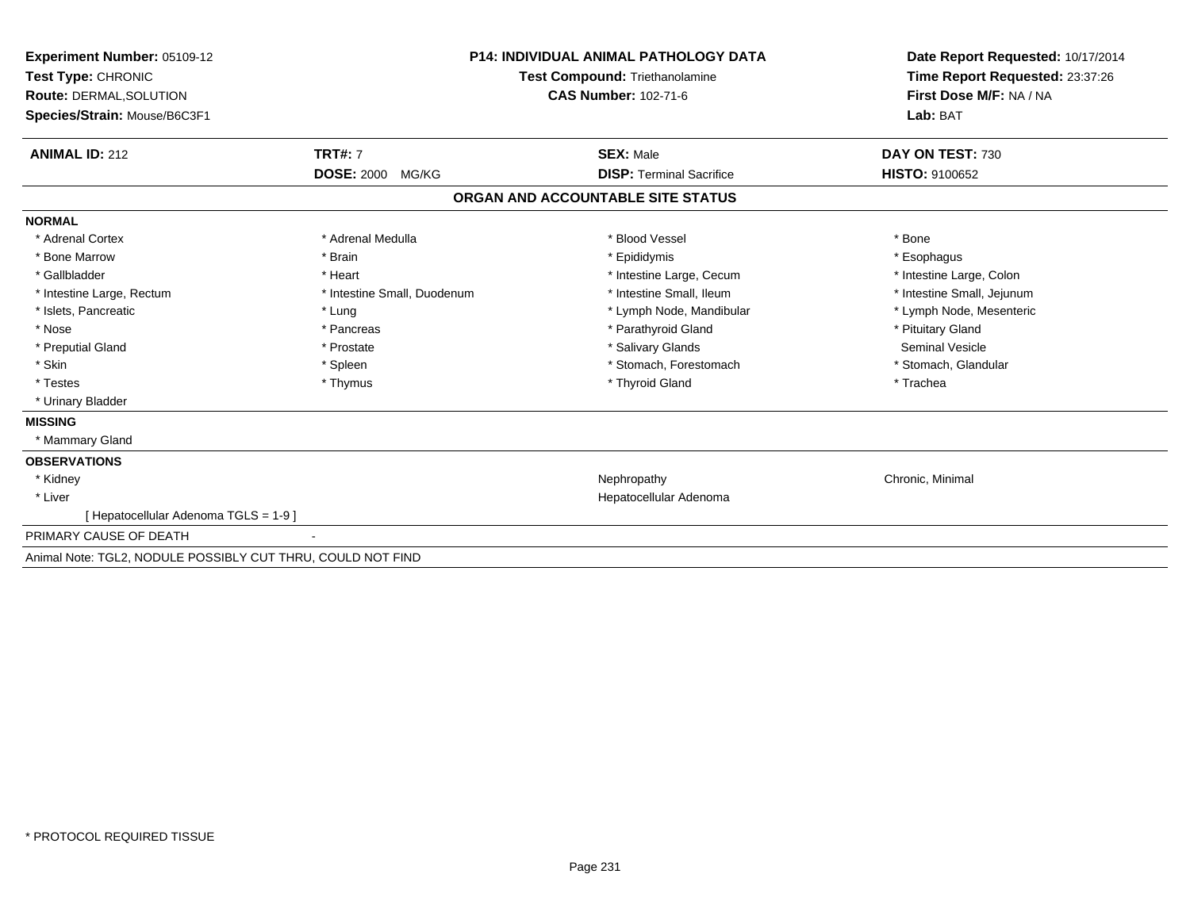**Experiment Number:** 05109-12
**Test Type:** CHRONIC
**Route:** DERMAL,SOLUTION
**Species/Strain:** Mouse/B6C3F1

**P14: INDIVIDUAL ANIMAL PATHOLOGY DATA**
**Test Compound:** Triethanolamine
**CAS Number:** 102-71-6

**Date Report Requested:** 10/17/2014
**Time Report Requested:** 23:37:26
**First Dose M/F:** NA / NA
**Lab:** BAT

| | | | |
|---|---|---|---|
| **ANIMAL ID:** 212 | **TRT#:** 7 | **SEX:** Male | **DAY ON TEST:** 730 |
| | **DOSE:** 2000 MG/KG | **DISP:** Terminal Sacrifice | **HISTO:** 9100652 |

## ORGAN AND ACCOUNTABLE SITE STATUS

**NORMAL**

| | | | |
|---|---|---|---|
| * Adrenal Cortex | * Adrenal Medulla | * Blood Vessel | * Bone |
| * Bone Marrow | * Brain | * Epididymis | * Esophagus |
| * Gallbladder | * Heart | * Intestine Large, Cecum | * Intestine Large, Colon |
| * Intestine Large, Rectum | * Intestine Small, Duodenum | * Intestine Small, Ileum | * Intestine Small, Jejunum |
| * Islets, Pancreatic | * Lung | * Lymph Node, Mandibular | * Lymph Node, Mesenteric |
| * Nose | * Pancreas | * Parathyroid Gland | * Pituitary Gland |
| * Preputial Gland | * Prostate | * Salivary Glands | Seminal Vesicle |
| * Skin | * Spleen | * Stomach, Forestomach | * Stomach, Glandular |
| * Testes | * Thymus | * Thyroid Gland | * Trachea |
| * Urinary Bladder | | | |

**MISSING**

* Mammary Gland

**OBSERVATIONS**

| | | |
|---|---|---|
| * Kidney | Nephropathy | Chronic, Minimal |
| * Liver | Hepatocellular Adenoma | |
| [ Hepatocellular Adenoma TGLS = 1-9 ] | | |

PRIMARY CAUSE OF DEATH -

Animal Note: TGL2, NODULE POSSIBLY CUT THRU, COULD NOT FIND

* PROTOCOL REQUIRED TISSUE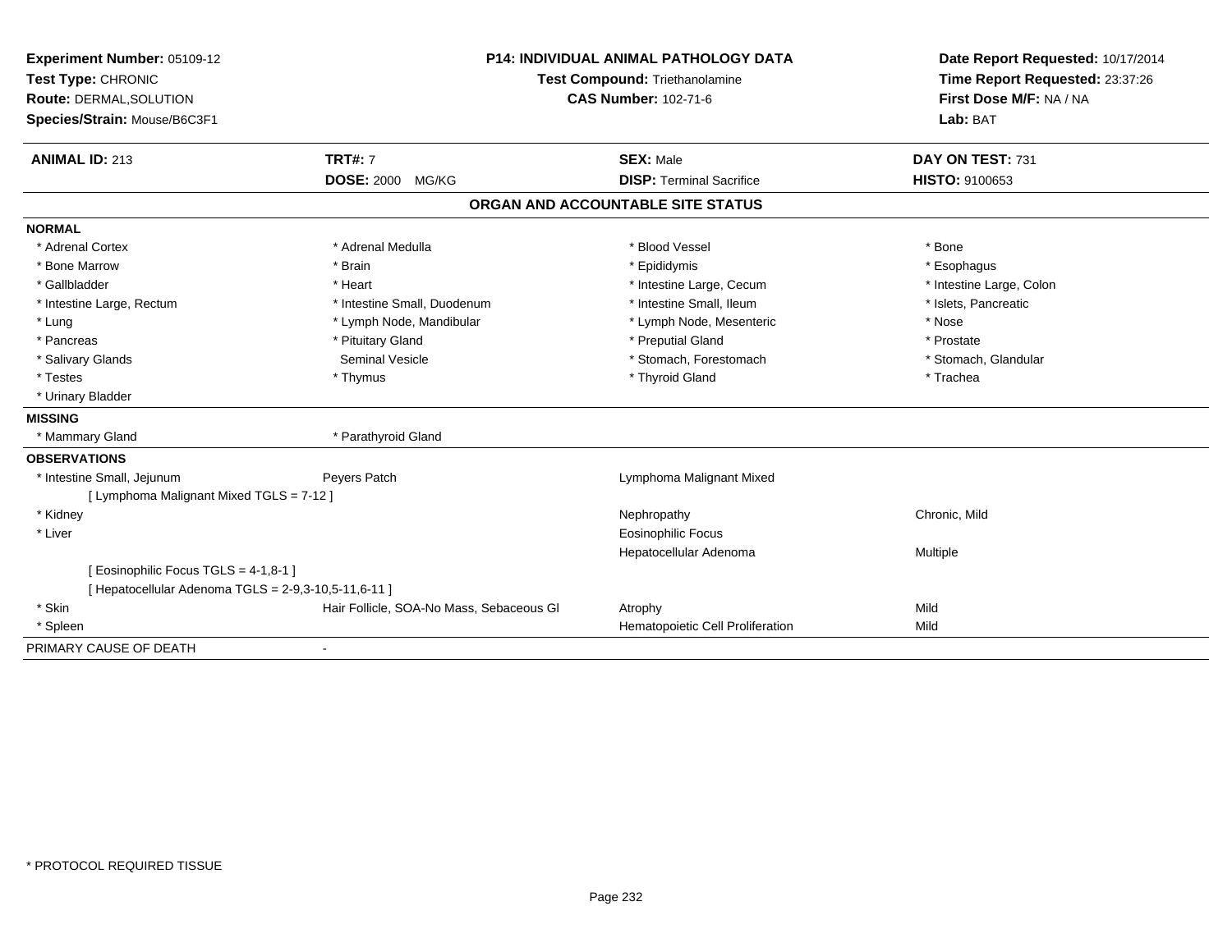**Experiment Number:** 05109-12
**Test Type:** CHRONIC
**Route:** DERMAL,SOLUTION
**Species/Strain:** Mouse/B6C3F1

**P14: INDIVIDUAL ANIMAL PATHOLOGY DATA**
**Test Compound:** Triethanolamine
**CAS Number:** 102-71-6

**Date Report Requested:** 10/17/2014
**Time Report Requested:** 23:37:26
**First Dose M/F:** NA / NA
**Lab:** BAT

| | | | |
|---|---|---|---|
| **ANIMAL ID:** 213 | **TRT#:** 7 | **SEX:** Male | **DAY ON TEST:** 731 |
| | **DOSE:** 2000 MG/KG | **DISP:** Terminal Sacrifice | **HISTO:** 9100653 |

## ORGAN AND ACCOUNTABLE SITE STATUS

**NORMAL**

| | | | |
|---|---|---|---|
| * Adrenal Cortex | * Adrenal Medulla | * Blood Vessel | * Bone |
| * Bone Marrow | * Brain | * Epididymis | * Esophagus |
| * Gallbladder | * Heart | * Intestine Large, Cecum | * Intestine Large, Colon |
| * Intestine Large, Rectum | * Intestine Small, Duodenum | * Intestine Small, Ileum | * Islets, Pancreatic |
| * Lung | * Lymph Node, Mandibular | * Lymph Node, Mesenteric | * Nose |
| * Pancreas | * Pituitary Gland | * Preputial Gland | * Prostate |
| * Salivary Glands | Seminal Vesicle | * Stomach, Forestomach | * Stomach, Glandular |
| * Testes | * Thymus | * Thyroid Gland | * Trachea |
| * Urinary Bladder | | | |

**MISSING**

| | |
|---|---|
| * Mammary Gland | * Parathyroid Gland |

**OBSERVATIONS**

| | | | |
|---|---|---|---|
| * Intestine Small, Jejunum | Peyers Patch | Lymphoma Malignant Mixed | |
| [ Lymphoma Malignant Mixed TGLS = 7-12 ] | | | |
| * Kidney | | Nephropathy | Chronic, Mild |
| * Liver | | Eosinophilic Focus | |
| | | Hepatocellular Adenoma | Multiple |
| [ Eosinophilic Focus TGLS = 4-1,8-1 ] | | | |
| [ Hepatocellular Adenoma TGLS = 2-9,3-10,5-11,6-11 ] | | | |
| * Skin | Hair Follicle, SOA-No Mass, Sebaceous Gl | Atrophy | Mild |
| * Spleen | | Hematopoietic Cell Proliferation | Mild |

PRIMARY CAUSE OF DEATH -

* PROTOCOL REQUIRED TISSUE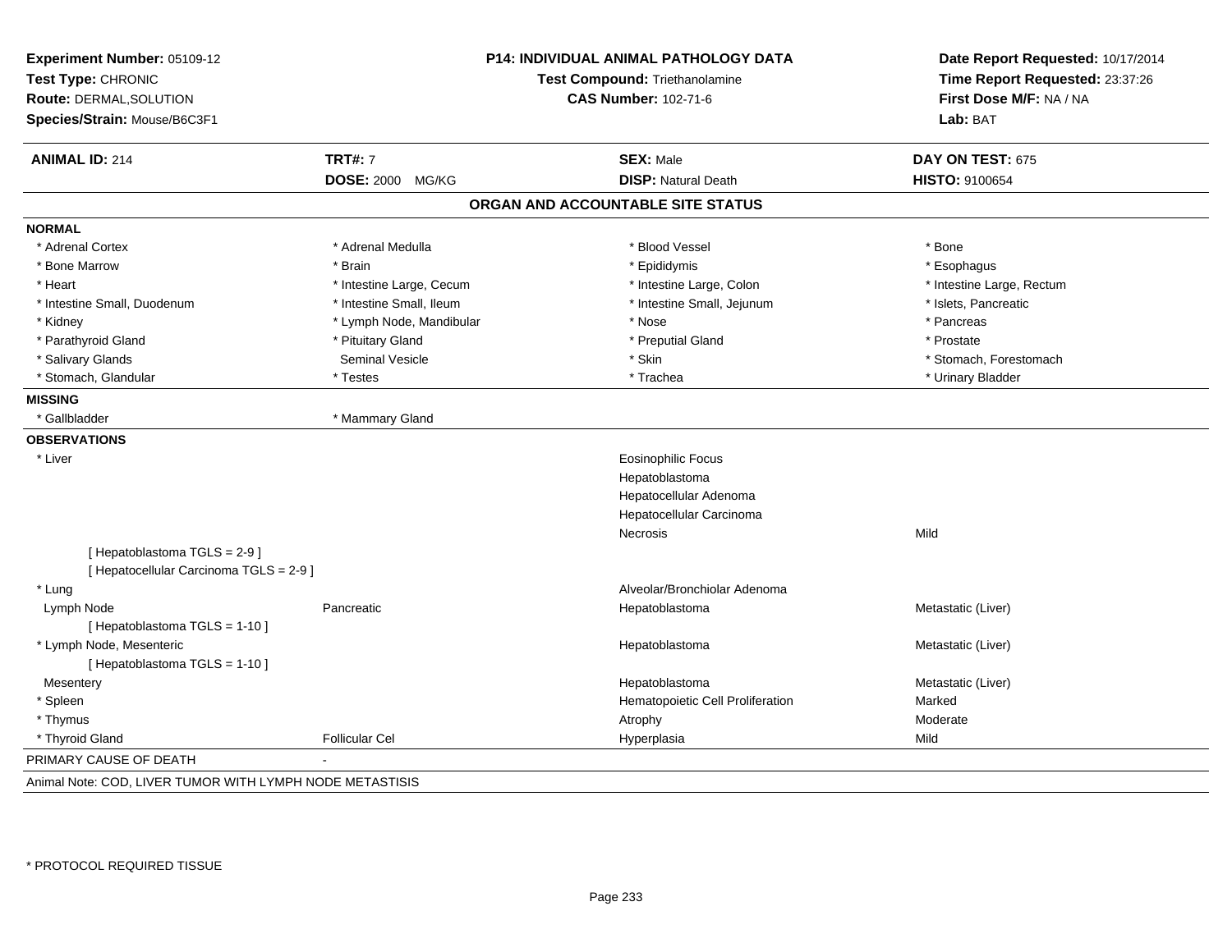**Experiment Number:** 05109-12
**Test Type:** CHRONIC
**Route:** DERMAL,SOLUTION
**Species/Strain:** Mouse/B6C3F1

**P14: INDIVIDUAL ANIMAL PATHOLOGY DATA**
**Test Compound:** Triethanolamine
**CAS Number:** 102-71-6

**Date Report Requested:** 10/17/2014
**Time Report Requested:** 23:37:26
**First Dose M/F:** NA / NA
**Lab:** BAT

| **ANIMAL ID:** 214 | **TRT#:** 7 | **SEX:** Male | **DAY ON TEST:** 675 |
|---|---|---|---|
| | **DOSE:** 2000 MG/KG | **DISP:** Natural Death | **HISTO:** 9100654 |

## ORGAN AND ACCOUNTABLE SITE STATUS

**NORMAL**

| | | | |
|---|---|---|---|
| * Adrenal Cortex | * Adrenal Medulla | * Blood Vessel | * Bone |
| * Bone Marrow | * Brain | * Epididymis | * Esophagus |
| * Heart | * Intestine Large, Cecum | * Intestine Large, Colon | * Intestine Large, Rectum |
| * Intestine Small, Duodenum | * Intestine Small, Ileum | * Intestine Small, Jejunum | * Islets, Pancreatic |
| * Kidney | * Lymph Node, Mandibular | * Nose | * Pancreas |
| * Parathyroid Gland | * Pituitary Gland | * Preputial Gland | * Prostate |
| * Salivary Glands | Seminal Vesicle | * Skin | * Stomach, Forestomach |
| * Stomach, Glandular | * Testes | * Trachea | * Urinary Bladder |

**MISSING**

| | |
|---|---|
| * Gallbladder | * Mammary Gland |

**OBSERVATIONS**

| | | | |
|---|---|---|---|
| * Liver | | Eosinophilic Focus | |
| | | Hepatoblastoma | |
| | | Hepatocellular Adenoma | |
| | | Hepatocellular Carcinoma | |
| | | Necrosis | Mild |
| [ Hepatoblastoma TGLS = 2-9 ] | | | |
| [ Hepatocellular Carcinoma TGLS = 2-9 ] | | | |
| * Lung | | Alveolar/Bronchiolar Adenoma | |
| Lymph Node | Pancreatic | Hepatoblastoma | Metastatic (Liver) |
| [ Hepatoblastoma TGLS = 1-10 ] | | | |
| * Lymph Node, Mesenteric | | Hepatoblastoma | Metastatic (Liver) |
| [ Hepatoblastoma TGLS = 1-10 ] | | | |
| Mesentery | | Hepatoblastoma | Metastatic (Liver) |
| * Spleen | | Hematopoietic Cell Proliferation | Marked |
| * Thymus | | Atrophy | Moderate |
| * Thyroid Gland | Follicular Cel | Hyperplasia | Mild |

PRIMARY CAUSE OF DEATH -

Animal Note: COD, LIVER TUMOR WITH LYMPH NODE METASTISIS

* PROTOCOL REQUIRED TISSUE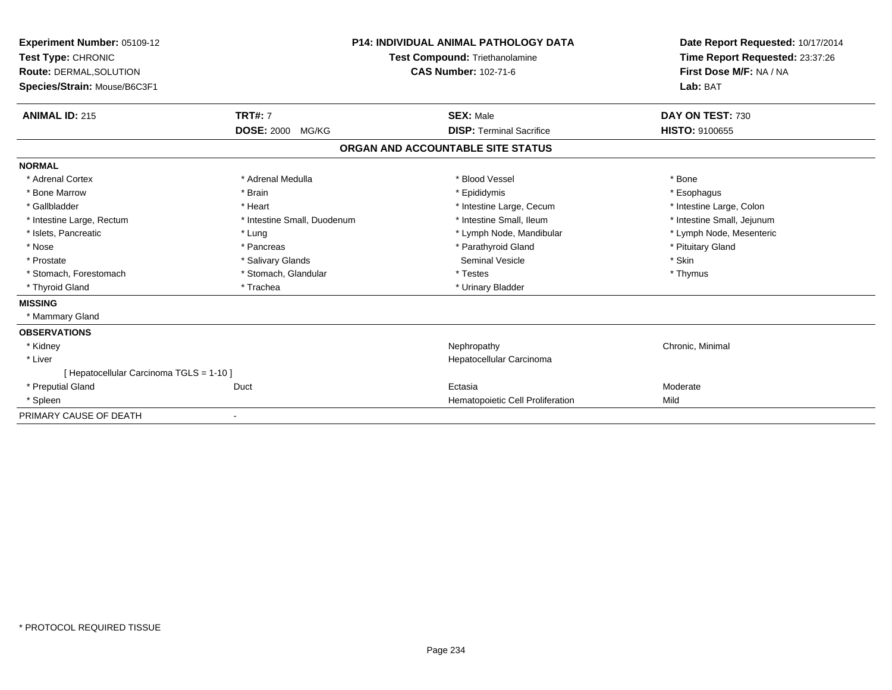**Experiment Number:** 05109-12
**Test Type:** CHRONIC
**Route:** DERMAL,SOLUTION
**Species/Strain:** Mouse/B6C3F1

**P14: INDIVIDUAL ANIMAL PATHOLOGY DATA**
**Test Compound:** Triethanolamine
**CAS Number:** 102-71-6

**Date Report Requested:** 10/17/2014
**Time Report Requested:** 23:37:26
**First Dose M/F:** NA / NA
**Lab:** BAT

| **ANIMAL ID:** 215 | **TRT#:** 7 | **SEX:** Male | **DAY ON TEST:** 730 |
|---|---|---|---|
| | **DOSE:** 2000 MG/KG | **DISP:** Terminal Sacrifice | **HISTO:** 9100655 |

### ORGAN AND ACCOUNTABLE SITE STATUS

**NORMAL**

| | | | |
|---|---|---|---|
| * Adrenal Cortex | * Adrenal Medulla | * Blood Vessel | * Bone |
| * Bone Marrow | * Brain | * Epididymis | * Esophagus |
| * Gallbladder | * Heart | * Intestine Large, Cecum | * Intestine Large, Colon |
| * Intestine Large, Rectum | * Intestine Small, Duodenum | * Intestine Small, Ileum | * Intestine Small, Jejunum |
| * Islets, Pancreatic | * Lung | * Lymph Node, Mandibular | * Lymph Node, Mesenteric |
| * Nose | * Pancreas | * Parathyroid Gland | * Pituitary Gland |
| * Prostate | * Salivary Glands | Seminal Vesicle | * Skin |
| * Stomach, Forestomach | * Stomach, Glandular | * Testes | * Thymus |
| * Thyroid Gland | * Trachea | * Urinary Bladder | |

**MISSING**

* Mammary Gland

**OBSERVATIONS**

| | | | |
|---|---|---|---|
| * Kidney | | Nephropathy | Chronic, Minimal |
| * Liver | | Hepatocellular Carcinoma | |
| [ Hepatocellular Carcinoma TGLS = 1-10 ] | | | |
| * Preputial Gland | Duct | Ectasia | Moderate |
| * Spleen | | Hematopoietic Cell Proliferation | Mild |

PRIMARY CAUSE OF DEATH -

* PROTOCOL REQUIRED TISSUE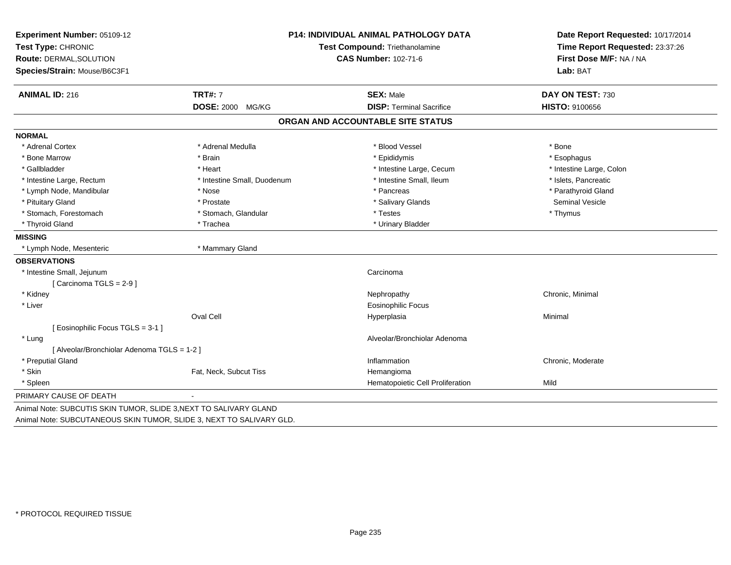**Experiment Number:** 05109-12
**Test Type:** CHRONIC
**Route:** DERMAL,SOLUTION
**Species/Strain:** Mouse/B6C3F1

**P14: INDIVIDUAL ANIMAL PATHOLOGY DATA**
**Test Compound:** Triethanolamine
**CAS Number:** 102-71-6

**Date Report Requested:** 10/17/2014
**Time Report Requested:** 23:37:26
**First Dose M/F:** NA / NA
**Lab:** BAT

| **ANIMAL ID:** 216 | **TRT#:** 7 | **SEX:** Male | **DAY ON TEST:** 730 |
|---|---|---|---|
| | **DOSE:** 2000 MG/KG | **DISP:** Terminal Sacrifice | **HISTO:** 9100656 |

## ORGAN AND ACCOUNTABLE SITE STATUS

**NORMAL**

| | | | |
|---|---|---|---|
| * Adrenal Cortex | * Adrenal Medulla | * Blood Vessel | * Bone |
| * Bone Marrow | * Brain | * Epididymis | * Esophagus |
| * Gallbladder | * Heart | * Intestine Large, Cecum | * Intestine Large, Colon |
| * Intestine Large, Rectum | * Intestine Small, Duodenum | * Intestine Small, Ileum | * Islets, Pancreatic |
| * Lymph Node, Mandibular | * Nose | * Pancreas | * Parathyroid Gland |
| * Pituitary Gland | * Prostate | * Salivary Glands | Seminal Vesicle |
| * Stomach, Forestomach | * Stomach, Glandular | * Testes | * Thymus |
| * Thyroid Gland | * Trachea | * Urinary Bladder | |

**MISSING**

| | |
|---|---|
| * Lymph Node, Mesenteric | * Mammary Gland |

**OBSERVATIONS**

| | | | |
|---|---|---|---|
| * Intestine Small, Jejunum | | Carcinoma | |
| [ Carcinoma TGLS = 2-9 ] | | | |
| * Kidney | | Nephropathy | Chronic, Minimal |
| * Liver | | Eosinophilic Focus | |
| | Oval Cell | Hyperplasia | Minimal |
| [ Eosinophilic Focus TGLS = 3-1 ] | | | |
| * Lung | | Alveolar/Bronchiolar Adenoma | |
| [ Alveolar/Bronchiolar Adenoma TGLS = 1-2 ] | | | |
| * Preputial Gland | | Inflammation | Chronic, Moderate |
| * Skin | Fat, Neck, Subcut Tiss | Hemangioma | |
| * Spleen | | Hematopoietic Cell Proliferation | Mild |

PRIMARY CAUSE OF DEATH -

Animal Note: SUBCUTIS SKIN TUMOR, SLIDE 3,NEXT TO SALIVARY GLAND

Animal Note: SUBCUTANEOUS SKIN TUMOR, SLIDE 3, NEXT TO SALIVARY GLD.

\* PROTOCOL REQUIRED TISSUE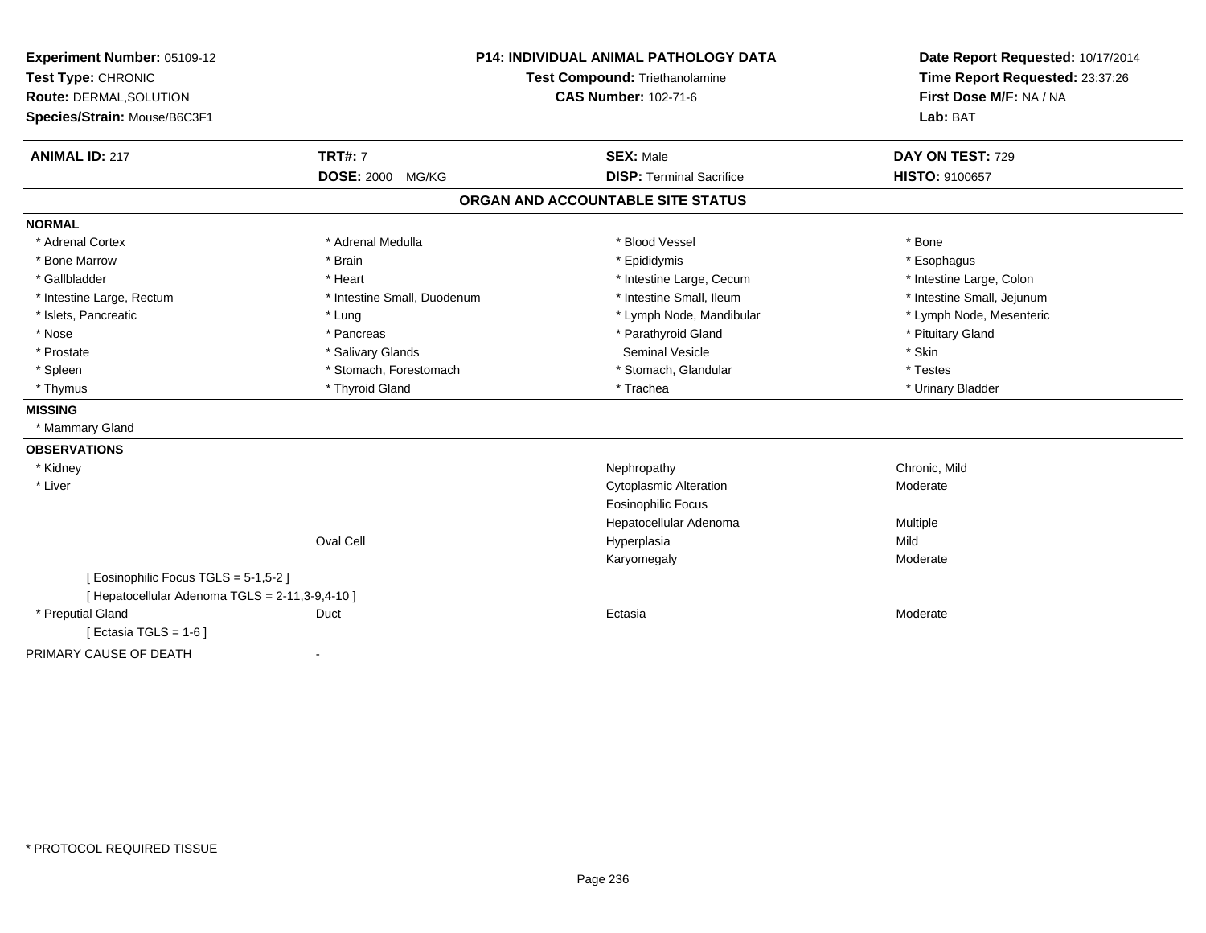**Experiment Number:** 05109-12
**Test Type:** CHRONIC
**Route:** DERMAL,SOLUTION
**Species/Strain:** Mouse/B6C3F1

**P14: INDIVIDUAL ANIMAL PATHOLOGY DATA**
**Test Compound:** Triethanolamine
**CAS Number:** 102-71-6

**Date Report Requested:** 10/17/2014
**Time Report Requested:** 23:37:26
**First Dose M/F:** NA / NA
**Lab:** BAT

| **ANIMAL ID:** 217 | **TRT#:** 7 | **SEX:** Male | **DAY ON TEST:** 729 |
|---|---|---|---|
| | **DOSE:** 2000 MG/KG | **DISP:** Terminal Sacrifice | **HISTO:** 9100657 |

## ORGAN AND ACCOUNTABLE SITE STATUS

**NORMAL**

| | | | |
|---|---|---|---|
| * Adrenal Cortex | * Adrenal Medulla | * Blood Vessel | * Bone |
| * Bone Marrow | * Brain | * Epididymis | * Esophagus |
| * Gallbladder | * Heart | * Intestine Large, Cecum | * Intestine Large, Colon |
| * Intestine Large, Rectum | * Intestine Small, Duodenum | * Intestine Small, Ileum | * Intestine Small, Jejunum |
| * Islets, Pancreatic | * Lung | * Lymph Node, Mandibular | * Lymph Node, Mesenteric |
| * Nose | * Pancreas | * Parathyroid Gland | * Pituitary Gland |
| * Prostate | * Salivary Glands | Seminal Vesicle | * Skin |
| * Spleen | * Stomach, Forestomach | * Stomach, Glandular | * Testes |
| * Thymus | * Thyroid Gland | * Trachea | * Urinary Bladder |

**MISSING**

* Mammary Gland

**OBSERVATIONS**

| | | | |
|---|---|---|---|
| * Kidney | | Nephropathy | Chronic, Mild |
| * Liver | | Cytoplasmic Alteration | Moderate |
| | | Eosinophilic Focus | |
| | | Hepatocellular Adenoma | Multiple |
| | Oval Cell | Hyperplasia | Mild |
| | | Karyomegaly | Moderate |
| [ Eosinophilic Focus TGLS = 5-1,5-2 ] | | | |
| [ Hepatocellular Adenoma TGLS = 2-11,3-9,4-10 ] | | | |
| * Preputial Gland | Duct | Ectasia | Moderate |
| [ Ectasia TGLS = 1-6 ] | | | |

PRIMARY CAUSE OF DEATH -

\* PROTOCOL REQUIRED TISSUE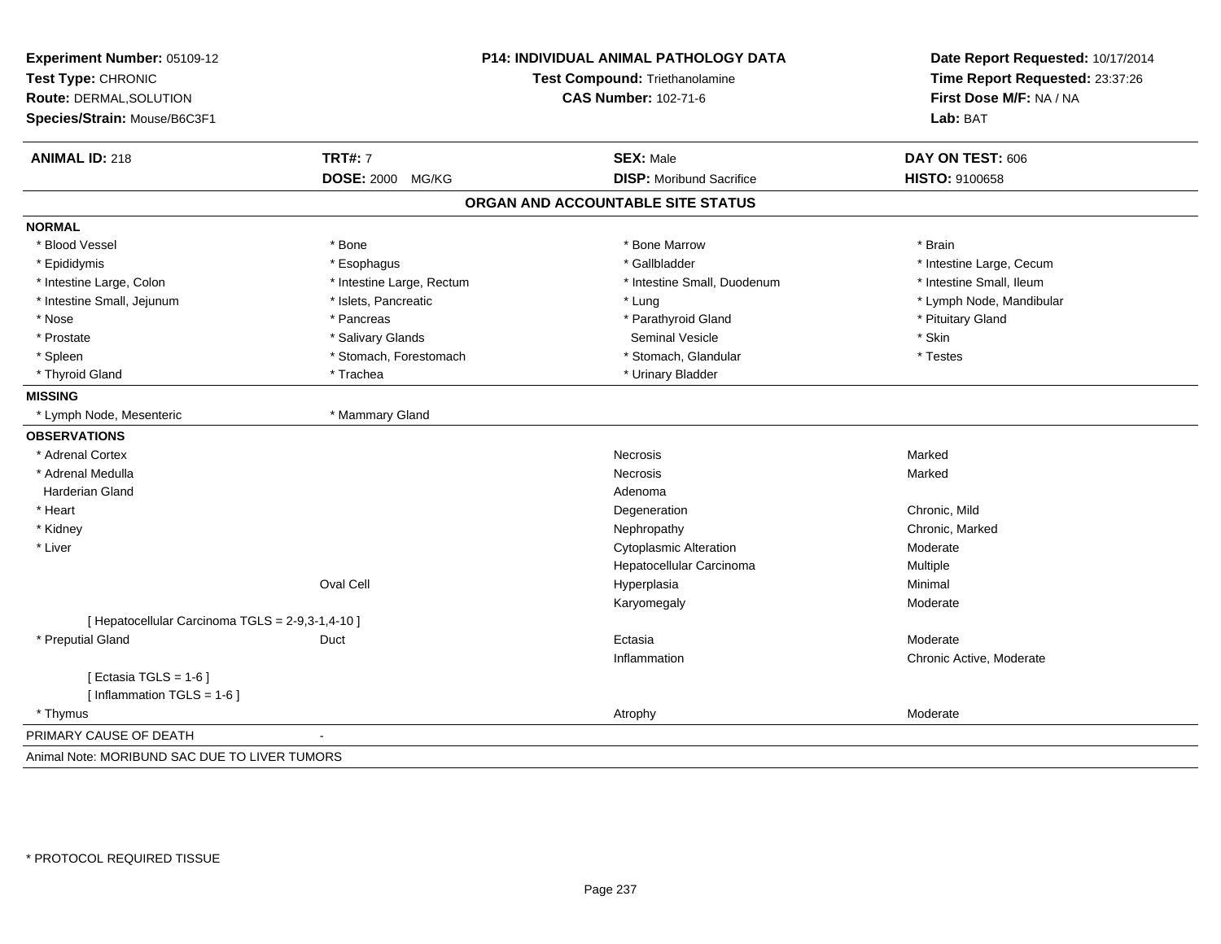**Experiment Number:** 05109-12
**Test Type:** CHRONIC
**Route:** DERMAL,SOLUTION
**Species/Strain:** Mouse/B6C3F1

**P14: INDIVIDUAL ANIMAL PATHOLOGY DATA**
**Test Compound:** Triethanolamine
**CAS Number:** 102-71-6

**Date Report Requested:** 10/17/2014
**Time Report Requested:** 23:37:26
**First Dose M/F:** NA / NA
**Lab:** BAT

| **ANIMAL ID:** 218 | **TRT#:** 7 | **SEX:** Male | **DAY ON TEST:** 606 |
|---|---|---|---|
| | **DOSE:** 2000 MG/KG | **DISP:** Moribund Sacrifice | **HISTO:** 9100658 |

## ORGAN AND ACCOUNTABLE SITE STATUS

**NORMAL**

| | | | |
|---|---|---|---|
| * Blood Vessel | * Bone | * Bone Marrow | * Brain |
| * Epididymis | * Esophagus | * Gallbladder | * Intestine Large, Cecum |
| * Intestine Large, Colon | * Intestine Large, Rectum | * Intestine Small, Duodenum | * Intestine Small, Ileum |
| * Intestine Small, Jejunum | * Islets, Pancreatic | * Lung | * Lymph Node, Mandibular |
| * Nose | * Pancreas | * Parathyroid Gland | * Pituitary Gland |
| * Prostate | * Salivary Glands | Seminal Vesicle | * Skin |
| * Spleen | * Stomach, Forestomach | * Stomach, Glandular | * Testes |
| * Thyroid Gland | * Trachea | * Urinary Bladder | |

**MISSING**

| | |
|---|---|
| * Lymph Node, Mesenteric | * Mammary Gland |

**OBSERVATIONS**

| | | | |
|---|---|---|---|
| * Adrenal Cortex | | Necrosis | Marked |
| * Adrenal Medulla | | Necrosis | Marked |
| Harderian Gland | | Adenoma | |
| * Heart | | Degeneration | Chronic, Mild |
| * Kidney | | Nephropathy | Chronic, Marked |
| * Liver | | Cytoplasmic Alteration | Moderate |
| | | Hepatocellular Carcinoma | Multiple |
| | Oval Cell | Hyperplasia | Minimal |
| | | Karyomegaly | Moderate |
| [ Hepatocellular Carcinoma TGLS = 2-9,3-1,4-10 ] | | | |
| * Preputial Gland | Duct | Ectasia | Moderate |
| | | Inflammation | Chronic Active, Moderate |
| [ Ectasia TGLS = 1-6 ] | | | |
| [ Inflammation TGLS = 1-6 ] | | | |
| * Thymus | | Atrophy | Moderate |

PRIMARY CAUSE OF DEATH -

Animal Note: MORIBUND SAC DUE TO LIVER TUMORS

* PROTOCOL REQUIRED TISSUE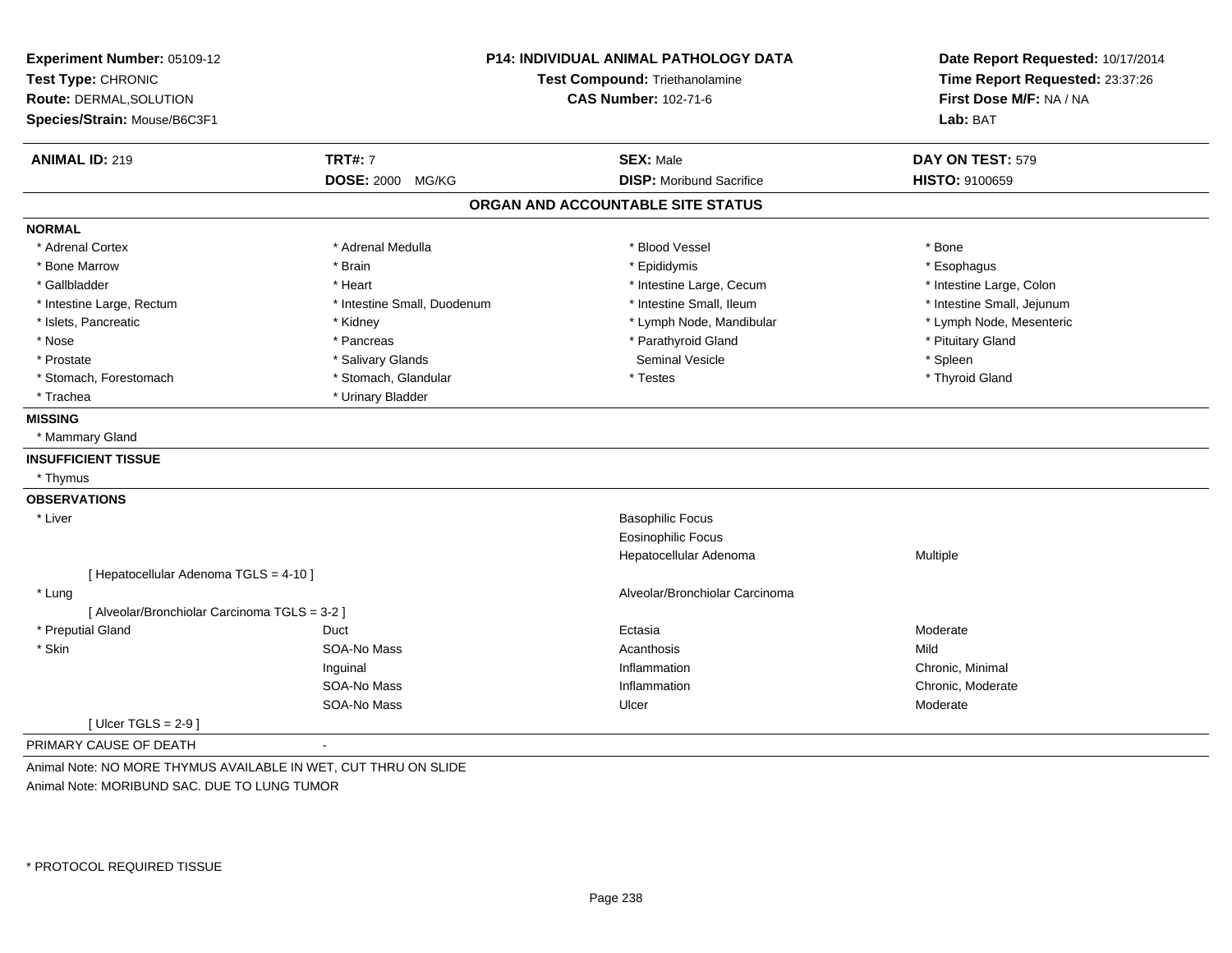**Experiment Number:** 05109-12
**Test Type:** CHRONIC
**Route:** DERMAL,SOLUTION
**Species/Strain:** Mouse/B6C3F1

**P14: INDIVIDUAL ANIMAL PATHOLOGY DATA**
**Test Compound:** Triethanolamine
**CAS Number:** 102-71-6

**Date Report Requested:** 10/17/2014
**Time Report Requested:** 23:37:26
**First Dose M/F:** NA / NA
**Lab:** BAT

| **ANIMAL ID:** 219 | **TRT#:** 7 | **SEX:** Male | **DAY ON TEST:** 579 |
|---|---|---|---|
| | **DOSE:** 2000 MG/KG | **DISP:** Moribund Sacrifice | **HISTO:** 9100659 |

## ORGAN AND ACCOUNTABLE SITE STATUS

**NORMAL**

| | | | |
|---|---|---|---|
| * Adrenal Cortex | * Adrenal Medulla | * Blood Vessel | * Bone |
| * Bone Marrow | * Brain | * Epididymis | * Esophagus |
| * Gallbladder | * Heart | * Intestine Large, Cecum | * Intestine Large, Colon |
| * Intestine Large, Rectum | * Intestine Small, Duodenum | * Intestine Small, Ileum | * Intestine Small, Jejunum |
| * Islets, Pancreatic | * Kidney | * Lymph Node, Mandibular | * Lymph Node, Mesenteric |
| * Nose | * Pancreas | * Parathyroid Gland | * Pituitary Gland |
| * Prostate | * Salivary Glands | Seminal Vesicle | * Spleen |
| * Stomach, Forestomach | * Stomach, Glandular | * Testes | * Thyroid Gland |
| * Trachea | * Urinary Bladder | | |

**MISSING**

* Mammary Gland

**INSUFFICIENT TISSUE**

* Thymus

**OBSERVATIONS**

| | | | |
|---|---|---|---|
| * Liver | | Basophilic Focus | |
| | | Eosinophilic Focus | |
| | | Hepatocellular Adenoma | Multiple |
| [ Hepatocellular Adenoma TGLS = 4-10 ] | | | |
| * Lung | | Alveolar/Bronchiolar Carcinoma | |
| [ Alveolar/Bronchiolar Carcinoma TGLS = 3-2 ] | | | |
| * Preputial Gland | Duct | Ectasia | Moderate |
| * Skin | SOA-No Mass | Acanthosis | Mild |
| | Inguinal | Inflammation | Chronic, Minimal |
| | SOA-No Mass | Inflammation | Chronic, Moderate |
| | SOA-No Mass | Ulcer | Moderate |
| [ Ulcer TGLS = 2-9 ] | | | |

PRIMARY CAUSE OF DEATH -

Animal Note: NO MORE THYMUS AVAILABLE IN WET, CUT THRU ON SLIDE
Animal Note: MORIBUND SAC. DUE TO LUNG TUMOR

* PROTOCOL REQUIRED TISSUE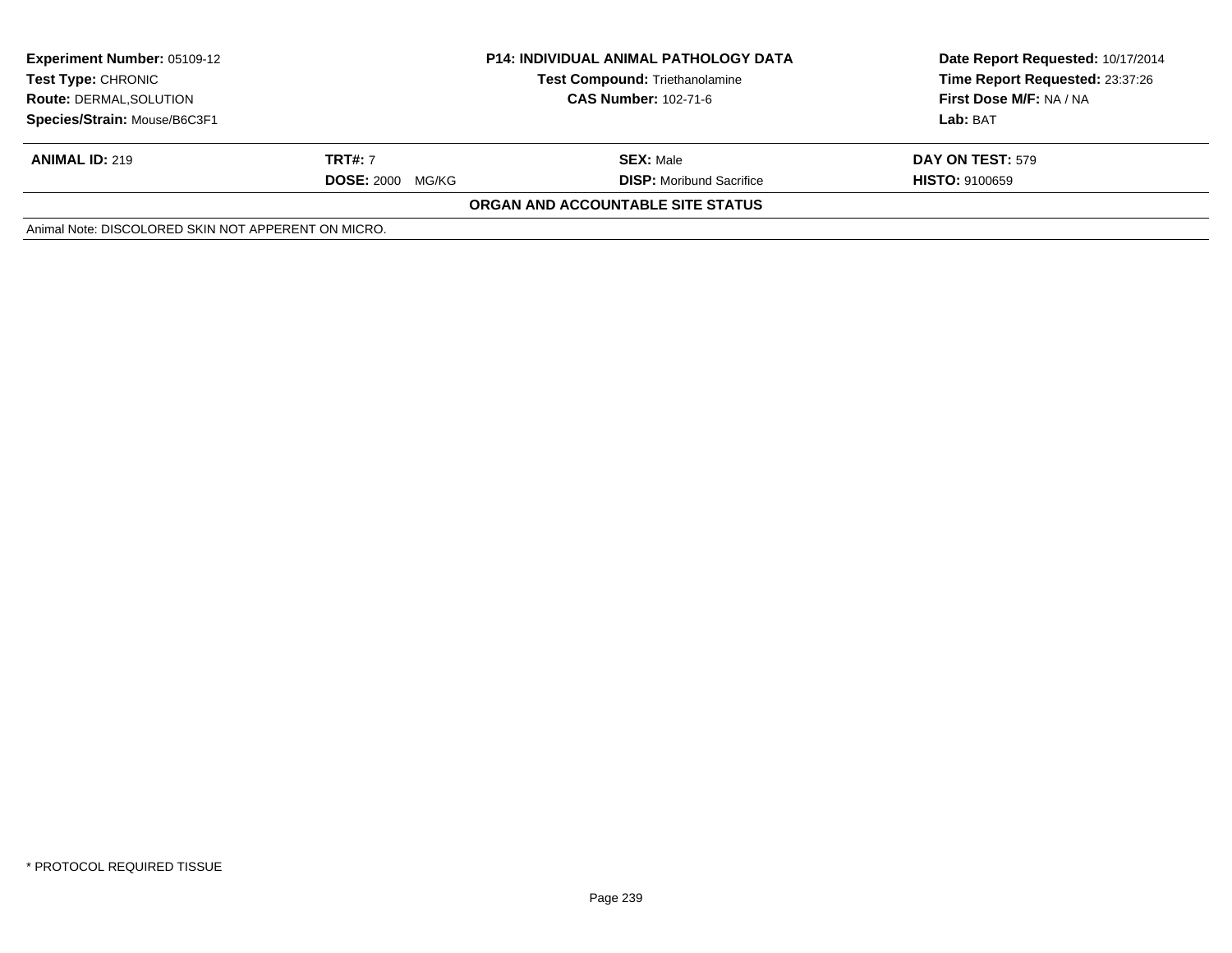**Experiment Number:** 05109-12
**Test Type:** CHRONIC
**Route:** DERMAL,SOLUTION
**Species/Strain:** Mouse/B6C3F1

**P14: INDIVIDUAL ANIMAL PATHOLOGY DATA**
**Test Compound:** Triethanolamine
**CAS Number:** 102-71-6

**Date Report Requested:** 10/17/2014
**Time Report Requested:** 23:37:26
**First Dose M/F:** NA / NA
**Lab:** BAT

| | | | |
|---|---|---|---|
| **ANIMAL ID:** 219 | **TRT#:** 7 | **SEX:** Male | **DAY ON TEST:** 579 |
| | **DOSE:** 2000 MG/KG | **DISP:** Moribund Sacrifice | **HISTO:** 9100659 |

**ORGAN AND ACCOUNTABLE SITE STATUS**

Animal Note: DISCOLORED SKIN NOT APPERENT ON MICRO.

* PROTOCOL REQUIRED TISSUE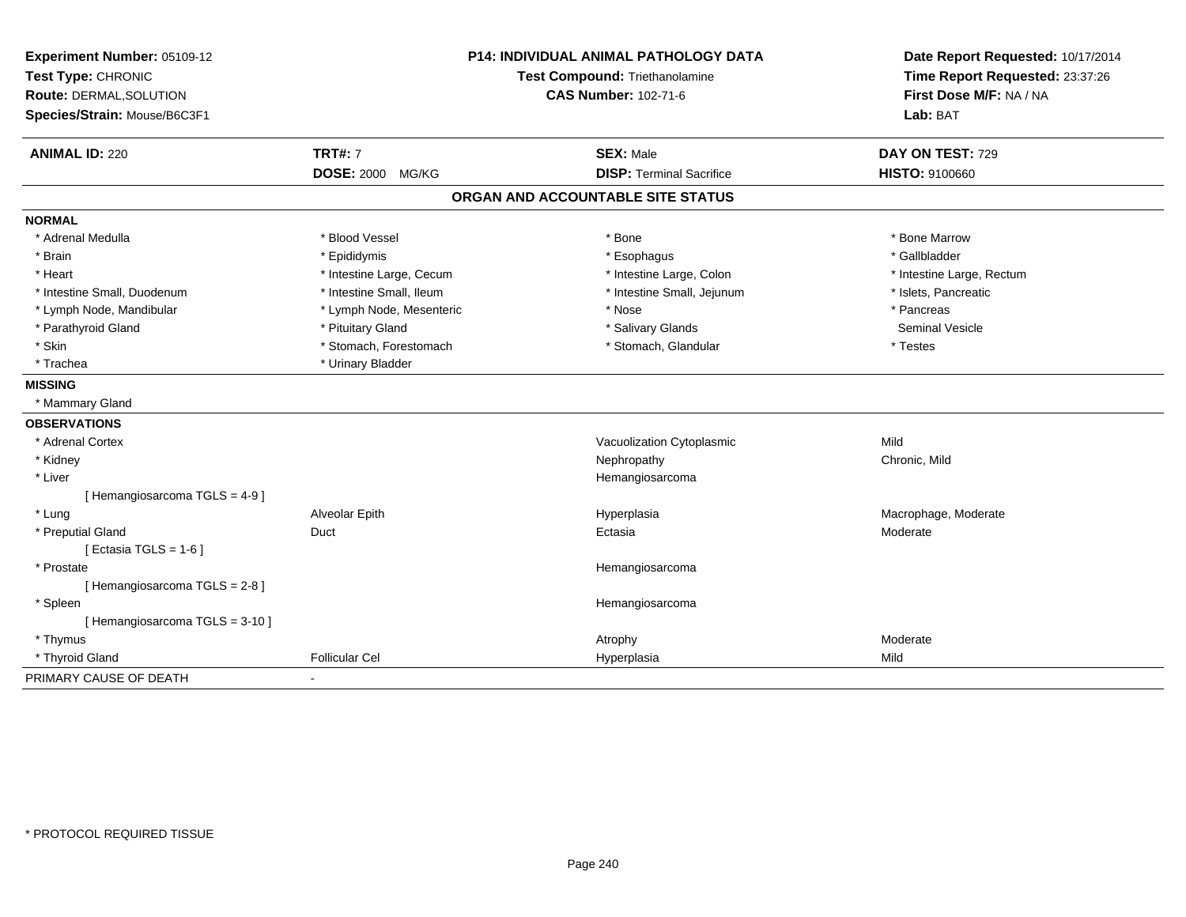**Experiment Number:** 05109-12
**Test Type:** CHRONIC
**Route:** DERMAL,SOLUTION
**Species/Strain:** Mouse/B6C3F1

**P14: INDIVIDUAL ANIMAL PATHOLOGY DATA**
**Test Compound:** Triethanolamine
**CAS Number:** 102-71-6

**Date Report Requested:** 10/17/2014
**Time Report Requested:** 23:37:26
**First Dose M/F:** NA / NA
**Lab:** BAT

| **ANIMAL ID:** 220 | **TRT#:** 7 | **SEX:** Male | **DAY ON TEST:** 729 |
|---|---|---|---|
| | **DOSE:** 2000 MG/KG | **DISP:** Terminal Sacrifice | **HISTO:** 9100660 |

## ORGAN AND ACCOUNTABLE SITE STATUS

**NORMAL**

| | | | |
|---|---|---|---|
| * Adrenal Medulla | * Blood Vessel | * Bone | * Bone Marrow |
| * Brain | * Epididymis | * Esophagus | * Gallbladder |
| * Heart | * Intestine Large, Cecum | * Intestine Large, Colon | * Intestine Large, Rectum |
| * Intestine Small, Duodenum | * Intestine Small, Ileum | * Intestine Small, Jejunum | * Islets, Pancreatic |
| * Lymph Node, Mandibular | * Lymph Node, Mesenteric | * Nose | * Pancreas |
| * Parathyroid Gland | * Pituitary Gland | * Salivary Glands | Seminal Vesicle |
| * Skin | * Stomach, Forestomach | * Stomach, Glandular | * Testes |
| * Trachea | * Urinary Bladder | | |

**MISSING**

* Mammary Gland

**OBSERVATIONS**

| | | | |
|---|---|---|---|
| * Adrenal Cortex | | Vacuolization Cytoplasmic | Mild |
| * Kidney | | Nephropathy | Chronic, Mild |
| * Liver | | Hemangiosarcoma | |
| [ Hemangiosarcoma TGLS = 4-9 ] | | | |
| * Lung | Alveolar Epith | Hyperplasia | Macrophage, Moderate |
| * Preputial Gland | Duct | Ectasia | Moderate |
| [ Ectasia TGLS = 1-6 ] | | | |
| * Prostate | | Hemangiosarcoma | |
| [ Hemangiosarcoma TGLS = 2-8 ] | | | |
| * Spleen | | Hemangiosarcoma | |
| [ Hemangiosarcoma TGLS = 3-10 ] | | | |
| * Thymus | | Atrophy | Moderate |
| * Thyroid Gland | Follicular Cel | Hyperplasia | Mild |

PRIMARY CAUSE OF DEATH -

\* PROTOCOL REQUIRED TISSUE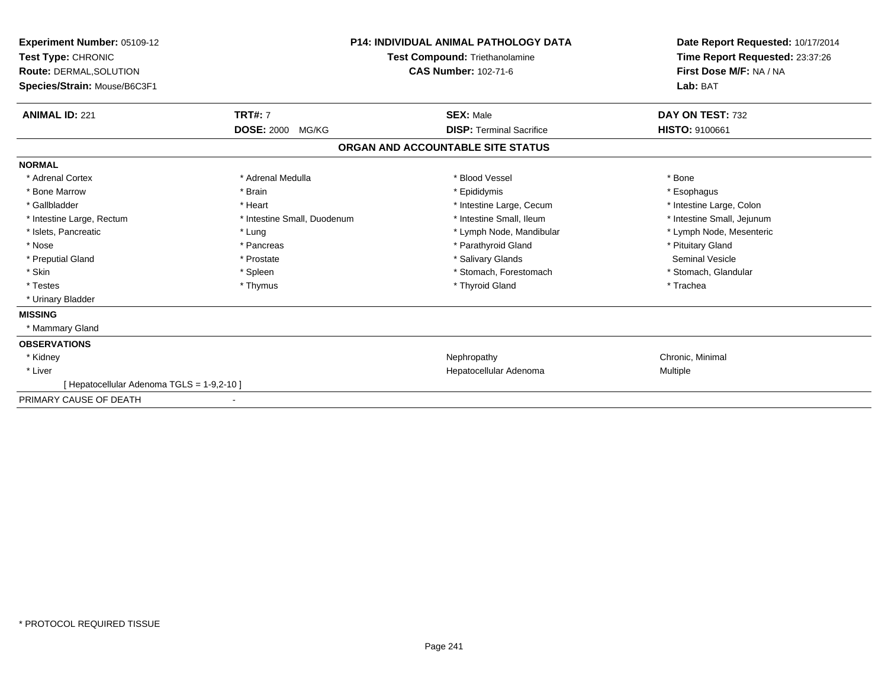**Experiment Number:** 05109-12
**Test Type:** CHRONIC
**Route:** DERMAL,SOLUTION
**Species/Strain:** Mouse/B6C3F1

**P14: INDIVIDUAL ANIMAL PATHOLOGY DATA**
**Test Compound:** Triethanolamine
**CAS Number:** 102-71-6

**Date Report Requested:** 10/17/2014
**Time Report Requested:** 23:37:26
**First Dose M/F:** NA / NA
**Lab:** BAT

| **ANIMAL ID:** 221 | **TRT#:** 7 | **SEX:** Male | **DAY ON TEST:** 732 |
|---|---|---|---|
| | **DOSE:** 2000 MG/KG | **DISP:** Terminal Sacrifice | **HISTO:** 9100661 |

## ORGAN AND ACCOUNTABLE SITE STATUS

**NORMAL**

| | | | |
|---|---|---|---|
| * Adrenal Cortex | * Adrenal Medulla | * Blood Vessel | * Bone |
| * Bone Marrow | * Brain | * Epididymis | * Esophagus |
| * Gallbladder | * Heart | * Intestine Large, Cecum | * Intestine Large, Colon |
| * Intestine Large, Rectum | * Intestine Small, Duodenum | * Intestine Small, Ileum | * Intestine Small, Jejunum |
| * Islets, Pancreatic | * Lung | * Lymph Node, Mandibular | * Lymph Node, Mesenteric |
| * Nose | * Pancreas | * Parathyroid Gland | * Pituitary Gland |
| * Preputial Gland | * Prostate | * Salivary Glands | Seminal Vesicle |
| * Skin | * Spleen | * Stomach, Forestomach | * Stomach, Glandular |
| * Testes | * Thymus | * Thyroid Gland | * Trachea |
| * Urinary Bladder | | | |

**MISSING**

* Mammary Gland

**OBSERVATIONS**

| | | |
|---|---|---|
| * Kidney | Nephropathy | Chronic, Minimal |
| * Liver | Hepatocellular Adenoma | Multiple |
| [ Hepatocellular Adenoma TGLS = 1-9,2-10 ] | | |

PRIMARY CAUSE OF DEATH -

* PROTOCOL REQUIRED TISSUE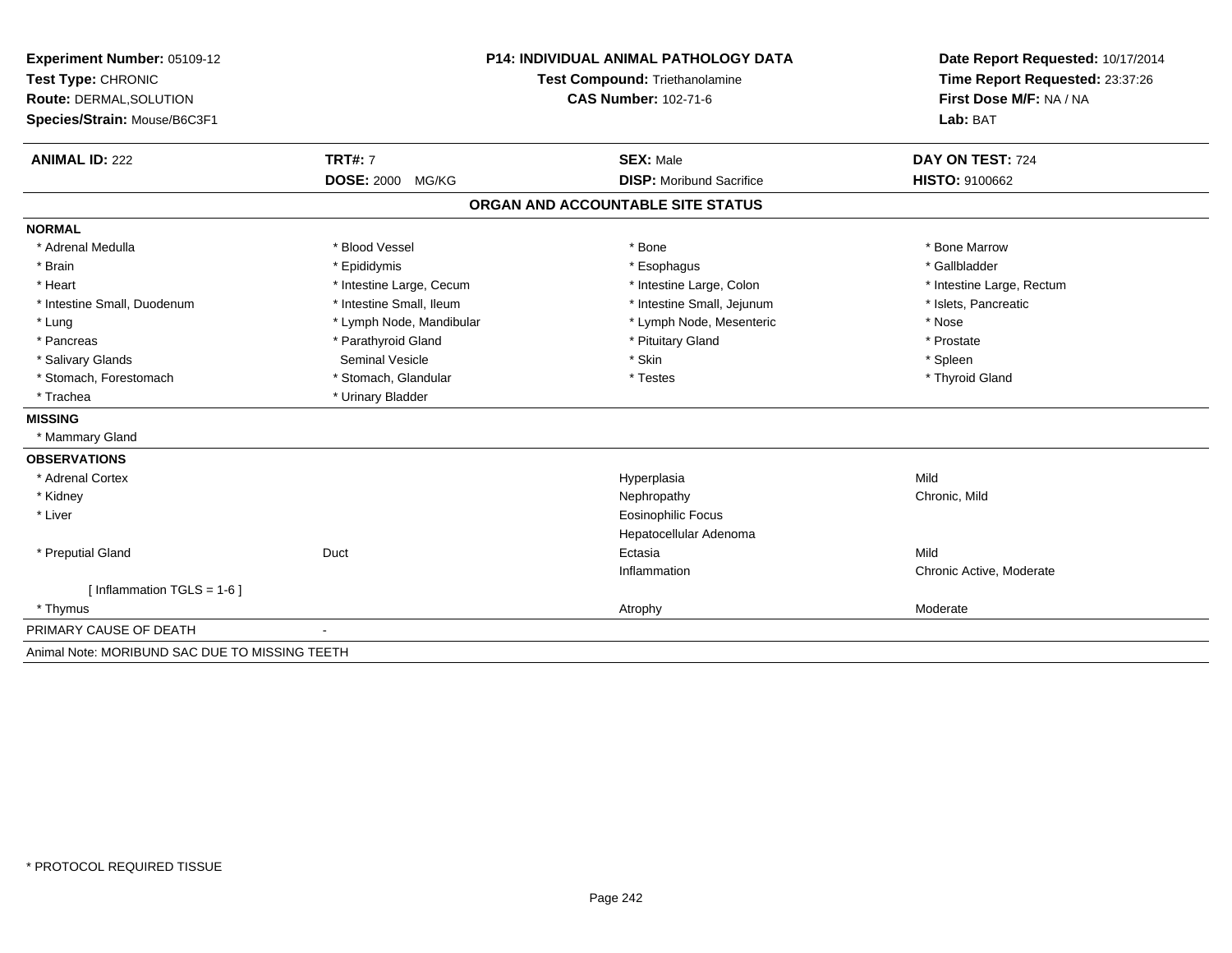**Experiment Number:** 05109-12
**Test Type:** CHRONIC
**Route:** DERMAL,SOLUTION
**Species/Strain:** Mouse/B6C3F1

**P14: INDIVIDUAL ANIMAL PATHOLOGY DATA**
**Test Compound:** Triethanolamine
**CAS Number:** 102-71-6

**Date Report Requested:** 10/17/2014
**Time Report Requested:** 23:37:26
**First Dose M/F:** NA / NA
**Lab:** BAT

| **ANIMAL ID:** 222 | **TRT#:** 7 | **SEX:** Male | **DAY ON TEST:** 724 |
|---|---|---|---|
| | **DOSE:** 2000 MG/KG | **DISP:** Moribund Sacrifice | **HISTO:** 9100662 |

## ORGAN AND ACCOUNTABLE SITE STATUS

**NORMAL**

| | | | |
|---|---|---|---|
| * Adrenal Medulla | * Blood Vessel | * Bone | * Bone Marrow |
| * Brain | * Epididymis | * Esophagus | * Gallbladder |
| * Heart | * Intestine Large, Cecum | * Intestine Large, Colon | * Intestine Large, Rectum |
| * Intestine Small, Duodenum | * Intestine Small, Ileum | * Intestine Small, Jejunum | * Islets, Pancreatic |
| * Lung | * Lymph Node, Mandibular | * Lymph Node, Mesenteric | * Nose |
| * Pancreas | * Parathyroid Gland | * Pituitary Gland | * Prostate |
| * Salivary Glands | Seminal Vesicle | * Skin | * Spleen |
| * Stomach, Forestomach | * Stomach, Glandular | * Testes | * Thyroid Gland |
| * Trachea | * Urinary Bladder | | |

**MISSING**

* Mammary Gland

**OBSERVATIONS**

| | | | |
|---|---|---|---|
| * Adrenal Cortex | | Hyperplasia | Mild |
| * Kidney | | Nephropathy | Chronic, Mild |
| * Liver | | Eosinophilic Focus | |
| | | Hepatocellular Adenoma | |
| * Preputial Gland | Duct | Ectasia | Mild |
| | | Inflammation | Chronic Active, Moderate |
| [ Inflammation TGLS = 1-6 ] | | | |
| * Thymus | | Atrophy | Moderate |

PRIMARY CAUSE OF DEATH -

Animal Note: MORIBUND SAC DUE TO MISSING TEETH

* PROTOCOL REQUIRED TISSUE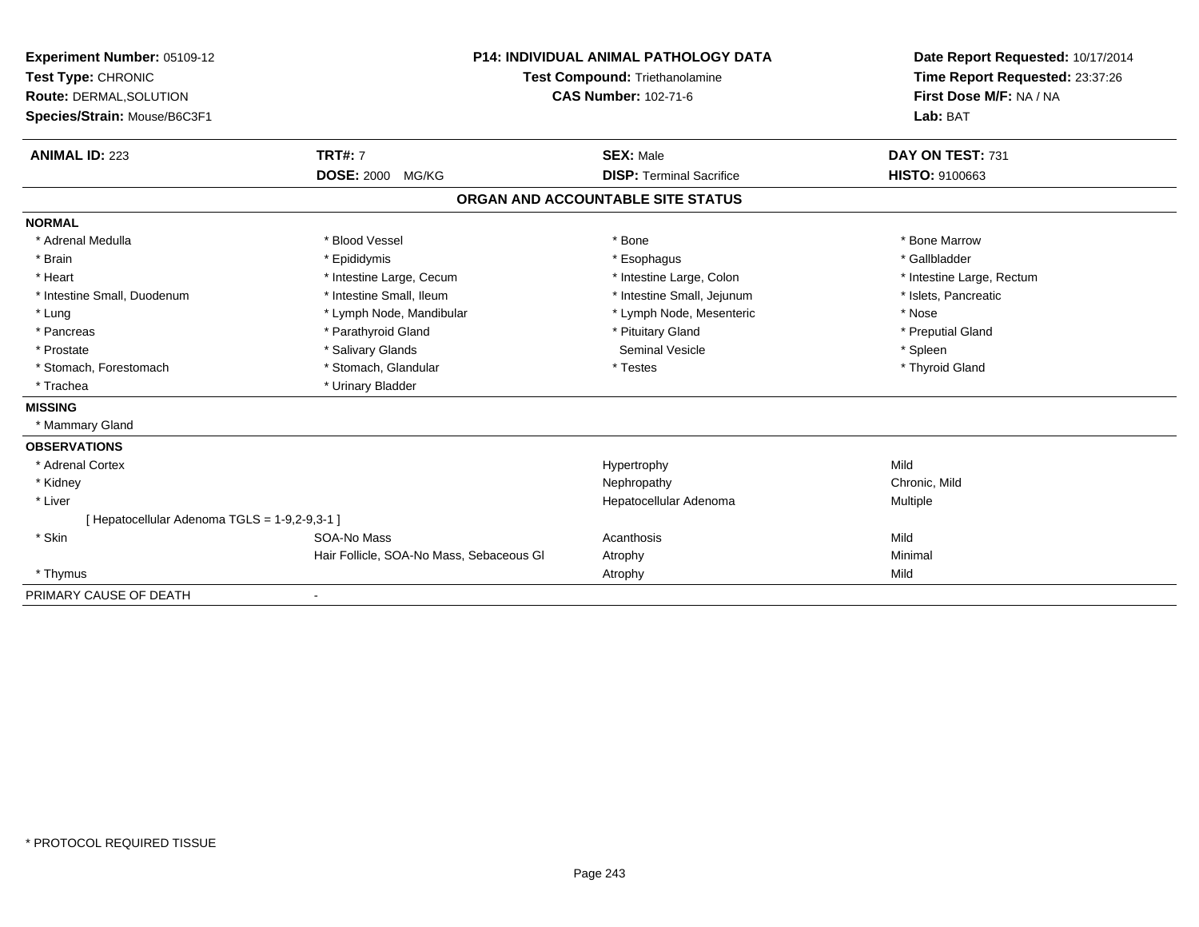**Experiment Number:** 05109-12
**Test Type:** CHRONIC
**Route:** DERMAL,SOLUTION
**Species/Strain:** Mouse/B6C3F1

**P14: INDIVIDUAL ANIMAL PATHOLOGY DATA**
**Test Compound:** Triethanolamine
**CAS Number:** 102-71-6

**Date Report Requested:** 10/17/2014
**Time Report Requested:** 23:37:26
**First Dose M/F:** NA / NA
**Lab:** BAT

| **ANIMAL ID:** 223 | **TRT#:** 7 | **SEX:** Male | **DAY ON TEST:** 731 |
|---|---|---|---|
| | **DOSE:** 2000 MG/KG | **DISP:** Terminal Sacrifice | **HISTO:** 9100663 |

## ORGAN AND ACCOUNTABLE SITE STATUS

**NORMAL**

| | | | |
|---|---|---|---|
| * Adrenal Medulla | * Blood Vessel | * Bone | * Bone Marrow |
| * Brain | * Epididymis | * Esophagus | * Gallbladder |
| * Heart | * Intestine Large, Cecum | * Intestine Large, Colon | * Intestine Large, Rectum |
| * Intestine Small, Duodenum | * Intestine Small, Ileum | * Intestine Small, Jejunum | * Islets, Pancreatic |
| * Lung | * Lymph Node, Mandibular | * Lymph Node, Mesenteric | * Nose |
| * Pancreas | * Parathyroid Gland | * Pituitary Gland | * Preputial Gland |
| * Prostate | * Salivary Glands | Seminal Vesicle | * Spleen |
| * Stomach, Forestomach | * Stomach, Glandular | * Testes | * Thyroid Gland |
| * Trachea | * Urinary Bladder | | |

**MISSING**

* Mammary Gland

**OBSERVATIONS**

| | | | |
|---|---|---|---|
| * Adrenal Cortex | | Hypertrophy | Mild |
| * Kidney | | Nephropathy | Chronic, Mild |
| * Liver | | Hepatocellular Adenoma | Multiple |
| [ Hepatocellular Adenoma TGLS = 1-9,2-9,3-1 ] | | | |
| * Skin | SOA-No Mass | Acanthosis | Mild |
| | Hair Follicle, SOA-No Mass, Sebaceous Gl | Atrophy | Minimal |
| * Thymus | | Atrophy | Mild |

PRIMARY CAUSE OF DEATH -

* PROTOCOL REQUIRED TISSUE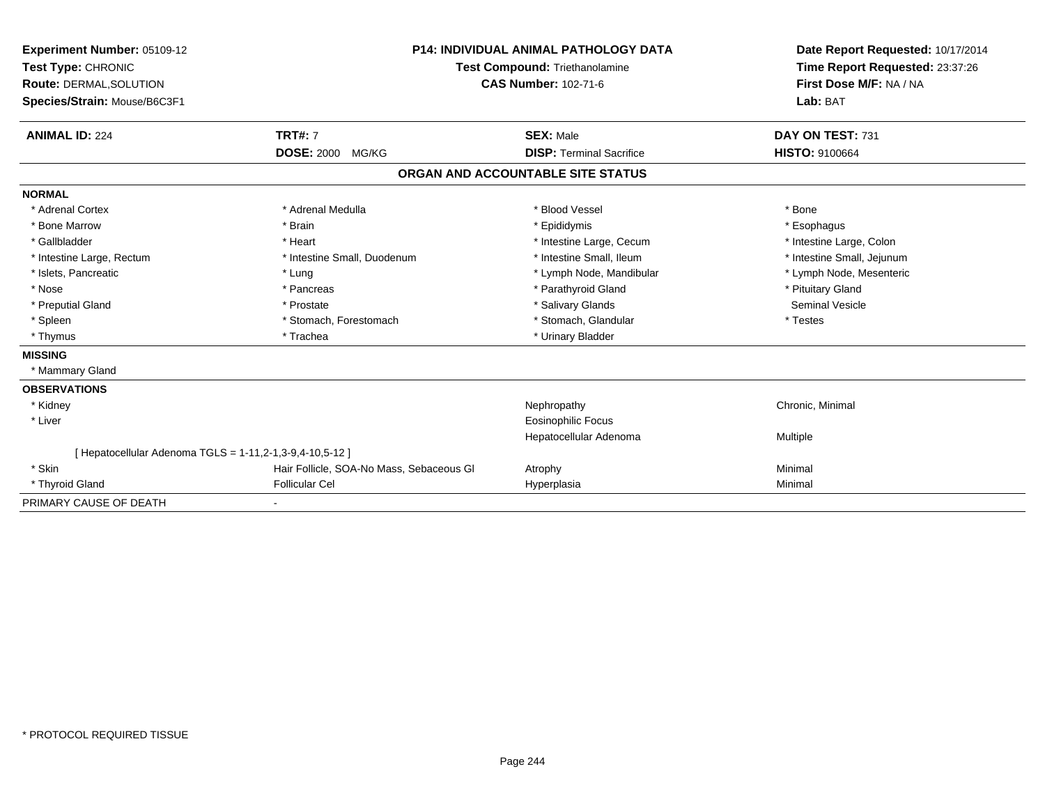**Experiment Number:** 05109-12
**Test Type:** CHRONIC
**Route:** DERMAL,SOLUTION
**Species/Strain:** Mouse/B6C3F1

**P14: INDIVIDUAL ANIMAL PATHOLOGY DATA**
**Test Compound:** Triethanolamine
**CAS Number:** 102-71-6

**Date Report Requested:** 10/17/2014
**Time Report Requested:** 23:37:26
**First Dose M/F:** NA / NA
**Lab:** BAT

| | | | |
|---|---|---|---|
| **ANIMAL ID:** 224 | **TRT#:** 7 | **SEX:** Male | **DAY ON TEST:** 731 |
| | **DOSE:** 2000 MG/KG | **DISP:** Terminal Sacrifice | **HISTO:** 9100664 |

## ORGAN AND ACCOUNTABLE SITE STATUS

**NORMAL**

| | | | |
|---|---|---|---|
| * Adrenal Cortex | * Adrenal Medulla | * Blood Vessel | * Bone |
| * Bone Marrow | * Brain | * Epididymis | * Esophagus |
| * Gallbladder | * Heart | * Intestine Large, Cecum | * Intestine Large, Colon |
| * Intestine Large, Rectum | * Intestine Small, Duodenum | * Intestine Small, Ileum | * Intestine Small, Jejunum |
| * Islets, Pancreatic | * Lung | * Lymph Node, Mandibular | * Lymph Node, Mesenteric |
| * Nose | * Pancreas | * Parathyroid Gland | * Pituitary Gland |
| * Preputial Gland | * Prostate | * Salivary Glands | Seminal Vesicle |
| * Spleen | * Stomach, Forestomach | * Stomach, Glandular | * Testes |
| * Thymus | * Trachea | * Urinary Bladder | |

**MISSING**

* Mammary Gland

**OBSERVATIONS**

| | | | |
|---|---|---|---|
| * Kidney | | Nephropathy | Chronic, Minimal |
| * Liver | | Eosinophilic Focus | |
| | | Hepatocellular Adenoma | Multiple |
| [ Hepatocellular Adenoma TGLS = 1-11,2-1,3-9,4-10,5-12 ] | | | |
| * Skin | Hair Follicle, SOA-No Mass, Sebaceous Gl | Atrophy | Minimal |
| * Thyroid Gland | Follicular Cel | Hyperplasia | Minimal |

PRIMARY CAUSE OF DEATH -

* PROTOCOL REQUIRED TISSUE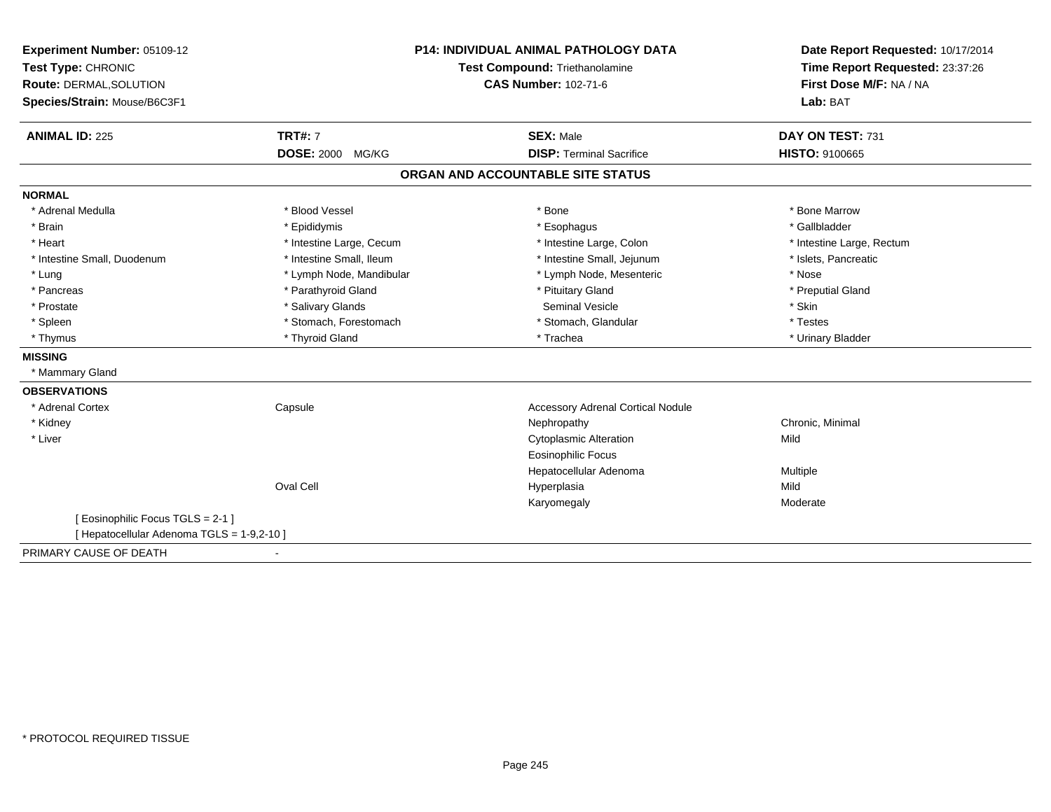**Experiment Number:** 05109-12
**Test Type:** CHRONIC
**Route:** DERMAL,SOLUTION
**Species/Strain:** Mouse/B6C3F1

**P14: INDIVIDUAL ANIMAL PATHOLOGY DATA**
**Test Compound:** Triethanolamine
**CAS Number:** 102-71-6

**Date Report Requested:** 10/17/2014
**Time Report Requested:** 23:37:26
**First Dose M/F:** NA / NA
**Lab:** BAT

| **ANIMAL ID:** 225 | **TRT#:** 7 | **SEX:** Male | **DAY ON TEST:** 731 |
|---|---|---|---|
| | **DOSE:** 2000 MG/KG | **DISP:** Terminal Sacrifice | **HISTO:** 9100665 |

## ORGAN AND ACCOUNTABLE SITE STATUS

**NORMAL**

| | | | |
|---|---|---|---|
| * Adrenal Medulla | * Blood Vessel | * Bone | * Bone Marrow |
| * Brain | * Epididymis | * Esophagus | * Gallbladder |
| * Heart | * Intestine Large, Cecum | * Intestine Large, Colon | * Intestine Large, Rectum |
| * Intestine Small, Duodenum | * Intestine Small, Ileum | * Intestine Small, Jejunum | * Islets, Pancreatic |
| * Lung | * Lymph Node, Mandibular | * Lymph Node, Mesenteric | * Nose |
| * Pancreas | * Parathyroid Gland | * Pituitary Gland | * Preputial Gland |
| * Prostate | * Salivary Glands | Seminal Vesicle | * Skin |
| * Spleen | * Stomach, Forestomach | * Stomach, Glandular | * Testes |
| * Thymus | * Thyroid Gland | * Trachea | * Urinary Bladder |

**MISSING**

* Mammary Gland

**OBSERVATIONS**

| | | | |
|---|---|---|---|
| * Adrenal Cortex | Capsule | Accessory Adrenal Cortical Nodule | |
| * Kidney | | Nephropathy | Chronic, Minimal |
| * Liver | | Cytoplasmic Alteration | Mild |
| | | Eosinophilic Focus | |
| | | Hepatocellular Adenoma | Multiple |
| | Oval Cell | Hyperplasia | Mild |
| | | Karyomegaly | Moderate |

[ Eosinophilic Focus TGLS = 2-1 ]
[ Hepatocellular Adenoma TGLS = 1-9,2-10 ]

PRIMARY CAUSE OF DEATH -

* PROTOCOL REQUIRED TISSUE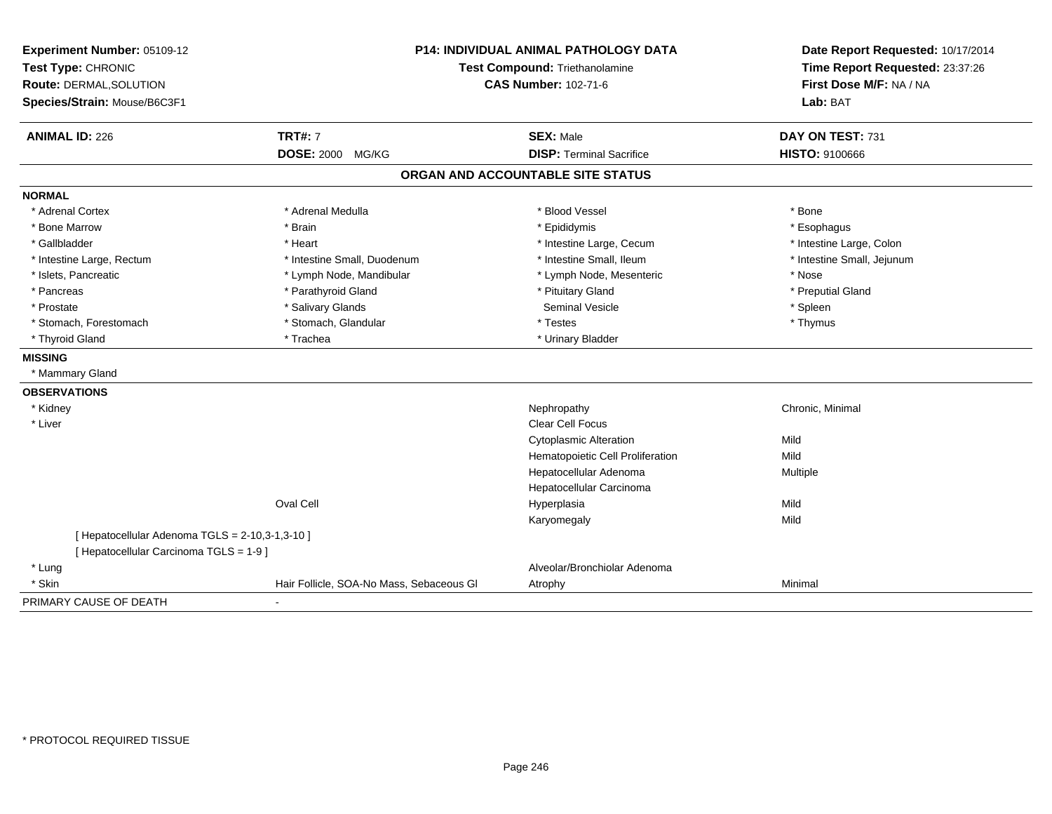**Experiment Number:** 05109-12
**Test Type:** CHRONIC
**Route:** DERMAL,SOLUTION
**Species/Strain:** Mouse/B6C3F1

**P14: INDIVIDUAL ANIMAL PATHOLOGY DATA**
**Test Compound:** Triethanolamine
**CAS Number:** 102-71-6

**Date Report Requested:** 10/17/2014
**Time Report Requested:** 23:37:26
**First Dose M/F:** NA / NA
**Lab:** BAT

| | | | |
|---|---|---|---|
| **ANIMAL ID:** 226 | **TRT#:** 7 | **SEX:** Male | **DAY ON TEST:** 731 |
| | **DOSE:** 2000 MG/KG | **DISP:** Terminal Sacrifice | **HISTO:** 9100666 |

## ORGAN AND ACCOUNTABLE SITE STATUS

**NORMAL**

| | | | |
|---|---|---|---|
| * Adrenal Cortex | * Adrenal Medulla | * Blood Vessel | * Bone |
| * Bone Marrow | * Brain | * Epididymis | * Esophagus |
| * Gallbladder | * Heart | * Intestine Large, Cecum | * Intestine Large, Colon |
| * Intestine Large, Rectum | * Intestine Small, Duodenum | * Intestine Small, Ileum | * Intestine Small, Jejunum |
| * Islets, Pancreatic | * Lymph Node, Mandibular | * Lymph Node, Mesenteric | * Nose |
| * Pancreas | * Parathyroid Gland | * Pituitary Gland | * Preputial Gland |
| * Prostate | * Salivary Glands | Seminal Vesicle | * Spleen |
| * Stomach, Forestomach | * Stomach, Glandular | * Testes | * Thymus |
| * Thyroid Gland | * Trachea | * Urinary Bladder | |

**MISSING**

* Mammary Gland

**OBSERVATIONS**

| | | | |
|---|---|---|---|
| * Kidney | | Nephropathy | Chronic, Minimal |
| * Liver | | Clear Cell Focus | |
| | | Cytoplasmic Alteration | Mild |
| | | Hematopoietic Cell Proliferation | Mild |
| | | Hepatocellular Adenoma | Multiple |
| | | Hepatocellular Carcinoma | |
| | Oval Cell | Hyperplasia | Mild |
| | | Karyomegaly | Mild |
| [ Hepatocellular Adenoma TGLS = 2-10,3-1,3-10 ] | | | |
| [ Hepatocellular Carcinoma TGLS = 1-9 ] | | | |
| * Lung | | Alveolar/Bronchiolar Adenoma | |
| * Skin | Hair Follicle, SOA-No Mass, Sebaceous Gl | Atrophy | Minimal |

PRIMARY CAUSE OF DEATH -

* PROTOCOL REQUIRED TISSUE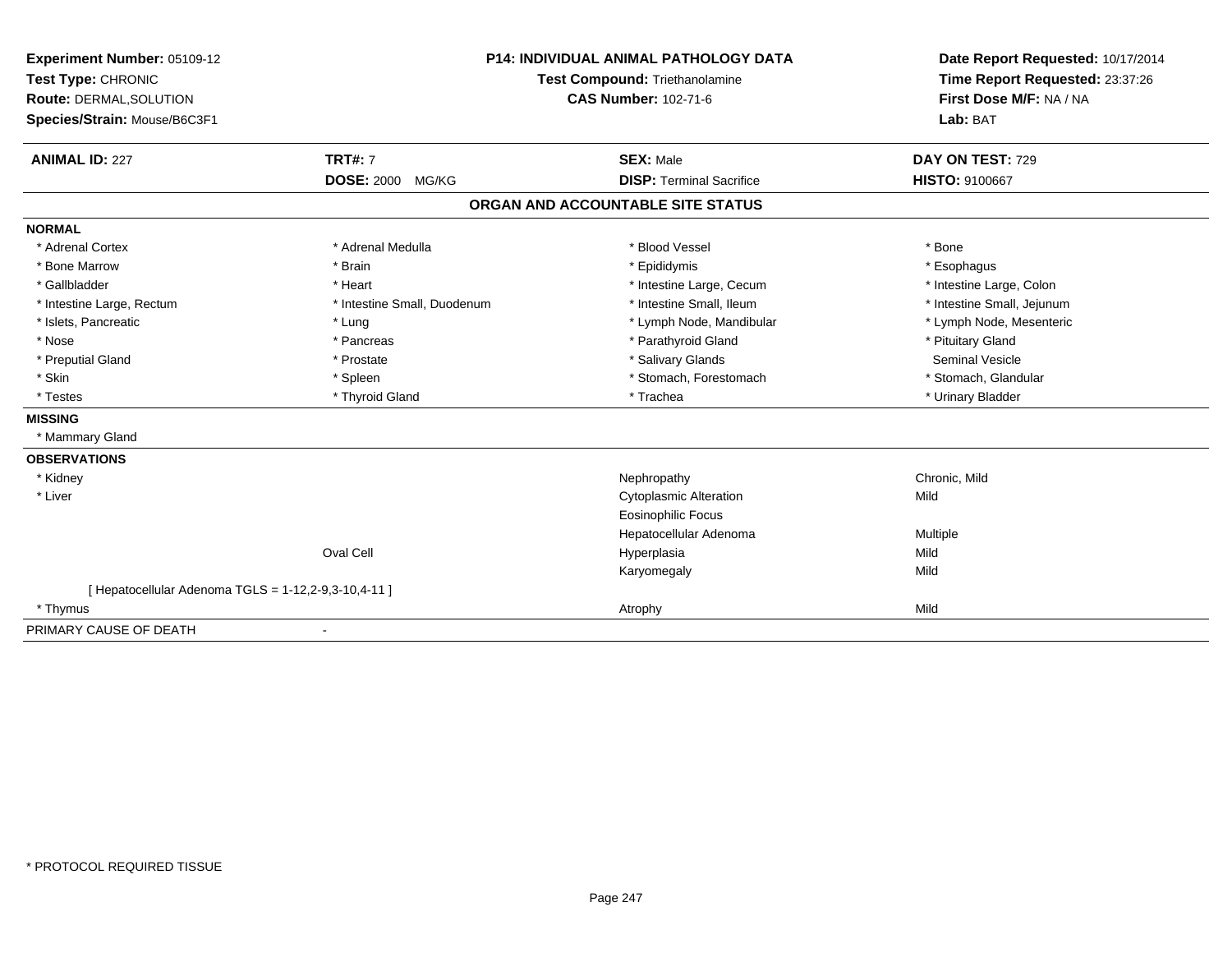**Experiment Number:** 05109-12
**Test Type:** CHRONIC
**Route:** DERMAL,SOLUTION
**Species/Strain:** Mouse/B6C3F1

**P14: INDIVIDUAL ANIMAL PATHOLOGY DATA**
**Test Compound:** Triethanolamine
**CAS Number:** 102-71-6

**Date Report Requested:** 10/17/2014
**Time Report Requested:** 23:37:26
**First Dose M/F:** NA / NA
**Lab:** BAT

| **ANIMAL ID:** 227 | **TRT#:** 7 | **SEX:** Male | **DAY ON TEST:** 729 |
|---|---|---|---|
| | **DOSE:** 2000 MG/KG | **DISP:** Terminal Sacrifice | **HISTO:** 9100667 |

## ORGAN AND ACCOUNTABLE SITE STATUS

**NORMAL**

| | | | |
|---|---|---|---|
| * Adrenal Cortex | * Adrenal Medulla | * Blood Vessel | * Bone |
| * Bone Marrow | * Brain | * Epididymis | * Esophagus |
| * Gallbladder | * Heart | * Intestine Large, Cecum | * Intestine Large, Colon |
| * Intestine Large, Rectum | * Intestine Small, Duodenum | * Intestine Small, Ileum | * Intestine Small, Jejunum |
| * Islets, Pancreatic | * Lung | * Lymph Node, Mandibular | * Lymph Node, Mesenteric |
| * Nose | * Pancreas | * Parathyroid Gland | * Pituitary Gland |
| * Preputial Gland | * Prostate | * Salivary Glands | Seminal Vesicle |
| * Skin | * Spleen | * Stomach, Forestomach | * Stomach, Glandular |
| * Testes | * Thyroid Gland | * Trachea | * Urinary Bladder |

**MISSING**

* Mammary Gland

**OBSERVATIONS**

| | | | |
|---|---|---|---|
| * Kidney | | Nephropathy | Chronic, Mild |
| * Liver | | Cytoplasmic Alteration | Mild |
| | | Eosinophilic Focus | |
| | | Hepatocellular Adenoma | Multiple |
| | Oval Cell | Hyperplasia | Mild |
| | | Karyomegaly | Mild |
| [ Hepatocellular Adenoma TGLS = 1-12,2-9,3-10,4-11 ] | | | |
| * Thymus | | Atrophy | Mild |

PRIMARY CAUSE OF DEATH -

* PROTOCOL REQUIRED TISSUE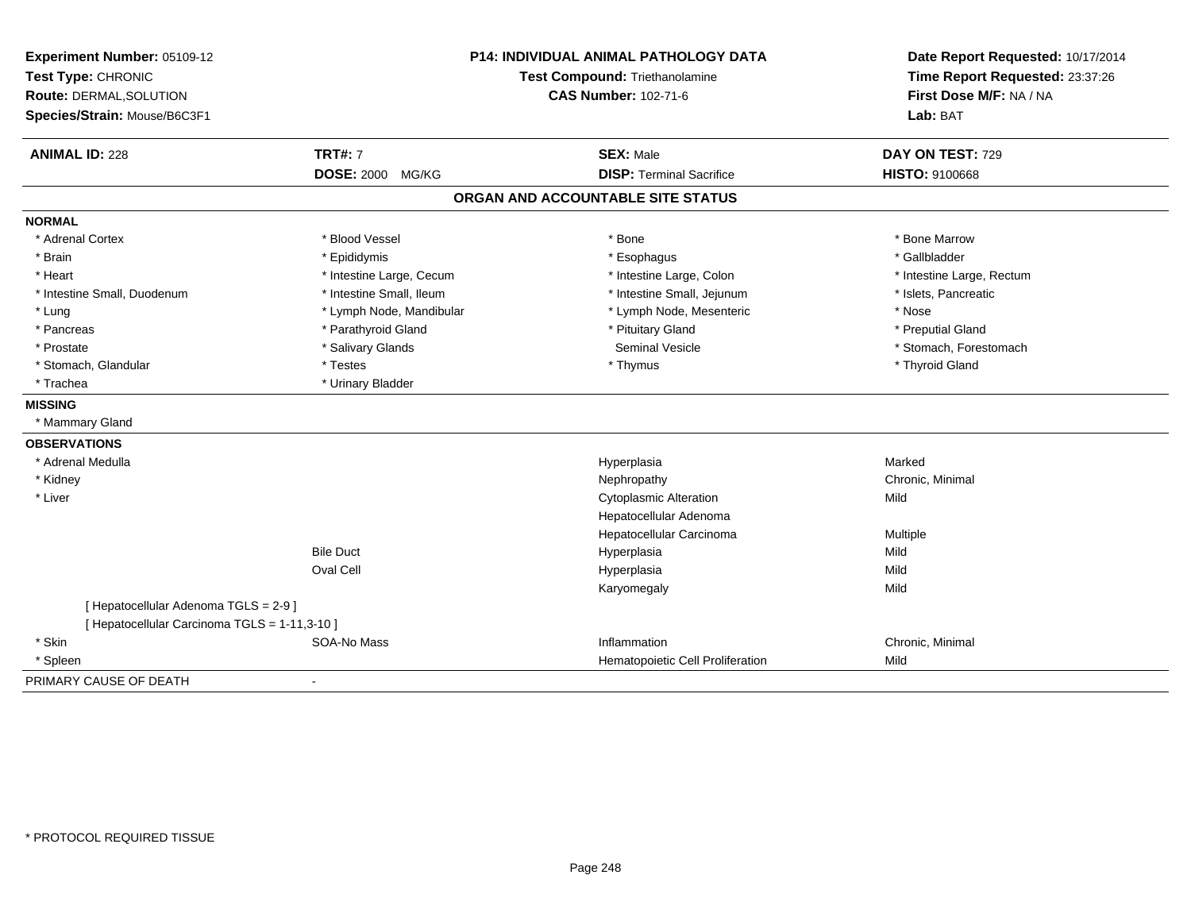**Experiment Number:** 05109-12
**Test Type:** CHRONIC
**Route:** DERMAL,SOLUTION
**Species/Strain:** Mouse/B6C3F1

**P14: INDIVIDUAL ANIMAL PATHOLOGY DATA**
**Test Compound:** Triethanolamine
**CAS Number:** 102-71-6

**Date Report Requested:** 10/17/2014
**Time Report Requested:** 23:37:26
**First Dose M/F:** NA / NA
**Lab:** BAT

| **ANIMAL ID:** 228 | **TRT#:** 7 | **SEX:** Male | **DAY ON TEST:** 729 |
|---|---|---|---|
| | **DOSE:** 2000 MG/KG | **DISP:** Terminal Sacrifice | **HISTO:** 9100668 |

## ORGAN AND ACCOUNTABLE SITE STATUS

**NORMAL**

| | | | |
|---|---|---|---|
| * Adrenal Cortex | * Blood Vessel | * Bone | * Bone Marrow |
| * Brain | * Epididymis | * Esophagus | * Gallbladder |
| * Heart | * Intestine Large, Cecum | * Intestine Large, Colon | * Intestine Large, Rectum |
| * Intestine Small, Duodenum | * Intestine Small, Ileum | * Intestine Small, Jejunum | * Islets, Pancreatic |
| * Lung | * Lymph Node, Mandibular | * Lymph Node, Mesenteric | * Nose |
| * Pancreas | * Parathyroid Gland | * Pituitary Gland | * Preputial Gland |
| * Prostate | * Salivary Glands | Seminal Vesicle | * Stomach, Forestomach |
| * Stomach, Glandular | * Testes | * Thymus | * Thyroid Gland |
| * Trachea | * Urinary Bladder | | |

**MISSING**

* Mammary Gland

**OBSERVATIONS**

| | | | |
|---|---|---|---|
| * Adrenal Medulla | | Hyperplasia | Marked |
| * Kidney | | Nephropathy | Chronic, Minimal |
| * Liver | | Cytoplasmic Alteration | Mild |
| | | Hepatocellular Adenoma | |
| | | Hepatocellular Carcinoma | Multiple |
| | Bile Duct | Hyperplasia | Mild |
| | Oval Cell | Hyperplasia | Mild |
| | | Karyomegaly | Mild |
| [ Hepatocellular Adenoma TGLS = 2-9 ] | | | |
| [ Hepatocellular Carcinoma TGLS = 1-11,3-10 ] | | | |
| * Skin | SOA-No Mass | Inflammation | Chronic, Minimal |
| * Spleen | | Hematopoietic Cell Proliferation | Mild |

PRIMARY CAUSE OF DEATH -

* PROTOCOL REQUIRED TISSUE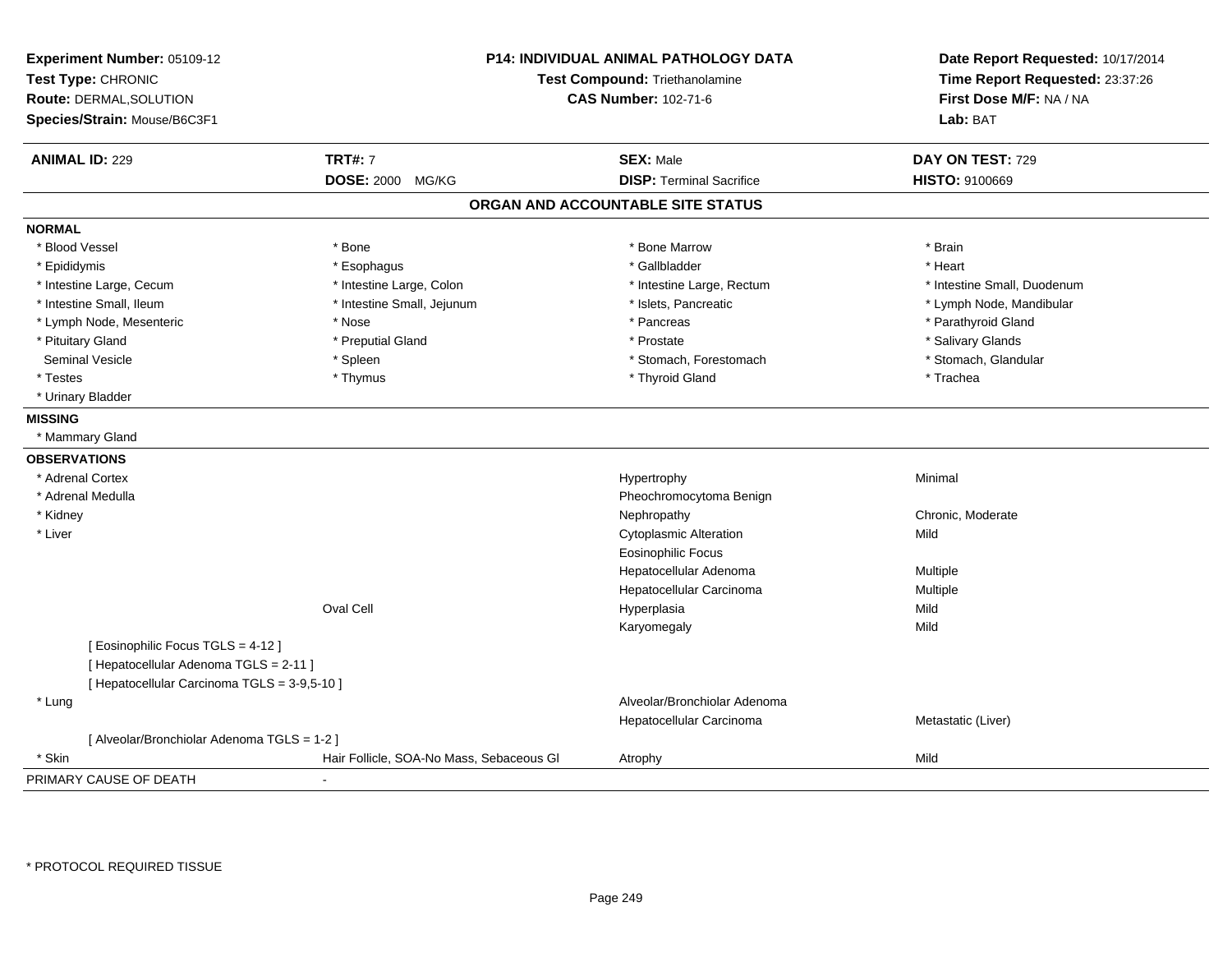**Experiment Number:** 05109-12
**Test Type:** CHRONIC
**Route:** DERMAL,SOLUTION
**Species/Strain:** Mouse/B6C3F1

**P14: INDIVIDUAL ANIMAL PATHOLOGY DATA**
**Test Compound:** Triethanolamine
**CAS Number:** 102-71-6

**Date Report Requested:** 10/17/2014
**Time Report Requested:** 23:37:26
**First Dose M/F:** NA / NA
**Lab:** BAT

| **ANIMAL ID:** 229 | **TRT#:** 7 | **SEX:** Male | **DAY ON TEST:** 729 |
|---|---|---|---|
| | **DOSE:** 2000 MG/KG | **DISP:** Terminal Sacrifice | **HISTO:** 9100669 |

## ORGAN AND ACCOUNTABLE SITE STATUS

**NORMAL**

| | | | |
|---|---|---|---|
| * Blood Vessel | * Bone | * Bone Marrow | * Brain |
| * Epididymis | * Esophagus | * Gallbladder | * Heart |
| * Intestine Large, Cecum | * Intestine Large, Colon | * Intestine Large, Rectum | * Intestine Small, Duodenum |
| * Intestine Small, Ileum | * Intestine Small, Jejunum | * Islets, Pancreatic | * Lymph Node, Mandibular |
| * Lymph Node, Mesenteric | * Nose | * Pancreas | * Parathyroid Gland |
| * Pituitary Gland | * Preputial Gland | * Prostate | * Salivary Glands |
| Seminal Vesicle | * Spleen | * Stomach, Forestomach | * Stomach, Glandular |
| * Testes | * Thymus | * Thyroid Gland | * Trachea |
| * Urinary Bladder | | | |

**MISSING**

* Mammary Gland

**OBSERVATIONS**

| | | | |
|---|---|---|---|
| * Adrenal Cortex | | Hypertrophy | Minimal |
| * Adrenal Medulla | | Pheochromocytoma Benign | |
| * Kidney | | Nephropathy | Chronic, Moderate |
| * Liver | | Cytoplasmic Alteration | Mild |
| | | Eosinophilic Focus | |
| | | Hepatocellular Adenoma | Multiple |
| | | Hepatocellular Carcinoma | Multiple |
| | Oval Cell | Hyperplasia | Mild |
| | | Karyomegaly | Mild |
| [ Eosinophilic Focus TGLS = 4-12 ] | | | |
| [ Hepatocellular Adenoma TGLS = 2-11 ] | | | |
| [ Hepatocellular Carcinoma TGLS = 3-9,5-10 ] | | | |
| * Lung | | Alveolar/Bronchiolar Adenoma | |
| | | Hepatocellular Carcinoma | Metastatic (Liver) |
| [ Alveolar/Bronchiolar Adenoma TGLS = 1-2 ] | | | |
| * Skin | Hair Follicle, SOA-No Mass, Sebaceous Gl | Atrophy | Mild |

PRIMARY CAUSE OF DEATH -

* PROTOCOL REQUIRED TISSUE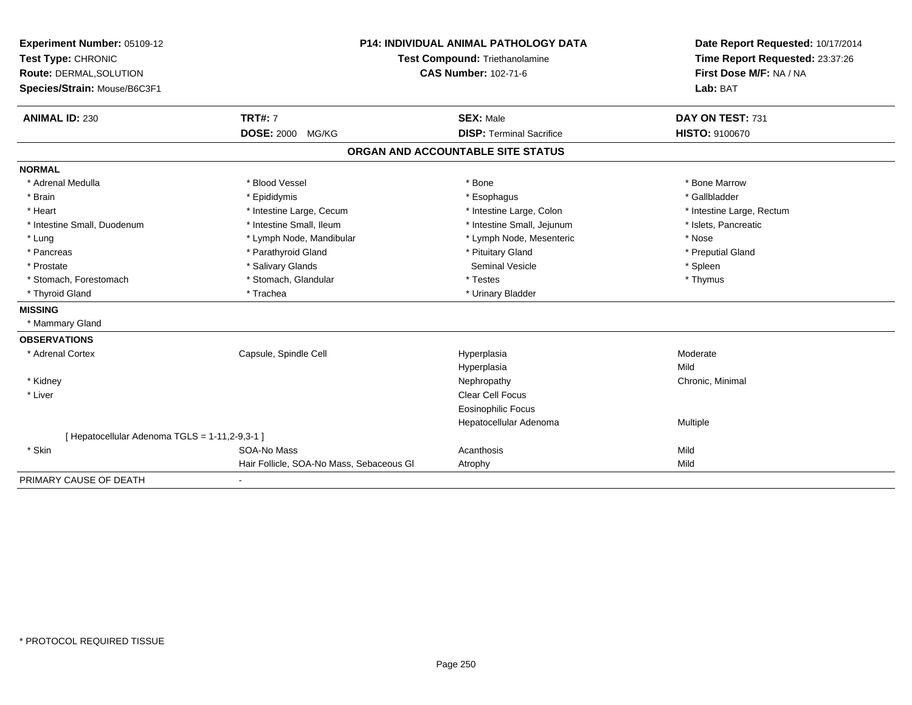**Experiment Number:** 05109-12
**Test Type:** CHRONIC
**Route:** DERMAL,SOLUTION
**Species/Strain:** Mouse/B6C3F1

**P14: INDIVIDUAL ANIMAL PATHOLOGY DATA**
**Test Compound:** Triethanolamine
**CAS Number:** 102-71-6

**Date Report Requested:** 10/17/2014
**Time Report Requested:** 23:37:26
**First Dose M/F:** NA / NA
**Lab:** BAT

| **ANIMAL ID:** 230 | **TRT#:** 7 | **SEX:** Male | **DAY ON TEST:** 731 |
|---|---|---|---|
| | **DOSE:** 2000 MG/KG | **DISP:** Terminal Sacrifice | **HISTO:** 9100670 |

## ORGAN AND ACCOUNTABLE SITE STATUS

**NORMAL**

| | | | |
|---|---|---|---|
| * Adrenal Medulla | * Blood Vessel | * Bone | * Bone Marrow |
| * Brain | * Epididymis | * Esophagus | * Gallbladder |
| * Heart | * Intestine Large, Cecum | * Intestine Large, Colon | * Intestine Large, Rectum |
| * Intestine Small, Duodenum | * Intestine Small, Ileum | * Intestine Small, Jejunum | * Islets, Pancreatic |
| * Lung | * Lymph Node, Mandibular | * Lymph Node, Mesenteric | * Nose |
| * Pancreas | * Parathyroid Gland | * Pituitary Gland | * Preputial Gland |
| * Prostate | * Salivary Glands | Seminal Vesicle | * Spleen |
| * Stomach, Forestomach | * Stomach, Glandular | * Testes | * Thymus |
| * Thyroid Gland | * Trachea | * Urinary Bladder | |

**MISSING**

* Mammary Gland

**OBSERVATIONS**

| | | | |
|---|---|---|---|
| * Adrenal Cortex | Capsule, Spindle Cell | Hyperplasia | Moderate |
| | | Hyperplasia | Mild |
| * Kidney | | Nephropathy | Chronic, Minimal |
| * Liver | | Clear Cell Focus | |
| | | Eosinophilic Focus | |
| | | Hepatocellular Adenoma | Multiple |
| [ Hepatocellular Adenoma TGLS = 1-11,2-9,3-1 ] | | | |
| * Skin | SOA-No Mass | Acanthosis | Mild |
| | Hair Follicle, SOA-No Mass, Sebaceous Gl | Atrophy | Mild |

PRIMARY CAUSE OF DEATH -

* PROTOCOL REQUIRED TISSUE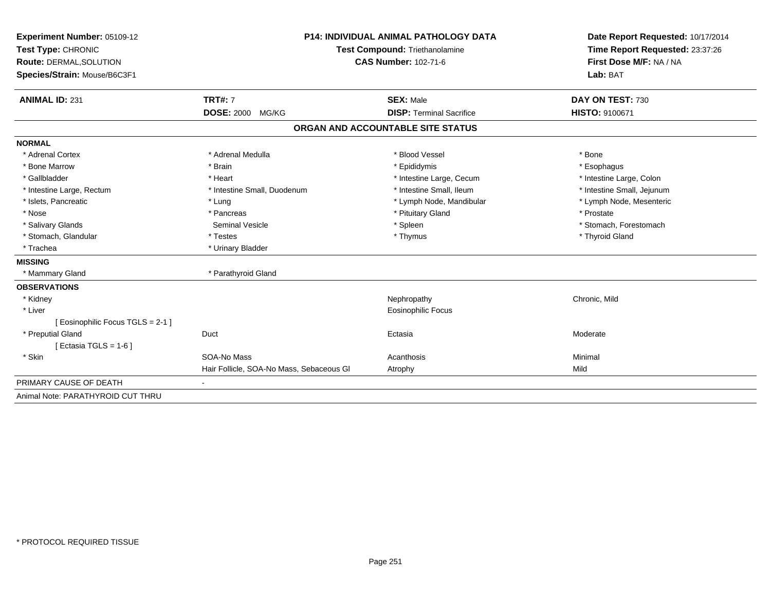**Experiment Number:** 05109-12
**Test Type:** CHRONIC
**Route:** DERMAL,SOLUTION
**Species/Strain:** Mouse/B6C3F1

**P14: INDIVIDUAL ANIMAL PATHOLOGY DATA**
**Test Compound:** Triethanolamine
**CAS Number:** 102-71-6

**Date Report Requested:** 10/17/2014
**Time Report Requested:** 23:37:26
**First Dose M/F:** NA / NA
**Lab:** BAT

| **ANIMAL ID:** 231 | **TRT#:** 7 | **SEX:** Male | **DAY ON TEST:** 730 |
|---|---|---|---|
| | **DOSE:** 2000 MG/KG | **DISP:** Terminal Sacrifice | **HISTO:** 9100671 |

## ORGAN AND ACCOUNTABLE SITE STATUS

| | | | |
|---|---|---|---|
| **NORMAL** | | | |
| * Adrenal Cortex | * Adrenal Medulla | * Blood Vessel | * Bone |
| * Bone Marrow | * Brain | * Epididymis | * Esophagus |
| * Gallbladder | * Heart | * Intestine Large, Cecum | * Intestine Large, Colon |
| * Intestine Large, Rectum | * Intestine Small, Duodenum | * Intestine Small, Ileum | * Intestine Small, Jejunum |
| * Islets, Pancreatic | * Lung | * Lymph Node, Mandibular | * Lymph Node, Mesenteric |
| * Nose | * Pancreas | * Pituitary Gland | * Prostate |
| * Salivary Glands | Seminal Vesicle | * Spleen | * Stomach, Forestomach |
| * Stomach, Glandular | * Testes | * Thymus | * Thyroid Gland |
| * Trachea | * Urinary Bladder | | |
| **MISSING** | | | |
| * Mammary Gland | * Parathyroid Gland | | |
| **OBSERVATIONS** | | | |
| * Kidney | | Nephropathy | Chronic, Mild |
| * Liver | | Eosinophilic Focus | |
| [ Eosinophilic Focus TGLS = 2-1 ] | | | |
| * Preputial Gland | Duct | Ectasia | Moderate |
| [ Ectasia TGLS = 1-6 ] | | | |
| * Skin | SOA-No Mass | Acanthosis | Minimal |
| | Hair Follicle, SOA-No Mass, Sebaceous Gl | Atrophy | Mild |
| PRIMARY CAUSE OF DEATH | - | | |
| Animal Note: PARATHYROID CUT THRU | | | |

* PROTOCOL REQUIRED TISSUE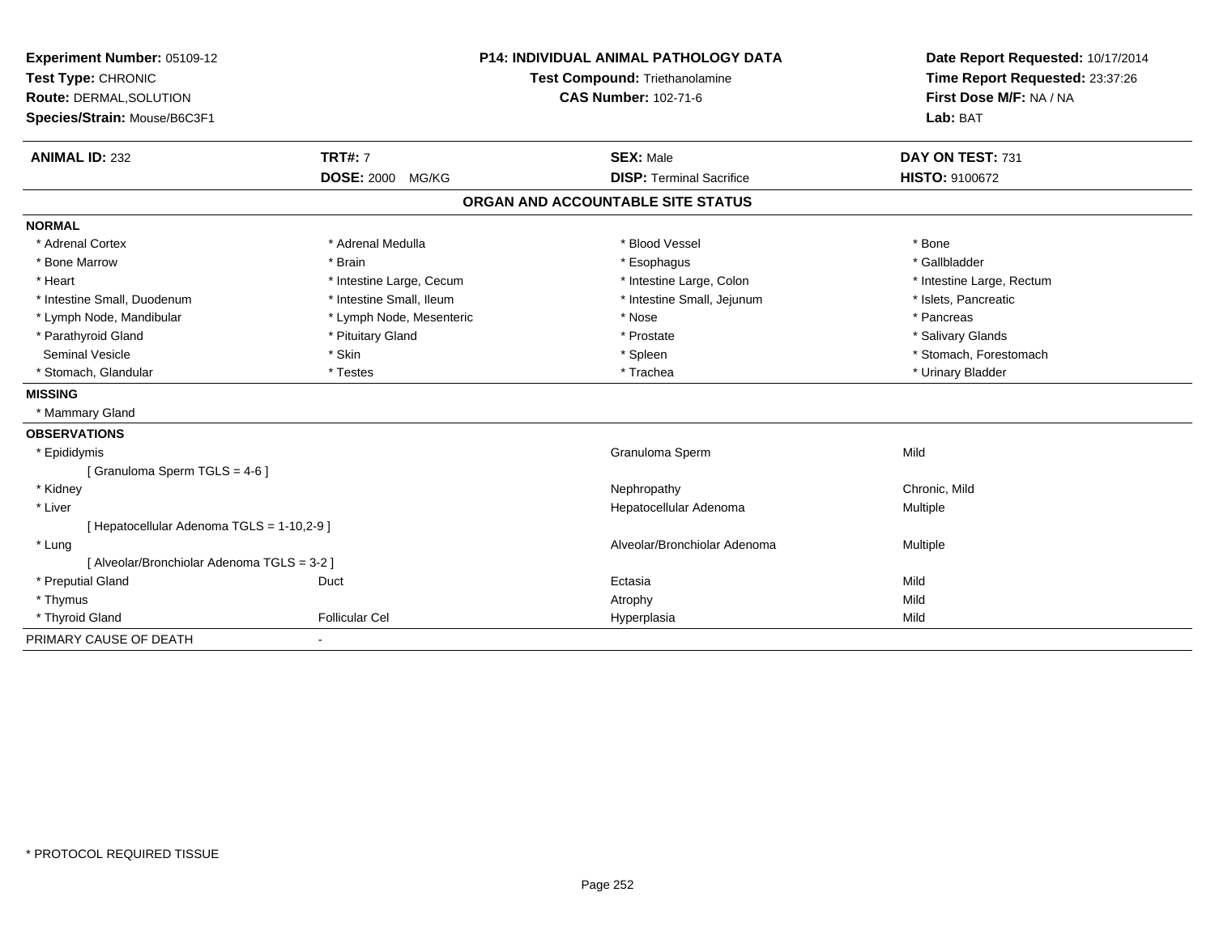**Experiment Number:** 05109-12
**Test Type:** CHRONIC
**Route:** DERMAL,SOLUTION
**Species/Strain:** Mouse/B6C3F1

**P14: INDIVIDUAL ANIMAL PATHOLOGY DATA**
**Test Compound:** Triethanolamine
**CAS Number:** 102-71-6

**Date Report Requested:** 10/17/2014
**Time Report Requested:** 23:37:26
**First Dose M/F:** NA / NA
**Lab:** BAT

| **ANIMAL ID:** 232 | **TRT#:** 7 | **SEX:** Male | **DAY ON TEST:** 731 |
|---|---|---|---|
| | **DOSE:** 2000 MG/KG | **DISP:** Terminal Sacrifice | **HISTO:** 9100672 |

## ORGAN AND ACCOUNTABLE SITE STATUS

**NORMAL**

| | | | |
|---|---|---|---|
| * Adrenal Cortex | * Adrenal Medulla | * Blood Vessel | * Bone |
| * Bone Marrow | * Brain | * Esophagus | * Gallbladder |
| * Heart | * Intestine Large, Cecum | * Intestine Large, Colon | * Intestine Large, Rectum |
| * Intestine Small, Duodenum | * Intestine Small, Ileum | * Intestine Small, Jejunum | * Islets, Pancreatic |
| * Lymph Node, Mandibular | * Lymph Node, Mesenteric | * Nose | * Pancreas |
| * Parathyroid Gland | * Pituitary Gland | * Prostate | * Salivary Glands |
| Seminal Vesicle | * Skin | * Spleen | * Stomach, Forestomach |
| * Stomach, Glandular | * Testes | * Trachea | * Urinary Bladder |

**MISSING**

* Mammary Gland

**OBSERVATIONS**

| | | | |
|---|---|---|---|
| * Epididymis | | Granuloma Sperm | Mild |
| [ Granuloma Sperm TGLS = 4-6 ] | | | |
| * Kidney | | Nephropathy | Chronic, Mild |
| * Liver | | Hepatocellular Adenoma | Multiple |
| [ Hepatocellular Adenoma TGLS = 1-10,2-9 ] | | | |
| * Lung | | Alveolar/Bronchiolar Adenoma | Multiple |
| [ Alveolar/Bronchiolar Adenoma TGLS = 3-2 ] | | | |
| * Preputial Gland | Duct | Ectasia | Mild |
| * Thymus | | Atrophy | Mild |
| * Thyroid Gland | Follicular Cel | Hyperplasia | Mild |

PRIMARY CAUSE OF DEATH -

* PROTOCOL REQUIRED TISSUE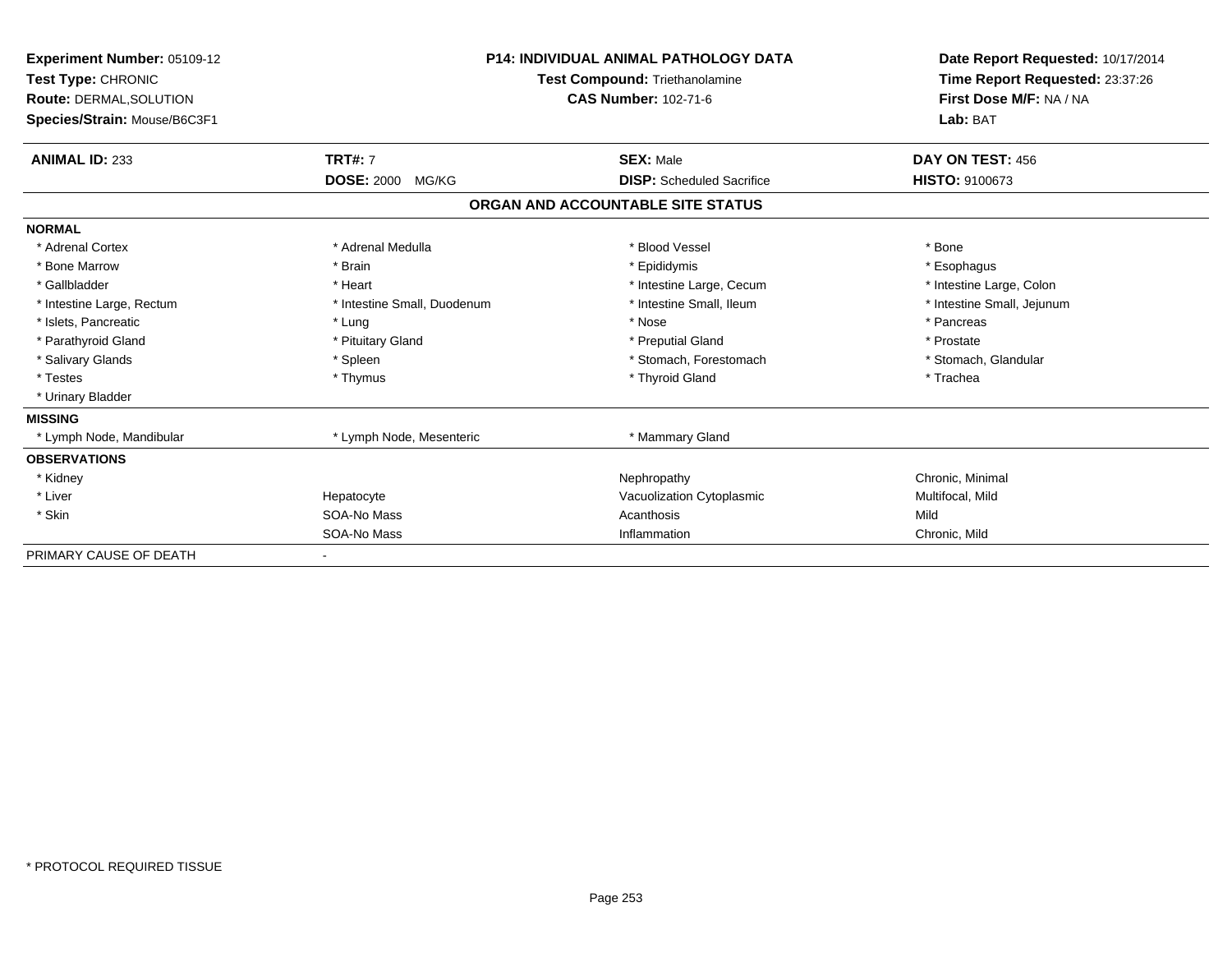**Experiment Number:** 05109-12
**Test Type:** CHRONIC
**Route:** DERMAL,SOLUTION
**Species/Strain:** Mouse/B6C3F1

**P14: INDIVIDUAL ANIMAL PATHOLOGY DATA**
**Test Compound:** Triethanolamine
**CAS Number:** 102-71-6

**Date Report Requested:** 10/17/2014
**Time Report Requested:** 23:37:26
**First Dose M/F:** NA / NA
**Lab:** BAT

| **ANIMAL ID:** 233 | **TRT#:** 7 | **SEX:** Male | **DAY ON TEST:** 456 |
|---|---|---|---|
| | **DOSE:** 2000 MG/KG | **DISP:** Scheduled Sacrifice | **HISTO:** 9100673 |

## ORGAN AND ACCOUNTABLE SITE STATUS

| | | | |
|---|---|---|---|
| **NORMAL** | | | |
| * Adrenal Cortex | * Adrenal Medulla | * Blood Vessel | * Bone |
| * Bone Marrow | * Brain | * Epididymis | * Esophagus |
| * Gallbladder | * Heart | * Intestine Large, Cecum | * Intestine Large, Colon |
| * Intestine Large, Rectum | * Intestine Small, Duodenum | * Intestine Small, Ileum | * Intestine Small, Jejunum |
| * Islets, Pancreatic | * Lung | * Nose | * Pancreas |
| * Parathyroid Gland | * Pituitary Gland | * Preputial Gland | * Prostate |
| * Salivary Glands | * Spleen | * Stomach, Forestomach | * Stomach, Glandular |
| * Testes | * Thymus | * Thyroid Gland | * Trachea |
| * Urinary Bladder | | | |
| **MISSING** | | | |
| * Lymph Node, Mandibular | * Lymph Node, Mesenteric | * Mammary Gland | |
| **OBSERVATIONS** | | | |
| * Kidney | | Nephropathy | Chronic, Minimal |
| * Liver | Hepatocyte | Vacuolization Cytoplasmic | Multifocal, Mild |
| * Skin | SOA-No Mass | Acanthosis | Mild |
| | SOA-No Mass | Inflammation | Chronic, Mild |
| PRIMARY CAUSE OF DEATH | - | | |

* PROTOCOL REQUIRED TISSUE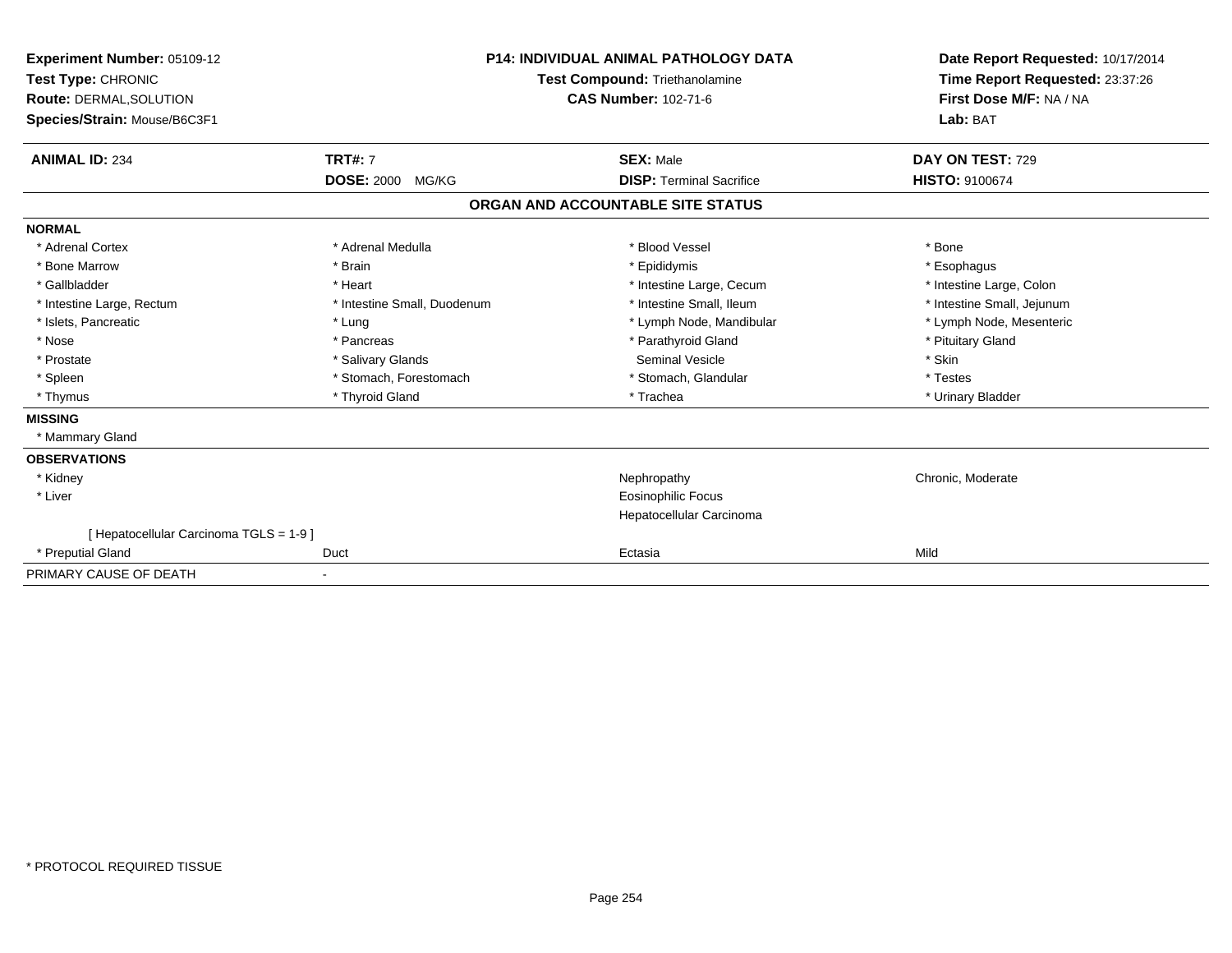**Experiment Number:** 05109-12
**Test Type:** CHRONIC
**Route:** DERMAL,SOLUTION
**Species/Strain:** Mouse/B6C3F1

**P14: INDIVIDUAL ANIMAL PATHOLOGY DATA**
**Test Compound:** Triethanolamine
**CAS Number:** 102-71-6

**Date Report Requested:** 10/17/2014
**Time Report Requested:** 23:37:26
**First Dose M/F:** NA / NA
**Lab:** BAT

| **ANIMAL ID:** 234 | **TRT#:** 7 | **SEX:** Male | **DAY ON TEST:** 729 |
|---|---|---|---|
| | **DOSE:** 2000 MG/KG | **DISP:** Terminal Sacrifice | **HISTO:** 9100674 |

## ORGAN AND ACCOUNTABLE SITE STATUS

| | | | |
|---|---|---|---|
| **NORMAL** | | | |
| * Adrenal Cortex | * Adrenal Medulla | * Blood Vessel | * Bone |
| * Bone Marrow | * Brain | * Epididymis | * Esophagus |
| * Gallbladder | * Heart | * Intestine Large, Cecum | * Intestine Large, Colon |
| * Intestine Large, Rectum | * Intestine Small, Duodenum | * Intestine Small, Ileum | * Intestine Small, Jejunum |
| * Islets, Pancreatic | * Lung | * Lymph Node, Mandibular | * Lymph Node, Mesenteric |
| * Nose | * Pancreas | * Parathyroid Gland | * Pituitary Gland |
| * Prostate | * Salivary Glands | Seminal Vesicle | * Skin |
| * Spleen | * Stomach, Forestomach | * Stomach, Glandular | * Testes |
| * Thymus | * Thyroid Gland | * Trachea | * Urinary Bladder |
| **MISSING** | | | |
| * Mammary Gland | | | |
| **OBSERVATIONS** | | | |
| * Kidney | | Nephropathy | Chronic, Moderate |
| * Liver | | Eosinophilic Focus | |
| | | Hepatocellular Carcinoma | |
| [ Hepatocellular Carcinoma TGLS = 1-9 ] | | | |
| * Preputial Gland | Duct | Ectasia | Mild |
| PRIMARY CAUSE OF DEATH | - | | |

* PROTOCOL REQUIRED TISSUE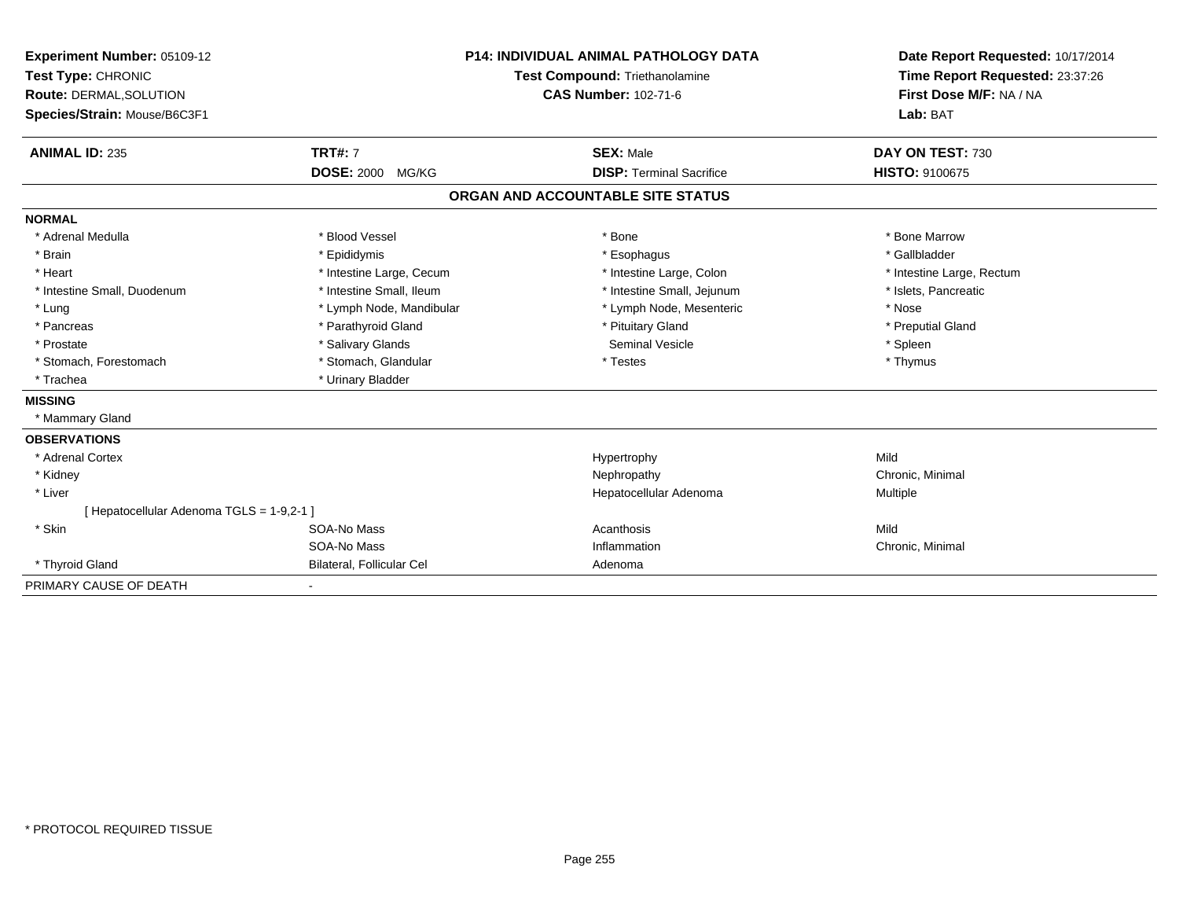**Experiment Number:** 05109-12
**Test Type:** CHRONIC
**Route:** DERMAL,SOLUTION
**Species/Strain:** Mouse/B6C3F1

**P14: INDIVIDUAL ANIMAL PATHOLOGY DATA**
**Test Compound:** Triethanolamine
**CAS Number:** 102-71-6

**Date Report Requested:** 10/17/2014
**Time Report Requested:** 23:37:26
**First Dose M/F:** NA / NA
**Lab:** BAT

| **ANIMAL ID:** 235 | **TRT#:** 7 | **SEX:** Male | **DAY ON TEST:** 730 |
|---|---|---|---|
| | **DOSE:** 2000 MG/KG | **DISP:** Terminal Sacrifice | **HISTO:** 9100675 |

## ORGAN AND ACCOUNTABLE SITE STATUS

**NORMAL**

| | | | |
|---|---|---|---|
| * Adrenal Medulla | * Blood Vessel | * Bone | * Bone Marrow |
| * Brain | * Epididymis | * Esophagus | * Gallbladder |
| * Heart | * Intestine Large, Cecum | * Intestine Large, Colon | * Intestine Large, Rectum |
| * Intestine Small, Duodenum | * Intestine Small, Ileum | * Intestine Small, Jejunum | * Islets, Pancreatic |
| * Lung | * Lymph Node, Mandibular | * Lymph Node, Mesenteric | * Nose |
| * Pancreas | * Parathyroid Gland | * Pituitary Gland | * Preputial Gland |
| * Prostate | * Salivary Glands | Seminal Vesicle | * Spleen |
| * Stomach, Forestomach | * Stomach, Glandular | * Testes | * Thymus |
| * Trachea | * Urinary Bladder | | |

**MISSING**

* Mammary Gland

**OBSERVATIONS**

| | | | |
|---|---|---|---|
| * Adrenal Cortex | | Hypertrophy | Mild |
| * Kidney | | Nephropathy | Chronic, Minimal |
| * Liver | | Hepatocellular Adenoma | Multiple |
| [ Hepatocellular Adenoma TGLS = 1-9,2-1 ] | | | |
| * Skin | SOA-No Mass | Acanthosis | Mild |
| | SOA-No Mass | Inflammation | Chronic, Minimal |
| * Thyroid Gland | Bilateral, Follicular Cel | Adenoma | |

PRIMARY CAUSE OF DEATH -

* PROTOCOL REQUIRED TISSUE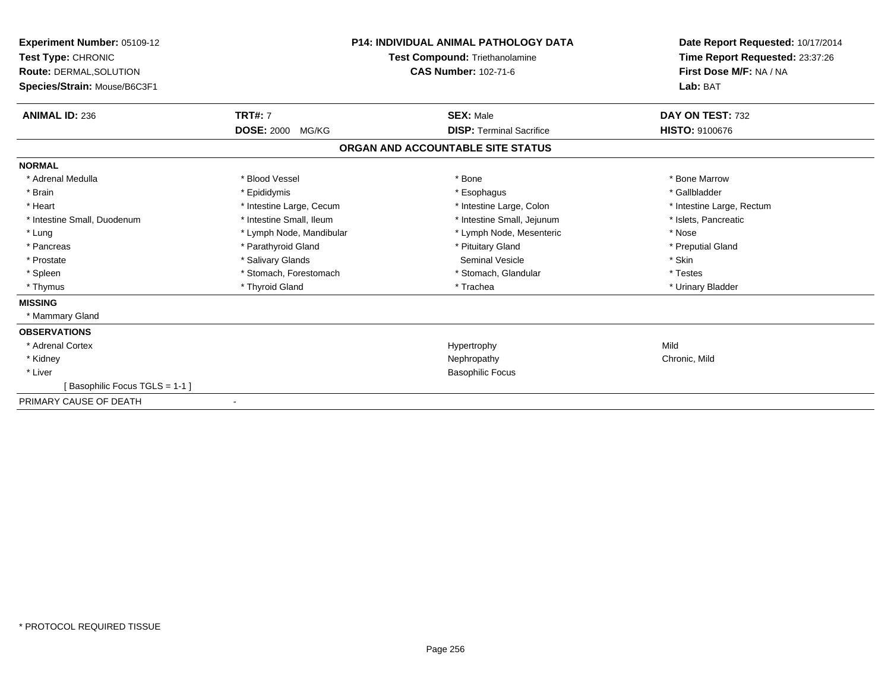**Experiment Number:** 05109-12
**Test Type:** CHRONIC
**Route:** DERMAL,SOLUTION
**Species/Strain:** Mouse/B6C3F1

**P14: INDIVIDUAL ANIMAL PATHOLOGY DATA**
**Test Compound:** Triethanolamine
**CAS Number:** 102-71-6

**Date Report Requested:** 10/17/2014
**Time Report Requested:** 23:37:26
**First Dose M/F:** NA / NA
**Lab:** BAT

| **ANIMAL ID:** 236 | **TRT#:** 7 | **SEX:** Male | **DAY ON TEST:** 732 |
|---|---|---|---|
| | **DOSE:** 2000 MG/KG | **DISP:** Terminal Sacrifice | **HISTO:** 9100676 |

## ORGAN AND ACCOUNTABLE SITE STATUS

| | | | |
|---|---|---|---|
| **NORMAL** | | | |
| * Adrenal Medulla | * Blood Vessel | * Bone | * Bone Marrow |
| * Brain | * Epididymis | * Esophagus | * Gallbladder |
| * Heart | * Intestine Large, Cecum | * Intestine Large, Colon | * Intestine Large, Rectum |
| * Intestine Small, Duodenum | * Intestine Small, Ileum | * Intestine Small, Jejunum | * Islets, Pancreatic |
| * Lung | * Lymph Node, Mandibular | * Lymph Node, Mesenteric | * Nose |
| * Pancreas | * Parathyroid Gland | * Pituitary Gland | * Preputial Gland |
| * Prostate | * Salivary Glands | Seminal Vesicle | * Skin |
| * Spleen | * Stomach, Forestomach | * Stomach, Glandular | * Testes |
| * Thymus | * Thyroid Gland | * Trachea | * Urinary Bladder |
| **MISSING** | | | |
| * Mammary Gland | | | |
| **OBSERVATIONS** | | | |
| * Adrenal Cortex | | Hypertrophy | Mild |
| * Kidney | | Nephropathy | Chronic, Mild |
| * Liver | | Basophilic Focus | |
| [ Basophilic Focus TGLS = 1-1 ] | | | |
| PRIMARY CAUSE OF DEATH | - | | |

* PROTOCOL REQUIRED TISSUE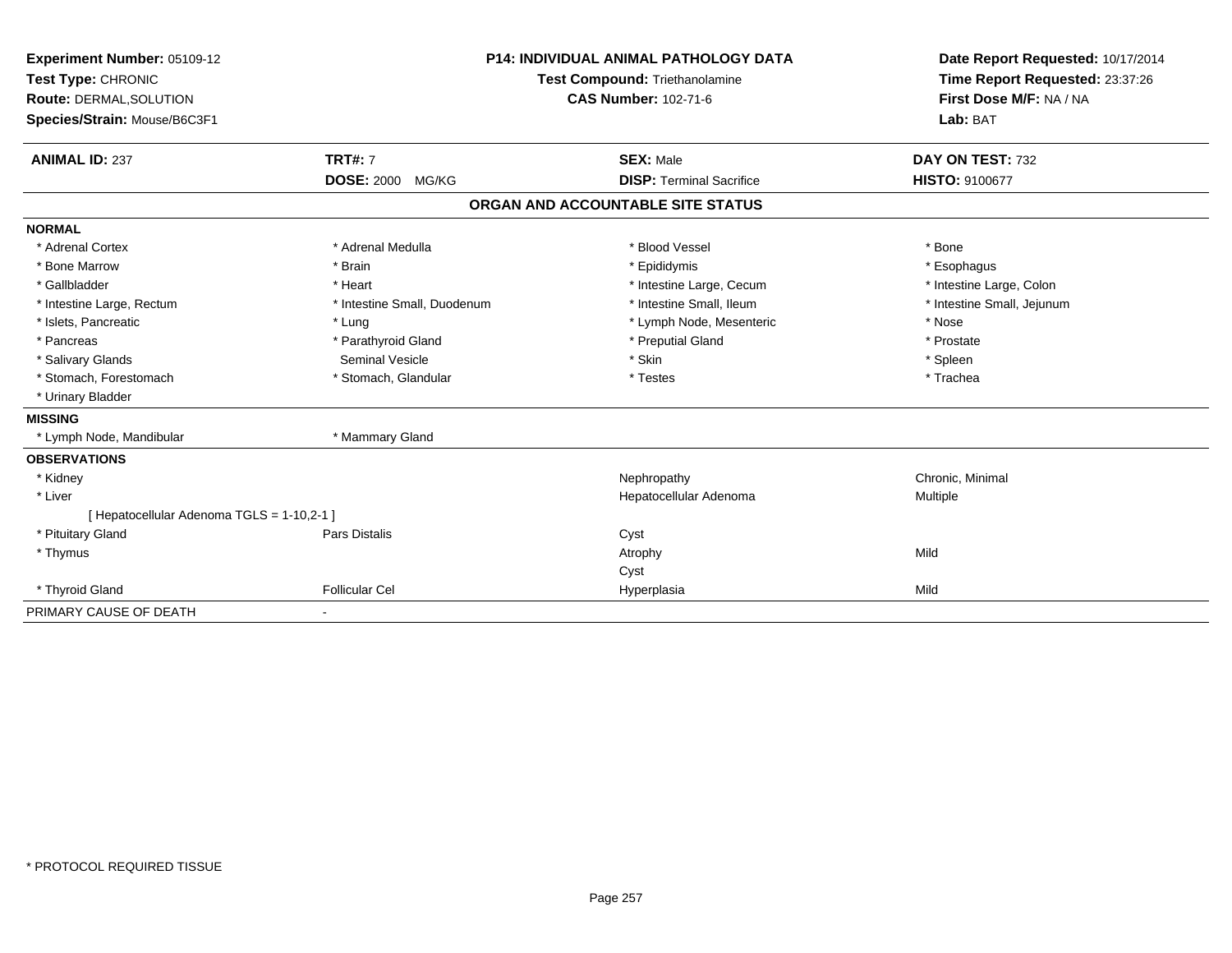**Experiment Number:** 05109-12
**Test Type:** CHRONIC
**Route:** DERMAL,SOLUTION
**Species/Strain:** Mouse/B6C3F1

**P14: INDIVIDUAL ANIMAL PATHOLOGY DATA**
**Test Compound:** Triethanolamine
**CAS Number:** 102-71-6

**Date Report Requested:** 10/17/2014
**Time Report Requested:** 23:37:26
**First Dose M/F:** NA / NA
**Lab:** BAT

| **ANIMAL ID:** 237 | **TRT#:** 7 | **SEX:** Male | **DAY ON TEST:** 732 |
|---|---|---|---|
| | **DOSE:** 2000 MG/KG | **DISP:** Terminal Sacrifice | **HISTO:** 9100677 |

## ORGAN AND ACCOUNTABLE SITE STATUS

| | | | |
|---|---|---|---|
| **NORMAL** | | | |
| * Adrenal Cortex | * Adrenal Medulla | * Blood Vessel | * Bone |
| * Bone Marrow | * Brain | * Epididymis | * Esophagus |
| * Gallbladder | * Heart | * Intestine Large, Cecum | * Intestine Large, Colon |
| * Intestine Large, Rectum | * Intestine Small, Duodenum | * Intestine Small, Ileum | * Intestine Small, Jejunum |
| * Islets, Pancreatic | * Lung | * Lymph Node, Mesenteric | * Nose |
| * Pancreas | * Parathyroid Gland | * Preputial Gland | * Prostate |
| * Salivary Glands | Seminal Vesicle | * Skin | * Spleen |
| * Stomach, Forestomach | * Stomach, Glandular | * Testes | * Trachea |
| * Urinary Bladder | | | |
| **MISSING** | | | |
| * Lymph Node, Mandibular | * Mammary Gland | | |
| **OBSERVATIONS** | | | |
| * Kidney | | Nephropathy | Chronic, Minimal |
| * Liver | | Hepatocellular Adenoma | Multiple |
| [ Hepatocellular Adenoma TGLS = 1-10,2-1 ] | | | |
| * Pituitary Gland | Pars Distalis | Cyst | |
| * Thymus | | Atrophy | Mild |
| | | Cyst | |
| * Thyroid Gland | Follicular Cel | Hyperplasia | Mild |
| PRIMARY CAUSE OF DEATH | - | | |

* PROTOCOL REQUIRED TISSUE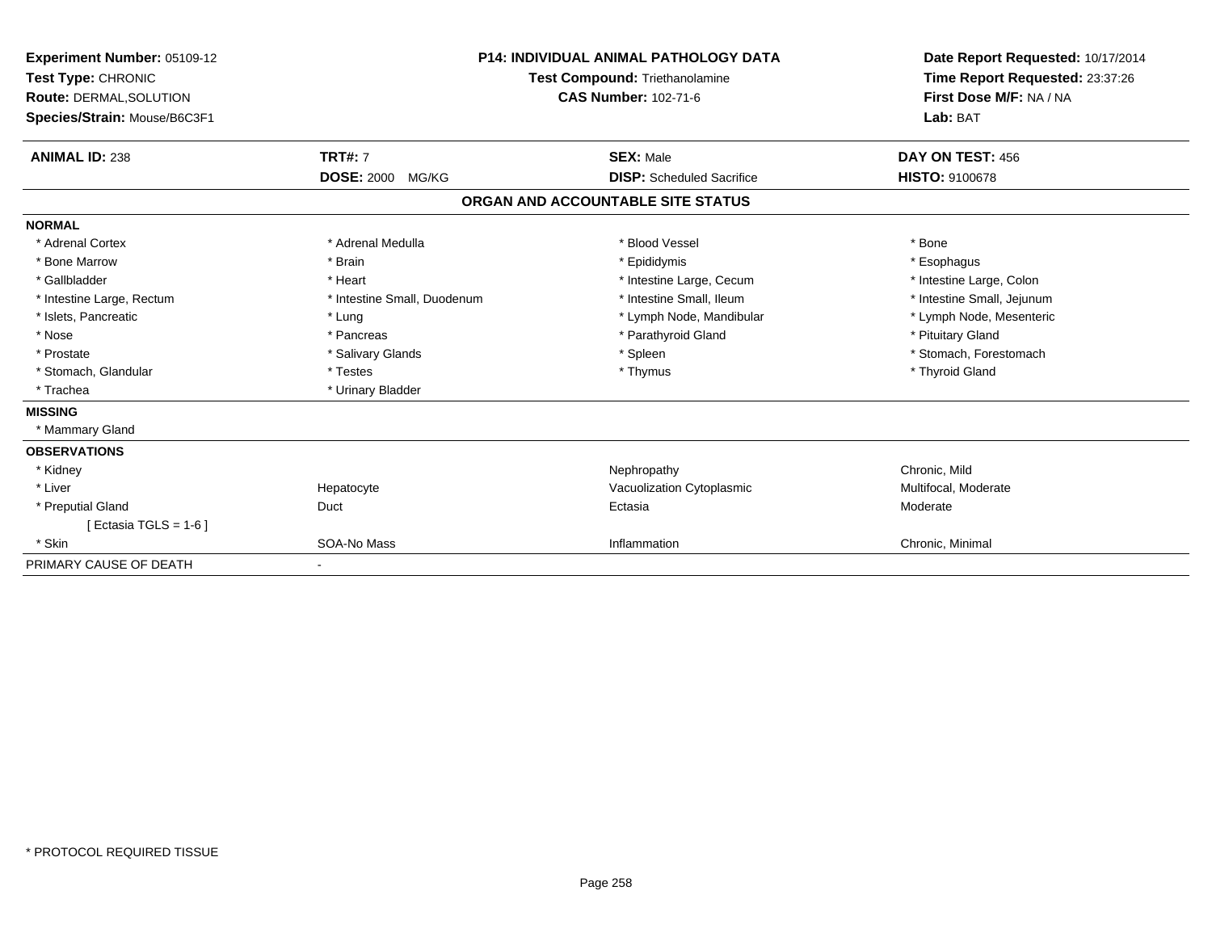**Experiment Number:** 05109-12
**Test Type:** CHRONIC
**Route:** DERMAL,SOLUTION
**Species/Strain:** Mouse/B6C3F1

**P14: INDIVIDUAL ANIMAL PATHOLOGY DATA**
**Test Compound:** Triethanolamine
**CAS Number:** 102-71-6

**Date Report Requested:** 10/17/2014
**Time Report Requested:** 23:37:26
**First Dose M/F:** NA / NA
**Lab:** BAT

| **ANIMAL ID:** 238 | **TRT#:** 7 | **SEX:** Male | **DAY ON TEST:** 456 |
|---|---|---|---|
| | **DOSE:** 2000 MG/KG | **DISP:** Scheduled Sacrifice | **HISTO:** 9100678 |

## ORGAN AND ACCOUNTABLE SITE STATUS

**NORMAL**

| | | | |
|---|---|---|---|
| * Adrenal Cortex | * Adrenal Medulla | * Blood Vessel | * Bone |
| * Bone Marrow | * Brain | * Epididymis | * Esophagus |
| * Gallbladder | * Heart | * Intestine Large, Cecum | * Intestine Large, Colon |
| * Intestine Large, Rectum | * Intestine Small, Duodenum | * Intestine Small, Ileum | * Intestine Small, Jejunum |
| * Islets, Pancreatic | * Lung | * Lymph Node, Mandibular | * Lymph Node, Mesenteric |
| * Nose | * Pancreas | * Parathyroid Gland | * Pituitary Gland |
| * Prostate | * Salivary Glands | * Spleen | * Stomach, Forestomach |
| * Stomach, Glandular | * Testes | * Thymus | * Thyroid Gland |
| * Trachea | * Urinary Bladder | | |

**MISSING**

* Mammary Gland

**OBSERVATIONS**

| | | | |
|---|---|---|---|
| * Kidney | | Nephropathy | Chronic, Mild |
| * Liver | Hepatocyte | Vacuolization Cytoplasmic | Multifocal, Moderate |
| * Preputial Gland | Duct | Ectasia | Moderate |
| [ Ectasia TGLS = 1-6 ] | | | |
| * Skin | SOA-No Mass | Inflammation | Chronic, Minimal |

PRIMARY CAUSE OF DEATH -

* PROTOCOL REQUIRED TISSUE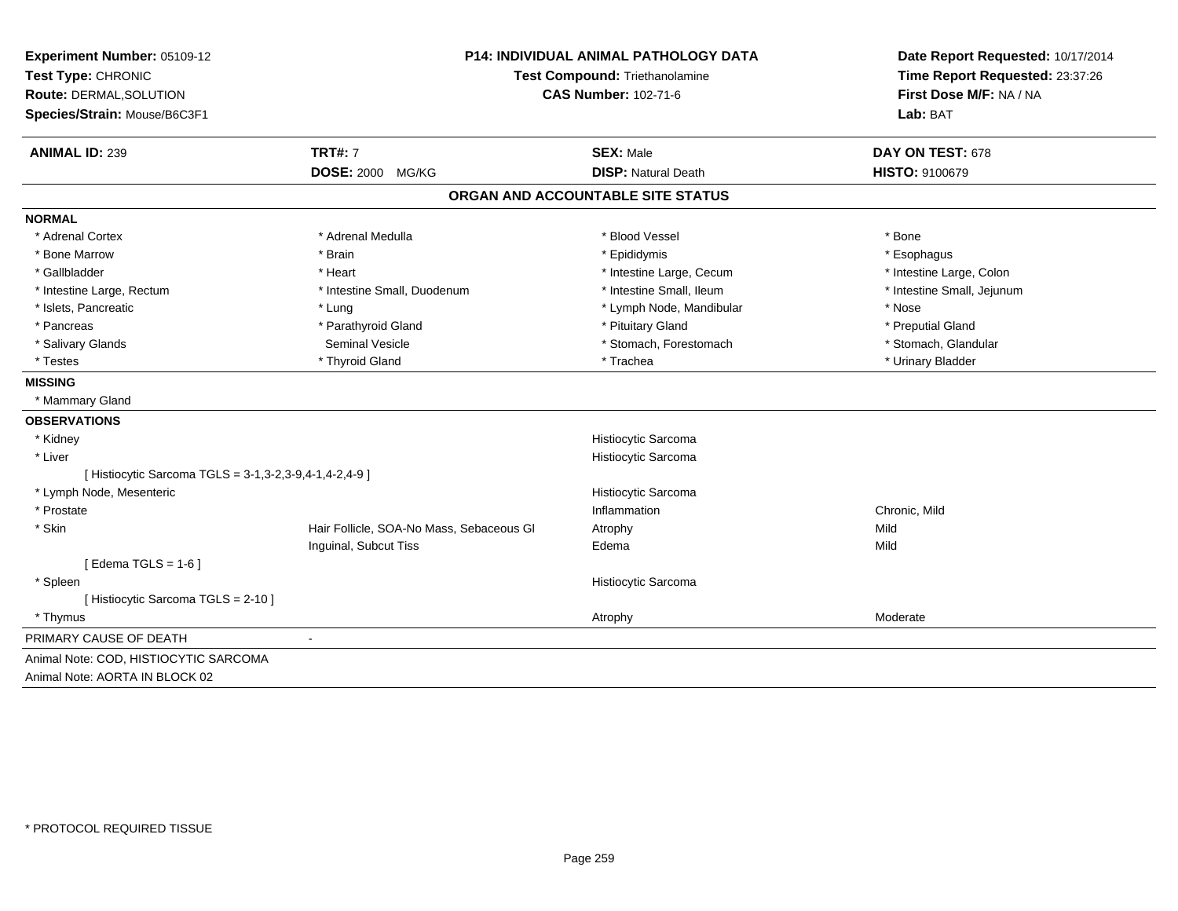**Experiment Number:** 05109-12
**Test Type:** CHRONIC
**Route:** DERMAL,SOLUTION
**Species/Strain:** Mouse/B6C3F1

**P14: INDIVIDUAL ANIMAL PATHOLOGY DATA**
**Test Compound:** Triethanolamine
**CAS Number:** 102-71-6

**Date Report Requested:** 10/17/2014
**Time Report Requested:** 23:37:26
**First Dose M/F:** NA / NA
**Lab:** BAT

| **ANIMAL ID:** 239 | **TRT#:** 7 | **SEX:** Male | **DAY ON TEST:** 678 |
|---|---|---|---|
| | **DOSE:** 2000 MG/KG | **DISP:** Natural Death | **HISTO:** 9100679 |

## ORGAN AND ACCOUNTABLE SITE STATUS

**NORMAL**

| | | | |
|---|---|---|---|
| * Adrenal Cortex | * Adrenal Medulla | * Blood Vessel | * Bone |
| * Bone Marrow | * Brain | * Epididymis | * Esophagus |
| * Gallbladder | * Heart | * Intestine Large, Cecum | * Intestine Large, Colon |
| * Intestine Large, Rectum | * Intestine Small, Duodenum | * Intestine Small, Ileum | * Intestine Small, Jejunum |
| * Islets, Pancreatic | * Lung | * Lymph Node, Mandibular | * Nose |
| * Pancreas | * Parathyroid Gland | * Pituitary Gland | * Preputial Gland |
| * Salivary Glands | Seminal Vesicle | * Stomach, Forestomach | * Stomach, Glandular |
| * Testes | * Thyroid Gland | * Trachea | * Urinary Bladder |

**MISSING**

* Mammary Gland

**OBSERVATIONS**

| | | | |
|---|---|---|---|
| * Kidney | | Histiocytic Sarcoma | |
| * Liver | | Histiocytic Sarcoma | |
| [ Histiocytic Sarcoma TGLS = 3-1,3-2,3-9,4-1,4-2,4-9 ] | | | |
| * Lymph Node, Mesenteric | | Histiocytic Sarcoma | |
| * Prostate | | Inflammation | Chronic, Mild |
| * Skin | Hair Follicle, SOA-No Mass, Sebaceous Gl | Atrophy | Mild |
| | Inguinal, Subcut Tiss | Edema | Mild |
| [ Edema TGLS = 1-6 ] | | | |
| * Spleen | | Histiocytic Sarcoma | |
| [ Histiocytic Sarcoma TGLS = 2-10 ] | | | |
| * Thymus | | Atrophy | Moderate |

PRIMARY CAUSE OF DEATH -

Animal Note: COD, HISTIOCYTIC SARCOMA
Animal Note: AORTA IN BLOCK 02

* PROTOCOL REQUIRED TISSUE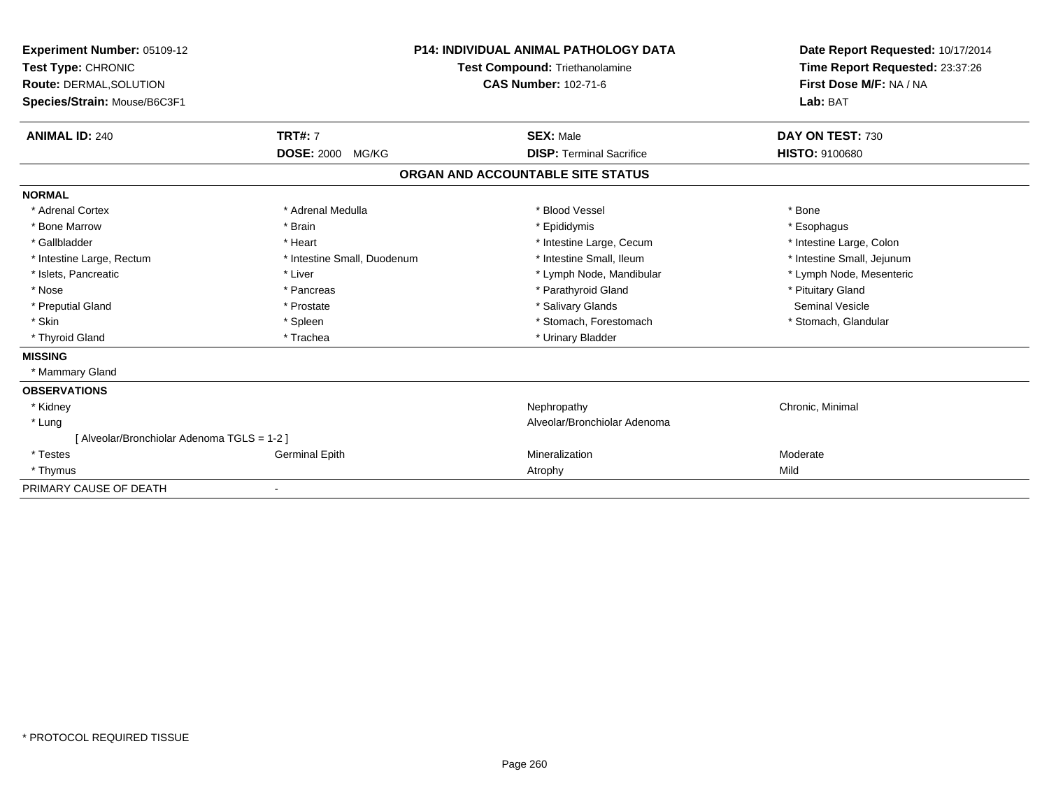**Experiment Number:** 05109-12
**Test Type:** CHRONIC
**Route:** DERMAL,SOLUTION
**Species/Strain:** Mouse/B6C3F1

**P14: INDIVIDUAL ANIMAL PATHOLOGY DATA**
**Test Compound:** Triethanolamine
**CAS Number:** 102-71-6

**Date Report Requested:** 10/17/2014
**Time Report Requested:** 23:37:26
**First Dose M/F:** NA / NA
**Lab:** BAT

| **ANIMAL ID:** 240 | **TRT#:** 7 | **SEX:** Male | **DAY ON TEST:** 730 |
|---|---|---|---|
| | **DOSE:** 2000 MG/KG | **DISP:** Terminal Sacrifice | **HISTO:** 9100680 |

**ORGAN AND ACCOUNTABLE SITE STATUS**

**NORMAL**

| | | | |
|---|---|---|---|
| * Adrenal Cortex | * Adrenal Medulla | * Blood Vessel | * Bone |
| * Bone Marrow | * Brain | * Epididymis | * Esophagus |
| * Gallbladder | * Heart | * Intestine Large, Cecum | * Intestine Large, Colon |
| * Intestine Large, Rectum | * Intestine Small, Duodenum | * Intestine Small, Ileum | * Intestine Small, Jejunum |
| * Islets, Pancreatic | * Liver | * Lymph Node, Mandibular | * Lymph Node, Mesenteric |
| * Nose | * Pancreas | * Parathyroid Gland | * Pituitary Gland |
| * Preputial Gland | * Prostate | * Salivary Glands | Seminal Vesicle |
| * Skin | * Spleen | * Stomach, Forestomach | * Stomach, Glandular |
| * Thyroid Gland | * Trachea | * Urinary Bladder | |

**MISSING**

* Mammary Gland

**OBSERVATIONS**

| | | | |
|---|---|---|---|
| * Kidney | | Nephropathy | Chronic, Minimal |
| * Lung | | Alveolar/Bronchiolar Adenoma | |
| [ Alveolar/Bronchiolar Adenoma TGLS = 1-2 ] | | | |
| * Testes | Germinal Epith | Mineralization | Moderate |
| * Thymus | | Atrophy | Mild |

PRIMARY CAUSE OF DEATH -

* PROTOCOL REQUIRED TISSUE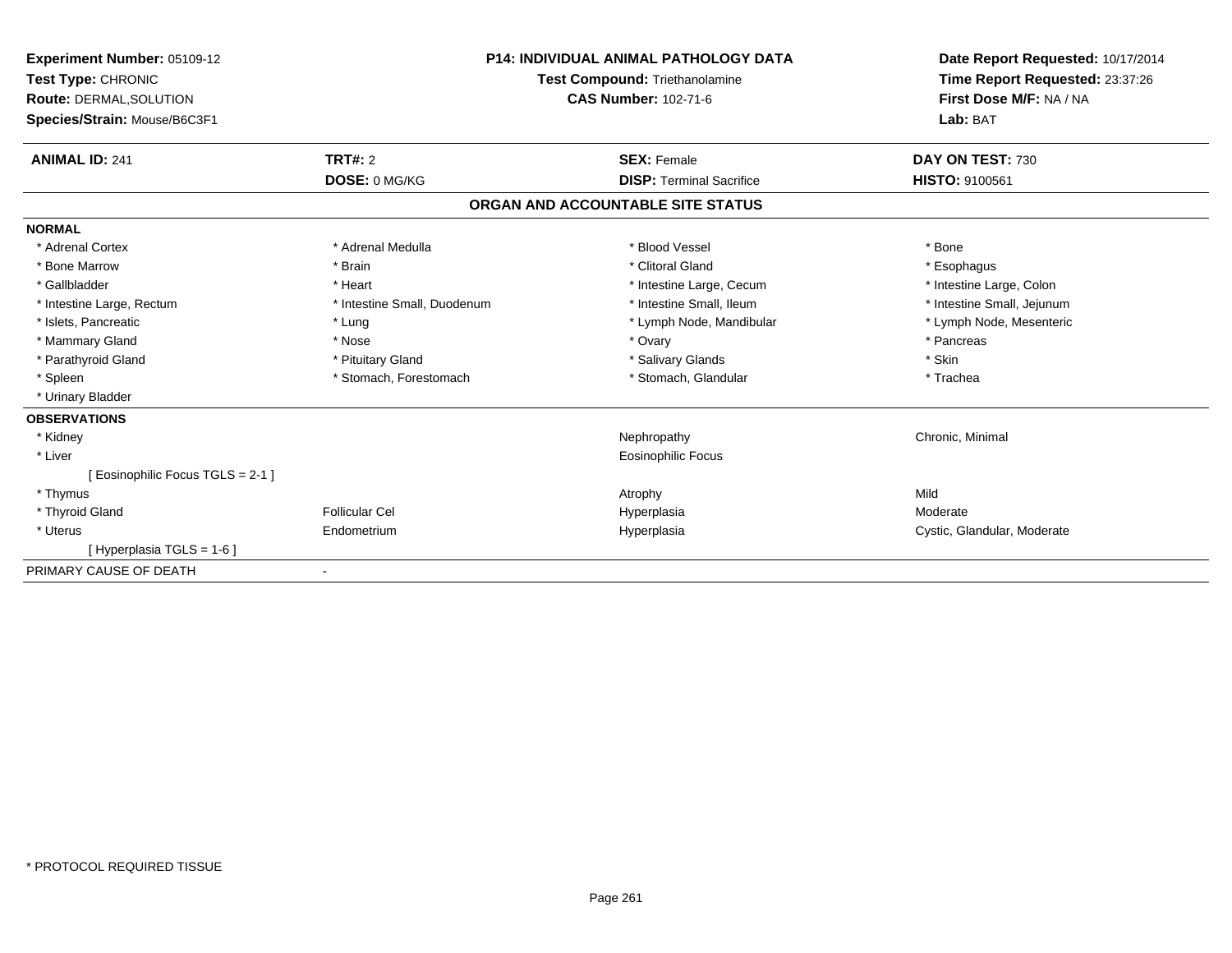**Experiment Number:** 05109-12
**Test Type:** CHRONIC
**Route:** DERMAL,SOLUTION
**Species/Strain:** Mouse/B6C3F1

**P14: INDIVIDUAL ANIMAL PATHOLOGY DATA**
**Test Compound:** Triethanolamine
**CAS Number:** 102-71-6

**Date Report Requested:** 10/17/2014
**Time Report Requested:** 23:37:26
**First Dose M/F:** NA / NA
**Lab:** BAT

| **ANIMAL ID:** 241 | **TRT#:** 2 | **SEX:** Female | **DAY ON TEST:** 730 |
|---|---|---|---|
| | **DOSE:** 0 MG/KG | **DISP:** Terminal Sacrifice | **HISTO:** 9100561 |

## ORGAN AND ACCOUNTABLE SITE STATUS

**NORMAL**

| | | | |
|---|---|---|---|
| * Adrenal Cortex | * Adrenal Medulla | * Blood Vessel | * Bone |
| * Bone Marrow | * Brain | * Clitoral Gland | * Esophagus |
| * Gallbladder | * Heart | * Intestine Large, Cecum | * Intestine Large, Colon |
| * Intestine Large, Rectum | * Intestine Small, Duodenum | * Intestine Small, Ileum | * Intestine Small, Jejunum |
| * Islets, Pancreatic | * Lung | * Lymph Node, Mandibular | * Lymph Node, Mesenteric |
| * Mammary Gland | * Nose | * Ovary | * Pancreas |
| * Parathyroid Gland | * Pituitary Gland | * Salivary Glands | * Skin |
| * Spleen | * Stomach, Forestomach | * Stomach, Glandular | * Trachea |
| * Urinary Bladder | | | |

**OBSERVATIONS**

| | | | |
|---|---|---|---|
| * Kidney | | Nephropathy | Chronic, Minimal |
| * Liver | | Eosinophilic Focus | |
| [ Eosinophilic Focus TGLS = 2-1 ] | | | |
| * Thymus | | Atrophy | Mild |
| * Thyroid Gland | Follicular Cel | Hyperplasia | Moderate |
| * Uterus | Endometrium | Hyperplasia | Cystic, Glandular, Moderate |
| [ Hyperplasia TGLS = 1-6 ] | | | |

PRIMARY CAUSE OF DEATH -

* PROTOCOL REQUIRED TISSUE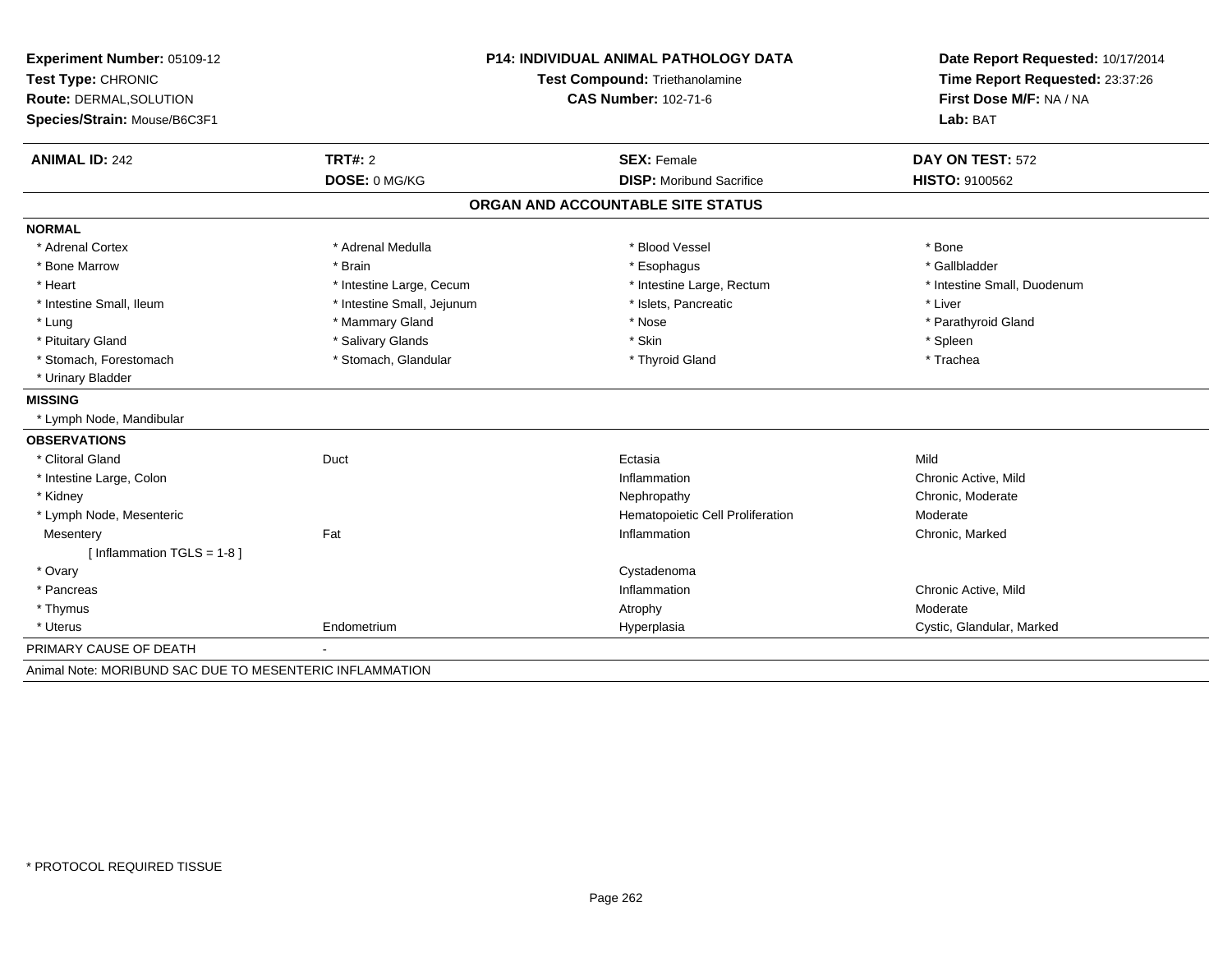**Experiment Number:** 05109-12
**Test Type:** CHRONIC
**Route:** DERMAL,SOLUTION
**Species/Strain:** Mouse/B6C3F1

**P14: INDIVIDUAL ANIMAL PATHOLOGY DATA**
**Test Compound:** Triethanolamine
**CAS Number:** 102-71-6

**Date Report Requested:** 10/17/2014
**Time Report Requested:** 23:37:26
**First Dose M/F:** NA / NA
**Lab:** BAT

| | | | |
|---|---|---|---|
| **ANIMAL ID:** 242 | **TRT#:** 2 | **SEX:** Female | **DAY ON TEST:** 572 |
| | **DOSE:** 0 MG/KG | **DISP:** Moribund Sacrifice | **HISTO:** 9100562 |

## ORGAN AND ACCOUNTABLE SITE STATUS

**NORMAL**

| | | | |
|---|---|---|---|
| * Adrenal Cortex | * Adrenal Medulla | * Blood Vessel | * Bone |
| * Bone Marrow | * Brain | * Esophagus | * Gallbladder |
| * Heart | * Intestine Large, Cecum | * Intestine Large, Rectum | * Intestine Small, Duodenum |
| * Intestine Small, Ileum | * Intestine Small, Jejunum | * Islets, Pancreatic | * Liver |
| * Lung | * Mammary Gland | * Nose | * Parathyroid Gland |
| * Pituitary Gland | * Salivary Glands | * Skin | * Spleen |
| * Stomach, Forestomach | * Stomach, Glandular | * Thyroid Gland | * Trachea |
| * Urinary Bladder | | | |

**MISSING**

* Lymph Node, Mandibular

**OBSERVATIONS**

| | | | |
|---|---|---|---|
| * Clitoral Gland | Duct | Ectasia | Mild |
| * Intestine Large, Colon | | Inflammation | Chronic Active, Mild |
| * Kidney | | Nephropathy | Chronic, Moderate |
| * Lymph Node, Mesenteric | | Hematopoietic Cell Proliferation | Moderate |
| Mesentery | Fat | Inflammation | Chronic, Marked |
| [ Inflammation TGLS = 1-8 ] | | | |
| * Ovary | | Cystadenoma | |
| * Pancreas | | Inflammation | Chronic Active, Mild |
| * Thymus | | Atrophy | Moderate |
| * Uterus | Endometrium | Hyperplasia | Cystic, Glandular, Marked |

PRIMARY CAUSE OF DEATH -

Animal Note: MORIBUND SAC DUE TO MESENTERIC INFLAMMATION

* PROTOCOL REQUIRED TISSUE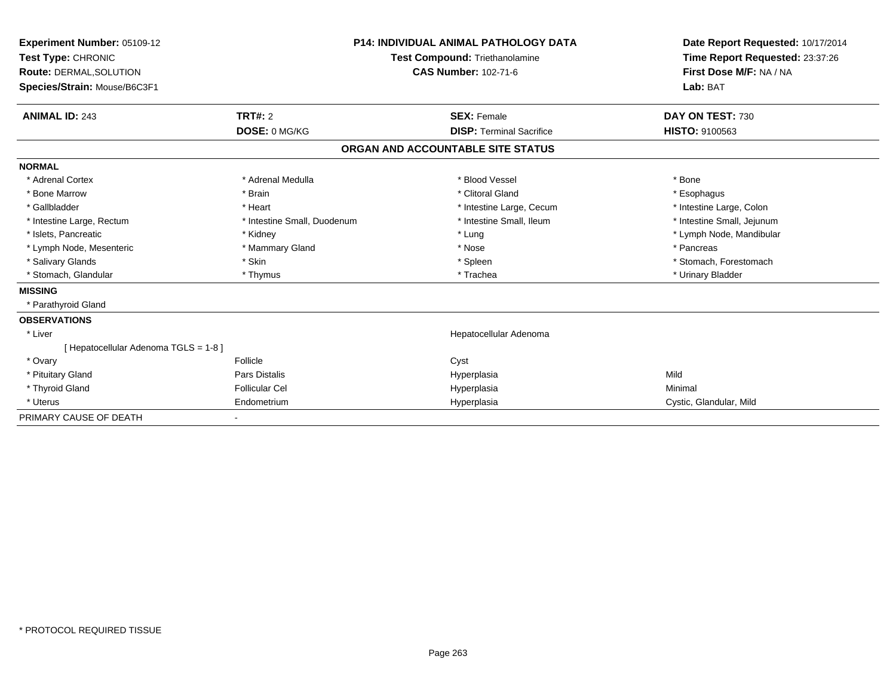**Experiment Number:** 05109-12
**Test Type:** CHRONIC
**Route:** DERMAL,SOLUTION
**Species/Strain:** Mouse/B6C3F1

**P14: INDIVIDUAL ANIMAL PATHOLOGY DATA**
**Test Compound:** Triethanolamine
**CAS Number:** 102-71-6

**Date Report Requested:** 10/17/2014
**Time Report Requested:** 23:37:26
**First Dose M/F:** NA / NA
**Lab:** BAT

| | | | |
|---|---|---|---|
| **ANIMAL ID:** 243 | **TRT#:** 2 | **SEX:** Female | **DAY ON TEST:** 730 |
| | **DOSE:** 0 MG/KG | **DISP:** Terminal Sacrifice | **HISTO:** 9100563 |

## ORGAN AND ACCOUNTABLE SITE STATUS

**NORMAL**

| | | | |
|---|---|---|---|
| * Adrenal Cortex | * Adrenal Medulla | * Blood Vessel | * Bone |
| * Bone Marrow | * Brain | * Clitoral Gland | * Esophagus |
| * Gallbladder | * Heart | * Intestine Large, Cecum | * Intestine Large, Colon |
| * Intestine Large, Rectum | * Intestine Small, Duodenum | * Intestine Small, Ileum | * Intestine Small, Jejunum |
| * Islets, Pancreatic | * Kidney | * Lung | * Lymph Node, Mandibular |
| * Lymph Node, Mesenteric | * Mammary Gland | * Nose | * Pancreas |
| * Salivary Glands | * Skin | * Spleen | * Stomach, Forestomach |
| * Stomach, Glandular | * Thymus | * Trachea | * Urinary Bladder |

**MISSING**

* Parathyroid Gland

**OBSERVATIONS**

| | | | |
|---|---|---|---|
| * Liver | | Hepatocellular Adenoma | |
| [ Hepatocellular Adenoma TGLS = 1-8 ] | | | |
| * Ovary | Follicle | Cyst | |
| * Pituitary Gland | Pars Distalis | Hyperplasia | Mild |
| * Thyroid Gland | Follicular Cel | Hyperplasia | Minimal |
| * Uterus | Endometrium | Hyperplasia | Cystic, Glandular, Mild |

PRIMARY CAUSE OF DEATH -

* PROTOCOL REQUIRED TISSUE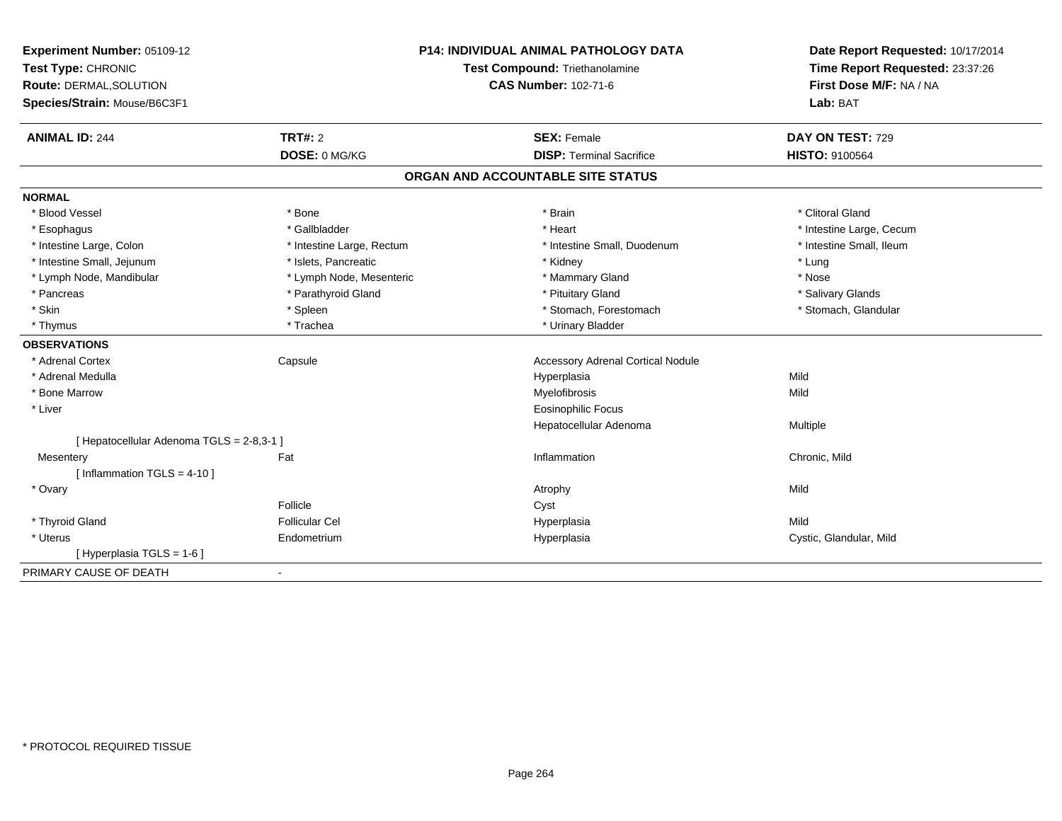**Experiment Number:** 05109-12
**Test Type:** CHRONIC
**Route:** DERMAL,SOLUTION
**Species/Strain:** Mouse/B6C3F1

**P14: INDIVIDUAL ANIMAL PATHOLOGY DATA**
**Test Compound:** Triethanolamine
**CAS Number:** 102-71-6

**Date Report Requested:** 10/17/2014
**Time Report Requested:** 23:37:26
**First Dose M/F:** NA / NA
**Lab:** BAT

| **ANIMAL ID:** 244 | **TRT#:** 2 | **SEX:** Female | **DAY ON TEST:** 729 |
|---|---|---|---|
| | **DOSE:** 0 MG/KG | **DISP:** Terminal Sacrifice | **HISTO:** 9100564 |

## ORGAN AND ACCOUNTABLE SITE STATUS

**NORMAL**

| | | | |
|---|---|---|---|
| * Blood Vessel | * Bone | * Brain | * Clitoral Gland |
| * Esophagus | * Gallbladder | * Heart | * Intestine Large, Cecum |
| * Intestine Large, Colon | * Intestine Large, Rectum | * Intestine Small, Duodenum | * Intestine Small, Ileum |
| * Intestine Small, Jejunum | * Islets, Pancreatic | * Kidney | * Lung |
| * Lymph Node, Mandibular | * Lymph Node, Mesenteric | * Mammary Gland | * Nose |
| * Pancreas | * Parathyroid Gland | * Pituitary Gland | * Salivary Glands |
| * Skin | * Spleen | * Stomach, Forestomach | * Stomach, Glandular |
| * Thymus | * Trachea | * Urinary Bladder | |

**OBSERVATIONS**

| | | | |
|---|---|---|---|
| * Adrenal Cortex | Capsule | Accessory Adrenal Cortical Nodule | |
| * Adrenal Medulla | | Hyperplasia | Mild |
| * Bone Marrow | | Myelofibrosis | Mild |
| * Liver | | Eosinophilic Focus | |
| | | Hepatocellular Adenoma | Multiple |
| [ Hepatocellular Adenoma TGLS = 2-8,3-1 ] | | | |
| Mesentery | Fat | Inflammation | Chronic, Mild |
| [ Inflammation TGLS = 4-10 ] | | | |
| * Ovary | | Atrophy | Mild |
| | Follicle | Cyst | |
| * Thyroid Gland | Follicular Cel | Hyperplasia | Mild |
| * Uterus | Endometrium | Hyperplasia | Cystic, Glandular, Mild |
| [ Hyperplasia TGLS = 1-6 ] | | | |

PRIMARY CAUSE OF DEATH -

* PROTOCOL REQUIRED TISSUE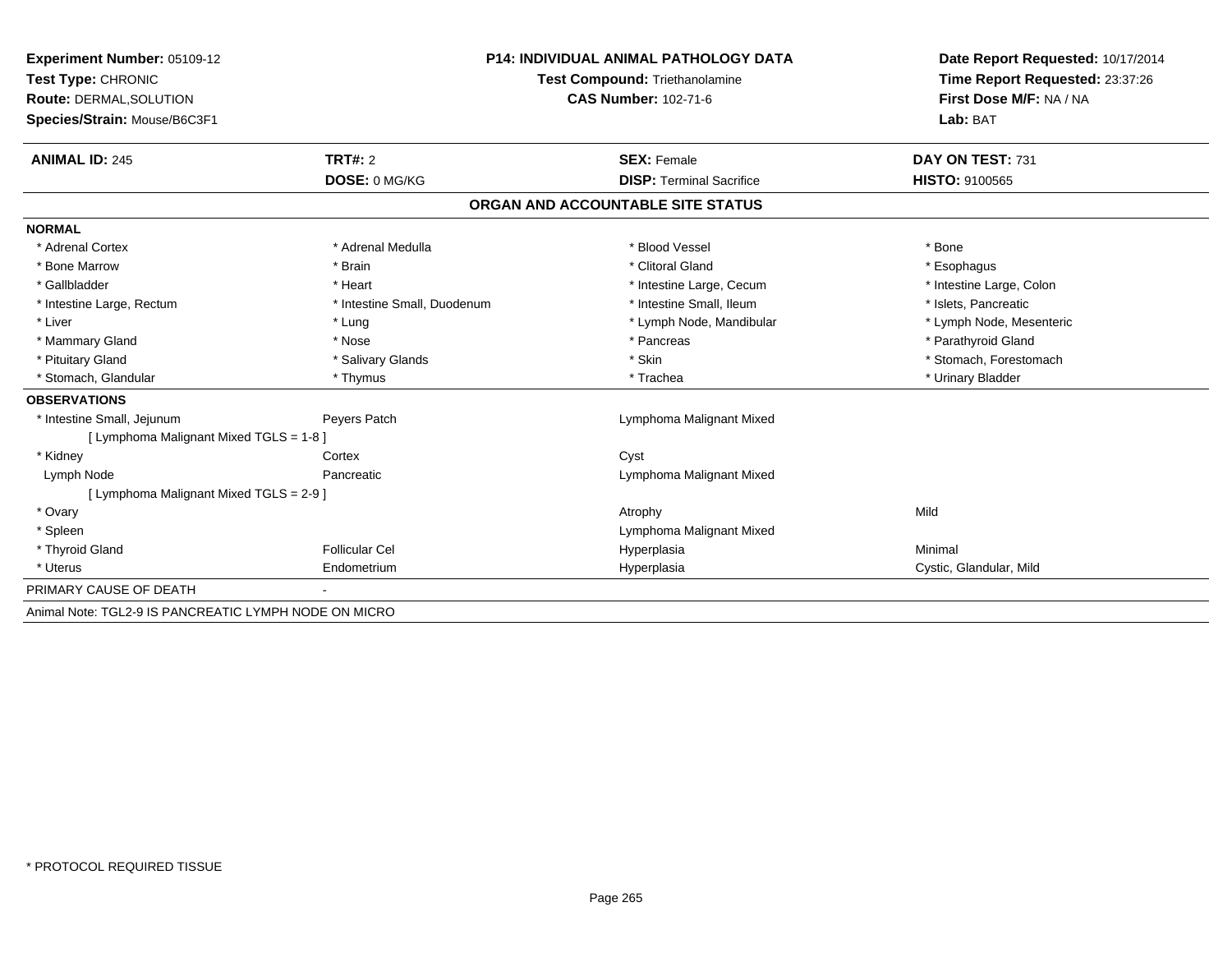| **Experiment Number:** 05109-12 | **P14: INDIVIDUAL ANIMAL PATHOLOGY DATA** | **Date Report Requested:** 10/17/2014 |
|---|---|---|
| **Test Type:** CHRONIC | **Test Compound:** Triethanolamine | **Time Report Requested:** 23:37:26 |
| **Route:** DERMAL,SOLUTION | **CAS Number:** 102-71-6 | **First Dose M/F:** NA / NA |
| **Species/Strain:** Mouse/B6C3F1 | | **Lab:** BAT |

| **ANIMAL ID:** 245 | **TRT#:** 2 | **SEX:** Female | **DAY ON TEST:** 731 |
|---|---|---|---|
| | **DOSE:** 0 MG/KG | **DISP:** Terminal Sacrifice | **HISTO:** 9100565 |

## ORGAN AND ACCOUNTABLE SITE STATUS

**NORMAL**

| | | | |
|---|---|---|---|
| * Adrenal Cortex | * Adrenal Medulla | * Blood Vessel | * Bone |
| * Bone Marrow | * Brain | * Clitoral Gland | * Esophagus |
| * Gallbladder | * Heart | * Intestine Large, Cecum | * Intestine Large, Colon |
| * Intestine Large, Rectum | * Intestine Small, Duodenum | * Intestine Small, Ileum | * Islets, Pancreatic |
| * Liver | * Lung | * Lymph Node, Mandibular | * Lymph Node, Mesenteric |
| * Mammary Gland | * Nose | * Pancreas | * Parathyroid Gland |
| * Pituitary Gland | * Salivary Glands | * Skin | * Stomach, Forestomach |
| * Stomach, Glandular | * Thymus | * Trachea | * Urinary Bladder |

**OBSERVATIONS**

| | | | |
|---|---|---|---|
| * Intestine Small, Jejunum | Peyers Patch | Lymphoma Malignant Mixed | |
| [ Lymphoma Malignant Mixed TGLS = 1-8 ] | | | |
| * Kidney | Cortex | Cyst | |
| Lymph Node | Pancreatic | Lymphoma Malignant Mixed | |
| [ Lymphoma Malignant Mixed TGLS = 2-9 ] | | | |
| * Ovary | | Atrophy | Mild |
| * Spleen | | Lymphoma Malignant Mixed | |
| * Thyroid Gland | Follicular Cel | Hyperplasia | Minimal |
| * Uterus | Endometrium | Hyperplasia | Cystic, Glandular, Mild |

PRIMARY CAUSE OF DEATH -

Animal Note: TGL2-9 IS PANCREATIC LYMPH NODE ON MICRO

* PROTOCOL REQUIRED TISSUE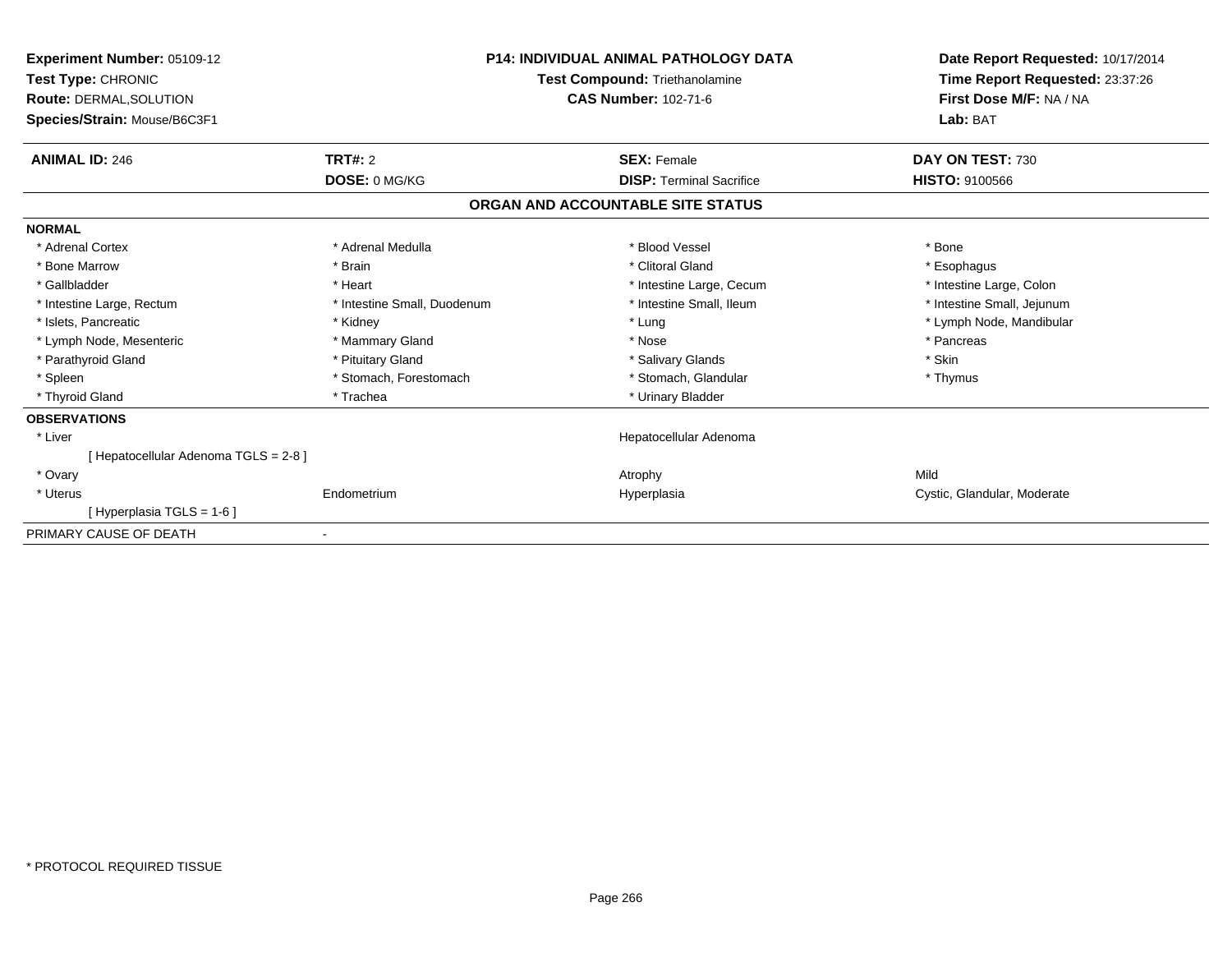**Experiment Number:** 05109-12
**Test Type:** CHRONIC
**Route:** DERMAL,SOLUTION
**Species/Strain:** Mouse/B6C3F1

**P14: INDIVIDUAL ANIMAL PATHOLOGY DATA**
**Test Compound:** Triethanolamine
**CAS Number:** 102-71-6

**Date Report Requested:** 10/17/2014
**Time Report Requested:** 23:37:26
**First Dose M/F:** NA / NA
**Lab:** BAT

| | | | |
|---|---|---|---|
| **ANIMAL ID:** 246 | **TRT#:** 2 | **SEX:** Female | **DAY ON TEST:** 730 |
| | **DOSE:** 0 MG/KG | **DISP:** Terminal Sacrifice | **HISTO:** 9100566 |

## ORGAN AND ACCOUNTABLE SITE STATUS

| | | | |
|---|---|---|---|
| **NORMAL** | | | |
| * Adrenal Cortex | * Adrenal Medulla | * Blood Vessel | * Bone |
| * Bone Marrow | * Brain | * Clitoral Gland | * Esophagus |
| * Gallbladder | * Heart | * Intestine Large, Cecum | * Intestine Large, Colon |
| * Intestine Large, Rectum | * Intestine Small, Duodenum | * Intestine Small, Ileum | * Intestine Small, Jejunum |
| * Islets, Pancreatic | * Kidney | * Lung | * Lymph Node, Mandibular |
| * Lymph Node, Mesenteric | * Mammary Gland | * Nose | * Pancreas |
| * Parathyroid Gland | * Pituitary Gland | * Salivary Glands | * Skin |
| * Spleen | * Stomach, Forestomach | * Stomach, Glandular | * Thymus |
| * Thyroid Gland | * Trachea | * Urinary Bladder | |
| **OBSERVATIONS** | | | |
| * Liver | | Hepatocellular Adenoma | |
| [ Hepatocellular Adenoma TGLS = 2-8 ] | | | |
| * Ovary | | Atrophy | Mild |
| * Uterus | Endometrium | Hyperplasia | Cystic, Glandular, Moderate |
| [ Hyperplasia TGLS = 1-6 ] | | | |
| PRIMARY CAUSE OF DEATH | - | | |

* PROTOCOL REQUIRED TISSUE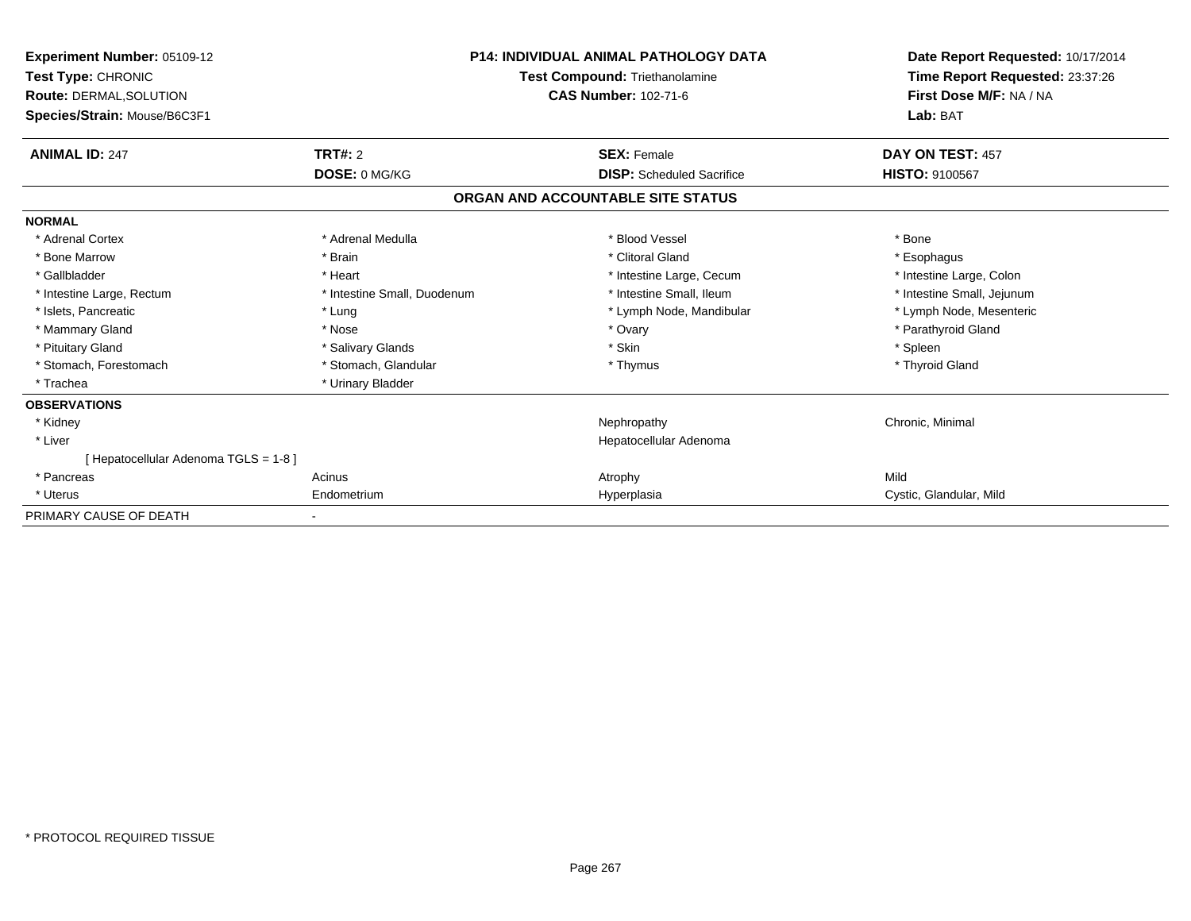**Experiment Number:** 05109-12
**Test Type:** CHRONIC
**Route:** DERMAL,SOLUTION
**Species/Strain:** Mouse/B6C3F1

**P14: INDIVIDUAL ANIMAL PATHOLOGY DATA**
**Test Compound:** Triethanolamine
**CAS Number:** 102-71-6

**Date Report Requested:** 10/17/2014
**Time Report Requested:** 23:37:26
**First Dose M/F:** NA / NA
**Lab:** BAT

| | | | |
|---|---|---|---|
| **ANIMAL ID:** 247 | **TRT#:** 2 | **SEX:** Female | **DAY ON TEST:** 457 |
| | **DOSE:** 0 MG/KG | **DISP:** Scheduled Sacrifice | **HISTO:** 9100567 |

## ORGAN AND ACCOUNTABLE SITE STATUS

| | | | |
|---|---|---|---|
| **NORMAL** | | | |
| * Adrenal Cortex | * Adrenal Medulla | * Blood Vessel | * Bone |
| * Bone Marrow | * Brain | * Clitoral Gland | * Esophagus |
| * Gallbladder | * Heart | * Intestine Large, Cecum | * Intestine Large, Colon |
| * Intestine Large, Rectum | * Intestine Small, Duodenum | * Intestine Small, Ileum | * Intestine Small, Jejunum |
| * Islets, Pancreatic | * Lung | * Lymph Node, Mandibular | * Lymph Node, Mesenteric |
| * Mammary Gland | * Nose | * Ovary | * Parathyroid Gland |
| * Pituitary Gland | * Salivary Glands | * Skin | * Spleen |
| * Stomach, Forestomach | * Stomach, Glandular | * Thymus | * Thyroid Gland |
| * Trachea | * Urinary Bladder | | |
| **OBSERVATIONS** | | | |
| * Kidney | | Nephropathy | Chronic, Minimal |
| * Liver | | Hepatocellular Adenoma | |
| [ Hepatocellular Adenoma TGLS = 1-8 ] | | | |
| * Pancreas | Acinus | Atrophy | Mild |
| * Uterus | Endometrium | Hyperplasia | Cystic, Glandular, Mild |
| PRIMARY CAUSE OF DEATH | - | | |

* PROTOCOL REQUIRED TISSUE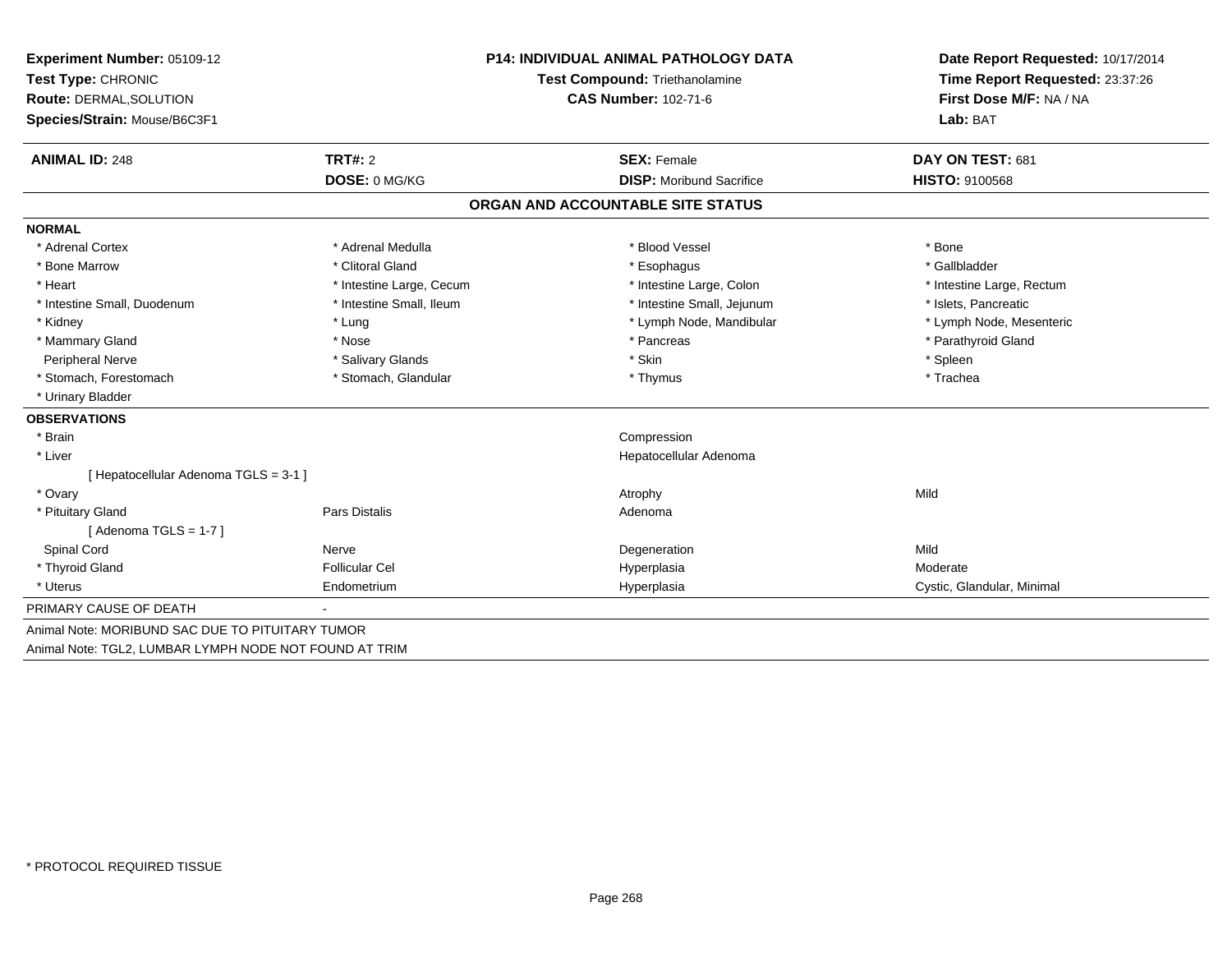**Experiment Number:** 05109-12
**Test Type:** CHRONIC
**Route:** DERMAL,SOLUTION
**Species/Strain:** Mouse/B6C3F1

**P14: INDIVIDUAL ANIMAL PATHOLOGY DATA**
**Test Compound:** Triethanolamine
**CAS Number:** 102-71-6

**Date Report Requested:** 10/17/2014
**Time Report Requested:** 23:37:26
**First Dose M/F:** NA / NA
**Lab:** BAT

| | | | |
|---|---|---|---|
| **ANIMAL ID:** 248 | **TRT#:** 2 | **SEX:** Female | **DAY ON TEST:** 681 |
| | **DOSE:** 0 MG/KG | **DISP:** Moribund Sacrifice | **HISTO:** 9100568 |

## ORGAN AND ACCOUNTABLE SITE STATUS

**NORMAL**

| | | | |
|---|---|---|---|
| * Adrenal Cortex | * Adrenal Medulla | * Blood Vessel | * Bone |
| * Bone Marrow | * Clitoral Gland | * Esophagus | * Gallbladder |
| * Heart | * Intestine Large, Cecum | * Intestine Large, Colon | * Intestine Large, Rectum |
| * Intestine Small, Duodenum | * Intestine Small, Ileum | * Intestine Small, Jejunum | * Islets, Pancreatic |
| * Kidney | * Lung | * Lymph Node, Mandibular | * Lymph Node, Mesenteric |
| * Mammary Gland | * Nose | * Pancreas | * Parathyroid Gland |
| Peripheral Nerve | * Salivary Glands | * Skin | * Spleen |
| * Stomach, Forestomach | * Stomach, Glandular | * Thymus | * Trachea |
| * Urinary Bladder | | | |

**OBSERVATIONS**

| | | | |
|---|---|---|---|
| * Brain | | Compression | |
| * Liver | | Hepatocellular Adenoma | |
| [ Hepatocellular Adenoma TGLS = 3-1 ] | | | |
| * Ovary | | Atrophy | Mild |
| * Pituitary Gland | Pars Distalis | Adenoma | |
| [ Adenoma TGLS = 1-7 ] | | | |
| Spinal Cord | Nerve | Degeneration | Mild |
| * Thyroid Gland | Follicular Cel | Hyperplasia | Moderate |
| * Uterus | Endometrium | Hyperplasia | Cystic, Glandular, Minimal |

PRIMARY CAUSE OF DEATH -

Animal Note: MORIBUND SAC DUE TO PITUITARY TUMOR
Animal Note: TGL2, LUMBAR LYMPH NODE NOT FOUND AT TRIM

* PROTOCOL REQUIRED TISSUE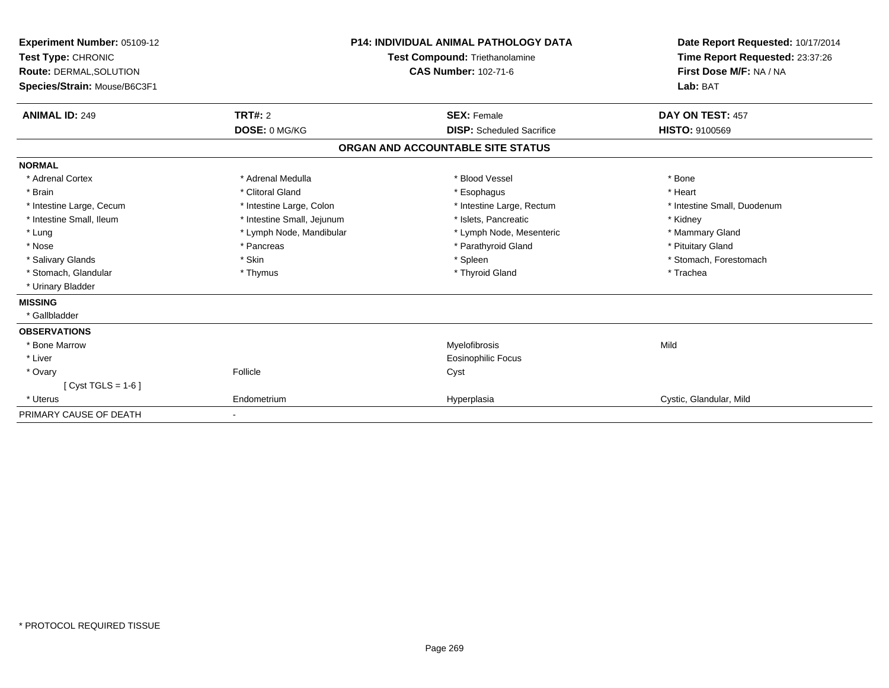**Experiment Number:** 05109-12
**Test Type:** CHRONIC
**Route:** DERMAL,SOLUTION
**Species/Strain:** Mouse/B6C3F1

**P14: INDIVIDUAL ANIMAL PATHOLOGY DATA**
**Test Compound:** Triethanolamine
**CAS Number:** 102-71-6

**Date Report Requested:** 10/17/2014
**Time Report Requested:** 23:37:26
**First Dose M/F:** NA / NA
**Lab:** BAT

| **ANIMAL ID:** 249 | **TRT#:** 2 | **SEX:** Female | **DAY ON TEST:** 457 |
|---|---|---|---|
| | **DOSE:** 0 MG/KG | **DISP:** Scheduled Sacrifice | **HISTO:** 9100569 |

## ORGAN AND ACCOUNTABLE SITE STATUS

**NORMAL**

| | | | |
|---|---|---|---|
| * Adrenal Cortex | * Adrenal Medulla | * Blood Vessel | * Bone |
| * Brain | * Clitoral Gland | * Esophagus | * Heart |
| * Intestine Large, Cecum | * Intestine Large, Colon | * Intestine Large, Rectum | * Intestine Small, Duodenum |
| * Intestine Small, Ileum | * Intestine Small, Jejunum | * Islets, Pancreatic | * Kidney |
| * Lung | * Lymph Node, Mandibular | * Lymph Node, Mesenteric | * Mammary Gland |
| * Nose | * Pancreas | * Parathyroid Gland | * Pituitary Gland |
| * Salivary Glands | * Skin | * Spleen | * Stomach, Forestomach |
| * Stomach, Glandular | * Thymus | * Thyroid Gland | * Trachea |
| * Urinary Bladder | | | |

**MISSING**

* Gallbladder

**OBSERVATIONS**

| | | | |
|---|---|---|---|
| * Bone Marrow | | Myelofibrosis | Mild |
| * Liver | | Eosinophilic Focus | |
| * Ovary | Follicle | Cyst | |
| [ Cyst TGLS = 1-6 ] | | | |
| * Uterus | Endometrium | Hyperplasia | Cystic, Glandular, Mild |

PRIMARY CAUSE OF DEATH -

* PROTOCOL REQUIRED TISSUE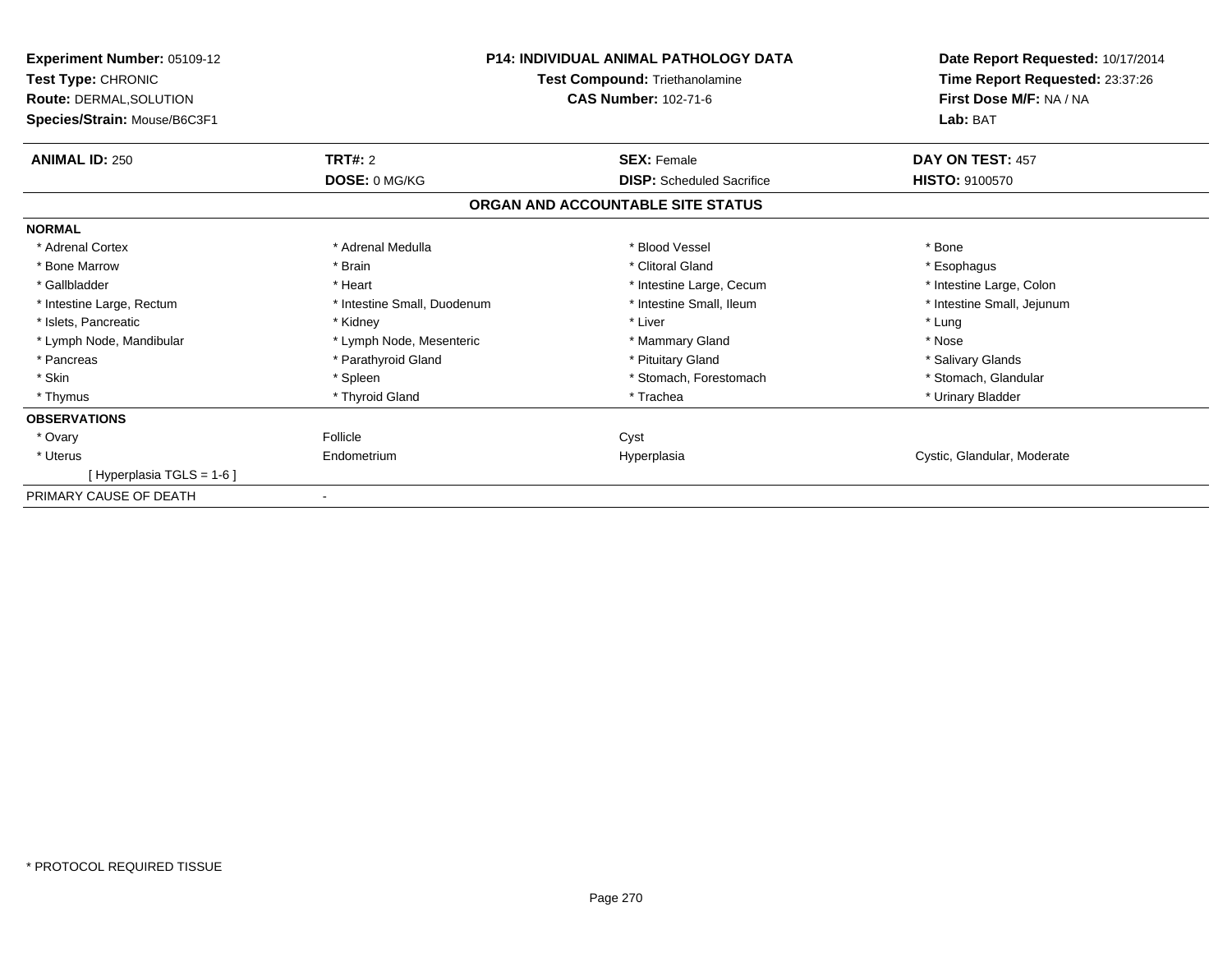**Experiment Number:** 05109-12
**Test Type:** CHRONIC
**Route:** DERMAL,SOLUTION
**Species/Strain:** Mouse/B6C3F1

**P14: INDIVIDUAL ANIMAL PATHOLOGY DATA**
**Test Compound:** Triethanolamine
**CAS Number:** 102-71-6

**Date Report Requested:** 10/17/2014
**Time Report Requested:** 23:37:26
**First Dose M/F:** NA / NA
**Lab:** BAT

| **ANIMAL ID:** 250 | **TRT#:** 2 | **SEX:** Female | **DAY ON TEST:** 457 |
|---|---|---|---|
| | **DOSE:** 0 MG/KG | **DISP:** Scheduled Sacrifice | **HISTO:** 9100570 |

**ORGAN AND ACCOUNTABLE SITE STATUS**

| | | | |
|---|---|---|---|
| **NORMAL** | | | |
| * Adrenal Cortex | * Adrenal Medulla | * Blood Vessel | * Bone |
| * Bone Marrow | * Brain | * Clitoral Gland | * Esophagus |
| * Gallbladder | * Heart | * Intestine Large, Cecum | * Intestine Large, Colon |
| * Intestine Large, Rectum | * Intestine Small, Duodenum | * Intestine Small, Ileum | * Intestine Small, Jejunum |
| * Islets, Pancreatic | * Kidney | * Liver | * Lung |
| * Lymph Node, Mandibular | * Lymph Node, Mesenteric | * Mammary Gland | * Nose |
| * Pancreas | * Parathyroid Gland | * Pituitary Gland | * Salivary Glands |
| * Skin | * Spleen | * Stomach, Forestomach | * Stomach, Glandular |
| * Thymus | * Thyroid Gland | * Trachea | * Urinary Bladder |
| **OBSERVATIONS** | | | |
| * Ovary | Follicle | Cyst | |
| * Uterus | Endometrium | Hyperplasia | Cystic, Glandular, Moderate |
| [ Hyperplasia TGLS = 1-6 ] | | | |
| PRIMARY CAUSE OF DEATH | - | | |

* PROTOCOL REQUIRED TISSUE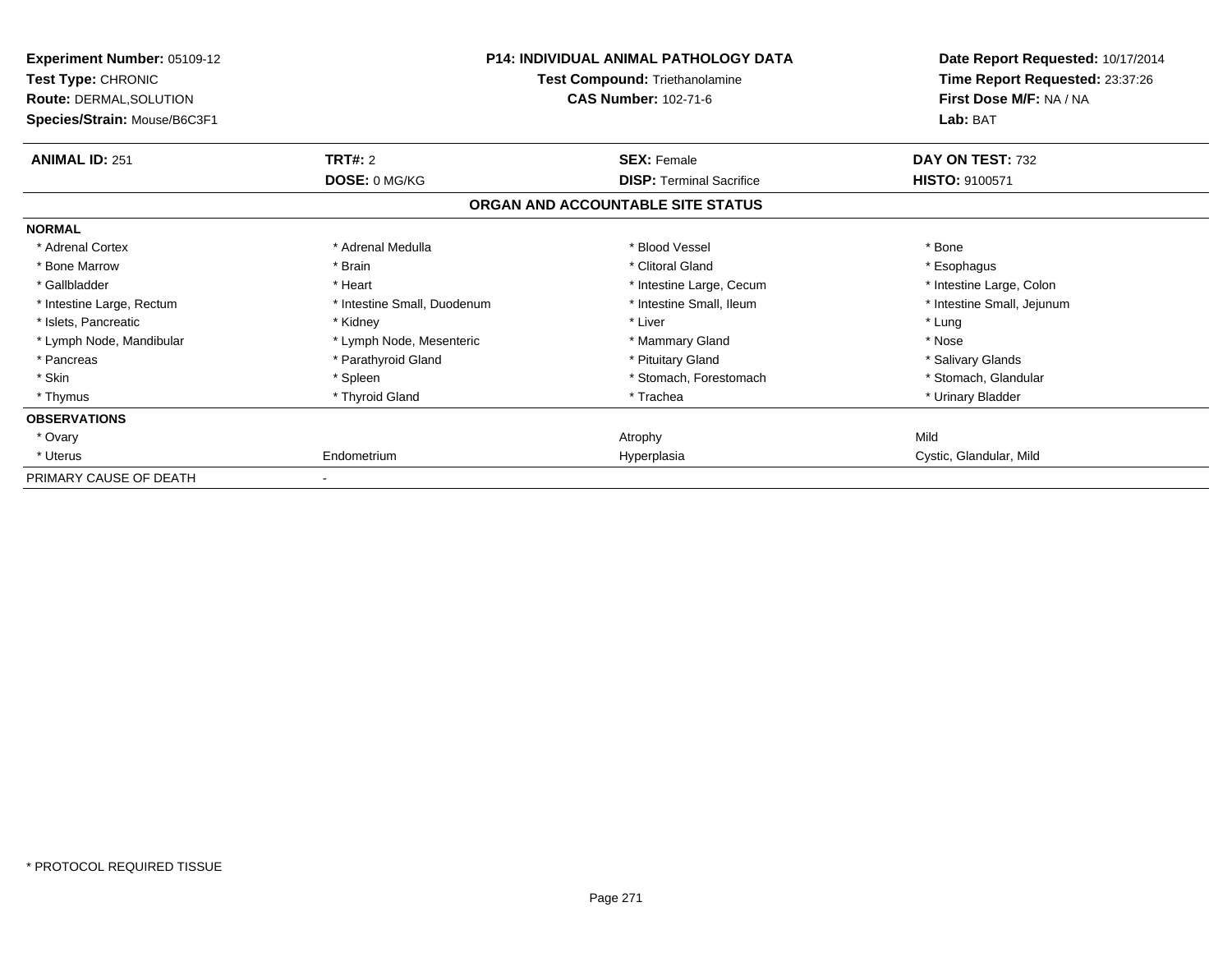**Experiment Number:** 05109-12
**Test Type:** CHRONIC
**Route:** DERMAL,SOLUTION
**Species/Strain:** Mouse/B6C3F1

**P14: INDIVIDUAL ANIMAL PATHOLOGY DATA**
**Test Compound:** Triethanolamine
**CAS Number:** 102-71-6

**Date Report Requested:** 10/17/2014
**Time Report Requested:** 23:37:26
**First Dose M/F:** NA / NA
**Lab:** BAT

| | | | |
|---|---|---|---|
| **ANIMAL ID:** 251 | **TRT#:** 2 | **SEX:** Female | **DAY ON TEST:** 732 |
| | **DOSE:** 0 MG/KG | **DISP:** Terminal Sacrifice | **HISTO:** 9100571 |

**ORGAN AND ACCOUNTABLE SITE STATUS**

**NORMAL**

| | | | |
|---|---|---|---|
| * Adrenal Cortex | * Adrenal Medulla | * Blood Vessel | * Bone |
| * Bone Marrow | * Brain | * Clitoral Gland | * Esophagus |
| * Gallbladder | * Heart | * Intestine Large, Cecum | * Intestine Large, Colon |
| * Intestine Large, Rectum | * Intestine Small, Duodenum | * Intestine Small, Ileum | * Intestine Small, Jejunum |
| * Islets, Pancreatic | * Kidney | * Liver | * Lung |
| * Lymph Node, Mandibular | * Lymph Node, Mesenteric | * Mammary Gland | * Nose |
| * Pancreas | * Parathyroid Gland | * Pituitary Gland | * Salivary Glands |
| * Skin | * Spleen | * Stomach, Forestomach | * Stomach, Glandular |
| * Thymus | * Thyroid Gland | * Trachea | * Urinary Bladder |

**OBSERVATIONS**

| | | | |
|---|---|---|---|
| * Ovary | | Atrophy | Mild |
| * Uterus | Endometrium | Hyperplasia | Cystic, Glandular, Mild |

PRIMARY CAUSE OF DEATH -

* PROTOCOL REQUIRED TISSUE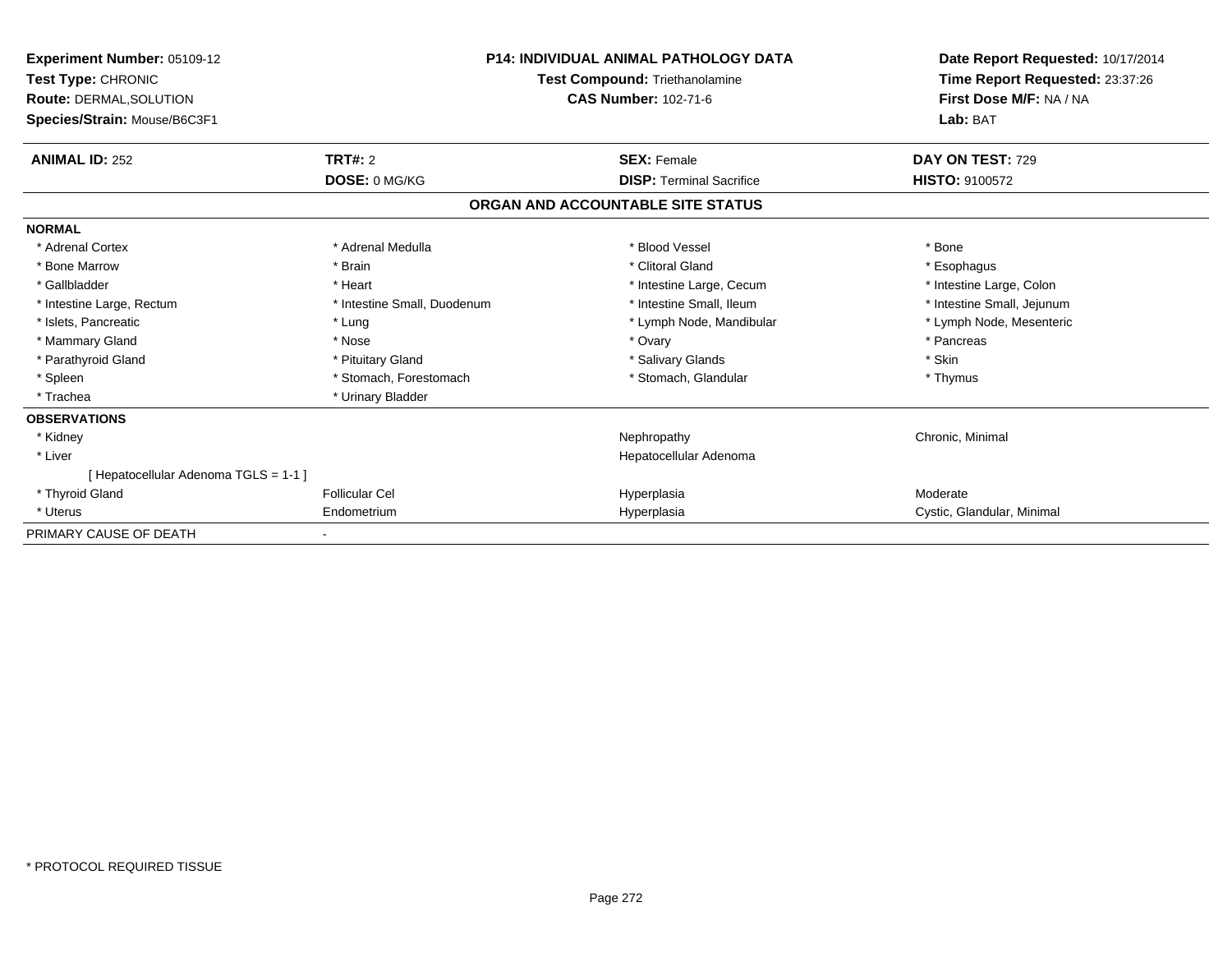**Experiment Number:** 05109-12
**Test Type:** CHRONIC
**Route:** DERMAL,SOLUTION
**Species/Strain:** Mouse/B6C3F1

**P14: INDIVIDUAL ANIMAL PATHOLOGY DATA**
**Test Compound:** Triethanolamine
**CAS Number:** 102-71-6

**Date Report Requested:** 10/17/2014
**Time Report Requested:** 23:37:26
**First Dose M/F:** NA / NA
**Lab:** BAT

| **ANIMAL ID:** 252 | **TRT#:** 2 | **SEX:** Female | **DAY ON TEST:** 729 |
|---|---|---|---|
| | **DOSE:** 0 MG/KG | **DISP:** Terminal Sacrifice | **HISTO:** 9100572 |

## ORGAN AND ACCOUNTABLE SITE STATUS

| | | | |
|---|---|---|---|
| **NORMAL** | | | |
| * Adrenal Cortex | * Adrenal Medulla | * Blood Vessel | * Bone |
| * Bone Marrow | * Brain | * Clitoral Gland | * Esophagus |
| * Gallbladder | * Heart | * Intestine Large, Cecum | * Intestine Large, Colon |
| * Intestine Large, Rectum | * Intestine Small, Duodenum | * Intestine Small, Ileum | * Intestine Small, Jejunum |
| * Islets, Pancreatic | * Lung | * Lymph Node, Mandibular | * Lymph Node, Mesenteric |
| * Mammary Gland | * Nose | * Ovary | * Pancreas |
| * Parathyroid Gland | * Pituitary Gland | * Salivary Glands | * Skin |
| * Spleen | * Stomach, Forestomach | * Stomach, Glandular | * Thymus |
| * Trachea | * Urinary Bladder | | |
| **OBSERVATIONS** | | | |
| * Kidney | | Nephropathy | Chronic, Minimal |
| * Liver | | Hepatocellular Adenoma | |
| [ Hepatocellular Adenoma TGLS = 1-1 ] | | | |
| * Thyroid Gland | Follicular Cel | Hyperplasia | Moderate |
| * Uterus | Endometrium | Hyperplasia | Cystic, Glandular, Minimal |
| PRIMARY CAUSE OF DEATH | - | | |

* PROTOCOL REQUIRED TISSUE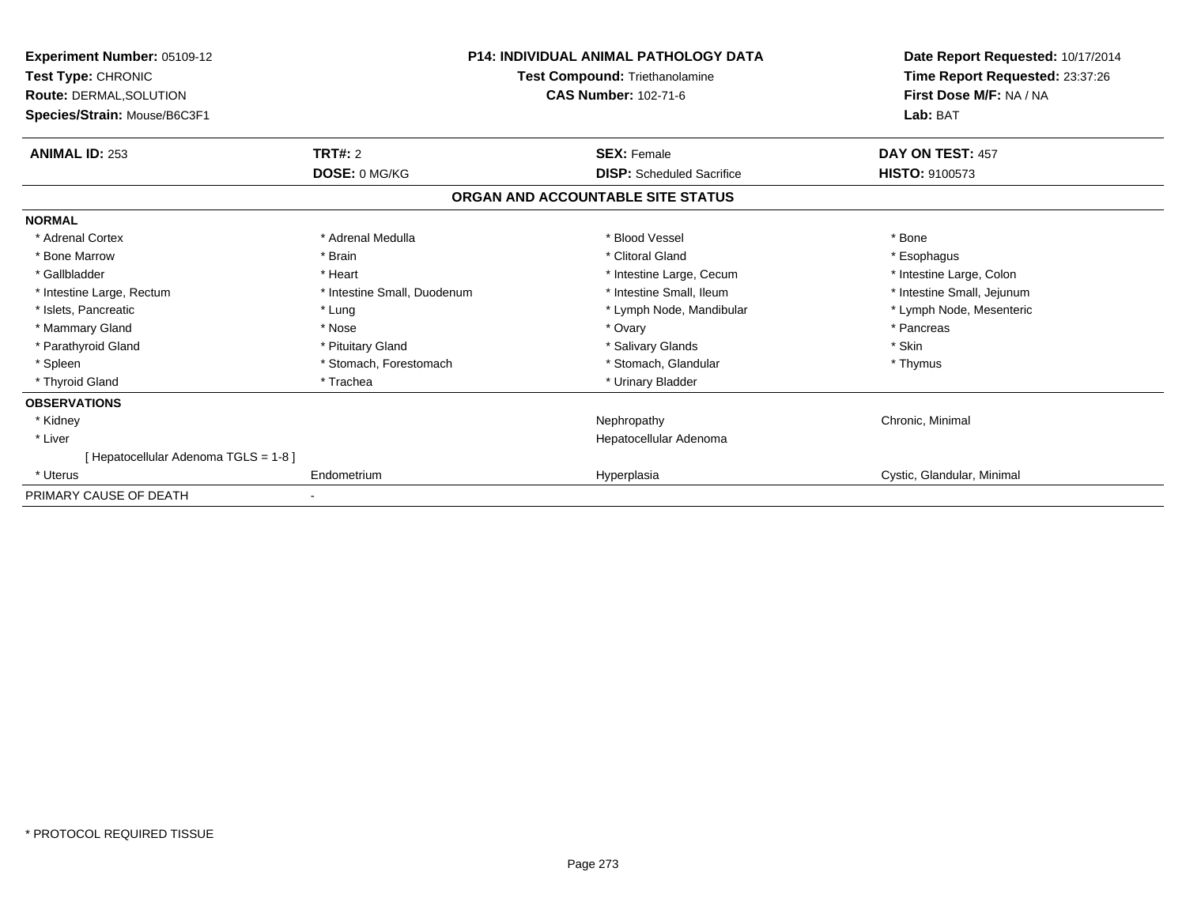**Experiment Number:** 05109-12
**Test Type:** CHRONIC
**Route:** DERMAL,SOLUTION
**Species/Strain:** Mouse/B6C3F1

**P14: INDIVIDUAL ANIMAL PATHOLOGY DATA**
**Test Compound:** Triethanolamine
**CAS Number:** 102-71-6

**Date Report Requested:** 10/17/2014
**Time Report Requested:** 23:37:26
**First Dose M/F:** NA / NA
**Lab:** BAT

| **ANIMAL ID:** 253 | **TRT#:** 2 | **SEX:** Female | **DAY ON TEST:** 457 |
|---|---|---|---|
| | **DOSE:** 0 MG/KG | **DISP:** Scheduled Sacrifice | **HISTO:** 9100573 |

**ORGAN AND ACCOUNTABLE SITE STATUS**

| | | | |
|---|---|---|---|
| **NORMAL** | | | |
| * Adrenal Cortex | * Adrenal Medulla | * Blood Vessel | * Bone |
| * Bone Marrow | * Brain | * Clitoral Gland | * Esophagus |
| * Gallbladder | * Heart | * Intestine Large, Cecum | * Intestine Large, Colon |
| * Intestine Large, Rectum | * Intestine Small, Duodenum | * Intestine Small, Ileum | * Intestine Small, Jejunum |
| * Islets, Pancreatic | * Lung | * Lymph Node, Mandibular | * Lymph Node, Mesenteric |
| * Mammary Gland | * Nose | * Ovary | * Pancreas |
| * Parathyroid Gland | * Pituitary Gland | * Salivary Glands | * Skin |
| * Spleen | * Stomach, Forestomach | * Stomach, Glandular | * Thymus |
| * Thyroid Gland | * Trachea | * Urinary Bladder | |
| **OBSERVATIONS** | | | |
| * Kidney | | Nephropathy | Chronic, Minimal |
| * Liver | | Hepatocellular Adenoma | |
| [ Hepatocellular Adenoma TGLS = 1-8 ] | | | |
| * Uterus | Endometrium | Hyperplasia | Cystic, Glandular, Minimal |
| PRIMARY CAUSE OF DEATH | - | | |

* PROTOCOL REQUIRED TISSUE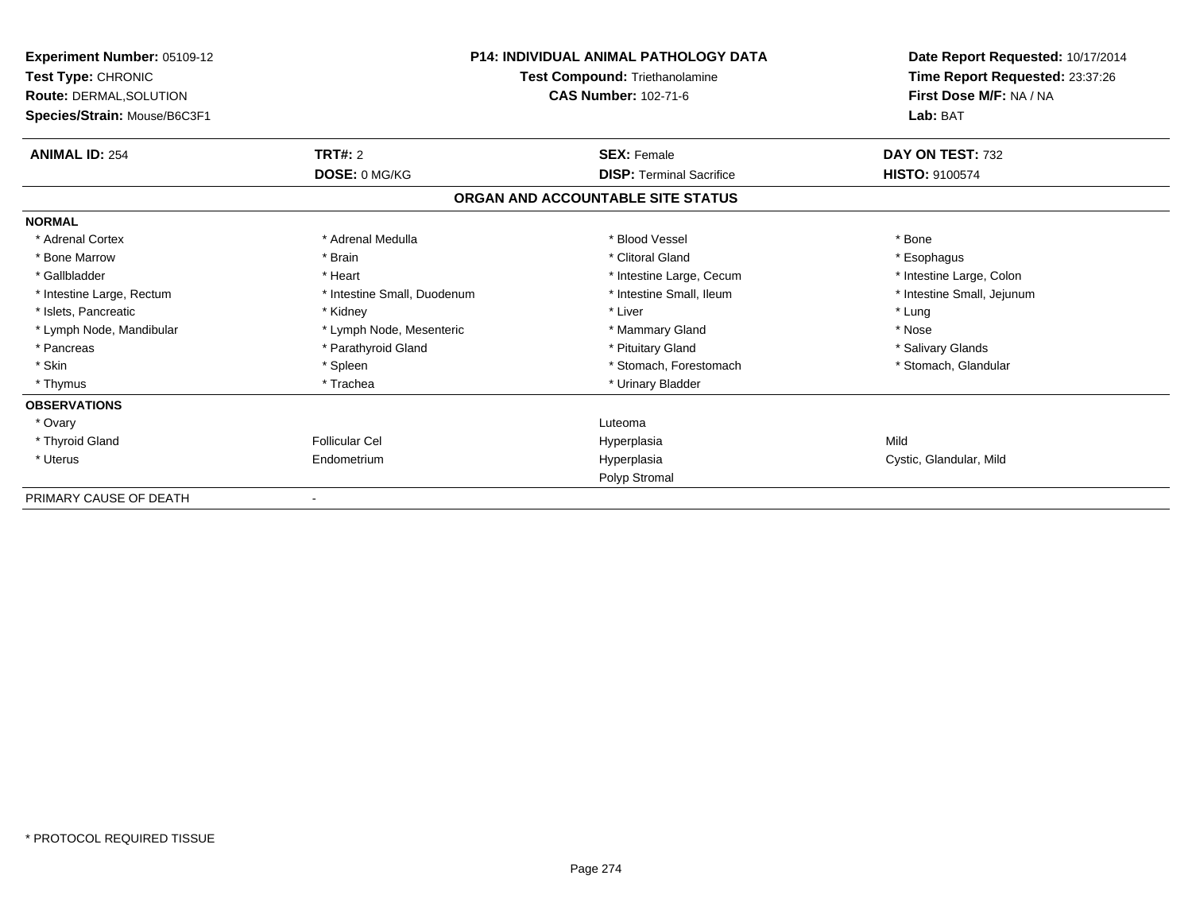**Experiment Number:** 05109-12
**Test Type:** CHRONIC
**Route:** DERMAL,SOLUTION
**Species/Strain:** Mouse/B6C3F1

**P14: INDIVIDUAL ANIMAL PATHOLOGY DATA**
**Test Compound:** Triethanolamine
**CAS Number:** 102-71-6

**Date Report Requested:** 10/17/2014
**Time Report Requested:** 23:37:26
**First Dose M/F:** NA / NA
**Lab:** BAT

| **ANIMAL ID:** 254 | **TRT#:** 2 | **SEX:** Female | **DAY ON TEST:** 732 |
|---|---|---|---|
| | **DOSE:** 0 MG/KG | **DISP:** Terminal Sacrifice | **HISTO:** 9100574 |

## ORGAN AND ACCOUNTABLE SITE STATUS

| | | | |
|---|---|---|---|
| **NORMAL** | | | |
| * Adrenal Cortex | * Adrenal Medulla | * Blood Vessel | * Bone |
| * Bone Marrow | * Brain | * Clitoral Gland | * Esophagus |
| * Gallbladder | * Heart | * Intestine Large, Cecum | * Intestine Large, Colon |
| * Intestine Large, Rectum | * Intestine Small, Duodenum | * Intestine Small, Ileum | * Intestine Small, Jejunum |
| * Islets, Pancreatic | * Kidney | * Liver | * Lung |
| * Lymph Node, Mandibular | * Lymph Node, Mesenteric | * Mammary Gland | * Nose |
| * Pancreas | * Parathyroid Gland | * Pituitary Gland | * Salivary Glands |
| * Skin | * Spleen | * Stomach, Forestomach | * Stomach, Glandular |
| * Thymus | * Trachea | * Urinary Bladder | |
| **OBSERVATIONS** | | | |
| * Ovary | | Luteoma | |
| * Thyroid Gland | Follicular Cel | Hyperplasia | Mild |
| * Uterus | Endometrium | Hyperplasia | Cystic, Glandular, Mild |
| | | Polyp Stromal | |
| PRIMARY CAUSE OF DEATH | - | | |

* PROTOCOL REQUIRED TISSUE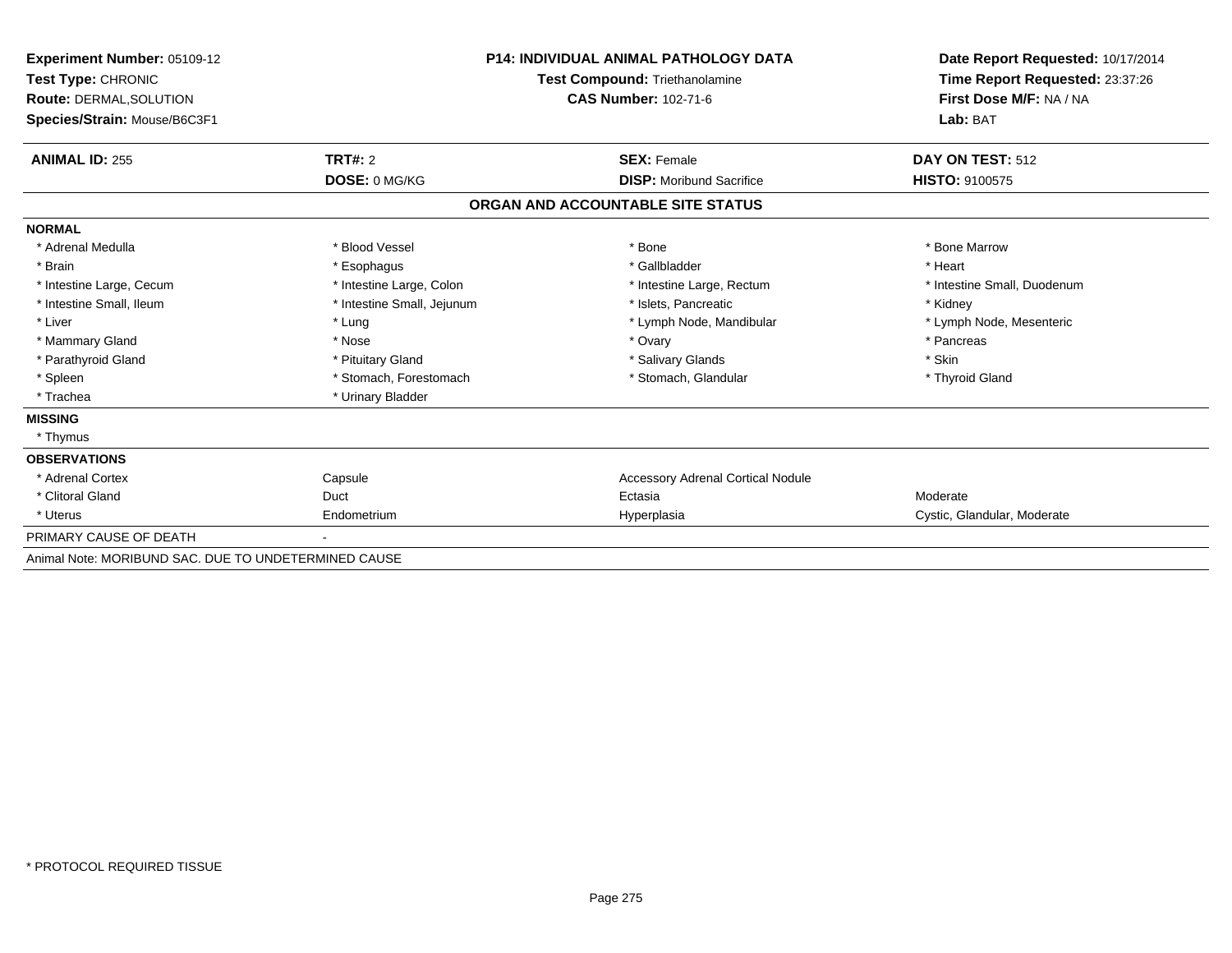**Experiment Number:** 05109-12
**Test Type:** CHRONIC
**Route:** DERMAL,SOLUTION
**Species/Strain:** Mouse/B6C3F1

**P14: INDIVIDUAL ANIMAL PATHOLOGY DATA**
**Test Compound:** Triethanolamine
**CAS Number:** 102-71-6

**Date Report Requested:** 10/17/2014
**Time Report Requested:** 23:37:26
**First Dose M/F:** NA / NA
**Lab:** BAT

| | | | |
|---|---|---|---|
| **ANIMAL ID:** 255 | **TRT#:** 2 | **SEX:** Female | **DAY ON TEST:** 512 |
| | **DOSE:** 0 MG/KG | **DISP:** Moribund Sacrifice | **HISTO:** 9100575 |

## ORGAN AND ACCOUNTABLE SITE STATUS

**NORMAL**

| | | | |
|---|---|---|---|
| * Adrenal Medulla | * Blood Vessel | * Bone | * Bone Marrow |
| * Brain | * Esophagus | * Gallbladder | * Heart |
| * Intestine Large, Cecum | * Intestine Large, Colon | * Intestine Large, Rectum | * Intestine Small, Duodenum |
| * Intestine Small, Ileum | * Intestine Small, Jejunum | * Islets, Pancreatic | * Kidney |
| * Liver | * Lung | * Lymph Node, Mandibular | * Lymph Node, Mesenteric |
| * Mammary Gland | * Nose | * Ovary | * Pancreas |
| * Parathyroid Gland | * Pituitary Gland | * Salivary Glands | * Skin |
| * Spleen | * Stomach, Forestomach | * Stomach, Glandular | * Thyroid Gland |
| * Trachea | * Urinary Bladder | | |

**MISSING**

* Thymus

**OBSERVATIONS**

| | | | |
|---|---|---|---|
| * Adrenal Cortex | Capsule | Accessory Adrenal Cortical Nodule | |
| * Clitoral Gland | Duct | Ectasia | Moderate |
| * Uterus | Endometrium | Hyperplasia | Cystic, Glandular, Moderate |

PRIMARY CAUSE OF DEATH -

Animal Note: MORIBUND SAC. DUE TO UNDETERMINED CAUSE

\* PROTOCOL REQUIRED TISSUE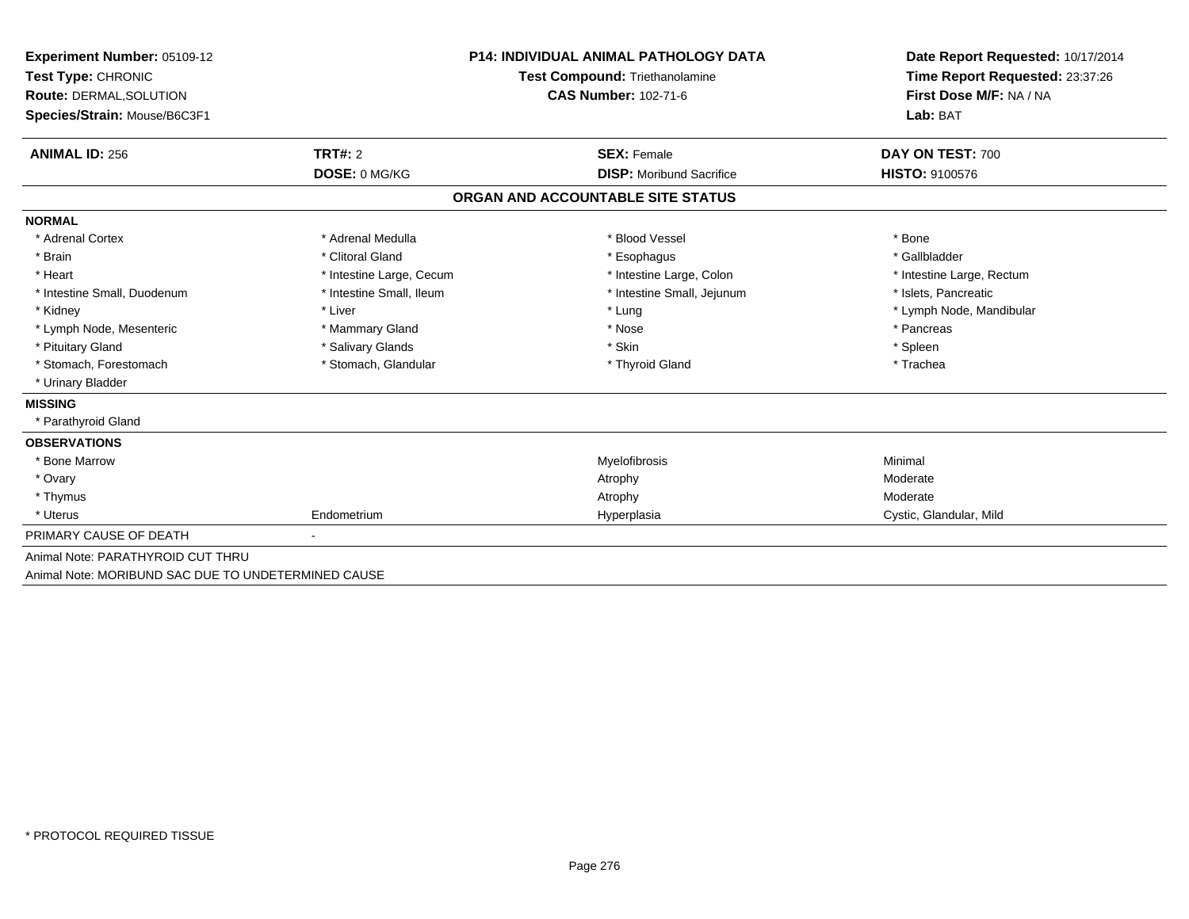**Experiment Number:** 05109-12
**Test Type:** CHRONIC
**Route:** DERMAL,SOLUTION
**Species/Strain:** Mouse/B6C3F1

**P14: INDIVIDUAL ANIMAL PATHOLOGY DATA**
**Test Compound:** Triethanolamine
**CAS Number:** 102-71-6

**Date Report Requested:** 10/17/2014
**Time Report Requested:** 23:37:26
**First Dose M/F:** NA / NA
**Lab:** BAT

| **ANIMAL ID:** 256 | **TRT#:** 2 | **SEX:** Female | **DAY ON TEST:** 700 |
|---|---|---|---|
| | **DOSE:** 0 MG/KG | **DISP:** Moribund Sacrifice | **HISTO:** 9100576 |

## ORGAN AND ACCOUNTABLE SITE STATUS

**NORMAL**

| | | | |
|---|---|---|---|
| * Adrenal Cortex | * Adrenal Medulla | * Blood Vessel | * Bone |
| * Brain | * Clitoral Gland | * Esophagus | * Gallbladder |
| * Heart | * Intestine Large, Cecum | * Intestine Large, Colon | * Intestine Large, Rectum |
| * Intestine Small, Duodenum | * Intestine Small, Ileum | * Intestine Small, Jejunum | * Islets, Pancreatic |
| * Kidney | * Liver | * Lung | * Lymph Node, Mandibular |
| * Lymph Node, Mesenteric | * Mammary Gland | * Nose | * Pancreas |
| * Pituitary Gland | * Salivary Glands | * Skin | * Spleen |
| * Stomach, Forestomach | * Stomach, Glandular | * Thyroid Gland | * Trachea |
| * Urinary Bladder | | | |

**MISSING**

* Parathyroid Gland

**OBSERVATIONS**

| | | | |
|---|---|---|---|
| * Bone Marrow | | Myelofibrosis | Minimal |
| * Ovary | | Atrophy | Moderate |
| * Thymus | | Atrophy | Moderate |
| * Uterus | Endometrium | Hyperplasia | Cystic, Glandular, Mild |

PRIMARY CAUSE OF DEATH -

Animal Note: PARATHYROID CUT THRU

Animal Note: MORIBUND SAC DUE TO UNDETERMINED CAUSE

* PROTOCOL REQUIRED TISSUE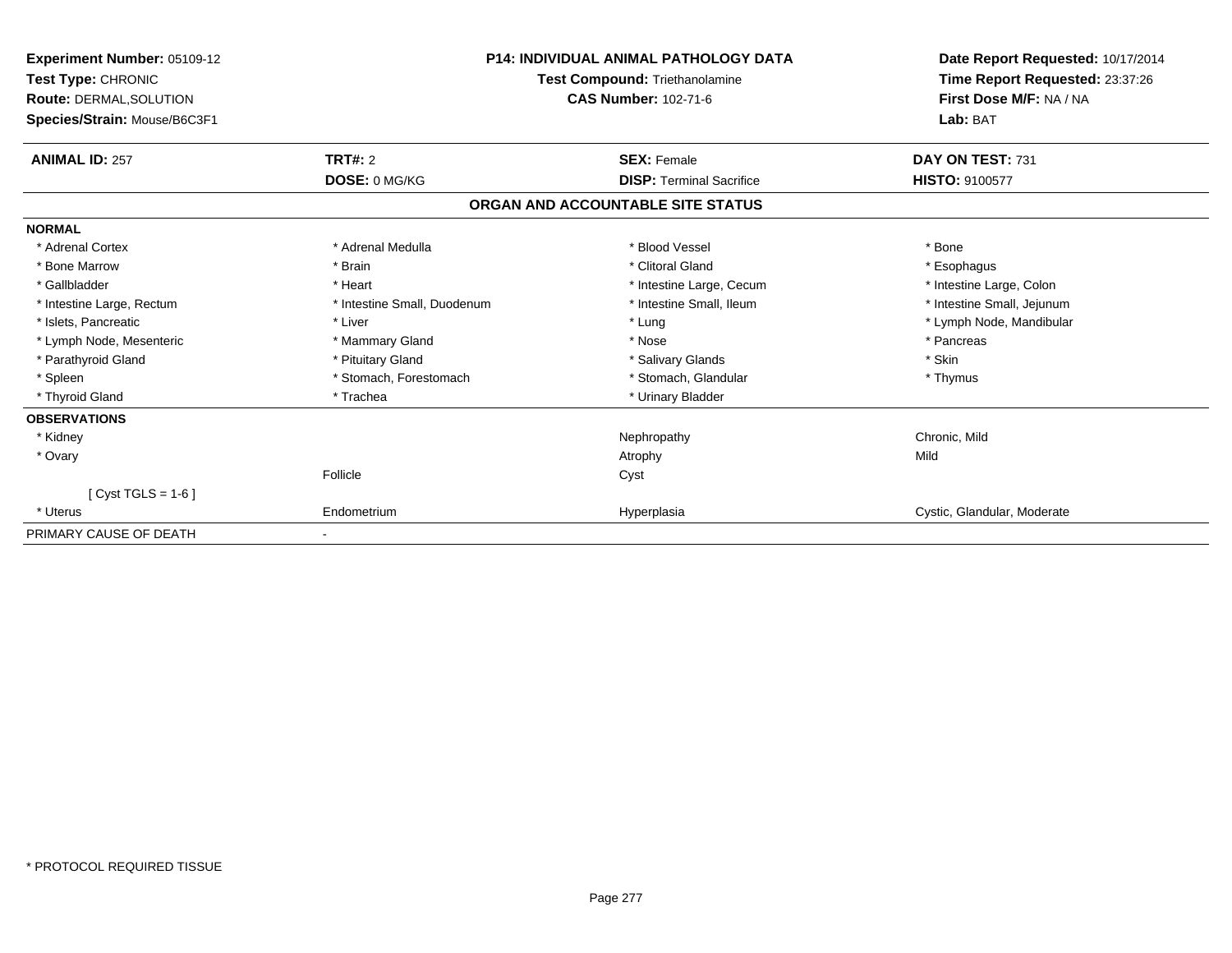**Experiment Number:** 05109-12
**Test Type:** CHRONIC
**Route:** DERMAL,SOLUTION
**Species/Strain:** Mouse/B6C3F1

**P14: INDIVIDUAL ANIMAL PATHOLOGY DATA**
**Test Compound:** Triethanolamine
**CAS Number:** 102-71-6

**Date Report Requested:** 10/17/2014
**Time Report Requested:** 23:37:26
**First Dose M/F:** NA / NA
**Lab:** BAT

| | | | |
|---|---|---|---|
| **ANIMAL ID:** 257 | **TRT#:** 2 | **SEX:** Female | **DAY ON TEST:** 731 |
| | **DOSE:** 0 MG/KG | **DISP:** Terminal Sacrifice | **HISTO:** 9100577 |

## ORGAN AND ACCOUNTABLE SITE STATUS

**NORMAL**

| | | | |
|---|---|---|---|
| * Adrenal Cortex | * Adrenal Medulla | * Blood Vessel | * Bone |
| * Bone Marrow | * Brain | * Clitoral Gland | * Esophagus |
| * Gallbladder | * Heart | * Intestine Large, Cecum | * Intestine Large, Colon |
| * Intestine Large, Rectum | * Intestine Small, Duodenum | * Intestine Small, Ileum | * Intestine Small, Jejunum |
| * Islets, Pancreatic | * Liver | * Lung | * Lymph Node, Mandibular |
| * Lymph Node, Mesenteric | * Mammary Gland | * Nose | * Pancreas |
| * Parathyroid Gland | * Pituitary Gland | * Salivary Glands | * Skin |
| * Spleen | * Stomach, Forestomach | * Stomach, Glandular | * Thymus |
| * Thyroid Gland | * Trachea | * Urinary Bladder | |

**OBSERVATIONS**

| | | | |
|---|---|---|---|
| * Kidney | | Nephropathy | Chronic, Mild |
| * Ovary | | Atrophy | Mild |
| | Follicle | Cyst | |
| [ Cyst TGLS = 1-6 ] | | | |
| * Uterus | Endometrium | Hyperplasia | Cystic, Glandular, Moderate |

PRIMARY CAUSE OF DEATH -

* PROTOCOL REQUIRED TISSUE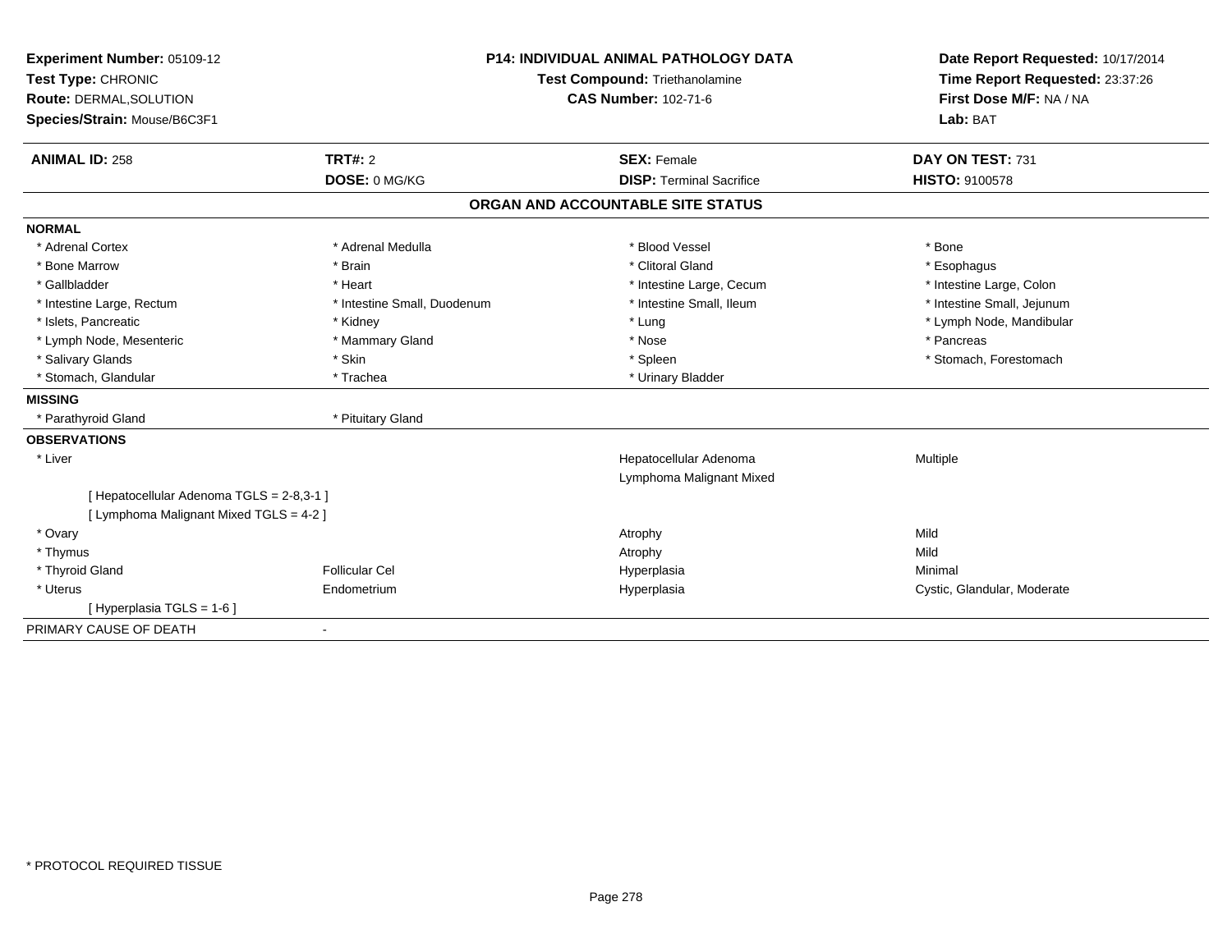**Experiment Number:** 05109-12
**Test Type:** CHRONIC
**Route:** DERMAL,SOLUTION
**Species/Strain:** Mouse/B6C3F1

**P14: INDIVIDUAL ANIMAL PATHOLOGY DATA**
**Test Compound:** Triethanolamine
**CAS Number:** 102-71-6

**Date Report Requested:** 10/17/2014
**Time Report Requested:** 23:37:26
**First Dose M/F:** NA / NA
**Lab:** BAT

| **ANIMAL ID:** 258 | **TRT#:** 2 | **SEX:** Female | **DAY ON TEST:** 731 |
|---|---|---|---|
| | **DOSE:** 0 MG/KG | **DISP:** Terminal Sacrifice | **HISTO:** 9100578 |

## ORGAN AND ACCOUNTABLE SITE STATUS

**NORMAL**

| | | | |
|---|---|---|---|
| * Adrenal Cortex | * Adrenal Medulla | * Blood Vessel | * Bone |
| * Bone Marrow | * Brain | * Clitoral Gland | * Esophagus |
| * Gallbladder | * Heart | * Intestine Large, Cecum | * Intestine Large, Colon |
| * Intestine Large, Rectum | * Intestine Small, Duodenum | * Intestine Small, Ileum | * Intestine Small, Jejunum |
| * Islets, Pancreatic | * Kidney | * Lung | * Lymph Node, Mandibular |
| * Lymph Node, Mesenteric | * Mammary Gland | * Nose | * Pancreas |
| * Salivary Glands | * Skin | * Spleen | * Stomach, Forestomach |
| * Stomach, Glandular | * Trachea | * Urinary Bladder | |

**MISSING**

| | |
|---|---|
| * Parathyroid Gland | * Pituitary Gland |

**OBSERVATIONS**

| | | | |
|---|---|---|---|
| * Liver | | Hepatocellular Adenoma | Multiple |
| | | Lymphoma Malignant Mixed | |
| [ Hepatocellular Adenoma TGLS = 2-8,3-1 ] | | | |
| [ Lymphoma Malignant Mixed TGLS = 4-2 ] | | | |
| * Ovary | | Atrophy | Mild |
| * Thymus | | Atrophy | Mild |
| * Thyroid Gland | Follicular Cel | Hyperplasia | Minimal |
| * Uterus | Endometrium | Hyperplasia | Cystic, Glandular, Moderate |
| [ Hyperplasia TGLS = 1-6 ] | | | |

PRIMARY CAUSE OF DEATH -

* PROTOCOL REQUIRED TISSUE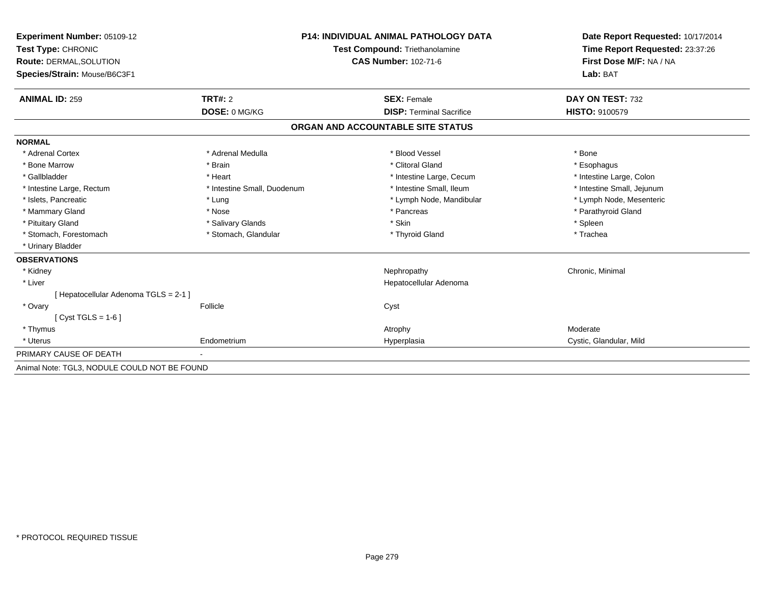**Experiment Number:** 05109-12
**Test Type:** CHRONIC
**Route:** DERMAL,SOLUTION
**Species/Strain:** Mouse/B6C3F1

**P14: INDIVIDUAL ANIMAL PATHOLOGY DATA**
**Test Compound:** Triethanolamine
**CAS Number:** 102-71-6

**Date Report Requested:** 10/17/2014
**Time Report Requested:** 23:37:26
**First Dose M/F:** NA / NA
**Lab:** BAT

| **ANIMAL ID:** 259 | **TRT#:** 2 | **SEX:** Female | **DAY ON TEST:** 732 |
|---|---|---|---|
| | **DOSE:** 0 MG/KG | **DISP:** Terminal Sacrifice | **HISTO:** 9100579 |

## ORGAN AND ACCOUNTABLE SITE STATUS

**NORMAL**

| | | | |
|---|---|---|---|
| * Adrenal Cortex | * Adrenal Medulla | * Blood Vessel | * Bone |
| * Bone Marrow | * Brain | * Clitoral Gland | * Esophagus |
| * Gallbladder | * Heart | * Intestine Large, Cecum | * Intestine Large, Colon |
| * Intestine Large, Rectum | * Intestine Small, Duodenum | * Intestine Small, Ileum | * Intestine Small, Jejunum |
| * Islets, Pancreatic | * Lung | * Lymph Node, Mandibular | * Lymph Node, Mesenteric |
| * Mammary Gland | * Nose | * Pancreas | * Parathyroid Gland |
| * Pituitary Gland | * Salivary Glands | * Skin | * Spleen |
| * Stomach, Forestomach | * Stomach, Glandular | * Thyroid Gland | * Trachea |
| * Urinary Bladder | | | |

**OBSERVATIONS**

| | | | |
|---|---|---|---|
| * Kidney | | Nephropathy | Chronic, Minimal |
| * Liver | | Hepatocellular Adenoma | |
| [ Hepatocellular Adenoma TGLS = 2-1 ] | | | |
| * Ovary | Follicle | Cyst | |
| [ Cyst TGLS = 1-6 ] | | | |
| * Thymus | | Atrophy | Moderate |
| * Uterus | Endometrium | Hyperplasia | Cystic, Glandular, Mild |

PRIMARY CAUSE OF DEATH -

Animal Note: TGL3, NODULE COULD NOT BE FOUND

\* PROTOCOL REQUIRED TISSUE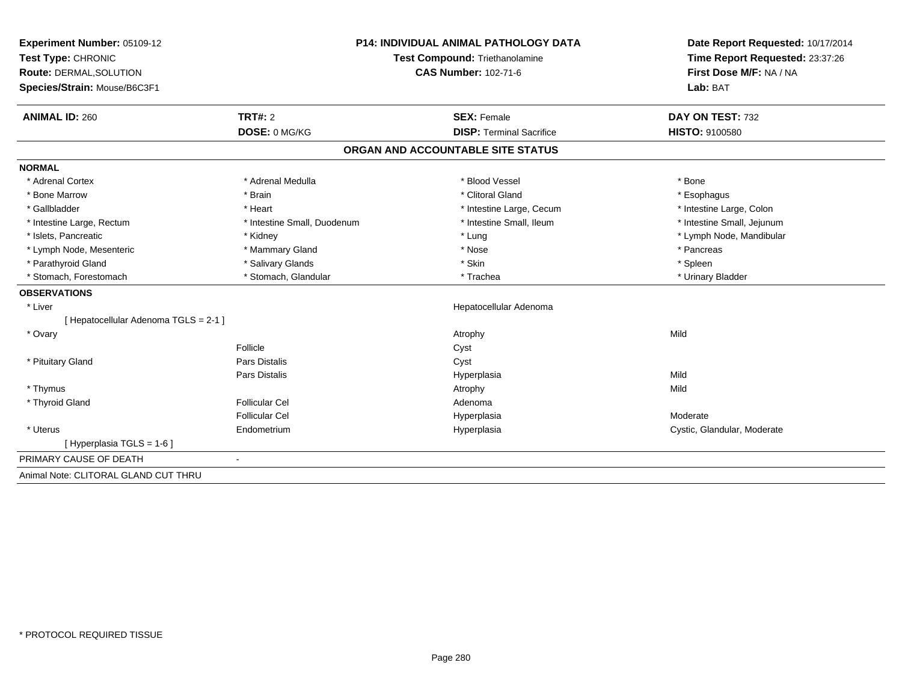**Experiment Number:** 05109-12
**Test Type:** CHRONIC
**Route:** DERMAL,SOLUTION
**Species/Strain:** Mouse/B6C3F1

**P14: INDIVIDUAL ANIMAL PATHOLOGY DATA**
**Test Compound:** Triethanolamine
**CAS Number:** 102-71-6

**Date Report Requested:** 10/17/2014
**Time Report Requested:** 23:37:26
**First Dose M/F:** NA / NA
**Lab:** BAT

| **ANIMAL ID:** 260 | **TRT#:** 2 | **SEX:** Female | **DAY ON TEST:** 732 |
|---|---|---|---|
| | **DOSE:** 0 MG/KG | **DISP:** Terminal Sacrifice | **HISTO:** 9100580 |

## ORGAN AND ACCOUNTABLE SITE STATUS

**NORMAL**

| | | | |
|---|---|---|---|
| * Adrenal Cortex | * Adrenal Medulla | * Blood Vessel | * Bone |
| * Bone Marrow | * Brain | * Clitoral Gland | * Esophagus |
| * Gallbladder | * Heart | * Intestine Large, Cecum | * Intestine Large, Colon |
| * Intestine Large, Rectum | * Intestine Small, Duodenum | * Intestine Small, Ileum | * Intestine Small, Jejunum |
| * Islets, Pancreatic | * Kidney | * Lung | * Lymph Node, Mandibular |
| * Lymph Node, Mesenteric | * Mammary Gland | * Nose | * Pancreas |
| * Parathyroid Gland | * Salivary Glands | * Skin | * Spleen |
| * Stomach, Forestomach | * Stomach, Glandular | * Trachea | * Urinary Bladder |

**OBSERVATIONS**

| | | | |
|---|---|---|---|
| * Liver | | Hepatocellular Adenoma | |
| [ Hepatocellular Adenoma TGLS = 2-1 ] | | | |
| * Ovary | | Atrophy | Mild |
| | Follicle | Cyst | |
| * Pituitary Gland | Pars Distalis | Cyst | |
| | Pars Distalis | Hyperplasia | Mild |
| * Thymus | | Atrophy | Mild |
| * Thyroid Gland | Follicular Cel | Adenoma | |
| | Follicular Cel | Hyperplasia | Moderate |
| * Uterus | Endometrium | Hyperplasia | Cystic, Glandular, Moderate |
| [ Hyperplasia TGLS = 1-6 ] | | | |

PRIMARY CAUSE OF DEATH -

Animal Note: CLITORAL GLAND CUT THRU

* PROTOCOL REQUIRED TISSUE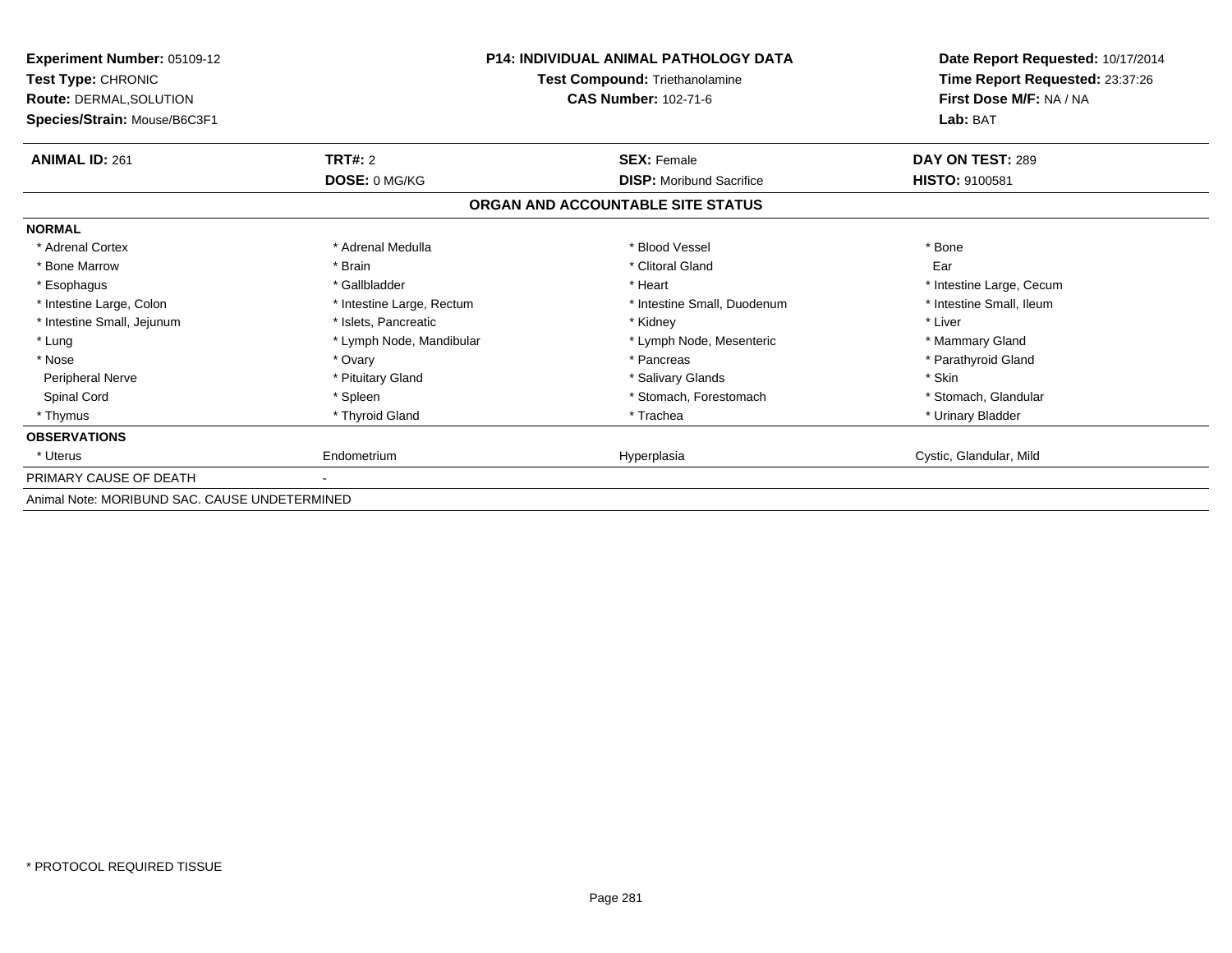**Experiment Number:** 05109-12
**Test Type:** CHRONIC
**Route:** DERMAL,SOLUTION
**Species/Strain:** Mouse/B6C3F1

**P14: INDIVIDUAL ANIMAL PATHOLOGY DATA**
**Test Compound:** Triethanolamine
**CAS Number:** 102-71-6

**Date Report Requested:** 10/17/2014
**Time Report Requested:** 23:37:26
**First Dose M/F:** NA / NA
**Lab:** BAT

| **ANIMAL ID:** 261 | **TRT#:** 2 | **SEX:** Female | **DAY ON TEST:** 289 |
|---|---|---|---|
| | **DOSE:** 0 MG/KG | **DISP:** Moribund Sacrifice | **HISTO:** 9100581 |

**ORGAN AND ACCOUNTABLE SITE STATUS**

| | | | |
|---|---|---|---|
| **NORMAL** | | | |
| * Adrenal Cortex | * Adrenal Medulla | * Blood Vessel | * Bone |
| * Bone Marrow | * Brain | * Clitoral Gland | Ear |
| * Esophagus | * Gallbladder | * Heart | * Intestine Large, Cecum |
| * Intestine Large, Colon | * Intestine Large, Rectum | * Intestine Small, Duodenum | * Intestine Small, Ileum |
| * Intestine Small, Jejunum | * Islets, Pancreatic | * Kidney | * Liver |
| * Lung | * Lymph Node, Mandibular | * Lymph Node, Mesenteric | * Mammary Gland |
| * Nose | * Ovary | * Pancreas | * Parathyroid Gland |
| Peripheral Nerve | * Pituitary Gland | * Salivary Glands | * Skin |
| Spinal Cord | * Spleen | * Stomach, Forestomach | * Stomach, Glandular |
| * Thymus | * Thyroid Gland | * Trachea | * Urinary Bladder |
| **OBSERVATIONS** | | | |
| * Uterus | Endometrium | Hyperplasia | Cystic, Glandular, Mild |
| PRIMARY CAUSE OF DEATH | - | | |

Animal Note: MORIBUND SAC. CAUSE UNDETERMINED

* PROTOCOL REQUIRED TISSUE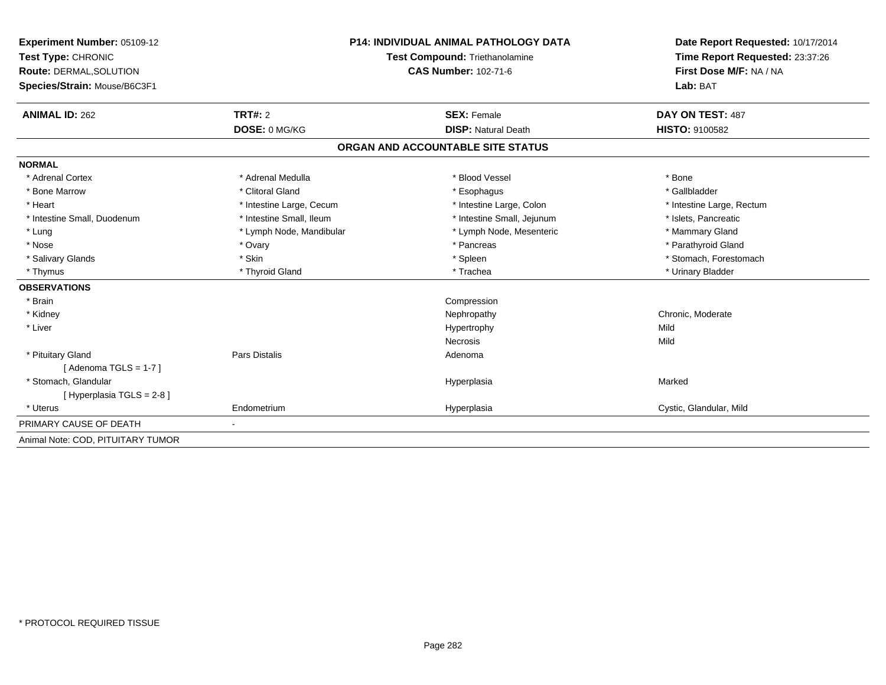**Experiment Number:** 05109-12
**Test Type:** CHRONIC
**Route:** DERMAL,SOLUTION
**Species/Strain:** Mouse/B6C3F1

**P14: INDIVIDUAL ANIMAL PATHOLOGY DATA**
**Test Compound:** Triethanolamine
**CAS Number:** 102-71-6

**Date Report Requested:** 10/17/2014
**Time Report Requested:** 23:37:26
**First Dose M/F:** NA / NA
**Lab:** BAT

| **ANIMAL ID:** 262 | **TRT#:** 2 | **SEX:** Female | **DAY ON TEST:** 487 |
|---|---|---|---|
| | **DOSE:** 0 MG/KG | **DISP:** Natural Death | **HISTO:** 9100582 |

**ORGAN AND ACCOUNTABLE SITE STATUS**

**NORMAL**

| | | | |
|---|---|---|---|
| * Adrenal Cortex | * Adrenal Medulla | * Blood Vessel | * Bone |
| * Bone Marrow | * Clitoral Gland | * Esophagus | * Gallbladder |
| * Heart | * Intestine Large, Cecum | * Intestine Large, Colon | * Intestine Large, Rectum |
| * Intestine Small, Duodenum | * Intestine Small, Ileum | * Intestine Small, Jejunum | * Islets, Pancreatic |
| * Lung | * Lymph Node, Mandibular | * Lymph Node, Mesenteric | * Mammary Gland |
| * Nose | * Ovary | * Pancreas | * Parathyroid Gland |
| * Salivary Glands | * Skin | * Spleen | * Stomach, Forestomach |
| * Thymus | * Thyroid Gland | * Trachea | * Urinary Bladder |

**OBSERVATIONS**

| | | | |
|---|---|---|---|
| * Brain | | Compression | |
| * Kidney | | Nephropathy | Chronic, Moderate |
| * Liver | | Hypertrophy | Mild |
| | | Necrosis | Mild |
| * Pituitary Gland | Pars Distalis | Adenoma | |
| [ Adenoma TGLS = 1-7 ] | | | |
| * Stomach, Glandular | | Hyperplasia | Marked |
| [ Hyperplasia TGLS = 2-8 ] | | | |
| * Uterus | Endometrium | Hyperplasia | Cystic, Glandular, Mild |

PRIMARY CAUSE OF DEATH -

Animal Note: COD, PITUITARY TUMOR

* PROTOCOL REQUIRED TISSUE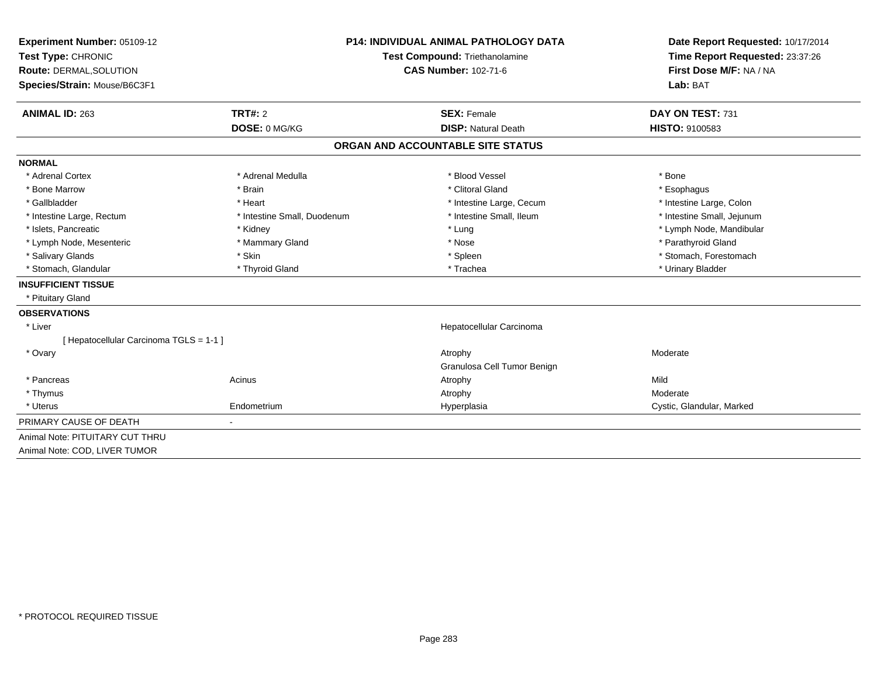**Experiment Number:** 05109-12
**Test Type:** CHRONIC
**Route:** DERMAL,SOLUTION
**Species/Strain:** Mouse/B6C3F1

**P14: INDIVIDUAL ANIMAL PATHOLOGY DATA**
**Test Compound:** Triethanolamine
**CAS Number:** 102-71-6

**Date Report Requested:** 10/17/2014
**Time Report Requested:** 23:37:26
**First Dose M/F:** NA / NA
**Lab:** BAT

| **ANIMAL ID:** 263 | **TRT#:** 2 | **SEX:** Female | **DAY ON TEST:** 731 |
|---|---|---|---|
| | **DOSE:** 0 MG/KG | **DISP:** Natural Death | **HISTO:** 9100583 |

## ORGAN AND ACCOUNTABLE SITE STATUS

| | | | |
|---|---|---|---|
| **NORMAL** | | | |
| * Adrenal Cortex | * Adrenal Medulla | * Blood Vessel | * Bone |
| * Bone Marrow | * Brain | * Clitoral Gland | * Esophagus |
| * Gallbladder | * Heart | * Intestine Large, Cecum | * Intestine Large, Colon |
| * Intestine Large, Rectum | * Intestine Small, Duodenum | * Intestine Small, Ileum | * Intestine Small, Jejunum |
| * Islets, Pancreatic | * Kidney | * Lung | * Lymph Node, Mandibular |
| * Lymph Node, Mesenteric | * Mammary Gland | * Nose | * Parathyroid Gland |
| * Salivary Glands | * Skin | * Spleen | * Stomach, Forestomach |
| * Stomach, Glandular | * Thyroid Gland | * Trachea | * Urinary Bladder |
| **INSUFFICIENT TISSUE** | | | |
| * Pituitary Gland | | | |
| **OBSERVATIONS** | | | |
| * Liver | | Hepatocellular Carcinoma | |
| [ Hepatocellular Carcinoma TGLS = 1-1 ] | | | |
| * Ovary | | Atrophy | Moderate |
| | | Granulosa Cell Tumor Benign | |
| * Pancreas | Acinus | Atrophy | Mild |
| * Thymus | | Atrophy | Moderate |
| * Uterus | Endometrium | Hyperplasia | Cystic, Glandular, Marked |
| PRIMARY CAUSE OF DEATH | - | | |

Animal Note: PITUITARY CUT THRU
Animal Note: COD, LIVER TUMOR

* PROTOCOL REQUIRED TISSUE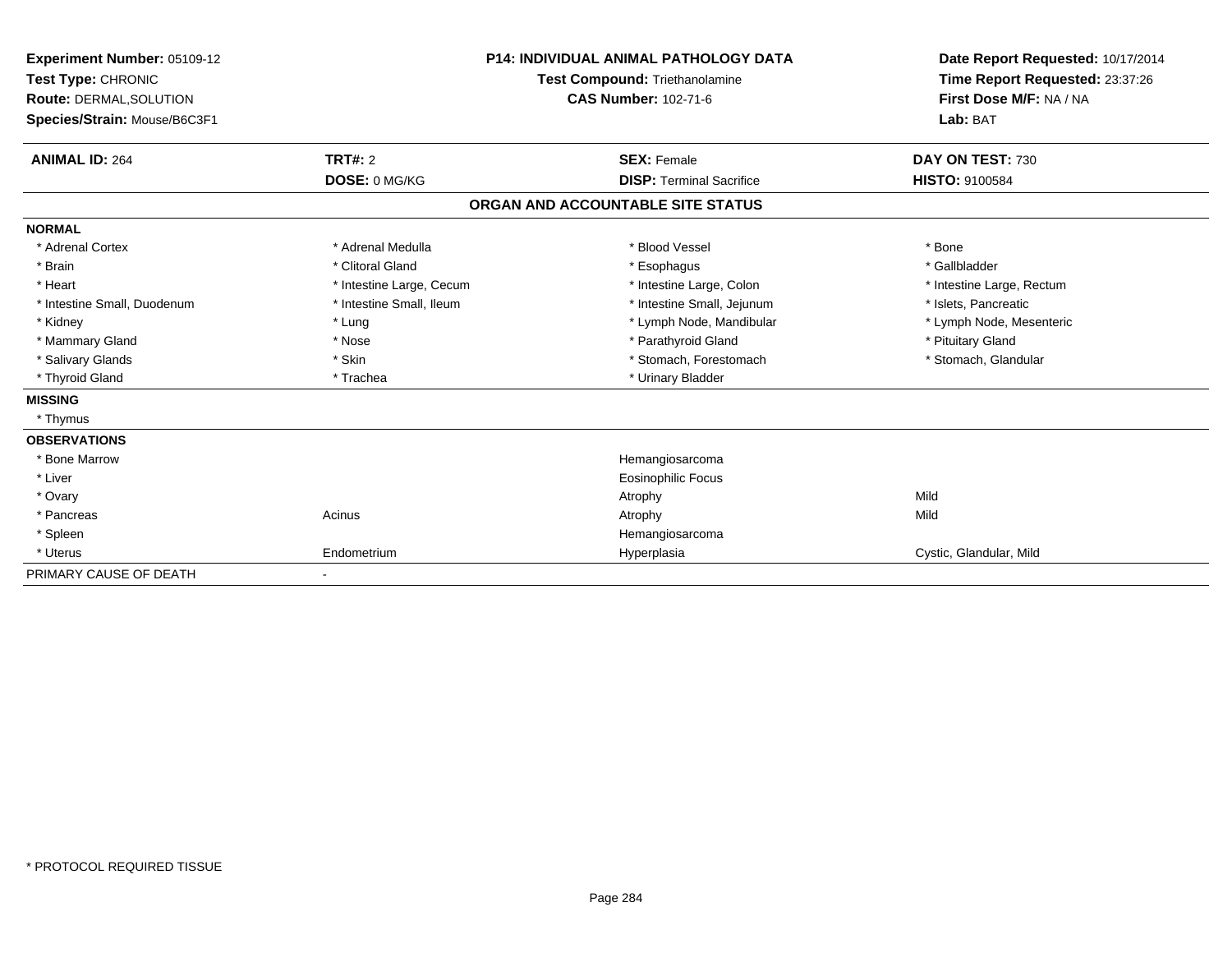**Experiment Number:** 05109-12
**Test Type:** CHRONIC
**Route:** DERMAL,SOLUTION
**Species/Strain:** Mouse/B6C3F1

**P14: INDIVIDUAL ANIMAL PATHOLOGY DATA**
**Test Compound:** Triethanolamine
**CAS Number:** 102-71-6

**Date Report Requested:** 10/17/2014
**Time Report Requested:** 23:37:26
**First Dose M/F:** NA / NA
**Lab:** BAT

| **ANIMAL ID:** 264 | **TRT#:** 2 | **SEX:** Female | **DAY ON TEST:** 730 |
|---|---|---|---|
| | **DOSE:** 0 MG/KG | **DISP:** Terminal Sacrifice | **HISTO:** 9100584 |

**ORGAN AND ACCOUNTABLE SITE STATUS**

| | | | |
|---|---|---|---|
| **NORMAL** | | | |
| * Adrenal Cortex | * Adrenal Medulla | * Blood Vessel | * Bone |
| * Brain | * Clitoral Gland | * Esophagus | * Gallbladder |
| * Heart | * Intestine Large, Cecum | * Intestine Large, Colon | * Intestine Large, Rectum |
| * Intestine Small, Duodenum | * Intestine Small, Ileum | * Intestine Small, Jejunum | * Islets, Pancreatic |
| * Kidney | * Lung | * Lymph Node, Mandibular | * Lymph Node, Mesenteric |
| * Mammary Gland | * Nose | * Parathyroid Gland | * Pituitary Gland |
| * Salivary Glands | * Skin | * Stomach, Forestomach | * Stomach, Glandular |
| * Thyroid Gland | * Trachea | * Urinary Bladder | |
| **MISSING** | | | |
| * Thymus | | | |
| **OBSERVATIONS** | | | |
| * Bone Marrow | | Hemangiosarcoma | |
| * Liver | | Eosinophilic Focus | |
| * Ovary | | Atrophy | Mild |
| * Pancreas | Acinus | Atrophy | Mild |
| * Spleen | | Hemangiosarcoma | |
| * Uterus | Endometrium | Hyperplasia | Cystic, Glandular, Mild |
| PRIMARY CAUSE OF DEATH | - | | |

* PROTOCOL REQUIRED TISSUE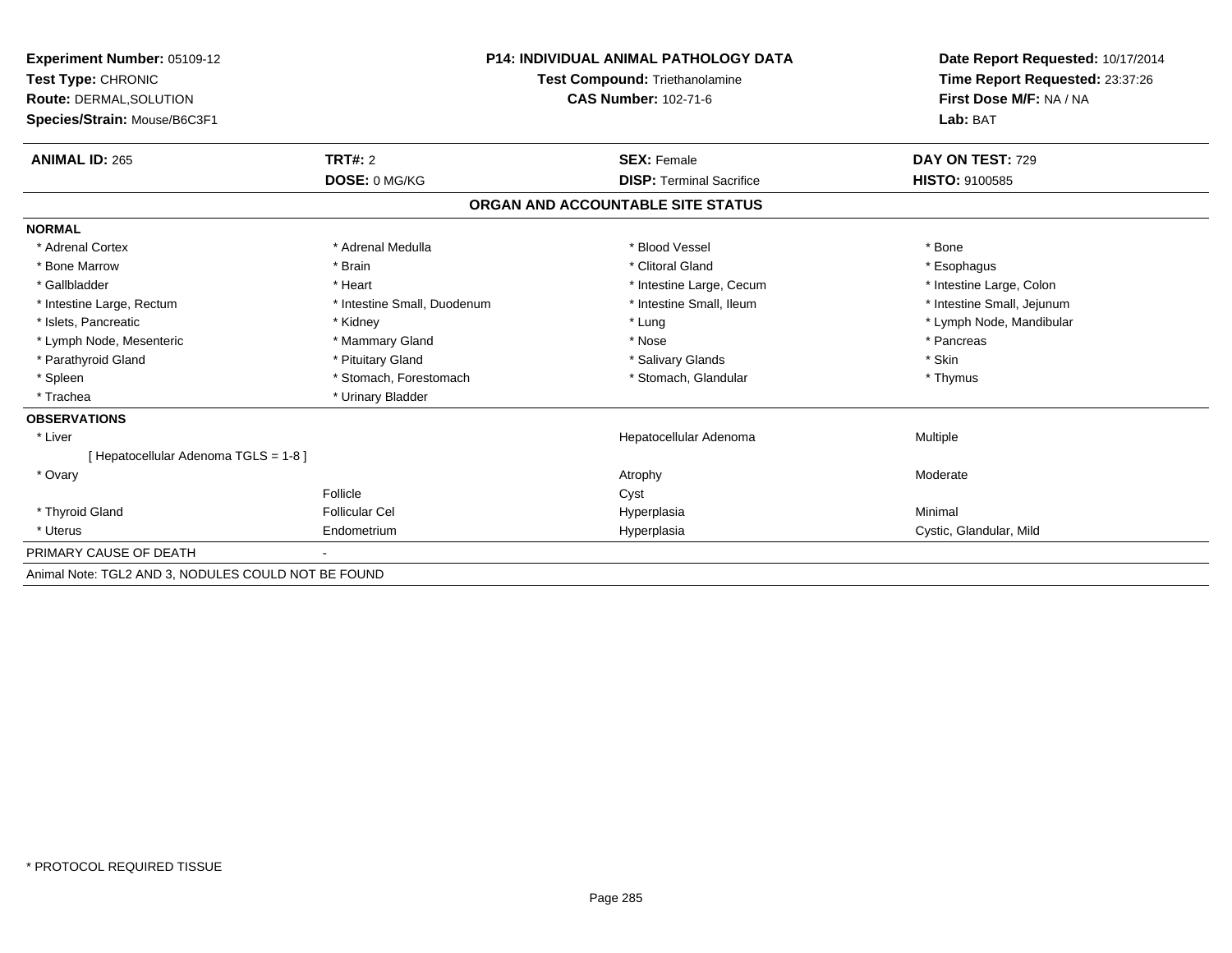**Experiment Number:** 05109-12
**Test Type:** CHRONIC
**Route:** DERMAL,SOLUTION
**Species/Strain:** Mouse/B6C3F1

**P14: INDIVIDUAL ANIMAL PATHOLOGY DATA**
**Test Compound:** Triethanolamine
**CAS Number:** 102-71-6

**Date Report Requested:** 10/17/2014
**Time Report Requested:** 23:37:26
**First Dose M/F:** NA / NA
**Lab:** BAT

| **ANIMAL ID:** 265 | **TRT#:** 2 | **SEX:** Female | **DAY ON TEST:** 729 |
|---|---|---|---|
| | **DOSE:** 0 MG/KG | **DISP:** Terminal Sacrifice | **HISTO:** 9100585 |

## ORGAN AND ACCOUNTABLE SITE STATUS

| | | | |
|---|---|---|---|
| **NORMAL** | | | |
| * Adrenal Cortex | * Adrenal Medulla | * Blood Vessel | * Bone |
| * Bone Marrow | * Brain | * Clitoral Gland | * Esophagus |
| * Gallbladder | * Heart | * Intestine Large, Cecum | * Intestine Large, Colon |
| * Intestine Large, Rectum | * Intestine Small, Duodenum | * Intestine Small, Ileum | * Intestine Small, Jejunum |
| * Islets, Pancreatic | * Kidney | * Lung | * Lymph Node, Mandibular |
| * Lymph Node, Mesenteric | * Mammary Gland | * Nose | * Pancreas |
| * Parathyroid Gland | * Pituitary Gland | * Salivary Glands | * Skin |
| * Spleen | * Stomach, Forestomach | * Stomach, Glandular | * Thymus |
| * Trachea | * Urinary Bladder | | |
| **OBSERVATIONS** | | | |
| * Liver | | Hepatocellular Adenoma | Multiple |
| [ Hepatocellular Adenoma TGLS = 1-8 ] | | | |
| * Ovary | | Atrophy | Moderate |
| | Follicle | Cyst | |
| * Thyroid Gland | Follicular Cel | Hyperplasia | Minimal |
| * Uterus | Endometrium | Hyperplasia | Cystic, Glandular, Mild |
| PRIMARY CAUSE OF DEATH | - | | |

Animal Note: TGL2 AND 3, NODULES COULD NOT BE FOUND

* PROTOCOL REQUIRED TISSUE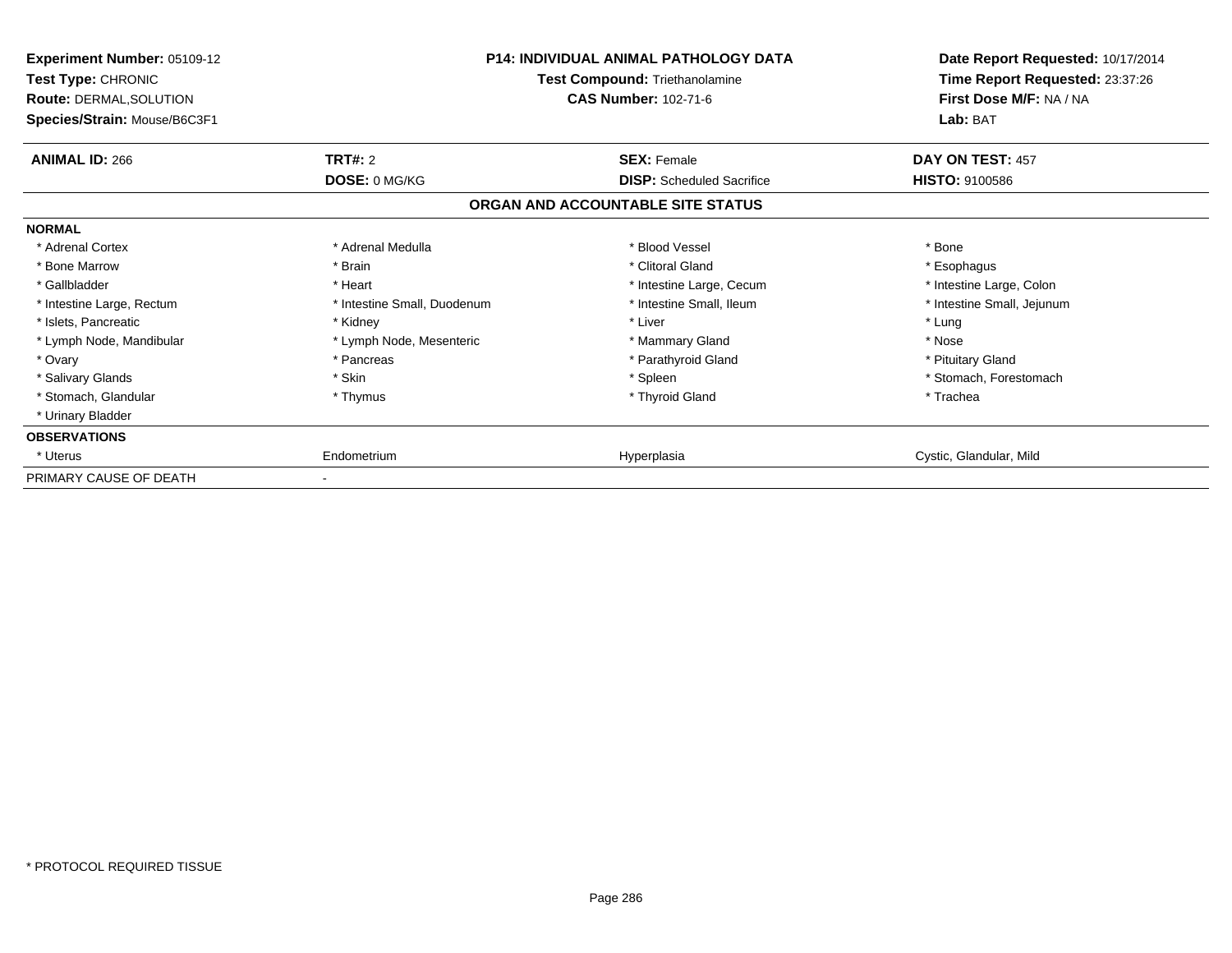**Experiment Number:** 05109-12
**Test Type:** CHRONIC
**Route:** DERMAL,SOLUTION
**Species/Strain:** Mouse/B6C3F1

**P14: INDIVIDUAL ANIMAL PATHOLOGY DATA**
**Test Compound:** Triethanolamine
**CAS Number:** 102-71-6

**Date Report Requested:** 10/17/2014
**Time Report Requested:** 23:37:26
**First Dose M/F:** NA / NA
**Lab:** BAT

| | | | |
|---|---|---|---|
| **ANIMAL ID:** 266 | **TRT#:** 2 | **SEX:** Female | **DAY ON TEST:** 457 |
| | **DOSE:** 0 MG/KG | **DISP:** Scheduled Sacrifice | **HISTO:** 9100586 |

## ORGAN AND ACCOUNTABLE SITE STATUS

| | | | |
|---|---|---|---|
| **NORMAL** | | | |
| * Adrenal Cortex | * Adrenal Medulla | * Blood Vessel | * Bone |
| * Bone Marrow | * Brain | * Clitoral Gland | * Esophagus |
| * Gallbladder | * Heart | * Intestine Large, Cecum | * Intestine Large, Colon |
| * Intestine Large, Rectum | * Intestine Small, Duodenum | * Intestine Small, Ileum | * Intestine Small, Jejunum |
| * Islets, Pancreatic | * Kidney | * Liver | * Lung |
| * Lymph Node, Mandibular | * Lymph Node, Mesenteric | * Mammary Gland | * Nose |
| * Ovary | * Pancreas | * Parathyroid Gland | * Pituitary Gland |
| * Salivary Glands | * Skin | * Spleen | * Stomach, Forestomach |
| * Stomach, Glandular | * Thymus | * Thyroid Gland | * Trachea |
| * Urinary Bladder | | | |
| **OBSERVATIONS** | | | |
| * Uterus | Endometrium | Hyperplasia | Cystic, Glandular, Mild |
| PRIMARY CAUSE OF DEATH | - | | |

* PROTOCOL REQUIRED TISSUE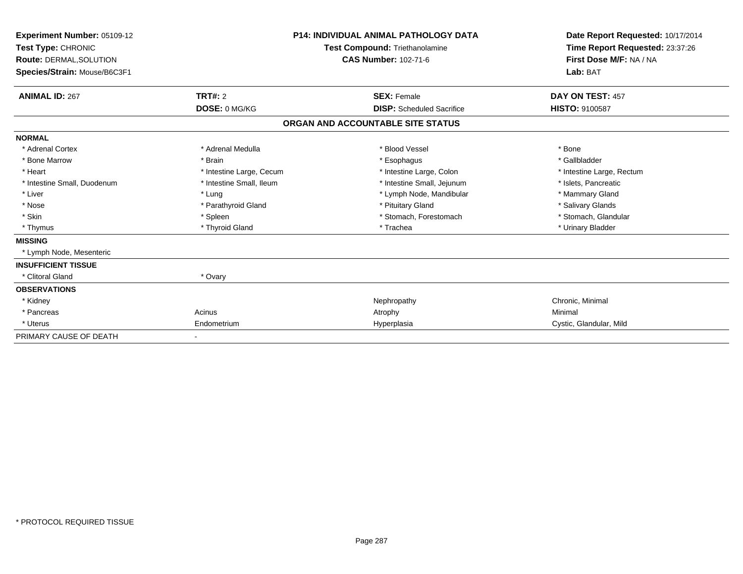**Experiment Number:** 05109-12
**Test Type:** CHRONIC
**Route:** DERMAL,SOLUTION
**Species/Strain:** Mouse/B6C3F1

**P14: INDIVIDUAL ANIMAL PATHOLOGY DATA**
**Test Compound:** Triethanolamine
**CAS Number:** 102-71-6

**Date Report Requested:** 10/17/2014
**Time Report Requested:** 23:37:26
**First Dose M/F:** NA / NA
**Lab:** BAT

| **ANIMAL ID:** 267 | **TRT#:** 2 | **SEX:** Female | **DAY ON TEST:** 457 |
|---|---|---|---|
| | **DOSE:** 0 MG/KG | **DISP:** Scheduled Sacrifice | **HISTO:** 9100587 |

## ORGAN AND ACCOUNTABLE SITE STATUS

| | | | |
|---|---|---|---|
| **NORMAL** | | | |
| * Adrenal Cortex | * Adrenal Medulla | * Blood Vessel | * Bone |
| * Bone Marrow | * Brain | * Esophagus | * Gallbladder |
| * Heart | * Intestine Large, Cecum | * Intestine Large, Colon | * Intestine Large, Rectum |
| * Intestine Small, Duodenum | * Intestine Small, Ileum | * Intestine Small, Jejunum | * Islets, Pancreatic |
| * Liver | * Lung | * Lymph Node, Mandibular | * Mammary Gland |
| * Nose | * Parathyroid Gland | * Pituitary Gland | * Salivary Glands |
| * Skin | * Spleen | * Stomach, Forestomach | * Stomach, Glandular |
| * Thymus | * Thyroid Gland | * Trachea | * Urinary Bladder |
| **MISSING** | | | |
| * Lymph Node, Mesenteric | | | |
| **INSUFFICIENT TISSUE** | | | |
| * Clitoral Gland | * Ovary | | |
| **OBSERVATIONS** | | | |
| * Kidney | | Nephropathy | Chronic, Minimal |
| * Pancreas | Acinus | Atrophy | Minimal |
| * Uterus | Endometrium | Hyperplasia | Cystic, Glandular, Mild |
| PRIMARY CAUSE OF DEATH | - | | |

* PROTOCOL REQUIRED TISSUE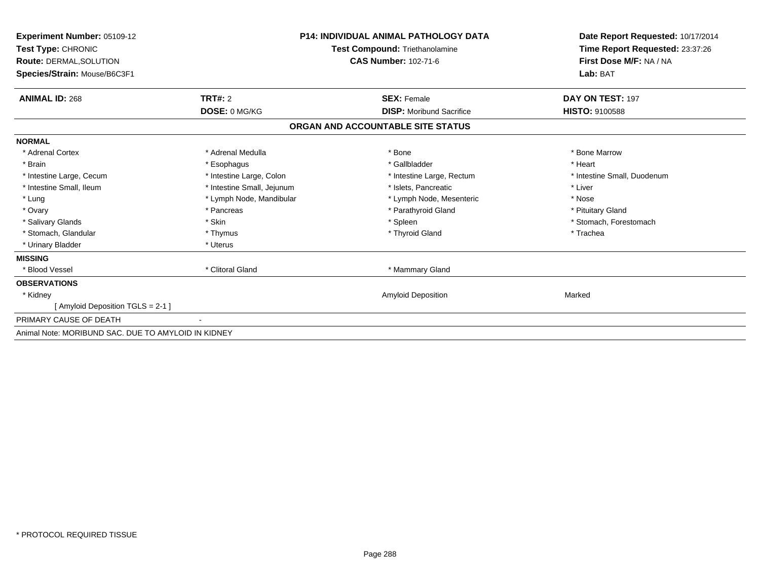**Experiment Number:** 05109-12
**Test Type:** CHRONIC
**Route:** DERMAL,SOLUTION
**Species/Strain:** Mouse/B6C3F1

**P14: INDIVIDUAL ANIMAL PATHOLOGY DATA**
**Test Compound:** Triethanolamine
**CAS Number:** 102-71-6

**Date Report Requested:** 10/17/2014
**Time Report Requested:** 23:37:26
**First Dose M/F:** NA / NA
**Lab:** BAT

| | | | |
|---|---|---|---|
| **ANIMAL ID:** 268 | **TRT#:** 2 | **SEX:** Female | **DAY ON TEST:** 197 |
| | **DOSE:** 0 MG/KG | **DISP:** Moribund Sacrifice | **HISTO:** 9100588 |

**ORGAN AND ACCOUNTABLE SITE STATUS**

**NORMAL**

| | | | |
|---|---|---|---|
| * Adrenal Cortex | * Adrenal Medulla | * Bone | * Bone Marrow |
| * Brain | * Esophagus | * Gallbladder | * Heart |
| * Intestine Large, Cecum | * Intestine Large, Colon | * Intestine Large, Rectum | * Intestine Small, Duodenum |
| * Intestine Small, Ileum | * Intestine Small, Jejunum | * Islets, Pancreatic | * Liver |
| * Lung | * Lymph Node, Mandibular | * Lymph Node, Mesenteric | * Nose |
| * Ovary | * Pancreas | * Parathyroid Gland | * Pituitary Gland |
| * Salivary Glands | * Skin | * Spleen | * Stomach, Forestomach |
| * Stomach, Glandular | * Thymus | * Thyroid Gland | * Trachea |
| * Urinary Bladder | * Uterus | | |

**MISSING**

| | | |
|---|---|---|
| * Blood Vessel | * Clitoral Gland | * Mammary Gland |

**OBSERVATIONS**

| | | |
|---|---|---|
| * Kidney | Amyloid Deposition | Marked |
| [ Amyloid Deposition TGLS = 2-1 ] | | |

PRIMARY CAUSE OF DEATH -

Animal Note: MORIBUND SAC. DUE TO AMYLOID IN KIDNEY

* PROTOCOL REQUIRED TISSUE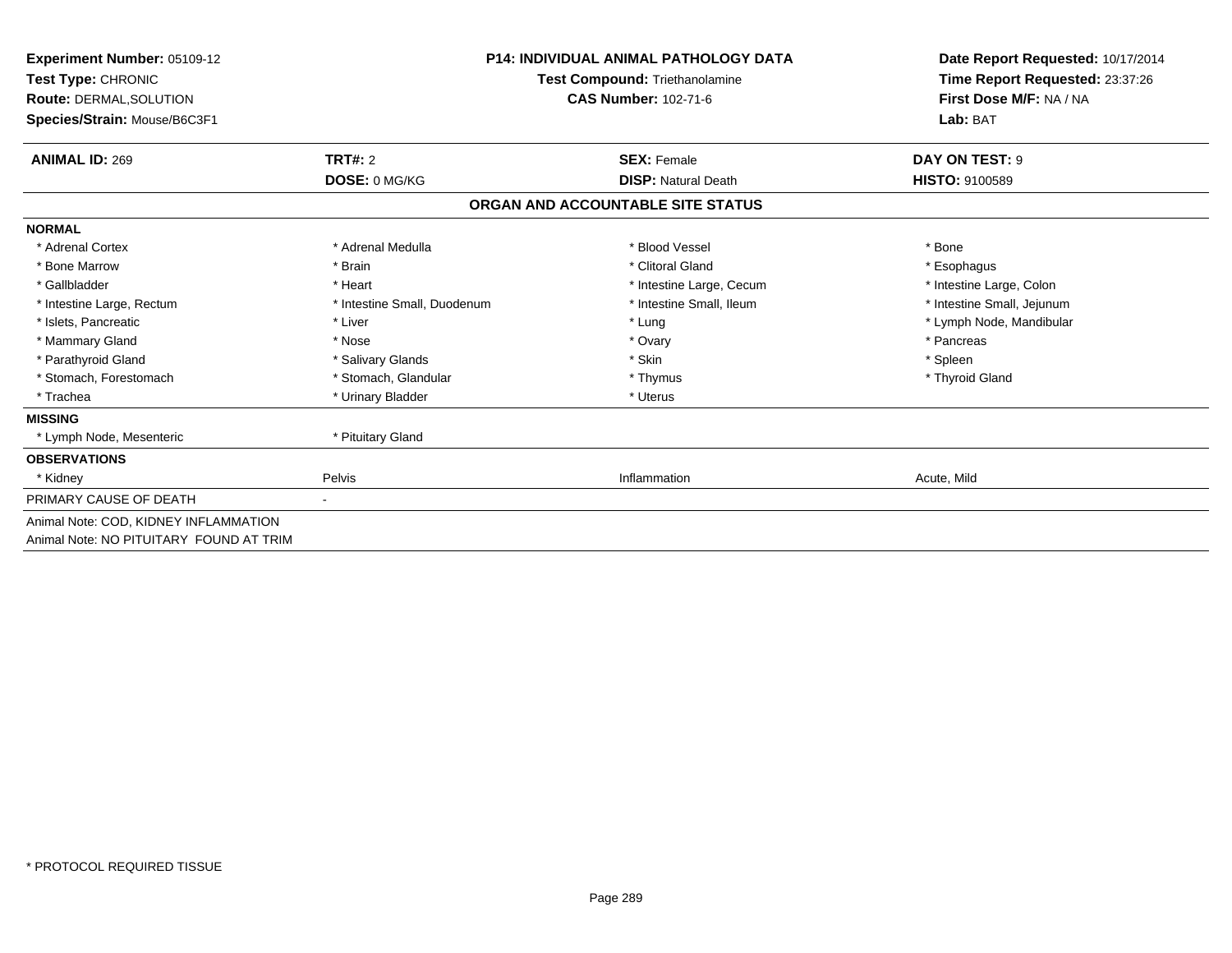**Experiment Number:** 05109-12
**Test Type:** CHRONIC
**Route:** DERMAL,SOLUTION
**Species/Strain:** Mouse/B6C3F1

**P14: INDIVIDUAL ANIMAL PATHOLOGY DATA**
**Test Compound:** Triethanolamine
**CAS Number:** 102-71-6

**Date Report Requested:** 10/17/2014
**Time Report Requested:** 23:37:26
**First Dose M/F:** NA / NA
**Lab:** BAT

| **ANIMAL ID:** 269 | **TRT#:** 2 | **SEX:** Female | **DAY ON TEST:** 9 |
|---|---|---|---|
| | **DOSE:** 0 MG/KG | **DISP:** Natural Death | **HISTO:** 9100589 |

**ORGAN AND ACCOUNTABLE SITE STATUS**

| | | | |
|---|---|---|---|
| **NORMAL** | | | |
| * Adrenal Cortex | * Adrenal Medulla | * Blood Vessel | * Bone |
| * Bone Marrow | * Brain | * Clitoral Gland | * Esophagus |
| * Gallbladder | * Heart | * Intestine Large, Cecum | * Intestine Large, Colon |
| * Intestine Large, Rectum | * Intestine Small, Duodenum | * Intestine Small, Ileum | * Intestine Small, Jejunum |
| * Islets, Pancreatic | * Liver | * Lung | * Lymph Node, Mandibular |
| * Mammary Gland | * Nose | * Ovary | * Pancreas |
| * Parathyroid Gland | * Salivary Glands | * Skin | * Spleen |
| * Stomach, Forestomach | * Stomach, Glandular | * Thymus | * Thyroid Gland |
| * Trachea | * Urinary Bladder | * Uterus | |
| **MISSING** | | | |
| * Lymph Node, Mesenteric | * Pituitary Gland | | |
| **OBSERVATIONS** | | | |
| * Kidney | Pelvis | Inflammation | Acute, Mild |
| PRIMARY CAUSE OF DEATH | - | | |

Animal Note: COD, KIDNEY INFLAMMATION
Animal Note: NO PITUITARY FOUND AT TRIM

* PROTOCOL REQUIRED TISSUE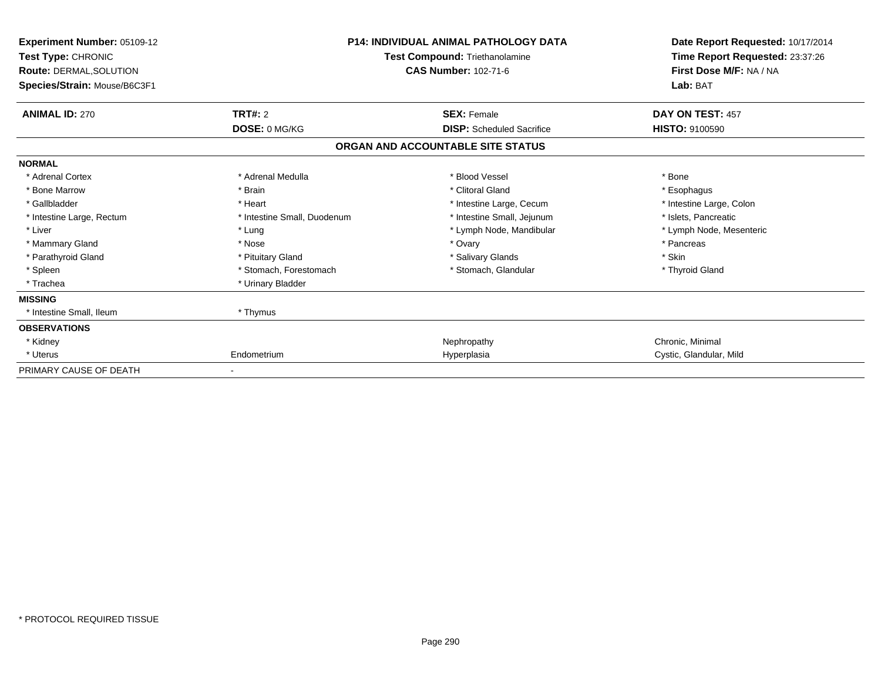**Experiment Number:** 05109-12
**Test Type:** CHRONIC
**Route:** DERMAL,SOLUTION
**Species/Strain:** Mouse/B6C3F1

**P14: INDIVIDUAL ANIMAL PATHOLOGY DATA**
**Test Compound:** Triethanolamine
**CAS Number:** 102-71-6

**Date Report Requested:** 10/17/2014
**Time Report Requested:** 23:37:26
**First Dose M/F:** NA / NA
**Lab:** BAT

| **ANIMAL ID:** 270 | **TRT#:** 2 | **SEX:** Female | **DAY ON TEST:** 457 |
|---|---|---|---|
| | **DOSE:** 0 MG/KG | **DISP:** Scheduled Sacrifice | **HISTO:** 9100590 |

**ORGAN AND ACCOUNTABLE SITE STATUS**

| | | | |
|---|---|---|---|
| **NORMAL** | | | |
| * Adrenal Cortex | * Adrenal Medulla | * Blood Vessel | * Bone |
| * Bone Marrow | * Brain | * Clitoral Gland | * Esophagus |
| * Gallbladder | * Heart | * Intestine Large, Cecum | * Intestine Large, Colon |
| * Intestine Large, Rectum | * Intestine Small, Duodenum | * Intestine Small, Jejunum | * Islets, Pancreatic |
| * Liver | * Lung | * Lymph Node, Mandibular | * Lymph Node, Mesenteric |
| * Mammary Gland | * Nose | * Ovary | * Pancreas |
| * Parathyroid Gland | * Pituitary Gland | * Salivary Glands | * Skin |
| * Spleen | * Stomach, Forestomach | * Stomach, Glandular | * Thyroid Gland |
| * Trachea | * Urinary Bladder | | |
| **MISSING** | | | |
| * Intestine Small, Ileum | * Thymus | | |
| **OBSERVATIONS** | | | |
| * Kidney | | Nephropathy | Chronic, Minimal |
| * Uterus | Endometrium | Hyperplasia | Cystic, Glandular, Mild |
| PRIMARY CAUSE OF DEATH | - | | |

* PROTOCOL REQUIRED TISSUE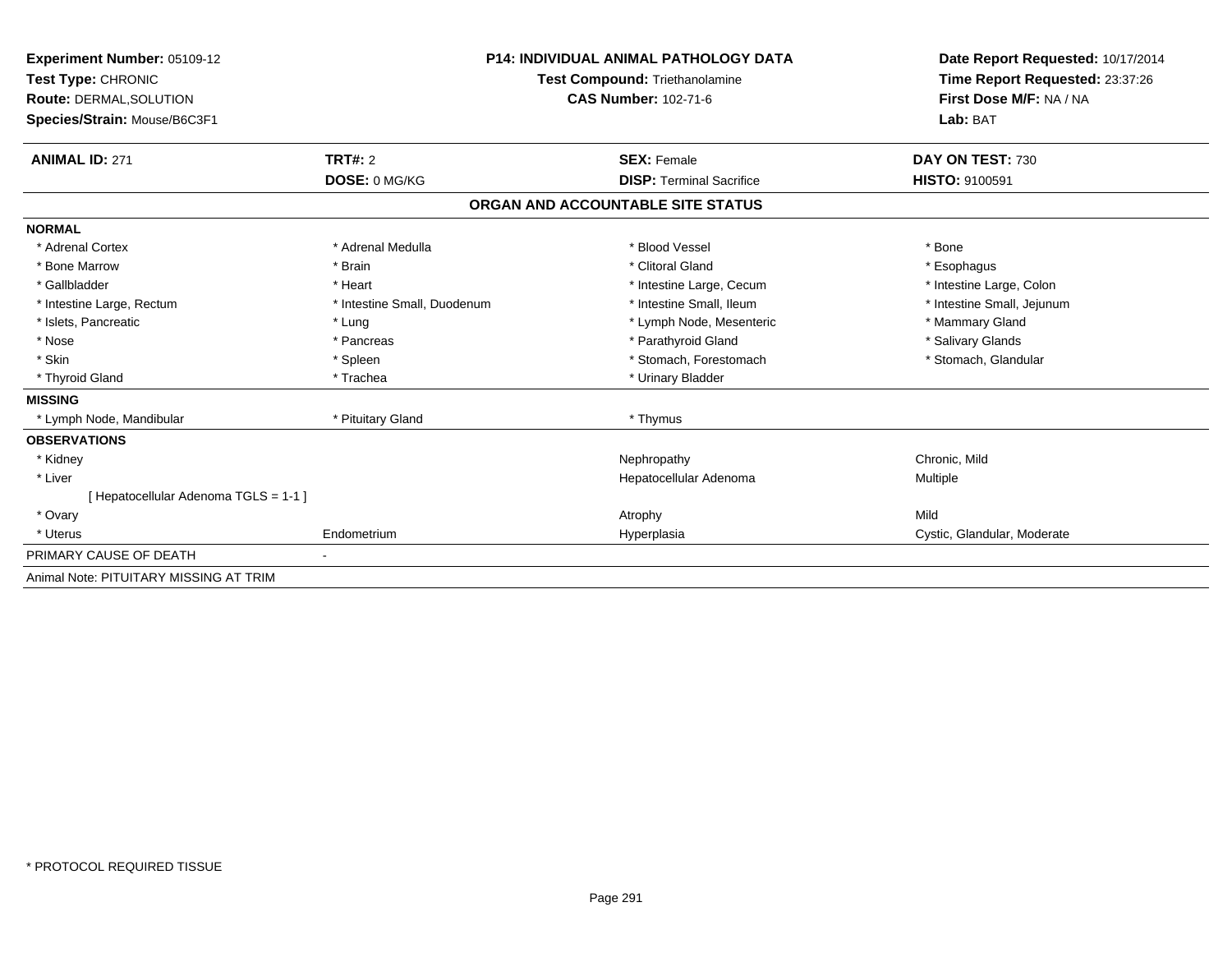**Experiment Number:** 05109-12
**Test Type:** CHRONIC
**Route:** DERMAL,SOLUTION
**Species/Strain:** Mouse/B6C3F1

**P14: INDIVIDUAL ANIMAL PATHOLOGY DATA**
**Test Compound:** Triethanolamine
**CAS Number:** 102-71-6

**Date Report Requested:** 10/17/2014
**Time Report Requested:** 23:37:26
**First Dose M/F:** NA / NA
**Lab:** BAT

| | | | |
|---|---|---|---|
| **ANIMAL ID:** 271 | **TRT#:** 2 | **SEX:** Female | **DAY ON TEST:** 730 |
| | **DOSE:** 0 MG/KG | **DISP:** Terminal Sacrifice | **HISTO:** 9100591 |

**ORGAN AND ACCOUNTABLE SITE STATUS**

**NORMAL**

| | | | |
|---|---|---|---|
| * Adrenal Cortex | * Adrenal Medulla | * Blood Vessel | * Bone |
| * Bone Marrow | * Brain | * Clitoral Gland | * Esophagus |
| * Gallbladder | * Heart | * Intestine Large, Cecum | * Intestine Large, Colon |
| * Intestine Large, Rectum | * Intestine Small, Duodenum | * Intestine Small, Ileum | * Intestine Small, Jejunum |
| * Islets, Pancreatic | * Lung | * Lymph Node, Mesenteric | * Mammary Gland |
| * Nose | * Pancreas | * Parathyroid Gland | * Salivary Glands |
| * Skin | * Spleen | * Stomach, Forestomach | * Stomach, Glandular |
| * Thyroid Gland | * Trachea | * Urinary Bladder | |

**MISSING**

| | | | |
|---|---|---|---|
| * Lymph Node, Mandibular | * Pituitary Gland | * Thymus | |

**OBSERVATIONS**

| | | | |
|---|---|---|---|
| * Kidney | | Nephropathy | Chronic, Mild |
| * Liver | | Hepatocellular Adenoma | Multiple |
| [ Hepatocellular Adenoma TGLS = 1-1 ] | | | |
| * Ovary | | Atrophy | Mild |
| * Uterus | Endometrium | Hyperplasia | Cystic, Glandular, Moderate |

PRIMARY CAUSE OF DEATH -

Animal Note: PITUITARY MISSING AT TRIM

* PROTOCOL REQUIRED TISSUE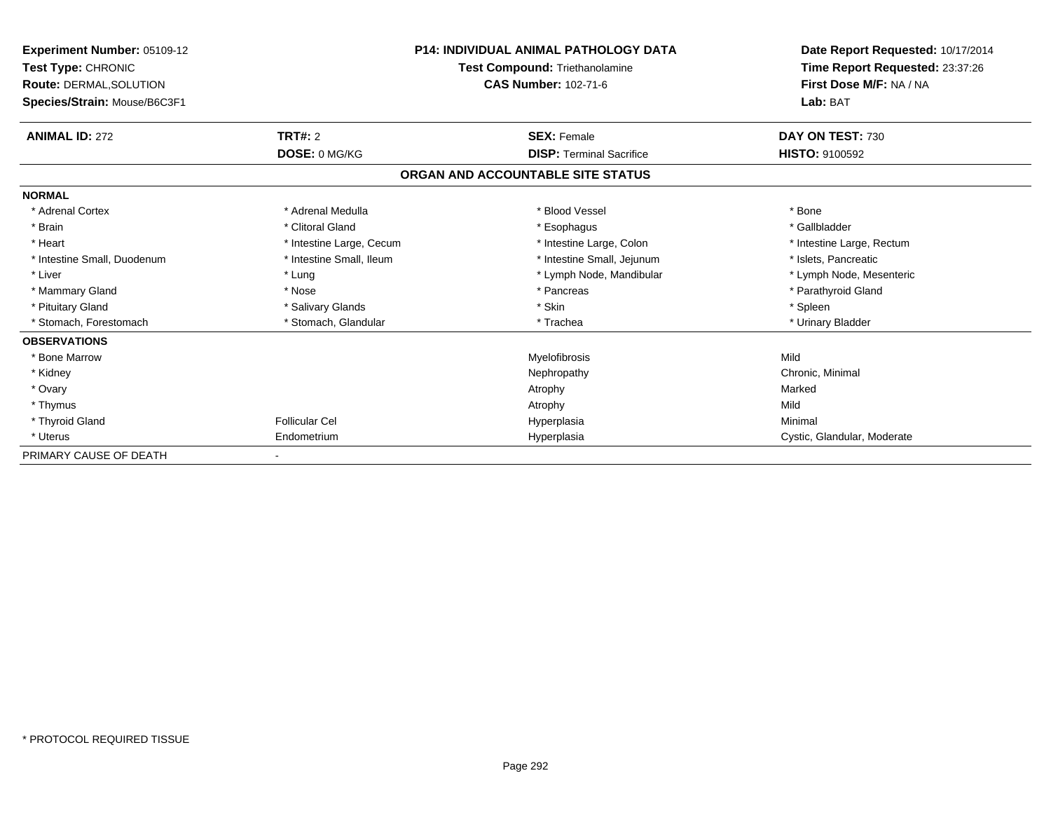**Experiment Number:** 05109-12
**Test Type:** CHRONIC
**Route:** DERMAL,SOLUTION
**Species/Strain:** Mouse/B6C3F1

**P14: INDIVIDUAL ANIMAL PATHOLOGY DATA**
**Test Compound:** Triethanolamine
**CAS Number:** 102-71-6

**Date Report Requested:** 10/17/2014
**Time Report Requested:** 23:37:26
**First Dose M/F:** NA / NA
**Lab:** BAT

| **ANIMAL ID:** 272 | **TRT#:** 2 | **SEX:** Female | **DAY ON TEST:** 730 |
|---|---|---|---|
| | **DOSE:** 0 MG/KG | **DISP:** Terminal Sacrifice | **HISTO:** 9100592 |

**ORGAN AND ACCOUNTABLE SITE STATUS**

| | | | |
|---|---|---|---|
| **NORMAL** | | | |
| * Adrenal Cortex | * Adrenal Medulla | * Blood Vessel | * Bone |
| * Brain | * Clitoral Gland | * Esophagus | * Gallbladder |
| * Heart | * Intestine Large, Cecum | * Intestine Large, Colon | * Intestine Large, Rectum |
| * Intestine Small, Duodenum | * Intestine Small, Ileum | * Intestine Small, Jejunum | * Islets, Pancreatic |
| * Liver | * Lung | * Lymph Node, Mandibular | * Lymph Node, Mesenteric |
| * Mammary Gland | * Nose | * Pancreas | * Parathyroid Gland |
| * Pituitary Gland | * Salivary Glands | * Skin | * Spleen |
| * Stomach, Forestomach | * Stomach, Glandular | * Trachea | * Urinary Bladder |
| **OBSERVATIONS** | | | |
| * Bone Marrow | | Myelofibrosis | Mild |
| * Kidney | | Nephropathy | Chronic, Minimal |
| * Ovary | | Atrophy | Marked |
| * Thymus | | Atrophy | Mild |
| * Thyroid Gland | Follicular Cel | Hyperplasia | Minimal |
| * Uterus | Endometrium | Hyperplasia | Cystic, Glandular, Moderate |
| PRIMARY CAUSE OF DEATH | - | | |

* PROTOCOL REQUIRED TISSUE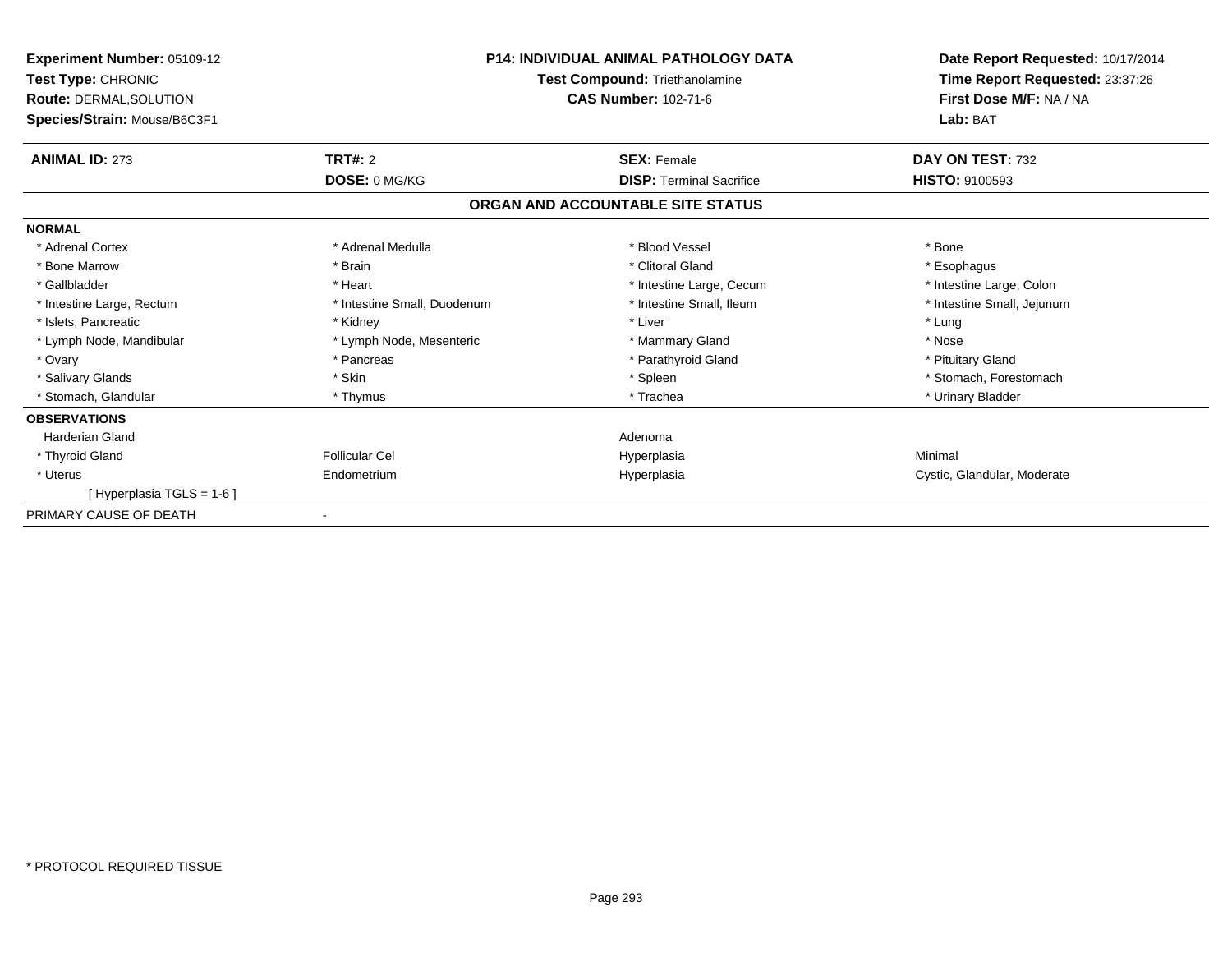**Experiment Number:** 05109-12
**Test Type:** CHRONIC
**Route:** DERMAL,SOLUTION
**Species/Strain:** Mouse/B6C3F1

**P14: INDIVIDUAL ANIMAL PATHOLOGY DATA**
**Test Compound:** Triethanolamine
**CAS Number:** 102-71-6

**Date Report Requested:** 10/17/2014
**Time Report Requested:** 23:37:26
**First Dose M/F:** NA / NA
**Lab:** BAT

| **ANIMAL ID:** 273 | **TRT#:** 2 | **SEX:** Female | **DAY ON TEST:** 732 |
|---|---|---|---|
| | **DOSE:** 0 MG/KG | **DISP:** Terminal Sacrifice | **HISTO:** 9100593 |

**ORGAN AND ACCOUNTABLE SITE STATUS**

| | | | |
|---|---|---|---|
| **NORMAL** | | | |
| * Adrenal Cortex | * Adrenal Medulla | * Blood Vessel | * Bone |
| * Bone Marrow | * Brain | * Clitoral Gland | * Esophagus |
| * Gallbladder | * Heart | * Intestine Large, Cecum | * Intestine Large, Colon |
| * Intestine Large, Rectum | * Intestine Small, Duodenum | * Intestine Small, Ileum | * Intestine Small, Jejunum |
| * Islets, Pancreatic | * Kidney | * Liver | * Lung |
| * Lymph Node, Mandibular | * Lymph Node, Mesenteric | * Mammary Gland | * Nose |
| * Ovary | * Pancreas | * Parathyroid Gland | * Pituitary Gland |
| * Salivary Glands | * Skin | * Spleen | * Stomach, Forestomach |
| * Stomach, Glandular | * Thymus | * Trachea | * Urinary Bladder |
| **OBSERVATIONS** | | | |
| Harderian Gland | | Adenoma | |
| * Thyroid Gland | Follicular Cel | Hyperplasia | Minimal |
| * Uterus | Endometrium | Hyperplasia | Cystic, Glandular, Moderate |
| [ Hyperplasia TGLS = 1-6 ] | | | |
| PRIMARY CAUSE OF DEATH | - | | |

* PROTOCOL REQUIRED TISSUE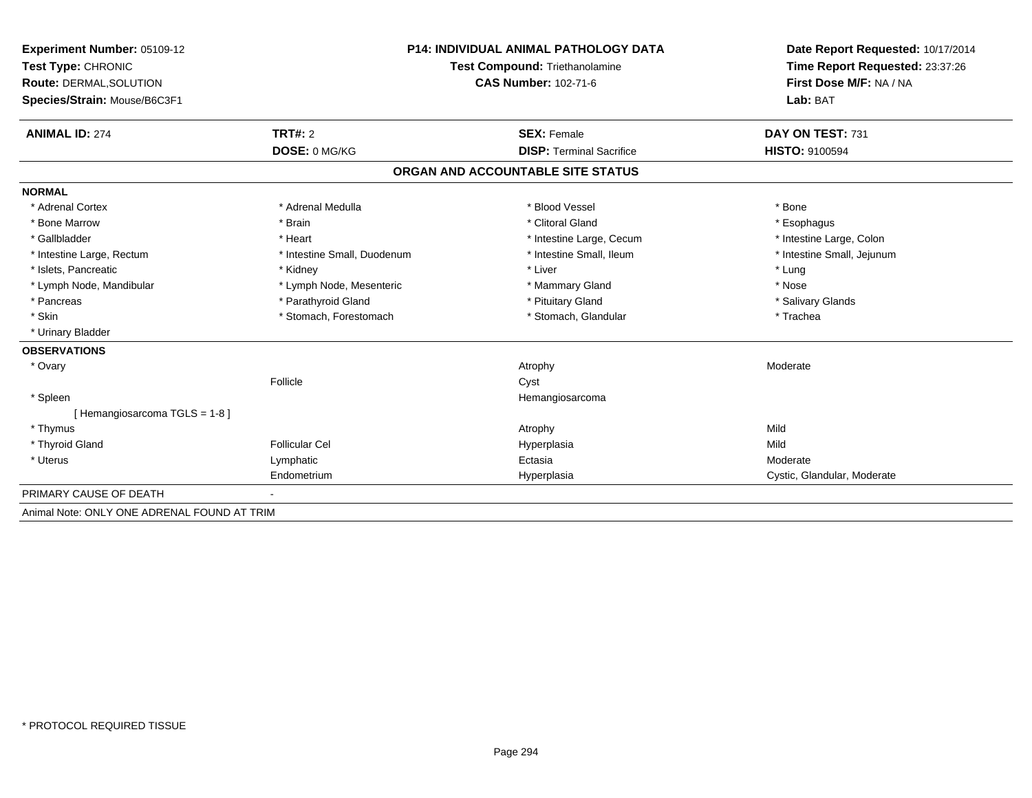**Experiment Number:** 05109-12
**Test Type:** CHRONIC
**Route:** DERMAL,SOLUTION
**Species/Strain:** Mouse/B6C3F1

**P14: INDIVIDUAL ANIMAL PATHOLOGY DATA**
**Test Compound:** Triethanolamine
**CAS Number:** 102-71-6

**Date Report Requested:** 10/17/2014
**Time Report Requested:** 23:37:26
**First Dose M/F:** NA / NA
**Lab:** BAT

| | | | |
|---|---|---|---|
| **ANIMAL ID:** 274 | **TRT#:** 2 | **SEX:** Female | **DAY ON TEST:** 731 |
| | **DOSE:** 0 MG/KG | **DISP:** Terminal Sacrifice | **HISTO:** 9100594 |

## ORGAN AND ACCOUNTABLE SITE STATUS

**NORMAL**

| | | | |
|---|---|---|---|
| * Adrenal Cortex | * Adrenal Medulla | * Blood Vessel | * Bone |
| * Bone Marrow | * Brain | * Clitoral Gland | * Esophagus |
| * Gallbladder | * Heart | * Intestine Large, Cecum | * Intestine Large, Colon |
| * Intestine Large, Rectum | * Intestine Small, Duodenum | * Intestine Small, Ileum | * Intestine Small, Jejunum |
| * Islets, Pancreatic | * Kidney | * Liver | * Lung |
| * Lymph Node, Mandibular | * Lymph Node, Mesenteric | * Mammary Gland | * Nose |
| * Pancreas | * Parathyroid Gland | * Pituitary Gland | * Salivary Glands |
| * Skin | * Stomach, Forestomach | * Stomach, Glandular | * Trachea |
| * Urinary Bladder | | | |

**OBSERVATIONS**

| | | | |
|---|---|---|---|
| * Ovary | | Atrophy | Moderate |
| | Follicle | Cyst | |
| * Spleen | | Hemangiosarcoma | |
| [ Hemangiosarcoma TGLS = 1-8 ] | | | |
| * Thymus | | Atrophy | Mild |
| * Thyroid Gland | Follicular Cel | Hyperplasia | Mild |
| * Uterus | Lymphatic | Ectasia | Moderate |
| | Endometrium | Hyperplasia | Cystic, Glandular, Moderate |

PRIMARY CAUSE OF DEATH -

Animal Note: ONLY ONE ADRENAL FOUND AT TRIM

* PROTOCOL REQUIRED TISSUE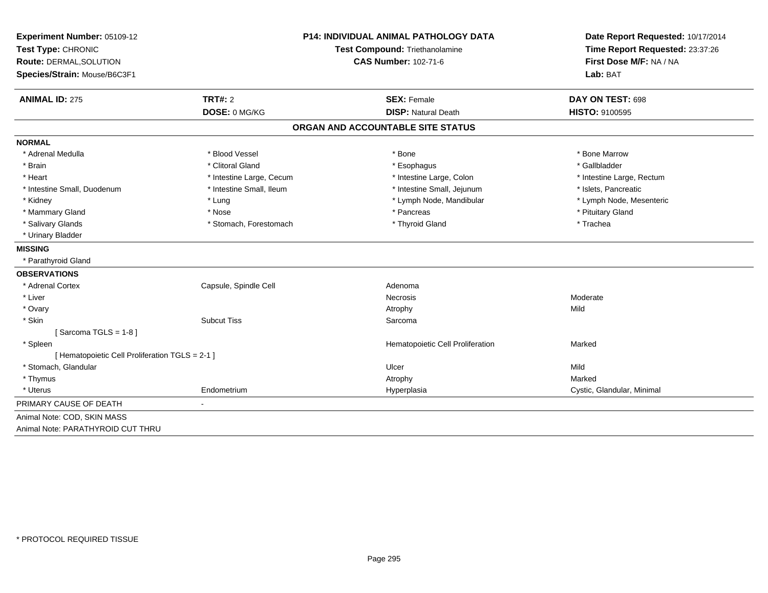**Experiment Number:** 05109-12
**Test Type:** CHRONIC
**Route:** DERMAL,SOLUTION
**Species/Strain:** Mouse/B6C3F1

**P14: INDIVIDUAL ANIMAL PATHOLOGY DATA**
**Test Compound:** Triethanolamine
**CAS Number:** 102-71-6

**Date Report Requested:** 10/17/2014
**Time Report Requested:** 23:37:26
**First Dose M/F:** NA / NA
**Lab:** BAT

| **ANIMAL ID:** 275 | **TRT#:** 2 | **SEX:** Female | **DAY ON TEST:** 698 |
|---|---|---|---|
| | **DOSE:** 0 MG/KG | **DISP:** Natural Death | **HISTO:** 9100595 |

**ORGAN AND ACCOUNTABLE SITE STATUS**

**NORMAL**

| | | | |
|---|---|---|---|
| * Adrenal Medulla | * Blood Vessel | * Bone | * Bone Marrow |
| * Brain | * Clitoral Gland | * Esophagus | * Gallbladder |
| * Heart | * Intestine Large, Cecum | * Intestine Large, Colon | * Intestine Large, Rectum |
| * Intestine Small, Duodenum | * Intestine Small, Ileum | * Intestine Small, Jejunum | * Islets, Pancreatic |
| * Kidney | * Lung | * Lymph Node, Mandibular | * Lymph Node, Mesenteric |
| * Mammary Gland | * Nose | * Pancreas | * Pituitary Gland |
| * Salivary Glands | * Stomach, Forestomach | * Thyroid Gland | * Trachea |
| * Urinary Bladder | | | |

**MISSING**

* Parathyroid Gland

**OBSERVATIONS**

| | | | |
|---|---|---|---|
| * Adrenal Cortex | Capsule, Spindle Cell | Adenoma | |
| * Liver | | Necrosis | Moderate |
| * Ovary | | Atrophy | Mild |
| * Skin | Subcut Tiss | Sarcoma | |
| [ Sarcoma TGLS = 1-8 ] | | | |
| * Spleen | | Hematopoietic Cell Proliferation | Marked |
| [ Hematopoietic Cell Proliferation TGLS = 2-1 ] | | | |
| * Stomach, Glandular | | Ulcer | Mild |
| * Thymus | | Atrophy | Marked |
| * Uterus | Endometrium | Hyperplasia | Cystic, Glandular, Minimal |

PRIMARY CAUSE OF DEATH -

Animal Note: COD, SKIN MASS
Animal Note: PARATHYROID CUT THRU

* PROTOCOL REQUIRED TISSUE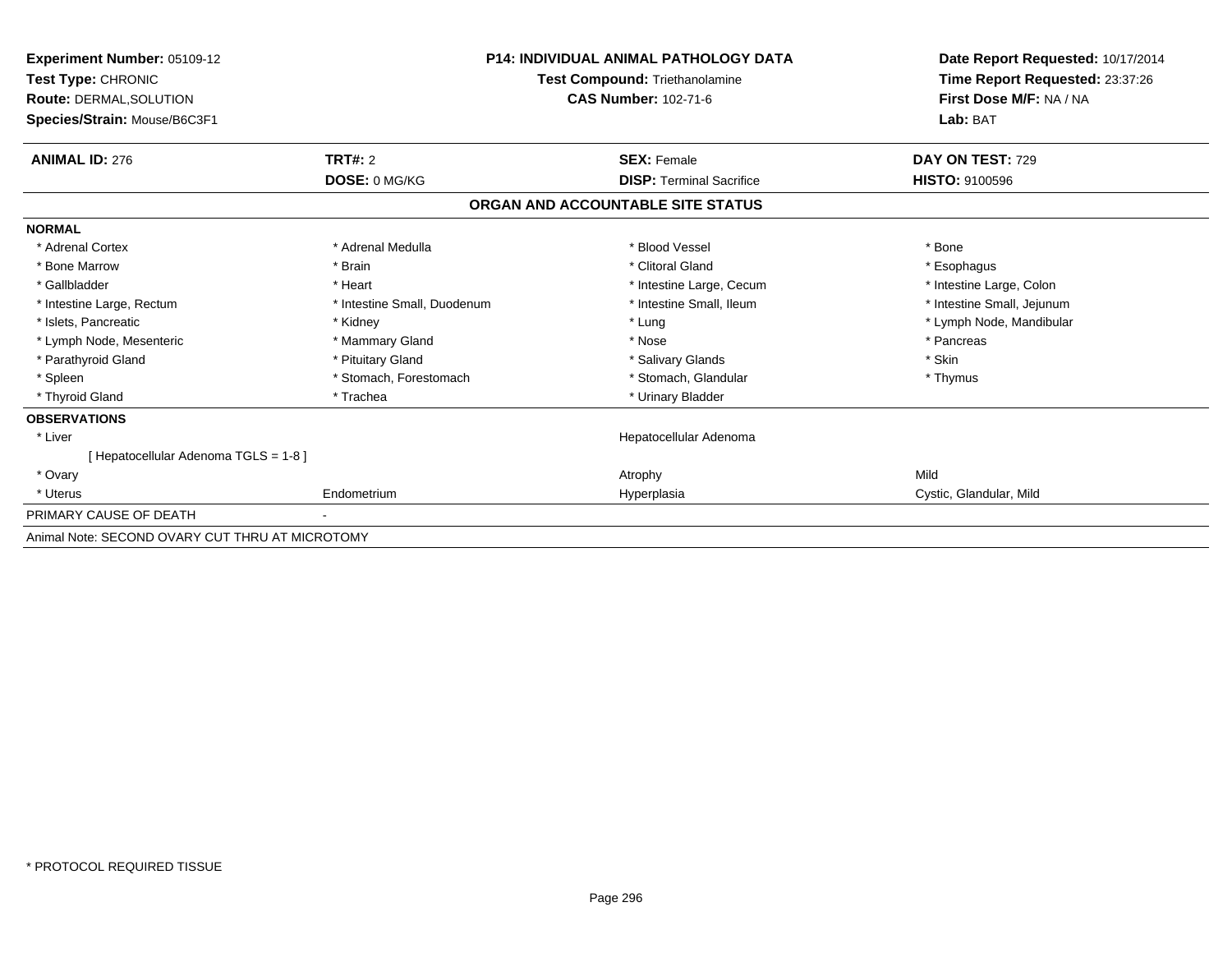**Experiment Number:** 05109-12
**Test Type:** CHRONIC
**Route:** DERMAL,SOLUTION
**Species/Strain:** Mouse/B6C3F1

**P14: INDIVIDUAL ANIMAL PATHOLOGY DATA**
**Test Compound:** Triethanolamine
**CAS Number:** 102-71-6

**Date Report Requested:** 10/17/2014
**Time Report Requested:** 23:37:26
**First Dose M/F:** NA / NA
**Lab:** BAT

| **ANIMAL ID:** 276 | **TRT#:** 2 | **SEX:** Female | **DAY ON TEST:** 729 |
|---|---|---|---|
| | **DOSE:** 0 MG/KG | **DISP:** Terminal Sacrifice | **HISTO:** 9100596 |

## ORGAN AND ACCOUNTABLE SITE STATUS

| | | | |
|---|---|---|---|
| **NORMAL** | | | |
| * Adrenal Cortex | * Adrenal Medulla | * Blood Vessel | * Bone |
| * Bone Marrow | * Brain | * Clitoral Gland | * Esophagus |
| * Gallbladder | * Heart | * Intestine Large, Cecum | * Intestine Large, Colon |
| * Intestine Large, Rectum | * Intestine Small, Duodenum | * Intestine Small, Ileum | * Intestine Small, Jejunum |
| * Islets, Pancreatic | * Kidney | * Lung | * Lymph Node, Mandibular |
| * Lymph Node, Mesenteric | * Mammary Gland | * Nose | * Pancreas |
| * Parathyroid Gland | * Pituitary Gland | * Salivary Glands | * Skin |
| * Spleen | * Stomach, Forestomach | * Stomach, Glandular | * Thymus |
| * Thyroid Gland | * Trachea | * Urinary Bladder | |
| **OBSERVATIONS** | | | |
| * Liver | | Hepatocellular Adenoma | |
| [ Hepatocellular Adenoma TGLS = 1-8 ] | | | |
| * Ovary | | Atrophy | Mild |
| * Uterus | Endometrium | Hyperplasia | Cystic, Glandular, Mild |
| PRIMARY CAUSE OF DEATH | - | | |
| Animal Note: SECOND OVARY CUT THRU AT MICROTOMY | | | |

* PROTOCOL REQUIRED TISSUE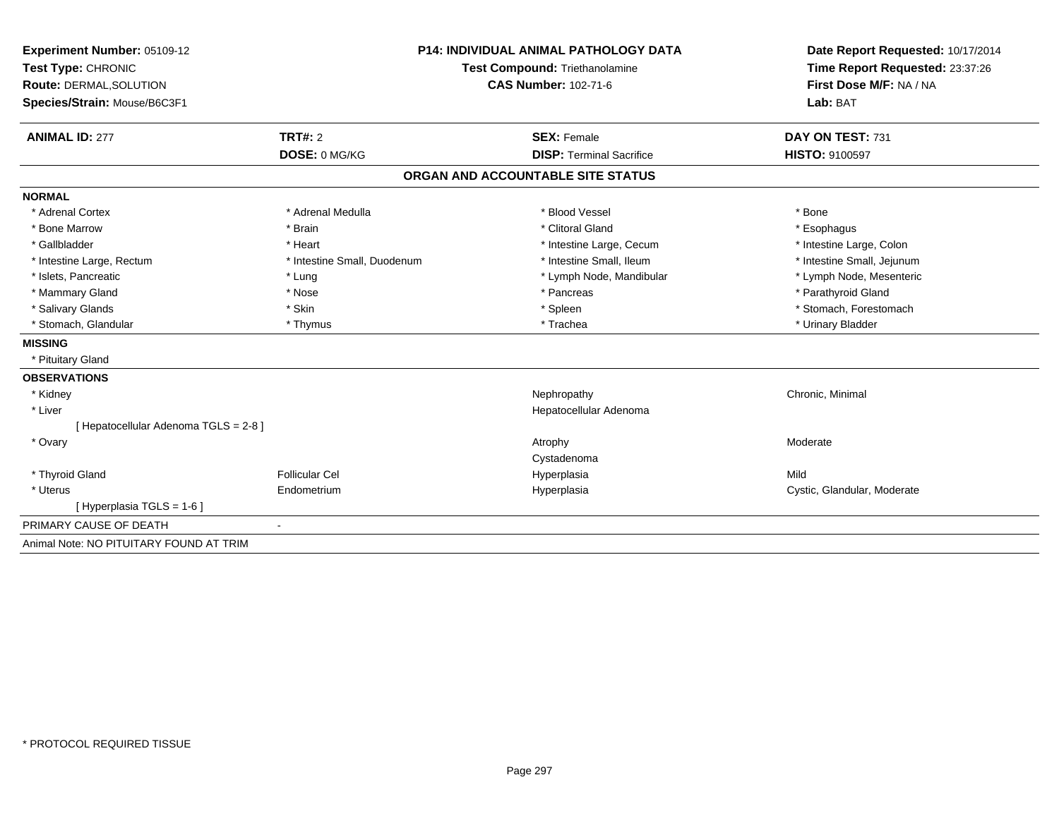**Experiment Number:** 05109-12
**Test Type:** CHRONIC
**Route:** DERMAL,SOLUTION
**Species/Strain:** Mouse/B6C3F1

**P14: INDIVIDUAL ANIMAL PATHOLOGY DATA**
**Test Compound:** Triethanolamine
**CAS Number:** 102-71-6

**Date Report Requested:** 10/17/2014
**Time Report Requested:** 23:37:26
**First Dose M/F:** NA / NA
**Lab:** BAT

| **ANIMAL ID:** 277 | **TRT#:** 2 | **SEX:** Female | **DAY ON TEST:** 731 |
|---|---|---|---|
| | **DOSE:** 0 MG/KG | **DISP:** Terminal Sacrifice | **HISTO:** 9100597 |

## ORGAN AND ACCOUNTABLE SITE STATUS

**NORMAL**

| | | | |
|---|---|---|---|
| * Adrenal Cortex | * Adrenal Medulla | * Blood Vessel | * Bone |
| * Bone Marrow | * Brain | * Clitoral Gland | * Esophagus |
| * Gallbladder | * Heart | * Intestine Large, Cecum | * Intestine Large, Colon |
| * Intestine Large, Rectum | * Intestine Small, Duodenum | * Intestine Small, Ileum | * Intestine Small, Jejunum |
| * Islets, Pancreatic | * Lung | * Lymph Node, Mandibular | * Lymph Node, Mesenteric |
| * Mammary Gland | * Nose | * Pancreas | * Parathyroid Gland |
| * Salivary Glands | * Skin | * Spleen | * Stomach, Forestomach |
| * Stomach, Glandular | * Thymus | * Trachea | * Urinary Bladder |

**MISSING**

* Pituitary Gland

**OBSERVATIONS**

| | | | |
|---|---|---|---|
| * Kidney | | Nephropathy | Chronic, Minimal |
| * Liver | | Hepatocellular Adenoma | |
| [ Hepatocellular Adenoma TGLS = 2-8 ] | | | |
| * Ovary | | Atrophy | Moderate |
| | | Cystadenoma | |
| * Thyroid Gland | Follicular Cel | Hyperplasia | Mild |
| * Uterus | Endometrium | Hyperplasia | Cystic, Glandular, Moderate |
| [ Hyperplasia TGLS = 1-6 ] | | | |

PRIMARY CAUSE OF DEATH -

Animal Note: NO PITUITARY FOUND AT TRIM

* PROTOCOL REQUIRED TISSUE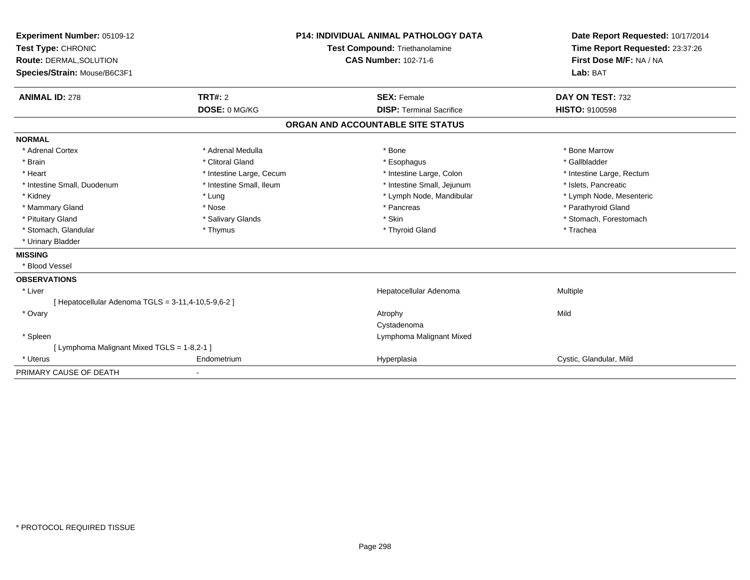**Experiment Number:** 05109-12
**Test Type:** CHRONIC
**Route:** DERMAL,SOLUTION
**Species/Strain:** Mouse/B6C3F1

**P14: INDIVIDUAL ANIMAL PATHOLOGY DATA**
**Test Compound:** Triethanolamine
**CAS Number:** 102-71-6

**Date Report Requested:** 10/17/2014
**Time Report Requested:** 23:37:26
**First Dose M/F:** NA / NA
**Lab:** BAT

| **ANIMAL ID:** 278 | **TRT#:** 2 | **SEX:** Female | **DAY ON TEST:** 732 |
|---|---|---|---|
| | **DOSE:** 0 MG/KG | **DISP:** Terminal Sacrifice | **HISTO:** 9100598 |

## ORGAN AND ACCOUNTABLE SITE STATUS

**NORMAL**

| | | | |
|---|---|---|---|
| * Adrenal Cortex | * Adrenal Medulla | * Bone | * Bone Marrow |
| * Brain | * Clitoral Gland | * Esophagus | * Gallbladder |
| * Heart | * Intestine Large, Cecum | * Intestine Large, Colon | * Intestine Large, Rectum |
| * Intestine Small, Duodenum | * Intestine Small, Ileum | * Intestine Small, Jejunum | * Islets, Pancreatic |
| * Kidney | * Lung | * Lymph Node, Mandibular | * Lymph Node, Mesenteric |
| * Mammary Gland | * Nose | * Pancreas | * Parathyroid Gland |
| * Pituitary Gland | * Salivary Glands | * Skin | * Stomach, Forestomach |
| * Stomach, Glandular | * Thymus | * Thyroid Gland | * Trachea |
| * Urinary Bladder | | | |

**MISSING**

* Blood Vessel

**OBSERVATIONS**

| | | | |
|---|---|---|---|
| * Liver | | Hepatocellular Adenoma | Multiple |
| [ Hepatocellular Adenoma TGLS = 3-11,4-10,5-9,6-2 ] | | | |
| * Ovary | | Atrophy | Mild |
| | | Cystadenoma | |
| * Spleen | | Lymphoma Malignant Mixed | |
| [ Lymphoma Malignant Mixed TGLS = 1-8,2-1 ] | | | |
| * Uterus | Endometrium | Hyperplasia | Cystic, Glandular, Mild |

PRIMARY CAUSE OF DEATH -

* PROTOCOL REQUIRED TISSUE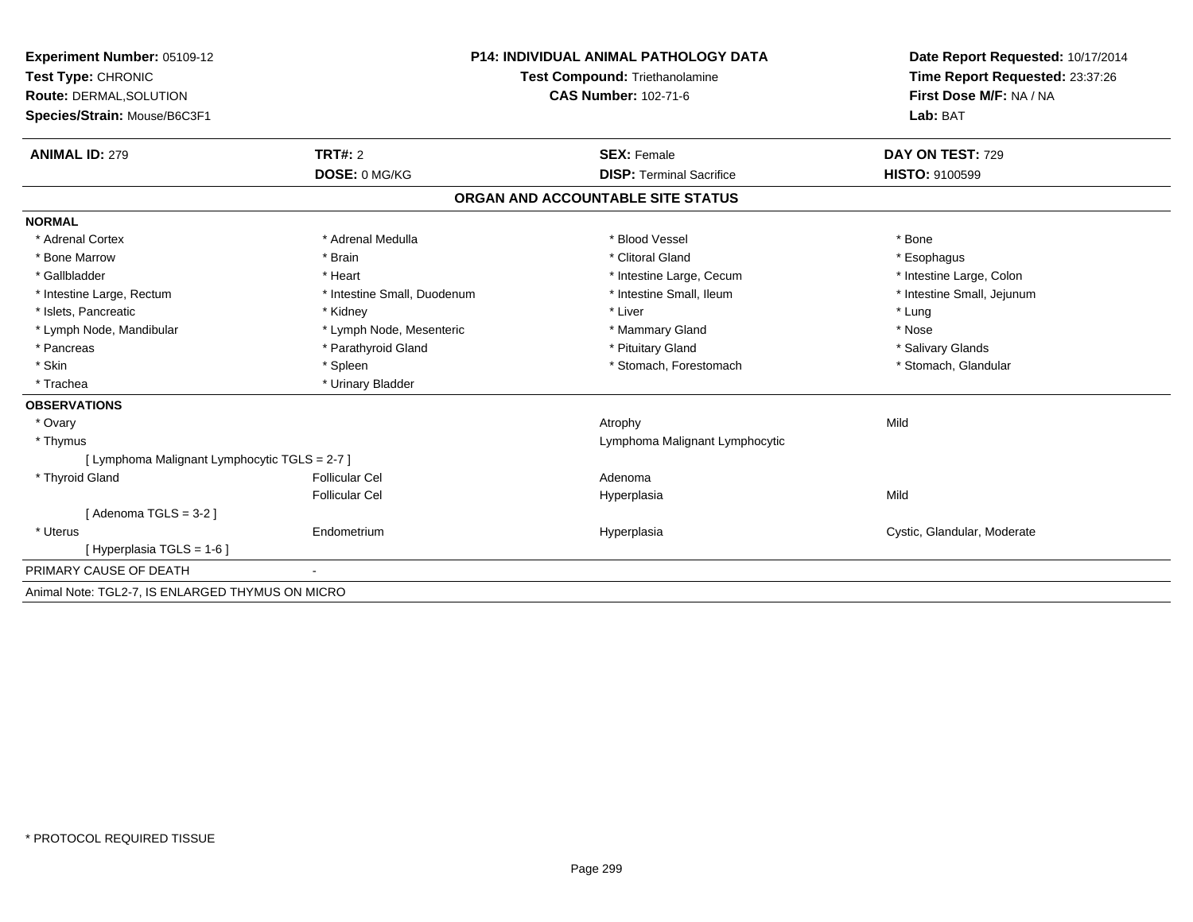**Experiment Number:** 05109-12
**Test Type:** CHRONIC
**Route:** DERMAL,SOLUTION
**Species/Strain:** Mouse/B6C3F1

**P14: INDIVIDUAL ANIMAL PATHOLOGY DATA**
**Test Compound:** Triethanolamine
**CAS Number:** 102-71-6

**Date Report Requested:** 10/17/2014
**Time Report Requested:** 23:37:26
**First Dose M/F:** NA / NA
**Lab:** BAT

| **ANIMAL ID:** 279 | **TRT#:** 2 | **SEX:** Female | **DAY ON TEST:** 729 |
|---|---|---|---|
| | **DOSE:** 0 MG/KG | **DISP:** Terminal Sacrifice | **HISTO:** 9100599 |

## ORGAN AND ACCOUNTABLE SITE STATUS

**NORMAL**

| | | | |
|---|---|---|---|
| * Adrenal Cortex | * Adrenal Medulla | * Blood Vessel | * Bone |
| * Bone Marrow | * Brain | * Clitoral Gland | * Esophagus |
| * Gallbladder | * Heart | * Intestine Large, Cecum | * Intestine Large, Colon |
| * Intestine Large, Rectum | * Intestine Small, Duodenum | * Intestine Small, Ileum | * Intestine Small, Jejunum |
| * Islets, Pancreatic | * Kidney | * Liver | * Lung |
| * Lymph Node, Mandibular | * Lymph Node, Mesenteric | * Mammary Gland | * Nose |
| * Pancreas | * Parathyroid Gland | * Pituitary Gland | * Salivary Glands |
| * Skin | * Spleen | * Stomach, Forestomach | * Stomach, Glandular |
| * Trachea | * Urinary Bladder | | |

**OBSERVATIONS**

| | | | |
|---|---|---|---|
| * Ovary | | Atrophy | Mild |
| * Thymus | | Lymphoma Malignant Lymphocytic | |
| [ Lymphoma Malignant Lymphocytic TGLS = 2-7 ] | | | |
| * Thyroid Gland | Follicular Cel | Adenoma | |
| | Follicular Cel | Hyperplasia | Mild |
| [ Adenoma TGLS = 3-2 ] | | | |
| * Uterus | Endometrium | Hyperplasia | Cystic, Glandular, Moderate |
| [ Hyperplasia TGLS = 1-6 ] | | | |

PRIMARY CAUSE OF DEATH -

Animal Note: TGL2-7, IS ENLARGED THYMUS ON MICRO

* PROTOCOL REQUIRED TISSUE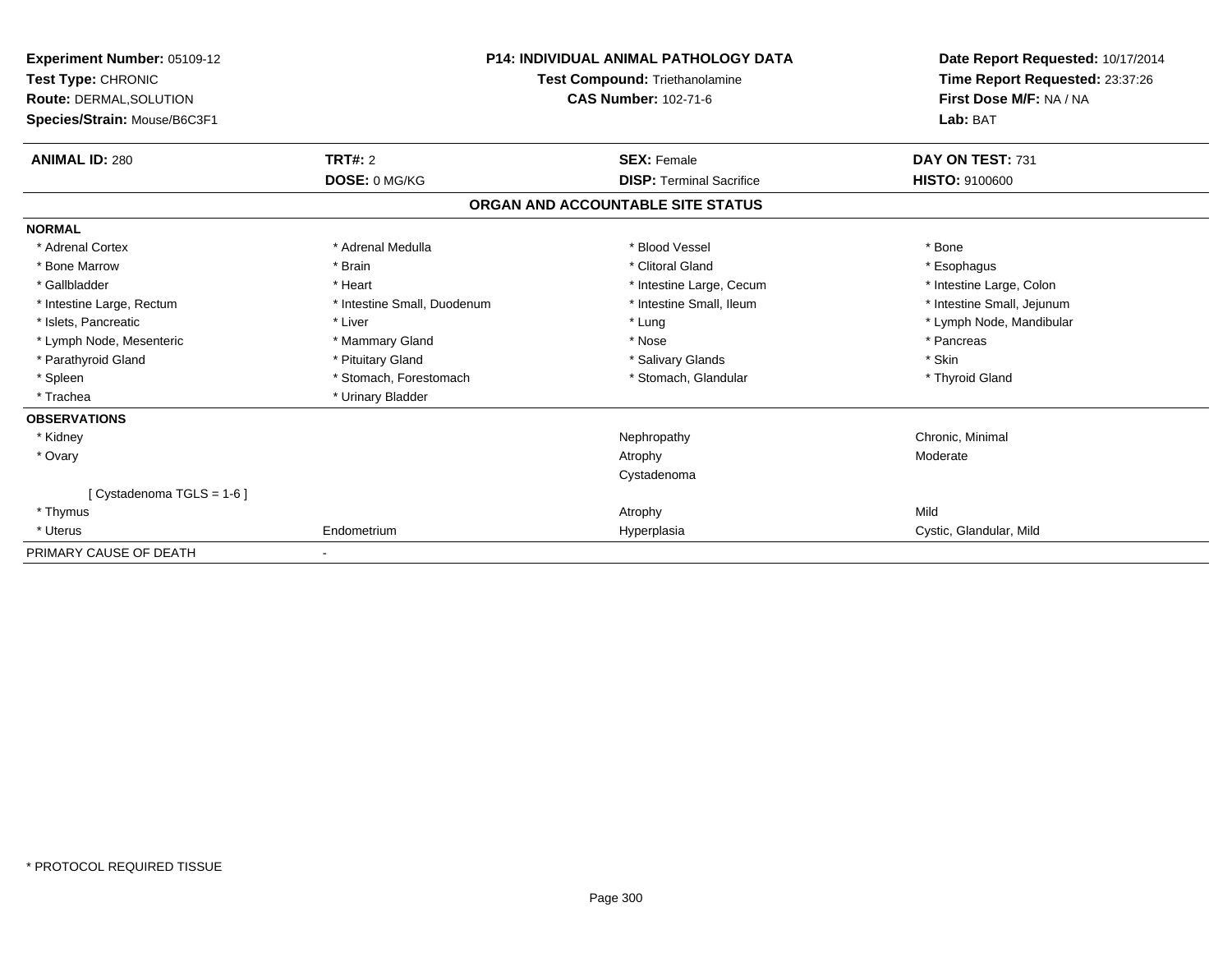**Experiment Number:** 05109-12
**Test Type:** CHRONIC
**Route:** DERMAL,SOLUTION
**Species/Strain:** Mouse/B6C3F1

**P14: INDIVIDUAL ANIMAL PATHOLOGY DATA**
**Test Compound:** Triethanolamine
**CAS Number:** 102-71-6

**Date Report Requested:** 10/17/2014
**Time Report Requested:** 23:37:26
**First Dose M/F:** NA / NA
**Lab:** BAT

| **ANIMAL ID:** 280 | **TRT#:** 2 | **SEX:** Female | **DAY ON TEST:** 731 |
|---|---|---|---|
| | **DOSE:** 0 MG/KG | **DISP:** Terminal Sacrifice | **HISTO:** 9100600 |

## ORGAN AND ACCOUNTABLE SITE STATUS

| | | | |
|---|---|---|---|
| **NORMAL** | | | |
| * Adrenal Cortex | * Adrenal Medulla | * Blood Vessel | * Bone |
| * Bone Marrow | * Brain | * Clitoral Gland | * Esophagus |
| * Gallbladder | * Heart | * Intestine Large, Cecum | * Intestine Large, Colon |
| * Intestine Large, Rectum | * Intestine Small, Duodenum | * Intestine Small, Ileum | * Intestine Small, Jejunum |
| * Islets, Pancreatic | * Liver | * Lung | * Lymph Node, Mandibular |
| * Lymph Node, Mesenteric | * Mammary Gland | * Nose | * Pancreas |
| * Parathyroid Gland | * Pituitary Gland | * Salivary Glands | * Skin |
| * Spleen | * Stomach, Forestomach | * Stomach, Glandular | * Thyroid Gland |
| * Trachea | * Urinary Bladder | | |
| **OBSERVATIONS** | | | |
| * Kidney | | Nephropathy | Chronic, Minimal |
| * Ovary | | Atrophy | Moderate |
| | | Cystadenoma | |
| [ Cystadenoma TGLS = 1-6 ] | | | |
| * Thymus | | Atrophy | Mild |
| * Uterus | Endometrium | Hyperplasia | Cystic, Glandular, Mild |
| PRIMARY CAUSE OF DEATH | - | | |

* PROTOCOL REQUIRED TISSUE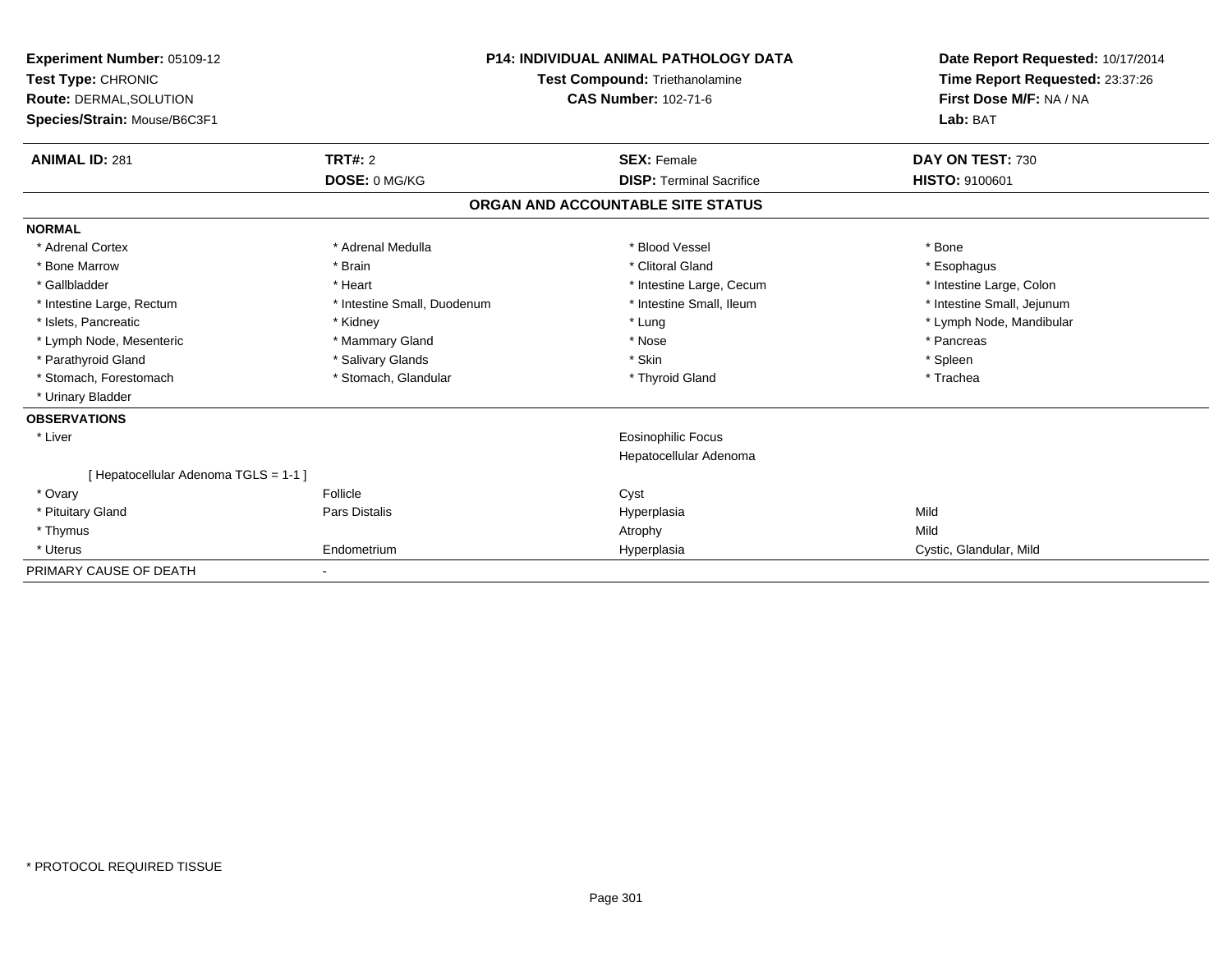**Experiment Number:** 05109-12
**Test Type:** CHRONIC
**Route:** DERMAL,SOLUTION
**Species/Strain:** Mouse/B6C3F1

**P14: INDIVIDUAL ANIMAL PATHOLOGY DATA**
**Test Compound:** Triethanolamine
**CAS Number:** 102-71-6

**Date Report Requested:** 10/17/2014
**Time Report Requested:** 23:37:26
**First Dose M/F:** NA / NA
**Lab:** BAT

| **ANIMAL ID:** 281 | **TRT#:** 2 | **SEX:** Female | **DAY ON TEST:** 730 |
|---|---|---|---|
| | **DOSE:** 0 MG/KG | **DISP:** Terminal Sacrifice | **HISTO:** 9100601 |

## ORGAN AND ACCOUNTABLE SITE STATUS

| | | | |
|---|---|---|---|
| **NORMAL** | | | |
| * Adrenal Cortex | * Adrenal Medulla | * Blood Vessel | * Bone |
| * Bone Marrow | * Brain | * Clitoral Gland | * Esophagus |
| * Gallbladder | * Heart | * Intestine Large, Cecum | * Intestine Large, Colon |
| * Intestine Large, Rectum | * Intestine Small, Duodenum | * Intestine Small, Ileum | * Intestine Small, Jejunum |
| * Islets, Pancreatic | * Kidney | * Lung | * Lymph Node, Mandibular |
| * Lymph Node, Mesenteric | * Mammary Gland | * Nose | * Pancreas |
| * Parathyroid Gland | * Salivary Glands | * Skin | * Spleen |
| * Stomach, Forestomach | * Stomach, Glandular | * Thyroid Gland | * Trachea |
| * Urinary Bladder | | | |
| **OBSERVATIONS** | | | |
| * Liver | | Eosinophilic Focus | |
| | | Hepatocellular Adenoma | |
| [ Hepatocellular Adenoma TGLS = 1-1 ] | | | |
| * Ovary | Follicle | Cyst | |
| * Pituitary Gland | Pars Distalis | Hyperplasia | Mild |
| * Thymus | | Atrophy | Mild |
| * Uterus | Endometrium | Hyperplasia | Cystic, Glandular, Mild |
| PRIMARY CAUSE OF DEATH | - | | |

\* PROTOCOL REQUIRED TISSUE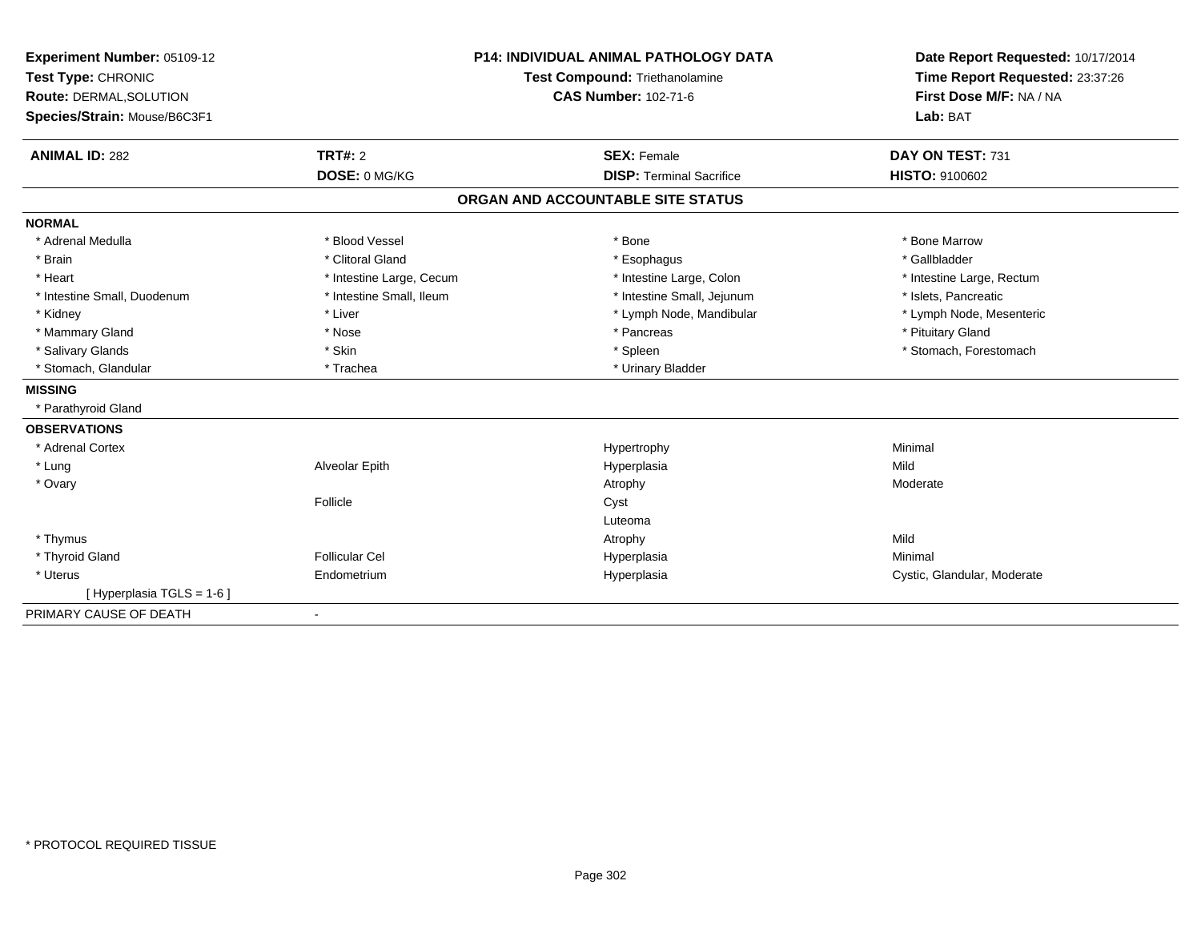**Experiment Number:** 05109-12
**Test Type:** CHRONIC
**Route:** DERMAL,SOLUTION
**Species/Strain:** Mouse/B6C3F1

**P14: INDIVIDUAL ANIMAL PATHOLOGY DATA**
**Test Compound:** Triethanolamine
**CAS Number:** 102-71-6

**Date Report Requested:** 10/17/2014
**Time Report Requested:** 23:37:26
**First Dose M/F:** NA / NA
**Lab:** BAT

| **ANIMAL ID:** 282 | **TRT#:** 2 | **SEX:** Female | **DAY ON TEST:** 731 |
|---|---|---|---|
| | **DOSE:** 0 MG/KG | **DISP:** Terminal Sacrifice | **HISTO:** 9100602 |

## ORGAN AND ACCOUNTABLE SITE STATUS

| | | | |
|---|---|---|---|
| **NORMAL** | | | |
| * Adrenal Medulla | * Blood Vessel | * Bone | * Bone Marrow |
| * Brain | * Clitoral Gland | * Esophagus | * Gallbladder |
| * Heart | * Intestine Large, Cecum | * Intestine Large, Colon | * Intestine Large, Rectum |
| * Intestine Small, Duodenum | * Intestine Small, Ileum | * Intestine Small, Jejunum | * Islets, Pancreatic |
| * Kidney | * Liver | * Lymph Node, Mandibular | * Lymph Node, Mesenteric |
| * Mammary Gland | * Nose | * Pancreas | * Pituitary Gland |
| * Salivary Glands | * Skin | * Spleen | * Stomach, Forestomach |
| * Stomach, Glandular | * Trachea | * Urinary Bladder | |
| **MISSING** | | | |
| * Parathyroid Gland | | | |
| **OBSERVATIONS** | | | |
| * Adrenal Cortex | | Hypertrophy | Minimal |
| * Lung | Alveolar Epith | Hyperplasia | Mild |
| * Ovary | | Atrophy | Moderate |
| | Follicle | Cyst | |
| | | Luteoma | |
| * Thymus | | Atrophy | Mild |
| * Thyroid Gland | Follicular Cel | Hyperplasia | Minimal |
| * Uterus | Endometrium | Hyperplasia | Cystic, Glandular, Moderate |
| [ Hyperplasia TGLS = 1-6 ] | | | |
| PRIMARY CAUSE OF DEATH | - | | |

* PROTOCOL REQUIRED TISSUE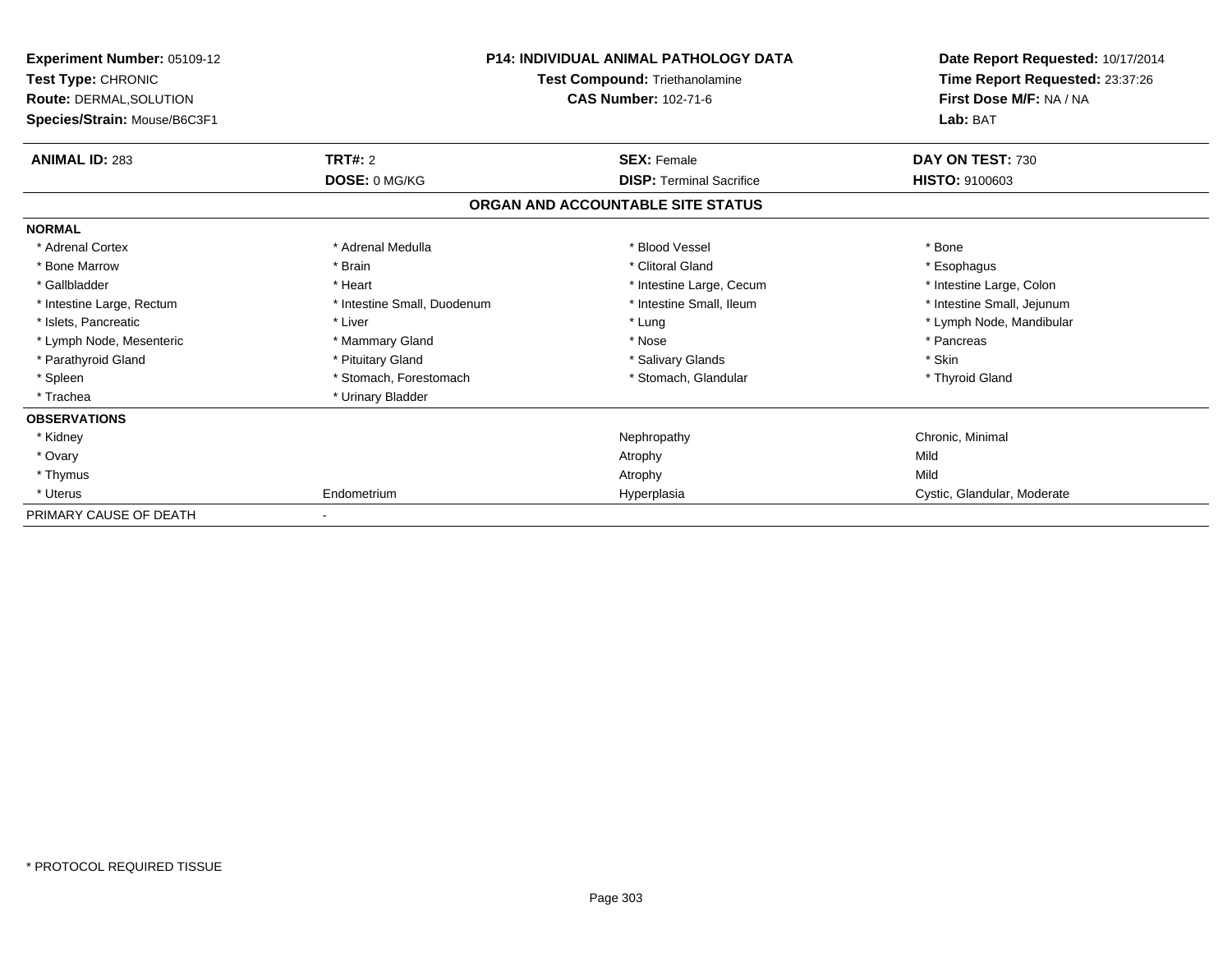**Experiment Number:** 05109-12
**Test Type:** CHRONIC
**Route:** DERMAL,SOLUTION
**Species/Strain:** Mouse/B6C3F1

**P14: INDIVIDUAL ANIMAL PATHOLOGY DATA**
**Test Compound:** Triethanolamine
**CAS Number:** 102-71-6

**Date Report Requested:** 10/17/2014
**Time Report Requested:** 23:37:26
**First Dose M/F:** NA / NA
**Lab:** BAT

| **ANIMAL ID:** 283 | **TRT#:** 2 | **SEX:** Female | **DAY ON TEST:** 730 |
|---|---|---|---|
| | **DOSE:** 0 MG/KG | **DISP:** Terminal Sacrifice | **HISTO:** 9100603 |

## ORGAN AND ACCOUNTABLE SITE STATUS

**NORMAL**

| | | | |
|---|---|---|---|
| * Adrenal Cortex | * Adrenal Medulla | * Blood Vessel | * Bone |
| * Bone Marrow | * Brain | * Clitoral Gland | * Esophagus |
| * Gallbladder | * Heart | * Intestine Large, Cecum | * Intestine Large, Colon |
| * Intestine Large, Rectum | * Intestine Small, Duodenum | * Intestine Small, Ileum | * Intestine Small, Jejunum |
| * Islets, Pancreatic | * Liver | * Lung | * Lymph Node, Mandibular |
| * Lymph Node, Mesenteric | * Mammary Gland | * Nose | * Pancreas |
| * Parathyroid Gland | * Pituitary Gland | * Salivary Glands | * Skin |
| * Spleen | * Stomach, Forestomach | * Stomach, Glandular | * Thyroid Gland |
| * Trachea | * Urinary Bladder | | |

**OBSERVATIONS**

| | | | |
|---|---|---|---|
| * Kidney | | Nephropathy | Chronic, Minimal |
| * Ovary | | Atrophy | Mild |
| * Thymus | | Atrophy | Mild |
| * Uterus | Endometrium | Hyperplasia | Cystic, Glandular, Moderate |

PRIMARY CAUSE OF DEATH -

* PROTOCOL REQUIRED TISSUE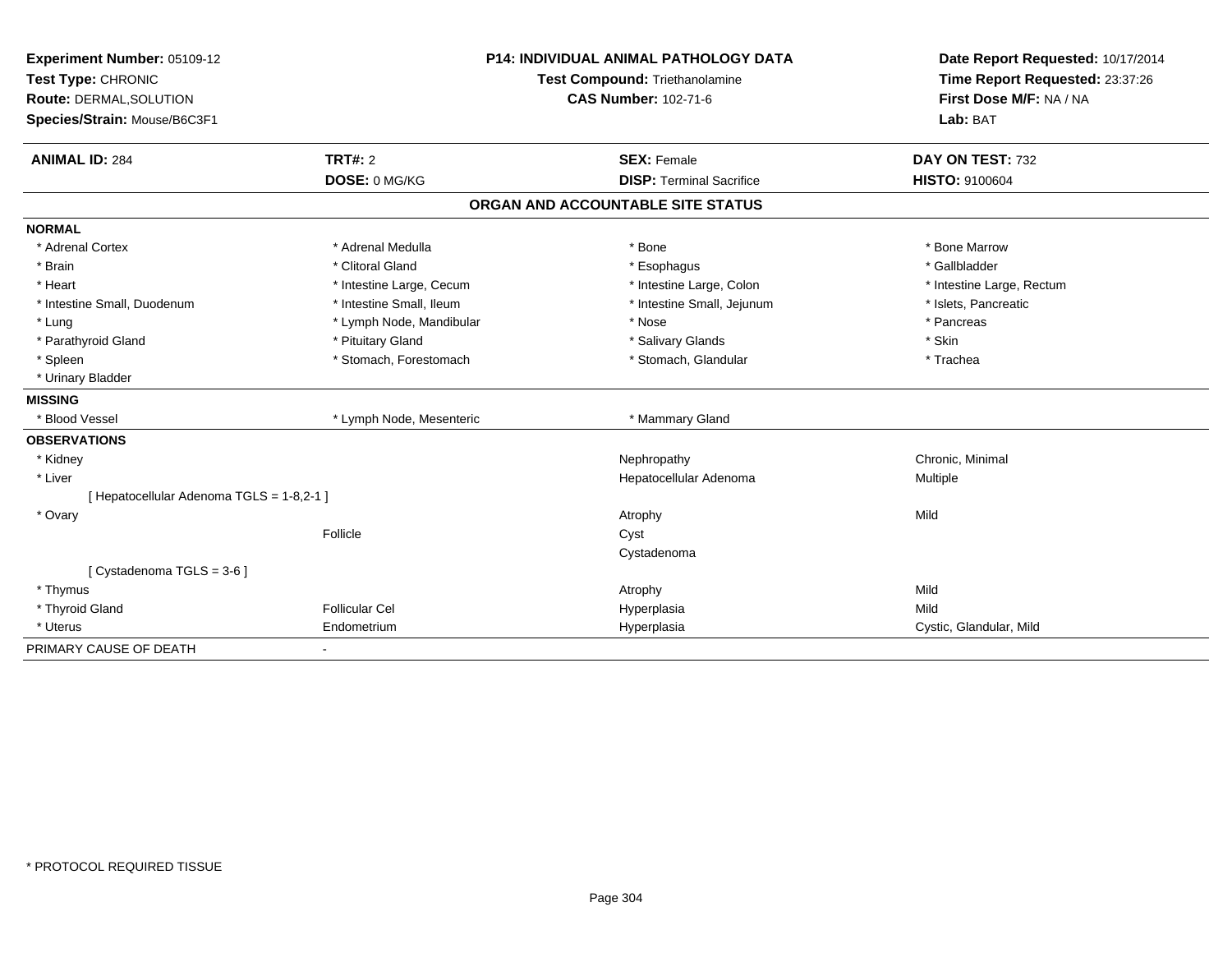**Experiment Number:** 05109-12
**Test Type:** CHRONIC
**Route:** DERMAL,SOLUTION
**Species/Strain:** Mouse/B6C3F1

**P14: INDIVIDUAL ANIMAL PATHOLOGY DATA**
**Test Compound:** Triethanolamine
**CAS Number:** 102-71-6

**Date Report Requested:** 10/17/2014
**Time Report Requested:** 23:37:26
**First Dose M/F:** NA / NA
**Lab:** BAT

| **ANIMAL ID:** 284 | **TRT#:** 2 | **SEX:** Female | **DAY ON TEST:** 732 |
|---|---|---|---|
| | **DOSE:** 0 MG/KG | **DISP:** Terminal Sacrifice | **HISTO:** 9100604 |

## ORGAN AND ACCOUNTABLE SITE STATUS

| | | | |
|---|---|---|---|
| **NORMAL** | | | |
| * Adrenal Cortex | * Adrenal Medulla | * Bone | * Bone Marrow |
| * Brain | * Clitoral Gland | * Esophagus | * Gallbladder |
| * Heart | * Intestine Large, Cecum | * Intestine Large, Colon | * Intestine Large, Rectum |
| * Intestine Small, Duodenum | * Intestine Small, Ileum | * Intestine Small, Jejunum | * Islets, Pancreatic |
| * Lung | * Lymph Node, Mandibular | * Nose | * Pancreas |
| * Parathyroid Gland | * Pituitary Gland | * Salivary Glands | * Skin |
| * Spleen | * Stomach, Forestomach | * Stomach, Glandular | * Trachea |
| * Urinary Bladder | | | |
| **MISSING** | | | |
| * Blood Vessel | * Lymph Node, Mesenteric | * Mammary Gland | |
| **OBSERVATIONS** | | | |
| * Kidney | | Nephropathy | Chronic, Minimal |
| * Liver | | Hepatocellular Adenoma | Multiple |
| [ Hepatocellular Adenoma TGLS = 1-8,2-1 ] | | | |
| * Ovary | | Atrophy | Mild |
| | Follicle | Cyst | |
| | | Cystadenoma | |
| [ Cystadenoma TGLS = 3-6 ] | | | |
| * Thymus | | Atrophy | Mild |
| * Thyroid Gland | Follicular Cel | Hyperplasia | Mild |
| * Uterus | Endometrium | Hyperplasia | Cystic, Glandular, Mild |
| PRIMARY CAUSE OF DEATH | - | | |

* PROTOCOL REQUIRED TISSUE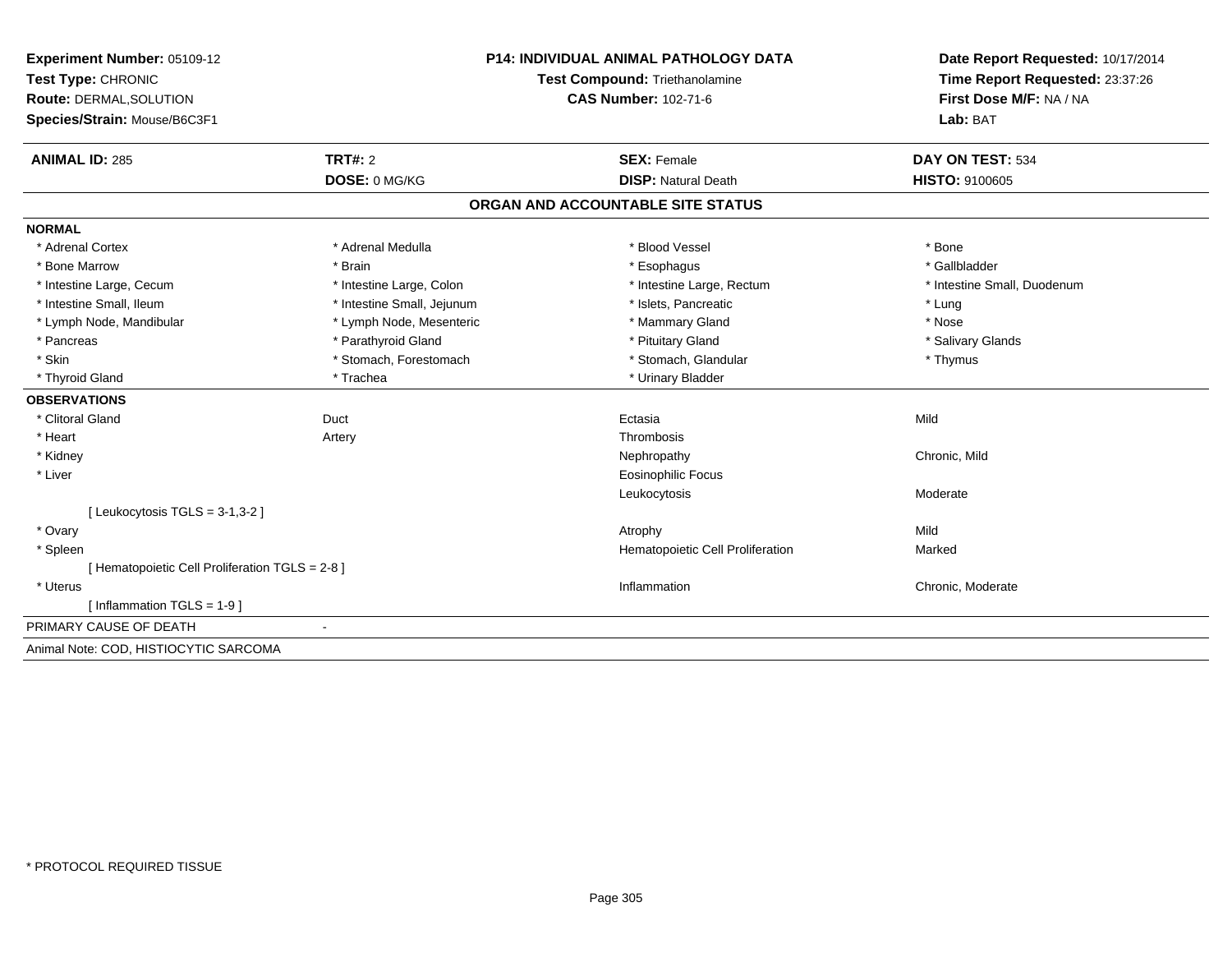**Experiment Number:** 05109-12
**Test Type:** CHRONIC
**Route:** DERMAL,SOLUTION
**Species/Strain:** Mouse/B6C3F1

**P14: INDIVIDUAL ANIMAL PATHOLOGY DATA**
**Test Compound:** Triethanolamine
**CAS Number:** 102-71-6

**Date Report Requested:** 10/17/2014
**Time Report Requested:** 23:37:26
**First Dose M/F:** NA / NA
**Lab:** BAT

| **ANIMAL ID:** 285 | **TRT#:** 2 | **SEX:** Female | **DAY ON TEST:** 534 |
|---|---|---|---|
| | **DOSE:** 0 MG/KG | **DISP:** Natural Death | **HISTO:** 9100605 |

## ORGAN AND ACCOUNTABLE SITE STATUS

**NORMAL**

| | | | |
|---|---|---|---|
| * Adrenal Cortex | * Adrenal Medulla | * Blood Vessel | * Bone |
| * Bone Marrow | * Brain | * Esophagus | * Gallbladder |
| * Intestine Large, Cecum | * Intestine Large, Colon | * Intestine Large, Rectum | * Intestine Small, Duodenum |
| * Intestine Small, Ileum | * Intestine Small, Jejunum | * Islets, Pancreatic | * Lung |
| * Lymph Node, Mandibular | * Lymph Node, Mesenteric | * Mammary Gland | * Nose |
| * Pancreas | * Parathyroid Gland | * Pituitary Gland | * Salivary Glands |
| * Skin | * Stomach, Forestomach | * Stomach, Glandular | * Thymus |
| * Thyroid Gland | * Trachea | * Urinary Bladder | |

**OBSERVATIONS**

| | | | |
|---|---|---|---|
| * Clitoral Gland | Duct | Ectasia | Mild |
| * Heart | Artery | Thrombosis | |
| * Kidney | | Nephropathy | Chronic, Mild |
| * Liver | | Eosinophilic Focus | |
| | | Leukocytosis | Moderate |
| [ Leukocytosis TGLS = 3-1,3-2 ] | | | |
| * Ovary | | Atrophy | Mild |
| * Spleen | | Hematopoietic Cell Proliferation | Marked |
| [ Hematopoietic Cell Proliferation TGLS = 2-8 ] | | | |
| * Uterus | | Inflammation | Chronic, Moderate |
| [ Inflammation TGLS = 1-9 ] | | | |

PRIMARY CAUSE OF DEATH -

Animal Note: COD, HISTIOCYTIC SARCOMA

* PROTOCOL REQUIRED TISSUE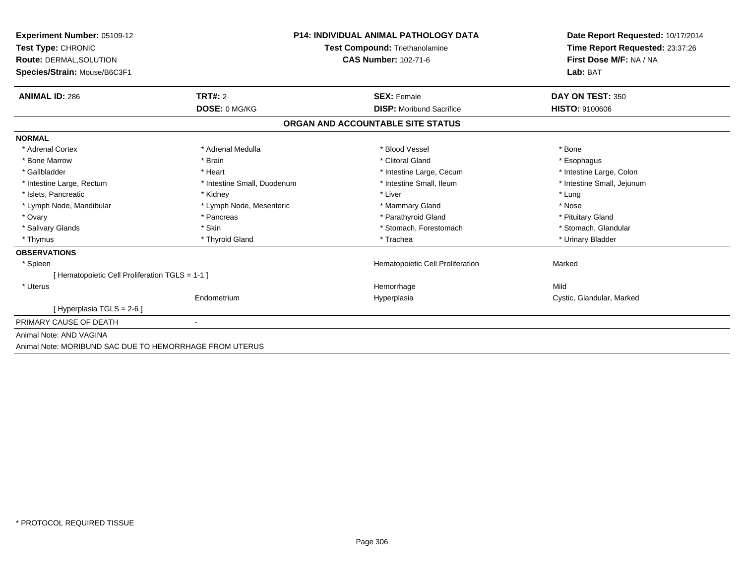**Experiment Number:** 05109-12
**Test Type:** CHRONIC
**Route:** DERMAL,SOLUTION
**Species/Strain:** Mouse/B6C3F1

**P14: INDIVIDUAL ANIMAL PATHOLOGY DATA**
**Test Compound:** Triethanolamine
**CAS Number:** 102-71-6

**Date Report Requested:** 10/17/2014
**Time Report Requested:** 23:37:26
**First Dose M/F:** NA / NA
**Lab:** BAT

| | | | |
|---|---|---|---|
| **ANIMAL ID:** 286 | **TRT#:** 2 | **SEX:** Female | **DAY ON TEST:** 350 |
| | **DOSE:** 0 MG/KG | **DISP:** Moribund Sacrifice | **HISTO:** 9100606 |

## ORGAN AND ACCOUNTABLE SITE STATUS

**NORMAL**

| | | | |
|---|---|---|---|
| * Adrenal Cortex | * Adrenal Medulla | * Blood Vessel | * Bone |
| * Bone Marrow | * Brain | * Clitoral Gland | * Esophagus |
| * Gallbladder | * Heart | * Intestine Large, Cecum | * Intestine Large, Colon |
| * Intestine Large, Rectum | * Intestine Small, Duodenum | * Intestine Small, Ileum | * Intestine Small, Jejunum |
| * Islets, Pancreatic | * Kidney | * Liver | * Lung |
| * Lymph Node, Mandibular | * Lymph Node, Mesenteric | * Mammary Gland | * Nose |
| * Ovary | * Pancreas | * Parathyroid Gland | * Pituitary Gland |
| * Salivary Glands | * Skin | * Stomach, Forestomach | * Stomach, Glandular |
| * Thymus | * Thyroid Gland | * Trachea | * Urinary Bladder |

**OBSERVATIONS**

| | | | |
|---|---|---|---|
| * Spleen | | Hematopoietic Cell Proliferation | Marked |
| [ Hematopoietic Cell Proliferation TGLS = 1-1 ] | | | |
| * Uterus | | Hemorrhage | Mild |
| | Endometrium | Hyperplasia | Cystic, Glandular, Marked |
| [ Hyperplasia TGLS = 2-6 ] | | | |

PRIMARY CAUSE OF DEATH -

Animal Note: AND VAGINA

Animal Note: MORIBUND SAC DUE TO HEMORRHAGE FROM UTERUS

* PROTOCOL REQUIRED TISSUE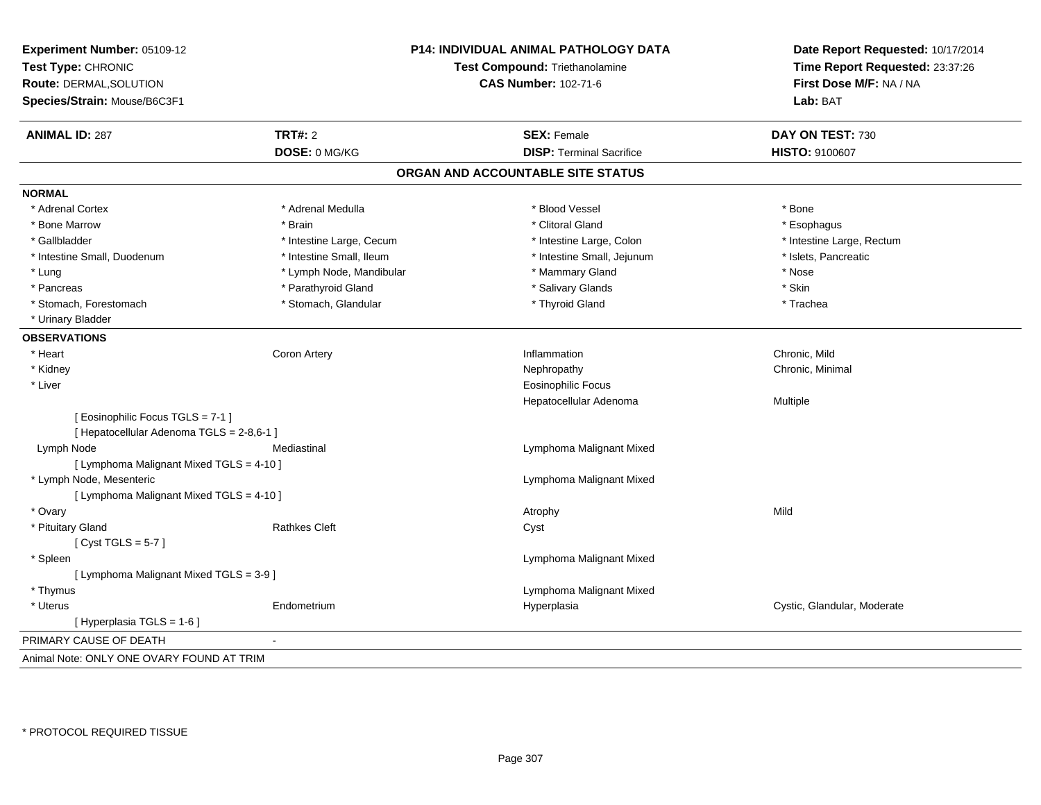**Experiment Number:** 05109-12
**Test Type:** CHRONIC
**Route:** DERMAL,SOLUTION
**Species/Strain:** Mouse/B6C3F1

**P14: INDIVIDUAL ANIMAL PATHOLOGY DATA**
**Test Compound:** Triethanolamine
**CAS Number:** 102-71-6

**Date Report Requested:** 10/17/2014
**Time Report Requested:** 23:37:26
**First Dose M/F:** NA / NA
**Lab:** BAT

| **ANIMAL ID:** 287 | **TRT#:** 2 | **SEX:** Female | **DAY ON TEST:** 730 |
|---|---|---|---|
| | **DOSE:** 0 MG/KG | **DISP:** Terminal Sacrifice | **HISTO:** 9100607 |

## ORGAN AND ACCOUNTABLE SITE STATUS

**NORMAL**

| | | | |
|---|---|---|---|
| * Adrenal Cortex | * Adrenal Medulla | * Blood Vessel | * Bone |
| * Bone Marrow | * Brain | * Clitoral Gland | * Esophagus |
| * Gallbladder | * Intestine Large, Cecum | * Intestine Large, Colon | * Intestine Large, Rectum |
| * Intestine Small, Duodenum | * Intestine Small, Ileum | * Intestine Small, Jejunum | * Islets, Pancreatic |
| * Lung | * Lymph Node, Mandibular | * Mammary Gland | * Nose |
| * Pancreas | * Parathyroid Gland | * Salivary Glands | * Skin |
| * Stomach, Forestomach | * Stomach, Glandular | * Thyroid Gland | * Trachea |
| * Urinary Bladder | | | |

**OBSERVATIONS**

| | | | |
|---|---|---|---|
| * Heart | Coron Artery | Inflammation | Chronic, Mild |
| * Kidney | | Nephropathy | Chronic, Minimal |
| * Liver | | Eosinophilic Focus | |
| | | Hepatocellular Adenoma | Multiple |
| [ Eosinophilic Focus TGLS = 7-1 ] | | | |
| [ Hepatocellular Adenoma TGLS = 2-8,6-1 ] | | | |
| Lymph Node | Mediastinal | Lymphoma Malignant Mixed | |
| [ Lymphoma Malignant Mixed TGLS = 4-10 ] | | | |
| * Lymph Node, Mesenteric | | Lymphoma Malignant Mixed | |
| [ Lymphoma Malignant Mixed TGLS = 4-10 ] | | | |
| * Ovary | | Atrophy | Mild |
| * Pituitary Gland | Rathkes Cleft | Cyst | |
| [ Cyst TGLS = 5-7 ] | | | |
| * Spleen | | Lymphoma Malignant Mixed | |
| [ Lymphoma Malignant Mixed TGLS = 3-9 ] | | | |
| * Thymus | | Lymphoma Malignant Mixed | |
| * Uterus | Endometrium | Hyperplasia | Cystic, Glandular, Moderate |
| [ Hyperplasia TGLS = 1-6 ] | | | |

PRIMARY CAUSE OF DEATH -

Animal Note: ONLY ONE OVARY FOUND AT TRIM

* PROTOCOL REQUIRED TISSUE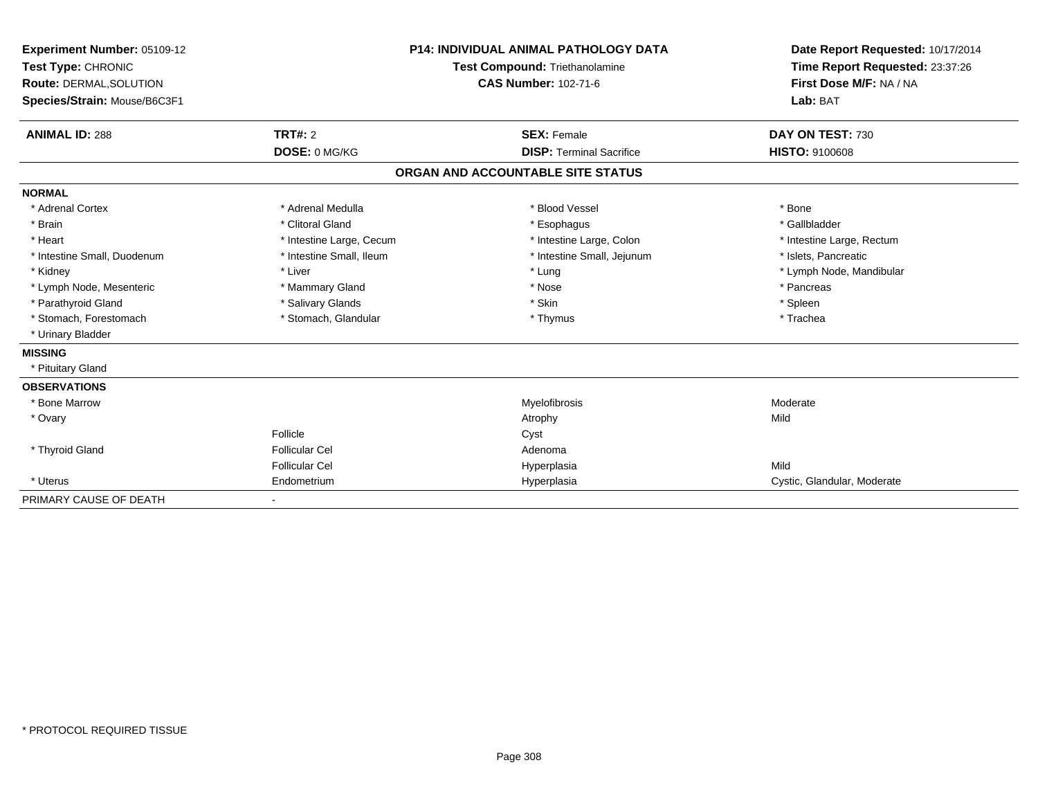**Experiment Number:** 05109-12
**Test Type:** CHRONIC
**Route:** DERMAL,SOLUTION
**Species/Strain:** Mouse/B6C3F1

**P14: INDIVIDUAL ANIMAL PATHOLOGY DATA**
**Test Compound:** Triethanolamine
**CAS Number:** 102-71-6

**Date Report Requested:** 10/17/2014
**Time Report Requested:** 23:37:26
**First Dose M/F:** NA / NA
**Lab:** BAT

| **ANIMAL ID:** 288 | **TRT#:** 2 | **SEX:** Female | **DAY ON TEST:** 730 |
|---|---|---|---|
| | **DOSE:** 0 MG/KG | **DISP:** Terminal Sacrifice | **HISTO:** 9100608 |

**ORGAN AND ACCOUNTABLE SITE STATUS**

| | | | |
|---|---|---|---|
| **NORMAL** | | | |
| * Adrenal Cortex | * Adrenal Medulla | * Blood Vessel | * Bone |
| * Brain | * Clitoral Gland | * Esophagus | * Gallbladder |
| * Heart | * Intestine Large, Cecum | * Intestine Large, Colon | * Intestine Large, Rectum |
| * Intestine Small, Duodenum | * Intestine Small, Ileum | * Intestine Small, Jejunum | * Islets, Pancreatic |
| * Kidney | * Liver | * Lung | * Lymph Node, Mandibular |
| * Lymph Node, Mesenteric | * Mammary Gland | * Nose | * Pancreas |
| * Parathyroid Gland | * Salivary Glands | * Skin | * Spleen |
| * Stomach, Forestomach | * Stomach, Glandular | * Thymus | * Trachea |
| * Urinary Bladder | | | |
| **MISSING** | | | |
| * Pituitary Gland | | | |
| **OBSERVATIONS** | | | |
| * Bone Marrow | | Myelofibrosis | Moderate |
| * Ovary | | Atrophy | Mild |
| | Follicle | Cyst | |
| * Thyroid Gland | Follicular Cel | Adenoma | |
| | Follicular Cel | Hyperplasia | Mild |
| * Uterus | Endometrium | Hyperplasia | Cystic, Glandular, Moderate |
| PRIMARY CAUSE OF DEATH | - | | |

\* PROTOCOL REQUIRED TISSUE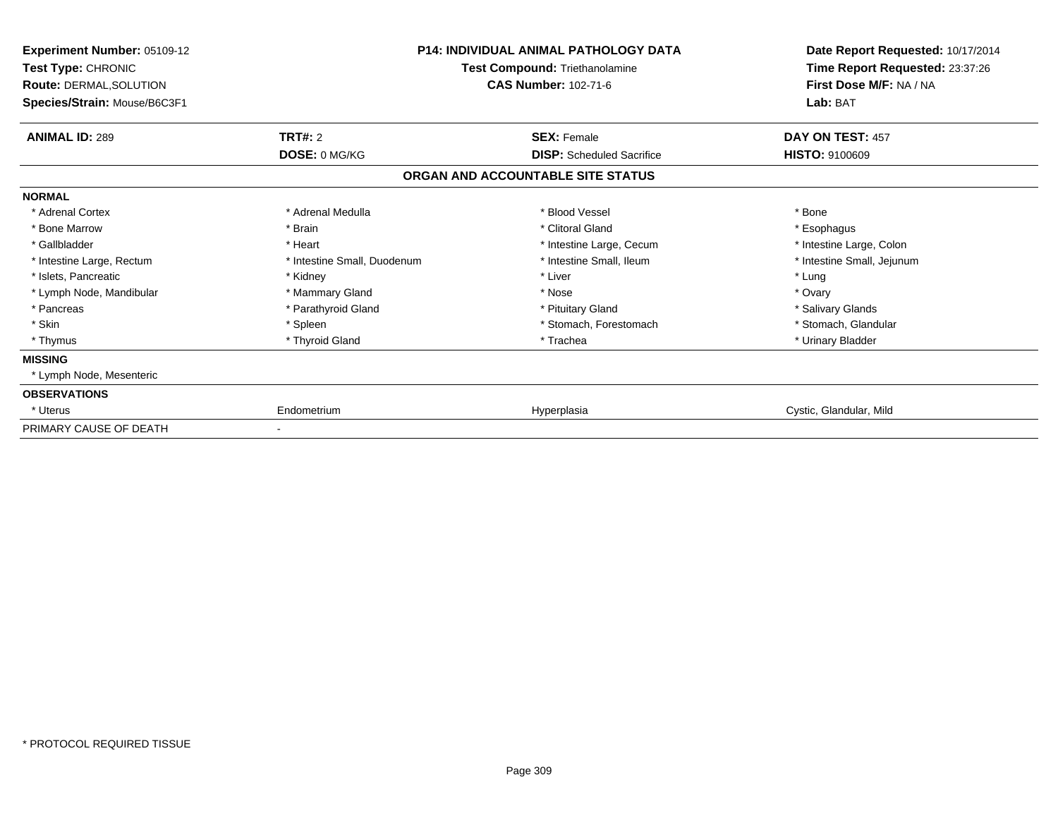**Experiment Number:** 05109-12
**Test Type:** CHRONIC
**Route:** DERMAL,SOLUTION
**Species/Strain:** Mouse/B6C3F1

**P14: INDIVIDUAL ANIMAL PATHOLOGY DATA**
**Test Compound:** Triethanolamine
**CAS Number:** 102-71-6

**Date Report Requested:** 10/17/2014
**Time Report Requested:** 23:37:26
**First Dose M/F:** NA / NA
**Lab:** BAT

| **ANIMAL ID:** 289 | **TRT#:** 2 | **SEX:** Female | **DAY ON TEST:** 457 |
|---|---|---|---|
| | **DOSE:** 0 MG/KG | **DISP:** Scheduled Sacrifice | **HISTO:** 9100609 |

## ORGAN AND ACCOUNTABLE SITE STATUS

| | | | |
|---|---|---|---|
| **NORMAL** | | | |
| * Adrenal Cortex | * Adrenal Medulla | * Blood Vessel | * Bone |
| * Bone Marrow | * Brain | * Clitoral Gland | * Esophagus |
| * Gallbladder | * Heart | * Intestine Large, Cecum | * Intestine Large, Colon |
| * Intestine Large, Rectum | * Intestine Small, Duodenum | * Intestine Small, Ileum | * Intestine Small, Jejunum |
| * Islets, Pancreatic | * Kidney | * Liver | * Lung |
| * Lymph Node, Mandibular | * Mammary Gland | * Nose | * Ovary |
| * Pancreas | * Parathyroid Gland | * Pituitary Gland | * Salivary Glands |
| * Skin | * Spleen | * Stomach, Forestomach | * Stomach, Glandular |
| * Thymus | * Thyroid Gland | * Trachea | * Urinary Bladder |
| **MISSING** | | | |
| * Lymph Node, Mesenteric | | | |
| **OBSERVATIONS** | | | |
| * Uterus | Endometrium | Hyperplasia | Cystic, Glandular, Mild |
| PRIMARY CAUSE OF DEATH | - | | |

* PROTOCOL REQUIRED TISSUE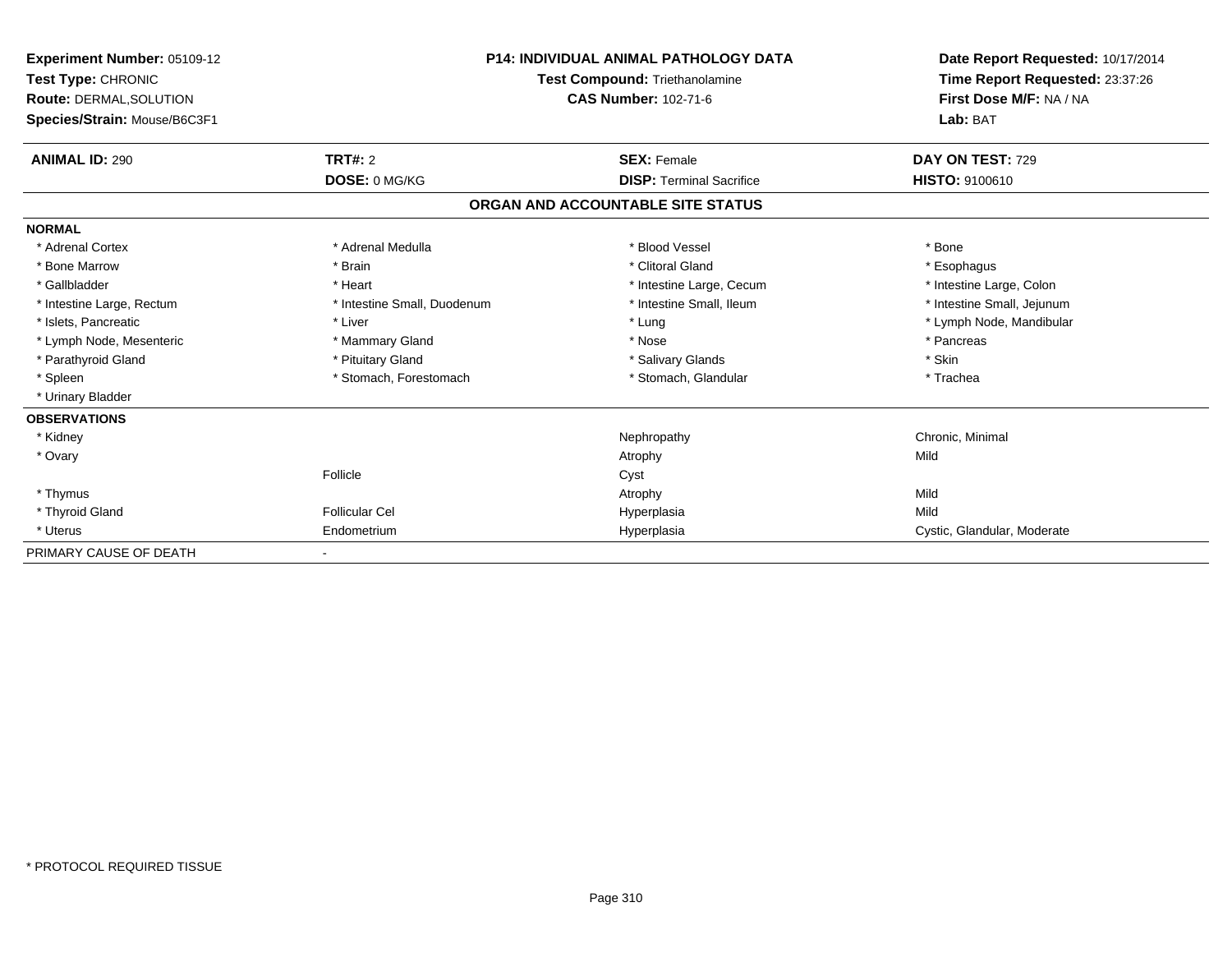**Experiment Number:** 05109-12
**Test Type:** CHRONIC
**Route:** DERMAL,SOLUTION
**Species/Strain:** Mouse/B6C3F1

**P14: INDIVIDUAL ANIMAL PATHOLOGY DATA**
**Test Compound:** Triethanolamine
**CAS Number:** 102-71-6

**Date Report Requested:** 10/17/2014
**Time Report Requested:** 23:37:26
**First Dose M/F:** NA / NA
**Lab:** BAT

| | | | |
|---|---|---|---|
| **ANIMAL ID:** 290 | **TRT#:** 2 | **SEX:** Female | **DAY ON TEST:** 729 |
| | **DOSE:** 0 MG/KG | **DISP:** Terminal Sacrifice | **HISTO:** 9100610 |

## ORGAN AND ACCOUNTABLE SITE STATUS

**NORMAL**

| | | | |
|---|---|---|---|
| * Adrenal Cortex | * Adrenal Medulla | * Blood Vessel | * Bone |
| * Bone Marrow | * Brain | * Clitoral Gland | * Esophagus |
| * Gallbladder | * Heart | * Intestine Large, Cecum | * Intestine Large, Colon |
| * Intestine Large, Rectum | * Intestine Small, Duodenum | * Intestine Small, Ileum | * Intestine Small, Jejunum |
| * Islets, Pancreatic | * Liver | * Lung | * Lymph Node, Mandibular |
| * Lymph Node, Mesenteric | * Mammary Gland | * Nose | * Pancreas |
| * Parathyroid Gland | * Pituitary Gland | * Salivary Glands | * Skin |
| * Spleen | * Stomach, Forestomach | * Stomach, Glandular | * Trachea |
| * Urinary Bladder | | | |

**OBSERVATIONS**

| | | | |
|---|---|---|---|
| * Kidney | | Nephropathy | Chronic, Minimal |
| * Ovary | | Atrophy | Mild |
| | Follicle | Cyst | |
| * Thymus | | Atrophy | Mild |
| * Thyroid Gland | Follicular Cel | Hyperplasia | Mild |
| * Uterus | Endometrium | Hyperplasia | Cystic, Glandular, Moderate |

PRIMARY CAUSE OF DEATH -

* PROTOCOL REQUIRED TISSUE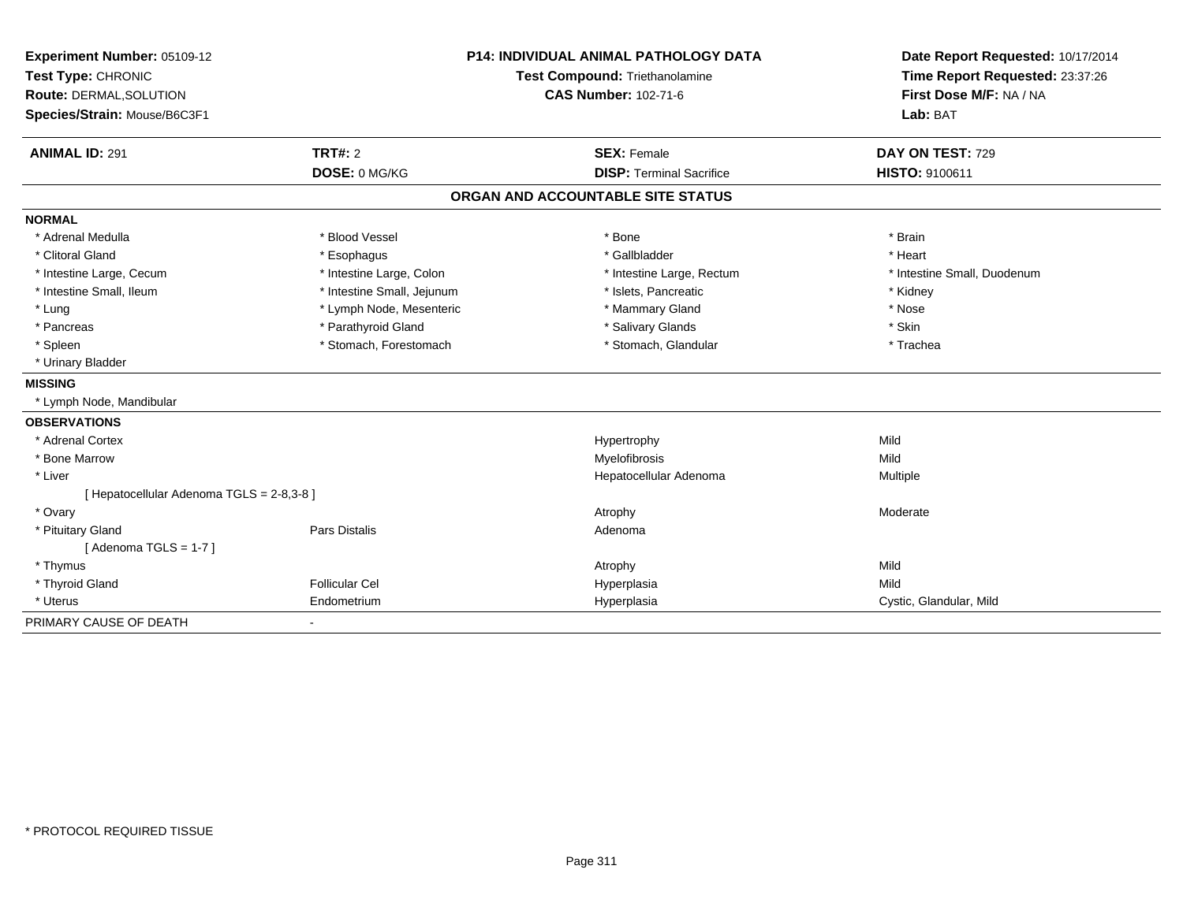**Experiment Number:** 05109-12
**Test Type:** CHRONIC
**Route:** DERMAL,SOLUTION
**Species/Strain:** Mouse/B6C3F1

**P14: INDIVIDUAL ANIMAL PATHOLOGY DATA**
**Test Compound:** Triethanolamine
**CAS Number:** 102-71-6

**Date Report Requested:** 10/17/2014
**Time Report Requested:** 23:37:26
**First Dose M/F:** NA / NA
**Lab:** BAT

| **ANIMAL ID:** 291 | **TRT#:** 2 | **SEX:** Female | **DAY ON TEST:** 729 |
|---|---|---|---|
| | **DOSE:** 0 MG/KG | **DISP:** Terminal Sacrifice | **HISTO:** 9100611 |

## ORGAN AND ACCOUNTABLE SITE STATUS

**NORMAL**

| | | | |
|---|---|---|---|
| * Adrenal Medulla | * Blood Vessel | * Bone | * Brain |
| * Clitoral Gland | * Esophagus | * Gallbladder | * Heart |
| * Intestine Large, Cecum | * Intestine Large, Colon | * Intestine Large, Rectum | * Intestine Small, Duodenum |
| * Intestine Small, Ileum | * Intestine Small, Jejunum | * Islets, Pancreatic | * Kidney |
| * Lung | * Lymph Node, Mesenteric | * Mammary Gland | * Nose |
| * Pancreas | * Parathyroid Gland | * Salivary Glands | * Skin |
| * Spleen | * Stomach, Forestomach | * Stomach, Glandular | * Trachea |
| * Urinary Bladder | | | |

**MISSING**

* Lymph Node, Mandibular

**OBSERVATIONS**

| | | | |
|---|---|---|---|
| * Adrenal Cortex | | Hypertrophy | Mild |
| * Bone Marrow | | Myelofibrosis | Mild |
| * Liver | | Hepatocellular Adenoma | Multiple |
| [ Hepatocellular Adenoma TGLS = 2-8,3-8 ] | | | |
| * Ovary | | Atrophy | Moderate |
| * Pituitary Gland | Pars Distalis | Adenoma | |
| [ Adenoma TGLS = 1-7 ] | | | |
| * Thymus | | Atrophy | Mild |
| * Thyroid Gland | Follicular Cel | Hyperplasia | Mild |
| * Uterus | Endometrium | Hyperplasia | Cystic, Glandular, Mild |

PRIMARY CAUSE OF DEATH -

* PROTOCOL REQUIRED TISSUE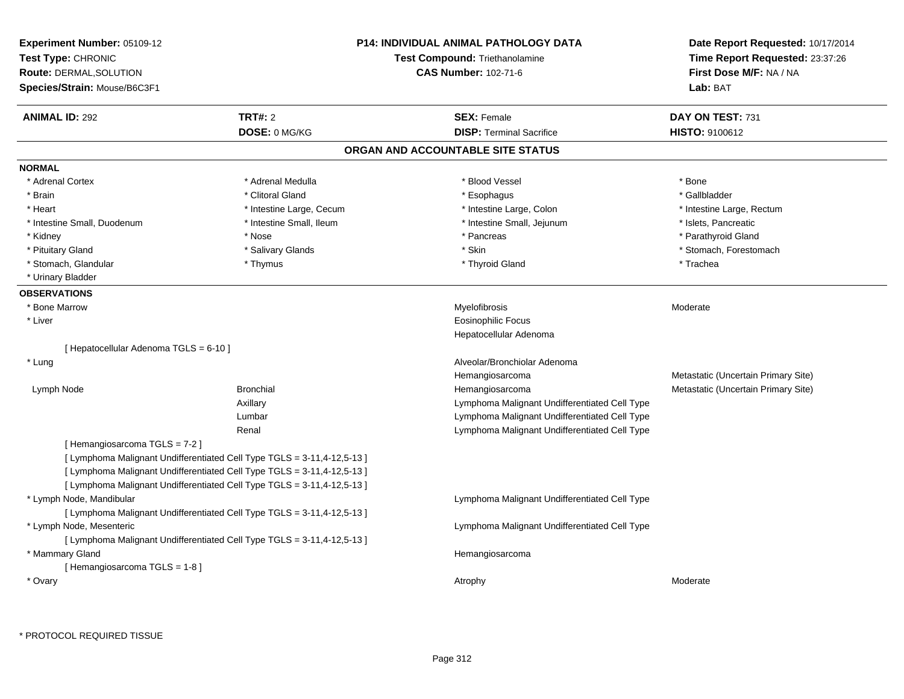**Experiment Number:** 05109-12
**Test Type:** CHRONIC
**Route:** DERMAL,SOLUTION
**Species/Strain:** Mouse/B6C3F1

**P14: INDIVIDUAL ANIMAL PATHOLOGY DATA**
**Test Compound:** Triethanolamine
**CAS Number:** 102-71-6

**Date Report Requested:** 10/17/2014
**Time Report Requested:** 23:37:26
**First Dose M/F:** NA / NA
**Lab:** BAT

| **ANIMAL ID:** 292 | **TRT#:** 2 | **SEX:** Female | **DAY ON TEST:** 731 |
|---|---|---|---|
| | **DOSE:** 0 MG/KG | **DISP:** Terminal Sacrifice | **HISTO:** 9100612 |

## ORGAN AND ACCOUNTABLE SITE STATUS

**NORMAL**

| | | | |
|---|---|---|---|
| * Adrenal Cortex | * Adrenal Medulla | * Blood Vessel | * Bone |
| * Brain | * Clitoral Gland | * Esophagus | * Gallbladder |
| * Heart | * Intestine Large, Cecum | * Intestine Large, Colon | * Intestine Large, Rectum |
| * Intestine Small, Duodenum | * Intestine Small, Ileum | * Intestine Small, Jejunum | * Islets, Pancreatic |
| * Kidney | * Nose | * Pancreas | * Parathyroid Gland |
| * Pituitary Gland | * Salivary Glands | * Skin | * Stomach, Forestomach |
| * Stomach, Glandular | * Thymus | * Thyroid Gland | * Trachea |
| * Urinary Bladder | | | |

**OBSERVATIONS**

| | | | |
|---|---|---|---|
| * Bone Marrow | | Myelofibrosis | Moderate |
| * Liver | | Eosinophilic Focus | |
| | | Hepatocellular Adenoma | |
| [ Hepatocellular Adenoma TGLS = 6-10 ] | | | |
| * Lung | | Alveolar/Bronchiolar Adenoma | |
| | | Hemangiosarcoma | Metastatic (Uncertain Primary Site) |
| Lymph Node | Bronchial | Hemangiosarcoma | Metastatic (Uncertain Primary Site) |
| | Axillary | Lymphoma Malignant Undifferentiated Cell Type | |
| | Lumbar | Lymphoma Malignant Undifferentiated Cell Type | |
| | Renal | Lymphoma Malignant Undifferentiated Cell Type | |
| [ Hemangiosarcoma TGLS = 7-2 ] | | | |
| [ Lymphoma Malignant Undifferentiated Cell Type TGLS = 3-11,4-12,5-13 ] | | | |
| [ Lymphoma Malignant Undifferentiated Cell Type TGLS = 3-11,4-12,5-13 ] | | | |
| [ Lymphoma Malignant Undifferentiated Cell Type TGLS = 3-11,4-12,5-13 ] | | | |
| * Lymph Node, Mandibular | | Lymphoma Malignant Undifferentiated Cell Type | |
| [ Lymphoma Malignant Undifferentiated Cell Type TGLS = 3-11,4-12,5-13 ] | | | |
| * Lymph Node, Mesenteric | | Lymphoma Malignant Undifferentiated Cell Type | |
| [ Lymphoma Malignant Undifferentiated Cell Type TGLS = 3-11,4-12,5-13 ] | | | |
| * Mammary Gland | | Hemangiosarcoma | |
| [ Hemangiosarcoma TGLS = 1-8 ] | | | |
| * Ovary | | Atrophy | Moderate |

* PROTOCOL REQUIRED TISSUE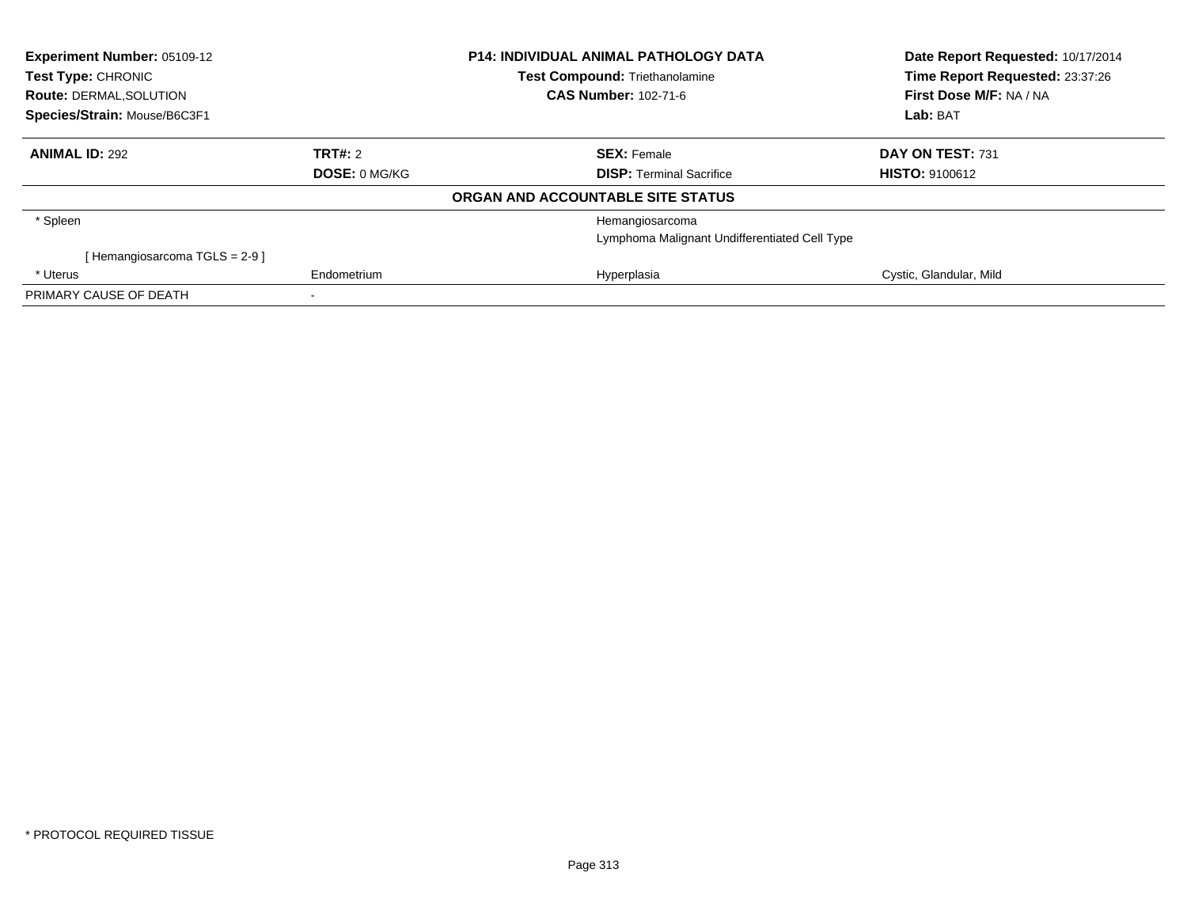**Experiment Number:** 05109-12
**Test Type:** CHRONIC
**Route:** DERMAL,SOLUTION
**Species/Strain:** Mouse/B6C3F1

**P14: INDIVIDUAL ANIMAL PATHOLOGY DATA**
**Test Compound:** Triethanolamine
**CAS Number:** 102-71-6

**Date Report Requested:** 10/17/2014
**Time Report Requested:** 23:37:26
**First Dose M/F:** NA / NA
**Lab:** BAT

| | | | |
|---|---|---|---|
| **ANIMAL ID:** 292 | **TRT#:** 2 | **SEX:** Female | **DAY ON TEST:** 731 |
| | **DOSE:** 0 MG/KG | **DISP:** Terminal Sacrifice | **HISTO:** 9100612 |

**ORGAN AND ACCOUNTABLE SITE STATUS**

| | | | |
|---|---|---|---|
| * Spleen | | Hemangiosarcoma | |
| | | Lymphoma Malignant Undifferentiated Cell Type | |
| [ Hemangiosarcoma TGLS = 2-9 ] | | | |
| * Uterus | Endometrium | Hyperplasia | Cystic, Glandular, Mild |
| PRIMARY CAUSE OF DEATH | - | | |

* PROTOCOL REQUIRED TISSUE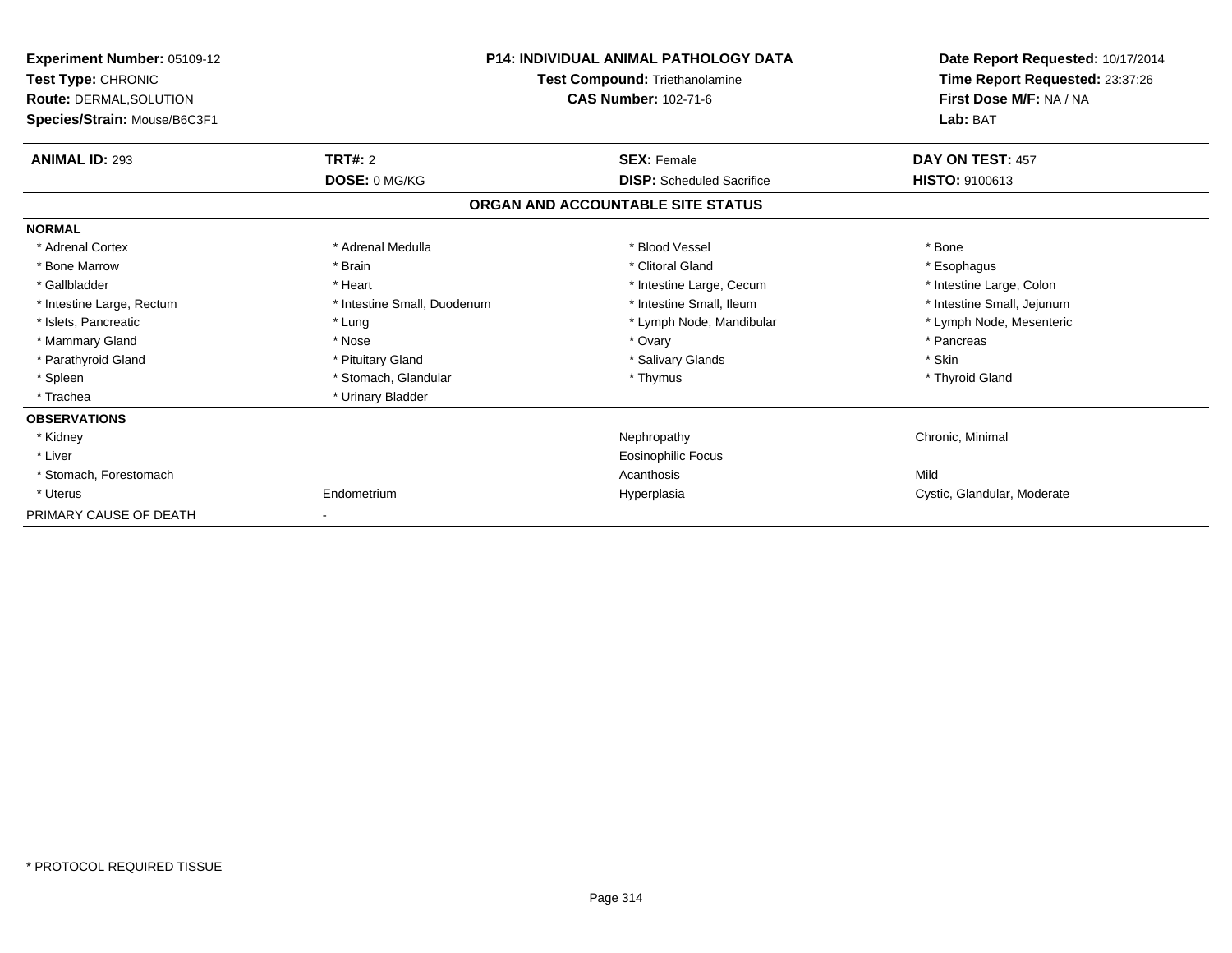**Experiment Number:** 05109-12
**Test Type:** CHRONIC
**Route:** DERMAL,SOLUTION
**Species/Strain:** Mouse/B6C3F1

**P14: INDIVIDUAL ANIMAL PATHOLOGY DATA**
**Test Compound:** Triethanolamine
**CAS Number:** 102-71-6

**Date Report Requested:** 10/17/2014
**Time Report Requested:** 23:37:26
**First Dose M/F:** NA / NA
**Lab:** BAT

| | | | |
|---|---|---|---|
| **ANIMAL ID:** 293 | **TRT#:** 2 | **SEX:** Female | **DAY ON TEST:** 457 |
| | **DOSE:** 0 MG/KG | **DISP:** Scheduled Sacrifice | **HISTO:** 9100613 |

## ORGAN AND ACCOUNTABLE SITE STATUS

| | | | |
|---|---|---|---|
| **NORMAL** | | | |
| * Adrenal Cortex | * Adrenal Medulla | * Blood Vessel | * Bone |
| * Bone Marrow | * Brain | * Clitoral Gland | * Esophagus |
| * Gallbladder | * Heart | * Intestine Large, Cecum | * Intestine Large, Colon |
| * Intestine Large, Rectum | * Intestine Small, Duodenum | * Intestine Small, Ileum | * Intestine Small, Jejunum |
| * Islets, Pancreatic | * Lung | * Lymph Node, Mandibular | * Lymph Node, Mesenteric |
| * Mammary Gland | * Nose | * Ovary | * Pancreas |
| * Parathyroid Gland | * Pituitary Gland | * Salivary Glands | * Skin |
| * Spleen | * Stomach, Glandular | * Thymus | * Thyroid Gland |
| * Trachea | * Urinary Bladder | | |
| **OBSERVATIONS** | | | |
| * Kidney | | Nephropathy | Chronic, Minimal |
| * Liver | | Eosinophilic Focus | |
| * Stomach, Forestomach | | Acanthosis | Mild |
| * Uterus | Endometrium | Hyperplasia | Cystic, Glandular, Moderate |
| PRIMARY CAUSE OF DEATH | - | | |

* PROTOCOL REQUIRED TISSUE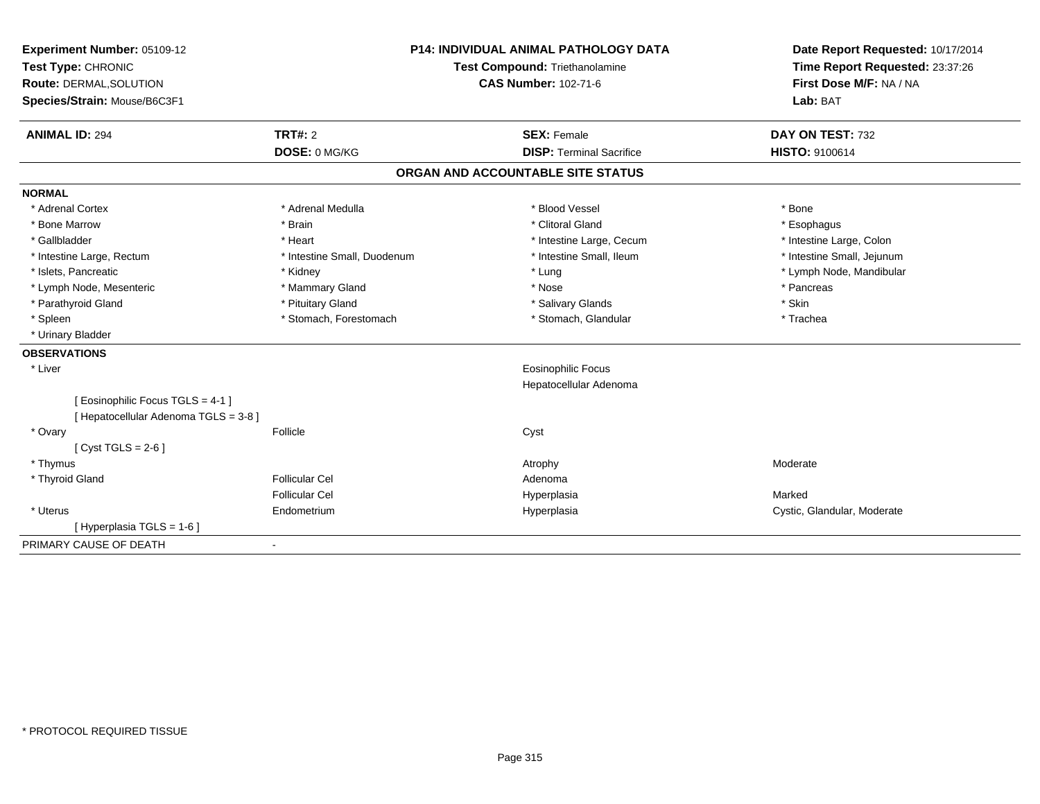**Experiment Number:** 05109-12
**Test Type:** CHRONIC
**Route:** DERMAL,SOLUTION
**Species/Strain:** Mouse/B6C3F1

**P14: INDIVIDUAL ANIMAL PATHOLOGY DATA**
**Test Compound:** Triethanolamine
**CAS Number:** 102-71-6

**Date Report Requested:** 10/17/2014
**Time Report Requested:** 23:37:26
**First Dose M/F:** NA / NA
**Lab:** BAT

| | | | |
|---|---|---|---|
| **ANIMAL ID:** 294 | **TRT#:** 2 | **SEX:** Female | **DAY ON TEST:** 732 |
| | **DOSE:** 0 MG/KG | **DISP:** Terminal Sacrifice | **HISTO:** 9100614 |

## ORGAN AND ACCOUNTABLE SITE STATUS

**NORMAL**

| | | | |
|---|---|---|---|
| * Adrenal Cortex | * Adrenal Medulla | * Blood Vessel | * Bone |
| * Bone Marrow | * Brain | * Clitoral Gland | * Esophagus |
| * Gallbladder | * Heart | * Intestine Large, Cecum | * Intestine Large, Colon |
| * Intestine Large, Rectum | * Intestine Small, Duodenum | * Intestine Small, Ileum | * Intestine Small, Jejunum |
| * Islets, Pancreatic | * Kidney | * Lung | * Lymph Node, Mandibular |
| * Lymph Node, Mesenteric | * Mammary Gland | * Nose | * Pancreas |
| * Parathyroid Gland | * Pituitary Gland | * Salivary Glands | * Skin |
| * Spleen | * Stomach, Forestomach | * Stomach, Glandular | * Trachea |
| * Urinary Bladder | | | |

**OBSERVATIONS**

| | | | |
|---|---|---|---|
| * Liver | | Eosinophilic Focus | |
| | | Hepatocellular Adenoma | |
| [ Eosinophilic Focus TGLS = 4-1 ] | | | |
| [ Hepatocellular Adenoma TGLS = 3-8 ] | | | |
| * Ovary | Follicle | Cyst | |
| [ Cyst TGLS = 2-6 ] | | | |
| * Thymus | | Atrophy | Moderate |
| * Thyroid Gland | Follicular Cel | Adenoma | |
| | Follicular Cel | Hyperplasia | Marked |
| * Uterus | Endometrium | Hyperplasia | Cystic, Glandular, Moderate |
| [ Hyperplasia TGLS = 1-6 ] | | | |

PRIMARY CAUSE OF DEATH -

* PROTOCOL REQUIRED TISSUE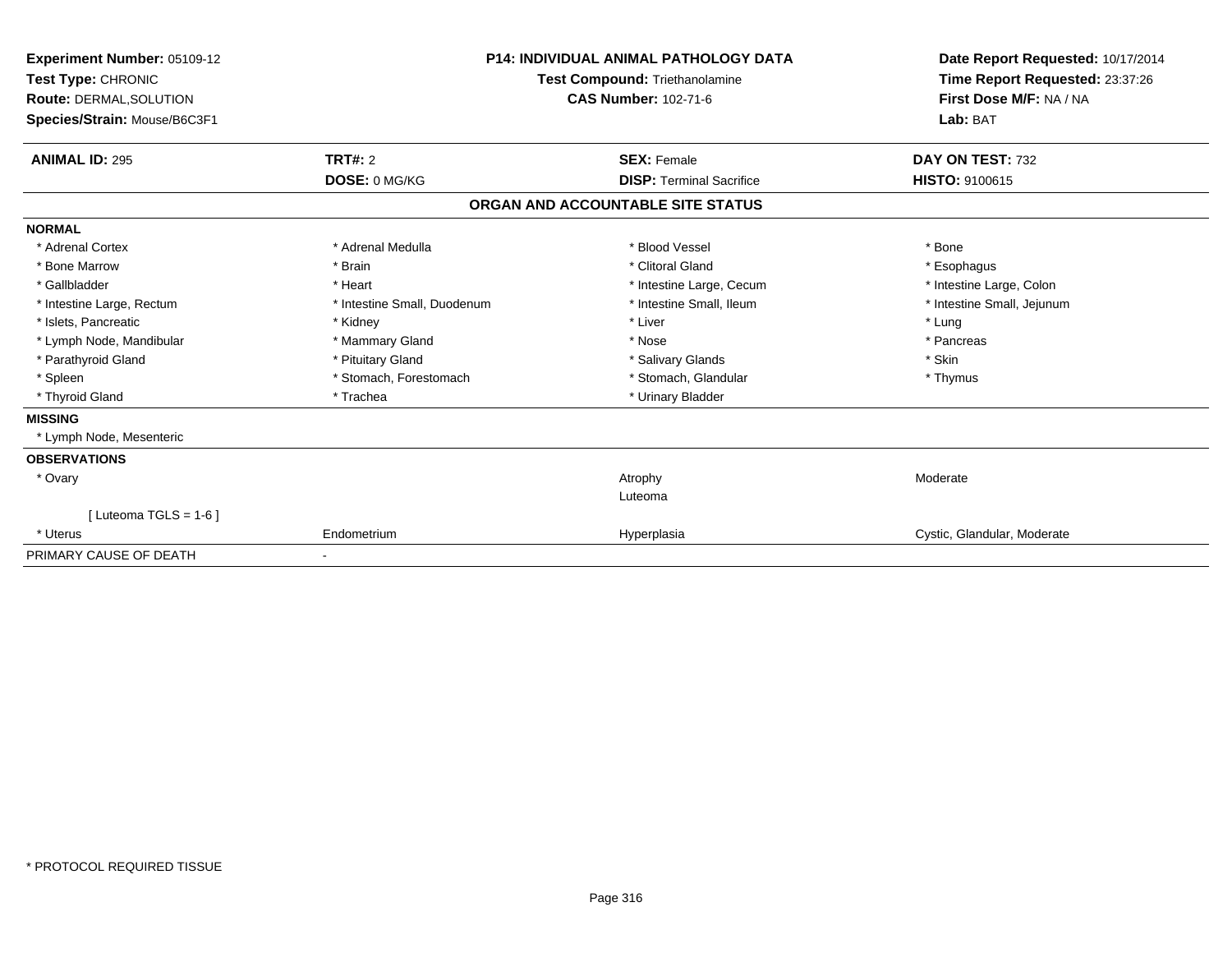**Experiment Number:** 05109-12
**Test Type:** CHRONIC
**Route:** DERMAL,SOLUTION
**Species/Strain:** Mouse/B6C3F1

**P14: INDIVIDUAL ANIMAL PATHOLOGY DATA**
**Test Compound:** Triethanolamine
**CAS Number:** 102-71-6

**Date Report Requested:** 10/17/2014
**Time Report Requested:** 23:37:26
**First Dose M/F:** NA / NA
**Lab:** BAT

| | | | |
|---|---|---|---|
| **ANIMAL ID:** 295 | **TRT#:** 2 | **SEX:** Female | **DAY ON TEST:** 732 |
| | **DOSE:** 0 MG/KG | **DISP:** Terminal Sacrifice | **HISTO:** 9100615 |

## ORGAN AND ACCOUNTABLE SITE STATUS

**NORMAL**

| | | | |
|---|---|---|---|
| * Adrenal Cortex | * Adrenal Medulla | * Blood Vessel | * Bone |
| * Bone Marrow | * Brain | * Clitoral Gland | * Esophagus |
| * Gallbladder | * Heart | * Intestine Large, Cecum | * Intestine Large, Colon |
| * Intestine Large, Rectum | * Intestine Small, Duodenum | * Intestine Small, Ileum | * Intestine Small, Jejunum |
| * Islets, Pancreatic | * Kidney | * Liver | * Lung |
| * Lymph Node, Mandibular | * Mammary Gland | * Nose | * Pancreas |
| * Parathyroid Gland | * Pituitary Gland | * Salivary Glands | * Skin |
| * Spleen | * Stomach, Forestomach | * Stomach, Glandular | * Thymus |
| * Thyroid Gland | * Trachea | * Urinary Bladder | |

**MISSING**

* Lymph Node, Mesenteric

**OBSERVATIONS**

| | | | |
|---|---|---|---|
| * Ovary | | Atrophy | Moderate |
| | | Luteoma | |
| [ Luteoma TGLS = 1-6 ] | | | |
| * Uterus | Endometrium | Hyperplasia | Cystic, Glandular, Moderate |

PRIMARY CAUSE OF DEATH -

* PROTOCOL REQUIRED TISSUE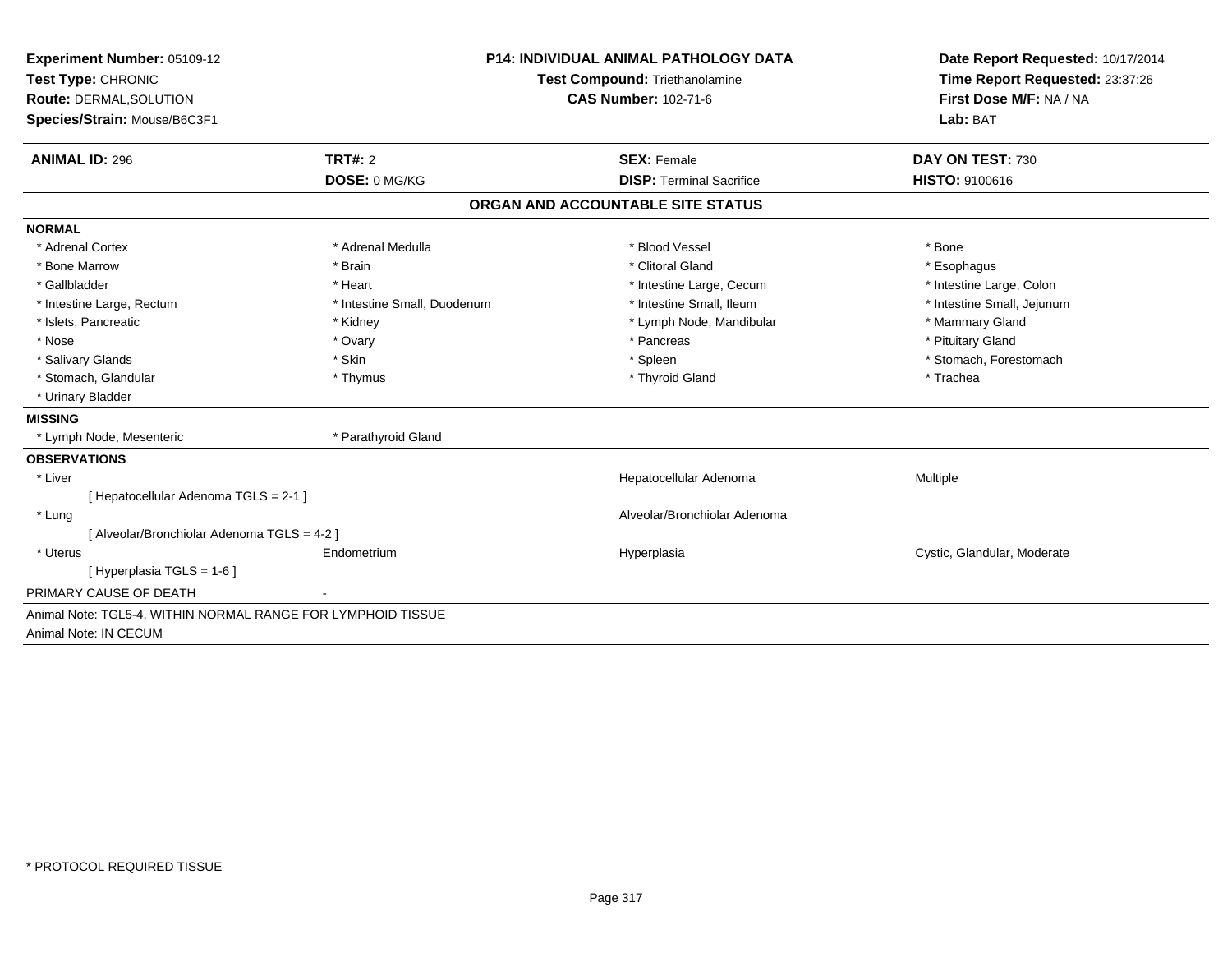**Experiment Number:** 05109-12
**Test Type:** CHRONIC
**Route:** DERMAL,SOLUTION
**Species/Strain:** Mouse/B6C3F1

**P14: INDIVIDUAL ANIMAL PATHOLOGY DATA**
**Test Compound:** Triethanolamine
**CAS Number:** 102-71-6

**Date Report Requested:** 10/17/2014
**Time Report Requested:** 23:37:26
**First Dose M/F:** NA / NA
**Lab:** BAT

| | | | |
|---|---|---|---|
| **ANIMAL ID:** 296 | **TRT#:** 2 | **SEX:** Female | **DAY ON TEST:** 730 |
| | **DOSE:** 0 MG/KG | **DISP:** Terminal Sacrifice | **HISTO:** 9100616 |

## ORGAN AND ACCOUNTABLE SITE STATUS

**NORMAL**

| | | | |
|---|---|---|---|
| * Adrenal Cortex | * Adrenal Medulla | * Blood Vessel | * Bone |
| * Bone Marrow | * Brain | * Clitoral Gland | * Esophagus |
| * Gallbladder | * Heart | * Intestine Large, Cecum | * Intestine Large, Colon |
| * Intestine Large, Rectum | * Intestine Small, Duodenum | * Intestine Small, Ileum | * Intestine Small, Jejunum |
| * Islets, Pancreatic | * Kidney | * Lymph Node, Mandibular | * Mammary Gland |
| * Nose | * Ovary | * Pancreas | * Pituitary Gland |
| * Salivary Glands | * Skin | * Spleen | * Stomach, Forestomach |
| * Stomach, Glandular | * Thymus | * Thyroid Gland | * Trachea |
| * Urinary Bladder | | | |

**MISSING**

| | |
|---|---|
| * Lymph Node, Mesenteric | * Parathyroid Gland |

**OBSERVATIONS**

| | | | |
|---|---|---|---|
| * Liver | | Hepatocellular Adenoma | Multiple |
| [ Hepatocellular Adenoma TGLS = 2-1 ] | | | |
| * Lung | | Alveolar/Bronchiolar Adenoma | |
| [ Alveolar/Bronchiolar Adenoma TGLS = 4-2 ] | | | |
| * Uterus | Endometrium | Hyperplasia | Cystic, Glandular, Moderate |
| [ Hyperplasia TGLS = 1-6 ] | | | |

PRIMARY CAUSE OF DEATH -

Animal Note: TGL5-4, WITHIN NORMAL RANGE FOR LYMPHOID TISSUE
Animal Note: IN CECUM

* PROTOCOL REQUIRED TISSUE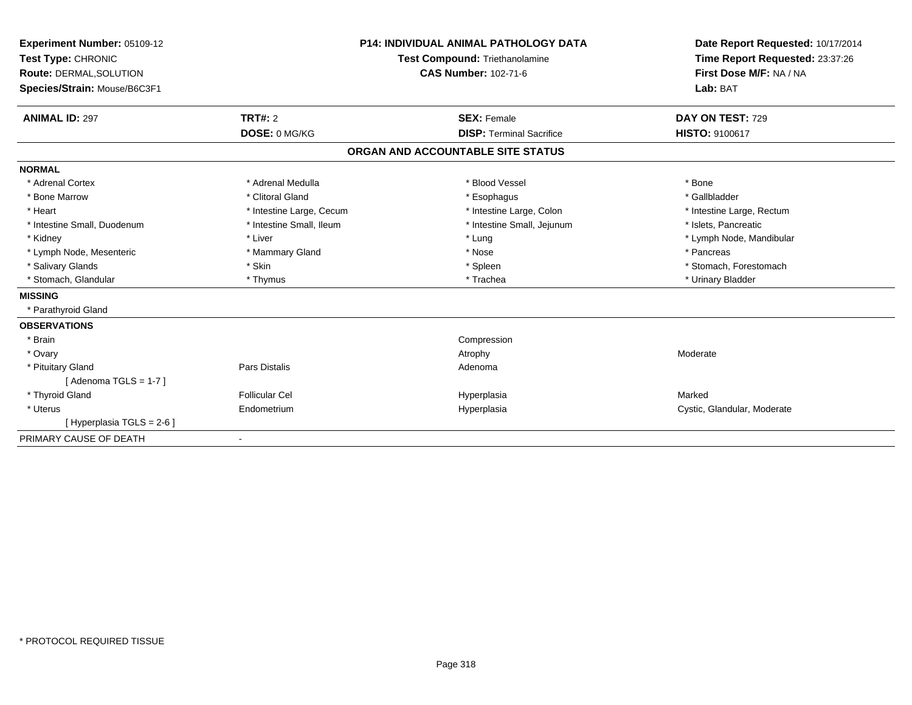**Experiment Number:** 05109-12
**Test Type:** CHRONIC
**Route:** DERMAL,SOLUTION
**Species/Strain:** Mouse/B6C3F1

**P14: INDIVIDUAL ANIMAL PATHOLOGY DATA**
**Test Compound:** Triethanolamine
**CAS Number:** 102-71-6

**Date Report Requested:** 10/17/2014
**Time Report Requested:** 23:37:26
**First Dose M/F:** NA / NA
**Lab:** BAT

| **ANIMAL ID:** 297 | **TRT#:** 2 | **SEX:** Female | **DAY ON TEST:** 729 |
|---|---|---|---|
| | **DOSE:** 0 MG/KG | **DISP:** Terminal Sacrifice | **HISTO:** 9100617 |

## ORGAN AND ACCOUNTABLE SITE STATUS

| | | | |
|---|---|---|---|
| **NORMAL** | | | |
| * Adrenal Cortex | * Adrenal Medulla | * Blood Vessel | * Bone |
| * Bone Marrow | * Clitoral Gland | * Esophagus | * Gallbladder |
| * Heart | * Intestine Large, Cecum | * Intestine Large, Colon | * Intestine Large, Rectum |
| * Intestine Small, Duodenum | * Intestine Small, Ileum | * Intestine Small, Jejunum | * Islets, Pancreatic |
| * Kidney | * Liver | * Lung | * Lymph Node, Mandibular |
| * Lymph Node, Mesenteric | * Mammary Gland | * Nose | * Pancreas |
| * Salivary Glands | * Skin | * Spleen | * Stomach, Forestomach |
| * Stomach, Glandular | * Thymus | * Trachea | * Urinary Bladder |
| **MISSING** | | | |
| * Parathyroid Gland | | | |
| **OBSERVATIONS** | | | |
| * Brain | | Compression | |
| * Ovary | | Atrophy | Moderate |
| * Pituitary Gland | Pars Distalis | Adenoma | |
| [ Adenoma TGLS = 1-7 ] | | | |
| * Thyroid Gland | Follicular Cel | Hyperplasia | Marked |
| * Uterus | Endometrium | Hyperplasia | Cystic, Glandular, Moderate |
| [ Hyperplasia TGLS = 2-6 ] | | | |
| PRIMARY CAUSE OF DEATH | - | | |

\* PROTOCOL REQUIRED TISSUE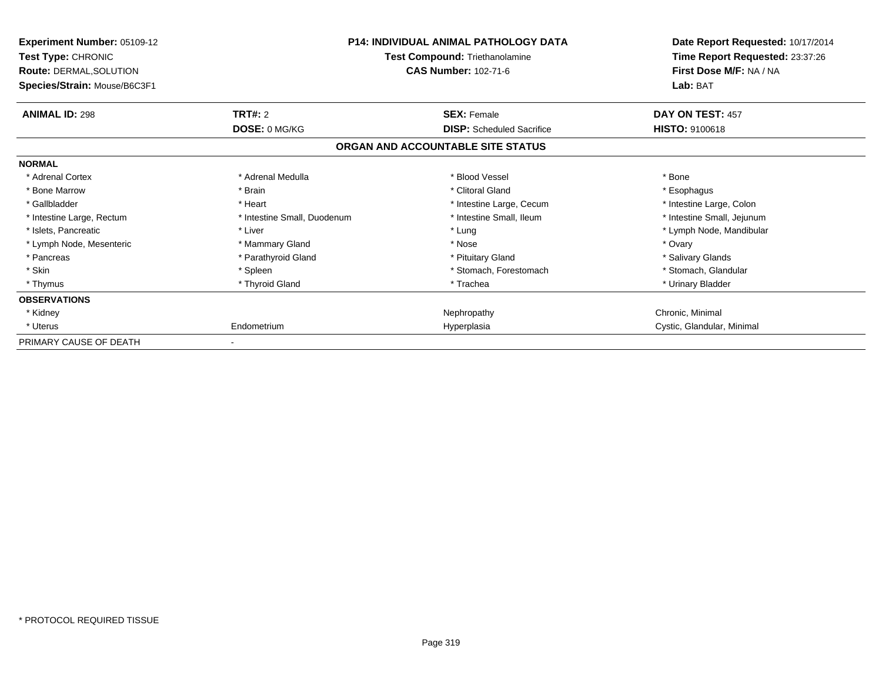**Experiment Number:** 05109-12
**Test Type:** CHRONIC
**Route:** DERMAL,SOLUTION
**Species/Strain:** Mouse/B6C3F1

**P14: INDIVIDUAL ANIMAL PATHOLOGY DATA**
**Test Compound:** Triethanolamine
**CAS Number:** 102-71-6

**Date Report Requested:** 10/17/2014
**Time Report Requested:** 23:37:26
**First Dose M/F:** NA / NA
**Lab:** BAT

| **ANIMAL ID:** 298 | **TRT#:** 2 | **SEX:** Female | **DAY ON TEST:** 457 |
|---|---|---|---|
| | **DOSE:** 0 MG/KG | **DISP:** Scheduled Sacrifice | **HISTO:** 9100618 |

## ORGAN AND ACCOUNTABLE SITE STATUS

| | | | |
|---|---|---|---|
| **NORMAL** | | | |
| * Adrenal Cortex | * Adrenal Medulla | * Blood Vessel | * Bone |
| * Bone Marrow | * Brain | * Clitoral Gland | * Esophagus |
| * Gallbladder | * Heart | * Intestine Large, Cecum | * Intestine Large, Colon |
| * Intestine Large, Rectum | * Intestine Small, Duodenum | * Intestine Small, Ileum | * Intestine Small, Jejunum |
| * Islets, Pancreatic | * Liver | * Lung | * Lymph Node, Mandibular |
| * Lymph Node, Mesenteric | * Mammary Gland | * Nose | * Ovary |
| * Pancreas | * Parathyroid Gland | * Pituitary Gland | * Salivary Glands |
| * Skin | * Spleen | * Stomach, Forestomach | * Stomach, Glandular |
| * Thymus | * Thyroid Gland | * Trachea | * Urinary Bladder |
| **OBSERVATIONS** | | | |
| * Kidney | | Nephropathy | Chronic, Minimal |
| * Uterus | Endometrium | Hyperplasia | Cystic, Glandular, Minimal |
| PRIMARY CAUSE OF DEATH | - | | |

* PROTOCOL REQUIRED TISSUE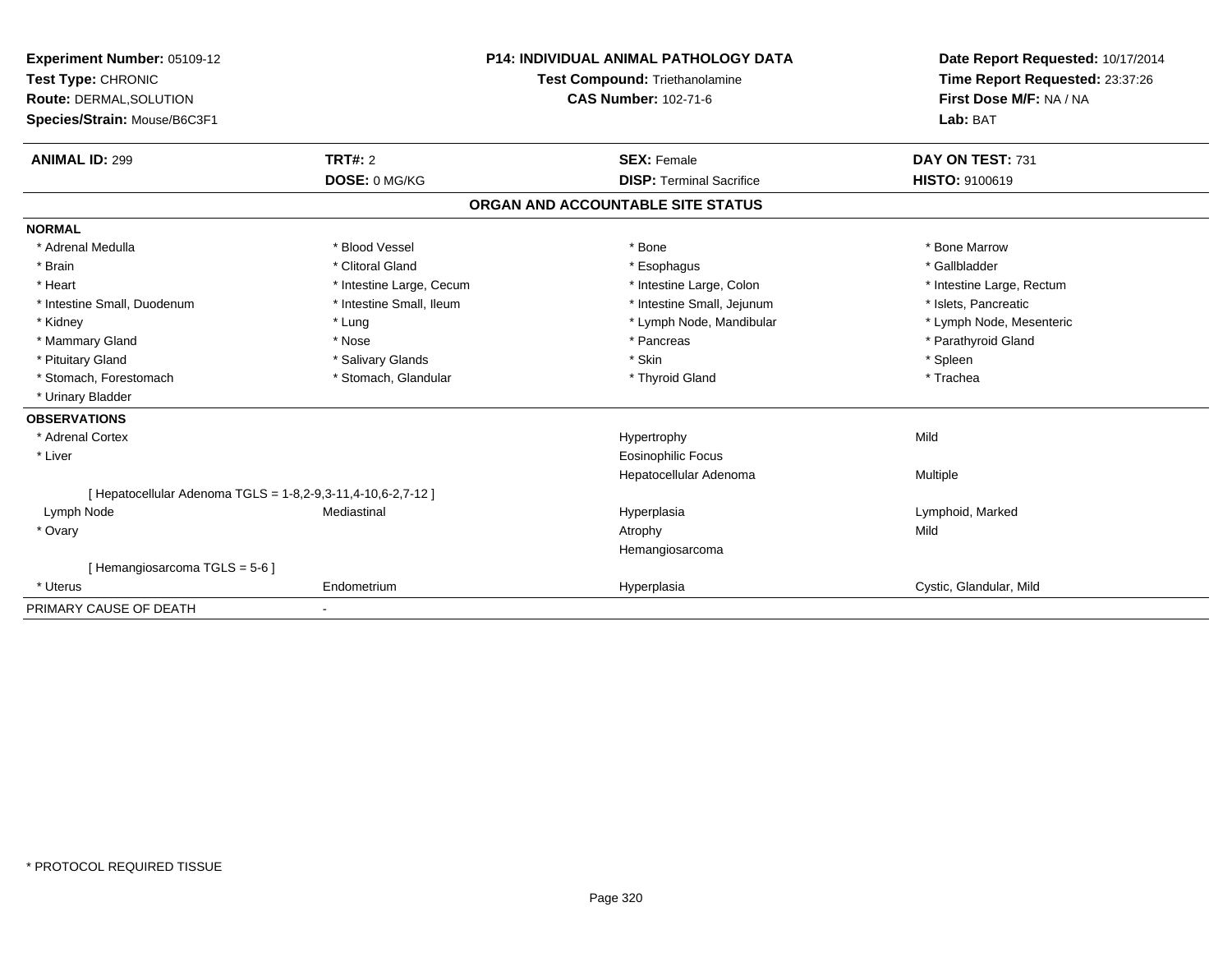**Experiment Number:** 05109-12
**Test Type:** CHRONIC
**Route:** DERMAL,SOLUTION
**Species/Strain:** Mouse/B6C3F1

**P14: INDIVIDUAL ANIMAL PATHOLOGY DATA**
**Test Compound:** Triethanolamine
**CAS Number:** 102-71-6

**Date Report Requested:** 10/17/2014
**Time Report Requested:** 23:37:26
**First Dose M/F:** NA / NA
**Lab:** BAT

| **ANIMAL ID:** 299 | **TRT#:** 2 | **SEX:** Female | **DAY ON TEST:** 731 |
|---|---|---|---|
| | **DOSE:** 0 MG/KG | **DISP:** Terminal Sacrifice | **HISTO:** 9100619 |

## ORGAN AND ACCOUNTABLE SITE STATUS

**NORMAL**

| | | | |
|---|---|---|---|
| * Adrenal Medulla | * Blood Vessel | * Bone | * Bone Marrow |
| * Brain | * Clitoral Gland | * Esophagus | * Gallbladder |
| * Heart | * Intestine Large, Cecum | * Intestine Large, Colon | * Intestine Large, Rectum |
| * Intestine Small, Duodenum | * Intestine Small, Ileum | * Intestine Small, Jejunum | * Islets, Pancreatic |
| * Kidney | * Lung | * Lymph Node, Mandibular | * Lymph Node, Mesenteric |
| * Mammary Gland | * Nose | * Pancreas | * Parathyroid Gland |
| * Pituitary Gland | * Salivary Glands | * Skin | * Spleen |
| * Stomach, Forestomach | * Stomach, Glandular | * Thyroid Gland | * Trachea |
| * Urinary Bladder | | | |

**OBSERVATIONS**

| | | | |
|---|---|---|---|
| * Adrenal Cortex | | Hypertrophy | Mild |
| * Liver | | Eosinophilic Focus | |
| | | Hepatocellular Adenoma | Multiple |
| [ Hepatocellular Adenoma TGLS = 1-8,2-9,3-11,4-10,6-2,7-12 ] | | | |
| Lymph Node | Mediastinal | Hyperplasia | Lymphoid, Marked |
| * Ovary | | Atrophy | Mild |
| | | Hemangiosarcoma | |
| [ Hemangiosarcoma TGLS = 5-6 ] | | | |
| * Uterus | Endometrium | Hyperplasia | Cystic, Glandular, Mild |

PRIMARY CAUSE OF DEATH -

\* PROTOCOL REQUIRED TISSUE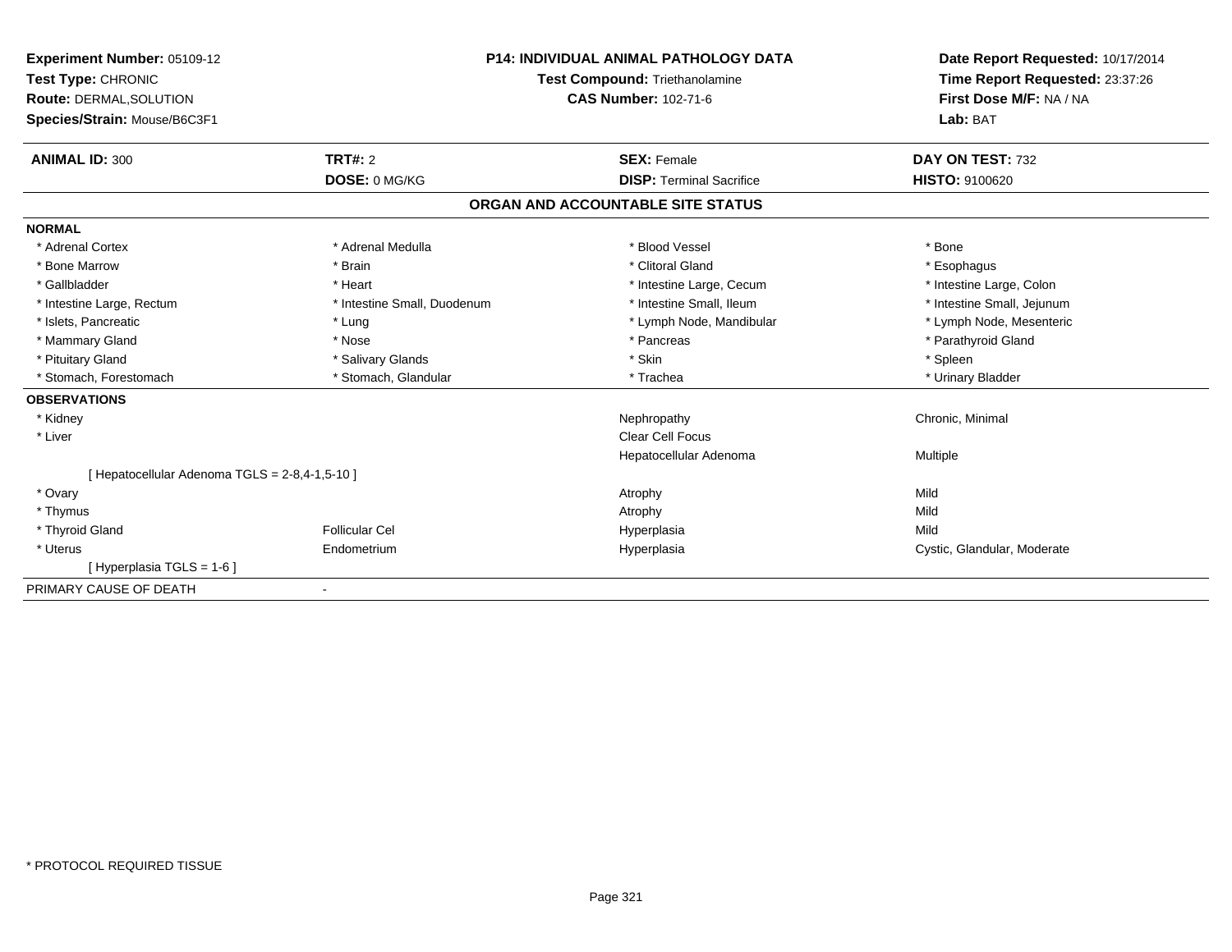**Experiment Number:** 05109-12
**Test Type:** CHRONIC
**Route:** DERMAL,SOLUTION
**Species/Strain:** Mouse/B6C3F1

**P14: INDIVIDUAL ANIMAL PATHOLOGY DATA**
**Test Compound:** Triethanolamine
**CAS Number:** 102-71-6

**Date Report Requested:** 10/17/2014
**Time Report Requested:** 23:37:26
**First Dose M/F:** NA / NA
**Lab:** BAT

| **ANIMAL ID:** 300 | **TRT#:** 2 | **SEX:** Female | **DAY ON TEST:** 732 |
|---|---|---|---|
| | **DOSE:** 0 MG/KG | **DISP:** Terminal Sacrifice | **HISTO:** 9100620 |

## ORGAN AND ACCOUNTABLE SITE STATUS

**NORMAL**

| | | | |
|---|---|---|---|
| * Adrenal Cortex | * Adrenal Medulla | * Blood Vessel | * Bone |
| * Bone Marrow | * Brain | * Clitoral Gland | * Esophagus |
| * Gallbladder | * Heart | * Intestine Large, Cecum | * Intestine Large, Colon |
| * Intestine Large, Rectum | * Intestine Small, Duodenum | * Intestine Small, Ileum | * Intestine Small, Jejunum |
| * Islets, Pancreatic | * Lung | * Lymph Node, Mandibular | * Lymph Node, Mesenteric |
| * Mammary Gland | * Nose | * Pancreas | * Parathyroid Gland |
| * Pituitary Gland | * Salivary Glands | * Skin | * Spleen |
| * Stomach, Forestomach | * Stomach, Glandular | * Trachea | * Urinary Bladder |

**OBSERVATIONS**

| | | | |
|---|---|---|---|
| * Kidney | | Nephropathy | Chronic, Minimal |
| * Liver | | Clear Cell Focus | |
| | | Hepatocellular Adenoma | Multiple |
| [ Hepatocellular Adenoma TGLS = 2-8,4-1,5-10 ] | | | |
| * Ovary | | Atrophy | Mild |
| * Thymus | | Atrophy | Mild |
| * Thyroid Gland | Follicular Cel | Hyperplasia | Mild |
| * Uterus | Endometrium | Hyperplasia | Cystic, Glandular, Moderate |
| [ Hyperplasia TGLS = 1-6 ] | | | |

PRIMARY CAUSE OF DEATH -

* PROTOCOL REQUIRED TISSUE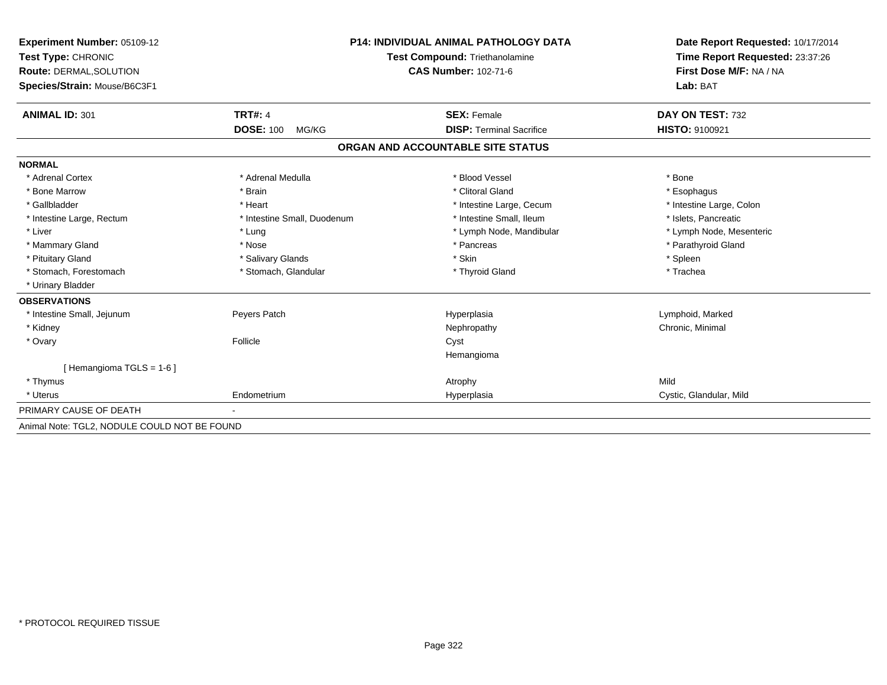**Experiment Number:** 05109-12
**Test Type:** CHRONIC
**Route:** DERMAL,SOLUTION
**Species/Strain:** Mouse/B6C3F1

**P14: INDIVIDUAL ANIMAL PATHOLOGY DATA**
**Test Compound:** Triethanolamine
**CAS Number:** 102-71-6

**Date Report Requested:** 10/17/2014
**Time Report Requested:** 23:37:26
**First Dose M/F:** NA / NA
**Lab:** BAT

| **ANIMAL ID:** 301 | **TRT#:** 4 | **SEX:** Female | **DAY ON TEST:** 732 |
|---|---|---|---|
| | **DOSE:** 100 MG/KG | **DISP:** Terminal Sacrifice | **HISTO:** 9100921 |

## ORGAN AND ACCOUNTABLE SITE STATUS

**NORMAL**

| | | | |
|---|---|---|---|
| * Adrenal Cortex | * Adrenal Medulla | * Blood Vessel | * Bone |
| * Bone Marrow | * Brain | * Clitoral Gland | * Esophagus |
| * Gallbladder | * Heart | * Intestine Large, Cecum | * Intestine Large, Colon |
| * Intestine Large, Rectum | * Intestine Small, Duodenum | * Intestine Small, Ileum | * Islets, Pancreatic |
| * Liver | * Lung | * Lymph Node, Mandibular | * Lymph Node, Mesenteric |
| * Mammary Gland | * Nose | * Pancreas | * Parathyroid Gland |
| * Pituitary Gland | * Salivary Glands | * Skin | * Spleen |
| * Stomach, Forestomach | * Stomach, Glandular | * Thyroid Gland | * Trachea |
| * Urinary Bladder | | | |

**OBSERVATIONS**

| | | | |
|---|---|---|---|
| * Intestine Small, Jejunum | Peyers Patch | Hyperplasia | Lymphoid, Marked |
| * Kidney | | Nephropathy | Chronic, Minimal |
| * Ovary | Follicle | Cyst | |
| | | Hemangioma | |
| [ Hemangioma TGLS = 1-6 ] | | | |
| * Thymus | | Atrophy | Mild |
| * Uterus | Endometrium | Hyperplasia | Cystic, Glandular, Mild |

PRIMARY CAUSE OF DEATH -

Animal Note: TGL2, NODULE COULD NOT BE FOUND

\* PROTOCOL REQUIRED TISSUE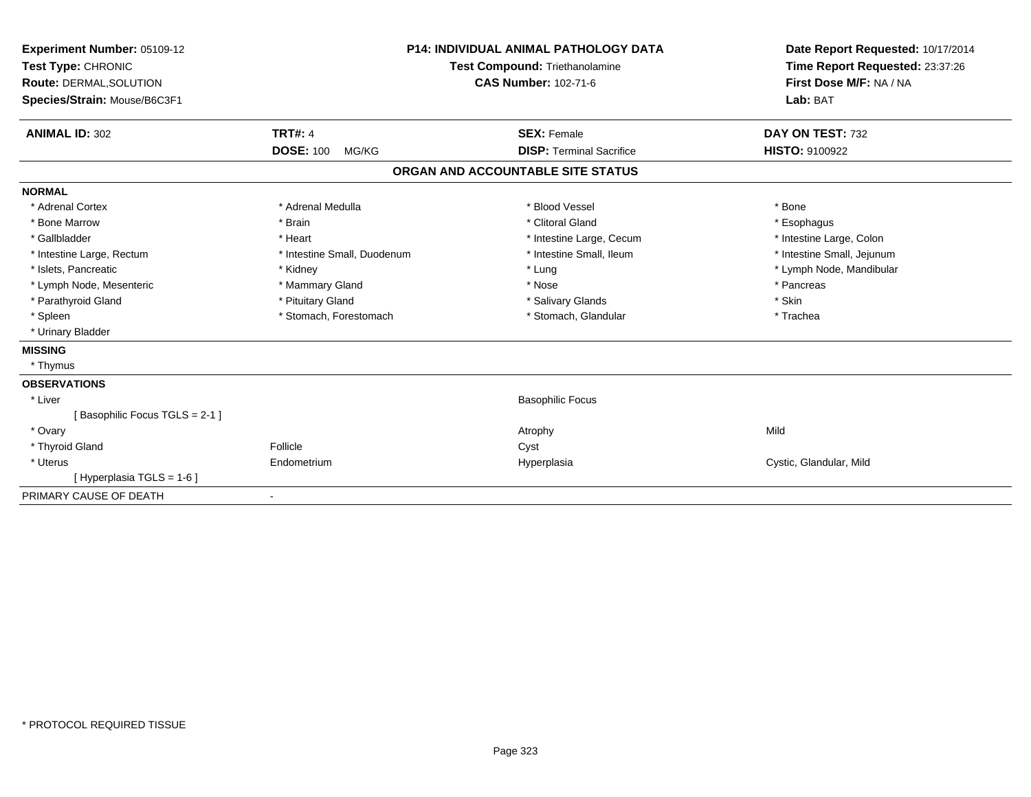**Experiment Number:** 05109-12
**Test Type:** CHRONIC
**Route:** DERMAL,SOLUTION
**Species/Strain:** Mouse/B6C3F1

**P14: INDIVIDUAL ANIMAL PATHOLOGY DATA**
**Test Compound:** Triethanolamine
**CAS Number:** 102-71-6

**Date Report Requested:** 10/17/2014
**Time Report Requested:** 23:37:26
**First Dose M/F:** NA / NA
**Lab:** BAT

| **ANIMAL ID:** 302 | **TRT#:** 4 | **SEX:** Female | **DAY ON TEST:** 732 |
|---|---|---|---|
| | **DOSE:** 100 MG/KG | **DISP:** Terminal Sacrifice | **HISTO:** 9100922 |

## ORGAN AND ACCOUNTABLE SITE STATUS

| | | | |
|---|---|---|---|
| **NORMAL** | | | |
| * Adrenal Cortex | * Adrenal Medulla | * Blood Vessel | * Bone |
| * Bone Marrow | * Brain | * Clitoral Gland | * Esophagus |
| * Gallbladder | * Heart | * Intestine Large, Cecum | * Intestine Large, Colon |
| * Intestine Large, Rectum | * Intestine Small, Duodenum | * Intestine Small, Ileum | * Intestine Small, Jejunum |
| * Islets, Pancreatic | * Kidney | * Lung | * Lymph Node, Mandibular |
| * Lymph Node, Mesenteric | * Mammary Gland | * Nose | * Pancreas |
| * Parathyroid Gland | * Pituitary Gland | * Salivary Glands | * Skin |
| * Spleen | * Stomach, Forestomach | * Stomach, Glandular | * Trachea |
| * Urinary Bladder | | | |
| **MISSING** | | | |
| * Thymus | | | |
| **OBSERVATIONS** | | | |
| * Liver | | Basophilic Focus | |
| [ Basophilic Focus TGLS = 2-1 ] | | | |
| * Ovary | | Atrophy | Mild |
| * Thyroid Gland | Follicle | Cyst | |
| * Uterus | Endometrium | Hyperplasia | Cystic, Glandular, Mild |
| [ Hyperplasia TGLS = 1-6 ] | | | |
| PRIMARY CAUSE OF DEATH | - | | |

* PROTOCOL REQUIRED TISSUE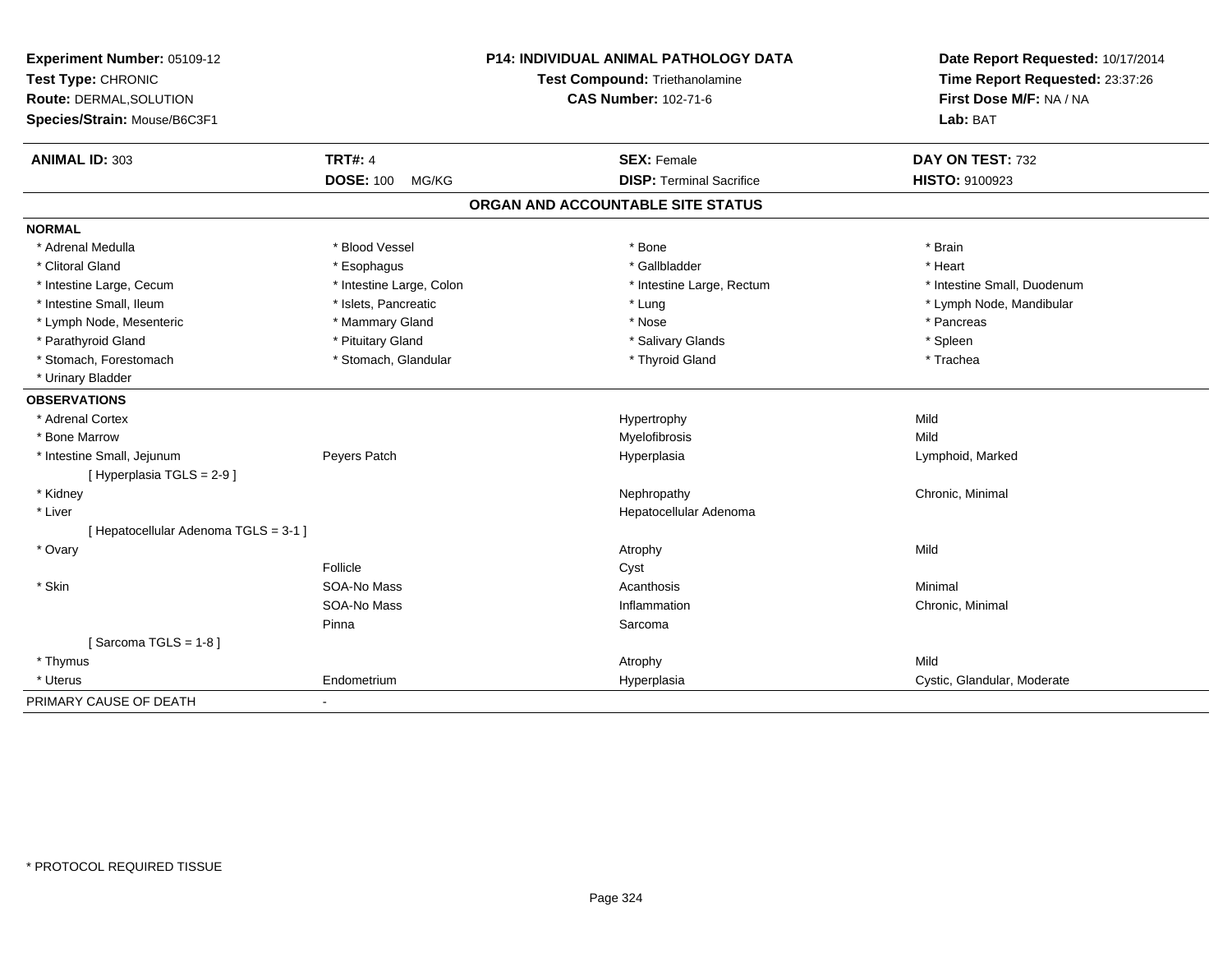**Experiment Number:** 05109-12
**Test Type:** CHRONIC
**Route:** DERMAL,SOLUTION
**Species/Strain:** Mouse/B6C3F1

**P14: INDIVIDUAL ANIMAL PATHOLOGY DATA**
**Test Compound:** Triethanolamine
**CAS Number:** 102-71-6

**Date Report Requested:** 10/17/2014
**Time Report Requested:** 23:37:26
**First Dose M/F:** NA / NA
**Lab:** BAT

| | | | |
|---|---|---|---|
| **ANIMAL ID:** 303 | **TRT#:** 4 | **SEX:** Female | **DAY ON TEST:** 732 |
| | **DOSE:** 100 MG/KG | **DISP:** Terminal Sacrifice | **HISTO:** 9100923 |

## ORGAN AND ACCOUNTABLE SITE STATUS

**NORMAL**

| | | | |
|---|---|---|---|
| * Adrenal Medulla | * Blood Vessel | * Bone | * Brain |
| * Clitoral Gland | * Esophagus | * Gallbladder | * Heart |
| * Intestine Large, Cecum | * Intestine Large, Colon | * Intestine Large, Rectum | * Intestine Small, Duodenum |
| * Intestine Small, Ileum | * Islets, Pancreatic | * Lung | * Lymph Node, Mandibular |
| * Lymph Node, Mesenteric | * Mammary Gland | * Nose | * Pancreas |
| * Parathyroid Gland | * Pituitary Gland | * Salivary Glands | * Spleen |
| * Stomach, Forestomach | * Stomach, Glandular | * Thyroid Gland | * Trachea |
| * Urinary Bladder | | | |

**OBSERVATIONS**

| | | | |
|---|---|---|---|
| * Adrenal Cortex | | Hypertrophy | Mild |
| * Bone Marrow | | Myelofibrosis | Mild |
| * Intestine Small, Jejunum | Peyers Patch | Hyperplasia | Lymphoid, Marked |
| [ Hyperplasia TGLS = 2-9 ] | | | |
| * Kidney | | Nephropathy | Chronic, Minimal |
| * Liver | | Hepatocellular Adenoma | |
| [ Hepatocellular Adenoma TGLS = 3-1 ] | | | |
| * Ovary | | Atrophy | Mild |
| | Follicle | Cyst | |
| * Skin | SOA-No Mass | Acanthosis | Minimal |
| | SOA-No Mass | Inflammation | Chronic, Minimal |
| | Pinna | Sarcoma | |
| [ Sarcoma TGLS = 1-8 ] | | | |
| * Thymus | | Atrophy | Mild |
| * Uterus | Endometrium | Hyperplasia | Cystic, Glandular, Moderate |

PRIMARY CAUSE OF DEATH -

* PROTOCOL REQUIRED TISSUE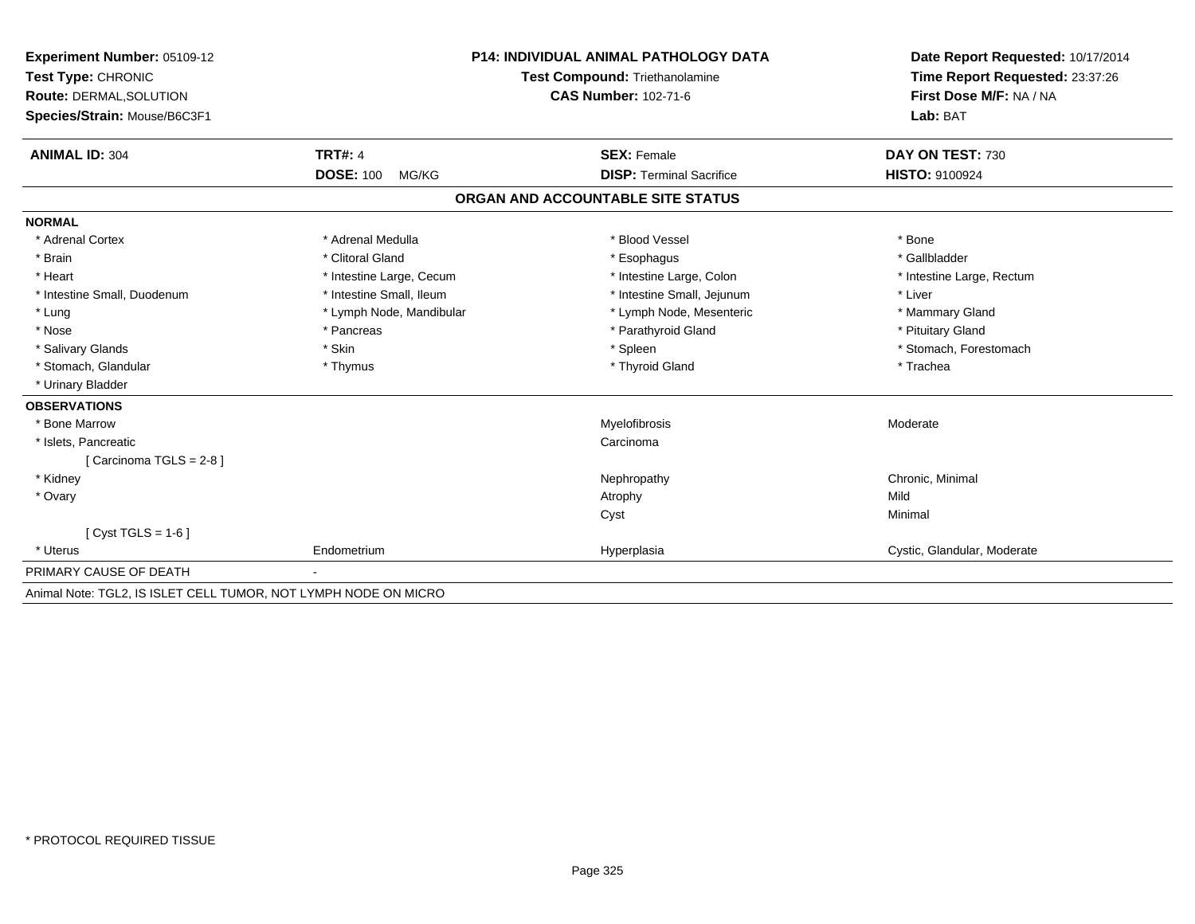**Experiment Number:** 05109-12
**Test Type:** CHRONIC
**Route:** DERMAL,SOLUTION
**Species/Strain:** Mouse/B6C3F1

**P14: INDIVIDUAL ANIMAL PATHOLOGY DATA**
**Test Compound:** Triethanolamine
**CAS Number:** 102-71-6

**Date Report Requested:** 10/17/2014
**Time Report Requested:** 23:37:26
**First Dose M/F:** NA / NA
**Lab:** BAT

| | | | |
|---|---|---|---|
| **ANIMAL ID:** 304 | **TRT#:** 4 | **SEX:** Female | **DAY ON TEST:** 730 |
| | **DOSE:** 100 MG/KG | **DISP:** Terminal Sacrifice | **HISTO:** 9100924 |

## ORGAN AND ACCOUNTABLE SITE STATUS

**NORMAL**

| | | | |
|---|---|---|---|
| * Adrenal Cortex | * Adrenal Medulla | * Blood Vessel | * Bone |
| * Brain | * Clitoral Gland | * Esophagus | * Gallbladder |
| * Heart | * Intestine Large, Cecum | * Intestine Large, Colon | * Intestine Large, Rectum |
| * Intestine Small, Duodenum | * Intestine Small, Ileum | * Intestine Small, Jejunum | * Liver |
| * Lung | * Lymph Node, Mandibular | * Lymph Node, Mesenteric | * Mammary Gland |
| * Nose | * Pancreas | * Parathyroid Gland | * Pituitary Gland |
| * Salivary Glands | * Skin | * Spleen | * Stomach, Forestomach |
| * Stomach, Glandular | * Thymus | * Thyroid Gland | * Trachea |
| * Urinary Bladder | | | |

**OBSERVATIONS**

| | | | |
|---|---|---|---|
| * Bone Marrow | | Myelofibrosis | Moderate |
| * Islets, Pancreatic | | Carcinoma | |
| [ Carcinoma TGLS = 2-8 ] | | | |
| * Kidney | | Nephropathy | Chronic, Minimal |
| * Ovary | | Atrophy | Mild |
| | | Cyst | Minimal |
| [ Cyst TGLS = 1-6 ] | | | |
| * Uterus | Endometrium | Hyperplasia | Cystic, Glandular, Moderate |

PRIMARY CAUSE OF DEATH -

Animal Note: TGL2, IS ISLET CELL TUMOR, NOT LYMPH NODE ON MICRO

* PROTOCOL REQUIRED TISSUE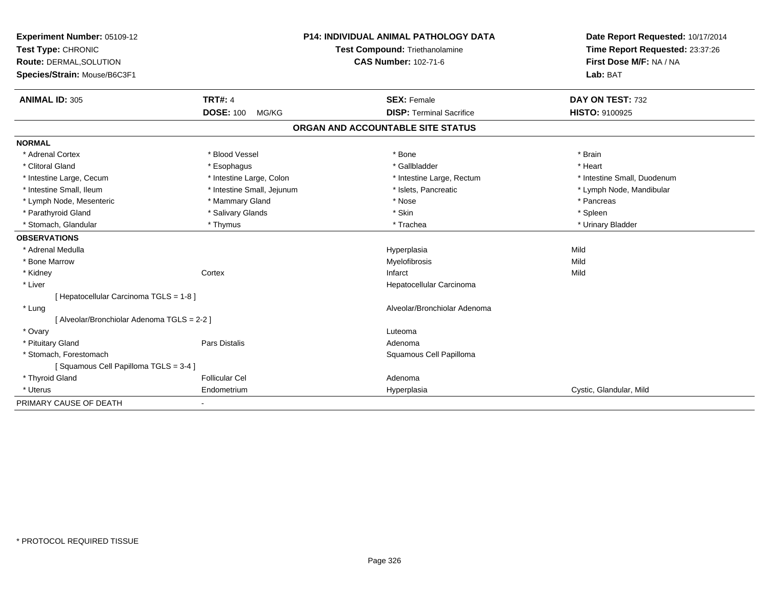**Experiment Number:** 05109-12
**Test Type:** CHRONIC
**Route:** DERMAL,SOLUTION
**Species/Strain:** Mouse/B6C3F1

**P14: INDIVIDUAL ANIMAL PATHOLOGY DATA**
**Test Compound:** Triethanolamine
**CAS Number:** 102-71-6

**Date Report Requested:** 10/17/2014
**Time Report Requested:** 23:37:26
**First Dose M/F:** NA / NA
**Lab:** BAT

| **ANIMAL ID:** 305 | **TRT#:** 4 | **SEX:** Female | **DAY ON TEST:** 732 |
|---|---|---|---|
| | **DOSE:** 100 MG/KG | **DISP:** Terminal Sacrifice | **HISTO:** 9100925 |

## ORGAN AND ACCOUNTABLE SITE STATUS

| | | | |
|---|---|---|---|
| **NORMAL** | | | |
| * Adrenal Cortex | * Blood Vessel | * Bone | * Brain |
| * Clitoral Gland | * Esophagus | * Gallbladder | * Heart |
| * Intestine Large, Cecum | * Intestine Large, Colon | * Intestine Large, Rectum | * Intestine Small, Duodenum |
| * Intestine Small, Ileum | * Intestine Small, Jejunum | * Islets, Pancreatic | * Lymph Node, Mandibular |
| * Lymph Node, Mesenteric | * Mammary Gland | * Nose | * Pancreas |
| * Parathyroid Gland | * Salivary Glands | * Skin | * Spleen |
| * Stomach, Glandular | * Thymus | * Trachea | * Urinary Bladder |
| **OBSERVATIONS** | | | |
| * Adrenal Medulla | | Hyperplasia | Mild |
| * Bone Marrow | | Myelofibrosis | Mild |
| * Kidney | Cortex | Infarct | Mild |
| * Liver | | Hepatocellular Carcinoma | |
| [ Hepatocellular Carcinoma TGLS = 1-8 ] | | | |
| * Lung | | Alveolar/Bronchiolar Adenoma | |
| [ Alveolar/Bronchiolar Adenoma TGLS = 2-2 ] | | | |
| * Ovary | | Luteoma | |
| * Pituitary Gland | Pars Distalis | Adenoma | |
| * Stomach, Forestomach | | Squamous Cell Papilloma | |
| [ Squamous Cell Papilloma TGLS = 3-4 ] | | | |
| * Thyroid Gland | Follicular Cel | Adenoma | |
| * Uterus | Endometrium | Hyperplasia | Cystic, Glandular, Mild |
| PRIMARY CAUSE OF DEATH | - | | |

* PROTOCOL REQUIRED TISSUE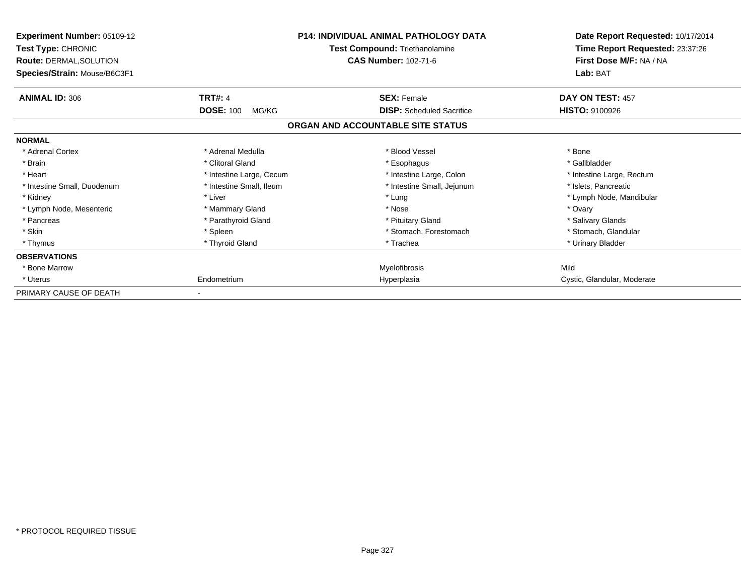**Experiment Number:** 05109-12
**Test Type:** CHRONIC
**Route:** DERMAL,SOLUTION
**Species/Strain:** Mouse/B6C3F1

**P14: INDIVIDUAL ANIMAL PATHOLOGY DATA**
**Test Compound:** Triethanolamine
**CAS Number:** 102-71-6

**Date Report Requested:** 10/17/2014
**Time Report Requested:** 23:37:26
**First Dose M/F:** NA / NA
**Lab:** BAT

| **ANIMAL ID:** 306 | **TRT#:** 4 | **SEX:** Female | **DAY ON TEST:** 457 |
|---|---|---|---|
| | **DOSE:** 100 MG/KG | **DISP:** Scheduled Sacrifice | **HISTO:** 9100926 |

**ORGAN AND ACCOUNTABLE SITE STATUS**

| | | | |
|---|---|---|---|
| **NORMAL** | | | |
| * Adrenal Cortex | * Adrenal Medulla | * Blood Vessel | * Bone |
| * Brain | * Clitoral Gland | * Esophagus | * Gallbladder |
| * Heart | * Intestine Large, Cecum | * Intestine Large, Colon | * Intestine Large, Rectum |
| * Intestine Small, Duodenum | * Intestine Small, Ileum | * Intestine Small, Jejunum | * Islets, Pancreatic |
| * Kidney | * Liver | * Lung | * Lymph Node, Mandibular |
| * Lymph Node, Mesenteric | * Mammary Gland | * Nose | * Ovary |
| * Pancreas | * Parathyroid Gland | * Pituitary Gland | * Salivary Glands |
| * Skin | * Spleen | * Stomach, Forestomach | * Stomach, Glandular |
| * Thymus | * Thyroid Gland | * Trachea | * Urinary Bladder |
| **OBSERVATIONS** | | | |
| * Bone Marrow | | Myelofibrosis | Mild |
| * Uterus | Endometrium | Hyperplasia | Cystic, Glandular, Moderate |
| PRIMARY CAUSE OF DEATH | - | | |

* PROTOCOL REQUIRED TISSUE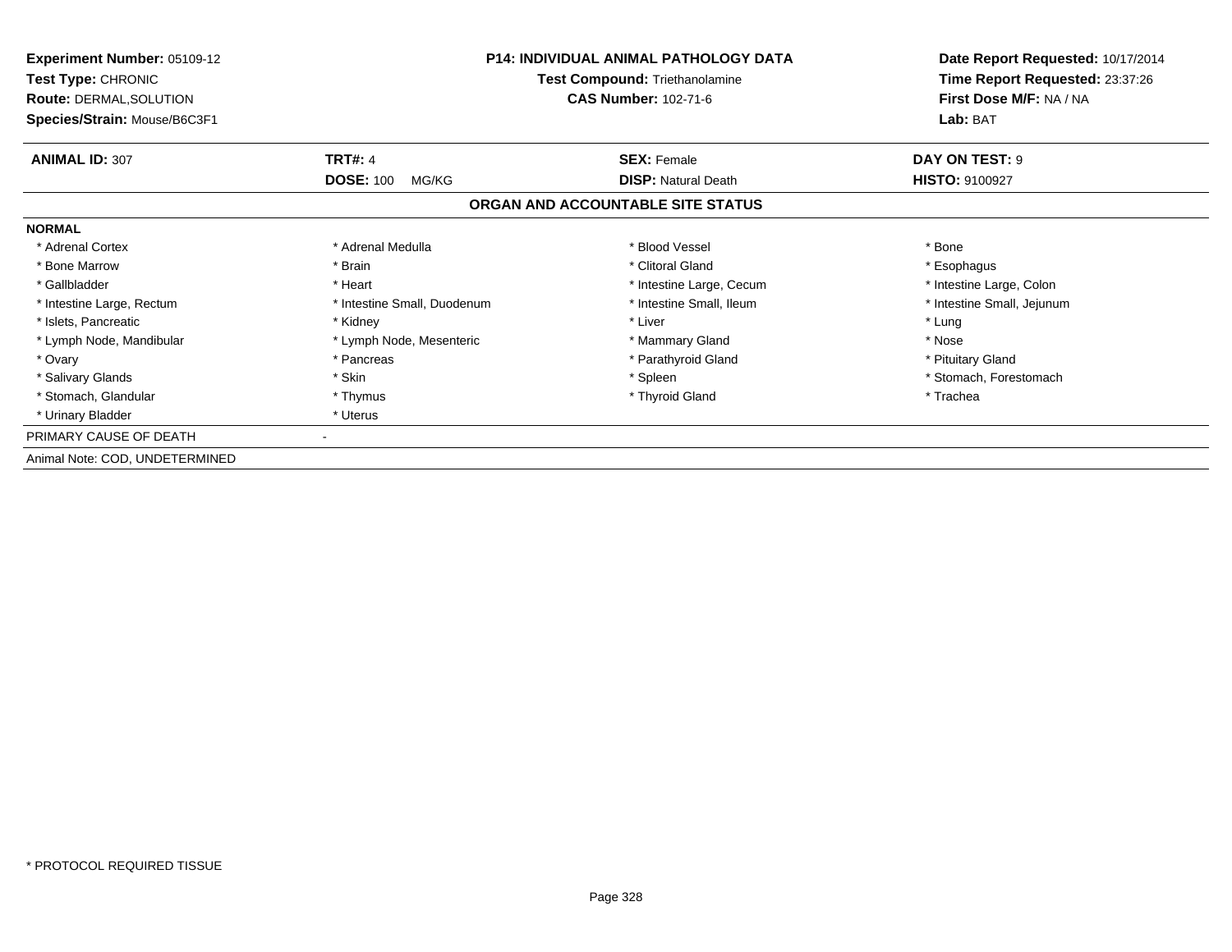**Experiment Number:** 05109-12
**Test Type:** CHRONIC
**Route:** DERMAL,SOLUTION
**Species/Strain:** Mouse/B6C3F1

**P14: INDIVIDUAL ANIMAL PATHOLOGY DATA**
**Test Compound:** Triethanolamine
**CAS Number:** 102-71-6

**Date Report Requested:** 10/17/2014
**Time Report Requested:** 23:37:26
**First Dose M/F:** NA / NA
**Lab:** BAT

| **ANIMAL ID:** 307 | **TRT#:** 4 | **SEX:** Female | **DAY ON TEST:** 9 |
|---|---|---|---|
| | **DOSE:** 100 MG/KG | **DISP:** Natural Death | **HISTO:** 9100927 |

## ORGAN AND ACCOUNTABLE SITE STATUS

**NORMAL**

| | | | |
|---|---|---|---|
| * Adrenal Cortex | * Adrenal Medulla | * Blood Vessel | * Bone |
| * Bone Marrow | * Brain | * Clitoral Gland | * Esophagus |
| * Gallbladder | * Heart | * Intestine Large, Cecum | * Intestine Large, Colon |
| * Intestine Large, Rectum | * Intestine Small, Duodenum | * Intestine Small, Ileum | * Intestine Small, Jejunum |
| * Islets, Pancreatic | * Kidney | * Liver | * Lung |
| * Lymph Node, Mandibular | * Lymph Node, Mesenteric | * Mammary Gland | * Nose |
| * Ovary | * Pancreas | * Parathyroid Gland | * Pituitary Gland |
| * Salivary Glands | * Skin | * Spleen | * Stomach, Forestomach |
| * Stomach, Glandular | * Thymus | * Thyroid Gland | * Trachea |
| * Urinary Bladder | * Uterus | | |

PRIMARY CAUSE OF DEATH -

Animal Note: COD, UNDETERMINED

* PROTOCOL REQUIRED TISSUE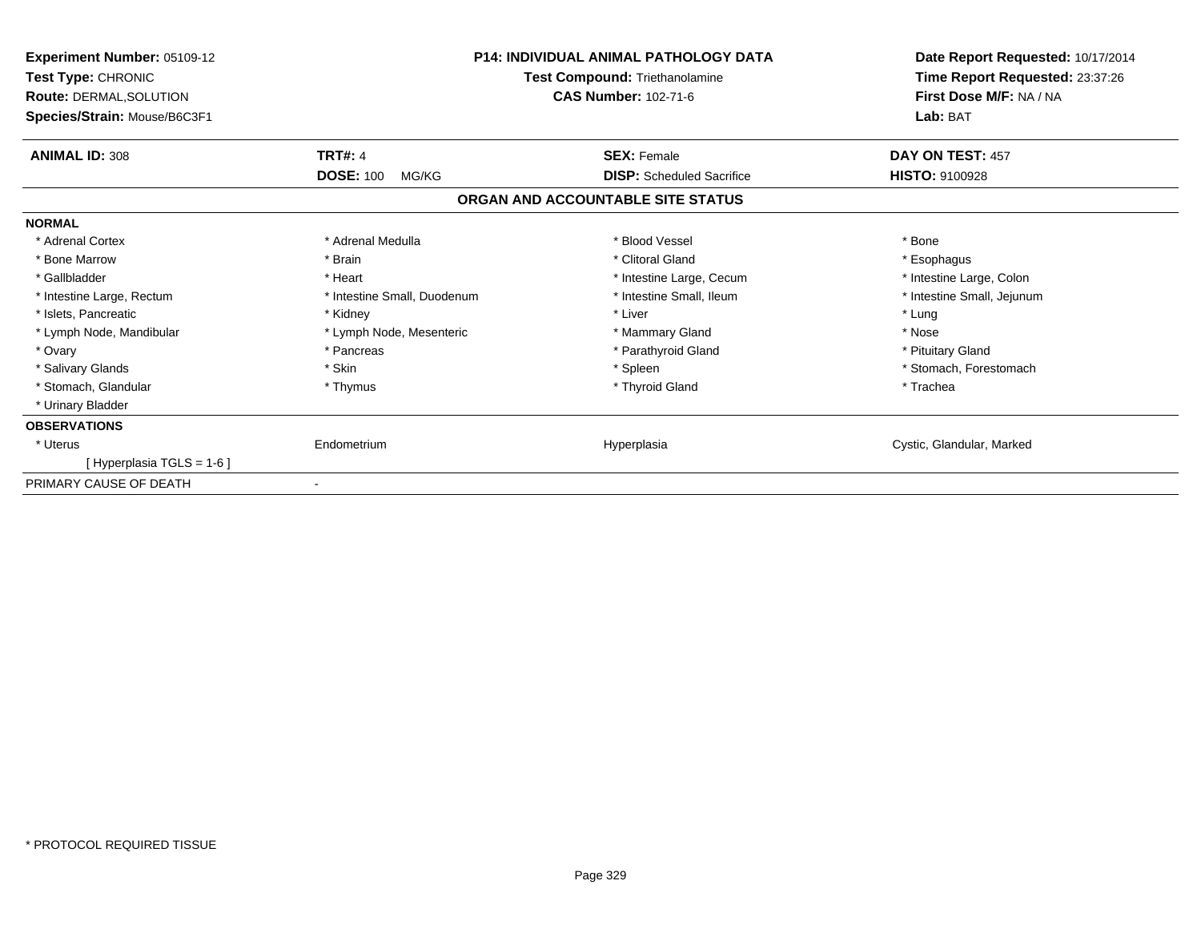**Experiment Number:** 05109-12
**Test Type:** CHRONIC
**Route:** DERMAL,SOLUTION
**Species/Strain:** Mouse/B6C3F1

**P14: INDIVIDUAL ANIMAL PATHOLOGY DATA**
**Test Compound:** Triethanolamine
**CAS Number:** 102-71-6

**Date Report Requested:** 10/17/2014
**Time Report Requested:** 23:37:26
**First Dose M/F:** NA / NA
**Lab:** BAT

| | | | |
|---|---|---|---|
| **ANIMAL ID:** 308 | **TRT#:** 4 | **SEX:** Female | **DAY ON TEST:** 457 |
| | **DOSE:** 100 MG/KG | **DISP:** Scheduled Sacrifice | **HISTO:** 9100928 |

## ORGAN AND ACCOUNTABLE SITE STATUS

**NORMAL**

| | | | |
|---|---|---|---|
| * Adrenal Cortex | * Adrenal Medulla | * Blood Vessel | * Bone |
| * Bone Marrow | * Brain | * Clitoral Gland | * Esophagus |
| * Gallbladder | * Heart | * Intestine Large, Cecum | * Intestine Large, Colon |
| * Intestine Large, Rectum | * Intestine Small, Duodenum | * Intestine Small, Ileum | * Intestine Small, Jejunum |
| * Islets, Pancreatic | * Kidney | * Liver | * Lung |
| * Lymph Node, Mandibular | * Lymph Node, Mesenteric | * Mammary Gland | * Nose |
| * Ovary | * Pancreas | * Parathyroid Gland | * Pituitary Gland |
| * Salivary Glands | * Skin | * Spleen | * Stomach, Forestomach |
| * Stomach, Glandular | * Thymus | * Thyroid Gland | * Trachea |
| * Urinary Bladder | | | |

**OBSERVATIONS**

| | | | |
|---|---|---|---|
| * Uterus | Endometrium | Hyperplasia | Cystic, Glandular, Marked |
| [ Hyperplasia TGLS = 1-6 ] | | | |

PRIMARY CAUSE OF DEATH -

* PROTOCOL REQUIRED TISSUE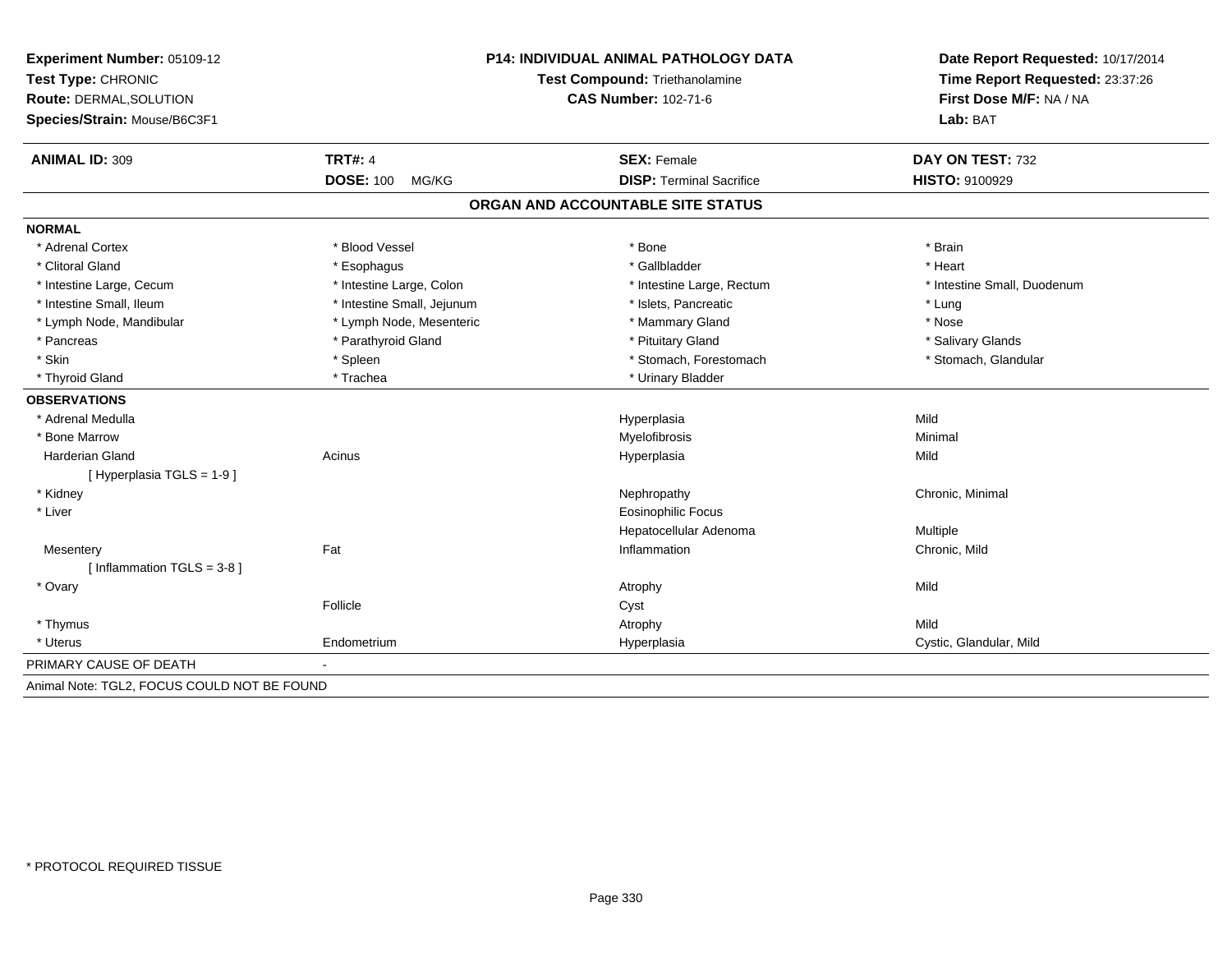**Experiment Number:** 05109-12
**Test Type:** CHRONIC
**Route:** DERMAL,SOLUTION
**Species/Strain:** Mouse/B6C3F1

**P14: INDIVIDUAL ANIMAL PATHOLOGY DATA**
**Test Compound:** Triethanolamine
**CAS Number:** 102-71-6

**Date Report Requested:** 10/17/2014
**Time Report Requested:** 23:37:26
**First Dose M/F:** NA / NA
**Lab:** BAT

| **ANIMAL ID:** 309 | **TRT#:** 4 | **SEX:** Female | **DAY ON TEST:** 732 |
|---|---|---|---|
| | **DOSE:** 100 MG/KG | **DISP:** Terminal Sacrifice | **HISTO:** 9100929 |

## ORGAN AND ACCOUNTABLE SITE STATUS

**NORMAL**

| | | | |
|---|---|---|---|
| * Adrenal Cortex | * Blood Vessel | * Bone | * Brain |
| * Clitoral Gland | * Esophagus | * Gallbladder | * Heart |
| * Intestine Large, Cecum | * Intestine Large, Colon | * Intestine Large, Rectum | * Intestine Small, Duodenum |
| * Intestine Small, Ileum | * Intestine Small, Jejunum | * Islets, Pancreatic | * Lung |
| * Lymph Node, Mandibular | * Lymph Node, Mesenteric | * Mammary Gland | * Nose |
| * Pancreas | * Parathyroid Gland | * Pituitary Gland | * Salivary Glands |
| * Skin | * Spleen | * Stomach, Forestomach | * Stomach, Glandular |
| * Thyroid Gland | * Trachea | * Urinary Bladder | |

**OBSERVATIONS**

| | | | |
|---|---|---|---|
| * Adrenal Medulla | | Hyperplasia | Mild |
| * Bone Marrow | | Myelofibrosis | Minimal |
| Harderian Gland | Acinus | Hyperplasia | Mild |
| [ Hyperplasia TGLS = 1-9 ] | | | |
| * Kidney | | Nephropathy | Chronic, Minimal |
| * Liver | | Eosinophilic Focus | |
| | | Hepatocellular Adenoma | Multiple |
| Mesentery | Fat | Inflammation | Chronic, Mild |
| [ Inflammation TGLS = 3-8 ] | | | |
| * Ovary | | Atrophy | Mild |
| | Follicle | Cyst | |
| * Thymus | | Atrophy | Mild |
| * Uterus | Endometrium | Hyperplasia | Cystic, Glandular, Mild |

PRIMARY CAUSE OF DEATH -

Animal Note: TGL2, FOCUS COULD NOT BE FOUND

* PROTOCOL REQUIRED TISSUE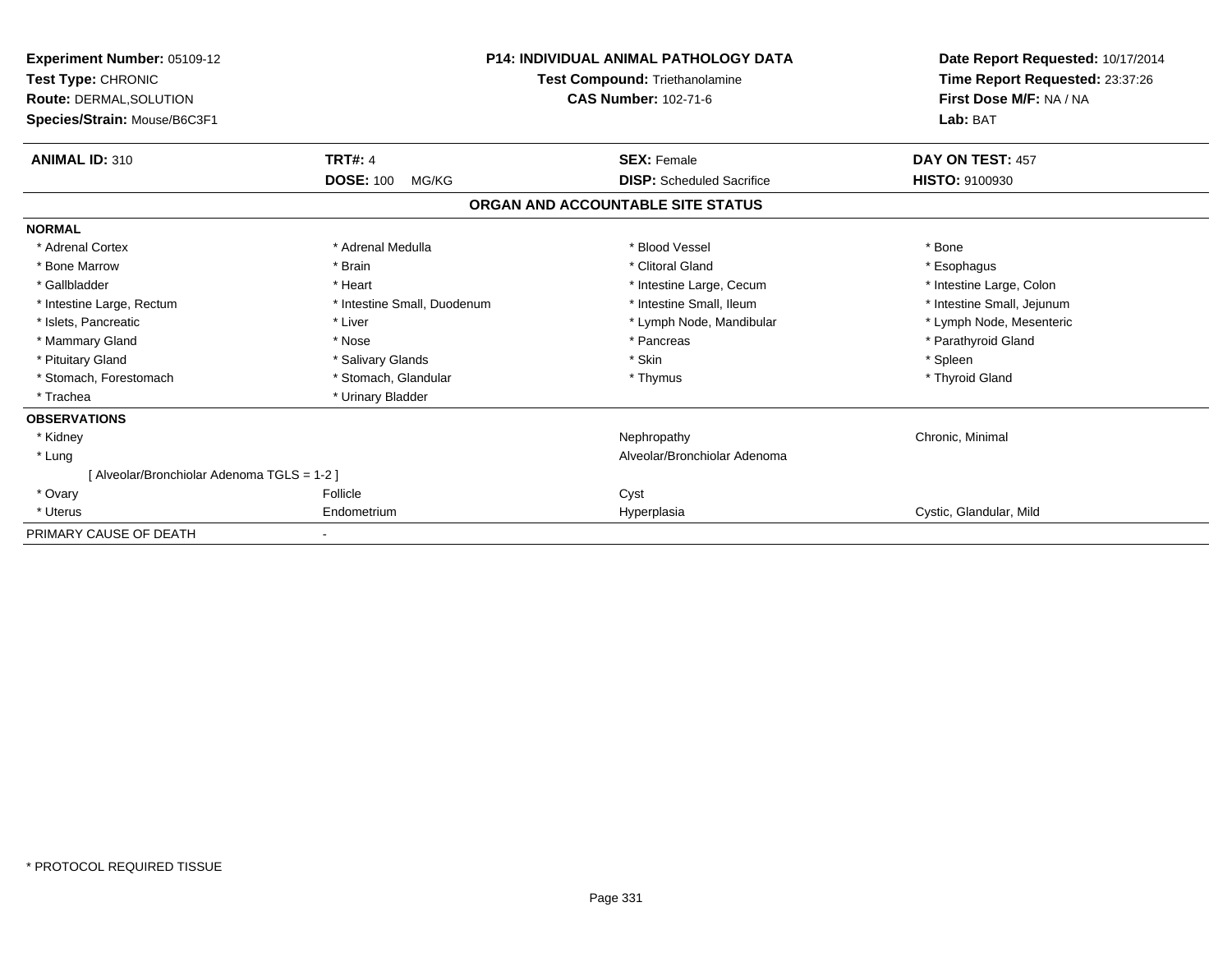**Experiment Number:** 05109-12
**Test Type:** CHRONIC
**Route:** DERMAL,SOLUTION
**Species/Strain:** Mouse/B6C3F1

**P14: INDIVIDUAL ANIMAL PATHOLOGY DATA**
**Test Compound:** Triethanolamine
**CAS Number:** 102-71-6

**Date Report Requested:** 10/17/2014
**Time Report Requested:** 23:37:26
**First Dose M/F:** NA / NA
**Lab:** BAT

| **ANIMAL ID:** 310 | **TRT#:** 4 | **SEX:** Female | **DAY ON TEST:** 457 |
|---|---|---|---|
| | **DOSE:** 100 MG/KG | **DISP:** Scheduled Sacrifice | **HISTO:** 9100930 |

## ORGAN AND ACCOUNTABLE SITE STATUS

**NORMAL**

| | | | |
|---|---|---|---|
| * Adrenal Cortex | * Adrenal Medulla | * Blood Vessel | * Bone |
| * Bone Marrow | * Brain | * Clitoral Gland | * Esophagus |
| * Gallbladder | * Heart | * Intestine Large, Cecum | * Intestine Large, Colon |
| * Intestine Large, Rectum | * Intestine Small, Duodenum | * Intestine Small, Ileum | * Intestine Small, Jejunum |
| * Islets, Pancreatic | * Liver | * Lymph Node, Mandibular | * Lymph Node, Mesenteric |
| * Mammary Gland | * Nose | * Pancreas | * Parathyroid Gland |
| * Pituitary Gland | * Salivary Glands | * Skin | * Spleen |
| * Stomach, Forestomach | * Stomach, Glandular | * Thymus | * Thyroid Gland |
| * Trachea | * Urinary Bladder | | |

**OBSERVATIONS**

| | | | |
|---|---|---|---|
| * Kidney | | Nephropathy | Chronic, Minimal |
| * Lung | | Alveolar/Bronchiolar Adenoma | |
| [ Alveolar/Bronchiolar Adenoma TGLS = 1-2 ] | | | |
| * Ovary | Follicle | Cyst | |
| * Uterus | Endometrium | Hyperplasia | Cystic, Glandular, Mild |

PRIMARY CAUSE OF DEATH -

* PROTOCOL REQUIRED TISSUE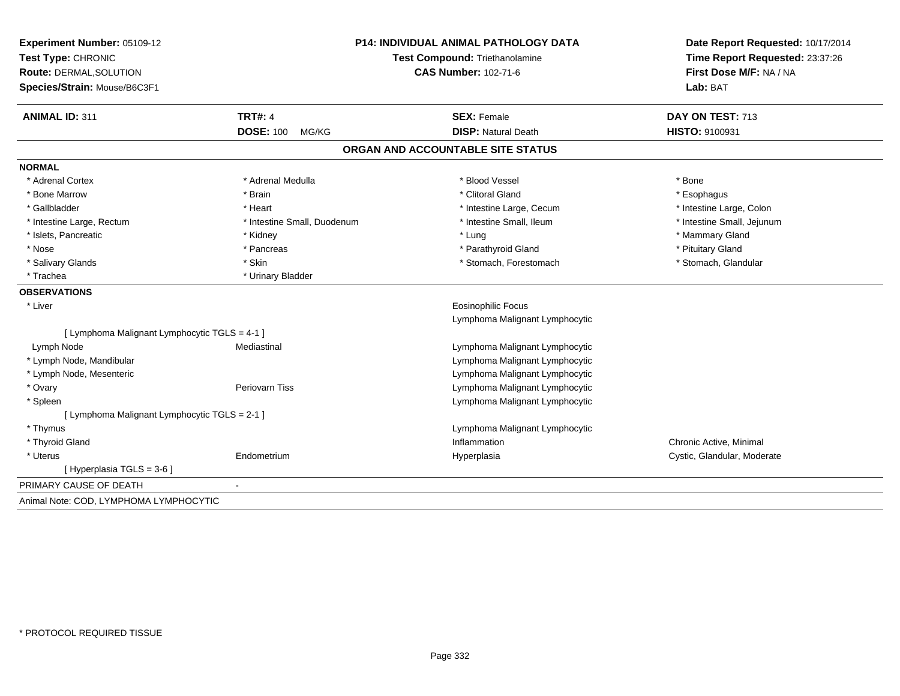**Experiment Number:** 05109-12
**Test Type:** CHRONIC
**Route:** DERMAL,SOLUTION
**Species/Strain:** Mouse/B6C3F1

**P14: INDIVIDUAL ANIMAL PATHOLOGY DATA**
**Test Compound:** Triethanolamine
**CAS Number:** 102-71-6

**Date Report Requested:** 10/17/2014
**Time Report Requested:** 23:37:26
**First Dose M/F:** NA / NA
**Lab:** BAT

| **ANIMAL ID:** 311 | **TRT#:** 4 | **SEX:** Female | **DAY ON TEST:** 713 |
|---|---|---|---|
| | **DOSE:** 100 MG/KG | **DISP:** Natural Death | **HISTO:** 9100931 |

## ORGAN AND ACCOUNTABLE SITE STATUS

**NORMAL**

| | | | |
|---|---|---|---|
| * Adrenal Cortex | * Adrenal Medulla | * Blood Vessel | * Bone |
| * Bone Marrow | * Brain | * Clitoral Gland | * Esophagus |
| * Gallbladder | * Heart | * Intestine Large, Cecum | * Intestine Large, Colon |
| * Intestine Large, Rectum | * Intestine Small, Duodenum | * Intestine Small, Ileum | * Intestine Small, Jejunum |
| * Islets, Pancreatic | * Kidney | * Lung | * Mammary Gland |
| * Nose | * Pancreas | * Parathyroid Gland | * Pituitary Gland |
| * Salivary Glands | * Skin | * Stomach, Forestomach | * Stomach, Glandular |
| * Trachea | * Urinary Bladder | | |

**OBSERVATIONS**

| | | | |
|---|---|---|---|
| * Liver | | Eosinophilic Focus | |
| | | Lymphoma Malignant Lymphocytic | |
| [ Lymphoma Malignant Lymphocytic TGLS = 4-1 ] | | | |
| Lymph Node | Mediastinal | Lymphoma Malignant Lymphocytic | |
| * Lymph Node, Mandibular | | Lymphoma Malignant Lymphocytic | |
| * Lymph Node, Mesenteric | | Lymphoma Malignant Lymphocytic | |
| * Ovary | Periovarn Tiss | Lymphoma Malignant Lymphocytic | |
| * Spleen | | Lymphoma Malignant Lymphocytic | |
| [ Lymphoma Malignant Lymphocytic TGLS = 2-1 ] | | | |
| * Thymus | | Lymphoma Malignant Lymphocytic | |
| * Thyroid Gland | | Inflammation | Chronic Active, Minimal |
| * Uterus | Endometrium | Hyperplasia | Cystic, Glandular, Moderate |
| [ Hyperplasia TGLS = 3-6 ] | | | |

PRIMARY CAUSE OF DEATH -

Animal Note: COD, LYMPHOMA LYMPHOCYTIC

* PROTOCOL REQUIRED TISSUE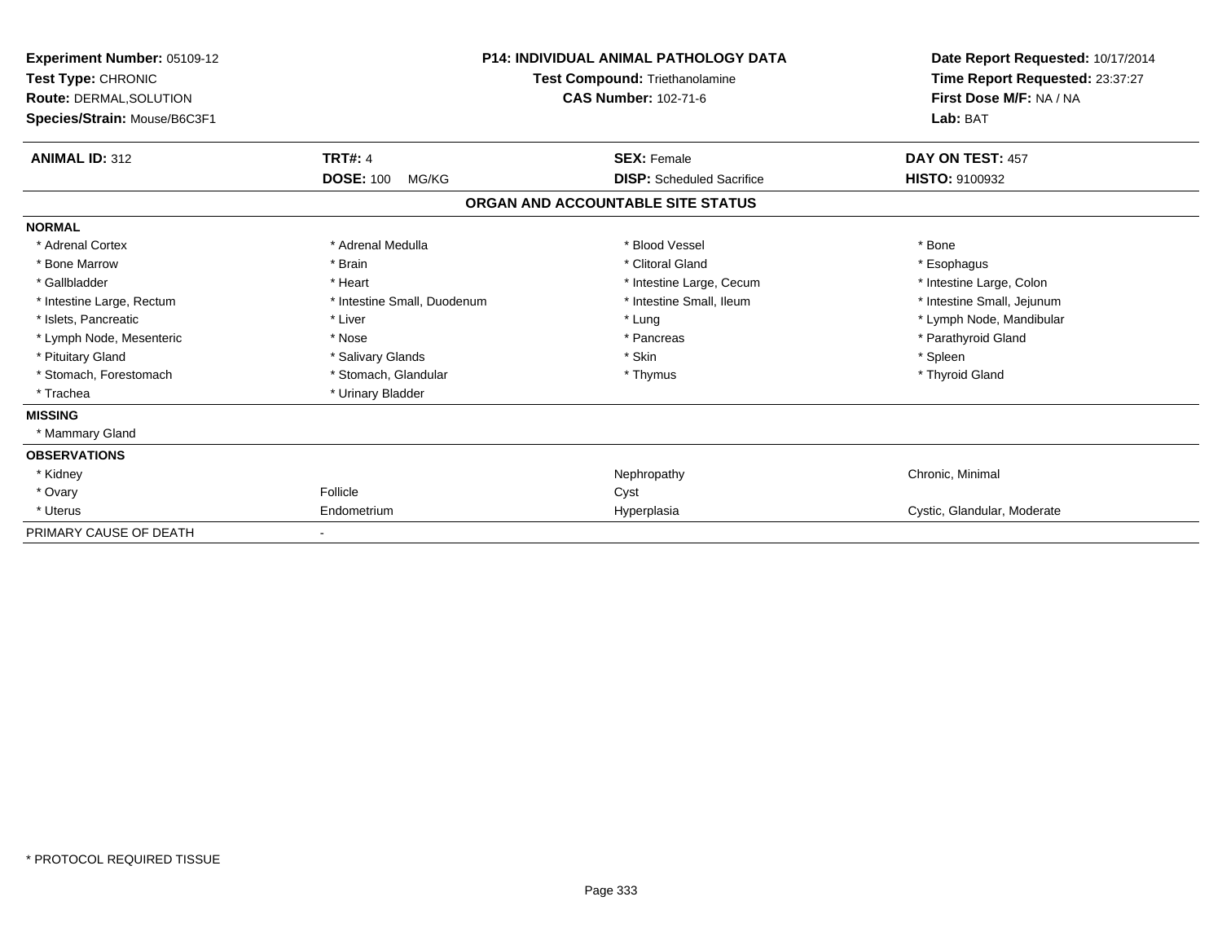**Experiment Number:** 05109-12
**Test Type:** CHRONIC
**Route:** DERMAL,SOLUTION
**Species/Strain:** Mouse/B6C3F1

**P14: INDIVIDUAL ANIMAL PATHOLOGY DATA**
**Test Compound:** Triethanolamine
**CAS Number:** 102-71-6

**Date Report Requested:** 10/17/2014
**Time Report Requested:** 23:37:27
**First Dose M/F:** NA / NA
**Lab:** BAT

| **ANIMAL ID:** 312 | **TRT#:** 4 | **SEX:** Female | **DAY ON TEST:** 457 |
|---|---|---|---|
| | **DOSE:** 100 MG/KG | **DISP:** Scheduled Sacrifice | **HISTO:** 9100932 |

## ORGAN AND ACCOUNTABLE SITE STATUS

| | | | |
|---|---|---|---|
| **NORMAL** | | | |
| * Adrenal Cortex | * Adrenal Medulla | * Blood Vessel | * Bone |
| * Bone Marrow | * Brain | * Clitoral Gland | * Esophagus |
| * Gallbladder | * Heart | * Intestine Large, Cecum | * Intestine Large, Colon |
| * Intestine Large, Rectum | * Intestine Small, Duodenum | * Intestine Small, Ileum | * Intestine Small, Jejunum |
| * Islets, Pancreatic | * Liver | * Lung | * Lymph Node, Mandibular |
| * Lymph Node, Mesenteric | * Nose | * Pancreas | * Parathyroid Gland |
| * Pituitary Gland | * Salivary Glands | * Skin | * Spleen |
| * Stomach, Forestomach | * Stomach, Glandular | * Thymus | * Thyroid Gland |
| * Trachea | * Urinary Bladder | | |
| **MISSING** | | | |
| * Mammary Gland | | | |
| **OBSERVATIONS** | | | |
| * Kidney | | Nephropathy | Chronic, Minimal |
| * Ovary | Follicle | Cyst | |
| * Uterus | Endometrium | Hyperplasia | Cystic, Glandular, Moderate |
| PRIMARY CAUSE OF DEATH | - | | |

* PROTOCOL REQUIRED TISSUE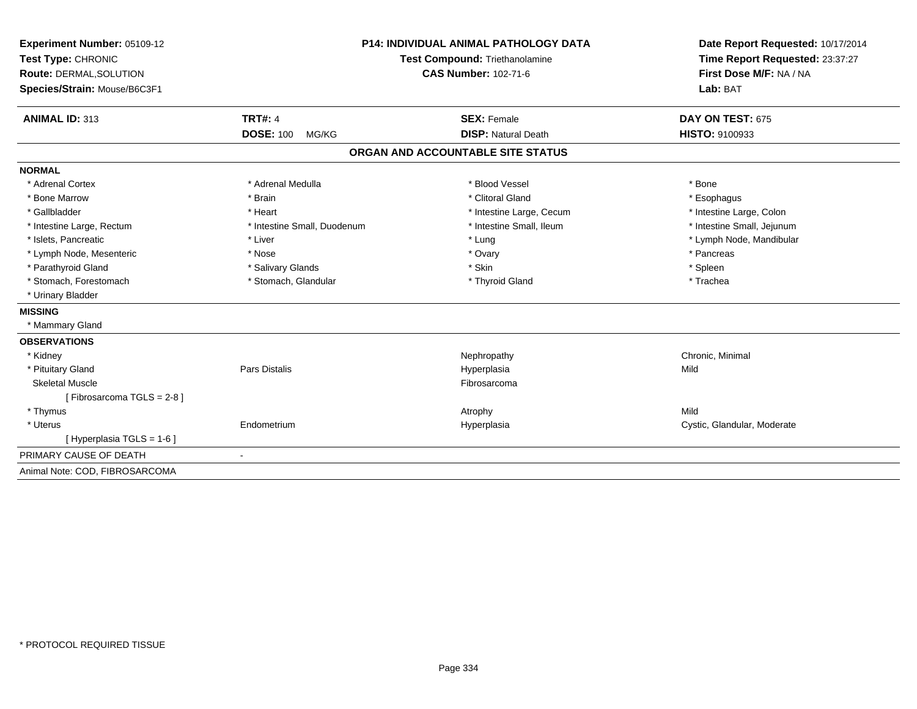**Experiment Number:** 05109-12
**Test Type:** CHRONIC
**Route:** DERMAL,SOLUTION
**Species/Strain:** Mouse/B6C3F1

**P14: INDIVIDUAL ANIMAL PATHOLOGY DATA**
**Test Compound:** Triethanolamine
**CAS Number:** 102-71-6

**Date Report Requested:** 10/17/2014
**Time Report Requested:** 23:37:27
**First Dose M/F:** NA / NA
**Lab:** BAT

| | | | |
|---|---|---|---|
| **ANIMAL ID:** 313 | **TRT#:** 4 | **SEX:** Female | **DAY ON TEST:** 675 |
| | **DOSE:** 100 MG/KG | **DISP:** Natural Death | **HISTO:** 9100933 |

## ORGAN AND ACCOUNTABLE SITE STATUS

**NORMAL**

| | | | |
|---|---|---|---|
| * Adrenal Cortex | * Adrenal Medulla | * Blood Vessel | * Bone |
| * Bone Marrow | * Brain | * Clitoral Gland | * Esophagus |
| * Gallbladder | * Heart | * Intestine Large, Cecum | * Intestine Large, Colon |
| * Intestine Large, Rectum | * Intestine Small, Duodenum | * Intestine Small, Ileum | * Intestine Small, Jejunum |
| * Islets, Pancreatic | * Liver | * Lung | * Lymph Node, Mandibular |
| * Lymph Node, Mesenteric | * Nose | * Ovary | * Pancreas |
| * Parathyroid Gland | * Salivary Glands | * Skin | * Spleen |
| * Stomach, Forestomach | * Stomach, Glandular | * Thyroid Gland | * Trachea |
| * Urinary Bladder | | | |

**MISSING**

* Mammary Gland

**OBSERVATIONS**

| | | | |
|---|---|---|---|
| * Kidney | | Nephropathy | Chronic, Minimal |
| * Pituitary Gland | Pars Distalis | Hyperplasia | Mild |
| Skeletal Muscle | | Fibrosarcoma | |
| [ Fibrosarcoma TGLS = 2-8 ] | | | |
| * Thymus | | Atrophy | Mild |
| * Uterus | Endometrium | Hyperplasia | Cystic, Glandular, Moderate |
| [ Hyperplasia TGLS = 1-6 ] | | | |

PRIMARY CAUSE OF DEATH -

Animal Note: COD, FIBROSARCOMA

* PROTOCOL REQUIRED TISSUE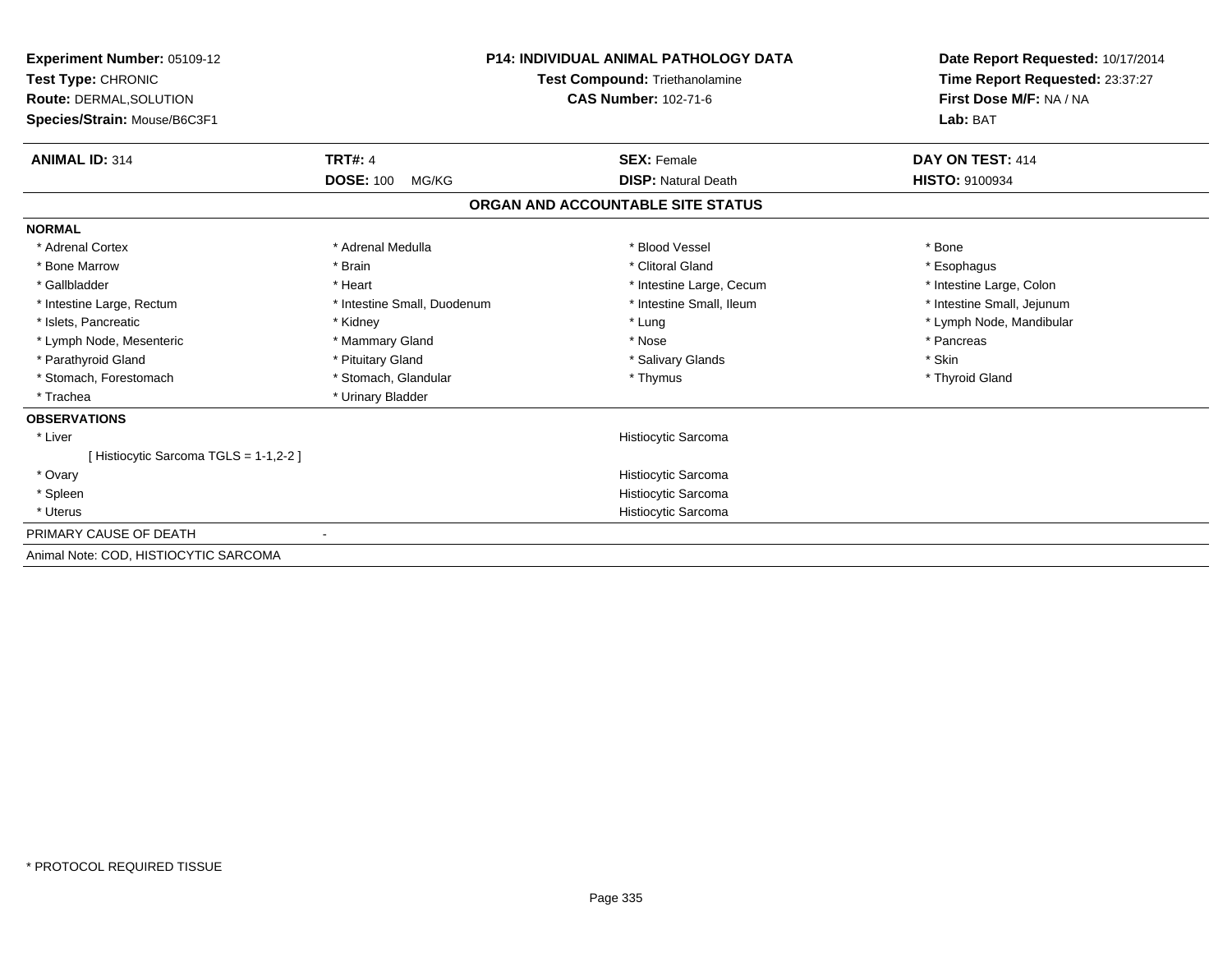**Experiment Number:** 05109-12
**Test Type:** CHRONIC
**Route:** DERMAL,SOLUTION
**Species/Strain:** Mouse/B6C3F1

**P14: INDIVIDUAL ANIMAL PATHOLOGY DATA**
**Test Compound:** Triethanolamine
**CAS Number:** 102-71-6

**Date Report Requested:** 10/17/2014
**Time Report Requested:** 23:37:27
**First Dose M/F:** NA / NA
**Lab:** BAT

| **ANIMAL ID:** 314 | **TRT#:** 4 | **SEX:** Female | **DAY ON TEST:** 414 |
|---|---|---|---|
| | **DOSE:** 100 MG/KG | **DISP:** Natural Death | **HISTO:** 9100934 |

## ORGAN AND ACCOUNTABLE SITE STATUS

**NORMAL**

| | | | |
|---|---|---|---|
| * Adrenal Cortex | * Adrenal Medulla | * Blood Vessel | * Bone |
| * Bone Marrow | * Brain | * Clitoral Gland | * Esophagus |
| * Gallbladder | * Heart | * Intestine Large, Cecum | * Intestine Large, Colon |
| * Intestine Large, Rectum | * Intestine Small, Duodenum | * Intestine Small, Ileum | * Intestine Small, Jejunum |
| * Islets, Pancreatic | * Kidney | * Lung | * Lymph Node, Mandibular |
| * Lymph Node, Mesenteric | * Mammary Gland | * Nose | * Pancreas |
| * Parathyroid Gland | * Pituitary Gland | * Salivary Glands | * Skin |
| * Stomach, Forestomach | * Stomach, Glandular | * Thymus | * Thyroid Gland |
| * Trachea | * Urinary Bladder | | |

**OBSERVATIONS**

| | |
|---|---|
| * Liver | Histiocytic Sarcoma |
| [ Histiocytic Sarcoma TGLS = 1-1,2-2 ] | |
| * Ovary | Histiocytic Sarcoma |
| * Spleen | Histiocytic Sarcoma |
| * Uterus | Histiocytic Sarcoma |

PRIMARY CAUSE OF DEATH -

Animal Note: COD, HISTIOCYTIC SARCOMA

* PROTOCOL REQUIRED TISSUE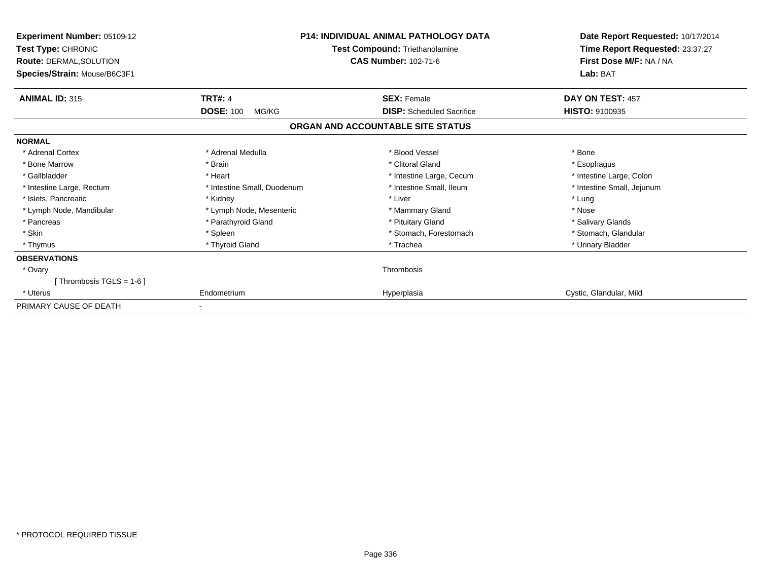**Experiment Number:** 05109-12
**Test Type:** CHRONIC
**Route:** DERMAL,SOLUTION
**Species/Strain:** Mouse/B6C3F1

**P14: INDIVIDUAL ANIMAL PATHOLOGY DATA**
**Test Compound:** Triethanolamine
**CAS Number:** 102-71-6

**Date Report Requested:** 10/17/2014
**Time Report Requested:** 23:37:27
**First Dose M/F:** NA / NA
**Lab:** BAT

| **ANIMAL ID:** 315 | **TRT#:** 4 | **SEX:** Female | **DAY ON TEST:** 457 |
|---|---|---|---|
| | **DOSE:** 100 MG/KG | **DISP:** Scheduled Sacrifice | **HISTO:** 9100935 |

## ORGAN AND ACCOUNTABLE SITE STATUS

| | | | |
|---|---|---|---|
| **NORMAL** | | | |
| * Adrenal Cortex | * Adrenal Medulla | * Blood Vessel | * Bone |
| * Bone Marrow | * Brain | * Clitoral Gland | * Esophagus |
| * Gallbladder | * Heart | * Intestine Large, Cecum | * Intestine Large, Colon |
| * Intestine Large, Rectum | * Intestine Small, Duodenum | * Intestine Small, Ileum | * Intestine Small, Jejunum |
| * Islets, Pancreatic | * Kidney | * Liver | * Lung |
| * Lymph Node, Mandibular | * Lymph Node, Mesenteric | * Mammary Gland | * Nose |
| * Pancreas | * Parathyroid Gland | * Pituitary Gland | * Salivary Glands |
| * Skin | * Spleen | * Stomach, Forestomach | * Stomach, Glandular |
| * Thymus | * Thyroid Gland | * Trachea | * Urinary Bladder |
| **OBSERVATIONS** | | | |
| * Ovary | | Thrombosis | |
| [ Thrombosis TGLS = 1-6 ] | | | |
| * Uterus | Endometrium | Hyperplasia | Cystic, Glandular, Mild |
| PRIMARY CAUSE OF DEATH | - | | |

* PROTOCOL REQUIRED TISSUE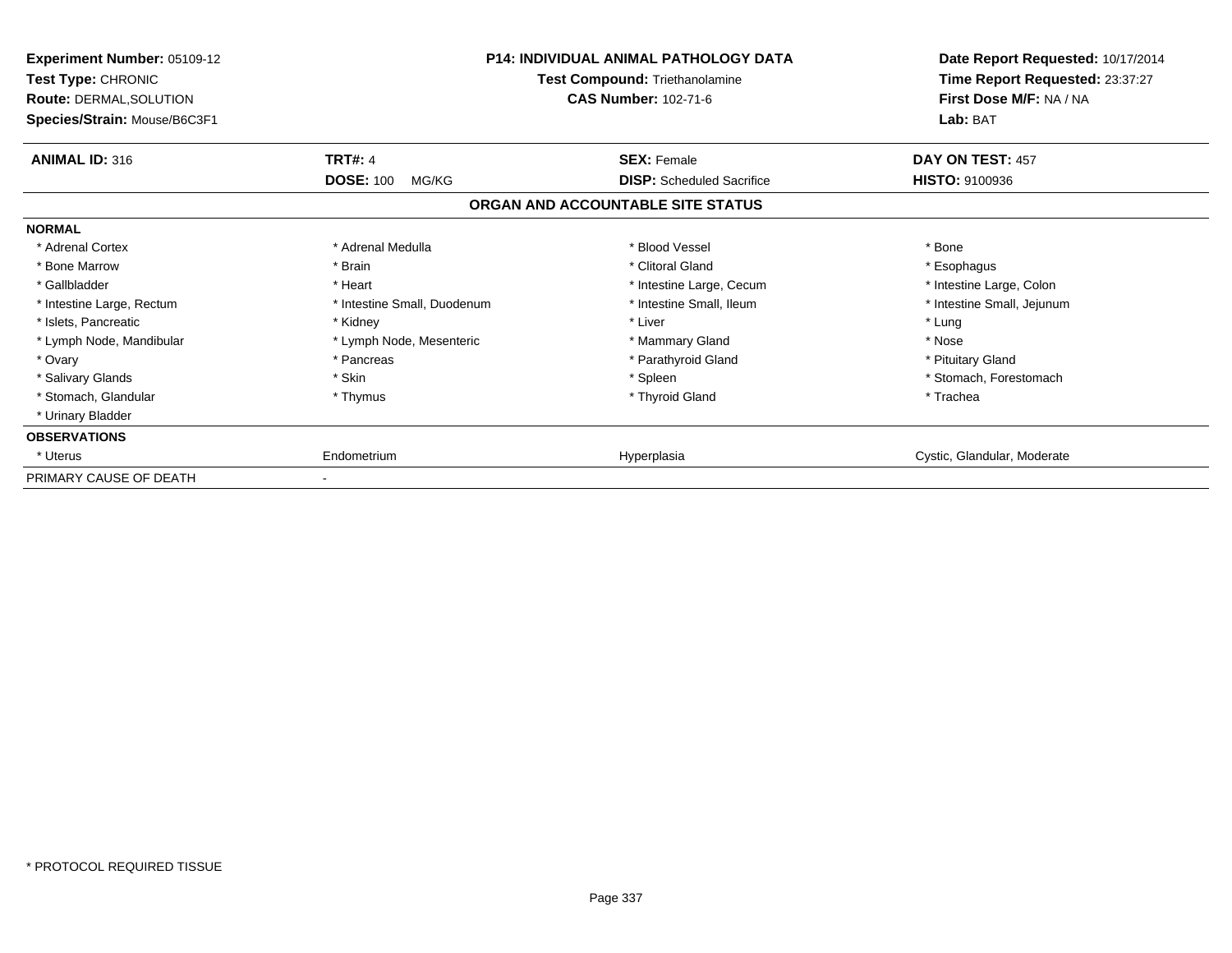**Experiment Number:** 05109-12
**Test Type:** CHRONIC
**Route:** DERMAL,SOLUTION
**Species/Strain:** Mouse/B6C3F1

**P14: INDIVIDUAL ANIMAL PATHOLOGY DATA**
**Test Compound:** Triethanolamine
**CAS Number:** 102-71-6

**Date Report Requested:** 10/17/2014
**Time Report Requested:** 23:37:27
**First Dose M/F:** NA / NA
**Lab:** BAT

| | | | |
|---|---|---|---|
| **ANIMAL ID:** 316 | **TRT#:** 4 | **SEX:** Female | **DAY ON TEST:** 457 |
| | **DOSE:** 100 MG/KG | **DISP:** Scheduled Sacrifice | **HISTO:** 9100936 |

**ORGAN AND ACCOUNTABLE SITE STATUS**

| | | | |
|---|---|---|---|
| **NORMAL** | | | |
| * Adrenal Cortex | * Adrenal Medulla | * Blood Vessel | * Bone |
| * Bone Marrow | * Brain | * Clitoral Gland | * Esophagus |
| * Gallbladder | * Heart | * Intestine Large, Cecum | * Intestine Large, Colon |
| * Intestine Large, Rectum | * Intestine Small, Duodenum | * Intestine Small, Ileum | * Intestine Small, Jejunum |
| * Islets, Pancreatic | * Kidney | * Liver | * Lung |
| * Lymph Node, Mandibular | * Lymph Node, Mesenteric | * Mammary Gland | * Nose |
| * Ovary | * Pancreas | * Parathyroid Gland | * Pituitary Gland |
| * Salivary Glands | * Skin | * Spleen | * Stomach, Forestomach |
| * Stomach, Glandular | * Thymus | * Thyroid Gland | * Trachea |
| * Urinary Bladder | | | |
| **OBSERVATIONS** | | | |
| * Uterus | Endometrium | Hyperplasia | Cystic, Glandular, Moderate |
| PRIMARY CAUSE OF DEATH | - | | |

* PROTOCOL REQUIRED TISSUE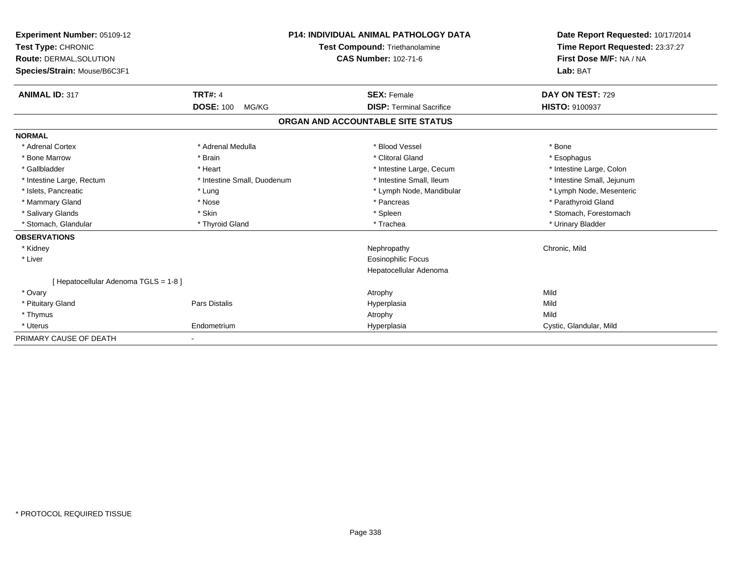**Experiment Number:** 05109-12
**Test Type:** CHRONIC
**Route:** DERMAL,SOLUTION
**Species/Strain:** Mouse/B6C3F1

**P14: INDIVIDUAL ANIMAL PATHOLOGY DATA**
**Test Compound:** Triethanolamine
**CAS Number:** 102-71-6

**Date Report Requested:** 10/17/2014
**Time Report Requested:** 23:37:27
**First Dose M/F:** NA / NA
**Lab:** BAT

| **ANIMAL ID:** 317 | **TRT#:** 4 | **SEX:** Female | **DAY ON TEST:** 729 |
|---|---|---|---|
| | **DOSE:** 100 MG/KG | **DISP:** Terminal Sacrifice | **HISTO:** 9100937 |

## ORGAN AND ACCOUNTABLE SITE STATUS

| | | | |
|---|---|---|---|
| **NORMAL** | | | |
| * Adrenal Cortex | * Adrenal Medulla | * Blood Vessel | * Bone |
| * Bone Marrow | * Brain | * Clitoral Gland | * Esophagus |
| * Gallbladder | * Heart | * Intestine Large, Cecum | * Intestine Large, Colon |
| * Intestine Large, Rectum | * Intestine Small, Duodenum | * Intestine Small, Ileum | * Intestine Small, Jejunum |
| * Islets, Pancreatic | * Lung | * Lymph Node, Mandibular | * Lymph Node, Mesenteric |
| * Mammary Gland | * Nose | * Pancreas | * Parathyroid Gland |
| * Salivary Glands | * Skin | * Spleen | * Stomach, Forestomach |
| * Stomach, Glandular | * Thyroid Gland | * Trachea | * Urinary Bladder |
| **OBSERVATIONS** | | | |
| * Kidney | | Nephropathy | Chronic, Mild |
| * Liver | | Eosinophilic Focus | |
| | | Hepatocellular Adenoma | |
| [ Hepatocellular Adenoma TGLS = 1-8 ] | | | |
| * Ovary | | Atrophy | Mild |
| * Pituitary Gland | Pars Distalis | Hyperplasia | Mild |
| * Thymus | | Atrophy | Mild |
| * Uterus | Endometrium | Hyperplasia | Cystic, Glandular, Mild |
| PRIMARY CAUSE OF DEATH | - | | |

* PROTOCOL REQUIRED TISSUE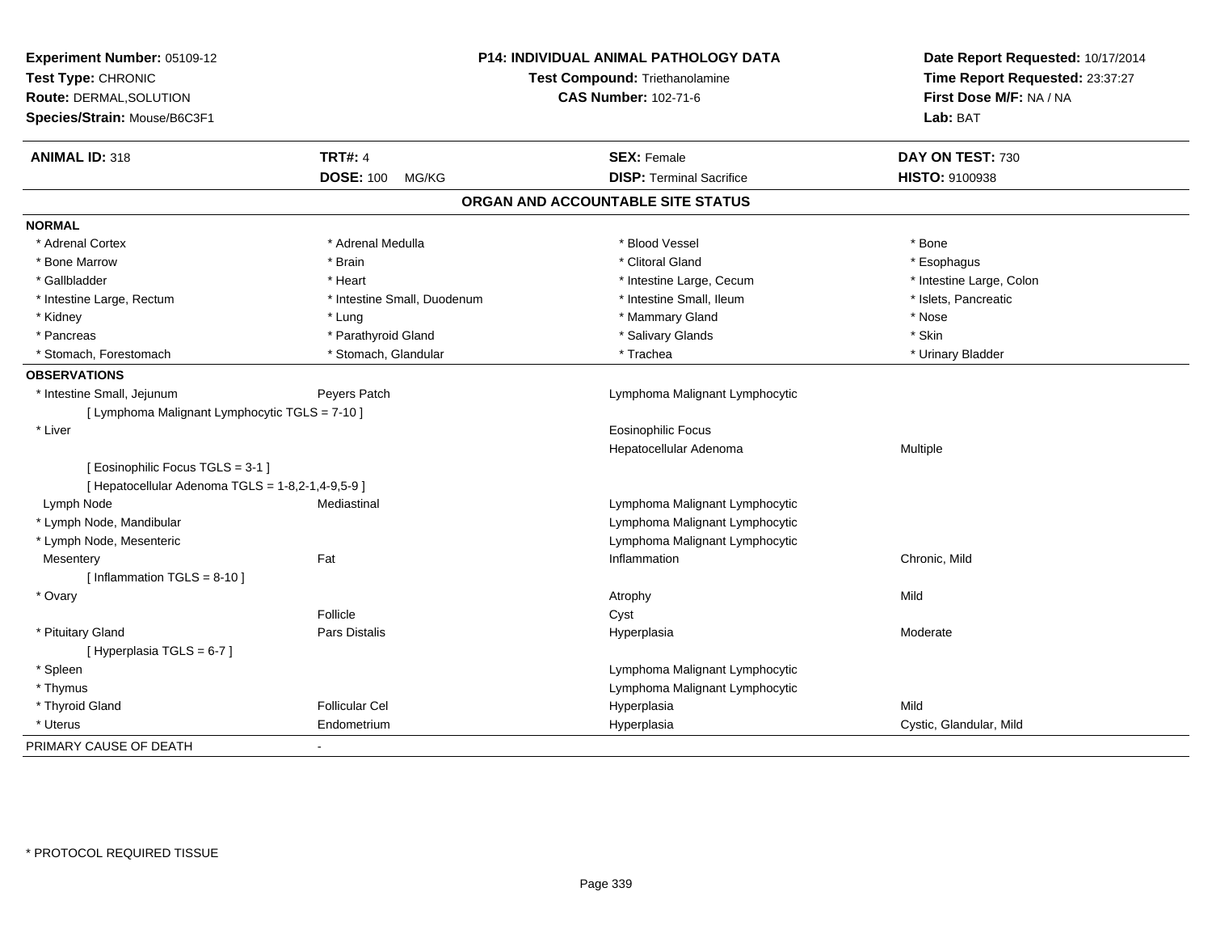**Experiment Number:** 05109-12
**Test Type:** CHRONIC
**Route:** DERMAL,SOLUTION
**Species/Strain:** Mouse/B6C3F1

**P14: INDIVIDUAL ANIMAL PATHOLOGY DATA**
**Test Compound:** Triethanolamine
**CAS Number:** 102-71-6

**Date Report Requested:** 10/17/2014
**Time Report Requested:** 23:37:27
**First Dose M/F:** NA / NA
**Lab:** BAT

| **ANIMAL ID:** 318 | **TRT#:** 4 | **SEX:** Female | **DAY ON TEST:** 730 |
|---|---|---|---|
| | **DOSE:** 100 MG/KG | **DISP:** Terminal Sacrifice | **HISTO:** 9100938 |

## ORGAN AND ACCOUNTABLE SITE STATUS

**NORMAL**

| | | | |
|---|---|---|---|
| * Adrenal Cortex | * Adrenal Medulla | * Blood Vessel | * Bone |
| * Bone Marrow | * Brain | * Clitoral Gland | * Esophagus |
| * Gallbladder | * Heart | * Intestine Large, Cecum | * Intestine Large, Colon |
| * Intestine Large, Rectum | * Intestine Small, Duodenum | * Intestine Small, Ileum | * Islets, Pancreatic |
| * Kidney | * Lung | * Mammary Gland | * Nose |
| * Pancreas | * Parathyroid Gland | * Salivary Glands | * Skin |
| * Stomach, Forestomach | * Stomach, Glandular | * Trachea | * Urinary Bladder |

**OBSERVATIONS**

| | | | |
|---|---|---|---|
| * Intestine Small, Jejunum | Peyers Patch | Lymphoma Malignant Lymphocytic | |
| [ Lymphoma Malignant Lymphocytic TGLS = 7-10 ] | | | |
| * Liver | | Eosinophilic Focus | |
| | | Hepatocellular Adenoma | Multiple |
| [ Eosinophilic Focus TGLS = 3-1 ] | | | |
| [ Hepatocellular Adenoma TGLS = 1-8,2-1,4-9,5-9 ] | | | |
| Lymph Node | Mediastinal | Lymphoma Malignant Lymphocytic | |
| * Lymph Node, Mandibular | | Lymphoma Malignant Lymphocytic | |
| * Lymph Node, Mesenteric | | Lymphoma Malignant Lymphocytic | |
| Mesentery | Fat | Inflammation | Chronic, Mild |
| [ Inflammation TGLS = 8-10 ] | | | |
| * Ovary | | Atrophy | Mild |
| | Follicle | Cyst | |
| * Pituitary Gland | Pars Distalis | Hyperplasia | Moderate |
| [ Hyperplasia TGLS = 6-7 ] | | | |
| * Spleen | | Lymphoma Malignant Lymphocytic | |
| * Thymus | | Lymphoma Malignant Lymphocytic | |
| * Thyroid Gland | Follicular Cel | Hyperplasia | Mild |
| * Uterus | Endometrium | Hyperplasia | Cystic, Glandular, Mild |

PRIMARY CAUSE OF DEATH -

* PROTOCOL REQUIRED TISSUE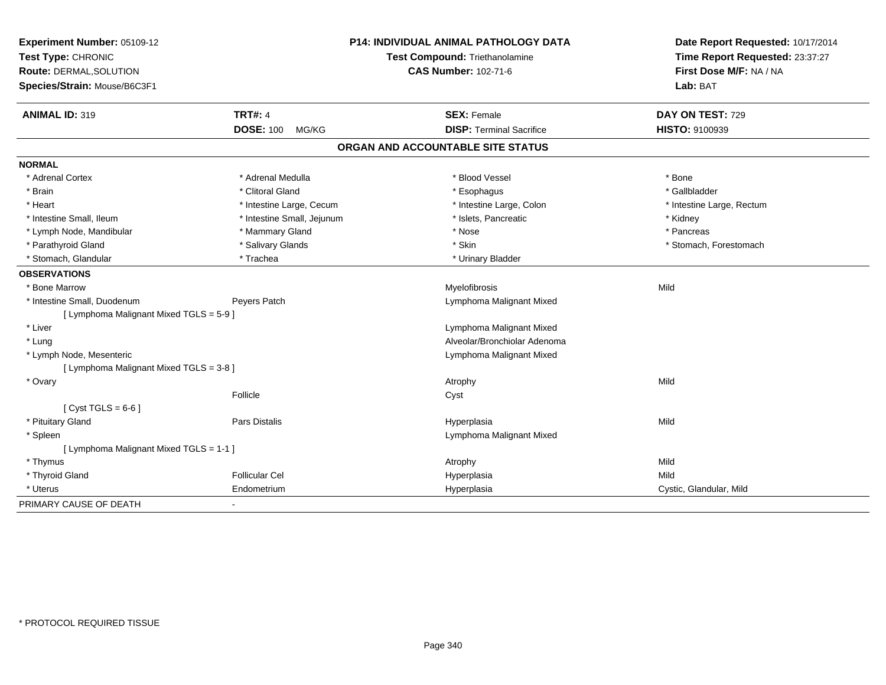**Experiment Number:** 05109-12
**Test Type:** CHRONIC
**Route:** DERMAL,SOLUTION
**Species/Strain:** Mouse/B6C3F1

**P14: INDIVIDUAL ANIMAL PATHOLOGY DATA**
**Test Compound:** Triethanolamine
**CAS Number:** 102-71-6

**Date Report Requested:** 10/17/2014
**Time Report Requested:** 23:37:27
**First Dose M/F:** NA / NA
**Lab:** BAT

| **ANIMAL ID:** 319 | **TRT#:** 4 | **SEX:** Female | **DAY ON TEST:** 729 |
|---|---|---|---|
| | **DOSE:** 100 MG/KG | **DISP:** Terminal Sacrifice | **HISTO:** 9100939 |

## ORGAN AND ACCOUNTABLE SITE STATUS

**NORMAL**

| | | | |
|---|---|---|---|
| * Adrenal Cortex | * Adrenal Medulla | * Blood Vessel | * Bone |
| * Brain | * Clitoral Gland | * Esophagus | * Gallbladder |
| * Heart | * Intestine Large, Cecum | * Intestine Large, Colon | * Intestine Large, Rectum |
| * Intestine Small, Ileum | * Intestine Small, Jejunum | * Islets, Pancreatic | * Kidney |
| * Lymph Node, Mandibular | * Mammary Gland | * Nose | * Pancreas |
| * Parathyroid Gland | * Salivary Glands | * Skin | * Stomach, Forestomach |
| * Stomach, Glandular | * Trachea | * Urinary Bladder | |

**OBSERVATIONS**

| | | | |
|---|---|---|---|
| * Bone Marrow | | Myelofibrosis | Mild |
| * Intestine Small, Duodenum | Peyers Patch | Lymphoma Malignant Mixed | |
| [ Lymphoma Malignant Mixed TGLS = 5-9 ] | | | |
| * Liver | | Lymphoma Malignant Mixed | |
| * Lung | | Alveolar/Bronchiolar Adenoma | |
| * Lymph Node, Mesenteric | | Lymphoma Malignant Mixed | |
| [ Lymphoma Malignant Mixed TGLS = 3-8 ] | | | |
| * Ovary | | Atrophy | Mild |
| | Follicle | Cyst | |
| [ Cyst TGLS = 6-6 ] | | | |
| * Pituitary Gland | Pars Distalis | Hyperplasia | Mild |
| * Spleen | | Lymphoma Malignant Mixed | |
| [ Lymphoma Malignant Mixed TGLS = 1-1 ] | | | |
| * Thymus | | Atrophy | Mild |
| * Thyroid Gland | Follicular Cel | Hyperplasia | Mild |
| * Uterus | Endometrium | Hyperplasia | Cystic, Glandular, Mild |

PRIMARY CAUSE OF DEATH -

* PROTOCOL REQUIRED TISSUE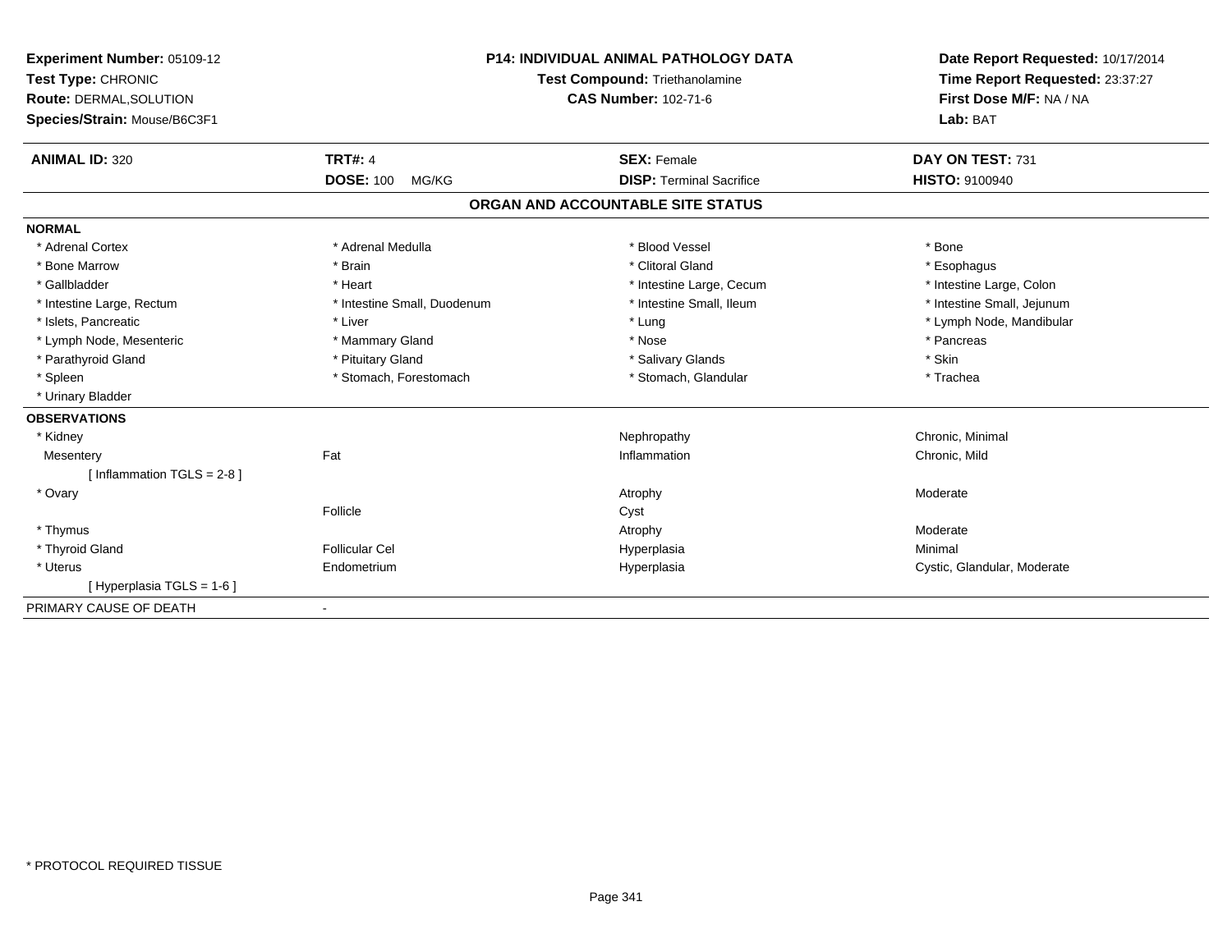**Experiment Number:** 05109-12
**Test Type:** CHRONIC
**Route:** DERMAL,SOLUTION
**Species/Strain:** Mouse/B6C3F1

**P14: INDIVIDUAL ANIMAL PATHOLOGY DATA**
**Test Compound:** Triethanolamine
**CAS Number:** 102-71-6

**Date Report Requested:** 10/17/2014
**Time Report Requested:** 23:37:27
**First Dose M/F:** NA / NA
**Lab:** BAT

| | | | |
|---|---|---|---|
| **ANIMAL ID:** 320 | **TRT#:** 4 | **SEX:** Female | **DAY ON TEST:** 731 |
| | **DOSE:** 100 MG/KG | **DISP:** Terminal Sacrifice | **HISTO:** 9100940 |

## ORGAN AND ACCOUNTABLE SITE STATUS

**NORMAL**

| | | | |
|---|---|---|---|
| * Adrenal Cortex | * Adrenal Medulla | * Blood Vessel | * Bone |
| * Bone Marrow | * Brain | * Clitoral Gland | * Esophagus |
| * Gallbladder | * Heart | * Intestine Large, Cecum | * Intestine Large, Colon |
| * Intestine Large, Rectum | * Intestine Small, Duodenum | * Intestine Small, Ileum | * Intestine Small, Jejunum |
| * Islets, Pancreatic | * Liver | * Lung | * Lymph Node, Mandibular |
| * Lymph Node, Mesenteric | * Mammary Gland | * Nose | * Pancreas |
| * Parathyroid Gland | * Pituitary Gland | * Salivary Glands | * Skin |
| * Spleen | * Stomach, Forestomach | * Stomach, Glandular | * Trachea |
| * Urinary Bladder | | | |

**OBSERVATIONS**

| | | | |
|---|---|---|---|
| * Kidney | | Nephropathy | Chronic, Minimal |
| Mesentery | Fat | Inflammation | Chronic, Mild |
| [ Inflammation TGLS = 2-8 ] | | | |
| * Ovary | | Atrophy | Moderate |
| | Follicle | Cyst | |
| * Thymus | | Atrophy | Moderate |
| * Thyroid Gland | Follicular Cel | Hyperplasia | Minimal |
| * Uterus | Endometrium | Hyperplasia | Cystic, Glandular, Moderate |
| [ Hyperplasia TGLS = 1-6 ] | | | |

PRIMARY CAUSE OF DEATH -

* PROTOCOL REQUIRED TISSUE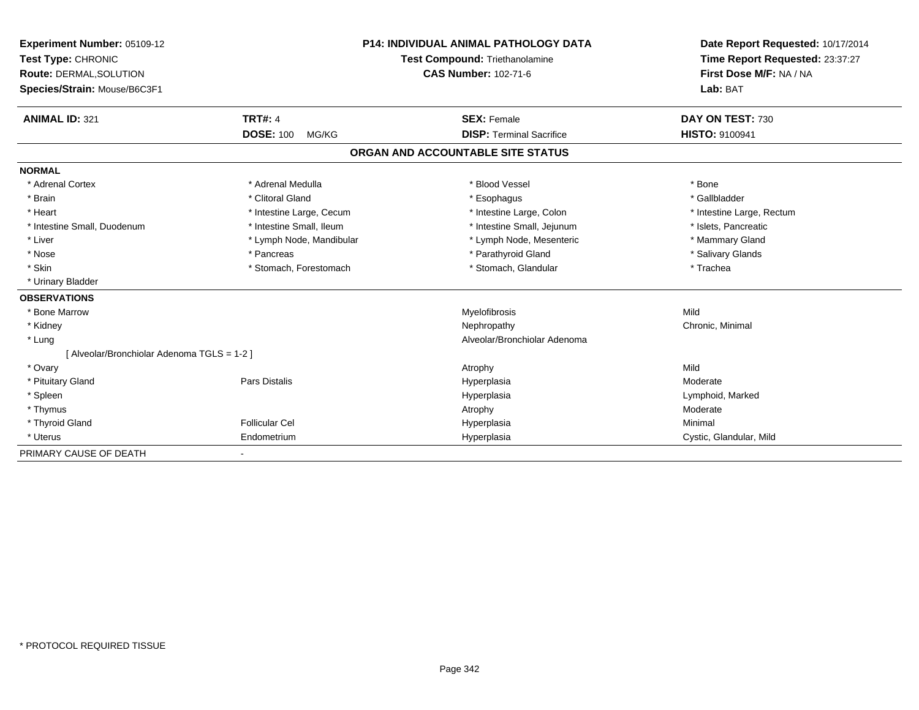**Experiment Number:** 05109-12
**Test Type:** CHRONIC
**Route:** DERMAL,SOLUTION
**Species/Strain:** Mouse/B6C3F1

**P14: INDIVIDUAL ANIMAL PATHOLOGY DATA**
**Test Compound:** Triethanolamine
**CAS Number:** 102-71-6

**Date Report Requested:** 10/17/2014
**Time Report Requested:** 23:37:27
**First Dose M/F:** NA / NA
**Lab:** BAT

| **ANIMAL ID:** 321 | **TRT#:** 4 | **SEX:** Female | **DAY ON TEST:** 730 |
|---|---|---|---|
| | **DOSE:** 100 MG/KG | **DISP:** Terminal Sacrifice | **HISTO:** 9100941 |

## ORGAN AND ACCOUNTABLE SITE STATUS

| | | | |
|---|---|---|---|
| **NORMAL** | | | |
| * Adrenal Cortex | * Adrenal Medulla | * Blood Vessel | * Bone |
| * Brain | * Clitoral Gland | * Esophagus | * Gallbladder |
| * Heart | * Intestine Large, Cecum | * Intestine Large, Colon | * Intestine Large, Rectum |
| * Intestine Small, Duodenum | * Intestine Small, Ileum | * Intestine Small, Jejunum | * Islets, Pancreatic |
| * Liver | * Lymph Node, Mandibular | * Lymph Node, Mesenteric | * Mammary Gland |
| * Nose | * Pancreas | * Parathyroid Gland | * Salivary Glands |
| * Skin | * Stomach, Forestomach | * Stomach, Glandular | * Trachea |
| * Urinary Bladder | | | |
| **OBSERVATIONS** | | | |
| * Bone Marrow | | Myelofibrosis | Mild |
| * Kidney | | Nephropathy | Chronic, Minimal |
| * Lung | | Alveolar/Bronchiolar Adenoma | |
| [ Alveolar/Bronchiolar Adenoma TGLS = 1-2 ] | | | |
| * Ovary | | Atrophy | Mild |
| * Pituitary Gland | Pars Distalis | Hyperplasia | Moderate |
| * Spleen | | Hyperplasia | Lymphoid, Marked |
| * Thymus | | Atrophy | Moderate |
| * Thyroid Gland | Follicular Cel | Hyperplasia | Minimal |
| * Uterus | Endometrium | Hyperplasia | Cystic, Glandular, Mild |
| PRIMARY CAUSE OF DEATH | - | | |

* PROTOCOL REQUIRED TISSUE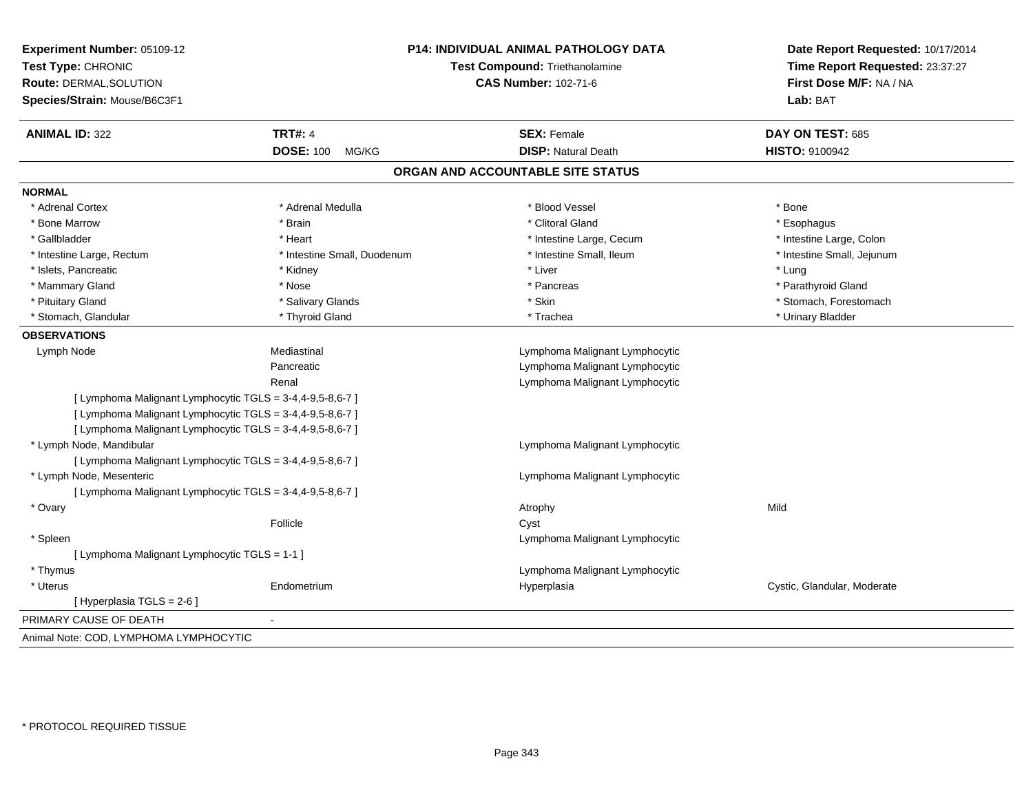**Experiment Number:** 05109-12
**Test Type:** CHRONIC
**Route:** DERMAL,SOLUTION
**Species/Strain:** Mouse/B6C3F1

**P14: INDIVIDUAL ANIMAL PATHOLOGY DATA**
**Test Compound:** Triethanolamine
**CAS Number:** 102-71-6

**Date Report Requested:** 10/17/2014
**Time Report Requested:** 23:37:27
**First Dose M/F:** NA / NA
**Lab:** BAT

| | | | |
|---|---|---|---|
| **ANIMAL ID:** 322 | **TRT#:** 4 | **SEX:** Female | **DAY ON TEST:** 685 |
| | **DOSE:** 100 MG/KG | **DISP:** Natural Death | **HISTO:** 9100942 |

## ORGAN AND ACCOUNTABLE SITE STATUS

**NORMAL**

| | | | |
|---|---|---|---|
| * Adrenal Cortex | * Adrenal Medulla | * Blood Vessel | * Bone |
| * Bone Marrow | * Brain | * Clitoral Gland | * Esophagus |
| * Gallbladder | * Heart | * Intestine Large, Cecum | * Intestine Large, Colon |
| * Intestine Large, Rectum | * Intestine Small, Duodenum | * Intestine Small, Ileum | * Intestine Small, Jejunum |
| * Islets, Pancreatic | * Kidney | * Liver | * Lung |
| * Mammary Gland | * Nose | * Pancreas | * Parathyroid Gland |
| * Pituitary Gland | * Salivary Glands | * Skin | * Stomach, Forestomach |
| * Stomach, Glandular | * Thyroid Gland | * Trachea | * Urinary Bladder |

**OBSERVATIONS**

| | | | |
|---|---|---|---|
| Lymph Node | Mediastinal | Lymphoma Malignant Lymphocytic | |
| | Pancreatic | Lymphoma Malignant Lymphocytic | |
| | Renal | Lymphoma Malignant Lymphocytic | |
| [ Lymphoma Malignant Lymphocytic TGLS = 3-4,4-9,5-8,6-7 ] | | | |
| [ Lymphoma Malignant Lymphocytic TGLS = 3-4,4-9,5-8,6-7 ] | | | |
| [ Lymphoma Malignant Lymphocytic TGLS = 3-4,4-9,5-8,6-7 ] | | | |
| * Lymph Node, Mandibular | | Lymphoma Malignant Lymphocytic | |
| [ Lymphoma Malignant Lymphocytic TGLS = 3-4,4-9,5-8,6-7 ] | | | |
| * Lymph Node, Mesenteric | | Lymphoma Malignant Lymphocytic | |
| [ Lymphoma Malignant Lymphocytic TGLS = 3-4,4-9,5-8,6-7 ] | | | |
| * Ovary | | Atrophy | Mild |
| | Follicle | Cyst | |
| * Spleen | | Lymphoma Malignant Lymphocytic | |
| [ Lymphoma Malignant Lymphocytic TGLS = 1-1 ] | | | |
| * Thymus | | Lymphoma Malignant Lymphocytic | |
| * Uterus | Endometrium | Hyperplasia | Cystic, Glandular, Moderate |
| [ Hyperplasia TGLS = 2-6 ] | | | |

PRIMARY CAUSE OF DEATH -

Animal Note: COD, LYMPHOMA LYMPHOCYTIC

* PROTOCOL REQUIRED TISSUE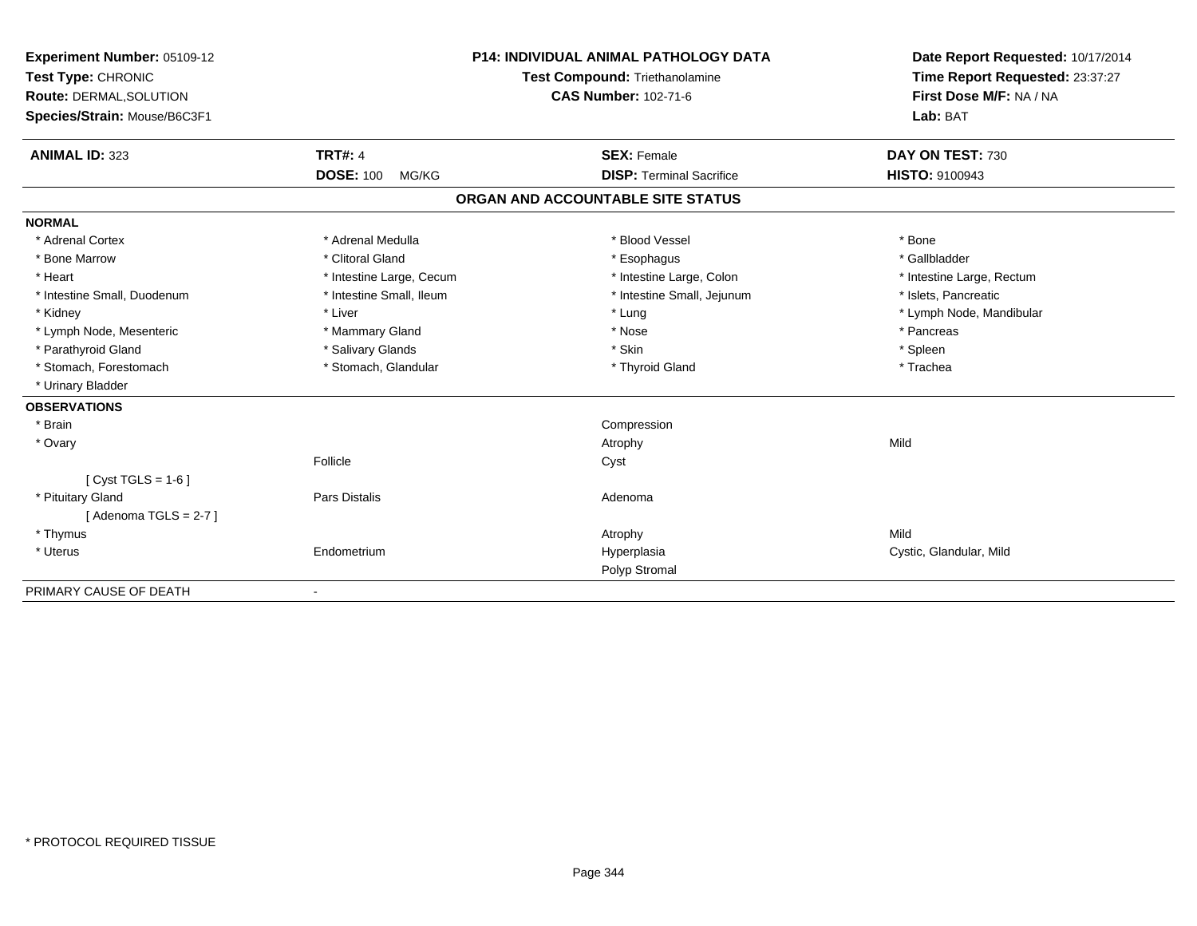**Experiment Number:** 05109-12
**Test Type:** CHRONIC
**Route:** DERMAL,SOLUTION
**Species/Strain:** Mouse/B6C3F1

**P14: INDIVIDUAL ANIMAL PATHOLOGY DATA**
**Test Compound:** Triethanolamine
**CAS Number:** 102-71-6

**Date Report Requested:** 10/17/2014
**Time Report Requested:** 23:37:27
**First Dose M/F:** NA / NA
**Lab:** BAT

| | | | |
|---|---|---|---|
| **ANIMAL ID:** 323 | **TRT#:** 4 | **SEX:** Female | **DAY ON TEST:** 730 |
| | **DOSE:** 100 MG/KG | **DISP:** Terminal Sacrifice | **HISTO:** 9100943 |

## ORGAN AND ACCOUNTABLE SITE STATUS

**NORMAL**

| | | | |
|---|---|---|---|
| * Adrenal Cortex | * Adrenal Medulla | * Blood Vessel | * Bone |
| * Bone Marrow | * Clitoral Gland | * Esophagus | * Gallbladder |
| * Heart | * Intestine Large, Cecum | * Intestine Large, Colon | * Intestine Large, Rectum |
| * Intestine Small, Duodenum | * Intestine Small, Ileum | * Intestine Small, Jejunum | * Islets, Pancreatic |
| * Kidney | * Liver | * Lung | * Lymph Node, Mandibular |
| * Lymph Node, Mesenteric | * Mammary Gland | * Nose | * Pancreas |
| * Parathyroid Gland | * Salivary Glands | * Skin | * Spleen |
| * Stomach, Forestomach | * Stomach, Glandular | * Thyroid Gland | * Trachea |
| * Urinary Bladder | | | |

**OBSERVATIONS**

| | | | |
|---|---|---|---|
| * Brain | | Compression | |
| * Ovary | | Atrophy | Mild |
| | Follicle | Cyst | |
| [ Cyst TGLS = 1-6 ] | | | |
| * Pituitary Gland | Pars Distalis | Adenoma | |
| [ Adenoma TGLS = 2-7 ] | | | |
| * Thymus | | Atrophy | Mild |
| * Uterus | Endometrium | Hyperplasia | Cystic, Glandular, Mild |
| | | Polyp Stromal | |

PRIMARY CAUSE OF DEATH -

* PROTOCOL REQUIRED TISSUE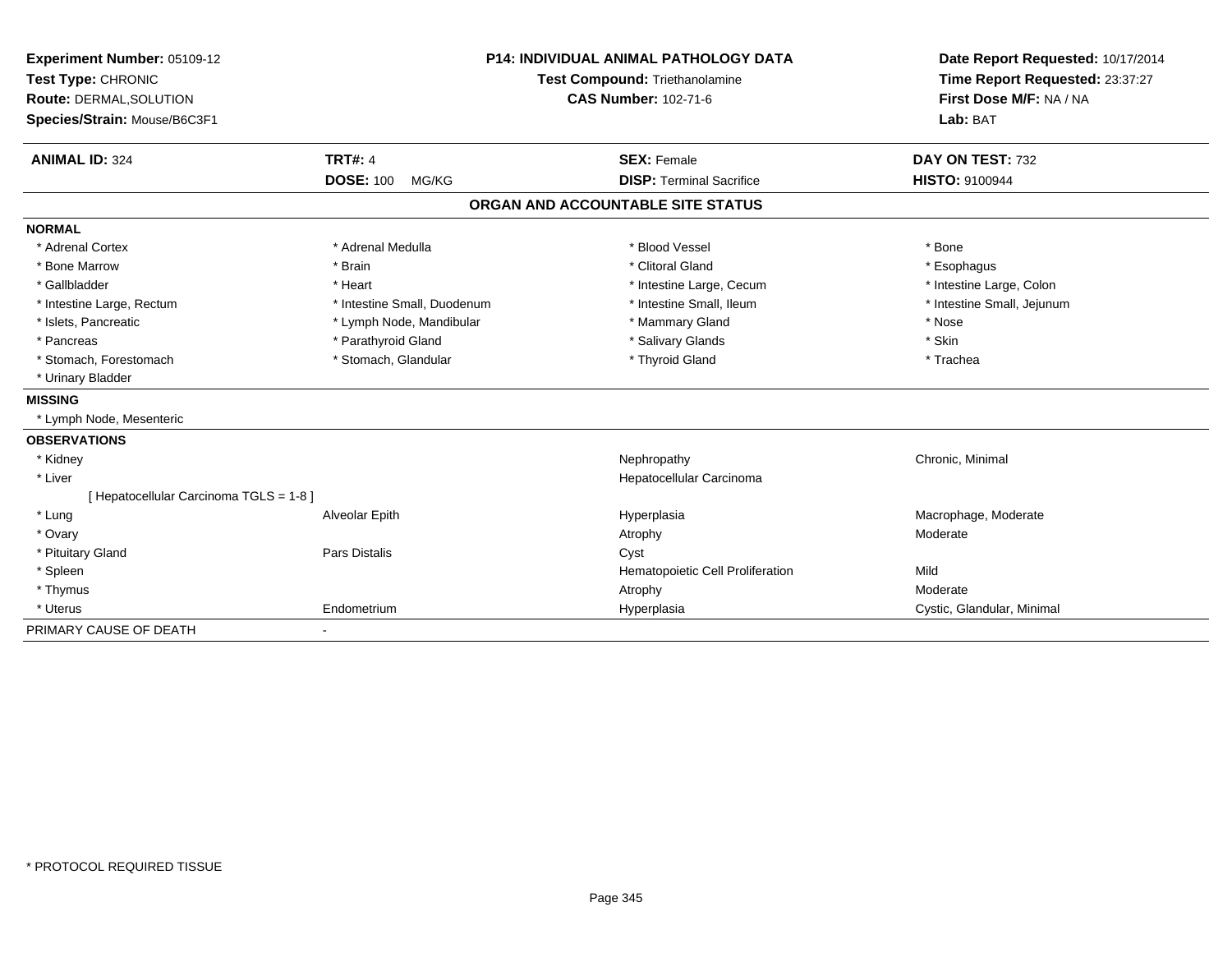**Experiment Number:** 05109-12
**Test Type:** CHRONIC
**Route:** DERMAL,SOLUTION
**Species/Strain:** Mouse/B6C3F1

**P14: INDIVIDUAL ANIMAL PATHOLOGY DATA**
**Test Compound:** Triethanolamine
**CAS Number:** 102-71-6

**Date Report Requested:** 10/17/2014
**Time Report Requested:** 23:37:27
**First Dose M/F:** NA / NA
**Lab:** BAT

| **ANIMAL ID:** 324 | **TRT#:** 4 | **SEX:** Female | **DAY ON TEST:** 732 |
|---|---|---|---|
| | **DOSE:** 100 MG/KG | **DISP:** Terminal Sacrifice | **HISTO:** 9100944 |

## ORGAN AND ACCOUNTABLE SITE STATUS

**NORMAL**

| | | | |
|---|---|---|---|
| * Adrenal Cortex | * Adrenal Medulla | * Blood Vessel | * Bone |
| * Bone Marrow | * Brain | * Clitoral Gland | * Esophagus |
| * Gallbladder | * Heart | * Intestine Large, Cecum | * Intestine Large, Colon |
| * Intestine Large, Rectum | * Intestine Small, Duodenum | * Intestine Small, Ileum | * Intestine Small, Jejunum |
| * Islets, Pancreatic | * Lymph Node, Mandibular | * Mammary Gland | * Nose |
| * Pancreas | * Parathyroid Gland | * Salivary Glands | * Skin |
| * Stomach, Forestomach | * Stomach, Glandular | * Thyroid Gland | * Trachea |
| * Urinary Bladder | | | |

**MISSING**

* Lymph Node, Mesenteric

**OBSERVATIONS**

| | | | |
|---|---|---|---|
| * Kidney | | Nephropathy | Chronic, Minimal |
| * Liver | | Hepatocellular Carcinoma | |
| [ Hepatocellular Carcinoma TGLS = 1-8 ] | | | |
| * Lung | Alveolar Epith | Hyperplasia | Macrophage, Moderate |
| * Ovary | | Atrophy | Moderate |
| * Pituitary Gland | Pars Distalis | Cyst | |
| * Spleen | | Hematopoietic Cell Proliferation | Mild |
| * Thymus | | Atrophy | Moderate |
| * Uterus | Endometrium | Hyperplasia | Cystic, Glandular, Minimal |

PRIMARY CAUSE OF DEATH -

* PROTOCOL REQUIRED TISSUE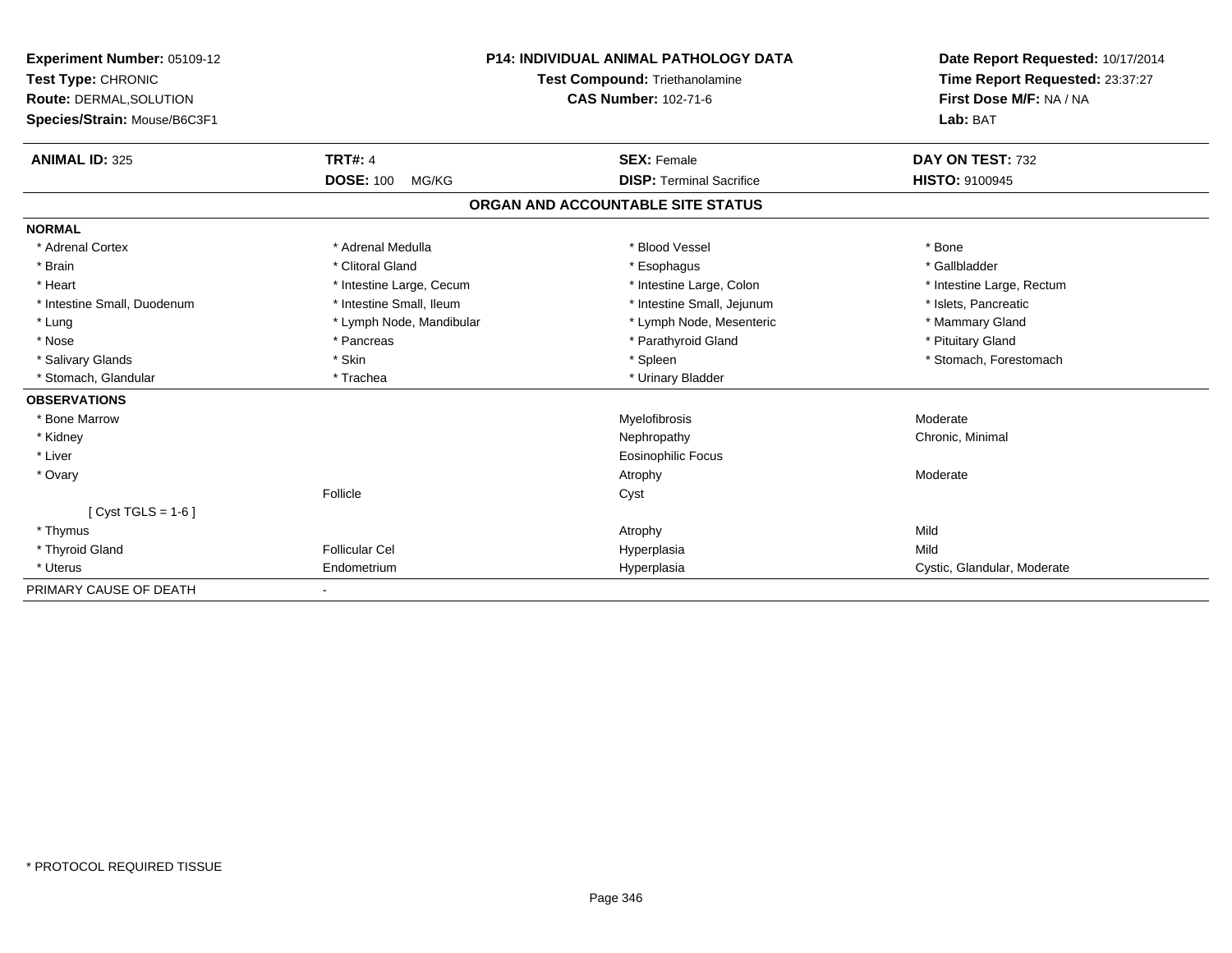**Experiment Number:** 05109-12
**Test Type:** CHRONIC
**Route:** DERMAL,SOLUTION
**Species/Strain:** Mouse/B6C3F1

**P14: INDIVIDUAL ANIMAL PATHOLOGY DATA**
**Test Compound:** Triethanolamine
**CAS Number:** 102-71-6

**Date Report Requested:** 10/17/2014
**Time Report Requested:** 23:37:27
**First Dose M/F:** NA / NA
**Lab:** BAT

| **ANIMAL ID:** 325 | **TRT#:** 4 | **SEX:** Female | **DAY ON TEST:** 732 |
|---|---|---|---|
| | **DOSE:** 100 MG/KG | **DISP:** Terminal Sacrifice | **HISTO:** 9100945 |

## ORGAN AND ACCOUNTABLE SITE STATUS

| | | | |
|---|---|---|---|
| **NORMAL** | | | |
| * Adrenal Cortex | * Adrenal Medulla | * Blood Vessel | * Bone |
| * Brain | * Clitoral Gland | * Esophagus | * Gallbladder |
| * Heart | * Intestine Large, Cecum | * Intestine Large, Colon | * Intestine Large, Rectum |
| * Intestine Small, Duodenum | * Intestine Small, Ileum | * Intestine Small, Jejunum | * Islets, Pancreatic |
| * Lung | * Lymph Node, Mandibular | * Lymph Node, Mesenteric | * Mammary Gland |
| * Nose | * Pancreas | * Parathyroid Gland | * Pituitary Gland |
| * Salivary Glands | * Skin | * Spleen | * Stomach, Forestomach |
| * Stomach, Glandular | * Trachea | * Urinary Bladder | |
| **OBSERVATIONS** | | | |
| * Bone Marrow | | Myelofibrosis | Moderate |
| * Kidney | | Nephropathy | Chronic, Minimal |
| * Liver | | Eosinophilic Focus | |
| * Ovary | | Atrophy | Moderate |
| | Follicle | Cyst | |
| [ Cyst TGLS = 1-6 ] | | | |
| * Thymus | | Atrophy | Mild |
| * Thyroid Gland | Follicular Cel | Hyperplasia | Mild |
| * Uterus | Endometrium | Hyperplasia | Cystic, Glandular, Moderate |
| PRIMARY CAUSE OF DEATH | - | | |

* PROTOCOL REQUIRED TISSUE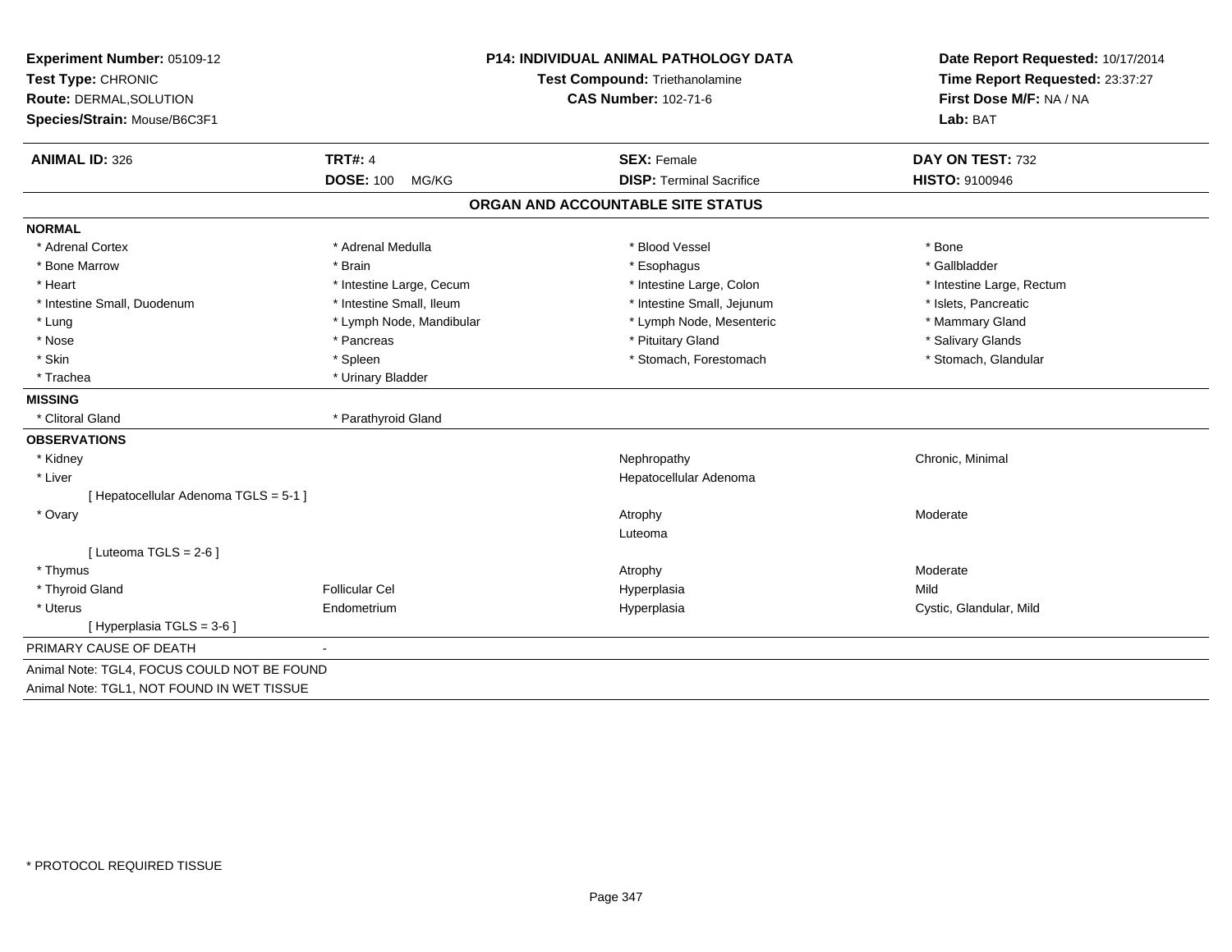**Experiment Number:** 05109-12
**Test Type:** CHRONIC
**Route:** DERMAL,SOLUTION
**Species/Strain:** Mouse/B6C3F1

**P14: INDIVIDUAL ANIMAL PATHOLOGY DATA**
**Test Compound:** Triethanolamine
**CAS Number:** 102-71-6

**Date Report Requested:** 10/17/2014
**Time Report Requested:** 23:37:27
**First Dose M/F:** NA / NA
**Lab:** BAT

| | | | |
|---|---|---|---|
| **ANIMAL ID:** 326 | **TRT#:** 4 | **SEX:** Female | **DAY ON TEST:** 732 |
| | **DOSE:** 100 MG/KG | **DISP:** Terminal Sacrifice | **HISTO:** 9100946 |

## ORGAN AND ACCOUNTABLE SITE STATUS

**NORMAL**

| | | | |
|---|---|---|---|
| * Adrenal Cortex | * Adrenal Medulla | * Blood Vessel | * Bone |
| * Bone Marrow | * Brain | * Esophagus | * Gallbladder |
| * Heart | * Intestine Large, Cecum | * Intestine Large, Colon | * Intestine Large, Rectum |
| * Intestine Small, Duodenum | * Intestine Small, Ileum | * Intestine Small, Jejunum | * Islets, Pancreatic |
| * Lung | * Lymph Node, Mandibular | * Lymph Node, Mesenteric | * Mammary Gland |
| * Nose | * Pancreas | * Pituitary Gland | * Salivary Glands |
| * Skin | * Spleen | * Stomach, Forestomach | * Stomach, Glandular |
| * Trachea | * Urinary Bladder | | |

**MISSING**

| | |
|---|---|
| * Clitoral Gland | * Parathyroid Gland |

**OBSERVATIONS**

| | | | |
|---|---|---|---|
| * Kidney | | Nephropathy | Chronic, Minimal |
| * Liver | | Hepatocellular Adenoma | |
| [ Hepatocellular Adenoma TGLS = 5-1 ] | | | |
| * Ovary | | Atrophy | Moderate |
| | | Luteoma | |
| [ Luteoma TGLS = 2-6 ] | | | |
| * Thymus | | Atrophy | Moderate |
| * Thyroid Gland | Follicular Cel | Hyperplasia | Mild |
| * Uterus | Endometrium | Hyperplasia | Cystic, Glandular, Mild |
| [ Hyperplasia TGLS = 3-6 ] | | | |

PRIMARY CAUSE OF DEATH -

Animal Note: TGL4, FOCUS COULD NOT BE FOUND
Animal Note: TGL1, NOT FOUND IN WET TISSUE

* PROTOCOL REQUIRED TISSUE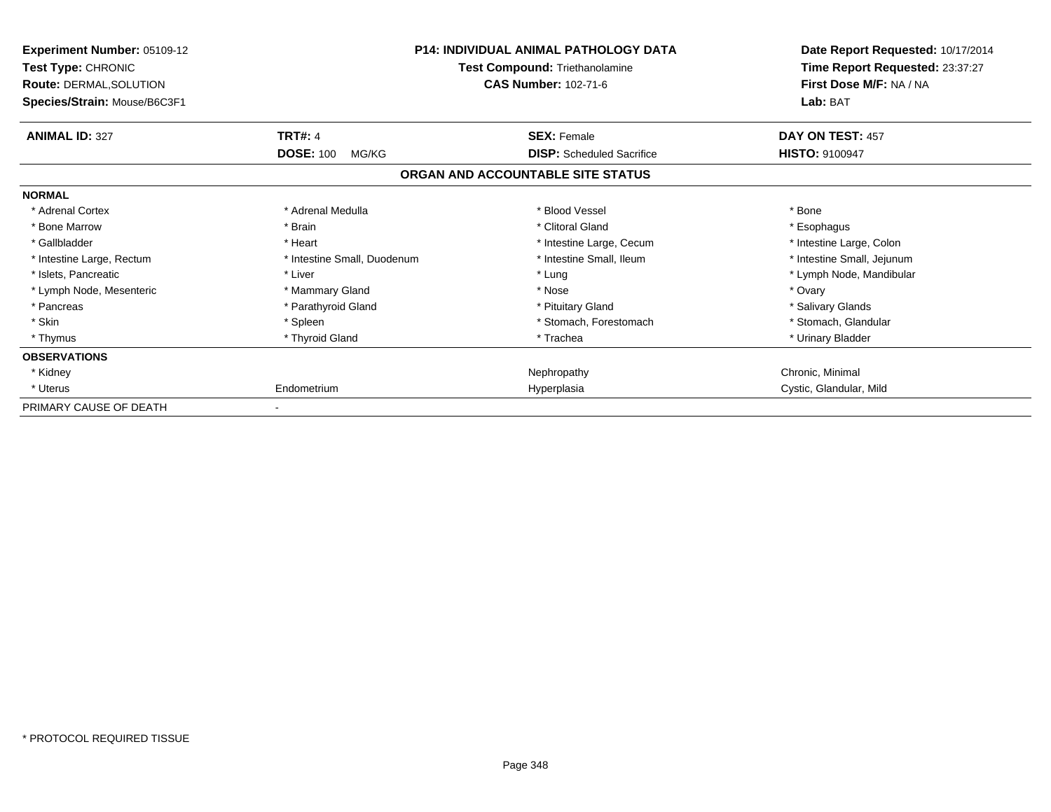**Experiment Number:** 05109-12
**Test Type:** CHRONIC
**Route:** DERMAL,SOLUTION
**Species/Strain:** Mouse/B6C3F1

**P14: INDIVIDUAL ANIMAL PATHOLOGY DATA**
**Test Compound:** Triethanolamine
**CAS Number:** 102-71-6

**Date Report Requested:** 10/17/2014
**Time Report Requested:** 23:37:27
**First Dose M/F:** NA / NA
**Lab:** BAT

| | | | |
|---|---|---|---|
| **ANIMAL ID:** 327 | **TRT#:** 4 | **SEX:** Female | **DAY ON TEST:** 457 |
| | **DOSE:** 100 MG/KG | **DISP:** Scheduled Sacrifice | **HISTO:** 9100947 |

## ORGAN AND ACCOUNTABLE SITE STATUS

| | | | |
|---|---|---|---|
| **NORMAL** | | | |
| * Adrenal Cortex | * Adrenal Medulla | * Blood Vessel | * Bone |
| * Bone Marrow | * Brain | * Clitoral Gland | * Esophagus |
| * Gallbladder | * Heart | * Intestine Large, Cecum | * Intestine Large, Colon |
| * Intestine Large, Rectum | * Intestine Small, Duodenum | * Intestine Small, Ileum | * Intestine Small, Jejunum |
| * Islets, Pancreatic | * Liver | * Lung | * Lymph Node, Mandibular |
| * Lymph Node, Mesenteric | * Mammary Gland | * Nose | * Ovary |
| * Pancreas | * Parathyroid Gland | * Pituitary Gland | * Salivary Glands |
| * Skin | * Spleen | * Stomach, Forestomach | * Stomach, Glandular |
| * Thymus | * Thyroid Gland | * Trachea | * Urinary Bladder |
| **OBSERVATIONS** | | | |
| * Kidney | | Nephropathy | Chronic, Minimal |
| * Uterus | Endometrium | Hyperplasia | Cystic, Glandular, Mild |
| PRIMARY CAUSE OF DEATH | - | | |

* PROTOCOL REQUIRED TISSUE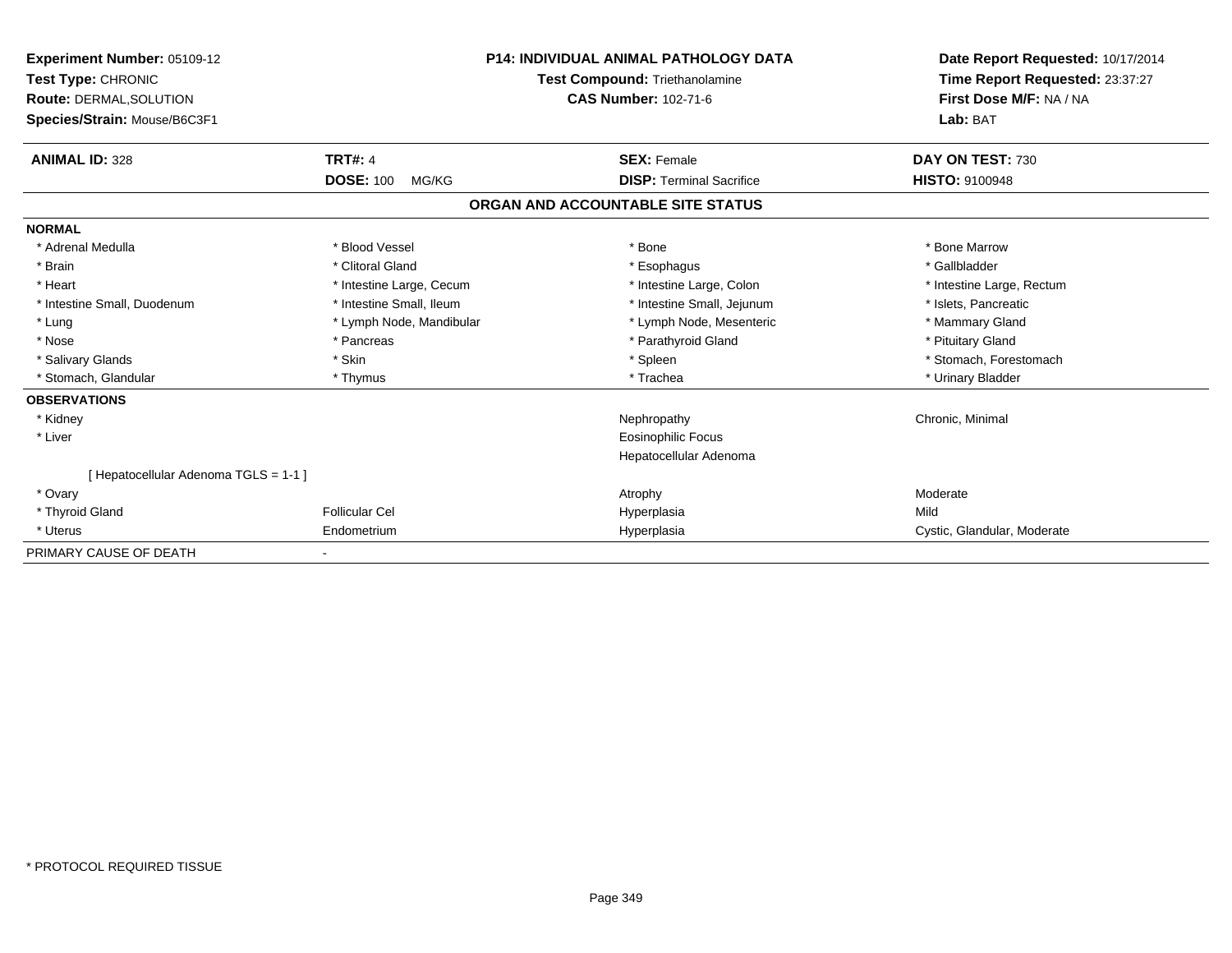**Experiment Number:** 05109-12
**Test Type:** CHRONIC
**Route:** DERMAL,SOLUTION
**Species/Strain:** Mouse/B6C3F1

**P14: INDIVIDUAL ANIMAL PATHOLOGY DATA**
**Test Compound:** Triethanolamine
**CAS Number:** 102-71-6

**Date Report Requested:** 10/17/2014
**Time Report Requested:** 23:37:27
**First Dose M/F:** NA / NA
**Lab:** BAT

| **ANIMAL ID:** 328 | **TRT#:** 4 | **SEX:** Female | **DAY ON TEST:** 730 |
|---|---|---|---|
| | **DOSE:** 100 MG/KG | **DISP:** Terminal Sacrifice | **HISTO:** 9100948 |

**ORGAN AND ACCOUNTABLE SITE STATUS**

**NORMAL**

| | | | |
|---|---|---|---|
| * Adrenal Medulla | * Blood Vessel | * Bone | * Bone Marrow |
| * Brain | * Clitoral Gland | * Esophagus | * Gallbladder |
| * Heart | * Intestine Large, Cecum | * Intestine Large, Colon | * Intestine Large, Rectum |
| * Intestine Small, Duodenum | * Intestine Small, Ileum | * Intestine Small, Jejunum | * Islets, Pancreatic |
| * Lung | * Lymph Node, Mandibular | * Lymph Node, Mesenteric | * Mammary Gland |
| * Nose | * Pancreas | * Parathyroid Gland | * Pituitary Gland |
| * Salivary Glands | * Skin | * Spleen | * Stomach, Forestomach |
| * Stomach, Glandular | * Thymus | * Trachea | * Urinary Bladder |

**OBSERVATIONS**

| | | | |
|---|---|---|---|
| * Kidney | | Nephropathy | Chronic, Minimal |
| * Liver | | Eosinophilic Focus | |
| | | Hepatocellular Adenoma | |
| [ Hepatocellular Adenoma TGLS = 1-1 ] | | | |
| * Ovary | | Atrophy | Moderate |
| * Thyroid Gland | Follicular Cel | Hyperplasia | Mild |
| * Uterus | Endometrium | Hyperplasia | Cystic, Glandular, Moderate |

PRIMARY CAUSE OF DEATH -

* PROTOCOL REQUIRED TISSUE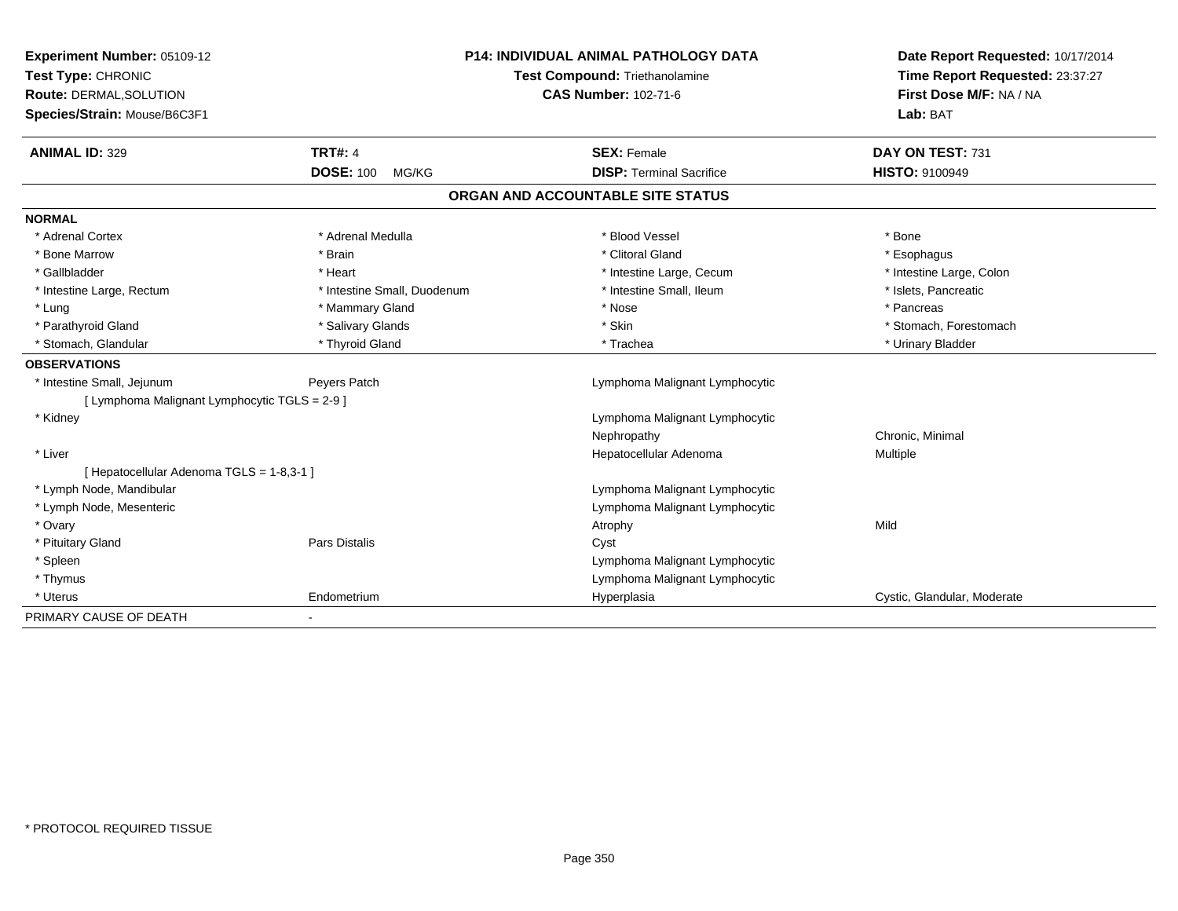**Experiment Number:** 05109-12
**Test Type:** CHRONIC
**Route:** DERMAL,SOLUTION
**Species/Strain:** Mouse/B6C3F1

**P14: INDIVIDUAL ANIMAL PATHOLOGY DATA**
**Test Compound:** Triethanolamine
**CAS Number:** 102-71-6

**Date Report Requested:** 10/17/2014
**Time Report Requested:** 23:37:27
**First Dose M/F:** NA / NA
**Lab:** BAT

| **ANIMAL ID:** 329 | **TRT#:** 4 | **SEX:** Female | **DAY ON TEST:** 731 |
|---|---|---|---|
| | **DOSE:** 100 MG/KG | **DISP:** Terminal Sacrifice | **HISTO:** 9100949 |

## ORGAN AND ACCOUNTABLE SITE STATUS

**NORMAL**

| | | | |
|---|---|---|---|
| * Adrenal Cortex | * Adrenal Medulla | * Blood Vessel | * Bone |
| * Bone Marrow | * Brain | * Clitoral Gland | * Esophagus |
| * Gallbladder | * Heart | * Intestine Large, Cecum | * Intestine Large, Colon |
| * Intestine Large, Rectum | * Intestine Small, Duodenum | * Intestine Small, Ileum | * Islets, Pancreatic |
| * Lung | * Mammary Gland | * Nose | * Pancreas |
| * Parathyroid Gland | * Salivary Glands | * Skin | * Stomach, Forestomach |
| * Stomach, Glandular | * Thyroid Gland | * Trachea | * Urinary Bladder |

**OBSERVATIONS**

| | | | |
|---|---|---|---|
| * Intestine Small, Jejunum | Peyers Patch | Lymphoma Malignant Lymphocytic | |
| [ Lymphoma Malignant Lymphocytic TGLS = 2-9 ] | | | |
| * Kidney | | Lymphoma Malignant Lymphocytic | |
| | | Nephropathy | Chronic, Minimal |
| * Liver | | Hepatocellular Adenoma | Multiple |
| [ Hepatocellular Adenoma TGLS = 1-8,3-1 ] | | | |
| * Lymph Node, Mandibular | | Lymphoma Malignant Lymphocytic | |
| * Lymph Node, Mesenteric | | Lymphoma Malignant Lymphocytic | |
| * Ovary | | Atrophy | Mild |
| * Pituitary Gland | Pars Distalis | Cyst | |
| * Spleen | | Lymphoma Malignant Lymphocytic | |
| * Thymus | | Lymphoma Malignant Lymphocytic | |
| * Uterus | Endometrium | Hyperplasia | Cystic, Glandular, Moderate |

PRIMARY CAUSE OF DEATH -

* PROTOCOL REQUIRED TISSUE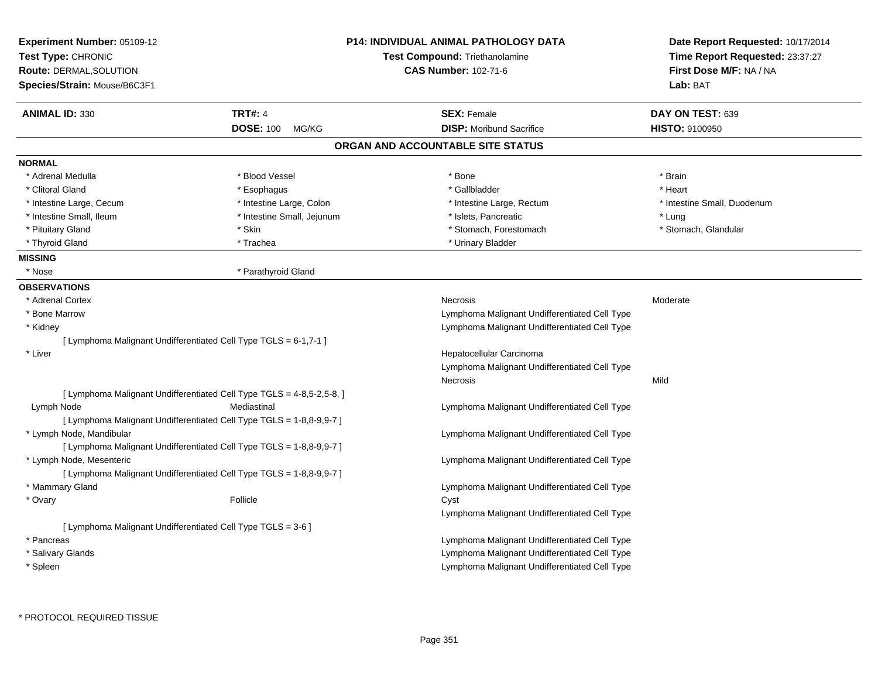**Experiment Number:** 05109-12
**Test Type:** CHRONIC
**Route:** DERMAL,SOLUTION
**Species/Strain:** Mouse/B6C3F1

**P14: INDIVIDUAL ANIMAL PATHOLOGY DATA**
**Test Compound:** Triethanolamine
**CAS Number:** 102-71-6

**Date Report Requested:** 10/17/2014
**Time Report Requested:** 23:37:27
**First Dose M/F:** NA / NA
**Lab:** BAT

| | | | |
|---|---|---|---|
| **ANIMAL ID:** 330 | **TRT#:** 4 | **SEX:** Female | **DAY ON TEST:** 639 |
| | **DOSE:** 100 MG/KG | **DISP:** Moribund Sacrifice | **HISTO:** 9100950 |

## ORGAN AND ACCOUNTABLE SITE STATUS

**NORMAL**

| | | | |
|---|---|---|---|
| * Adrenal Medulla | * Blood Vessel | * Bone | * Brain |
| * Clitoral Gland | * Esophagus | * Gallbladder | * Heart |
| * Intestine Large, Cecum | * Intestine Large, Colon | * Intestine Large, Rectum | * Intestine Small, Duodenum |
| * Intestine Small, Ileum | * Intestine Small, Jejunum | * Islets, Pancreatic | * Lung |
| * Pituitary Gland | * Skin | * Stomach, Forestomach | * Stomach, Glandular |
| * Thyroid Gland | * Trachea | * Urinary Bladder | |

**MISSING**

| | |
|---|---|
| * Nose | * Parathyroid Gland |

**OBSERVATIONS**

| | | | |
|---|---|---|---|
| * Adrenal Cortex | | Necrosis | Moderate |
| * Bone Marrow | | Lymphoma Malignant Undifferentiated Cell Type | |
| * Kidney | | Lymphoma Malignant Undifferentiated Cell Type | |
| [ Lymphoma Malignant Undifferentiated Cell Type TGLS = 6-1,7-1 ] | | | |
| * Liver | | Hepatocellular Carcinoma | |
| | | Lymphoma Malignant Undifferentiated Cell Type | |
| | | Necrosis | Mild |
| [ Lymphoma Malignant Undifferentiated Cell Type TGLS = 4-8,5-2,5-8, ] | | | |
| Lymph Node | Mediastinal | Lymphoma Malignant Undifferentiated Cell Type | |
| [ Lymphoma Malignant Undifferentiated Cell Type TGLS = 1-8,8-9,9-7 ] | | | |
| * Lymph Node, Mandibular | | Lymphoma Malignant Undifferentiated Cell Type | |
| [ Lymphoma Malignant Undifferentiated Cell Type TGLS = 1-8,8-9,9-7 ] | | | |
| * Lymph Node, Mesenteric | | Lymphoma Malignant Undifferentiated Cell Type | |
| [ Lymphoma Malignant Undifferentiated Cell Type TGLS = 1-8,8-9,9-7 ] | | | |
| * Mammary Gland | | Lymphoma Malignant Undifferentiated Cell Type | |
| * Ovary | Follicle | Cyst | |
| | | Lymphoma Malignant Undifferentiated Cell Type | |
| [ Lymphoma Malignant Undifferentiated Cell Type TGLS = 3-6 ] | | | |
| * Pancreas | | Lymphoma Malignant Undifferentiated Cell Type | |
| * Salivary Glands | | Lymphoma Malignant Undifferentiated Cell Type | |
| * Spleen | | Lymphoma Malignant Undifferentiated Cell Type | |

\* PROTOCOL REQUIRED TISSUE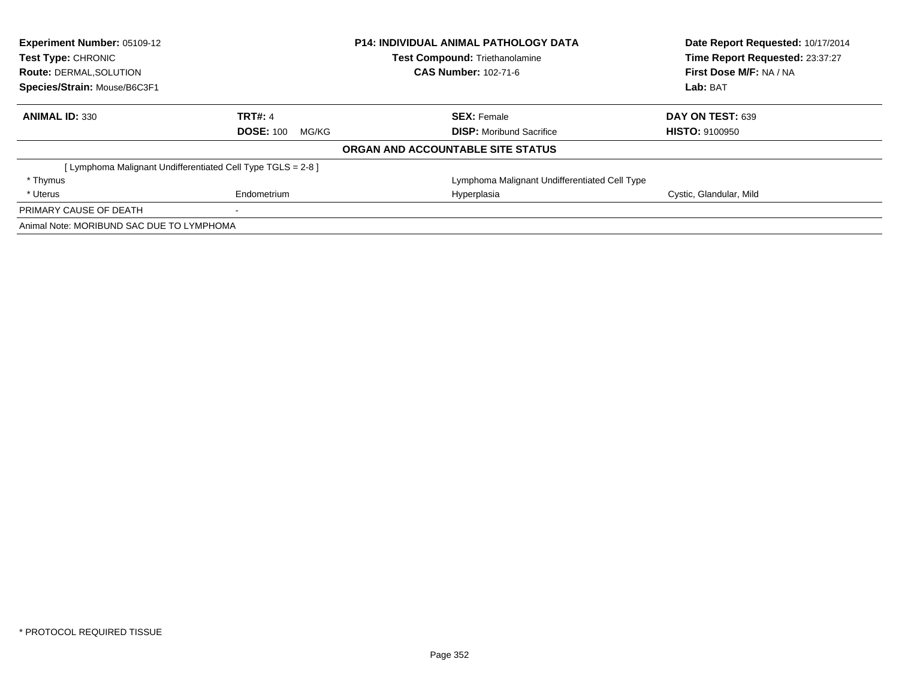**Experiment Number:** 05109-12
**Test Type:** CHRONIC
**Route:** DERMAL,SOLUTION
**Species/Strain:** Mouse/B6C3F1

**P14: INDIVIDUAL ANIMAL PATHOLOGY DATA**
**Test Compound:** Triethanolamine
**CAS Number:** 102-71-6

**Date Report Requested:** 10/17/2014
**Time Report Requested:** 23:37:27
**First Dose M/F:** NA / NA
**Lab:** BAT

| | | | |
|---|---|---|---|
| **ANIMAL ID:** 330 | **TRT#:** 4 | **SEX:** Female | **DAY ON TEST:** 639 |
| | **DOSE:** 100 MG/KG | **DISP:** Moribund Sacrifice | **HISTO:** 9100950 |

**ORGAN AND ACCOUNTABLE SITE STATUS**

| | | | |
|---|---|---|---|
| [ Lymphoma Malignant Undifferentiated Cell Type TGLS = 2-8 ] | | | |
| * Thymus | | Lymphoma Malignant Undifferentiated Cell Type | |
| * Uterus | Endometrium | Hyperplasia | Cystic, Glandular, Mild |
| PRIMARY CAUSE OF DEATH | - | | |
| Animal Note: MORIBUND SAC DUE TO LYMPHOMA | | | |

* PROTOCOL REQUIRED TISSUE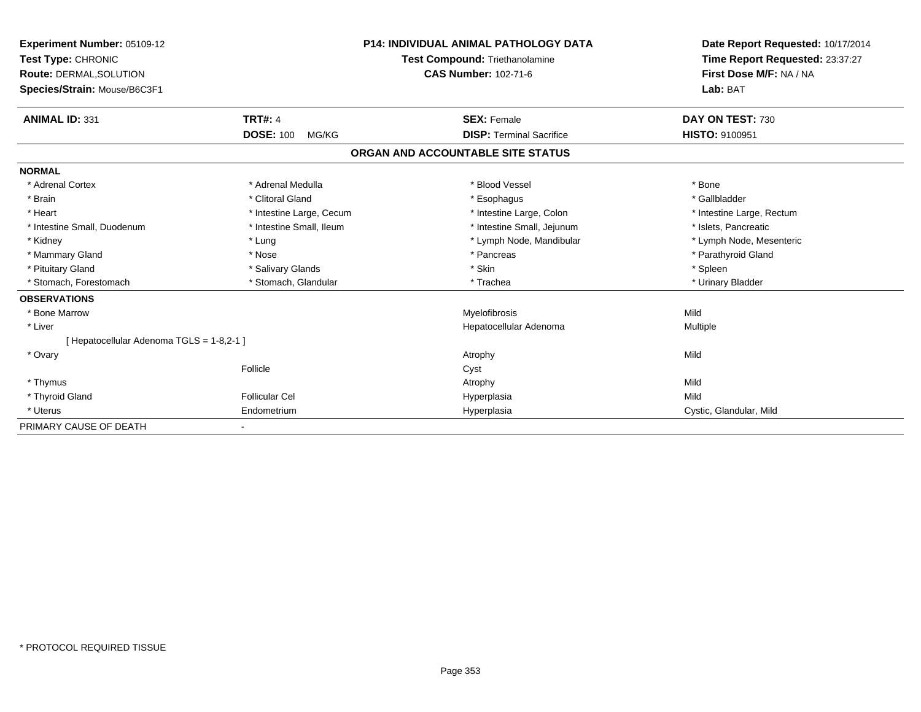**Experiment Number:** 05109-12
**Test Type:** CHRONIC
**Route:** DERMAL,SOLUTION
**Species/Strain:** Mouse/B6C3F1

**P14: INDIVIDUAL ANIMAL PATHOLOGY DATA**
**Test Compound:** Triethanolamine
**CAS Number:** 102-71-6

**Date Report Requested:** 10/17/2014
**Time Report Requested:** 23:37:27
**First Dose M/F:** NA / NA
**Lab:** BAT

| **ANIMAL ID:** 331 | **TRT#:** 4 | **SEX:** Female | **DAY ON TEST:** 730 |
|---|---|---|---|
| | **DOSE:** 100 MG/KG | **DISP:** Terminal Sacrifice | **HISTO:** 9100951 |

## ORGAN AND ACCOUNTABLE SITE STATUS

| | | | |
|---|---|---|---|
| **NORMAL** | | | |
| * Adrenal Cortex | * Adrenal Medulla | * Blood Vessel | * Bone |
| * Brain | * Clitoral Gland | * Esophagus | * Gallbladder |
| * Heart | * Intestine Large, Cecum | * Intestine Large, Colon | * Intestine Large, Rectum |
| * Intestine Small, Duodenum | * Intestine Small, Ileum | * Intestine Small, Jejunum | * Islets, Pancreatic |
| * Kidney | * Lung | * Lymph Node, Mandibular | * Lymph Node, Mesenteric |
| * Mammary Gland | * Nose | * Pancreas | * Parathyroid Gland |
| * Pituitary Gland | * Salivary Glands | * Skin | * Spleen |
| * Stomach, Forestomach | * Stomach, Glandular | * Trachea | * Urinary Bladder |
| **OBSERVATIONS** | | | |
| * Bone Marrow | | Myelofibrosis | Mild |
| * Liver | | Hepatocellular Adenoma | Multiple |
| [ Hepatocellular Adenoma TGLS = 1-8,2-1 ] | | | |
| * Ovary | | Atrophy | Mild |
| | Follicle | Cyst | |
| * Thymus | | Atrophy | Mild |
| * Thyroid Gland | Follicular Cel | Hyperplasia | Mild |
| * Uterus | Endometrium | Hyperplasia | Cystic, Glandular, Mild |
| PRIMARY CAUSE OF DEATH | - | | |

* PROTOCOL REQUIRED TISSUE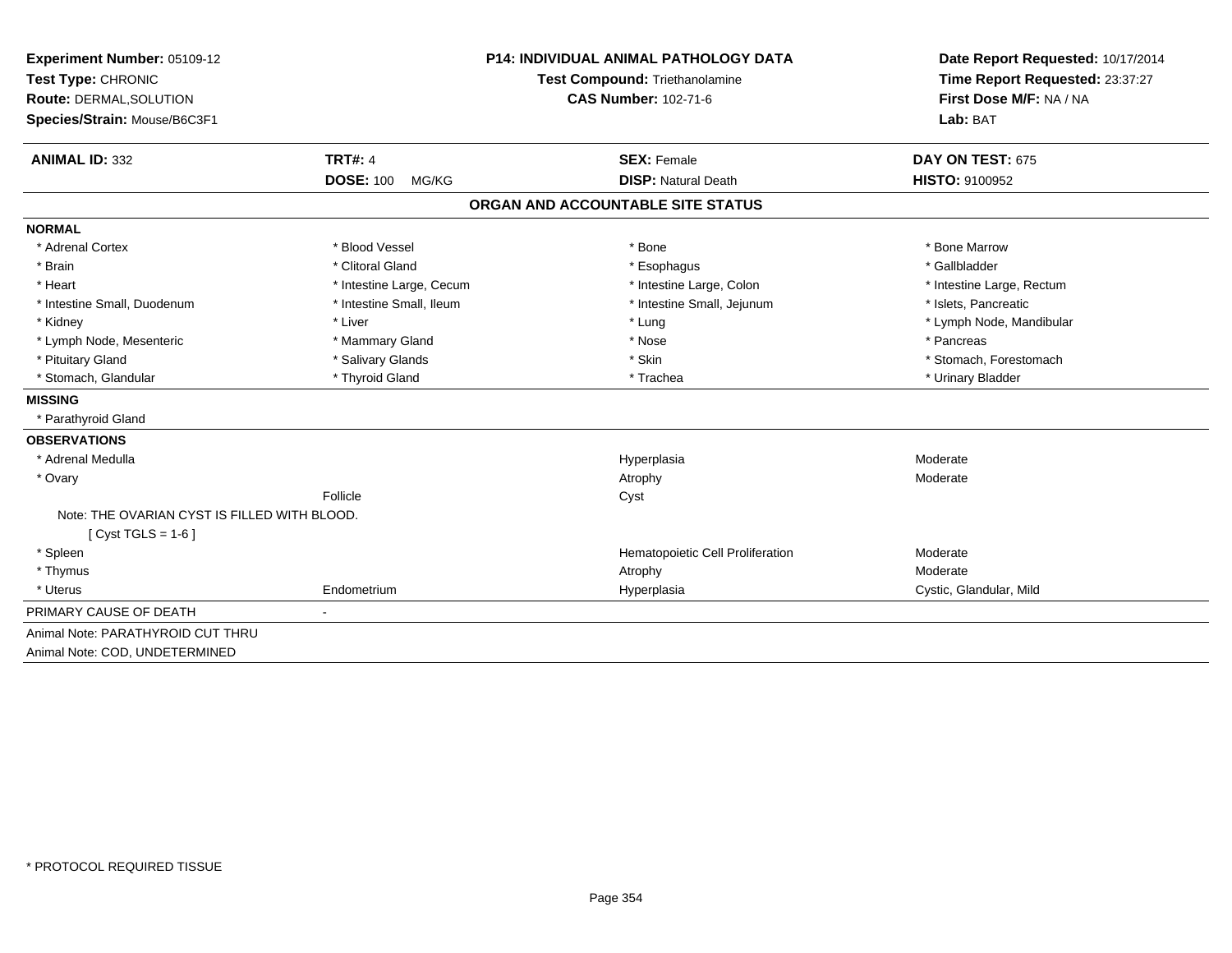**Experiment Number:** 05109-12
**Test Type:** CHRONIC
**Route:** DERMAL,SOLUTION
**Species/Strain:** Mouse/B6C3F1

**P14: INDIVIDUAL ANIMAL PATHOLOGY DATA**
**Test Compound:** Triethanolamine
**CAS Number:** 102-71-6

**Date Report Requested:** 10/17/2014
**Time Report Requested:** 23:37:27
**First Dose M/F:** NA / NA
**Lab:** BAT

| **ANIMAL ID:** 332 | **TRT#:** 4 | **SEX:** Female | **DAY ON TEST:** 675 |
|---|---|---|---|
| | **DOSE:** 100 MG/KG | **DISP:** Natural Death | **HISTO:** 9100952 |

## ORGAN AND ACCOUNTABLE SITE STATUS

**NORMAL**

| | | | |
|---|---|---|---|
| * Adrenal Cortex | * Blood Vessel | * Bone | * Bone Marrow |
| * Brain | * Clitoral Gland | * Esophagus | * Gallbladder |
| * Heart | * Intestine Large, Cecum | * Intestine Large, Colon | * Intestine Large, Rectum |
| * Intestine Small, Duodenum | * Intestine Small, Ileum | * Intestine Small, Jejunum | * Islets, Pancreatic |
| * Kidney | * Liver | * Lung | * Lymph Node, Mandibular |
| * Lymph Node, Mesenteric | * Mammary Gland | * Nose | * Pancreas |
| * Pituitary Gland | * Salivary Glands | * Skin | * Stomach, Forestomach |
| * Stomach, Glandular | * Thyroid Gland | * Trachea | * Urinary Bladder |

**MISSING**

* Parathyroid Gland

**OBSERVATIONS**

| | | | |
|---|---|---|---|
| * Adrenal Medulla | | Hyperplasia | Moderate |
| * Ovary | | Atrophy | Moderate |
| | Follicle | Cyst | |
| Note: THE OVARIAN CYST IS FILLED WITH BLOOD. | | | |
| [ Cyst TGLS = 1-6 ] | | | |
| * Spleen | | Hematopoietic Cell Proliferation | Moderate |
| * Thymus | | Atrophy | Moderate |
| * Uterus | Endometrium | Hyperplasia | Cystic, Glandular, Mild |

PRIMARY CAUSE OF DEATH -

Animal Note: PARATHYROID CUT THRU

Animal Note: COD, UNDETERMINED

\* PROTOCOL REQUIRED TISSUE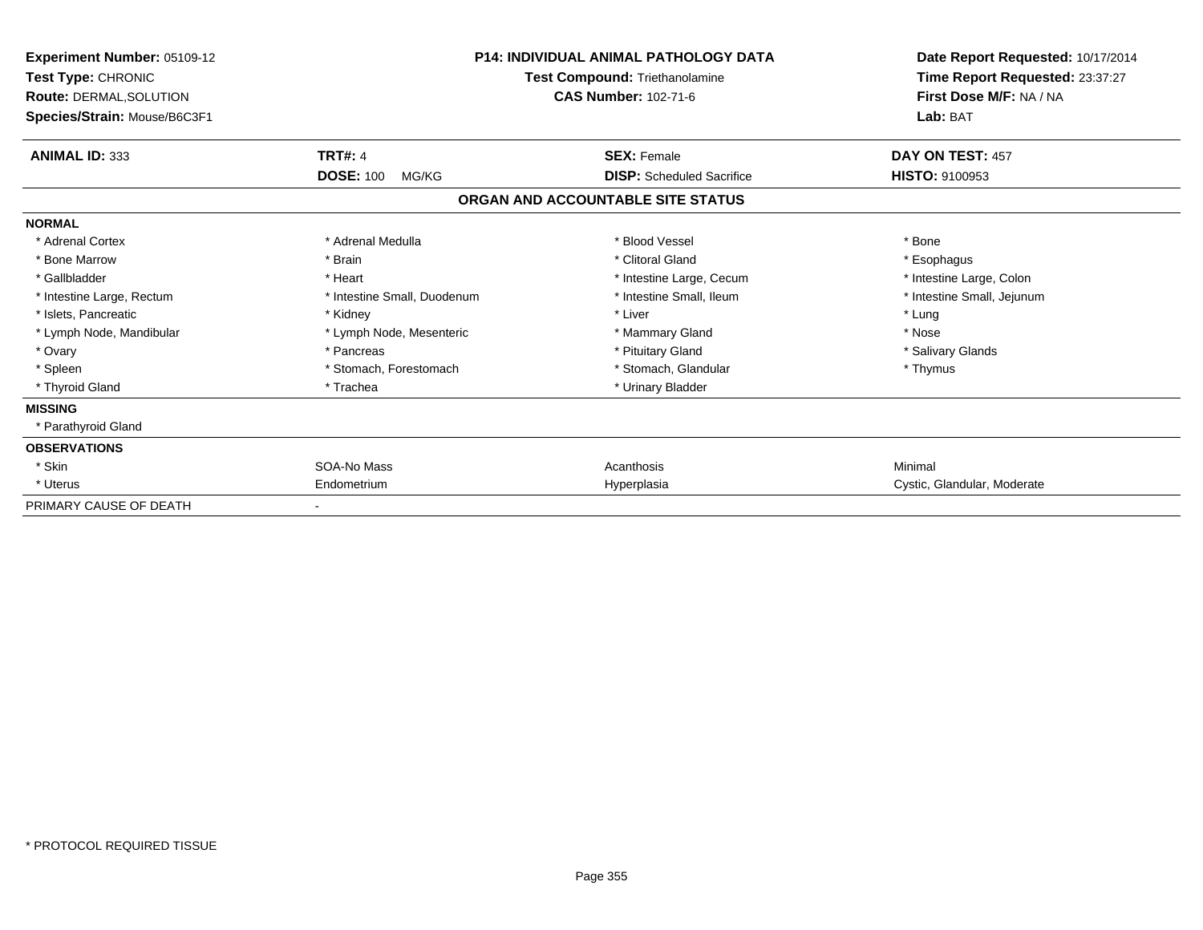**Experiment Number:** 05109-12
**Test Type:** CHRONIC
**Route:** DERMAL,SOLUTION
**Species/Strain:** Mouse/B6C3F1

**P14: INDIVIDUAL ANIMAL PATHOLOGY DATA**
**Test Compound:** Triethanolamine
**CAS Number:** 102-71-6

**Date Report Requested:** 10/17/2014
**Time Report Requested:** 23:37:27
**First Dose M/F:** NA / NA
**Lab:** BAT

| **ANIMAL ID:** 333 | **TRT#:** 4 | **SEX:** Female | **DAY ON TEST:** 457 |
|---|---|---|---|
| | **DOSE:** 100 MG/KG | **DISP:** Scheduled Sacrifice | **HISTO:** 9100953 |

## ORGAN AND ACCOUNTABLE SITE STATUS

| | | | |
|---|---|---|---|
| **NORMAL** | | | |
| * Adrenal Cortex | * Adrenal Medulla | * Blood Vessel | * Bone |
| * Bone Marrow | * Brain | * Clitoral Gland | * Esophagus |
| * Gallbladder | * Heart | * Intestine Large, Cecum | * Intestine Large, Colon |
| * Intestine Large, Rectum | * Intestine Small, Duodenum | * Intestine Small, Ileum | * Intestine Small, Jejunum |
| * Islets, Pancreatic | * Kidney | * Liver | * Lung |
| * Lymph Node, Mandibular | * Lymph Node, Mesenteric | * Mammary Gland | * Nose |
| * Ovary | * Pancreas | * Pituitary Gland | * Salivary Glands |
| * Spleen | * Stomach, Forestomach | * Stomach, Glandular | * Thymus |
| * Thyroid Gland | * Trachea | * Urinary Bladder | |
| **MISSING** | | | |
| * Parathyroid Gland | | | |
| **OBSERVATIONS** | | | |
| * Skin | SOA-No Mass | Acanthosis | Minimal |
| * Uterus | Endometrium | Hyperplasia | Cystic, Glandular, Moderate |
| PRIMARY CAUSE OF DEATH | - | | |

* PROTOCOL REQUIRED TISSUE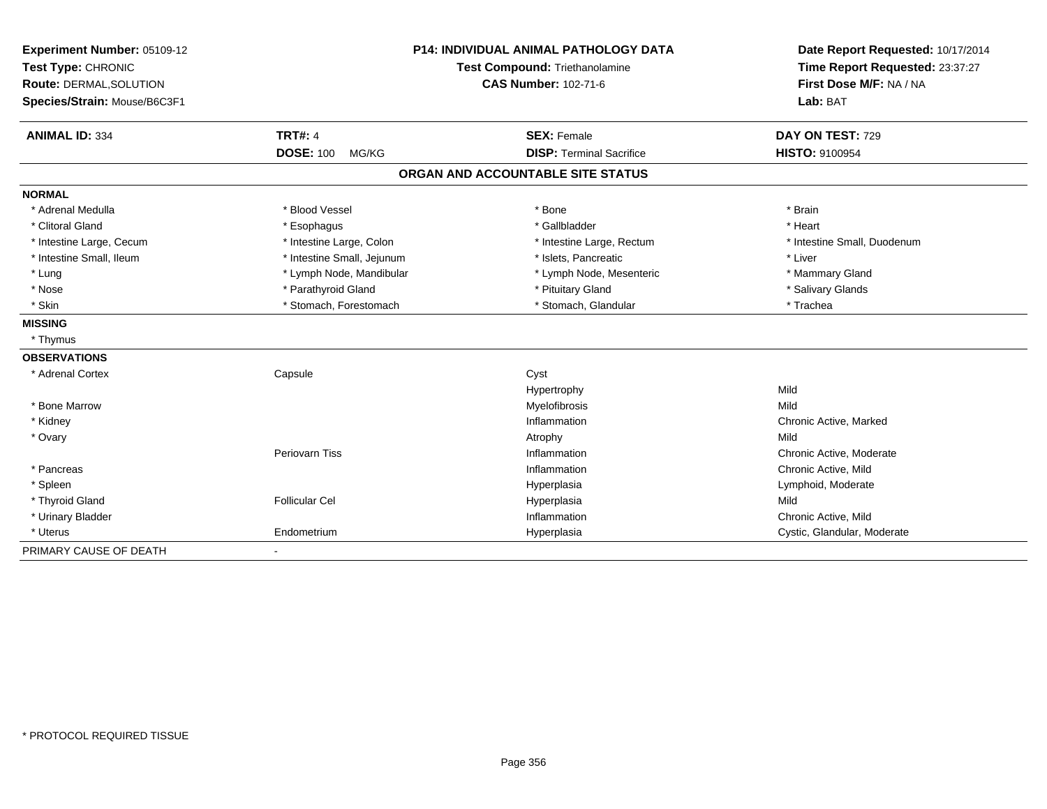**Experiment Number:** 05109-12
**Test Type:** CHRONIC
**Route:** DERMAL,SOLUTION
**Species/Strain:** Mouse/B6C3F1

**P14: INDIVIDUAL ANIMAL PATHOLOGY DATA**
**Test Compound:** Triethanolamine
**CAS Number:** 102-71-6

**Date Report Requested:** 10/17/2014
**Time Report Requested:** 23:37:27
**First Dose M/F:** NA / NA
**Lab:** BAT

| **ANIMAL ID:** 334 | **TRT#:** 4 | **SEX:** Female | **DAY ON TEST:** 729 |
|---|---|---|---|
| | **DOSE:** 100 MG/KG | **DISP:** Terminal Sacrifice | **HISTO:** 9100954 |

## ORGAN AND ACCOUNTABLE SITE STATUS

**NORMAL**

| | | | |
|---|---|---|---|
| * Adrenal Medulla | * Blood Vessel | * Bone | * Brain |
| * Clitoral Gland | * Esophagus | * Gallbladder | * Heart |
| * Intestine Large, Cecum | * Intestine Large, Colon | * Intestine Large, Rectum | * Intestine Small, Duodenum |
| * Intestine Small, Ileum | * Intestine Small, Jejunum | * Islets, Pancreatic | * Liver |
| * Lung | * Lymph Node, Mandibular | * Lymph Node, Mesenteric | * Mammary Gland |
| * Nose | * Parathyroid Gland | * Pituitary Gland | * Salivary Glands |
| * Skin | * Stomach, Forestomach | * Stomach, Glandular | * Trachea |

**MISSING**

* Thymus

**OBSERVATIONS**

| | | | |
|---|---|---|---|
| * Adrenal Cortex | Capsule | Cyst | |
| | | Hypertrophy | Mild |
| * Bone Marrow | | Myelofibrosis | Mild |
| * Kidney | | Inflammation | Chronic Active, Marked |
| * Ovary | | Atrophy | Mild |
| | Periovarn Tiss | Inflammation | Chronic Active, Moderate |
| * Pancreas | | Inflammation | Chronic Active, Mild |
| * Spleen | | Hyperplasia | Lymphoid, Moderate |
| * Thyroid Gland | Follicular Cel | Hyperplasia | Mild |
| * Urinary Bladder | | Inflammation | Chronic Active, Mild |
| * Uterus | Endometrium | Hyperplasia | Cystic, Glandular, Moderate |

PRIMARY CAUSE OF DEATH -

* PROTOCOL REQUIRED TISSUE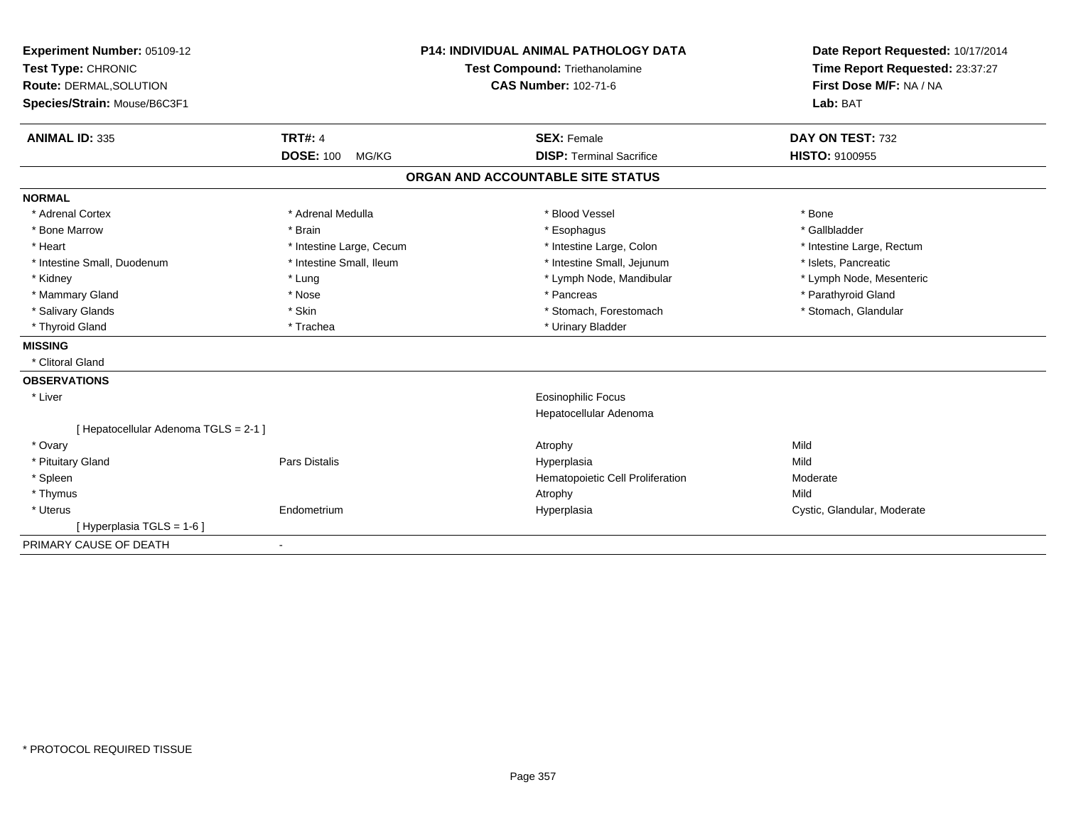**Experiment Number:** 05109-12
**Test Type:** CHRONIC
**Route:** DERMAL,SOLUTION
**Species/Strain:** Mouse/B6C3F1

**P14: INDIVIDUAL ANIMAL PATHOLOGY DATA**
**Test Compound:** Triethanolamine
**CAS Number:** 102-71-6

**Date Report Requested:** 10/17/2014
**Time Report Requested:** 23:37:27
**First Dose M/F:** NA / NA
**Lab:** BAT

| | | | |
|---|---|---|---|
| **ANIMAL ID:** 335 | **TRT#:** 4 | **SEX:** Female | **DAY ON TEST:** 732 |
| | **DOSE:** 100 MG/KG | **DISP:** Terminal Sacrifice | **HISTO:** 9100955 |

## ORGAN AND ACCOUNTABLE SITE STATUS

**NORMAL**

| | | | |
|---|---|---|---|
| * Adrenal Cortex | * Adrenal Medulla | * Blood Vessel | * Bone |
| * Bone Marrow | * Brain | * Esophagus | * Gallbladder |
| * Heart | * Intestine Large, Cecum | * Intestine Large, Colon | * Intestine Large, Rectum |
| * Intestine Small, Duodenum | * Intestine Small, Ileum | * Intestine Small, Jejunum | * Islets, Pancreatic |
| * Kidney | * Lung | * Lymph Node, Mandibular | * Lymph Node, Mesenteric |
| * Mammary Gland | * Nose | * Pancreas | * Parathyroid Gland |
| * Salivary Glands | * Skin | * Stomach, Forestomach | * Stomach, Glandular |
| * Thyroid Gland | * Trachea | * Urinary Bladder | |

**MISSING**

* Clitoral Gland

**OBSERVATIONS**

| | | | |
|---|---|---|---|
| * Liver | | Eosinophilic Focus | |
| | | Hepatocellular Adenoma | |
| [ Hepatocellular Adenoma TGLS = 2-1 ] | | | |
| * Ovary | | Atrophy | Mild |
| * Pituitary Gland | Pars Distalis | Hyperplasia | Mild |
| * Spleen | | Hematopoietic Cell Proliferation | Moderate |
| * Thymus | | Atrophy | Mild |
| * Uterus | Endometrium | Hyperplasia | Cystic, Glandular, Moderate |
| [ Hyperplasia TGLS = 1-6 ] | | | |

PRIMARY CAUSE OF DEATH -

* PROTOCOL REQUIRED TISSUE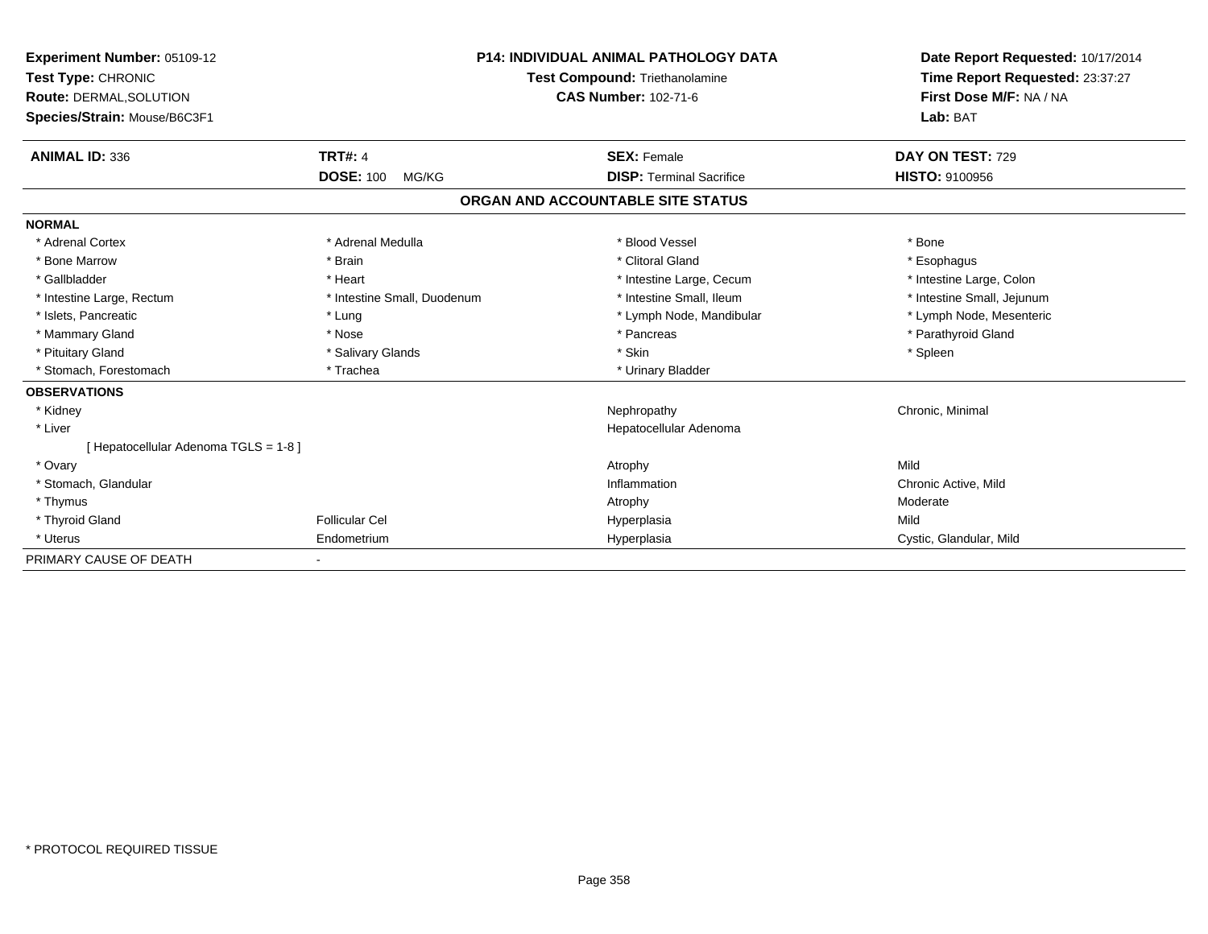**Experiment Number:** 05109-12
**Test Type:** CHRONIC
**Route:** DERMAL,SOLUTION
**Species/Strain:** Mouse/B6C3F1

**P14: INDIVIDUAL ANIMAL PATHOLOGY DATA**
**Test Compound:** Triethanolamine
**CAS Number:** 102-71-6

**Date Report Requested:** 10/17/2014
**Time Report Requested:** 23:37:27
**First Dose M/F:** NA / NA
**Lab:** BAT

| **ANIMAL ID:** 336 | **TRT#:** 4 | **SEX:** Female | **DAY ON TEST:** 729 |
|---|---|---|---|
| | **DOSE:** 100 MG/KG | **DISP:** Terminal Sacrifice | **HISTO:** 9100956 |

## ORGAN AND ACCOUNTABLE SITE STATUS

| | | | |
|---|---|---|---|
| **NORMAL** | | | |
| * Adrenal Cortex | * Adrenal Medulla | * Blood Vessel | * Bone |
| * Bone Marrow | * Brain | * Clitoral Gland | * Esophagus |
| * Gallbladder | * Heart | * Intestine Large, Cecum | * Intestine Large, Colon |
| * Intestine Large, Rectum | * Intestine Small, Duodenum | * Intestine Small, Ileum | * Intestine Small, Jejunum |
| * Islets, Pancreatic | * Lung | * Lymph Node, Mandibular | * Lymph Node, Mesenteric |
| * Mammary Gland | * Nose | * Pancreas | * Parathyroid Gland |
| * Pituitary Gland | * Salivary Glands | * Skin | * Spleen |
| * Stomach, Forestomach | * Trachea | * Urinary Bladder | |
| **OBSERVATIONS** | | | |
| * Kidney | | Nephropathy | Chronic, Minimal |
| * Liver | | Hepatocellular Adenoma | |
| [ Hepatocellular Adenoma TGLS = 1-8 ] | | | |
| * Ovary | | Atrophy | Mild |
| * Stomach, Glandular | | Inflammation | Chronic Active, Mild |
| * Thymus | | Atrophy | Moderate |
| * Thyroid Gland | Follicular Cel | Hyperplasia | Mild |
| * Uterus | Endometrium | Hyperplasia | Cystic, Glandular, Mild |
| PRIMARY CAUSE OF DEATH | - | | |

* PROTOCOL REQUIRED TISSUE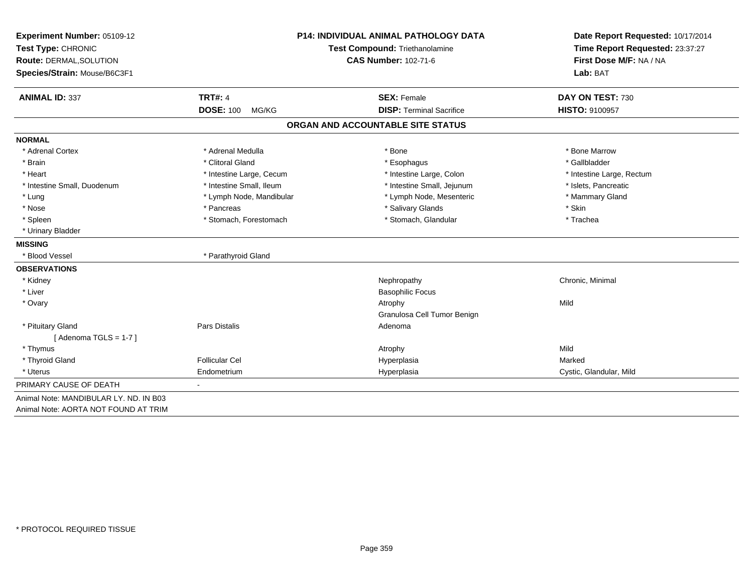**Experiment Number:** 05109-12
**Test Type:** CHRONIC
**Route:** DERMAL,SOLUTION
**Species/Strain:** Mouse/B6C3F1

**P14: INDIVIDUAL ANIMAL PATHOLOGY DATA**
**Test Compound:** Triethanolamine
**CAS Number:** 102-71-6

**Date Report Requested:** 10/17/2014
**Time Report Requested:** 23:37:27
**First Dose M/F:** NA / NA
**Lab:** BAT

| **ANIMAL ID:** 337 | **TRT#:** 4 | **SEX:** Female | **DAY ON TEST:** 730 |
|---|---|---|---|
| | **DOSE:** 100 MG/KG | **DISP:** Terminal Sacrifice | **HISTO:** 9100957 |

## ORGAN AND ACCOUNTABLE SITE STATUS

| | | | |
|---|---|---|---|
| **NORMAL** | | | |
| * Adrenal Cortex | * Adrenal Medulla | * Bone | * Bone Marrow |
| * Brain | * Clitoral Gland | * Esophagus | * Gallbladder |
| * Heart | * Intestine Large, Cecum | * Intestine Large, Colon | * Intestine Large, Rectum |
| * Intestine Small, Duodenum | * Intestine Small, Ileum | * Intestine Small, Jejunum | * Islets, Pancreatic |
| * Lung | * Lymph Node, Mandibular | * Lymph Node, Mesenteric | * Mammary Gland |
| * Nose | * Pancreas | * Salivary Glands | * Skin |
| * Spleen | * Stomach, Forestomach | * Stomach, Glandular | * Trachea |
| * Urinary Bladder | | | |
| **MISSING** | | | |
| * Blood Vessel | * Parathyroid Gland | | |
| **OBSERVATIONS** | | | |
| * Kidney | | Nephropathy | Chronic, Minimal |
| * Liver | | Basophilic Focus | |
| * Ovary | | Atrophy | Mild |
| | | Granulosa Cell Tumor Benign | |
| * Pituitary Gland | Pars Distalis | Adenoma | |
| [ Adenoma TGLS = 1-7 ] | | | |
| * Thymus | | Atrophy | Mild |
| * Thyroid Gland | Follicular Cel | Hyperplasia | Marked |
| * Uterus | Endometrium | Hyperplasia | Cystic, Glandular, Mild |
| PRIMARY CAUSE OF DEATH | - | | |

Animal Note: MANDIBULAR LY. ND. IN B03
Animal Note: AORTA NOT FOUND AT TRIM

* PROTOCOL REQUIRED TISSUE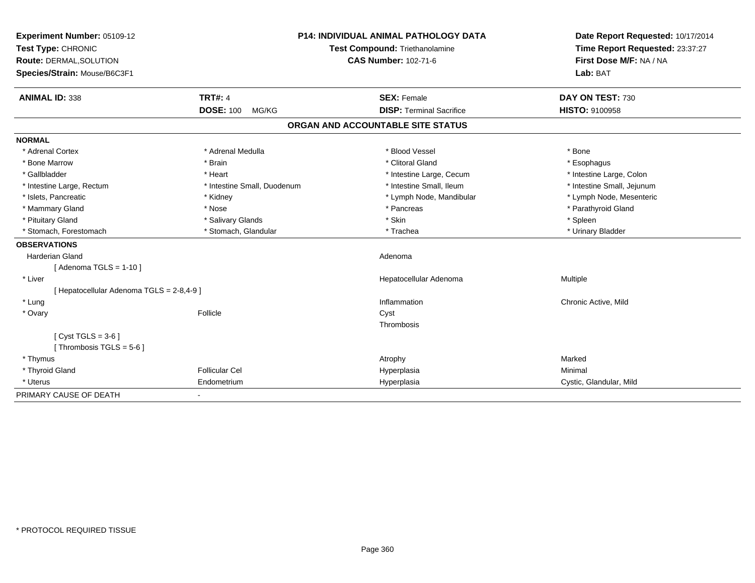**Experiment Number:** 05109-12
**Test Type:** CHRONIC
**Route:** DERMAL,SOLUTION
**Species/Strain:** Mouse/B6C3F1

**P14: INDIVIDUAL ANIMAL PATHOLOGY DATA**
**Test Compound:** Triethanolamine
**CAS Number:** 102-71-6

**Date Report Requested:** 10/17/2014
**Time Report Requested:** 23:37:27
**First Dose M/F:** NA / NA
**Lab:** BAT

| **ANIMAL ID:** 338 | **TRT#:** 4 | **SEX:** Female | **DAY ON TEST:** 730 |
|---|---|---|---|
| | **DOSE:** 100 MG/KG | **DISP:** Terminal Sacrifice | **HISTO:** 9100958 |

## ORGAN AND ACCOUNTABLE SITE STATUS

**NORMAL**

| | | | |
|---|---|---|---|
| * Adrenal Cortex | * Adrenal Medulla | * Blood Vessel | * Bone |
| * Bone Marrow | * Brain | * Clitoral Gland | * Esophagus |
| * Gallbladder | * Heart | * Intestine Large, Cecum | * Intestine Large, Colon |
| * Intestine Large, Rectum | * Intestine Small, Duodenum | * Intestine Small, Ileum | * Intestine Small, Jejunum |
| * Islets, Pancreatic | * Kidney | * Lymph Node, Mandibular | * Lymph Node, Mesenteric |
| * Mammary Gland | * Nose | * Pancreas | * Parathyroid Gland |
| * Pituitary Gland | * Salivary Glands | * Skin | * Spleen |
| * Stomach, Forestomach | * Stomach, Glandular | * Trachea | * Urinary Bladder |

**OBSERVATIONS**

| | | | |
|---|---|---|---|
| Harderian Gland | | Adenoma | |
| [ Adenoma TGLS = 1-10 ] | | | |
| * Liver | | Hepatocellular Adenoma | Multiple |
| [ Hepatocellular Adenoma TGLS = 2-8,4-9 ] | | | |
| * Lung | | Inflammation | Chronic Active, Mild |
| * Ovary | Follicle | Cyst | |
| | | Thrombosis | |
| [ Cyst TGLS = 3-6 ] | | | |
| [ Thrombosis TGLS = 5-6 ] | | | |
| * Thymus | | Atrophy | Marked |
| * Thyroid Gland | Follicular Cel | Hyperplasia | Minimal |
| * Uterus | Endometrium | Hyperplasia | Cystic, Glandular, Mild |

PRIMARY CAUSE OF DEATH -

* PROTOCOL REQUIRED TISSUE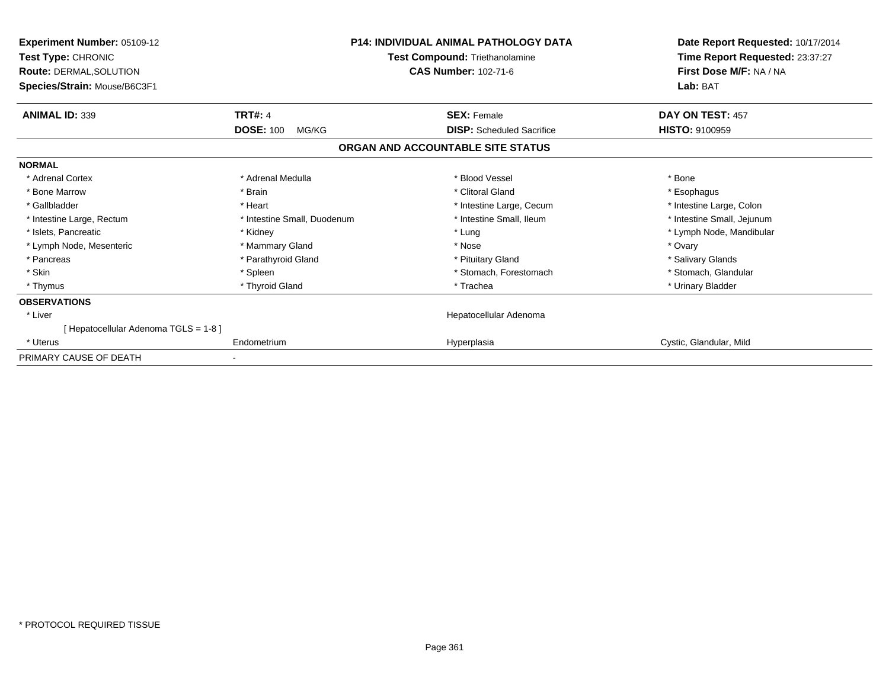**Experiment Number:** 05109-12
**Test Type:** CHRONIC
**Route:** DERMAL,SOLUTION
**Species/Strain:** Mouse/B6C3F1

**P14: INDIVIDUAL ANIMAL PATHOLOGY DATA**
**Test Compound:** Triethanolamine
**CAS Number:** 102-71-6

**Date Report Requested:** 10/17/2014
**Time Report Requested:** 23:37:27
**First Dose M/F:** NA / NA
**Lab:** BAT

| **ANIMAL ID:** 339 | **TRT#:** 4 | **SEX:** Female | **DAY ON TEST:** 457 |
|---|---|---|---|
| | **DOSE:** 100 MG/KG | **DISP:** Scheduled Sacrifice | **HISTO:** 9100959 |

## ORGAN AND ACCOUNTABLE SITE STATUS

| | | | |
|---|---|---|---|
| **NORMAL** | | | |
| * Adrenal Cortex | * Adrenal Medulla | * Blood Vessel | * Bone |
| * Bone Marrow | * Brain | * Clitoral Gland | * Esophagus |
| * Gallbladder | * Heart | * Intestine Large, Cecum | * Intestine Large, Colon |
| * Intestine Large, Rectum | * Intestine Small, Duodenum | * Intestine Small, Ileum | * Intestine Small, Jejunum |
| * Islets, Pancreatic | * Kidney | * Lung | * Lymph Node, Mandibular |
| * Lymph Node, Mesenteric | * Mammary Gland | * Nose | * Ovary |
| * Pancreas | * Parathyroid Gland | * Pituitary Gland | * Salivary Glands |
| * Skin | * Spleen | * Stomach, Forestomach | * Stomach, Glandular |
| * Thymus | * Thyroid Gland | * Trachea | * Urinary Bladder |
| **OBSERVATIONS** | | | |
| * Liver | | Hepatocellular Adenoma | |
| [ Hepatocellular Adenoma TGLS = 1-8 ] | | | |
| * Uterus | Endometrium | Hyperplasia | Cystic, Glandular, Mild |
| PRIMARY CAUSE OF DEATH | - | | |

* PROTOCOL REQUIRED TISSUE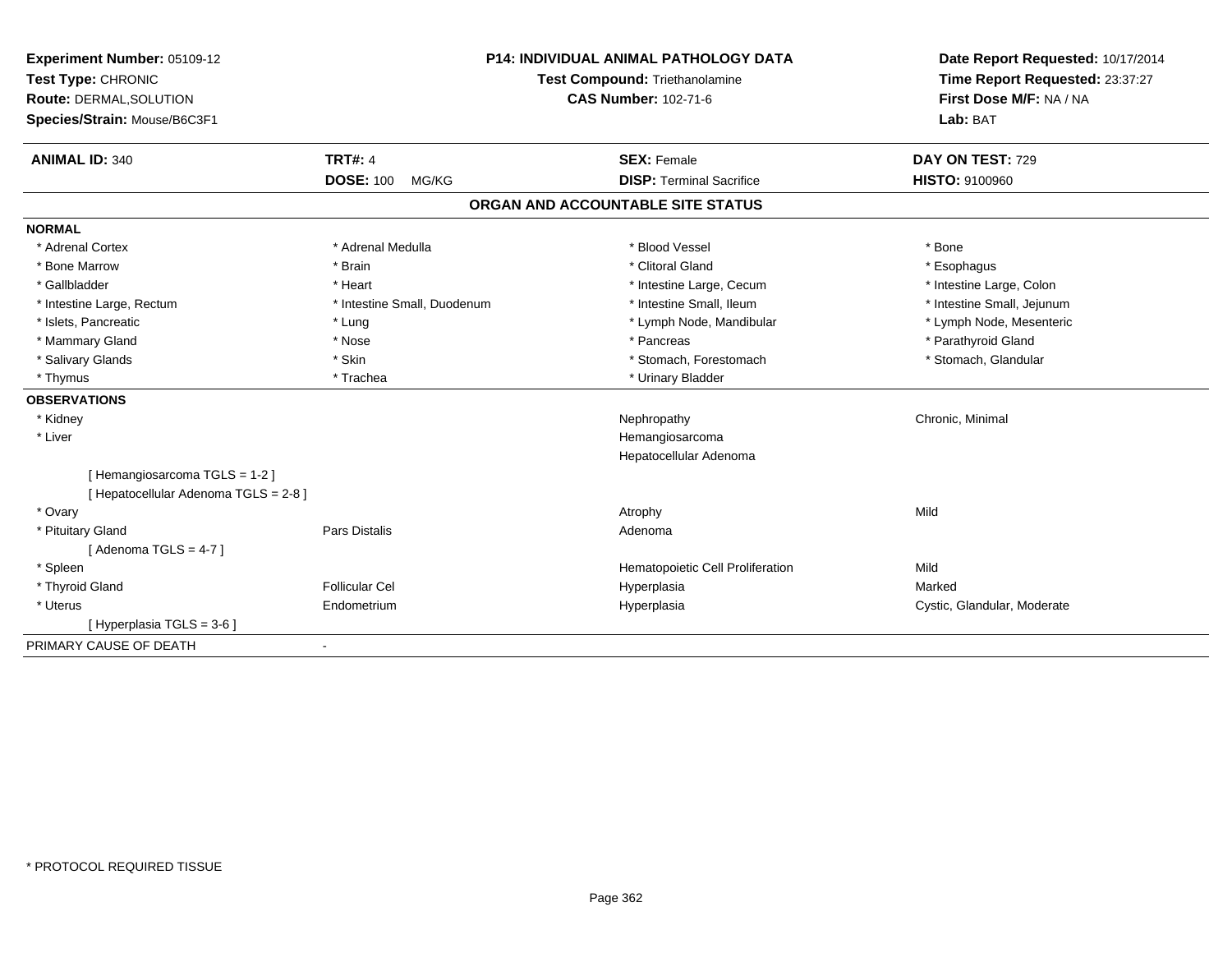**Experiment Number:** 05109-12
**Test Type:** CHRONIC
**Route:** DERMAL,SOLUTION
**Species/Strain:** Mouse/B6C3F1

**P14: INDIVIDUAL ANIMAL PATHOLOGY DATA**
**Test Compound:** Triethanolamine
**CAS Number:** 102-71-6

**Date Report Requested:** 10/17/2014
**Time Report Requested:** 23:37:27
**First Dose M/F:** NA / NA
**Lab:** BAT

| **ANIMAL ID:** 340 | **TRT#:** 4 | **SEX:** Female | **DAY ON TEST:** 729 |
|---|---|---|---|
| | **DOSE:** 100 MG/KG | **DISP:** Terminal Sacrifice | **HISTO:** 9100960 |

## ORGAN AND ACCOUNTABLE SITE STATUS

**NORMAL**

| | | | |
|---|---|---|---|
| * Adrenal Cortex | * Adrenal Medulla | * Blood Vessel | * Bone |
| * Bone Marrow | * Brain | * Clitoral Gland | * Esophagus |
| * Gallbladder | * Heart | * Intestine Large, Cecum | * Intestine Large, Colon |
| * Intestine Large, Rectum | * Intestine Small, Duodenum | * Intestine Small, Ileum | * Intestine Small, Jejunum |
| * Islets, Pancreatic | * Lung | * Lymph Node, Mandibular | * Lymph Node, Mesenteric |
| * Mammary Gland | * Nose | * Pancreas | * Parathyroid Gland |
| * Salivary Glands | * Skin | * Stomach, Forestomach | * Stomach, Glandular |
| * Thymus | * Trachea | * Urinary Bladder | |

**OBSERVATIONS**

| | | | |
|---|---|---|---|
| * Kidney | | Nephropathy | Chronic, Minimal |
| * Liver | | Hemangiosarcoma | |
| | | Hepatocellular Adenoma | |
| [ Hemangiosarcoma TGLS = 1-2 ] | | | |
| [ Hepatocellular Adenoma TGLS = 2-8 ] | | | |
| * Ovary | | Atrophy | Mild |
| * Pituitary Gland | Pars Distalis | Adenoma | |
| [ Adenoma TGLS = 4-7 ] | | | |
| * Spleen | | Hematopoietic Cell Proliferation | Mild |
| * Thyroid Gland | Follicular Cel | Hyperplasia | Marked |
| * Uterus | Endometrium | Hyperplasia | Cystic, Glandular, Moderate |
| [ Hyperplasia TGLS = 3-6 ] | | | |

PRIMARY CAUSE OF DEATH -

* PROTOCOL REQUIRED TISSUE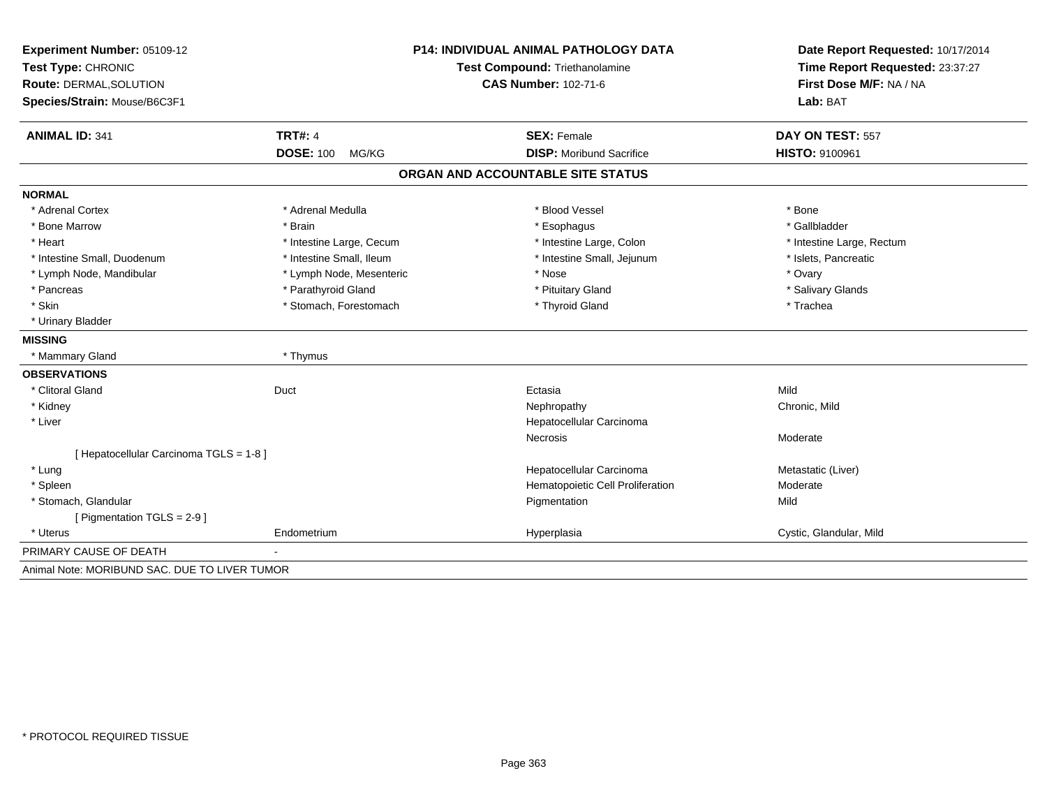**Experiment Number:** 05109-12
**Test Type:** CHRONIC
**Route:** DERMAL,SOLUTION
**Species/Strain:** Mouse/B6C3F1

**P14: INDIVIDUAL ANIMAL PATHOLOGY DATA**
**Test Compound:** Triethanolamine
**CAS Number:** 102-71-6

**Date Report Requested:** 10/17/2014
**Time Report Requested:** 23:37:27
**First Dose M/F:** NA / NA
**Lab:** BAT

| **ANIMAL ID:** 341 | **TRT#:** 4 | **SEX:** Female | **DAY ON TEST:** 557 |
|---|---|---|---|
| | **DOSE:** 100 MG/KG | **DISP:** Moribund Sacrifice | **HISTO:** 9100961 |

## ORGAN AND ACCOUNTABLE SITE STATUS

**NORMAL**

| | | | |
|---|---|---|---|
| * Adrenal Cortex | * Adrenal Medulla | * Blood Vessel | * Bone |
| * Bone Marrow | * Brain | * Esophagus | * Gallbladder |
| * Heart | * Intestine Large, Cecum | * Intestine Large, Colon | * Intestine Large, Rectum |
| * Intestine Small, Duodenum | * Intestine Small, Ileum | * Intestine Small, Jejunum | * Islets, Pancreatic |
| * Lymph Node, Mandibular | * Lymph Node, Mesenteric | * Nose | * Ovary |
| * Pancreas | * Parathyroid Gland | * Pituitary Gland | * Salivary Glands |
| * Skin | * Stomach, Forestomach | * Thyroid Gland | * Trachea |
| * Urinary Bladder | | | |

**MISSING**

| | |
|---|---|
| * Mammary Gland | * Thymus |

**OBSERVATIONS**

| | | | |
|---|---|---|---|
| * Clitoral Gland | Duct | Ectasia | Mild |
| * Kidney | | Nephropathy | Chronic, Mild |
| * Liver | | Hepatocellular Carcinoma | |
| | | Necrosis | Moderate |
| [ Hepatocellular Carcinoma TGLS = 1-8 ] | | | |
| * Lung | | Hepatocellular Carcinoma | Metastatic (Liver) |
| * Spleen | | Hematopoietic Cell Proliferation | Moderate |
| * Stomach, Glandular | | Pigmentation | Mild |
| [ Pigmentation TGLS = 2-9 ] | | | |
| * Uterus | Endometrium | Hyperplasia | Cystic, Glandular, Mild |

PRIMARY CAUSE OF DEATH -

Animal Note: MORIBUND SAC. DUE TO LIVER TUMOR

* PROTOCOL REQUIRED TISSUE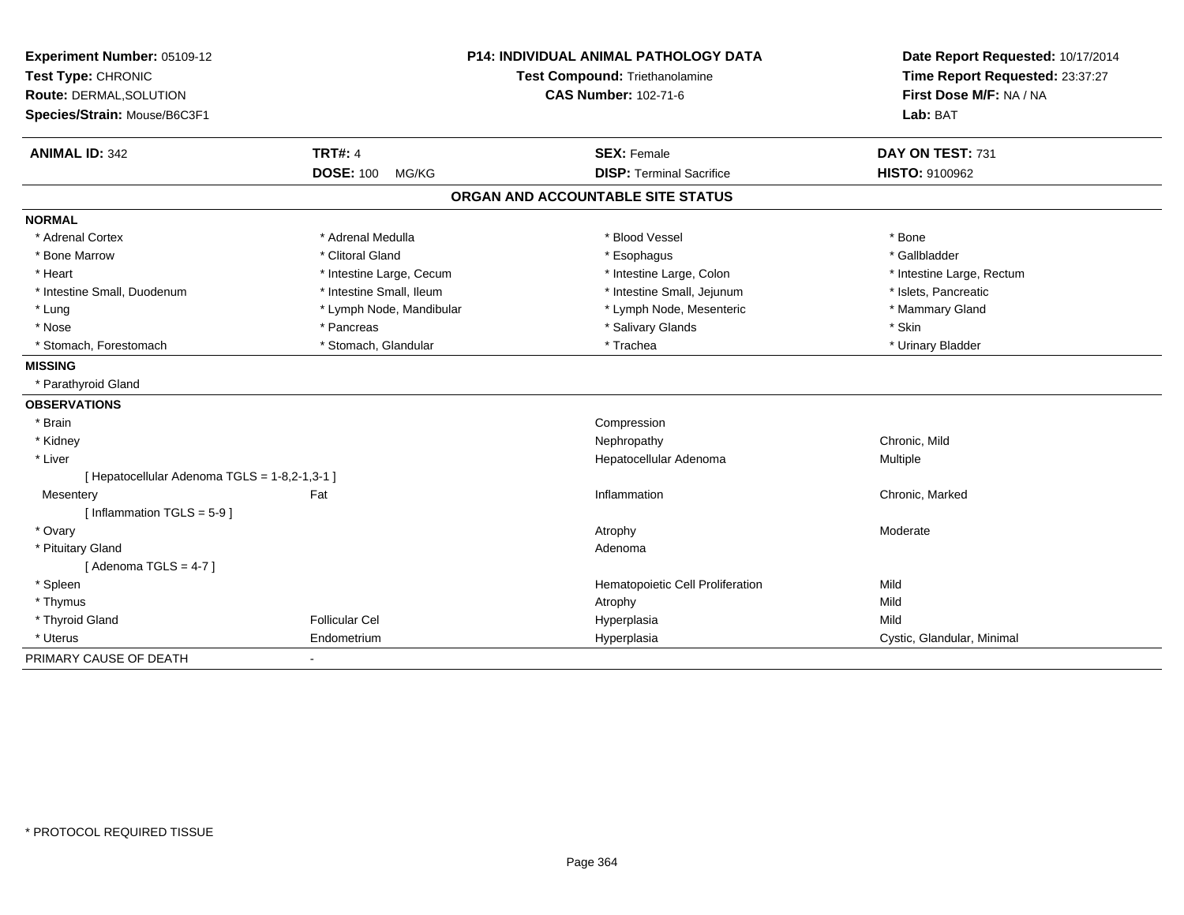**Experiment Number:** 05109-12
**Test Type:** CHRONIC
**Route:** DERMAL,SOLUTION
**Species/Strain:** Mouse/B6C3F1

**P14: INDIVIDUAL ANIMAL PATHOLOGY DATA**
**Test Compound:** Triethanolamine
**CAS Number:** 102-71-6

**Date Report Requested:** 10/17/2014
**Time Report Requested:** 23:37:27
**First Dose M/F:** NA / NA
**Lab:** BAT

| **ANIMAL ID:** 342 | **TRT#:** 4 | **SEX:** Female | **DAY ON TEST:** 731 |
|---|---|---|---|
| | **DOSE:** 100 MG/KG | **DISP:** Terminal Sacrifice | **HISTO:** 9100962 |

## ORGAN AND ACCOUNTABLE SITE STATUS

**NORMAL**

| | | | |
|---|---|---|---|
| * Adrenal Cortex | * Adrenal Medulla | * Blood Vessel | * Bone |
| * Bone Marrow | * Clitoral Gland | * Esophagus | * Gallbladder |
| * Heart | * Intestine Large, Cecum | * Intestine Large, Colon | * Intestine Large, Rectum |
| * Intestine Small, Duodenum | * Intestine Small, Ileum | * Intestine Small, Jejunum | * Islets, Pancreatic |
| * Lung | * Lymph Node, Mandibular | * Lymph Node, Mesenteric | * Mammary Gland |
| * Nose | * Pancreas | * Salivary Glands | * Skin |
| * Stomach, Forestomach | * Stomach, Glandular | * Trachea | * Urinary Bladder |

**MISSING**

* Parathyroid Gland

**OBSERVATIONS**

| | | | |
|---|---|---|---|
| * Brain | | Compression | |
| * Kidney | | Nephropathy | Chronic, Mild |
| * Liver | | Hepatocellular Adenoma | Multiple |
| [ Hepatocellular Adenoma TGLS = 1-8,2-1,3-1 ] | | | |
| Mesentery | Fat | Inflammation | Chronic, Marked |
| [ Inflammation TGLS = 5-9 ] | | | |
| * Ovary | | Atrophy | Moderate |
| * Pituitary Gland | | Adenoma | |
| [ Adenoma TGLS = 4-7 ] | | | |
| * Spleen | | Hematopoietic Cell Proliferation | Mild |
| * Thymus | | Atrophy | Mild |
| * Thyroid Gland | Follicular Cel | Hyperplasia | Mild |
| * Uterus | Endometrium | Hyperplasia | Cystic, Glandular, Minimal |

PRIMARY CAUSE OF DEATH -

\* PROTOCOL REQUIRED TISSUE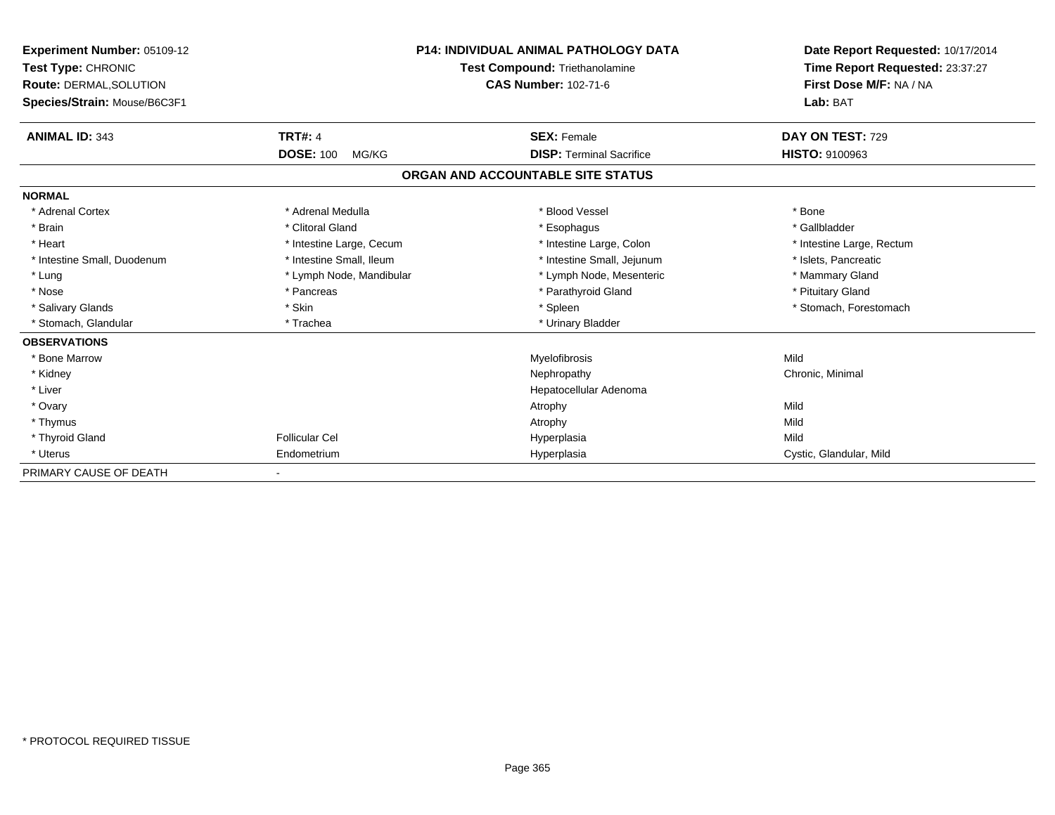**Experiment Number:** 05109-12
**Test Type:** CHRONIC
**Route:** DERMAL,SOLUTION
**Species/Strain:** Mouse/B6C3F1

**P14: INDIVIDUAL ANIMAL PATHOLOGY DATA**
**Test Compound:** Triethanolamine
**CAS Number:** 102-71-6

**Date Report Requested:** 10/17/2014
**Time Report Requested:** 23:37:27
**First Dose M/F:** NA / NA
**Lab:** BAT

| | | | |
|---|---|---|---|
| **ANIMAL ID:** 343 | **TRT#:** 4 | **SEX:** Female | **DAY ON TEST:** 729 |
| | **DOSE:** 100 MG/KG | **DISP:** Terminal Sacrifice | **HISTO:** 9100963 |

## ORGAN AND ACCOUNTABLE SITE STATUS

**NORMAL**

| | | | |
|---|---|---|---|
| * Adrenal Cortex | * Adrenal Medulla | * Blood Vessel | * Bone |
| * Brain | * Clitoral Gland | * Esophagus | * Gallbladder |
| * Heart | * Intestine Large, Cecum | * Intestine Large, Colon | * Intestine Large, Rectum |
| * Intestine Small, Duodenum | * Intestine Small, Ileum | * Intestine Small, Jejunum | * Islets, Pancreatic |
| * Lung | * Lymph Node, Mandibular | * Lymph Node, Mesenteric | * Mammary Gland |
| * Nose | * Pancreas | * Parathyroid Gland | * Pituitary Gland |
| * Salivary Glands | * Skin | * Spleen | * Stomach, Forestomach |
| * Stomach, Glandular | * Trachea | * Urinary Bladder | |

**OBSERVATIONS**

| | | | |
|---|---|---|---|
| * Bone Marrow | | Myelofibrosis | Mild |
| * Kidney | | Nephropathy | Chronic, Minimal |
| * Liver | | Hepatocellular Adenoma | |
| * Ovary | | Atrophy | Mild |
| * Thymus | | Atrophy | Mild |
| * Thyroid Gland | Follicular Cel | Hyperplasia | Mild |
| * Uterus | Endometrium | Hyperplasia | Cystic, Glandular, Mild |

PRIMARY CAUSE OF DEATH -

* PROTOCOL REQUIRED TISSUE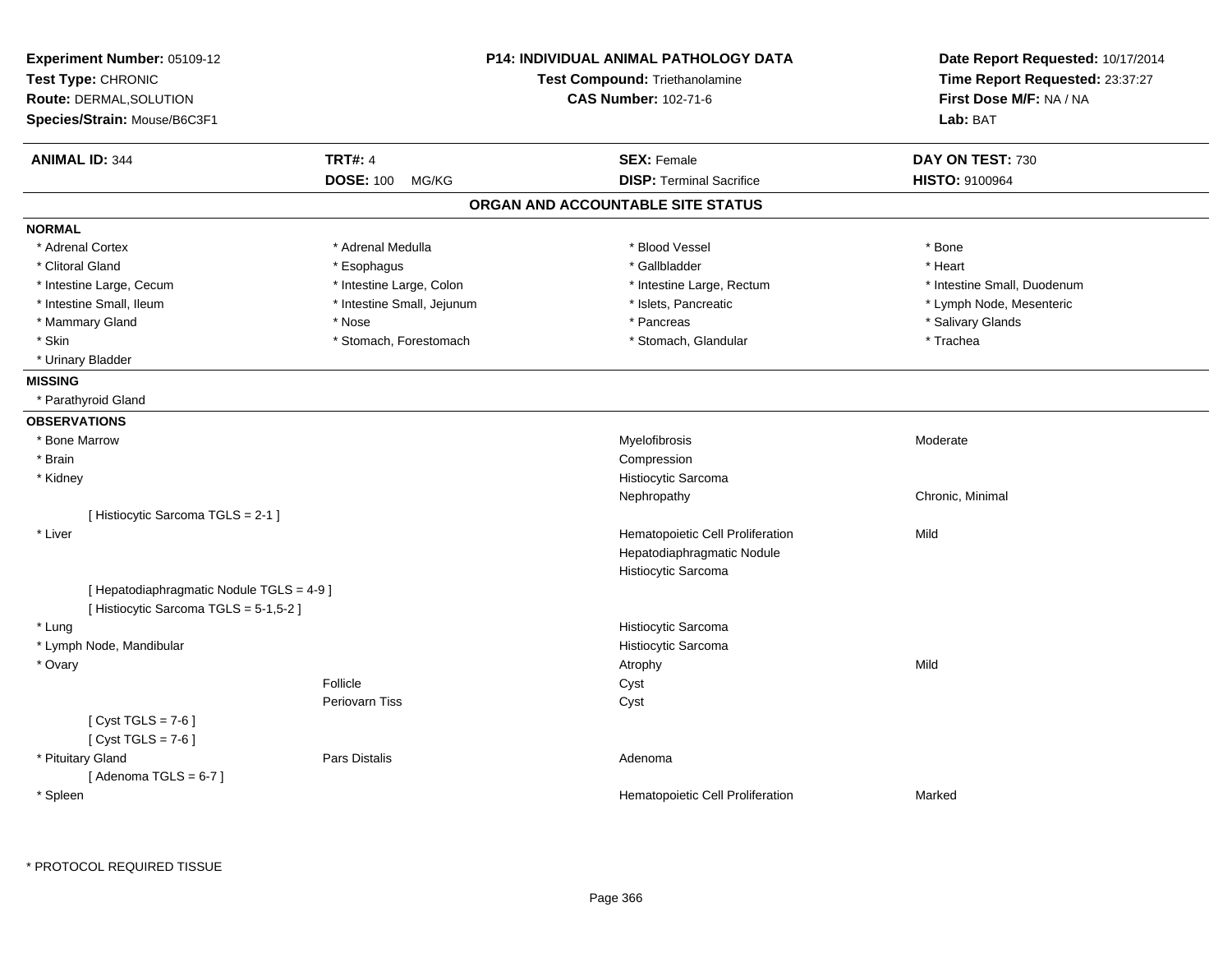**Experiment Number:** 05109-12
**Test Type:** CHRONIC
**Route:** DERMAL,SOLUTION
**Species/Strain:** Mouse/B6C3F1

**P14: INDIVIDUAL ANIMAL PATHOLOGY DATA**
**Test Compound:** Triethanolamine
**CAS Number:** 102-71-6

**Date Report Requested:** 10/17/2014
**Time Report Requested:** 23:37:27
**First Dose M/F:** NA / NA
**Lab:** BAT

| | | | |
|---|---|---|---|
| **ANIMAL ID:** 344 | **TRT#:** 4 | **SEX:** Female | **DAY ON TEST:** 730 |
| | **DOSE:** 100 MG/KG | **DISP:** Terminal Sacrifice | **HISTO:** 9100964 |

## ORGAN AND ACCOUNTABLE SITE STATUS

**NORMAL**

| | | | |
|---|---|---|---|
| * Adrenal Cortex | * Adrenal Medulla | * Blood Vessel | * Bone |
| * Clitoral Gland | * Esophagus | * Gallbladder | * Heart |
| * Intestine Large, Cecum | * Intestine Large, Colon | * Intestine Large, Rectum | * Intestine Small, Duodenum |
| * Intestine Small, Ileum | * Intestine Small, Jejunum | * Islets, Pancreatic | * Lymph Node, Mesenteric |
| * Mammary Gland | * Nose | * Pancreas | * Salivary Glands |
| * Skin | * Stomach, Forestomach | * Stomach, Glandular | * Trachea |
| * Urinary Bladder | | | |

**MISSING**

* Parathyroid Gland

**OBSERVATIONS**

| | | | |
|---|---|---|---|
| * Bone Marrow | | Myelofibrosis | Moderate |
| * Brain | | Compression | |
| * Kidney | | Histiocytic Sarcoma | |
| | | Nephropathy | Chronic, Minimal |
| [ Histiocytic Sarcoma TGLS = 2-1 ] | | | |
| * Liver | | Hematopoietic Cell Proliferation | Mild |
| | | Hepatodiaphragmatic Nodule | |
| | | Histiocytic Sarcoma | |
| [ Hepatodiaphragmatic Nodule TGLS = 4-9 ] | | | |
| [ Histiocytic Sarcoma TGLS = 5-1,5-2 ] | | | |
| * Lung | | Histiocytic Sarcoma | |
| * Lymph Node, Mandibular | | Histiocytic Sarcoma | |
| * Ovary | | Atrophy | Mild |
| | Follicle | Cyst | |
| | Periovarn Tiss | Cyst | |
| [ Cyst TGLS = 7-6 ] | | | |
| [ Cyst TGLS = 7-6 ] | | | |
| * Pituitary Gland | Pars Distalis | Adenoma | |
| [ Adenoma TGLS = 6-7 ] | | | |
| * Spleen | | Hematopoietic Cell Proliferation | Marked |

\* PROTOCOL REQUIRED TISSUE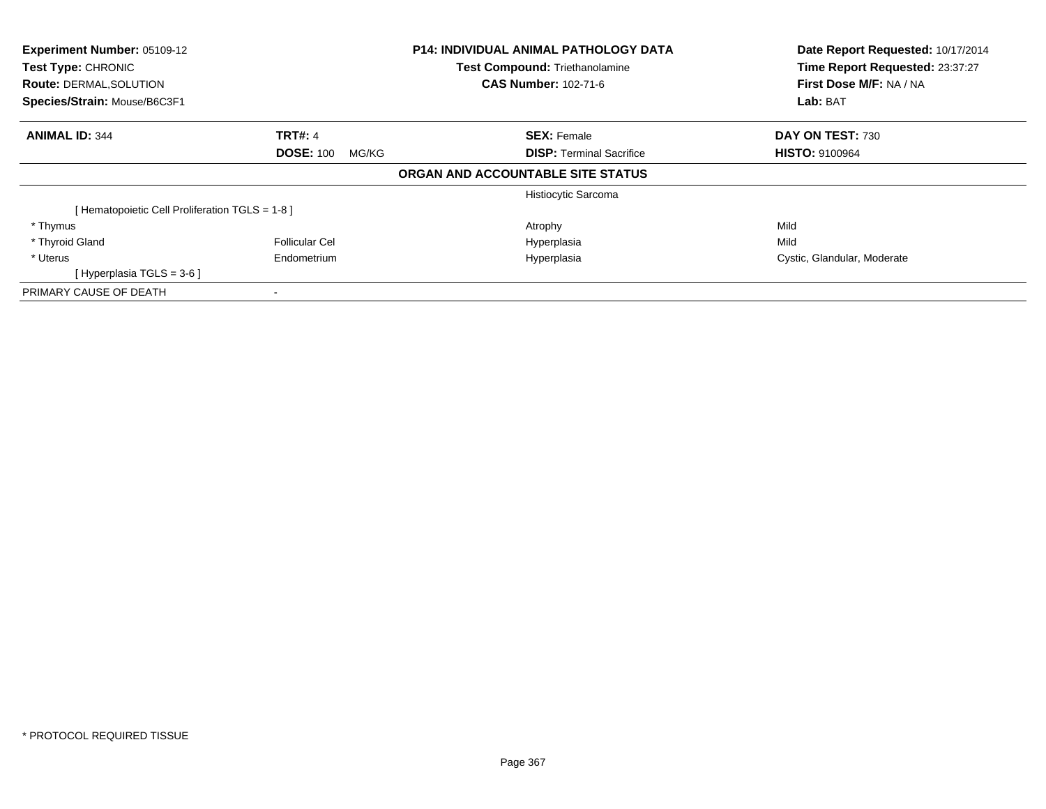**Experiment Number:** 05109-12
**Test Type:** CHRONIC
**Route:** DERMAL,SOLUTION
**Species/Strain:** Mouse/B6C3F1

**P14: INDIVIDUAL ANIMAL PATHOLOGY DATA**
**Test Compound:** Triethanolamine
**CAS Number:** 102-71-6

**Date Report Requested:** 10/17/2014
**Time Report Requested:** 23:37:27
**First Dose M/F:** NA / NA
**Lab:** BAT

| **ANIMAL ID:** 344 | **TRT#:** 4 | **SEX:** Female | **DAY ON TEST:** 730 |
|---|---|---|---|
| | **DOSE:** 100 MG/KG | **DISP:** Terminal Sacrifice | **HISTO:** 9100964 |

**ORGAN AND ACCOUNTABLE SITE STATUS**

| | | | |
|---|---|---|---|
| | | Histiocytic Sarcoma | |
| [ Hematopoietic Cell Proliferation TGLS = 1-8 ] | | | |
| * Thymus | | Atrophy | Mild |
| * Thyroid Gland | Follicular Cel | Hyperplasia | Mild |
| * Uterus | Endometrium | Hyperplasia | Cystic, Glandular, Moderate |
| [ Hyperplasia TGLS = 3-6 ] | | | |
| PRIMARY CAUSE OF DEATH | - | | |

* PROTOCOL REQUIRED TISSUE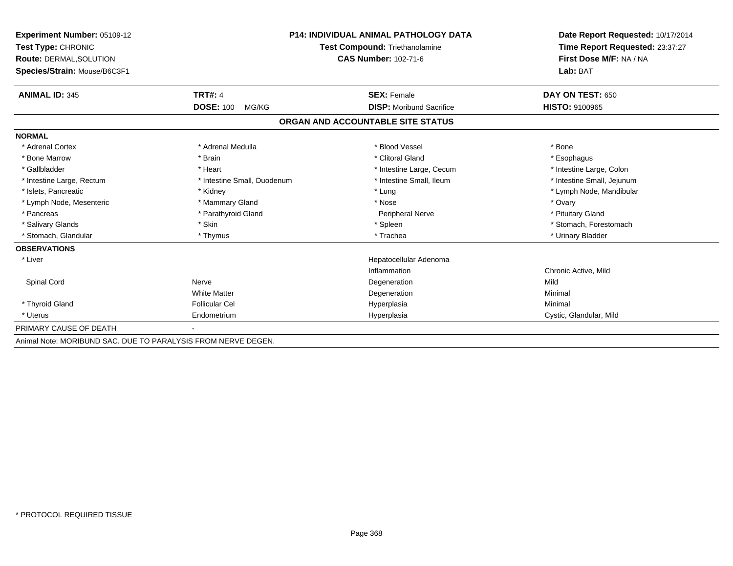**Experiment Number:** 05109-12
**Test Type:** CHRONIC
**Route:** DERMAL,SOLUTION
**Species/Strain:** Mouse/B6C3F1

**P14: INDIVIDUAL ANIMAL PATHOLOGY DATA**
**Test Compound:** Triethanolamine
**CAS Number:** 102-71-6

**Date Report Requested:** 10/17/2014
**Time Report Requested:** 23:37:27
**First Dose M/F:** NA / NA
**Lab:** BAT

| | | | |
|---|---|---|---|
| **ANIMAL ID:** 345 | **TRT#:** 4 | **SEX:** Female | **DAY ON TEST:** 650 |
| | **DOSE:** 100 MG/KG | **DISP:** Moribund Sacrifice | **HISTO:** 9100965 |

## ORGAN AND ACCOUNTABLE SITE STATUS

| | | | |
|---|---|---|---|
| **NORMAL** | | | |
| * Adrenal Cortex | * Adrenal Medulla | * Blood Vessel | * Bone |
| * Bone Marrow | * Brain | * Clitoral Gland | * Esophagus |
| * Gallbladder | * Heart | * Intestine Large, Cecum | * Intestine Large, Colon |
| * Intestine Large, Rectum | * Intestine Small, Duodenum | * Intestine Small, Ileum | * Intestine Small, Jejunum |
| * Islets, Pancreatic | * Kidney | * Lung | * Lymph Node, Mandibular |
| * Lymph Node, Mesenteric | * Mammary Gland | * Nose | * Ovary |
| * Pancreas | * Parathyroid Gland | Peripheral Nerve | * Pituitary Gland |
| * Salivary Glands | * Skin | * Spleen | * Stomach, Forestomach |
| * Stomach, Glandular | * Thymus | * Trachea | * Urinary Bladder |
| **OBSERVATIONS** | | | |
| * Liver | | Hepatocellular Adenoma | |
| | | Inflammation | Chronic Active, Mild |
| Spinal Cord | Nerve | Degeneration | Mild |
| | White Matter | Degeneration | Minimal |
| * Thyroid Gland | Follicular Cel | Hyperplasia | Minimal |
| * Uterus | Endometrium | Hyperplasia | Cystic, Glandular, Mild |
| PRIMARY CAUSE OF DEATH | - | | |

Animal Note: MORIBUND SAC. DUE TO PARALYSIS FROM NERVE DEGEN.

* PROTOCOL REQUIRED TISSUE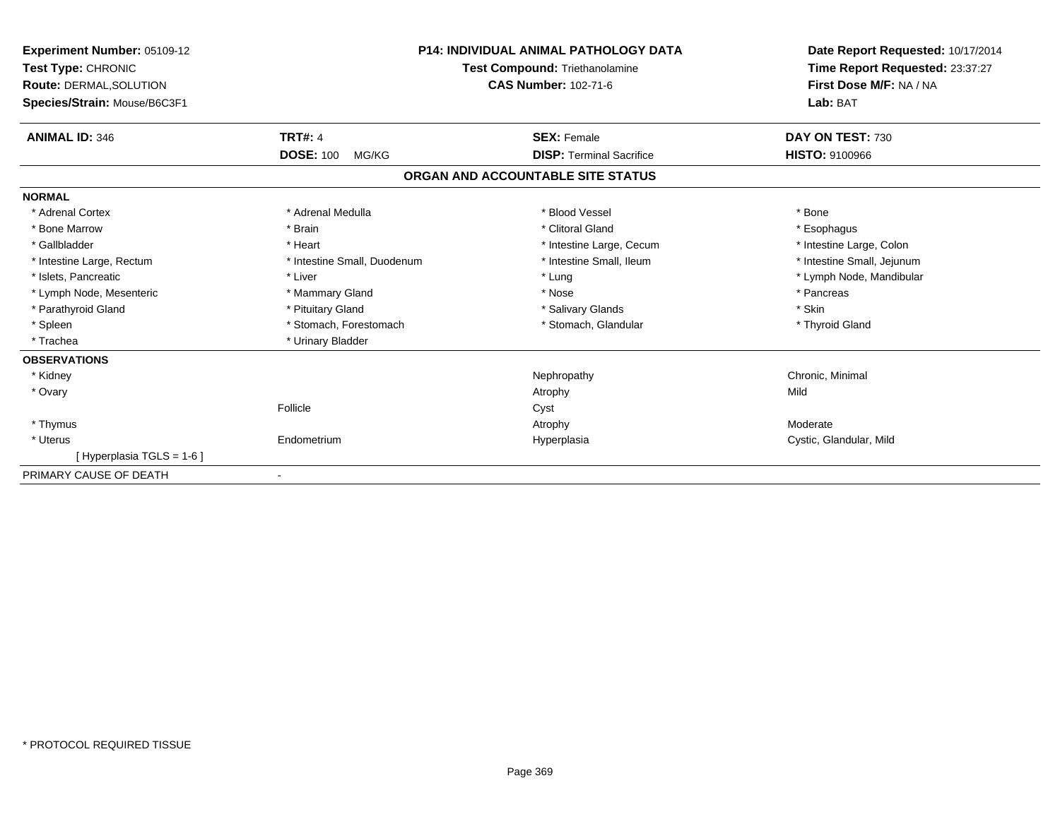**Experiment Number:** 05109-12
**Test Type:** CHRONIC
**Route:** DERMAL,SOLUTION
**Species/Strain:** Mouse/B6C3F1

**P14: INDIVIDUAL ANIMAL PATHOLOGY DATA**
**Test Compound:** Triethanolamine
**CAS Number:** 102-71-6

**Date Report Requested:** 10/17/2014
**Time Report Requested:** 23:37:27
**First Dose M/F:** NA / NA
**Lab:** BAT

| **ANIMAL ID:** 346 | **TRT#:** 4 | **SEX:** Female | **DAY ON TEST:** 730 |
|---|---|---|---|
| | **DOSE:** 100 MG/KG | **DISP:** Terminal Sacrifice | **HISTO:** 9100966 |

## ORGAN AND ACCOUNTABLE SITE STATUS

| | | | |
|---|---|---|---|
| **NORMAL** | | | |
| * Adrenal Cortex | * Adrenal Medulla | * Blood Vessel | * Bone |
| * Bone Marrow | * Brain | * Clitoral Gland | * Esophagus |
| * Gallbladder | * Heart | * Intestine Large, Cecum | * Intestine Large, Colon |
| * Intestine Large, Rectum | * Intestine Small, Duodenum | * Intestine Small, Ileum | * Intestine Small, Jejunum |
| * Islets, Pancreatic | * Liver | * Lung | * Lymph Node, Mandibular |
| * Lymph Node, Mesenteric | * Mammary Gland | * Nose | * Pancreas |
| * Parathyroid Gland | * Pituitary Gland | * Salivary Glands | * Skin |
| * Spleen | * Stomach, Forestomach | * Stomach, Glandular | * Thyroid Gland |
| * Trachea | * Urinary Bladder | | |
| **OBSERVATIONS** | | | |
| * Kidney | | Nephropathy | Chronic, Minimal |
| * Ovary | | Atrophy | Mild |
| | Follicle | Cyst | |
| * Thymus | | Atrophy | Moderate |
| * Uterus | Endometrium | Hyperplasia | Cystic, Glandular, Mild |
| [ Hyperplasia TGLS = 1-6 ] | | | |
| PRIMARY CAUSE OF DEATH | - | | |

* PROTOCOL REQUIRED TISSUE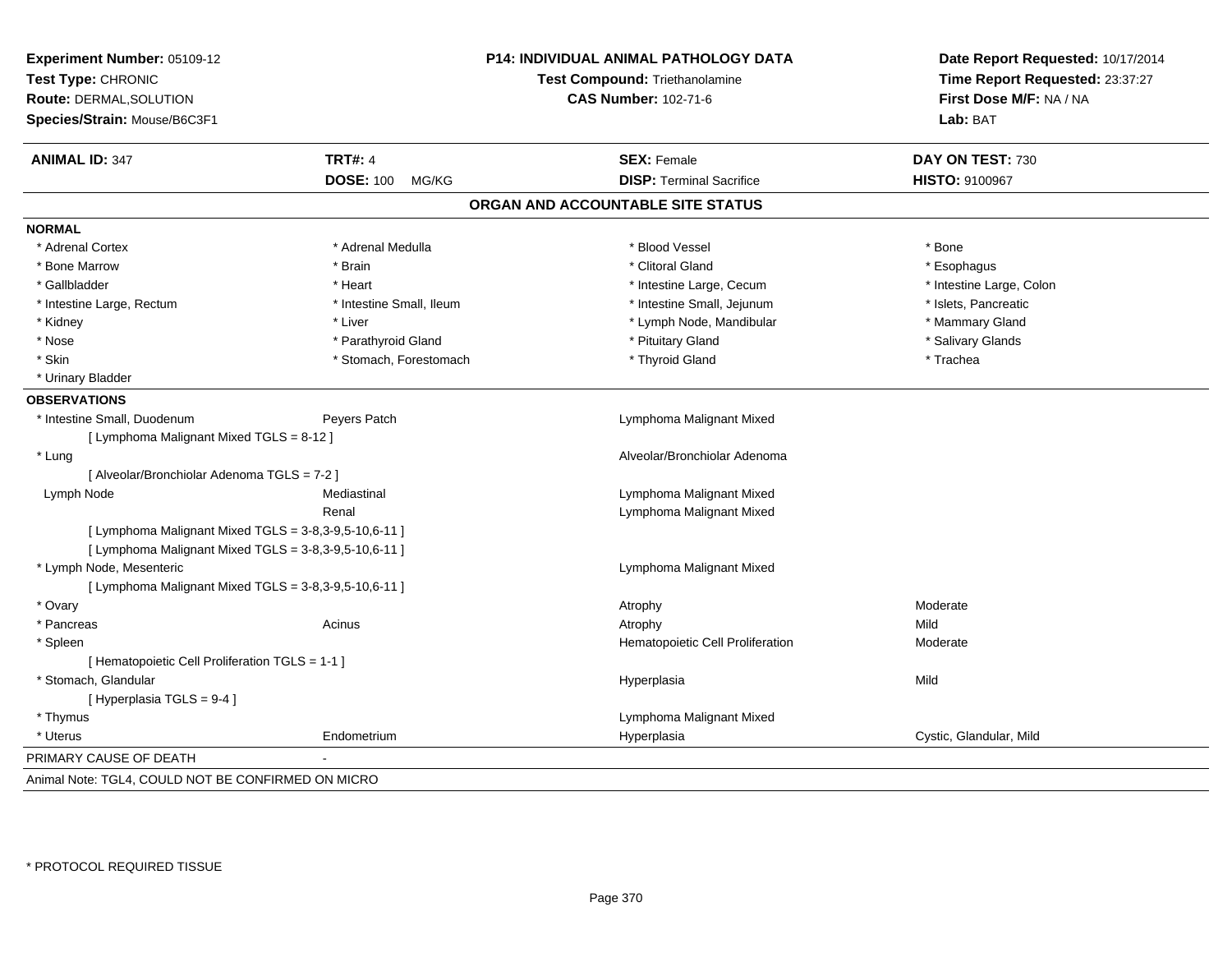**Experiment Number:** 05109-12
**Test Type:** CHRONIC
**Route:** DERMAL,SOLUTION
**Species/Strain:** Mouse/B6C3F1

**P14: INDIVIDUAL ANIMAL PATHOLOGY DATA**
**Test Compound:** Triethanolamine
**CAS Number:** 102-71-6

**Date Report Requested:** 10/17/2014
**Time Report Requested:** 23:37:27
**First Dose M/F:** NA / NA
**Lab:** BAT

| **ANIMAL ID:** 347 | **TRT#:** 4 | **SEX:** Female | **DAY ON TEST:** 730 |
|---|---|---|---|
| | **DOSE:** 100 MG/KG | **DISP:** Terminal Sacrifice | **HISTO:** 9100967 |

## ORGAN AND ACCOUNTABLE SITE STATUS

**NORMAL**

| | | | |
|---|---|---|---|
| * Adrenal Cortex | * Adrenal Medulla | * Blood Vessel | * Bone |
| * Bone Marrow | * Brain | * Clitoral Gland | * Esophagus |
| * Gallbladder | * Heart | * Intestine Large, Cecum | * Intestine Large, Colon |
| * Intestine Large, Rectum | * Intestine Small, Ileum | * Intestine Small, Jejunum | * Islets, Pancreatic |
| * Kidney | * Liver | * Lymph Node, Mandibular | * Mammary Gland |
| * Nose | * Parathyroid Gland | * Pituitary Gland | * Salivary Glands |
| * Skin | * Stomach, Forestomach | * Thyroid Gland | * Trachea |
| * Urinary Bladder | | | |

**OBSERVATIONS**

| | | | |
|---|---|---|---|
| * Intestine Small, Duodenum | Peyers Patch | Lymphoma Malignant Mixed | |
| [ Lymphoma Malignant Mixed TGLS = 8-12 ] | | | |
| * Lung | | Alveolar/Bronchiolar Adenoma | |
| [ Alveolar/Bronchiolar Adenoma TGLS = 7-2 ] | | | |
| Lymph Node | Mediastinal | Lymphoma Malignant Mixed | |
| | Renal | Lymphoma Malignant Mixed | |
| [ Lymphoma Malignant Mixed TGLS = 3-8,3-9,5-10,6-11 ] | | | |
| [ Lymphoma Malignant Mixed TGLS = 3-8,3-9,5-10,6-11 ] | | | |
| * Lymph Node, Mesenteric | | Lymphoma Malignant Mixed | |
| [ Lymphoma Malignant Mixed TGLS = 3-8,3-9,5-10,6-11 ] | | | |
| * Ovary | | Atrophy | Moderate |
| * Pancreas | Acinus | Atrophy | Mild |
| * Spleen | | Hematopoietic Cell Proliferation | Moderate |
| [ Hematopoietic Cell Proliferation TGLS = 1-1 ] | | | |
| * Stomach, Glandular | | Hyperplasia | Mild |
| [ Hyperplasia TGLS = 9-4 ] | | | |
| * Thymus | | Lymphoma Malignant Mixed | |
| * Uterus | Endometrium | Hyperplasia | Cystic, Glandular, Mild |

PRIMARY CAUSE OF DEATH -

Animal Note: TGL4, COULD NOT BE CONFIRMED ON MICRO

* PROTOCOL REQUIRED TISSUE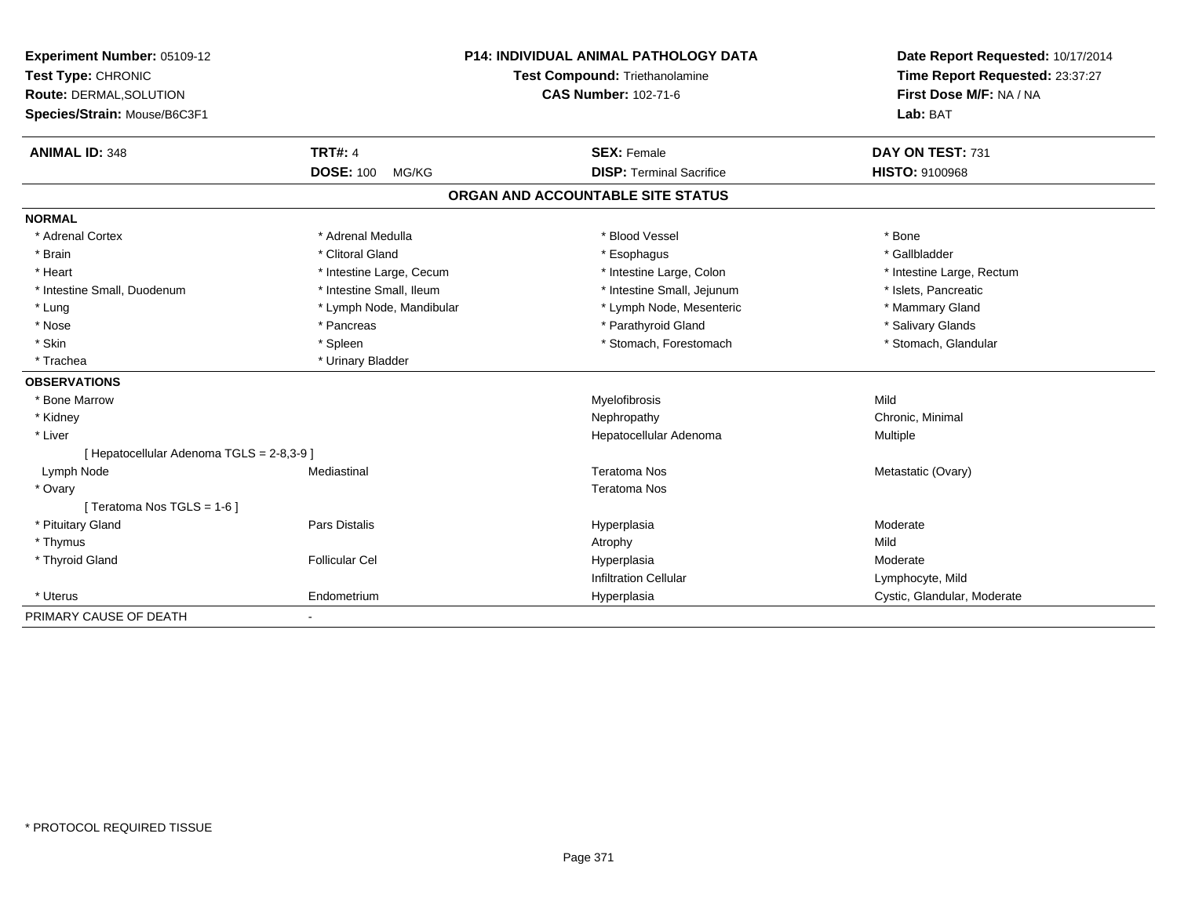**Experiment Number:** 05109-12
**Test Type:** CHRONIC
**Route:** DERMAL,SOLUTION
**Species/Strain:** Mouse/B6C3F1

**P14: INDIVIDUAL ANIMAL PATHOLOGY DATA**
**Test Compound:** Triethanolamine
**CAS Number:** 102-71-6

**Date Report Requested:** 10/17/2014
**Time Report Requested:** 23:37:27
**First Dose M/F:** NA / NA
**Lab:** BAT

| **ANIMAL ID:** 348 | **TRT#:** 4 | **SEX:** Female | **DAY ON TEST:** 731 |
|---|---|---|---|
| | **DOSE:** 100 MG/KG | **DISP:** Terminal Sacrifice | **HISTO:** 9100968 |

## ORGAN AND ACCOUNTABLE SITE STATUS

**NORMAL**

| | | | |
|---|---|---|---|
| * Adrenal Cortex | * Adrenal Medulla | * Blood Vessel | * Bone |
| * Brain | * Clitoral Gland | * Esophagus | * Gallbladder |
| * Heart | * Intestine Large, Cecum | * Intestine Large, Colon | * Intestine Large, Rectum |
| * Intestine Small, Duodenum | * Intestine Small, Ileum | * Intestine Small, Jejunum | * Islets, Pancreatic |
| * Lung | * Lymph Node, Mandibular | * Lymph Node, Mesenteric | * Mammary Gland |
| * Nose | * Pancreas | * Parathyroid Gland | * Salivary Glands |
| * Skin | * Spleen | * Stomach, Forestomach | * Stomach, Glandular |
| * Trachea | * Urinary Bladder | | |

**OBSERVATIONS**

| | | | |
|---|---|---|---|
| * Bone Marrow | | Myelofibrosis | Mild |
| * Kidney | | Nephropathy | Chronic, Minimal |
| * Liver | | Hepatocellular Adenoma | Multiple |
| [ Hepatocellular Adenoma TGLS = 2-8,3-9 ] | | | |
| Lymph Node | Mediastinal | Teratoma Nos | Metastatic (Ovary) |
| * Ovary | | Teratoma Nos | |
| [ Teratoma Nos TGLS = 1-6 ] | | | |
| * Pituitary Gland | Pars Distalis | Hyperplasia | Moderate |
| * Thymus | | Atrophy | Mild |
| * Thyroid Gland | Follicular Cel | Hyperplasia | Moderate |
| | | Infiltration Cellular | Lymphocyte, Mild |
| * Uterus | Endometrium | Hyperplasia | Cystic, Glandular, Moderate |

PRIMARY CAUSE OF DEATH -

* PROTOCOL REQUIRED TISSUE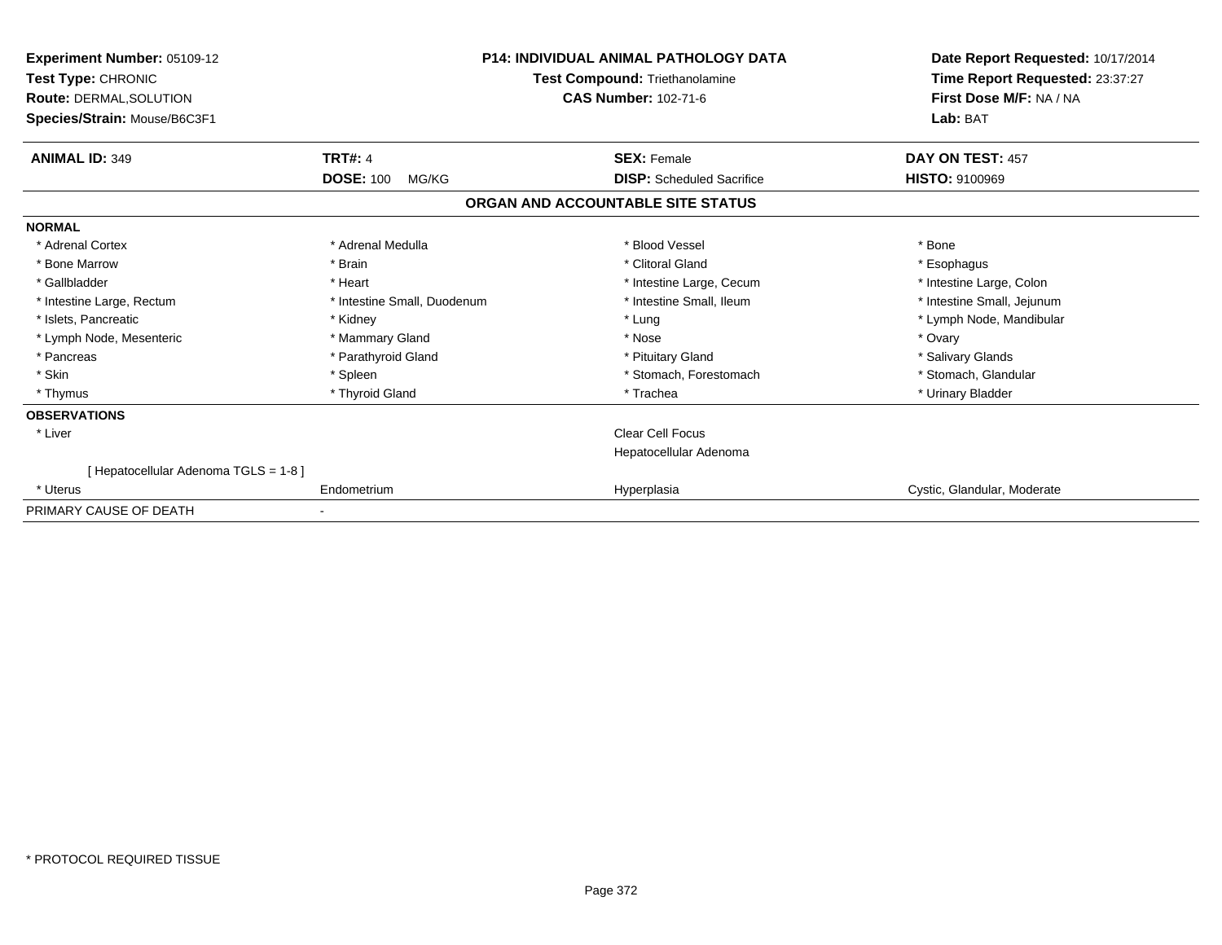**Experiment Number:** 05109-12
**Test Type:** CHRONIC
**Route:** DERMAL,SOLUTION
**Species/Strain:** Mouse/B6C3F1

**P14: INDIVIDUAL ANIMAL PATHOLOGY DATA**
**Test Compound:** Triethanolamine
**CAS Number:** 102-71-6

**Date Report Requested:** 10/17/2014
**Time Report Requested:** 23:37:27
**First Dose M/F:** NA / NA
**Lab:** BAT

| **ANIMAL ID:** 349 | **TRT#:** 4 | **SEX:** Female | **DAY ON TEST:** 457 |
|---|---|---|---|
| | **DOSE:** 100 MG/KG | **DISP:** Scheduled Sacrifice | **HISTO:** 9100969 |

## ORGAN AND ACCOUNTABLE SITE STATUS

| | | | |
|---|---|---|---|
| **NORMAL** | | | |
| * Adrenal Cortex | * Adrenal Medulla | * Blood Vessel | * Bone |
| * Bone Marrow | * Brain | * Clitoral Gland | * Esophagus |
| * Gallbladder | * Heart | * Intestine Large, Cecum | * Intestine Large, Colon |
| * Intestine Large, Rectum | * Intestine Small, Duodenum | * Intestine Small, Ileum | * Intestine Small, Jejunum |
| * Islets, Pancreatic | * Kidney | * Lung | * Lymph Node, Mandibular |
| * Lymph Node, Mesenteric | * Mammary Gland | * Nose | * Ovary |
| * Pancreas | * Parathyroid Gland | * Pituitary Gland | * Salivary Glands |
| * Skin | * Spleen | * Stomach, Forestomach | * Stomach, Glandular |
| * Thymus | * Thyroid Gland | * Trachea | * Urinary Bladder |
| **OBSERVATIONS** | | | |
| * Liver | | Clear Cell Focus | |
| | | Hepatocellular Adenoma | |
| [ Hepatocellular Adenoma TGLS = 1-8 ] | | | |
| * Uterus | Endometrium | Hyperplasia | Cystic, Glandular, Moderate |
| PRIMARY CAUSE OF DEATH | - | | |

* PROTOCOL REQUIRED TISSUE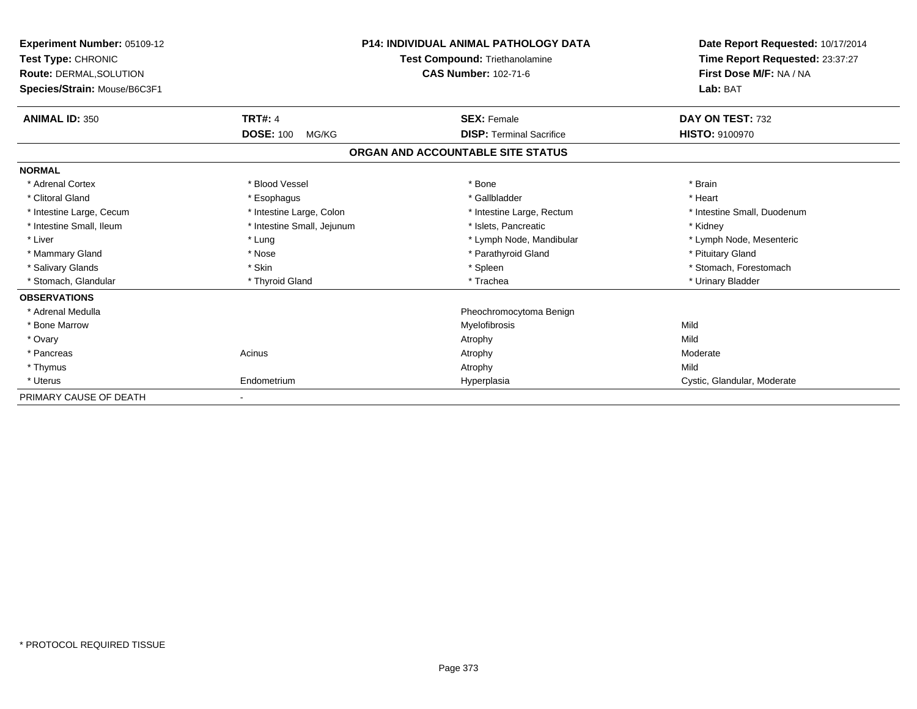**Experiment Number:** 05109-12
**Test Type:** CHRONIC
**Route:** DERMAL,SOLUTION
**Species/Strain:** Mouse/B6C3F1

**P14: INDIVIDUAL ANIMAL PATHOLOGY DATA**
**Test Compound:** Triethanolamine
**CAS Number:** 102-71-6

**Date Report Requested:** 10/17/2014
**Time Report Requested:** 23:37:27
**First Dose M/F:** NA / NA
**Lab:** BAT

| **ANIMAL ID:** 350 | **TRT#:** 4 | **SEX:** Female | **DAY ON TEST:** 732 |
|---|---|---|---|
| | **DOSE:** 100 MG/KG | **DISP:** Terminal Sacrifice | **HISTO:** 9100970 |

## ORGAN AND ACCOUNTABLE SITE STATUS

| | | | |
|---|---|---|---|
| **NORMAL** | | | |
| * Adrenal Cortex | * Blood Vessel | * Bone | * Brain |
| * Clitoral Gland | * Esophagus | * Gallbladder | * Heart |
| * Intestine Large, Cecum | * Intestine Large, Colon | * Intestine Large, Rectum | * Intestine Small, Duodenum |
| * Intestine Small, Ileum | * Intestine Small, Jejunum | * Islets, Pancreatic | * Kidney |
| * Liver | * Lung | * Lymph Node, Mandibular | * Lymph Node, Mesenteric |
| * Mammary Gland | * Nose | * Parathyroid Gland | * Pituitary Gland |
| * Salivary Glands | * Skin | * Spleen | * Stomach, Forestomach |
| * Stomach, Glandular | * Thyroid Gland | * Trachea | * Urinary Bladder |
| **OBSERVATIONS** | | | |
| * Adrenal Medulla | | Pheochromocytoma Benign | |
| * Bone Marrow | | Myelofibrosis | Mild |
| * Ovary | | Atrophy | Mild |
| * Pancreas | Acinus | Atrophy | Moderate |
| * Thymus | | Atrophy | Mild |
| * Uterus | Endometrium | Hyperplasia | Cystic, Glandular, Moderate |
| PRIMARY CAUSE OF DEATH | - | | |

* PROTOCOL REQUIRED TISSUE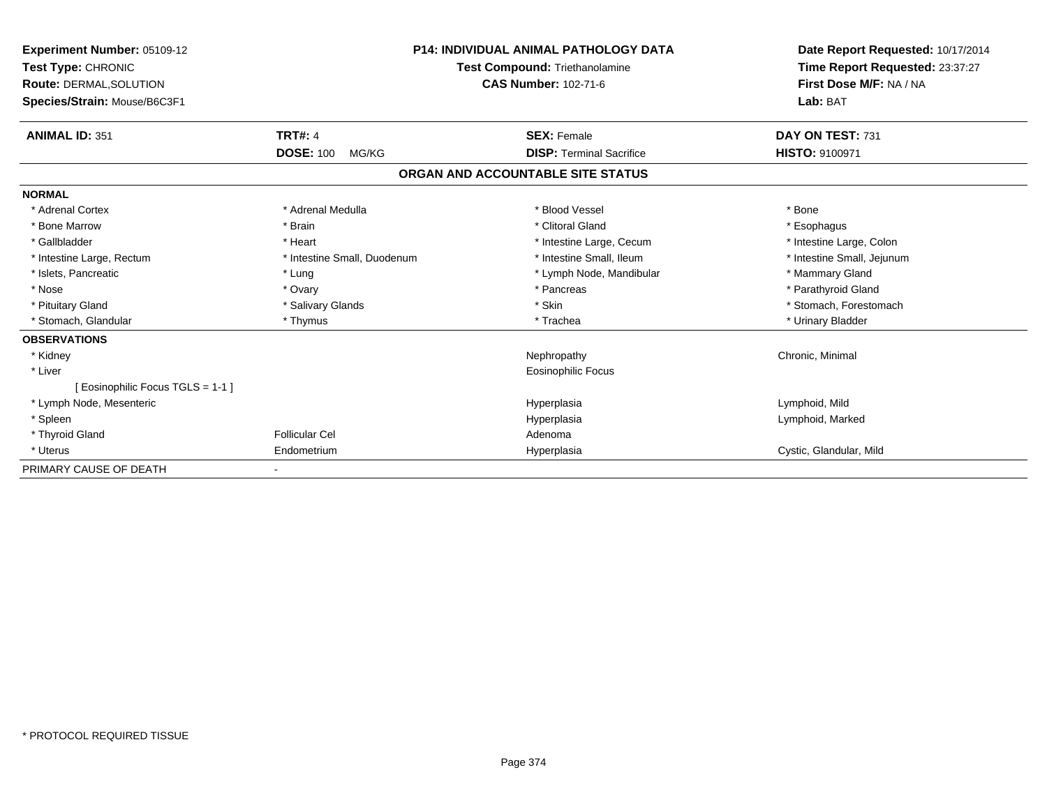**Experiment Number:** 05109-12
**Test Type:** CHRONIC
**Route:** DERMAL,SOLUTION
**Species/Strain:** Mouse/B6C3F1

**P14: INDIVIDUAL ANIMAL PATHOLOGY DATA**
**Test Compound:** Triethanolamine
**CAS Number:** 102-71-6

**Date Report Requested:** 10/17/2014
**Time Report Requested:** 23:37:27
**First Dose M/F:** NA / NA
**Lab:** BAT

| **ANIMAL ID:** 351 | **TRT#:** 4 | **SEX:** Female | **DAY ON TEST:** 731 |
|---|---|---|---|
| | **DOSE:** 100 MG/KG | **DISP:** Terminal Sacrifice | **HISTO:** 9100971 |

## ORGAN AND ACCOUNTABLE SITE STATUS

| | | | |
|---|---|---|---|
| **NORMAL** | | | |
| * Adrenal Cortex | * Adrenal Medulla | * Blood Vessel | * Bone |
| * Bone Marrow | * Brain | * Clitoral Gland | * Esophagus |
| * Gallbladder | * Heart | * Intestine Large, Cecum | * Intestine Large, Colon |
| * Intestine Large, Rectum | * Intestine Small, Duodenum | * Intestine Small, Ileum | * Intestine Small, Jejunum |
| * Islets, Pancreatic | * Lung | * Lymph Node, Mandibular | * Mammary Gland |
| * Nose | * Ovary | * Pancreas | * Parathyroid Gland |
| * Pituitary Gland | * Salivary Glands | * Skin | * Stomach, Forestomach |
| * Stomach, Glandular | * Thymus | * Trachea | * Urinary Bladder |
| **OBSERVATIONS** | | | |
| * Kidney | | Nephropathy | Chronic, Minimal |
| * Liver | | Eosinophilic Focus | |
| [ Eosinophilic Focus TGLS = 1-1 ] | | | |
| * Lymph Node, Mesenteric | | Hyperplasia | Lymphoid, Mild |
| * Spleen | | Hyperplasia | Lymphoid, Marked |
| * Thyroid Gland | Follicular Cel | Adenoma | |
| * Uterus | Endometrium | Hyperplasia | Cystic, Glandular, Mild |
| PRIMARY CAUSE OF DEATH | - | | |

* PROTOCOL REQUIRED TISSUE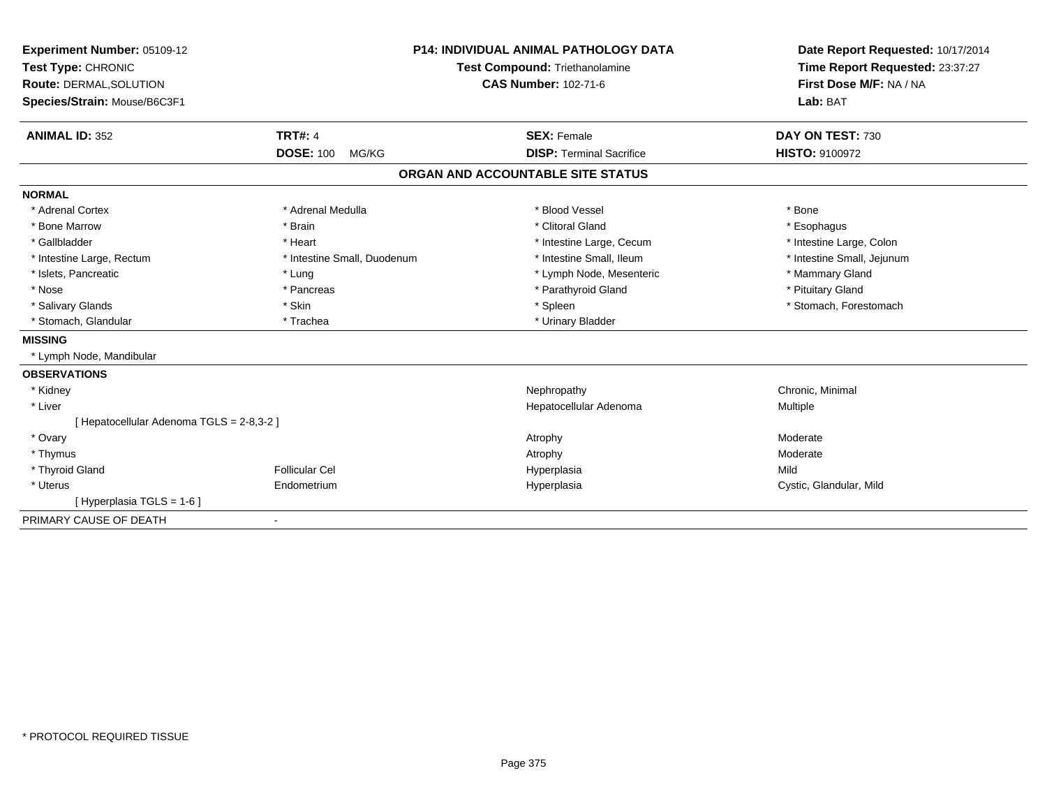**Experiment Number:** 05109-12
**Test Type:** CHRONIC
**Route:** DERMAL,SOLUTION
**Species/Strain:** Mouse/B6C3F1

**P14: INDIVIDUAL ANIMAL PATHOLOGY DATA**
**Test Compound:** Triethanolamine
**CAS Number:** 102-71-6

**Date Report Requested:** 10/17/2014
**Time Report Requested:** 23:37:27
**First Dose M/F:** NA / NA
**Lab:** BAT

| **ANIMAL ID:** 352 | **TRT#:** 4 | **SEX:** Female | **DAY ON TEST:** 730 |
|---|---|---|---|
| | **DOSE:** 100 MG/KG | **DISP:** Terminal Sacrifice | **HISTO:** 9100972 |

## ORGAN AND ACCOUNTABLE SITE STATUS

**NORMAL**

| | | | |
|---|---|---|---|
| * Adrenal Cortex | * Adrenal Medulla | * Blood Vessel | * Bone |
| * Bone Marrow | * Brain | * Clitoral Gland | * Esophagus |
| * Gallbladder | * Heart | * Intestine Large, Cecum | * Intestine Large, Colon |
| * Intestine Large, Rectum | * Intestine Small, Duodenum | * Intestine Small, Ileum | * Intestine Small, Jejunum |
| * Islets, Pancreatic | * Lung | * Lymph Node, Mesenteric | * Mammary Gland |
| * Nose | * Pancreas | * Parathyroid Gland | * Pituitary Gland |
| * Salivary Glands | * Skin | * Spleen | * Stomach, Forestomach |
| * Stomach, Glandular | * Trachea | * Urinary Bladder | |

**MISSING**

* Lymph Node, Mandibular

**OBSERVATIONS**

| | | | |
|---|---|---|---|
| * Kidney | | Nephropathy | Chronic, Minimal |
| * Liver | | Hepatocellular Adenoma | Multiple |
| [ Hepatocellular Adenoma TGLS = 2-8,3-2 ] | | | |
| * Ovary | | Atrophy | Moderate |
| * Thymus | | Atrophy | Moderate |
| * Thyroid Gland | Follicular Cel | Hyperplasia | Mild |
| * Uterus | Endometrium | Hyperplasia | Cystic, Glandular, Mild |
| [ Hyperplasia TGLS = 1-6 ] | | | |

PRIMARY CAUSE OF DEATH -

* PROTOCOL REQUIRED TISSUE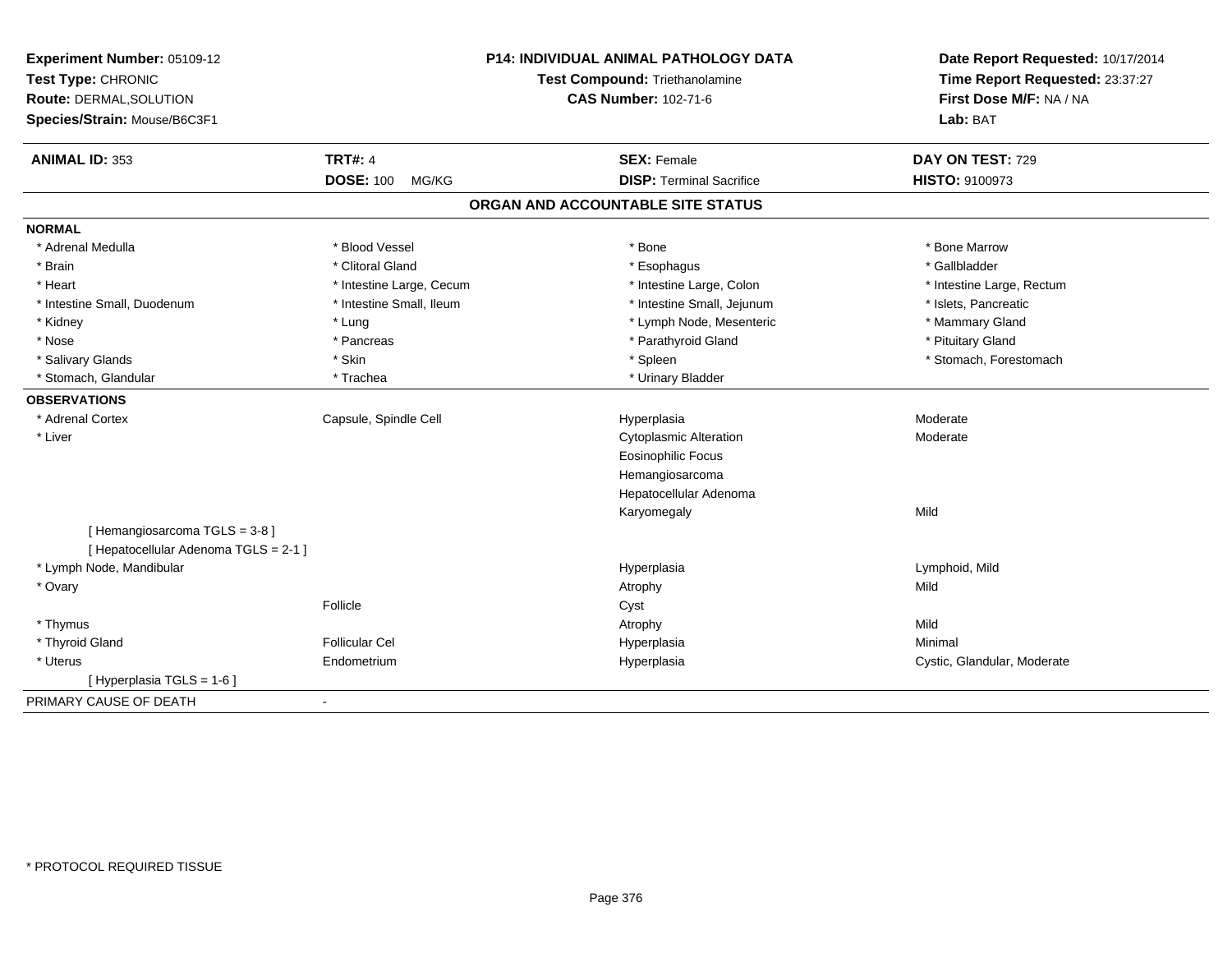**Experiment Number:** 05109-12
**Test Type:** CHRONIC
**Route:** DERMAL,SOLUTION
**Species/Strain:** Mouse/B6C3F1

**P14: INDIVIDUAL ANIMAL PATHOLOGY DATA**
**Test Compound:** Triethanolamine
**CAS Number:** 102-71-6

**Date Report Requested:** 10/17/2014
**Time Report Requested:** 23:37:27
**First Dose M/F:** NA / NA
**Lab:** BAT

| **ANIMAL ID:** 353 | **TRT#:** 4 | **SEX:** Female | **DAY ON TEST:** 729 |
|---|---|---|---|
| | **DOSE:** 100 MG/KG | **DISP:** Terminal Sacrifice | **HISTO:** 9100973 |

## ORGAN AND ACCOUNTABLE SITE STATUS

| | | | |
|---|---|---|---|
| **NORMAL** | | | |
| * Adrenal Medulla | * Blood Vessel | * Bone | * Bone Marrow |
| * Brain | * Clitoral Gland | * Esophagus | * Gallbladder |
| * Heart | * Intestine Large, Cecum | * Intestine Large, Colon | * Intestine Large, Rectum |
| * Intestine Small, Duodenum | * Intestine Small, Ileum | * Intestine Small, Jejunum | * Islets, Pancreatic |
| * Kidney | * Lung | * Lymph Node, Mesenteric | * Mammary Gland |
| * Nose | * Pancreas | * Parathyroid Gland | * Pituitary Gland |
| * Salivary Glands | * Skin | * Spleen | * Stomach, Forestomach |
| * Stomach, Glandular | * Trachea | * Urinary Bladder | |
| **OBSERVATIONS** | | | |
| * Adrenal Cortex | Capsule, Spindle Cell | Hyperplasia | Moderate |
| * Liver | | Cytoplasmic Alteration | Moderate |
| | | Eosinophilic Focus | |
| | | Hemangiosarcoma | |
| | | Hepatocellular Adenoma | |
| | | Karyomegaly | Mild |
| [ Hemangiosarcoma TGLS = 3-8 ] | | | |
| [ Hepatocellular Adenoma TGLS = 2-1 ] | | | |
| * Lymph Node, Mandibular | | Hyperplasia | Lymphoid, Mild |
| * Ovary | | Atrophy | Mild |
| | Follicle | Cyst | |
| * Thymus | | Atrophy | Mild |
| * Thyroid Gland | Follicular Cel | Hyperplasia | Minimal |
| * Uterus | Endometrium | Hyperplasia | Cystic, Glandular, Moderate |
| [ Hyperplasia TGLS = 1-6 ] | | | |
| PRIMARY CAUSE OF DEATH | - | | |

* PROTOCOL REQUIRED TISSUE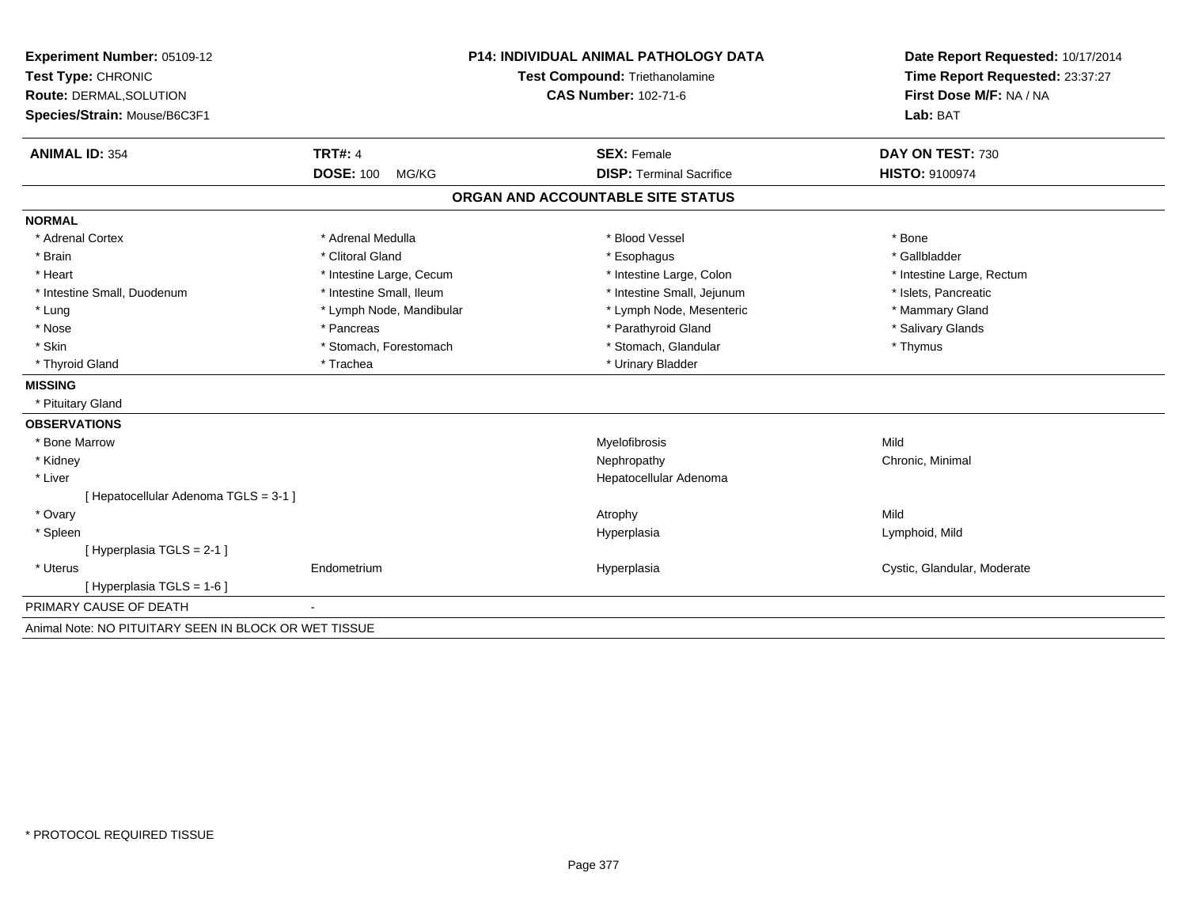**Experiment Number:** 05109-12
**Test Type:** CHRONIC
**Route:** DERMAL,SOLUTION
**Species/Strain:** Mouse/B6C3F1

**P14: INDIVIDUAL ANIMAL PATHOLOGY DATA**
**Test Compound:** Triethanolamine
**CAS Number:** 102-71-6

**Date Report Requested:** 10/17/2014
**Time Report Requested:** 23:37:27
**First Dose M/F:** NA / NA
**Lab:** BAT

| **ANIMAL ID:** 354 | **TRT#:** 4 | **SEX:** Female | **DAY ON TEST:** 730 |
|---|---|---|---|
| | **DOSE:** 100 MG/KG | **DISP:** Terminal Sacrifice | **HISTO:** 9100974 |

## ORGAN AND ACCOUNTABLE SITE STATUS

**NORMAL**

| | | | |
|---|---|---|---|
| * Adrenal Cortex | * Adrenal Medulla | * Blood Vessel | * Bone |
| * Brain | * Clitoral Gland | * Esophagus | * Gallbladder |
| * Heart | * Intestine Large, Cecum | * Intestine Large, Colon | * Intestine Large, Rectum |
| * Intestine Small, Duodenum | * Intestine Small, Ileum | * Intestine Small, Jejunum | * Islets, Pancreatic |
| * Lung | * Lymph Node, Mandibular | * Lymph Node, Mesenteric | * Mammary Gland |
| * Nose | * Pancreas | * Parathyroid Gland | * Salivary Glands |
| * Skin | * Stomach, Forestomach | * Stomach, Glandular | * Thymus |
| * Thyroid Gland | * Trachea | * Urinary Bladder | |

**MISSING**

* Pituitary Gland

**OBSERVATIONS**

| | | | |
|---|---|---|---|
| * Bone Marrow | | Myelofibrosis | Mild |
| * Kidney | | Nephropathy | Chronic, Minimal |
| * Liver | | Hepatocellular Adenoma | |
| [ Hepatocellular Adenoma TGLS = 3-1 ] | | | |
| * Ovary | | Atrophy | Mild |
| * Spleen | | Hyperplasia | Lymphoid, Mild |
| [ Hyperplasia TGLS = 2-1 ] | | | |
| * Uterus | Endometrium | Hyperplasia | Cystic, Glandular, Moderate |
| [ Hyperplasia TGLS = 1-6 ] | | | |

PRIMARY CAUSE OF DEATH -

Animal Note: NO PITUITARY SEEN IN BLOCK OR WET TISSUE

* PROTOCOL REQUIRED TISSUE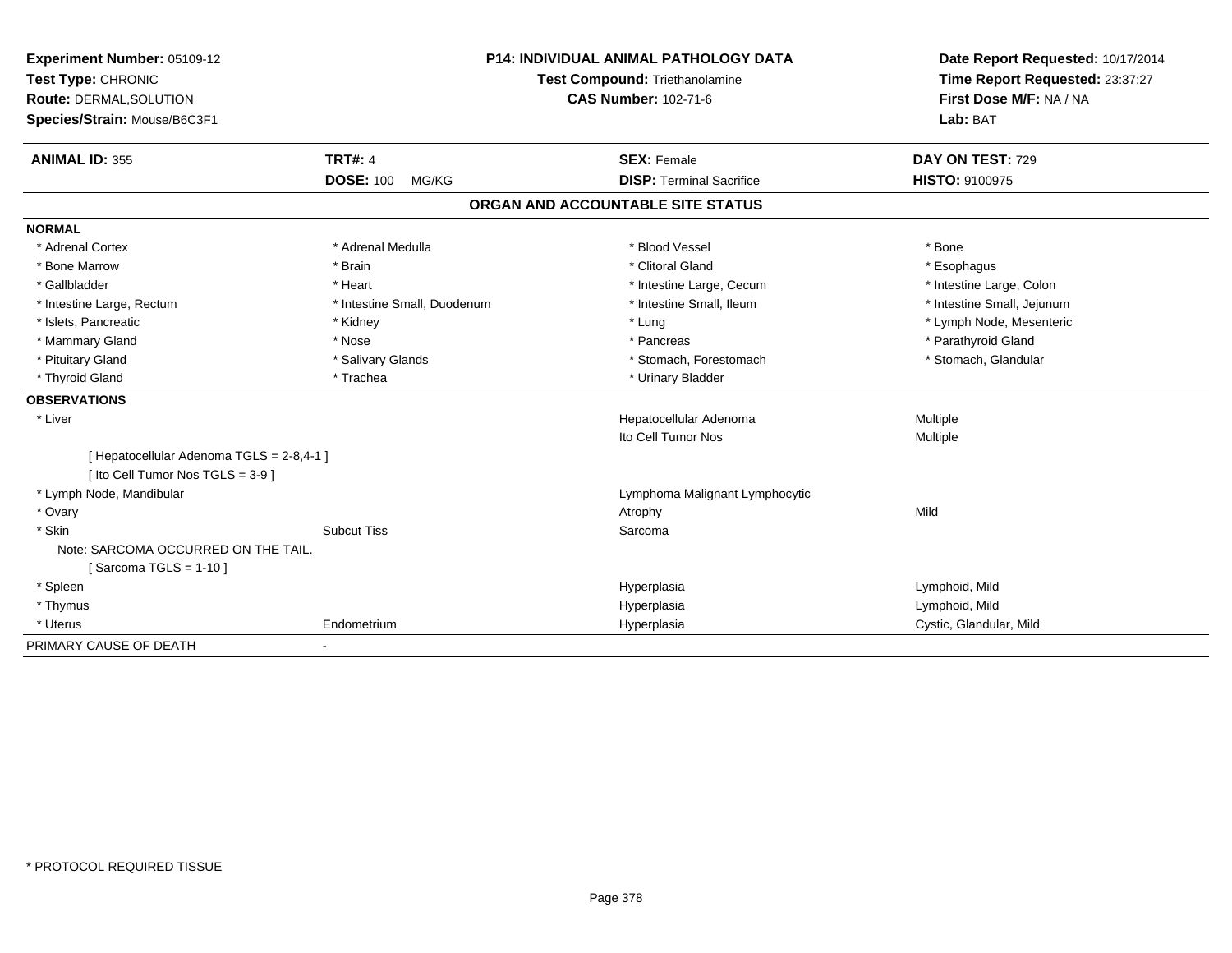**Experiment Number:** 05109-12
**Test Type:** CHRONIC
**Route:** DERMAL,SOLUTION
**Species/Strain:** Mouse/B6C3F1

**P14: INDIVIDUAL ANIMAL PATHOLOGY DATA**
**Test Compound:** Triethanolamine
**CAS Number:** 102-71-6

**Date Report Requested:** 10/17/2014
**Time Report Requested:** 23:37:27
**First Dose M/F:** NA / NA
**Lab:** BAT

| **ANIMAL ID:** 355 | **TRT#:** 4 | **SEX:** Female | **DAY ON TEST:** 729 |
|---|---|---|---|
| | **DOSE:** 100 MG/KG | **DISP:** Terminal Sacrifice | **HISTO:** 9100975 |

## ORGAN AND ACCOUNTABLE SITE STATUS

**NORMAL**

| | | | |
|---|---|---|---|
| * Adrenal Cortex | * Adrenal Medulla | * Blood Vessel | * Bone |
| * Bone Marrow | * Brain | * Clitoral Gland | * Esophagus |
| * Gallbladder | * Heart | * Intestine Large, Cecum | * Intestine Large, Colon |
| * Intestine Large, Rectum | * Intestine Small, Duodenum | * Intestine Small, Ileum | * Intestine Small, Jejunum |
| * Islets, Pancreatic | * Kidney | * Lung | * Lymph Node, Mesenteric |
| * Mammary Gland | * Nose | * Pancreas | * Parathyroid Gland |
| * Pituitary Gland | * Salivary Glands | * Stomach, Forestomach | * Stomach, Glandular |
| * Thyroid Gland | * Trachea | * Urinary Bladder | |

**OBSERVATIONS**

| | | | |
|---|---|---|---|
| * Liver | | Hepatocellular Adenoma | Multiple |
| | | Ito Cell Tumor Nos | Multiple |
| [ Hepatocellular Adenoma TGLS = 2-8,4-1 ] | | | |
| [ Ito Cell Tumor Nos TGLS = 3-9 ] | | | |
| * Lymph Node, Mandibular | | Lymphoma Malignant Lymphocytic | |
| * Ovary | | Atrophy | Mild |
| * Skin | Subcut Tiss | Sarcoma | |
| Note: SARCOMA OCCURRED ON THE TAIL. | | | |
| [ Sarcoma TGLS = 1-10 ] | | | |
| * Spleen | | Hyperplasia | Lymphoid, Mild |
| * Thymus | | Hyperplasia | Lymphoid, Mild |
| * Uterus | Endometrium | Hyperplasia | Cystic, Glandular, Mild |

PRIMARY CAUSE OF DEATH -

* PROTOCOL REQUIRED TISSUE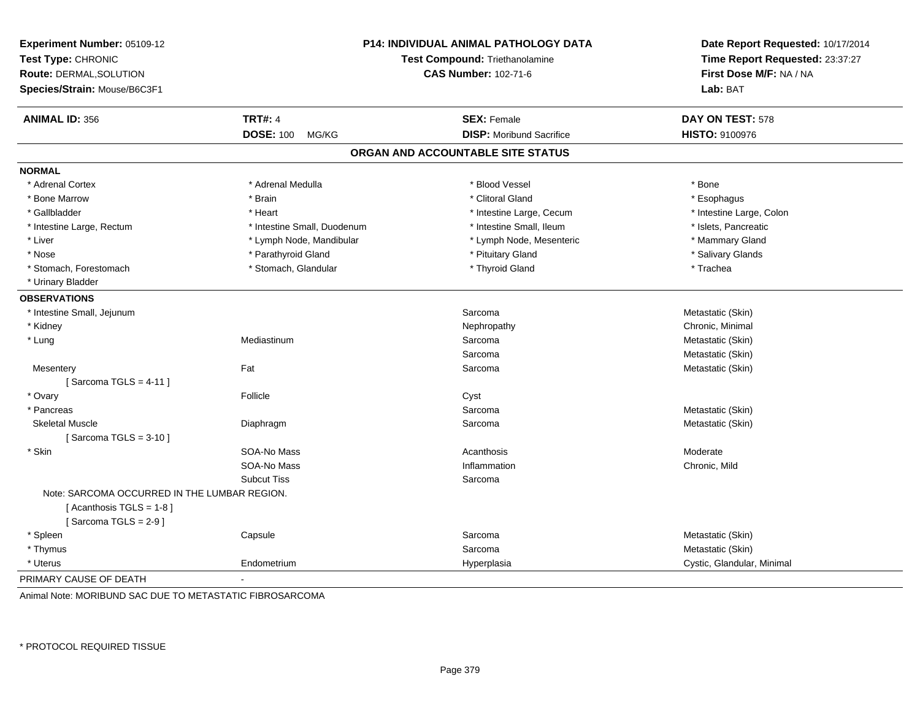**Experiment Number:** 05109-12
**Test Type:** CHRONIC
**Route:** DERMAL,SOLUTION
**Species/Strain:** Mouse/B6C3F1

**P14: INDIVIDUAL ANIMAL PATHOLOGY DATA**
**Test Compound:** Triethanolamine
**CAS Number:** 102-71-6

**Date Report Requested:** 10/17/2014
**Time Report Requested:** 23:37:27
**First Dose M/F:** NA / NA
**Lab:** BAT

| | | | |
|---|---|---|---|
| **ANIMAL ID:** 356 | **TRT#:** 4 | **SEX:** Female | **DAY ON TEST:** 578 |
| | **DOSE:** 100 MG/KG | **DISP:** Moribund Sacrifice | **HISTO:** 9100976 |

## ORGAN AND ACCOUNTABLE SITE STATUS

**NORMAL**

| | | | |
|---|---|---|---|
| * Adrenal Cortex | * Adrenal Medulla | * Blood Vessel | * Bone |
| * Bone Marrow | * Brain | * Clitoral Gland | * Esophagus |
| * Gallbladder | * Heart | * Intestine Large, Cecum | * Intestine Large, Colon |
| * Intestine Large, Rectum | * Intestine Small, Duodenum | * Intestine Small, Ileum | * Islets, Pancreatic |
| * Liver | * Lymph Node, Mandibular | * Lymph Node, Mesenteric | * Mammary Gland |
| * Nose | * Parathyroid Gland | * Pituitary Gland | * Salivary Glands |
| * Stomach, Forestomach | * Stomach, Glandular | * Thyroid Gland | * Trachea |
| * Urinary Bladder | | | |

**OBSERVATIONS**

| | | | |
|---|---|---|---|
| * Intestine Small, Jejunum | | Sarcoma | Metastatic (Skin) |
| * Kidney | | Nephropathy | Chronic, Minimal |
| * Lung | Mediastinum | Sarcoma | Metastatic (Skin) |
| | | Sarcoma | Metastatic (Skin) |
| Mesentery | Fat | Sarcoma | Metastatic (Skin) |
| [ Sarcoma TGLS = 4-11 ] | | | |
| * Ovary | Follicle | Cyst | |
| * Pancreas | | Sarcoma | Metastatic (Skin) |
| Skeletal Muscle | Diaphragm | Sarcoma | Metastatic (Skin) |
| [ Sarcoma TGLS = 3-10 ] | | | |
| * Skin | SOA-No Mass | Acanthosis | Moderate |
| | SOA-No Mass | Inflammation | Chronic, Mild |
| | Subcut Tiss | Sarcoma | |
| Note: SARCOMA OCCURRED IN THE LUMBAR REGION. | | | |
| [ Acanthosis TGLS = 1-8 ] | | | |
| [ Sarcoma TGLS = 2-9 ] | | | |
| * Spleen | Capsule | Sarcoma | Metastatic (Skin) |
| * Thymus | | Sarcoma | Metastatic (Skin) |
| * Uterus | Endometrium | Hyperplasia | Cystic, Glandular, Minimal |

PRIMARY CAUSE OF DEATH -

Animal Note: MORIBUND SAC DUE TO METASTATIC FIBROSARCOMA

* PROTOCOL REQUIRED TISSUE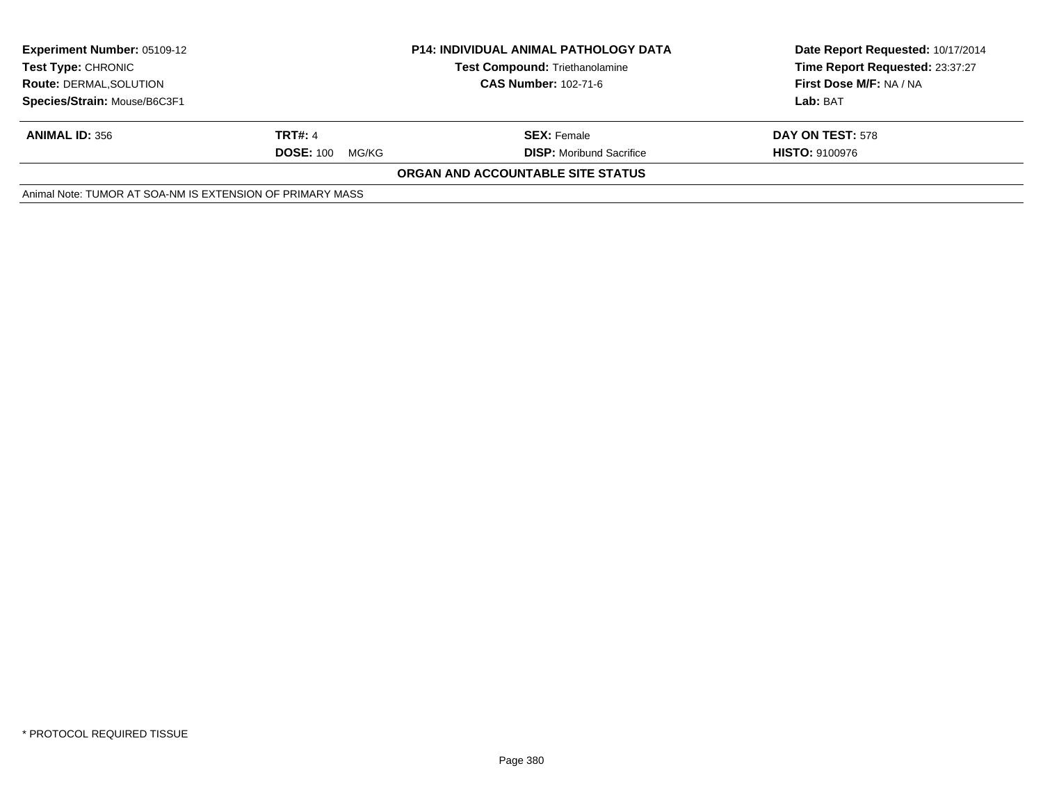| | | | |
|---|---|---|---|
| **Experiment Number:** 05109-12 | **P14: INDIVIDUAL ANIMAL PATHOLOGY DATA** | | **Date Report Requested:** 10/17/2014 |
| **Test Type:** CHRONIC | **Test Compound:** Triethanolamine | | **Time Report Requested:** 23:37:27 |
| **Route:** DERMAL,SOLUTION | **CAS Number:** 102-71-6 | | **First Dose M/F:** NA / NA |
| **Species/Strain:** Mouse/B6C3F1 | | | **Lab:** BAT |

| | | | |
|---|---|---|---|
| **ANIMAL ID:** 356 | **TRT#:** 4 | **SEX:** Female | **DAY ON TEST:** 578 |
| | **DOSE:** 100 MG/KG | **DISP:** Moribund Sacrifice | **HISTO:** 9100976 |

**ORGAN AND ACCOUNTABLE SITE STATUS**

Animal Note: TUMOR AT SOA-NM IS EXTENSION OF PRIMARY MASS

* PROTOCOL REQUIRED TISSUE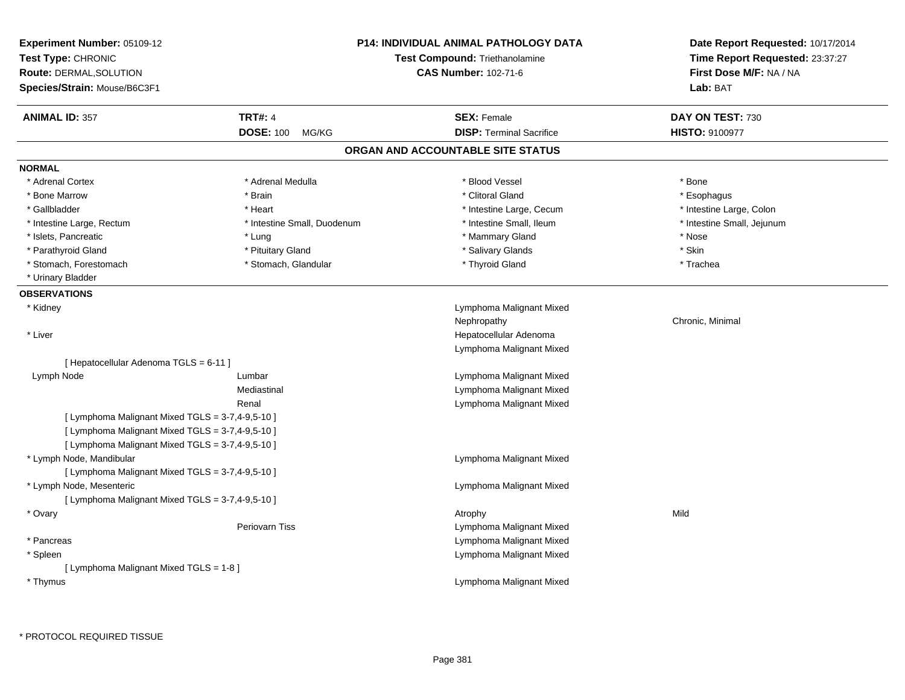**Experiment Number:** 05109-12
**Test Type:** CHRONIC
**Route:** DERMAL,SOLUTION
**Species/Strain:** Mouse/B6C3F1

**P14: INDIVIDUAL ANIMAL PATHOLOGY DATA**
**Test Compound:** Triethanolamine
**CAS Number:** 102-71-6

**Date Report Requested:** 10/17/2014
**Time Report Requested:** 23:37:27
**First Dose M/F:** NA / NA
**Lab:** BAT

| **ANIMAL ID:** 357 | **TRT#:** 4 | **SEX:** Female | **DAY ON TEST:** 730 |
|---|---|---|---|
| | **DOSE:** 100 MG/KG | **DISP:** Terminal Sacrifice | **HISTO:** 9100977 |

## ORGAN AND ACCOUNTABLE SITE STATUS

**NORMAL**

| | | | |
|---|---|---|---|
| * Adrenal Cortex | * Adrenal Medulla | * Blood Vessel | * Bone |
| * Bone Marrow | * Brain | * Clitoral Gland | * Esophagus |
| * Gallbladder | * Heart | * Intestine Large, Cecum | * Intestine Large, Colon |
| * Intestine Large, Rectum | * Intestine Small, Duodenum | * Intestine Small, Ileum | * Intestine Small, Jejunum |
| * Islets, Pancreatic | * Lung | * Mammary Gland | * Nose |
| * Parathyroid Gland | * Pituitary Gland | * Salivary Glands | * Skin |
| * Stomach, Forestomach | * Stomach, Glandular | * Thyroid Gland | * Trachea |
| * Urinary Bladder | | | |

**OBSERVATIONS**

| | | | |
|---|---|---|---|
| * Kidney | | Lymphoma Malignant Mixed | |
| | | Nephropathy | Chronic, Minimal |
| * Liver | | Hepatocellular Adenoma | |
| | | Lymphoma Malignant Mixed | |
| [ Hepatocellular Adenoma TGLS = 6-11 ] | | | |
| Lymph Node | Lumbar | Lymphoma Malignant Mixed | |
| | Mediastinal | Lymphoma Malignant Mixed | |
| | Renal | Lymphoma Malignant Mixed | |
| [ Lymphoma Malignant Mixed TGLS = 3-7,4-9,5-10 ] | | | |
| [ Lymphoma Malignant Mixed TGLS = 3-7,4-9,5-10 ] | | | |
| [ Lymphoma Malignant Mixed TGLS = 3-7,4-9,5-10 ] | | | |
| * Lymph Node, Mandibular | | Lymphoma Malignant Mixed | |
| [ Lymphoma Malignant Mixed TGLS = 3-7,4-9,5-10 ] | | | |
| * Lymph Node, Mesenteric | | Lymphoma Malignant Mixed | |
| [ Lymphoma Malignant Mixed TGLS = 3-7,4-9,5-10 ] | | | |
| * Ovary | | Atrophy | Mild |
| | Periovarn Tiss | Lymphoma Malignant Mixed | |
| * Pancreas | | Lymphoma Malignant Mixed | |
| * Spleen | | Lymphoma Malignant Mixed | |
| [ Lymphoma Malignant Mixed TGLS = 1-8 ] | | | |
| * Thymus | | Lymphoma Malignant Mixed | |

* PROTOCOL REQUIRED TISSUE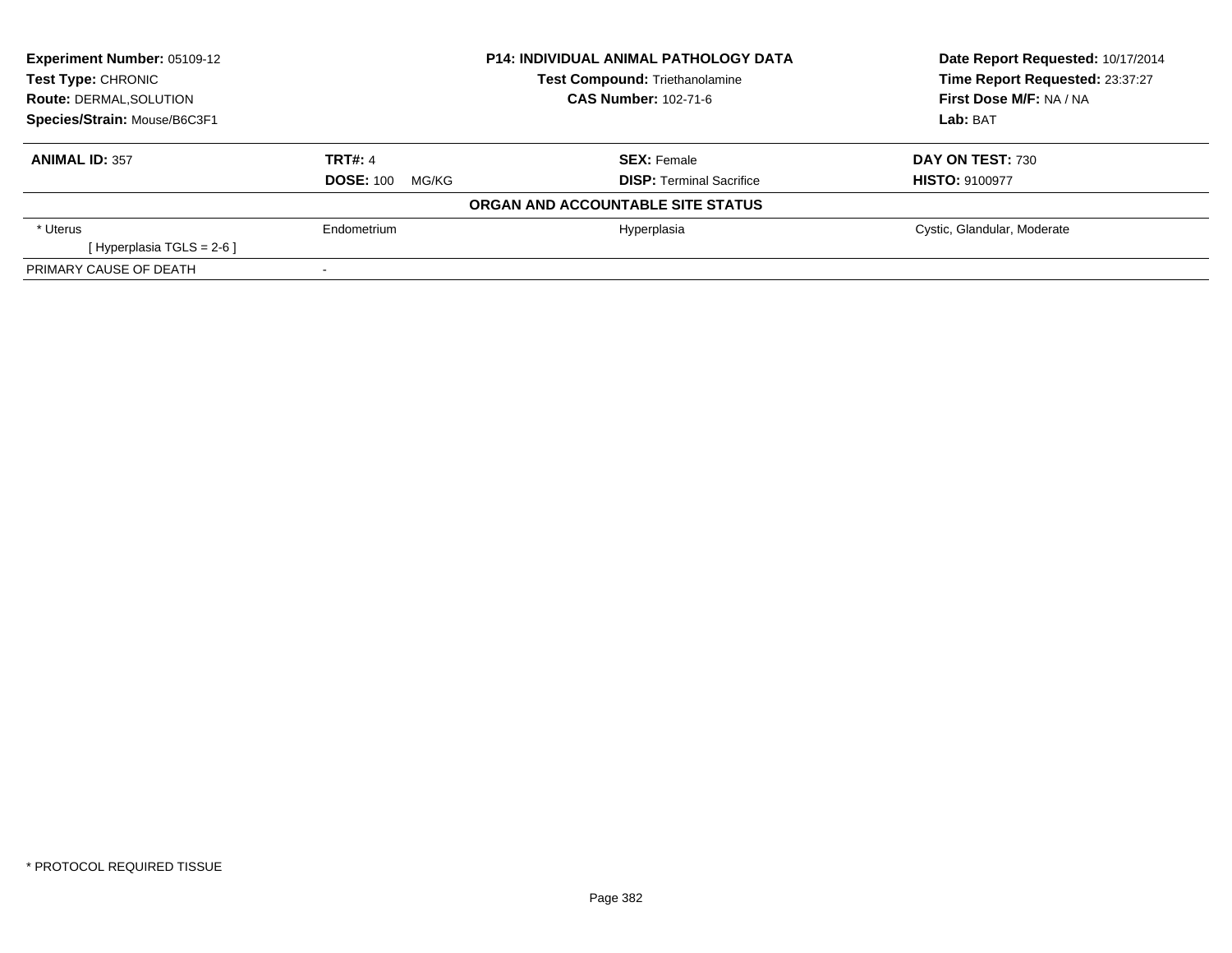**Experiment Number:** 05109-12
**Test Type:** CHRONIC
**Route:** DERMAL,SOLUTION
**Species/Strain:** Mouse/B6C3F1

**P14: INDIVIDUAL ANIMAL PATHOLOGY DATA**
**Test Compound:** Triethanolamine
**CAS Number:** 102-71-6

**Date Report Requested:** 10/17/2014
**Time Report Requested:** 23:37:27
**First Dose M/F:** NA / NA
**Lab:** BAT

| | | | |
|---|---|---|---|
| **ANIMAL ID:** 357 | **TRT#:** 4 | **SEX:** Female | **DAY ON TEST:** 730 |
| | **DOSE:** 100 MG/KG | **DISP:** Terminal Sacrifice | **HISTO:** 9100977 |

**ORGAN AND ACCOUNTABLE SITE STATUS**

| | | | |
|---|---|---|---|
| * Uterus | Endometrium | Hyperplasia | Cystic, Glandular, Moderate |
| [ Hyperplasia TGLS = 2-6 ] | | | |
| PRIMARY CAUSE OF DEATH | - | | |

* PROTOCOL REQUIRED TISSUE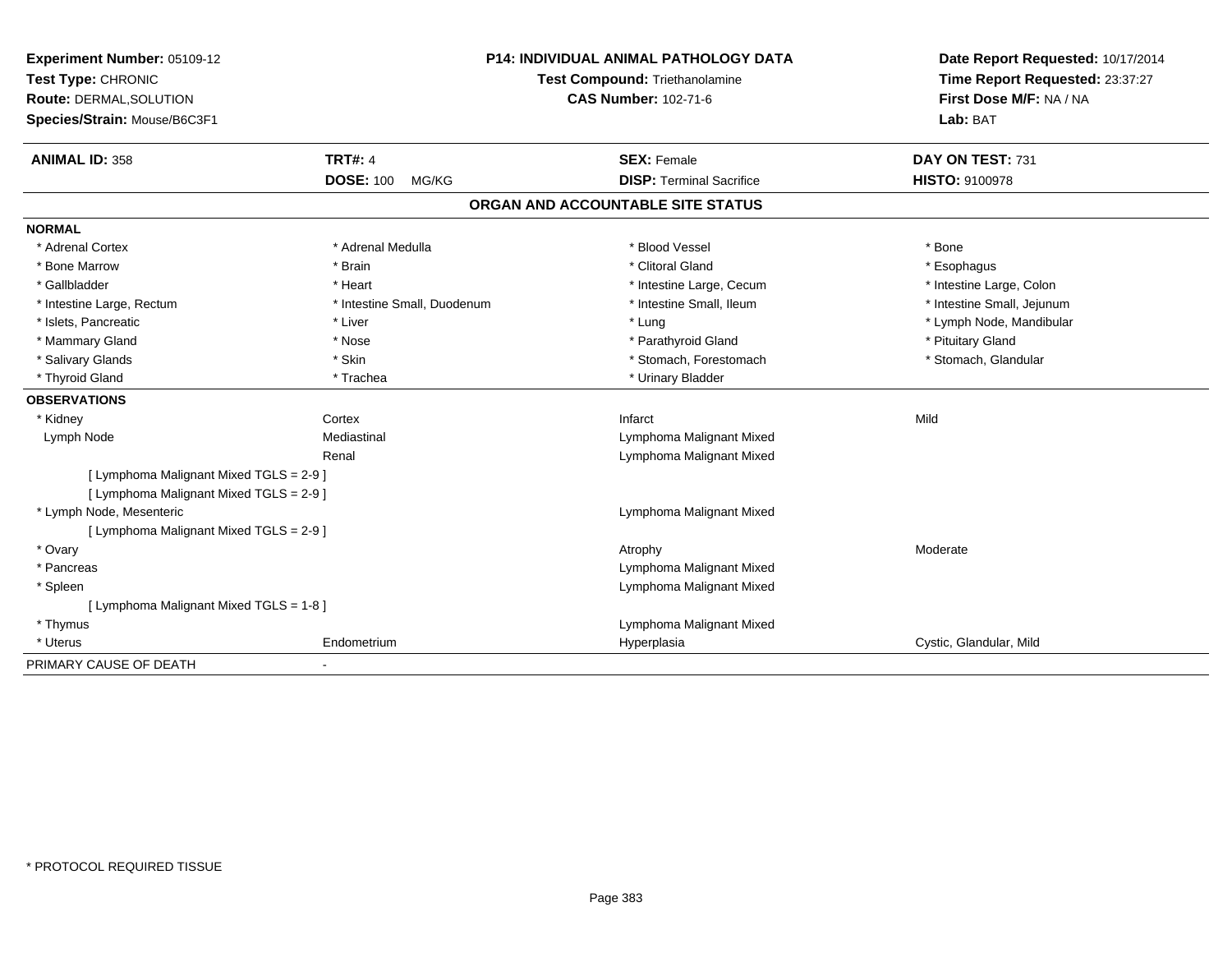**Experiment Number:** 05109-12
**Test Type:** CHRONIC
**Route:** DERMAL,SOLUTION
**Species/Strain:** Mouse/B6C3F1

**P14: INDIVIDUAL ANIMAL PATHOLOGY DATA**
**Test Compound:** Triethanolamine
**CAS Number:** 102-71-6

**Date Report Requested:** 10/17/2014
**Time Report Requested:** 23:37:27
**First Dose M/F:** NA / NA
**Lab:** BAT

| | | | |
|---|---|---|---|
| **ANIMAL ID:** 358 | **TRT#:** 4 | **SEX:** Female | **DAY ON TEST:** 731 |
| | **DOSE:** 100 MG/KG | **DISP:** Terminal Sacrifice | **HISTO:** 9100978 |

## ORGAN AND ACCOUNTABLE SITE STATUS

| | | | |
|---|---|---|---|
| **NORMAL** | | | |
| * Adrenal Cortex | * Adrenal Medulla | * Blood Vessel | * Bone |
| * Bone Marrow | * Brain | * Clitoral Gland | * Esophagus |
| * Gallbladder | * Heart | * Intestine Large, Cecum | * Intestine Large, Colon |
| * Intestine Large, Rectum | * Intestine Small, Duodenum | * Intestine Small, Ileum | * Intestine Small, Jejunum |
| * Islets, Pancreatic | * Liver | * Lung | * Lymph Node, Mandibular |
| * Mammary Gland | * Nose | * Parathyroid Gland | * Pituitary Gland |
| * Salivary Glands | * Skin | * Stomach, Forestomach | * Stomach, Glandular |
| * Thyroid Gland | * Trachea | * Urinary Bladder | |
| **OBSERVATIONS** | | | |
| * Kidney | Cortex | Infarct | Mild |
| Lymph Node | Mediastinal | Lymphoma Malignant Mixed | |
| | Renal | Lymphoma Malignant Mixed | |
| [ Lymphoma Malignant Mixed TGLS = 2-9 ] | | | |
| [ Lymphoma Malignant Mixed TGLS = 2-9 ] | | | |
| * Lymph Node, Mesenteric | | Lymphoma Malignant Mixed | |
| [ Lymphoma Malignant Mixed TGLS = 2-9 ] | | | |
| * Ovary | | Atrophy | Moderate |
| * Pancreas | | Lymphoma Malignant Mixed | |
| * Spleen | | Lymphoma Malignant Mixed | |
| [ Lymphoma Malignant Mixed TGLS = 1-8 ] | | | |
| * Thymus | | Lymphoma Malignant Mixed | |
| * Uterus | Endometrium | Hyperplasia | Cystic, Glandular, Mild |
| PRIMARY CAUSE OF DEATH | - | | |

* PROTOCOL REQUIRED TISSUE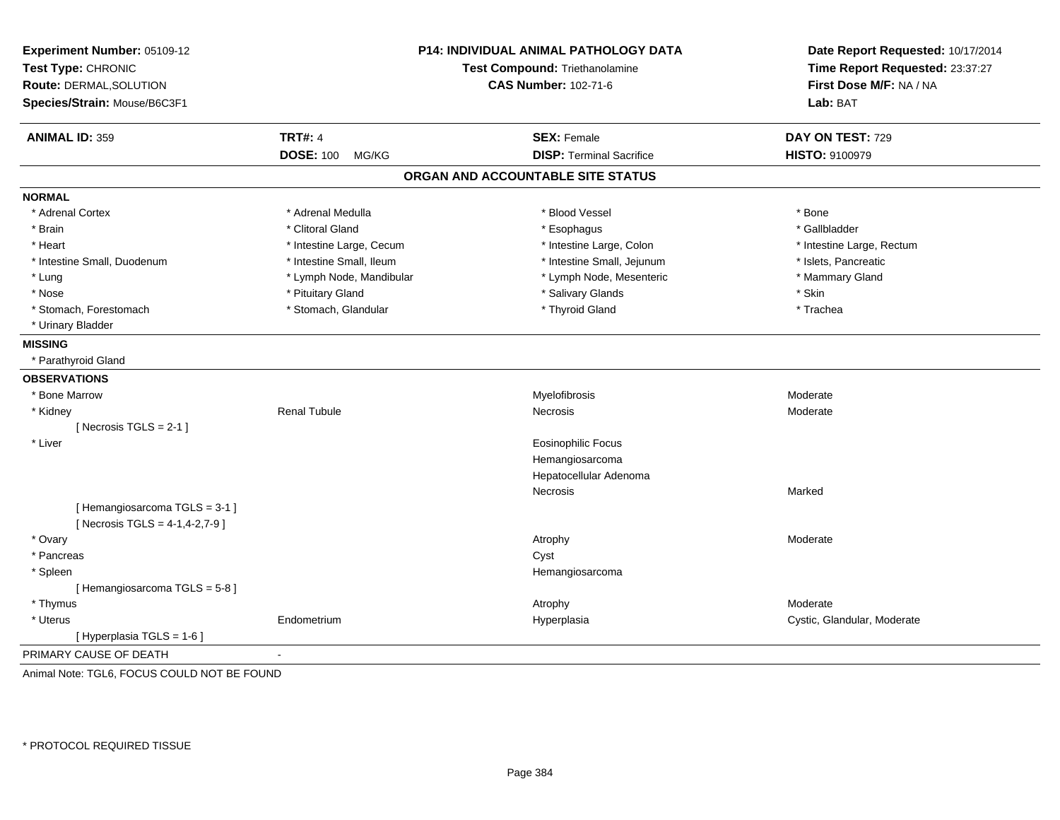**Experiment Number:** 05109-12
**Test Type:** CHRONIC
**Route:** DERMAL,SOLUTION
**Species/Strain:** Mouse/B6C3F1

**P14: INDIVIDUAL ANIMAL PATHOLOGY DATA**
**Test Compound:** Triethanolamine
**CAS Number:** 102-71-6

**Date Report Requested:** 10/17/2014
**Time Report Requested:** 23:37:27
**First Dose M/F:** NA / NA
**Lab:** BAT

| **ANIMAL ID:** 359 | **TRT#:** 4 | **SEX:** Female | **DAY ON TEST:** 729 |
|---|---|---|---|
| | **DOSE:** 100 MG/KG | **DISP:** Terminal Sacrifice | **HISTO:** 9100979 |

## ORGAN AND ACCOUNTABLE SITE STATUS

**NORMAL**

| | | | |
|---|---|---|---|
| * Adrenal Cortex | * Adrenal Medulla | * Blood Vessel | * Bone |
| * Brain | * Clitoral Gland | * Esophagus | * Gallbladder |
| * Heart | * Intestine Large, Cecum | * Intestine Large, Colon | * Intestine Large, Rectum |
| * Intestine Small, Duodenum | * Intestine Small, Ileum | * Intestine Small, Jejunum | * Islets, Pancreatic |
| * Lung | * Lymph Node, Mandibular | * Lymph Node, Mesenteric | * Mammary Gland |
| * Nose | * Pituitary Gland | * Salivary Glands | * Skin |
| * Stomach, Forestomach | * Stomach, Glandular | * Thyroid Gland | * Trachea |
| * Urinary Bladder | | | |

**MISSING**

* Parathyroid Gland

**OBSERVATIONS**

| | | | |
|---|---|---|---|
| * Bone Marrow | | Myelofibrosis | Moderate |
| * Kidney | Renal Tubule | Necrosis | Moderate |
| [ Necrosis TGLS = 2-1 ] | | | |
| * Liver | | Eosinophilic Focus | |
| | | Hemangiosarcoma | |
| | | Hepatocellular Adenoma | |
| | | Necrosis | Marked |
| [ Hemangiosarcoma TGLS = 3-1 ] | | | |
| [ Necrosis TGLS = 4-1,4-2,7-9 ] | | | |
| * Ovary | | Atrophy | Moderate |
| * Pancreas | | Cyst | |
| * Spleen | | Hemangiosarcoma | |
| [ Hemangiosarcoma TGLS = 5-8 ] | | | |
| * Thymus | | Atrophy | Moderate |
| * Uterus | Endometrium | Hyperplasia | Cystic, Glandular, Moderate |
| [ Hyperplasia TGLS = 1-6 ] | | | |

PRIMARY CAUSE OF DEATH -

Animal Note: TGL6, FOCUS COULD NOT BE FOUND

* PROTOCOL REQUIRED TISSUE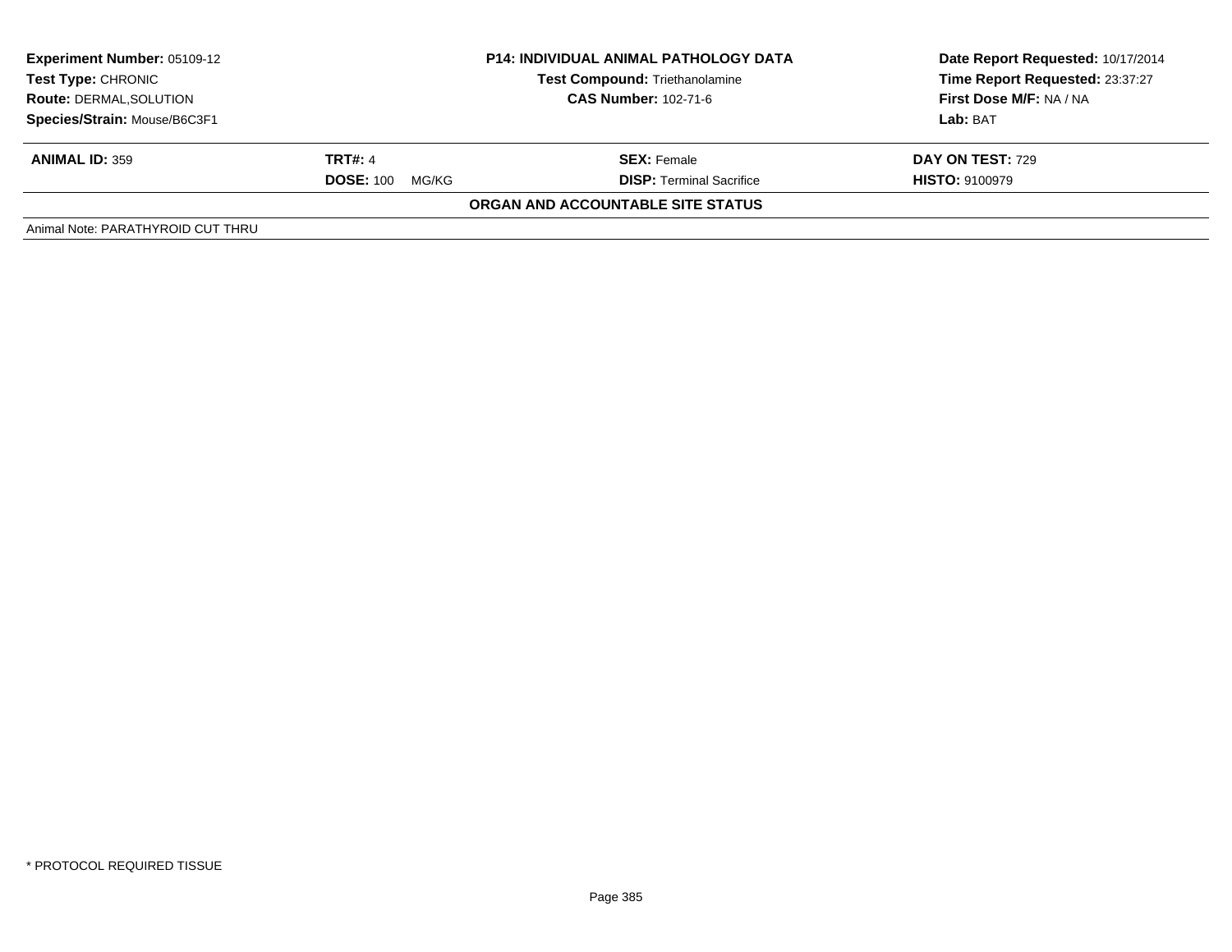**Experiment Number:** 05109-12
**Test Type:** CHRONIC
**Route:** DERMAL,SOLUTION
**Species/Strain:** Mouse/B6C3F1

**P14: INDIVIDUAL ANIMAL PATHOLOGY DATA**
**Test Compound:** Triethanolamine
**CAS Number:** 102-71-6

**Date Report Requested:** 10/17/2014
**Time Report Requested:** 23:37:27
**First Dose M/F:** NA / NA
**Lab:** BAT

| | | | |
|---|---|---|---|
| **ANIMAL ID:** 359 | **TRT#:** 4 | **SEX:** Female | **DAY ON TEST:** 729 |
| | **DOSE:** 100 MG/KG | **DISP:** Terminal Sacrifice | **HISTO:** 9100979 |

**ORGAN AND ACCOUNTABLE SITE STATUS**

Animal Note: PARATHYROID CUT THRU

* PROTOCOL REQUIRED TISSUE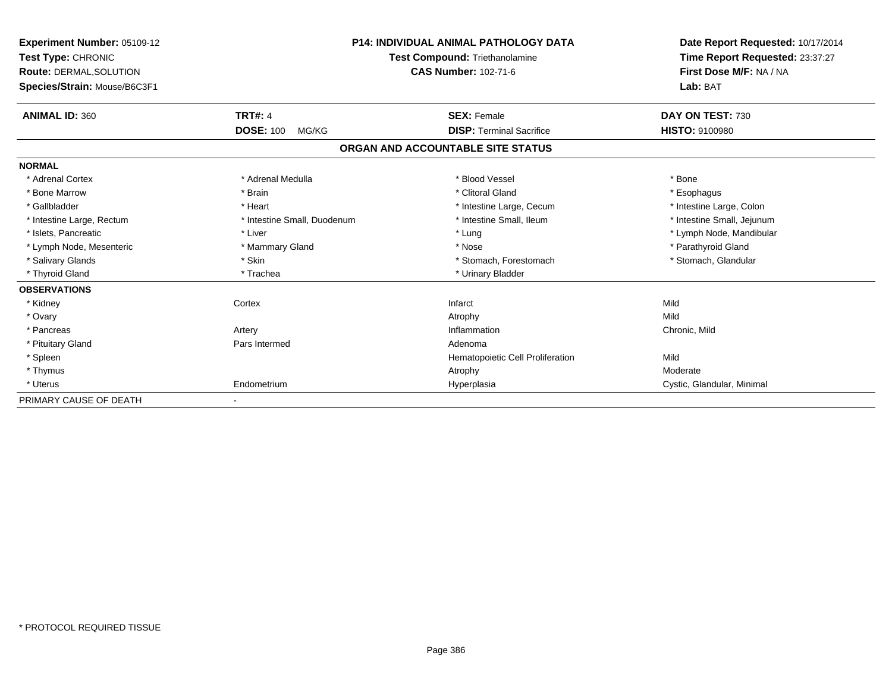**Experiment Number:** 05109-12
**Test Type:** CHRONIC
**Route:** DERMAL,SOLUTION
**Species/Strain:** Mouse/B6C3F1

**P14: INDIVIDUAL ANIMAL PATHOLOGY DATA**
**Test Compound:** Triethanolamine
**CAS Number:** 102-71-6

**Date Report Requested:** 10/17/2014
**Time Report Requested:** 23:37:27
**First Dose M/F:** NA / NA
**Lab:** BAT

| **ANIMAL ID:** 360 | **TRT#:** 4 | **SEX:** Female | **DAY ON TEST:** 730 |
|---|---|---|---|
| | **DOSE:** 100 MG/KG | **DISP:** Terminal Sacrifice | **HISTO:** 9100980 |

## ORGAN AND ACCOUNTABLE SITE STATUS

| | | | |
|---|---|---|---|
| **NORMAL** | | | |
| * Adrenal Cortex | * Adrenal Medulla | * Blood Vessel | * Bone |
| * Bone Marrow | * Brain | * Clitoral Gland | * Esophagus |
| * Gallbladder | * Heart | * Intestine Large, Cecum | * Intestine Large, Colon |
| * Intestine Large, Rectum | * Intestine Small, Duodenum | * Intestine Small, Ileum | * Intestine Small, Jejunum |
| * Islets, Pancreatic | * Liver | * Lung | * Lymph Node, Mandibular |
| * Lymph Node, Mesenteric | * Mammary Gland | * Nose | * Parathyroid Gland |
| * Salivary Glands | * Skin | * Stomach, Forestomach | * Stomach, Glandular |
| * Thyroid Gland | * Trachea | * Urinary Bladder | |
| **OBSERVATIONS** | | | |
| * Kidney | Cortex | Infarct | Mild |
| * Ovary | | Atrophy | Mild |
| * Pancreas | Artery | Inflammation | Chronic, Mild |
| * Pituitary Gland | Pars Intermed | Adenoma | |
| * Spleen | | Hematopoietic Cell Proliferation | Mild |
| * Thymus | | Atrophy | Moderate |
| * Uterus | Endometrium | Hyperplasia | Cystic, Glandular, Minimal |
| PRIMARY CAUSE OF DEATH | - | | |

* PROTOCOL REQUIRED TISSUE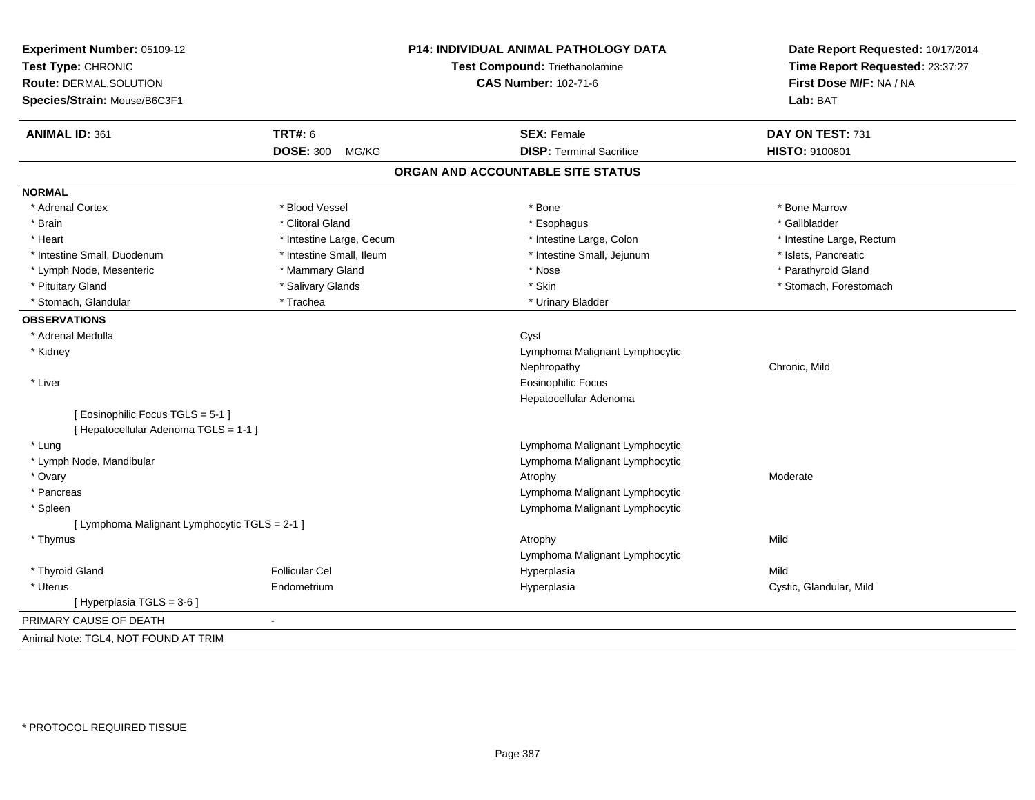**Experiment Number:** 05109-12
**Test Type:** CHRONIC
**Route:** DERMAL,SOLUTION
**Species/Strain:** Mouse/B6C3F1

**P14: INDIVIDUAL ANIMAL PATHOLOGY DATA**
**Test Compound:** Triethanolamine
**CAS Number:** 102-71-6

**Date Report Requested:** 10/17/2014
**Time Report Requested:** 23:37:27
**First Dose M/F:** NA / NA
**Lab:** BAT

| | | | |
|---|---|---|---|
| **ANIMAL ID:** 361 | **TRT#:** 6 | **SEX:** Female | **DAY ON TEST:** 731 |
| | **DOSE:** 300 MG/KG | **DISP:** Terminal Sacrifice | **HISTO:** 9100801 |

## ORGAN AND ACCOUNTABLE SITE STATUS

**NORMAL**

| | | | |
|---|---|---|---|
| * Adrenal Cortex | * Blood Vessel | * Bone | * Bone Marrow |
| * Brain | * Clitoral Gland | * Esophagus | * Gallbladder |
| * Heart | * Intestine Large, Cecum | * Intestine Large, Colon | * Intestine Large, Rectum |
| * Intestine Small, Duodenum | * Intestine Small, Ileum | * Intestine Small, Jejunum | * Islets, Pancreatic |
| * Lymph Node, Mesenteric | * Mammary Gland | * Nose | * Parathyroid Gland |
| * Pituitary Gland | * Salivary Glands | * Skin | * Stomach, Forestomach |
| * Stomach, Glandular | * Trachea | * Urinary Bladder | |

**OBSERVATIONS**

| | | | |
|---|---|---|---|
| * Adrenal Medulla | | Cyst | |
| * Kidney | | Lymphoma Malignant Lymphocytic | |
| | | Nephropathy | Chronic, Mild |
| * Liver | | Eosinophilic Focus | |
| | | Hepatocellular Adenoma | |
| [ Eosinophilic Focus TGLS = 5-1 ] | | | |
| [ Hepatocellular Adenoma TGLS = 1-1 ] | | | |
| * Lung | | Lymphoma Malignant Lymphocytic | |
| * Lymph Node, Mandibular | | Lymphoma Malignant Lymphocytic | |
| * Ovary | | Atrophy | Moderate |
| * Pancreas | | Lymphoma Malignant Lymphocytic | |
| * Spleen | | Lymphoma Malignant Lymphocytic | |
| [ Lymphoma Malignant Lymphocytic TGLS = 2-1 ] | | | |
| * Thymus | | Atrophy | Mild |
| | | Lymphoma Malignant Lymphocytic | |
| * Thyroid Gland | Follicular Cel | Hyperplasia | Mild |
| * Uterus | Endometrium | Hyperplasia | Cystic, Glandular, Mild |
| [ Hyperplasia TGLS = 3-6 ] | | | |

PRIMARY CAUSE OF DEATH -

Animal Note: TGL4, NOT FOUND AT TRIM

* PROTOCOL REQUIRED TISSUE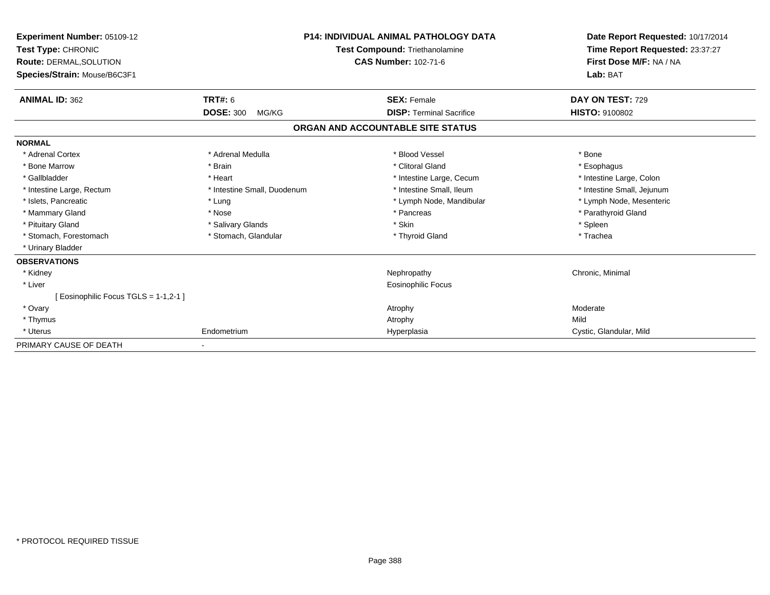**Experiment Number:** 05109-12
**Test Type:** CHRONIC
**Route:** DERMAL,SOLUTION
**Species/Strain:** Mouse/B6C3F1

**P14: INDIVIDUAL ANIMAL PATHOLOGY DATA**
**Test Compound:** Triethanolamine
**CAS Number:** 102-71-6

**Date Report Requested:** 10/17/2014
**Time Report Requested:** 23:37:27
**First Dose M/F:** NA / NA
**Lab:** BAT

| | | | |
|---|---|---|---|
| **ANIMAL ID:** 362 | **TRT#:** 6 | **SEX:** Female | **DAY ON TEST:** 729 |
| | **DOSE:** 300 MG/KG | **DISP:** Terminal Sacrifice | **HISTO:** 9100802 |

## ORGAN AND ACCOUNTABLE SITE STATUS

**NORMAL**

| | | | |
|---|---|---|---|
| * Adrenal Cortex | * Adrenal Medulla | * Blood Vessel | * Bone |
| * Bone Marrow | * Brain | * Clitoral Gland | * Esophagus |
| * Gallbladder | * Heart | * Intestine Large, Cecum | * Intestine Large, Colon |
| * Intestine Large, Rectum | * Intestine Small, Duodenum | * Intestine Small, Ileum | * Intestine Small, Jejunum |
| * Islets, Pancreatic | * Lung | * Lymph Node, Mandibular | * Lymph Node, Mesenteric |
| * Mammary Gland | * Nose | * Pancreas | * Parathyroid Gland |
| * Pituitary Gland | * Salivary Glands | * Skin | * Spleen |
| * Stomach, Forestomach | * Stomach, Glandular | * Thyroid Gland | * Trachea |
| * Urinary Bladder | | | |

**OBSERVATIONS**

| | | | |
|---|---|---|---|
| * Kidney | | Nephropathy | Chronic, Minimal |
| * Liver | | Eosinophilic Focus | |
| [ Eosinophilic Focus TGLS = 1-1,2-1 ] | | | |
| * Ovary | | Atrophy | Moderate |
| * Thymus | | Atrophy | Mild |
| * Uterus | Endometrium | Hyperplasia | Cystic, Glandular, Mild |

PRIMARY CAUSE OF DEATH -

* PROTOCOL REQUIRED TISSUE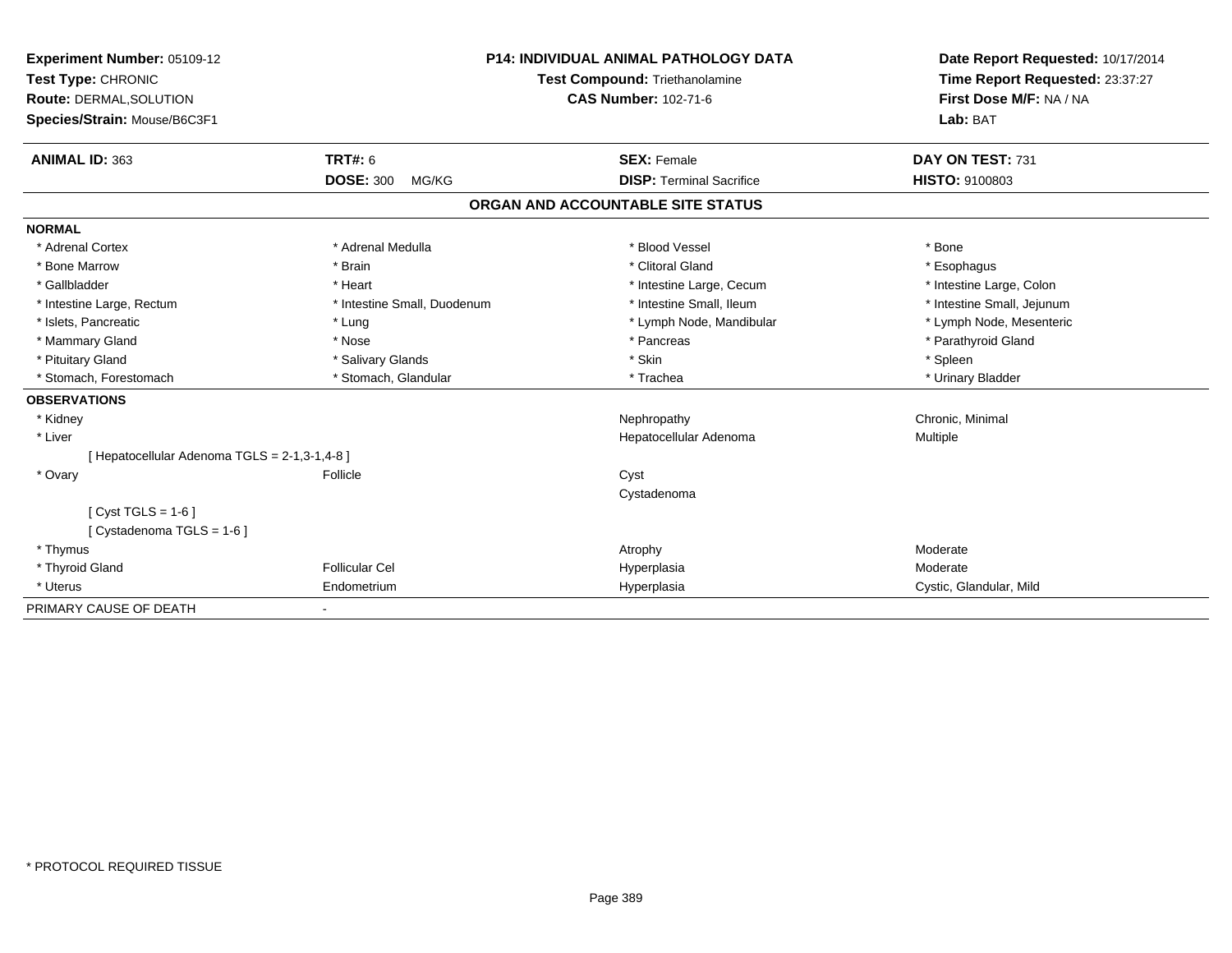**Experiment Number:** 05109-12
**Test Type:** CHRONIC
**Route:** DERMAL,SOLUTION
**Species/Strain:** Mouse/B6C3F1

**P14: INDIVIDUAL ANIMAL PATHOLOGY DATA**
**Test Compound:** Triethanolamine
**CAS Number:** 102-71-6

**Date Report Requested:** 10/17/2014
**Time Report Requested:** 23:37:27
**First Dose M/F:** NA / NA
**Lab:** BAT

| **ANIMAL ID:** 363 | **TRT#:** 6 | **SEX:** Female | **DAY ON TEST:** 731 |
|---|---|---|---|
| | **DOSE:** 300 MG/KG | **DISP:** Terminal Sacrifice | **HISTO:** 9100803 |

## ORGAN AND ACCOUNTABLE SITE STATUS

**NORMAL**

| | | | |
|---|---|---|---|
| * Adrenal Cortex | * Adrenal Medulla | * Blood Vessel | * Bone |
| * Bone Marrow | * Brain | * Clitoral Gland | * Esophagus |
| * Gallbladder | * Heart | * Intestine Large, Cecum | * Intestine Large, Colon |
| * Intestine Large, Rectum | * Intestine Small, Duodenum | * Intestine Small, Ileum | * Intestine Small, Jejunum |
| * Islets, Pancreatic | * Lung | * Lymph Node, Mandibular | * Lymph Node, Mesenteric |
| * Mammary Gland | * Nose | * Pancreas | * Parathyroid Gland |
| * Pituitary Gland | * Salivary Glands | * Skin | * Spleen |
| * Stomach, Forestomach | * Stomach, Glandular | * Trachea | * Urinary Bladder |

**OBSERVATIONS**

| | | | |
|---|---|---|---|
| * Kidney | | Nephropathy | Chronic, Minimal |
| * Liver | | Hepatocellular Adenoma | Multiple |
| [ Hepatocellular Adenoma TGLS = 2-1,3-1,4-8 ] | | | |
| * Ovary | Follicle | Cyst | |
| | | Cystadenoma | |
| [ Cyst TGLS = 1-6 ] | | | |
| [ Cystadenoma TGLS = 1-6 ] | | | |
| * Thymus | | Atrophy | Moderate |
| * Thyroid Gland | Follicular Cel | Hyperplasia | Moderate |
| * Uterus | Endometrium | Hyperplasia | Cystic, Glandular, Mild |

PRIMARY CAUSE OF DEATH -

* PROTOCOL REQUIRED TISSUE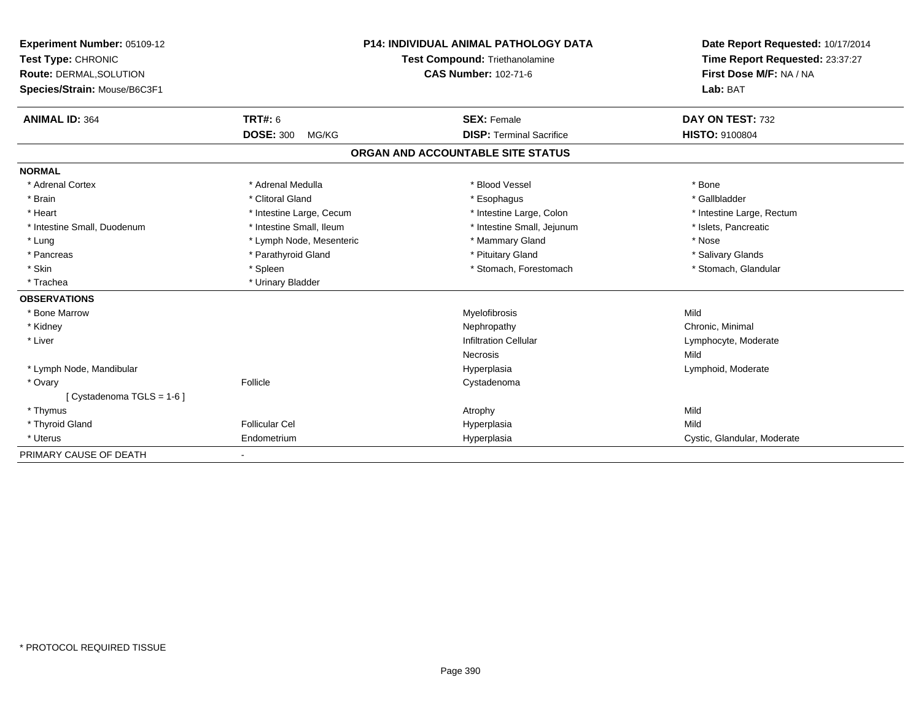**Experiment Number:** 05109-12
**Test Type:** CHRONIC
**Route:** DERMAL,SOLUTION
**Species/Strain:** Mouse/B6C3F1

**P14: INDIVIDUAL ANIMAL PATHOLOGY DATA**
**Test Compound:** Triethanolamine
**CAS Number:** 102-71-6

**Date Report Requested:** 10/17/2014
**Time Report Requested:** 23:37:27
**First Dose M/F:** NA / NA
**Lab:** BAT

| | | | |
|---|---|---|---|
| **ANIMAL ID:** 364 | **TRT#:** 6 | **SEX:** Female | **DAY ON TEST:** 732 |
| | **DOSE:** 300 MG/KG | **DISP:** Terminal Sacrifice | **HISTO:** 9100804 |

## ORGAN AND ACCOUNTABLE SITE STATUS

**NORMAL**

| | | | |
|---|---|---|---|
| * Adrenal Cortex | * Adrenal Medulla | * Blood Vessel | * Bone |
| * Brain | * Clitoral Gland | * Esophagus | * Gallbladder |
| * Heart | * Intestine Large, Cecum | * Intestine Large, Colon | * Intestine Large, Rectum |
| * Intestine Small, Duodenum | * Intestine Small, Ileum | * Intestine Small, Jejunum | * Islets, Pancreatic |
| * Lung | * Lymph Node, Mesenteric | * Mammary Gland | * Nose |
| * Pancreas | * Parathyroid Gland | * Pituitary Gland | * Salivary Glands |
| * Skin | * Spleen | * Stomach, Forestomach | * Stomach, Glandular |
| * Trachea | * Urinary Bladder | | |

**OBSERVATIONS**

| | | | |
|---|---|---|---|
| * Bone Marrow | | Myelofibrosis | Mild |
| * Kidney | | Nephropathy | Chronic, Minimal |
| * Liver | | Infiltration Cellular | Lymphocyte, Moderate |
| | | Necrosis | Mild |
| * Lymph Node, Mandibular | | Hyperplasia | Lymphoid, Moderate |
| * Ovary | Follicle | Cystadenoma | |
| [ Cystadenoma TGLS = 1-6 ] | | | |
| * Thymus | | Atrophy | Mild |
| * Thyroid Gland | Follicular Cel | Hyperplasia | Mild |
| * Uterus | Endometrium | Hyperplasia | Cystic, Glandular, Moderate |

PRIMARY CAUSE OF DEATH -

* PROTOCOL REQUIRED TISSUE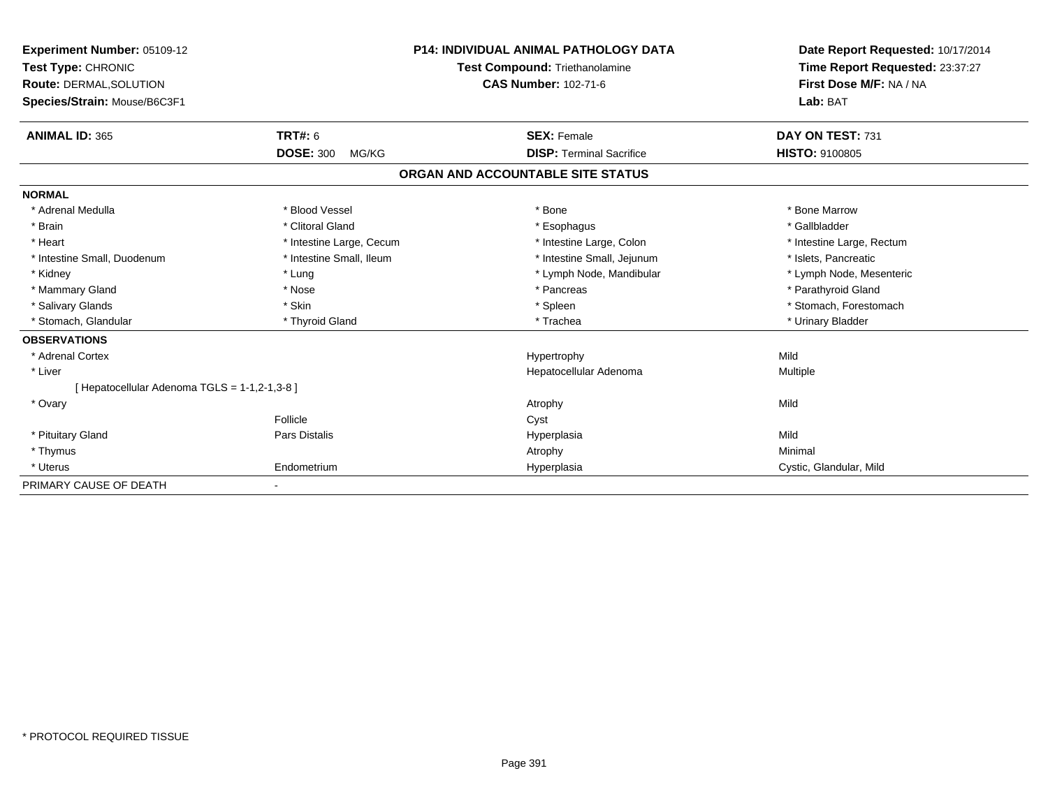**Experiment Number:** 05109-12
**Test Type:** CHRONIC
**Route:** DERMAL,SOLUTION
**Species/Strain:** Mouse/B6C3F1

**P14: INDIVIDUAL ANIMAL PATHOLOGY DATA**
**Test Compound:** Triethanolamine
**CAS Number:** 102-71-6

**Date Report Requested:** 10/17/2014
**Time Report Requested:** 23:37:27
**First Dose M/F:** NA / NA
**Lab:** BAT

| | | | |
|---|---|---|---|
| **ANIMAL ID:** 365 | **TRT#:** 6 | **SEX:** Female | **DAY ON TEST:** 731 |
| | **DOSE:** 300 MG/KG | **DISP:** Terminal Sacrifice | **HISTO:** 9100805 |

## ORGAN AND ACCOUNTABLE SITE STATUS

**NORMAL**

| | | | |
|---|---|---|---|
| * Adrenal Medulla | * Blood Vessel | * Bone | * Bone Marrow |
| * Brain | * Clitoral Gland | * Esophagus | * Gallbladder |
| * Heart | * Intestine Large, Cecum | * Intestine Large, Colon | * Intestine Large, Rectum |
| * Intestine Small, Duodenum | * Intestine Small, Ileum | * Intestine Small, Jejunum | * Islets, Pancreatic |
| * Kidney | * Lung | * Lymph Node, Mandibular | * Lymph Node, Mesenteric |
| * Mammary Gland | * Nose | * Pancreas | * Parathyroid Gland |
| * Salivary Glands | * Skin | * Spleen | * Stomach, Forestomach |
| * Stomach, Glandular | * Thyroid Gland | * Trachea | * Urinary Bladder |

**OBSERVATIONS**

| | | | |
|---|---|---|---|
| * Adrenal Cortex | | Hypertrophy | Mild |
| * Liver | | Hepatocellular Adenoma | Multiple |
| [ Hepatocellular Adenoma TGLS = 1-1,2-1,3-8 ] | | | |
| * Ovary | | Atrophy | Mild |
| | Follicle | Cyst | |
| * Pituitary Gland | Pars Distalis | Hyperplasia | Mild |
| * Thymus | | Atrophy | Minimal |
| * Uterus | Endometrium | Hyperplasia | Cystic, Glandular, Mild |

PRIMARY CAUSE OF DEATH -

* PROTOCOL REQUIRED TISSUE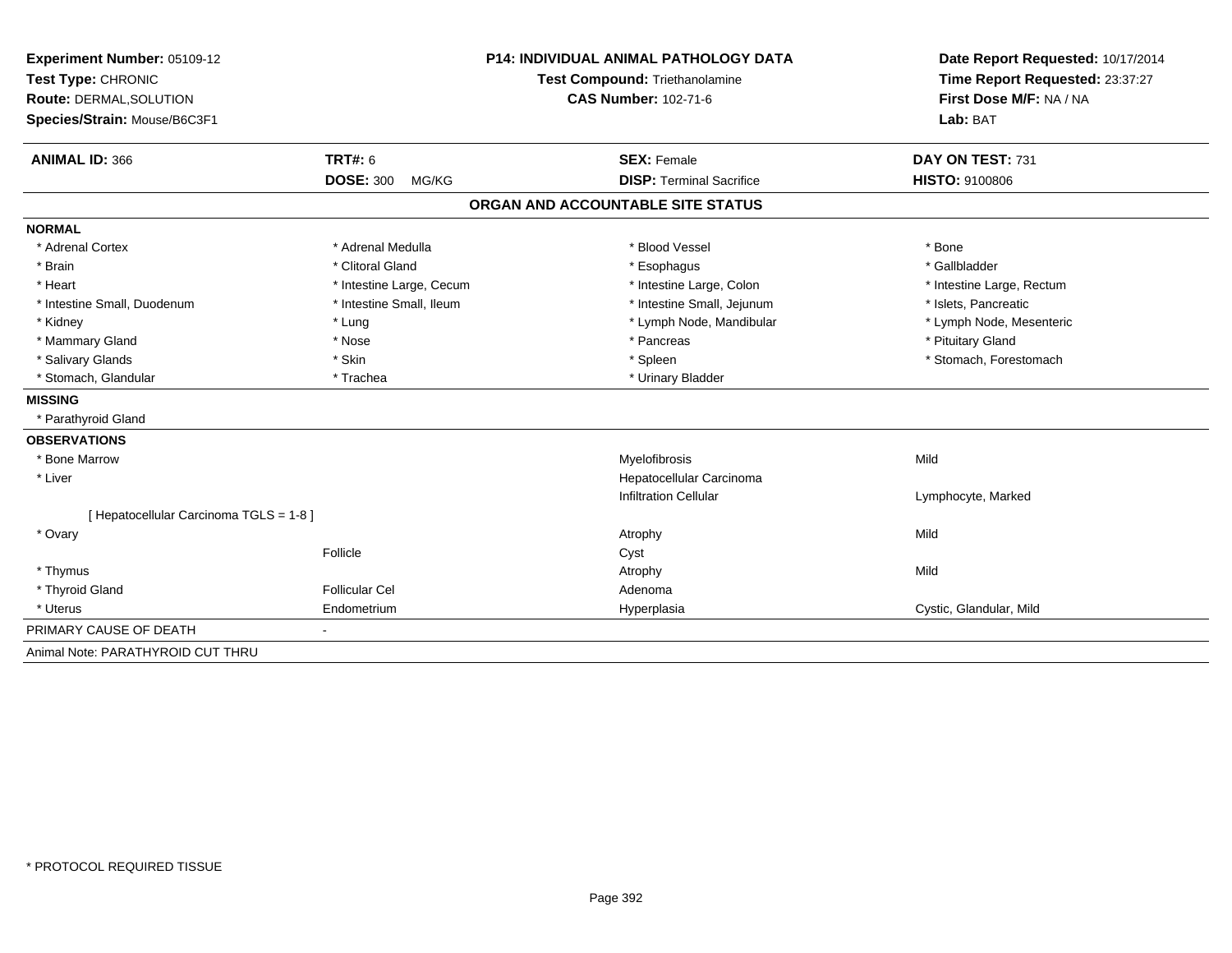**Experiment Number:** 05109-12
**Test Type:** CHRONIC
**Route:** DERMAL,SOLUTION
**Species/Strain:** Mouse/B6C3F1

**P14: INDIVIDUAL ANIMAL PATHOLOGY DATA**
**Test Compound:** Triethanolamine
**CAS Number:** 102-71-6

**Date Report Requested:** 10/17/2014
**Time Report Requested:** 23:37:27
**First Dose M/F:** NA / NA
**Lab:** BAT

| | | | |
|---|---|---|---|
| **ANIMAL ID:** 366 | **TRT#:** 6 | **SEX:** Female | **DAY ON TEST:** 731 |
| | **DOSE:** 300 MG/KG | **DISP:** Terminal Sacrifice | **HISTO:** 9100806 |

## ORGAN AND ACCOUNTABLE SITE STATUS

**NORMAL**

| | | | |
|---|---|---|---|
| * Adrenal Cortex | * Adrenal Medulla | * Blood Vessel | * Bone |
| * Brain | * Clitoral Gland | * Esophagus | * Gallbladder |
| * Heart | * Intestine Large, Cecum | * Intestine Large, Colon | * Intestine Large, Rectum |
| * Intestine Small, Duodenum | * Intestine Small, Ileum | * Intestine Small, Jejunum | * Islets, Pancreatic |
| * Kidney | * Lung | * Lymph Node, Mandibular | * Lymph Node, Mesenteric |
| * Mammary Gland | * Nose | * Pancreas | * Pituitary Gland |
| * Salivary Glands | * Skin | * Spleen | * Stomach, Forestomach |
| * Stomach, Glandular | * Trachea | * Urinary Bladder | |

**MISSING**

* Parathyroid Gland

**OBSERVATIONS**

| | | | |
|---|---|---|---|
| * Bone Marrow | | Myelofibrosis | Mild |
| * Liver | | Hepatocellular Carcinoma | |
| | | Infiltration Cellular | Lymphocyte, Marked |
| [ Hepatocellular Carcinoma TGLS = 1-8 ] | | | |
| * Ovary | | Atrophy | Mild |
| | Follicle | Cyst | |
| * Thymus | | Atrophy | Mild |
| * Thyroid Gland | Follicular Cel | Adenoma | |
| * Uterus | Endometrium | Hyperplasia | Cystic, Glandular, Mild |

PRIMARY CAUSE OF DEATH -

Animal Note: PARATHYROID CUT THRU

* PROTOCOL REQUIRED TISSUE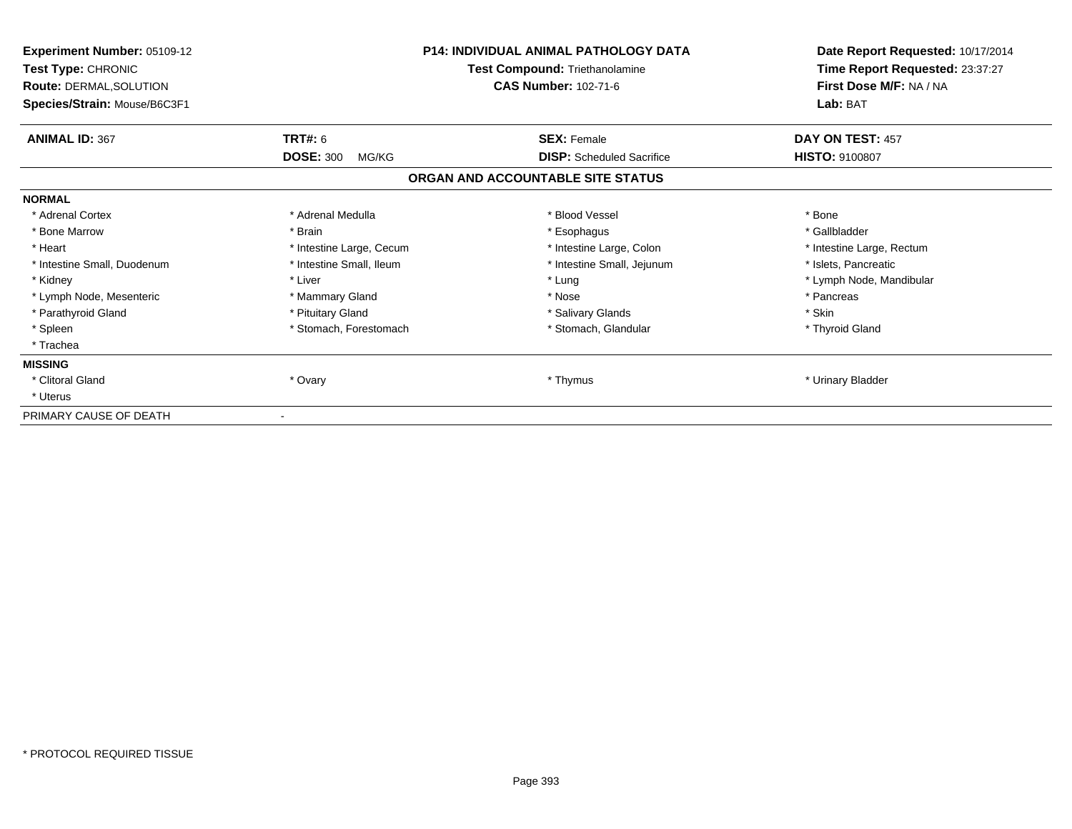**Experiment Number:** 05109-12
**Test Type:** CHRONIC
**Route:** DERMAL,SOLUTION
**Species/Strain:** Mouse/B6C3F1

**P14: INDIVIDUAL ANIMAL PATHOLOGY DATA**
**Test Compound:** Triethanolamine
**CAS Number:** 102-71-6

**Date Report Requested:** 10/17/2014
**Time Report Requested:** 23:37:27
**First Dose M/F:** NA / NA
**Lab:** BAT

| **ANIMAL ID:** 367 | **TRT#:** 6 | **SEX:** Female | **DAY ON TEST:** 457 |
|---|---|---|---|
| | **DOSE:** 300 MG/KG | **DISP:** Scheduled Sacrifice | **HISTO:** 9100807 |

## ORGAN AND ACCOUNTABLE SITE STATUS

| | | | |
|---|---|---|---|
| **NORMAL** | | | |
| * Adrenal Cortex | * Adrenal Medulla | * Blood Vessel | * Bone |
| * Bone Marrow | * Brain | * Esophagus | * Gallbladder |
| * Heart | * Intestine Large, Cecum | * Intestine Large, Colon | * Intestine Large, Rectum |
| * Intestine Small, Duodenum | * Intestine Small, Ileum | * Intestine Small, Jejunum | * Islets, Pancreatic |
| * Kidney | * Liver | * Lung | * Lymph Node, Mandibular |
| * Lymph Node, Mesenteric | * Mammary Gland | * Nose | * Pancreas |
| * Parathyroid Gland | * Pituitary Gland | * Salivary Glands | * Skin |
| * Spleen | * Stomach, Forestomach | * Stomach, Glandular | * Thyroid Gland |
| * Trachea | | | |
| **MISSING** | | | |
| * Clitoral Gland | * Ovary | * Thymus | * Urinary Bladder |
| * Uterus | | | |
| PRIMARY CAUSE OF DEATH | - | | |

* PROTOCOL REQUIRED TISSUE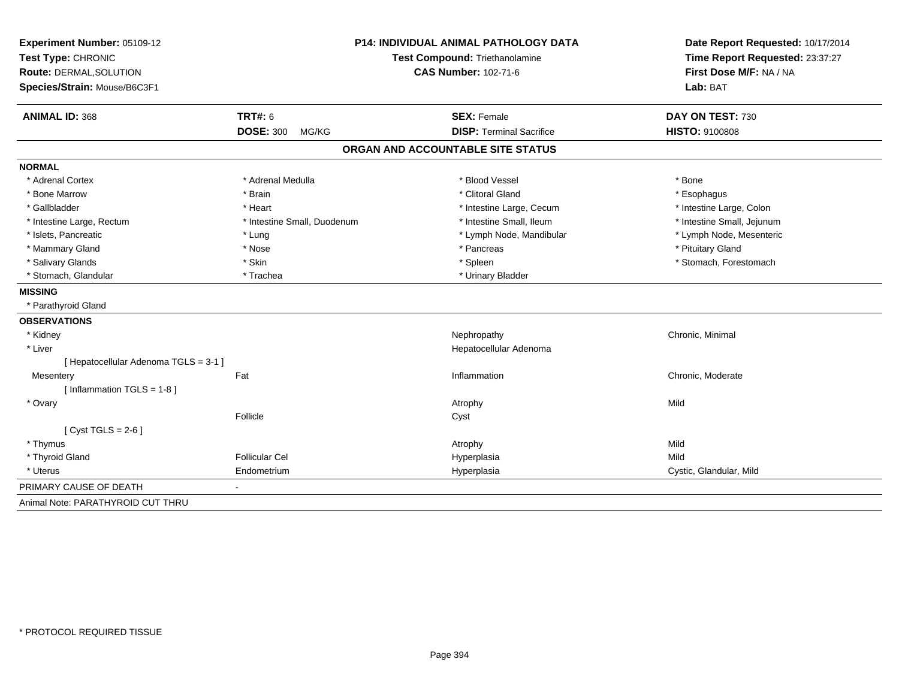**Experiment Number:** 05109-12
**Test Type:** CHRONIC
**Route:** DERMAL,SOLUTION
**Species/Strain:** Mouse/B6C3F1

**P14: INDIVIDUAL ANIMAL PATHOLOGY DATA**
**Test Compound:** Triethanolamine
**CAS Number:** 102-71-6

**Date Report Requested:** 10/17/2014
**Time Report Requested:** 23:37:27
**First Dose M/F:** NA / NA
**Lab:** BAT

| **ANIMAL ID:** 368 | **TRT#:** 6 | **SEX:** Female | **DAY ON TEST:** 730 |
|---|---|---|---|
| | **DOSE:** 300 MG/KG | **DISP:** Terminal Sacrifice | **HISTO:** 9100808 |

## ORGAN AND ACCOUNTABLE SITE STATUS

**NORMAL**

| | | | |
|---|---|---|---|
| * Adrenal Cortex | * Adrenal Medulla | * Blood Vessel | * Bone |
| * Bone Marrow | * Brain | * Clitoral Gland | * Esophagus |
| * Gallbladder | * Heart | * Intestine Large, Cecum | * Intestine Large, Colon |
| * Intestine Large, Rectum | * Intestine Small, Duodenum | * Intestine Small, Ileum | * Intestine Small, Jejunum |
| * Islets, Pancreatic | * Lung | * Lymph Node, Mandibular | * Lymph Node, Mesenteric |
| * Mammary Gland | * Nose | * Pancreas | * Pituitary Gland |
| * Salivary Glands | * Skin | * Spleen | * Stomach, Forestomach |
| * Stomach, Glandular | * Trachea | * Urinary Bladder | |

**MISSING**

* Parathyroid Gland

**OBSERVATIONS**

| | | | |
|---|---|---|---|
| * Kidney | | Nephropathy | Chronic, Minimal |
| * Liver | | Hepatocellular Adenoma | |
| [ Hepatocellular Adenoma TGLS = 3-1 ] | | | |
| Mesentery | Fat | Inflammation | Chronic, Moderate |
| [ Inflammation TGLS = 1-8 ] | | | |
| * Ovary | | Atrophy | Mild |
| | Follicle | Cyst | |
| [ Cyst TGLS = 2-6 ] | | | |
| * Thymus | | Atrophy | Mild |
| * Thyroid Gland | Follicular Cel | Hyperplasia | Mild |
| * Uterus | Endometrium | Hyperplasia | Cystic, Glandular, Mild |

PRIMARY CAUSE OF DEATH -

Animal Note: PARATHYROID CUT THRU

* PROTOCOL REQUIRED TISSUE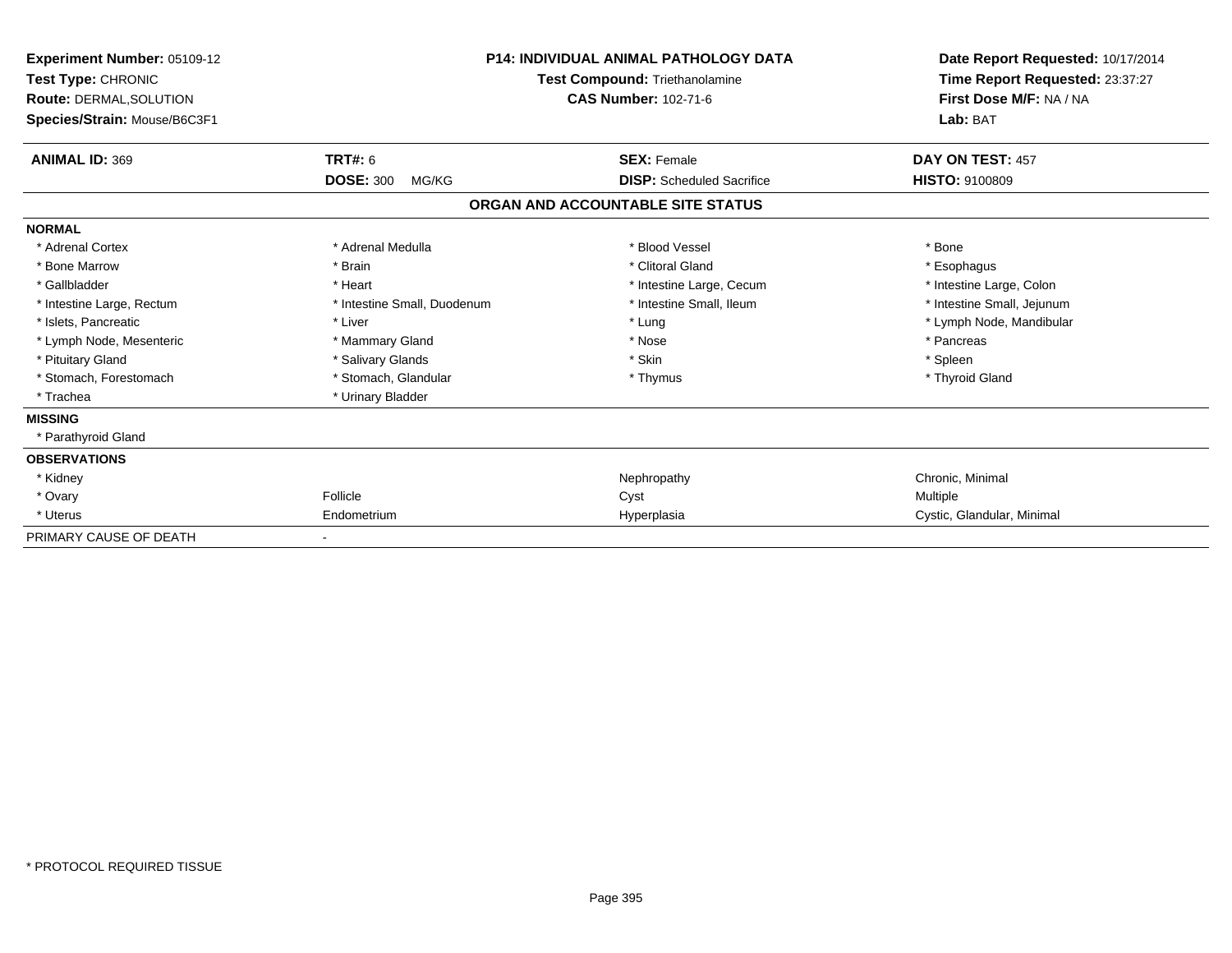**Experiment Number:** 05109-12
**Test Type:** CHRONIC
**Route:** DERMAL,SOLUTION
**Species/Strain:** Mouse/B6C3F1

**P14: INDIVIDUAL ANIMAL PATHOLOGY DATA**
**Test Compound:** Triethanolamine
**CAS Number:** 102-71-6

**Date Report Requested:** 10/17/2014
**Time Report Requested:** 23:37:27
**First Dose M/F:** NA / NA
**Lab:** BAT

| | | | |
|---|---|---|---|
| **ANIMAL ID:** 369 | **TRT#:** 6 | **SEX:** Female | **DAY ON TEST:** 457 |
| | **DOSE:** 300 MG/KG | **DISP:** Scheduled Sacrifice | **HISTO:** 9100809 |

## ORGAN AND ACCOUNTABLE SITE STATUS

| | | | |
|---|---|---|---|
| **NORMAL** | | | |
| * Adrenal Cortex | * Adrenal Medulla | * Blood Vessel | * Bone |
| * Bone Marrow | * Brain | * Clitoral Gland | * Esophagus |
| * Gallbladder | * Heart | * Intestine Large, Cecum | * Intestine Large, Colon |
| * Intestine Large, Rectum | * Intestine Small, Duodenum | * Intestine Small, Ileum | * Intestine Small, Jejunum |
| * Islets, Pancreatic | * Liver | * Lung | * Lymph Node, Mandibular |
| * Lymph Node, Mesenteric | * Mammary Gland | * Nose | * Pancreas |
| * Pituitary Gland | * Salivary Glands | * Skin | * Spleen |
| * Stomach, Forestomach | * Stomach, Glandular | * Thymus | * Thyroid Gland |
| * Trachea | * Urinary Bladder | | |
| **MISSING** | | | |
| * Parathyroid Gland | | | |
| **OBSERVATIONS** | | | |
| * Kidney | | Nephropathy | Chronic, Minimal |
| * Ovary | Follicle | Cyst | Multiple |
| * Uterus | Endometrium | Hyperplasia | Cystic, Glandular, Minimal |
| PRIMARY CAUSE OF DEATH | - | | |

* PROTOCOL REQUIRED TISSUE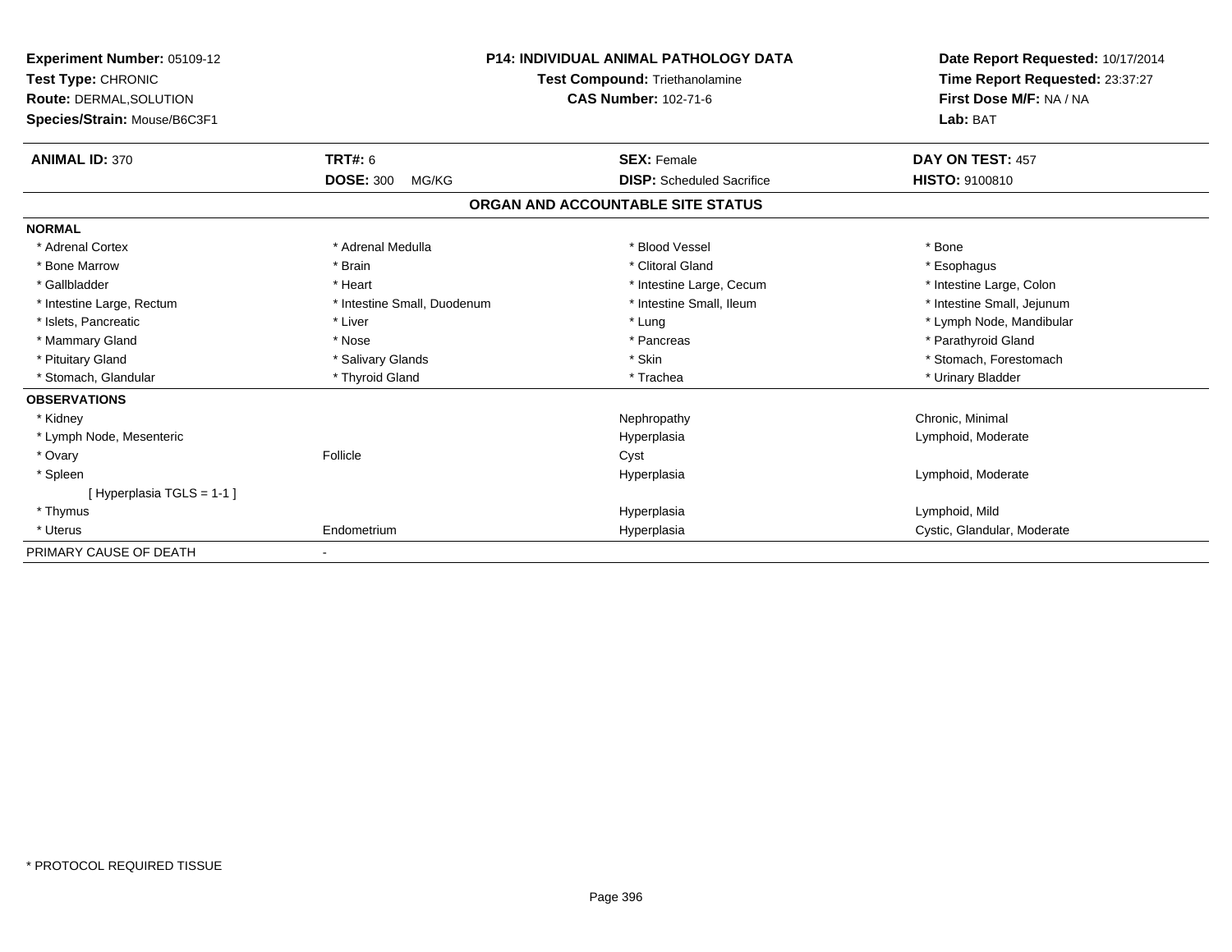**Experiment Number:** 05109-12
**Test Type:** CHRONIC
**Route:** DERMAL,SOLUTION
**Species/Strain:** Mouse/B6C3F1

**P14: INDIVIDUAL ANIMAL PATHOLOGY DATA**
**Test Compound:** Triethanolamine
**CAS Number:** 102-71-6

**Date Report Requested:** 10/17/2014
**Time Report Requested:** 23:37:27
**First Dose M/F:** NA / NA
**Lab:** BAT

| **ANIMAL ID:** 370 | **TRT#:** 6 | **SEX:** Female | **DAY ON TEST:** 457 |
|---|---|---|---|
| | **DOSE:** 300 MG/KG | **DISP:** Scheduled Sacrifice | **HISTO:** 9100810 |

## ORGAN AND ACCOUNTABLE SITE STATUS

| | | | |
|---|---|---|---|
| **NORMAL** | | | |
| * Adrenal Cortex | * Adrenal Medulla | * Blood Vessel | * Bone |
| * Bone Marrow | * Brain | * Clitoral Gland | * Esophagus |
| * Gallbladder | * Heart | * Intestine Large, Cecum | * Intestine Large, Colon |
| * Intestine Large, Rectum | * Intestine Small, Duodenum | * Intestine Small, Ileum | * Intestine Small, Jejunum |
| * Islets, Pancreatic | * Liver | * Lung | * Lymph Node, Mandibular |
| * Mammary Gland | * Nose | * Pancreas | * Parathyroid Gland |
| * Pituitary Gland | * Salivary Glands | * Skin | * Stomach, Forestomach |
| * Stomach, Glandular | * Thyroid Gland | * Trachea | * Urinary Bladder |
| **OBSERVATIONS** | | | |
| * Kidney | | Nephropathy | Chronic, Minimal |
| * Lymph Node, Mesenteric | | Hyperplasia | Lymphoid, Moderate |
| * Ovary | Follicle | Cyst | |
| * Spleen | | Hyperplasia | Lymphoid, Moderate |
| [ Hyperplasia TGLS = 1-1 ] | | | |
| * Thymus | | Hyperplasia | Lymphoid, Mild |
| * Uterus | Endometrium | Hyperplasia | Cystic, Glandular, Moderate |
| PRIMARY CAUSE OF DEATH | - | | |

* PROTOCOL REQUIRED TISSUE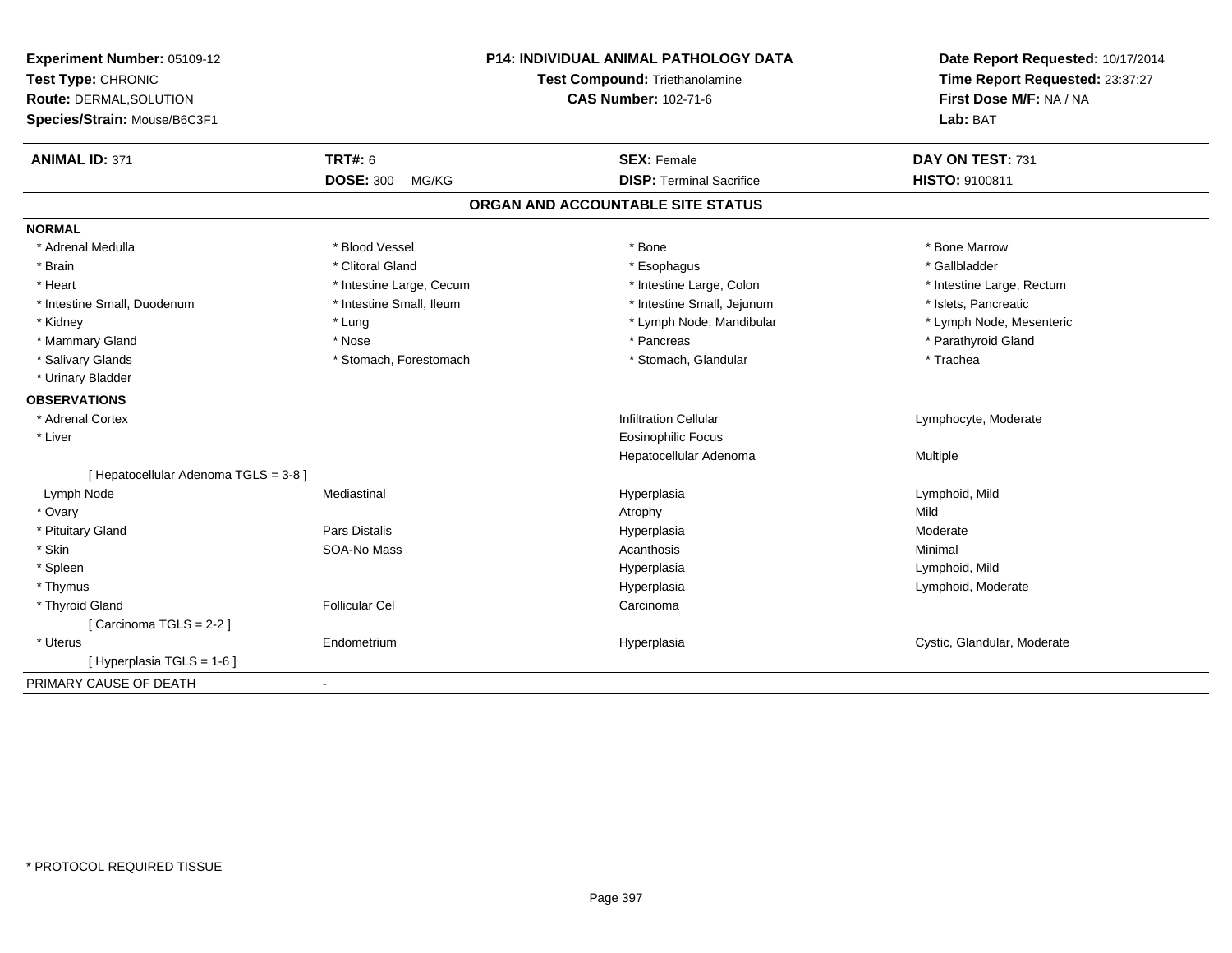**Experiment Number:** 05109-12
**Test Type:** CHRONIC
**Route:** DERMAL,SOLUTION
**Species/Strain:** Mouse/B6C3F1

**P14: INDIVIDUAL ANIMAL PATHOLOGY DATA**
**Test Compound:** Triethanolamine
**CAS Number:** 102-71-6

**Date Report Requested:** 10/17/2014
**Time Report Requested:** 23:37:27
**First Dose M/F:** NA / NA
**Lab:** BAT

| **ANIMAL ID:** 371 | **TRT#:** 6 | **SEX:** Female | **DAY ON TEST:** 731 |
|---|---|---|---|
| | **DOSE:** 300 MG/KG | **DISP:** Terminal Sacrifice | **HISTO:** 9100811 |

## ORGAN AND ACCOUNTABLE SITE STATUS

**NORMAL**

| | | | |
|---|---|---|---|
| * Adrenal Medulla | * Blood Vessel | * Bone | * Bone Marrow |
| * Brain | * Clitoral Gland | * Esophagus | * Gallbladder |
| * Heart | * Intestine Large, Cecum | * Intestine Large, Colon | * Intestine Large, Rectum |
| * Intestine Small, Duodenum | * Intestine Small, Ileum | * Intestine Small, Jejunum | * Islets, Pancreatic |
| * Kidney | * Lung | * Lymph Node, Mandibular | * Lymph Node, Mesenteric |
| * Mammary Gland | * Nose | * Pancreas | * Parathyroid Gland |
| * Salivary Glands | * Stomach, Forestomach | * Stomach, Glandular | * Trachea |
| * Urinary Bladder | | | |

**OBSERVATIONS**

| | | | |
|---|---|---|---|
| * Adrenal Cortex | | Infiltration Cellular | Lymphocyte, Moderate |
| * Liver | | Eosinophilic Focus | |
| | | Hepatocellular Adenoma | Multiple |
| [ Hepatocellular Adenoma TGLS = 3-8 ] | | | |
| Lymph Node | Mediastinal | Hyperplasia | Lymphoid, Mild |
| * Ovary | | Atrophy | Mild |
| * Pituitary Gland | Pars Distalis | Hyperplasia | Moderate |
| * Skin | SOA-No Mass | Acanthosis | Minimal |
| * Spleen | | Hyperplasia | Lymphoid, Mild |
| * Thymus | | Hyperplasia | Lymphoid, Moderate |
| * Thyroid Gland | Follicular Cel | Carcinoma | |
| [ Carcinoma TGLS = 2-2 ] | | | |
| * Uterus | Endometrium | Hyperplasia | Cystic, Glandular, Moderate |
| [ Hyperplasia TGLS = 1-6 ] | | | |

PRIMARY CAUSE OF DEATH -

* PROTOCOL REQUIRED TISSUE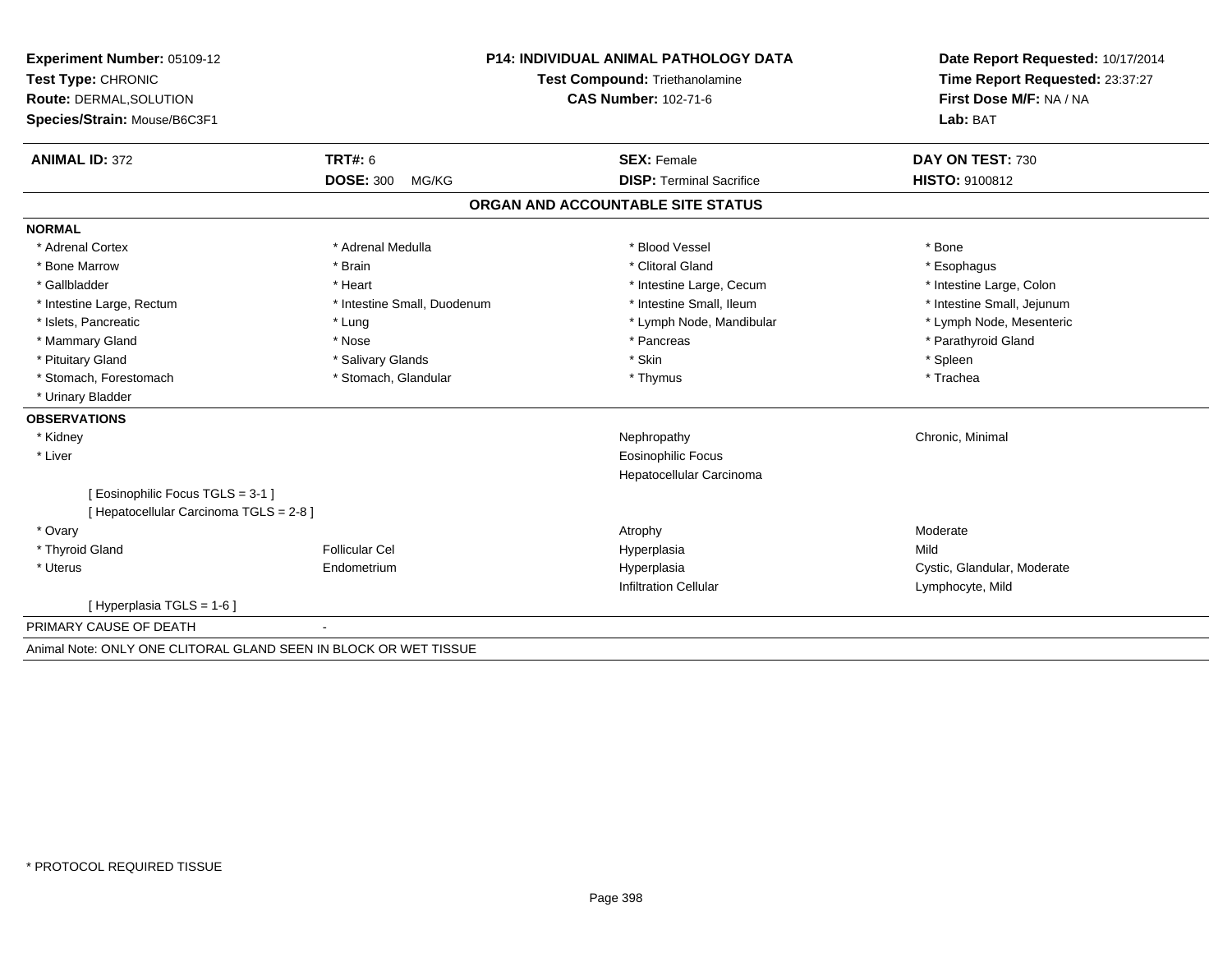**Experiment Number:** 05109-12
**Test Type:** CHRONIC
**Route:** DERMAL,SOLUTION
**Species/Strain:** Mouse/B6C3F1

**P14: INDIVIDUAL ANIMAL PATHOLOGY DATA**
**Test Compound:** Triethanolamine
**CAS Number:** 102-71-6

**Date Report Requested:** 10/17/2014
**Time Report Requested:** 23:37:27
**First Dose M/F:** NA / NA
**Lab:** BAT

| | | | |
|---|---|---|---|
| **ANIMAL ID:** 372 | **TRT#:** 6 | **SEX:** Female | **DAY ON TEST:** 730 |
| | **DOSE:** 300 MG/KG | **DISP:** Terminal Sacrifice | **HISTO:** 9100812 |

## ORGAN AND ACCOUNTABLE SITE STATUS

**NORMAL**

| | | | |
|---|---|---|---|
| * Adrenal Cortex | * Adrenal Medulla | * Blood Vessel | * Bone |
| * Bone Marrow | * Brain | * Clitoral Gland | * Esophagus |
| * Gallbladder | * Heart | * Intestine Large, Cecum | * Intestine Large, Colon |
| * Intestine Large, Rectum | * Intestine Small, Duodenum | * Intestine Small, Ileum | * Intestine Small, Jejunum |
| * Islets, Pancreatic | * Lung | * Lymph Node, Mandibular | * Lymph Node, Mesenteric |
| * Mammary Gland | * Nose | * Pancreas | * Parathyroid Gland |
| * Pituitary Gland | * Salivary Glands | * Skin | * Spleen |
| * Stomach, Forestomach | * Stomach, Glandular | * Thymus | * Trachea |
| * Urinary Bladder | | | |

**OBSERVATIONS**

| | | | |
|---|---|---|---|
| * Kidney | | Nephropathy | Chronic, Minimal |
| * Liver | | Eosinophilic Focus | |
| | | Hepatocellular Carcinoma | |
| [ Eosinophilic Focus TGLS = 3-1 ] | | | |
| [ Hepatocellular Carcinoma TGLS = 2-8 ] | | | |
| * Ovary | | Atrophy | Moderate |
| * Thyroid Gland | Follicular Cel | Hyperplasia | Mild |
| * Uterus | Endometrium | Hyperplasia | Cystic, Glandular, Moderate |
| | | Infiltration Cellular | Lymphocyte, Mild |
| [ Hyperplasia TGLS = 1-6 ] | | | |

PRIMARY CAUSE OF DEATH -

Animal Note: ONLY ONE CLITORAL GLAND SEEN IN BLOCK OR WET TISSUE

* PROTOCOL REQUIRED TISSUE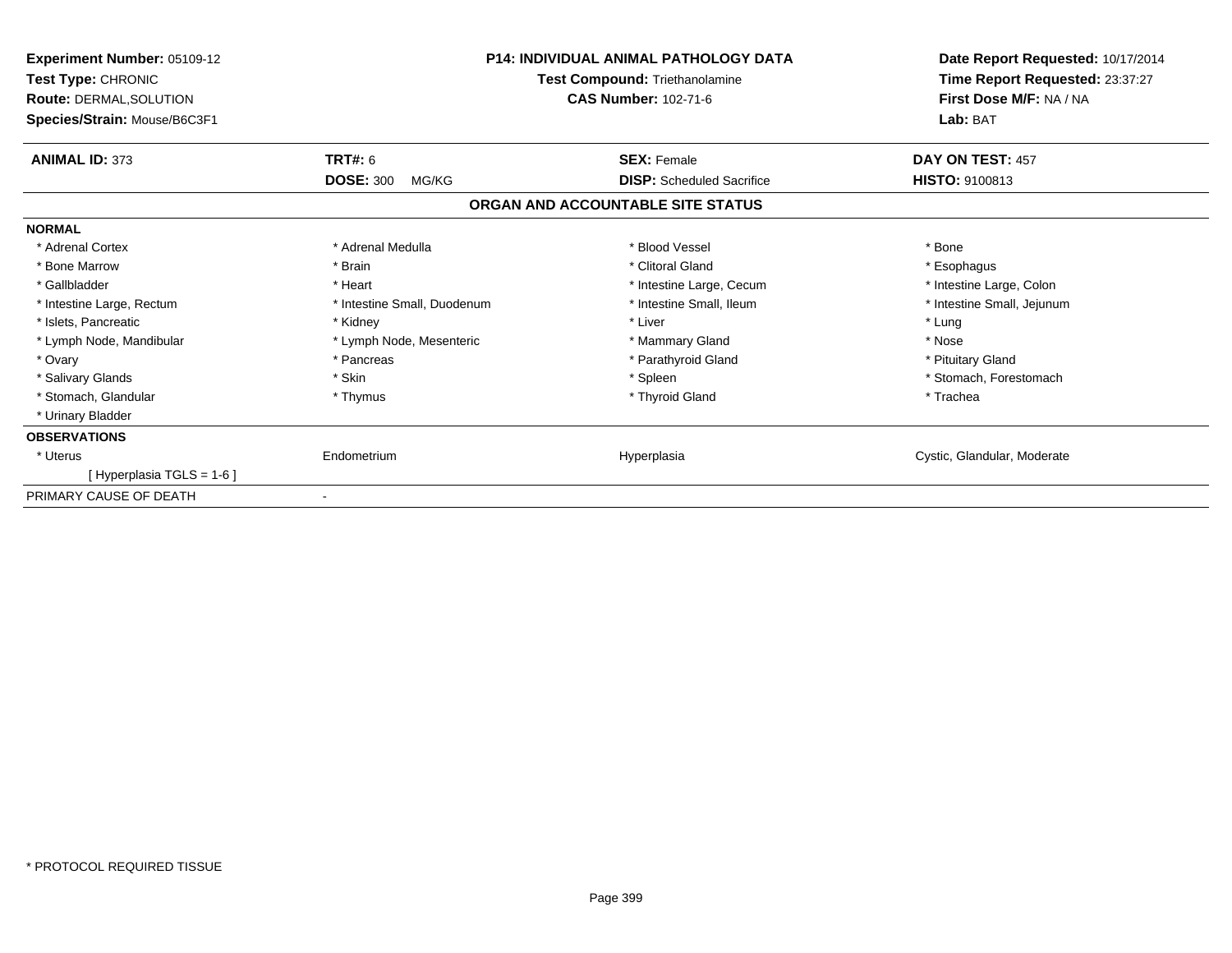**Experiment Number:** 05109-12
**Test Type:** CHRONIC
**Route:** DERMAL,SOLUTION
**Species/Strain:** Mouse/B6C3F1

**P14: INDIVIDUAL ANIMAL PATHOLOGY DATA**
**Test Compound:** Triethanolamine
**CAS Number:** 102-71-6

**Date Report Requested:** 10/17/2014
**Time Report Requested:** 23:37:27
**First Dose M/F:** NA / NA
**Lab:** BAT

| | | | |
|---|---|---|---|
| **ANIMAL ID:** 373 | **TRT#:** 6 | **SEX:** Female | **DAY ON TEST:** 457 |
| | **DOSE:** 300 MG/KG | **DISP:** Scheduled Sacrifice | **HISTO:** 9100813 |

**ORGAN AND ACCOUNTABLE SITE STATUS**

| | | | |
|---|---|---|---|
| **NORMAL** | | | |
| * Adrenal Cortex | * Adrenal Medulla | * Blood Vessel | * Bone |
| * Bone Marrow | * Brain | * Clitoral Gland | * Esophagus |
| * Gallbladder | * Heart | * Intestine Large, Cecum | * Intestine Large, Colon |
| * Intestine Large, Rectum | * Intestine Small, Duodenum | * Intestine Small, Ileum | * Intestine Small, Jejunum |
| * Islets, Pancreatic | * Kidney | * Liver | * Lung |
| * Lymph Node, Mandibular | * Lymph Node, Mesenteric | * Mammary Gland | * Nose |
| * Ovary | * Pancreas | * Parathyroid Gland | * Pituitary Gland |
| * Salivary Glands | * Skin | * Spleen | * Stomach, Forestomach |
| * Stomach, Glandular | * Thymus | * Thyroid Gland | * Trachea |
| * Urinary Bladder | | | |
| **OBSERVATIONS** | | | |
| * Uterus | Endometrium | Hyperplasia | Cystic, Glandular, Moderate |
| [ Hyperplasia TGLS = 1-6 ] | | | |
| PRIMARY CAUSE OF DEATH | - | | |

* PROTOCOL REQUIRED TISSUE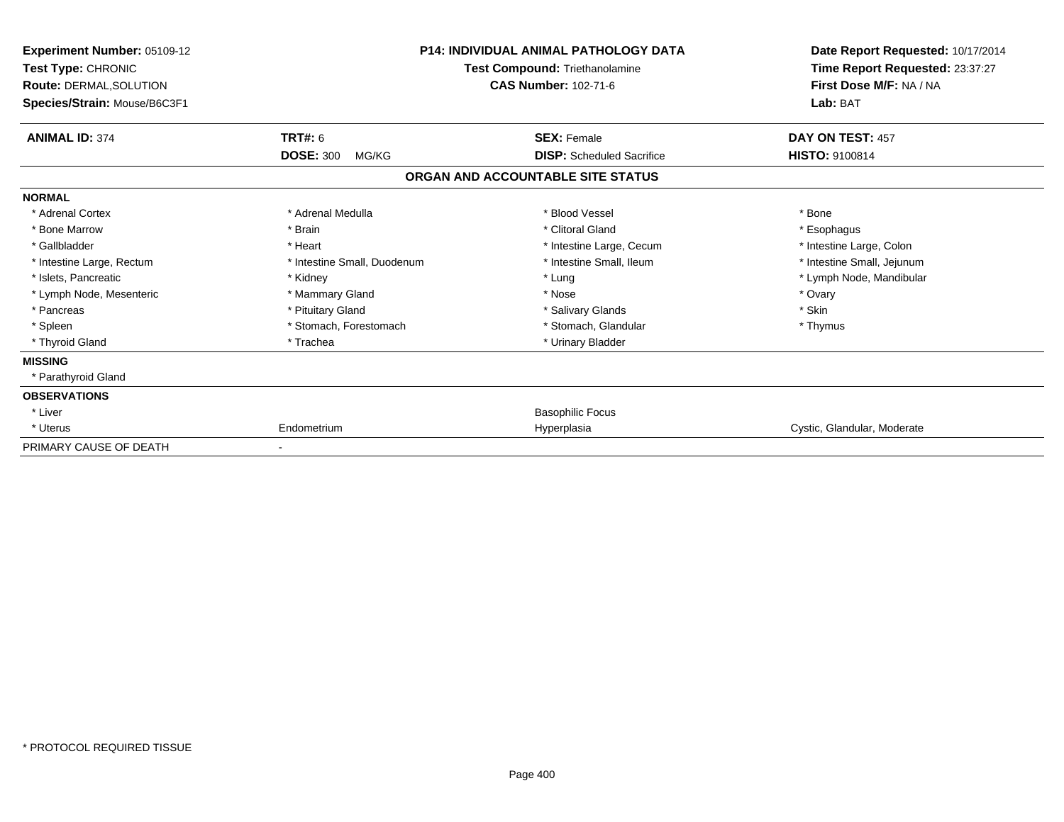**Experiment Number:** 05109-12
**Test Type:** CHRONIC
**Route:** DERMAL,SOLUTION
**Species/Strain:** Mouse/B6C3F1

**P14: INDIVIDUAL ANIMAL PATHOLOGY DATA**
**Test Compound:** Triethanolamine
**CAS Number:** 102-71-6

**Date Report Requested:** 10/17/2014
**Time Report Requested:** 23:37:27
**First Dose M/F:** NA / NA
**Lab:** BAT

| **ANIMAL ID:** 374 | **TRT#:** 6 | **SEX:** Female | **DAY ON TEST:** 457 |
|---|---|---|---|
| | **DOSE:** 300 MG/KG | **DISP:** Scheduled Sacrifice | **HISTO:** 9100814 |

## ORGAN AND ACCOUNTABLE SITE STATUS

| | | | |
|---|---|---|---|
| **NORMAL** | | | |
| * Adrenal Cortex | * Adrenal Medulla | * Blood Vessel | * Bone |
| * Bone Marrow | * Brain | * Clitoral Gland | * Esophagus |
| * Gallbladder | * Heart | * Intestine Large, Cecum | * Intestine Large, Colon |
| * Intestine Large, Rectum | * Intestine Small, Duodenum | * Intestine Small, Ileum | * Intestine Small, Jejunum |
| * Islets, Pancreatic | * Kidney | * Lung | * Lymph Node, Mandibular |
| * Lymph Node, Mesenteric | * Mammary Gland | * Nose | * Ovary |
| * Pancreas | * Pituitary Gland | * Salivary Glands | * Skin |
| * Spleen | * Stomach, Forestomach | * Stomach, Glandular | * Thymus |
| * Thyroid Gland | * Trachea | * Urinary Bladder | |
| **MISSING** | | | |
| * Parathyroid Gland | | | |
| **OBSERVATIONS** | | | |
| * Liver | | Basophilic Focus | |
| * Uterus | Endometrium | Hyperplasia | Cystic, Glandular, Moderate |
| PRIMARY CAUSE OF DEATH | - | | |

* PROTOCOL REQUIRED TISSUE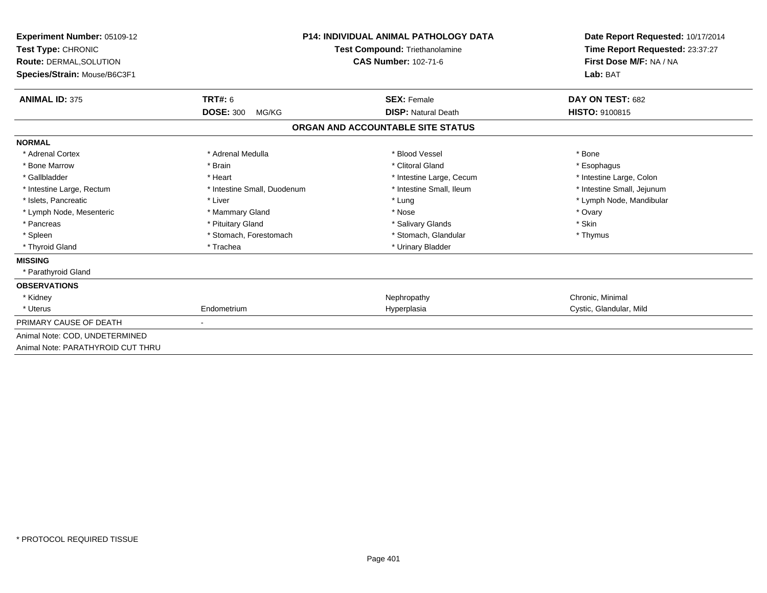**Experiment Number:** 05109-12
**Test Type:** CHRONIC
**Route:** DERMAL,SOLUTION
**Species/Strain:** Mouse/B6C3F1

**P14: INDIVIDUAL ANIMAL PATHOLOGY DATA**
**Test Compound:** Triethanolamine
**CAS Number:** 102-71-6

**Date Report Requested:** 10/17/2014
**Time Report Requested:** 23:37:27
**First Dose M/F:** NA / NA
**Lab:** BAT

| | | | |
|---|---|---|---|
| **ANIMAL ID:** 375 | **TRT#:** 6 | **SEX:** Female | **DAY ON TEST:** 682 |
| | **DOSE:** 300 MG/KG | **DISP:** Natural Death | **HISTO:** 9100815 |

## ORGAN AND ACCOUNTABLE SITE STATUS

**NORMAL**

| | | | |
|---|---|---|---|
| * Adrenal Cortex | * Adrenal Medulla | * Blood Vessel | * Bone |
| * Bone Marrow | * Brain | * Clitoral Gland | * Esophagus |
| * Gallbladder | * Heart | * Intestine Large, Cecum | * Intestine Large, Colon |
| * Intestine Large, Rectum | * Intestine Small, Duodenum | * Intestine Small, Ileum | * Intestine Small, Jejunum |
| * Islets, Pancreatic | * Liver | * Lung | * Lymph Node, Mandibular |
| * Lymph Node, Mesenteric | * Mammary Gland | * Nose | * Ovary |
| * Pancreas | * Pituitary Gland | * Salivary Glands | * Skin |
| * Spleen | * Stomach, Forestomach | * Stomach, Glandular | * Thymus |
| * Thyroid Gland | * Trachea | * Urinary Bladder | |

**MISSING**

* Parathyroid Gland

**OBSERVATIONS**

| | | | |
|---|---|---|---|
| * Kidney | | Nephropathy | Chronic, Minimal |
| * Uterus | Endometrium | Hyperplasia | Cystic, Glandular, Mild |

PRIMARY CAUSE OF DEATH -

Animal Note: COD, UNDETERMINED
Animal Note: PARATHYROID CUT THRU

* PROTOCOL REQUIRED TISSUE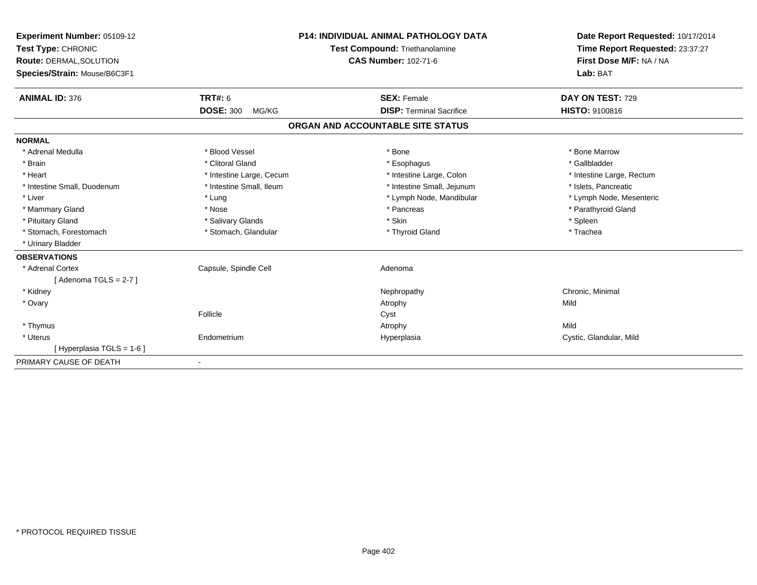**Experiment Number:** 05109-12
**Test Type:** CHRONIC
**Route:** DERMAL,SOLUTION
**Species/Strain:** Mouse/B6C3F1

**P14: INDIVIDUAL ANIMAL PATHOLOGY DATA**
**Test Compound:** Triethanolamine
**CAS Number:** 102-71-6

**Date Report Requested:** 10/17/2014
**Time Report Requested:** 23:37:27
**First Dose M/F:** NA / NA
**Lab:** BAT

| **ANIMAL ID:** 376 | **TRT#:** 6 | **SEX:** Female | **DAY ON TEST:** 729 |
|---|---|---|---|
| | **DOSE:** 300 MG/KG | **DISP:** Terminal Sacrifice | **HISTO:** 9100816 |

## ORGAN AND ACCOUNTABLE SITE STATUS

| | | | |
|---|---|---|---|
| **NORMAL** | | | |
| * Adrenal Medulla | * Blood Vessel | * Bone | * Bone Marrow |
| * Brain | * Clitoral Gland | * Esophagus | * Gallbladder |
| * Heart | * Intestine Large, Cecum | * Intestine Large, Colon | * Intestine Large, Rectum |
| * Intestine Small, Duodenum | * Intestine Small, Ileum | * Intestine Small, Jejunum | * Islets, Pancreatic |
| * Liver | * Lung | * Lymph Node, Mandibular | * Lymph Node, Mesenteric |
| * Mammary Gland | * Nose | * Pancreas | * Parathyroid Gland |
| * Pituitary Gland | * Salivary Glands | * Skin | * Spleen |
| * Stomach, Forestomach | * Stomach, Glandular | * Thyroid Gland | * Trachea |
| * Urinary Bladder | | | |
| **OBSERVATIONS** | | | |
| * Adrenal Cortex | Capsule, Spindle Cell | Adenoma | |
| [ Adenoma TGLS = 2-7 ] | | | |
| * Kidney | | Nephropathy | Chronic, Minimal |
| * Ovary | | Atrophy | Mild |
| | Follicle | Cyst | |
| * Thymus | | Atrophy | Mild |
| * Uterus | Endometrium | Hyperplasia | Cystic, Glandular, Mild |
| [ Hyperplasia TGLS = 1-6 ] | | | |
| PRIMARY CAUSE OF DEATH | - | | |

* PROTOCOL REQUIRED TISSUE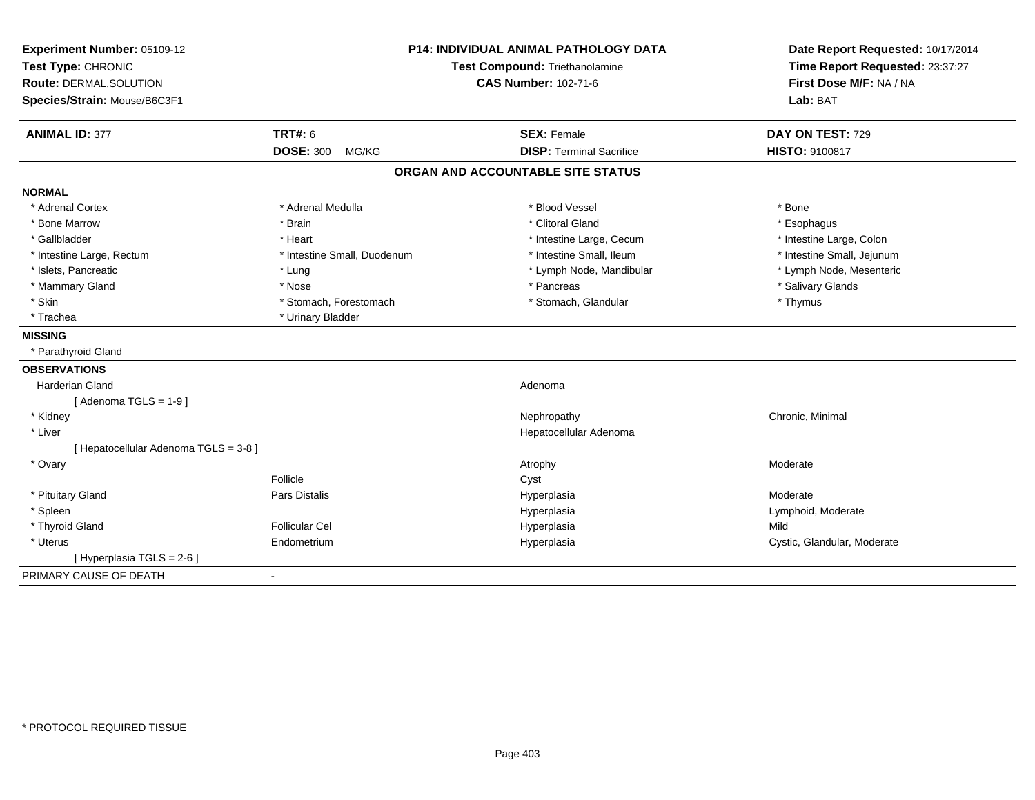**Experiment Number:** 05109-12
**Test Type:** CHRONIC
**Route:** DERMAL,SOLUTION
**Species/Strain:** Mouse/B6C3F1

**P14: INDIVIDUAL ANIMAL PATHOLOGY DATA**
**Test Compound:** Triethanolamine
**CAS Number:** 102-71-6

**Date Report Requested:** 10/17/2014
**Time Report Requested:** 23:37:27
**First Dose M/F:** NA / NA
**Lab:** BAT

| | | | |
|---|---|---|---|
| **ANIMAL ID:** 377 | **TRT#:** 6 | **SEX:** Female | **DAY ON TEST:** 729 |
| | **DOSE:** 300 MG/KG | **DISP:** Terminal Sacrifice | **HISTO:** 9100817 |

## ORGAN AND ACCOUNTABLE SITE STATUS

**NORMAL**

| | | | |
|---|---|---|---|
| * Adrenal Cortex | * Adrenal Medulla | * Blood Vessel | * Bone |
| * Bone Marrow | * Brain | * Clitoral Gland | * Esophagus |
| * Gallbladder | * Heart | * Intestine Large, Cecum | * Intestine Large, Colon |
| * Intestine Large, Rectum | * Intestine Small, Duodenum | * Intestine Small, Ileum | * Intestine Small, Jejunum |
| * Islets, Pancreatic | * Lung | * Lymph Node, Mandibular | * Lymph Node, Mesenteric |
| * Mammary Gland | * Nose | * Pancreas | * Salivary Glands |
| * Skin | * Stomach, Forestomach | * Stomach, Glandular | * Thymus |
| * Trachea | * Urinary Bladder | | |

**MISSING**

* Parathyroid Gland

**OBSERVATIONS**

| | | | |
|---|---|---|---|
| Harderian Gland | | Adenoma | |
| [ Adenoma TGLS = 1-9 ] | | | |
| * Kidney | | Nephropathy | Chronic, Minimal |
| * Liver | | Hepatocellular Adenoma | |
| [ Hepatocellular Adenoma TGLS = 3-8 ] | | | |
| * Ovary | | Atrophy | Moderate |
| | Follicle | Cyst | |
| * Pituitary Gland | Pars Distalis | Hyperplasia | Moderate |
| * Spleen | | Hyperplasia | Lymphoid, Moderate |
| * Thyroid Gland | Follicular Cel | Hyperplasia | Mild |
| * Uterus | Endometrium | Hyperplasia | Cystic, Glandular, Moderate |
| [ Hyperplasia TGLS = 2-6 ] | | | |

PRIMARY CAUSE OF DEATH -

* PROTOCOL REQUIRED TISSUE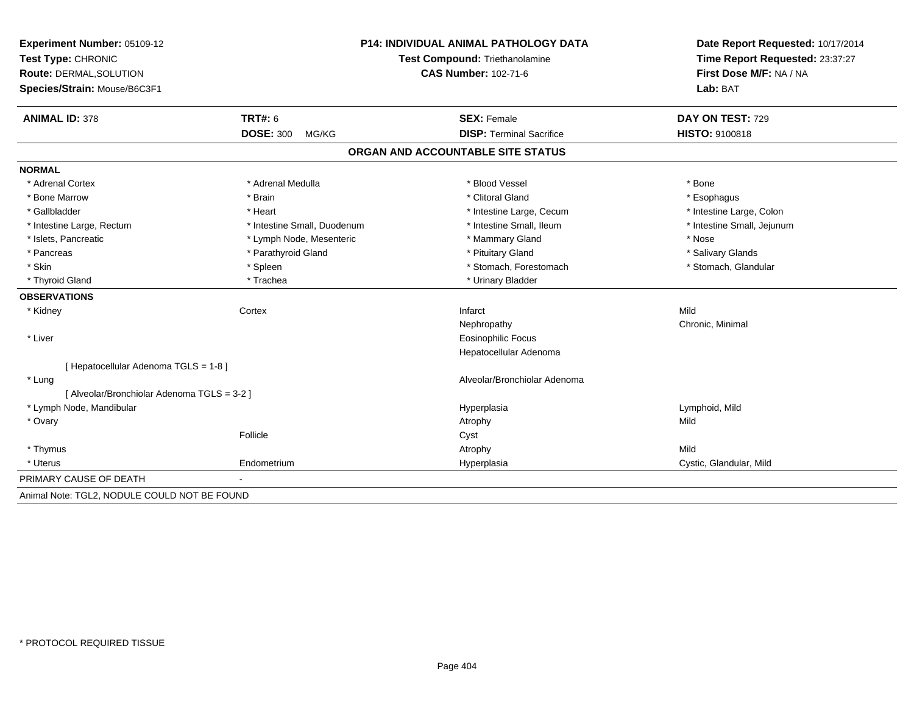**Experiment Number:** 05109-12
**Test Type:** CHRONIC
**Route:** DERMAL,SOLUTION
**Species/Strain:** Mouse/B6C3F1

**P14: INDIVIDUAL ANIMAL PATHOLOGY DATA**
**Test Compound:** Triethanolamine
**CAS Number:** 102-71-6

**Date Report Requested:** 10/17/2014
**Time Report Requested:** 23:37:27
**First Dose M/F:** NA / NA
**Lab:** BAT

| **ANIMAL ID:** 378 | **TRT#:** 6 | **SEX:** Female | **DAY ON TEST:** 729 |
|---|---|---|---|
| | **DOSE:** 300 MG/KG | **DISP:** Terminal Sacrifice | **HISTO:** 9100818 |

## ORGAN AND ACCOUNTABLE SITE STATUS

**NORMAL**

| | | | |
|---|---|---|---|
| * Adrenal Cortex | * Adrenal Medulla | * Blood Vessel | * Bone |
| * Bone Marrow | * Brain | * Clitoral Gland | * Esophagus |
| * Gallbladder | * Heart | * Intestine Large, Cecum | * Intestine Large, Colon |
| * Intestine Large, Rectum | * Intestine Small, Duodenum | * Intestine Small, Ileum | * Intestine Small, Jejunum |
| * Islets, Pancreatic | * Lymph Node, Mesenteric | * Mammary Gland | * Nose |
| * Pancreas | * Parathyroid Gland | * Pituitary Gland | * Salivary Glands |
| * Skin | * Spleen | * Stomach, Forestomach | * Stomach, Glandular |
| * Thyroid Gland | * Trachea | * Urinary Bladder | |

**OBSERVATIONS**

| | | | |
|---|---|---|---|
| * Kidney | Cortex | Infarct | Mild |
| | | Nephropathy | Chronic, Minimal |
| * Liver | | Eosinophilic Focus | |
| | | Hepatocellular Adenoma | |
| [ Hepatocellular Adenoma TGLS = 1-8 ] | | | |
| * Lung | | Alveolar/Bronchiolar Adenoma | |
| [ Alveolar/Bronchiolar Adenoma TGLS = 3-2 ] | | | |
| * Lymph Node, Mandibular | | Hyperplasia | Lymphoid, Mild |
| * Ovary | | Atrophy | Mild |
| | Follicle | Cyst | |
| * Thymus | | Atrophy | Mild |
| * Uterus | Endometrium | Hyperplasia | Cystic, Glandular, Mild |

PRIMARY CAUSE OF DEATH -

Animal Note: TGL2, NODULE COULD NOT BE FOUND

* PROTOCOL REQUIRED TISSUE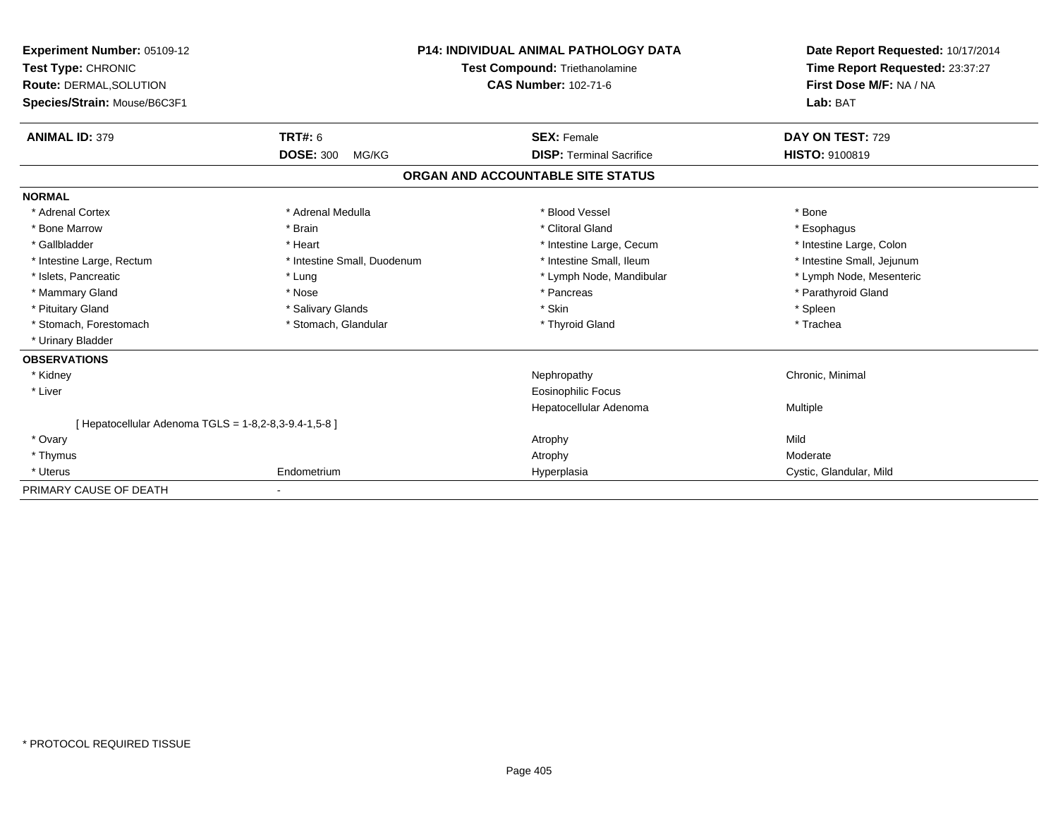**Experiment Number:** 05109-12
**Test Type:** CHRONIC
**Route:** DERMAL,SOLUTION
**Species/Strain:** Mouse/B6C3F1

**P14: INDIVIDUAL ANIMAL PATHOLOGY DATA**
**Test Compound:** Triethanolamine
**CAS Number:** 102-71-6

**Date Report Requested:** 10/17/2014
**Time Report Requested:** 23:37:27
**First Dose M/F:** NA / NA
**Lab:** BAT

| **ANIMAL ID:** 379 | **TRT#:** 6 | **SEX:** Female | **DAY ON TEST:** 729 |
|---|---|---|---|
| | **DOSE:** 300 MG/KG | **DISP:** Terminal Sacrifice | **HISTO:** 9100819 |

## ORGAN AND ACCOUNTABLE SITE STATUS

| | | | |
|---|---|---|---|
| **NORMAL** | | | |
| * Adrenal Cortex | * Adrenal Medulla | * Blood Vessel | * Bone |
| * Bone Marrow | * Brain | * Clitoral Gland | * Esophagus |
| * Gallbladder | * Heart | * Intestine Large, Cecum | * Intestine Large, Colon |
| * Intestine Large, Rectum | * Intestine Small, Duodenum | * Intestine Small, Ileum | * Intestine Small, Jejunum |
| * Islets, Pancreatic | * Lung | * Lymph Node, Mandibular | * Lymph Node, Mesenteric |
| * Mammary Gland | * Nose | * Pancreas | * Parathyroid Gland |
| * Pituitary Gland | * Salivary Glands | * Skin | * Spleen |
| * Stomach, Forestomach | * Stomach, Glandular | * Thyroid Gland | * Trachea |
| * Urinary Bladder | | | |
| **OBSERVATIONS** | | | |
| * Kidney | | Nephropathy | Chronic, Minimal |
| * Liver | | Eosinophilic Focus | |
| | | Hepatocellular Adenoma | Multiple |
| [ Hepatocellular Adenoma TGLS = 1-8,2-8,3-9.4-1,5-8 ] | | | |
| * Ovary | | Atrophy | Mild |
| * Thymus | | Atrophy | Moderate |
| * Uterus | Endometrium | Hyperplasia | Cystic, Glandular, Mild |
| PRIMARY CAUSE OF DEATH | - | | |

* PROTOCOL REQUIRED TISSUE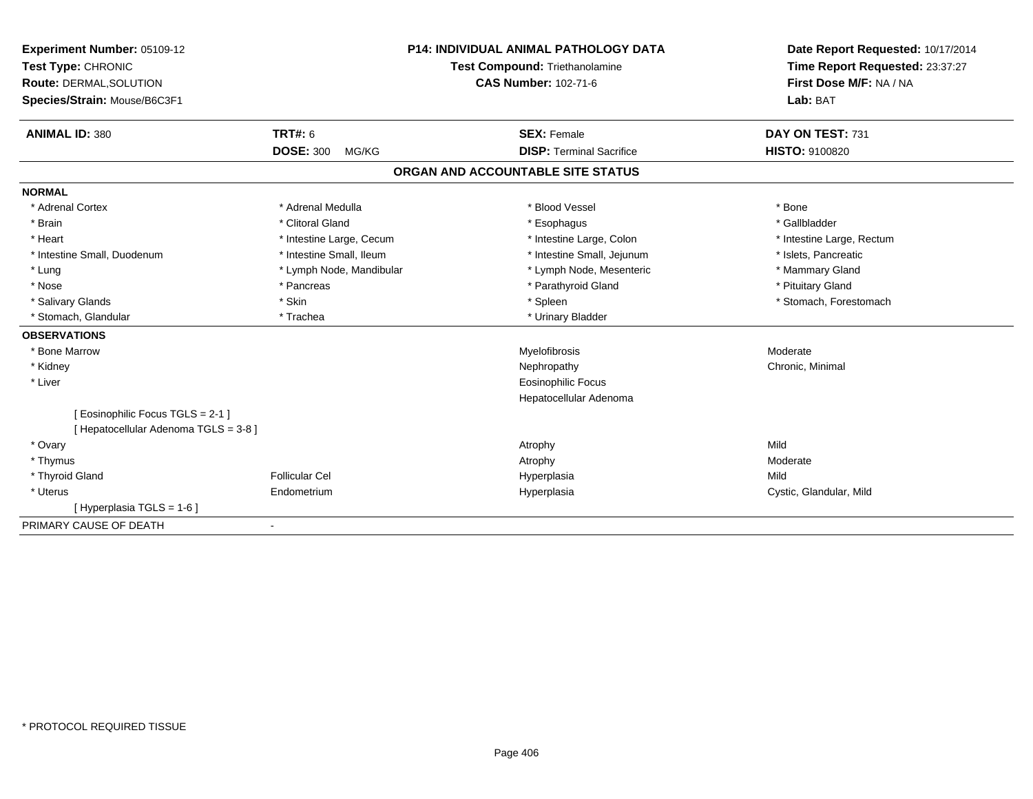**Experiment Number:** 05109-12
**Test Type:** CHRONIC
**Route:** DERMAL,SOLUTION
**Species/Strain:** Mouse/B6C3F1

**P14: INDIVIDUAL ANIMAL PATHOLOGY DATA**
**Test Compound:** Triethanolamine
**CAS Number:** 102-71-6

**Date Report Requested:** 10/17/2014
**Time Report Requested:** 23:37:27
**First Dose M/F:** NA / NA
**Lab:** BAT

| | | | |
|---|---|---|---|
| **ANIMAL ID:** 380 | **TRT#:** 6 | **SEX:** Female | **DAY ON TEST:** 731 |
| | **DOSE:** 300 MG/KG | **DISP:** Terminal Sacrifice | **HISTO:** 9100820 |

## ORGAN AND ACCOUNTABLE SITE STATUS

**NORMAL**

| | | | |
|---|---|---|---|
| * Adrenal Cortex | * Adrenal Medulla | * Blood Vessel | * Bone |
| * Brain | * Clitoral Gland | * Esophagus | * Gallbladder |
| * Heart | * Intestine Large, Cecum | * Intestine Large, Colon | * Intestine Large, Rectum |
| * Intestine Small, Duodenum | * Intestine Small, Ileum | * Intestine Small, Jejunum | * Islets, Pancreatic |
| * Lung | * Lymph Node, Mandibular | * Lymph Node, Mesenteric | * Mammary Gland |
| * Nose | * Pancreas | * Parathyroid Gland | * Pituitary Gland |
| * Salivary Glands | * Skin | * Spleen | * Stomach, Forestomach |
| * Stomach, Glandular | * Trachea | * Urinary Bladder | |

**OBSERVATIONS**

| | | | |
|---|---|---|---|
| * Bone Marrow | | Myelofibrosis | Moderate |
| * Kidney | | Nephropathy | Chronic, Minimal |
| * Liver | | Eosinophilic Focus | |
| | | Hepatocellular Adenoma | |
| [ Eosinophilic Focus TGLS = 2-1 ] | | | |
| [ Hepatocellular Adenoma TGLS = 3-8 ] | | | |
| * Ovary | | Atrophy | Mild |
| * Thymus | | Atrophy | Moderate |
| * Thyroid Gland | Follicular Cel | Hyperplasia | Mild |
| * Uterus | Endometrium | Hyperplasia | Cystic, Glandular, Mild |
| [ Hyperplasia TGLS = 1-6 ] | | | |

PRIMARY CAUSE OF DEATH -

\* PROTOCOL REQUIRED TISSUE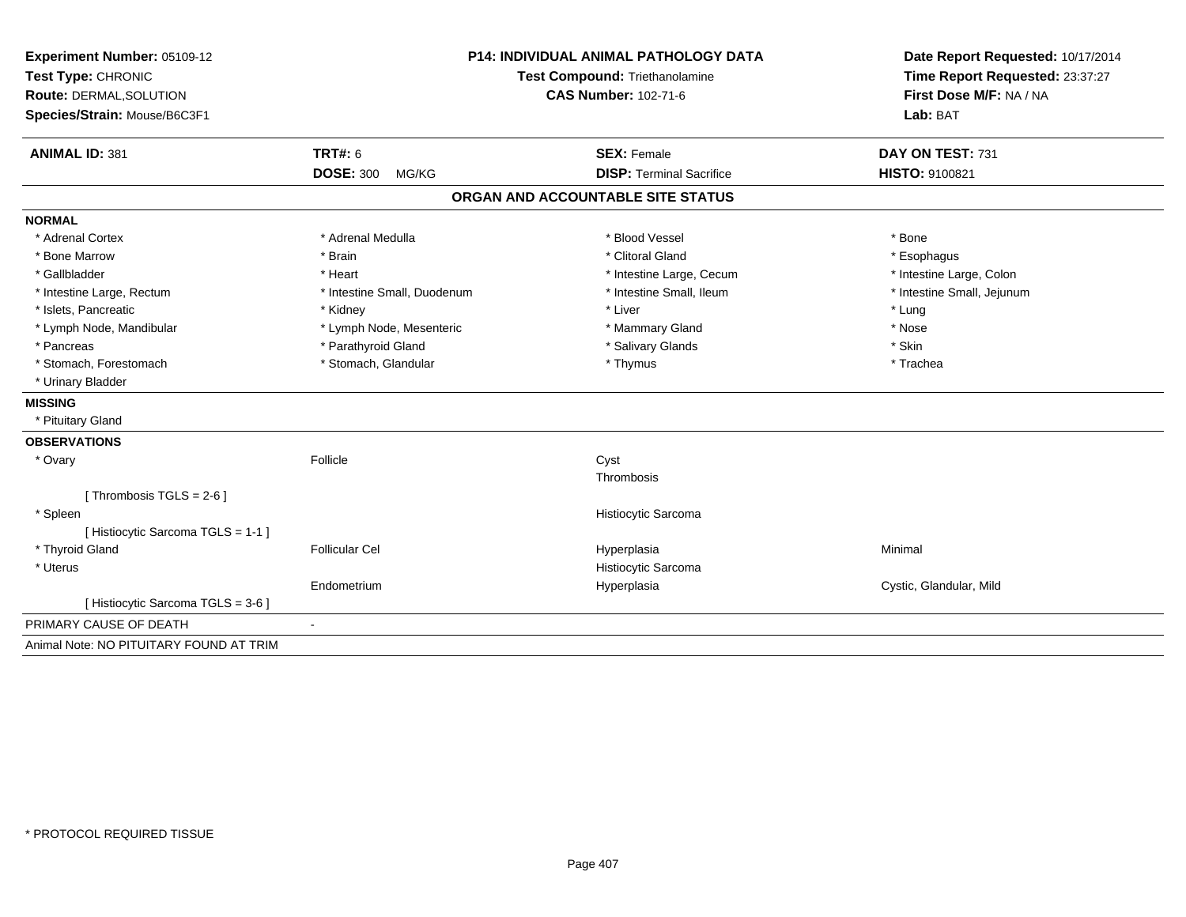**Experiment Number:** 05109-12
**Test Type:** CHRONIC
**Route:** DERMAL,SOLUTION
**Species/Strain:** Mouse/B6C3F1

**P14: INDIVIDUAL ANIMAL PATHOLOGY DATA**
**Test Compound:** Triethanolamine
**CAS Number:** 102-71-6

**Date Report Requested:** 10/17/2014
**Time Report Requested:** 23:37:27
**First Dose M/F:** NA / NA
**Lab:** BAT

| **ANIMAL ID:** 381 | **TRT#:** 6 | **SEX:** Female | **DAY ON TEST:** 731 |
|---|---|---|---|
| | **DOSE:** 300 MG/KG | **DISP:** Terminal Sacrifice | **HISTO:** 9100821 |

## ORGAN AND ACCOUNTABLE SITE STATUS

**NORMAL**

| | | | |
|---|---|---|---|
| * Adrenal Cortex | * Adrenal Medulla | * Blood Vessel | * Bone |
| * Bone Marrow | * Brain | * Clitoral Gland | * Esophagus |
| * Gallbladder | * Heart | * Intestine Large, Cecum | * Intestine Large, Colon |
| * Intestine Large, Rectum | * Intestine Small, Duodenum | * Intestine Small, Ileum | * Intestine Small, Jejunum |
| * Islets, Pancreatic | * Kidney | * Liver | * Lung |
| * Lymph Node, Mandibular | * Lymph Node, Mesenteric | * Mammary Gland | * Nose |
| * Pancreas | * Parathyroid Gland | * Salivary Glands | * Skin |
| * Stomach, Forestomach | * Stomach, Glandular | * Thymus | * Trachea |
| * Urinary Bladder | | | |

**MISSING**

* Pituitary Gland

**OBSERVATIONS**

| | | | |
|---|---|---|---|
| * Ovary | Follicle | Cyst | |
| | | Thrombosis | |
| [ Thrombosis TGLS = 2-6 ] | | | |
| * Spleen | | Histiocytic Sarcoma | |
| [ Histiocytic Sarcoma TGLS = 1-1 ] | | | |
| * Thyroid Gland | Follicular Cel | Hyperplasia | Minimal |
| * Uterus | | Histiocytic Sarcoma | |
| | Endometrium | Hyperplasia | Cystic, Glandular, Mild |
| [ Histiocytic Sarcoma TGLS = 3-6 ] | | | |

PRIMARY CAUSE OF DEATH -

Animal Note: NO PITUITARY FOUND AT TRIM

* PROTOCOL REQUIRED TISSUE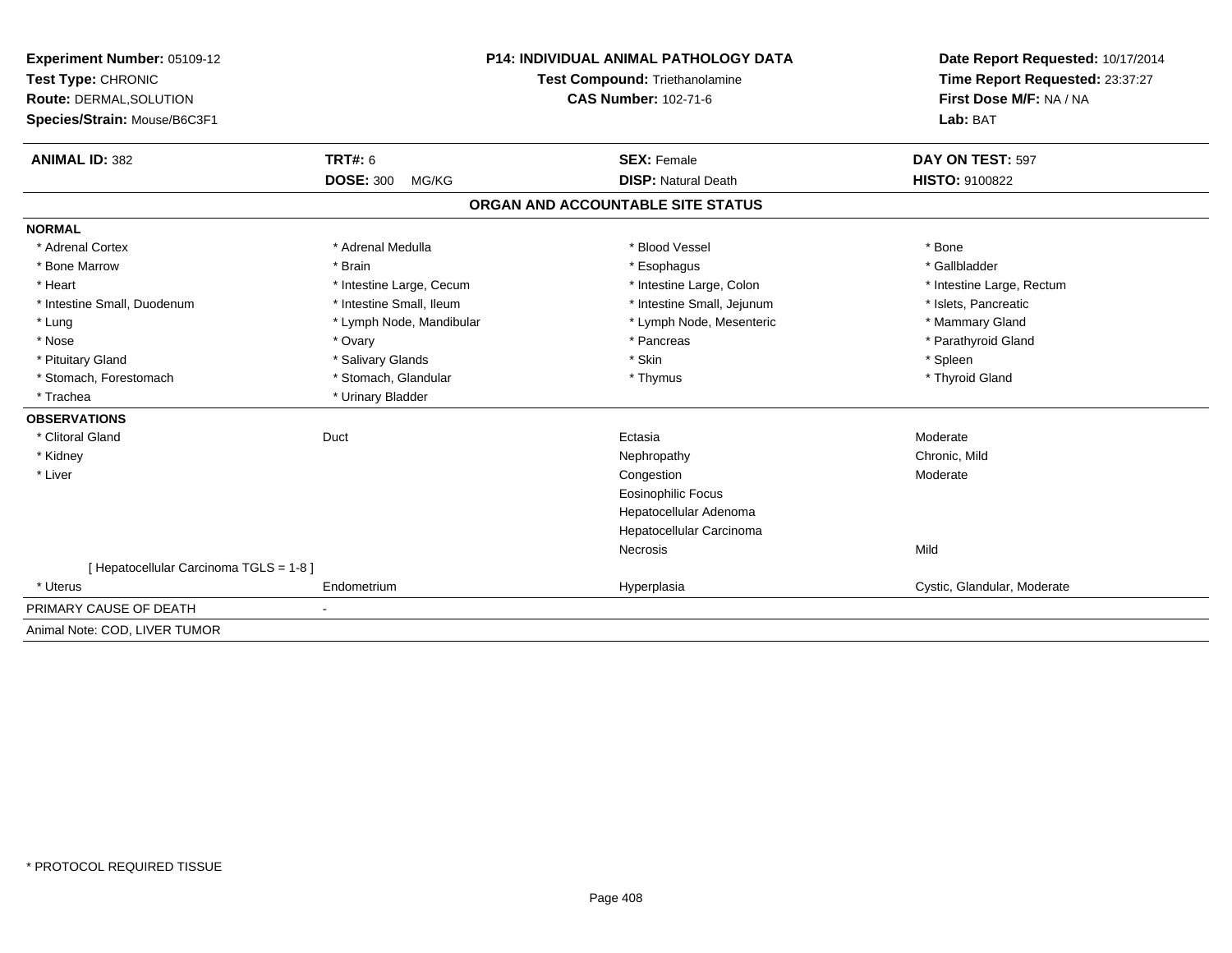**Experiment Number:** 05109-12
**Test Type:** CHRONIC
**Route:** DERMAL,SOLUTION
**Species/Strain:** Mouse/B6C3F1

**P14: INDIVIDUAL ANIMAL PATHOLOGY DATA**
**Test Compound:** Triethanolamine
**CAS Number:** 102-71-6

**Date Report Requested:** 10/17/2014
**Time Report Requested:** 23:37:27
**First Dose M/F:** NA / NA
**Lab:** BAT

| | | | |
|---|---|---|---|
| **ANIMAL ID:** 382 | **TRT#:** 6 | **SEX:** Female | **DAY ON TEST:** 597 |
| | **DOSE:** 300 MG/KG | **DISP:** Natural Death | **HISTO:** 9100822 |

## ORGAN AND ACCOUNTABLE SITE STATUS

**NORMAL**

| | | | |
|---|---|---|---|
| * Adrenal Cortex | * Adrenal Medulla | * Blood Vessel | * Bone |
| * Bone Marrow | * Brain | * Esophagus | * Gallbladder |
| * Heart | * Intestine Large, Cecum | * Intestine Large, Colon | * Intestine Large, Rectum |
| * Intestine Small, Duodenum | * Intestine Small, Ileum | * Intestine Small, Jejunum | * Islets, Pancreatic |
| * Lung | * Lymph Node, Mandibular | * Lymph Node, Mesenteric | * Mammary Gland |
| * Nose | * Ovary | * Pancreas | * Parathyroid Gland |
| * Pituitary Gland | * Salivary Glands | * Skin | * Spleen |
| * Stomach, Forestomach | * Stomach, Glandular | * Thymus | * Thyroid Gland |
| * Trachea | * Urinary Bladder | | |

**OBSERVATIONS**

| | | | |
|---|---|---|---|
| * Clitoral Gland | Duct | Ectasia | Moderate |
| * Kidney | | Nephropathy | Chronic, Mild |
| * Liver | | Congestion | Moderate |
| | | Eosinophilic Focus | |
| | | Hepatocellular Adenoma | |
| | | Hepatocellular Carcinoma | |
| | | Necrosis | Mild |
| [ Hepatocellular Carcinoma TGLS = 1-8 ] | | | |
| * Uterus | Endometrium | Hyperplasia | Cystic, Glandular, Moderate |

PRIMARY CAUSE OF DEATH -

Animal Note: COD, LIVER TUMOR

* PROTOCOL REQUIRED TISSUE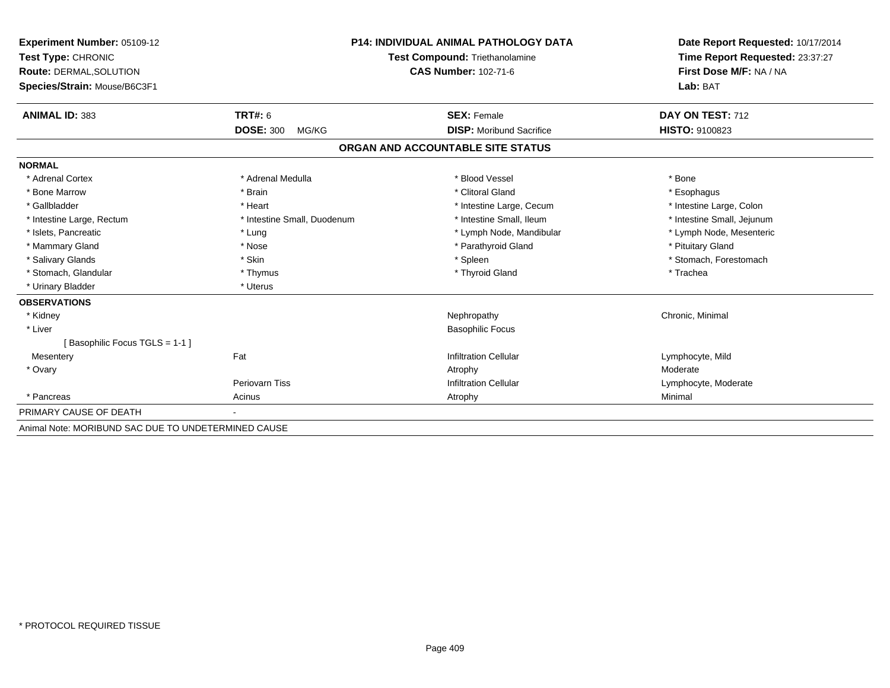**Experiment Number:** 05109-12
**Test Type:** CHRONIC
**Route:** DERMAL,SOLUTION
**Species/Strain:** Mouse/B6C3F1

**P14: INDIVIDUAL ANIMAL PATHOLOGY DATA**
**Test Compound:** Triethanolamine
**CAS Number:** 102-71-6

**Date Report Requested:** 10/17/2014
**Time Report Requested:** 23:37:27
**First Dose M/F:** NA / NA
**Lab:** BAT

| **ANIMAL ID:** 383 | **TRT#:** 6 | **SEX:** Female | **DAY ON TEST:** 712 |
|---|---|---|---|
| | **DOSE:** 300 MG/KG | **DISP:** Moribund Sacrifice | **HISTO:** 9100823 |

## ORGAN AND ACCOUNTABLE SITE STATUS

**NORMAL**

| | | | |
|---|---|---|---|
| * Adrenal Cortex | * Adrenal Medulla | * Blood Vessel | * Bone |
| * Bone Marrow | * Brain | * Clitoral Gland | * Esophagus |
| * Gallbladder | * Heart | * Intestine Large, Cecum | * Intestine Large, Colon |
| * Intestine Large, Rectum | * Intestine Small, Duodenum | * Intestine Small, Ileum | * Intestine Small, Jejunum |
| * Islets, Pancreatic | * Lung | * Lymph Node, Mandibular | * Lymph Node, Mesenteric |
| * Mammary Gland | * Nose | * Parathyroid Gland | * Pituitary Gland |
| * Salivary Glands | * Skin | * Spleen | * Stomach, Forestomach |
| * Stomach, Glandular | * Thymus | * Thyroid Gland | * Trachea |
| * Urinary Bladder | * Uterus | | |

**OBSERVATIONS**

| | | | |
|---|---|---|---|
| * Kidney | | Nephropathy | Chronic, Minimal |
| * Liver | | Basophilic Focus | |
| [ Basophilic Focus TGLS = 1-1 ] | | | |
| Mesentery | Fat | Infiltration Cellular | Lymphocyte, Mild |
| * Ovary | | Atrophy | Moderate |
| | Periovarn Tiss | Infiltration Cellular | Lymphocyte, Moderate |
| * Pancreas | Acinus | Atrophy | Minimal |

PRIMARY CAUSE OF DEATH -

Animal Note: MORIBUND SAC DUE TO UNDETERMINED CAUSE

\* PROTOCOL REQUIRED TISSUE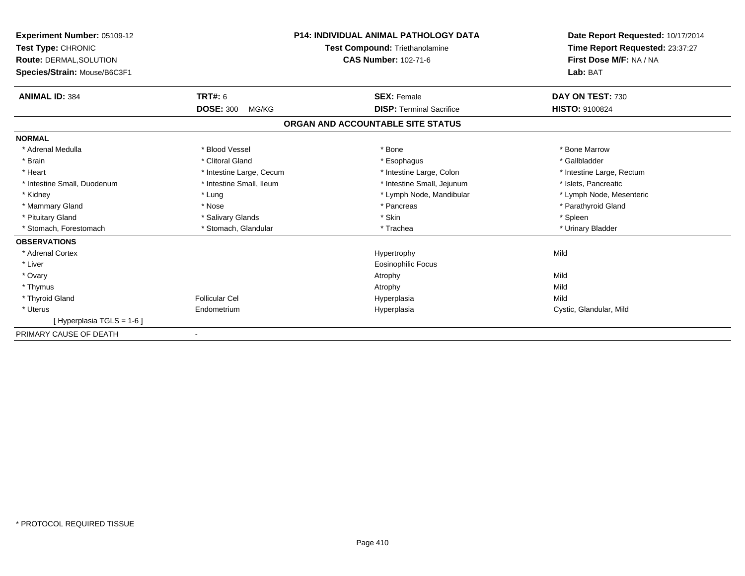**Experiment Number:** 05109-12
**Test Type:** CHRONIC
**Route:** DERMAL,SOLUTION
**Species/Strain:** Mouse/B6C3F1

**P14: INDIVIDUAL ANIMAL PATHOLOGY DATA**
**Test Compound:** Triethanolamine
**CAS Number:** 102-71-6

**Date Report Requested:** 10/17/2014
**Time Report Requested:** 23:37:27
**First Dose M/F:** NA / NA
**Lab:** BAT

| **ANIMAL ID:** 384 | **TRT#:** 6 | **SEX:** Female | **DAY ON TEST:** 730 |
|---|---|---|---|
| | **DOSE:** 300 MG/KG | **DISP:** Terminal Sacrifice | **HISTO:** 9100824 |

## ORGAN AND ACCOUNTABLE SITE STATUS

| | | | |
|---|---|---|---|
| **NORMAL** | | | |
| * Adrenal Medulla | * Blood Vessel | * Bone | * Bone Marrow |
| * Brain | * Clitoral Gland | * Esophagus | * Gallbladder |
| * Heart | * Intestine Large, Cecum | * Intestine Large, Colon | * Intestine Large, Rectum |
| * Intestine Small, Duodenum | * Intestine Small, Ileum | * Intestine Small, Jejunum | * Islets, Pancreatic |
| * Kidney | * Lung | * Lymph Node, Mandibular | * Lymph Node, Mesenteric |
| * Mammary Gland | * Nose | * Pancreas | * Parathyroid Gland |
| * Pituitary Gland | * Salivary Glands | * Skin | * Spleen |
| * Stomach, Forestomach | * Stomach, Glandular | * Trachea | * Urinary Bladder |
| **OBSERVATIONS** | | | |
| * Adrenal Cortex | | Hypertrophy | Mild |
| * Liver | | Eosinophilic Focus | |
| * Ovary | | Atrophy | Mild |
| * Thymus | | Atrophy | Mild |
| * Thyroid Gland | Follicular Cel | Hyperplasia | Mild |
| * Uterus | Endometrium | Hyperplasia | Cystic, Glandular, Mild |
| [ Hyperplasia TGLS = 1-6 ] | | | |
| PRIMARY CAUSE OF DEATH | - | | |

* PROTOCOL REQUIRED TISSUE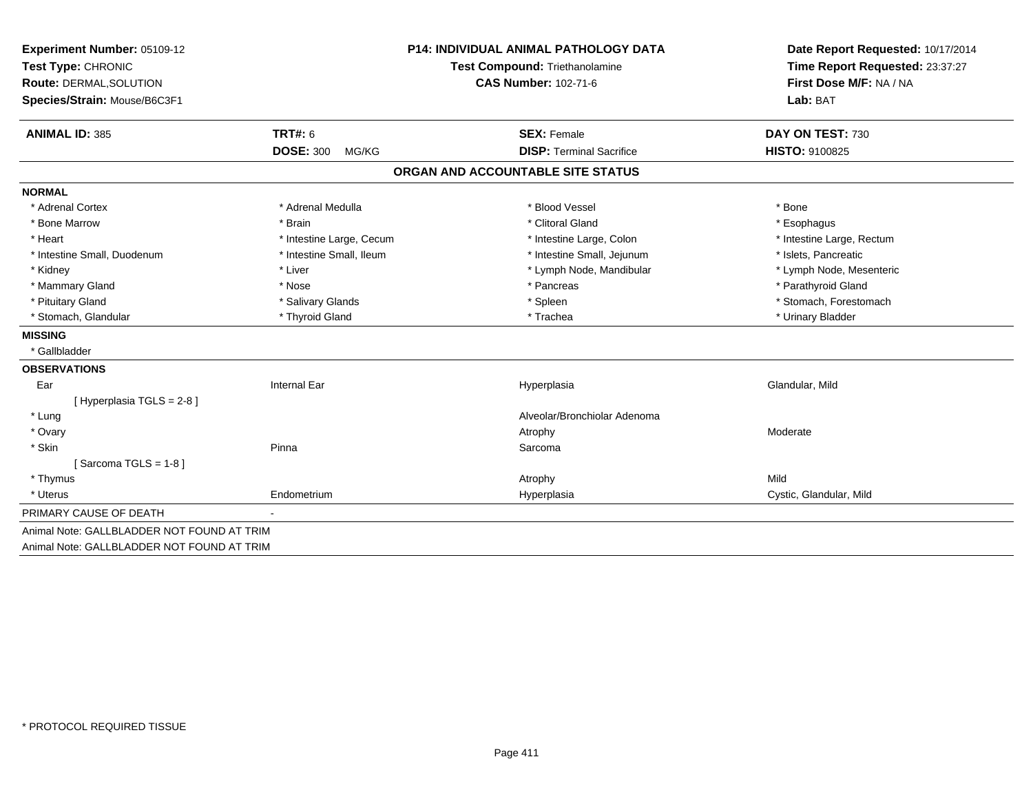**Experiment Number:** 05109-12
**Test Type:** CHRONIC
**Route:** DERMAL,SOLUTION
**Species/Strain:** Mouse/B6C3F1

**P14: INDIVIDUAL ANIMAL PATHOLOGY DATA**
**Test Compound:** Triethanolamine
**CAS Number:** 102-71-6

**Date Report Requested:** 10/17/2014
**Time Report Requested:** 23:37:27
**First Dose M/F:** NA / NA
**Lab:** BAT

| | | | |
|---|---|---|---|
| **ANIMAL ID:** 385 | **TRT#:** 6 | **SEX:** Female | **DAY ON TEST:** 730 |
| | **DOSE:** 300 MG/KG | **DISP:** Terminal Sacrifice | **HISTO:** 9100825 |

## ORGAN AND ACCOUNTABLE SITE STATUS

**NORMAL**

| | | | |
|---|---|---|---|
| * Adrenal Cortex | * Adrenal Medulla | * Blood Vessel | * Bone |
| * Bone Marrow | * Brain | * Clitoral Gland | * Esophagus |
| * Heart | * Intestine Large, Cecum | * Intestine Large, Colon | * Intestine Large, Rectum |
| * Intestine Small, Duodenum | * Intestine Small, Ileum | * Intestine Small, Jejunum | * Islets, Pancreatic |
| * Kidney | * Liver | * Lymph Node, Mandibular | * Lymph Node, Mesenteric |
| * Mammary Gland | * Nose | * Pancreas | * Parathyroid Gland |
| * Pituitary Gland | * Salivary Glands | * Spleen | * Stomach, Forestomach |
| * Stomach, Glandular | * Thyroid Gland | * Trachea | * Urinary Bladder |

**MISSING**

* Gallbladder

**OBSERVATIONS**

| | | | |
|---|---|---|---|
| Ear | Internal Ear | Hyperplasia | Glandular, Mild |
| [ Hyperplasia TGLS = 2-8 ] | | | |
| * Lung | | Alveolar/Bronchiolar Adenoma | |
| * Ovary | | Atrophy | Moderate |
| * Skin | Pinna | Sarcoma | |
| [ Sarcoma TGLS = 1-8 ] | | | |
| * Thymus | | Atrophy | Mild |
| * Uterus | Endometrium | Hyperplasia | Cystic, Glandular, Mild |

PRIMARY CAUSE OF DEATH -

Animal Note: GALLBLADDER NOT FOUND AT TRIM
Animal Note: GALLBLADDER NOT FOUND AT TRIM

* PROTOCOL REQUIRED TISSUE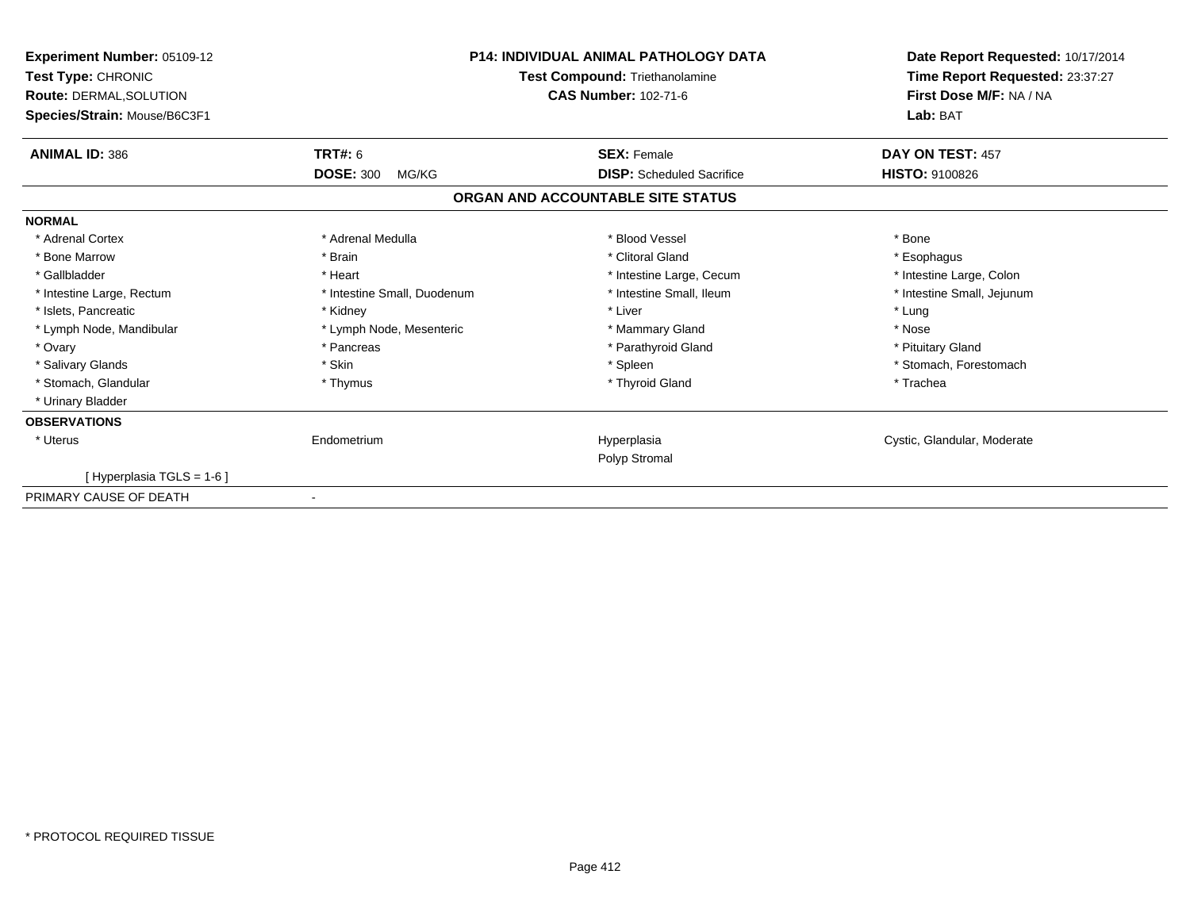**Experiment Number:** 05109-12
**Test Type:** CHRONIC
**Route:** DERMAL,SOLUTION
**Species/Strain:** Mouse/B6C3F1

**P14: INDIVIDUAL ANIMAL PATHOLOGY DATA**
**Test Compound:** Triethanolamine
**CAS Number:** 102-71-6

**Date Report Requested:** 10/17/2014
**Time Report Requested:** 23:37:27
**First Dose M/F:** NA / NA
**Lab:** BAT

| **ANIMAL ID:** 386 | **TRT#:** 6 | **SEX:** Female | **DAY ON TEST:** 457 |
|---|---|---|---|
| | **DOSE:** 300 MG/KG | **DISP:** Scheduled Sacrifice | **HISTO:** 9100826 |

## ORGAN AND ACCOUNTABLE SITE STATUS

| | | | |
|---|---|---|---|
| **NORMAL** | | | |
| * Adrenal Cortex | * Adrenal Medulla | * Blood Vessel | * Bone |
| * Bone Marrow | * Brain | * Clitoral Gland | * Esophagus |
| * Gallbladder | * Heart | * Intestine Large, Cecum | * Intestine Large, Colon |
| * Intestine Large, Rectum | * Intestine Small, Duodenum | * Intestine Small, Ileum | * Intestine Small, Jejunum |
| * Islets, Pancreatic | * Kidney | * Liver | * Lung |
| * Lymph Node, Mandibular | * Lymph Node, Mesenteric | * Mammary Gland | * Nose |
| * Ovary | * Pancreas | * Parathyroid Gland | * Pituitary Gland |
| * Salivary Glands | * Skin | * Spleen | * Stomach, Forestomach |
| * Stomach, Glandular | * Thymus | * Thyroid Gland | * Trachea |
| * Urinary Bladder | | | |
| **OBSERVATIONS** | | | |
| * Uterus | Endometrium | Hyperplasia | Cystic, Glandular, Moderate |
| | | Polyp Stromal | |
| [ Hyperplasia TGLS = 1-6 ] | | | |
| PRIMARY CAUSE OF DEATH | - | | |

* PROTOCOL REQUIRED TISSUE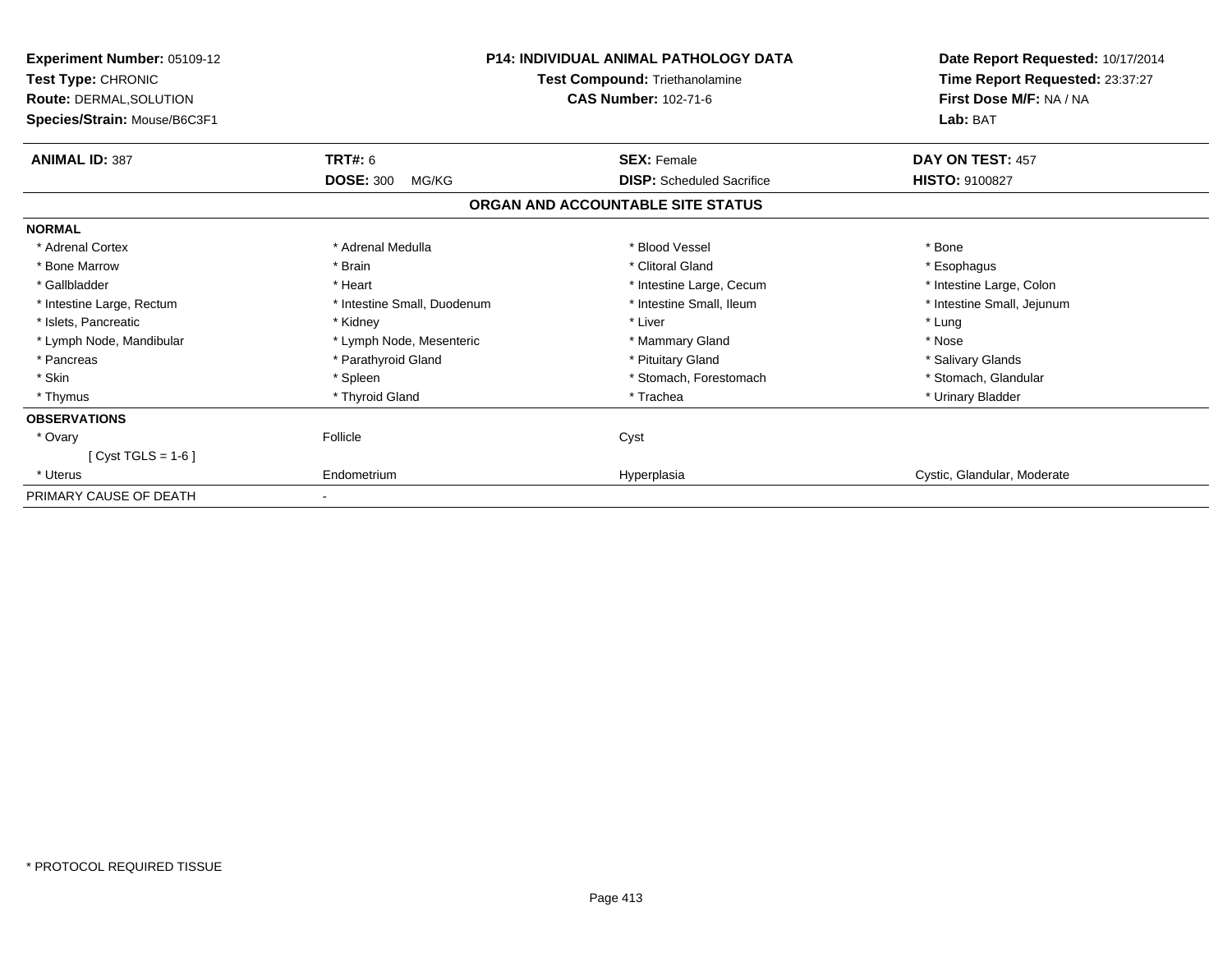**Experiment Number:** 05109-12
**Test Type:** CHRONIC
**Route:** DERMAL,SOLUTION
**Species/Strain:** Mouse/B6C3F1

**P14: INDIVIDUAL ANIMAL PATHOLOGY DATA**
**Test Compound:** Triethanolamine
**CAS Number:** 102-71-6

**Date Report Requested:** 10/17/2014
**Time Report Requested:** 23:37:27
**First Dose M/F:** NA / NA
**Lab:** BAT

| **ANIMAL ID:** 387 | **TRT#:** 6 | **SEX:** Female | **DAY ON TEST:** 457 |
|---|---|---|---|
| | **DOSE:** 300 MG/KG | **DISP:** Scheduled Sacrifice | **HISTO:** 9100827 |

## ORGAN AND ACCOUNTABLE SITE STATUS

| | | | |
|---|---|---|---|
| **NORMAL** | | | |
| * Adrenal Cortex | * Adrenal Medulla | * Blood Vessel | * Bone |
| * Bone Marrow | * Brain | * Clitoral Gland | * Esophagus |
| * Gallbladder | * Heart | * Intestine Large, Cecum | * Intestine Large, Colon |
| * Intestine Large, Rectum | * Intestine Small, Duodenum | * Intestine Small, Ileum | * Intestine Small, Jejunum |
| * Islets, Pancreatic | * Kidney | * Liver | * Lung |
| * Lymph Node, Mandibular | * Lymph Node, Mesenteric | * Mammary Gland | * Nose |
| * Pancreas | * Parathyroid Gland | * Pituitary Gland | * Salivary Glands |
| * Skin | * Spleen | * Stomach, Forestomach | * Stomach, Glandular |
| * Thymus | * Thyroid Gland | * Trachea | * Urinary Bladder |
| **OBSERVATIONS** | | | |
| * Ovary | Follicle | Cyst | |
| [ Cyst TGLS = 1-6 ] | | | |
| * Uterus | Endometrium | Hyperplasia | Cystic, Glandular, Moderate |
| PRIMARY CAUSE OF DEATH | - | | |

* PROTOCOL REQUIRED TISSUE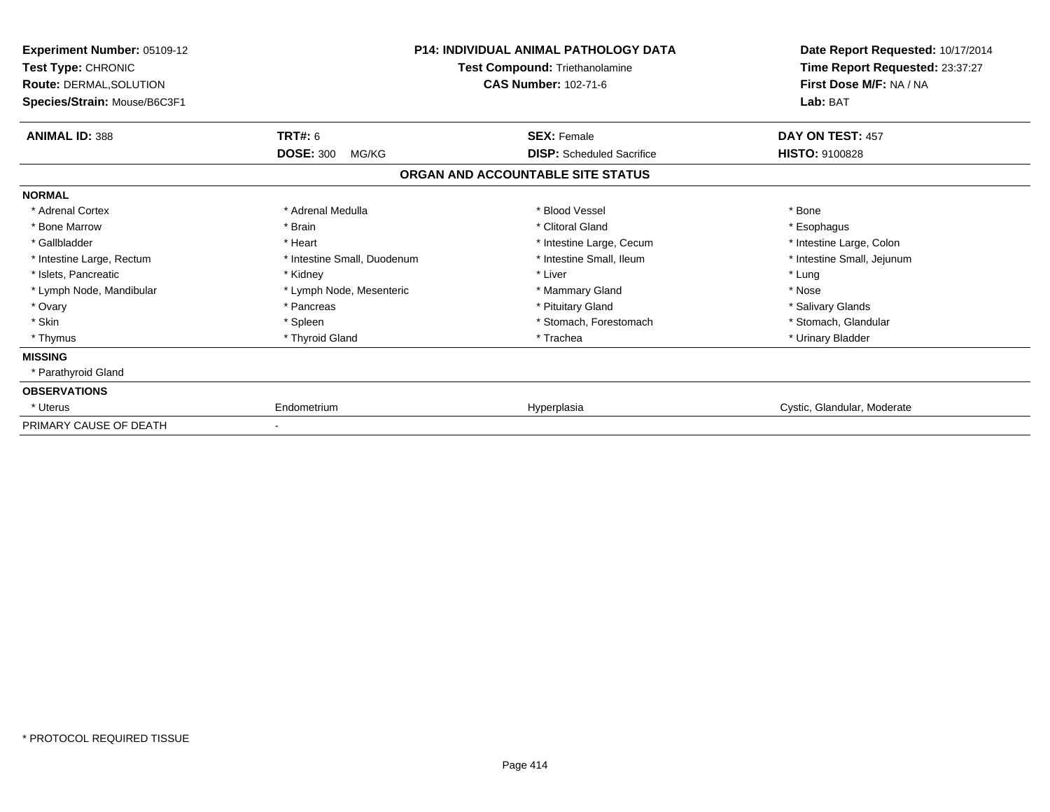**Experiment Number:** 05109-12
**Test Type:** CHRONIC
**Route:** DERMAL,SOLUTION
**Species/Strain:** Mouse/B6C3F1

**P14: INDIVIDUAL ANIMAL PATHOLOGY DATA**
**Test Compound:** Triethanolamine
**CAS Number:** 102-71-6

**Date Report Requested:** 10/17/2014
**Time Report Requested:** 23:37:27
**First Dose M/F:** NA / NA
**Lab:** BAT

| **ANIMAL ID:** 388 | **TRT#:** 6 | **SEX:** Female | **DAY ON TEST:** 457 |
|---|---|---|---|
| | **DOSE:** 300 MG/KG | **DISP:** Scheduled Sacrifice | **HISTO:** 9100828 |

## ORGAN AND ACCOUNTABLE SITE STATUS

| | | | |
|---|---|---|---|
| **NORMAL** | | | |
| * Adrenal Cortex | * Adrenal Medulla | * Blood Vessel | * Bone |
| * Bone Marrow | * Brain | * Clitoral Gland | * Esophagus |
| * Gallbladder | * Heart | * Intestine Large, Cecum | * Intestine Large, Colon |
| * Intestine Large, Rectum | * Intestine Small, Duodenum | * Intestine Small, Ileum | * Intestine Small, Jejunum |
| * Islets, Pancreatic | * Kidney | * Liver | * Lung |
| * Lymph Node, Mandibular | * Lymph Node, Mesenteric | * Mammary Gland | * Nose |
| * Ovary | * Pancreas | * Pituitary Gland | * Salivary Glands |
| * Skin | * Spleen | * Stomach, Forestomach | * Stomach, Glandular |
| * Thymus | * Thyroid Gland | * Trachea | * Urinary Bladder |
| **MISSING** | | | |
| * Parathyroid Gland | | | |
| **OBSERVATIONS** | | | |
| * Uterus | Endometrium | Hyperplasia | Cystic, Glandular, Moderate |
| PRIMARY CAUSE OF DEATH | - | | |

* PROTOCOL REQUIRED TISSUE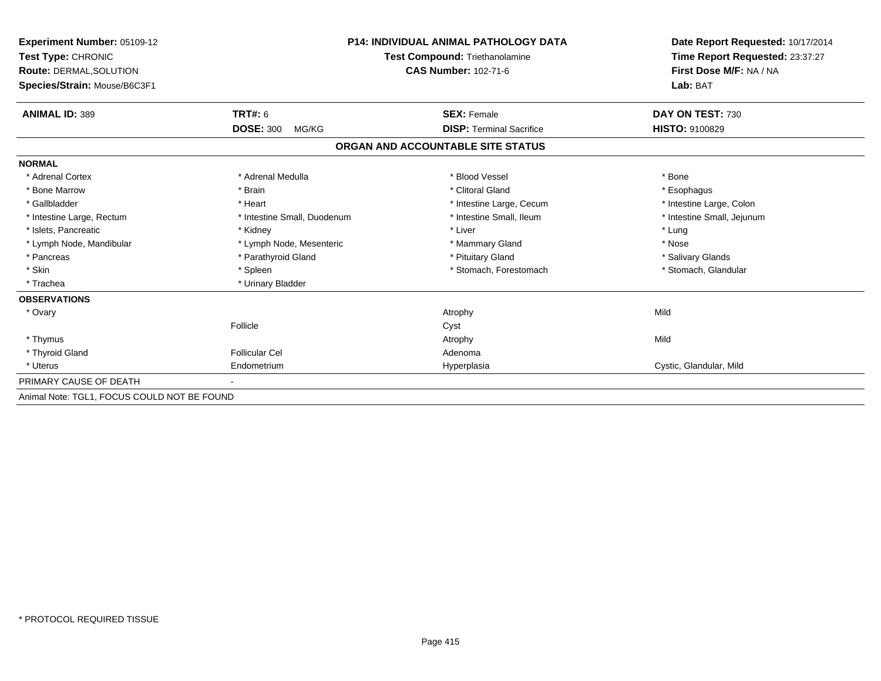**Experiment Number:** 05109-12
**Test Type:** CHRONIC
**Route:** DERMAL,SOLUTION
**Species/Strain:** Mouse/B6C3F1

**P14: INDIVIDUAL ANIMAL PATHOLOGY DATA**
**Test Compound:** Triethanolamine
**CAS Number:** 102-71-6

**Date Report Requested:** 10/17/2014
**Time Report Requested:** 23:37:27
**First Dose M/F:** NA / NA
**Lab:** BAT

| **ANIMAL ID:** 389 | **TRT#:** 6 | **SEX:** Female | **DAY ON TEST:** 730 |
|---|---|---|---|
| | **DOSE:** 300 MG/KG | **DISP:** Terminal Sacrifice | **HISTO:** 9100829 |

## ORGAN AND ACCOUNTABLE SITE STATUS

| | | | |
|---|---|---|---|
| **NORMAL** | | | |
| * Adrenal Cortex | * Adrenal Medulla | * Blood Vessel | * Bone |
| * Bone Marrow | * Brain | * Clitoral Gland | * Esophagus |
| * Gallbladder | * Heart | * Intestine Large, Cecum | * Intestine Large, Colon |
| * Intestine Large, Rectum | * Intestine Small, Duodenum | * Intestine Small, Ileum | * Intestine Small, Jejunum |
| * Islets, Pancreatic | * Kidney | * Liver | * Lung |
| * Lymph Node, Mandibular | * Lymph Node, Mesenteric | * Mammary Gland | * Nose |
| * Pancreas | * Parathyroid Gland | * Pituitary Gland | * Salivary Glands |
| * Skin | * Spleen | * Stomach, Forestomach | * Stomach, Glandular |
| * Trachea | * Urinary Bladder | | |
| **OBSERVATIONS** | | | |
| * Ovary | | Atrophy | Mild |
| | Follicle | Cyst | |
| * Thymus | | Atrophy | Mild |
| * Thyroid Gland | Follicular Cel | Adenoma | |
| * Uterus | Endometrium | Hyperplasia | Cystic, Glandular, Mild |
| PRIMARY CAUSE OF DEATH | - | | |
| Animal Note: TGL1, FOCUS COULD NOT BE FOUND | | | |

* PROTOCOL REQUIRED TISSUE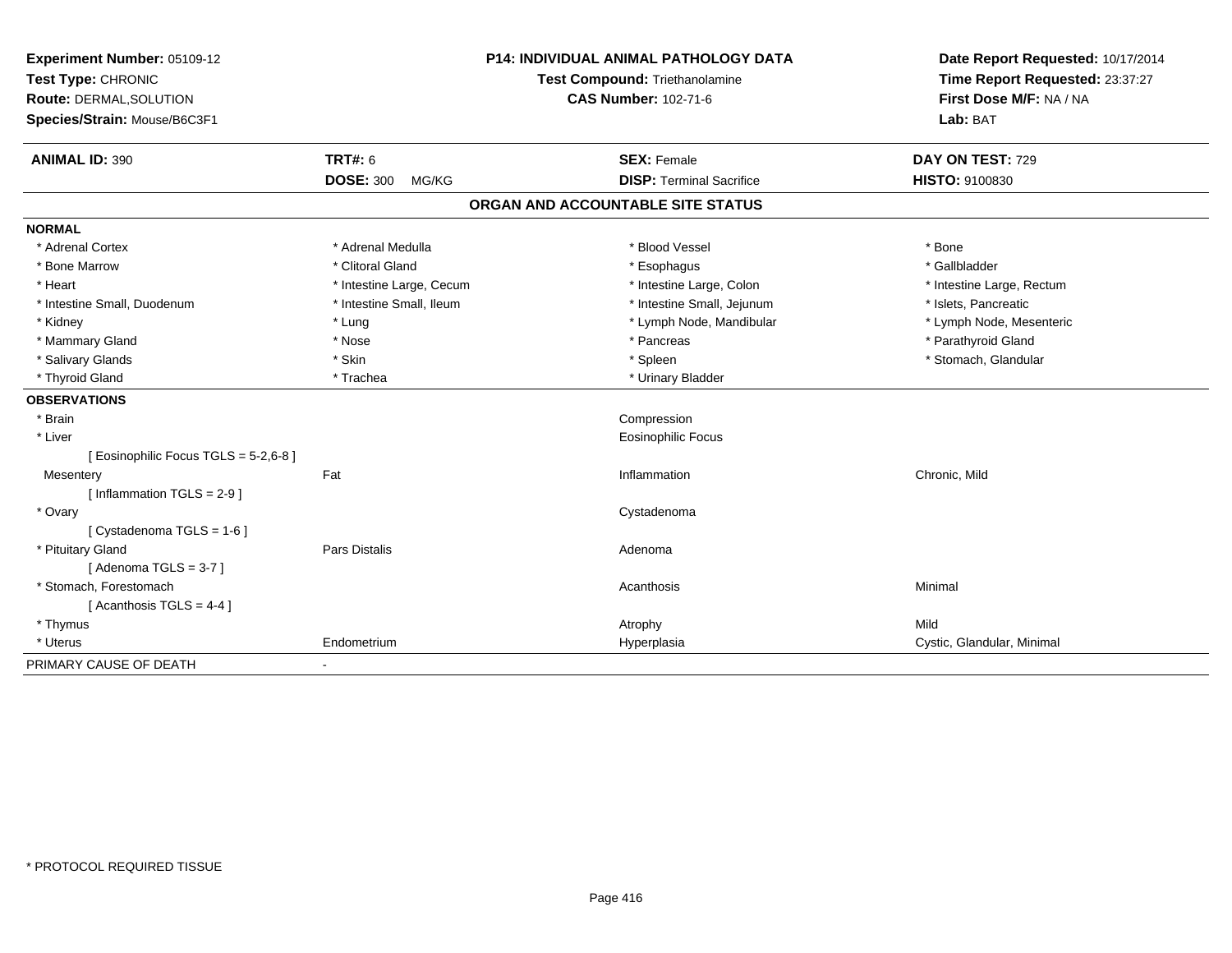**Experiment Number:** 05109-12
**Test Type:** CHRONIC
**Route:** DERMAL,SOLUTION
**Species/Strain:** Mouse/B6C3F1

**P14: INDIVIDUAL ANIMAL PATHOLOGY DATA**
**Test Compound:** Triethanolamine
**CAS Number:** 102-71-6

**Date Report Requested:** 10/17/2014
**Time Report Requested:** 23:37:27
**First Dose M/F:** NA / NA
**Lab:** BAT

| **ANIMAL ID:** 390 | **TRT#:** 6 | **SEX:** Female | **DAY ON TEST:** 729 |
|---|---|---|---|
| | **DOSE:** 300 MG/KG | **DISP:** Terminal Sacrifice | **HISTO:** 9100830 |

## ORGAN AND ACCOUNTABLE SITE STATUS

| | | | |
|---|---|---|---|
| **NORMAL** | | | |
| * Adrenal Cortex | * Adrenal Medulla | * Blood Vessel | * Bone |
| * Bone Marrow | * Clitoral Gland | * Esophagus | * Gallbladder |
| * Heart | * Intestine Large, Cecum | * Intestine Large, Colon | * Intestine Large, Rectum |
| * Intestine Small, Duodenum | * Intestine Small, Ileum | * Intestine Small, Jejunum | * Islets, Pancreatic |
| * Kidney | * Lung | * Lymph Node, Mandibular | * Lymph Node, Mesenteric |
| * Mammary Gland | * Nose | * Pancreas | * Parathyroid Gland |
| * Salivary Glands | * Skin | * Spleen | * Stomach, Glandular |
| * Thyroid Gland | * Trachea | * Urinary Bladder | |
| **OBSERVATIONS** | | | |
| * Brain | | Compression | |
| * Liver | | Eosinophilic Focus | |
| [ Eosinophilic Focus TGLS = 5-2,6-8 ] | | | |
| Mesentery | Fat | Inflammation | Chronic, Mild |
| [ Inflammation TGLS = 2-9 ] | | | |
| * Ovary | | Cystadenoma | |
| [ Cystadenoma TGLS = 1-6 ] | | | |
| * Pituitary Gland | Pars Distalis | Adenoma | |
| [ Adenoma TGLS = 3-7 ] | | | |
| * Stomach, Forestomach | | Acanthosis | Minimal |
| [ Acanthosis TGLS = 4-4 ] | | | |
| * Thymus | | Atrophy | Mild |
| * Uterus | Endometrium | Hyperplasia | Cystic, Glandular, Minimal |
| PRIMARY CAUSE OF DEATH | - | | |

* PROTOCOL REQUIRED TISSUE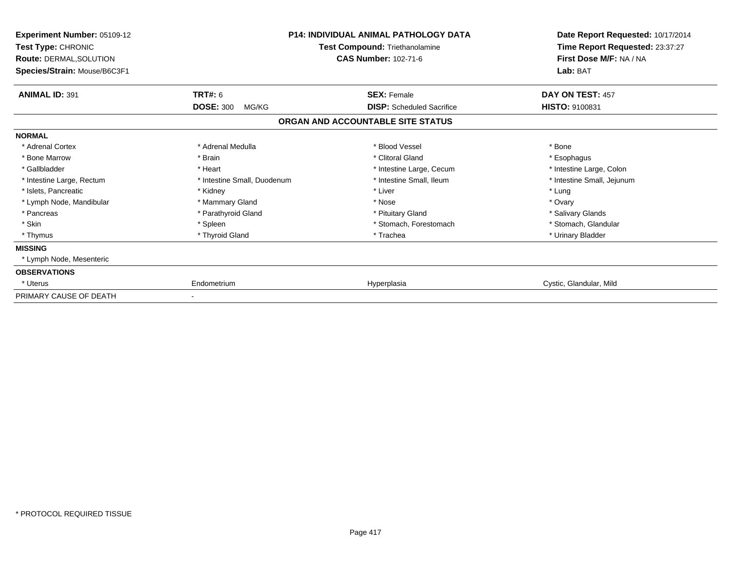**Experiment Number:** 05109-12
**Test Type:** CHRONIC
**Route:** DERMAL,SOLUTION
**Species/Strain:** Mouse/B6C3F1

**P14: INDIVIDUAL ANIMAL PATHOLOGY DATA**
**Test Compound:** Triethanolamine
**CAS Number:** 102-71-6

**Date Report Requested:** 10/17/2014
**Time Report Requested:** 23:37:27
**First Dose M/F:** NA / NA
**Lab:** BAT

| **ANIMAL ID:** 391 | **TRT#:** 6 | **SEX:** Female | **DAY ON TEST:** 457 |
|---|---|---|---|
| | **DOSE:** 300 MG/KG | **DISP:** Scheduled Sacrifice | **HISTO:** 9100831 |

**ORGAN AND ACCOUNTABLE SITE STATUS**

| | | | |
|---|---|---|---|
| **NORMAL** | | | |
| * Adrenal Cortex | * Adrenal Medulla | * Blood Vessel | * Bone |
| * Bone Marrow | * Brain | * Clitoral Gland | * Esophagus |
| * Gallbladder | * Heart | * Intestine Large, Cecum | * Intestine Large, Colon |
| * Intestine Large, Rectum | * Intestine Small, Duodenum | * Intestine Small, Ileum | * Intestine Small, Jejunum |
| * Islets, Pancreatic | * Kidney | * Liver | * Lung |
| * Lymph Node, Mandibular | * Mammary Gland | * Nose | * Ovary |
| * Pancreas | * Parathyroid Gland | * Pituitary Gland | * Salivary Glands |
| * Skin | * Spleen | * Stomach, Forestomach | * Stomach, Glandular |
| * Thymus | * Thyroid Gland | * Trachea | * Urinary Bladder |
| **MISSING** | | | |
| * Lymph Node, Mesenteric | | | |
| **OBSERVATIONS** | | | |
| * Uterus | Endometrium | Hyperplasia | Cystic, Glandular, Mild |
| PRIMARY CAUSE OF DEATH | - | | |

* PROTOCOL REQUIRED TISSUE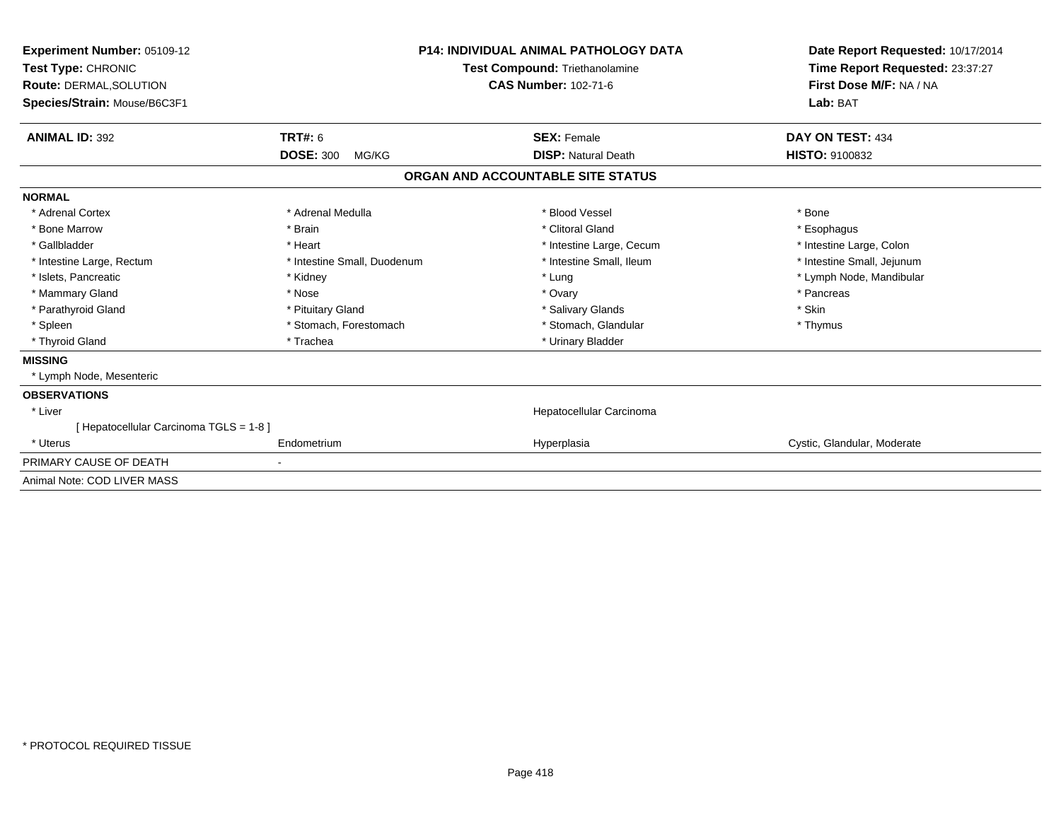**Experiment Number:** 05109-12
**Test Type:** CHRONIC
**Route:** DERMAL,SOLUTION
**Species/Strain:** Mouse/B6C3F1

**P14: INDIVIDUAL ANIMAL PATHOLOGY DATA**
**Test Compound:** Triethanolamine
**CAS Number:** 102-71-6

**Date Report Requested:** 10/17/2014
**Time Report Requested:** 23:37:27
**First Dose M/F:** NA / NA
**Lab:** BAT

| | | | |
|---|---|---|---|
| **ANIMAL ID:** 392 | **TRT#:** 6 | **SEX:** Female | **DAY ON TEST:** 434 |
| | **DOSE:** 300 MG/KG | **DISP:** Natural Death | **HISTO:** 9100832 |

## ORGAN AND ACCOUNTABLE SITE STATUS

**NORMAL**

| | | | |
|---|---|---|---|
| * Adrenal Cortex | * Adrenal Medulla | * Blood Vessel | * Bone |
| * Bone Marrow | * Brain | * Clitoral Gland | * Esophagus |
| * Gallbladder | * Heart | * Intestine Large, Cecum | * Intestine Large, Colon |
| * Intestine Large, Rectum | * Intestine Small, Duodenum | * Intestine Small, Ileum | * Intestine Small, Jejunum |
| * Islets, Pancreatic | * Kidney | * Lung | * Lymph Node, Mandibular |
| * Mammary Gland | * Nose | * Ovary | * Pancreas |
| * Parathyroid Gland | * Pituitary Gland | * Salivary Glands | * Skin |
| * Spleen | * Stomach, Forestomach | * Stomach, Glandular | * Thymus |
| * Thyroid Gland | * Trachea | * Urinary Bladder | |

**MISSING**

* Lymph Node, Mesenteric

**OBSERVATIONS**

| | | | |
|---|---|---|---|
| * Liver | | Hepatocellular Carcinoma | |
| [ Hepatocellular Carcinoma TGLS = 1-8 ] | | | |
| * Uterus | Endometrium | Hyperplasia | Cystic, Glandular, Moderate |

PRIMARY CAUSE OF DEATH -

Animal Note: COD LIVER MASS

\* PROTOCOL REQUIRED TISSUE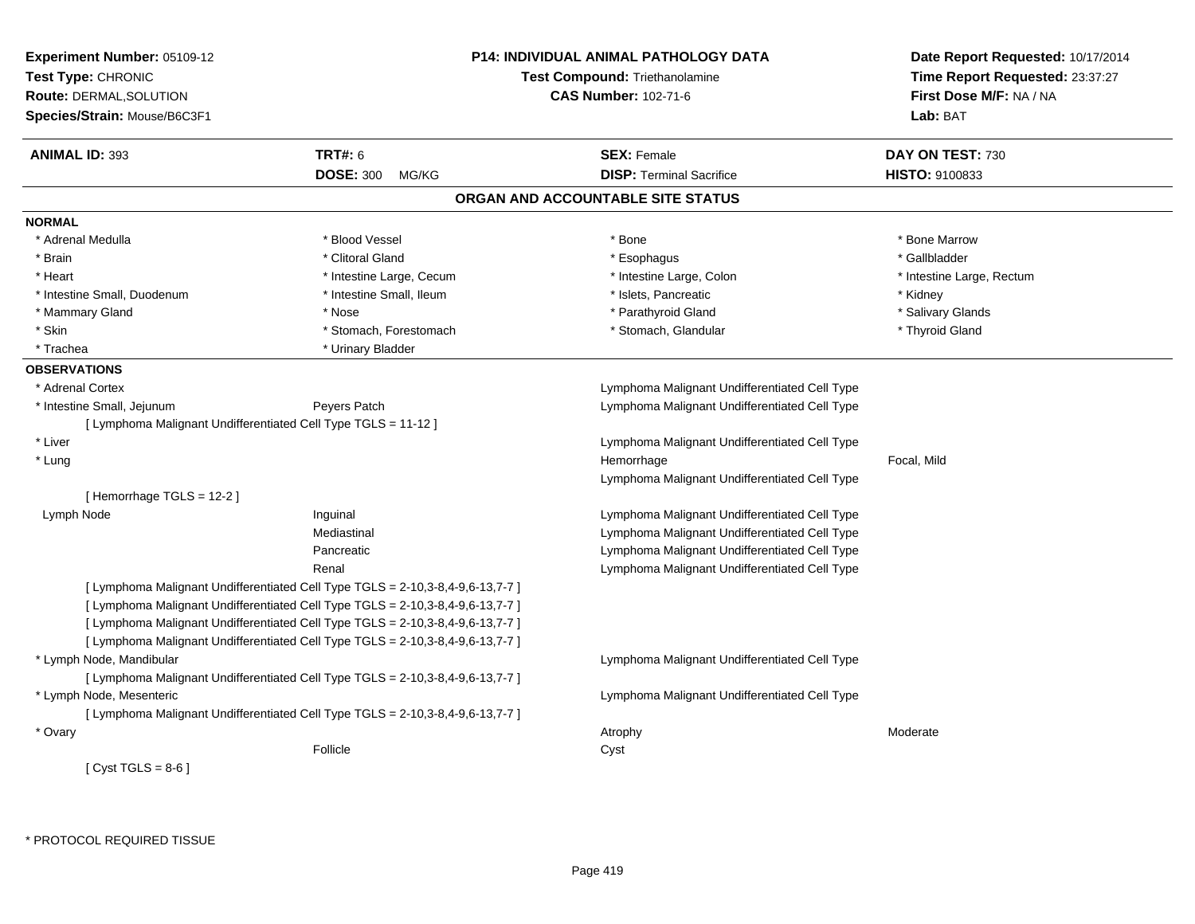**Experiment Number:** 05109-12
**Test Type:** CHRONIC
**Route:** DERMAL,SOLUTION
**Species/Strain:** Mouse/B6C3F1

**P14: INDIVIDUAL ANIMAL PATHOLOGY DATA**
**Test Compound:** Triethanolamine
**CAS Number:** 102-71-6

**Date Report Requested:** 10/17/2014
**Time Report Requested:** 23:37:27
**First Dose M/F:** NA / NA
**Lab:** BAT

| **ANIMAL ID:** 393 | **TRT#:** 6 | **SEX:** Female | **DAY ON TEST:** 730 |
|---|---|---|---|
| | **DOSE:** 300 MG/KG | **DISP:** Terminal Sacrifice | **HISTO:** 9100833 |

## ORGAN AND ACCOUNTABLE SITE STATUS

**NORMAL**

| | | | |
|---|---|---|---|
| * Adrenal Medulla | * Blood Vessel | * Bone | * Bone Marrow |
| * Brain | * Clitoral Gland | * Esophagus | * Gallbladder |
| * Heart | * Intestine Large, Cecum | * Intestine Large, Colon | * Intestine Large, Rectum |
| * Intestine Small, Duodenum | * Intestine Small, Ileum | * Islets, Pancreatic | * Kidney |
| * Mammary Gland | * Nose | * Parathyroid Gland | * Salivary Glands |
| * Skin | * Stomach, Forestomach | * Stomach, Glandular | * Thyroid Gland |
| * Trachea | * Urinary Bladder | | |

**OBSERVATIONS**

| | | | |
|---|---|---|---|
| * Adrenal Cortex | | Lymphoma Malignant Undifferentiated Cell Type | |
| * Intestine Small, Jejunum | Peyers Patch | Lymphoma Malignant Undifferentiated Cell Type | |
| [ Lymphoma Malignant Undifferentiated Cell Type TGLS = 11-12 ] | | | |
| * Liver | | Lymphoma Malignant Undifferentiated Cell Type | |
| * Lung | | Hemorrhage | Focal, Mild |
| | | Lymphoma Malignant Undifferentiated Cell Type | |
| [ Hemorrhage TGLS = 12-2 ] | | | |
| Lymph Node | Inguinal | Lymphoma Malignant Undifferentiated Cell Type | |
| | Mediastinal | Lymphoma Malignant Undifferentiated Cell Type | |
| | Pancreatic | Lymphoma Malignant Undifferentiated Cell Type | |
| | Renal | Lymphoma Malignant Undifferentiated Cell Type | |
| [ Lymphoma Malignant Undifferentiated Cell Type TGLS = 2-10,3-8,4-9,6-13,7-7 ] | | | |
| [ Lymphoma Malignant Undifferentiated Cell Type TGLS = 2-10,3-8,4-9,6-13,7-7 ] | | | |
| [ Lymphoma Malignant Undifferentiated Cell Type TGLS = 2-10,3-8,4-9,6-13,7-7 ] | | | |
| [ Lymphoma Malignant Undifferentiated Cell Type TGLS = 2-10,3-8,4-9,6-13,7-7 ] | | | |
| * Lymph Node, Mandibular | | Lymphoma Malignant Undifferentiated Cell Type | |
| [ Lymphoma Malignant Undifferentiated Cell Type TGLS = 2-10,3-8,4-9,6-13,7-7 ] | | | |
| * Lymph Node, Mesenteric | | Lymphoma Malignant Undifferentiated Cell Type | |
| [ Lymphoma Malignant Undifferentiated Cell Type TGLS = 2-10,3-8,4-9,6-13,7-7 ] | | | |
| * Ovary | | Atrophy | Moderate |
| | Follicle | Cyst | |
| [ Cyst TGLS = 8-6 ] | | | |

\* PROTOCOL REQUIRED TISSUE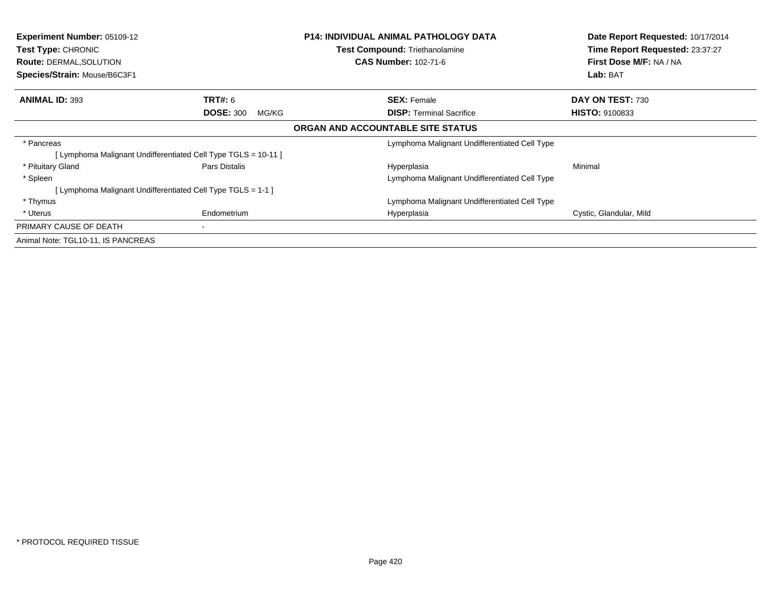**Experiment Number:** 05109-12
**Test Type:** CHRONIC
**Route:** DERMAL,SOLUTION
**Species/Strain:** Mouse/B6C3F1

**P14: INDIVIDUAL ANIMAL PATHOLOGY DATA**
**Test Compound:** Triethanolamine
**CAS Number:** 102-71-6

**Date Report Requested:** 10/17/2014
**Time Report Requested:** 23:37:27
**First Dose M/F:** NA / NA
**Lab:** BAT

| | | | |
|---|---|---|---|
| **ANIMAL ID:** 393 | **TRT#:** 6 | **SEX:** Female | **DAY ON TEST:** 730 |
| | **DOSE:** 300 MG/KG | **DISP:** Terminal Sacrifice | **HISTO:** 9100833 |

**ORGAN AND ACCOUNTABLE SITE STATUS**

| | | | |
|---|---|---|---|
| * Pancreas | | Lymphoma Malignant Undifferentiated Cell Type | |
| [ Lymphoma Malignant Undifferentiated Cell Type TGLS = 10-11 ] | | | |
| * Pituitary Gland | Pars Distalis | Hyperplasia | Minimal |
| * Spleen | | Lymphoma Malignant Undifferentiated Cell Type | |
| [ Lymphoma Malignant Undifferentiated Cell Type TGLS = 1-1 ] | | | |
| * Thymus | | Lymphoma Malignant Undifferentiated Cell Type | |
| * Uterus | Endometrium | Hyperplasia | Cystic, Glandular, Mild |
| PRIMARY CAUSE OF DEATH | - | | |
| Animal Note: TGL10-11, IS PANCREAS | | | |

* PROTOCOL REQUIRED TISSUE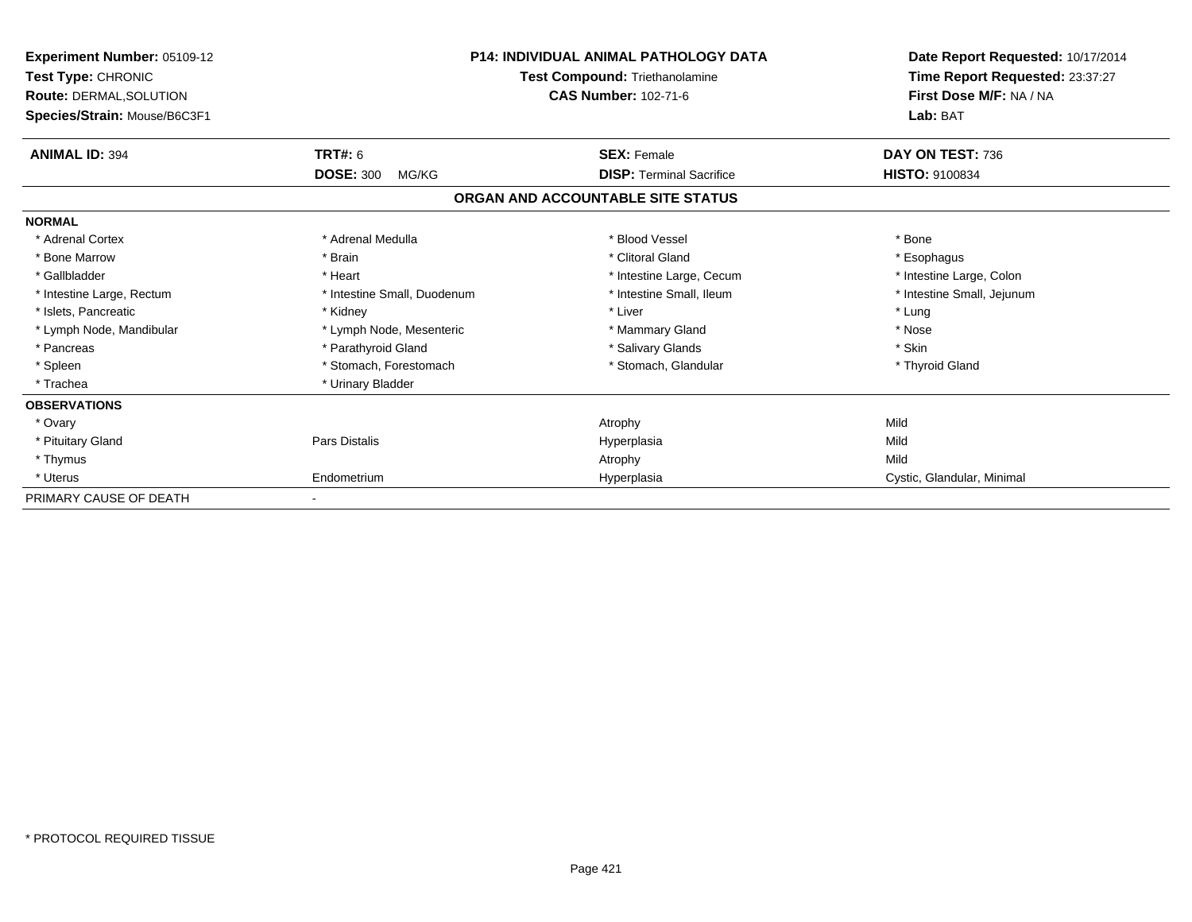**Experiment Number:** 05109-12
**Test Type:** CHRONIC
**Route:** DERMAL,SOLUTION
**Species/Strain:** Mouse/B6C3F1

**P14: INDIVIDUAL ANIMAL PATHOLOGY DATA**
**Test Compound:** Triethanolamine
**CAS Number:** 102-71-6

**Date Report Requested:** 10/17/2014
**Time Report Requested:** 23:37:27
**First Dose M/F:** NA / NA
**Lab:** BAT

| **ANIMAL ID:** 394 | **TRT#:** 6 | **SEX:** Female | **DAY ON TEST:** 736 |
|---|---|---|---|
| | **DOSE:** 300 MG/KG | **DISP:** Terminal Sacrifice | **HISTO:** 9100834 |

## ORGAN AND ACCOUNTABLE SITE STATUS

| | | | |
|---|---|---|---|
| **NORMAL** | | | |
| * Adrenal Cortex | * Adrenal Medulla | * Blood Vessel | * Bone |
| * Bone Marrow | * Brain | * Clitoral Gland | * Esophagus |
| * Gallbladder | * Heart | * Intestine Large, Cecum | * Intestine Large, Colon |
| * Intestine Large, Rectum | * Intestine Small, Duodenum | * Intestine Small, Ileum | * Intestine Small, Jejunum |
| * Islets, Pancreatic | * Kidney | * Liver | * Lung |
| * Lymph Node, Mandibular | * Lymph Node, Mesenteric | * Mammary Gland | * Nose |
| * Pancreas | * Parathyroid Gland | * Salivary Glands | * Skin |
| * Spleen | * Stomach, Forestomach | * Stomach, Glandular | * Thyroid Gland |
| * Trachea | * Urinary Bladder | | |
| **OBSERVATIONS** | | | |
| * Ovary | | Atrophy | Mild |
| * Pituitary Gland | Pars Distalis | Hyperplasia | Mild |
| * Thymus | | Atrophy | Mild |
| * Uterus | Endometrium | Hyperplasia | Cystic, Glandular, Minimal |
| PRIMARY CAUSE OF DEATH | - | | |

\* PROTOCOL REQUIRED TISSUE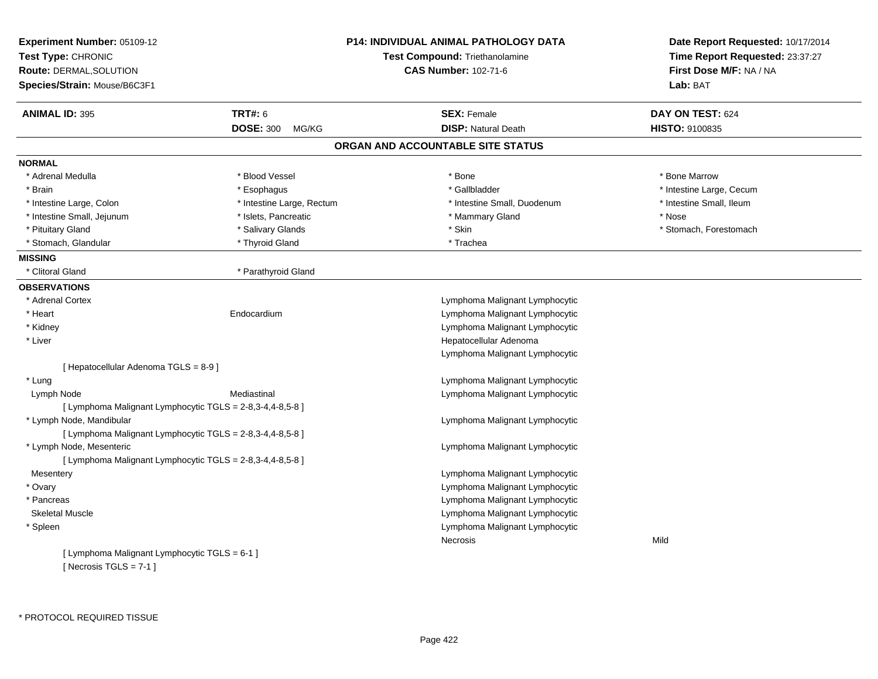**Experiment Number:** 05109-12
**Test Type:** CHRONIC
**Route:** DERMAL,SOLUTION
**Species/Strain:** Mouse/B6C3F1

**P14: INDIVIDUAL ANIMAL PATHOLOGY DATA**
**Test Compound:** Triethanolamine
**CAS Number:** 102-71-6

**Date Report Requested:** 10/17/2014
**Time Report Requested:** 23:37:27
**First Dose M/F:** NA / NA
**Lab:** BAT

| **ANIMAL ID:** 395 | **TRT#:** 6 | **SEX:** Female | **DAY ON TEST:** 624 |
|---|---|---|---|
| | **DOSE:** 300 MG/KG | **DISP:** Natural Death | **HISTO:** 9100835 |

## ORGAN AND ACCOUNTABLE SITE STATUS

**NORMAL**

| | | | |
|---|---|---|---|
| * Adrenal Medulla | * Blood Vessel | * Bone | * Bone Marrow |
| * Brain | * Esophagus | * Gallbladder | * Intestine Large, Cecum |
| * Intestine Large, Colon | * Intestine Large, Rectum | * Intestine Small, Duodenum | * Intestine Small, Ileum |
| * Intestine Small, Jejunum | * Islets, Pancreatic | * Mammary Gland | * Nose |
| * Pituitary Gland | * Salivary Glands | * Skin | * Stomach, Forestomach |
| * Stomach, Glandular | * Thyroid Gland | * Trachea | |

**MISSING**

| | |
|---|---|
| * Clitoral Gland | * Parathyroid Gland |

**OBSERVATIONS**

| | | | |
|---|---|---|---|
| * Adrenal Cortex | | Lymphoma Malignant Lymphocytic | |
| * Heart | Endocardium | Lymphoma Malignant Lymphocytic | |
| * Kidney | | Lymphoma Malignant Lymphocytic | |
| * Liver | | Hepatocellular Adenoma | |
| | | Lymphoma Malignant Lymphocytic | |
| [ Hepatocellular Adenoma TGLS = 8-9 ] | | | |
| * Lung | | Lymphoma Malignant Lymphocytic | |
| Lymph Node | Mediastinal | Lymphoma Malignant Lymphocytic | |
| [ Lymphoma Malignant Lymphocytic TGLS = 2-8,3-4,4-8,5-8 ] | | | |
| * Lymph Node, Mandibular | | Lymphoma Malignant Lymphocytic | |
| [ Lymphoma Malignant Lymphocytic TGLS = 2-8,3-4,4-8,5-8 ] | | | |
| * Lymph Node, Mesenteric | | Lymphoma Malignant Lymphocytic | |
| [ Lymphoma Malignant Lymphocytic TGLS = 2-8,3-4,4-8,5-8 ] | | | |
| Mesentery | | Lymphoma Malignant Lymphocytic | |
| * Ovary | | Lymphoma Malignant Lymphocytic | |
| * Pancreas | | Lymphoma Malignant Lymphocytic | |
| Skeletal Muscle | | Lymphoma Malignant Lymphocytic | |
| * Spleen | | Lymphoma Malignant Lymphocytic | |
| | | Necrosis | Mild |
| [ Lymphoma Malignant Lymphocytic TGLS = 6-1 ] | | | |
| [ Necrosis TGLS = 7-1 ] | | | |

* PROTOCOL REQUIRED TISSUE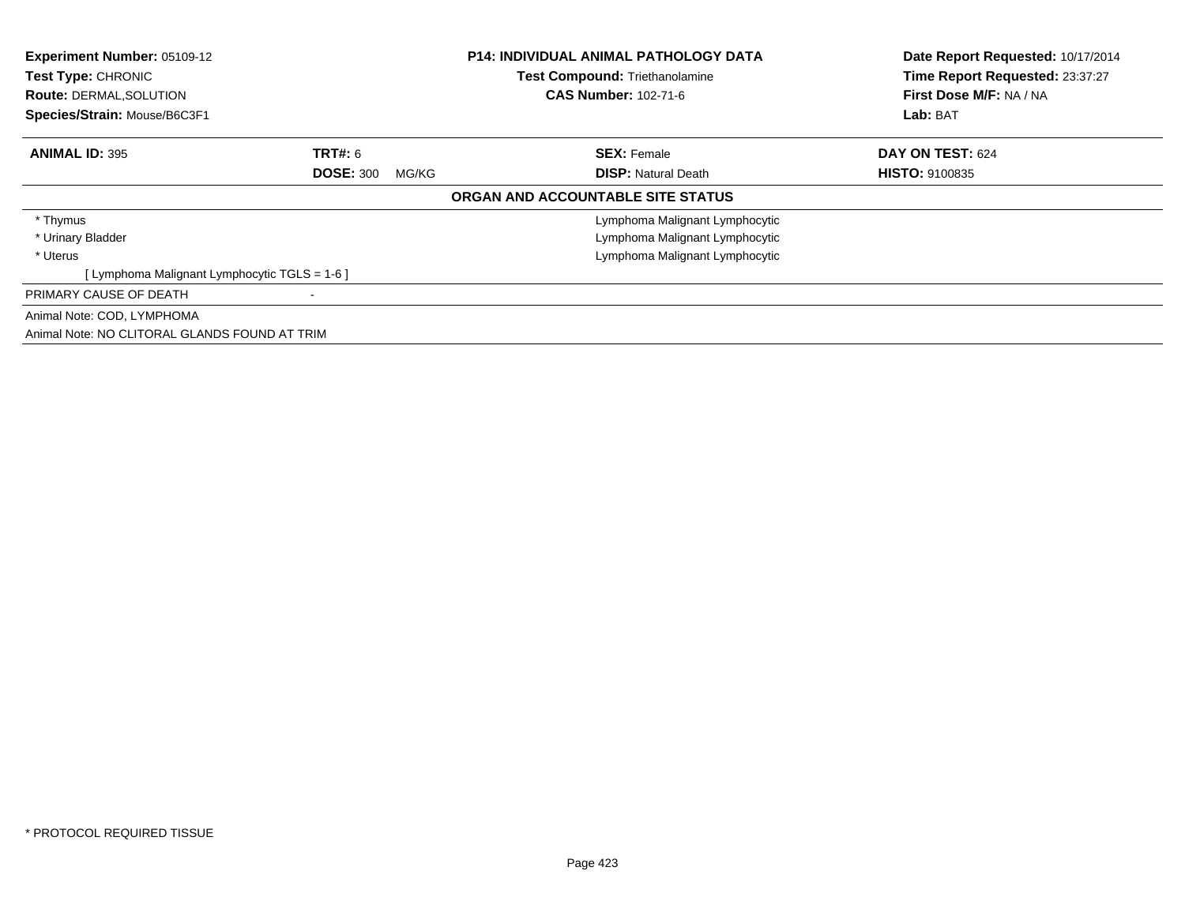**Experiment Number:** 05109-12
**Test Type:** CHRONIC
**Route:** DERMAL,SOLUTION
**Species/Strain:** Mouse/B6C3F1

**P14: INDIVIDUAL ANIMAL PATHOLOGY DATA**
**Test Compound:** Triethanolamine
**CAS Number:** 102-71-6

**Date Report Requested:** 10/17/2014
**Time Report Requested:** 23:37:27
**First Dose M/F:** NA / NA
**Lab:** BAT

| | | | |
|---|---|---|---|
| **ANIMAL ID:** 395 | **TRT#:** 6 | **SEX:** Female | **DAY ON TEST:** 624 |
| | **DOSE:** 300 MG/KG | **DISP:** Natural Death | **HISTO:** 9100835 |

**ORGAN AND ACCOUNTABLE SITE STATUS**

| | |
|---|---|
| * Thymus | Lymphoma Malignant Lymphocytic |
| * Urinary Bladder | Lymphoma Malignant Lymphocytic |
| * Uterus | Lymphoma Malignant Lymphocytic |
| [ Lymphoma Malignant Lymphocytic TGLS = 1-6 ] | |

PRIMARY CAUSE OF DEATH -

Animal Note: COD, LYMPHOMA

Animal Note: NO CLITORAL GLANDS FOUND AT TRIM

* PROTOCOL REQUIRED TISSUE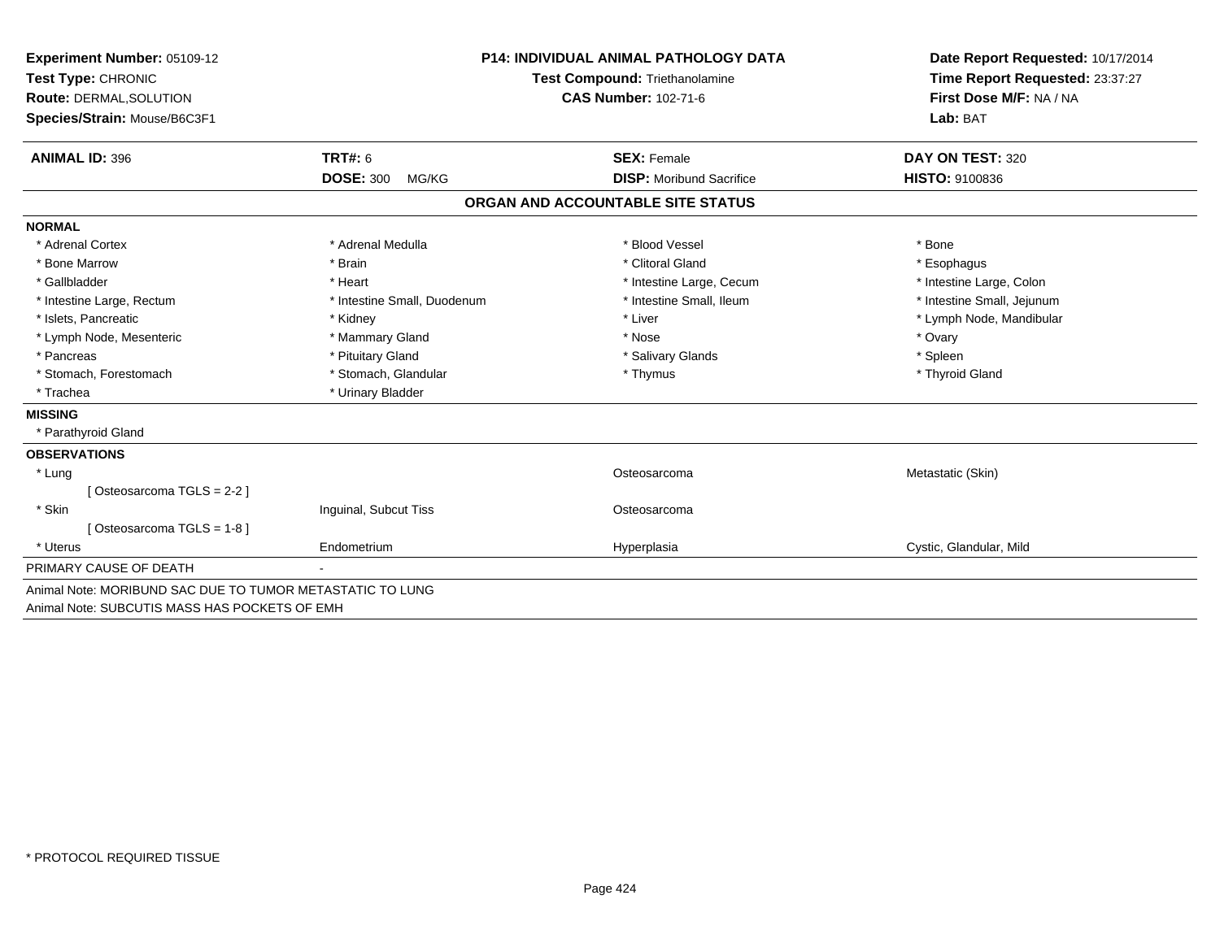**Experiment Number:** 05109-12
**Test Type:** CHRONIC
**Route:** DERMAL,SOLUTION
**Species/Strain:** Mouse/B6C3F1

**P14: INDIVIDUAL ANIMAL PATHOLOGY DATA**
**Test Compound:** Triethanolamine
**CAS Number:** 102-71-6

**Date Report Requested:** 10/17/2014
**Time Report Requested:** 23:37:27
**First Dose M/F:** NA / NA
**Lab:** BAT

| | | | |
|---|---|---|---|
| **ANIMAL ID:** 396 | **TRT#:** 6 | **SEX:** Female | **DAY ON TEST:** 320 |
| | **DOSE:** 300 MG/KG | **DISP:** Moribund Sacrifice | **HISTO:** 9100836 |

## ORGAN AND ACCOUNTABLE SITE STATUS

**NORMAL**

| | | | |
|---|---|---|---|
| * Adrenal Cortex | * Adrenal Medulla | * Blood Vessel | * Bone |
| * Bone Marrow | * Brain | * Clitoral Gland | * Esophagus |
| * Gallbladder | * Heart | * Intestine Large, Cecum | * Intestine Large, Colon |
| * Intestine Large, Rectum | * Intestine Small, Duodenum | * Intestine Small, Ileum | * Intestine Small, Jejunum |
| * Islets, Pancreatic | * Kidney | * Liver | * Lymph Node, Mandibular |
| * Lymph Node, Mesenteric | * Mammary Gland | * Nose | * Ovary |
| * Pancreas | * Pituitary Gland | * Salivary Glands | * Spleen |
| * Stomach, Forestomach | * Stomach, Glandular | * Thymus | * Thyroid Gland |
| * Trachea | * Urinary Bladder | | |

**MISSING**

* Parathyroid Gland

**OBSERVATIONS**

| | | | |
|---|---|---|---|
| * Lung | | Osteosarcoma | Metastatic (Skin) |
| [ Osteosarcoma TGLS = 2-2 ] | | | |
| * Skin | Inguinal, Subcut Tiss | Osteosarcoma | |
| [ Osteosarcoma TGLS = 1-8 ] | | | |
| * Uterus | Endometrium | Hyperplasia | Cystic, Glandular, Mild |

PRIMARY CAUSE OF DEATH -

Animal Note: MORIBUND SAC DUE TO TUMOR METASTATIC TO LUNG
Animal Note: SUBCUTIS MASS HAS POCKETS OF EMH

* PROTOCOL REQUIRED TISSUE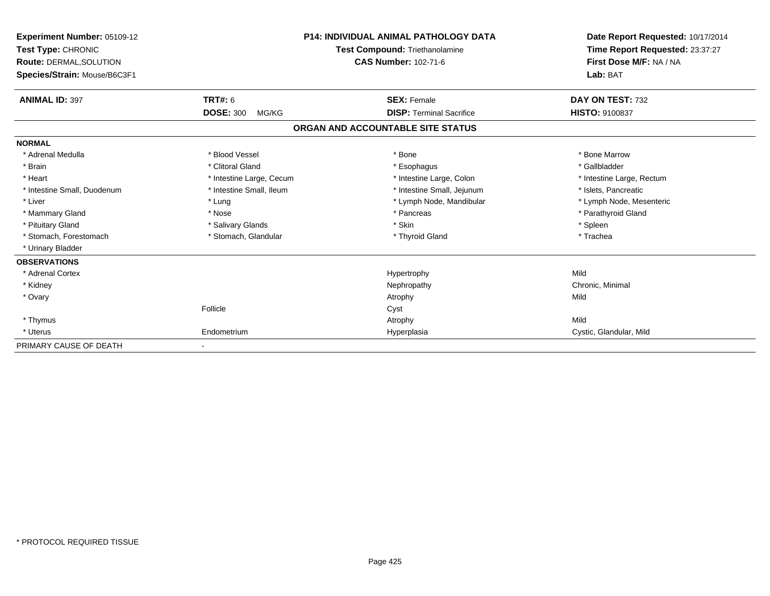**Experiment Number:** 05109-12
**Test Type:** CHRONIC
**Route:** DERMAL,SOLUTION
**Species/Strain:** Mouse/B6C3F1

**P14: INDIVIDUAL ANIMAL PATHOLOGY DATA**
**Test Compound:** Triethanolamine
**CAS Number:** 102-71-6

**Date Report Requested:** 10/17/2014
**Time Report Requested:** 23:37:27
**First Dose M/F:** NA / NA
**Lab:** BAT

| **ANIMAL ID:** 397 | **TRT#:** 6 | **SEX:** Female | **DAY ON TEST:** 732 |
|---|---|---|---|
| | **DOSE:** 300 MG/KG | **DISP:** Terminal Sacrifice | **HISTO:** 9100837 |

## ORGAN AND ACCOUNTABLE SITE STATUS

**NORMAL**

| | | | |
|---|---|---|---|
| * Adrenal Medulla | * Blood Vessel | * Bone | * Bone Marrow |
| * Brain | * Clitoral Gland | * Esophagus | * Gallbladder |
| * Heart | * Intestine Large, Cecum | * Intestine Large, Colon | * Intestine Large, Rectum |
| * Intestine Small, Duodenum | * Intestine Small, Ileum | * Intestine Small, Jejunum | * Islets, Pancreatic |
| * Liver | * Lung | * Lymph Node, Mandibular | * Lymph Node, Mesenteric |
| * Mammary Gland | * Nose | * Pancreas | * Parathyroid Gland |
| * Pituitary Gland | * Salivary Glands | * Skin | * Spleen |
| * Stomach, Forestomach | * Stomach, Glandular | * Thyroid Gland | * Trachea |
| * Urinary Bladder | | | |

**OBSERVATIONS**

| | | | |
|---|---|---|---|
| * Adrenal Cortex | | Hypertrophy | Mild |
| * Kidney | | Nephropathy | Chronic, Minimal |
| * Ovary | | Atrophy | Mild |
| | Follicle | Cyst | |
| * Thymus | | Atrophy | Mild |
| * Uterus | Endometrium | Hyperplasia | Cystic, Glandular, Mild |

PRIMARY CAUSE OF DEATH -

* PROTOCOL REQUIRED TISSUE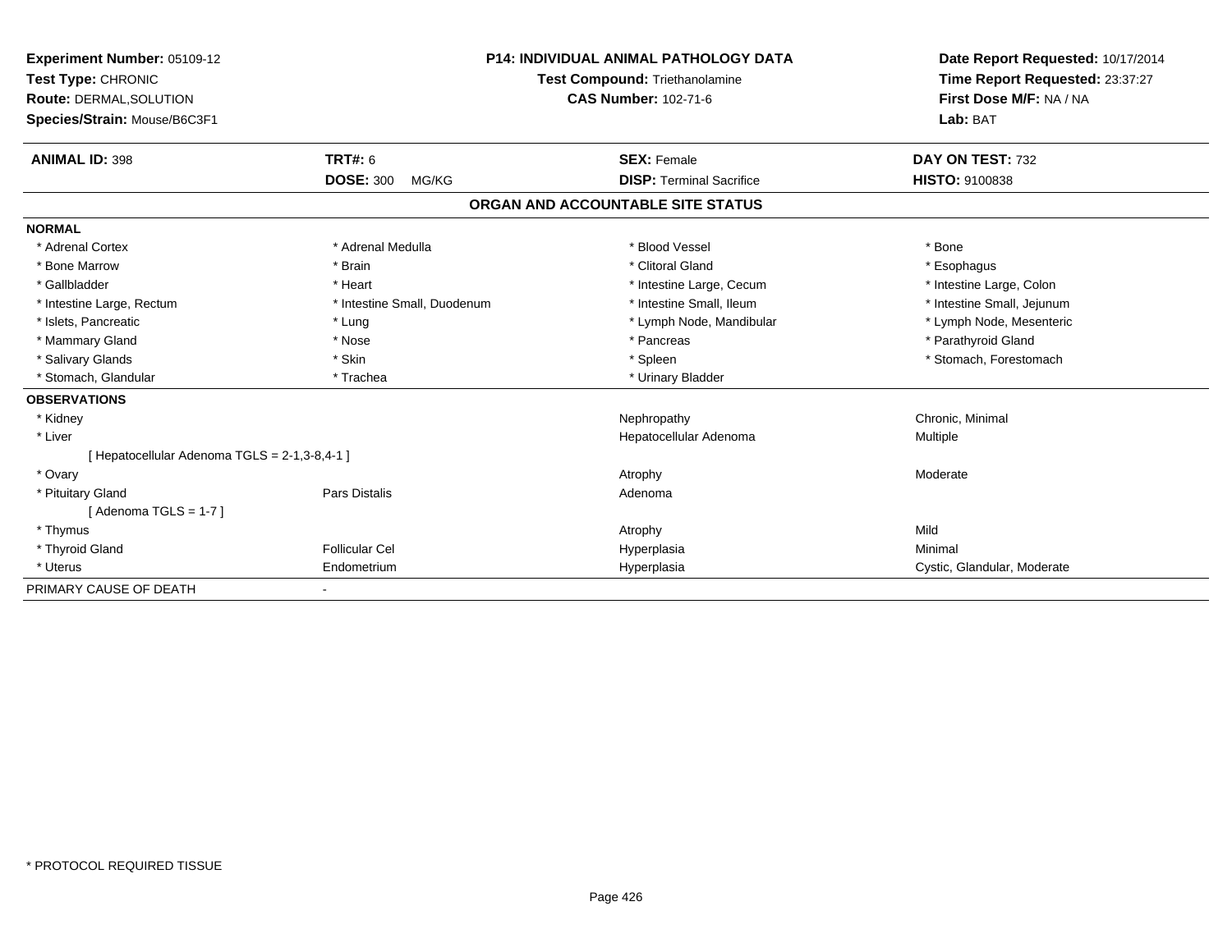**Experiment Number:** 05109-12
**Test Type:** CHRONIC
**Route:** DERMAL,SOLUTION
**Species/Strain:** Mouse/B6C3F1

**P14: INDIVIDUAL ANIMAL PATHOLOGY DATA**
**Test Compound:** Triethanolamine
**CAS Number:** 102-71-6

**Date Report Requested:** 10/17/2014
**Time Report Requested:** 23:37:27
**First Dose M/F:** NA / NA
**Lab:** BAT

| **ANIMAL ID:** 398 | **TRT#:** 6 | **SEX:** Female | **DAY ON TEST:** 732 |
|---|---|---|---|
| | **DOSE:** 300 MG/KG | **DISP:** Terminal Sacrifice | **HISTO:** 9100838 |

## ORGAN AND ACCOUNTABLE SITE STATUS

**NORMAL**

| | | | |
|---|---|---|---|
| * Adrenal Cortex | * Adrenal Medulla | * Blood Vessel | * Bone |
| * Bone Marrow | * Brain | * Clitoral Gland | * Esophagus |
| * Gallbladder | * Heart | * Intestine Large, Cecum | * Intestine Large, Colon |
| * Intestine Large, Rectum | * Intestine Small, Duodenum | * Intestine Small, Ileum | * Intestine Small, Jejunum |
| * Islets, Pancreatic | * Lung | * Lymph Node, Mandibular | * Lymph Node, Mesenteric |
| * Mammary Gland | * Nose | * Pancreas | * Parathyroid Gland |
| * Salivary Glands | * Skin | * Spleen | * Stomach, Forestomach |
| * Stomach, Glandular | * Trachea | * Urinary Bladder | |

**OBSERVATIONS**

| | | | |
|---|---|---|---|
| * Kidney | | Nephropathy | Chronic, Minimal |
| * Liver | | Hepatocellular Adenoma | Multiple |
| [ Hepatocellular Adenoma TGLS = 2-1,3-8,4-1 ] | | | |
| * Ovary | | Atrophy | Moderate |
| * Pituitary Gland | Pars Distalis | Adenoma | |
| [ Adenoma TGLS = 1-7 ] | | | |
| * Thymus | | Atrophy | Mild |
| * Thyroid Gland | Follicular Cel | Hyperplasia | Minimal |
| * Uterus | Endometrium | Hyperplasia | Cystic, Glandular, Moderate |

PRIMARY CAUSE OF DEATH -

* PROTOCOL REQUIRED TISSUE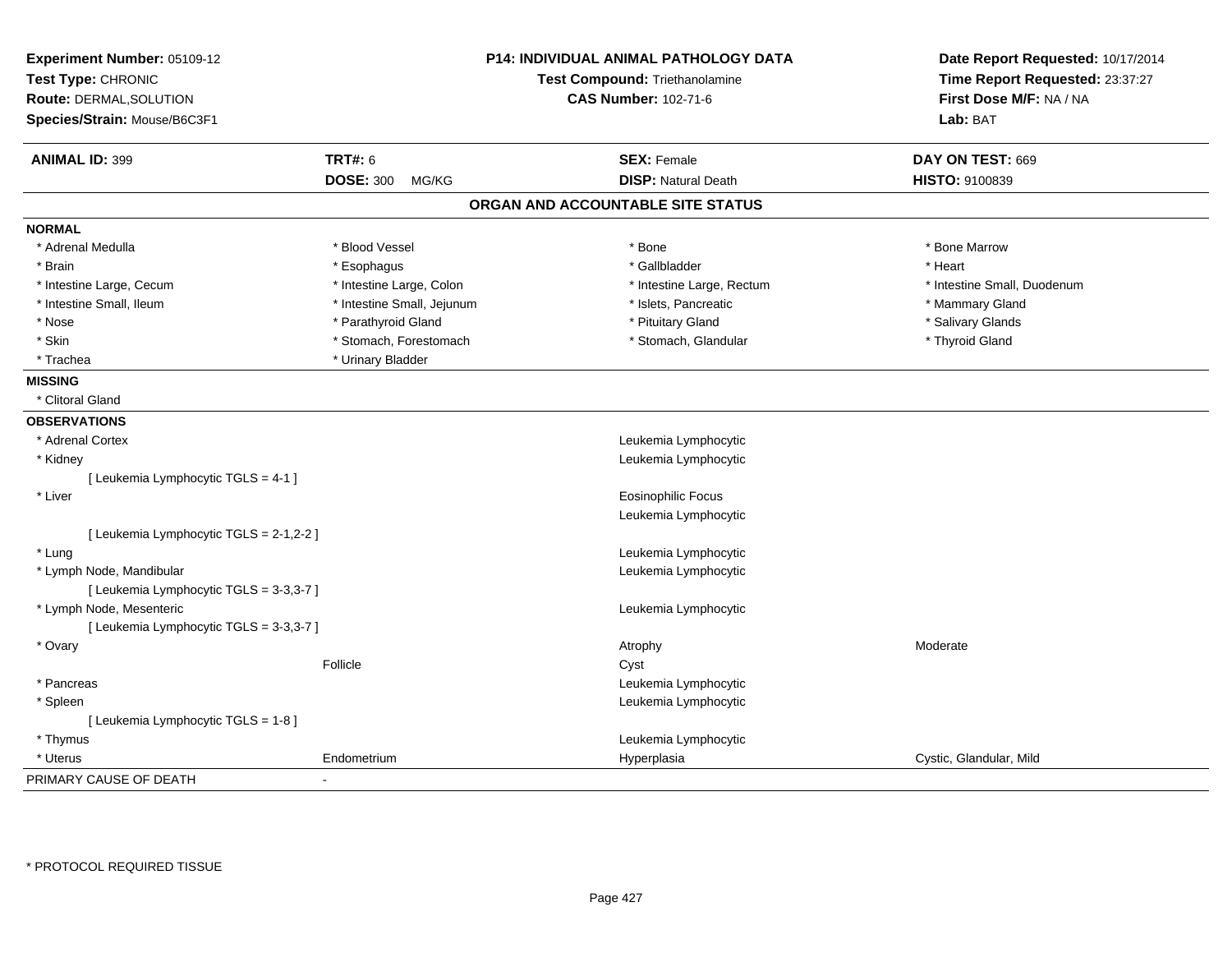**Experiment Number:** 05109-12
**Test Type:** CHRONIC
**Route:** DERMAL,SOLUTION
**Species/Strain:** Mouse/B6C3F1

**P14: INDIVIDUAL ANIMAL PATHOLOGY DATA**
**Test Compound:** Triethanolamine
**CAS Number:** 102-71-6

**Date Report Requested:** 10/17/2014
**Time Report Requested:** 23:37:27
**First Dose M/F:** NA / NA
**Lab:** BAT

| **ANIMAL ID:** 399 | **TRT#:** 6 | **SEX:** Female | **DAY ON TEST:** 669 |
|---|---|---|---|
| | **DOSE:** 300 MG/KG | **DISP:** Natural Death | **HISTO:** 9100839 |

## ORGAN AND ACCOUNTABLE SITE STATUS

**NORMAL**

| | | | |
|---|---|---|---|
| * Adrenal Medulla | * Blood Vessel | * Bone | * Bone Marrow |
| * Brain | * Esophagus | * Gallbladder | * Heart |
| * Intestine Large, Cecum | * Intestine Large, Colon | * Intestine Large, Rectum | * Intestine Small, Duodenum |
| * Intestine Small, Ileum | * Intestine Small, Jejunum | * Islets, Pancreatic | * Mammary Gland |
| * Nose | * Parathyroid Gland | * Pituitary Gland | * Salivary Glands |
| * Skin | * Stomach, Forestomach | * Stomach, Glandular | * Thyroid Gland |
| * Trachea | * Urinary Bladder | | |

**MISSING**

* Clitoral Gland

**OBSERVATIONS**

| | | | |
|---|---|---|---|
| * Adrenal Cortex | | Leukemia Lymphocytic | |
| * Kidney | | Leukemia Lymphocytic | |
| [ Leukemia Lymphocytic TGLS = 4-1 ] | | | |
| * Liver | | Eosinophilic Focus | |
| | | Leukemia Lymphocytic | |
| [ Leukemia Lymphocytic TGLS = 2-1,2-2 ] | | | |
| * Lung | | Leukemia Lymphocytic | |
| * Lymph Node, Mandibular | | Leukemia Lymphocytic | |
| [ Leukemia Lymphocytic TGLS = 3-3,3-7 ] | | | |
| * Lymph Node, Mesenteric | | Leukemia Lymphocytic | |
| [ Leukemia Lymphocytic TGLS = 3-3,3-7 ] | | | |
| * Ovary | | Atrophy | Moderate |
| | Follicle | Cyst | |
| * Pancreas | | Leukemia Lymphocytic | |
| * Spleen | | Leukemia Lymphocytic | |
| [ Leukemia Lymphocytic TGLS = 1-8 ] | | | |
| * Thymus | | Leukemia Lymphocytic | |
| * Uterus | Endometrium | Hyperplasia | Cystic, Glandular, Mild |

PRIMARY CAUSE OF DEATH -

* PROTOCOL REQUIRED TISSUE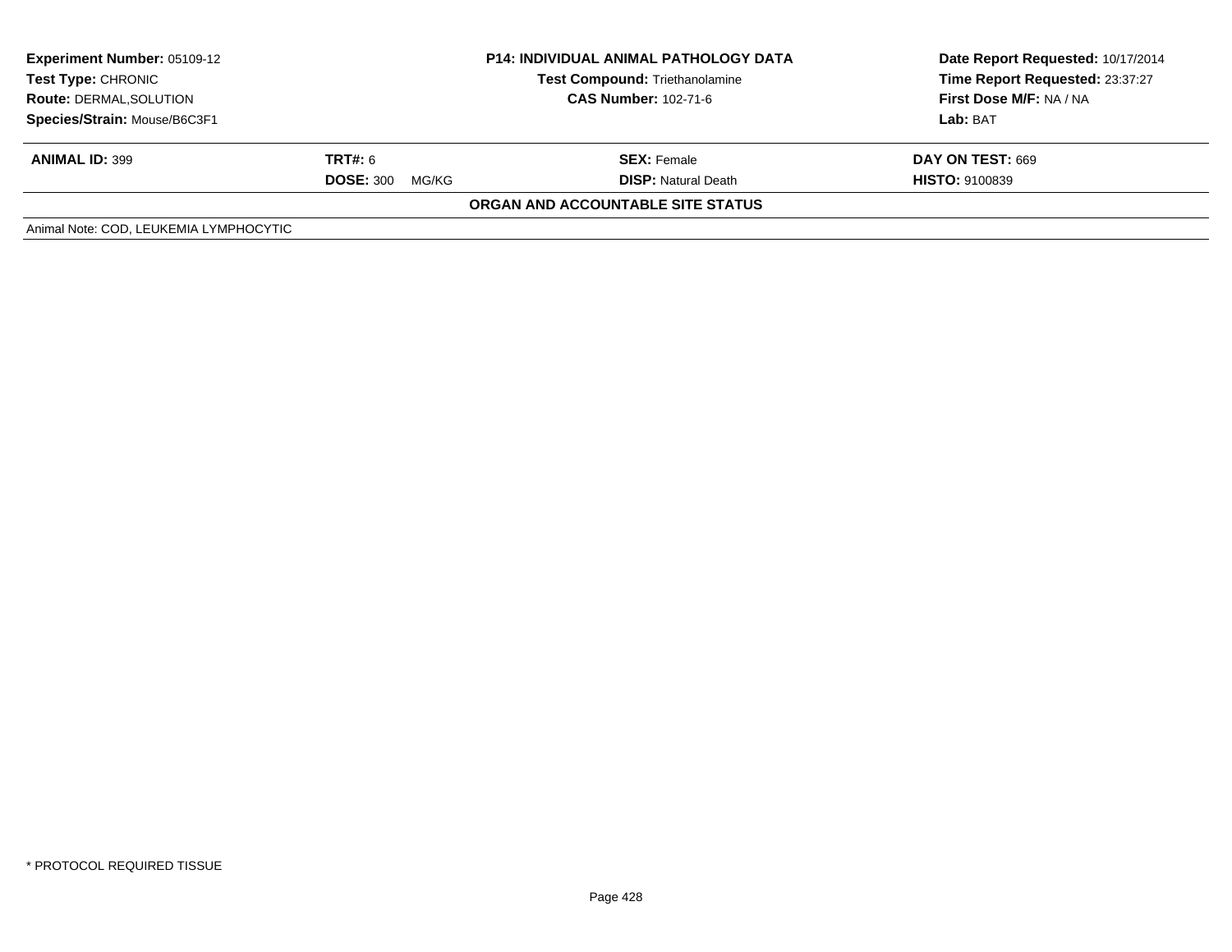**Experiment Number:** 05109-12
**Test Type:** CHRONIC
**Route:** DERMAL,SOLUTION
**Species/Strain:** Mouse/B6C3F1

**P14: INDIVIDUAL ANIMAL PATHOLOGY DATA**
**Test Compound:** Triethanolamine
**CAS Number:** 102-71-6

**Date Report Requested:** 10/17/2014
**Time Report Requested:** 23:37:27
**First Dose M/F:** NA / NA
**Lab:** BAT

| | | | |
|---|---|---|---|
| **ANIMAL ID:** 399 | **TRT#:** 6 | **SEX:** Female | **DAY ON TEST:** 669 |
| | **DOSE:** 300 MG/KG | **DISP:** Natural Death | **HISTO:** 9100839 |

**ORGAN AND ACCOUNTABLE SITE STATUS**

Animal Note: COD, LEUKEMIA LYMPHOCYTIC

* PROTOCOL REQUIRED TISSUE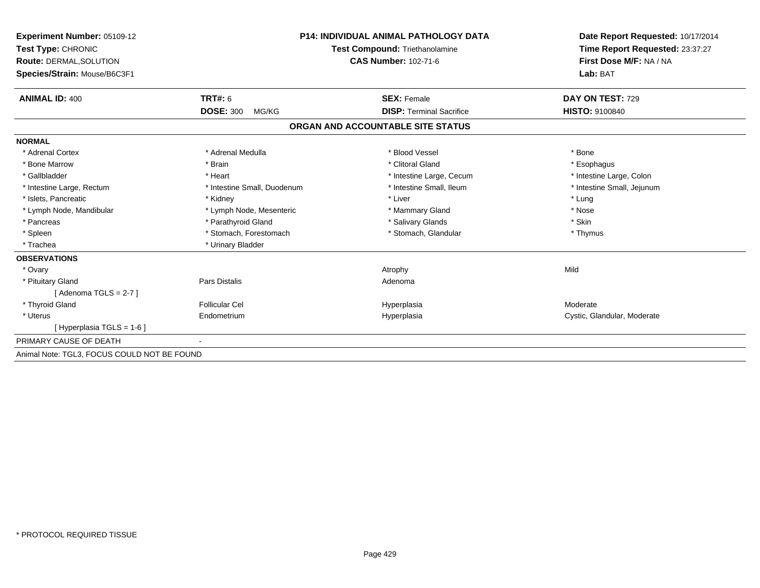**Experiment Number:** 05109-12
**Test Type:** CHRONIC
**Route:** DERMAL,SOLUTION
**Species/Strain:** Mouse/B6C3F1

**P14: INDIVIDUAL ANIMAL PATHOLOGY DATA**
**Test Compound:** Triethanolamine
**CAS Number:** 102-71-6

**Date Report Requested:** 10/17/2014
**Time Report Requested:** 23:37:27
**First Dose M/F:** NA / NA
**Lab:** BAT

| | | | |
|---|---|---|---|
| **ANIMAL ID:** 400 | **TRT#:** 6 | **SEX:** Female | **DAY ON TEST:** 729 |
| | **DOSE:** 300 MG/KG | **DISP:** Terminal Sacrifice | **HISTO:** 9100840 |

## ORGAN AND ACCOUNTABLE SITE STATUS

**NORMAL**

| | | | |
|---|---|---|---|
| * Adrenal Cortex | * Adrenal Medulla | * Blood Vessel | * Bone |
| * Bone Marrow | * Brain | * Clitoral Gland | * Esophagus |
| * Gallbladder | * Heart | * Intestine Large, Cecum | * Intestine Large, Colon |
| * Intestine Large, Rectum | * Intestine Small, Duodenum | * Intestine Small, Ileum | * Intestine Small, Jejunum |
| * Islets, Pancreatic | * Kidney | * Liver | * Lung |
| * Lymph Node, Mandibular | * Lymph Node, Mesenteric | * Mammary Gland | * Nose |
| * Pancreas | * Parathyroid Gland | * Salivary Glands | * Skin |
| * Spleen | * Stomach, Forestomach | * Stomach, Glandular | * Thymus |
| * Trachea | * Urinary Bladder | | |

**OBSERVATIONS**

| | | | |
|---|---|---|---|
| * Ovary | | Atrophy | Mild |
| * Pituitary Gland | Pars Distalis | Adenoma | |
| [ Adenoma TGLS = 2-7 ] | | | |
| * Thyroid Gland | Follicular Cel | Hyperplasia | Moderate |
| * Uterus | Endometrium | Hyperplasia | Cystic, Glandular, Moderate |
| [ Hyperplasia TGLS = 1-6 ] | | | |

PRIMARY CAUSE OF DEATH -

Animal Note: TGL3, FOCUS COULD NOT BE FOUND

* PROTOCOL REQUIRED TISSUE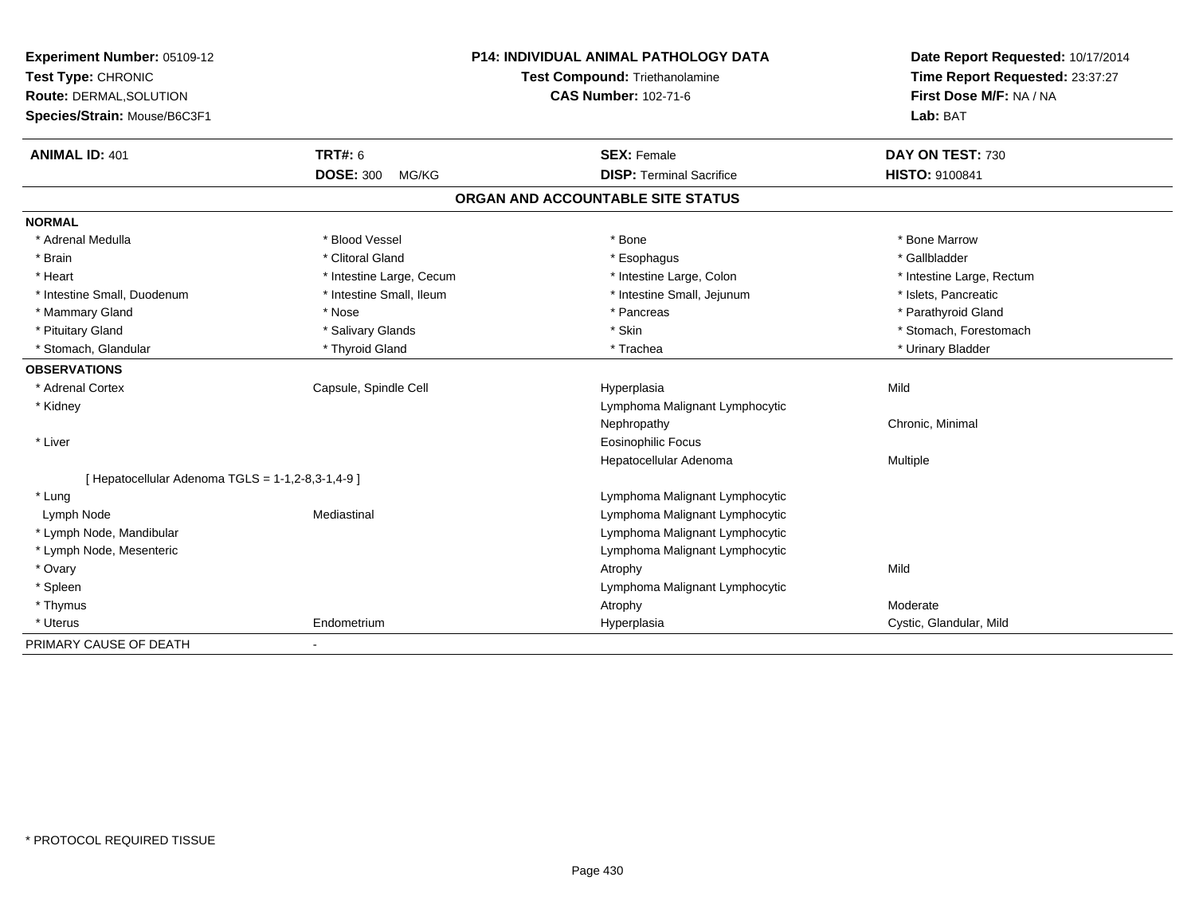**Experiment Number:** 05109-12
**Test Type:** CHRONIC
**Route:** DERMAL,SOLUTION
**Species/Strain:** Mouse/B6C3F1

**P14: INDIVIDUAL ANIMAL PATHOLOGY DATA**
**Test Compound:** Triethanolamine
**CAS Number:** 102-71-6

**Date Report Requested:** 10/17/2014
**Time Report Requested:** 23:37:27
**First Dose M/F:** NA / NA
**Lab:** BAT

| | | | |
|---|---|---|---|
| **ANIMAL ID:** 401 | **TRT#:** 6 | **SEX:** Female | **DAY ON TEST:** 730 |
| | **DOSE:** 300 MG/KG | **DISP:** Terminal Sacrifice | **HISTO:** 9100841 |

## ORGAN AND ACCOUNTABLE SITE STATUS

**NORMAL**

| | | | |
|---|---|---|---|
| * Adrenal Medulla | * Blood Vessel | * Bone | * Bone Marrow |
| * Brain | * Clitoral Gland | * Esophagus | * Gallbladder |
| * Heart | * Intestine Large, Cecum | * Intestine Large, Colon | * Intestine Large, Rectum |
| * Intestine Small, Duodenum | * Intestine Small, Ileum | * Intestine Small, Jejunum | * Islets, Pancreatic |
| * Mammary Gland | * Nose | * Pancreas | * Parathyroid Gland |
| * Pituitary Gland | * Salivary Glands | * Skin | * Stomach, Forestomach |
| * Stomach, Glandular | * Thyroid Gland | * Trachea | * Urinary Bladder |

**OBSERVATIONS**

| | | | |
|---|---|---|---|
| * Adrenal Cortex | Capsule, Spindle Cell | Hyperplasia | Mild |
| * Kidney | | Lymphoma Malignant Lymphocytic | |
| | | Nephropathy | Chronic, Minimal |
| * Liver | | Eosinophilic Focus | |
| | | Hepatocellular Adenoma | Multiple |
| [ Hepatocellular Adenoma TGLS = 1-1,2-8,3-1,4-9 ] | | | |
| * Lung | | Lymphoma Malignant Lymphocytic | |
| Lymph Node | Mediastinal | Lymphoma Malignant Lymphocytic | |
| * Lymph Node, Mandibular | | Lymphoma Malignant Lymphocytic | |
| * Lymph Node, Mesenteric | | Lymphoma Malignant Lymphocytic | |
| * Ovary | | Atrophy | Mild |
| * Spleen | | Lymphoma Malignant Lymphocytic | |
| * Thymus | | Atrophy | Moderate |
| * Uterus | Endometrium | Hyperplasia | Cystic, Glandular, Mild |

PRIMARY CAUSE OF DEATH -

* PROTOCOL REQUIRED TISSUE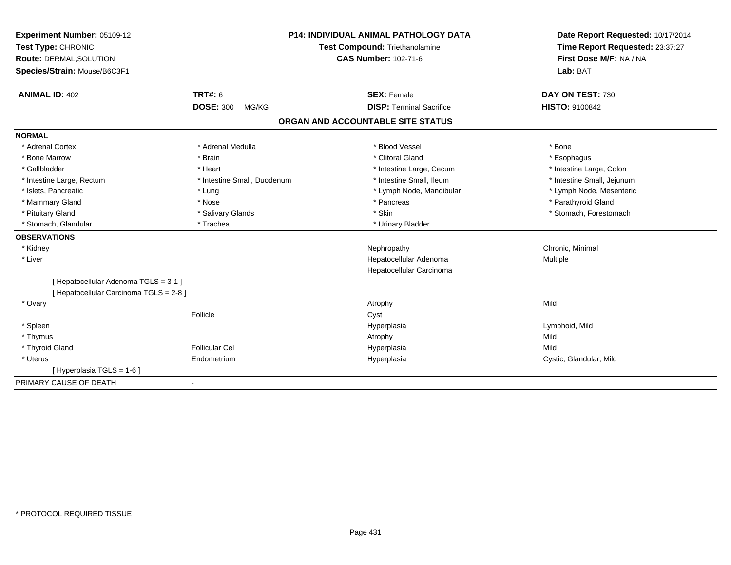**Experiment Number:** 05109-12
**Test Type:** CHRONIC
**Route:** DERMAL,SOLUTION
**Species/Strain:** Mouse/B6C3F1

**P14: INDIVIDUAL ANIMAL PATHOLOGY DATA**
**Test Compound:** Triethanolamine
**CAS Number:** 102-71-6

**Date Report Requested:** 10/17/2014
**Time Report Requested:** 23:37:27
**First Dose M/F:** NA / NA
**Lab:** BAT

| **ANIMAL ID:** 402 | **TRT#:** 6 | **SEX:** Female | **DAY ON TEST:** 730 |
|---|---|---|---|
| | **DOSE:** 300 MG/KG | **DISP:** Terminal Sacrifice | **HISTO:** 9100842 |

## ORGAN AND ACCOUNTABLE SITE STATUS

**NORMAL**

| | | | |
|---|---|---|---|
| * Adrenal Cortex | * Adrenal Medulla | * Blood Vessel | * Bone |
| * Bone Marrow | * Brain | * Clitoral Gland | * Esophagus |
| * Gallbladder | * Heart | * Intestine Large, Cecum | * Intestine Large, Colon |
| * Intestine Large, Rectum | * Intestine Small, Duodenum | * Intestine Small, Ileum | * Intestine Small, Jejunum |
| * Islets, Pancreatic | * Lung | * Lymph Node, Mandibular | * Lymph Node, Mesenteric |
| * Mammary Gland | * Nose | * Pancreas | * Parathyroid Gland |
| * Pituitary Gland | * Salivary Glands | * Skin | * Stomach, Forestomach |
| * Stomach, Glandular | * Trachea | * Urinary Bladder | |

**OBSERVATIONS**

| | | | |
|---|---|---|---|
| * Kidney | | Nephropathy | Chronic, Minimal |
| * Liver | | Hepatocellular Adenoma | Multiple |
| | | Hepatocellular Carcinoma | |
| [ Hepatocellular Adenoma TGLS = 3-1 ] | | | |
| [ Hepatocellular Carcinoma TGLS = 2-8 ] | | | |
| * Ovary | | Atrophy | Mild |
| | Follicle | Cyst | |
| * Spleen | | Hyperplasia | Lymphoid, Mild |
| * Thymus | | Atrophy | Mild |
| * Thyroid Gland | Follicular Cel | Hyperplasia | Mild |
| * Uterus | Endometrium | Hyperplasia | Cystic, Glandular, Mild |
| [ Hyperplasia TGLS = 1-6 ] | | | |

PRIMARY CAUSE OF DEATH -

* PROTOCOL REQUIRED TISSUE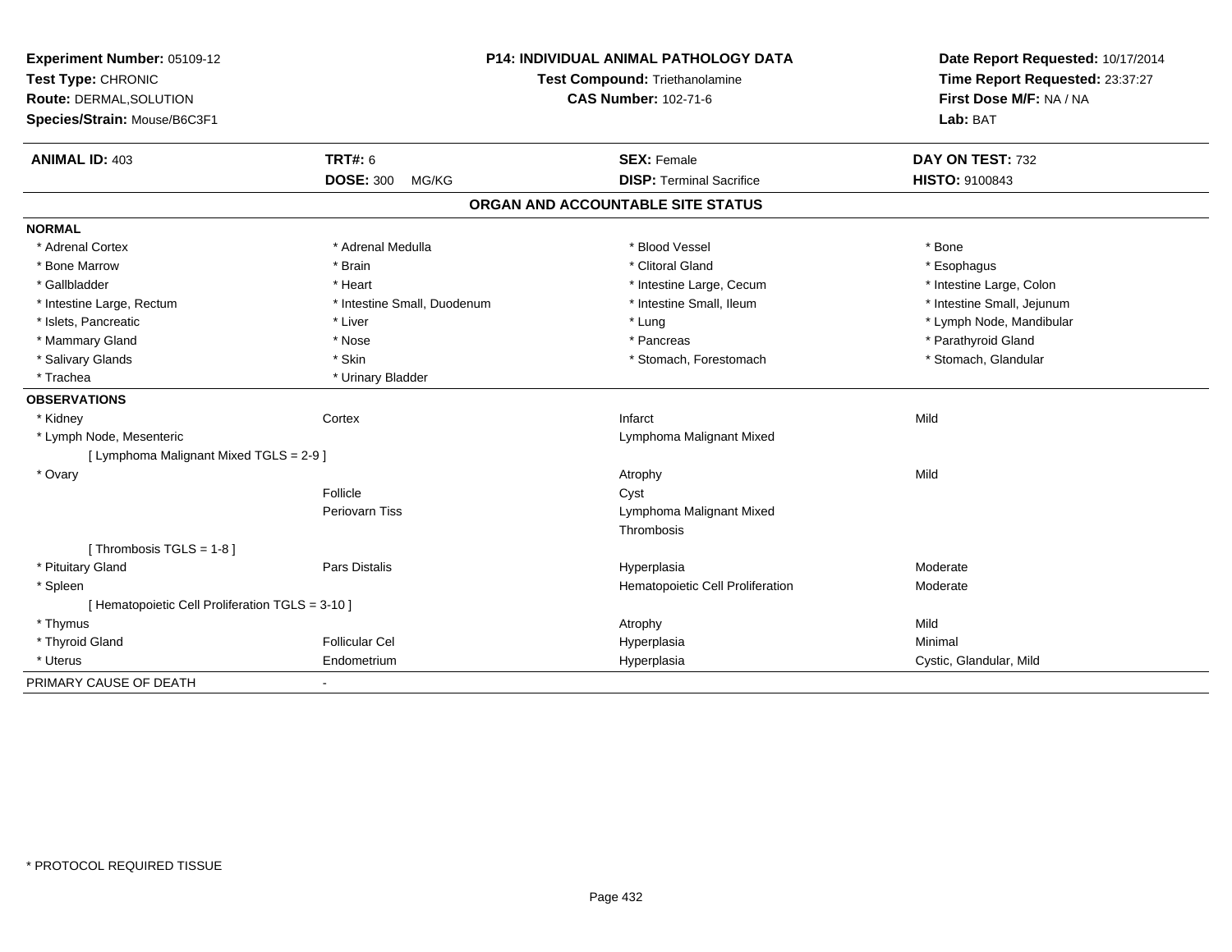**Experiment Number:** 05109-12
**Test Type:** CHRONIC
**Route:** DERMAL,SOLUTION
**Species/Strain:** Mouse/B6C3F1

**P14: INDIVIDUAL ANIMAL PATHOLOGY DATA**
**Test Compound:** Triethanolamine
**CAS Number:** 102-71-6

**Date Report Requested:** 10/17/2014
**Time Report Requested:** 23:37:27
**First Dose M/F:** NA / NA
**Lab:** BAT

| **ANIMAL ID:** 403 | **TRT#:** 6 | **SEX:** Female | **DAY ON TEST:** 732 |
|---|---|---|---|
| | **DOSE:** 300 MG/KG | **DISP:** Terminal Sacrifice | **HISTO:** 9100843 |

## ORGAN AND ACCOUNTABLE SITE STATUS

**NORMAL**

| | | | |
|---|---|---|---|
| * Adrenal Cortex | * Adrenal Medulla | * Blood Vessel | * Bone |
| * Bone Marrow | * Brain | * Clitoral Gland | * Esophagus |
| * Gallbladder | * Heart | * Intestine Large, Cecum | * Intestine Large, Colon |
| * Intestine Large, Rectum | * Intestine Small, Duodenum | * Intestine Small, Ileum | * Intestine Small, Jejunum |
| * Islets, Pancreatic | * Liver | * Lung | * Lymph Node, Mandibular |
| * Mammary Gland | * Nose | * Pancreas | * Parathyroid Gland |
| * Salivary Glands | * Skin | * Stomach, Forestomach | * Stomach, Glandular |
| * Trachea | * Urinary Bladder | | |

**OBSERVATIONS**

| | | | |
|---|---|---|---|
| * Kidney | Cortex | Infarct | Mild |
| * Lymph Node, Mesenteric | | Lymphoma Malignant Mixed | |
| [ Lymphoma Malignant Mixed TGLS = 2-9 ] | | | |
| * Ovary | | Atrophy | Mild |
| | Follicle | Cyst | |
| | Periovarn Tiss | Lymphoma Malignant Mixed | |
| | | Thrombosis | |
| [ Thrombosis TGLS = 1-8 ] | | | |
| * Pituitary Gland | Pars Distalis | Hyperplasia | Moderate |
| * Spleen | | Hematopoietic Cell Proliferation | Moderate |
| [ Hematopoietic Cell Proliferation TGLS = 3-10 ] | | | |
| * Thymus | | Atrophy | Mild |
| * Thyroid Gland | Follicular Cel | Hyperplasia | Minimal |
| * Uterus | Endometrium | Hyperplasia | Cystic, Glandular, Mild |

PRIMARY CAUSE OF DEATH -

* PROTOCOL REQUIRED TISSUE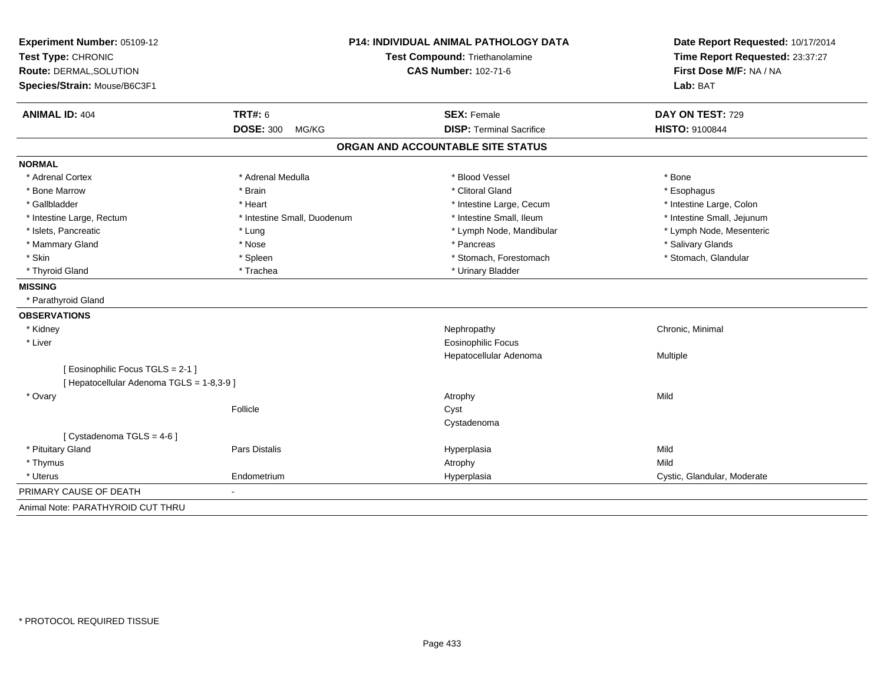**Experiment Number:** 05109-12
**Test Type:** CHRONIC
**Route:** DERMAL,SOLUTION
**Species/Strain:** Mouse/B6C3F1

**P14: INDIVIDUAL ANIMAL PATHOLOGY DATA**
**Test Compound:** Triethanolamine
**CAS Number:** 102-71-6

**Date Report Requested:** 10/17/2014
**Time Report Requested:** 23:37:27
**First Dose M/F:** NA / NA
**Lab:** BAT

| **ANIMAL ID:** 404 | **TRT#:** 6 | **SEX:** Female | **DAY ON TEST:** 729 |
|---|---|---|---|
| | **DOSE:** 300 MG/KG | **DISP:** Terminal Sacrifice | **HISTO:** 9100844 |

## ORGAN AND ACCOUNTABLE SITE STATUS

**NORMAL**

| | | | |
|---|---|---|---|
| * Adrenal Cortex | * Adrenal Medulla | * Blood Vessel | * Bone |
| * Bone Marrow | * Brain | * Clitoral Gland | * Esophagus |
| * Gallbladder | * Heart | * Intestine Large, Cecum | * Intestine Large, Colon |
| * Intestine Large, Rectum | * Intestine Small, Duodenum | * Intestine Small, Ileum | * Intestine Small, Jejunum |
| * Islets, Pancreatic | * Lung | * Lymph Node, Mandibular | * Lymph Node, Mesenteric |
| * Mammary Gland | * Nose | * Pancreas | * Salivary Glands |
| * Skin | * Spleen | * Stomach, Forestomach | * Stomach, Glandular |
| * Thyroid Gland | * Trachea | * Urinary Bladder | |

**MISSING**

* Parathyroid Gland

**OBSERVATIONS**

| | | | |
|---|---|---|---|
| * Kidney | | Nephropathy | Chronic, Minimal |
| * Liver | | Eosinophilic Focus | |
| | | Hepatocellular Adenoma | Multiple |
| [ Eosinophilic Focus TGLS = 2-1 ] | | | |
| [ Hepatocellular Adenoma TGLS = 1-8,3-9 ] | | | |
| * Ovary | | Atrophy | Mild |
| | Follicle | Cyst | |
| | | Cystadenoma | |
| [ Cystadenoma TGLS = 4-6 ] | | | |
| * Pituitary Gland | Pars Distalis | Hyperplasia | Mild |
| * Thymus | | Atrophy | Mild |
| * Uterus | Endometrium | Hyperplasia | Cystic, Glandular, Moderate |

PRIMARY CAUSE OF DEATH -

Animal Note: PARATHYROID CUT THRU

* PROTOCOL REQUIRED TISSUE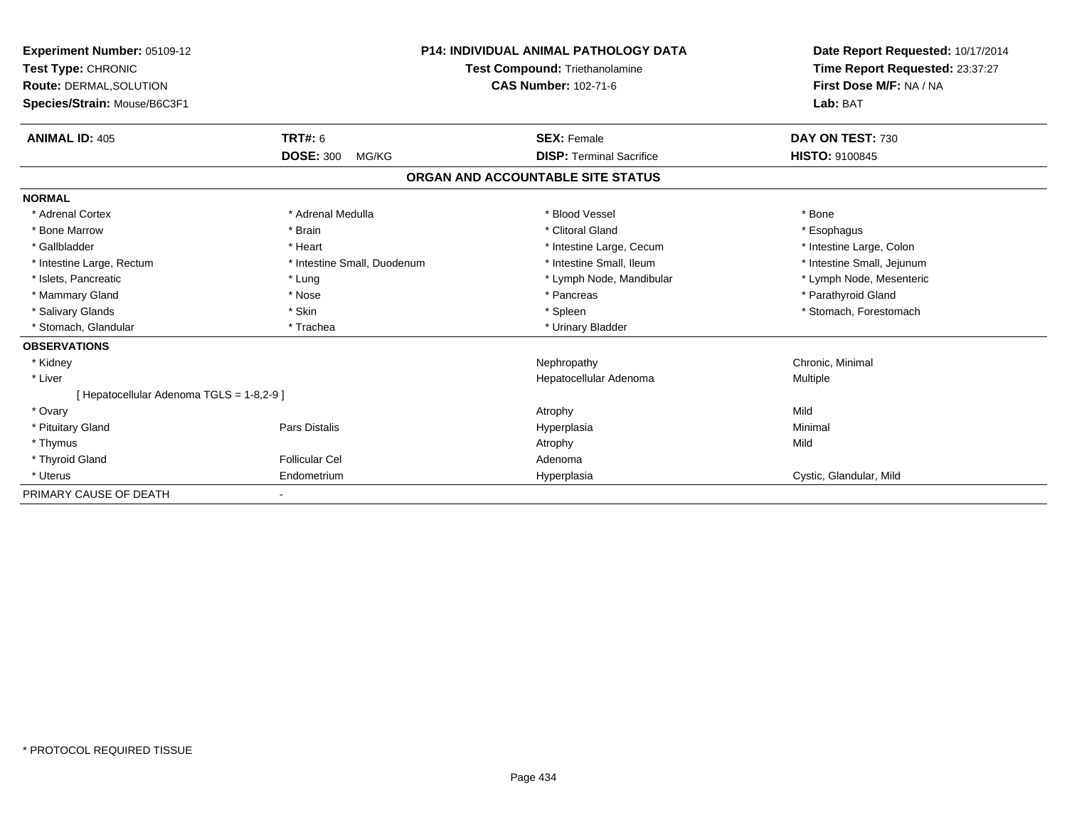**Experiment Number:** 05109-12
**Test Type:** CHRONIC
**Route:** DERMAL,SOLUTION
**Species/Strain:** Mouse/B6C3F1

**P14: INDIVIDUAL ANIMAL PATHOLOGY DATA**
**Test Compound:** Triethanolamine
**CAS Number:** 102-71-6

**Date Report Requested:** 10/17/2014
**Time Report Requested:** 23:37:27
**First Dose M/F:** NA / NA
**Lab:** BAT

| | | | |
|---|---|---|---|
| **ANIMAL ID:** 405 | **TRT#:** 6 | **SEX:** Female | **DAY ON TEST:** 730 |
| | **DOSE:** 300 MG/KG | **DISP:** Terminal Sacrifice | **HISTO:** 9100845 |

## ORGAN AND ACCOUNTABLE SITE STATUS

**NORMAL**

| | | | |
|---|---|---|---|
| * Adrenal Cortex | * Adrenal Medulla | * Blood Vessel | * Bone |
| * Bone Marrow | * Brain | * Clitoral Gland | * Esophagus |
| * Gallbladder | * Heart | * Intestine Large, Cecum | * Intestine Large, Colon |
| * Intestine Large, Rectum | * Intestine Small, Duodenum | * Intestine Small, Ileum | * Intestine Small, Jejunum |
| * Islets, Pancreatic | * Lung | * Lymph Node, Mandibular | * Lymph Node, Mesenteric |
| * Mammary Gland | * Nose | * Pancreas | * Parathyroid Gland |
| * Salivary Glands | * Skin | * Spleen | * Stomach, Forestomach |
| * Stomach, Glandular | * Trachea | * Urinary Bladder | |

**OBSERVATIONS**

| | | | |
|---|---|---|---|
| * Kidney | | Nephropathy | Chronic, Minimal |
| * Liver | | Hepatocellular Adenoma | Multiple |
| [ Hepatocellular Adenoma TGLS = 1-8,2-9 ] | | | |
| * Ovary | | Atrophy | Mild |
| * Pituitary Gland | Pars Distalis | Hyperplasia | Minimal |
| * Thymus | | Atrophy | Mild |
| * Thyroid Gland | Follicular Cel | Adenoma | |
| * Uterus | Endometrium | Hyperplasia | Cystic, Glandular, Mild |

PRIMARY CAUSE OF DEATH -

* PROTOCOL REQUIRED TISSUE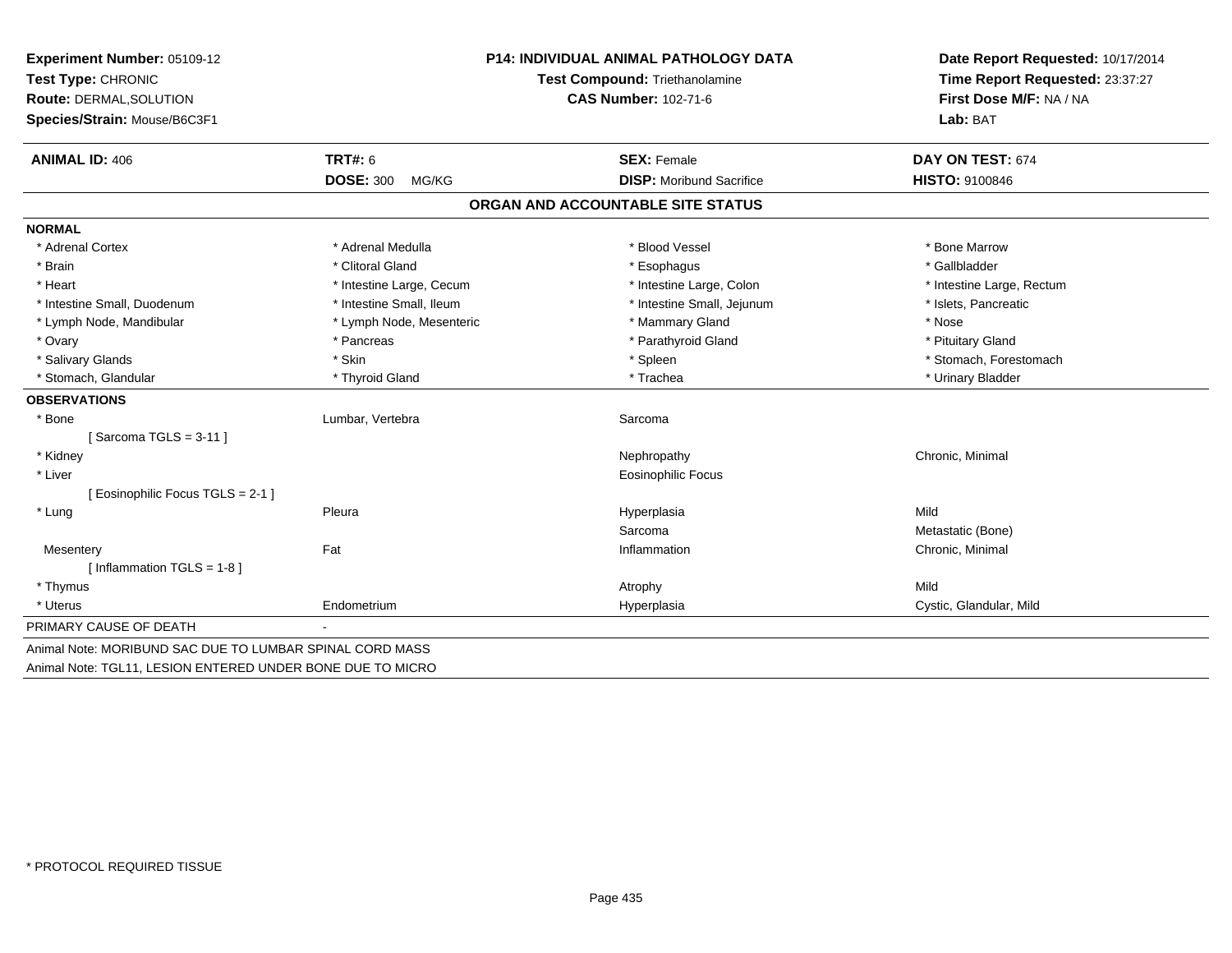**Experiment Number:** 05109-12
**Test Type:** CHRONIC
**Route:** DERMAL,SOLUTION
**Species/Strain:** Mouse/B6C3F1

**P14: INDIVIDUAL ANIMAL PATHOLOGY DATA**
**Test Compound:** Triethanolamine
**CAS Number:** 102-71-6

**Date Report Requested:** 10/17/2014
**Time Report Requested:** 23:37:27
**First Dose M/F:** NA / NA
**Lab:** BAT

| **ANIMAL ID:** 406 | **TRT#:** 6 | **SEX:** Female | **DAY ON TEST:** 674 |
|---|---|---|---|
| | **DOSE:** 300 MG/KG | **DISP:** Moribund Sacrifice | **HISTO:** 9100846 |

## ORGAN AND ACCOUNTABLE SITE STATUS

**NORMAL**

| | | | |
|---|---|---|---|
| * Adrenal Cortex | * Adrenal Medulla | * Blood Vessel | * Bone Marrow |
| * Brain | * Clitoral Gland | * Esophagus | * Gallbladder |
| * Heart | * Intestine Large, Cecum | * Intestine Large, Colon | * Intestine Large, Rectum |
| * Intestine Small, Duodenum | * Intestine Small, Ileum | * Intestine Small, Jejunum | * Islets, Pancreatic |
| * Lymph Node, Mandibular | * Lymph Node, Mesenteric | * Mammary Gland | * Nose |
| * Ovary | * Pancreas | * Parathyroid Gland | * Pituitary Gland |
| * Salivary Glands | * Skin | * Spleen | * Stomach, Forestomach |
| * Stomach, Glandular | * Thyroid Gland | * Trachea | * Urinary Bladder |

**OBSERVATIONS**

| | | | |
|---|---|---|---|
| * Bone | Lumbar, Vertebra | Sarcoma | |
| [ Sarcoma TGLS = 3-11 ] | | | |
| * Kidney | | Nephropathy | Chronic, Minimal |
| * Liver | | Eosinophilic Focus | |
| [ Eosinophilic Focus TGLS = 2-1 ] | | | |
| * Lung | Pleura | Hyperplasia | Mild |
| | | Sarcoma | Metastatic (Bone) |
| Mesentery | Fat | Inflammation | Chronic, Minimal |
| [ Inflammation TGLS = 1-8 ] | | | |
| * Thymus | | Atrophy | Mild |
| * Uterus | Endometrium | Hyperplasia | Cystic, Glandular, Mild |

PRIMARY CAUSE OF DEATH -

Animal Note: MORIBUND SAC DUE TO LUMBAR SPINAL CORD MASS

Animal Note: TGL11, LESION ENTERED UNDER BONE DUE TO MICRO

* PROTOCOL REQUIRED TISSUE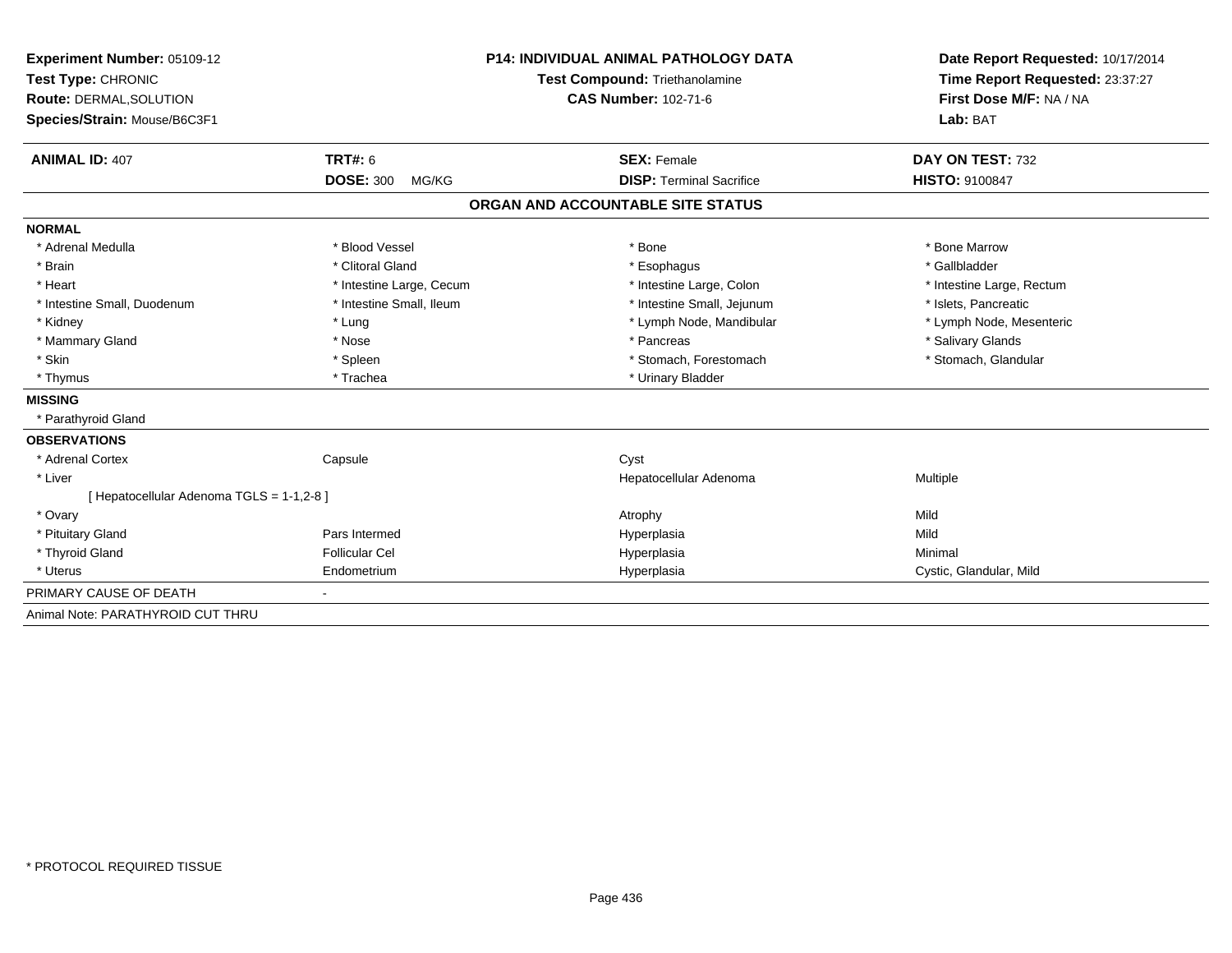**Experiment Number:** 05109-12
**Test Type:** CHRONIC
**Route:** DERMAL,SOLUTION
**Species/Strain:** Mouse/B6C3F1

**P14: INDIVIDUAL ANIMAL PATHOLOGY DATA**
**Test Compound:** Triethanolamine
**CAS Number:** 102-71-6

**Date Report Requested:** 10/17/2014
**Time Report Requested:** 23:37:27
**First Dose M/F:** NA / NA
**Lab:** BAT

| **ANIMAL ID:** 407 | **TRT#:** 6 | **SEX:** Female | **DAY ON TEST:** 732 |
|---|---|---|---|
| | **DOSE:** 300 MG/KG | **DISP:** Terminal Sacrifice | **HISTO:** 9100847 |

## ORGAN AND ACCOUNTABLE SITE STATUS

| | | | |
|---|---|---|---|
| **NORMAL** | | | |
| * Adrenal Medulla | * Blood Vessel | * Bone | * Bone Marrow |
| * Brain | * Clitoral Gland | * Esophagus | * Gallbladder |
| * Heart | * Intestine Large, Cecum | * Intestine Large, Colon | * Intestine Large, Rectum |
| * Intestine Small, Duodenum | * Intestine Small, Ileum | * Intestine Small, Jejunum | * Islets, Pancreatic |
| * Kidney | * Lung | * Lymph Node, Mandibular | * Lymph Node, Mesenteric |
| * Mammary Gland | * Nose | * Pancreas | * Salivary Glands |
| * Skin | * Spleen | * Stomach, Forestomach | * Stomach, Glandular |
| * Thymus | * Trachea | * Urinary Bladder | |
| **MISSING** | | | |
| * Parathyroid Gland | | | |
| **OBSERVATIONS** | | | |
| * Adrenal Cortex | Capsule | Cyst | |
| * Liver | | Hepatocellular Adenoma | Multiple |
| [ Hepatocellular Adenoma TGLS = 1-1,2-8 ] | | | |
| * Ovary | | Atrophy | Mild |
| * Pituitary Gland | Pars Intermed | Hyperplasia | Mild |
| * Thyroid Gland | Follicular Cel | Hyperplasia | Minimal |
| * Uterus | Endometrium | Hyperplasia | Cystic, Glandular, Mild |
| PRIMARY CAUSE OF DEATH | - | | |
| Animal Note: PARATHYROID CUT THRU | | | |

* PROTOCOL REQUIRED TISSUE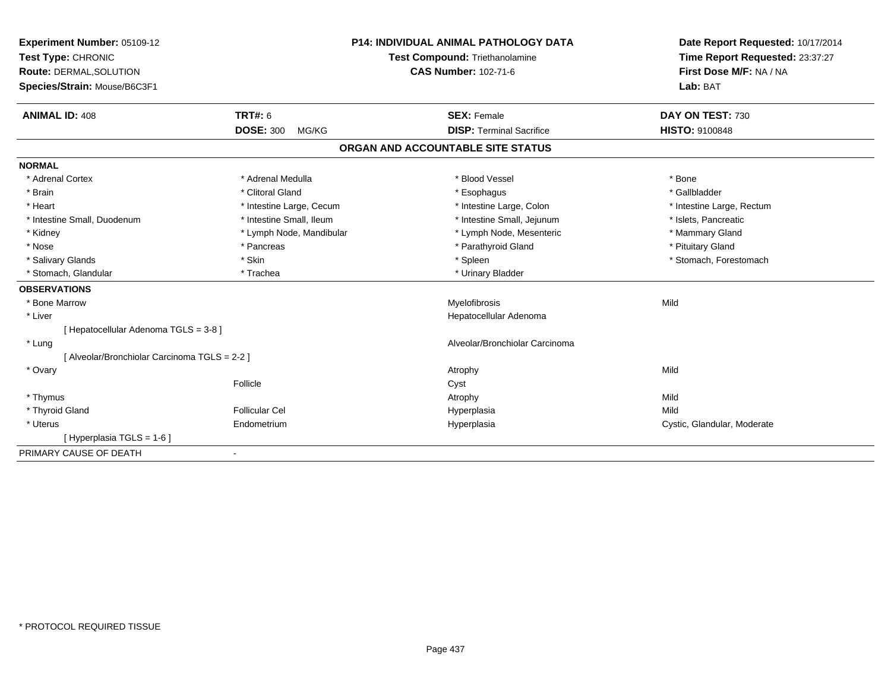**Experiment Number:** 05109-12
**Test Type:** CHRONIC
**Route:** DERMAL,SOLUTION
**Species/Strain:** Mouse/B6C3F1

**P14: INDIVIDUAL ANIMAL PATHOLOGY DATA**
**Test Compound:** Triethanolamine
**CAS Number:** 102-71-6

**Date Report Requested:** 10/17/2014
**Time Report Requested:** 23:37:27
**First Dose M/F:** NA / NA
**Lab:** BAT

| **ANIMAL ID:** 408 | **TRT#:** 6 | **SEX:** Female | **DAY ON TEST:** 730 |
|---|---|---|---|
| | **DOSE:** 300 MG/KG | **DISP:** Terminal Sacrifice | **HISTO:** 9100848 |

## ORGAN AND ACCOUNTABLE SITE STATUS

| | | | |
|---|---|---|---|
| **NORMAL** | | | |
| * Adrenal Cortex | * Adrenal Medulla | * Blood Vessel | * Bone |
| * Brain | * Clitoral Gland | * Esophagus | * Gallbladder |
| * Heart | * Intestine Large, Cecum | * Intestine Large, Colon | * Intestine Large, Rectum |
| * Intestine Small, Duodenum | * Intestine Small, Ileum | * Intestine Small, Jejunum | * Islets, Pancreatic |
| * Kidney | * Lymph Node, Mandibular | * Lymph Node, Mesenteric | * Mammary Gland |
| * Nose | * Pancreas | * Parathyroid Gland | * Pituitary Gland |
| * Salivary Glands | * Skin | * Spleen | * Stomach, Forestomach |
| * Stomach, Glandular | * Trachea | * Urinary Bladder | |
| **OBSERVATIONS** | | | |
| * Bone Marrow | | Myelofibrosis | Mild |
| * Liver | | Hepatocellular Adenoma | |
| [ Hepatocellular Adenoma TGLS = 3-8 ] | | | |
| * Lung | | Alveolar/Bronchiolar Carcinoma | |
| [ Alveolar/Bronchiolar Carcinoma TGLS = 2-2 ] | | | |
| * Ovary | | Atrophy | Mild |
| | Follicle | Cyst | |
| * Thymus | | Atrophy | Mild |
| * Thyroid Gland | Follicular Cel | Hyperplasia | Mild |
| * Uterus | Endometrium | Hyperplasia | Cystic, Glandular, Moderate |
| [ Hyperplasia TGLS = 1-6 ] | | | |
| PRIMARY CAUSE OF DEATH | - | | |

* PROTOCOL REQUIRED TISSUE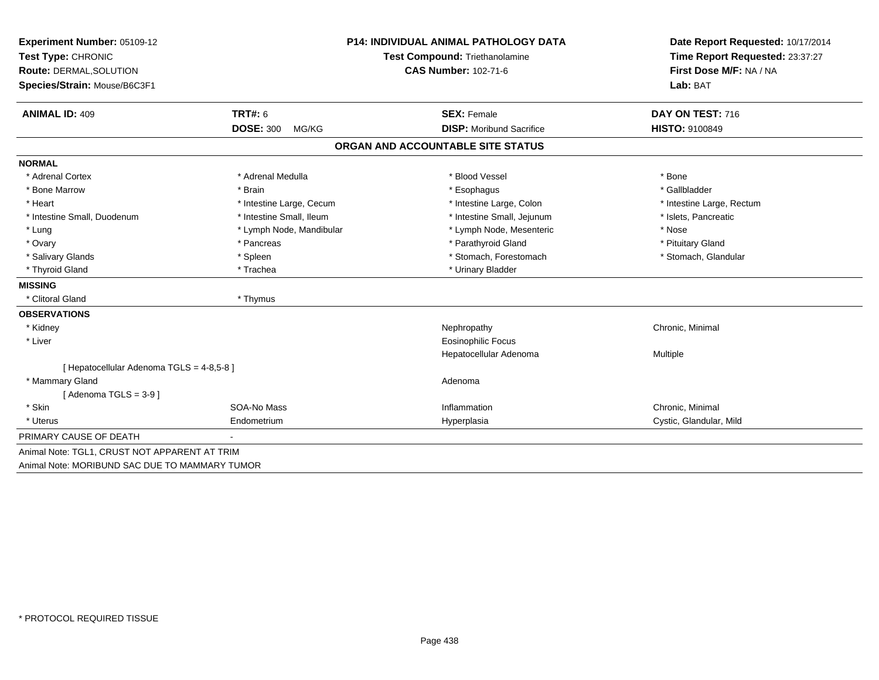**Experiment Number:** 05109-12
**Test Type:** CHRONIC
**Route:** DERMAL,SOLUTION
**Species/Strain:** Mouse/B6C3F1

**P14: INDIVIDUAL ANIMAL PATHOLOGY DATA**
**Test Compound:** Triethanolamine
**CAS Number:** 102-71-6

**Date Report Requested:** 10/17/2014
**Time Report Requested:** 23:37:27
**First Dose M/F:** NA / NA
**Lab:** BAT

| | | | |
|---|---|---|---|
| **ANIMAL ID:** 409 | **TRT#:** 6 | **SEX:** Female | **DAY ON TEST:** 716 |
| | **DOSE:** 300 MG/KG | **DISP:** Moribund Sacrifice | **HISTO:** 9100849 |

## ORGAN AND ACCOUNTABLE SITE STATUS

**NORMAL**

| | | | |
|---|---|---|---|
| * Adrenal Cortex | * Adrenal Medulla | * Blood Vessel | * Bone |
| * Bone Marrow | * Brain | * Esophagus | * Gallbladder |
| * Heart | * Intestine Large, Cecum | * Intestine Large, Colon | * Intestine Large, Rectum |
| * Intestine Small, Duodenum | * Intestine Small, Ileum | * Intestine Small, Jejunum | * Islets, Pancreatic |
| * Lung | * Lymph Node, Mandibular | * Lymph Node, Mesenteric | * Nose |
| * Ovary | * Pancreas | * Parathyroid Gland | * Pituitary Gland |
| * Salivary Glands | * Spleen | * Stomach, Forestomach | * Stomach, Glandular |
| * Thyroid Gland | * Trachea | * Urinary Bladder | |

**MISSING**

| | | | |
|---|---|---|---|
| * Clitoral Gland | * Thymus | | |

**OBSERVATIONS**

| | | | |
|---|---|---|---|
| * Kidney | | Nephropathy | Chronic, Minimal |
| * Liver | | Eosinophilic Focus | |
| | | Hepatocellular Adenoma | Multiple |
| [ Hepatocellular Adenoma TGLS = 4-8,5-8 ] | | | |
| * Mammary Gland | | Adenoma | |
| [ Adenoma TGLS = 3-9 ] | | | |
| * Skin | SOA-No Mass | Inflammation | Chronic, Minimal |
| * Uterus | Endometrium | Hyperplasia | Cystic, Glandular, Mild |

PRIMARY CAUSE OF DEATH -

Animal Note: TGL1, CRUST NOT APPARENT AT TRIM
Animal Note: MORIBUND SAC DUE TO MAMMARY TUMOR

* PROTOCOL REQUIRED TISSUE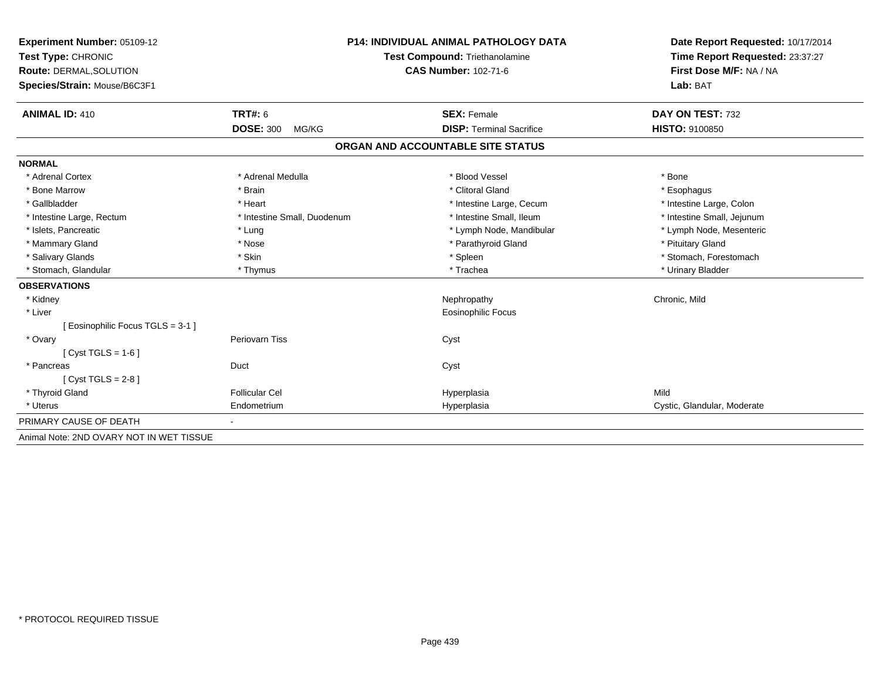**Experiment Number:** 05109-12
**Test Type:** CHRONIC
**Route:** DERMAL,SOLUTION
**Species/Strain:** Mouse/B6C3F1

**P14: INDIVIDUAL ANIMAL PATHOLOGY DATA**
**Test Compound:** Triethanolamine
**CAS Number:** 102-71-6

**Date Report Requested:** 10/17/2014
**Time Report Requested:** 23:37:27
**First Dose M/F:** NA / NA
**Lab:** BAT

| | | | |
|---|---|---|---|
| **ANIMAL ID:** 410 | **TRT#:** 6 | **SEX:** Female | **DAY ON TEST:** 732 |
| | **DOSE:** 300 MG/KG | **DISP:** Terminal Sacrifice | **HISTO:** 9100850 |

**ORGAN AND ACCOUNTABLE SITE STATUS**

**NORMAL**

| | | | |
|---|---|---|---|
| * Adrenal Cortex | * Adrenal Medulla | * Blood Vessel | * Bone |
| * Bone Marrow | * Brain | * Clitoral Gland | * Esophagus |
| * Gallbladder | * Heart | * Intestine Large, Cecum | * Intestine Large, Colon |
| * Intestine Large, Rectum | * Intestine Small, Duodenum | * Intestine Small, Ileum | * Intestine Small, Jejunum |
| * Islets, Pancreatic | * Lung | * Lymph Node, Mandibular | * Lymph Node, Mesenteric |
| * Mammary Gland | * Nose | * Parathyroid Gland | * Pituitary Gland |
| * Salivary Glands | * Skin | * Spleen | * Stomach, Forestomach |
| * Stomach, Glandular | * Thymus | * Trachea | * Urinary Bladder |

**OBSERVATIONS**

| | | | |
|---|---|---|---|
| * Kidney | | Nephropathy | Chronic, Mild |
| * Liver | | Eosinophilic Focus | |
| [ Eosinophilic Focus TGLS = 3-1 ] | | | |
| * Ovary | Periovarn Tiss | Cyst | |
| [ Cyst TGLS = 1-6 ] | | | |
| * Pancreas | Duct | Cyst | |
| [ Cyst TGLS = 2-8 ] | | | |
| * Thyroid Gland | Follicular Cel | Hyperplasia | Mild |
| * Uterus | Endometrium | Hyperplasia | Cystic, Glandular, Moderate |

PRIMARY CAUSE OF DEATH -

Animal Note: 2ND OVARY NOT IN WET TISSUE

* PROTOCOL REQUIRED TISSUE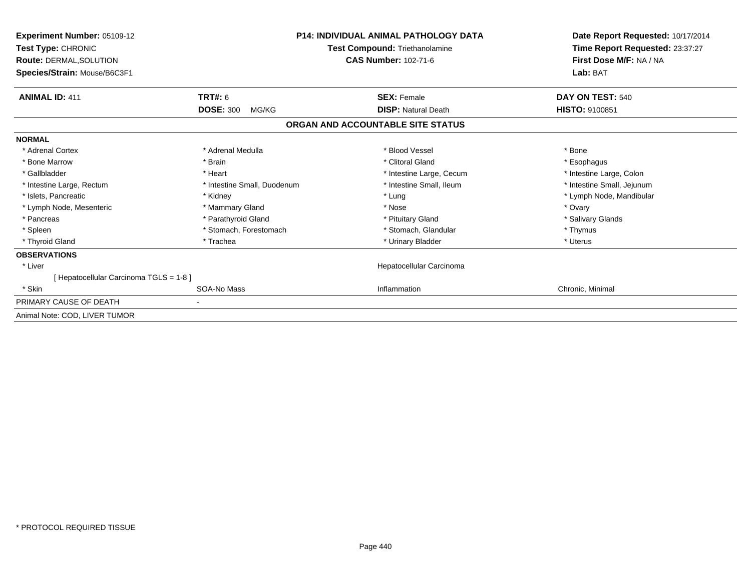**Experiment Number:** 05109-12
**Test Type:** CHRONIC
**Route:** DERMAL,SOLUTION
**Species/Strain:** Mouse/B6C3F1

**P14: INDIVIDUAL ANIMAL PATHOLOGY DATA**
**Test Compound:** Triethanolamine
**CAS Number:** 102-71-6

**Date Report Requested:** 10/17/2014
**Time Report Requested:** 23:37:27
**First Dose M/F:** NA / NA
**Lab:** BAT

| **ANIMAL ID:** 411 | **TRT#:** 6 | **SEX:** Female | **DAY ON TEST:** 540 |
|---|---|---|---|
| | **DOSE:** 300 MG/KG | **DISP:** Natural Death | **HISTO:** 9100851 |

**ORGAN AND ACCOUNTABLE SITE STATUS**

**NORMAL**

| | | | |
|---|---|---|---|
| * Adrenal Cortex | * Adrenal Medulla | * Blood Vessel | * Bone |
| * Bone Marrow | * Brain | * Clitoral Gland | * Esophagus |
| * Gallbladder | * Heart | * Intestine Large, Cecum | * Intestine Large, Colon |
| * Intestine Large, Rectum | * Intestine Small, Duodenum | * Intestine Small, Ileum | * Intestine Small, Jejunum |
| * Islets, Pancreatic | * Kidney | * Lung | * Lymph Node, Mandibular |
| * Lymph Node, Mesenteric | * Mammary Gland | * Nose | * Ovary |
| * Pancreas | * Parathyroid Gland | * Pituitary Gland | * Salivary Glands |
| * Spleen | * Stomach, Forestomach | * Stomach, Glandular | * Thymus |
| * Thyroid Gland | * Trachea | * Urinary Bladder | * Uterus |

**OBSERVATIONS**

| | | | |
|---|---|---|---|
| * Liver | | Hepatocellular Carcinoma | |
| [ Hepatocellular Carcinoma TGLS = 1-8 ] | | | |
| * Skin | SOA-No Mass | Inflammation | Chronic, Minimal |

PRIMARY CAUSE OF DEATH -

Animal Note: COD, LIVER TUMOR

* PROTOCOL REQUIRED TISSUE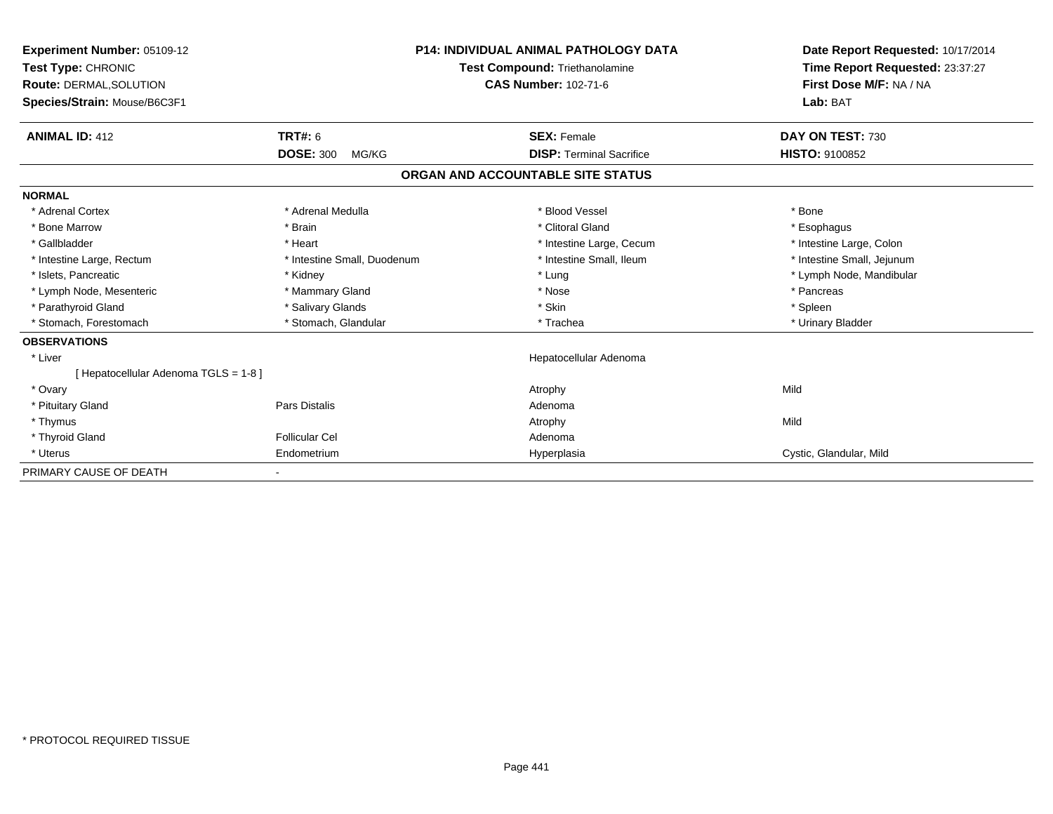**Experiment Number:** 05109-12
**Test Type:** CHRONIC
**Route:** DERMAL,SOLUTION
**Species/Strain:** Mouse/B6C3F1

**P14: INDIVIDUAL ANIMAL PATHOLOGY DATA**
**Test Compound:** Triethanolamine
**CAS Number:** 102-71-6

**Date Report Requested:** 10/17/2014
**Time Report Requested:** 23:37:27
**First Dose M/F:** NA / NA
**Lab:** BAT

| **ANIMAL ID:** 412 | **TRT#:** 6 | **SEX:** Female | **DAY ON TEST:** 730 |
|---|---|---|---|
| | **DOSE:** 300 MG/KG | **DISP:** Terminal Sacrifice | **HISTO:** 9100852 |

## ORGAN AND ACCOUNTABLE SITE STATUS

| | | | |
|---|---|---|---|
| **NORMAL** | | | |
| * Adrenal Cortex | * Adrenal Medulla | * Blood Vessel | * Bone |
| * Bone Marrow | * Brain | * Clitoral Gland | * Esophagus |
| * Gallbladder | * Heart | * Intestine Large, Cecum | * Intestine Large, Colon |
| * Intestine Large, Rectum | * Intestine Small, Duodenum | * Intestine Small, Ileum | * Intestine Small, Jejunum |
| * Islets, Pancreatic | * Kidney | * Lung | * Lymph Node, Mandibular |
| * Lymph Node, Mesenteric | * Mammary Gland | * Nose | * Pancreas |
| * Parathyroid Gland | * Salivary Glands | * Skin | * Spleen |
| * Stomach, Forestomach | * Stomach, Glandular | * Trachea | * Urinary Bladder |
| **OBSERVATIONS** | | | |
| * Liver | | Hepatocellular Adenoma | |
| [ Hepatocellular Adenoma TGLS = 1-8 ] | | | |
| * Ovary | | Atrophy | Mild |
| * Pituitary Gland | Pars Distalis | Adenoma | |
| * Thymus | | Atrophy | Mild |
| * Thyroid Gland | Follicular Cel | Adenoma | |
| * Uterus | Endometrium | Hyperplasia | Cystic, Glandular, Mild |
| PRIMARY CAUSE OF DEATH | - | | |

* PROTOCOL REQUIRED TISSUE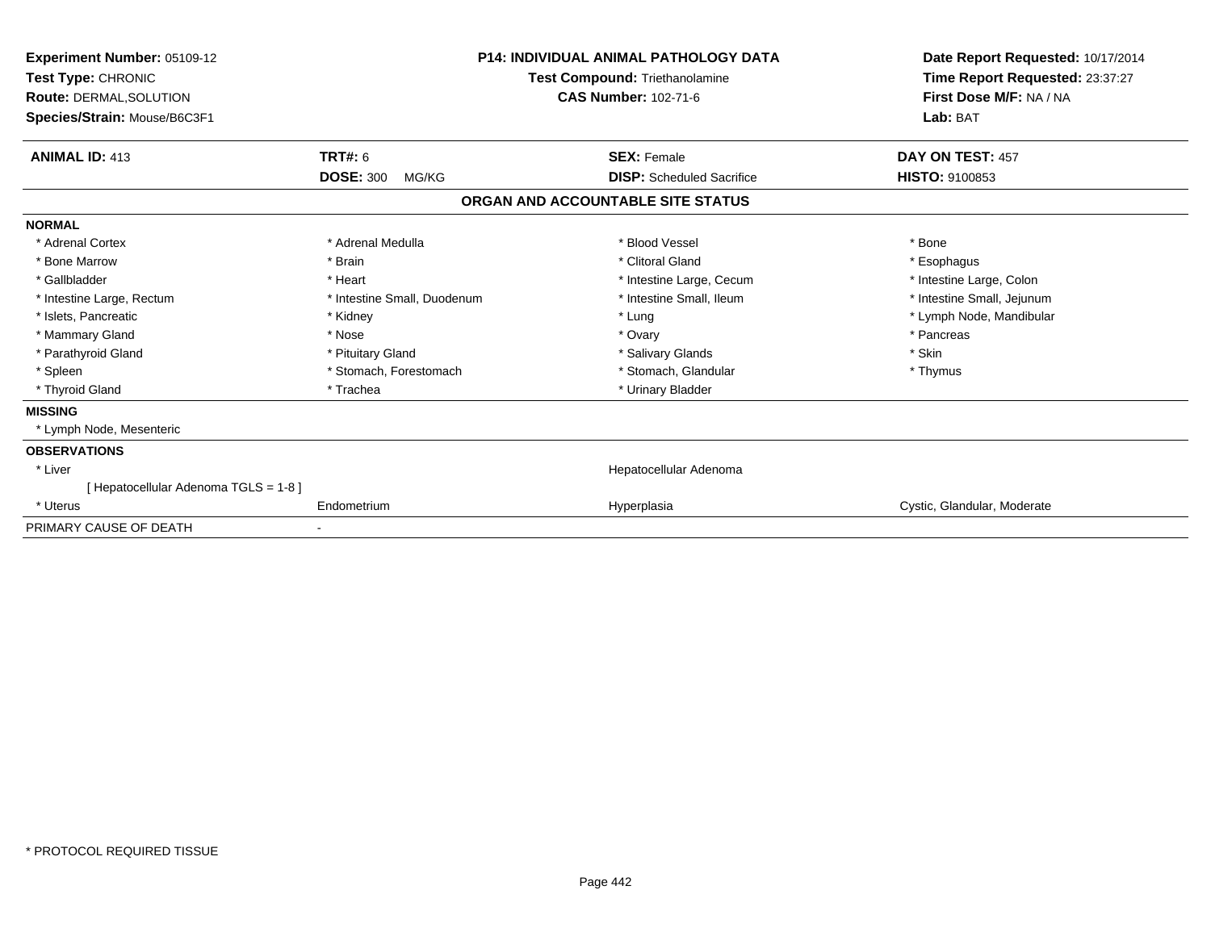**Experiment Number:** 05109-12
**Test Type:** CHRONIC
**Route:** DERMAL,SOLUTION
**Species/Strain:** Mouse/B6C3F1

**P14: INDIVIDUAL ANIMAL PATHOLOGY DATA**
**Test Compound:** Triethanolamine
**CAS Number:** 102-71-6

**Date Report Requested:** 10/17/2014
**Time Report Requested:** 23:37:27
**First Dose M/F:** NA / NA
**Lab:** BAT

| **ANIMAL ID:** 413 | **TRT#:** 6 | **SEX:** Female | **DAY ON TEST:** 457 |
|---|---|---|---|
| | **DOSE:** 300 MG/KG | **DISP:** Scheduled Sacrifice | **HISTO:** 9100853 |

## ORGAN AND ACCOUNTABLE SITE STATUS

| | | | |
|---|---|---|---|
| **NORMAL** | | | |
| * Adrenal Cortex | * Adrenal Medulla | * Blood Vessel | * Bone |
| * Bone Marrow | * Brain | * Clitoral Gland | * Esophagus |
| * Gallbladder | * Heart | * Intestine Large, Cecum | * Intestine Large, Colon |
| * Intestine Large, Rectum | * Intestine Small, Duodenum | * Intestine Small, Ileum | * Intestine Small, Jejunum |
| * Islets, Pancreatic | * Kidney | * Lung | * Lymph Node, Mandibular |
| * Mammary Gland | * Nose | * Ovary | * Pancreas |
| * Parathyroid Gland | * Pituitary Gland | * Salivary Glands | * Skin |
| * Spleen | * Stomach, Forestomach | * Stomach, Glandular | * Thymus |
| * Thyroid Gland | * Trachea | * Urinary Bladder | |
| **MISSING** | | | |
| * Lymph Node, Mesenteric | | | |
| **OBSERVATIONS** | | | |
| * Liver | | Hepatocellular Adenoma | |
| [ Hepatocellular Adenoma TGLS = 1-8 ] | | | |
| * Uterus | Endometrium | Hyperplasia | Cystic, Glandular, Moderate |
| PRIMARY CAUSE OF DEATH | - | | |

\* PROTOCOL REQUIRED TISSUE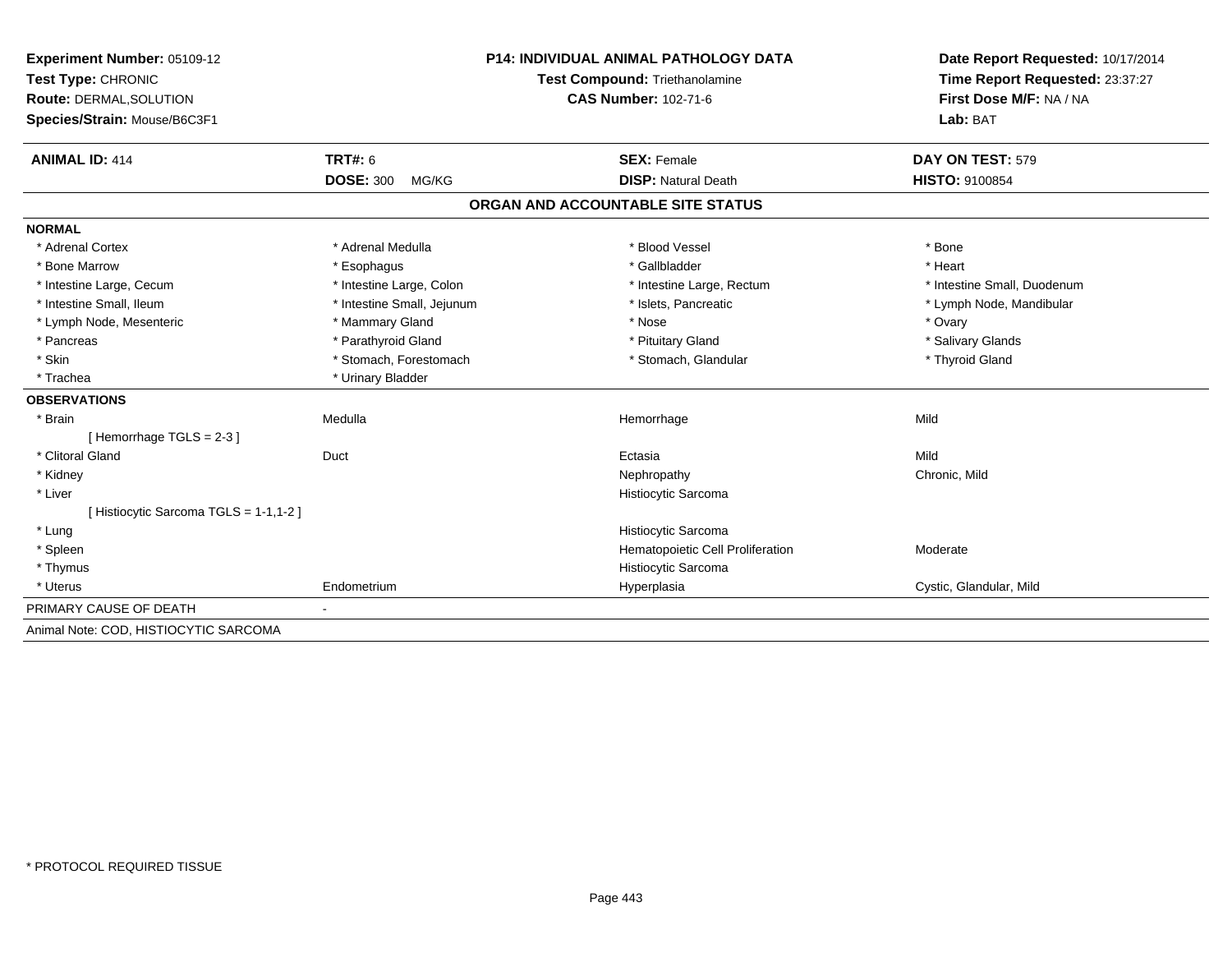**Experiment Number:** 05109-12
**Test Type:** CHRONIC
**Route:** DERMAL,SOLUTION
**Species/Strain:** Mouse/B6C3F1

**P14: INDIVIDUAL ANIMAL PATHOLOGY DATA**
**Test Compound:** Triethanolamine
**CAS Number:** 102-71-6

**Date Report Requested:** 10/17/2014
**Time Report Requested:** 23:37:27
**First Dose M/F:** NA / NA
**Lab:** BAT

| **ANIMAL ID:** 414 | **TRT#:** 6 | **SEX:** Female | **DAY ON TEST:** 579 |
|---|---|---|---|
| | **DOSE:** 300 MG/KG | **DISP:** Natural Death | **HISTO:** 9100854 |

## ORGAN AND ACCOUNTABLE SITE STATUS

**NORMAL**

| | | | |
|---|---|---|---|
| * Adrenal Cortex | * Adrenal Medulla | * Blood Vessel | * Bone |
| * Bone Marrow | * Esophagus | * Gallbladder | * Heart |
| * Intestine Large, Cecum | * Intestine Large, Colon | * Intestine Large, Rectum | * Intestine Small, Duodenum |
| * Intestine Small, Ileum | * Intestine Small, Jejunum | * Islets, Pancreatic | * Lymph Node, Mandibular |
| * Lymph Node, Mesenteric | * Mammary Gland | * Nose | * Ovary |
| * Pancreas | * Parathyroid Gland | * Pituitary Gland | * Salivary Glands |
| * Skin | * Stomach, Forestomach | * Stomach, Glandular | * Thyroid Gland |
| * Trachea | * Urinary Bladder | | |

**OBSERVATIONS**

| | | | |
|---|---|---|---|
| * Brain | Medulla | Hemorrhage | Mild |
| [ Hemorrhage TGLS = 2-3 ] | | | |
| * Clitoral Gland | Duct | Ectasia | Mild |
| * Kidney | | Nephropathy | Chronic, Mild |
| * Liver | | Histiocytic Sarcoma | |
| [ Histiocytic Sarcoma TGLS = 1-1,1-2 ] | | | |
| * Lung | | Histiocytic Sarcoma | |
| * Spleen | | Hematopoietic Cell Proliferation | Moderate |
| * Thymus | | Histiocytic Sarcoma | |
| * Uterus | Endometrium | Hyperplasia | Cystic, Glandular, Mild |

PRIMARY CAUSE OF DEATH -

Animal Note: COD, HISTIOCYTIC SARCOMA

* PROTOCOL REQUIRED TISSUE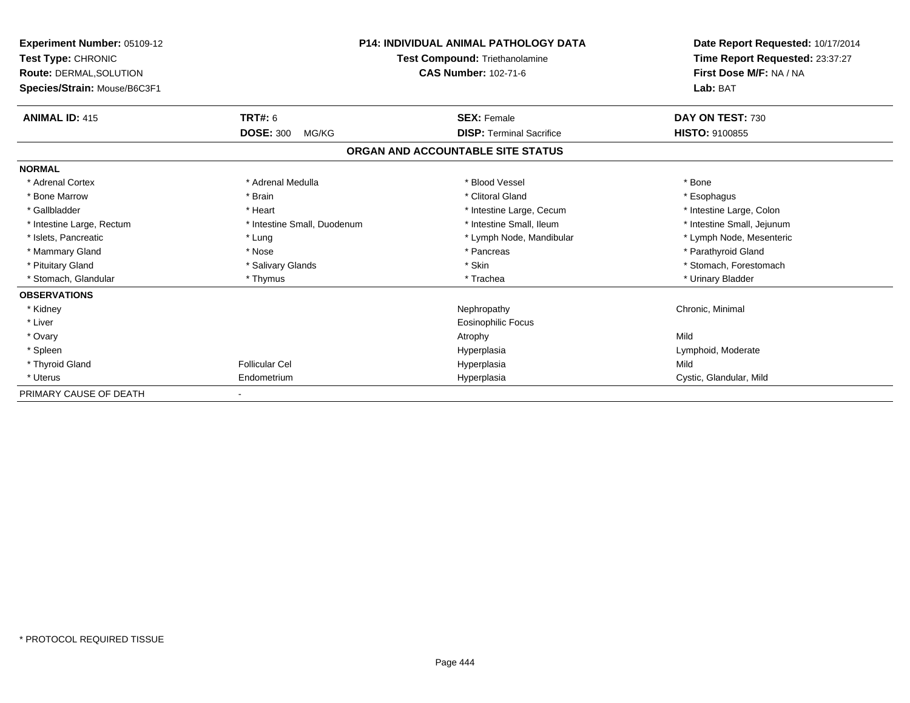**Experiment Number:** 05109-12
**Test Type:** CHRONIC
**Route:** DERMAL,SOLUTION
**Species/Strain:** Mouse/B6C3F1

**P14: INDIVIDUAL ANIMAL PATHOLOGY DATA**
**Test Compound:** Triethanolamine
**CAS Number:** 102-71-6

**Date Report Requested:** 10/17/2014
**Time Report Requested:** 23:37:27
**First Dose M/F:** NA / NA
**Lab:** BAT

| **ANIMAL ID:** 415 | **TRT#:** 6 | **SEX:** Female | **DAY ON TEST:** 730 |
|---|---|---|---|
| | **DOSE:** 300 MG/KG | **DISP:** Terminal Sacrifice | **HISTO:** 9100855 |

## ORGAN AND ACCOUNTABLE SITE STATUS

| | | | |
|---|---|---|---|
| **NORMAL** | | | |
| * Adrenal Cortex | * Adrenal Medulla | * Blood Vessel | * Bone |
| * Bone Marrow | * Brain | * Clitoral Gland | * Esophagus |
| * Gallbladder | * Heart | * Intestine Large, Cecum | * Intestine Large, Colon |
| * Intestine Large, Rectum | * Intestine Small, Duodenum | * Intestine Small, Ileum | * Intestine Small, Jejunum |
| * Islets, Pancreatic | * Lung | * Lymph Node, Mandibular | * Lymph Node, Mesenteric |
| * Mammary Gland | * Nose | * Pancreas | * Parathyroid Gland |
| * Pituitary Gland | * Salivary Glands | * Skin | * Stomach, Forestomach |
| * Stomach, Glandular | * Thymus | * Trachea | * Urinary Bladder |
| **OBSERVATIONS** | | | |
| * Kidney | | Nephropathy | Chronic, Minimal |
| * Liver | | Eosinophilic Focus | |
| * Ovary | | Atrophy | Mild |
| * Spleen | | Hyperplasia | Lymphoid, Moderate |
| * Thyroid Gland | Follicular Cel | Hyperplasia | Mild |
| * Uterus | Endometrium | Hyperplasia | Cystic, Glandular, Mild |
| PRIMARY CAUSE OF DEATH | - | | |

* PROTOCOL REQUIRED TISSUE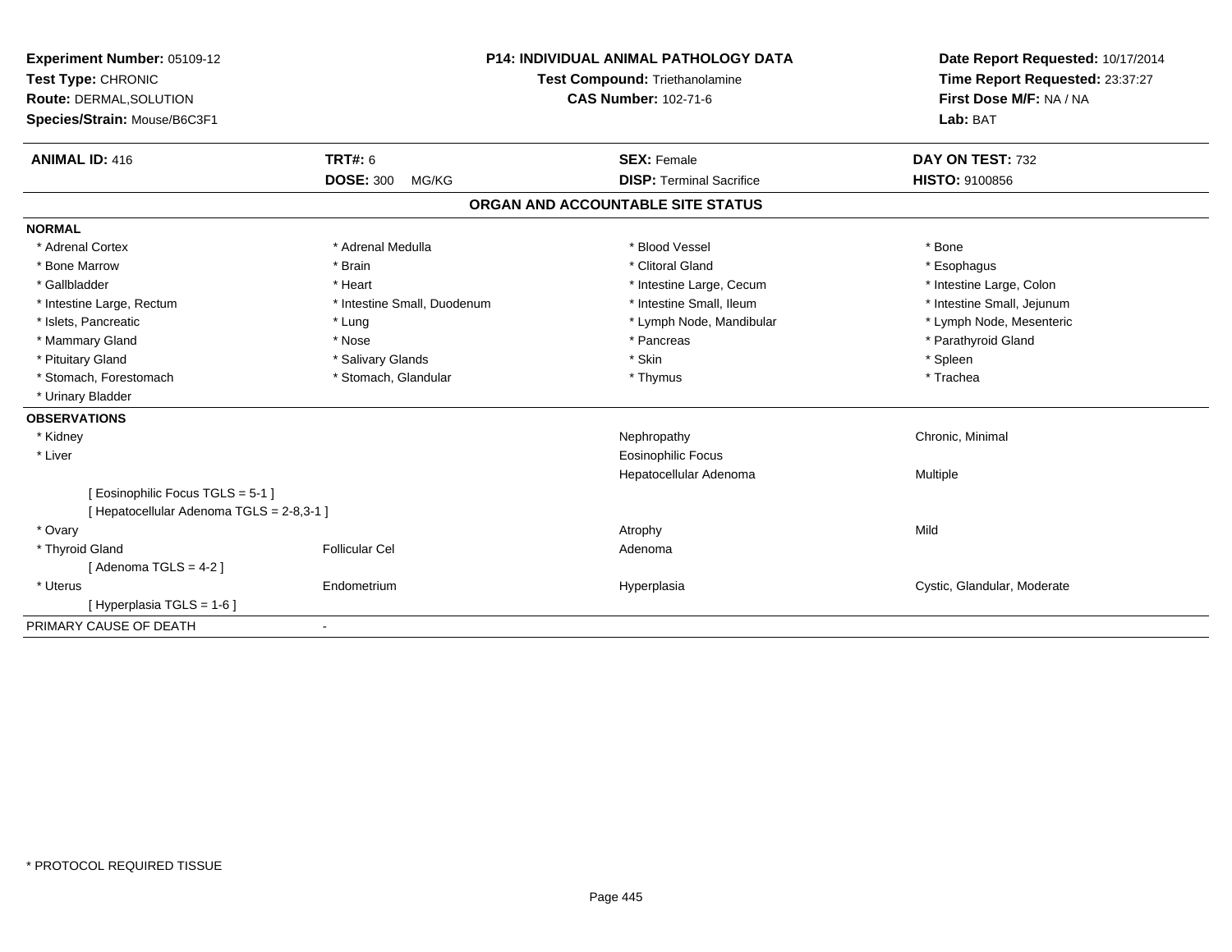**Experiment Number:** 05109-12
**Test Type:** CHRONIC
**Route:** DERMAL,SOLUTION
**Species/Strain:** Mouse/B6C3F1

**P14: INDIVIDUAL ANIMAL PATHOLOGY DATA**
**Test Compound:** Triethanolamine
**CAS Number:** 102-71-6

**Date Report Requested:** 10/17/2014
**Time Report Requested:** 23:37:27
**First Dose M/F:** NA / NA
**Lab:** BAT

| **ANIMAL ID:** 416 | **TRT#:** 6 | **SEX:** Female | **DAY ON TEST:** 732 |
|---|---|---|---|
| | **DOSE:** 300 MG/KG | **DISP:** Terminal Sacrifice | **HISTO:** 9100856 |

## ORGAN AND ACCOUNTABLE SITE STATUS

**NORMAL**

| | | | |
|---|---|---|---|
| * Adrenal Cortex | * Adrenal Medulla | * Blood Vessel | * Bone |
| * Bone Marrow | * Brain | * Clitoral Gland | * Esophagus |
| * Gallbladder | * Heart | * Intestine Large, Cecum | * Intestine Large, Colon |
| * Intestine Large, Rectum | * Intestine Small, Duodenum | * Intestine Small, Ileum | * Intestine Small, Jejunum |
| * Islets, Pancreatic | * Lung | * Lymph Node, Mandibular | * Lymph Node, Mesenteric |
| * Mammary Gland | * Nose | * Pancreas | * Parathyroid Gland |
| * Pituitary Gland | * Salivary Glands | * Skin | * Spleen |
| * Stomach, Forestomach | * Stomach, Glandular | * Thymus | * Trachea |
| * Urinary Bladder | | | |

**OBSERVATIONS**

| | | | |
|---|---|---|---|
| * Kidney | | Nephropathy | Chronic, Minimal |
| * Liver | | Eosinophilic Focus | |
| | | Hepatocellular Adenoma | Multiple |
| [ Eosinophilic Focus TGLS = 5-1 ] | | | |
| [ Hepatocellular Adenoma TGLS = 2-8,3-1 ] | | | |
| * Ovary | | Atrophy | Mild |
| * Thyroid Gland | Follicular Cel | Adenoma | |
| [ Adenoma TGLS = 4-2 ] | | | |
| * Uterus | Endometrium | Hyperplasia | Cystic, Glandular, Moderate |
| [ Hyperplasia TGLS = 1-6 ] | | | |

PRIMARY CAUSE OF DEATH -

* PROTOCOL REQUIRED TISSUE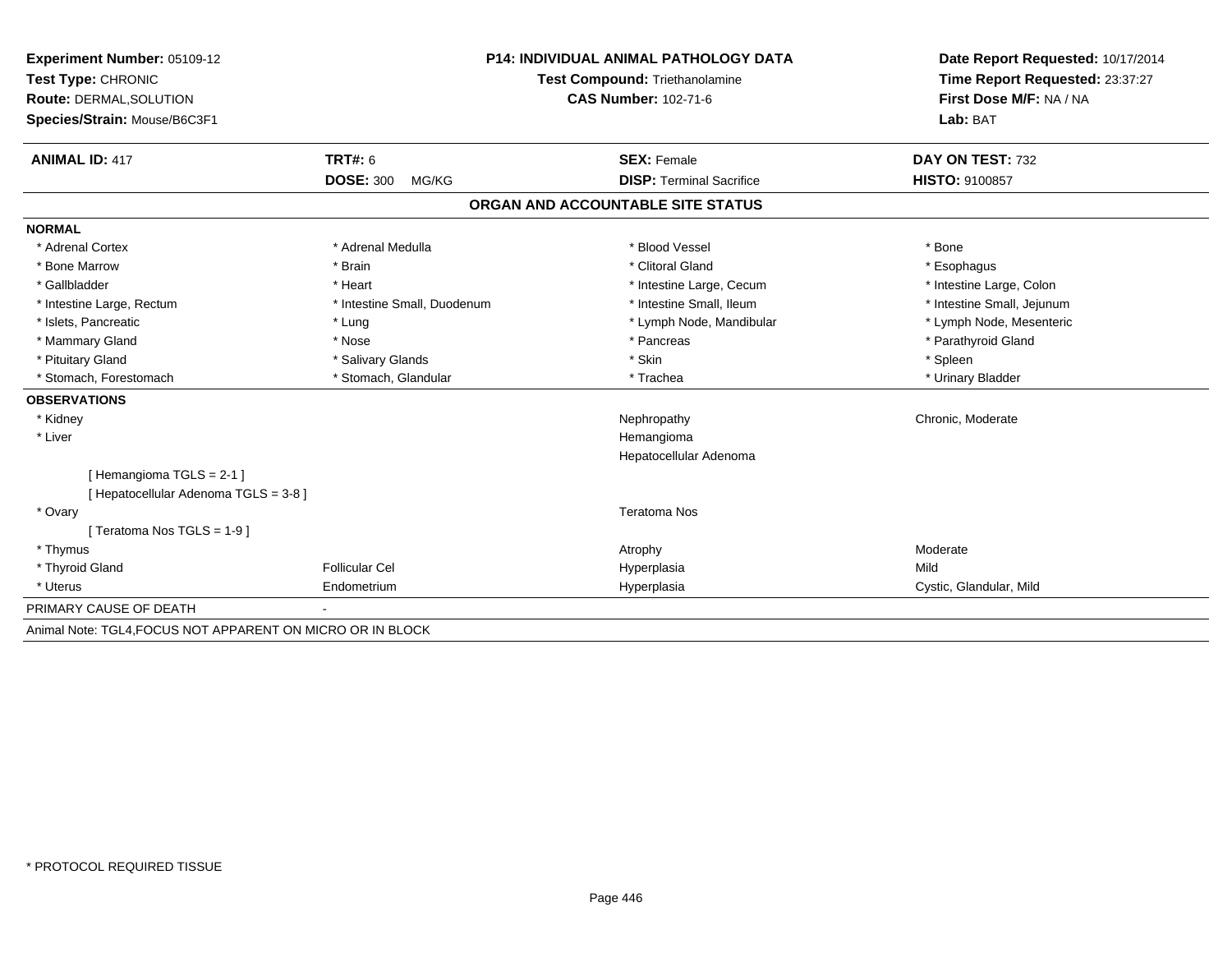**Experiment Number:** 05109-12
**Test Type:** CHRONIC
**Route:** DERMAL,SOLUTION
**Species/Strain:** Mouse/B6C3F1

**P14: INDIVIDUAL ANIMAL PATHOLOGY DATA**
**Test Compound:** Triethanolamine
**CAS Number:** 102-71-6

**Date Report Requested:** 10/17/2014
**Time Report Requested:** 23:37:27
**First Dose M/F:** NA / NA
**Lab:** BAT

| **ANIMAL ID:** 417 | **TRT#:** 6 | **SEX:** Female | **DAY ON TEST:** 732 |
|---|---|---|---|
| | **DOSE:** 300 MG/KG | **DISP:** Terminal Sacrifice | **HISTO:** 9100857 |

## ORGAN AND ACCOUNTABLE SITE STATUS

**NORMAL**

| | | | |
|---|---|---|---|
| * Adrenal Cortex | * Adrenal Medulla | * Blood Vessel | * Bone |
| * Bone Marrow | * Brain | * Clitoral Gland | * Esophagus |
| * Gallbladder | * Heart | * Intestine Large, Cecum | * Intestine Large, Colon |
| * Intestine Large, Rectum | * Intestine Small, Duodenum | * Intestine Small, Ileum | * Intestine Small, Jejunum |
| * Islets, Pancreatic | * Lung | * Lymph Node, Mandibular | * Lymph Node, Mesenteric |
| * Mammary Gland | * Nose | * Pancreas | * Parathyroid Gland |
| * Pituitary Gland | * Salivary Glands | * Skin | * Spleen |
| * Stomach, Forestomach | * Stomach, Glandular | * Trachea | * Urinary Bladder |

**OBSERVATIONS**

| | | | |
|---|---|---|---|
| * Kidney | | Nephropathy | Chronic, Moderate |
| * Liver | | Hemangioma | |
| | | Hepatocellular Adenoma | |
| [ Hemangioma TGLS = 2-1 ] | | | |
| [ Hepatocellular Adenoma TGLS = 3-8 ] | | | |
| * Ovary | | Teratoma Nos | |
| [ Teratoma Nos TGLS = 1-9 ] | | | |
| * Thymus | | Atrophy | Moderate |
| * Thyroid Gland | Follicular Cel | Hyperplasia | Mild |
| * Uterus | Endometrium | Hyperplasia | Cystic, Glandular, Mild |

PRIMARY CAUSE OF DEATH -

Animal Note: TGL4,FOCUS NOT APPARENT ON MICRO OR IN BLOCK

* PROTOCOL REQUIRED TISSUE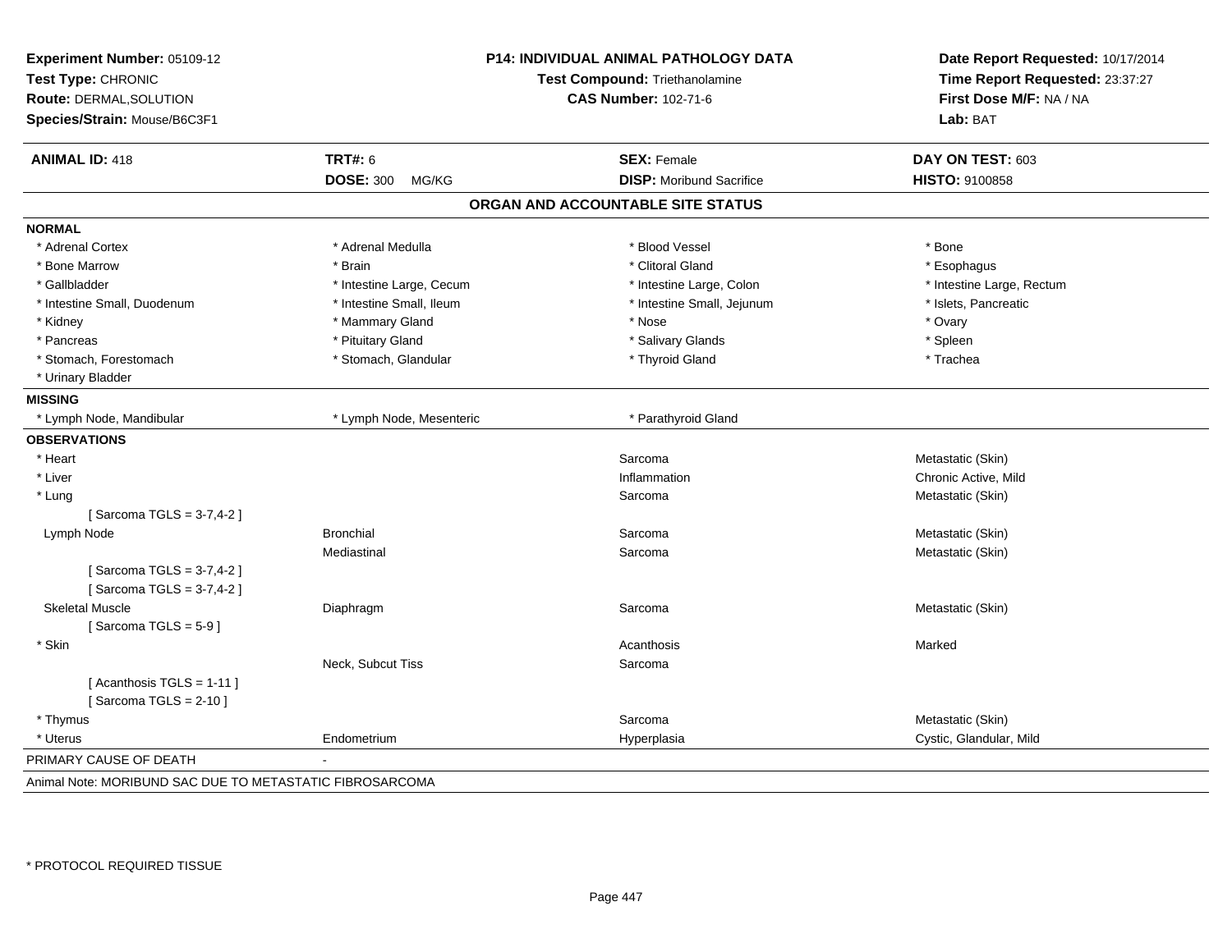**Experiment Number:** 05109-12
**Test Type:** CHRONIC
**Route:** DERMAL,SOLUTION
**Species/Strain:** Mouse/B6C3F1

**P14: INDIVIDUAL ANIMAL PATHOLOGY DATA**
**Test Compound:** Triethanolamine
**CAS Number:** 102-71-6

**Date Report Requested:** 10/17/2014
**Time Report Requested:** 23:37:27
**First Dose M/F:** NA / NA
**Lab:** BAT

| **ANIMAL ID:** 418 | **TRT#:** 6 | **SEX:** Female | **DAY ON TEST:** 603 |
|---|---|---|---|
| | **DOSE:** 300 MG/KG | **DISP:** Moribund Sacrifice | **HISTO:** 9100858 |

## ORGAN AND ACCOUNTABLE SITE STATUS

**NORMAL**

| | | | |
|---|---|---|---|
| * Adrenal Cortex | * Adrenal Medulla | * Blood Vessel | * Bone |
| * Bone Marrow | * Brain | * Clitoral Gland | * Esophagus |
| * Gallbladder | * Intestine Large, Cecum | * Intestine Large, Colon | * Intestine Large, Rectum |
| * Intestine Small, Duodenum | * Intestine Small, Ileum | * Intestine Small, Jejunum | * Islets, Pancreatic |
| * Kidney | * Mammary Gland | * Nose | * Ovary |
| * Pancreas | * Pituitary Gland | * Salivary Glands | * Spleen |
| * Stomach, Forestomach | * Stomach, Glandular | * Thyroid Gland | * Trachea |
| * Urinary Bladder | | | |

**MISSING**

| | | |
|---|---|---|
| * Lymph Node, Mandibular | * Lymph Node, Mesenteric | * Parathyroid Gland |

**OBSERVATIONS**

| | | | |
|---|---|---|---|
| * Heart | | Sarcoma | Metastatic (Skin) |
| * Liver | | Inflammation | Chronic Active, Mild |
| * Lung | | Sarcoma | Metastatic (Skin) |
| [ Sarcoma TGLS = 3-7,4-2 ] | | | |
| Lymph Node | Bronchial | Sarcoma | Metastatic (Skin) |
| | Mediastinal | Sarcoma | Metastatic (Skin) |
| [ Sarcoma TGLS = 3-7,4-2 ] | | | |
| [ Sarcoma TGLS = 3-7,4-2 ] | | | |
| Skeletal Muscle | Diaphragm | Sarcoma | Metastatic (Skin) |
| [ Sarcoma TGLS = 5-9 ] | | | |
| * Skin | | Acanthosis | Marked |
| | Neck, Subcut Tiss | Sarcoma | |
| [ Acanthosis TGLS = 1-11 ] | | | |
| [ Sarcoma TGLS = 2-10 ] | | | |
| * Thymus | | Sarcoma | Metastatic (Skin) |
| * Uterus | Endometrium | Hyperplasia | Cystic, Glandular, Mild |

PRIMARY CAUSE OF DEATH -

Animal Note: MORIBUND SAC DUE TO METASTATIC FIBROSARCOMA

* PROTOCOL REQUIRED TISSUE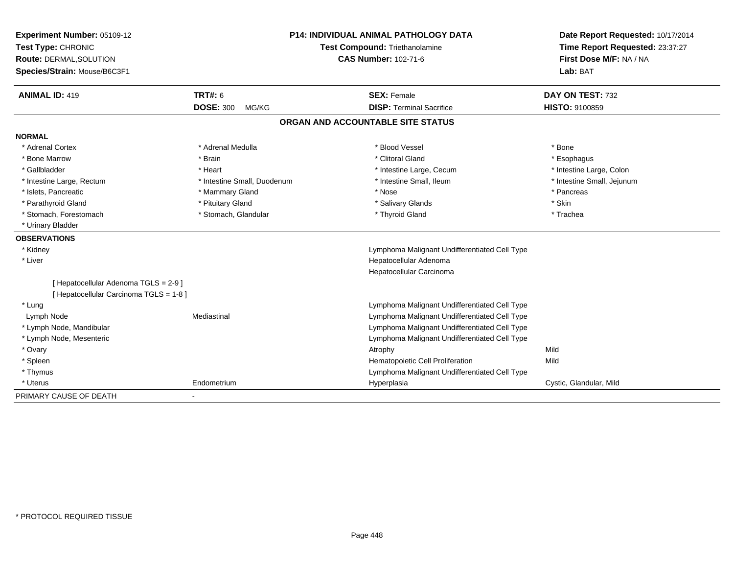**Experiment Number:** 05109-12
**Test Type:** CHRONIC
**Route:** DERMAL,SOLUTION
**Species/Strain:** Mouse/B6C3F1

**P14: INDIVIDUAL ANIMAL PATHOLOGY DATA**
**Test Compound:** Triethanolamine
**CAS Number:** 102-71-6

**Date Report Requested:** 10/17/2014
**Time Report Requested:** 23:37:27
**First Dose M/F:** NA / NA
**Lab:** BAT

| | | | |
|---|---|---|---|
| **ANIMAL ID:** 419 | **TRT#:** 6 | **SEX:** Female | **DAY ON TEST:** 732 |
| | **DOSE:** 300 MG/KG | **DISP:** Terminal Sacrifice | **HISTO:** 9100859 |

## ORGAN AND ACCOUNTABLE SITE STATUS

**NORMAL**

| | | | |
|---|---|---|---|
| * Adrenal Cortex | * Adrenal Medulla | * Blood Vessel | * Bone |
| * Bone Marrow | * Brain | * Clitoral Gland | * Esophagus |
| * Gallbladder | * Heart | * Intestine Large, Cecum | * Intestine Large, Colon |
| * Intestine Large, Rectum | * Intestine Small, Duodenum | * Intestine Small, Ileum | * Intestine Small, Jejunum |
| * Islets, Pancreatic | * Mammary Gland | * Nose | * Pancreas |
| * Parathyroid Gland | * Pituitary Gland | * Salivary Glands | * Skin |
| * Stomach, Forestomach | * Stomach, Glandular | * Thyroid Gland | * Trachea |
| * Urinary Bladder | | | |

**OBSERVATIONS**

| | | | |
|---|---|---|---|
| * Kidney | | Lymphoma Malignant Undifferentiated Cell Type | |
| * Liver | | Hepatocellular Adenoma | |
| | | Hepatocellular Carcinoma | |
| [ Hepatocellular Adenoma TGLS = 2-9 ] | | | |
| [ Hepatocellular Carcinoma TGLS = 1-8 ] | | | |
| * Lung | | Lymphoma Malignant Undifferentiated Cell Type | |
| Lymph Node | Mediastinal | Lymphoma Malignant Undifferentiated Cell Type | |
| * Lymph Node, Mandibular | | Lymphoma Malignant Undifferentiated Cell Type | |
| * Lymph Node, Mesenteric | | Lymphoma Malignant Undifferentiated Cell Type | |
| * Ovary | | Atrophy | Mild |
| * Spleen | | Hematopoietic Cell Proliferation | Mild |
| * Thymus | | Lymphoma Malignant Undifferentiated Cell Type | |
| * Uterus | Endometrium | Hyperplasia | Cystic, Glandular, Mild |

PRIMARY CAUSE OF DEATH -

* PROTOCOL REQUIRED TISSUE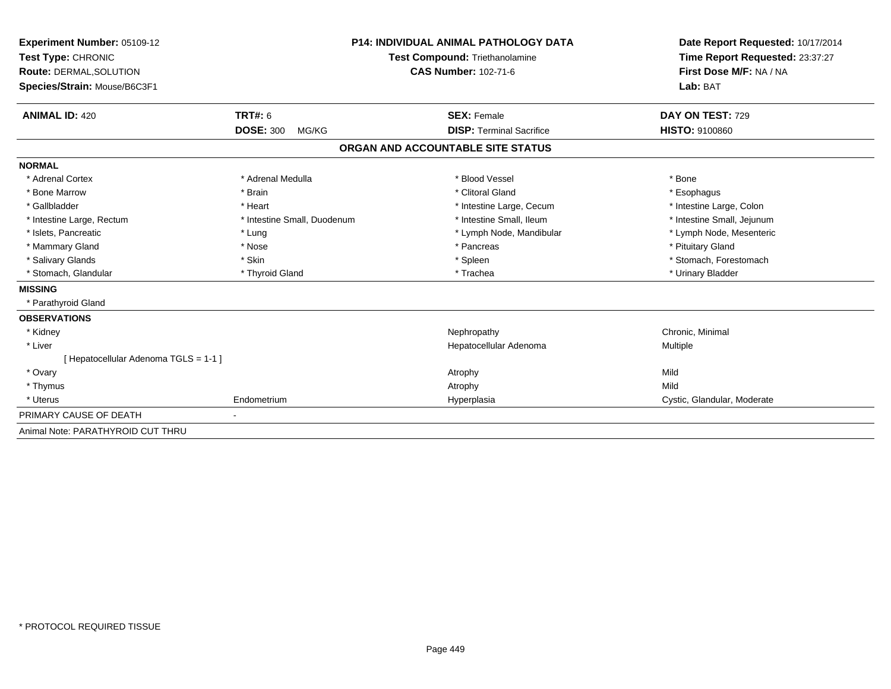**Experiment Number:** 05109-12
**Test Type:** CHRONIC
**Route:** DERMAL,SOLUTION
**Species/Strain:** Mouse/B6C3F1

**P14: INDIVIDUAL ANIMAL PATHOLOGY DATA**
**Test Compound:** Triethanolamine
**CAS Number:** 102-71-6

**Date Report Requested:** 10/17/2014
**Time Report Requested:** 23:37:27
**First Dose M/F:** NA / NA
**Lab:** BAT

| | | | |
|---|---|---|---|
| **ANIMAL ID:** 420 | **TRT#:** 6 | **SEX:** Female | **DAY ON TEST:** 729 |
| | **DOSE:** 300 MG/KG | **DISP:** Terminal Sacrifice | **HISTO:** 9100860 |

## ORGAN AND ACCOUNTABLE SITE STATUS

**NORMAL**

| | | | |
|---|---|---|---|
| * Adrenal Cortex | * Adrenal Medulla | * Blood Vessel | * Bone |
| * Bone Marrow | * Brain | * Clitoral Gland | * Esophagus |
| * Gallbladder | * Heart | * Intestine Large, Cecum | * Intestine Large, Colon |
| * Intestine Large, Rectum | * Intestine Small, Duodenum | * Intestine Small, Ileum | * Intestine Small, Jejunum |
| * Islets, Pancreatic | * Lung | * Lymph Node, Mandibular | * Lymph Node, Mesenteric |
| * Mammary Gland | * Nose | * Pancreas | * Pituitary Gland |
| * Salivary Glands | * Skin | * Spleen | * Stomach, Forestomach |
| * Stomach, Glandular | * Thyroid Gland | * Trachea | * Urinary Bladder |

**MISSING**

* Parathyroid Gland

**OBSERVATIONS**

| | | | |
|---|---|---|---|
| * Kidney | | Nephropathy | Chronic, Minimal |
| * Liver | | Hepatocellular Adenoma | Multiple |
| [ Hepatocellular Adenoma TGLS = 1-1 ] | | | |
| * Ovary | | Atrophy | Mild |
| * Thymus | | Atrophy | Mild |
| * Uterus | Endometrium | Hyperplasia | Cystic, Glandular, Moderate |

PRIMARY CAUSE OF DEATH -

Animal Note: PARATHYROID CUT THRU

* PROTOCOL REQUIRED TISSUE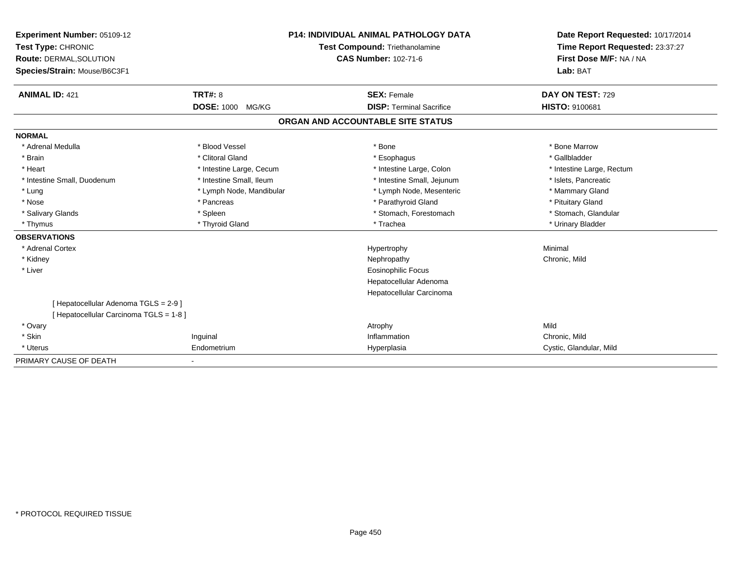**Experiment Number:** 05109-12
**Test Type:** CHRONIC
**Route:** DERMAL,SOLUTION
**Species/Strain:** Mouse/B6C3F1

**P14: INDIVIDUAL ANIMAL PATHOLOGY DATA**
**Test Compound:** Triethanolamine
**CAS Number:** 102-71-6

**Date Report Requested:** 10/17/2014
**Time Report Requested:** 23:37:27
**First Dose M/F:** NA / NA
**Lab:** BAT

| **ANIMAL ID:** 421 | **TRT#:** 8 | **SEX:** Female | **DAY ON TEST:** 729 |
|---|---|---|---|
| | **DOSE:** 1000 MG/KG | **DISP:** Terminal Sacrifice | **HISTO:** 9100681 |

## ORGAN AND ACCOUNTABLE SITE STATUS

| | | | |
|---|---|---|---|
| **NORMAL** | | | |
| * Adrenal Medulla | * Blood Vessel | * Bone | * Bone Marrow |
| * Brain | * Clitoral Gland | * Esophagus | * Gallbladder |
| * Heart | * Intestine Large, Cecum | * Intestine Large, Colon | * Intestine Large, Rectum |
| * Intestine Small, Duodenum | * Intestine Small, Ileum | * Intestine Small, Jejunum | * Islets, Pancreatic |
| * Lung | * Lymph Node, Mandibular | * Lymph Node, Mesenteric | * Mammary Gland |
| * Nose | * Pancreas | * Parathyroid Gland | * Pituitary Gland |
| * Salivary Glands | * Spleen | * Stomach, Forestomach | * Stomach, Glandular |
| * Thymus | * Thyroid Gland | * Trachea | * Urinary Bladder |
| **OBSERVATIONS** | | | |
| * Adrenal Cortex | | Hypertrophy | Minimal |
| * Kidney | | Nephropathy | Chronic, Mild |
| * Liver | | Eosinophilic Focus | |
| | | Hepatocellular Adenoma | |
| | | Hepatocellular Carcinoma | |
| [ Hepatocellular Adenoma TGLS = 2-9 ] | | | |
| [ Hepatocellular Carcinoma TGLS = 1-8 ] | | | |
| * Ovary | | Atrophy | Mild |
| * Skin | Inguinal | Inflammation | Chronic, Mild |
| * Uterus | Endometrium | Hyperplasia | Cystic, Glandular, Mild |
| PRIMARY CAUSE OF DEATH | - | | |

* PROTOCOL REQUIRED TISSUE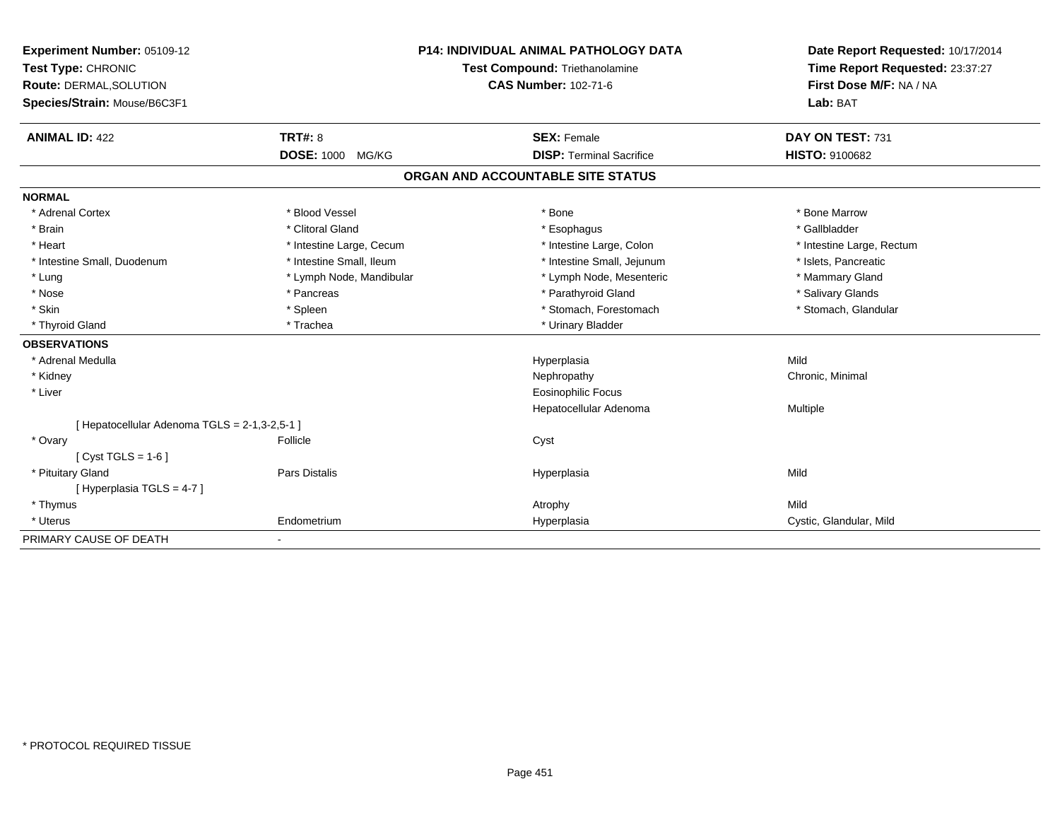**Experiment Number:** 05109-12
**Test Type:** CHRONIC
**Route:** DERMAL,SOLUTION
**Species/Strain:** Mouse/B6C3F1

**P14: INDIVIDUAL ANIMAL PATHOLOGY DATA**
**Test Compound:** Triethanolamine
**CAS Number:** 102-71-6

**Date Report Requested:** 10/17/2014
**Time Report Requested:** 23:37:27
**First Dose M/F:** NA / NA
**Lab:** BAT

| **ANIMAL ID:** 422 | **TRT#:** 8 | **SEX:** Female | **DAY ON TEST:** 731 |
|---|---|---|---|
| | **DOSE:** 1000 MG/KG | **DISP:** Terminal Sacrifice | **HISTO:** 9100682 |

## ORGAN AND ACCOUNTABLE SITE STATUS

| | | | |
|---|---|---|---|
| **NORMAL** | | | |
| * Adrenal Cortex | * Blood Vessel | * Bone | * Bone Marrow |
| * Brain | * Clitoral Gland | * Esophagus | * Gallbladder |
| * Heart | * Intestine Large, Cecum | * Intestine Large, Colon | * Intestine Large, Rectum |
| * Intestine Small, Duodenum | * Intestine Small, Ileum | * Intestine Small, Jejunum | * Islets, Pancreatic |
| * Lung | * Lymph Node, Mandibular | * Lymph Node, Mesenteric | * Mammary Gland |
| * Nose | * Pancreas | * Parathyroid Gland | * Salivary Glands |
| * Skin | * Spleen | * Stomach, Forestomach | * Stomach, Glandular |
| * Thyroid Gland | * Trachea | * Urinary Bladder | |
| **OBSERVATIONS** | | | |
| * Adrenal Medulla | | Hyperplasia | Mild |
| * Kidney | | Nephropathy | Chronic, Minimal |
| * Liver | | Eosinophilic Focus | |
| | | Hepatocellular Adenoma | Multiple |
| [ Hepatocellular Adenoma TGLS = 2-1,3-2,5-1 ] | | | |
| * Ovary | Follicle | Cyst | |
| [ Cyst TGLS = 1-6 ] | | | |
| * Pituitary Gland | Pars Distalis | Hyperplasia | Mild |
| [ Hyperplasia TGLS = 4-7 ] | | | |
| * Thymus | | Atrophy | Mild |
| * Uterus | Endometrium | Hyperplasia | Cystic, Glandular, Mild |
| PRIMARY CAUSE OF DEATH | - | | |

* PROTOCOL REQUIRED TISSUE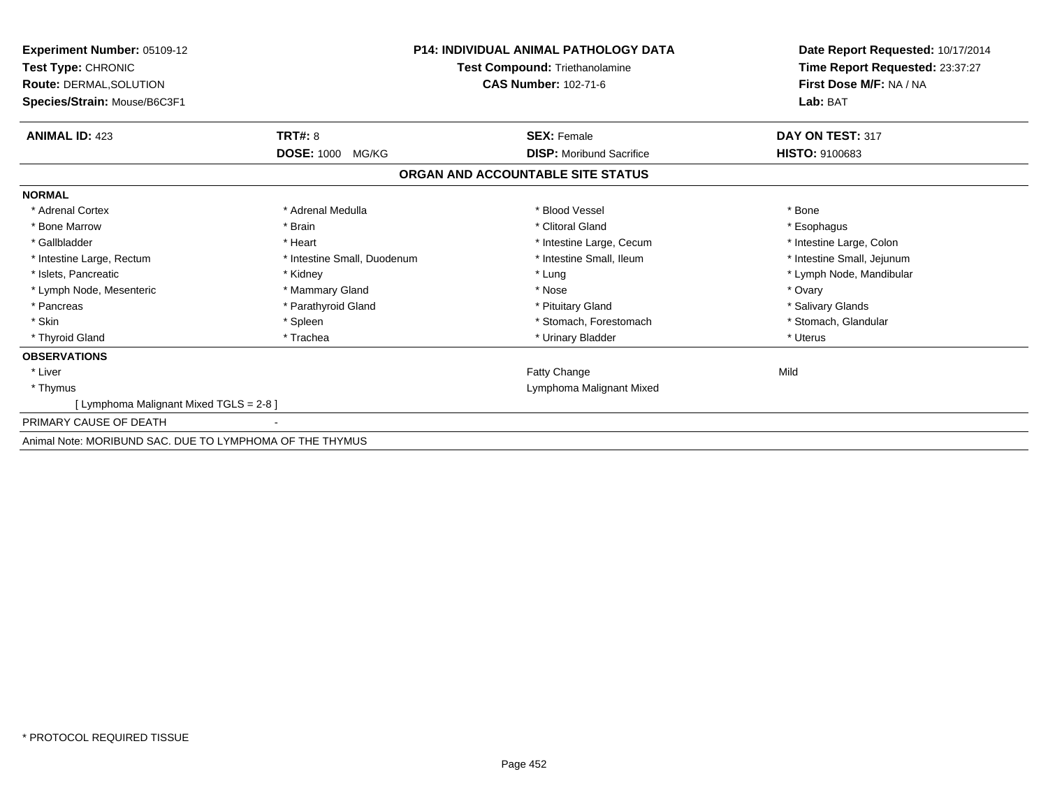**Experiment Number:** 05109-12
**Test Type:** CHRONIC
**Route:** DERMAL,SOLUTION
**Species/Strain:** Mouse/B6C3F1

**P14: INDIVIDUAL ANIMAL PATHOLOGY DATA**
**Test Compound:** Triethanolamine
**CAS Number:** 102-71-6

**Date Report Requested:** 10/17/2014
**Time Report Requested:** 23:37:27
**First Dose M/F:** NA / NA
**Lab:** BAT

| | | | |
|---|---|---|---|
| **ANIMAL ID:** 423 | **TRT#:** 8 | **SEX:** Female | **DAY ON TEST:** 317 |
| | **DOSE:** 1000 MG/KG | **DISP:** Moribund Sacrifice | **HISTO:** 9100683 |

## ORGAN AND ACCOUNTABLE SITE STATUS

**NORMAL**

| | | | |
|---|---|---|---|
| * Adrenal Cortex | * Adrenal Medulla | * Blood Vessel | * Bone |
| * Bone Marrow | * Brain | * Clitoral Gland | * Esophagus |
| * Gallbladder | * Heart | * Intestine Large, Cecum | * Intestine Large, Colon |
| * Intestine Large, Rectum | * Intestine Small, Duodenum | * Intestine Small, Ileum | * Intestine Small, Jejunum |
| * Islets, Pancreatic | * Kidney | * Lung | * Lymph Node, Mandibular |
| * Lymph Node, Mesenteric | * Mammary Gland | * Nose | * Ovary |
| * Pancreas | * Parathyroid Gland | * Pituitary Gland | * Salivary Glands |
| * Skin | * Spleen | * Stomach, Forestomach | * Stomach, Glandular |
| * Thyroid Gland | * Trachea | * Urinary Bladder | * Uterus |

**OBSERVATIONS**

| | | |
|---|---|---|
| * Liver | Fatty Change | Mild |
| * Thymus | Lymphoma Malignant Mixed | |
| [ Lymphoma Malignant Mixed TGLS = 2-8 ] | | |

PRIMARY CAUSE OF DEATH -

Animal Note: MORIBUND SAC. DUE TO LYMPHOMA OF THE THYMUS

* PROTOCOL REQUIRED TISSUE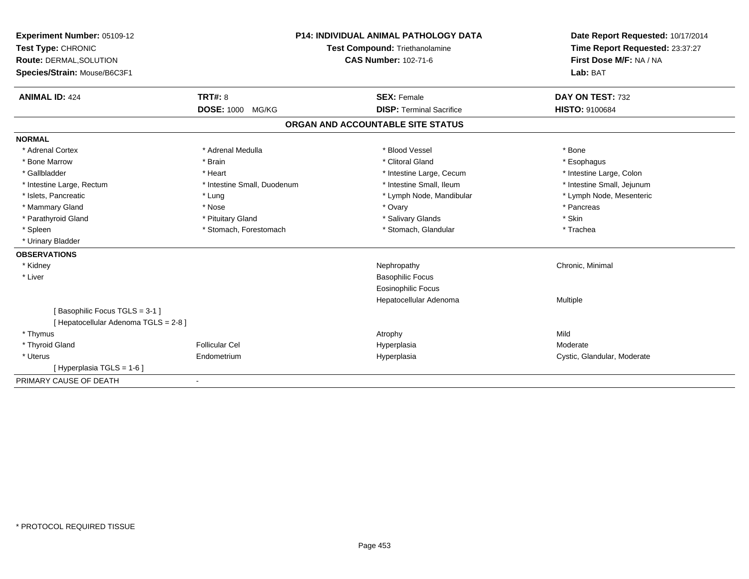**Experiment Number:** 05109-12
**Test Type:** CHRONIC
**Route:** DERMAL,SOLUTION
**Species/Strain:** Mouse/B6C3F1

**P14: INDIVIDUAL ANIMAL PATHOLOGY DATA**
**Test Compound:** Triethanolamine
**CAS Number:** 102-71-6

**Date Report Requested:** 10/17/2014
**Time Report Requested:** 23:37:27
**First Dose M/F:** NA / NA
**Lab:** BAT

| | | | |
|---|---|---|---|
| **ANIMAL ID:** 424 | **TRT#:** 8 | **SEX:** Female | **DAY ON TEST:** 732 |
| | **DOSE:** 1000 MG/KG | **DISP:** Terminal Sacrifice | **HISTO:** 9100684 |

## ORGAN AND ACCOUNTABLE SITE STATUS

**NORMAL**

| | | | |
|---|---|---|---|
| * Adrenal Cortex | * Adrenal Medulla | * Blood Vessel | * Bone |
| * Bone Marrow | * Brain | * Clitoral Gland | * Esophagus |
| * Gallbladder | * Heart | * Intestine Large, Cecum | * Intestine Large, Colon |
| * Intestine Large, Rectum | * Intestine Small, Duodenum | * Intestine Small, Ileum | * Intestine Small, Jejunum |
| * Islets, Pancreatic | * Lung | * Lymph Node, Mandibular | * Lymph Node, Mesenteric |
| * Mammary Gland | * Nose | * Ovary | * Pancreas |
| * Parathyroid Gland | * Pituitary Gland | * Salivary Glands | * Skin |
| * Spleen | * Stomach, Forestomach | * Stomach, Glandular | * Trachea |
| * Urinary Bladder | | | |

**OBSERVATIONS**

| | | | |
|---|---|---|---|
| * Kidney | | Nephropathy | Chronic, Minimal |
| * Liver | | Basophilic Focus | |
| | | Eosinophilic Focus | |
| | | Hepatocellular Adenoma | Multiple |
| [ Basophilic Focus TGLS = 3-1 ] | | | |
| [ Hepatocellular Adenoma TGLS = 2-8 ] | | | |
| * Thymus | | Atrophy | Mild |
| * Thyroid Gland | Follicular Cel | Hyperplasia | Moderate |
| * Uterus | Endometrium | Hyperplasia | Cystic, Glandular, Moderate |
| [ Hyperplasia TGLS = 1-6 ] | | | |

PRIMARY CAUSE OF DEATH -

* PROTOCOL REQUIRED TISSUE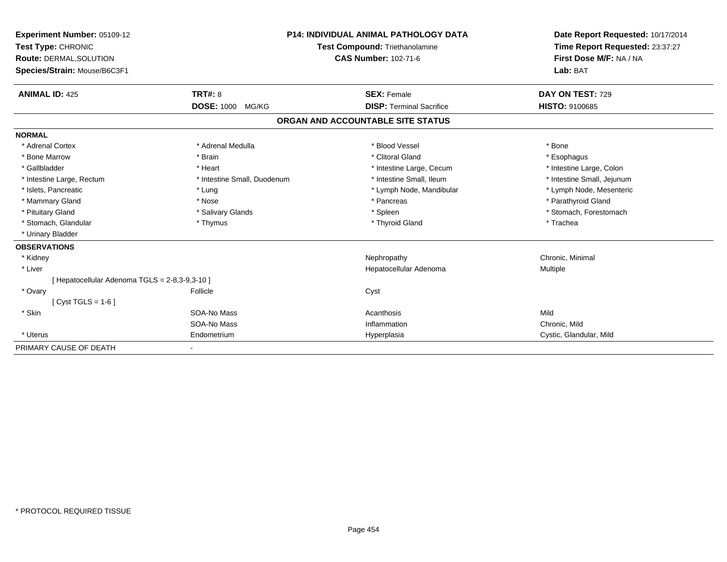**Experiment Number:** 05109-12
**Test Type:** CHRONIC
**Route:** DERMAL,SOLUTION
**Species/Strain:** Mouse/B6C3F1

**P14: INDIVIDUAL ANIMAL PATHOLOGY DATA**
**Test Compound:** Triethanolamine
**CAS Number:** 102-71-6

**Date Report Requested:** 10/17/2014
**Time Report Requested:** 23:37:27
**First Dose M/F:** NA / NA
**Lab:** BAT

| **ANIMAL ID:** 425 | **TRT#:** 8 | **SEX:** Female | **DAY ON TEST:** 729 |
|---|---|---|---|
| | **DOSE:** 1000 MG/KG | **DISP:** Terminal Sacrifice | **HISTO:** 9100685 |

## ORGAN AND ACCOUNTABLE SITE STATUS

**NORMAL**

| | | | |
|---|---|---|---|
| * Adrenal Cortex | * Adrenal Medulla | * Blood Vessel | * Bone |
| * Bone Marrow | * Brain | * Clitoral Gland | * Esophagus |
| * Gallbladder | * Heart | * Intestine Large, Cecum | * Intestine Large, Colon |
| * Intestine Large, Rectum | * Intestine Small, Duodenum | * Intestine Small, Ileum | * Intestine Small, Jejunum |
| * Islets, Pancreatic | * Lung | * Lymph Node, Mandibular | * Lymph Node, Mesenteric |
| * Mammary Gland | * Nose | * Pancreas | * Parathyroid Gland |
| * Pituitary Gland | * Salivary Glands | * Spleen | * Stomach, Forestomach |
| * Stomach, Glandular | * Thymus | * Thyroid Gland | * Trachea |
| * Urinary Bladder | | | |

**OBSERVATIONS**

| | | | |
|---|---|---|---|
| * Kidney | | Nephropathy | Chronic, Minimal |
| * Liver | | Hepatocellular Adenoma | Multiple |
| [ Hepatocellular Adenoma TGLS = 2-8,3-9,3-10 ] | | | |
| * Ovary | Follicle | Cyst | |
| [ Cyst TGLS = 1-6 ] | | | |
| * Skin | SOA-No Mass | Acanthosis | Mild |
| | SOA-No Mass | Inflammation | Chronic, Mild |
| * Uterus | Endometrium | Hyperplasia | Cystic, Glandular, Mild |

PRIMARY CAUSE OF DEATH -

* PROTOCOL REQUIRED TISSUE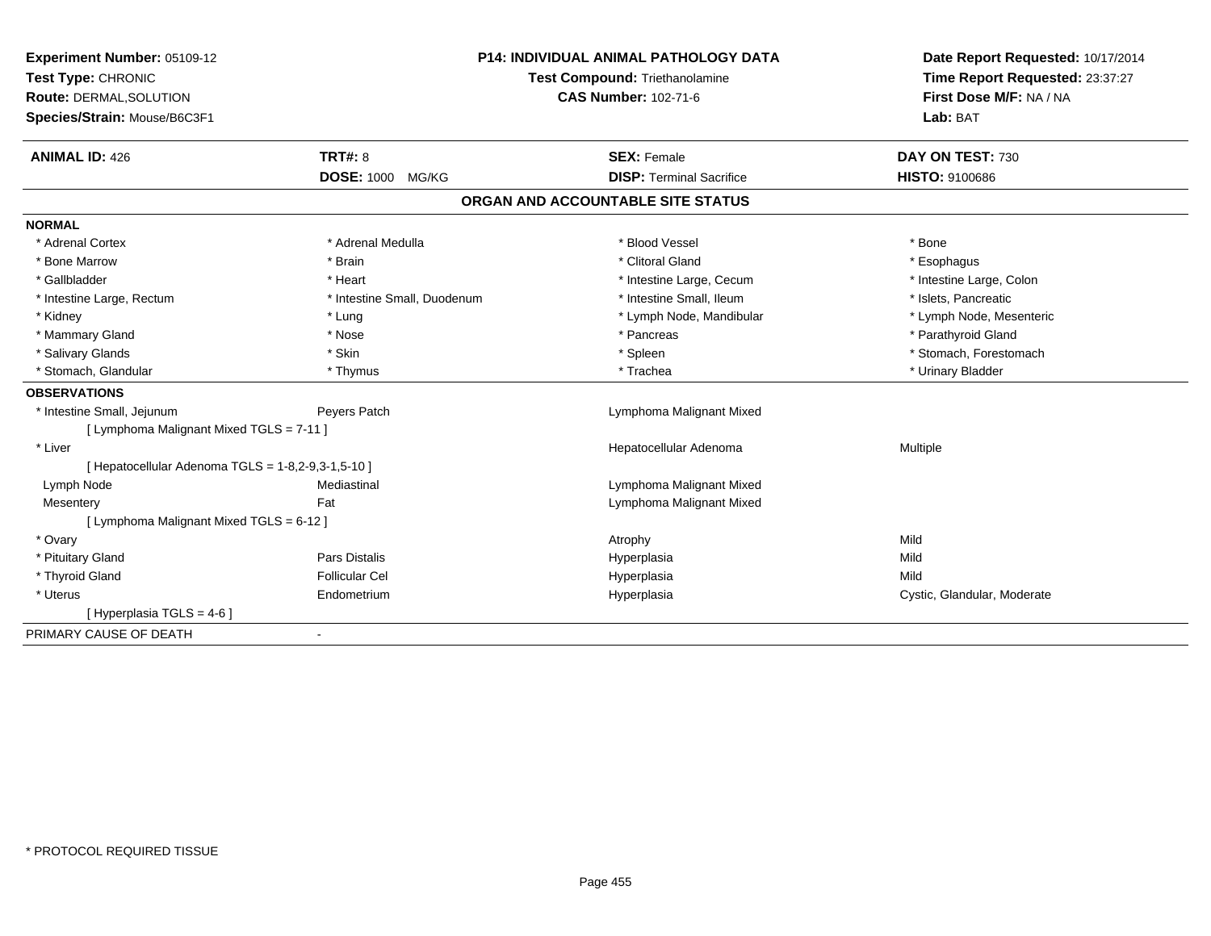**Experiment Number:** 05109-12
**Test Type:** CHRONIC
**Route:** DERMAL,SOLUTION
**Species/Strain:** Mouse/B6C3F1

**P14: INDIVIDUAL ANIMAL PATHOLOGY DATA**
**Test Compound:** Triethanolamine
**CAS Number:** 102-71-6

**Date Report Requested:** 10/17/2014
**Time Report Requested:** 23:37:27
**First Dose M/F:** NA / NA
**Lab:** BAT

| **ANIMAL ID:** 426 | **TRT#:** 8 | **SEX:** Female | **DAY ON TEST:** 730 |
|---|---|---|---|
| | **DOSE:** 1000 MG/KG | **DISP:** Terminal Sacrifice | **HISTO:** 9100686 |

## ORGAN AND ACCOUNTABLE SITE STATUS

**NORMAL**

| | | | |
|---|---|---|---|
| * Adrenal Cortex | * Adrenal Medulla | * Blood Vessel | * Bone |
| * Bone Marrow | * Brain | * Clitoral Gland | * Esophagus |
| * Gallbladder | * Heart | * Intestine Large, Cecum | * Intestine Large, Colon |
| * Intestine Large, Rectum | * Intestine Small, Duodenum | * Intestine Small, Ileum | * Islets, Pancreatic |
| * Kidney | * Lung | * Lymph Node, Mandibular | * Lymph Node, Mesenteric |
| * Mammary Gland | * Nose | * Pancreas | * Parathyroid Gland |
| * Salivary Glands | * Skin | * Spleen | * Stomach, Forestomach |
| * Stomach, Glandular | * Thymus | * Trachea | * Urinary Bladder |

**OBSERVATIONS**

| | | | |
|---|---|---|---|
| * Intestine Small, Jejunum | Peyers Patch | Lymphoma Malignant Mixed | |
| [ Lymphoma Malignant Mixed TGLS = 7-11 ] | | | |
| * Liver | | Hepatocellular Adenoma | Multiple |
| [ Hepatocellular Adenoma TGLS = 1-8,2-9,3-1,5-10 ] | | | |
| Lymph Node | Mediastinal | Lymphoma Malignant Mixed | |
| Mesentery | Fat | Lymphoma Malignant Mixed | |
| [ Lymphoma Malignant Mixed TGLS = 6-12 ] | | | |
| * Ovary | | Atrophy | Mild |
| * Pituitary Gland | Pars Distalis | Hyperplasia | Mild |
| * Thyroid Gland | Follicular Cel | Hyperplasia | Mild |
| * Uterus | Endometrium | Hyperplasia | Cystic, Glandular, Moderate |
| [ Hyperplasia TGLS = 4-6 ] | | | |

PRIMARY CAUSE OF DEATH -

* PROTOCOL REQUIRED TISSUE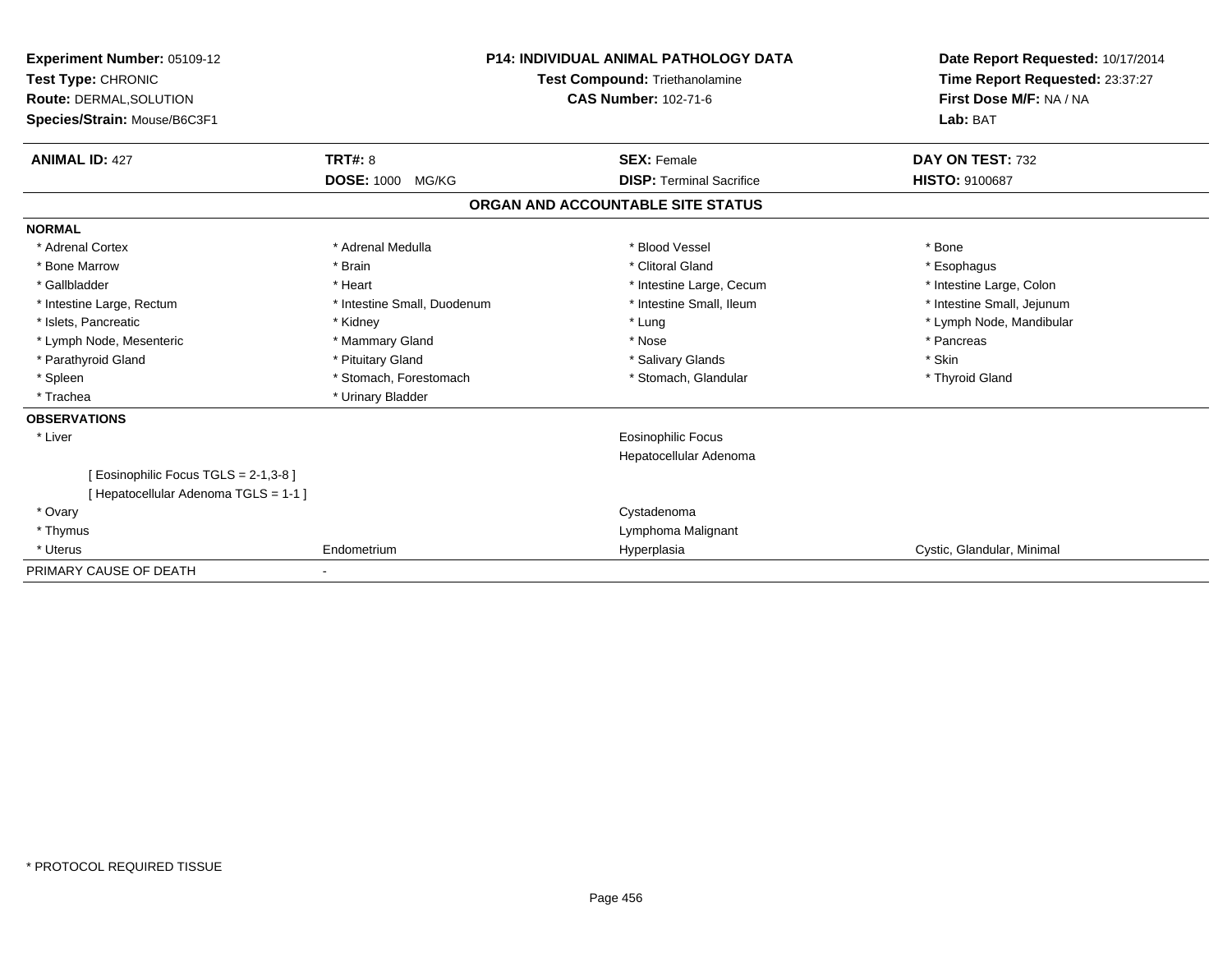**Experiment Number:** 05109-12
**Test Type:** CHRONIC
**Route:** DERMAL,SOLUTION
**Species/Strain:** Mouse/B6C3F1

**P14: INDIVIDUAL ANIMAL PATHOLOGY DATA**
**Test Compound:** Triethanolamine
**CAS Number:** 102-71-6

**Date Report Requested:** 10/17/2014
**Time Report Requested:** 23:37:27
**First Dose M/F:** NA / NA
**Lab:** BAT

| **ANIMAL ID:** 427 | **TRT#:** 8 | **SEX:** Female | **DAY ON TEST:** 732 |
|---|---|---|---|
| | **DOSE:** 1000 MG/KG | **DISP:** Terminal Sacrifice | **HISTO:** 9100687 |

## ORGAN AND ACCOUNTABLE SITE STATUS

| | | | |
|---|---|---|---|
| **NORMAL** | | | |
| * Adrenal Cortex | * Adrenal Medulla | * Blood Vessel | * Bone |
| * Bone Marrow | * Brain | * Clitoral Gland | * Esophagus |
| * Gallbladder | * Heart | * Intestine Large, Cecum | * Intestine Large, Colon |
| * Intestine Large, Rectum | * Intestine Small, Duodenum | * Intestine Small, Ileum | * Intestine Small, Jejunum |
| * Islets, Pancreatic | * Kidney | * Lung | * Lymph Node, Mandibular |
| * Lymph Node, Mesenteric | * Mammary Gland | * Nose | * Pancreas |
| * Parathyroid Gland | * Pituitary Gland | * Salivary Glands | * Skin |
| * Spleen | * Stomach, Forestomach | * Stomach, Glandular | * Thyroid Gland |
| * Trachea | * Urinary Bladder | | |
| **OBSERVATIONS** | | | |
| * Liver | | Eosinophilic Focus | |
| | | Hepatocellular Adenoma | |
| [ Eosinophilic Focus TGLS = 2-1,3-8 ] | | | |
| [ Hepatocellular Adenoma TGLS = 1-1 ] | | | |
| * Ovary | | Cystadenoma | |
| * Thymus | | Lymphoma Malignant | |
| * Uterus | Endometrium | Hyperplasia | Cystic, Glandular, Minimal |
| PRIMARY CAUSE OF DEATH | - | | |

* PROTOCOL REQUIRED TISSUE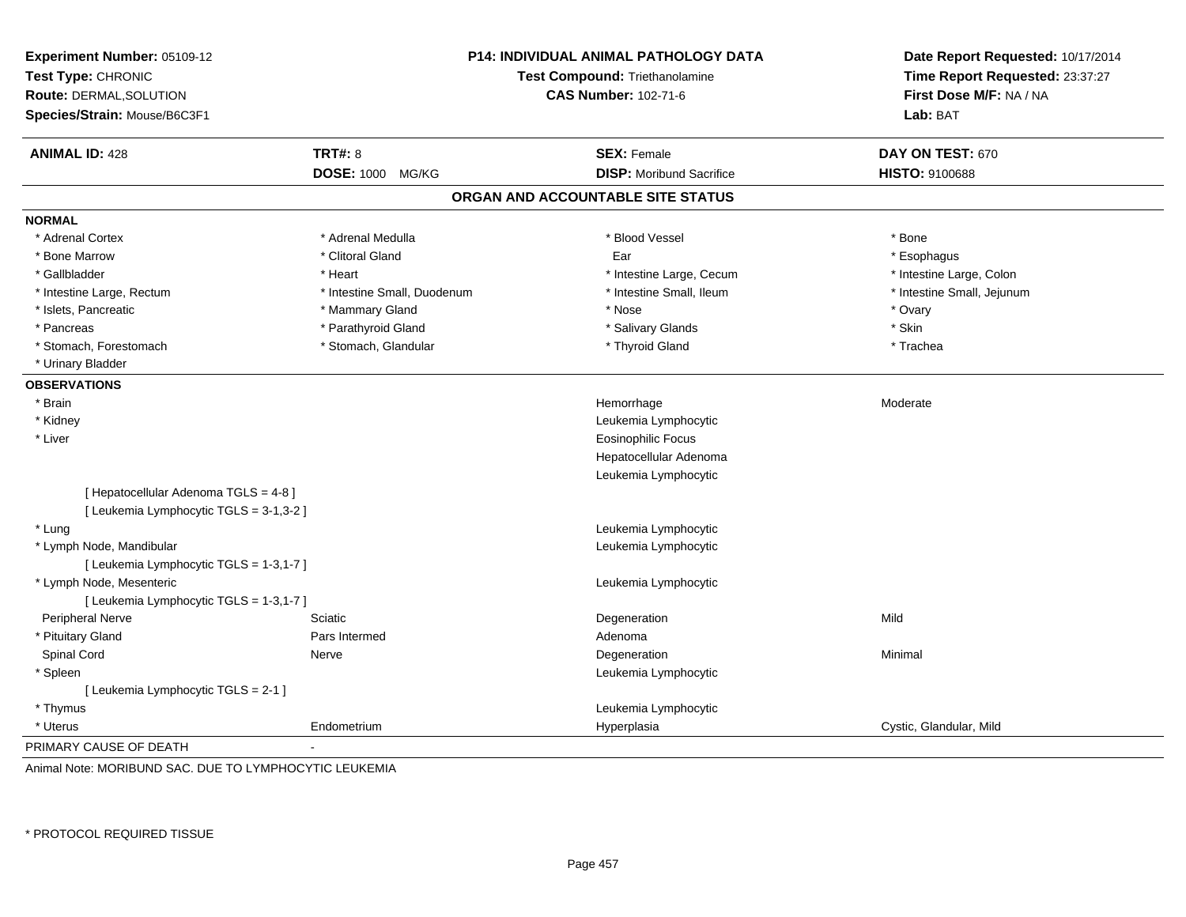**Experiment Number:** 05109-12
**Test Type:** CHRONIC
**Route:** DERMAL,SOLUTION
**Species/Strain:** Mouse/B6C3F1

**P14: INDIVIDUAL ANIMAL PATHOLOGY DATA**
**Test Compound:** Triethanolamine
**CAS Number:** 102-71-6

**Date Report Requested:** 10/17/2014
**Time Report Requested:** 23:37:27
**First Dose M/F:** NA / NA
**Lab:** BAT

| | | | |
|---|---|---|---|
| **ANIMAL ID:** 428 | **TRT#:** 8 | **SEX:** Female | **DAY ON TEST:** 670 |
| | **DOSE:** 1000 MG/KG | **DISP:** Moribund Sacrifice | **HISTO:** 9100688 |

## ORGAN AND ACCOUNTABLE SITE STATUS

**NORMAL**

| | | | |
|---|---|---|---|
| * Adrenal Cortex | * Adrenal Medulla | * Blood Vessel | * Bone |
| * Bone Marrow | * Clitoral Gland | Ear | * Esophagus |
| * Gallbladder | * Heart | * Intestine Large, Cecum | * Intestine Large, Colon |
| * Intestine Large, Rectum | * Intestine Small, Duodenum | * Intestine Small, Ileum | * Intestine Small, Jejunum |
| * Islets, Pancreatic | * Mammary Gland | * Nose | * Ovary |
| * Pancreas | * Parathyroid Gland | * Salivary Glands | * Skin |
| * Stomach, Forestomach | * Stomach, Glandular | * Thyroid Gland | * Trachea |
| * Urinary Bladder | | | |

**OBSERVATIONS**

| | | | |
|---|---|---|---|
| * Brain | | Hemorrhage | Moderate |
| * Kidney | | Leukemia Lymphocytic | |
| * Liver | | Eosinophilic Focus | |
| | | Hepatocellular Adenoma | |
| | | Leukemia Lymphocytic | |
| [ Hepatocellular Adenoma TGLS = 4-8 ] | | | |
| [ Leukemia Lymphocytic TGLS = 3-1,3-2 ] | | | |
| * Lung | | Leukemia Lymphocytic | |
| * Lymph Node, Mandibular | | Leukemia Lymphocytic | |
| [ Leukemia Lymphocytic TGLS = 1-3,1-7 ] | | | |
| * Lymph Node, Mesenteric | | Leukemia Lymphocytic | |
| [ Leukemia Lymphocytic TGLS = 1-3,1-7 ] | | | |
| Peripheral Nerve | Sciatic | Degeneration | Mild |
| * Pituitary Gland | Pars Intermed | Adenoma | |
| Spinal Cord | Nerve | Degeneration | Minimal |
| * Spleen | | Leukemia Lymphocytic | |
| [ Leukemia Lymphocytic TGLS = 2-1 ] | | | |
| * Thymus | | Leukemia Lymphocytic | |
| * Uterus | Endometrium | Hyperplasia | Cystic, Glandular, Mild |

PRIMARY CAUSE OF DEATH -

Animal Note: MORIBUND SAC. DUE TO LYMPHOCYTIC LEUKEMIA

* PROTOCOL REQUIRED TISSUE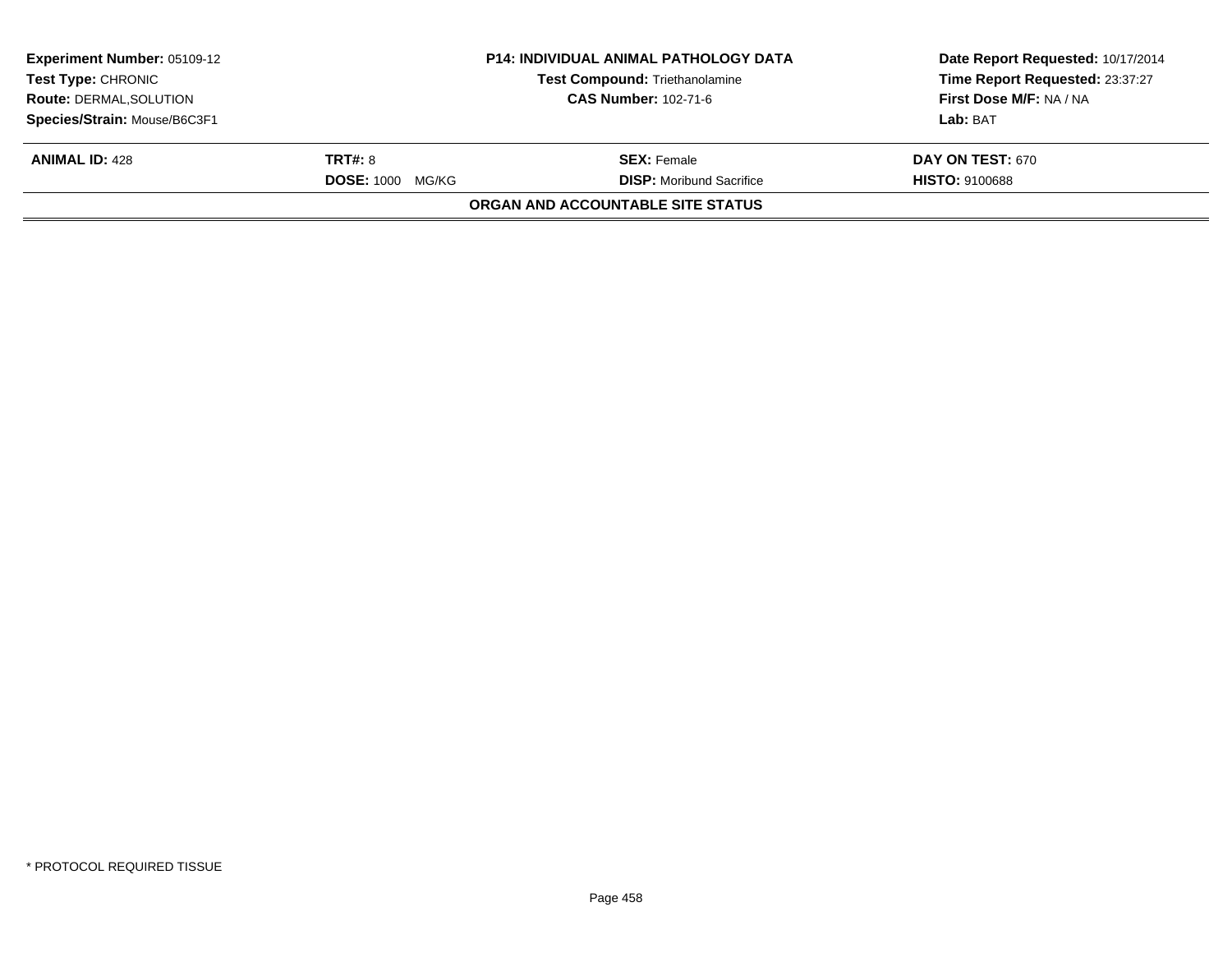**Experiment Number:** 05109-12
**Test Type:** CHRONIC
**Route:** DERMAL,SOLUTION
**Species/Strain:** Mouse/B6C3F1

**P14: INDIVIDUAL ANIMAL PATHOLOGY DATA**
**Test Compound:** Triethanolamine
**CAS Number:** 102-71-6

**Date Report Requested:** 10/17/2014
**Time Report Requested:** 23:37:27
**First Dose M/F:** NA / NA
**Lab:** BAT

| | | | |
|---|---|---|---|
| **ANIMAL ID:** 428 | **TRT#:** 8 | **SEX:** Female | **DAY ON TEST:** 670 |
| | **DOSE:** 1000 MG/KG | **DISP:** Moribund Sacrifice | **HISTO:** 9100688 |

**ORGAN AND ACCOUNTABLE SITE STATUS**

\* PROTOCOL REQUIRED TISSUE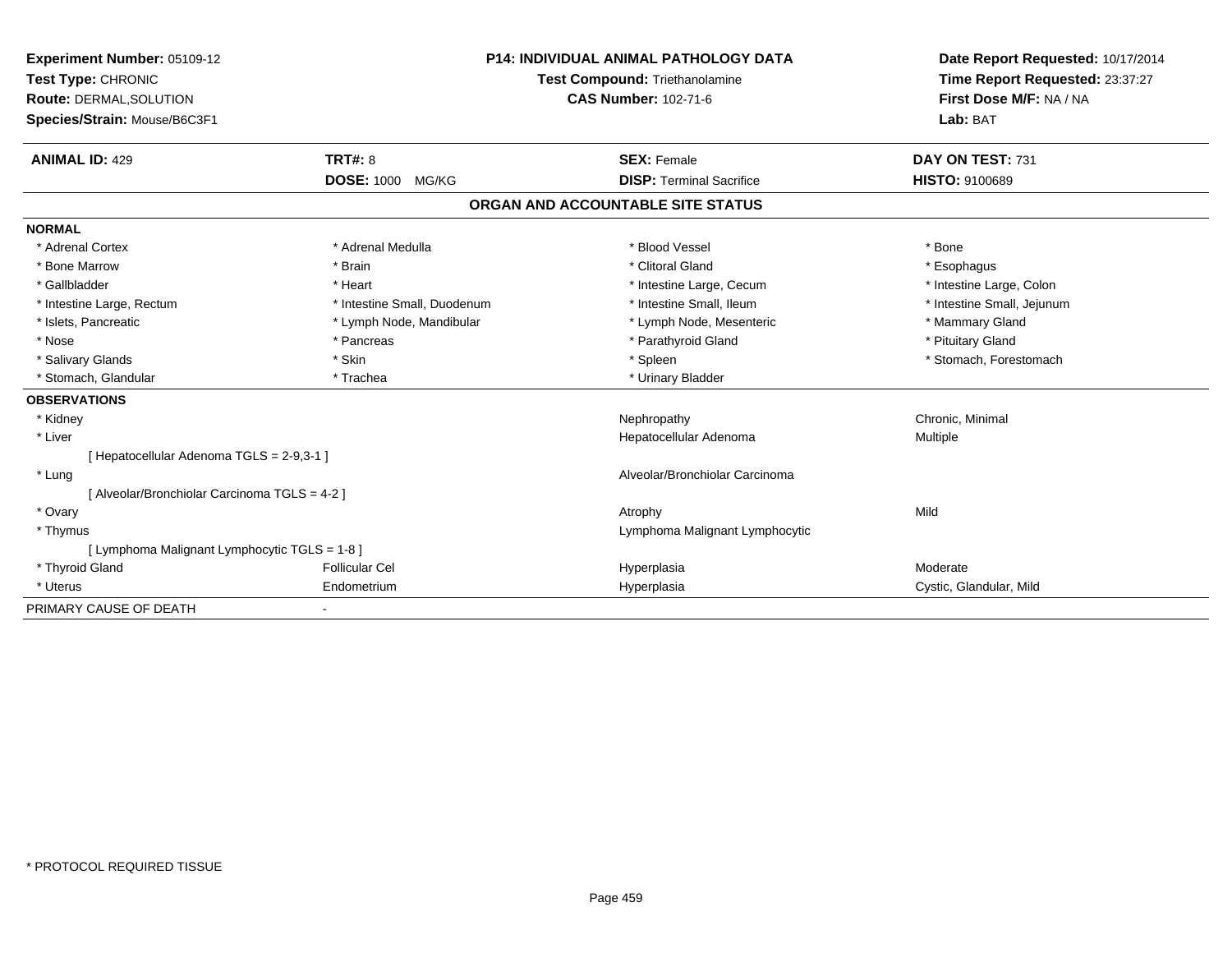**Experiment Number:** 05109-12
**Test Type:** CHRONIC
**Route:** DERMAL,SOLUTION
**Species/Strain:** Mouse/B6C3F1

**P14: INDIVIDUAL ANIMAL PATHOLOGY DATA**
**Test Compound:** Triethanolamine
**CAS Number:** 102-71-6

**Date Report Requested:** 10/17/2014
**Time Report Requested:** 23:37:27
**First Dose M/F:** NA / NA
**Lab:** BAT

| | | | |
|---|---|---|---|
| **ANIMAL ID:** 429 | **TRT#:** 8 | **SEX:** Female | **DAY ON TEST:** 731 |
| | **DOSE:** 1000 MG/KG | **DISP:** Terminal Sacrifice | **HISTO:** 9100689 |

## ORGAN AND ACCOUNTABLE SITE STATUS

**NORMAL**

| | | | |
|---|---|---|---|
| * Adrenal Cortex | * Adrenal Medulla | * Blood Vessel | * Bone |
| * Bone Marrow | * Brain | * Clitoral Gland | * Esophagus |
| * Gallbladder | * Heart | * Intestine Large, Cecum | * Intestine Large, Colon |
| * Intestine Large, Rectum | * Intestine Small, Duodenum | * Intestine Small, Ileum | * Intestine Small, Jejunum |
| * Islets, Pancreatic | * Lymph Node, Mandibular | * Lymph Node, Mesenteric | * Mammary Gland |
| * Nose | * Pancreas | * Parathyroid Gland | * Pituitary Gland |
| * Salivary Glands | * Skin | * Spleen | * Stomach, Forestomach |
| * Stomach, Glandular | * Trachea | * Urinary Bladder | |

**OBSERVATIONS**

| | | | |
|---|---|---|---|
| * Kidney | | Nephropathy | Chronic, Minimal |
| * Liver | | Hepatocellular Adenoma | Multiple |
| [ Hepatocellular Adenoma TGLS = 2-9,3-1 ] | | | |
| * Lung | | Alveolar/Bronchiolar Carcinoma | |
| [ Alveolar/Bronchiolar Carcinoma TGLS = 4-2 ] | | | |
| * Ovary | | Atrophy | Mild |
| * Thymus | | Lymphoma Malignant Lymphocytic | |
| [ Lymphoma Malignant Lymphocytic TGLS = 1-8 ] | | | |
| * Thyroid Gland | Follicular Cel | Hyperplasia | Moderate |
| * Uterus | Endometrium | Hyperplasia | Cystic, Glandular, Mild |

PRIMARY CAUSE OF DEATH -

* PROTOCOL REQUIRED TISSUE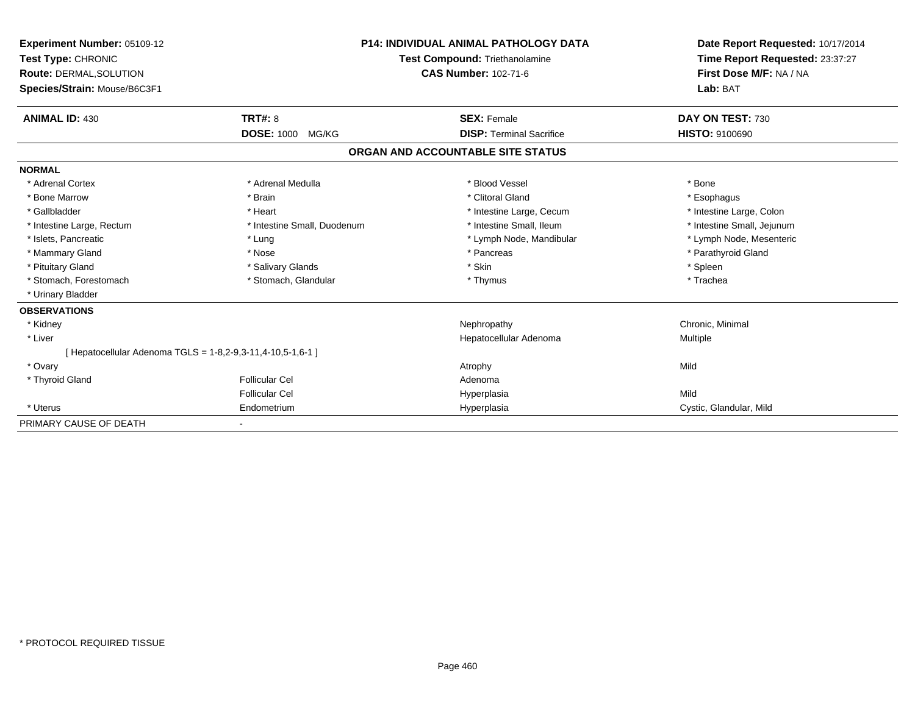**Experiment Number:** 05109-12
**Test Type:** CHRONIC
**Route:** DERMAL,SOLUTION
**Species/Strain:** Mouse/B6C3F1

**P14: INDIVIDUAL ANIMAL PATHOLOGY DATA**
**Test Compound:** Triethanolamine
**CAS Number:** 102-71-6

**Date Report Requested:** 10/17/2014
**Time Report Requested:** 23:37:27
**First Dose M/F:** NA / NA
**Lab:** BAT

| **ANIMAL ID:** 430 | **TRT#:** 8 | **SEX:** Female | **DAY ON TEST:** 730 |
|---|---|---|---|
| | **DOSE:** 1000 MG/KG | **DISP:** Terminal Sacrifice | **HISTO:** 9100690 |

## ORGAN AND ACCOUNTABLE SITE STATUS

**NORMAL**

| | | | |
|---|---|---|---|
| * Adrenal Cortex | * Adrenal Medulla | * Blood Vessel | * Bone |
| * Bone Marrow | * Brain | * Clitoral Gland | * Esophagus |
| * Gallbladder | * Heart | * Intestine Large, Cecum | * Intestine Large, Colon |
| * Intestine Large, Rectum | * Intestine Small, Duodenum | * Intestine Small, Ileum | * Intestine Small, Jejunum |
| * Islets, Pancreatic | * Lung | * Lymph Node, Mandibular | * Lymph Node, Mesenteric |
| * Mammary Gland | * Nose | * Pancreas | * Parathyroid Gland |
| * Pituitary Gland | * Salivary Glands | * Skin | * Spleen |
| * Stomach, Forestomach | * Stomach, Glandular | * Thymus | * Trachea |
| * Urinary Bladder | | | |

**OBSERVATIONS**

| | | | |
|---|---|---|---|
| * Kidney | | Nephropathy | Chronic, Minimal |
| * Liver | | Hepatocellular Adenoma | Multiple |
| [ Hepatocellular Adenoma TGLS = 1-8,2-9,3-11,4-10,5-1,6-1 ] | | | |
| * Ovary | | Atrophy | Mild |
| * Thyroid Gland | Follicular Cel | Adenoma | |
| | Follicular Cel | Hyperplasia | Mild |
| * Uterus | Endometrium | Hyperplasia | Cystic, Glandular, Mild |

PRIMARY CAUSE OF DEATH -

* PROTOCOL REQUIRED TISSUE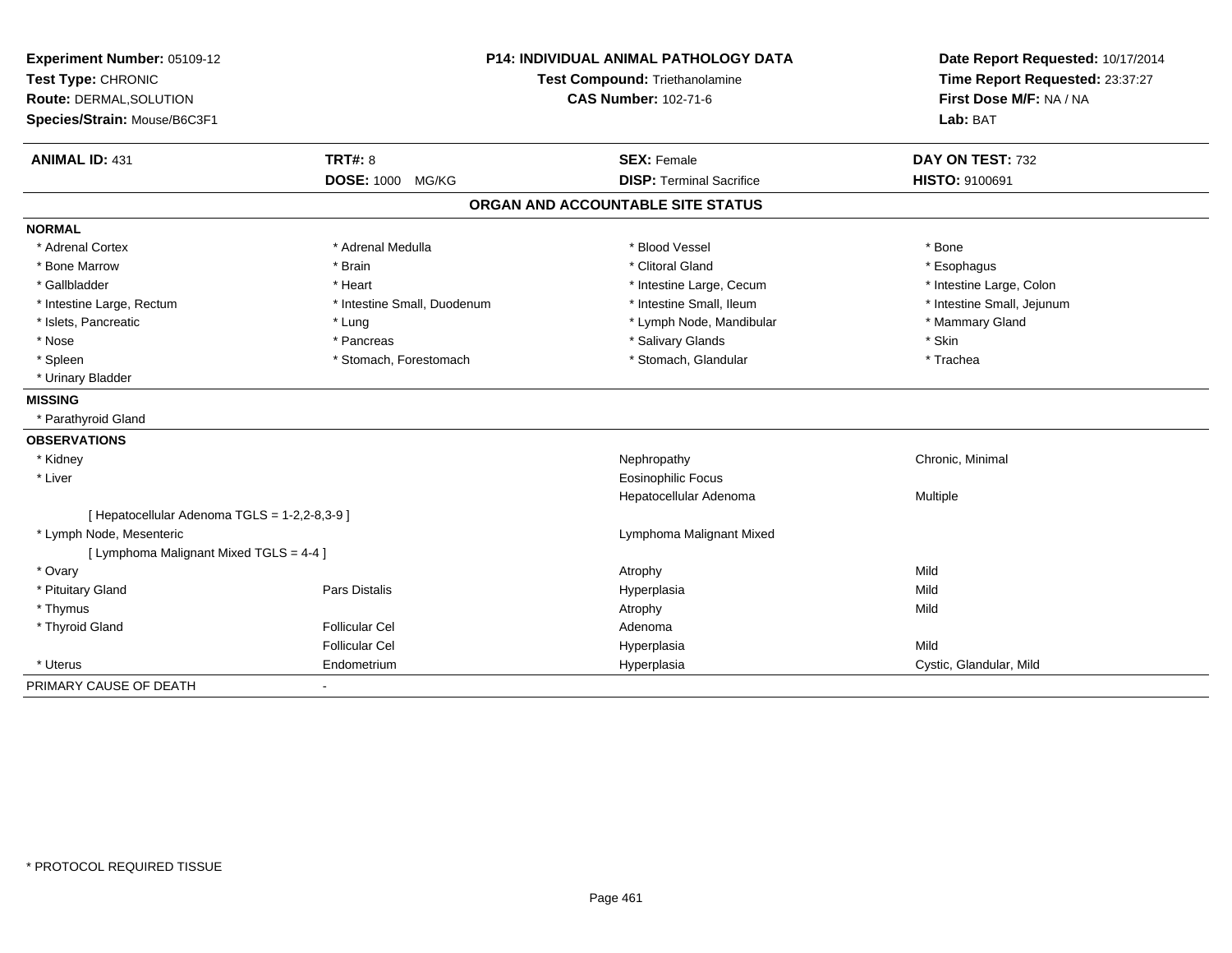**Experiment Number:** 05109-12
**Test Type:** CHRONIC
**Route:** DERMAL,SOLUTION
**Species/Strain:** Mouse/B6C3F1

**P14: INDIVIDUAL ANIMAL PATHOLOGY DATA**
**Test Compound:** Triethanolamine
**CAS Number:** 102-71-6

**Date Report Requested:** 10/17/2014
**Time Report Requested:** 23:37:27
**First Dose M/F:** NA / NA
**Lab:** BAT

| **ANIMAL ID:** 431 | **TRT#:** 8 | **SEX:** Female | **DAY ON TEST:** 732 |
|---|---|---|---|
| | **DOSE:** 1000 MG/KG | **DISP:** Terminal Sacrifice | **HISTO:** 9100691 |

## ORGAN AND ACCOUNTABLE SITE STATUS

**NORMAL**

| | | | |
|---|---|---|---|
| * Adrenal Cortex | * Adrenal Medulla | * Blood Vessel | * Bone |
| * Bone Marrow | * Brain | * Clitoral Gland | * Esophagus |
| * Gallbladder | * Heart | * Intestine Large, Cecum | * Intestine Large, Colon |
| * Intestine Large, Rectum | * Intestine Small, Duodenum | * Intestine Small, Ileum | * Intestine Small, Jejunum |
| * Islets, Pancreatic | * Lung | * Lymph Node, Mandibular | * Mammary Gland |
| * Nose | * Pancreas | * Salivary Glands | * Skin |
| * Spleen | * Stomach, Forestomach | * Stomach, Glandular | * Trachea |
| * Urinary Bladder | | | |

**MISSING**

* Parathyroid Gland

**OBSERVATIONS**

| | | | |
|---|---|---|---|
| * Kidney | | Nephropathy | Chronic, Minimal |
| * Liver | | Eosinophilic Focus | |
| | | Hepatocellular Adenoma | Multiple |
| [ Hepatocellular Adenoma TGLS = 1-2,2-8,3-9 ] | | | |
| * Lymph Node, Mesenteric | | Lymphoma Malignant Mixed | |
| [ Lymphoma Malignant Mixed TGLS = 4-4 ] | | | |
| * Ovary | | Atrophy | Mild |
| * Pituitary Gland | Pars Distalis | Hyperplasia | Mild |
| * Thymus | | Atrophy | Mild |
| * Thyroid Gland | Follicular Cel | Adenoma | |
| | Follicular Cel | Hyperplasia | Mild |
| * Uterus | Endometrium | Hyperplasia | Cystic, Glandular, Mild |

PRIMARY CAUSE OF DEATH -

* PROTOCOL REQUIRED TISSUE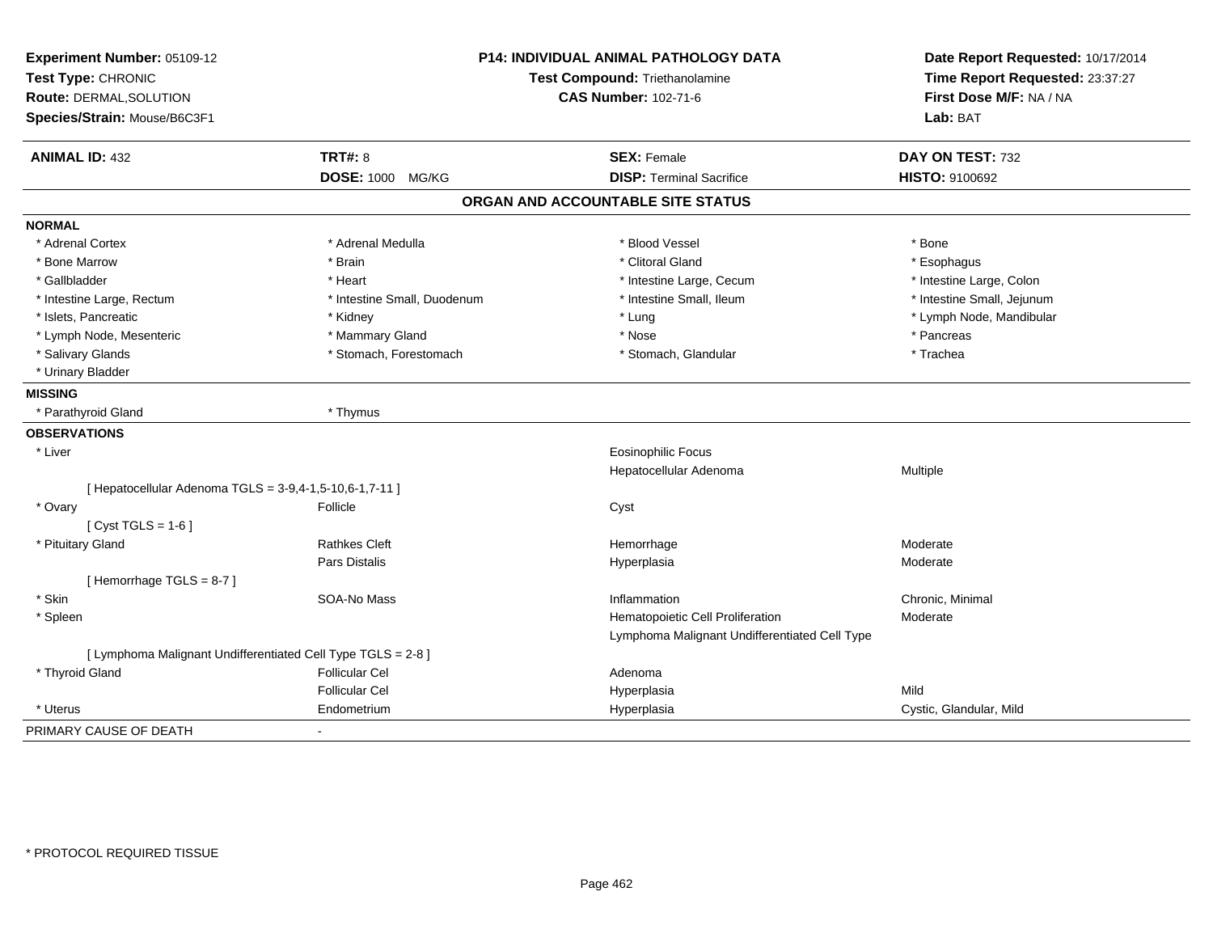**Experiment Number:** 05109-12
**Test Type:** CHRONIC
**Route:** DERMAL,SOLUTION
**Species/Strain:** Mouse/B6C3F1

**P14: INDIVIDUAL ANIMAL PATHOLOGY DATA**
**Test Compound:** Triethanolamine
**CAS Number:** 102-71-6

**Date Report Requested:** 10/17/2014
**Time Report Requested:** 23:37:27
**First Dose M/F:** NA / NA
**Lab:** BAT

| | | | |
|---|---|---|---|
| **ANIMAL ID:** 432 | **TRT#:** 8 | **SEX:** Female | **DAY ON TEST:** 732 |
| | **DOSE:** 1000 MG/KG | **DISP:** Terminal Sacrifice | **HISTO:** 9100692 |

## ORGAN AND ACCOUNTABLE SITE STATUS

**NORMAL**

| | | | |
|---|---|---|---|
| * Adrenal Cortex | * Adrenal Medulla | * Blood Vessel | * Bone |
| * Bone Marrow | * Brain | * Clitoral Gland | * Esophagus |
| * Gallbladder | * Heart | * Intestine Large, Cecum | * Intestine Large, Colon |
| * Intestine Large, Rectum | * Intestine Small, Duodenum | * Intestine Small, Ileum | * Intestine Small, Jejunum |
| * Islets, Pancreatic | * Kidney | * Lung | * Lymph Node, Mandibular |
| * Lymph Node, Mesenteric | * Mammary Gland | * Nose | * Pancreas |
| * Salivary Glands | * Stomach, Forestomach | * Stomach, Glandular | * Trachea |
| * Urinary Bladder | | | |

**MISSING**

| | |
|---|---|
| * Parathyroid Gland | * Thymus |

**OBSERVATIONS**

| | | | |
|---|---|---|---|
| * Liver | | Eosinophilic Focus | |
| | | Hepatocellular Adenoma | Multiple |
| [ Hepatocellular Adenoma TGLS = 3-9,4-1,5-10,6-1,7-11 ] | | | |
| * Ovary | Follicle | Cyst | |
| [ Cyst TGLS = 1-6 ] | | | |
| * Pituitary Gland | Rathkes Cleft | Hemorrhage | Moderate |
| | Pars Distalis | Hyperplasia | Moderate |
| [ Hemorrhage TGLS = 8-7 ] | | | |
| * Skin | SOA-No Mass | Inflammation | Chronic, Minimal |
| * Spleen | | Hematopoietic Cell Proliferation | Moderate |
| | | Lymphoma Malignant Undifferentiated Cell Type | |
| [ Lymphoma Malignant Undifferentiated Cell Type TGLS = 2-8 ] | | | |
| * Thyroid Gland | Follicular Cel | Adenoma | |
| | Follicular Cel | Hyperplasia | Mild |
| * Uterus | Endometrium | Hyperplasia | Cystic, Glandular, Mild |

PRIMARY CAUSE OF DEATH -

* PROTOCOL REQUIRED TISSUE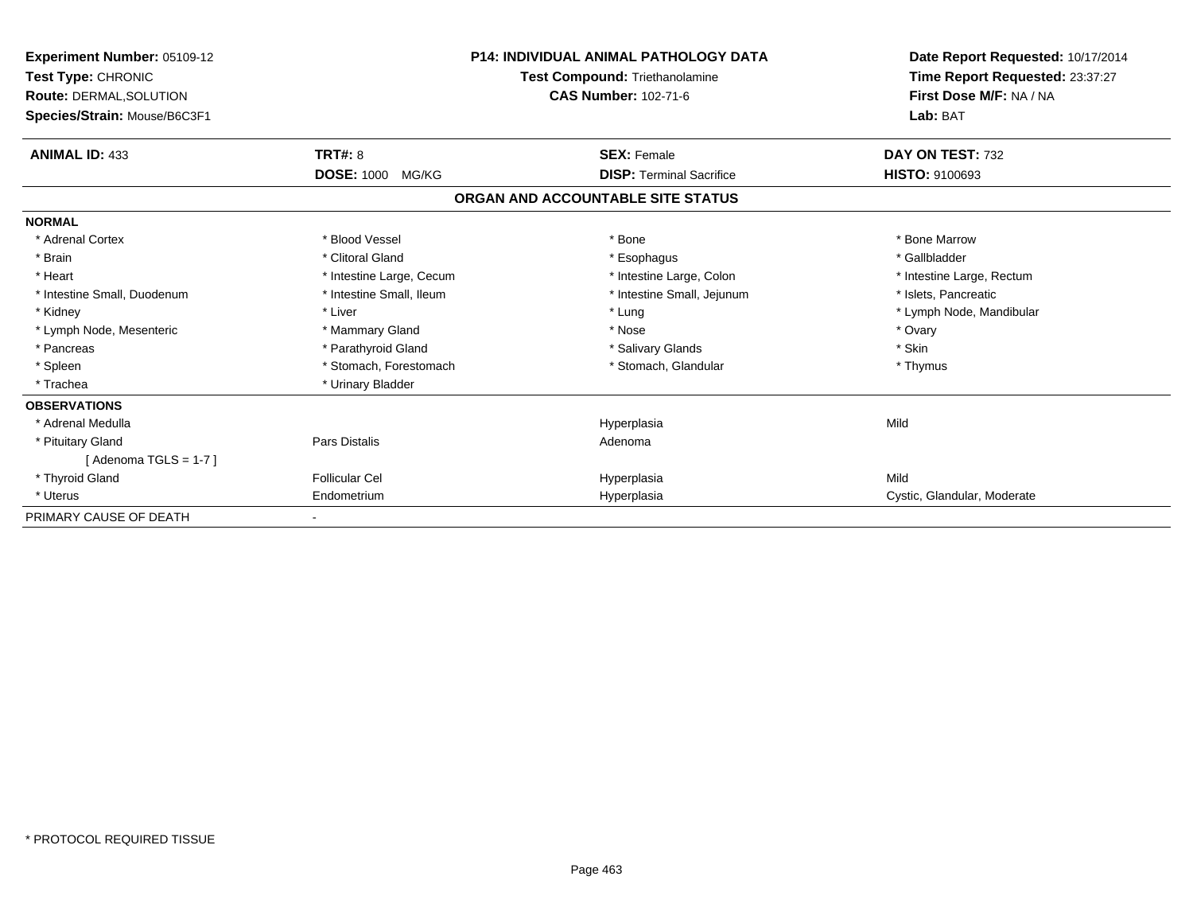**Experiment Number:** 05109-12
**Test Type:** CHRONIC
**Route:** DERMAL,SOLUTION
**Species/Strain:** Mouse/B6C3F1

**P14: INDIVIDUAL ANIMAL PATHOLOGY DATA**
**Test Compound:** Triethanolamine
**CAS Number:** 102-71-6

**Date Report Requested:** 10/17/2014
**Time Report Requested:** 23:37:27
**First Dose M/F:** NA / NA
**Lab:** BAT

| **ANIMAL ID:** 433 | **TRT#:** 8 | **SEX:** Female | **DAY ON TEST:** 732 |
|---|---|---|---|
| | **DOSE:** 1000 MG/KG | **DISP:** Terminal Sacrifice | **HISTO:** 9100693 |

**ORGAN AND ACCOUNTABLE SITE STATUS**

| | | | |
|---|---|---|---|
| **NORMAL** | | | |
| * Adrenal Cortex | * Blood Vessel | * Bone | * Bone Marrow |
| * Brain | * Clitoral Gland | * Esophagus | * Gallbladder |
| * Heart | * Intestine Large, Cecum | * Intestine Large, Colon | * Intestine Large, Rectum |
| * Intestine Small, Duodenum | * Intestine Small, Ileum | * Intestine Small, Jejunum | * Islets, Pancreatic |
| * Kidney | * Liver | * Lung | * Lymph Node, Mandibular |
| * Lymph Node, Mesenteric | * Mammary Gland | * Nose | * Ovary |
| * Pancreas | * Parathyroid Gland | * Salivary Glands | * Skin |
| * Spleen | * Stomach, Forestomach | * Stomach, Glandular | * Thymus |
| * Trachea | * Urinary Bladder | | |
| **OBSERVATIONS** | | | |
| * Adrenal Medulla | | Hyperplasia | Mild |
| * Pituitary Gland | Pars Distalis | Adenoma | |
| [ Adenoma TGLS = 1-7 ] | | | |
| * Thyroid Gland | Follicular Cel | Hyperplasia | Mild |
| * Uterus | Endometrium | Hyperplasia | Cystic, Glandular, Moderate |
| PRIMARY CAUSE OF DEATH | - | | |

* PROTOCOL REQUIRED TISSUE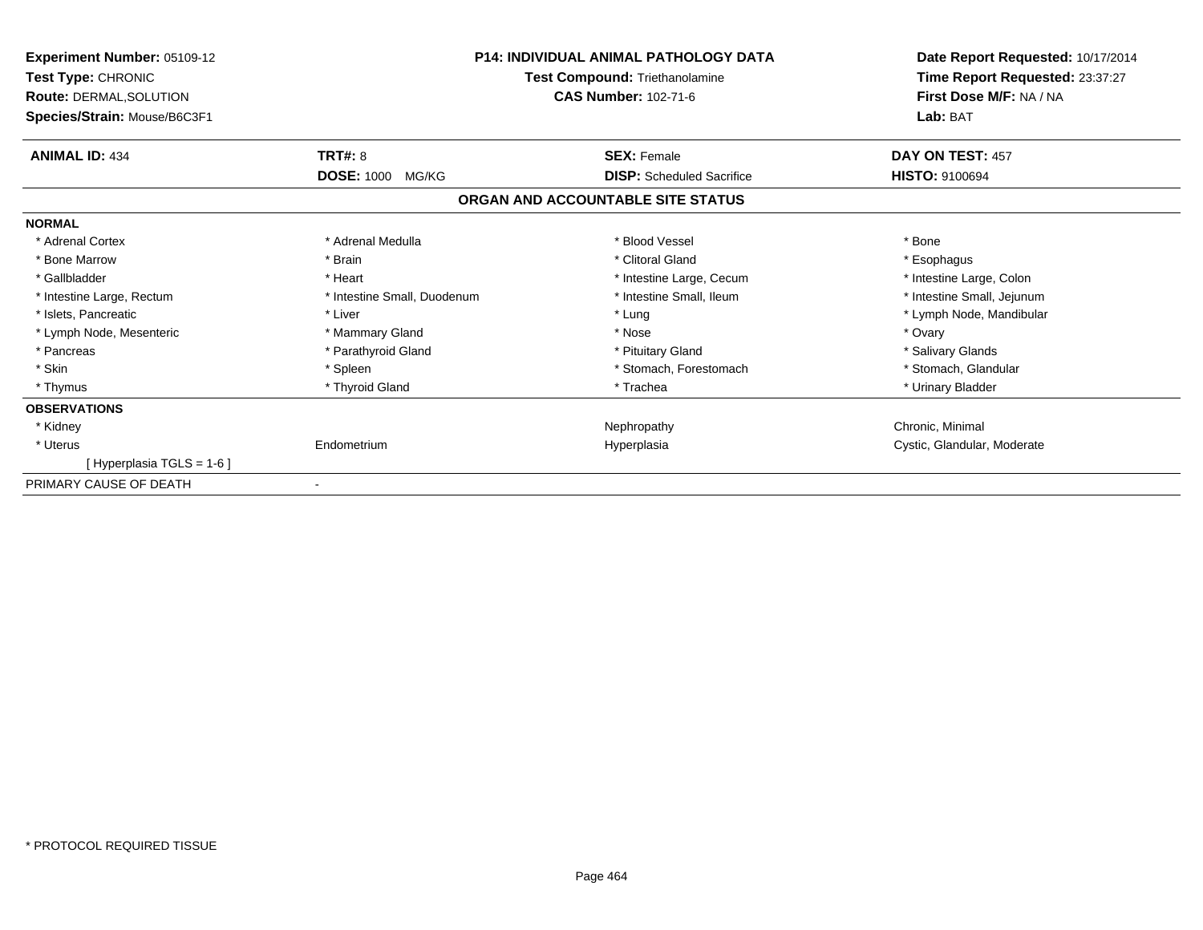**Experiment Number:** 05109-12
**Test Type:** CHRONIC
**Route:** DERMAL,SOLUTION
**Species/Strain:** Mouse/B6C3F1

**P14: INDIVIDUAL ANIMAL PATHOLOGY DATA**
**Test Compound:** Triethanolamine
**CAS Number:** 102-71-6

**Date Report Requested:** 10/17/2014
**Time Report Requested:** 23:37:27
**First Dose M/F:** NA / NA
**Lab:** BAT

| **ANIMAL ID:** 434 | **TRT#:** 8 | **SEX:** Female | **DAY ON TEST:** 457 |
|---|---|---|---|
| | **DOSE:** 1000 MG/KG | **DISP:** Scheduled Sacrifice | **HISTO:** 9100694 |

**ORGAN AND ACCOUNTABLE SITE STATUS**

| | | | |
|---|---|---|---|
| **NORMAL** | | | |
| * Adrenal Cortex | * Adrenal Medulla | * Blood Vessel | * Bone |
| * Bone Marrow | * Brain | * Clitoral Gland | * Esophagus |
| * Gallbladder | * Heart | * Intestine Large, Cecum | * Intestine Large, Colon |
| * Intestine Large, Rectum | * Intestine Small, Duodenum | * Intestine Small, Ileum | * Intestine Small, Jejunum |
| * Islets, Pancreatic | * Liver | * Lung | * Lymph Node, Mandibular |
| * Lymph Node, Mesenteric | * Mammary Gland | * Nose | * Ovary |
| * Pancreas | * Parathyroid Gland | * Pituitary Gland | * Salivary Glands |
| * Skin | * Spleen | * Stomach, Forestomach | * Stomach, Glandular |
| * Thymus | * Thyroid Gland | * Trachea | * Urinary Bladder |
| **OBSERVATIONS** | | | |
| * Kidney | | Nephropathy | Chronic, Minimal |
| * Uterus | Endometrium | Hyperplasia | Cystic, Glandular, Moderate |
| [ Hyperplasia TGLS = 1-6 ] | | | |
| PRIMARY CAUSE OF DEATH | - | | |

* PROTOCOL REQUIRED TISSUE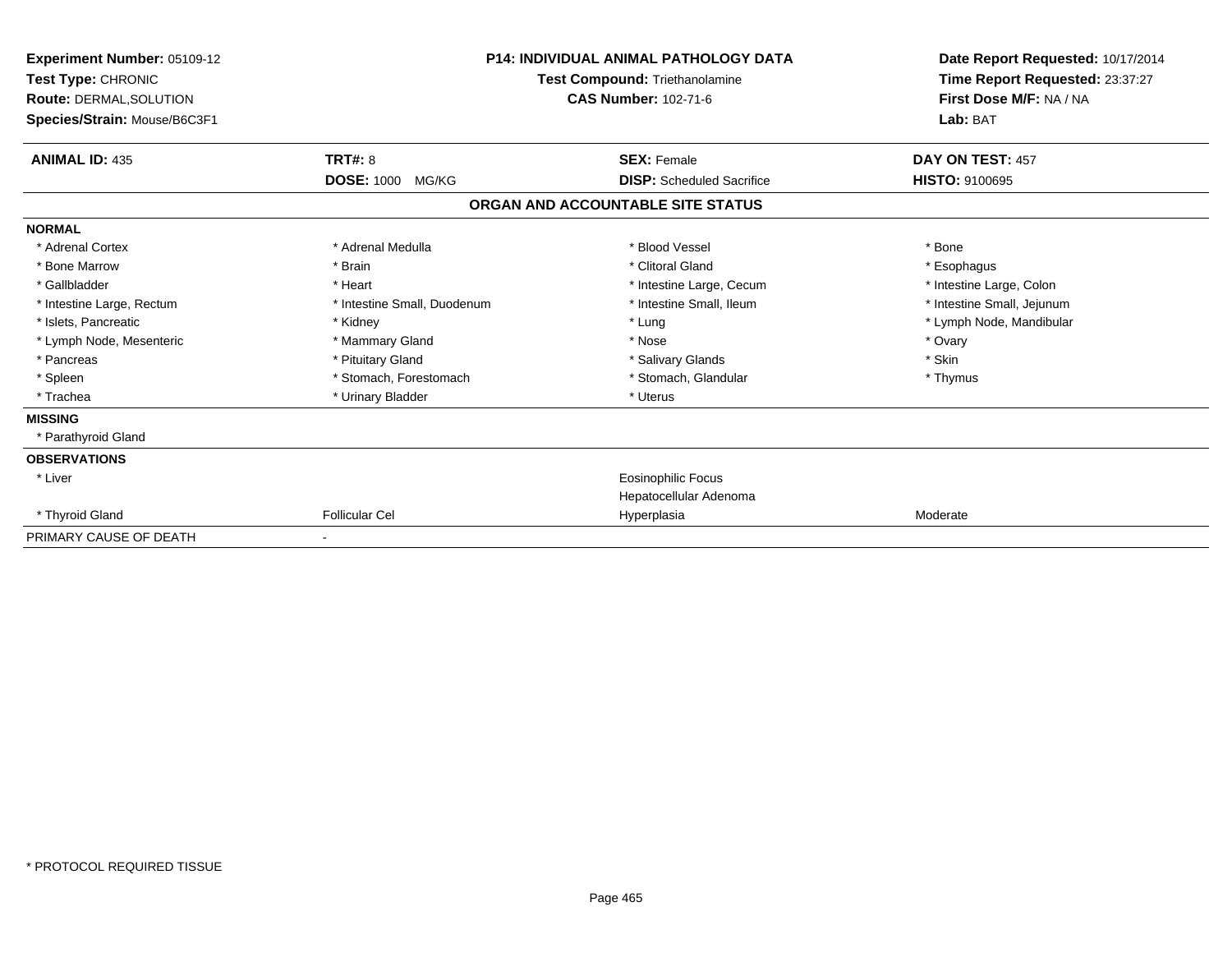**Experiment Number:** 05109-12
**Test Type:** CHRONIC
**Route:** DERMAL,SOLUTION
**Species/Strain:** Mouse/B6C3F1

**P14: INDIVIDUAL ANIMAL PATHOLOGY DATA**
**Test Compound:** Triethanolamine
**CAS Number:** 102-71-6

**Date Report Requested:** 10/17/2014
**Time Report Requested:** 23:37:27
**First Dose M/F:** NA / NA
**Lab:** BAT

| **ANIMAL ID:** 435 | **TRT#:** 8 | **SEX:** Female | **DAY ON TEST:** 457 |
|---|---|---|---|
| | **DOSE:** 1000 MG/KG | **DISP:** Scheduled Sacrifice | **HISTO:** 9100695 |

## ORGAN AND ACCOUNTABLE SITE STATUS

| | | | |
|---|---|---|---|
| **NORMAL** | | | |
| * Adrenal Cortex | * Adrenal Medulla | * Blood Vessel | * Bone |
| * Bone Marrow | * Brain | * Clitoral Gland | * Esophagus |
| * Gallbladder | * Heart | * Intestine Large, Cecum | * Intestine Large, Colon |
| * Intestine Large, Rectum | * Intestine Small, Duodenum | * Intestine Small, Ileum | * Intestine Small, Jejunum |
| * Islets, Pancreatic | * Kidney | * Lung | * Lymph Node, Mandibular |
| * Lymph Node, Mesenteric | * Mammary Gland | * Nose | * Ovary |
| * Pancreas | * Pituitary Gland | * Salivary Glands | * Skin |
| * Spleen | * Stomach, Forestomach | * Stomach, Glandular | * Thymus |
| * Trachea | * Urinary Bladder | * Uterus | |
| **MISSING** | | | |
| * Parathyroid Gland | | | |
| **OBSERVATIONS** | | | |
| * Liver | | Eosinophilic Focus | |
| | | Hepatocellular Adenoma | |
| * Thyroid Gland | Follicular Cel | Hyperplasia | Moderate |
| PRIMARY CAUSE OF DEATH | - | | |

* PROTOCOL REQUIRED TISSUE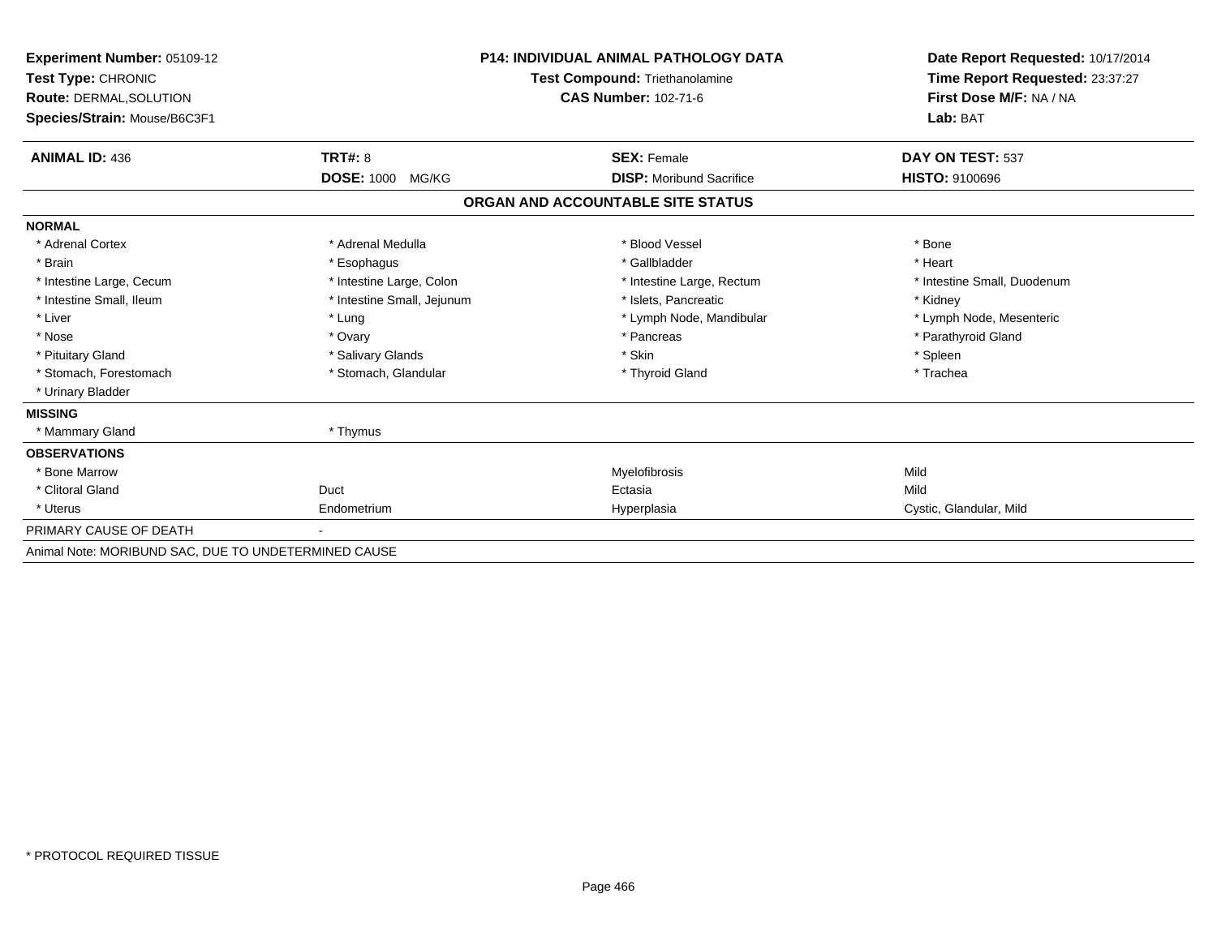**Experiment Number:** 05109-12
**Test Type:** CHRONIC
**Route:** DERMAL,SOLUTION
**Species/Strain:** Mouse/B6C3F1

**P14: INDIVIDUAL ANIMAL PATHOLOGY DATA**
**Test Compound:** Triethanolamine
**CAS Number:** 102-71-6

**Date Report Requested:** 10/17/2014
**Time Report Requested:** 23:37:27
**First Dose M/F:** NA / NA
**Lab:** BAT

| | | | |
|---|---|---|---|
| **ANIMAL ID:** 436 | **TRT#:** 8 | **SEX:** Female | **DAY ON TEST:** 537 |
| | **DOSE:** 1000 MG/KG | **DISP:** Moribund Sacrifice | **HISTO:** 9100696 |

**ORGAN AND ACCOUNTABLE SITE STATUS**

**NORMAL**

| | | | |
|---|---|---|---|
| * Adrenal Cortex | * Adrenal Medulla | * Blood Vessel | * Bone |
| * Brain | * Esophagus | * Gallbladder | * Heart |
| * Intestine Large, Cecum | * Intestine Large, Colon | * Intestine Large, Rectum | * Intestine Small, Duodenum |
| * Intestine Small, Ileum | * Intestine Small, Jejunum | * Islets, Pancreatic | * Kidney |
| * Liver | * Lung | * Lymph Node, Mandibular | * Lymph Node, Mesenteric |
| * Nose | * Ovary | * Pancreas | * Parathyroid Gland |
| * Pituitary Gland | * Salivary Glands | * Skin | * Spleen |
| * Stomach, Forestomach | * Stomach, Glandular | * Thyroid Gland | * Trachea |
| * Urinary Bladder | | | |

**MISSING**

| | |
|---|---|
| * Mammary Gland | * Thymus |

**OBSERVATIONS**

| | | | |
|---|---|---|---|
| * Bone Marrow | | Myelofibrosis | Mild |
| * Clitoral Gland | Duct | Ectasia | Mild |
| * Uterus | Endometrium | Hyperplasia | Cystic, Glandular, Mild |

PRIMARY CAUSE OF DEATH -

Animal Note: MORIBUND SAC, DUE TO UNDETERMINED CAUSE

* PROTOCOL REQUIRED TISSUE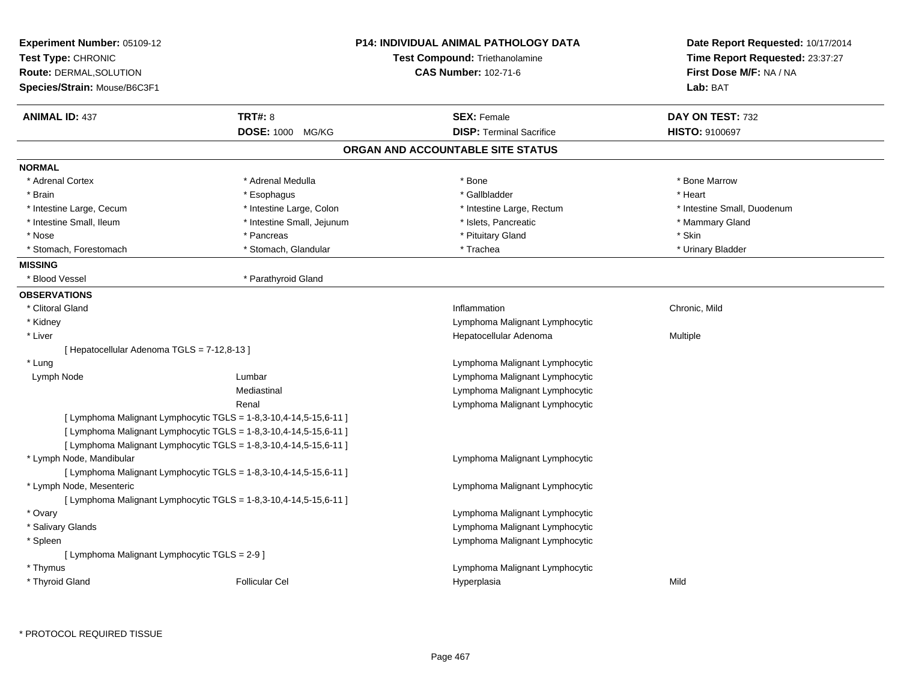**Experiment Number:** 05109-12
**Test Type:** CHRONIC
**Route:** DERMAL,SOLUTION
**Species/Strain:** Mouse/B6C3F1

**P14: INDIVIDUAL ANIMAL PATHOLOGY DATA**
**Test Compound:** Triethanolamine
**CAS Number:** 102-71-6

**Date Report Requested:** 10/17/2014
**Time Report Requested:** 23:37:27
**First Dose M/F:** NA / NA
**Lab:** BAT

| **ANIMAL ID:** 437 | **TRT#:** 8 | **SEX:** Female | **DAY ON TEST:** 732 |
|---|---|---|---|
| | **DOSE:** 1000 MG/KG | **DISP:** Terminal Sacrifice | **HISTO:** 9100697 |

## ORGAN AND ACCOUNTABLE SITE STATUS

**NORMAL**

| | | | |
|---|---|---|---|
| * Adrenal Cortex | * Adrenal Medulla | * Bone | * Bone Marrow |
| * Brain | * Esophagus | * Gallbladder | * Heart |
| * Intestine Large, Cecum | * Intestine Large, Colon | * Intestine Large, Rectum | * Intestine Small, Duodenum |
| * Intestine Small, Ileum | * Intestine Small, Jejunum | * Islets, Pancreatic | * Mammary Gland |
| * Nose | * Pancreas | * Pituitary Gland | * Skin |
| * Stomach, Forestomach | * Stomach, Glandular | * Trachea | * Urinary Bladder |

**MISSING**

| | |
|---|---|
| * Blood Vessel | * Parathyroid Gland |

**OBSERVATIONS**

| | | | |
|---|---|---|---|
| * Clitoral Gland | | Inflammation | Chronic, Mild |
| * Kidney | | Lymphoma Malignant Lymphocytic | |
| * Liver | | Hepatocellular Adenoma | Multiple |
| [ Hepatocellular Adenoma TGLS = 7-12,8-13 ] | | | |
| * Lung | | Lymphoma Malignant Lymphocytic | |
| Lymph Node | Lumbar | Lymphoma Malignant Lymphocytic | |
| | Mediastinal | Lymphoma Malignant Lymphocytic | |
| | Renal | Lymphoma Malignant Lymphocytic | |
| [ Lymphoma Malignant Lymphocytic TGLS = 1-8,3-10,4-14,5-15,6-11 ] | | | |
| [ Lymphoma Malignant Lymphocytic TGLS = 1-8,3-10,4-14,5-15,6-11 ] | | | |
| [ Lymphoma Malignant Lymphocytic TGLS = 1-8,3-10,4-14,5-15,6-11 ] | | | |
| * Lymph Node, Mandibular | | Lymphoma Malignant Lymphocytic | |
| [ Lymphoma Malignant Lymphocytic TGLS = 1-8,3-10,4-14,5-15,6-11 ] | | | |
| * Lymph Node, Mesenteric | | Lymphoma Malignant Lymphocytic | |
| [ Lymphoma Malignant Lymphocytic TGLS = 1-8,3-10,4-14,5-15,6-11 ] | | | |
| * Ovary | | Lymphoma Malignant Lymphocytic | |
| * Salivary Glands | | Lymphoma Malignant Lymphocytic | |
| * Spleen | | Lymphoma Malignant Lymphocytic | |
| [ Lymphoma Malignant Lymphocytic TGLS = 2-9 ] | | | |
| * Thymus | | Lymphoma Malignant Lymphocytic | |
| * Thyroid Gland | Follicular Cel | Hyperplasia | Mild |

* PROTOCOL REQUIRED TISSUE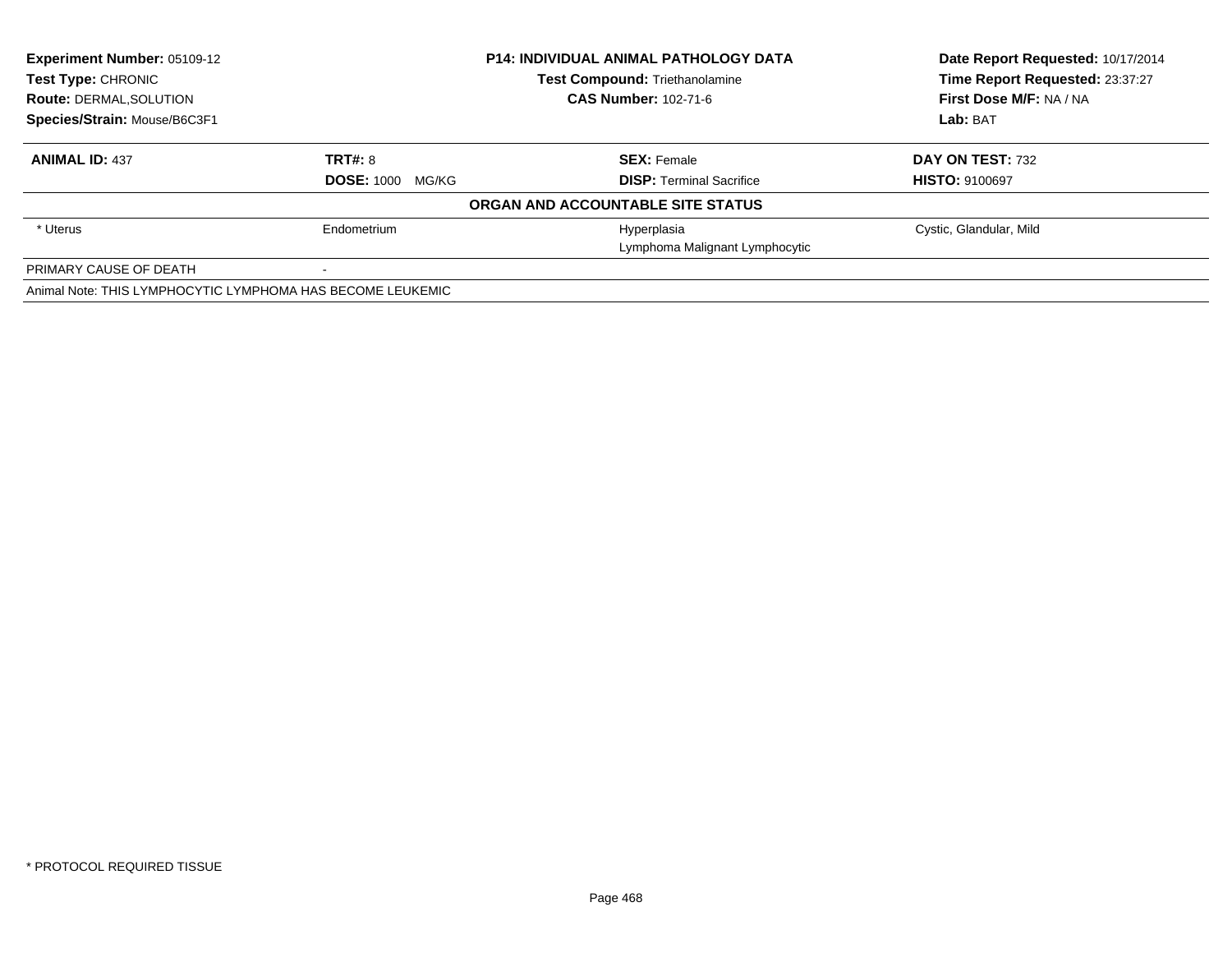**Experiment Number:** 05109-12
**Test Type:** CHRONIC
**Route:** DERMAL,SOLUTION
**Species/Strain:** Mouse/B6C3F1

**P14: INDIVIDUAL ANIMAL PATHOLOGY DATA**
**Test Compound:** Triethanolamine
**CAS Number:** 102-71-6

**Date Report Requested:** 10/17/2014
**Time Report Requested:** 23:37:27
**First Dose M/F:** NA / NA
**Lab:** BAT

| | | | |
|---|---|---|---|
| **ANIMAL ID:** 437 | **TRT#:** 8 | **SEX:** Female | **DAY ON TEST:** 732 |
| | **DOSE:** 1000 MG/KG | **DISP:** Terminal Sacrifice | **HISTO:** 9100697 |

**ORGAN AND ACCOUNTABLE SITE STATUS**

| | | | |
|---|---|---|---|
| * Uterus | Endometrium | Hyperplasia | Cystic, Glandular, Mild |
| | | Lymphoma Malignant Lymphocytic | |
| PRIMARY CAUSE OF DEATH | - | | |

Animal Note: THIS LYMPHOCYTIC LYMPHOMA HAS BECOME LEUKEMIC

* PROTOCOL REQUIRED TISSUE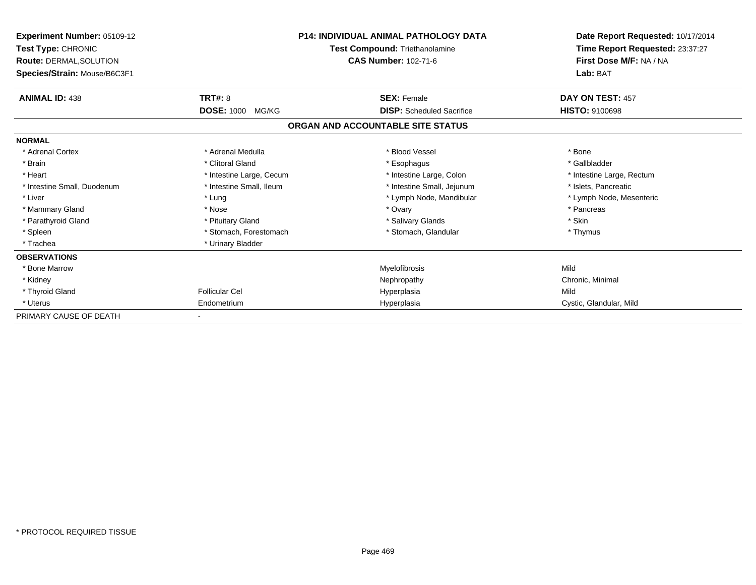**Experiment Number:** 05109-12
**Test Type:** CHRONIC
**Route:** DERMAL,SOLUTION
**Species/Strain:** Mouse/B6C3F1

**P14: INDIVIDUAL ANIMAL PATHOLOGY DATA**
**Test Compound:** Triethanolamine
**CAS Number:** 102-71-6

**Date Report Requested:** 10/17/2014
**Time Report Requested:** 23:37:27
**First Dose M/F:** NA / NA
**Lab:** BAT

| | | | |
|---|---|---|---|
| **ANIMAL ID:** 438 | **TRT#:** 8 | **SEX:** Female | **DAY ON TEST:** 457 |
| | **DOSE:** 1000 MG/KG | **DISP:** Scheduled Sacrifice | **HISTO:** 9100698 |

## ORGAN AND ACCOUNTABLE SITE STATUS

| | | | |
|---|---|---|---|
| **NORMAL** | | | |
| * Adrenal Cortex | * Adrenal Medulla | * Blood Vessel | * Bone |
| * Brain | * Clitoral Gland | * Esophagus | * Gallbladder |
| * Heart | * Intestine Large, Cecum | * Intestine Large, Colon | * Intestine Large, Rectum |
| * Intestine Small, Duodenum | * Intestine Small, Ileum | * Intestine Small, Jejunum | * Islets, Pancreatic |
| * Liver | * Lung | * Lymph Node, Mandibular | * Lymph Node, Mesenteric |
| * Mammary Gland | * Nose | * Ovary | * Pancreas |
| * Parathyroid Gland | * Pituitary Gland | * Salivary Glands | * Skin |
| * Spleen | * Stomach, Forestomach | * Stomach, Glandular | * Thymus |
| * Trachea | * Urinary Bladder | | |
| **OBSERVATIONS** | | | |
| * Bone Marrow | | Myelofibrosis | Mild |
| * Kidney | | Nephropathy | Chronic, Minimal |
| * Thyroid Gland | Follicular Cel | Hyperplasia | Mild |
| * Uterus | Endometrium | Hyperplasia | Cystic, Glandular, Mild |
| PRIMARY CAUSE OF DEATH | - | | |

* PROTOCOL REQUIRED TISSUE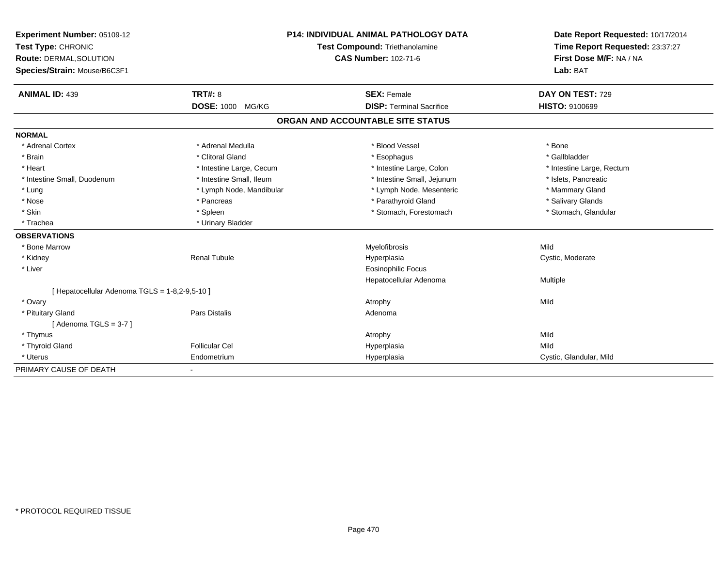**Experiment Number:** 05109-12
**Test Type:** CHRONIC
**Route:** DERMAL,SOLUTION
**Species/Strain:** Mouse/B6C3F1

**P14: INDIVIDUAL ANIMAL PATHOLOGY DATA**
**Test Compound:** Triethanolamine
**CAS Number:** 102-71-6

**Date Report Requested:** 10/17/2014
**Time Report Requested:** 23:37:27
**First Dose M/F:** NA / NA
**Lab:** BAT

| **ANIMAL ID:** 439 | **TRT#:** 8 | **SEX:** Female | **DAY ON TEST:** 729 |
|---|---|---|---|
| | **DOSE:** 1000 MG/KG | **DISP:** Terminal Sacrifice | **HISTO:** 9100699 |

## ORGAN AND ACCOUNTABLE SITE STATUS

| | | | |
|---|---|---|---|
| **NORMAL** | | | |
| * Adrenal Cortex | * Adrenal Medulla | * Blood Vessel | * Bone |
| * Brain | * Clitoral Gland | * Esophagus | * Gallbladder |
| * Heart | * Intestine Large, Cecum | * Intestine Large, Colon | * Intestine Large, Rectum |
| * Intestine Small, Duodenum | * Intestine Small, Ileum | * Intestine Small, Jejunum | * Islets, Pancreatic |
| * Lung | * Lymph Node, Mandibular | * Lymph Node, Mesenteric | * Mammary Gland |
| * Nose | * Pancreas | * Parathyroid Gland | * Salivary Glands |
| * Skin | * Spleen | * Stomach, Forestomach | * Stomach, Glandular |
| * Trachea | * Urinary Bladder | | |
| **OBSERVATIONS** | | | |
| * Bone Marrow | | Myelofibrosis | Mild |
| * Kidney | Renal Tubule | Hyperplasia | Cystic, Moderate |
| * Liver | | Eosinophilic Focus | |
| | | Hepatocellular Adenoma | Multiple |
| [ Hepatocellular Adenoma TGLS = 1-8,2-9,5-10 ] | | | |
| * Ovary | | Atrophy | Mild |
| * Pituitary Gland | Pars Distalis | Adenoma | |
| [ Adenoma TGLS = 3-7 ] | | | |
| * Thymus | | Atrophy | Mild |
| * Thyroid Gland | Follicular Cel | Hyperplasia | Mild |
| * Uterus | Endometrium | Hyperplasia | Cystic, Glandular, Mild |
| PRIMARY CAUSE OF DEATH | - | | |

* PROTOCOL REQUIRED TISSUE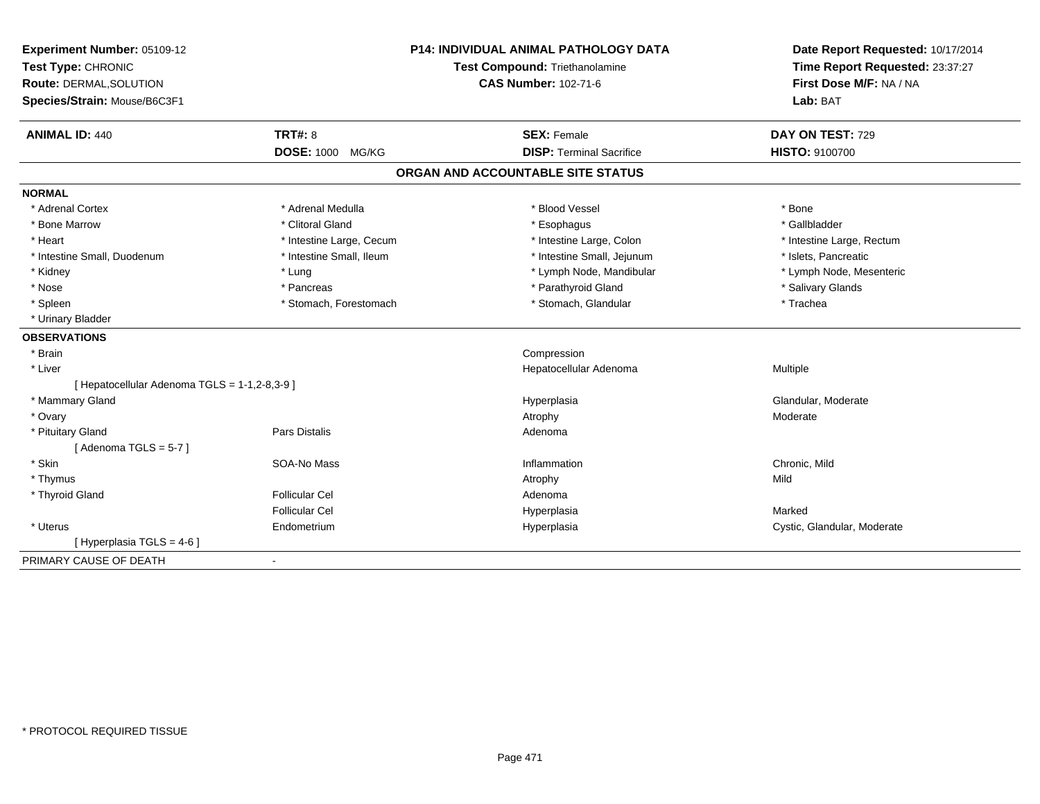**Experiment Number:** 05109-12
**Test Type:** CHRONIC
**Route:** DERMAL,SOLUTION
**Species/Strain:** Mouse/B6C3F1

**P14: INDIVIDUAL ANIMAL PATHOLOGY DATA**
**Test Compound:** Triethanolamine
**CAS Number:** 102-71-6

**Date Report Requested:** 10/17/2014
**Time Report Requested:** 23:37:27
**First Dose M/F:** NA / NA
**Lab:** BAT

| **ANIMAL ID:** 440 | **TRT#:** 8 | **SEX:** Female | **DAY ON TEST:** 729 |
|---|---|---|---|
| | **DOSE:** 1000 MG/KG | **DISP:** Terminal Sacrifice | **HISTO:** 9100700 |

## ORGAN AND ACCOUNTABLE SITE STATUS

**NORMAL**

| | | | |
|---|---|---|---|
| * Adrenal Cortex | * Adrenal Medulla | * Blood Vessel | * Bone |
| * Bone Marrow | * Clitoral Gland | * Esophagus | * Gallbladder |
| * Heart | * Intestine Large, Cecum | * Intestine Large, Colon | * Intestine Large, Rectum |
| * Intestine Small, Duodenum | * Intestine Small, Ileum | * Intestine Small, Jejunum | * Islets, Pancreatic |
| * Kidney | * Lung | * Lymph Node, Mandibular | * Lymph Node, Mesenteric |
| * Nose | * Pancreas | * Parathyroid Gland | * Salivary Glands |
| * Spleen | * Stomach, Forestomach | * Stomach, Glandular | * Trachea |
| * Urinary Bladder | | | |

**OBSERVATIONS**

| | | | |
|---|---|---|---|
| * Brain | | Compression | |
| * Liver | | Hepatocellular Adenoma | Multiple |
| [ Hepatocellular Adenoma TGLS = 1-1,2-8,3-9 ] | | | |
| * Mammary Gland | | Hyperplasia | Glandular, Moderate |
| * Ovary | | Atrophy | Moderate |
| * Pituitary Gland | Pars Distalis | Adenoma | |
| [ Adenoma TGLS = 5-7 ] | | | |
| * Skin | SOA-No Mass | Inflammation | Chronic, Mild |
| * Thymus | | Atrophy | Mild |
| * Thyroid Gland | Follicular Cel | Adenoma | |
| | Follicular Cel | Hyperplasia | Marked |
| * Uterus | Endometrium | Hyperplasia | Cystic, Glandular, Moderate |
| [ Hyperplasia TGLS = 4-6 ] | | | |

PRIMARY CAUSE OF DEATH -

* PROTOCOL REQUIRED TISSUE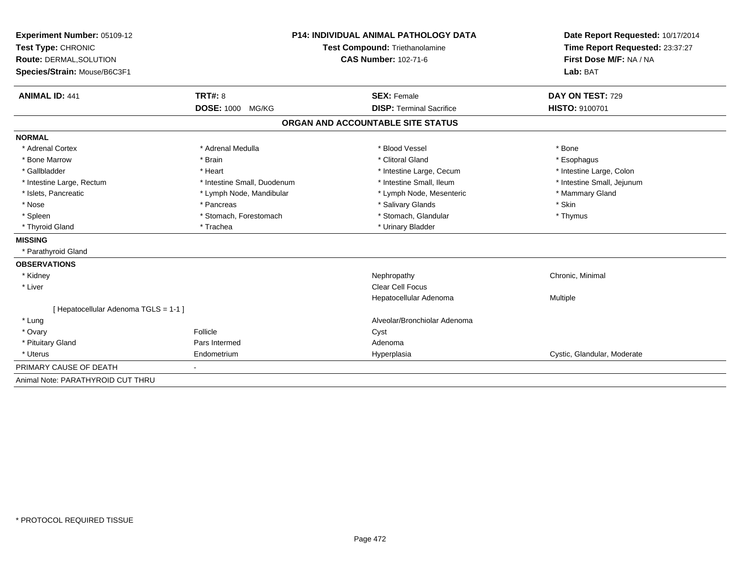**Experiment Number:** 05109-12
**Test Type:** CHRONIC
**Route:** DERMAL,SOLUTION
**Species/Strain:** Mouse/B6C3F1

**P14: INDIVIDUAL ANIMAL PATHOLOGY DATA**
**Test Compound:** Triethanolamine
**CAS Number:** 102-71-6

**Date Report Requested:** 10/17/2014
**Time Report Requested:** 23:37:27
**First Dose M/F:** NA / NA
**Lab:** BAT

| **ANIMAL ID:** 441 | **TRT#:** 8 | **SEX:** Female | **DAY ON TEST:** 729 |
|---|---|---|---|
| | **DOSE:** 1000 MG/KG | **DISP:** Terminal Sacrifice | **HISTO:** 9100701 |

## ORGAN AND ACCOUNTABLE SITE STATUS

**NORMAL**

| | | | |
|---|---|---|---|
| * Adrenal Cortex | * Adrenal Medulla | * Blood Vessel | * Bone |
| * Bone Marrow | * Brain | * Clitoral Gland | * Esophagus |
| * Gallbladder | * Heart | * Intestine Large, Cecum | * Intestine Large, Colon |
| * Intestine Large, Rectum | * Intestine Small, Duodenum | * Intestine Small, Ileum | * Intestine Small, Jejunum |
| * Islets, Pancreatic | * Lymph Node, Mandibular | * Lymph Node, Mesenteric | * Mammary Gland |
| * Nose | * Pancreas | * Salivary Glands | * Skin |
| * Spleen | * Stomach, Forestomach | * Stomach, Glandular | * Thymus |
| * Thyroid Gland | * Trachea | * Urinary Bladder | |

**MISSING**

* Parathyroid Gland

**OBSERVATIONS**

| | | | |
|---|---|---|---|
| * Kidney | | Nephropathy | Chronic, Minimal |
| * Liver | | Clear Cell Focus | |
| | | Hepatocellular Adenoma | Multiple |
| [ Hepatocellular Adenoma TGLS = 1-1 ] | | | |
| * Lung | | Alveolar/Bronchiolar Adenoma | |
| * Ovary | Follicle | Cyst | |
| * Pituitary Gland | Pars Intermed | Adenoma | |
| * Uterus | Endometrium | Hyperplasia | Cystic, Glandular, Moderate |

PRIMARY CAUSE OF DEATH -

Animal Note: PARATHYROID CUT THRU

* PROTOCOL REQUIRED TISSUE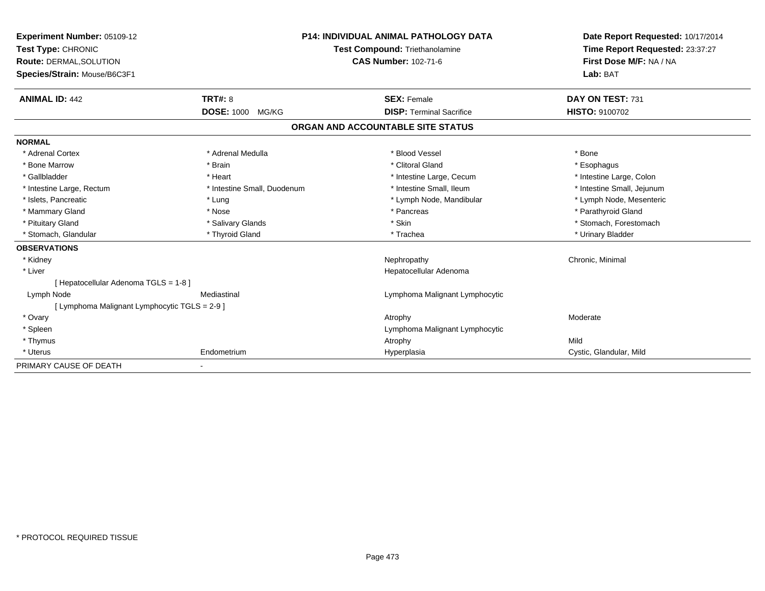**Experiment Number:** 05109-12
**Test Type:** CHRONIC
**Route:** DERMAL,SOLUTION
**Species/Strain:** Mouse/B6C3F1

**P14: INDIVIDUAL ANIMAL PATHOLOGY DATA**
**Test Compound:** Triethanolamine
**CAS Number:** 102-71-6

**Date Report Requested:** 10/17/2014
**Time Report Requested:** 23:37:27
**First Dose M/F:** NA / NA
**Lab:** BAT

| **ANIMAL ID:** 442 | **TRT#:** 8 | **SEX:** Female | **DAY ON TEST:** 731 |
|---|---|---|---|
| | **DOSE:** 1000 MG/KG | **DISP:** Terminal Sacrifice | **HISTO:** 9100702 |

## ORGAN AND ACCOUNTABLE SITE STATUS

| | | | |
|---|---|---|---|
| **NORMAL** | | | |
| * Adrenal Cortex | * Adrenal Medulla | * Blood Vessel | * Bone |
| * Bone Marrow | * Brain | * Clitoral Gland | * Esophagus |
| * Gallbladder | * Heart | * Intestine Large, Cecum | * Intestine Large, Colon |
| * Intestine Large, Rectum | * Intestine Small, Duodenum | * Intestine Small, Ileum | * Intestine Small, Jejunum |
| * Islets, Pancreatic | * Lung | * Lymph Node, Mandibular | * Lymph Node, Mesenteric |
| * Mammary Gland | * Nose | * Pancreas | * Parathyroid Gland |
| * Pituitary Gland | * Salivary Glands | * Skin | * Stomach, Forestomach |
| * Stomach, Glandular | * Thyroid Gland | * Trachea | * Urinary Bladder |
| **OBSERVATIONS** | | | |
| * Kidney | | Nephropathy | Chronic, Minimal |
| * Liver | | Hepatocellular Adenoma | |
| [ Hepatocellular Adenoma TGLS = 1-8 ] | | | |
| Lymph Node | Mediastinal | Lymphoma Malignant Lymphocytic | |
| [ Lymphoma Malignant Lymphocytic TGLS = 2-9 ] | | | |
| * Ovary | | Atrophy | Moderate |
| * Spleen | | Lymphoma Malignant Lymphocytic | |
| * Thymus | | Atrophy | Mild |
| * Uterus | Endometrium | Hyperplasia | Cystic, Glandular, Mild |
| PRIMARY CAUSE OF DEATH | - | | |

* PROTOCOL REQUIRED TISSUE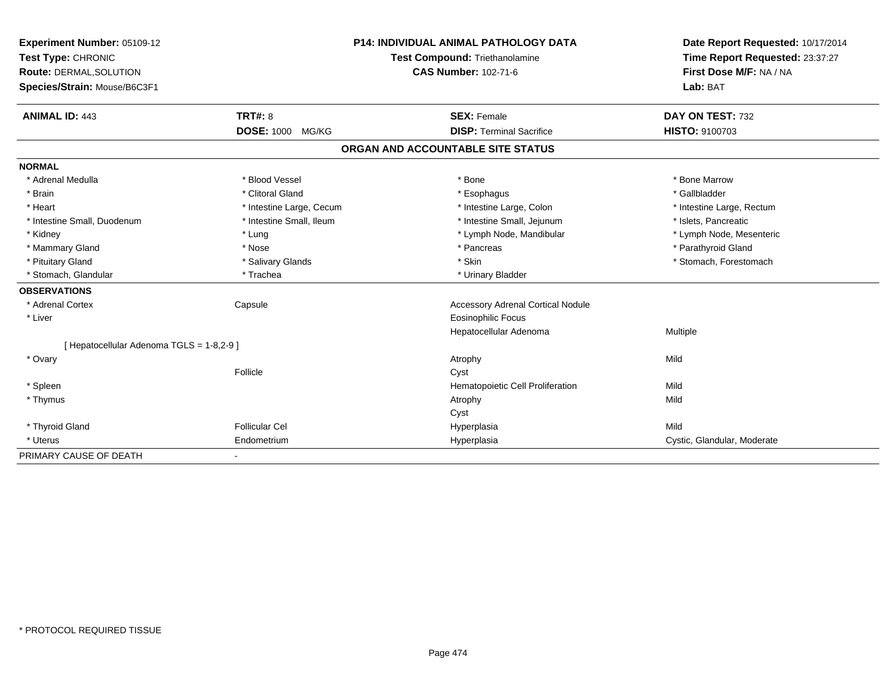**Experiment Number:** 05109-12
**Test Type:** CHRONIC
**Route:** DERMAL,SOLUTION
**Species/Strain:** Mouse/B6C3F1

**P14: INDIVIDUAL ANIMAL PATHOLOGY DATA**
**Test Compound:** Triethanolamine
**CAS Number:** 102-71-6

**Date Report Requested:** 10/17/2014
**Time Report Requested:** 23:37:27
**First Dose M/F:** NA / NA
**Lab:** BAT

| | | | |
|---|---|---|---|
| **ANIMAL ID:** 443 | **TRT#:** 8 | **SEX:** Female | **DAY ON TEST:** 732 |
| | **DOSE:** 1000 MG/KG | **DISP:** Terminal Sacrifice | **HISTO:** 9100703 |

## ORGAN AND ACCOUNTABLE SITE STATUS

**NORMAL**

| | | | |
|---|---|---|---|
| * Adrenal Medulla | * Blood Vessel | * Bone | * Bone Marrow |
| * Brain | * Clitoral Gland | * Esophagus | * Gallbladder |
| * Heart | * Intestine Large, Cecum | * Intestine Large, Colon | * Intestine Large, Rectum |
| * Intestine Small, Duodenum | * Intestine Small, Ileum | * Intestine Small, Jejunum | * Islets, Pancreatic |
| * Kidney | * Lung | * Lymph Node, Mandibular | * Lymph Node, Mesenteric |
| * Mammary Gland | * Nose | * Pancreas | * Parathyroid Gland |
| * Pituitary Gland | * Salivary Glands | * Skin | * Stomach, Forestomach |
| * Stomach, Glandular | * Trachea | * Urinary Bladder | |

**OBSERVATIONS**

| | | | |
|---|---|---|---|
| * Adrenal Cortex | Capsule | Accessory Adrenal Cortical Nodule | |
| * Liver | | Eosinophilic Focus | |
| | | Hepatocellular Adenoma | Multiple |
| [ Hepatocellular Adenoma TGLS = 1-8,2-9 ] | | | |
| * Ovary | | Atrophy | Mild |
| | Follicle | Cyst | |
| * Spleen | | Hematopoietic Cell Proliferation | Mild |
| * Thymus | | Atrophy | Mild |
| | | Cyst | |
| * Thyroid Gland | Follicular Cel | Hyperplasia | Mild |
| * Uterus | Endometrium | Hyperplasia | Cystic, Glandular, Moderate |

PRIMARY CAUSE OF DEATH -

* PROTOCOL REQUIRED TISSUE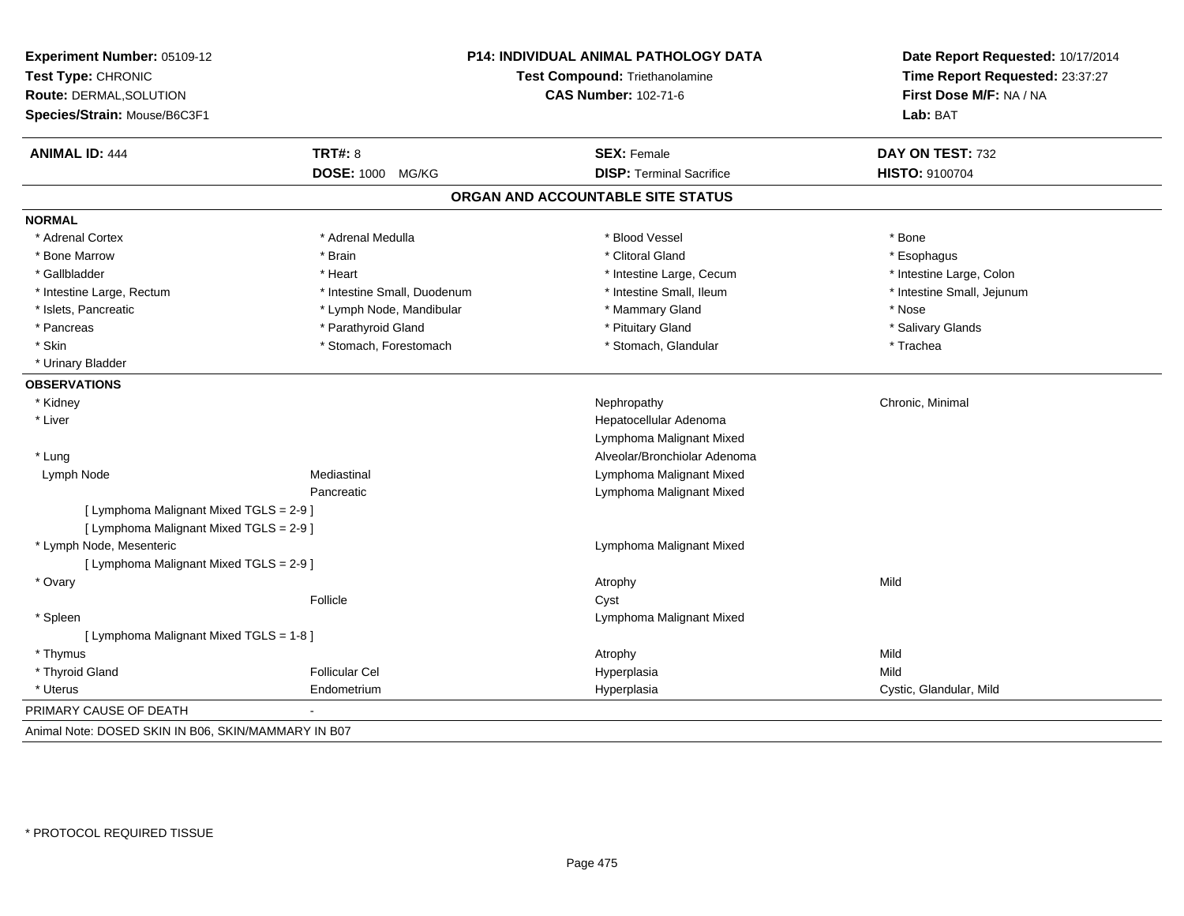**Experiment Number:** 05109-12
**Test Type:** CHRONIC
**Route:** DERMAL,SOLUTION
**Species/Strain:** Mouse/B6C3F1

**P14: INDIVIDUAL ANIMAL PATHOLOGY DATA**
**Test Compound:** Triethanolamine
**CAS Number:** 102-71-6

**Date Report Requested:** 10/17/2014
**Time Report Requested:** 23:37:27
**First Dose M/F:** NA / NA
**Lab:** BAT

| **ANIMAL ID:** 444 | **TRT#:** 8 | **SEX:** Female | **DAY ON TEST:** 732 |
|---|---|---|---|
| | **DOSE:** 1000 MG/KG | **DISP:** Terminal Sacrifice | **HISTO:** 9100704 |

## ORGAN AND ACCOUNTABLE SITE STATUS

**NORMAL**

| | | | |
|---|---|---|---|
| * Adrenal Cortex | * Adrenal Medulla | * Blood Vessel | * Bone |
| * Bone Marrow | * Brain | * Clitoral Gland | * Esophagus |
| * Gallbladder | * Heart | * Intestine Large, Cecum | * Intestine Large, Colon |
| * Intestine Large, Rectum | * Intestine Small, Duodenum | * Intestine Small, Ileum | * Intestine Small, Jejunum |
| * Islets, Pancreatic | * Lymph Node, Mandibular | * Mammary Gland | * Nose |
| * Pancreas | * Parathyroid Gland | * Pituitary Gland | * Salivary Glands |
| * Skin | * Stomach, Forestomach | * Stomach, Glandular | * Trachea |
| * Urinary Bladder | | | |

**OBSERVATIONS**

| | | | |
|---|---|---|---|
| * Kidney | | Nephropathy | Chronic, Minimal |
| * Liver | | Hepatocellular Adenoma | |
| | | Lymphoma Malignant Mixed | |
| * Lung | | Alveolar/Bronchiolar Adenoma | |
| Lymph Node | Mediastinal | Lymphoma Malignant Mixed | |
| | Pancreatic | Lymphoma Malignant Mixed | |
| [ Lymphoma Malignant Mixed TGLS = 2-9 ] | | | |
| [ Lymphoma Malignant Mixed TGLS = 2-9 ] | | | |
| * Lymph Node, Mesenteric | | Lymphoma Malignant Mixed | |
| [ Lymphoma Malignant Mixed TGLS = 2-9 ] | | | |
| * Ovary | | Atrophy | Mild |
| | Follicle | Cyst | |
| * Spleen | | Lymphoma Malignant Mixed | |
| [ Lymphoma Malignant Mixed TGLS = 1-8 ] | | | |
| * Thymus | | Atrophy | Mild |
| * Thyroid Gland | Follicular Cel | Hyperplasia | Mild |
| * Uterus | Endometrium | Hyperplasia | Cystic, Glandular, Mild |

PRIMARY CAUSE OF DEATH -

Animal Note: DOSED SKIN IN B06, SKIN/MAMMARY IN B07

* PROTOCOL REQUIRED TISSUE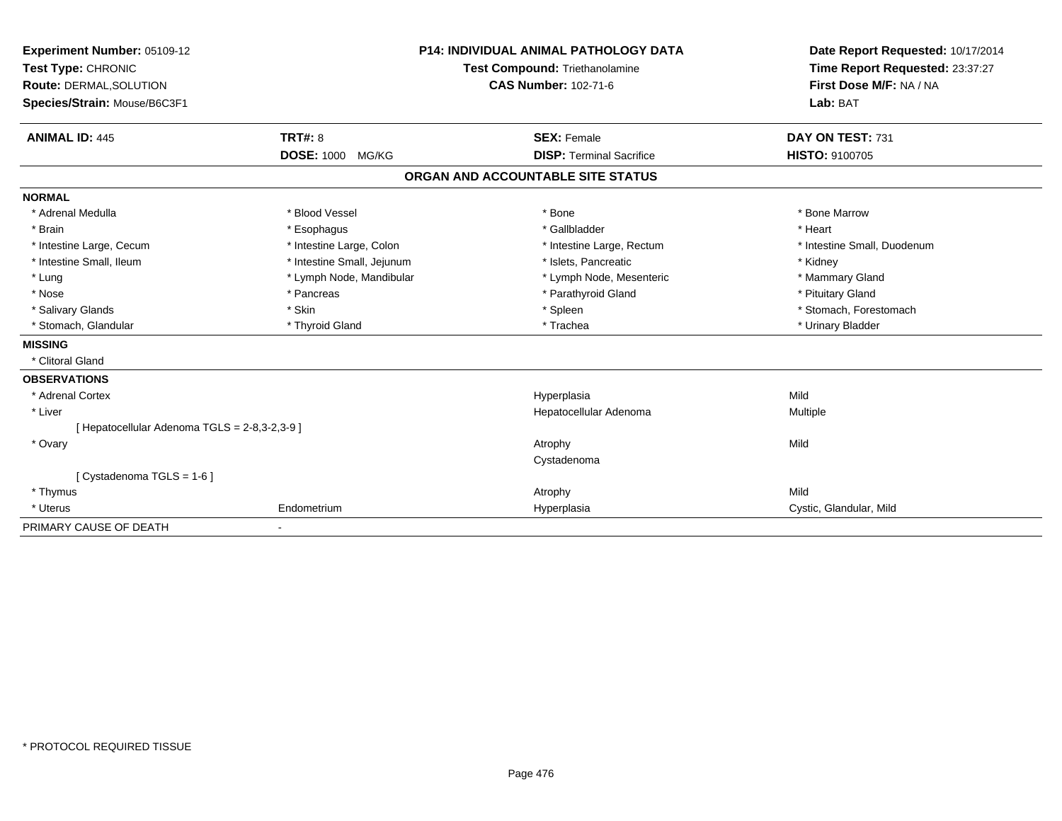**Experiment Number:** 05109-12
**Test Type:** CHRONIC
**Route:** DERMAL,SOLUTION
**Species/Strain:** Mouse/B6C3F1

**P14: INDIVIDUAL ANIMAL PATHOLOGY DATA**
**Test Compound:** Triethanolamine
**CAS Number:** 102-71-6

**Date Report Requested:** 10/17/2014
**Time Report Requested:** 23:37:27
**First Dose M/F:** NA / NA
**Lab:** BAT

| **ANIMAL ID:** 445 | **TRT#:** 8 | **SEX:** Female | **DAY ON TEST:** 731 |
|---|---|---|---|
| | **DOSE:** 1000 MG/KG | **DISP:** Terminal Sacrifice | **HISTO:** 9100705 |

**ORGAN AND ACCOUNTABLE SITE STATUS**

**NORMAL**

| | | | |
|---|---|---|---|
| * Adrenal Medulla | * Blood Vessel | * Bone | * Bone Marrow |
| * Brain | * Esophagus | * Gallbladder | * Heart |
| * Intestine Large, Cecum | * Intestine Large, Colon | * Intestine Large, Rectum | * Intestine Small, Duodenum |
| * Intestine Small, Ileum | * Intestine Small, Jejunum | * Islets, Pancreatic | * Kidney |
| * Lung | * Lymph Node, Mandibular | * Lymph Node, Mesenteric | * Mammary Gland |
| * Nose | * Pancreas | * Parathyroid Gland | * Pituitary Gland |
| * Salivary Glands | * Skin | * Spleen | * Stomach, Forestomach |
| * Stomach, Glandular | * Thyroid Gland | * Trachea | * Urinary Bladder |

**MISSING**

* Clitoral Gland

**OBSERVATIONS**

| | | | |
|---|---|---|---|
| * Adrenal Cortex | | Hyperplasia | Mild |
| * Liver | | Hepatocellular Adenoma | Multiple |
| [ Hepatocellular Adenoma TGLS = 2-8,3-2,3-9 ] | | | |
| * Ovary | | Atrophy | Mild |
| | | Cystadenoma | |
| [ Cystadenoma TGLS = 1-6 ] | | | |
| * Thymus | | Atrophy | Mild |
| * Uterus | Endometrium | Hyperplasia | Cystic, Glandular, Mild |

PRIMARY CAUSE OF DEATH -

* PROTOCOL REQUIRED TISSUE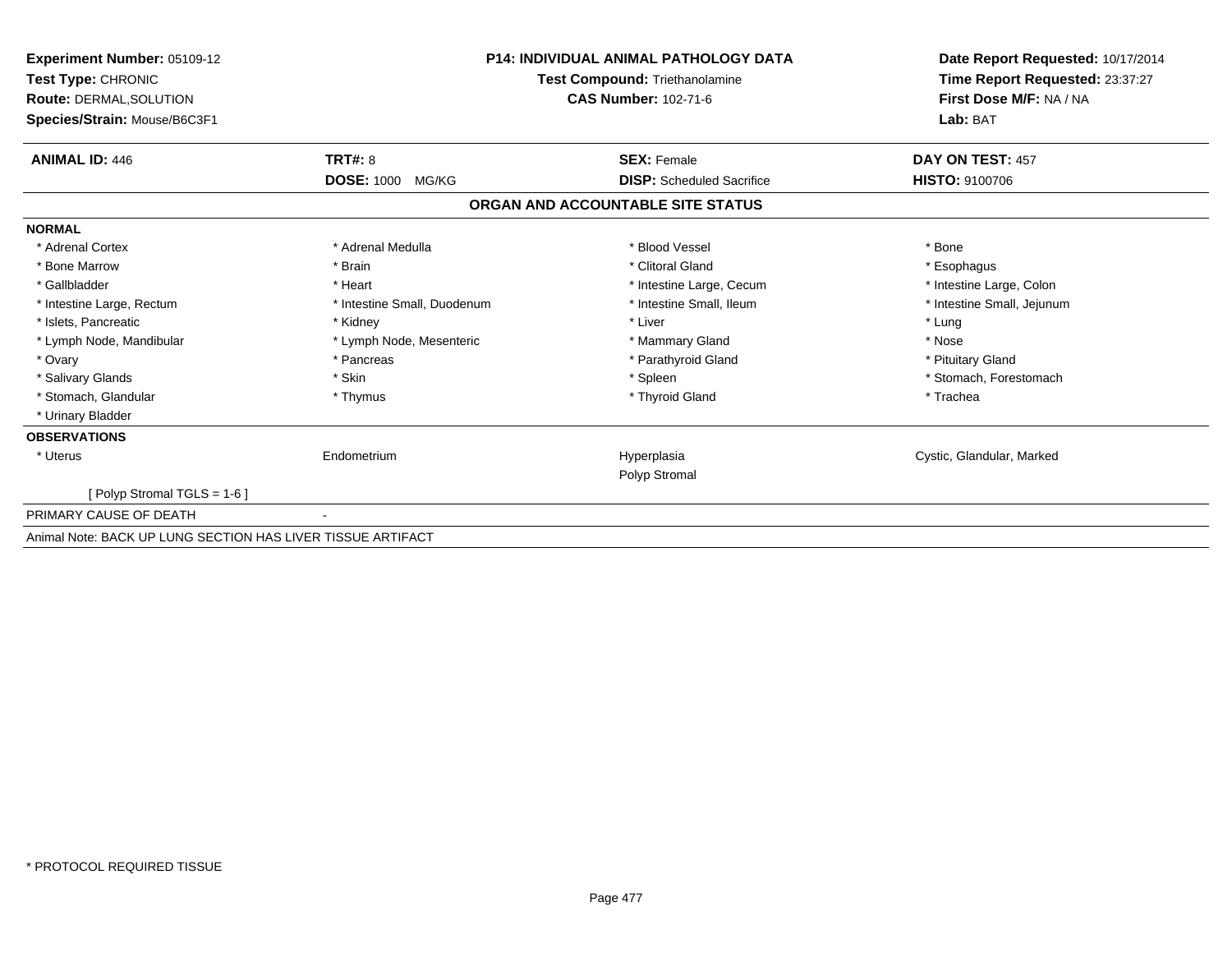**Experiment Number:** 05109-12
**Test Type:** CHRONIC
**Route:** DERMAL,SOLUTION
**Species/Strain:** Mouse/B6C3F1

**P14: INDIVIDUAL ANIMAL PATHOLOGY DATA**
**Test Compound:** Triethanolamine
**CAS Number:** 102-71-6

**Date Report Requested:** 10/17/2014
**Time Report Requested:** 23:37:27
**First Dose M/F:** NA / NA
**Lab:** BAT

| ANIMAL ID: 446 | TRT#: 8 | SEX: Female | DAY ON TEST: 457 |
|---|---|---|---|
| | DOSE: 1000 MG/KG | DISP: Scheduled Sacrifice | HISTO: 9100706 |

## ORGAN AND ACCOUNTABLE SITE STATUS

**NORMAL**

| | | | |
|---|---|---|---|
| * Adrenal Cortex | * Adrenal Medulla | * Blood Vessel | * Bone |
| * Bone Marrow | * Brain | * Clitoral Gland | * Esophagus |
| * Gallbladder | * Heart | * Intestine Large, Cecum | * Intestine Large, Colon |
| * Intestine Large, Rectum | * Intestine Small, Duodenum | * Intestine Small, Ileum | * Intestine Small, Jejunum |
| * Islets, Pancreatic | * Kidney | * Liver | * Lung |
| * Lymph Node, Mandibular | * Lymph Node, Mesenteric | * Mammary Gland | * Nose |
| * Ovary | * Pancreas | * Parathyroid Gland | * Pituitary Gland |
| * Salivary Glands | * Skin | * Spleen | * Stomach, Forestomach |
| * Stomach, Glandular | * Thymus | * Thyroid Gland | * Trachea |
| * Urinary Bladder | | | |

**OBSERVATIONS**

| | | | |
|---|---|---|---|
| * Uterus | Endometrium | Hyperplasia | Cystic, Glandular, Marked |
| | | Polyp Stromal | |
| [ Polyp Stromal TGLS = 1-6 ] | | | |

PRIMARY CAUSE OF DEATH -

Animal Note: BACK UP LUNG SECTION HAS LIVER TISSUE ARTIFACT

* PROTOCOL REQUIRED TISSUE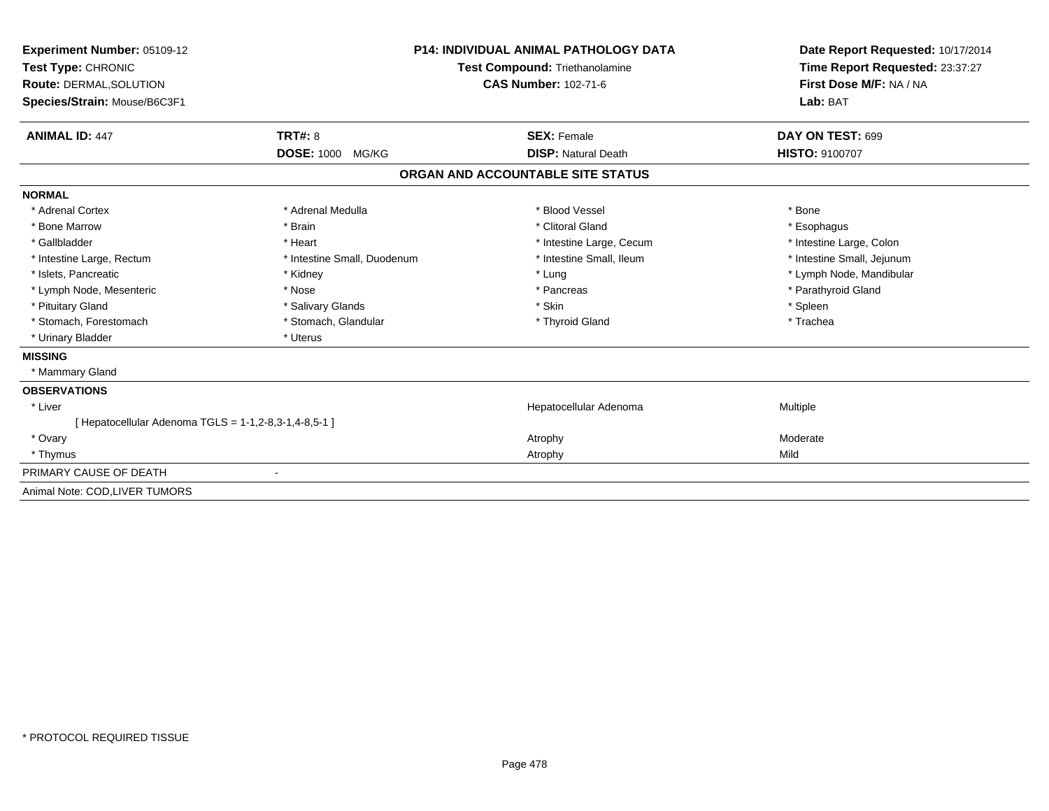**Experiment Number:** 05109-12
**Test Type:** CHRONIC
**Route:** DERMAL,SOLUTION
**Species/Strain:** Mouse/B6C3F1

**P14: INDIVIDUAL ANIMAL PATHOLOGY DATA**
**Test Compound:** Triethanolamine
**CAS Number:** 102-71-6

**Date Report Requested:** 10/17/2014
**Time Report Requested:** 23:37:27
**First Dose M/F:** NA / NA
**Lab:** BAT

| **ANIMAL ID:** 447 | **TRT#:** 8 | **SEX:** Female | **DAY ON TEST:** 699 |
|---|---|---|---|
| | **DOSE:** 1000 MG/KG | **DISP:** Natural Death | **HISTO:** 9100707 |

## ORGAN AND ACCOUNTABLE SITE STATUS

**NORMAL**

| | | | |
|---|---|---|---|
| * Adrenal Cortex | * Adrenal Medulla | * Blood Vessel | * Bone |
| * Bone Marrow | * Brain | * Clitoral Gland | * Esophagus |
| * Gallbladder | * Heart | * Intestine Large, Cecum | * Intestine Large, Colon |
| * Intestine Large, Rectum | * Intestine Small, Duodenum | * Intestine Small, Ileum | * Intestine Small, Jejunum |
| * Islets, Pancreatic | * Kidney | * Lung | * Lymph Node, Mandibular |
| * Lymph Node, Mesenteric | * Nose | * Pancreas | * Parathyroid Gland |
| * Pituitary Gland | * Salivary Glands | * Skin | * Spleen |
| * Stomach, Forestomach | * Stomach, Glandular | * Thyroid Gland | * Trachea |
| * Urinary Bladder | * Uterus | | |

**MISSING**

* Mammary Gland

**OBSERVATIONS**

| | | |
|---|---|---|
| * Liver | Hepatocellular Adenoma | Multiple |
| [ Hepatocellular Adenoma TGLS = 1-1,2-8,3-1,4-8,5-1 ] | | |
| * Ovary | Atrophy | Moderate |
| * Thymus | Atrophy | Mild |

PRIMARY CAUSE OF DEATH -

Animal Note: COD,LIVER TUMORS

* PROTOCOL REQUIRED TISSUE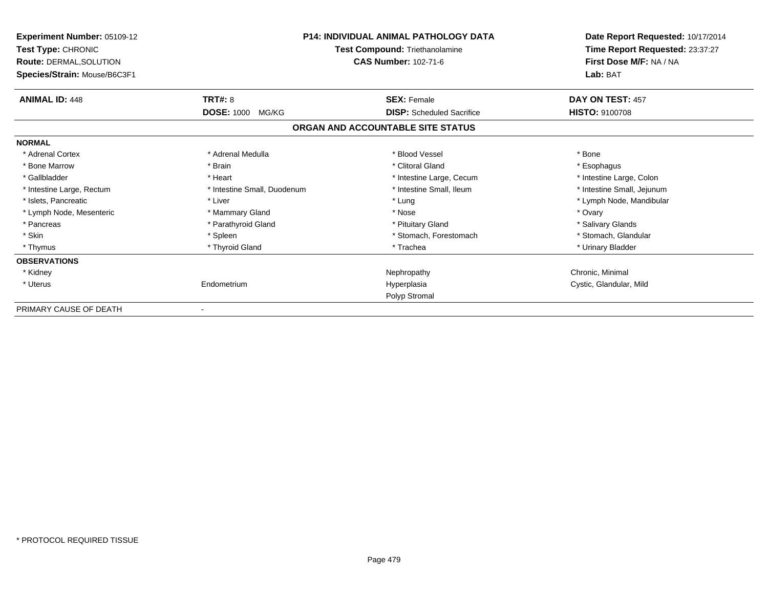**Experiment Number:** 05109-12
**Test Type:** CHRONIC
**Route:** DERMAL,SOLUTION
**Species/Strain:** Mouse/B6C3F1

**P14: INDIVIDUAL ANIMAL PATHOLOGY DATA**
**Test Compound:** Triethanolamine
**CAS Number:** 102-71-6

**Date Report Requested:** 10/17/2014
**Time Report Requested:** 23:37:27
**First Dose M/F:** NA / NA
**Lab:** BAT

| **ANIMAL ID:** 448 | **TRT#:** 8 | **SEX:** Female | **DAY ON TEST:** 457 |
|---|---|---|---|
| | **DOSE:** 1000 MG/KG | **DISP:** Scheduled Sacrifice | **HISTO:** 9100708 |

**ORGAN AND ACCOUNTABLE SITE STATUS**

| | | | |
|---|---|---|---|
| **NORMAL** | | | |
| * Adrenal Cortex | * Adrenal Medulla | * Blood Vessel | * Bone |
| * Bone Marrow | * Brain | * Clitoral Gland | * Esophagus |
| * Gallbladder | * Heart | * Intestine Large, Cecum | * Intestine Large, Colon |
| * Intestine Large, Rectum | * Intestine Small, Duodenum | * Intestine Small, Ileum | * Intestine Small, Jejunum |
| * Islets, Pancreatic | * Liver | * Lung | * Lymph Node, Mandibular |
| * Lymph Node, Mesenteric | * Mammary Gland | * Nose | * Ovary |
| * Pancreas | * Parathyroid Gland | * Pituitary Gland | * Salivary Glands |
| * Skin | * Spleen | * Stomach, Forestomach | * Stomach, Glandular |
| * Thymus | * Thyroid Gland | * Trachea | * Urinary Bladder |
| **OBSERVATIONS** | | | |
| * Kidney | | Nephropathy | Chronic, Minimal |
| * Uterus | Endometrium | Hyperplasia | Cystic, Glandular, Mild |
| | | Polyp Stromal | |
| PRIMARY CAUSE OF DEATH | - | | |

* PROTOCOL REQUIRED TISSUE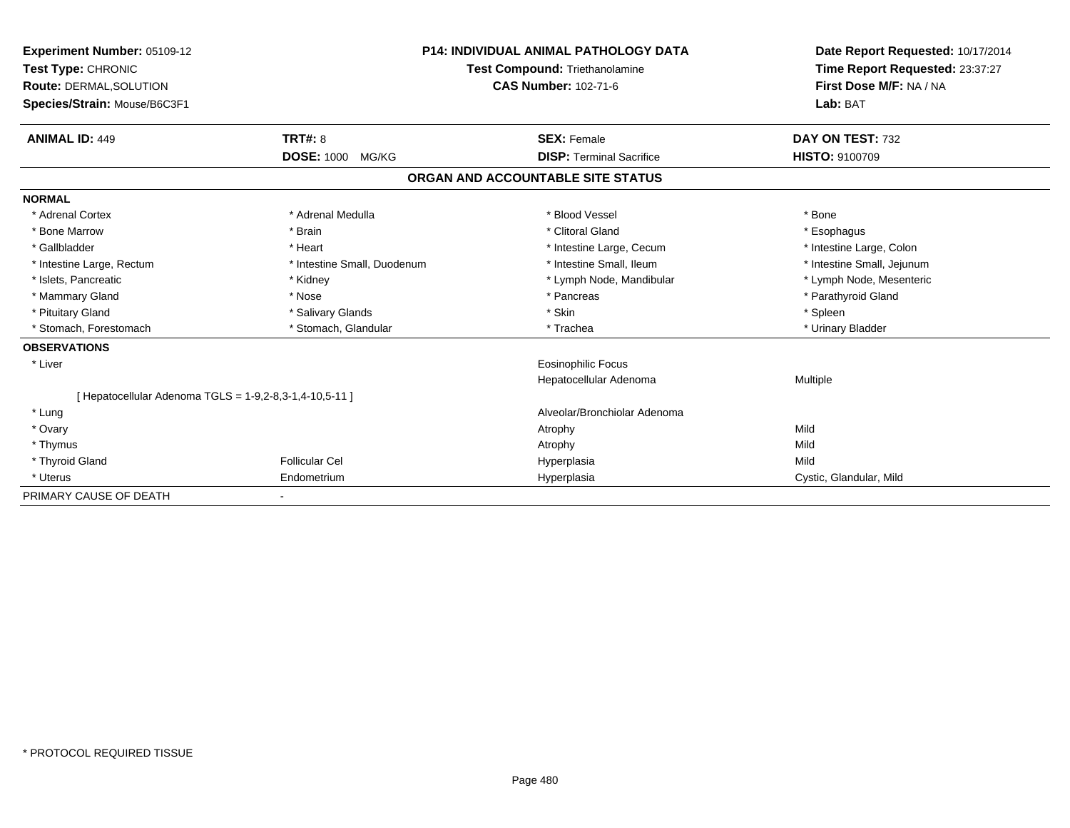**Experiment Number:** 05109-12
**Test Type:** CHRONIC
**Route:** DERMAL,SOLUTION
**Species/Strain:** Mouse/B6C3F1

**P14: INDIVIDUAL ANIMAL PATHOLOGY DATA**
**Test Compound:** Triethanolamine
**CAS Number:** 102-71-6

**Date Report Requested:** 10/17/2014
**Time Report Requested:** 23:37:27
**First Dose M/F:** NA / NA
**Lab:** BAT

| | | | |
|---|---|---|---|
| **ANIMAL ID:** 449 | **TRT#:** 8 | **SEX:** Female | **DAY ON TEST:** 732 |
| | **DOSE:** 1000 MG/KG | **DISP:** Terminal Sacrifice | **HISTO:** 9100709 |

## ORGAN AND ACCOUNTABLE SITE STATUS

**NORMAL**

| | | | |
|---|---|---|---|
| * Adrenal Cortex | * Adrenal Medulla | * Blood Vessel | * Bone |
| * Bone Marrow | * Brain | * Clitoral Gland | * Esophagus |
| * Gallbladder | * Heart | * Intestine Large, Cecum | * Intestine Large, Colon |
| * Intestine Large, Rectum | * Intestine Small, Duodenum | * Intestine Small, Ileum | * Intestine Small, Jejunum |
| * Islets, Pancreatic | * Kidney | * Lymph Node, Mandibular | * Lymph Node, Mesenteric |
| * Mammary Gland | * Nose | * Pancreas | * Parathyroid Gland |
| * Pituitary Gland | * Salivary Glands | * Skin | * Spleen |
| * Stomach, Forestomach | * Stomach, Glandular | * Trachea | * Urinary Bladder |

**OBSERVATIONS**

| | | | |
|---|---|---|---|
| * Liver | | Eosinophilic Focus | |
| | | Hepatocellular Adenoma | Multiple |
| [ Hepatocellular Adenoma TGLS = 1-9,2-8,3-1,4-10,5-11 ] | | | |
| * Lung | | Alveolar/Bronchiolar Adenoma | |
| * Ovary | | Atrophy | Mild |
| * Thymus | | Atrophy | Mild |
| * Thyroid Gland | Follicular Cel | Hyperplasia | Mild |
| * Uterus | Endometrium | Hyperplasia | Cystic, Glandular, Mild |

PRIMARY CAUSE OF DEATH -

* PROTOCOL REQUIRED TISSUE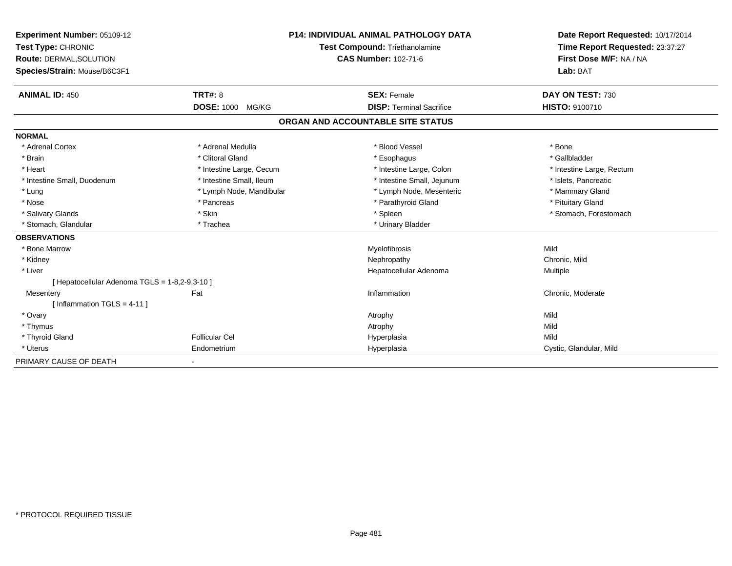**Experiment Number:** 05109-12
**Test Type:** CHRONIC
**Route:** DERMAL,SOLUTION
**Species/Strain:** Mouse/B6C3F1

**P14: INDIVIDUAL ANIMAL PATHOLOGY DATA**
**Test Compound:** Triethanolamine
**CAS Number:** 102-71-6

**Date Report Requested:** 10/17/2014
**Time Report Requested:** 23:37:27
**First Dose M/F:** NA / NA
**Lab:** BAT

| **ANIMAL ID:** 450 | **TRT#:** 8 | **SEX:** Female | **DAY ON TEST:** 730 |
|---|---|---|---|
| | **DOSE:** 1000 MG/KG | **DISP:** Terminal Sacrifice | **HISTO:** 9100710 |

**ORGAN AND ACCOUNTABLE SITE STATUS**

**NORMAL**

| | | | |
|---|---|---|---|
| * Adrenal Cortex | * Adrenal Medulla | * Blood Vessel | * Bone |
| * Brain | * Clitoral Gland | * Esophagus | * Gallbladder |
| * Heart | * Intestine Large, Cecum | * Intestine Large, Colon | * Intestine Large, Rectum |
| * Intestine Small, Duodenum | * Intestine Small, Ileum | * Intestine Small, Jejunum | * Islets, Pancreatic |
| * Lung | * Lymph Node, Mandibular | * Lymph Node, Mesenteric | * Mammary Gland |
| * Nose | * Pancreas | * Parathyroid Gland | * Pituitary Gland |
| * Salivary Glands | * Skin | * Spleen | * Stomach, Forestomach |
| * Stomach, Glandular | * Trachea | * Urinary Bladder | |

**OBSERVATIONS**

| | | | |
|---|---|---|---|
| * Bone Marrow | | Myelofibrosis | Mild |
| * Kidney | | Nephropathy | Chronic, Mild |
| * Liver | | Hepatocellular Adenoma | Multiple |
| [ Hepatocellular Adenoma TGLS = 1-8,2-9,3-10 ] | | | |
| Mesentery | Fat | Inflammation | Chronic, Moderate |
| [ Inflammation TGLS = 4-11 ] | | | |
| * Ovary | | Atrophy | Mild |
| * Thymus | | Atrophy | Mild |
| * Thyroid Gland | Follicular Cel | Hyperplasia | Mild |
| * Uterus | Endometrium | Hyperplasia | Cystic, Glandular, Mild |

PRIMARY CAUSE OF DEATH -

* PROTOCOL REQUIRED TISSUE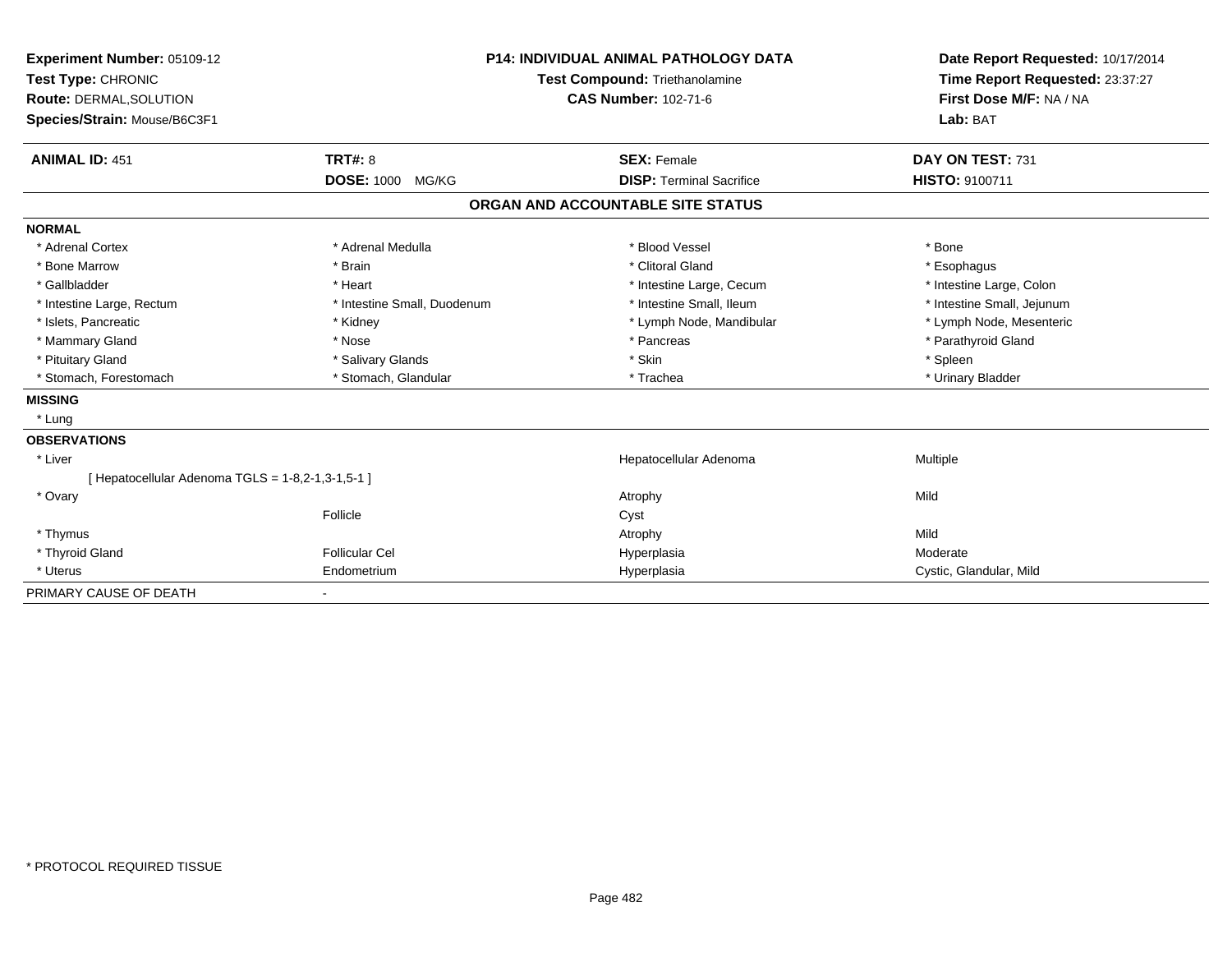**Experiment Number:** 05109-12
**Test Type:** CHRONIC
**Route:** DERMAL,SOLUTION
**Species/Strain:** Mouse/B6C3F1

**P14: INDIVIDUAL ANIMAL PATHOLOGY DATA**
**Test Compound:** Triethanolamine
**CAS Number:** 102-71-6

**Date Report Requested:** 10/17/2014
**Time Report Requested:** 23:37:27
**First Dose M/F:** NA / NA
**Lab:** BAT

| **ANIMAL ID:** 451 | **TRT#:** 8 | **SEX:** Female | **DAY ON TEST:** 731 |
|---|---|---|---|
| | **DOSE:** 1000 MG/KG | **DISP:** Terminal Sacrifice | **HISTO:** 9100711 |

## ORGAN AND ACCOUNTABLE SITE STATUS

| | | | |
|---|---|---|---|
| **NORMAL** | | | |
| * Adrenal Cortex | * Adrenal Medulla | * Blood Vessel | * Bone |
| * Bone Marrow | * Brain | * Clitoral Gland | * Esophagus |
| * Gallbladder | * Heart | * Intestine Large, Cecum | * Intestine Large, Colon |
| * Intestine Large, Rectum | * Intestine Small, Duodenum | * Intestine Small, Ileum | * Intestine Small, Jejunum |
| * Islets, Pancreatic | * Kidney | * Lymph Node, Mandibular | * Lymph Node, Mesenteric |
| * Mammary Gland | * Nose | * Pancreas | * Parathyroid Gland |
| * Pituitary Gland | * Salivary Glands | * Skin | * Spleen |
| * Stomach, Forestomach | * Stomach, Glandular | * Trachea | * Urinary Bladder |
| **MISSING** | | | |
| * Lung | | | |
| **OBSERVATIONS** | | | |
| * Liver | | Hepatocellular Adenoma | Multiple |
| [ Hepatocellular Adenoma TGLS = 1-8,2-1,3-1,5-1 ] | | | |
| * Ovary | | Atrophy | Mild |
| | Follicle | Cyst | |
| * Thymus | | Atrophy | Mild |
| * Thyroid Gland | Follicular Cel | Hyperplasia | Moderate |
| * Uterus | Endometrium | Hyperplasia | Cystic, Glandular, Mild |
| PRIMARY CAUSE OF DEATH | - | | |

* PROTOCOL REQUIRED TISSUE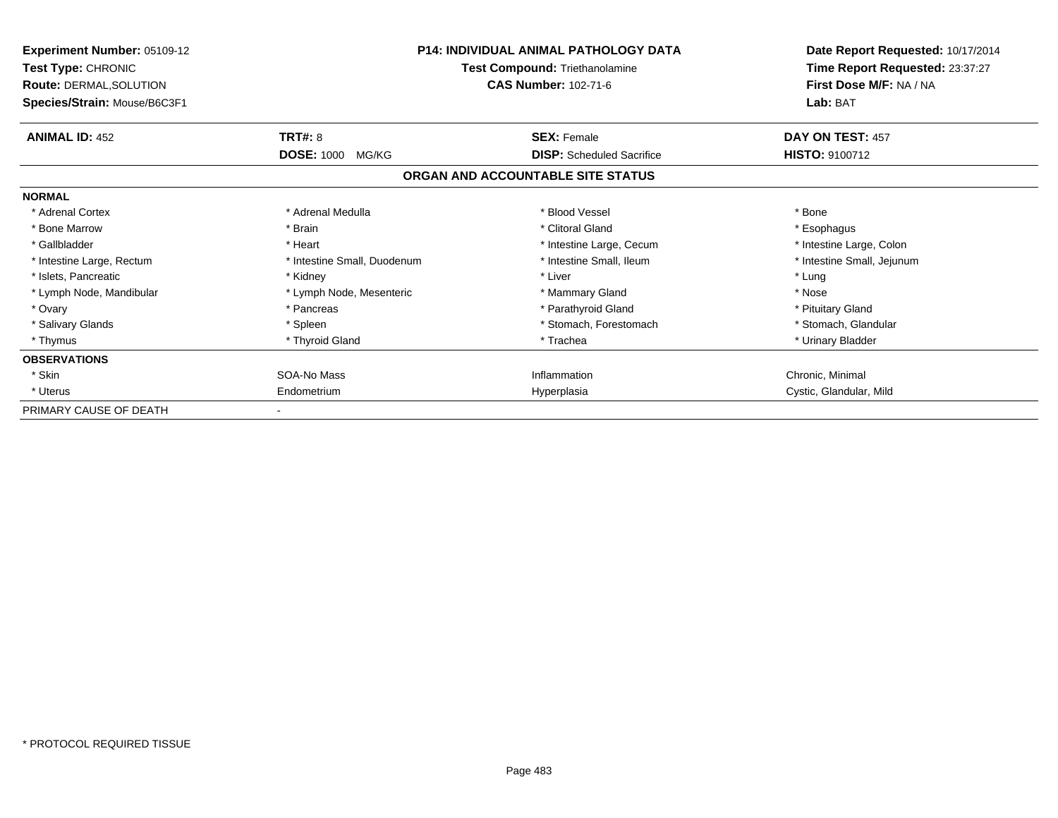**Experiment Number:** 05109-12
**Test Type:** CHRONIC
**Route:** DERMAL,SOLUTION
**Species/Strain:** Mouse/B6C3F1

**P14: INDIVIDUAL ANIMAL PATHOLOGY DATA**
**Test Compound:** Triethanolamine
**CAS Number:** 102-71-6

**Date Report Requested:** 10/17/2014
**Time Report Requested:** 23:37:27
**First Dose M/F:** NA / NA
**Lab:** BAT

| **ANIMAL ID:** 452 | **TRT#:** 8 | **SEX:** Female | **DAY ON TEST:** 457 |
|---|---|---|---|
| | **DOSE:** 1000 MG/KG | **DISP:** Scheduled Sacrifice | **HISTO:** 9100712 |

## ORGAN AND ACCOUNTABLE SITE STATUS

| | | | |
|---|---|---|---|
| **NORMAL** | | | |
| * Adrenal Cortex | * Adrenal Medulla | * Blood Vessel | * Bone |
| * Bone Marrow | * Brain | * Clitoral Gland | * Esophagus |
| * Gallbladder | * Heart | * Intestine Large, Cecum | * Intestine Large, Colon |
| * Intestine Large, Rectum | * Intestine Small, Duodenum | * Intestine Small, Ileum | * Intestine Small, Jejunum |
| * Islets, Pancreatic | * Kidney | * Liver | * Lung |
| * Lymph Node, Mandibular | * Lymph Node, Mesenteric | * Mammary Gland | * Nose |
| * Ovary | * Pancreas | * Parathyroid Gland | * Pituitary Gland |
| * Salivary Glands | * Spleen | * Stomach, Forestomach | * Stomach, Glandular |
| * Thymus | * Thyroid Gland | * Trachea | * Urinary Bladder |
| **OBSERVATIONS** | | | |
| * Skin | SOA-No Mass | Inflammation | Chronic, Minimal |
| * Uterus | Endometrium | Hyperplasia | Cystic, Glandular, Mild |
| PRIMARY CAUSE OF DEATH | - | | |

* PROTOCOL REQUIRED TISSUE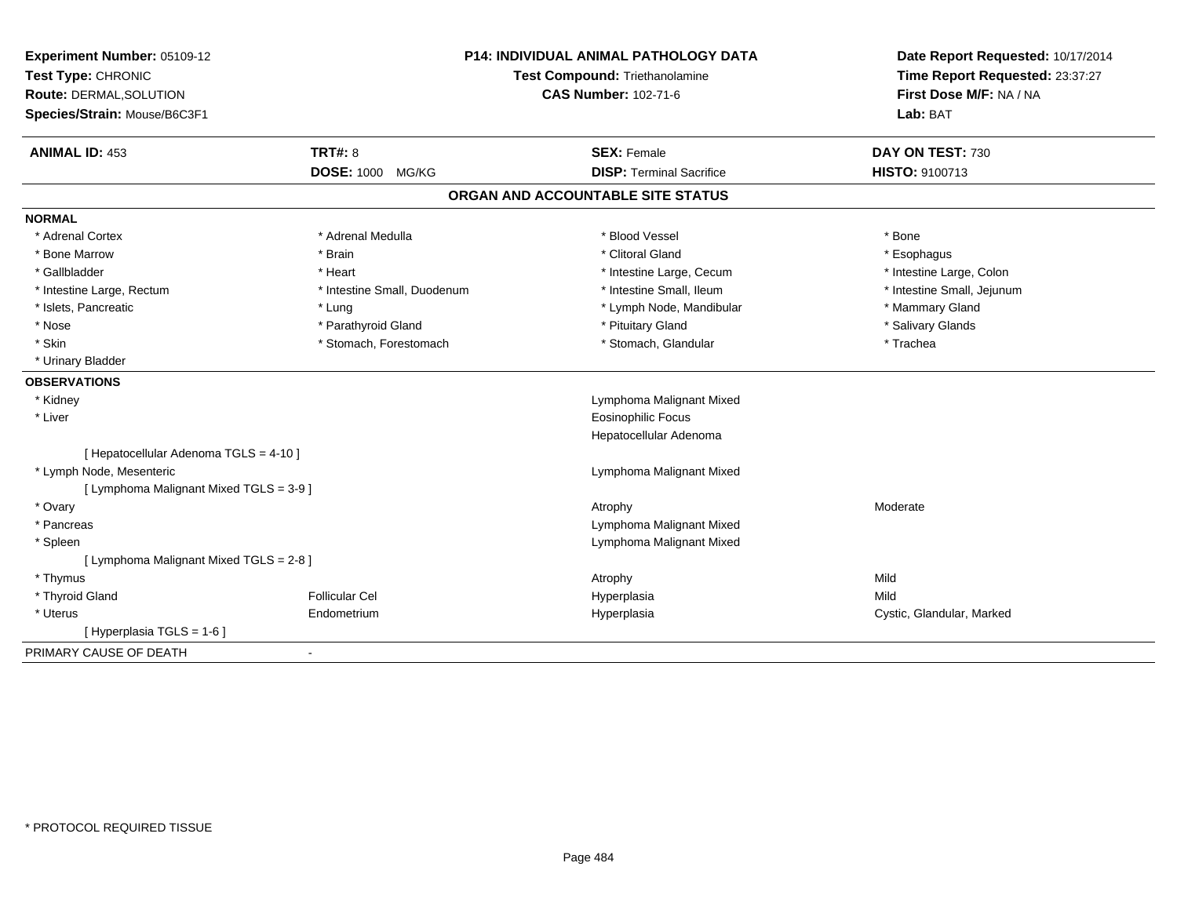**Experiment Number:** 05109-12
**Test Type:** CHRONIC
**Route:** DERMAL,SOLUTION
**Species/Strain:** Mouse/B6C3F1

**P14: INDIVIDUAL ANIMAL PATHOLOGY DATA**
**Test Compound:** Triethanolamine
**CAS Number:** 102-71-6

**Date Report Requested:** 10/17/2014
**Time Report Requested:** 23:37:27
**First Dose M/F:** NA / NA
**Lab:** BAT

| | | | |
|---|---|---|---|
| **ANIMAL ID:** 453 | **TRT#:** 8 | **SEX:** Female | **DAY ON TEST:** 730 |
| | **DOSE:** 1000 MG/KG | **DISP:** Terminal Sacrifice | **HISTO:** 9100713 |

## ORGAN AND ACCOUNTABLE SITE STATUS

**NORMAL**

| | | | |
|---|---|---|---|
| * Adrenal Cortex | * Adrenal Medulla | * Blood Vessel | * Bone |
| * Bone Marrow | * Brain | * Clitoral Gland | * Esophagus |
| * Gallbladder | * Heart | * Intestine Large, Cecum | * Intestine Large, Colon |
| * Intestine Large, Rectum | * Intestine Small, Duodenum | * Intestine Small, Ileum | * Intestine Small, Jejunum |
| * Islets, Pancreatic | * Lung | * Lymph Node, Mandibular | * Mammary Gland |
| * Nose | * Parathyroid Gland | * Pituitary Gland | * Salivary Glands |
| * Skin | * Stomach, Forestomach | * Stomach, Glandular | * Trachea |
| * Urinary Bladder | | | |

**OBSERVATIONS**

| | | | |
|---|---|---|---|
| * Kidney | | Lymphoma Malignant Mixed | |
| * Liver | | Eosinophilic Focus | |
| | | Hepatocellular Adenoma | |
| [ Hepatocellular Adenoma TGLS = 4-10 ] | | | |
| * Lymph Node, Mesenteric | | Lymphoma Malignant Mixed | |
| [ Lymphoma Malignant Mixed TGLS = 3-9 ] | | | |
| * Ovary | | Atrophy | Moderate |
| * Pancreas | | Lymphoma Malignant Mixed | |
| * Spleen | | Lymphoma Malignant Mixed | |
| [ Lymphoma Malignant Mixed TGLS = 2-8 ] | | | |
| * Thymus | | Atrophy | Mild |
| * Thyroid Gland | Follicular Cel | Hyperplasia | Mild |
| * Uterus | Endometrium | Hyperplasia | Cystic, Glandular, Marked |
| [ Hyperplasia TGLS = 1-6 ] | | | |

PRIMARY CAUSE OF DEATH -

* PROTOCOL REQUIRED TISSUE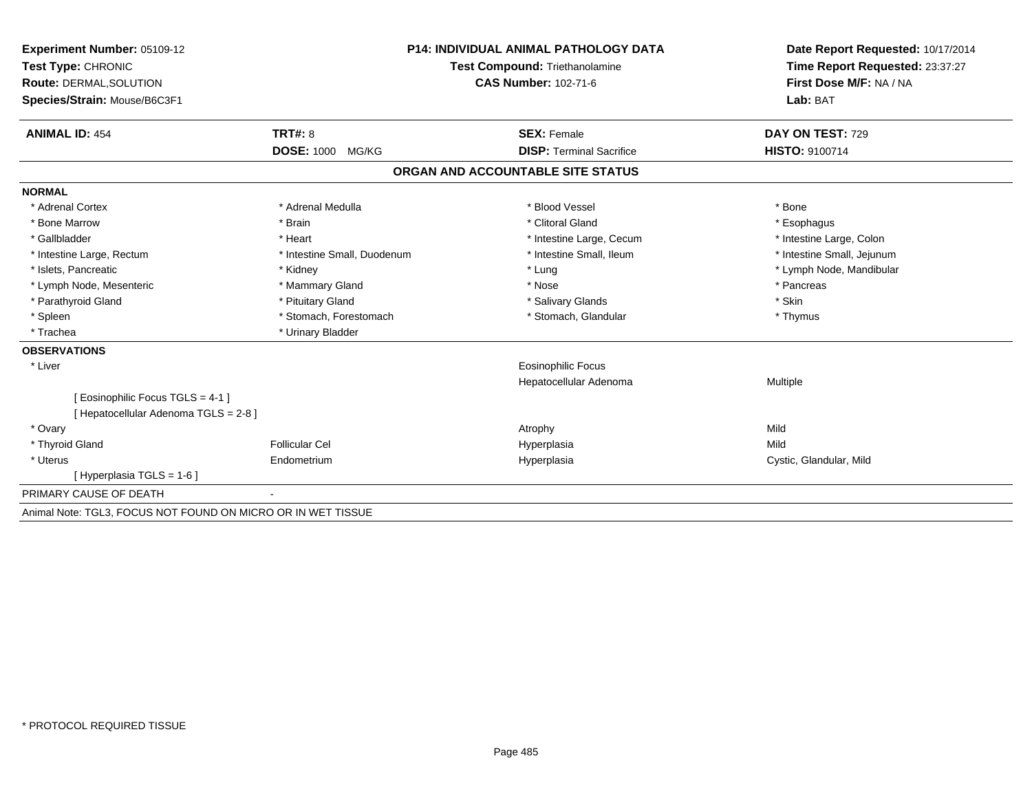**Experiment Number:** 05109-12
**Test Type:** CHRONIC
**Route:** DERMAL,SOLUTION
**Species/Strain:** Mouse/B6C3F1

**P14: INDIVIDUAL ANIMAL PATHOLOGY DATA**
**Test Compound:** Triethanolamine
**CAS Number:** 102-71-6

**Date Report Requested:** 10/17/2014
**Time Report Requested:** 23:37:27
**First Dose M/F:** NA / NA
**Lab:** BAT

| **ANIMAL ID:** 454 | **TRT#:** 8 | **SEX:** Female | **DAY ON TEST:** 729 |
|---|---|---|---|
| | **DOSE:** 1000 MG/KG | **DISP:** Terminal Sacrifice | **HISTO:** 9100714 |

## ORGAN AND ACCOUNTABLE SITE STATUS

**NORMAL**

| | | | |
|---|---|---|---|
| * Adrenal Cortex | * Adrenal Medulla | * Blood Vessel | * Bone |
| * Bone Marrow | * Brain | * Clitoral Gland | * Esophagus |
| * Gallbladder | * Heart | * Intestine Large, Cecum | * Intestine Large, Colon |
| * Intestine Large, Rectum | * Intestine Small, Duodenum | * Intestine Small, Ileum | * Intestine Small, Jejunum |
| * Islets, Pancreatic | * Kidney | * Lung | * Lymph Node, Mandibular |
| * Lymph Node, Mesenteric | * Mammary Gland | * Nose | * Pancreas |
| * Parathyroid Gland | * Pituitary Gland | * Salivary Glands | * Skin |
| * Spleen | * Stomach, Forestomach | * Stomach, Glandular | * Thymus |
| * Trachea | * Urinary Bladder | | |

**OBSERVATIONS**

| | | | |
|---|---|---|---|
| * Liver | | Eosinophilic Focus | |
| | | Hepatocellular Adenoma | Multiple |
| [ Eosinophilic Focus TGLS = 4-1 ] | | | |
| [ Hepatocellular Adenoma TGLS = 2-8 ] | | | |
| * Ovary | | Atrophy | Mild |
| * Thyroid Gland | Follicular Cel | Hyperplasia | Mild |
| * Uterus | Endometrium | Hyperplasia | Cystic, Glandular, Mild |
| [ Hyperplasia TGLS = 1-6 ] | | | |

PRIMARY CAUSE OF DEATH -

Animal Note: TGL3, FOCUS NOT FOUND ON MICRO OR IN WET TISSUE

* PROTOCOL REQUIRED TISSUE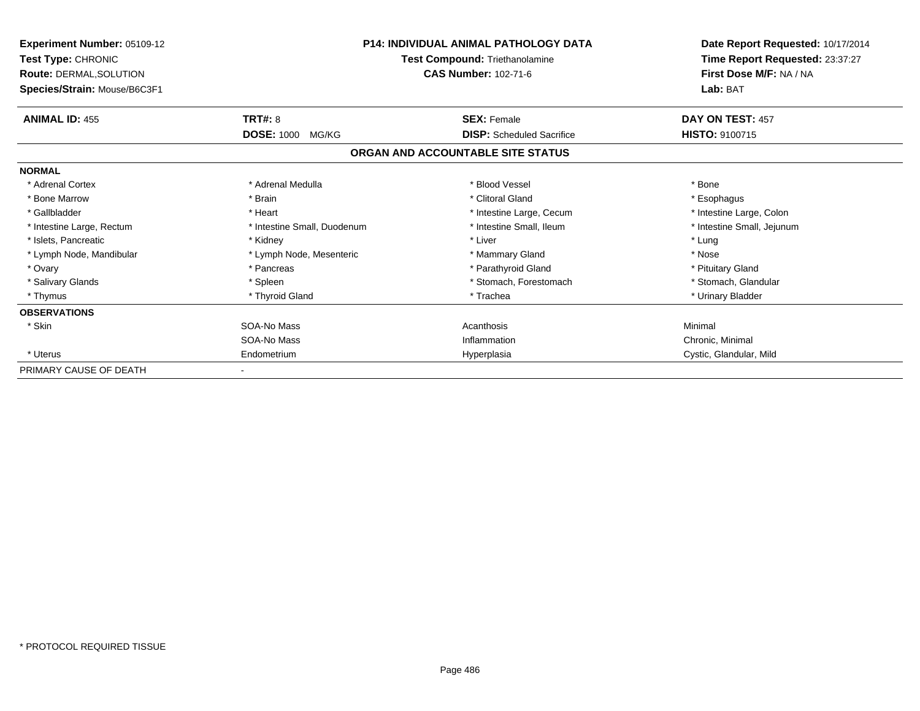**Experiment Number:** 05109-12
**Test Type:** CHRONIC
**Route:** DERMAL,SOLUTION
**Species/Strain:** Mouse/B6C3F1

**P14: INDIVIDUAL ANIMAL PATHOLOGY DATA**
**Test Compound:** Triethanolamine
**CAS Number:** 102-71-6

**Date Report Requested:** 10/17/2014
**Time Report Requested:** 23:37:27
**First Dose M/F:** NA / NA
**Lab:** BAT

| **ANIMAL ID:** 455 | **TRT#:** 8 | **SEX:** Female | **DAY ON TEST:** 457 |
|---|---|---|---|
| | **DOSE:** 1000 MG/KG | **DISP:** Scheduled Sacrifice | **HISTO:** 9100715 |

## ORGAN AND ACCOUNTABLE SITE STATUS

| | | | |
|---|---|---|---|
| **NORMAL** | | | |
| * Adrenal Cortex | * Adrenal Medulla | * Blood Vessel | * Bone |
| * Bone Marrow | * Brain | * Clitoral Gland | * Esophagus |
| * Gallbladder | * Heart | * Intestine Large, Cecum | * Intestine Large, Colon |
| * Intestine Large, Rectum | * Intestine Small, Duodenum | * Intestine Small, Ileum | * Intestine Small, Jejunum |
| * Islets, Pancreatic | * Kidney | * Liver | * Lung |
| * Lymph Node, Mandibular | * Lymph Node, Mesenteric | * Mammary Gland | * Nose |
| * Ovary | * Pancreas | * Parathyroid Gland | * Pituitary Gland |
| * Salivary Glands | * Spleen | * Stomach, Forestomach | * Stomach, Glandular |
| * Thymus | * Thyroid Gland | * Trachea | * Urinary Bladder |
| **OBSERVATIONS** | | | |
| * Skin | SOA-No Mass | Acanthosis | Minimal |
| | SOA-No Mass | Inflammation | Chronic, Minimal |
| * Uterus | Endometrium | Hyperplasia | Cystic, Glandular, Mild |
| PRIMARY CAUSE OF DEATH | - | | |

* PROTOCOL REQUIRED TISSUE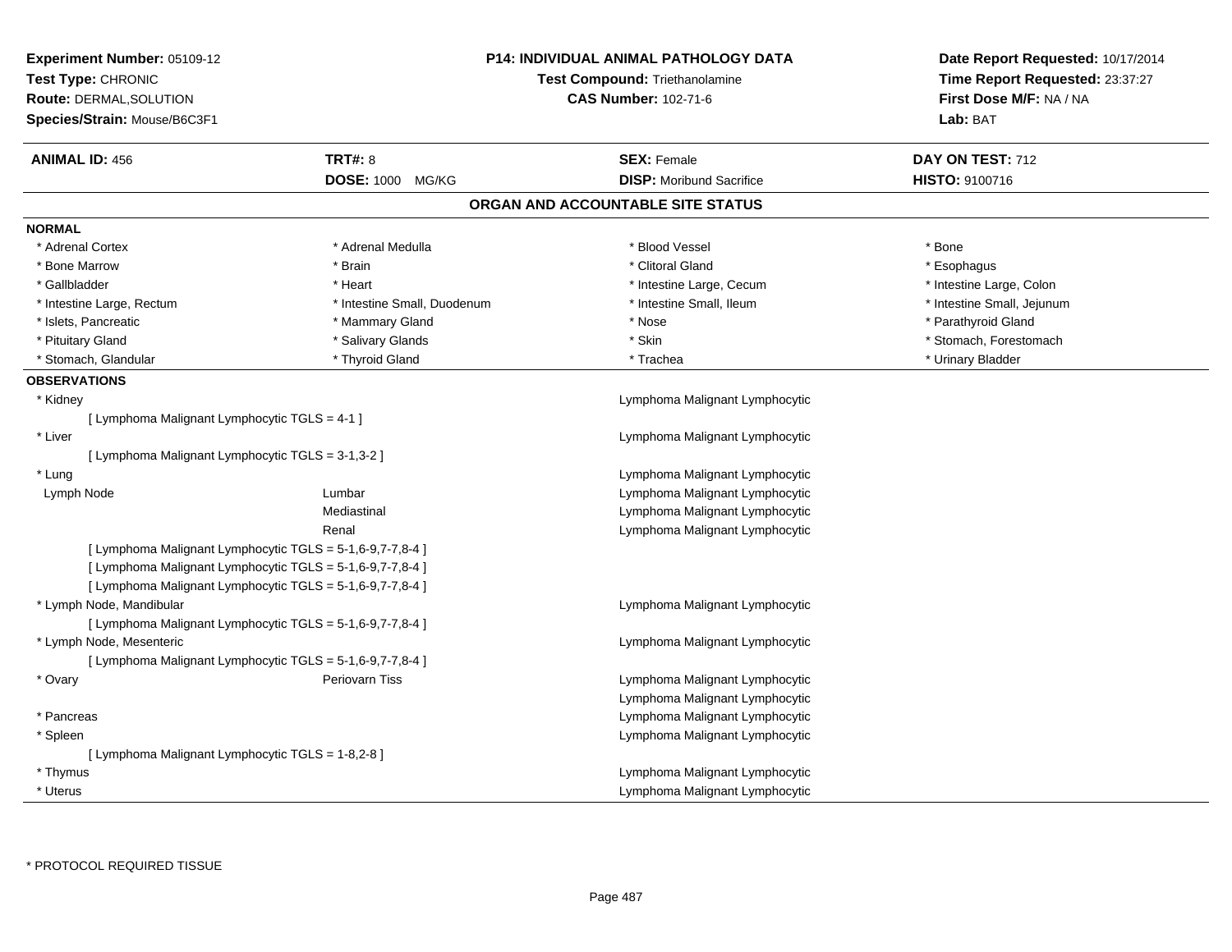**Experiment Number:** 05109-12
**Test Type:** CHRONIC
**Route:** DERMAL,SOLUTION
**Species/Strain:** Mouse/B6C3F1

**P14: INDIVIDUAL ANIMAL PATHOLOGY DATA**
**Test Compound:** Triethanolamine
**CAS Number:** 102-71-6

**Date Report Requested:** 10/17/2014
**Time Report Requested:** 23:37:27
**First Dose M/F:** NA / NA
**Lab:** BAT

| | | | |
|---|---|---|---|
| **ANIMAL ID:** 456 | **TRT#:** 8 | **SEX:** Female | **DAY ON TEST:** 712 |
| | **DOSE:** 1000 MG/KG | **DISP:** Moribund Sacrifice | **HISTO:** 9100716 |

## ORGAN AND ACCOUNTABLE SITE STATUS

**NORMAL**

| | | | |
|---|---|---|---|
| * Adrenal Cortex | * Adrenal Medulla | * Blood Vessel | * Bone |
| * Bone Marrow | * Brain | * Clitoral Gland | * Esophagus |
| * Gallbladder | * Heart | * Intestine Large, Cecum | * Intestine Large, Colon |
| * Intestine Large, Rectum | * Intestine Small, Duodenum | * Intestine Small, Ileum | * Intestine Small, Jejunum |
| * Islets, Pancreatic | * Mammary Gland | * Nose | * Parathyroid Gland |
| * Pituitary Gland | * Salivary Glands | * Skin | * Stomach, Forestomach |
| * Stomach, Glandular | * Thyroid Gland | * Trachea | * Urinary Bladder |

**OBSERVATIONS**

| | | |
|---|---|---|
| * Kidney | | Lymphoma Malignant Lymphocytic |
| [ Lymphoma Malignant Lymphocytic TGLS = 4-1 ] | | |
| * Liver | | Lymphoma Malignant Lymphocytic |
| [ Lymphoma Malignant Lymphocytic TGLS = 3-1,3-2 ] | | |
| * Lung | | Lymphoma Malignant Lymphocytic |
| Lymph Node | Lumbar | Lymphoma Malignant Lymphocytic |
| | Mediastinal | Lymphoma Malignant Lymphocytic |
| | Renal | Lymphoma Malignant Lymphocytic |
| [ Lymphoma Malignant Lymphocytic TGLS = 5-1,6-9,7-7,8-4 ] | | |
| [ Lymphoma Malignant Lymphocytic TGLS = 5-1,6-9,7-7,8-4 ] | | |
| [ Lymphoma Malignant Lymphocytic TGLS = 5-1,6-9,7-7,8-4 ] | | |
| * Lymph Node, Mandibular | | Lymphoma Malignant Lymphocytic |
| [ Lymphoma Malignant Lymphocytic TGLS = 5-1,6-9,7-7,8-4 ] | | |
| * Lymph Node, Mesenteric | | Lymphoma Malignant Lymphocytic |
| [ Lymphoma Malignant Lymphocytic TGLS = 5-1,6-9,7-7,8-4 ] | | |
| * Ovary | Periovarn Tiss | Lymphoma Malignant Lymphocytic |
| | | Lymphoma Malignant Lymphocytic |
| * Pancreas | | Lymphoma Malignant Lymphocytic |
| * Spleen | | Lymphoma Malignant Lymphocytic |
| [ Lymphoma Malignant Lymphocytic TGLS = 1-8,2-8 ] | | |
| * Thymus | | Lymphoma Malignant Lymphocytic |
| * Uterus | | Lymphoma Malignant Lymphocytic |

\* PROTOCOL REQUIRED TISSUE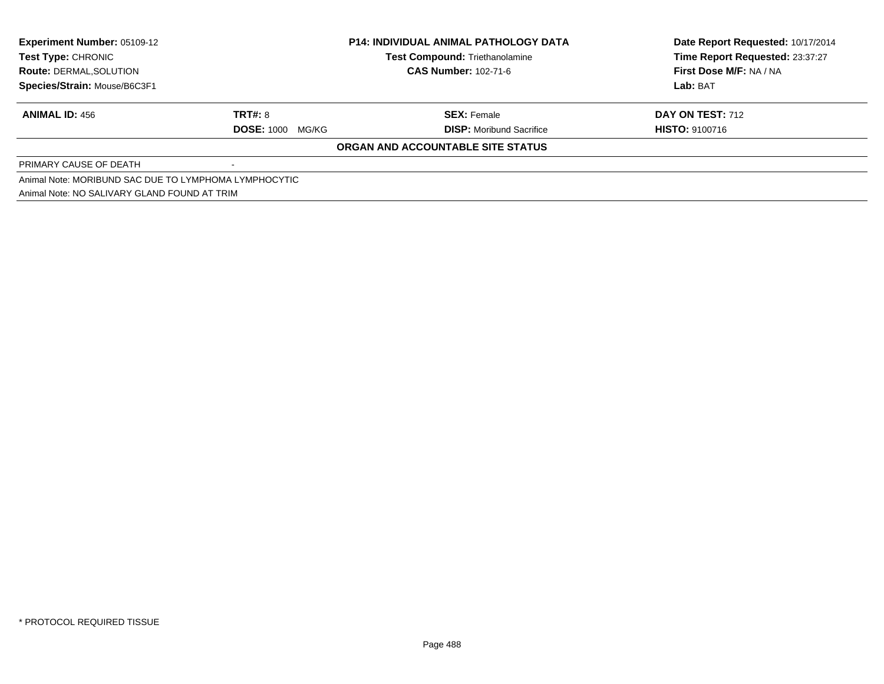| | | | |
|---|---|---|---|
| **Experiment Number:** 05109-12 | **P14: INDIVIDUAL ANIMAL PATHOLOGY DATA** | | **Date Report Requested:** 10/17/2014 |
| **Test Type:** CHRONIC | **Test Compound:** Triethanolamine | | **Time Report Requested:** 23:37:27 |
| **Route:** DERMAL,SOLUTION | **CAS Number:** 102-71-6 | | **First Dose M/F:** NA / NA |
| **Species/Strain:** Mouse/B6C3F1 | | | **Lab:** BAT |

| | | | |
|---|---|---|---|
| **ANIMAL ID:** 456 | **TRT#:** 8 | **SEX:** Female | **DAY ON TEST:** 712 |
| | **DOSE:** 1000 MG/KG | **DISP:** Moribund Sacrifice | **HISTO:** 9100716 |

**ORGAN AND ACCOUNTABLE SITE STATUS**

| | |
|---|---|
| PRIMARY CAUSE OF DEATH | - |

Animal Note: MORIBUND SAC DUE TO LYMPHOMA LYMPHOCYTIC

Animal Note: NO SALIVARY GLAND FOUND AT TRIM

* PROTOCOL REQUIRED TISSUE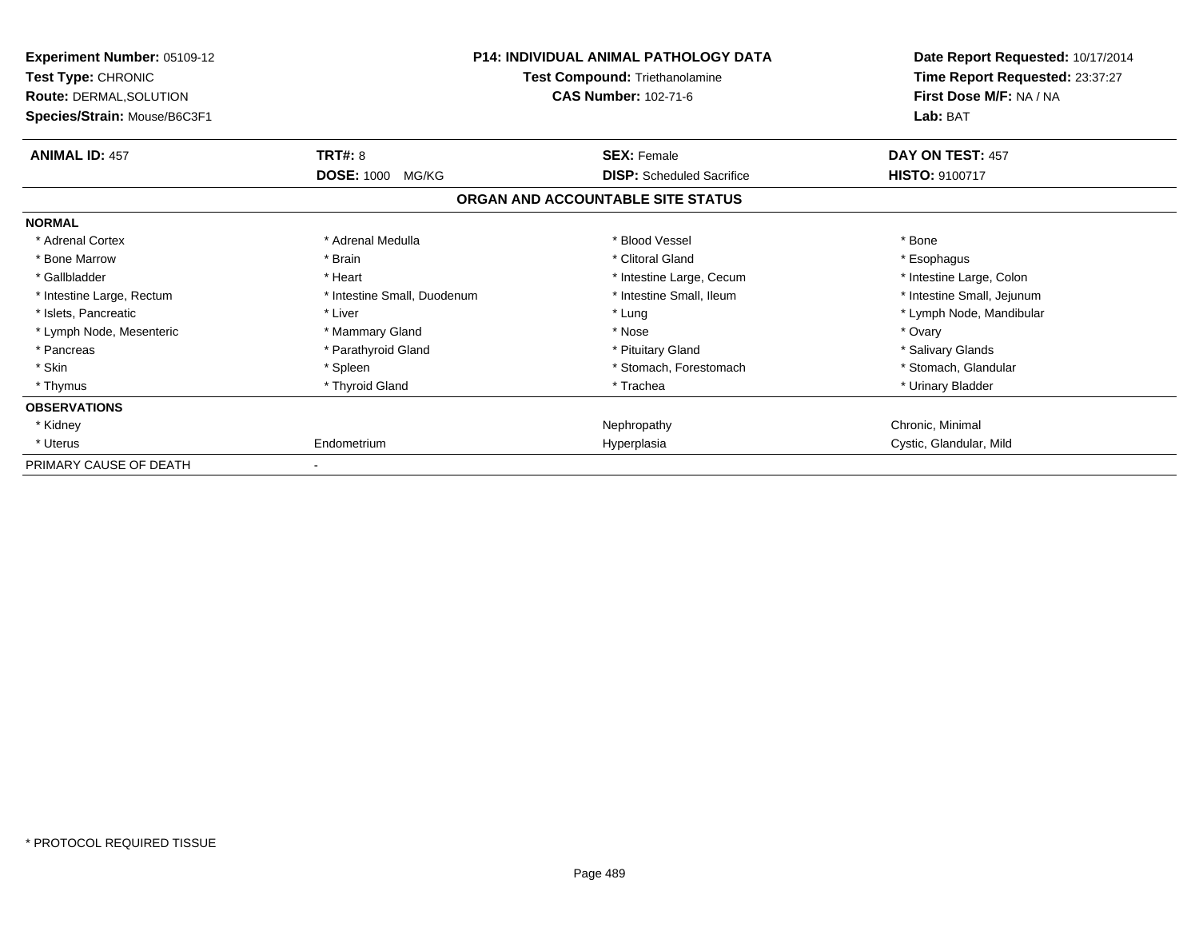**Experiment Number:** 05109-12
**Test Type:** CHRONIC
**Route:** DERMAL,SOLUTION
**Species/Strain:** Mouse/B6C3F1

**P14: INDIVIDUAL ANIMAL PATHOLOGY DATA**
**Test Compound:** Triethanolamine
**CAS Number:** 102-71-6

**Date Report Requested:** 10/17/2014
**Time Report Requested:** 23:37:27
**First Dose M/F:** NA / NA
**Lab:** BAT

| **ANIMAL ID:** 457 | **TRT#:** 8 | **SEX:** Female | **DAY ON TEST:** 457 |
|---|---|---|---|
| | **DOSE:** 1000 MG/KG | **DISP:** Scheduled Sacrifice | **HISTO:** 9100717 |

## ORGAN AND ACCOUNTABLE SITE STATUS

| | | | |
|---|---|---|---|
| **NORMAL** | | | |
| * Adrenal Cortex | * Adrenal Medulla | * Blood Vessel | * Bone |
| * Bone Marrow | * Brain | * Clitoral Gland | * Esophagus |
| * Gallbladder | * Heart | * Intestine Large, Cecum | * Intestine Large, Colon |
| * Intestine Large, Rectum | * Intestine Small, Duodenum | * Intestine Small, Ileum | * Intestine Small, Jejunum |
| * Islets, Pancreatic | * Liver | * Lung | * Lymph Node, Mandibular |
| * Lymph Node, Mesenteric | * Mammary Gland | * Nose | * Ovary |
| * Pancreas | * Parathyroid Gland | * Pituitary Gland | * Salivary Glands |
| * Skin | * Spleen | * Stomach, Forestomach | * Stomach, Glandular |
| * Thymus | * Thyroid Gland | * Trachea | * Urinary Bladder |
| **OBSERVATIONS** | | | |
| * Kidney | | Nephropathy | Chronic, Minimal |
| * Uterus | Endometrium | Hyperplasia | Cystic, Glandular, Mild |
| PRIMARY CAUSE OF DEATH | - | | |

* PROTOCOL REQUIRED TISSUE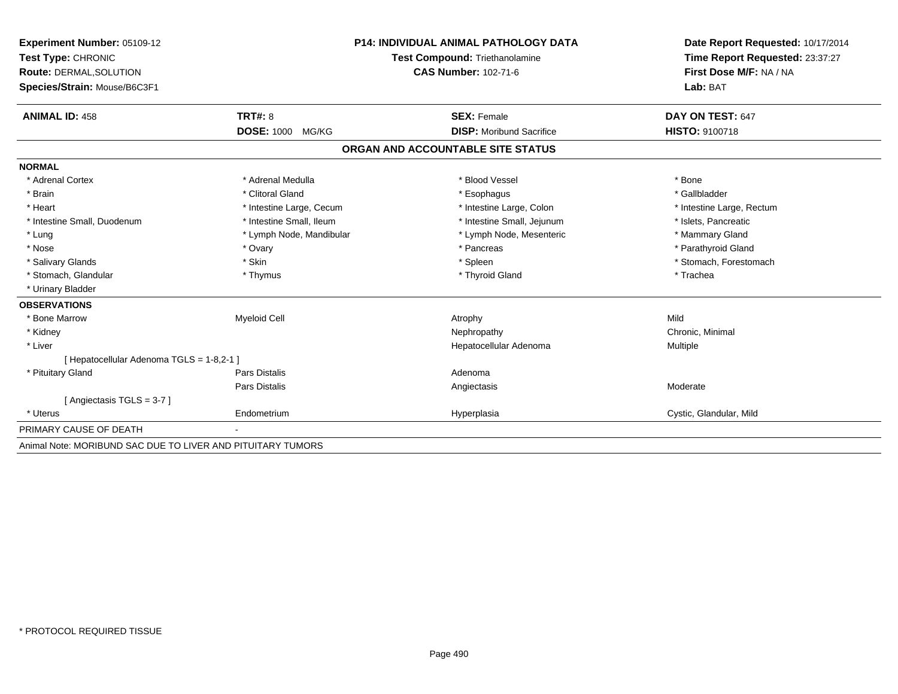**Experiment Number:** 05109-12
**Test Type:** CHRONIC
**Route:** DERMAL,SOLUTION
**Species/Strain:** Mouse/B6C3F1

**P14: INDIVIDUAL ANIMAL PATHOLOGY DATA**
**Test Compound:** Triethanolamine
**CAS Number:** 102-71-6

**Date Report Requested:** 10/17/2014
**Time Report Requested:** 23:37:27
**First Dose M/F:** NA / NA
**Lab:** BAT

| | | | |
|---|---|---|---|
| **ANIMAL ID:** 458 | **TRT#:** 8 | **SEX:** Female | **DAY ON TEST:** 647 |
| | **DOSE:** 1000 MG/KG | **DISP:** Moribund Sacrifice | **HISTO:** 9100718 |

## ORGAN AND ACCOUNTABLE SITE STATUS

**NORMAL**

| | | | |
|---|---|---|---|
| * Adrenal Cortex | * Adrenal Medulla | * Blood Vessel | * Bone |
| * Brain | * Clitoral Gland | * Esophagus | * Gallbladder |
| * Heart | * Intestine Large, Cecum | * Intestine Large, Colon | * Intestine Large, Rectum |
| * Intestine Small, Duodenum | * Intestine Small, Ileum | * Intestine Small, Jejunum | * Islets, Pancreatic |
| * Lung | * Lymph Node, Mandibular | * Lymph Node, Mesenteric | * Mammary Gland |
| * Nose | * Ovary | * Pancreas | * Parathyroid Gland |
| * Salivary Glands | * Skin | * Spleen | * Stomach, Forestomach |
| * Stomach, Glandular | * Thymus | * Thyroid Gland | * Trachea |
| * Urinary Bladder | | | |

**OBSERVATIONS**

| | | | |
|---|---|---|---|
| * Bone Marrow | Myeloid Cell | Atrophy | Mild |
| * Kidney | | Nephropathy | Chronic, Minimal |
| * Liver | | Hepatocellular Adenoma | Multiple |
| [ Hepatocellular Adenoma TGLS = 1-8,2-1 ] | | | |
| * Pituitary Gland | Pars Distalis | Adenoma | |
| | Pars Distalis | Angiectasis | Moderate |
| [ Angiectasis TGLS = 3-7 ] | | | |
| * Uterus | Endometrium | Hyperplasia | Cystic, Glandular, Mild |

PRIMARY CAUSE OF DEATH -

Animal Note: MORIBUND SAC DUE TO LIVER AND PITUITARY TUMORS

* PROTOCOL REQUIRED TISSUE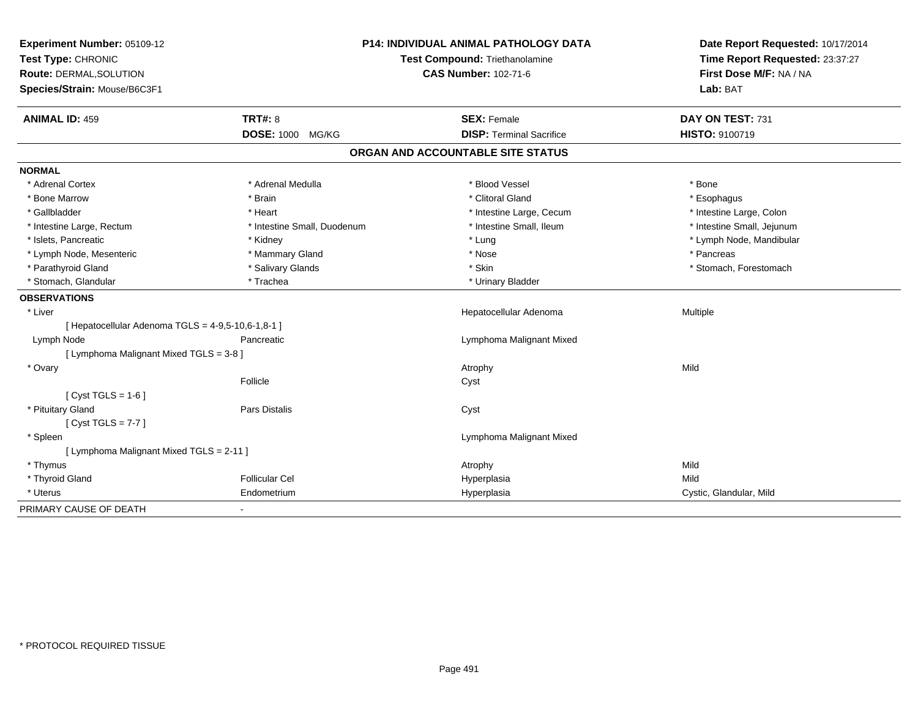**Experiment Number:** 05109-12
**Test Type:** CHRONIC
**Route:** DERMAL,SOLUTION
**Species/Strain:** Mouse/B6C3F1

**P14: INDIVIDUAL ANIMAL PATHOLOGY DATA**
**Test Compound:** Triethanolamine
**CAS Number:** 102-71-6

**Date Report Requested:** 10/17/2014
**Time Report Requested:** 23:37:27
**First Dose M/F:** NA / NA
**Lab:** BAT

| **ANIMAL ID:** 459 | **TRT#:** 8 | **SEX:** Female | **DAY ON TEST:** 731 |
|---|---|---|---|
| | **DOSE:** 1000 MG/KG | **DISP:** Terminal Sacrifice | **HISTO:** 9100719 |

## ORGAN AND ACCOUNTABLE SITE STATUS

**NORMAL**

| | | | |
|---|---|---|---|
| * Adrenal Cortex | * Adrenal Medulla | * Blood Vessel | * Bone |
| * Bone Marrow | * Brain | * Clitoral Gland | * Esophagus |
| * Gallbladder | * Heart | * Intestine Large, Cecum | * Intestine Large, Colon |
| * Intestine Large, Rectum | * Intestine Small, Duodenum | * Intestine Small, Ileum | * Intestine Small, Jejunum |
| * Islets, Pancreatic | * Kidney | * Lung | * Lymph Node, Mandibular |
| * Lymph Node, Mesenteric | * Mammary Gland | * Nose | * Pancreas |
| * Parathyroid Gland | * Salivary Glands | * Skin | * Stomach, Forestomach |
| * Stomach, Glandular | * Trachea | * Urinary Bladder | |

**OBSERVATIONS**

| | | | |
|---|---|---|---|
| * Liver | | Hepatocellular Adenoma | Multiple |
| [ Hepatocellular Adenoma TGLS = 4-9,5-10,6-1,8-1 ] | | | |
| Lymph Node | Pancreatic | Lymphoma Malignant Mixed | |
| [ Lymphoma Malignant Mixed TGLS = 3-8 ] | | | |
| * Ovary | | Atrophy | Mild |
| | Follicle | Cyst | |
| [ Cyst TGLS = 1-6 ] | | | |
| * Pituitary Gland | Pars Distalis | Cyst | |
| [ Cyst TGLS = 7-7 ] | | | |
| * Spleen | | Lymphoma Malignant Mixed | |
| [ Lymphoma Malignant Mixed TGLS = 2-11 ] | | | |
| * Thymus | | Atrophy | Mild |
| * Thyroid Gland | Follicular Cel | Hyperplasia | Mild |
| * Uterus | Endometrium | Hyperplasia | Cystic, Glandular, Mild |

PRIMARY CAUSE OF DEATH -

* PROTOCOL REQUIRED TISSUE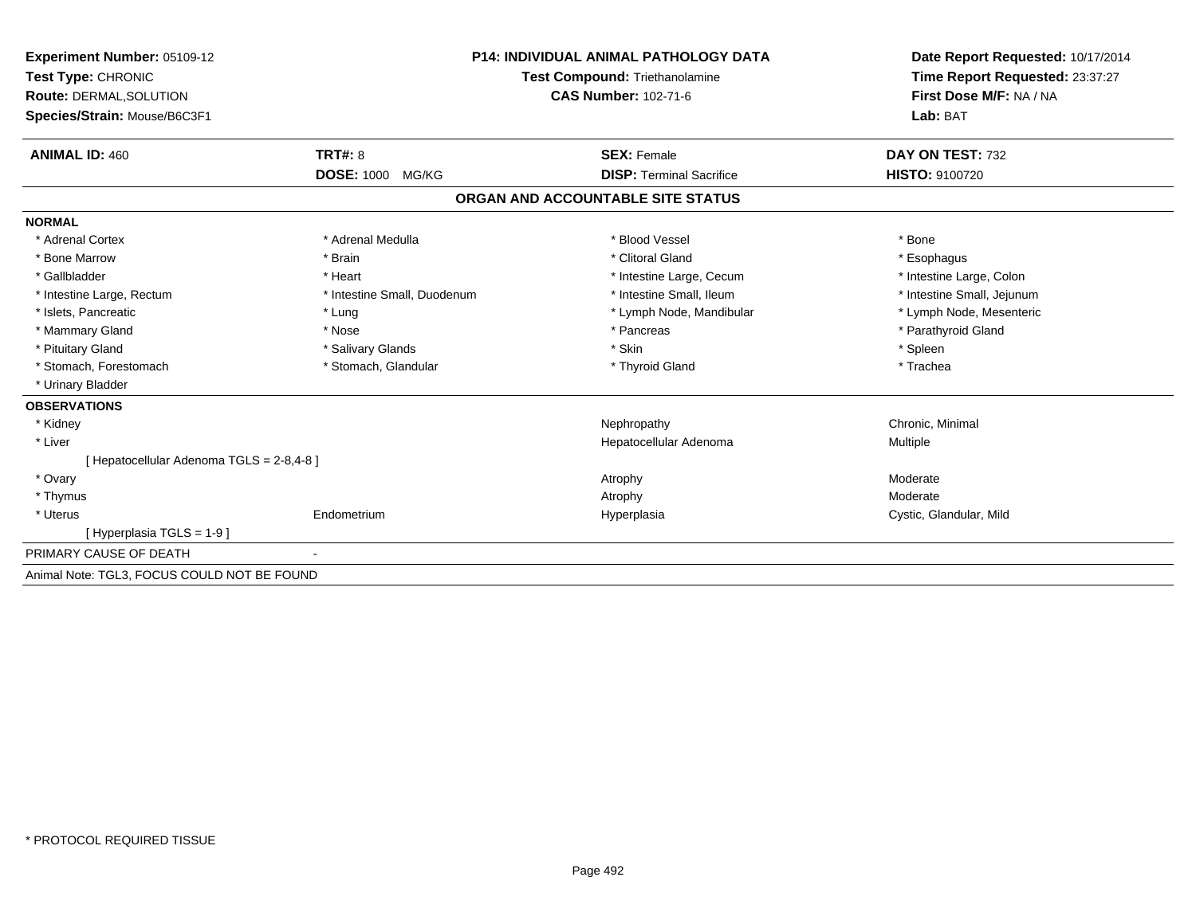**Experiment Number:** 05109-12
**Test Type:** CHRONIC
**Route:** DERMAL,SOLUTION
**Species/Strain:** Mouse/B6C3F1

**P14: INDIVIDUAL ANIMAL PATHOLOGY DATA**
**Test Compound:** Triethanolamine
**CAS Number:** 102-71-6

**Date Report Requested:** 10/17/2014
**Time Report Requested:** 23:37:27
**First Dose M/F:** NA / NA
**Lab:** BAT

| | | | |
|---|---|---|---|
| **ANIMAL ID:** 460 | **TRT#:** 8 | **SEX:** Female | **DAY ON TEST:** 732 |
| | **DOSE:** 1000 MG/KG | **DISP:** Terminal Sacrifice | **HISTO:** 9100720 |

## ORGAN AND ACCOUNTABLE SITE STATUS

**NORMAL**

| | | | |
|---|---|---|---|
| * Adrenal Cortex | * Adrenal Medulla | * Blood Vessel | * Bone |
| * Bone Marrow | * Brain | * Clitoral Gland | * Esophagus |
| * Gallbladder | * Heart | * Intestine Large, Cecum | * Intestine Large, Colon |
| * Intestine Large, Rectum | * Intestine Small, Duodenum | * Intestine Small, Ileum | * Intestine Small, Jejunum |
| * Islets, Pancreatic | * Lung | * Lymph Node, Mandibular | * Lymph Node, Mesenteric |
| * Mammary Gland | * Nose | * Pancreas | * Parathyroid Gland |
| * Pituitary Gland | * Salivary Glands | * Skin | * Spleen |
| * Stomach, Forestomach | * Stomach, Glandular | * Thyroid Gland | * Trachea |
| * Urinary Bladder | | | |

**OBSERVATIONS**

| | | | |
|---|---|---|---|
| * Kidney | | Nephropathy | Chronic, Minimal |
| * Liver | | Hepatocellular Adenoma | Multiple |
| [ Hepatocellular Adenoma TGLS = 2-8,4-8 ] | | | |
| * Ovary | | Atrophy | Moderate |
| * Thymus | | Atrophy | Moderate |
| * Uterus | Endometrium | Hyperplasia | Cystic, Glandular, Mild |
| [ Hyperplasia TGLS = 1-9 ] | | | |

PRIMARY CAUSE OF DEATH -

Animal Note: TGL3, FOCUS COULD NOT BE FOUND

* PROTOCOL REQUIRED TISSUE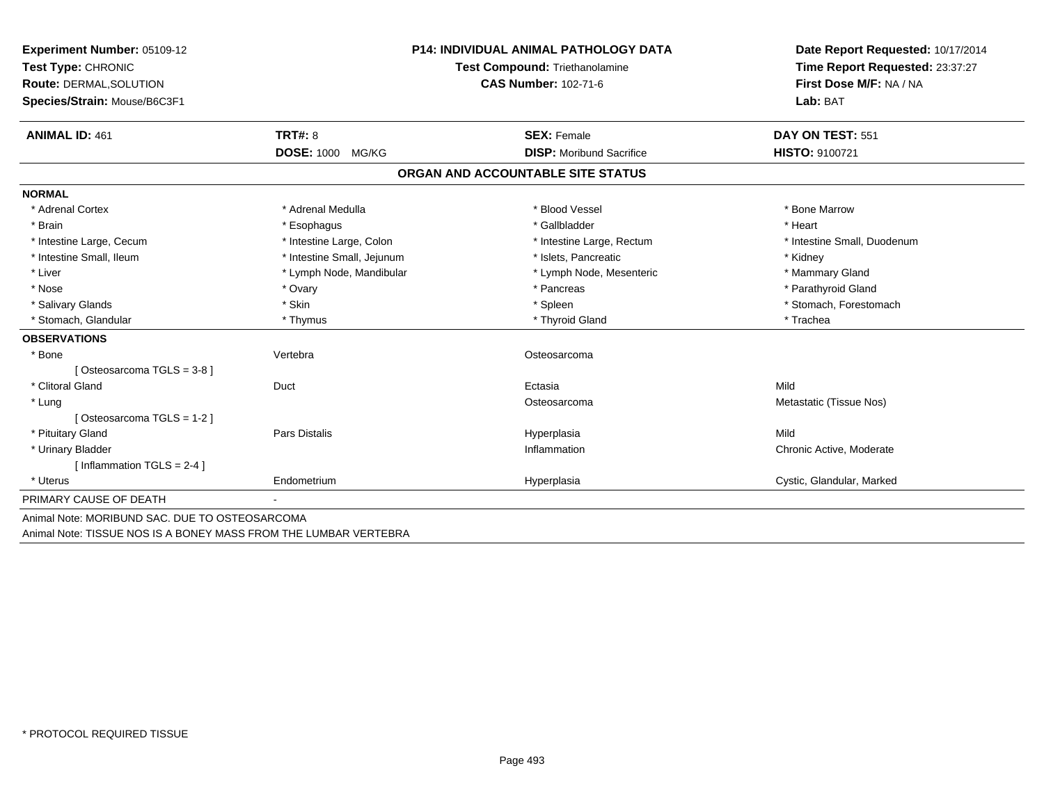**Experiment Number:** 05109-12
**Test Type:** CHRONIC
**Route:** DERMAL,SOLUTION
**Species/Strain:** Mouse/B6C3F1

**P14: INDIVIDUAL ANIMAL PATHOLOGY DATA**
**Test Compound:** Triethanolamine
**CAS Number:** 102-71-6

**Date Report Requested:** 10/17/2014
**Time Report Requested:** 23:37:27
**First Dose M/F:** NA / NA
**Lab:** BAT

| **ANIMAL ID:** 461 | **TRT#:** 8 | **SEX:** Female | **DAY ON TEST:** 551 |
|---|---|---|---|
| | **DOSE:** 1000 MG/KG | **DISP:** Moribund Sacrifice | **HISTO:** 9100721 |

## ORGAN AND ACCOUNTABLE SITE STATUS

**NORMAL**

| | | | |
|---|---|---|---|
| * Adrenal Cortex | * Adrenal Medulla | * Blood Vessel | * Bone Marrow |
| * Brain | * Esophagus | * Gallbladder | * Heart |
| * Intestine Large, Cecum | * Intestine Large, Colon | * Intestine Large, Rectum | * Intestine Small, Duodenum |
| * Intestine Small, Ileum | * Intestine Small, Jejunum | * Islets, Pancreatic | * Kidney |
| * Liver | * Lymph Node, Mandibular | * Lymph Node, Mesenteric | * Mammary Gland |
| * Nose | * Ovary | * Pancreas | * Parathyroid Gland |
| * Salivary Glands | * Skin | * Spleen | * Stomach, Forestomach |
| * Stomach, Glandular | * Thymus | * Thyroid Gland | * Trachea |

**OBSERVATIONS**

| | | | |
|---|---|---|---|
| * Bone | Vertebra | Osteosarcoma | |
| [ Osteosarcoma TGLS = 3-8 ] | | | |
| * Clitoral Gland | Duct | Ectasia | Mild |
| * Lung | | Osteosarcoma | Metastatic (Tissue Nos) |
| [ Osteosarcoma TGLS = 1-2 ] | | | |
| * Pituitary Gland | Pars Distalis | Hyperplasia | Mild |
| * Urinary Bladder | | Inflammation | Chronic Active, Moderate |
| [ Inflammation TGLS = 2-4 ] | | | |
| * Uterus | Endometrium | Hyperplasia | Cystic, Glandular, Marked |

PRIMARY CAUSE OF DEATH -

Animal Note: MORIBUND SAC. DUE TO OSTEOSARCOMA

Animal Note: TISSUE NOS IS A BONEY MASS FROM THE LUMBAR VERTEBRA

* PROTOCOL REQUIRED TISSUE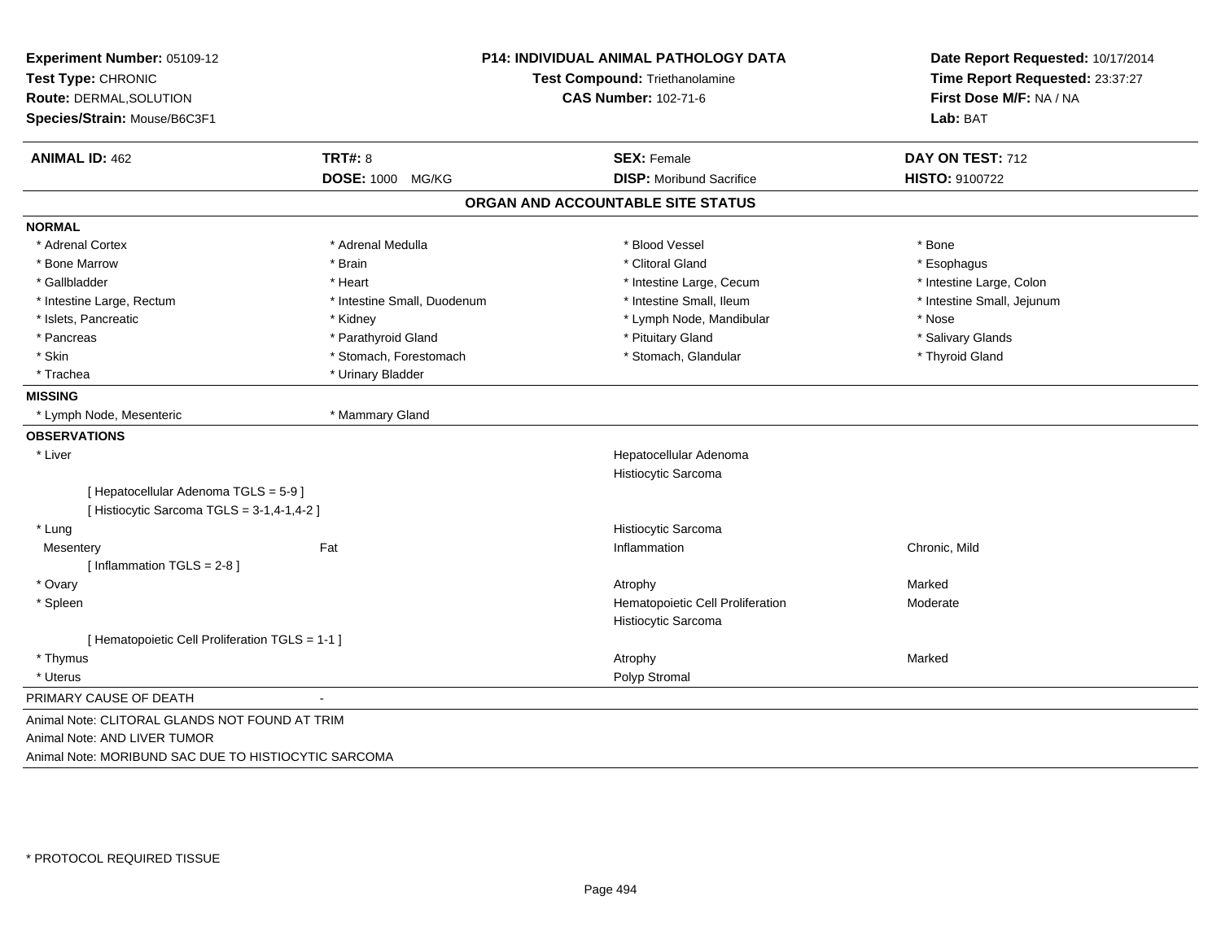**Experiment Number:** 05109-12
**Test Type:** CHRONIC
**Route:** DERMAL,SOLUTION
**Species/Strain:** Mouse/B6C3F1

**P14: INDIVIDUAL ANIMAL PATHOLOGY DATA**
**Test Compound:** Triethanolamine
**CAS Number:** 102-71-6

**Date Report Requested:** 10/17/2014
**Time Report Requested:** 23:37:27
**First Dose M/F:** NA / NA
**Lab:** BAT

| | | | |
|---|---|---|---|
| **ANIMAL ID:** 462 | **TRT#:** 8 | **SEX:** Female | **DAY ON TEST:** 712 |
| | **DOSE:** 1000 MG/KG | **DISP:** Moribund Sacrifice | **HISTO:** 9100722 |

## ORGAN AND ACCOUNTABLE SITE STATUS

**NORMAL**

| | | | |
|---|---|---|---|
| * Adrenal Cortex | * Adrenal Medulla | * Blood Vessel | * Bone |
| * Bone Marrow | * Brain | * Clitoral Gland | * Esophagus |
| * Gallbladder | * Heart | * Intestine Large, Cecum | * Intestine Large, Colon |
| * Intestine Large, Rectum | * Intestine Small, Duodenum | * Intestine Small, Ileum | * Intestine Small, Jejunum |
| * Islets, Pancreatic | * Kidney | * Lymph Node, Mandibular | * Nose |
| * Pancreas | * Parathyroid Gland | * Pituitary Gland | * Salivary Glands |
| * Skin | * Stomach, Forestomach | * Stomach, Glandular | * Thyroid Gland |
| * Trachea | * Urinary Bladder | | |

**MISSING**

| | |
|---|---|
| * Lymph Node, Mesenteric | * Mammary Gland |

**OBSERVATIONS**

| | | | |
|---|---|---|---|
| * Liver | | Hepatocellular Adenoma | |
| | | Histiocytic Sarcoma | |
| [ Hepatocellular Adenoma TGLS = 5-9 ] | | | |
| [ Histiocytic Sarcoma TGLS = 3-1,4-1,4-2 ] | | | |
| * Lung | | Histiocytic Sarcoma | |
| Mesentery | Fat | Inflammation | Chronic, Mild |
| [ Inflammation TGLS = 2-8 ] | | | |
| * Ovary | | Atrophy | Marked |
| * Spleen | | Hematopoietic Cell Proliferation | Moderate |
| | | Histiocytic Sarcoma | |
| [ Hematopoietic Cell Proliferation TGLS = 1-1 ] | | | |
| * Thymus | | Atrophy | Marked |
| * Uterus | | Polyp Stromal | |

PRIMARY CAUSE OF DEATH -

Animal Note: CLITORAL GLANDS NOT FOUND AT TRIM
Animal Note: AND LIVER TUMOR
Animal Note: MORIBUND SAC DUE TO HISTIOCYTIC SARCOMA

* PROTOCOL REQUIRED TISSUE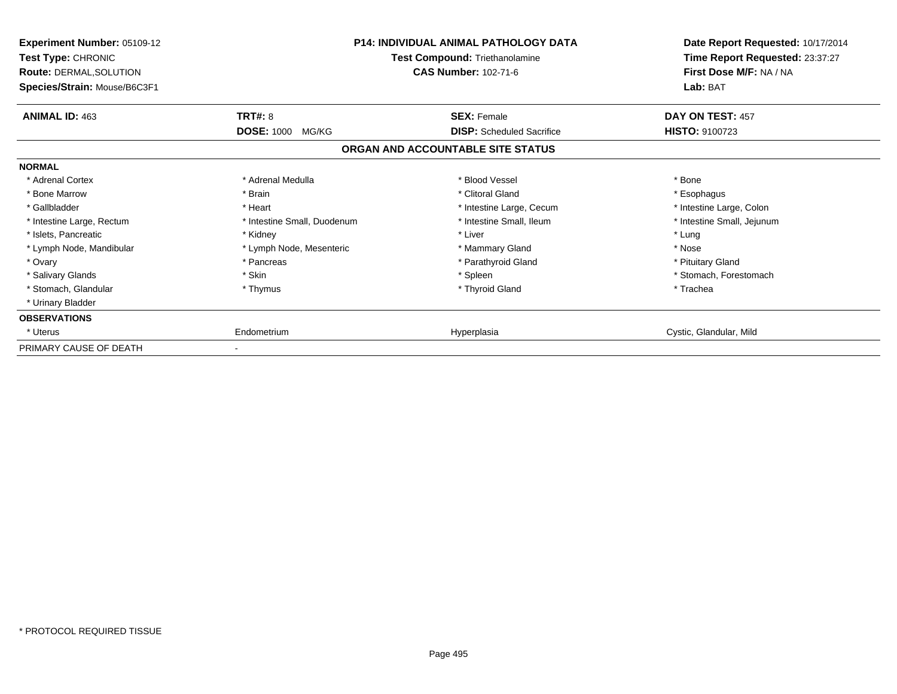**Experiment Number:** 05109-12
**Test Type:** CHRONIC
**Route:** DERMAL,SOLUTION
**Species/Strain:** Mouse/B6C3F1

**P14: INDIVIDUAL ANIMAL PATHOLOGY DATA**
**Test Compound:** Triethanolamine
**CAS Number:** 102-71-6

**Date Report Requested:** 10/17/2014
**Time Report Requested:** 23:37:27
**First Dose M/F:** NA / NA
**Lab:** BAT

| **ANIMAL ID:** 463 | **TRT#:** 8 | **SEX:** Female | **DAY ON TEST:** 457 |
|---|---|---|---|
| | **DOSE:** 1000 MG/KG | **DISP:** Scheduled Sacrifice | **HISTO:** 9100723 |

## ORGAN AND ACCOUNTABLE SITE STATUS

| | | | |
|---|---|---|---|
| **NORMAL** | | | |
| * Adrenal Cortex | * Adrenal Medulla | * Blood Vessel | * Bone |
| * Bone Marrow | * Brain | * Clitoral Gland | * Esophagus |
| * Gallbladder | * Heart | * Intestine Large, Cecum | * Intestine Large, Colon |
| * Intestine Large, Rectum | * Intestine Small, Duodenum | * Intestine Small, Ileum | * Intestine Small, Jejunum |
| * Islets, Pancreatic | * Kidney | * Liver | * Lung |
| * Lymph Node, Mandibular | * Lymph Node, Mesenteric | * Mammary Gland | * Nose |
| * Ovary | * Pancreas | * Parathyroid Gland | * Pituitary Gland |
| * Salivary Glands | * Skin | * Spleen | * Stomach, Forestomach |
| * Stomach, Glandular | * Thymus | * Thyroid Gland | * Trachea |
| * Urinary Bladder | | | |
| **OBSERVATIONS** | | | |
| * Uterus | Endometrium | Hyperplasia | Cystic, Glandular, Mild |
| PRIMARY CAUSE OF DEATH | - | | |

* PROTOCOL REQUIRED TISSUE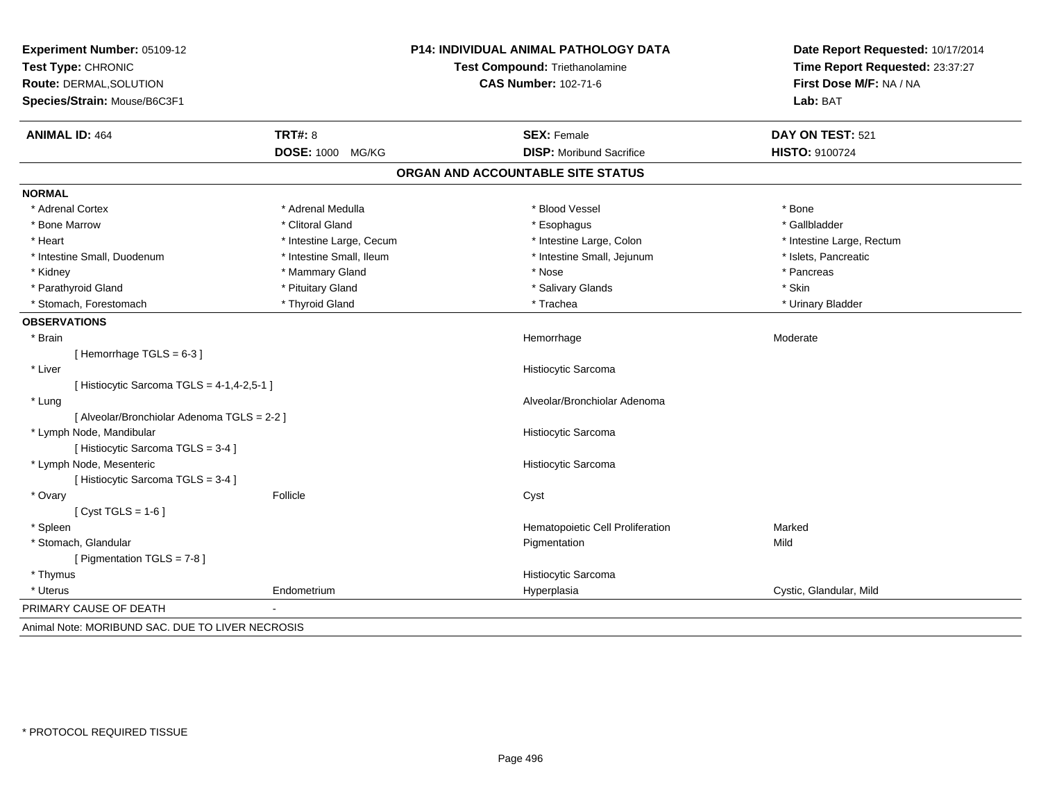**Experiment Number:** 05109-12
**Test Type:** CHRONIC
**Route:** DERMAL,SOLUTION
**Species/Strain:** Mouse/B6C3F1

**P14: INDIVIDUAL ANIMAL PATHOLOGY DATA**
**Test Compound:** Triethanolamine
**CAS Number:** 102-71-6

**Date Report Requested:** 10/17/2014
**Time Report Requested:** 23:37:27
**First Dose M/F:** NA / NA
**Lab:** BAT

| **ANIMAL ID:** 464 | **TRT#:** 8 | **SEX:** Female | **DAY ON TEST:** 521 |
|---|---|---|---|
| | **DOSE:** 1000 MG/KG | **DISP:** Moribund Sacrifice | **HISTO:** 9100724 |

## ORGAN AND ACCOUNTABLE SITE STATUS

**NORMAL**

| | | | |
|---|---|---|---|
| * Adrenal Cortex | * Adrenal Medulla | * Blood Vessel | * Bone |
| * Bone Marrow | * Clitoral Gland | * Esophagus | * Gallbladder |
| * Heart | * Intestine Large, Cecum | * Intestine Large, Colon | * Intestine Large, Rectum |
| * Intestine Small, Duodenum | * Intestine Small, Ileum | * Intestine Small, Jejunum | * Islets, Pancreatic |
| * Kidney | * Mammary Gland | * Nose | * Pancreas |
| * Parathyroid Gland | * Pituitary Gland | * Salivary Glands | * Skin |
| * Stomach, Forestomach | * Thyroid Gland | * Trachea | * Urinary Bladder |

**OBSERVATIONS**

| | | | |
|---|---|---|---|
| * Brain | | Hemorrhage | Moderate |
| [ Hemorrhage TGLS = 6-3 ] | | | |
| * Liver | | Histiocytic Sarcoma | |
| [ Histiocytic Sarcoma TGLS = 4-1,4-2,5-1 ] | | | |
| * Lung | | Alveolar/Bronchiolar Adenoma | |
| [ Alveolar/Bronchiolar Adenoma TGLS = 2-2 ] | | | |
| * Lymph Node, Mandibular | | Histiocytic Sarcoma | |
| [ Histiocytic Sarcoma TGLS = 3-4 ] | | | |
| * Lymph Node, Mesenteric | | Histiocytic Sarcoma | |
| [ Histiocytic Sarcoma TGLS = 3-4 ] | | | |
| * Ovary | Follicle | Cyst | |
| [ Cyst TGLS = 1-6 ] | | | |
| * Spleen | | Hematopoietic Cell Proliferation | Marked |
| * Stomach, Glandular | | Pigmentation | Mild |
| [ Pigmentation TGLS = 7-8 ] | | | |
| * Thymus | | Histiocytic Sarcoma | |
| * Uterus | Endometrium | Hyperplasia | Cystic, Glandular, Mild |

PRIMARY CAUSE OF DEATH -

Animal Note: MORIBUND SAC. DUE TO LIVER NECROSIS

* PROTOCOL REQUIRED TISSUE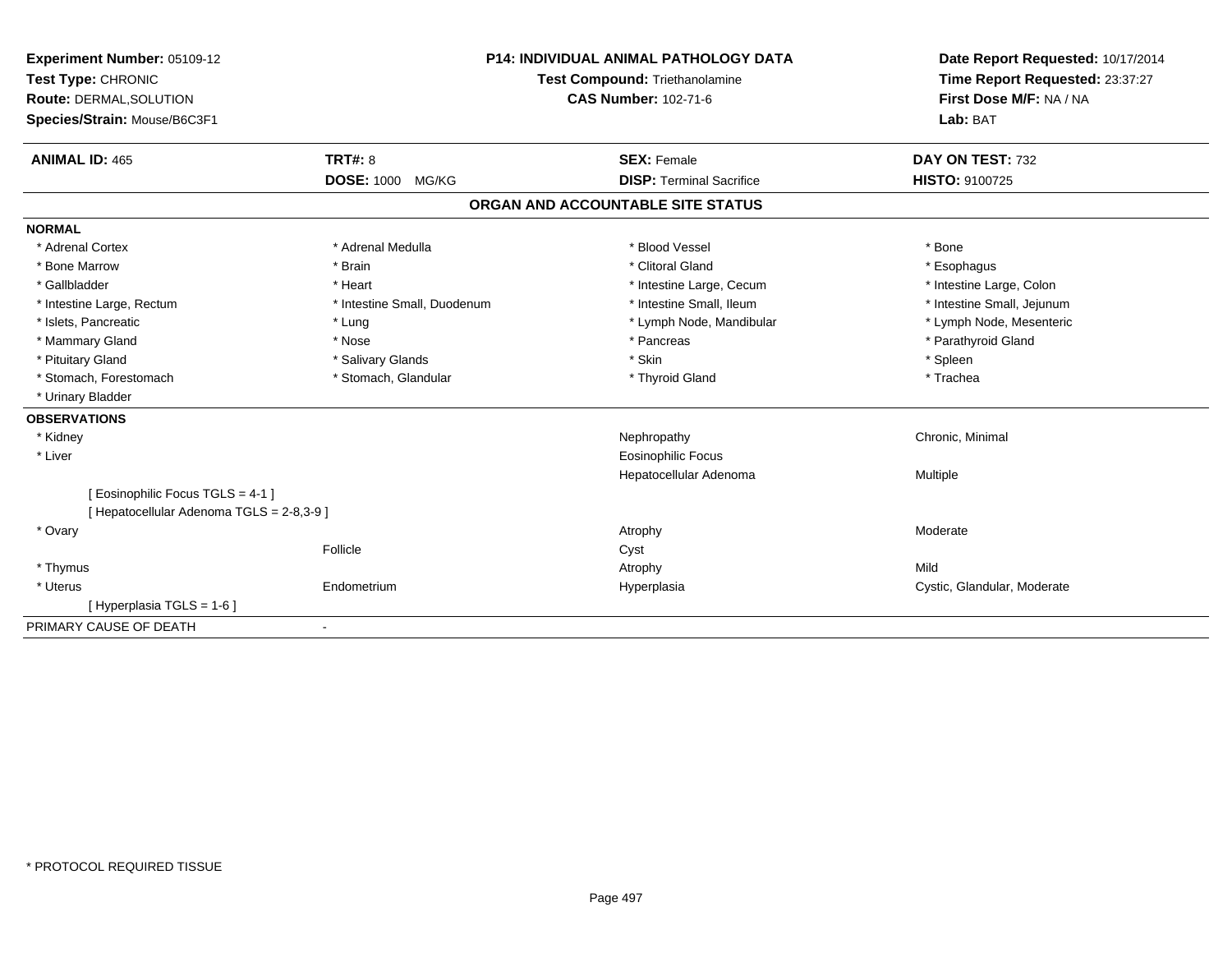**Experiment Number:** 05109-12
**Test Type:** CHRONIC
**Route:** DERMAL,SOLUTION
**Species/Strain:** Mouse/B6C3F1

**P14: INDIVIDUAL ANIMAL PATHOLOGY DATA**
**Test Compound:** Triethanolamine
**CAS Number:** 102-71-6

**Date Report Requested:** 10/17/2014
**Time Report Requested:** 23:37:27
**First Dose M/F:** NA / NA
**Lab:** BAT

| **ANIMAL ID:** 465 | **TRT#:** 8 | **SEX:** Female | **DAY ON TEST:** 732 |
|---|---|---|---|
| | **DOSE:** 1000 MG/KG | **DISP:** Terminal Sacrifice | **HISTO:** 9100725 |

## ORGAN AND ACCOUNTABLE SITE STATUS

**NORMAL**

| | | | |
|---|---|---|---|
| * Adrenal Cortex | * Adrenal Medulla | * Blood Vessel | * Bone |
| * Bone Marrow | * Brain | * Clitoral Gland | * Esophagus |
| * Gallbladder | * Heart | * Intestine Large, Cecum | * Intestine Large, Colon |
| * Intestine Large, Rectum | * Intestine Small, Duodenum | * Intestine Small, Ileum | * Intestine Small, Jejunum |
| * Islets, Pancreatic | * Lung | * Lymph Node, Mandibular | * Lymph Node, Mesenteric |
| * Mammary Gland | * Nose | * Pancreas | * Parathyroid Gland |
| * Pituitary Gland | * Salivary Glands | * Skin | * Spleen |
| * Stomach, Forestomach | * Stomach, Glandular | * Thyroid Gland | * Trachea |
| * Urinary Bladder | | | |

**OBSERVATIONS**

| | | | |
|---|---|---|---|
| * Kidney | | Nephropathy | Chronic, Minimal |
| * Liver | | Eosinophilic Focus | |
| | | Hepatocellular Adenoma | Multiple |
| [ Eosinophilic Focus TGLS = 4-1 ] | | | |
| [ Hepatocellular Adenoma TGLS = 2-8,3-9 ] | | | |
| * Ovary | | Atrophy | Moderate |
| | Follicle | Cyst | |
| * Thymus | | Atrophy | Mild |
| * Uterus | Endometrium | Hyperplasia | Cystic, Glandular, Moderate |
| [ Hyperplasia TGLS = 1-6 ] | | | |

PRIMARY CAUSE OF DEATH -

* PROTOCOL REQUIRED TISSUE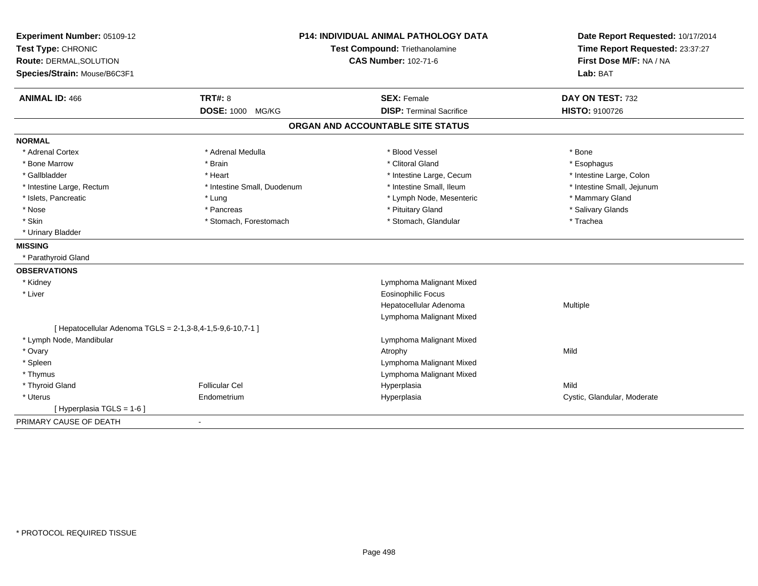**Experiment Number:** 05109-12
**Test Type:** CHRONIC
**Route:** DERMAL,SOLUTION
**Species/Strain:** Mouse/B6C3F1

**P14: INDIVIDUAL ANIMAL PATHOLOGY DATA**
**Test Compound:** Triethanolamine
**CAS Number:** 102-71-6

**Date Report Requested:** 10/17/2014
**Time Report Requested:** 23:37:27
**First Dose M/F:** NA / NA
**Lab:** BAT

| **ANIMAL ID:** 466 | **TRT#:** 8 | **SEX:** Female | **DAY ON TEST:** 732 |
|---|---|---|---|
| | **DOSE:** 1000 MG/KG | **DISP:** Terminal Sacrifice | **HISTO:** 9100726 |

## ORGAN AND ACCOUNTABLE SITE STATUS

**NORMAL**

| | | | |
|---|---|---|---|
| * Adrenal Cortex | * Adrenal Medulla | * Blood Vessel | * Bone |
| * Bone Marrow | * Brain | * Clitoral Gland | * Esophagus |
| * Gallbladder | * Heart | * Intestine Large, Cecum | * Intestine Large, Colon |
| * Intestine Large, Rectum | * Intestine Small, Duodenum | * Intestine Small, Ileum | * Intestine Small, Jejunum |
| * Islets, Pancreatic | * Lung | * Lymph Node, Mesenteric | * Mammary Gland |
| * Nose | * Pancreas | * Pituitary Gland | * Salivary Glands |
| * Skin | * Stomach, Forestomach | * Stomach, Glandular | * Trachea |
| * Urinary Bladder | | | |

**MISSING**

* Parathyroid Gland

**OBSERVATIONS**

| | | | |
|---|---|---|---|
| * Kidney | | Lymphoma Malignant Mixed | |
| * Liver | | Eosinophilic Focus | |
| | | Hepatocellular Adenoma | Multiple |
| | | Lymphoma Malignant Mixed | |
| [ Hepatocellular Adenoma TGLS = 2-1,3-8,4-1,5-9,6-10,7-1 ] | | | |
| * Lymph Node, Mandibular | | Lymphoma Malignant Mixed | |
| * Ovary | | Atrophy | Mild |
| * Spleen | | Lymphoma Malignant Mixed | |
| * Thymus | | Lymphoma Malignant Mixed | |
| * Thyroid Gland | Follicular Cel | Hyperplasia | Mild |
| * Uterus | Endometrium | Hyperplasia | Cystic, Glandular, Moderate |
| [ Hyperplasia TGLS = 1-6 ] | | | |

PRIMARY CAUSE OF DEATH -

* PROTOCOL REQUIRED TISSUE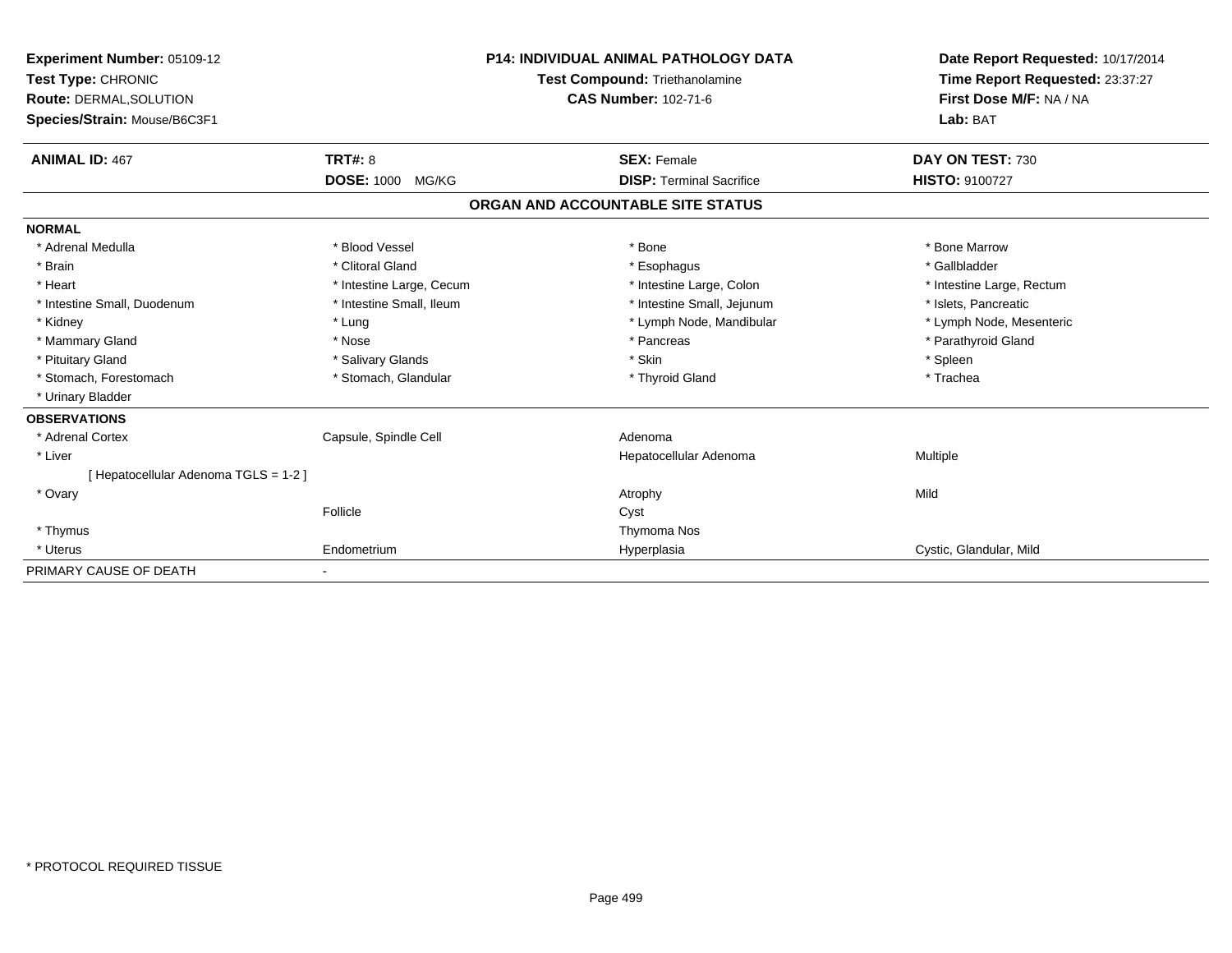**Experiment Number:** 05109-12
**Test Type:** CHRONIC
**Route:** DERMAL,SOLUTION
**Species/Strain:** Mouse/B6C3F1

**P14: INDIVIDUAL ANIMAL PATHOLOGY DATA**
**Test Compound:** Triethanolamine
**CAS Number:** 102-71-6

**Date Report Requested:** 10/17/2014
**Time Report Requested:** 23:37:27
**First Dose M/F:** NA / NA
**Lab:** BAT

| **ANIMAL ID:** 467 | **TRT#:** 8 | **SEX:** Female | **DAY ON TEST:** 730 |
|---|---|---|---|
| | **DOSE:** 1000 MG/KG | **DISP:** Terminal Sacrifice | **HISTO:** 9100727 |

## ORGAN AND ACCOUNTABLE SITE STATUS

| | | | |
|---|---|---|---|
| **NORMAL** | | | |
| * Adrenal Medulla | * Blood Vessel | * Bone | * Bone Marrow |
| * Brain | * Clitoral Gland | * Esophagus | * Gallbladder |
| * Heart | * Intestine Large, Cecum | * Intestine Large, Colon | * Intestine Large, Rectum |
| * Intestine Small, Duodenum | * Intestine Small, Ileum | * Intestine Small, Jejunum | * Islets, Pancreatic |
| * Kidney | * Lung | * Lymph Node, Mandibular | * Lymph Node, Mesenteric |
| * Mammary Gland | * Nose | * Pancreas | * Parathyroid Gland |
| * Pituitary Gland | * Salivary Glands | * Skin | * Spleen |
| * Stomach, Forestomach | * Stomach, Glandular | * Thyroid Gland | * Trachea |
| * Urinary Bladder | | | |
| **OBSERVATIONS** | | | |
| * Adrenal Cortex | Capsule, Spindle Cell | Adenoma | |
| * Liver | | Hepatocellular Adenoma | Multiple |
| [ Hepatocellular Adenoma TGLS = 1-2 ] | | | |
| * Ovary | | Atrophy | Mild |
| | Follicle | Cyst | |
| * Thymus | | Thymoma Nos | |
| * Uterus | Endometrium | Hyperplasia | Cystic, Glandular, Mild |
| PRIMARY CAUSE OF DEATH | - | | |

* PROTOCOL REQUIRED TISSUE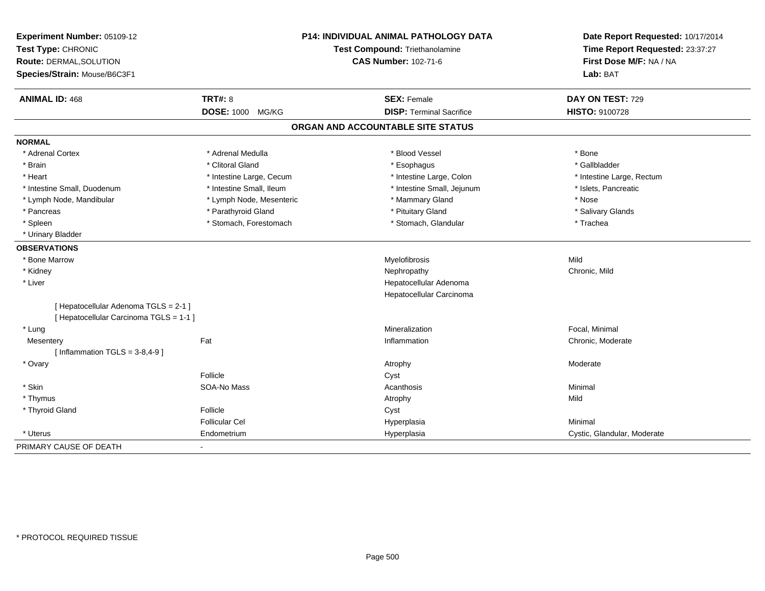**Experiment Number:** 05109-12
**Test Type:** CHRONIC
**Route:** DERMAL,SOLUTION
**Species/Strain:** Mouse/B6C3F1

**P14: INDIVIDUAL ANIMAL PATHOLOGY DATA**
**Test Compound:** Triethanolamine
**CAS Number:** 102-71-6

**Date Report Requested:** 10/17/2014
**Time Report Requested:** 23:37:27
**First Dose M/F:** NA / NA
**Lab:** BAT

| | | | |
|---|---|---|---|
| **ANIMAL ID:** 468 | **TRT#:** 8 | **SEX:** Female | **DAY ON TEST:** 729 |
| | **DOSE:** 1000 MG/KG | **DISP:** Terminal Sacrifice | **HISTO:** 9100728 |

## ORGAN AND ACCOUNTABLE SITE STATUS

**NORMAL**

| | | | |
|---|---|---|---|
| * Adrenal Cortex | * Adrenal Medulla | * Blood Vessel | * Bone |
| * Brain | * Clitoral Gland | * Esophagus | * Gallbladder |
| * Heart | * Intestine Large, Cecum | * Intestine Large, Colon | * Intestine Large, Rectum |
| * Intestine Small, Duodenum | * Intestine Small, Ileum | * Intestine Small, Jejunum | * Islets, Pancreatic |
| * Lymph Node, Mandibular | * Lymph Node, Mesenteric | * Mammary Gland | * Nose |
| * Pancreas | * Parathyroid Gland | * Pituitary Gland | * Salivary Glands |
| * Spleen | * Stomach, Forestomach | * Stomach, Glandular | * Trachea |
| * Urinary Bladder | | | |

**OBSERVATIONS**

| | | | |
|---|---|---|---|
| * Bone Marrow | | Myelofibrosis | Mild |
| * Kidney | | Nephropathy | Chronic, Mild |
| * Liver | | Hepatocellular Adenoma | |
| | | Hepatocellular Carcinoma | |
| [ Hepatocellular Adenoma TGLS = 2-1 ] | | | |
| [ Hepatocellular Carcinoma TGLS = 1-1 ] | | | |
| * Lung | | Mineralization | Focal, Minimal |
| Mesentery | Fat | Inflammation | Chronic, Moderate |
| [ Inflammation TGLS = 3-8,4-9 ] | | | |
| * Ovary | | Atrophy | Moderate |
| | Follicle | Cyst | |
| * Skin | SOA-No Mass | Acanthosis | Minimal |
| * Thymus | | Atrophy | Mild |
| * Thyroid Gland | Follicle | Cyst | |
| | Follicular Cel | Hyperplasia | Minimal |
| * Uterus | Endometrium | Hyperplasia | Cystic, Glandular, Moderate |

PRIMARY CAUSE OF DEATH -

* PROTOCOL REQUIRED TISSUE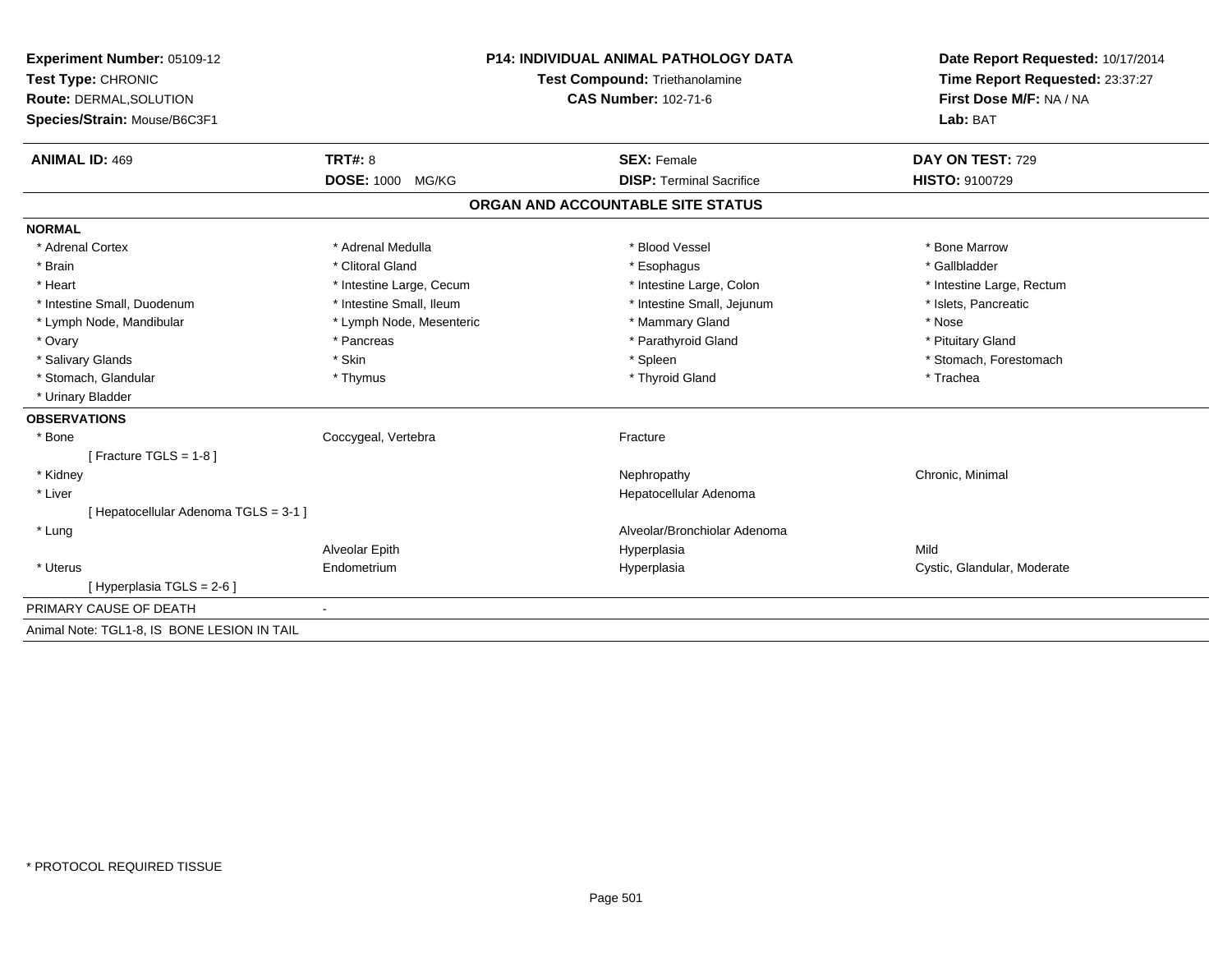**Experiment Number:** 05109-12
**Test Type:** CHRONIC
**Route:** DERMAL,SOLUTION
**Species/Strain:** Mouse/B6C3F1

**P14: INDIVIDUAL ANIMAL PATHOLOGY DATA**
**Test Compound:** Triethanolamine
**CAS Number:** 102-71-6

**Date Report Requested:** 10/17/2014
**Time Report Requested:** 23:37:27
**First Dose M/F:** NA / NA
**Lab:** BAT

| **ANIMAL ID:** 469 | **TRT#:** 8 | **SEX:** Female | **DAY ON TEST:** 729 |
|---|---|---|---|
| | **DOSE:** 1000 MG/KG | **DISP:** Terminal Sacrifice | **HISTO:** 9100729 |

## ORGAN AND ACCOUNTABLE SITE STATUS

**NORMAL**

| | | | |
|---|---|---|---|
| * Adrenal Cortex | * Adrenal Medulla | * Blood Vessel | * Bone Marrow |
| * Brain | * Clitoral Gland | * Esophagus | * Gallbladder |
| * Heart | * Intestine Large, Cecum | * Intestine Large, Colon | * Intestine Large, Rectum |
| * Intestine Small, Duodenum | * Intestine Small, Ileum | * Intestine Small, Jejunum | * Islets, Pancreatic |
| * Lymph Node, Mandibular | * Lymph Node, Mesenteric | * Mammary Gland | * Nose |
| * Ovary | * Pancreas | * Parathyroid Gland | * Pituitary Gland |
| * Salivary Glands | * Skin | * Spleen | * Stomach, Forestomach |
| * Stomach, Glandular | * Thymus | * Thyroid Gland | * Trachea |
| * Urinary Bladder | | | |

**OBSERVATIONS**

| | | | |
|---|---|---|---|
| * Bone | Coccygeal, Vertebra | Fracture | |
| [ Fracture TGLS = 1-8 ] | | | |
| * Kidney | | Nephropathy | Chronic, Minimal |
| * Liver | | Hepatocellular Adenoma | |
| [ Hepatocellular Adenoma TGLS = 3-1 ] | | | |
| * Lung | | Alveolar/Bronchiolar Adenoma | |
| | Alveolar Epith | Hyperplasia | Mild |
| * Uterus | Endometrium | Hyperplasia | Cystic, Glandular, Moderate |
| [ Hyperplasia TGLS = 2-6 ] | | | |

PRIMARY CAUSE OF DEATH -

Animal Note: TGL1-8, IS BONE LESION IN TAIL

\* PROTOCOL REQUIRED TISSUE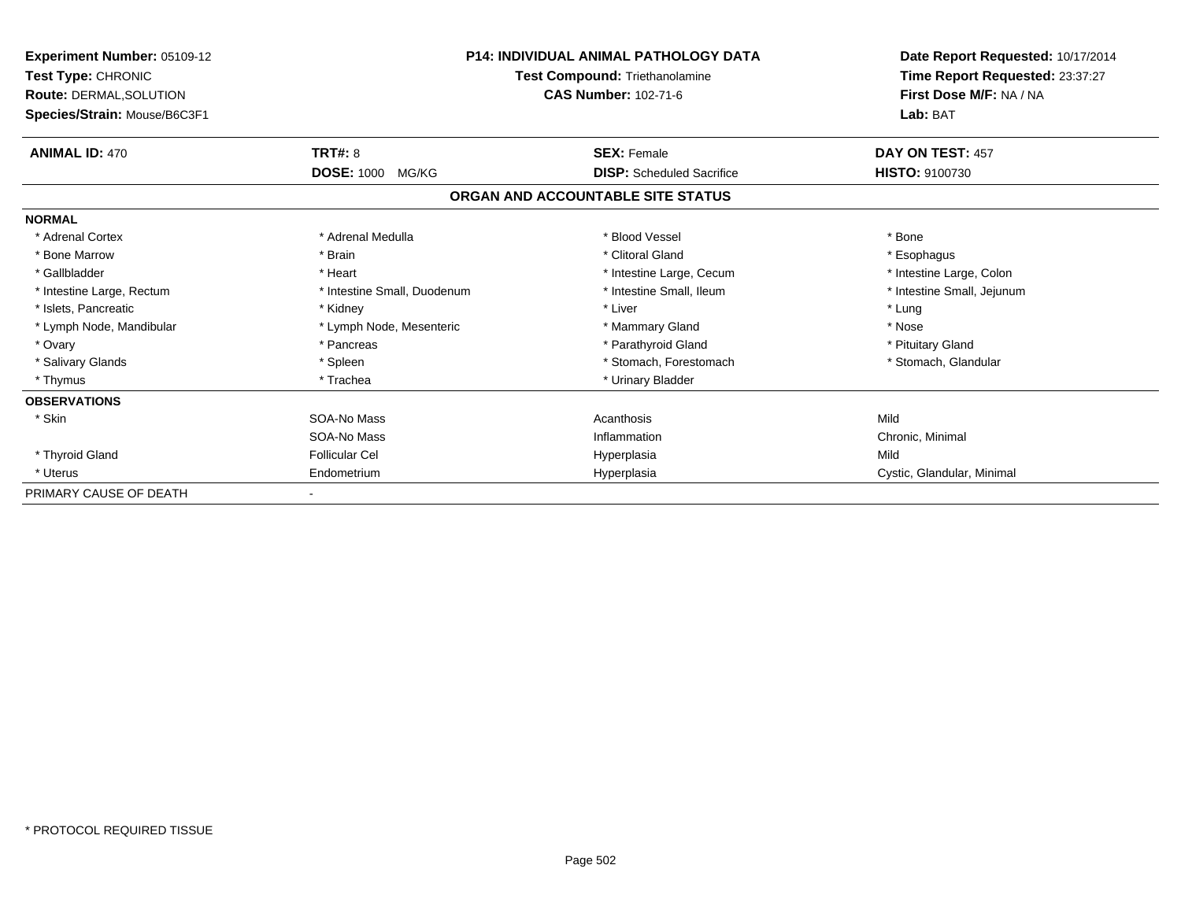**Experiment Number:** 05109-12
**Test Type:** CHRONIC
**Route:** DERMAL,SOLUTION
**Species/Strain:** Mouse/B6C3F1

**P14: INDIVIDUAL ANIMAL PATHOLOGY DATA**
**Test Compound:** Triethanolamine
**CAS Number:** 102-71-6

**Date Report Requested:** 10/17/2014
**Time Report Requested:** 23:37:27
**First Dose M/F:** NA / NA
**Lab:** BAT

| | | | |
|---|---|---|---|
| **ANIMAL ID:** 470 | **TRT#:** 8 | **SEX:** Female | **DAY ON TEST:** 457 |
| | **DOSE:** 1000 MG/KG | **DISP:** Scheduled Sacrifice | **HISTO:** 9100730 |

## ORGAN AND ACCOUNTABLE SITE STATUS

**NORMAL**

| | | | |
|---|---|---|---|
| * Adrenal Cortex | * Adrenal Medulla | * Blood Vessel | * Bone |
| * Bone Marrow | * Brain | * Clitoral Gland | * Esophagus |
| * Gallbladder | * Heart | * Intestine Large, Cecum | * Intestine Large, Colon |
| * Intestine Large, Rectum | * Intestine Small, Duodenum | * Intestine Small, Ileum | * Intestine Small, Jejunum |
| * Islets, Pancreatic | * Kidney | * Liver | * Lung |
| * Lymph Node, Mandibular | * Lymph Node, Mesenteric | * Mammary Gland | * Nose |
| * Ovary | * Pancreas | * Parathyroid Gland | * Pituitary Gland |
| * Salivary Glands | * Spleen | * Stomach, Forestomach | * Stomach, Glandular |
| * Thymus | * Trachea | * Urinary Bladder | |

**OBSERVATIONS**

| | | | |
|---|---|---|---|
| * Skin | SOA-No Mass | Acanthosis | Mild |
| | SOA-No Mass | Inflammation | Chronic, Minimal |
| * Thyroid Gland | Follicular Cel | Hyperplasia | Mild |
| * Uterus | Endometrium | Hyperplasia | Cystic, Glandular, Minimal |

PRIMARY CAUSE OF DEATH -

* PROTOCOL REQUIRED TISSUE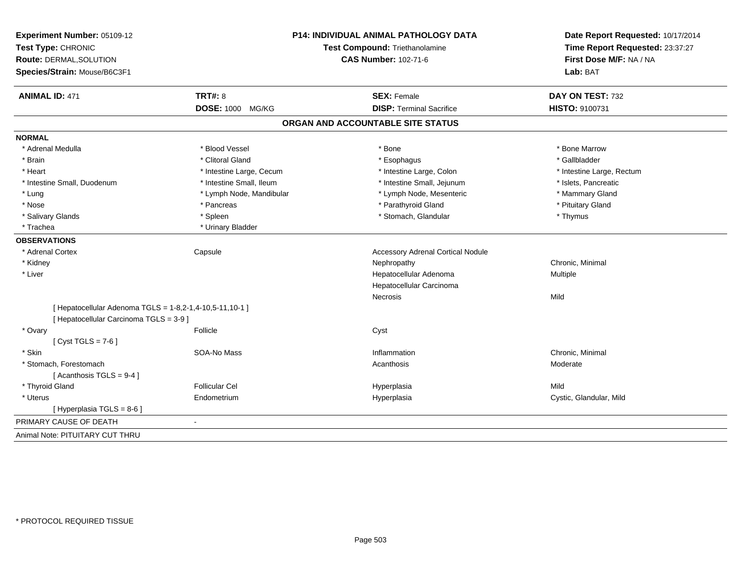**Experiment Number:** 05109-12
**Test Type:** CHRONIC
**Route:** DERMAL,SOLUTION
**Species/Strain:** Mouse/B6C3F1

**P14: INDIVIDUAL ANIMAL PATHOLOGY DATA**
**Test Compound:** Triethanolamine
**CAS Number:** 102-71-6

**Date Report Requested:** 10/17/2014
**Time Report Requested:** 23:37:27
**First Dose M/F:** NA / NA
**Lab:** BAT

| **ANIMAL ID:** 471 | **TRT#:** 8 | **SEX:** Female | **DAY ON TEST:** 732 |
|---|---|---|---|
| | **DOSE:** 1000 MG/KG | **DISP:** Terminal Sacrifice | **HISTO:** 9100731 |

## ORGAN AND ACCOUNTABLE SITE STATUS

**NORMAL**

| | | | |
|---|---|---|---|
| * Adrenal Medulla | * Blood Vessel | * Bone | * Bone Marrow |
| * Brain | * Clitoral Gland | * Esophagus | * Gallbladder |
| * Heart | * Intestine Large, Cecum | * Intestine Large, Colon | * Intestine Large, Rectum |
| * Intestine Small, Duodenum | * Intestine Small, Ileum | * Intestine Small, Jejunum | * Islets, Pancreatic |
| * Lung | * Lymph Node, Mandibular | * Lymph Node, Mesenteric | * Mammary Gland |
| * Nose | * Pancreas | * Parathyroid Gland | * Pituitary Gland |
| * Salivary Glands | * Spleen | * Stomach, Glandular | * Thymus |
| * Trachea | * Urinary Bladder | | |

**OBSERVATIONS**

| | | | |
|---|---|---|---|
| * Adrenal Cortex | Capsule | Accessory Adrenal Cortical Nodule | |
| * Kidney | | Nephropathy | Chronic, Minimal |
| * Liver | | Hepatocellular Adenoma | Multiple |
| | | Hepatocellular Carcinoma | |
| | | Necrosis | Mild |
| [ Hepatocellular Adenoma TGLS = 1-8,2-1,4-10,5-11,10-1 ] | | | |
| [ Hepatocellular Carcinoma TGLS = 3-9 ] | | | |
| * Ovary | Follicle | Cyst | |
| [ Cyst TGLS = 7-6 ] | | | |
| * Skin | SOA-No Mass | Inflammation | Chronic, Minimal |
| * Stomach, Forestomach | | Acanthosis | Moderate |
| [ Acanthosis TGLS = 9-4 ] | | | |
| * Thyroid Gland | Follicular Cel | Hyperplasia | Mild |
| * Uterus | Endometrium | Hyperplasia | Cystic, Glandular, Mild |
| [ Hyperplasia TGLS = 8-6 ] | | | |

PRIMARY CAUSE OF DEATH -

Animal Note: PITUITARY CUT THRU

* PROTOCOL REQUIRED TISSUE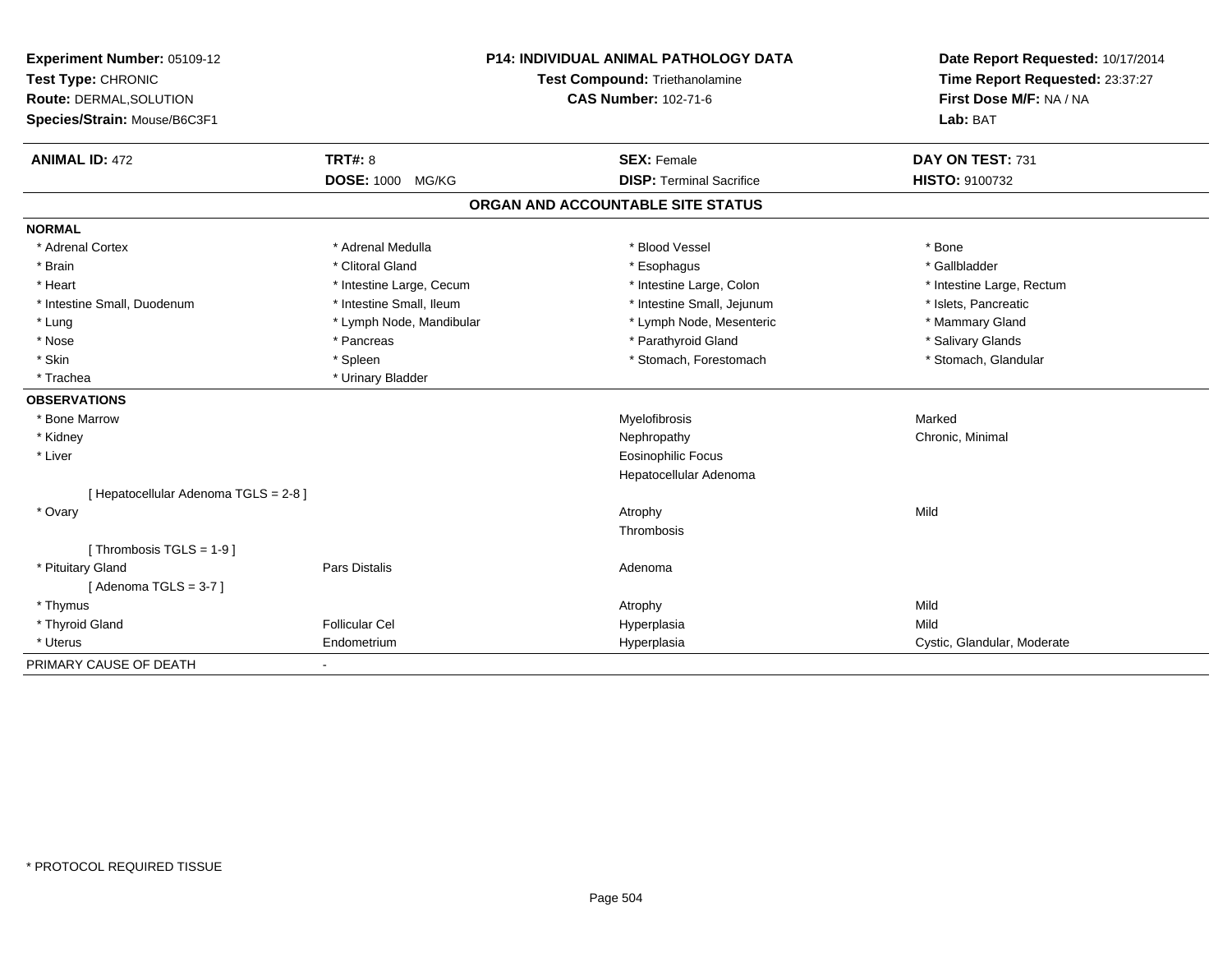**Experiment Number:** 05109-12
**Test Type:** CHRONIC
**Route:** DERMAL,SOLUTION
**Species/Strain:** Mouse/B6C3F1

**P14: INDIVIDUAL ANIMAL PATHOLOGY DATA**
**Test Compound:** Triethanolamine
**CAS Number:** 102-71-6

**Date Report Requested:** 10/17/2014
**Time Report Requested:** 23:37:27
**First Dose M/F:** NA / NA
**Lab:** BAT

| **ANIMAL ID:** 472 | **TRT#:** 8 | **SEX:** Female | **DAY ON TEST:** 731 |
|---|---|---|---|
| | **DOSE:** 1000 MG/KG | **DISP:** Terminal Sacrifice | **HISTO:** 9100732 |

## ORGAN AND ACCOUNTABLE SITE STATUS

| | | | |
|---|---|---|---|
| **NORMAL** | | | |
| * Adrenal Cortex | * Adrenal Medulla | * Blood Vessel | * Bone |
| * Brain | * Clitoral Gland | * Esophagus | * Gallbladder |
| * Heart | * Intestine Large, Cecum | * Intestine Large, Colon | * Intestine Large, Rectum |
| * Intestine Small, Duodenum | * Intestine Small, Ileum | * Intestine Small, Jejunum | * Islets, Pancreatic |
| * Lung | * Lymph Node, Mandibular | * Lymph Node, Mesenteric | * Mammary Gland |
| * Nose | * Pancreas | * Parathyroid Gland | * Salivary Glands |
| * Skin | * Spleen | * Stomach, Forestomach | * Stomach, Glandular |
| * Trachea | * Urinary Bladder | | |
| **OBSERVATIONS** | | | |
| * Bone Marrow | | Myelofibrosis | Marked |
| * Kidney | | Nephropathy | Chronic, Minimal |
| * Liver | | Eosinophilic Focus | |
| | | Hepatocellular Adenoma | |
| [ Hepatocellular Adenoma TGLS = 2-8 ] | | | |
| * Ovary | | Atrophy | Mild |
| | | Thrombosis | |
| [ Thrombosis TGLS = 1-9 ] | | | |
| * Pituitary Gland | Pars Distalis | Adenoma | |
| [ Adenoma TGLS = 3-7 ] | | | |
| * Thymus | | Atrophy | Mild |
| * Thyroid Gland | Follicular Cel | Hyperplasia | Mild |
| * Uterus | Endometrium | Hyperplasia | Cystic, Glandular, Moderate |
| PRIMARY CAUSE OF DEATH | - | | |

* PROTOCOL REQUIRED TISSUE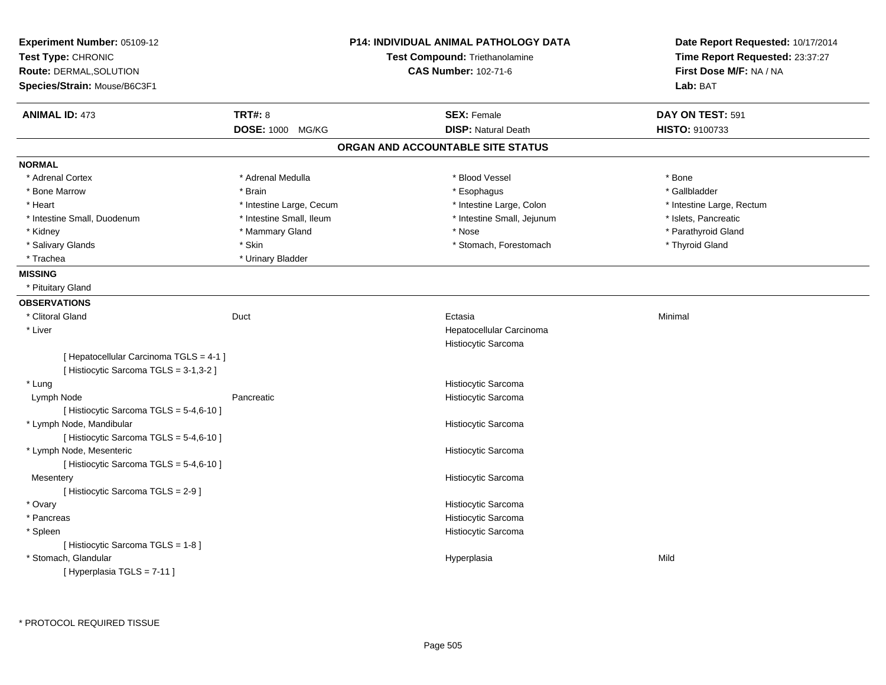**Experiment Number:** 05109-12
**Test Type:** CHRONIC
**Route:** DERMAL,SOLUTION
**Species/Strain:** Mouse/B6C3F1

**P14: INDIVIDUAL ANIMAL PATHOLOGY DATA**
**Test Compound:** Triethanolamine
**CAS Number:** 102-71-6

**Date Report Requested:** 10/17/2014
**Time Report Requested:** 23:37:27
**First Dose M/F:** NA / NA
**Lab:** BAT

| | | | |
|---|---|---|---|
| **ANIMAL ID:** 473 | **TRT#:** 8 | **SEX:** Female | **DAY ON TEST:** 591 |
| | **DOSE:** 1000 MG/KG | **DISP:** Natural Death | **HISTO:** 9100733 |

## ORGAN AND ACCOUNTABLE SITE STATUS

**NORMAL**

| | | | |
|---|---|---|---|
| * Adrenal Cortex | * Adrenal Medulla | * Blood Vessel | * Bone |
| * Bone Marrow | * Brain | * Esophagus | * Gallbladder |
| * Heart | * Intestine Large, Cecum | * Intestine Large, Colon | * Intestine Large, Rectum |
| * Intestine Small, Duodenum | * Intestine Small, Ileum | * Intestine Small, Jejunum | * Islets, Pancreatic |
| * Kidney | * Mammary Gland | * Nose | * Parathyroid Gland |
| * Salivary Glands | * Skin | * Stomach, Forestomach | * Thyroid Gland |
| * Trachea | * Urinary Bladder | | |

**MISSING**

* Pituitary Gland

**OBSERVATIONS**

| | | | |
|---|---|---|---|
| * Clitoral Gland | Duct | Ectasia | Minimal |
| * Liver | | Hepatocellular Carcinoma | |
| | | Histiocytic Sarcoma | |
| [ Hepatocellular Carcinoma TGLS = 4-1 ] | | | |
| [ Histiocytic Sarcoma TGLS = 3-1,3-2 ] | | | |
| * Lung | | Histiocytic Sarcoma | |
| Lymph Node | Pancreatic | Histiocytic Sarcoma | |
| [ Histiocytic Sarcoma TGLS = 5-4,6-10 ] | | | |
| * Lymph Node, Mandibular | | Histiocytic Sarcoma | |
| [ Histiocytic Sarcoma TGLS = 5-4,6-10 ] | | | |
| * Lymph Node, Mesenteric | | Histiocytic Sarcoma | |
| [ Histiocytic Sarcoma TGLS = 5-4,6-10 ] | | | |
| Mesentery | | Histiocytic Sarcoma | |
| [ Histiocytic Sarcoma TGLS = 2-9 ] | | | |
| * Ovary | | Histiocytic Sarcoma | |
| * Pancreas | | Histiocytic Sarcoma | |
| * Spleen | | Histiocytic Sarcoma | |
| [ Histiocytic Sarcoma TGLS = 1-8 ] | | | |
| * Stomach, Glandular | | Hyperplasia | Mild |
| [ Hyperplasia TGLS = 7-11 ] | | | |

* PROTOCOL REQUIRED TISSUE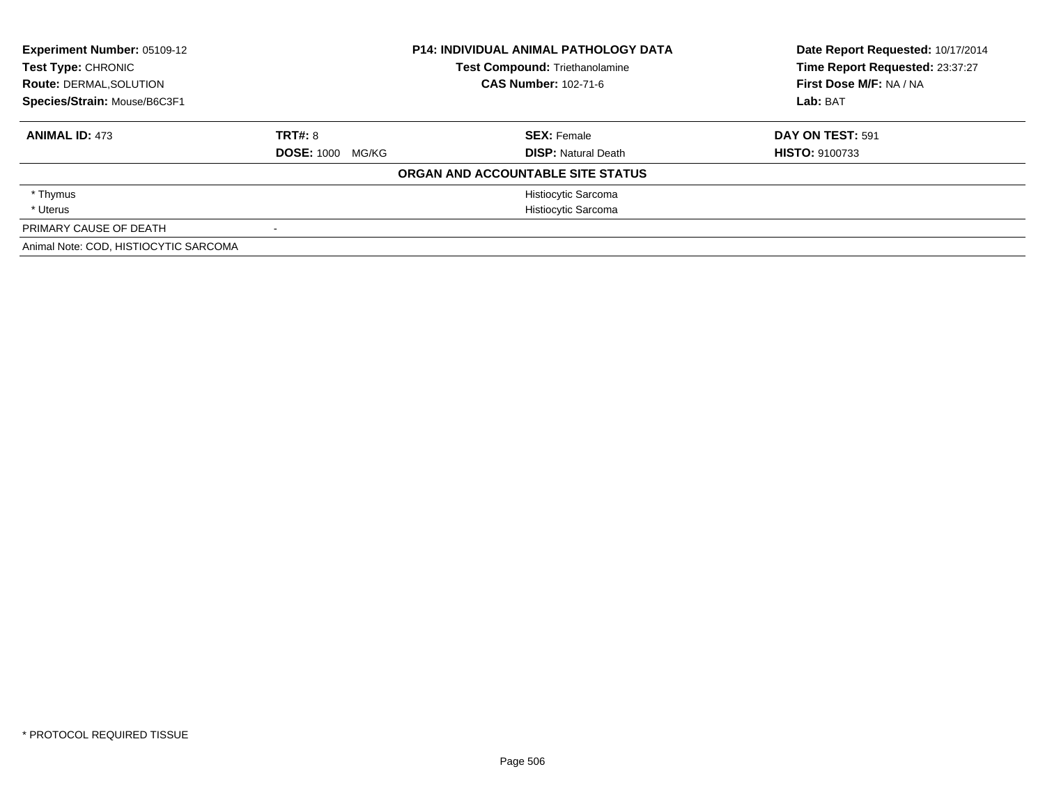**Experiment Number:** 05109-12
**Test Type:** CHRONIC
**Route:** DERMAL,SOLUTION
**Species/Strain:** Mouse/B6C3F1

**P14: INDIVIDUAL ANIMAL PATHOLOGY DATA**
**Test Compound:** Triethanolamine
**CAS Number:** 102-71-6

**Date Report Requested:** 10/17/2014
**Time Report Requested:** 23:37:27
**First Dose M/F:** NA / NA
**Lab:** BAT

| | | | |
|---|---|---|---|
| **ANIMAL ID:** 473 | **TRT#:** 8 | **SEX:** Female | **DAY ON TEST:** 591 |
| | **DOSE:** 1000 MG/KG | **DISP:** Natural Death | **HISTO:** 9100733 |

**ORGAN AND ACCOUNTABLE SITE STATUS**

| | | |
|---|---|---|
| * Thymus | | Histiocytic Sarcoma |
| * Uterus | | Histiocytic Sarcoma |
| PRIMARY CAUSE OF DEATH | - | |
| Animal Note: COD, HISTIOCYTIC SARCOMA | | |

* PROTOCOL REQUIRED TISSUE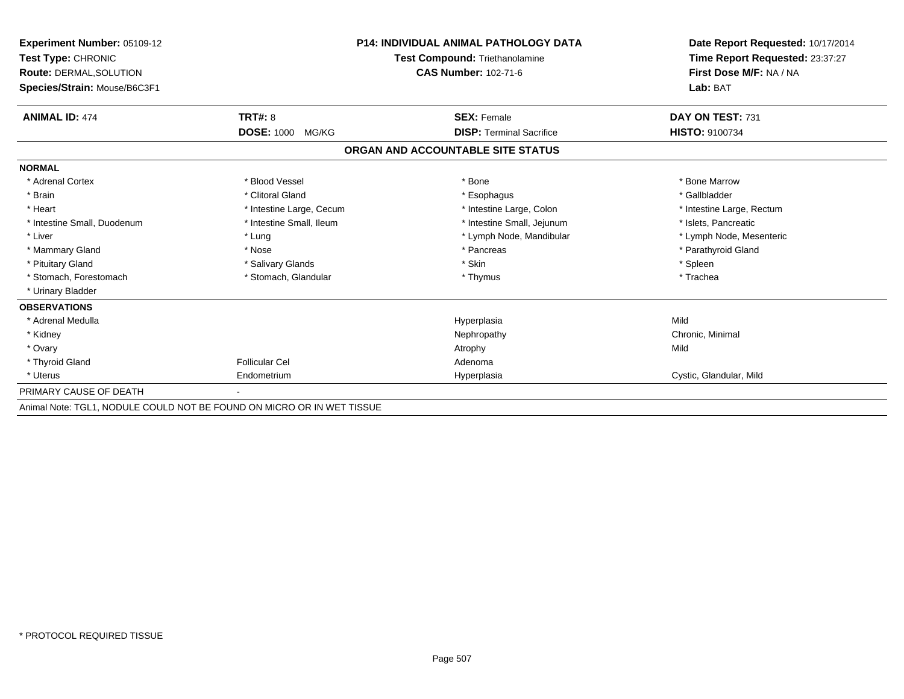**Experiment Number:** 05109-12
**Test Type:** CHRONIC
**Route:** DERMAL,SOLUTION
**Species/Strain:** Mouse/B6C3F1

**P14: INDIVIDUAL ANIMAL PATHOLOGY DATA**
**Test Compound:** Triethanolamine
**CAS Number:** 102-71-6

**Date Report Requested:** 10/17/2014
**Time Report Requested:** 23:37:27
**First Dose M/F:** NA / NA
**Lab:** BAT

| | | | |
|---|---|---|---|
| **ANIMAL ID:** 474 | **TRT#:** 8 | **SEX:** Female | **DAY ON TEST:** 731 |
| | **DOSE:** 1000 MG/KG | **DISP:** Terminal Sacrifice | **HISTO:** 9100734 |

## ORGAN AND ACCOUNTABLE SITE STATUS

**NORMAL**

| | | | |
|---|---|---|---|
| * Adrenal Cortex | * Blood Vessel | * Bone | * Bone Marrow |
| * Brain | * Clitoral Gland | * Esophagus | * Gallbladder |
| * Heart | * Intestine Large, Cecum | * Intestine Large, Colon | * Intestine Large, Rectum |
| * Intestine Small, Duodenum | * Intestine Small, Ileum | * Intestine Small, Jejunum | * Islets, Pancreatic |
| * Liver | * Lung | * Lymph Node, Mandibular | * Lymph Node, Mesenteric |
| * Mammary Gland | * Nose | * Pancreas | * Parathyroid Gland |
| * Pituitary Gland | * Salivary Glands | * Skin | * Spleen |
| * Stomach, Forestomach | * Stomach, Glandular | * Thymus | * Trachea |
| * Urinary Bladder | | | |

**OBSERVATIONS**

| | | | |
|---|---|---|---|
| * Adrenal Medulla | | Hyperplasia | Mild |
| * Kidney | | Nephropathy | Chronic, Minimal |
| * Ovary | | Atrophy | Mild |
| * Thyroid Gland | Follicular Cel | Adenoma | |
| * Uterus | Endometrium | Hyperplasia | Cystic, Glandular, Mild |

PRIMARY CAUSE OF DEATH -

Animal Note: TGL1, NODULE COULD NOT BE FOUND ON MICRO OR IN WET TISSUE

* PROTOCOL REQUIRED TISSUE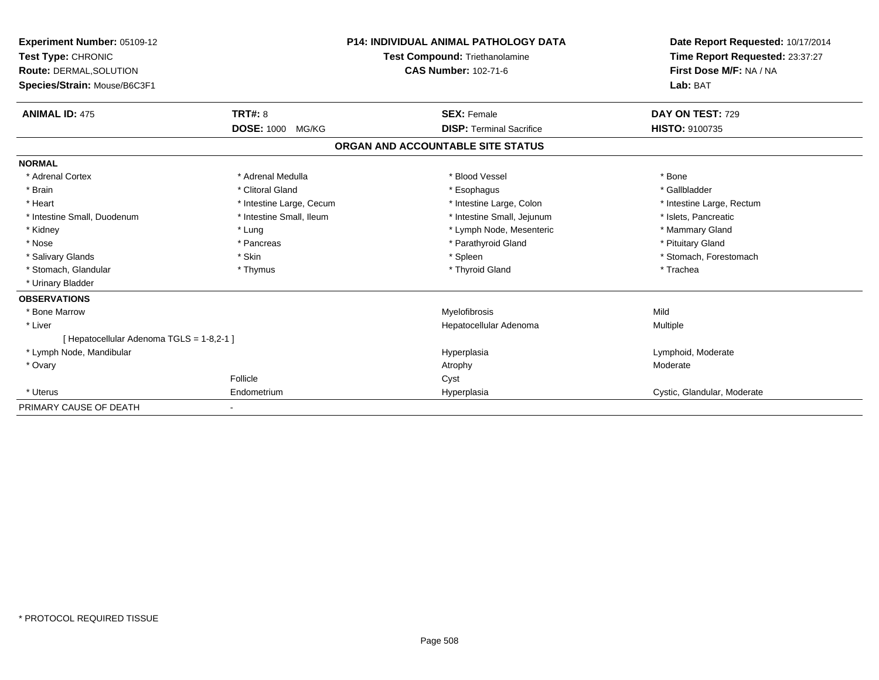**Experiment Number:** 05109-12
**Test Type:** CHRONIC
**Route:** DERMAL,SOLUTION
**Species/Strain:** Mouse/B6C3F1

**P14: INDIVIDUAL ANIMAL PATHOLOGY DATA**
**Test Compound:** Triethanolamine
**CAS Number:** 102-71-6

**Date Report Requested:** 10/17/2014
**Time Report Requested:** 23:37:27
**First Dose M/F:** NA / NA
**Lab:** BAT

| **ANIMAL ID:** 475 | **TRT#:** 8 | **SEX:** Female | **DAY ON TEST:** 729 |
|---|---|---|---|
| | **DOSE:** 1000 MG/KG | **DISP:** Terminal Sacrifice | **HISTO:** 9100735 |

## ORGAN AND ACCOUNTABLE SITE STATUS

| | | | |
|---|---|---|---|
| **NORMAL** | | | |
| * Adrenal Cortex | * Adrenal Medulla | * Blood Vessel | * Bone |
| * Brain | * Clitoral Gland | * Esophagus | * Gallbladder |
| * Heart | * Intestine Large, Cecum | * Intestine Large, Colon | * Intestine Large, Rectum |
| * Intestine Small, Duodenum | * Intestine Small, Ileum | * Intestine Small, Jejunum | * Islets, Pancreatic |
| * Kidney | * Lung | * Lymph Node, Mesenteric | * Mammary Gland |
| * Nose | * Pancreas | * Parathyroid Gland | * Pituitary Gland |
| * Salivary Glands | * Skin | * Spleen | * Stomach, Forestomach |
| * Stomach, Glandular | * Thymus | * Thyroid Gland | * Trachea |
| * Urinary Bladder | | | |
| **OBSERVATIONS** | | | |
| * Bone Marrow | | Myelofibrosis | Mild |
| * Liver | | Hepatocellular Adenoma | Multiple |
| [ Hepatocellular Adenoma TGLS = 1-8,2-1 ] | | | |
| * Lymph Node, Mandibular | | Hyperplasia | Lymphoid, Moderate |
| * Ovary | | Atrophy | Moderate |
| | Follicle | Cyst | |
| * Uterus | Endometrium | Hyperplasia | Cystic, Glandular, Moderate |
| PRIMARY CAUSE OF DEATH | - | | |

\* PROTOCOL REQUIRED TISSUE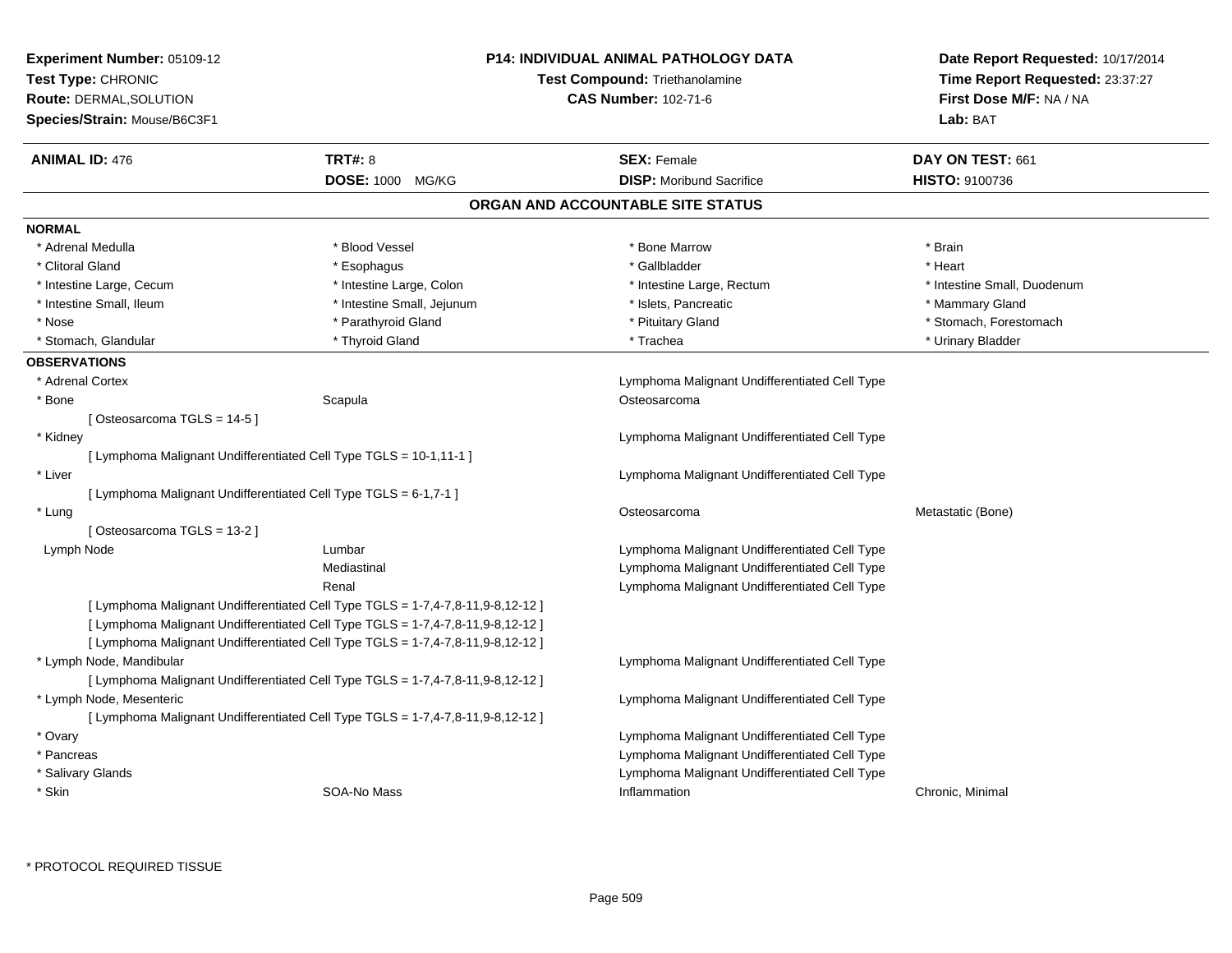**Experiment Number:** 05109-12
**Test Type:** CHRONIC
**Route:** DERMAL,SOLUTION
**Species/Strain:** Mouse/B6C3F1

**P14: INDIVIDUAL ANIMAL PATHOLOGY DATA**
**Test Compound:** Triethanolamine
**CAS Number:** 102-71-6

**Date Report Requested:** 10/17/2014
**Time Report Requested:** 23:37:27
**First Dose M/F:** NA / NA
**Lab:** BAT

| **ANIMAL ID:** 476 | **TRT#:** 8 | **SEX:** Female | **DAY ON TEST:** 661 |
|---|---|---|---|
| | **DOSE:** 1000 MG/KG | **DISP:** Moribund Sacrifice | **HISTO:** 9100736 |

## ORGAN AND ACCOUNTABLE SITE STATUS

**NORMAL**

| | | | |
|---|---|---|---|
| * Adrenal Medulla | * Blood Vessel | * Bone Marrow | * Brain |
| * Clitoral Gland | * Esophagus | * Gallbladder | * Heart |
| * Intestine Large, Cecum | * Intestine Large, Colon | * Intestine Large, Rectum | * Intestine Small, Duodenum |
| * Intestine Small, Ileum | * Intestine Small, Jejunum | * Islets, Pancreatic | * Mammary Gland |
| * Nose | * Parathyroid Gland | * Pituitary Gland | * Stomach, Forestomach |
| * Stomach, Glandular | * Thyroid Gland | * Trachea | * Urinary Bladder |

**OBSERVATIONS**

| | | | |
|---|---|---|---|
| * Adrenal Cortex | | Lymphoma Malignant Undifferentiated Cell Type | |
| * Bone | Scapula | Osteosarcoma | |
| [ Osteosarcoma TGLS = 14-5 ] | | | |
| * Kidney | | Lymphoma Malignant Undifferentiated Cell Type | |
| [ Lymphoma Malignant Undifferentiated Cell Type TGLS = 10-1,11-1 ] | | | |
| * Liver | | Lymphoma Malignant Undifferentiated Cell Type | |
| [ Lymphoma Malignant Undifferentiated Cell Type TGLS = 6-1,7-1 ] | | | |
| * Lung | | Osteosarcoma | Metastatic (Bone) |
| [ Osteosarcoma TGLS = 13-2 ] | | | |
| Lymph Node | Lumbar | Lymphoma Malignant Undifferentiated Cell Type | |
| | Mediastinal | Lymphoma Malignant Undifferentiated Cell Type | |
| | Renal | Lymphoma Malignant Undifferentiated Cell Type | |
| [ Lymphoma Malignant Undifferentiated Cell Type TGLS = 1-7,4-7,8-11,9-8,12-12 ] | | | |
| [ Lymphoma Malignant Undifferentiated Cell Type TGLS = 1-7,4-7,8-11,9-8,12-12 ] | | | |
| [ Lymphoma Malignant Undifferentiated Cell Type TGLS = 1-7,4-7,8-11,9-8,12-12 ] | | | |
| * Lymph Node, Mandibular | | Lymphoma Malignant Undifferentiated Cell Type | |
| [ Lymphoma Malignant Undifferentiated Cell Type TGLS = 1-7,4-7,8-11,9-8,12-12 ] | | | |
| * Lymph Node, Mesenteric | | Lymphoma Malignant Undifferentiated Cell Type | |
| [ Lymphoma Malignant Undifferentiated Cell Type TGLS = 1-7,4-7,8-11,9-8,12-12 ] | | | |
| * Ovary | | Lymphoma Malignant Undifferentiated Cell Type | |
| * Pancreas | | Lymphoma Malignant Undifferentiated Cell Type | |
| * Salivary Glands | | Lymphoma Malignant Undifferentiated Cell Type | |
| * Skin | SOA-No Mass | Inflammation | Chronic, Minimal |

* PROTOCOL REQUIRED TISSUE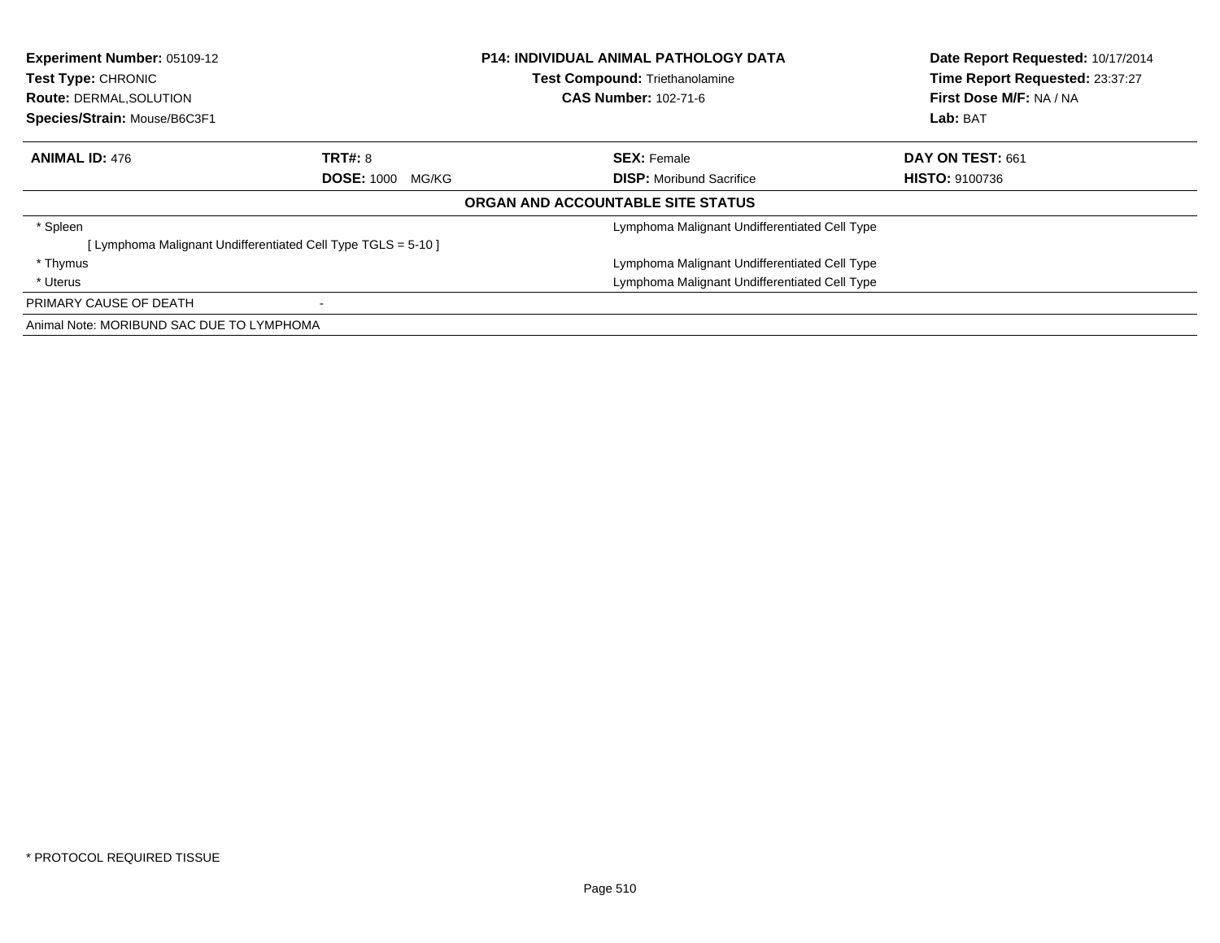| | | | |
|---|---|---|---|
| **Experiment Number:** 05109-12 | **P14: INDIVIDUAL ANIMAL PATHOLOGY DATA** | | **Date Report Requested:** 10/17/2014 |
| **Test Type:** CHRONIC | **Test Compound:** Triethanolamine | | **Time Report Requested:** 23:37:27 |
| **Route:** DERMAL,SOLUTION | **CAS Number:** 102-71-6 | | **First Dose M/F:** NA / NA |
| **Species/Strain:** Mouse/B6C3F1 | | | **Lab:** BAT |

| | | | |
|---|---|---|---|
| **ANIMAL ID:** 476 | **TRT#:** 8 | **SEX:** Female | **DAY ON TEST:** 661 |
| | **DOSE:** 1000 MG/KG | **DISP:** Moribund Sacrifice | **HISTO:** 9100736 |

**ORGAN AND ACCOUNTABLE SITE STATUS**

| | |
|---|---|
| * Spleen | Lymphoma Malignant Undifferentiated Cell Type |
| [ Lymphoma Malignant Undifferentiated Cell Type TGLS = 5-10 ] | |
| * Thymus | Lymphoma Malignant Undifferentiated Cell Type |
| * Uterus | Lymphoma Malignant Undifferentiated Cell Type |
| PRIMARY CAUSE OF DEATH | - |

Animal Note: MORIBUND SAC DUE TO LYMPHOMA

* PROTOCOL REQUIRED TISSUE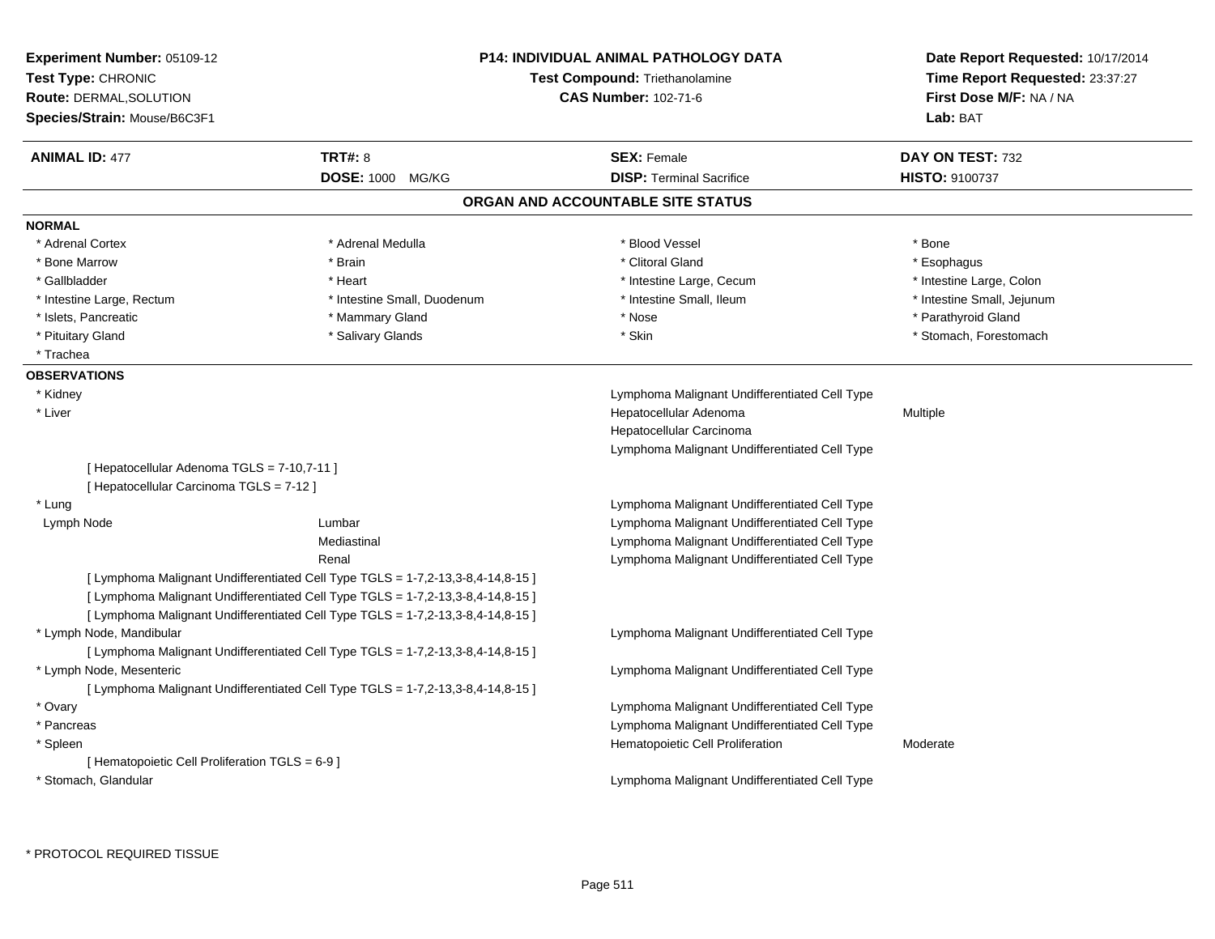**Experiment Number:** 05109-12
**Test Type:** CHRONIC
**Route:** DERMAL,SOLUTION
**Species/Strain:** Mouse/B6C3F1

**P14: INDIVIDUAL ANIMAL PATHOLOGY DATA**
**Test Compound:** Triethanolamine
**CAS Number:** 102-71-6

**Date Report Requested:** 10/17/2014
**Time Report Requested:** 23:37:27
**First Dose M/F:** NA / NA
**Lab:** BAT

| | | | |
|---|---|---|---|
| **ANIMAL ID:** 477 | **TRT#:** 8 | **SEX:** Female | **DAY ON TEST:** 732 |
| | **DOSE:** 1000 MG/KG | **DISP:** Terminal Sacrifice | **HISTO:** 9100737 |

## ORGAN AND ACCOUNTABLE SITE STATUS

**NORMAL**

| | | | |
|---|---|---|---|
| * Adrenal Cortex | * Adrenal Medulla | * Blood Vessel | * Bone |
| * Bone Marrow | * Brain | * Clitoral Gland | * Esophagus |
| * Gallbladder | * Heart | * Intestine Large, Cecum | * Intestine Large, Colon |
| * Intestine Large, Rectum | * Intestine Small, Duodenum | * Intestine Small, Ileum | * Intestine Small, Jejunum |
| * Islets, Pancreatic | * Mammary Gland | * Nose | * Parathyroid Gland |
| * Pituitary Gland | * Salivary Glands | * Skin | * Stomach, Forestomach |
| * Trachea | | | |

**OBSERVATIONS**

| | | | |
|---|---|---|---|
| * Kidney | | Lymphoma Malignant Undifferentiated Cell Type | |
| * Liver | | Hepatocellular Adenoma | Multiple |
| | | Hepatocellular Carcinoma | |
| | | Lymphoma Malignant Undifferentiated Cell Type | |
| [ Hepatocellular Adenoma TGLS = 7-10,7-11 ] | | | |
| [ Hepatocellular Carcinoma TGLS = 7-12 ] | | | |
| * Lung | | Lymphoma Malignant Undifferentiated Cell Type | |
| Lymph Node | Lumbar | Lymphoma Malignant Undifferentiated Cell Type | |
| | Mediastinal | Lymphoma Malignant Undifferentiated Cell Type | |
| | Renal | Lymphoma Malignant Undifferentiated Cell Type | |
| [ Lymphoma Malignant Undifferentiated Cell Type TGLS = 1-7,2-13,3-8,4-14,8-15 ] | | | |
| [ Lymphoma Malignant Undifferentiated Cell Type TGLS = 1-7,2-13,3-8,4-14,8-15 ] | | | |
| [ Lymphoma Malignant Undifferentiated Cell Type TGLS = 1-7,2-13,3-8,4-14,8-15 ] | | | |
| * Lymph Node, Mandibular | | Lymphoma Malignant Undifferentiated Cell Type | |
| [ Lymphoma Malignant Undifferentiated Cell Type TGLS = 1-7,2-13,3-8,4-14,8-15 ] | | | |
| * Lymph Node, Mesenteric | | Lymphoma Malignant Undifferentiated Cell Type | |
| [ Lymphoma Malignant Undifferentiated Cell Type TGLS = 1-7,2-13,3-8,4-14,8-15 ] | | | |
| * Ovary | | Lymphoma Malignant Undifferentiated Cell Type | |
| * Pancreas | | Lymphoma Malignant Undifferentiated Cell Type | |
| * Spleen | | Hematopoietic Cell Proliferation | Moderate |
| [ Hematopoietic Cell Proliferation TGLS = 6-9 ] | | | |
| * Stomach, Glandular | | Lymphoma Malignant Undifferentiated Cell Type | |

* PROTOCOL REQUIRED TISSUE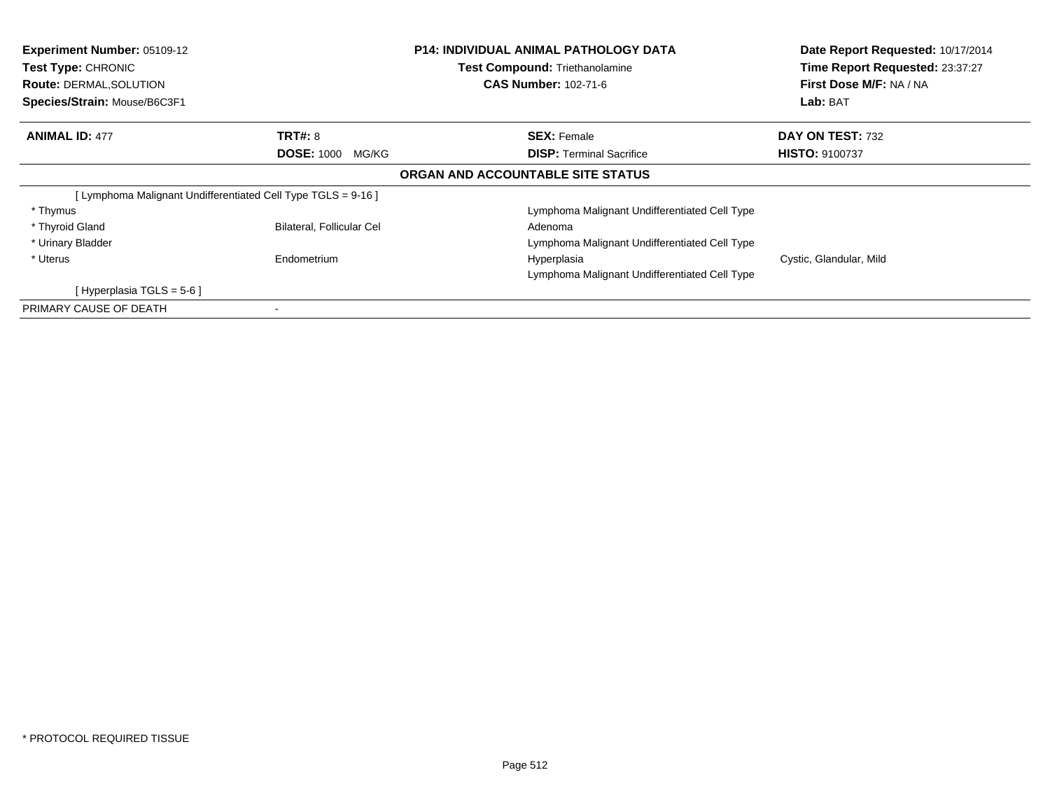**Experiment Number:** 05109-12
**Test Type:** CHRONIC
**Route:** DERMAL,SOLUTION
**Species/Strain:** Mouse/B6C3F1

**P14: INDIVIDUAL ANIMAL PATHOLOGY DATA**
**Test Compound:** Triethanolamine
**CAS Number:** 102-71-6

**Date Report Requested:** 10/17/2014
**Time Report Requested:** 23:37:27
**First Dose M/F:** NA / NA
**Lab:** BAT

| **ANIMAL ID:** 477 | **TRT#:** 8 | **SEX:** Female | **DAY ON TEST:** 732 |
|---|---|---|---|
| | **DOSE:** 1000 MG/KG | **DISP:** Terminal Sacrifice | **HISTO:** 9100737 |

**ORGAN AND ACCOUNTABLE SITE STATUS**

| | | | |
|---|---|---|---|
| [ Lymphoma Malignant Undifferentiated Cell Type TGLS = 9-16 ] | | | |
| * Thymus | | Lymphoma Malignant Undifferentiated Cell Type | |
| * Thyroid Gland | Bilateral, Follicular Cel | Adenoma | |
| * Urinary Bladder | | Lymphoma Malignant Undifferentiated Cell Type | |
| * Uterus | Endometrium | Hyperplasia | Cystic, Glandular, Mild |
| | | Lymphoma Malignant Undifferentiated Cell Type | |
| [ Hyperplasia TGLS = 5-6 ] | | | |
| PRIMARY CAUSE OF DEATH | - | | |

* PROTOCOL REQUIRED TISSUE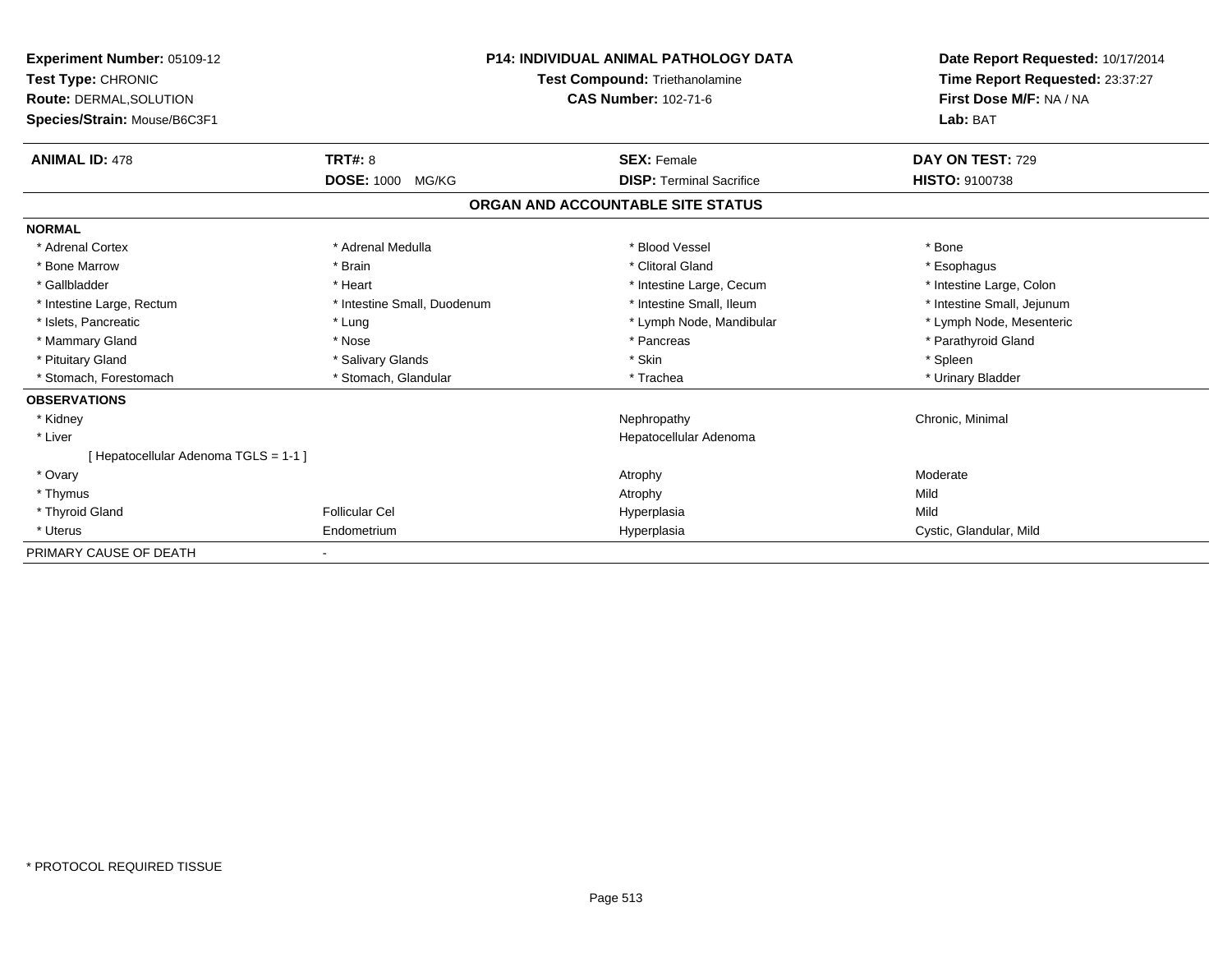**Experiment Number:** 05109-12
**Test Type:** CHRONIC
**Route:** DERMAL,SOLUTION
**Species/Strain:** Mouse/B6C3F1

**P14: INDIVIDUAL ANIMAL PATHOLOGY DATA**
**Test Compound:** Triethanolamine
**CAS Number:** 102-71-6

**Date Report Requested:** 10/17/2014
**Time Report Requested:** 23:37:27
**First Dose M/F:** NA / NA
**Lab:** BAT

| **ANIMAL ID:** 478 | **TRT#:** 8 | **SEX:** Female | **DAY ON TEST:** 729 |
|---|---|---|---|
| | **DOSE:** 1000 MG/KG | **DISP:** Terminal Sacrifice | **HISTO:** 9100738 |

## ORGAN AND ACCOUNTABLE SITE STATUS

| | | | |
|---|---|---|---|
| **NORMAL** | | | |
| * Adrenal Cortex | * Adrenal Medulla | * Blood Vessel | * Bone |
| * Bone Marrow | * Brain | * Clitoral Gland | * Esophagus |
| * Gallbladder | * Heart | * Intestine Large, Cecum | * Intestine Large, Colon |
| * Intestine Large, Rectum | * Intestine Small, Duodenum | * Intestine Small, Ileum | * Intestine Small, Jejunum |
| * Islets, Pancreatic | * Lung | * Lymph Node, Mandibular | * Lymph Node, Mesenteric |
| * Mammary Gland | * Nose | * Pancreas | * Parathyroid Gland |
| * Pituitary Gland | * Salivary Glands | * Skin | * Spleen |
| * Stomach, Forestomach | * Stomach, Glandular | * Trachea | * Urinary Bladder |
| **OBSERVATIONS** | | | |
| * Kidney | | Nephropathy | Chronic, Minimal |
| * Liver | | Hepatocellular Adenoma | |
| [ Hepatocellular Adenoma TGLS = 1-1 ] | | | |
| * Ovary | | Atrophy | Moderate |
| * Thymus | | Atrophy | Mild |
| * Thyroid Gland | Follicular Cel | Hyperplasia | Mild |
| * Uterus | Endometrium | Hyperplasia | Cystic, Glandular, Mild |
| PRIMARY CAUSE OF DEATH | - | | |

* PROTOCOL REQUIRED TISSUE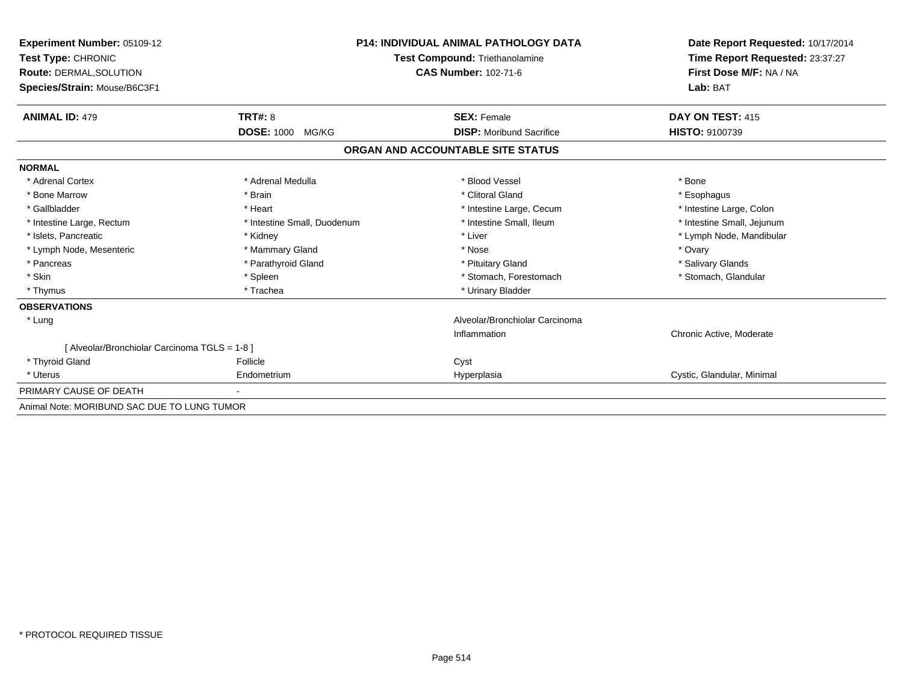**Experiment Number:** 05109-12
**Test Type:** CHRONIC
**Route:** DERMAL,SOLUTION
**Species/Strain:** Mouse/B6C3F1

**P14: INDIVIDUAL ANIMAL PATHOLOGY DATA**
**Test Compound:** Triethanolamine
**CAS Number:** 102-71-6

**Date Report Requested:** 10/17/2014
**Time Report Requested:** 23:37:27
**First Dose M/F:** NA / NA
**Lab:** BAT

| **ANIMAL ID:** 479 | **TRT#:** 8 | **SEX:** Female | **DAY ON TEST:** 415 |
|---|---|---|---|
| | **DOSE:** 1000 MG/KG | **DISP:** Moribund Sacrifice | **HISTO:** 9100739 |

## ORGAN AND ACCOUNTABLE SITE STATUS

| | | | |
|---|---|---|---|
| **NORMAL** | | | |
| * Adrenal Cortex | * Adrenal Medulla | * Blood Vessel | * Bone |
| * Bone Marrow | * Brain | * Clitoral Gland | * Esophagus |
| * Gallbladder | * Heart | * Intestine Large, Cecum | * Intestine Large, Colon |
| * Intestine Large, Rectum | * Intestine Small, Duodenum | * Intestine Small, Ileum | * Intestine Small, Jejunum |
| * Islets, Pancreatic | * Kidney | * Liver | * Lymph Node, Mandibular |
| * Lymph Node, Mesenteric | * Mammary Gland | * Nose | * Ovary |
| * Pancreas | * Parathyroid Gland | * Pituitary Gland | * Salivary Glands |
| * Skin | * Spleen | * Stomach, Forestomach | * Stomach, Glandular |
| * Thymus | * Trachea | * Urinary Bladder | |
| **OBSERVATIONS** | | | |
| * Lung | | Alveolar/Bronchiolar Carcinoma | |
| | | Inflammation | Chronic Active, Moderate |
| [ Alveolar/Bronchiolar Carcinoma TGLS = 1-8 ] | | | |
| * Thyroid Gland | Follicle | Cyst | |
| * Uterus | Endometrium | Hyperplasia | Cystic, Glandular, Minimal |
| PRIMARY CAUSE OF DEATH | - | | |
| Animal Note: MORIBUND SAC DUE TO LUNG TUMOR | | | |

* PROTOCOL REQUIRED TISSUE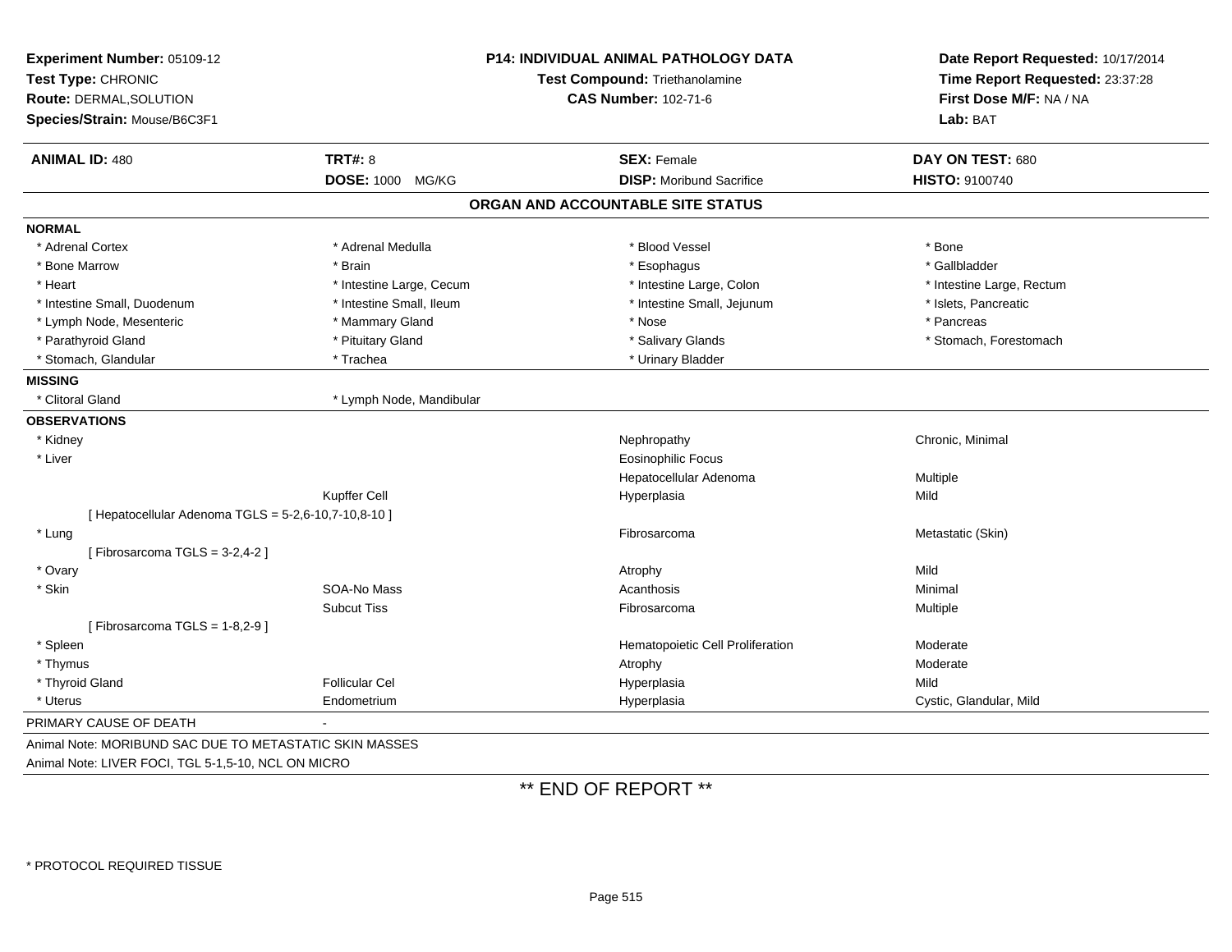**Experiment Number:** 05109-12
**Test Type:** CHRONIC
**Route:** DERMAL,SOLUTION
**Species/Strain:** Mouse/B6C3F1

**P14: INDIVIDUAL ANIMAL PATHOLOGY DATA**
**Test Compound:** Triethanolamine
**CAS Number:** 102-71-6

**Date Report Requested:** 10/17/2014
**Time Report Requested:** 23:37:28
**First Dose M/F:** NA / NA
**Lab:** BAT

| **ANIMAL ID:** 480 | **TRT#:** 8 | **SEX:** Female | **DAY ON TEST:** 680 |
|---|---|---|---|
| | **DOSE:** 1000 MG/KG | **DISP:** Moribund Sacrifice | **HISTO:** 9100740 |

## ORGAN AND ACCOUNTABLE SITE STATUS

| | | | |
|---|---|---|---|
| **NORMAL** | | | |
| * Adrenal Cortex | * Adrenal Medulla | * Blood Vessel | * Bone |
| * Bone Marrow | * Brain | * Esophagus | * Gallbladder |
| * Heart | * Intestine Large, Cecum | * Intestine Large, Colon | * Intestine Large, Rectum |
| * Intestine Small, Duodenum | * Intestine Small, Ileum | * Intestine Small, Jejunum | * Islets, Pancreatic |
| * Lymph Node, Mesenteric | * Mammary Gland | * Nose | * Pancreas |
| * Parathyroid Gland | * Pituitary Gland | * Salivary Glands | * Stomach, Forestomach |
| * Stomach, Glandular | * Trachea | * Urinary Bladder | |
| **MISSING** | | | |
| * Clitoral Gland | * Lymph Node, Mandibular | | |
| **OBSERVATIONS** | | | |
| * Kidney | | Nephropathy | Chronic, Minimal |
| * Liver | | Eosinophilic Focus | |
| | | Hepatocellular Adenoma | Multiple |
| | Kupffer Cell | Hyperplasia | Mild |
| [ Hepatocellular Adenoma TGLS = 5-2,6-10,7-10,8-10 ] | | | |
| * Lung | | Fibrosarcoma | Metastatic (Skin) |
| [ Fibrosarcoma TGLS = 3-2,4-2 ] | | | |
| * Ovary | | Atrophy | Mild |
| * Skin | SOA-No Mass | Acanthosis | Minimal |
| | Subcut Tiss | Fibrosarcoma | Multiple |
| [ Fibrosarcoma TGLS = 1-8,2-9 ] | | | |
| * Spleen | | Hematopoietic Cell Proliferation | Moderate |
| * Thymus | | Atrophy | Moderate |
| * Thyroid Gland | Follicular Cel | Hyperplasia | Mild |
| * Uterus | Endometrium | Hyperplasia | Cystic, Glandular, Mild |

PRIMARY CAUSE OF DEATH -

Animal Note: MORIBUND SAC DUE TO METASTATIC SKIN MASSES

Animal Note: LIVER FOCI, TGL 5-1,5-10, NCL ON MICRO

** END OF REPORT **

* PROTOCOL REQUIRED TISSUE